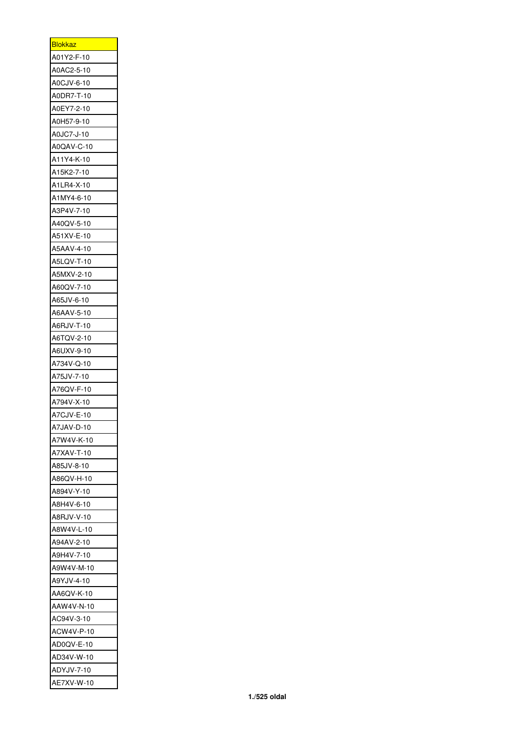| Blokkaz |
| --- |
| A01Y2-F-10 |
| A0AC2-5-10 |
| A0CJV-6-10 |
| A0DR7-T-10 |
| A0EY7-2-10 |
| A0H57-9-10 |
| A0JC7-J-10 |
| A0QAV-C-10 |
| A11Y4-K-10 |
| A15K2-7-10 |
| A1LR4-X-10 |
| A1MY4-6-10 |
| A3P4V-7-10 |
| A40QV-5-10 |
| A51XV-E-10 |
| A5AAV-4-10 |
| A5LQV-T-10 |
| A5MXV-2-10 |
| A60QV-7-10 |
| A65JV-6-10 |
| A6AAV-5-10 |
| A6RJV-T-10 |
| A6TQV-2-10 |
| A6UXV-9-10 |
| A734V-Q-10 |
| A75JV-7-10 |
| A76QV-F-10 |
| A794V-X-10 |
| A7CJV-E-10 |
| A7JAV-D-10 |
| A7W4V-K-10 |
| A7XAV-T-10 |
| A85JV-8-10 |
| A86QV-H-10 |
| A894V-Y-10 |
| A8H4V-6-10 |
| A8RJV-V-10 |
| A8W4V-L-10 |
| A94AV-2-10 |
| A9H4V-7-10 |
| A9W4V-M-10 |
| A9YJV-4-10 |
| AA6QV-K-10 |
| AAW4V-N-10 |
| AC94V-3-10 |
| ACW4V-P-10 |
| AD0QV-E-10 |
| AD34V-W-10 |
| ADYJV-7-10 |
| AE7XV-W-10 |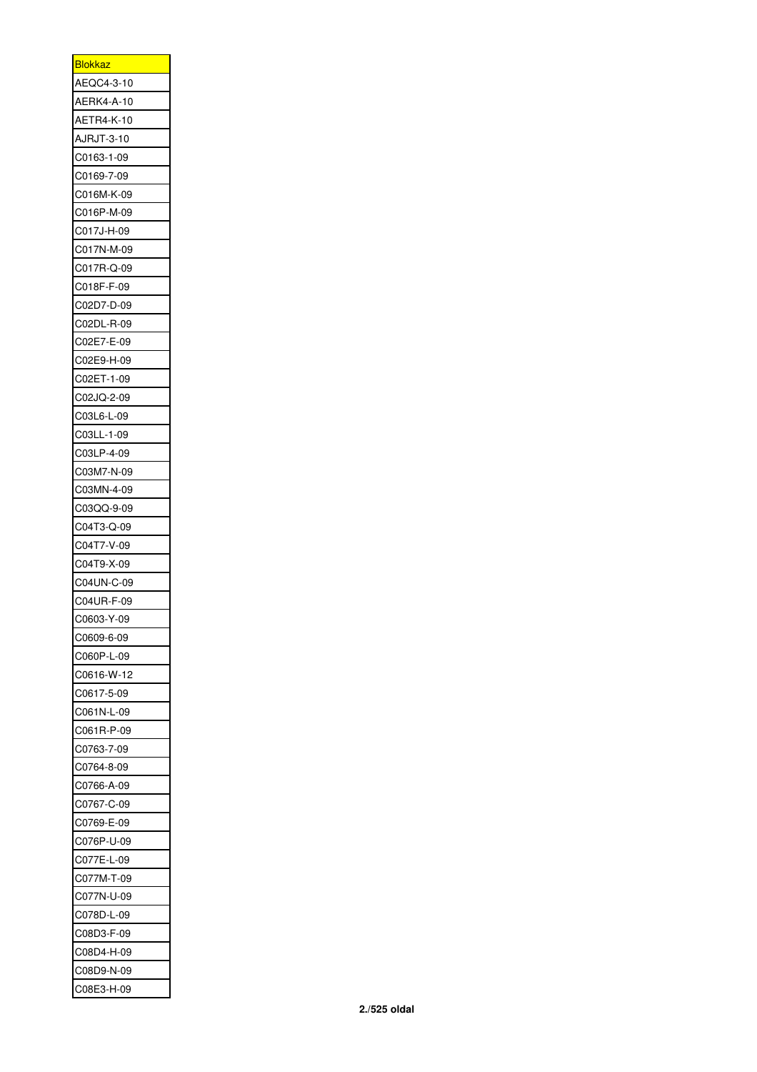| Blokkaz |
| --- |
| AEQC4-3-10 |
| AERK4-A-10 |
| AETR4-K-10 |
| AJRJT-3-10 |
| C0163-1-09 |
| C0169-7-09 |
| C016M-K-09 |
| C016P-M-09 |
| C017J-H-09 |
| C017N-M-09 |
| C017R-Q-09 |
| C018F-F-09 |
| C02D7-D-09 |
| C02DL-R-09 |
| C02E7-E-09 |
| C02E9-H-09 |
| C02ET-1-09 |
| C02JQ-2-09 |
| C03L6-L-09 |
| C03LL-1-09 |
| C03LP-4-09 |
| C03M7-N-09 |
| C03MN-4-09 |
| C03QQ-9-09 |
| C04T3-Q-09 |
| C04T7-V-09 |
| C04T9-X-09 |
| C04UN-C-09 |
| C04UR-F-09 |
| C0603-Y-09 |
| C0609-6-09 |
| C060P-L-09 |
| C0616-W-12 |
| C0617-5-09 |
| C061N-L-09 |
| C061R-P-09 |
| C0763-7-09 |
| C0764-8-09 |
| C0766-A-09 |
| C0767-C-09 |
| C0769-E-09 |
| C076P-U-09 |
| C077E-L-09 |
| C077M-T-09 |
| C077N-U-09 |
| C078D-L-09 |
| C08D3-F-09 |
| C08D4-H-09 |
| C08D9-N-09 |
| C08E3-H-09 |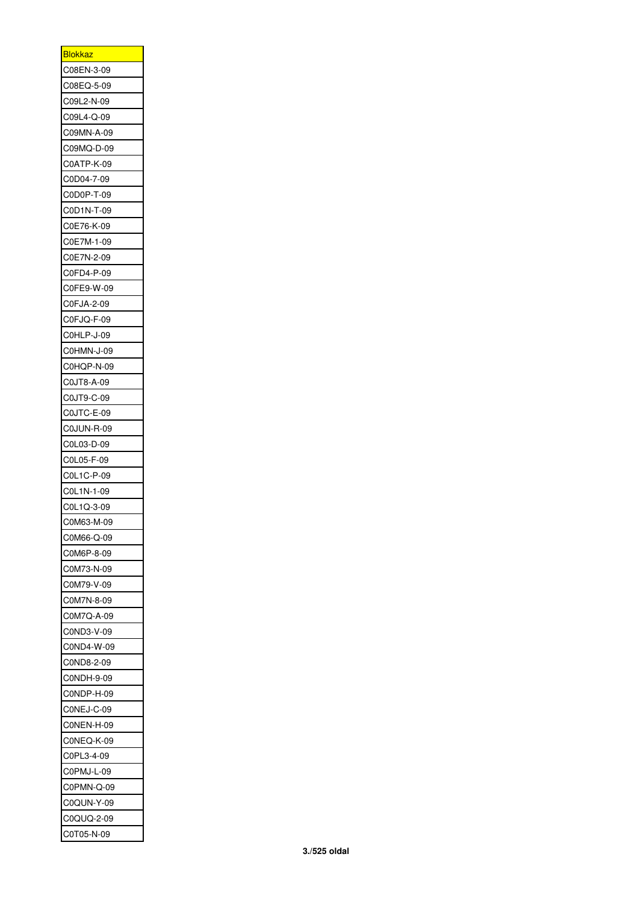| Blokkaz |
| --- |
| C08EN-3-09 |
| C08EQ-5-09 |
| C09L2-N-09 |
| C09L4-Q-09 |
| C09MN-A-09 |
| C09MQ-D-09 |
| C0ATP-K-09 |
| C0D04-7-09 |
| C0D0P-T-09 |
| C0D1N-T-09 |
| C0E76-K-09 |
| C0E7M-1-09 |
| C0E7N-2-09 |
| C0FD4-P-09 |
| C0FE9-W-09 |
| C0FJA-2-09 |
| C0FJQ-F-09 |
| C0HLP-J-09 |
| C0HMN-J-09 |
| C0HQP-N-09 |
| C0JT8-A-09 |
| C0JT9-C-09 |
| C0JTC-E-09 |
| C0JUN-R-09 |
| C0L03-D-09 |
| C0L05-F-09 |
| C0L1C-P-09 |
| C0L1N-1-09 |
| C0L1Q-3-09 |
| C0M63-M-09 |
| C0M66-Q-09 |
| C0M6P-8-09 |
| C0M73-N-09 |
| C0M79-V-09 |
| C0M7N-8-09 |
| C0M7Q-A-09 |
| C0ND3-V-09 |
| C0ND4-W-09 |
| C0ND8-2-09 |
| C0NDH-9-09 |
| C0NDP-H-09 |
| C0NEJ-C-09 |
| C0NEN-H-09 |
| C0NEQ-K-09 |
| C0PL3-4-09 |
| C0PMJ-L-09 |
| C0PMN-Q-09 |
| C0QUN-Y-09 |
| C0QUQ-2-09 |
| C0T05-N-09 |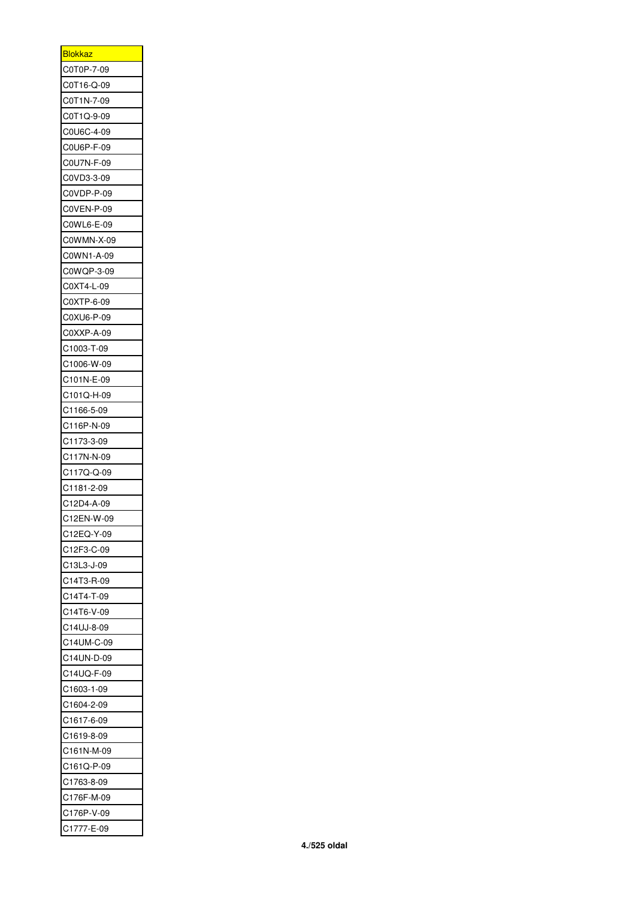| Blokkaz |
| --- |
| C0T0P-7-09 |
| C0T16-Q-09 |
| C0T1N-7-09 |
| C0T1Q-9-09 |
| C0U6C-4-09 |
| C0U6P-F-09 |
| C0U7N-F-09 |
| C0VD3-3-09 |
| C0VDP-P-09 |
| C0VEN-P-09 |
| C0WL6-E-09 |
| C0WMN-X-09 |
| C0WN1-A-09 |
| C0WQP-3-09 |
| C0XT4-L-09 |
| C0XTP-6-09 |
| C0XU6-P-09 |
| C0XXP-A-09 |
| C1003-T-09 |
| C1006-W-09 |
| C101N-E-09 |
| C101Q-H-09 |
| C1166-5-09 |
| C116P-N-09 |
| C1173-3-09 |
| C117N-N-09 |
| C117Q-Q-09 |
| C1181-2-09 |
| C12D4-A-09 |
| C12EN-W-09 |
| C12EQ-Y-09 |
| C12F3-C-09 |
| C13L3-J-09 |
| C14T3-R-09 |
| C14T4-T-09 |
| C14T6-V-09 |
| C14UJ-8-09 |
| C14UM-C-09 |
| C14UN-D-09 |
| C14UQ-F-09 |
| C1603-1-09 |
| C1604-2-09 |
| C1617-6-09 |
| C1619-8-09 |
| C161N-M-09 |
| C161Q-P-09 |
| C1763-8-09 |
| C176F-M-09 |
| C176P-V-09 |
| C1777-E-09 |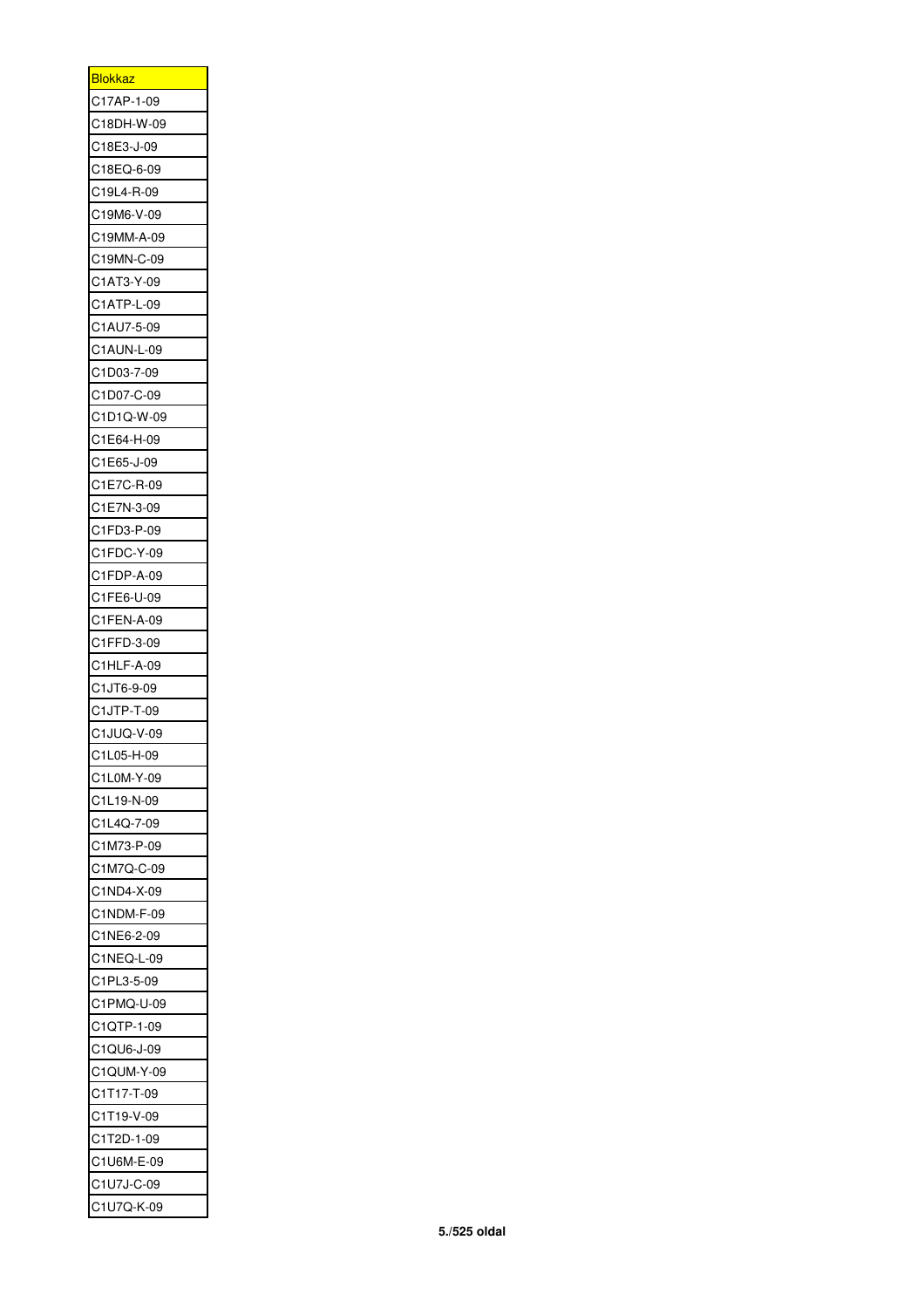| Blokkaz |
| --- |
| C17AP-1-09 |
| C18DH-W-09 |
| C18E3-J-09 |
| C18EQ-6-09 |
| C19L4-R-09 |
| C19M6-V-09 |
| C19MM-A-09 |
| C19MN-C-09 |
| C1AT3-Y-09 |
| C1ATP-L-09 |
| C1AU7-5-09 |
| C1AUN-L-09 |
| C1D03-7-09 |
| C1D07-C-09 |
| C1D1Q-W-09 |
| C1E64-H-09 |
| C1E65-J-09 |
| C1E7C-R-09 |
| C1E7N-3-09 |
| C1FD3-P-09 |
| C1FDC-Y-09 |
| C1FDP-A-09 |
| C1FE6-U-09 |
| C1FEN-A-09 |
| C1FFD-3-09 |
| C1HLF-A-09 |
| C1JT6-9-09 |
| C1JTP-T-09 |
| C1JUQ-V-09 |
| C1L05-H-09 |
| C1L0M-Y-09 |
| C1L19-N-09 |
| C1L4Q-7-09 |
| C1M73-P-09 |
| C1M7Q-C-09 |
| C1ND4-X-09 |
| C1NDM-F-09 |
| C1NE6-2-09 |
| C1NEQ-L-09 |
| C1PL3-5-09 |
| C1PMQ-U-09 |
| C1QTP-1-09 |
| C1QU6-J-09 |
| C1QUM-Y-09 |
| C1T17-T-09 |
| C1T19-V-09 |
| C1T2D-1-09 |
| C1U6M-E-09 |
| C1U7J-C-09 |
| C1U7Q-K-09 |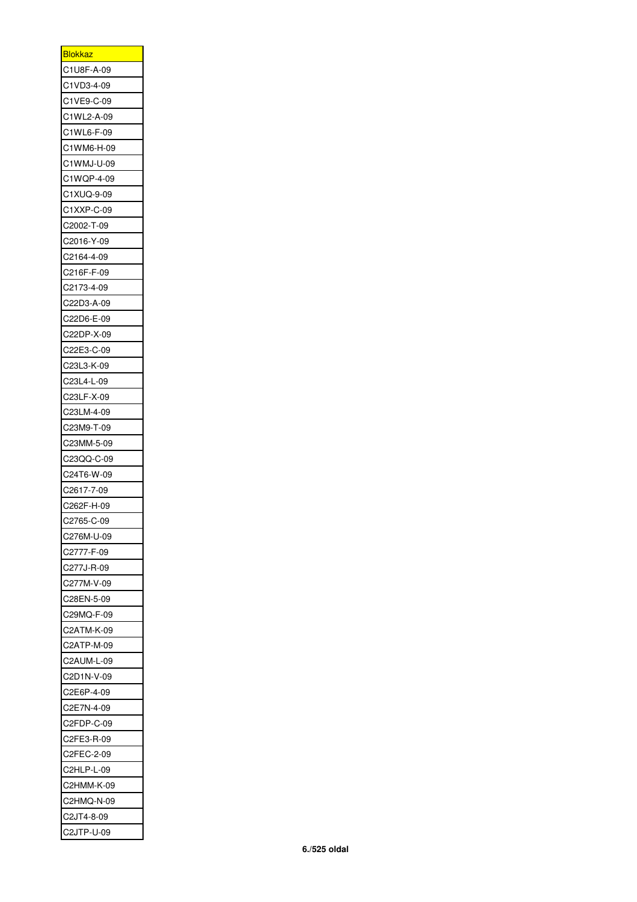| Blokkaz |
|---|
| C1U8F-A-09 |
| C1VD3-4-09 |
| C1VE9-C-09 |
| C1WL2-A-09 |
| C1WL6-F-09 |
| C1WM6-H-09 |
| C1WMJ-U-09 |
| C1WQP-4-09 |
| C1XUQ-9-09 |
| C1XXP-C-09 |
| C2002-T-09 |
| C2016-Y-09 |
| C2164-4-09 |
| C216F-F-09 |
| C2173-4-09 |
| C22D3-A-09 |
| C22D6-E-09 |
| C22DP-X-09 |
| C22E3-C-09 |
| C23L3-K-09 |
| C23L4-L-09 |
| C23LF-X-09 |
| C23LM-4-09 |
| C23M9-T-09 |
| C23MM-5-09 |
| C23QQ-C-09 |
| C24T6-W-09 |
| C2617-7-09 |
| C262F-H-09 |
| C2765-C-09 |
| C276M-U-09 |
| C2777-F-09 |
| C277J-R-09 |
| C277M-V-09 |
| C28EN-5-09 |
| C29MQ-F-09 |
| C2ATM-K-09 |
| C2ATP-M-09 |
| C2AUM-L-09 |
| C2D1N-V-09 |
| C2E6P-4-09 |
| C2E7N-4-09 |
| C2FDP-C-09 |
| C2FE3-R-09 |
| C2FEC-2-09 |
| C2HLP-L-09 |
| C2HMM-K-09 |
| C2HMQ-N-09 |
| C2JT4-8-09 |
| C2JTP-U-09 |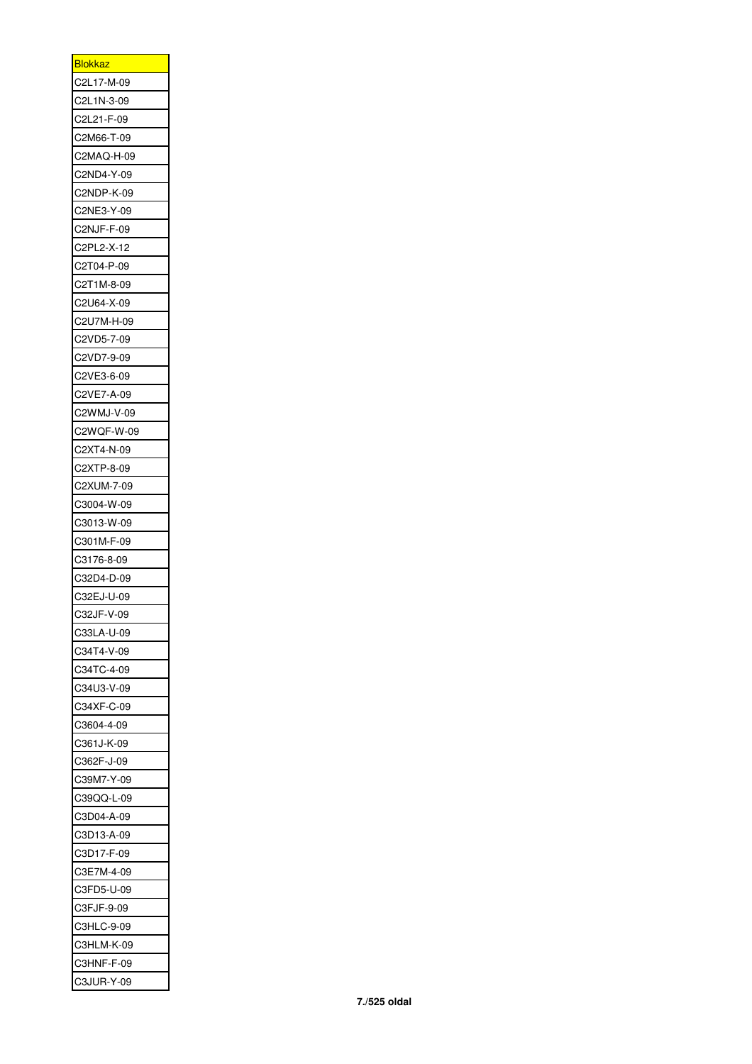| Blokkaz |
| --- |
| C2L17-M-09 |
| C2L1N-3-09 |
| C2L21-F-09 |
| C2M66-T-09 |
| C2MAQ-H-09 |
| C2ND4-Y-09 |
| C2NDP-K-09 |
| C2NE3-Y-09 |
| C2NJF-F-09 |
| C2PL2-X-12 |
| C2T04-P-09 |
| C2T1M-8-09 |
| C2U64-X-09 |
| C2U7M-H-09 |
| C2VD5-7-09 |
| C2VD7-9-09 |
| C2VE3-6-09 |
| C2VE7-A-09 |
| C2WMJ-V-09 |
| C2WQF-W-09 |
| C2XT4-N-09 |
| C2XTP-8-09 |
| C2XUM-7-09 |
| C3004-W-09 |
| C3013-W-09 |
| C301M-F-09 |
| C3176-8-09 |
| C32D4-D-09 |
| C32EJ-U-09 |
| C32JF-V-09 |
| C33LA-U-09 |
| C34T4-V-09 |
| C34TC-4-09 |
| C34U3-V-09 |
| C34XF-C-09 |
| C3604-4-09 |
| C361J-K-09 |
| C362F-J-09 |
| C39M7-Y-09 |
| C39QQ-L-09 |
| C3D04-A-09 |
| C3D13-A-09 |
| C3D17-F-09 |
| C3E7M-4-09 |
| C3FD5-U-09 |
| C3FJF-9-09 |
| C3HLC-9-09 |
| C3HLM-K-09 |
| C3HNF-F-09 |
| C3JUR-Y-09 |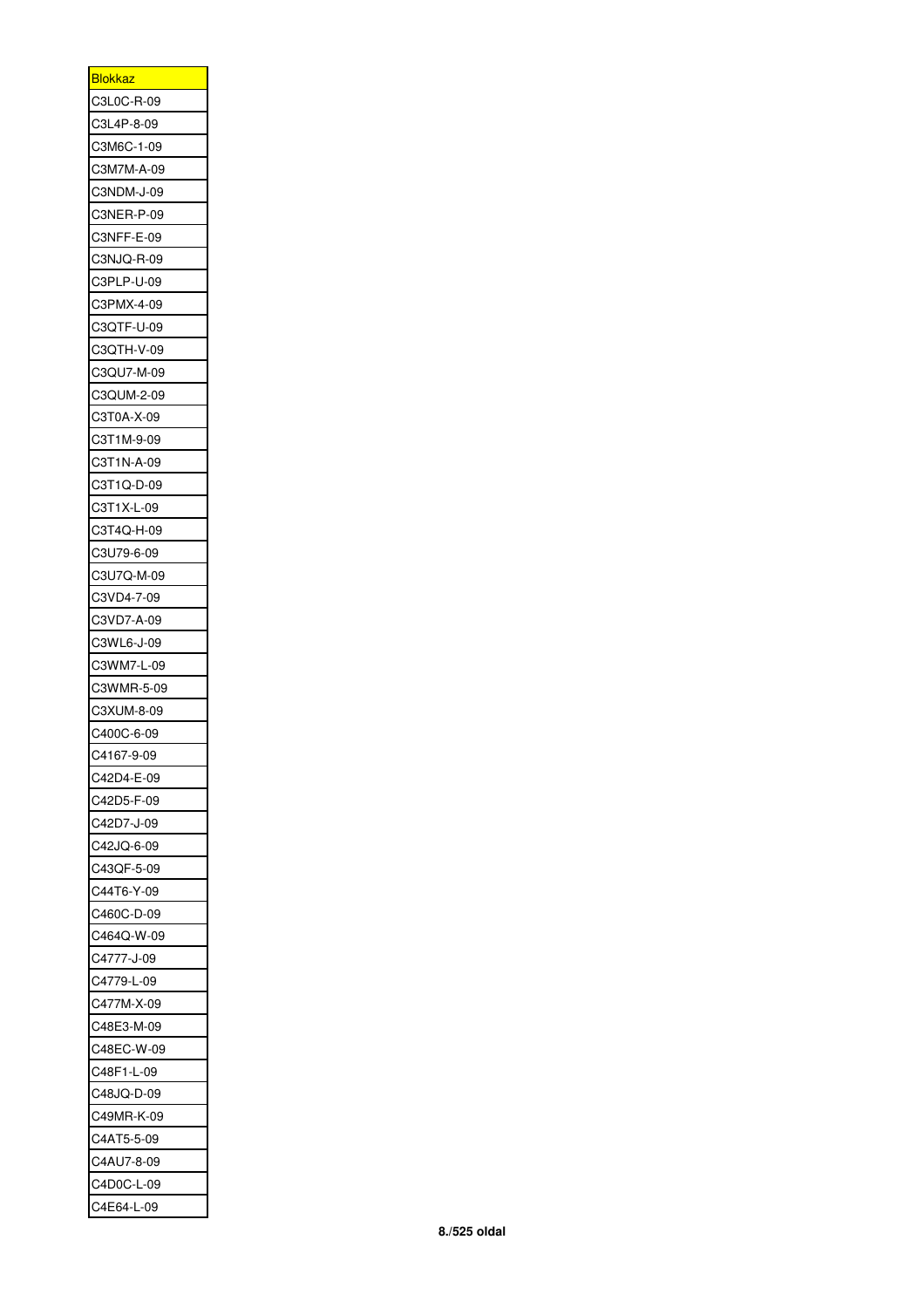| Blokkaz |
| --- |
| C3L0C-R-09 |
| C3L4P-8-09 |
| C3M6C-1-09 |
| C3M7M-A-09 |
| C3NDM-J-09 |
| C3NER-P-09 |
| C3NFF-E-09 |
| C3NJQ-R-09 |
| C3PLP-U-09 |
| C3PMX-4-09 |
| C3QTF-U-09 |
| C3QTH-V-09 |
| C3QU7-M-09 |
| C3QUM-2-09 |
| C3T0A-X-09 |
| C3T1M-9-09 |
| C3T1N-A-09 |
| C3T1Q-D-09 |
| C3T1X-L-09 |
| C3T4Q-H-09 |
| C3U79-6-09 |
| C3U7Q-M-09 |
| C3VD4-7-09 |
| C3VD7-A-09 |
| C3WL6-J-09 |
| C3WM7-L-09 |
| C3WMR-5-09 |
| C3XUM-8-09 |
| C400C-6-09 |
| C4167-9-09 |
| C42D4-E-09 |
| C42D5-F-09 |
| C42D7-J-09 |
| C42JQ-6-09 |
| C43QF-5-09 |
| C44T6-Y-09 |
| C460C-D-09 |
| C464Q-W-09 |
| C4777-J-09 |
| C4779-L-09 |
| C477M-X-09 |
| C48E3-M-09 |
| C48EC-W-09 |
| C48F1-L-09 |
| C48JQ-D-09 |
| C49MR-K-09 |
| C4AT5-5-09 |
| C4AU7-8-09 |
| C4D0C-L-09 |
| C4E64-L-09 |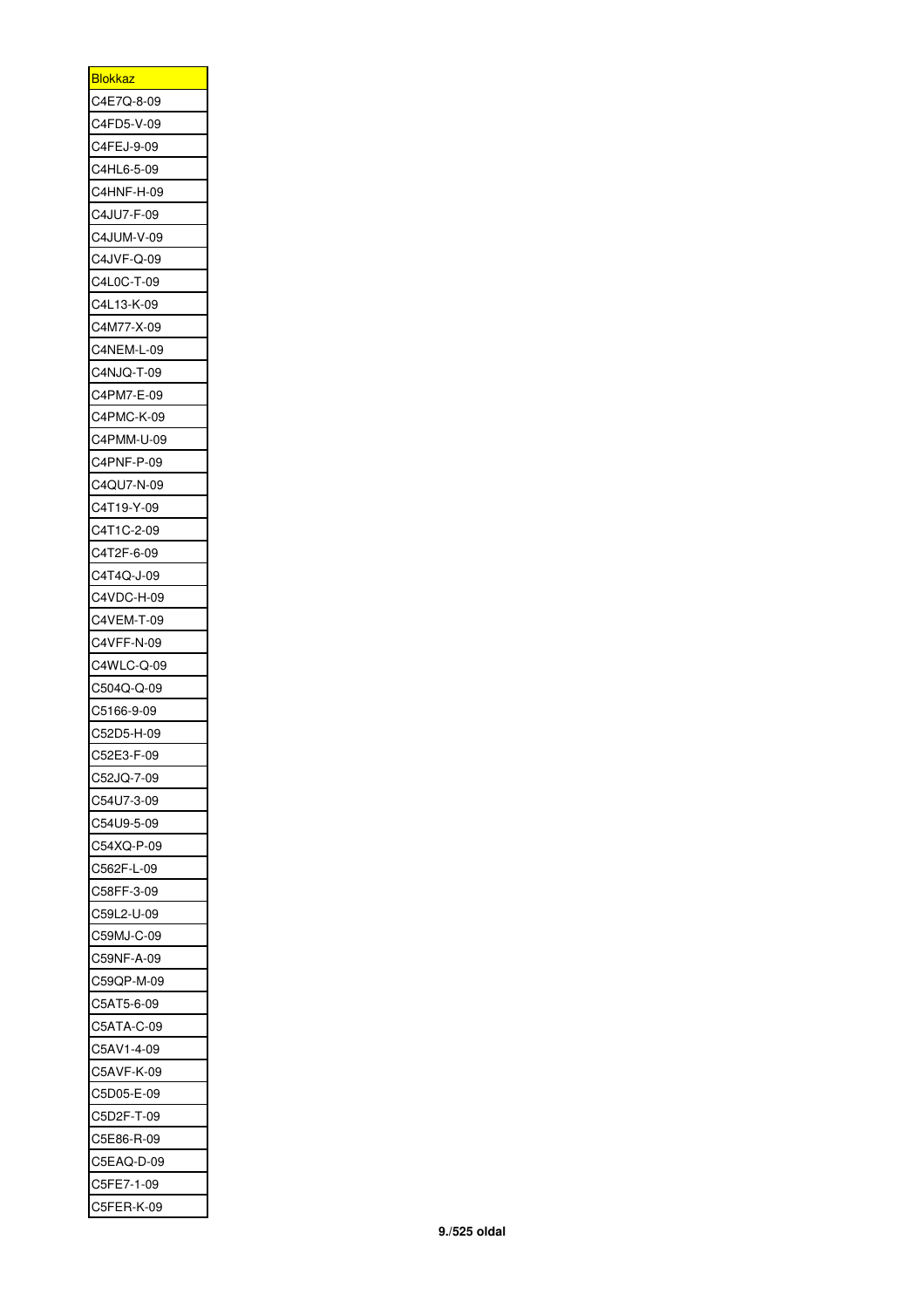| Blokkaz |
| --- |
| C4E7Q-8-09 |
| C4FD5-V-09 |
| C4FEJ-9-09 |
| C4HL6-5-09 |
| C4HNF-H-09 |
| C4JU7-F-09 |
| C4JUM-V-09 |
| C4JVF-Q-09 |
| C4L0C-T-09 |
| C4L13-K-09 |
| C4M77-X-09 |
| C4NEM-L-09 |
| C4NJQ-T-09 |
| C4PM7-E-09 |
| C4PMC-K-09 |
| C4PMM-U-09 |
| C4PNF-P-09 |
| C4QU7-N-09 |
| C4T19-Y-09 |
| C4T1C-2-09 |
| C4T2F-6-09 |
| C4T4Q-J-09 |
| C4VDC-H-09 |
| C4VEM-T-09 |
| C4VFF-N-09 |
| C4WLC-Q-09 |
| C504Q-Q-09 |
| C5166-9-09 |
| C52D5-H-09 |
| C52E3-F-09 |
| C52JQ-7-09 |
| C54U7-3-09 |
| C54U9-5-09 |
| C54XQ-P-09 |
| C562F-L-09 |
| C58FF-3-09 |
| C59L2-U-09 |
| C59MJ-C-09 |
| C59NF-A-09 |
| C59QP-M-09 |
| C5AT5-6-09 |
| C5ATA-C-09 |
| C5AV1-4-09 |
| C5AVF-K-09 |
| C5D05-E-09 |
| C5D2F-T-09 |
| C5E86-R-09 |
| C5EAQ-D-09 |
| C5FE7-1-09 |
| C5FER-K-09 |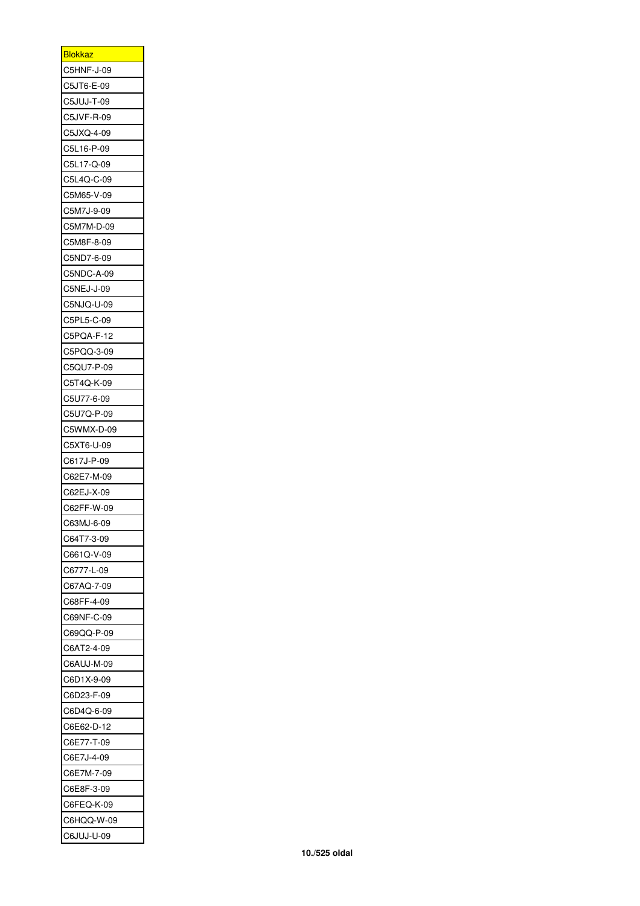| Blokkaz |
|---|
| C5HNF-J-09 |
| C5JT6-E-09 |
| C5JUJ-T-09 |
| C5JVF-R-09 |
| C5JXQ-4-09 |
| C5L16-P-09 |
| C5L17-Q-09 |
| C5L4Q-C-09 |
| C5M65-V-09 |
| C5M7J-9-09 |
| C5M7M-D-09 |
| C5M8F-8-09 |
| C5ND7-6-09 |
| C5NDC-A-09 |
| C5NEJ-J-09 |
| C5NJQ-U-09 |
| C5PL5-C-09 |
| C5PQA-F-12 |
| C5PQQ-3-09 |
| C5QU7-P-09 |
| C5T4Q-K-09 |
| C5U77-6-09 |
| C5U7Q-P-09 |
| C5WMX-D-09 |
| C5XT6-U-09 |
| C617J-P-09 |
| C62E7-M-09 |
| C62EJ-X-09 |
| C62FF-W-09 |
| C63MJ-6-09 |
| C64T7-3-09 |
| C661Q-V-09 |
| C6777-L-09 |
| C67AQ-7-09 |
| C68FF-4-09 |
| C69NF-C-09 |
| C69QQ-P-09 |
| C6AT2-4-09 |
| C6AUJ-M-09 |
| C6D1X-9-09 |
| C6D23-F-09 |
| C6D4Q-6-09 |
| C6E62-D-12 |
| C6E77-T-09 |
| C6E7J-4-09 |
| C6E7M-7-09 |
| C6E8F-3-09 |
| C6FEQ-K-09 |
| C6HQQ-W-09 |
| C6JUJ-U-09 |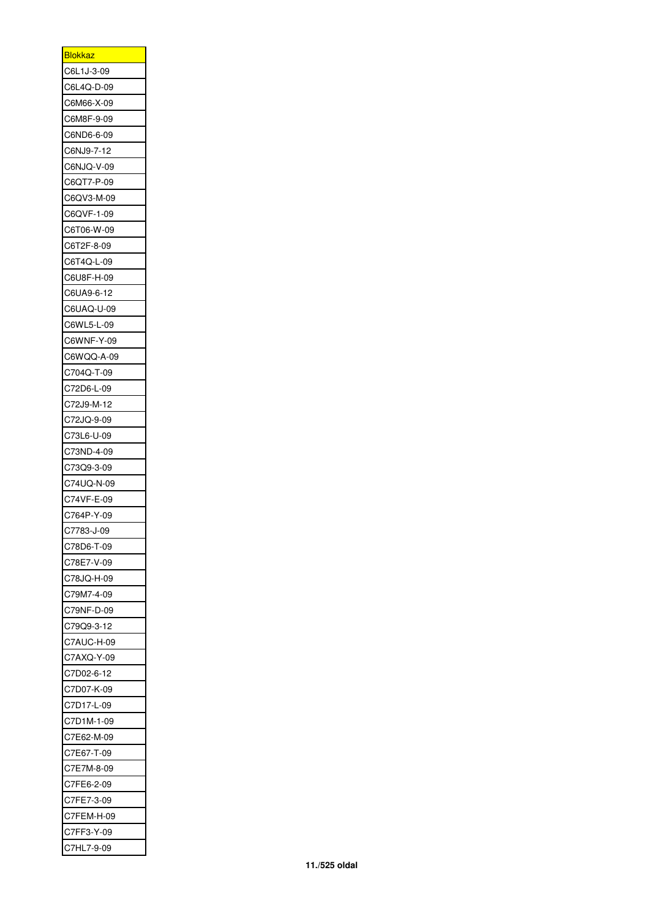| Blokkaz |
| --- |
| C6L1J-3-09 |
| C6L4Q-D-09 |
| C6M66-X-09 |
| C6M8F-9-09 |
| C6ND6-6-09 |
| C6NJ9-7-12 |
| C6NJQ-V-09 |
| C6QT7-P-09 |
| C6QV3-M-09 |
| C6QVF-1-09 |
| C6T06-W-09 |
| C6T2F-8-09 |
| C6T4Q-L-09 |
| C6U8F-H-09 |
| C6UA9-6-12 |
| C6UAQ-U-09 |
| C6WL5-L-09 |
| C6WNF-Y-09 |
| C6WQQ-A-09 |
| C704Q-T-09 |
| C72D6-L-09 |
| C72J9-M-12 |
| C72JQ-9-09 |
| C73L6-U-09 |
| C73ND-4-09 |
| C73Q9-3-09 |
| C74UQ-N-09 |
| C74VF-E-09 |
| C764P-Y-09 |
| C7783-J-09 |
| C78D6-T-09 |
| C78E7-V-09 |
| C78JQ-H-09 |
| C79M7-4-09 |
| C79NF-D-09 |
| C79Q9-3-12 |
| C7AUC-H-09 |
| C7AXQ-Y-09 |
| C7D02-6-12 |
| C7D07-K-09 |
| C7D17-L-09 |
| C7D1M-1-09 |
| C7E62-M-09 |
| C7E67-T-09 |
| C7E7M-8-09 |
| C7FE6-2-09 |
| C7FE7-3-09 |
| C7FEM-H-09 |
| C7FF3-Y-09 |
| C7HL7-9-09 |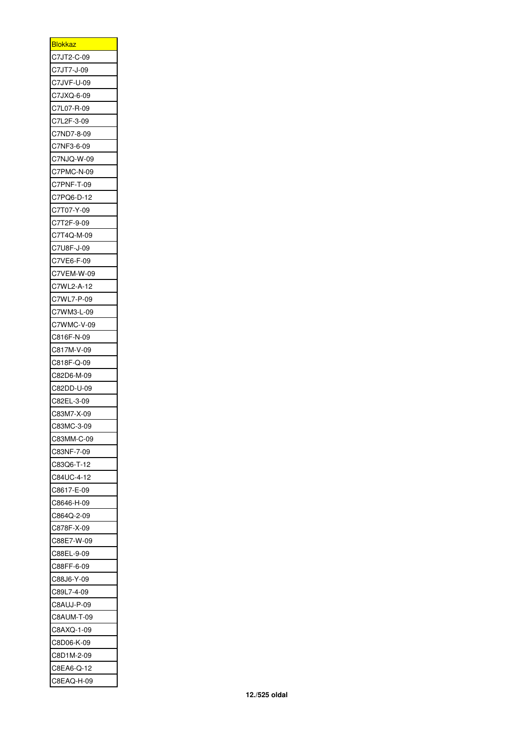| Blokkaz |
| --- |
| C7JT2-C-09 |
| C7JT7-J-09 |
| C7JVF-U-09 |
| C7JXQ-6-09 |
| C7L07-R-09 |
| C7L2F-3-09 |
| C7ND7-8-09 |
| C7NF3-6-09 |
| C7NJQ-W-09 |
| C7PMC-N-09 |
| C7PNF-T-09 |
| C7PQ6-D-12 |
| C7T07-Y-09 |
| C7T2F-9-09 |
| C7T4Q-M-09 |
| C7U8F-J-09 |
| C7VE6-F-09 |
| C7VEM-W-09 |
| C7WL2-A-12 |
| C7WL7-P-09 |
| C7WM3-L-09 |
| C7WMC-V-09 |
| C816F-N-09 |
| C817M-V-09 |
| C818F-Q-09 |
| C82D6-M-09 |
| C82DD-U-09 |
| C82EL-3-09 |
| C83M7-X-09 |
| C83MC-3-09 |
| C83MM-C-09 |
| C83NF-7-09 |
| C83Q6-T-12 |
| C84UC-4-12 |
| C8617-E-09 |
| C8646-H-09 |
| C864Q-2-09 |
| C878F-X-09 |
| C88E7-W-09 |
| C88EL-9-09 |
| C88FF-6-09 |
| C88J6-Y-09 |
| C89L7-4-09 |
| C8AUJ-P-09 |
| C8AUM-T-09 |
| C8AXQ-1-09 |
| C8D06-K-09 |
| C8D1M-2-09 |
| C8EA6-Q-12 |
| C8EAQ-H-09 |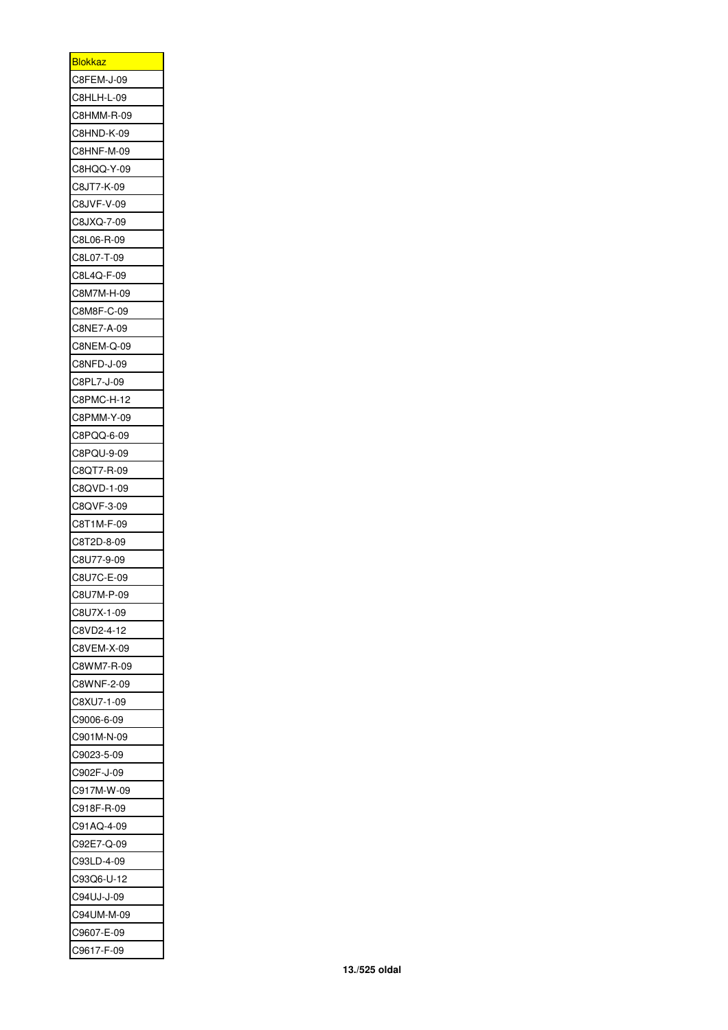| Blokkaz |
| --- |
| C8FEM-J-09 |
| C8HLH-L-09 |
| C8HMM-R-09 |
| C8HND-K-09 |
| C8HNF-M-09 |
| C8HQQ-Y-09 |
| C8JT7-K-09 |
| C8JVF-V-09 |
| C8JXQ-7-09 |
| C8L06-R-09 |
| C8L07-T-09 |
| C8L4Q-F-09 |
| C8M7M-H-09 |
| C8M8F-C-09 |
| C8NE7-A-09 |
| C8NEM-Q-09 |
| C8NFD-J-09 |
| C8PL7-J-09 |
| C8PMC-H-12 |
| C8PMM-Y-09 |
| C8PQQ-6-09 |
| C8PQU-9-09 |
| C8QT7-R-09 |
| C8QVD-1-09 |
| C8QVF-3-09 |
| C8T1M-F-09 |
| C8T2D-8-09 |
| C8U77-9-09 |
| C8U7C-E-09 |
| C8U7M-P-09 |
| C8U7X-1-09 |
| C8VD2-4-12 |
| C8VEM-X-09 |
| C8WM7-R-09 |
| C8WNF-2-09 |
| C8XU7-1-09 |
| C9006-6-09 |
| C901M-N-09 |
| C9023-5-09 |
| C902F-J-09 |
| C917M-W-09 |
| C918F-R-09 |
| C91AQ-4-09 |
| C92E7-Q-09 |
| C93LD-4-09 |
| C93Q6-U-12 |
| C94UJ-J-09 |
| C94UM-M-09 |
| C9607-E-09 |
| C9617-F-09 |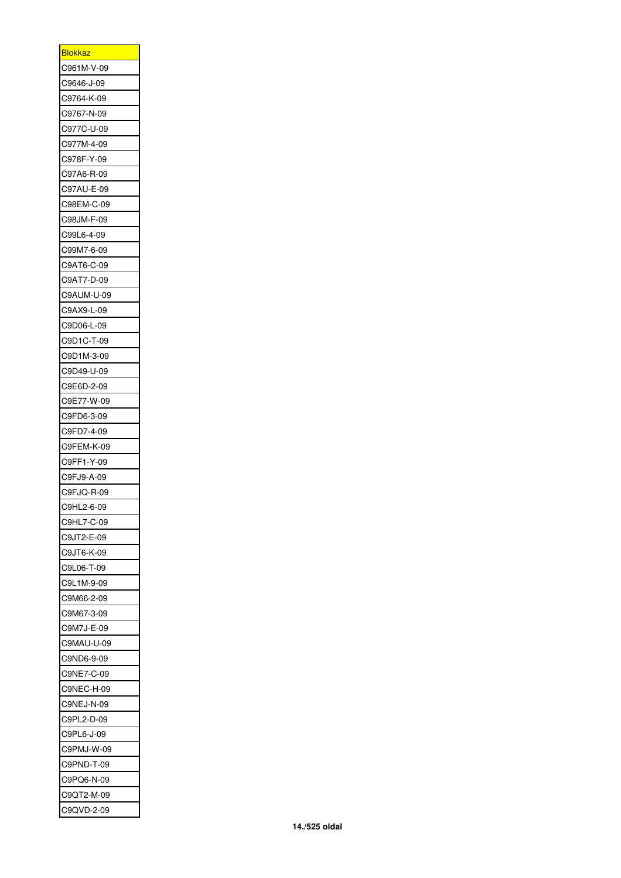| Blokkaz |
| --- |
| C961M-V-09 |
| C9646-J-09 |
| C9764-K-09 |
| C9767-N-09 |
| C977C-U-09 |
| C977M-4-09 |
| C978F-Y-09 |
| C97A6-R-09 |
| C97AU-E-09 |
| C98EM-C-09 |
| C98JM-F-09 |
| C99L6-4-09 |
| C99M7-6-09 |
| C9AT6-C-09 |
| C9AT7-D-09 |
| C9AUM-U-09 |
| C9AX9-L-09 |
| C9D06-L-09 |
| C9D1C-T-09 |
| C9D1M-3-09 |
| C9D49-U-09 |
| C9E6D-2-09 |
| C9E77-W-09 |
| C9FD6-3-09 |
| C9FD7-4-09 |
| C9FEM-K-09 |
| C9FF1-Y-09 |
| C9FJ9-A-09 |
| C9FJQ-R-09 |
| C9HL2-6-09 |
| C9HL7-C-09 |
| C9JT2-E-09 |
| C9JT6-K-09 |
| C9L06-T-09 |
| C9L1M-9-09 |
| C9M66-2-09 |
| C9M67-3-09 |
| C9M7J-E-09 |
| C9MAU-U-09 |
| C9ND6-9-09 |
| C9NE7-C-09 |
| C9NEC-H-09 |
| C9NEJ-N-09 |
| C9PL2-D-09 |
| C9PL6-J-09 |
| C9PMJ-W-09 |
| C9PND-T-09 |
| C9PQ6-N-09 |
| C9QT2-M-09 |
| C9QVD-2-09 |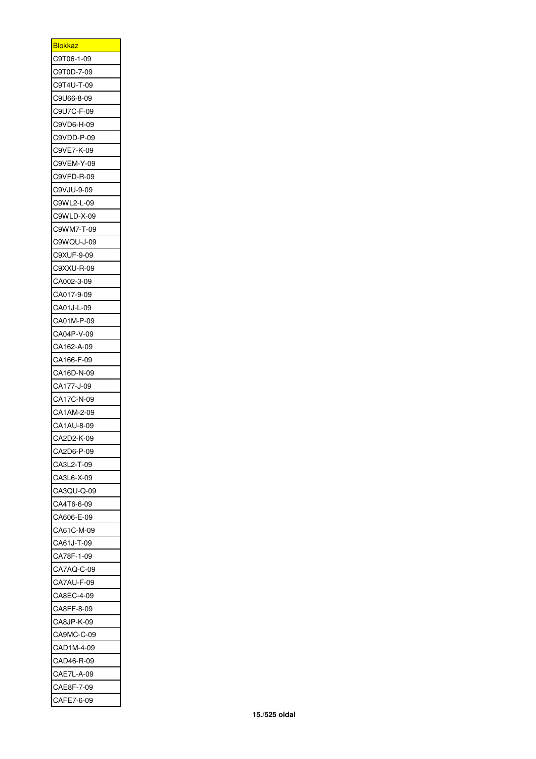| Blokkaz |
| --- |
| C9T06-1-09 |
| C9T0D-7-09 |
| C9T4U-T-09 |
| C9U66-8-09 |
| C9U7C-F-09 |
| C9VD6-H-09 |
| C9VDD-P-09 |
| C9VE7-K-09 |
| C9VEM-Y-09 |
| C9VFD-R-09 |
| C9VJU-9-09 |
| C9WL2-L-09 |
| C9WLD-X-09 |
| C9WM7-T-09 |
| C9WQU-J-09 |
| C9XUF-9-09 |
| C9XXU-R-09 |
| CA002-3-09 |
| CA017-9-09 |
| CA01J-L-09 |
| CA01M-P-09 |
| CA04P-V-09 |
| CA162-A-09 |
| CA166-F-09 |
| CA16D-N-09 |
| CA177-J-09 |
| CA17C-N-09 |
| CA1AM-2-09 |
| CA1AU-8-09 |
| CA2D2-K-09 |
| CA2D6-P-09 |
| CA3L2-T-09 |
| CA3L6-X-09 |
| CA3QU-Q-09 |
| CA4T6-6-09 |
| CA606-E-09 |
| CA61C-M-09 |
| CA61J-T-09 |
| CA78F-1-09 |
| CA7AQ-C-09 |
| CA7AU-F-09 |
| CA8EC-4-09 |
| CA8FF-8-09 |
| CA8JP-K-09 |
| CA9MC-C-09 |
| CAD1M-4-09 |
| CAD46-R-09 |
| CAE7L-A-09 |
| CAE8F-7-09 |
| CAFE7-6-09 |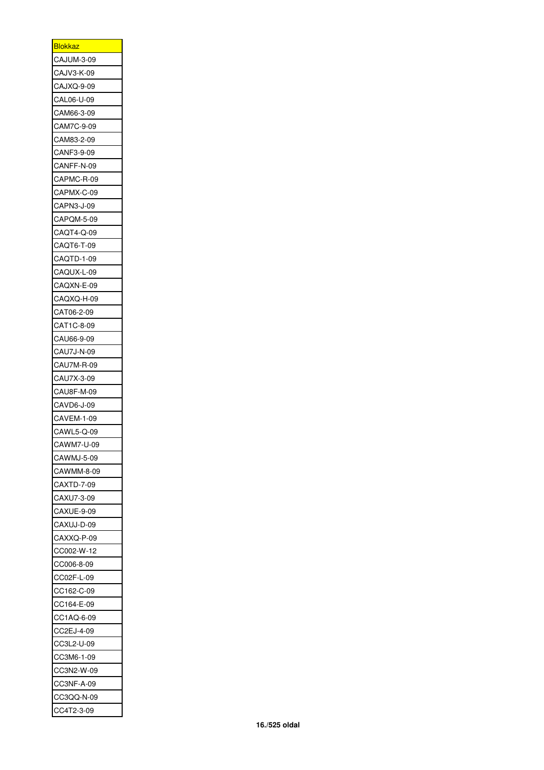| Blokkaz |
| --- |
| CAJUM-3-09 |
| CAJV3-K-09 |
| CAJXQ-9-09 |
| CAL06-U-09 |
| CAM66-3-09 |
| CAM7C-9-09 |
| CAM83-2-09 |
| CANF3-9-09 |
| CANFF-N-09 |
| CAPMC-R-09 |
| CAPMX-C-09 |
| CAPN3-J-09 |
| CAPQM-5-09 |
| CAQT4-Q-09 |
| CAQT6-T-09 |
| CAQTD-1-09 |
| CAQUX-L-09 |
| CAQXN-E-09 |
| CAQXQ-H-09 |
| CAT06-2-09 |
| CAT1C-8-09 |
| CAU66-9-09 |
| CAU7J-N-09 |
| CAU7M-R-09 |
| CAU7X-3-09 |
| CAU8F-M-09 |
| CAVD6-J-09 |
| CAVEM-1-09 |
| CAWL5-Q-09 |
| CAWM7-U-09 |
| CAWMJ-5-09 |
| CAWMM-8-09 |
| CAXTD-7-09 |
| CAXU7-3-09 |
| CAXUE-9-09 |
| CAXUJ-D-09 |
| CAXXQ-P-09 |
| CC002-W-12 |
| CC006-8-09 |
| CC02F-L-09 |
| CC162-C-09 |
| CC164-E-09 |
| CC1AQ-6-09 |
| CC2EJ-4-09 |
| CC3L2-U-09 |
| CC3M6-1-09 |
| CC3N2-W-09 |
| CC3NF-A-09 |
| CC3QQ-N-09 |
| CC4T2-3-09 |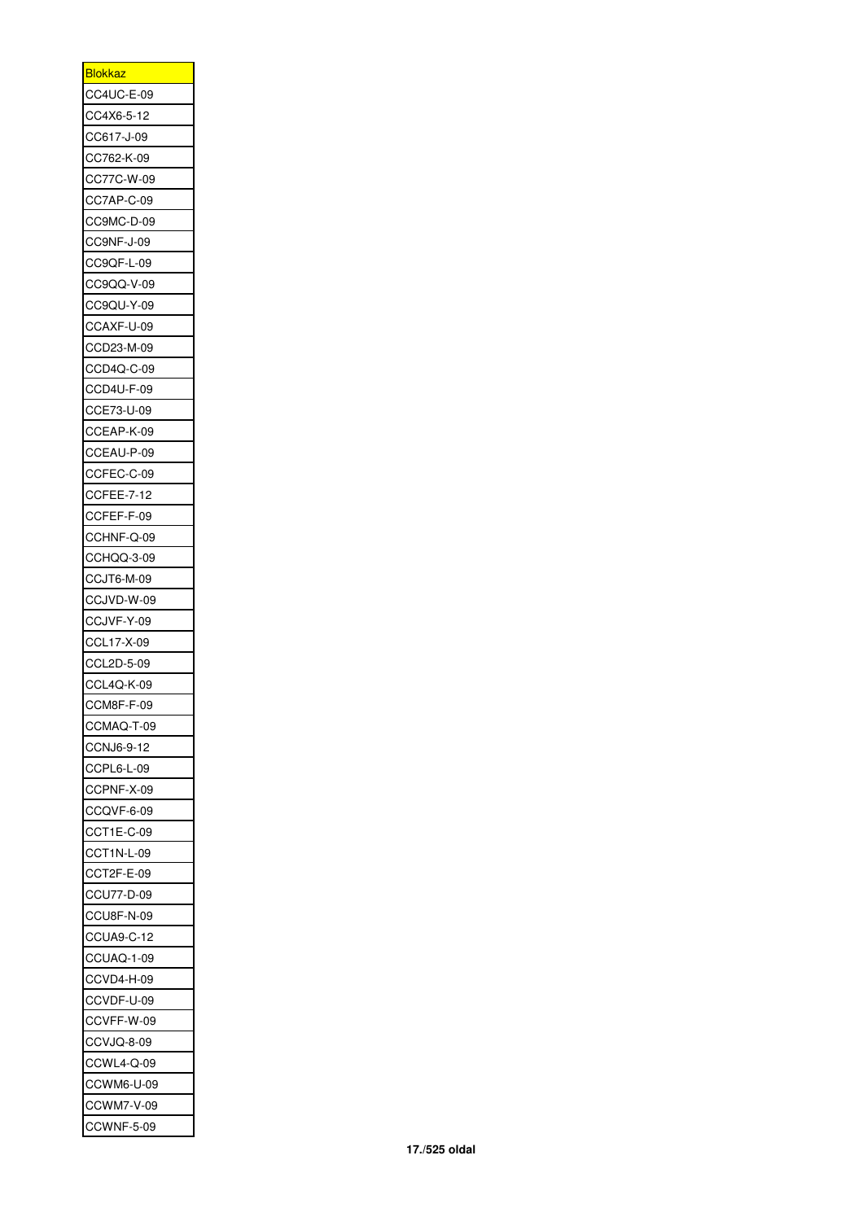| Blokkaz |
| --- |
| CC4UC-E-09 |
| CC4X6-5-12 |
| CC617-J-09 |
| CC762-K-09 |
| CC77C-W-09 |
| CC7AP-C-09 |
| CC9MC-D-09 |
| CC9NF-J-09 |
| CC9QF-L-09 |
| CC9QQ-V-09 |
| CC9QU-Y-09 |
| CCAXF-U-09 |
| CCD23-M-09 |
| CCD4Q-C-09 |
| CCD4U-F-09 |
| CCE73-U-09 |
| CCEAP-K-09 |
| CCEAU-P-09 |
| CCFEC-C-09 |
| CCFEE-7-12 |
| CCFEF-F-09 |
| CCHNF-Q-09 |
| CCHQQ-3-09 |
| CCJT6-M-09 |
| CCJVD-W-09 |
| CCJVF-Y-09 |
| CCL17-X-09 |
| CCL2D-5-09 |
| CCL4Q-K-09 |
| CCM8F-F-09 |
| CCMAQ-T-09 |
| CCNJ6-9-12 |
| CCPL6-L-09 |
| CCPNF-X-09 |
| CCQVF-6-09 |
| CCT1E-C-09 |
| CCT1N-L-09 |
| CCT2F-E-09 |
| CCU77-D-09 |
| CCU8F-N-09 |
| CCUA9-C-12 |
| CCUAQ-1-09 |
| CCVD4-H-09 |
| CCVDF-U-09 |
| CCVFF-W-09 |
| CCVJQ-8-09 |
| CCWL4-Q-09 |
| CCWM6-U-09 |
| CCWM7-V-09 |
| CCWNF-5-09 |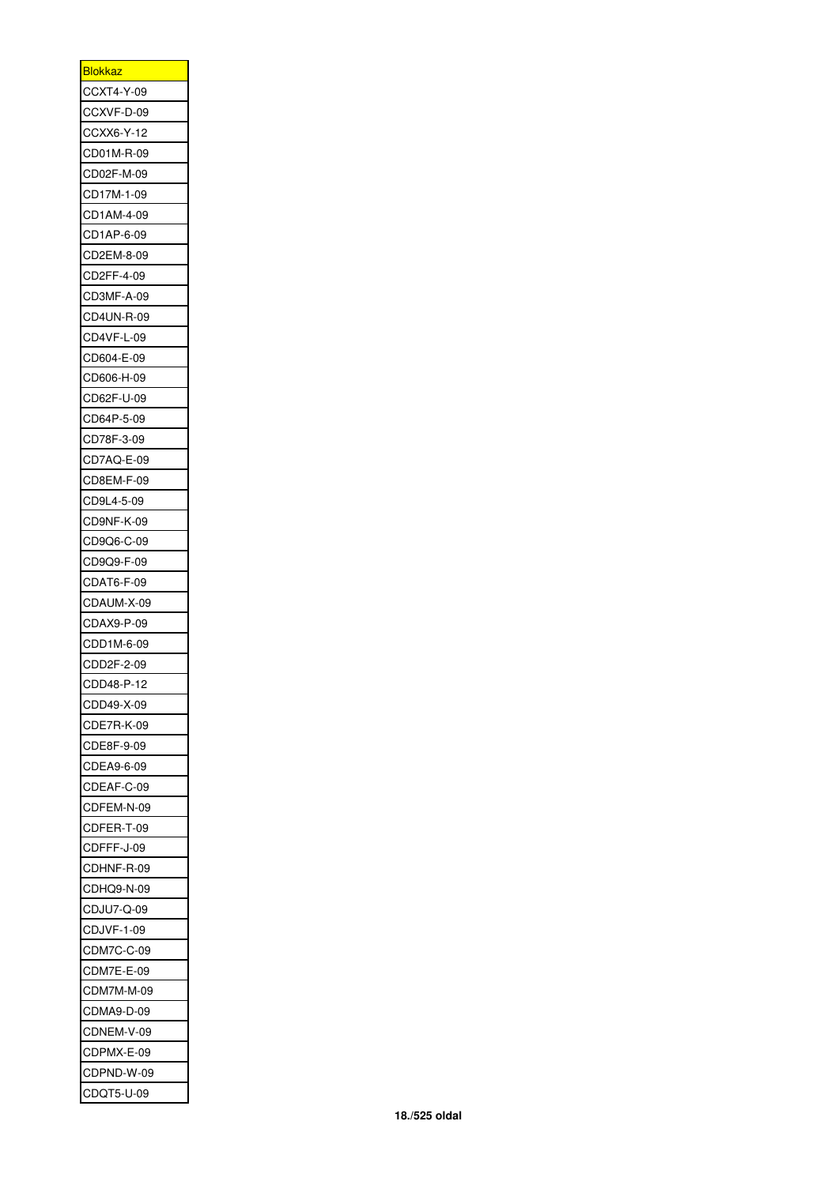| Blokkaz |
|---|
| CCXT4-Y-09 |
| CCXVF-D-09 |
| CCXX6-Y-12 |
| CD01M-R-09 |
| CD02F-M-09 |
| CD17M-1-09 |
| CD1AM-4-09 |
| CD1AP-6-09 |
| CD2EM-8-09 |
| CD2FF-4-09 |
| CD3MF-A-09 |
| CD4UN-R-09 |
| CD4VF-L-09 |
| CD604-E-09 |
| CD606-H-09 |
| CD62F-U-09 |
| CD64P-5-09 |
| CD78F-3-09 |
| CD7AQ-E-09 |
| CD8EM-F-09 |
| CD9L4-5-09 |
| CD9NF-K-09 |
| CD9Q6-C-09 |
| CD9Q9-F-09 |
| CDAT6-F-09 |
| CDAUM-X-09 |
| CDAX9-P-09 |
| CDD1M-6-09 |
| CDD2F-2-09 |
| CDD48-P-12 |
| CDD49-X-09 |
| CDE7R-K-09 |
| CDE8F-9-09 |
| CDEA9-6-09 |
| CDEAF-C-09 |
| CDFEM-N-09 |
| CDFER-T-09 |
| CDFFF-J-09 |
| CDHNF-R-09 |
| CDHQ9-N-09 |
| CDJU7-Q-09 |
| CDJVF-1-09 |
| CDM7C-C-09 |
| CDM7E-E-09 |
| CDM7M-M-09 |
| CDMA9-D-09 |
| CDNEM-V-09 |
| CDPMX-E-09 |
| CDPND-W-09 |
| CDQT5-U-09 |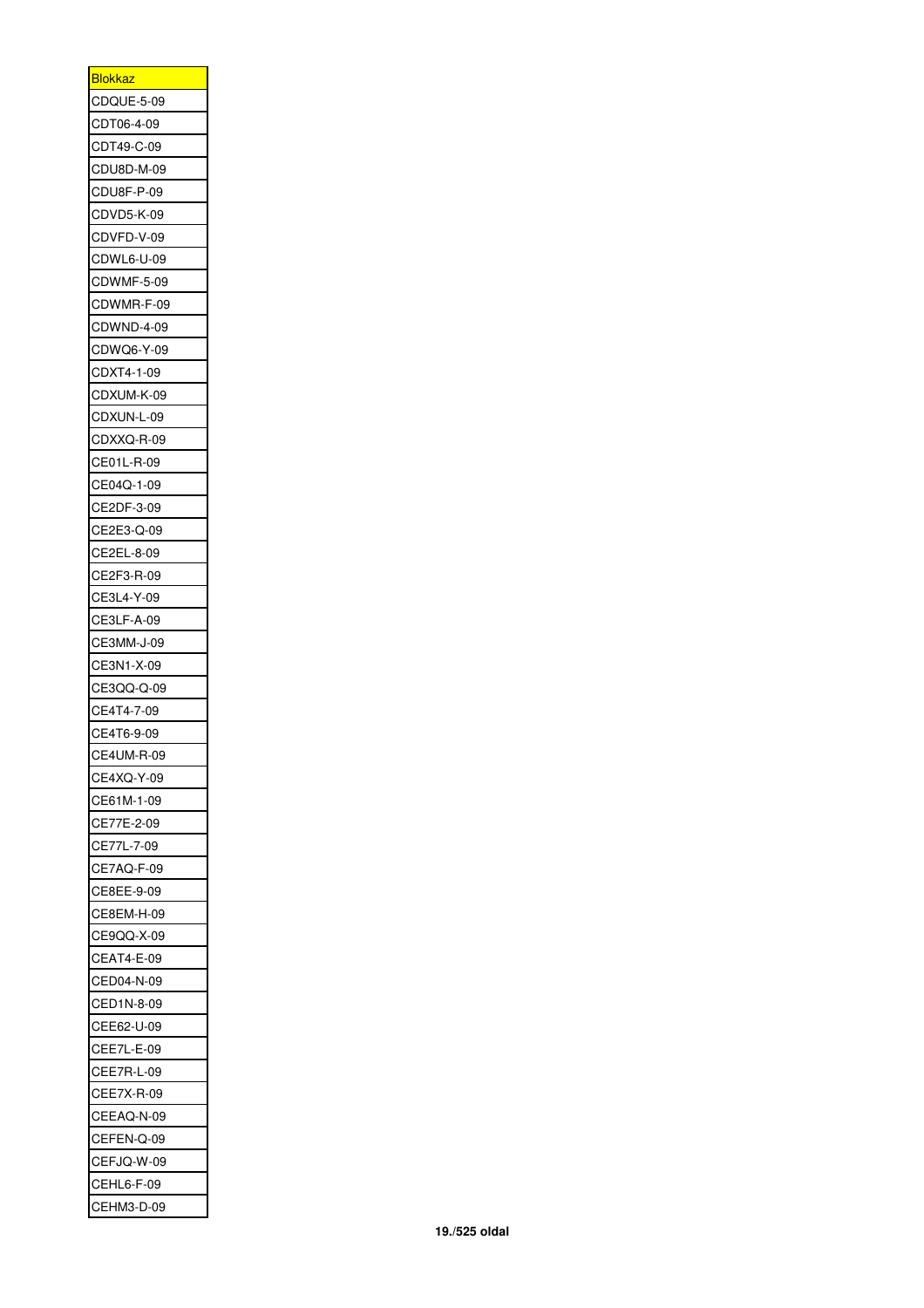| Blokkaz |
|---|
| CDQUE-5-09 |
| CDT06-4-09 |
| CDT49-C-09 |
| CDU8D-M-09 |
| CDU8F-P-09 |
| CDVD5-K-09 |
| CDVFD-V-09 |
| CDWL6-U-09 |
| CDWMF-5-09 |
| CDWMR-F-09 |
| CDWND-4-09 |
| CDWQ6-Y-09 |
| CDXT4-1-09 |
| CDXUM-K-09 |
| CDXUN-L-09 |
| CDXXQ-R-09 |
| CE01L-R-09 |
| CE04Q-1-09 |
| CE2DF-3-09 |
| CE2E3-Q-09 |
| CE2EL-8-09 |
| CE2F3-R-09 |
| CE3L4-Y-09 |
| CE3LF-A-09 |
| CE3MM-J-09 |
| CE3N1-X-09 |
| CE3QQ-Q-09 |
| CE4T4-7-09 |
| CE4T6-9-09 |
| CE4UM-R-09 |
| CE4XQ-Y-09 |
| CE61M-1-09 |
| CE77E-2-09 |
| CE77L-7-09 |
| CE7AQ-F-09 |
| CE8EE-9-09 |
| CE8EM-H-09 |
| CE9QQ-X-09 |
| CEAT4-E-09 |
| CED04-N-09 |
| CED1N-8-09 |
| CEE62-U-09 |
| CEE7L-E-09 |
| CEE7R-L-09 |
| CEE7X-R-09 |
| CEEAQ-N-09 |
| CEFEN-Q-09 |
| CEFJQ-W-09 |
| CEHL6-F-09 |
| CEHM3-D-09 |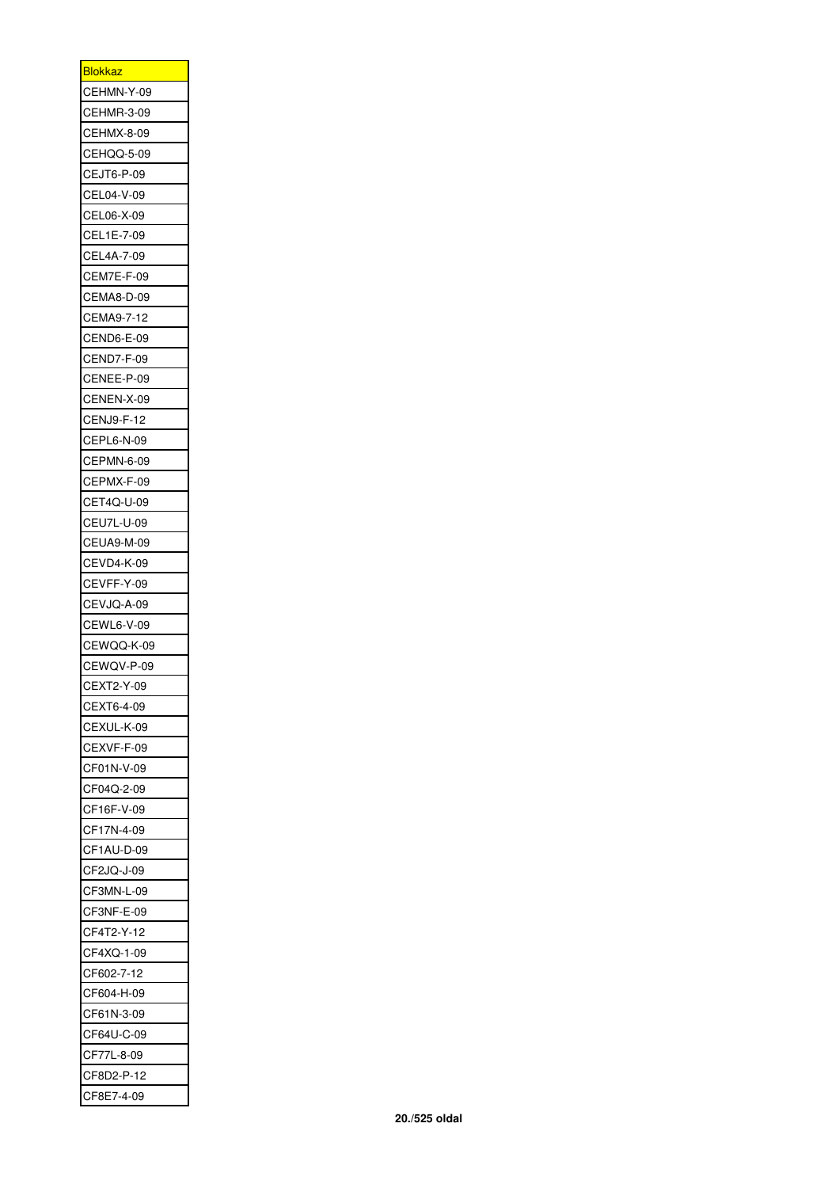| Blokkaz |
| --- |
| CEHMN-Y-09 |
| CEHMR-3-09 |
| CEHMX-8-09 |
| CEHQQ-5-09 |
| CEJT6-P-09 |
| CEL04-V-09 |
| CEL06-X-09 |
| CEL1E-7-09 |
| CEL4A-7-09 |
| CEM7E-F-09 |
| CEMA8-D-09 |
| CEMA9-7-12 |
| CEND6-E-09 |
| CEND7-F-09 |
| CENEE-P-09 |
| CENEN-X-09 |
| CENJ9-F-12 |
| CEPL6-N-09 |
| CEPMN-6-09 |
| CEPMX-F-09 |
| CET4Q-U-09 |
| CEU7L-U-09 |
| CEUA9-M-09 |
| CEVD4-K-09 |
| CEVFF-Y-09 |
| CEVJQ-A-09 |
| CEWL6-V-09 |
| CEWQQ-K-09 |
| CEWQV-P-09 |
| CEXT2-Y-09 |
| CEXT6-4-09 |
| CEXUL-K-09 |
| CEXVF-F-09 |
| CF01N-V-09 |
| CF04Q-2-09 |
| CF16F-V-09 |
| CF17N-4-09 |
| CF1AU-D-09 |
| CF2JQ-J-09 |
| CF3MN-L-09 |
| CF3NF-E-09 |
| CF4T2-Y-12 |
| CF4XQ-1-09 |
| CF602-7-12 |
| CF604-H-09 |
| CF61N-3-09 |
| CF64U-C-09 |
| CF77L-8-09 |
| CF8D2-P-12 |
| CF8E7-4-09 |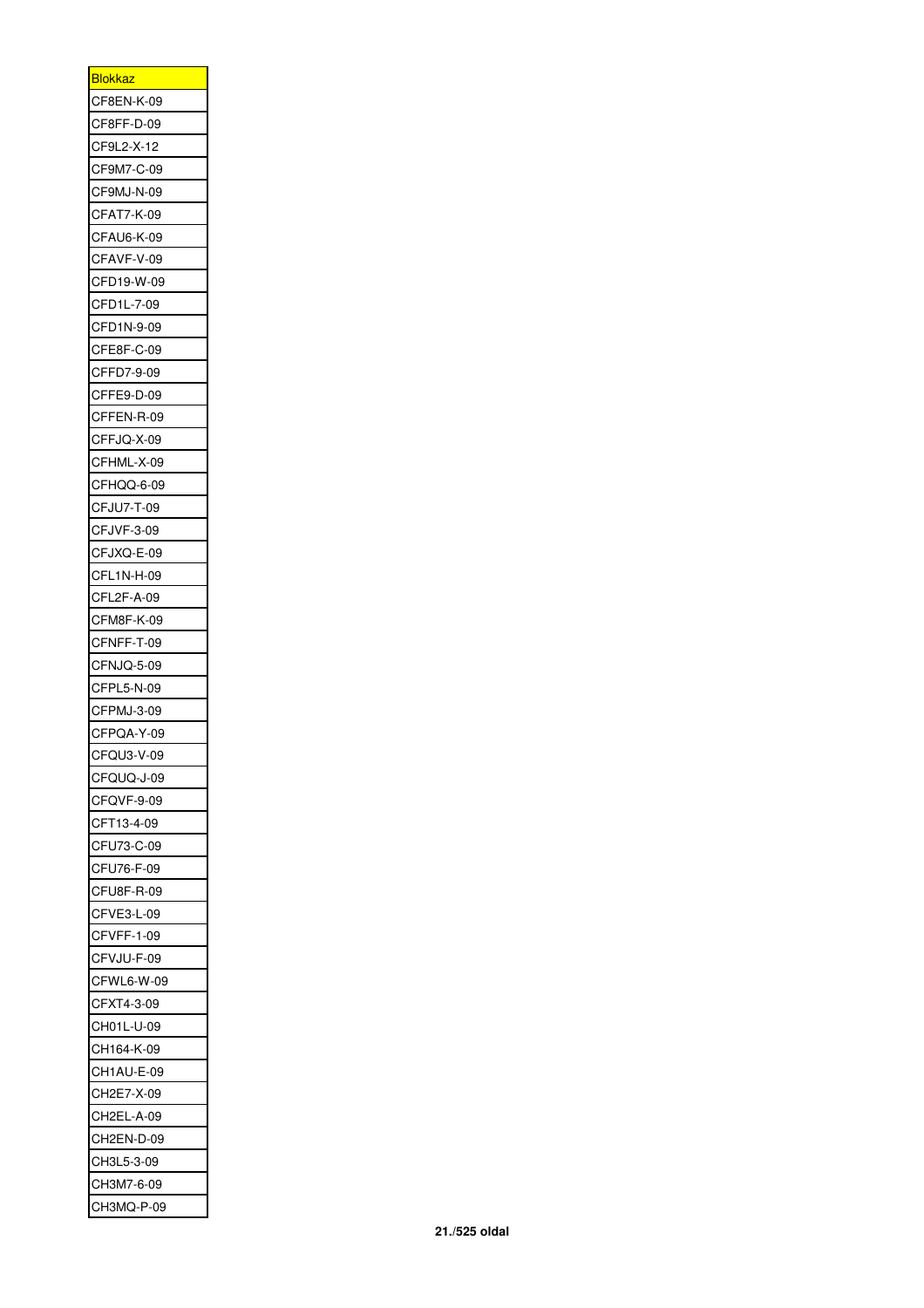| Blokkaz |
| --- |
| CF8EN-K-09 |
| CF8FF-D-09 |
| CF9L2-X-12 |
| CF9M7-C-09 |
| CF9MJ-N-09 |
| CFAT7-K-09 |
| CFAU6-K-09 |
| CFAVF-V-09 |
| CFD19-W-09 |
| CFD1L-7-09 |
| CFD1N-9-09 |
| CFE8F-C-09 |
| CFFD7-9-09 |
| CFFE9-D-09 |
| CFFEN-R-09 |
| CFFJQ-X-09 |
| CFHML-X-09 |
| CFHQQ-6-09 |
| CFJU7-T-09 |
| CFJVF-3-09 |
| CFJXQ-E-09 |
| CFL1N-H-09 |
| CFL2F-A-09 |
| CFM8F-K-09 |
| CFNFF-T-09 |
| CFNJQ-5-09 |
| CFPL5-N-09 |
| CFPMJ-3-09 |
| CFPQA-Y-09 |
| CFQU3-V-09 |
| CFQUQ-J-09 |
| CFQVF-9-09 |
| CFT13-4-09 |
| CFU73-C-09 |
| CFU76-F-09 |
| CFU8F-R-09 |
| CFVE3-L-09 |
| CFVFF-1-09 |
| CFVJU-F-09 |
| CFWL6-W-09 |
| CFXT4-3-09 |
| CH01L-U-09 |
| CH164-K-09 |
| CH1AU-E-09 |
| CH2E7-X-09 |
| CH2EL-A-09 |
| CH2EN-D-09 |
| CH3L5-3-09 |
| CH3M7-6-09 |
| CH3MQ-P-09 |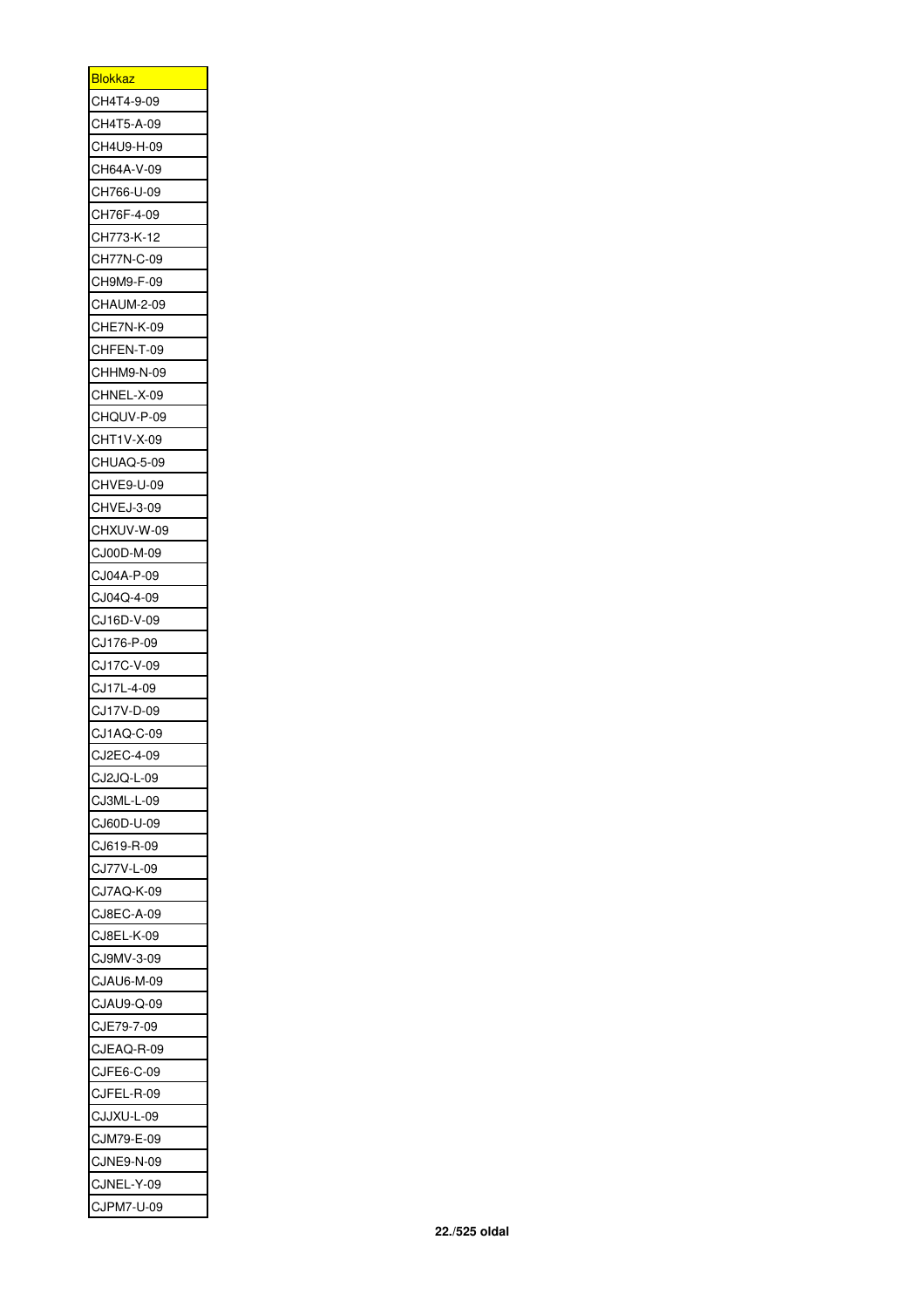| Blokkaz |
|---|
| CH4T4-9-09 |
| CH4T5-A-09 |
| CH4U9-H-09 |
| CH64A-V-09 |
| CH766-U-09 |
| CH76F-4-09 |
| CH773-K-12 |
| CH77N-C-09 |
| CH9M9-F-09 |
| CHAUM-2-09 |
| CHE7N-K-09 |
| CHFEN-T-09 |
| CHHM9-N-09 |
| CHNEL-X-09 |
| CHQUV-P-09 |
| CHT1V-X-09 |
| CHUAQ-5-09 |
| CHVE9-U-09 |
| CHVEJ-3-09 |
| CHXUV-W-09 |
| CJ00D-M-09 |
| CJ04A-P-09 |
| CJ04Q-4-09 |
| CJ16D-V-09 |
| CJ176-P-09 |
| CJ17C-V-09 |
| CJ17L-4-09 |
| CJ17V-D-09 |
| CJ1AQ-C-09 |
| CJ2EC-4-09 |
| CJ2JQ-L-09 |
| CJ3ML-L-09 |
| CJ60D-U-09 |
| CJ619-R-09 |
| CJ77V-L-09 |
| CJ7AQ-K-09 |
| CJ8EC-A-09 |
| CJ8EL-K-09 |
| CJ9MV-3-09 |
| CJAU6-M-09 |
| CJAU9-Q-09 |
| CJE79-7-09 |
| CJEAQ-R-09 |
| CJFE6-C-09 |
| CJFEL-R-09 |
| CJJXU-L-09 |
| CJM79-E-09 |
| CJNE9-N-09 |
| CJNEL-Y-09 |
| CJPM7-U-09 |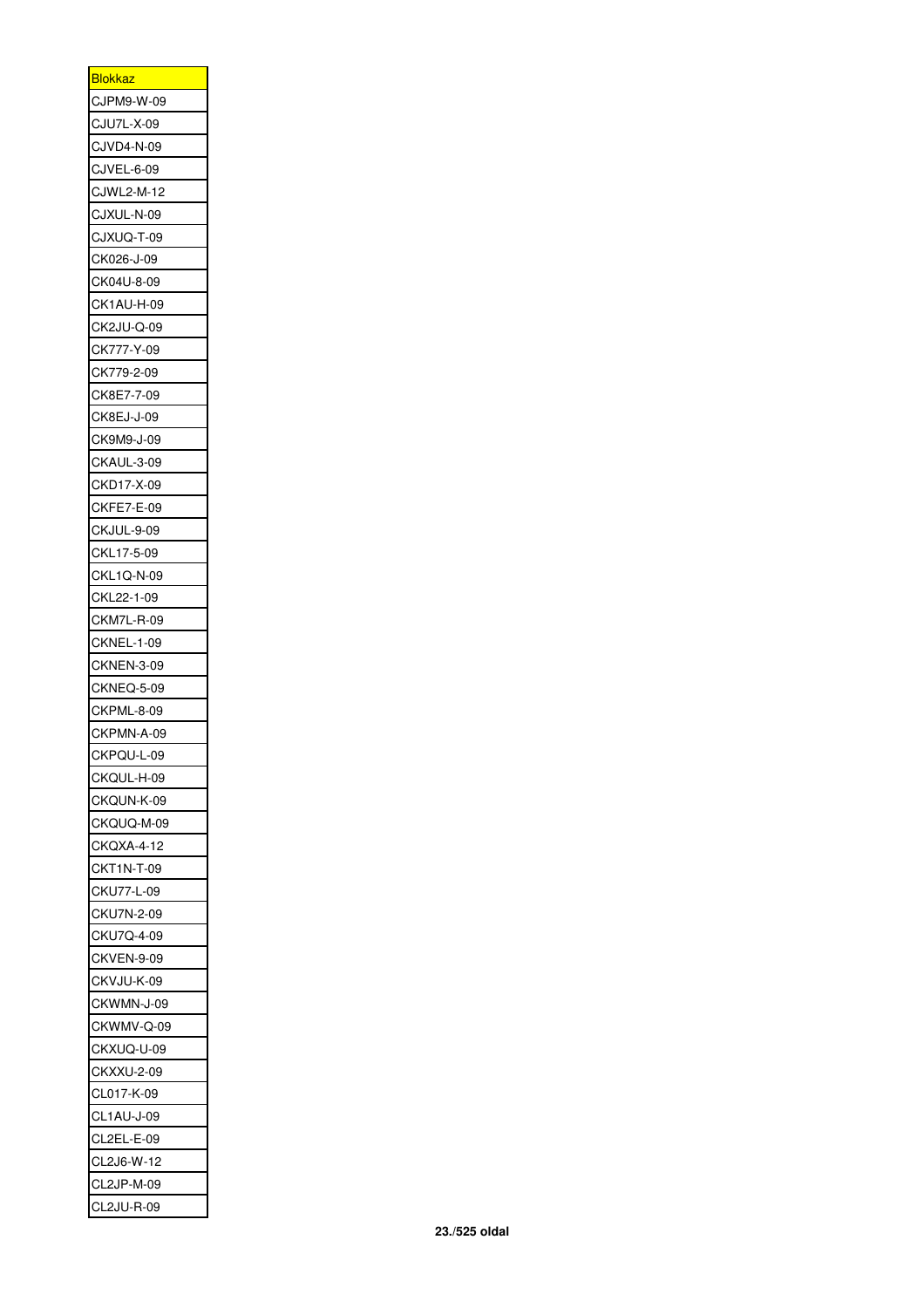| Blokkaz |
|---|
| CJPM9-W-09 |
| CJU7L-X-09 |
| CJVD4-N-09 |
| CJVEL-6-09 |
| CJWL2-M-12 |
| CJXUL-N-09 |
| CJXUQ-T-09 |
| CK026-J-09 |
| CK04U-8-09 |
| CK1AU-H-09 |
| CK2JU-Q-09 |
| CK777-Y-09 |
| CK779-2-09 |
| CK8E7-7-09 |
| CK8EJ-J-09 |
| CK9M9-J-09 |
| CKAUL-3-09 |
| CKD17-X-09 |
| CKFE7-E-09 |
| CKJUL-9-09 |
| CKL17-5-09 |
| CKL1Q-N-09 |
| CKL22-1-09 |
| CKM7L-R-09 |
| CKNEL-1-09 |
| CKNEN-3-09 |
| CKNEQ-5-09 |
| CKPML-8-09 |
| CKPMN-A-09 |
| CKPQU-L-09 |
| CKQUL-H-09 |
| CKQUN-K-09 |
| CKQUQ-M-09 |
| CKQXA-4-12 |
| CKT1N-T-09 |
| CKU77-L-09 |
| CKU7N-2-09 |
| CKU7Q-4-09 |
| CKVEN-9-09 |
| CKVJU-K-09 |
| CKWMN-J-09 |
| CKWMV-Q-09 |
| CKXUQ-U-09 |
| CKXXU-2-09 |
| CL017-K-09 |
| CL1AU-J-09 |
| CL2EL-E-09 |
| CL2J6-W-12 |
| CL2JP-M-09 |
| CL2JU-R-09 |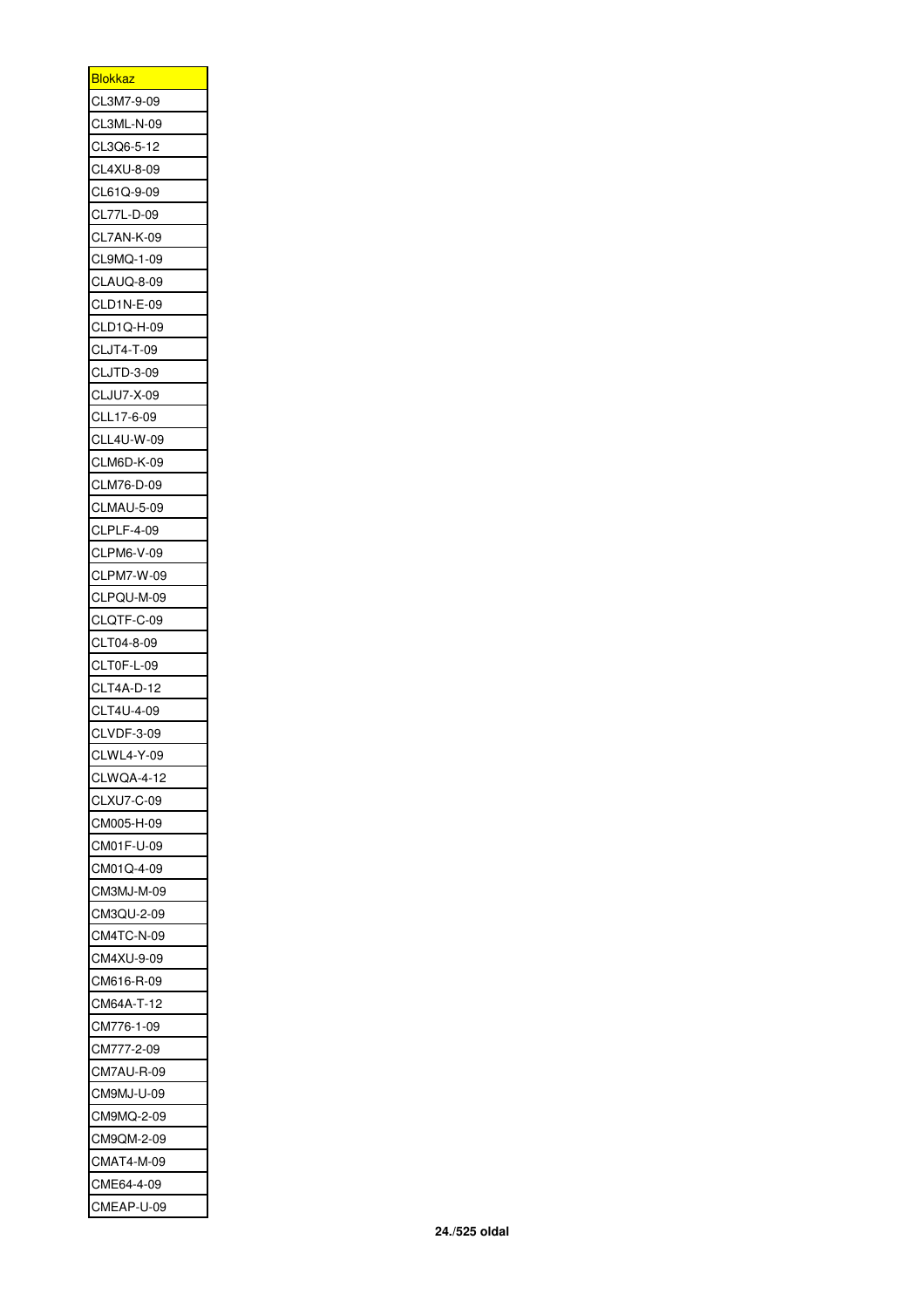| Blokkaz |
|---|
| CL3M7-9-09 |
| CL3ML-N-09 |
| CL3Q6-5-12 |
| CL4XU-8-09 |
| CL61Q-9-09 |
| CL77L-D-09 |
| CL7AN-K-09 |
| CL9MQ-1-09 |
| CLAUQ-8-09 |
| CLD1N-E-09 |
| CLD1Q-H-09 |
| CLJT4-T-09 |
| CLJTD-3-09 |
| CLJU7-X-09 |
| CLL17-6-09 |
| CLL4U-W-09 |
| CLM6D-K-09 |
| CLM76-D-09 |
| CLMAU-5-09 |
| CLPLF-4-09 |
| CLPM6-V-09 |
| CLPM7-W-09 |
| CLPQU-M-09 |
| CLQTF-C-09 |
| CLT04-8-09 |
| CLT0F-L-09 |
| CLT4A-D-12 |
| CLT4U-4-09 |
| CLVDF-3-09 |
| CLWL4-Y-09 |
| CLWQA-4-12 |
| CLXU7-C-09 |
| CM005-H-09 |
| CM01F-U-09 |
| CM01Q-4-09 |
| CM3MJ-M-09 |
| CM3QU-2-09 |
| CM4TC-N-09 |
| CM4XU-9-09 |
| CM616-R-09 |
| CM64A-T-12 |
| CM776-1-09 |
| CM777-2-09 |
| CM7AU-R-09 |
| CM9MJ-U-09 |
| CM9MQ-2-09 |
| CM9QM-2-09 |
| CMAT4-M-09 |
| CME64-4-09 |
| CMEAP-U-09 |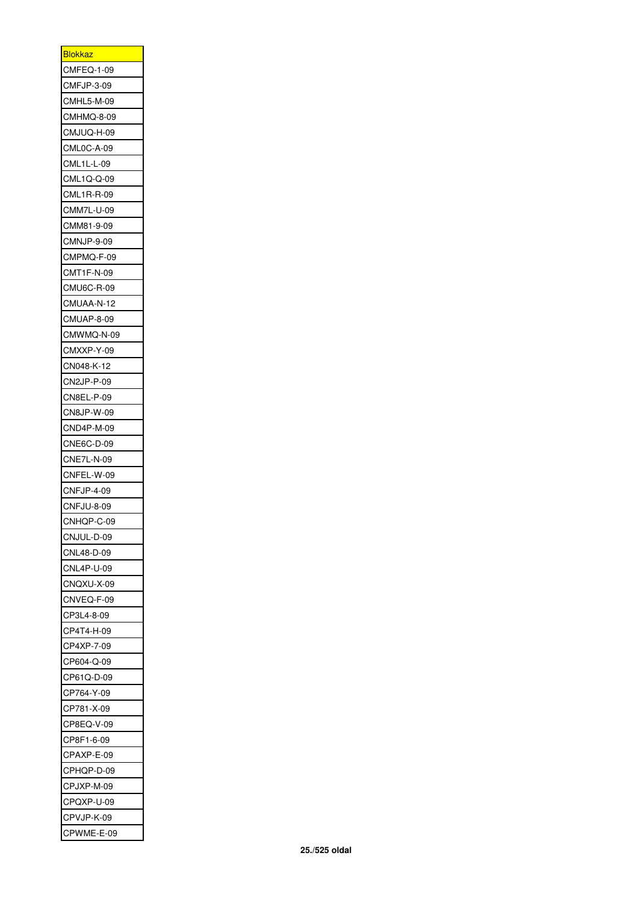| Blokkaz |
|---|
| CMFEQ-1-09 |
| CMFJP-3-09 |
| CMHL5-M-09 |
| CMHMQ-8-09 |
| CMJUQ-H-09 |
| CML0C-A-09 |
| CML1L-L-09 |
| CML1Q-Q-09 |
| CML1R-R-09 |
| CMM7L-U-09 |
| CMM81-9-09 |
| CMNJP-9-09 |
| CMPMQ-F-09 |
| CMT1F-N-09 |
| CMU6C-R-09 |
| CMUAA-N-12 |
| CMUAP-8-09 |
| CMWMQ-N-09 |
| CMXXP-Y-09 |
| CN048-K-12 |
| CN2JP-P-09 |
| CN8EL-P-09 |
| CN8JP-W-09 |
| CND4P-M-09 |
| CNE6C-D-09 |
| CNE7L-N-09 |
| CNFEL-W-09 |
| CNFJP-4-09 |
| CNFJU-8-09 |
| CNHQP-C-09 |
| CNJUL-D-09 |
| CNL48-D-09 |
| CNL4P-U-09 |
| CNQXU-X-09 |
| CNVEQ-F-09 |
| CP3L4-8-09 |
| CP4T4-H-09 |
| CP4XP-7-09 |
| CP604-Q-09 |
| CP61Q-D-09 |
| CP764-Y-09 |
| CP781-X-09 |
| CP8EQ-V-09 |
| CP8F1-6-09 |
| CPAXP-E-09 |
| CPHQP-D-09 |
| CPJXP-M-09 |
| CPQXP-U-09 |
| CPVJP-K-09 |
| CPWME-E-09 |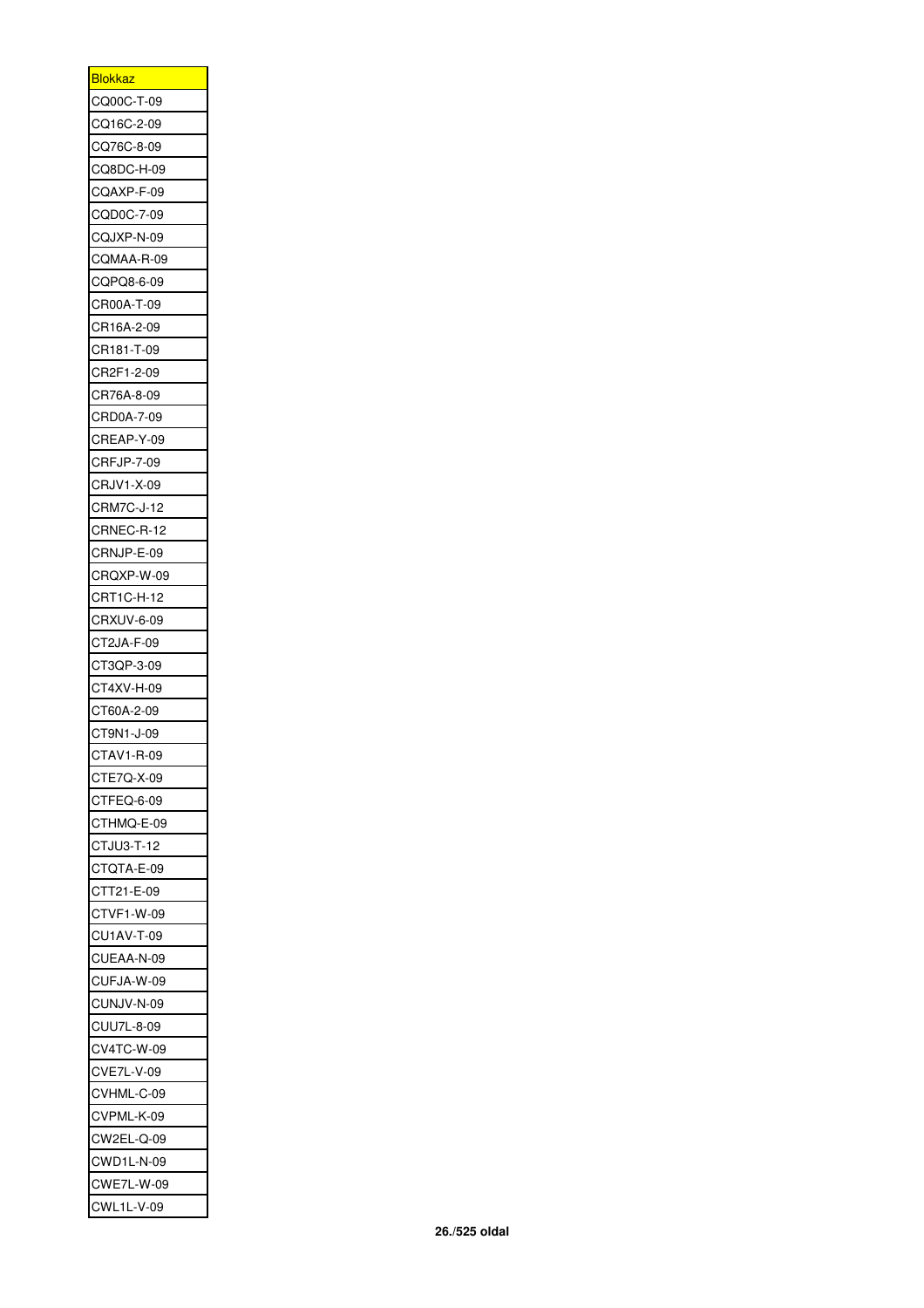| Blokkaz |
| --- |
| CQ00C-T-09 |
| CQ16C-2-09 |
| CQ76C-8-09 |
| CQ8DC-H-09 |
| CQAXP-F-09 |
| CQD0C-7-09 |
| CQJXP-N-09 |
| CQMAA-R-09 |
| CQPQ8-6-09 |
| CR00A-T-09 |
| CR16A-2-09 |
| CR181-T-09 |
| CR2F1-2-09 |
| CR76A-8-09 |
| CRD0A-7-09 |
| CREAP-Y-09 |
| CRFJP-7-09 |
| CRJV1-X-09 |
| CRM7C-J-12 |
| CRNEC-R-12 |
| CRNJP-E-09 |
| CRQXP-W-09 |
| CRT1C-H-12 |
| CRXUV-6-09 |
| CT2JA-F-09 |
| CT3QP-3-09 |
| CT4XV-H-09 |
| CT60A-2-09 |
| CT9N1-J-09 |
| CTAV1-R-09 |
| CTE7Q-X-09 |
| CTFEQ-6-09 |
| CTHMQ-E-09 |
| CTJU3-T-12 |
| CTQTA-E-09 |
| CTT21-E-09 |
| CTVF1-W-09 |
| CU1AV-T-09 |
| CUEAA-N-09 |
| CUFJA-W-09 |
| CUNJV-N-09 |
| CUU7L-8-09 |
| CV4TC-W-09 |
| CVE7L-V-09 |
| CVHML-C-09 |
| CVPML-K-09 |
| CW2EL-Q-09 |
| CWD1L-N-09 |
| CWE7L-W-09 |
| CWL1L-V-09 |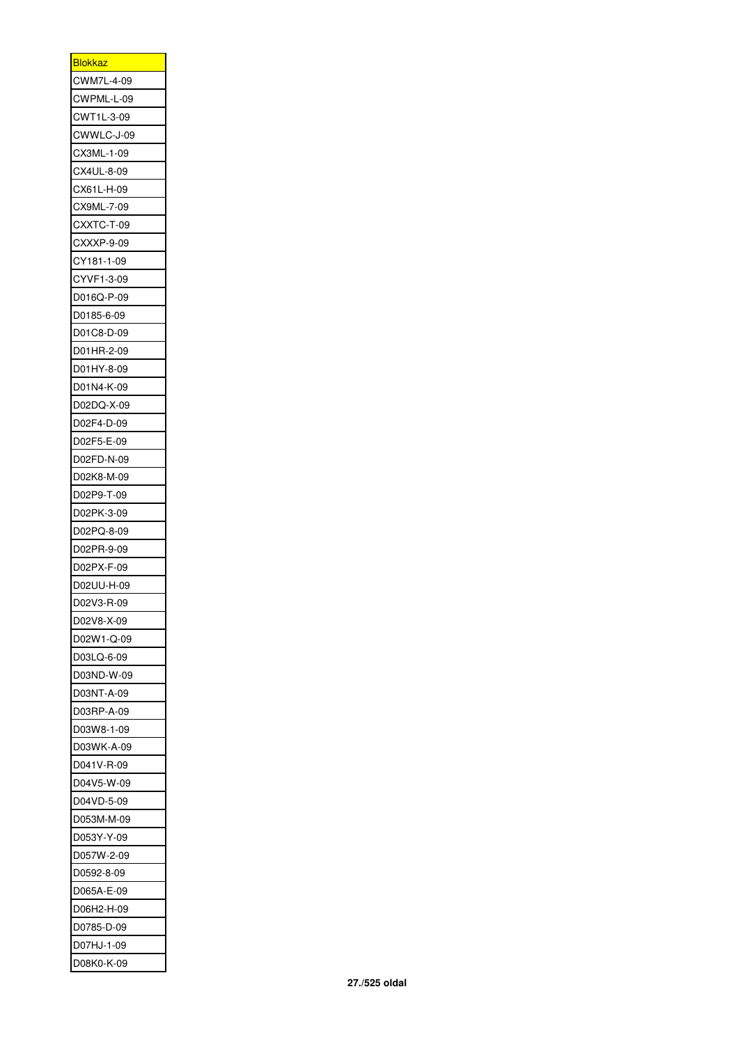| Blokkaz |
| --- |
| CWM7L-4-09 |
| CWPML-L-09 |
| CWT1L-3-09 |
| CWWLC-J-09 |
| CX3ML-1-09 |
| CX4UL-8-09 |
| CX61L-H-09 |
| CX9ML-7-09 |
| CXXTC-T-09 |
| CXXXP-9-09 |
| CY181-1-09 |
| CYVF1-3-09 |
| D016Q-P-09 |
| D0185-6-09 |
| D01C8-D-09 |
| D01HR-2-09 |
| D01HY-8-09 |
| D01N4-K-09 |
| D02DQ-X-09 |
| D02F4-D-09 |
| D02F5-E-09 |
| D02FD-N-09 |
| D02K8-M-09 |
| D02P9-T-09 |
| D02PK-3-09 |
| D02PQ-8-09 |
| D02PR-9-09 |
| D02PX-F-09 |
| D02UU-H-09 |
| D02V3-R-09 |
| D02V8-X-09 |
| D02W1-Q-09 |
| D03LQ-6-09 |
| D03ND-W-09 |
| D03NT-A-09 |
| D03RP-A-09 |
| D03W8-1-09 |
| D03WK-A-09 |
| D041V-R-09 |
| D04V5-W-09 |
| D04VD-5-09 |
| D053M-M-09 |
| D053Y-Y-09 |
| D057W-2-09 |
| D0592-8-09 |
| D065A-E-09 |
| D06H2-H-09 |
| D0785-D-09 |
| D07HJ-1-09 |
| D08K0-K-09 |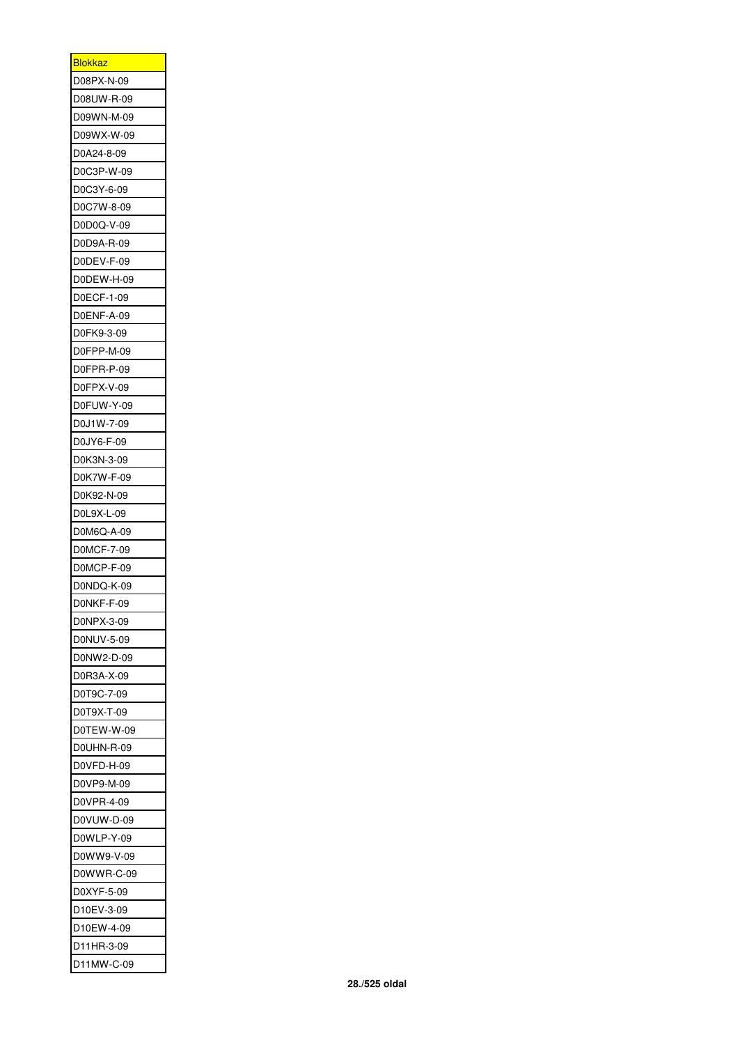| Blokkaz |
| --- |
| D08PX-N-09 |
| D08UW-R-09 |
| D09WN-M-09 |
| D09WX-W-09 |
| D0A24-8-09 |
| D0C3P-W-09 |
| D0C3Y-6-09 |
| D0C7W-8-09 |
| D0D0Q-V-09 |
| D0D9A-R-09 |
| D0DEV-F-09 |
| D0DEW-H-09 |
| D0ECF-1-09 |
| D0ENF-A-09 |
| D0FK9-3-09 |
| D0FPP-M-09 |
| D0FPR-P-09 |
| D0FPX-V-09 |
| D0FUW-Y-09 |
| D0J1W-7-09 |
| D0JY6-F-09 |
| D0K3N-3-09 |
| D0K7W-F-09 |
| D0K92-N-09 |
| D0L9X-L-09 |
| D0M6Q-A-09 |
| D0MCF-7-09 |
| D0MCP-F-09 |
| D0NDQ-K-09 |
| D0NKF-F-09 |
| D0NPX-3-09 |
| D0NUV-5-09 |
| D0NW2-D-09 |
| D0R3A-X-09 |
| D0T9C-7-09 |
| D0T9X-T-09 |
| D0TEW-W-09 |
| D0UHN-R-09 |
| D0VFD-H-09 |
| D0VP9-M-09 |
| D0VPR-4-09 |
| D0VUW-D-09 |
| D0WLP-Y-09 |
| D0WW9-V-09 |
| D0WWR-C-09 |
| D0XYF-5-09 |
| D10EV-3-09 |
| D10EW-4-09 |
| D11HR-3-09 |
| D11MW-C-09 |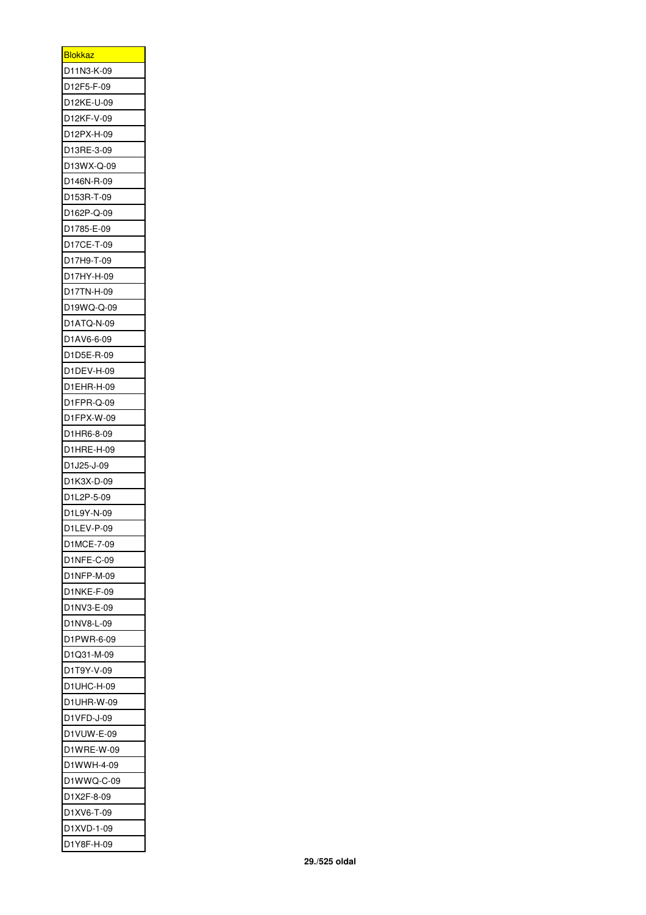| Blokkaz |
|---|
| D11N3-K-09 |
| D12F5-F-09 |
| D12KE-U-09 |
| D12KF-V-09 |
| D12PX-H-09 |
| D13RE-3-09 |
| D13WX-Q-09 |
| D146N-R-09 |
| D153R-T-09 |
| D162P-Q-09 |
| D1785-E-09 |
| D17CE-T-09 |
| D17H9-T-09 |
| D17HY-H-09 |
| D17TN-H-09 |
| D19WQ-Q-09 |
| D1ATQ-N-09 |
| D1AV6-6-09 |
| D1D5E-R-09 |
| D1DEV-H-09 |
| D1EHR-H-09 |
| D1FPR-Q-09 |
| D1FPX-W-09 |
| D1HR6-8-09 |
| D1HRE-H-09 |
| D1J25-J-09 |
| D1K3X-D-09 |
| D1L2P-5-09 |
| D1L9Y-N-09 |
| D1LEV-P-09 |
| D1MCE-7-09 |
| D1NFE-C-09 |
| D1NFP-M-09 |
| D1NKE-F-09 |
| D1NV3-E-09 |
| D1NV8-L-09 |
| D1PWR-6-09 |
| D1Q31-M-09 |
| D1T9Y-V-09 |
| D1UHC-H-09 |
| D1UHR-W-09 |
| D1VFD-J-09 |
| D1VUW-E-09 |
| D1WRE-W-09 |
| D1WWH-4-09 |
| D1WWQ-C-09 |
| D1X2F-8-09 |
| D1XV6-T-09 |
| D1XVD-1-09 |
| D1Y8F-H-09 |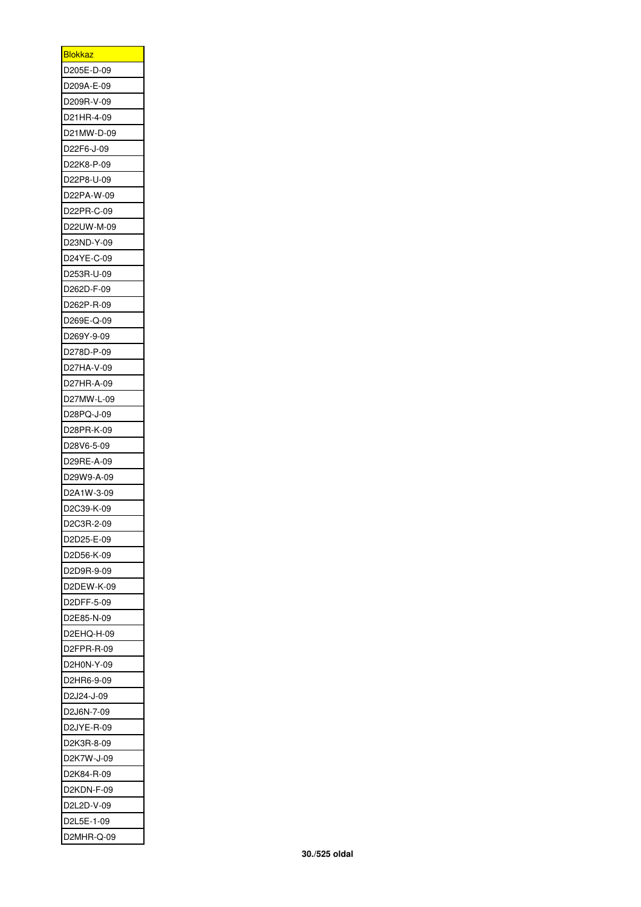| Blokkaz |
|---|
| D205E-D-09 |
| D209A-E-09 |
| D209R-V-09 |
| D21HR-4-09 |
| D21MW-D-09 |
| D22F6-J-09 |
| D22K8-P-09 |
| D22P8-U-09 |
| D22PA-W-09 |
| D22PR-C-09 |
| D22UW-M-09 |
| D23ND-Y-09 |
| D24YE-C-09 |
| D253R-U-09 |
| D262D-F-09 |
| D262P-R-09 |
| D269E-Q-09 |
| D269Y-9-09 |
| D278D-P-09 |
| D27HA-V-09 |
| D27HR-A-09 |
| D27MW-L-09 |
| D28PQ-J-09 |
| D28PR-K-09 |
| D28V6-5-09 |
| D29RE-A-09 |
| D29W9-A-09 |
| D2A1W-3-09 |
| D2C39-K-09 |
| D2C3R-2-09 |
| D2D25-E-09 |
| D2D56-K-09 |
| D2D9R-9-09 |
| D2DEW-K-09 |
| D2DFF-5-09 |
| D2E85-N-09 |
| D2EHQ-H-09 |
| D2FPR-R-09 |
| D2H0N-Y-09 |
| D2HR6-9-09 |
| D2J24-J-09 |
| D2J6N-7-09 |
| D2JYE-R-09 |
| D2K3R-8-09 |
| D2K7W-J-09 |
| D2K84-R-09 |
| D2KDN-F-09 |
| D2L2D-V-09 |
| D2L5E-1-09 |
| D2MHR-Q-09 |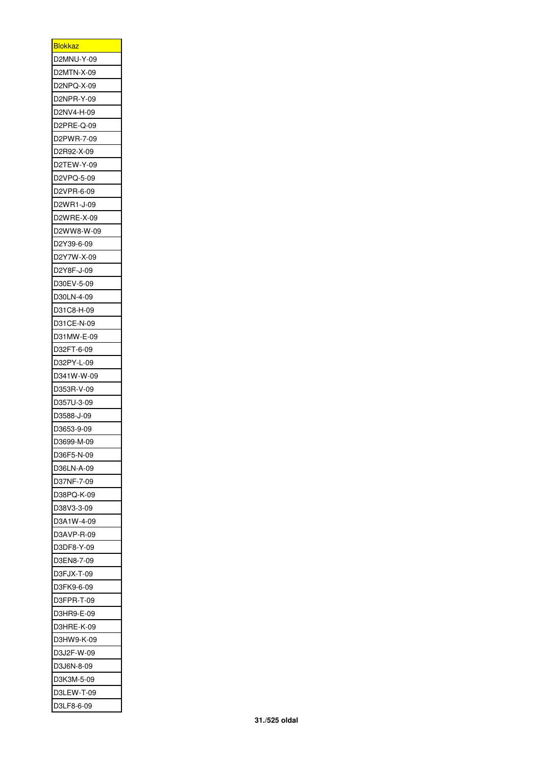| Blokkaz |
| --- |
| D2MNU-Y-09 |
| D2MTN-X-09 |
| D2NPQ-X-09 |
| D2NPR-Y-09 |
| D2NV4-H-09 |
| D2PRE-Q-09 |
| D2PWR-7-09 |
| D2R92-X-09 |
| D2TEW-Y-09 |
| D2VPQ-5-09 |
| D2VPR-6-09 |
| D2WR1-J-09 |
| D2WRE-X-09 |
| D2WW8-W-09 |
| D2Y39-6-09 |
| D2Y7W-X-09 |
| D2Y8F-J-09 |
| D30EV-5-09 |
| D30LN-4-09 |
| D31C8-H-09 |
| D31CE-N-09 |
| D31MW-E-09 |
| D32FT-6-09 |
| D32PY-L-09 |
| D341W-W-09 |
| D353R-V-09 |
| D357U-3-09 |
| D3588-J-09 |
| D3653-9-09 |
| D3699-M-09 |
| D36F5-N-09 |
| D36LN-A-09 |
| D37NF-7-09 |
| D38PQ-K-09 |
| D38V3-3-09 |
| D3A1W-4-09 |
| D3AVP-R-09 |
| D3DF8-Y-09 |
| D3EN8-7-09 |
| D3FJX-T-09 |
| D3FK9-6-09 |
| D3FPR-T-09 |
| D3HR9-E-09 |
| D3HRE-K-09 |
| D3HW9-K-09 |
| D3J2F-W-09 |
| D3J6N-8-09 |
| D3K3M-5-09 |
| D3LEW-T-09 |
| D3LF8-6-09 |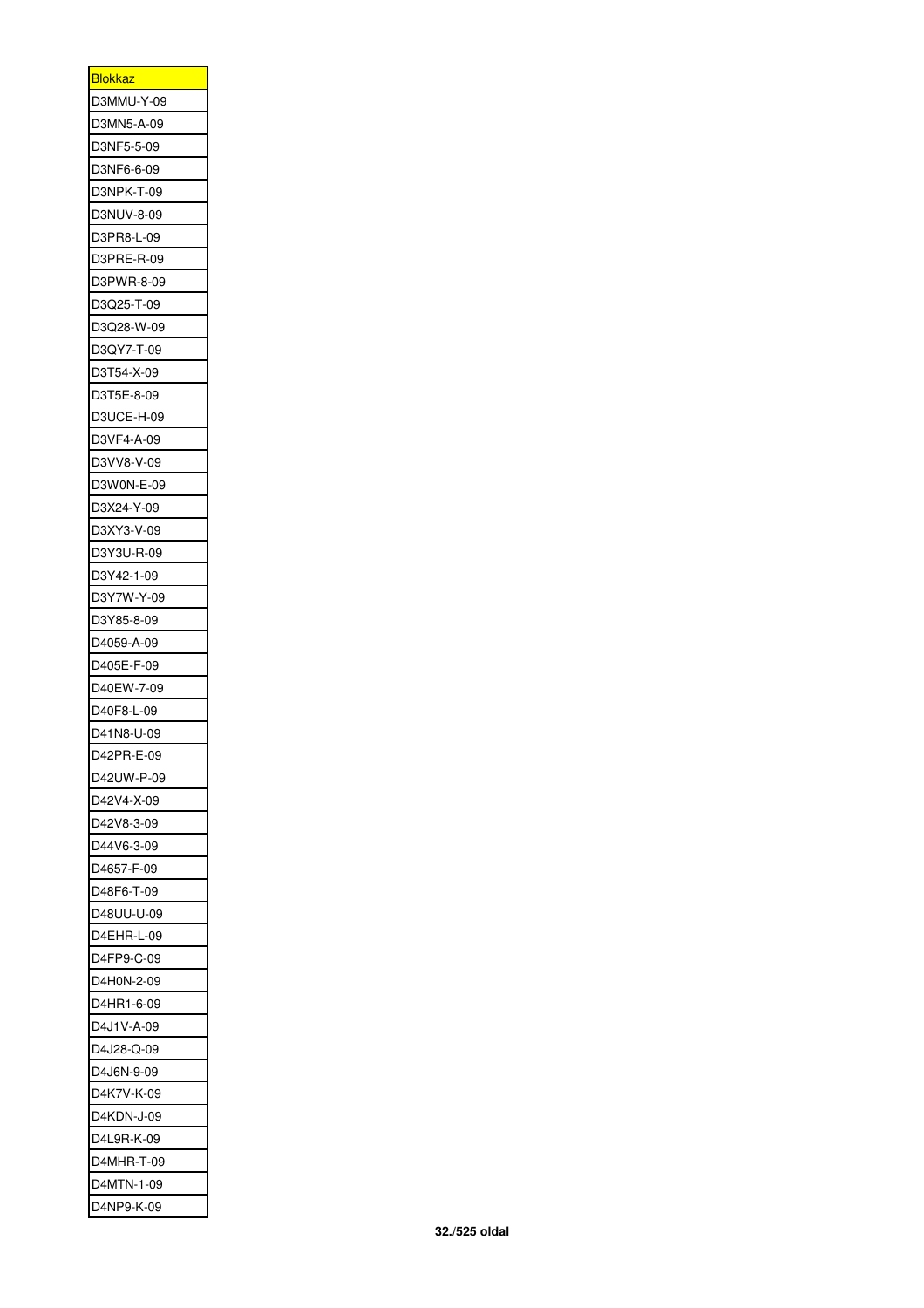| Blokkaz |
| --- |
| D3MMU-Y-09 |
| D3MN5-A-09 |
| D3NF5-5-09 |
| D3NF6-6-09 |
| D3NPK-T-09 |
| D3NUV-8-09 |
| D3PR8-L-09 |
| D3PRE-R-09 |
| D3PWR-8-09 |
| D3Q25-T-09 |
| D3Q28-W-09 |
| D3QY7-T-09 |
| D3T54-X-09 |
| D3T5E-8-09 |
| D3UCE-H-09 |
| D3VF4-A-09 |
| D3VV8-V-09 |
| D3W0N-E-09 |
| D3X24-Y-09 |
| D3XY3-V-09 |
| D3Y3U-R-09 |
| D3Y42-1-09 |
| D3Y7W-Y-09 |
| D3Y85-8-09 |
| D4059-A-09 |
| D405E-F-09 |
| D40EW-7-09 |
| D40F8-L-09 |
| D41N8-U-09 |
| D42PR-E-09 |
| D42UW-P-09 |
| D42V4-X-09 |
| D42V8-3-09 |
| D44V6-3-09 |
| D4657-F-09 |
| D48F6-T-09 |
| D48UU-U-09 |
| D4EHR-L-09 |
| D4FP9-C-09 |
| D4H0N-2-09 |
| D4HR1-6-09 |
| D4J1V-A-09 |
| D4J28-Q-09 |
| D4J6N-9-09 |
| D4K7V-K-09 |
| D4KDN-J-09 |
| D4L9R-K-09 |
| D4MHR-T-09 |
| D4MTN-1-09 |
| D4NP9-K-09 |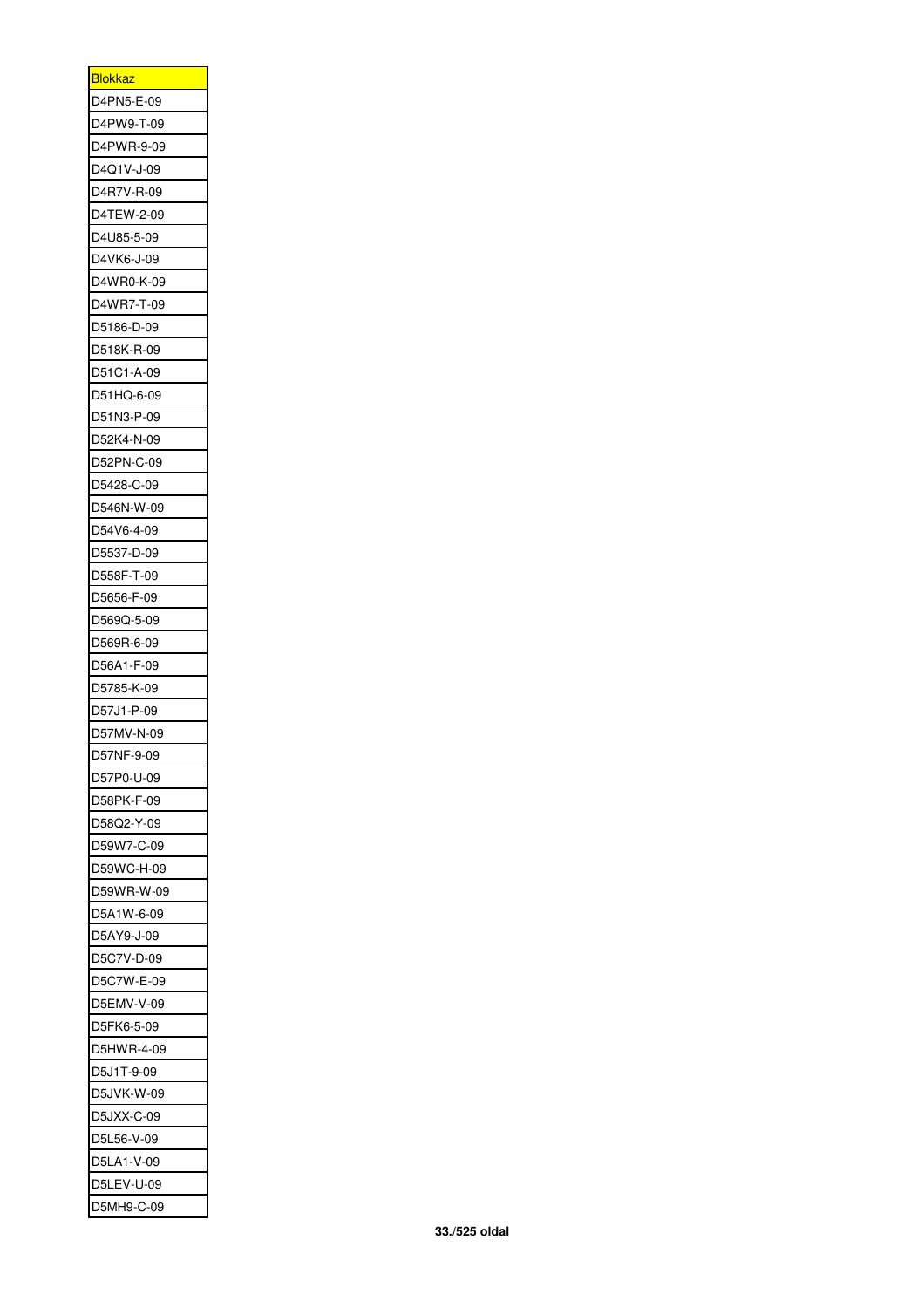| Blokkaz |
| --- |
| D4PN5-E-09 |
| D4PW9-T-09 |
| D4PWR-9-09 |
| D4Q1V-J-09 |
| D4R7V-R-09 |
| D4TEW-2-09 |
| D4U85-5-09 |
| D4VK6-J-09 |
| D4WR0-K-09 |
| D4WR7-T-09 |
| D5186-D-09 |
| D518K-R-09 |
| D51C1-A-09 |
| D51HQ-6-09 |
| D51N3-P-09 |
| D52K4-N-09 |
| D52PN-C-09 |
| D5428-C-09 |
| D546N-W-09 |
| D54V6-4-09 |
| D5537-D-09 |
| D558F-T-09 |
| D5656-F-09 |
| D569Q-5-09 |
| D569R-6-09 |
| D56A1-F-09 |
| D5785-K-09 |
| D57J1-P-09 |
| D57MV-N-09 |
| D57NF-9-09 |
| D57P0-U-09 |
| D58PK-F-09 |
| D58Q2-Y-09 |
| D59W7-C-09 |
| D59WC-H-09 |
| D59WR-W-09 |
| D5A1W-6-09 |
| D5AY9-J-09 |
| D5C7V-D-09 |
| D5C7W-E-09 |
| D5EMV-V-09 |
| D5FK6-5-09 |
| D5HWR-4-09 |
| D5J1T-9-09 |
| D5JVK-W-09 |
| D5JXX-C-09 |
| D5L56-V-09 |
| D5LA1-V-09 |
| D5LEV-U-09 |
| D5MH9-C-09 |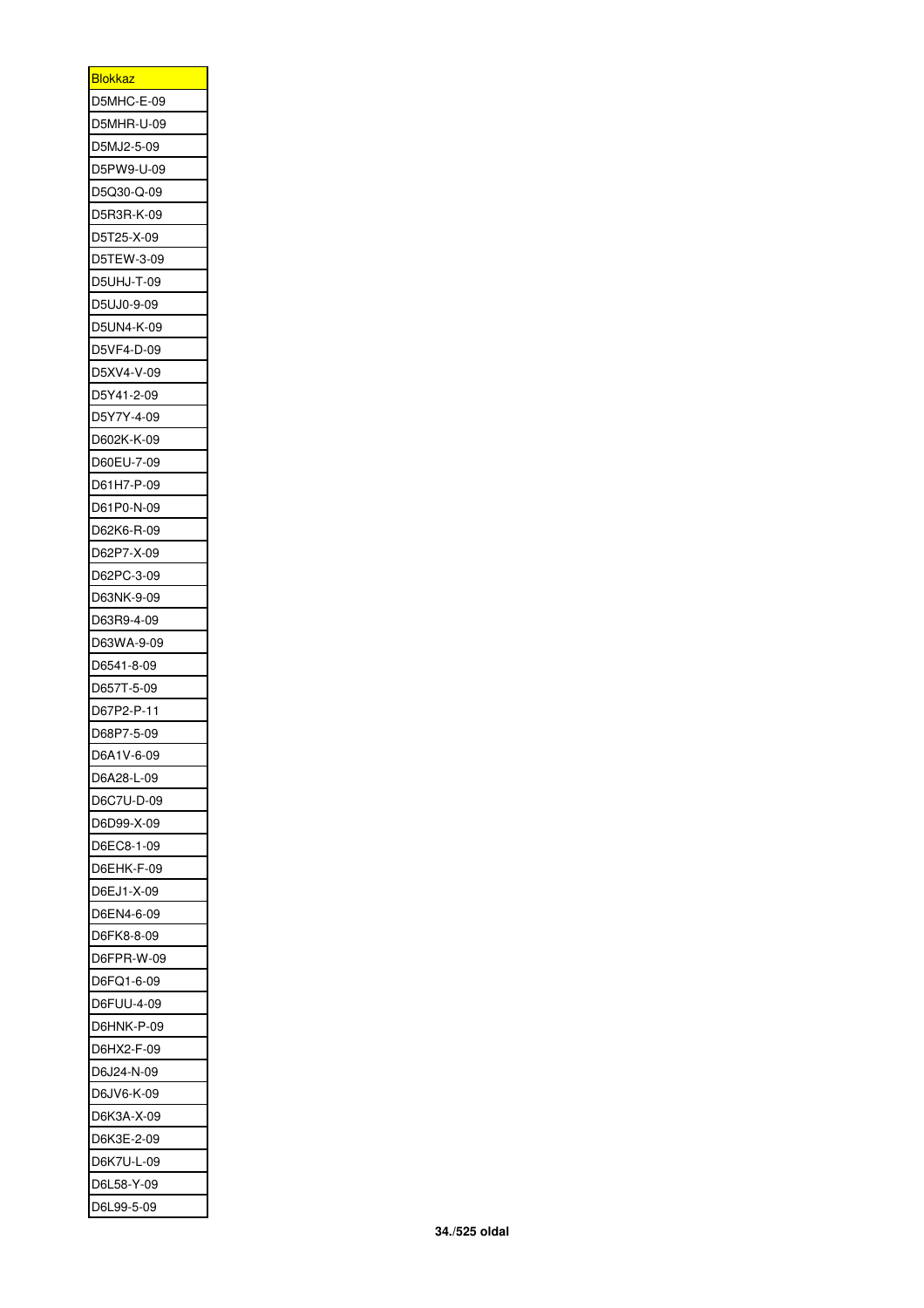| Blokkaz |
| --- |
| D5MHC-E-09 |
| D5MHR-U-09 |
| D5MJ2-5-09 |
| D5PW9-U-09 |
| D5Q30-Q-09 |
| D5R3R-K-09 |
| D5T25-X-09 |
| D5TEW-3-09 |
| D5UHJ-T-09 |
| D5UJ0-9-09 |
| D5UN4-K-09 |
| D5VF4-D-09 |
| D5XV4-V-09 |
| D5Y41-2-09 |
| D5Y7Y-4-09 |
| D602K-K-09 |
| D60EU-7-09 |
| D61H7-P-09 |
| D61P0-N-09 |
| D62K6-R-09 |
| D62P7-X-09 |
| D62PC-3-09 |
| D63NK-9-09 |
| D63R9-4-09 |
| D63WA-9-09 |
| D6541-8-09 |
| D657T-5-09 |
| D67P2-P-11 |
| D68P7-5-09 |
| D6A1V-6-09 |
| D6A28-L-09 |
| D6C7U-D-09 |
| D6D99-X-09 |
| D6EC8-1-09 |
| D6EHK-F-09 |
| D6EJ1-X-09 |
| D6EN4-6-09 |
| D6FK8-8-09 |
| D6FPR-W-09 |
| D6FQ1-6-09 |
| D6FUU-4-09 |
| D6HNK-P-09 |
| D6HX2-F-09 |
| D6J24-N-09 |
| D6JV6-K-09 |
| D6K3A-X-09 |
| D6K3E-2-09 |
| D6K7U-L-09 |
| D6L58-Y-09 |
| D6L99-5-09 |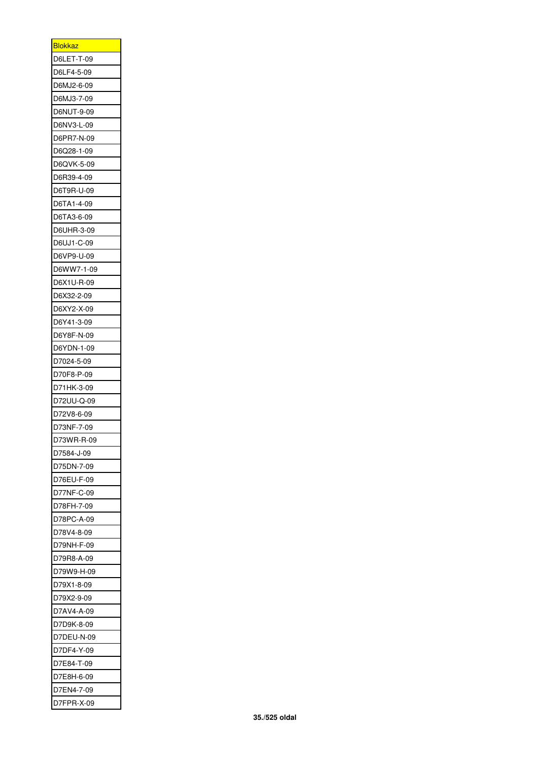| Blokkaz |
| --- |
| D6LET-T-09 |
| D6LF4-5-09 |
| D6MJ2-6-09 |
| D6MJ3-7-09 |
| D6NUT-9-09 |
| D6NV3-L-09 |
| D6PR7-N-09 |
| D6Q28-1-09 |
| D6QVK-5-09 |
| D6R39-4-09 |
| D6T9R-U-09 |
| D6TA1-4-09 |
| D6TA3-6-09 |
| D6UHR-3-09 |
| D6UJ1-C-09 |
| D6VP9-U-09 |
| D6WW7-1-09 |
| D6X1U-R-09 |
| D6X32-2-09 |
| D6XY2-X-09 |
| D6Y41-3-09 |
| D6Y8F-N-09 |
| D6YDN-1-09 |
| D7024-5-09 |
| D70F8-P-09 |
| D71HK-3-09 |
| D72UU-Q-09 |
| D72V8-6-09 |
| D73NF-7-09 |
| D73WR-R-09 |
| D7584-J-09 |
| D75DN-7-09 |
| D76EU-F-09 |
| D77NF-C-09 |
| D78FH-7-09 |
| D78PC-A-09 |
| D78V4-8-09 |
| D79NH-F-09 |
| D79R8-A-09 |
| D79W9-H-09 |
| D79X1-8-09 |
| D79X2-9-09 |
| D7AV4-A-09 |
| D7D9K-8-09 |
| D7DEU-N-09 |
| D7DF4-Y-09 |
| D7E84-T-09 |
| D7E8H-6-09 |
| D7EN4-7-09 |
| D7FPR-X-09 |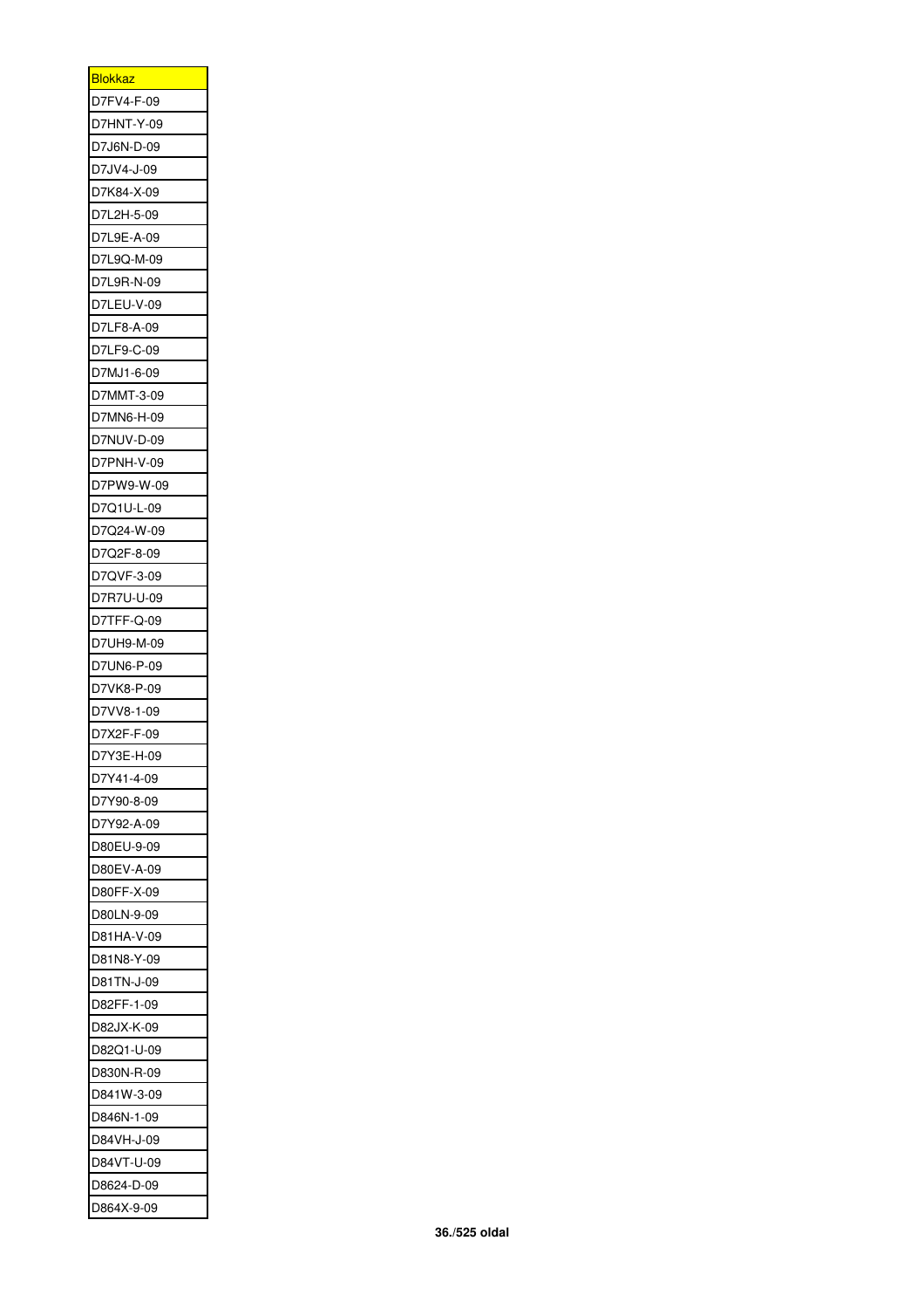| Blokkaz |
| --- |
| D7FV4-F-09 |
| D7HNT-Y-09 |
| D7J6N-D-09 |
| D7JV4-J-09 |
| D7K84-X-09 |
| D7L2H-5-09 |
| D7L9E-A-09 |
| D7L9Q-M-09 |
| D7L9R-N-09 |
| D7LEU-V-09 |
| D7LF8-A-09 |
| D7LF9-C-09 |
| D7MJ1-6-09 |
| D7MMT-3-09 |
| D7MN6-H-09 |
| D7NUV-D-09 |
| D7PNH-V-09 |
| D7PW9-W-09 |
| D7Q1U-L-09 |
| D7Q24-W-09 |
| D7Q2F-8-09 |
| D7QVF-3-09 |
| D7R7U-U-09 |
| D7TFF-Q-09 |
| D7UH9-M-09 |
| D7UN6-P-09 |
| D7VK8-P-09 |
| D7VV8-1-09 |
| D7X2F-F-09 |
| D7Y3E-H-09 |
| D7Y41-4-09 |
| D7Y90-8-09 |
| D7Y92-A-09 |
| D80EU-9-09 |
| D80EV-A-09 |
| D80FF-X-09 |
| D80LN-9-09 |
| D81HA-V-09 |
| D81N8-Y-09 |
| D81TN-J-09 |
| D82FF-1-09 |
| D82JX-K-09 |
| D82Q1-U-09 |
| D830N-R-09 |
| D841W-3-09 |
| D846N-1-09 |
| D84VH-J-09 |
| D84VT-U-09 |
| D8624-D-09 |
| D864X-9-09 |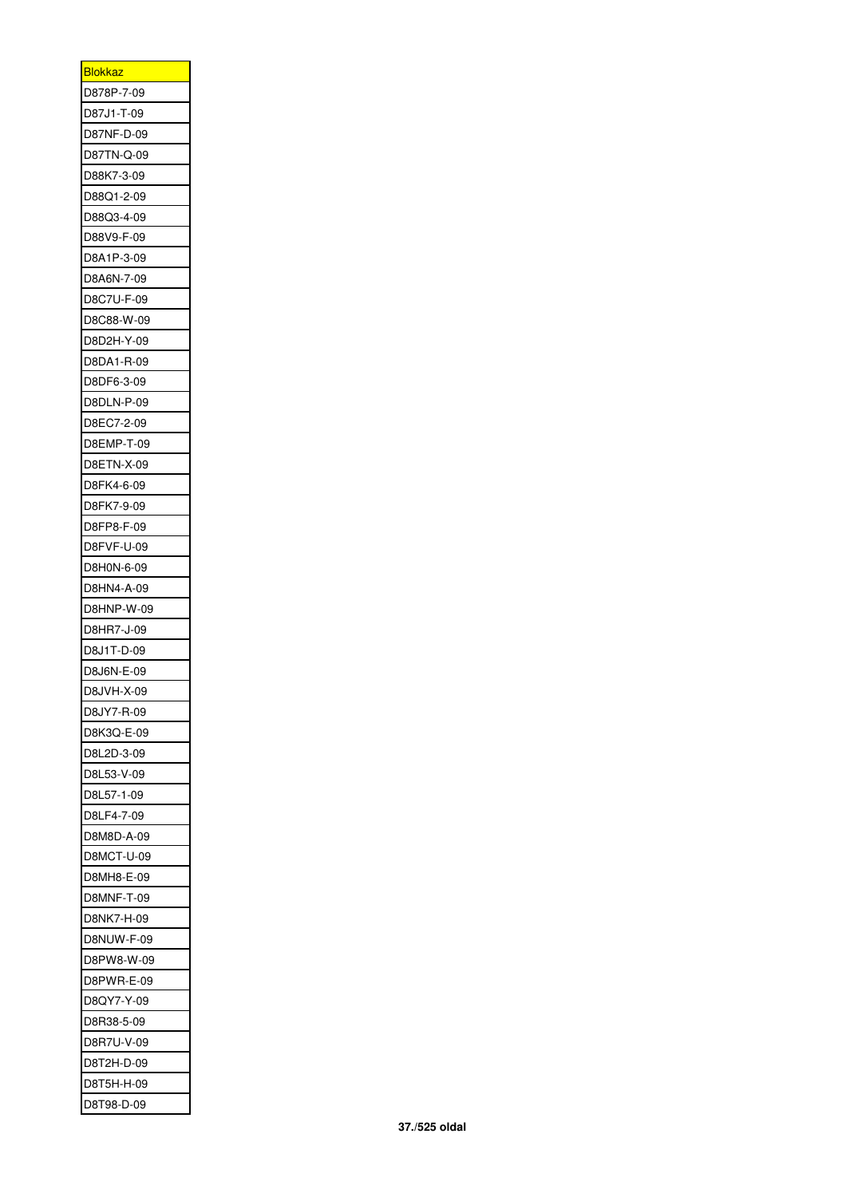| Blokkaz |
| --- |
| D878P-7-09 |
| D87J1-T-09 |
| D87NF-D-09 |
| D87TN-Q-09 |
| D88K7-3-09 |
| D88Q1-2-09 |
| D88Q3-4-09 |
| D88V9-F-09 |
| D8A1P-3-09 |
| D8A6N-7-09 |
| D8C7U-F-09 |
| D8C88-W-09 |
| D8D2H-Y-09 |
| D8DA1-R-09 |
| D8DF6-3-09 |
| D8DLN-P-09 |
| D8EC7-2-09 |
| D8EMP-T-09 |
| D8ETN-X-09 |
| D8FK4-6-09 |
| D8FK7-9-09 |
| D8FP8-F-09 |
| D8FVF-U-09 |
| D8H0N-6-09 |
| D8HN4-A-09 |
| D8HNP-W-09 |
| D8HR7-J-09 |
| D8J1T-D-09 |
| D8J6N-E-09 |
| D8JVH-X-09 |
| D8JY7-R-09 |
| D8K3Q-E-09 |
| D8L2D-3-09 |
| D8L53-V-09 |
| D8L57-1-09 |
| D8LF4-7-09 |
| D8M8D-A-09 |
| D8MCT-U-09 |
| D8MH8-E-09 |
| D8MNF-T-09 |
| D8NK7-H-09 |
| D8NUW-F-09 |
| D8PW8-W-09 |
| D8PWR-E-09 |
| D8QY7-Y-09 |
| D8R38-5-09 |
| D8R7U-V-09 |
| D8T2H-D-09 |
| D8T5H-H-09 |
| D8T98-D-09 |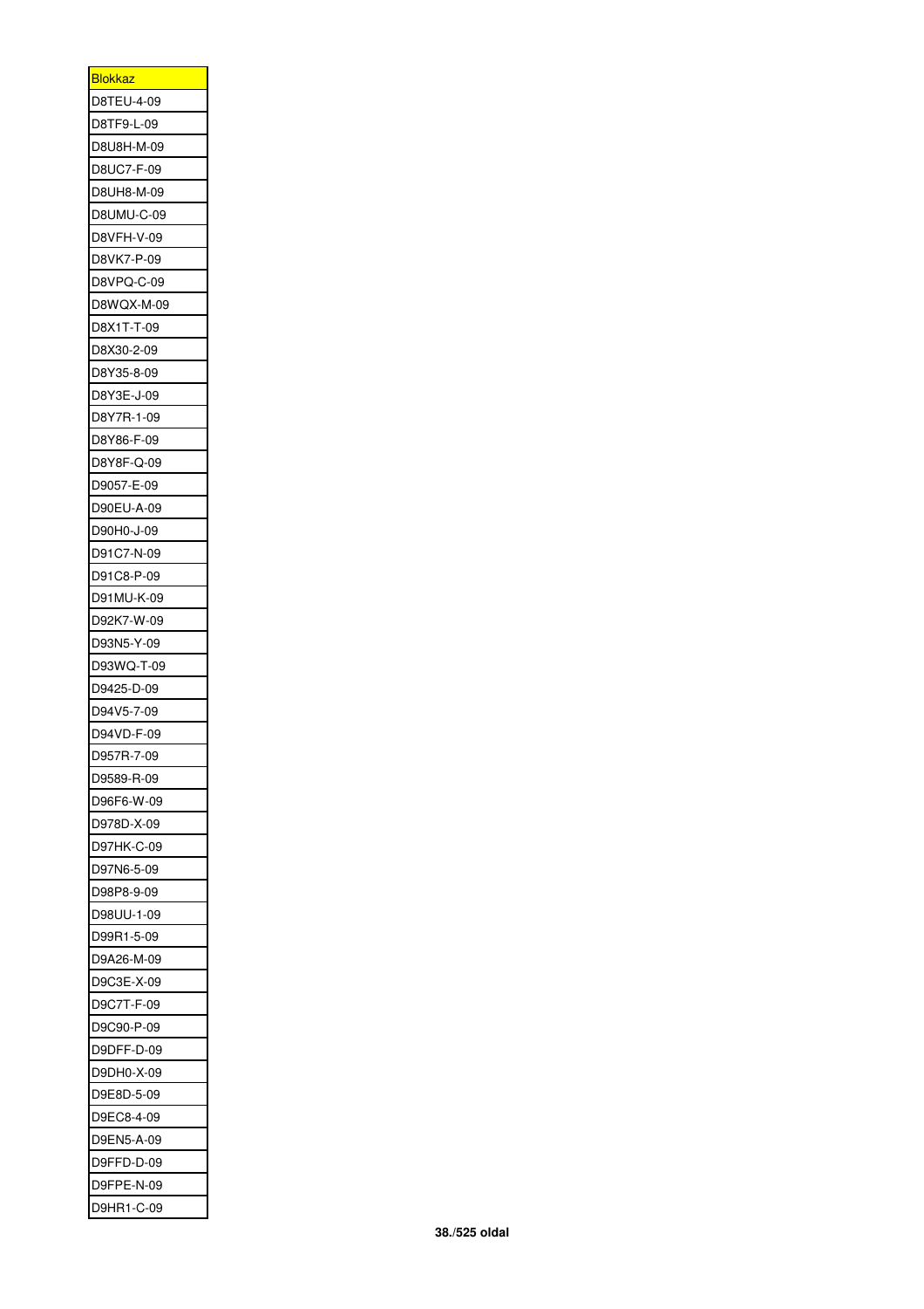| Blokkaz |
| --- |
| D8TEU-4-09 |
| D8TF9-L-09 |
| D8U8H-M-09 |
| D8UC7-F-09 |
| D8UH8-M-09 |
| D8UMU-C-09 |
| D8VFH-V-09 |
| D8VK7-P-09 |
| D8VPQ-C-09 |
| D8WQX-M-09 |
| D8X1T-T-09 |
| D8X30-2-09 |
| D8Y35-8-09 |
| D8Y3E-J-09 |
| D8Y7R-1-09 |
| D8Y86-F-09 |
| D8Y8F-Q-09 |
| D9057-E-09 |
| D90EU-A-09 |
| D90H0-J-09 |
| D91C7-N-09 |
| D91C8-P-09 |
| D91MU-K-09 |
| D92K7-W-09 |
| D93N5-Y-09 |
| D93WQ-T-09 |
| D9425-D-09 |
| D94V5-7-09 |
| D94VD-F-09 |
| D957R-7-09 |
| D9589-R-09 |
| D96F6-W-09 |
| D978D-X-09 |
| D97HK-C-09 |
| D97N6-5-09 |
| D98P8-9-09 |
| D98UU-1-09 |
| D99R1-5-09 |
| D9A26-M-09 |
| D9C3E-X-09 |
| D9C7T-F-09 |
| D9C90-P-09 |
| D9DFF-D-09 |
| D9DH0-X-09 |
| D9E8D-5-09 |
| D9EC8-4-09 |
| D9EN5-A-09 |
| D9FFD-D-09 |
| D9FPE-N-09 |
| D9HR1-C-09 |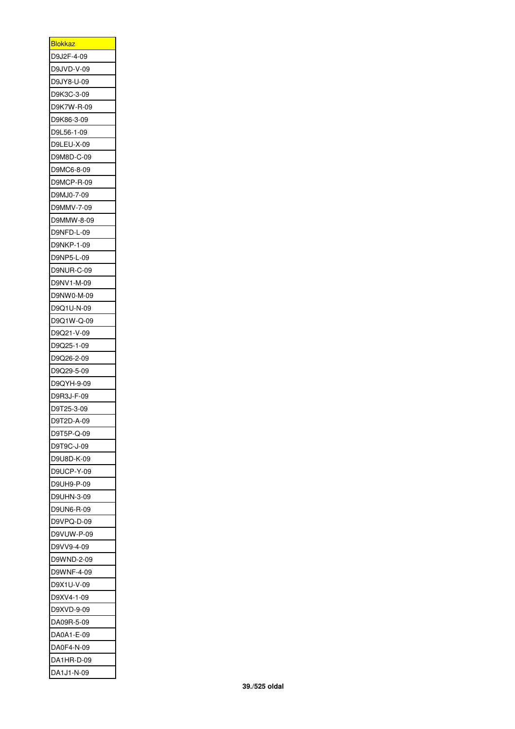| Blokkaz |
| --- |
| D9J2F-4-09 |
| D9JVD-V-09 |
| D9JY8-U-09 |
| D9K3C-3-09 |
| D9K7W-R-09 |
| D9K86-3-09 |
| D9L56-1-09 |
| D9LEU-X-09 |
| D9M8D-C-09 |
| D9MC6-8-09 |
| D9MCP-R-09 |
| D9MJ0-7-09 |
| D9MMV-7-09 |
| D9MMW-8-09 |
| D9NFD-L-09 |
| D9NKP-1-09 |
| D9NP5-L-09 |
| D9NUR-C-09 |
| D9NV1-M-09 |
| D9NW0-M-09 |
| D9Q1U-N-09 |
| D9Q1W-Q-09 |
| D9Q21-V-09 |
| D9Q25-1-09 |
| D9Q26-2-09 |
| D9Q29-5-09 |
| D9QYH-9-09 |
| D9R3J-F-09 |
| D9T25-3-09 |
| D9T2D-A-09 |
| D9T5P-Q-09 |
| D9T9C-J-09 |
| D9U8D-K-09 |
| D9UCP-Y-09 |
| D9UH9-P-09 |
| D9UHN-3-09 |
| D9UN6-R-09 |
| D9VPQ-D-09 |
| D9VUW-P-09 |
| D9VV9-4-09 |
| D9WND-2-09 |
| D9WNF-4-09 |
| D9X1U-V-09 |
| D9XV4-1-09 |
| D9XVD-9-09 |
| DA09R-5-09 |
| DA0A1-E-09 |
| DA0F4-N-09 |
| DA1HR-D-09 |
| DA1J1-N-09 |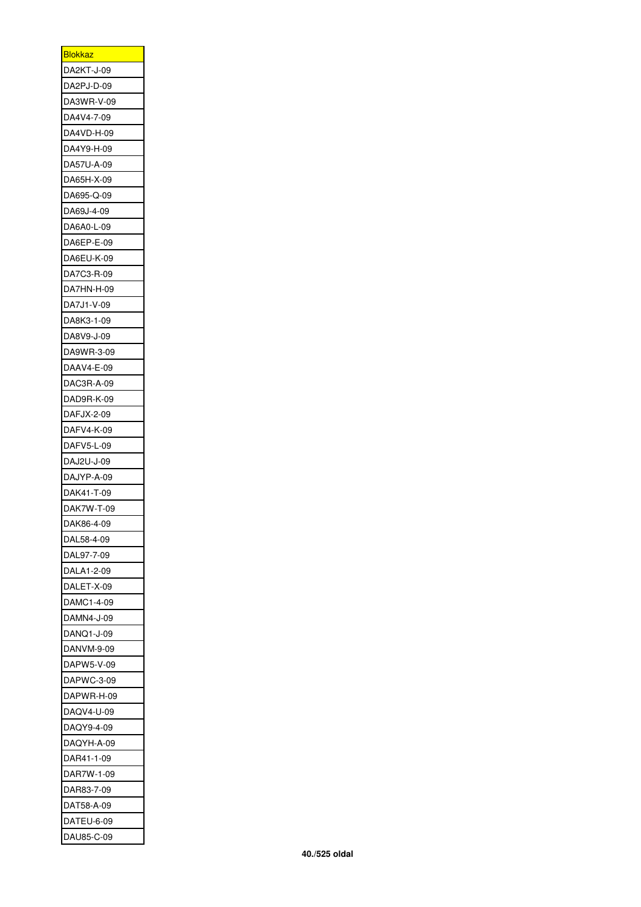| Blokkaz |
| --- |
| DA2KT-J-09 |
| DA2PJ-D-09 |
| DA3WR-V-09 |
| DA4V4-7-09 |
| DA4VD-H-09 |
| DA4Y9-H-09 |
| DA57U-A-09 |
| DA65H-X-09 |
| DA695-Q-09 |
| DA69J-4-09 |
| DA6A0-L-09 |
| DA6EP-E-09 |
| DA6EU-K-09 |
| DA7C3-R-09 |
| DA7HN-H-09 |
| DA7J1-V-09 |
| DA8K3-1-09 |
| DA8V9-J-09 |
| DA9WR-3-09 |
| DAAV4-E-09 |
| DAC3R-A-09 |
| DAD9R-K-09 |
| DAFJX-2-09 |
| DAFV4-K-09 |
| DAFV5-L-09 |
| DAJ2U-J-09 |
| DAJYP-A-09 |
| DAK41-T-09 |
| DAK7W-T-09 |
| DAK86-4-09 |
| DAL58-4-09 |
| DAL97-7-09 |
| DALA1-2-09 |
| DALET-X-09 |
| DAMC1-4-09 |
| DAMN4-J-09 |
| DANQ1-J-09 |
| DANVM-9-09 |
| DAPW5-V-09 |
| DAPWC-3-09 |
| DAPWR-H-09 |
| DAQV4-U-09 |
| DAQY9-4-09 |
| DAQYH-A-09 |
| DAR41-1-09 |
| DAR7W-1-09 |
| DAR83-7-09 |
| DAT58-A-09 |
| DATEU-6-09 |
| DAU85-C-09 |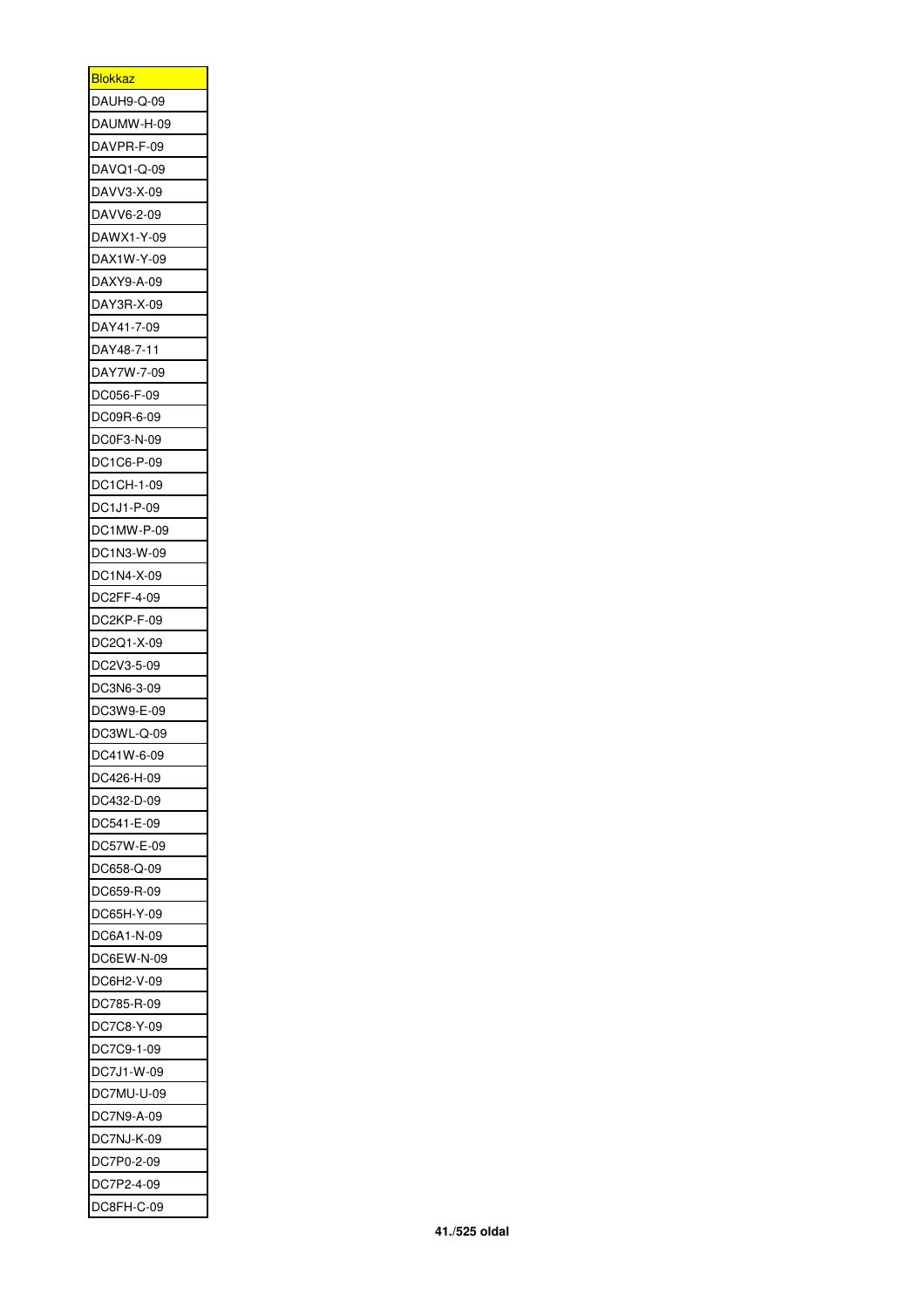| Blokkaz |
| --- |
| DAUH9-Q-09 |
| DAUMW-H-09 |
| DAVPR-F-09 |
| DAVQ1-Q-09 |
| DAVV3-X-09 |
| DAVV6-2-09 |
| DAWX1-Y-09 |
| DAX1W-Y-09 |
| DAXY9-A-09 |
| DAY3R-X-09 |
| DAY41-7-09 |
| DAY48-7-11 |
| DAY7W-7-09 |
| DC056-F-09 |
| DC09R-6-09 |
| DC0F3-N-09 |
| DC1C6-P-09 |
| DC1CH-1-09 |
| DC1J1-P-09 |
| DC1MW-P-09 |
| DC1N3-W-09 |
| DC1N4-X-09 |
| DC2FF-4-09 |
| DC2KP-F-09 |
| DC2Q1-X-09 |
| DC2V3-5-09 |
| DC3N6-3-09 |
| DC3W9-E-09 |
| DC3WL-Q-09 |
| DC41W-6-09 |
| DC426-H-09 |
| DC432-D-09 |
| DC541-E-09 |
| DC57W-E-09 |
| DC658-Q-09 |
| DC659-R-09 |
| DC65H-Y-09 |
| DC6A1-N-09 |
| DC6EW-N-09 |
| DC6H2-V-09 |
| DC785-R-09 |
| DC7C8-Y-09 |
| DC7C9-1-09 |
| DC7J1-W-09 |
| DC7MU-U-09 |
| DC7N9-A-09 |
| DC7NJ-K-09 |
| DC7P0-2-09 |
| DC7P2-4-09 |
| DC8FH-C-09 |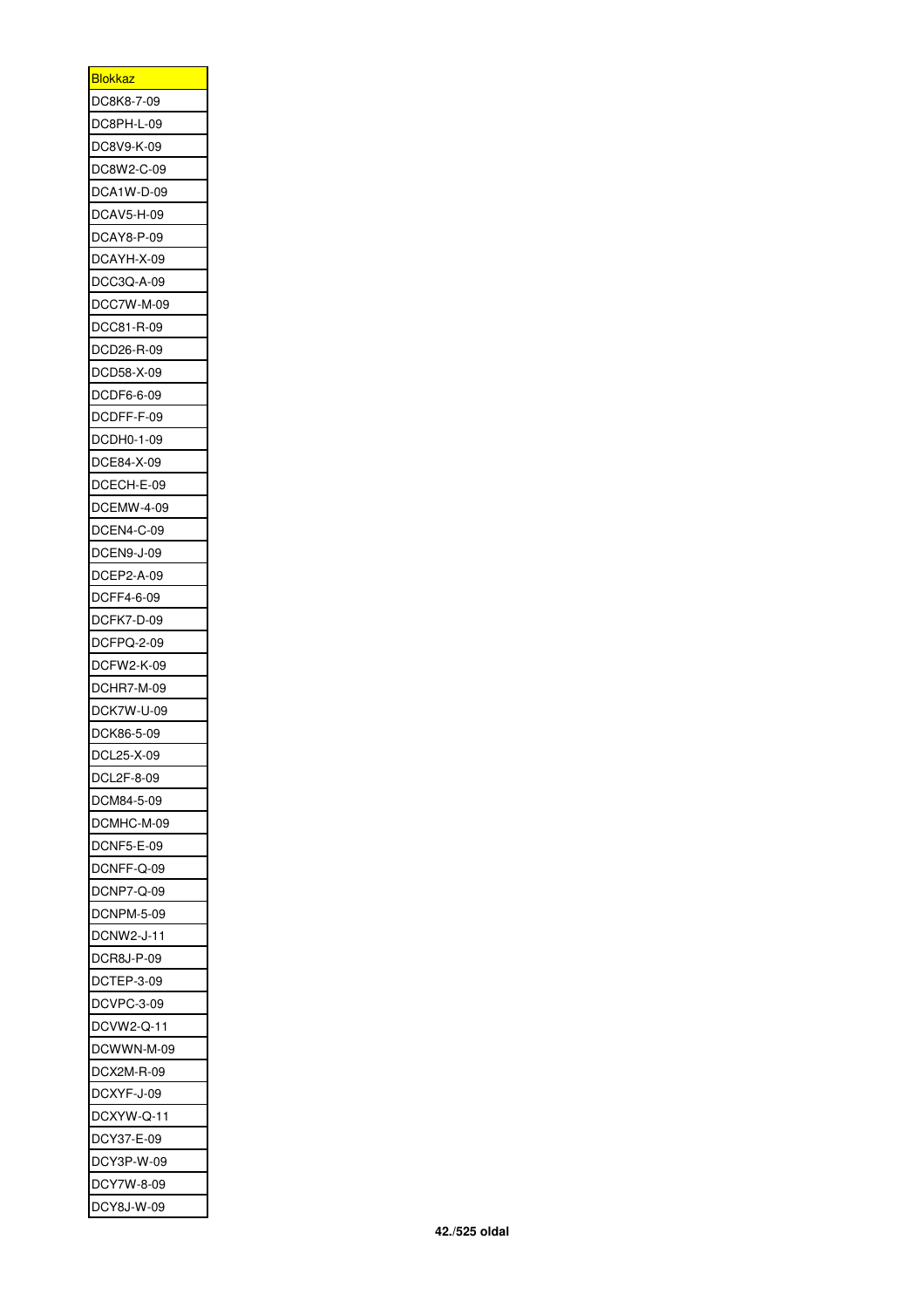| Blokkaz |
| --- |
| DC8K8-7-09 |
| DC8PH-L-09 |
| DC8V9-K-09 |
| DC8W2-C-09 |
| DCA1W-D-09 |
| DCAV5-H-09 |
| DCAY8-P-09 |
| DCAYH-X-09 |
| DCC3Q-A-09 |
| DCC7W-M-09 |
| DCC81-R-09 |
| DCD26-R-09 |
| DCD58-X-09 |
| DCDF6-6-09 |
| DCDFF-F-09 |
| DCDH0-1-09 |
| DCE84-X-09 |
| DCECH-E-09 |
| DCEMW-4-09 |
| DCEN4-C-09 |
| DCEN9-J-09 |
| DCEP2-A-09 |
| DCFF4-6-09 |
| DCFK7-D-09 |
| DCFPQ-2-09 |
| DCFW2-K-09 |
| DCHR7-M-09 |
| DCK7W-U-09 |
| DCK86-5-09 |
| DCL25-X-09 |
| DCL2F-8-09 |
| DCM84-5-09 |
| DCMHC-M-09 |
| DCNF5-E-09 |
| DCNFF-Q-09 |
| DCNP7-Q-09 |
| DCNPM-5-09 |
| DCNW2-J-11 |
| DCR8J-P-09 |
| DCTEP-3-09 |
| DCVPC-3-09 |
| DCVW2-Q-11 |
| DCWWN-M-09 |
| DCX2M-R-09 |
| DCXYF-J-09 |
| DCXYW-Q-11 |
| DCY37-E-09 |
| DCY3P-W-09 |
| DCY7W-8-09 |
| DCY8J-W-09 |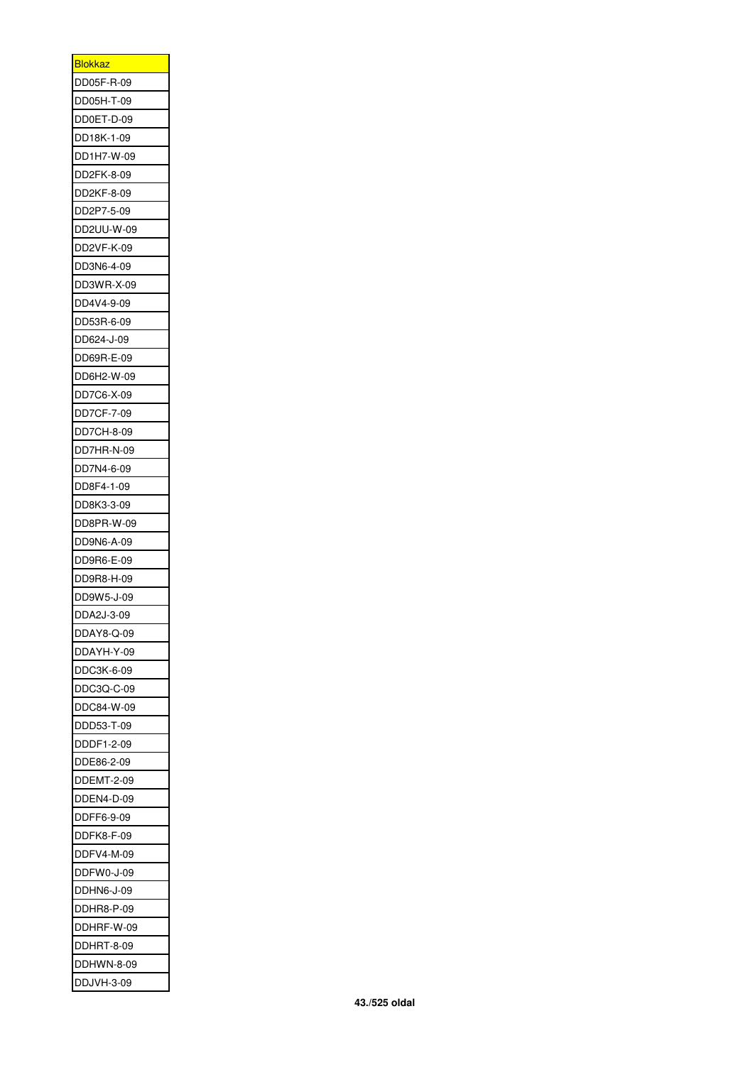| Blokkaz |
|---|
| DD05F-R-09 |
| DD05H-T-09 |
| DD0ET-D-09 |
| DD18K-1-09 |
| DD1H7-W-09 |
| DD2FK-8-09 |
| DD2KF-8-09 |
| DD2P7-5-09 |
| DD2UU-W-09 |
| DD2VF-K-09 |
| DD3N6-4-09 |
| DD3WR-X-09 |
| DD4V4-9-09 |
| DD53R-6-09 |
| DD624-J-09 |
| DD69R-E-09 |
| DD6H2-W-09 |
| DD7C6-X-09 |
| DD7CF-7-09 |
| DD7CH-8-09 |
| DD7HR-N-09 |
| DD7N4-6-09 |
| DD8F4-1-09 |
| DD8K3-3-09 |
| DD8PR-W-09 |
| DD9N6-A-09 |
| DD9R6-E-09 |
| DD9R8-H-09 |
| DD9W5-J-09 |
| DDA2J-3-09 |
| DDAY8-Q-09 |
| DDAYH-Y-09 |
| DDC3K-6-09 |
| DDC3Q-C-09 |
| DDC84-W-09 |
| DDD53-T-09 |
| DDDF1-2-09 |
| DDE86-2-09 |
| DDEMT-2-09 |
| DDEN4-D-09 |
| DDFF6-9-09 |
| DDFK8-F-09 |
| DDFV4-M-09 |
| DDFW0-J-09 |
| DDHN6-J-09 |
| DDHR8-P-09 |
| DDHRF-W-09 |
| DDHRT-8-09 |
| DDHWN-8-09 |
| DDJVH-3-09 |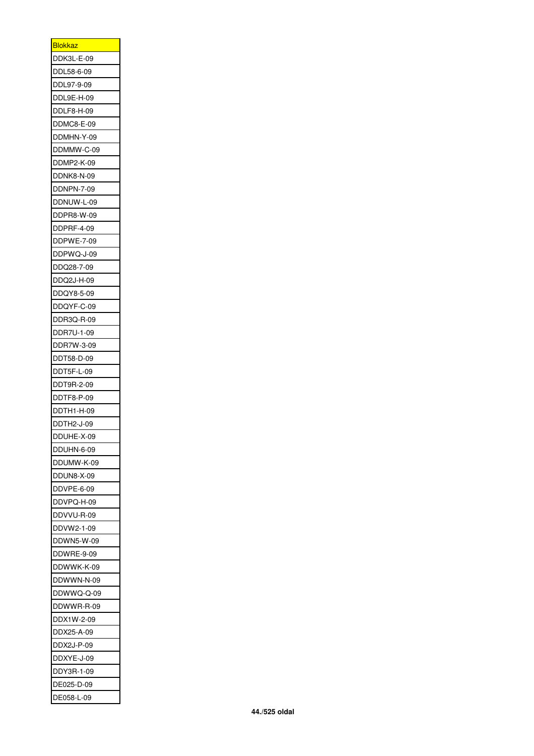| Blokkaz |
| --- |
| DDK3L-E-09 |
| DDL58-6-09 |
| DDL97-9-09 |
| DDL9E-H-09 |
| DDLF8-H-09 |
| DDMC8-E-09 |
| DDMHN-Y-09 |
| DDMMW-C-09 |
| DDMP2-K-09 |
| DDNK8-N-09 |
| DDNPN-7-09 |
| DDNUW-L-09 |
| DDPR8-W-09 |
| DDPRF-4-09 |
| DDPWE-7-09 |
| DDPWQ-J-09 |
| DDQ28-7-09 |
| DDQ2J-H-09 |
| DDQY8-5-09 |
| DDQYF-C-09 |
| DDR3Q-R-09 |
| DDR7U-1-09 |
| DDR7W-3-09 |
| DDT58-D-09 |
| DDT5F-L-09 |
| DDT9R-2-09 |
| DDTF8-P-09 |
| DDTH1-H-09 |
| DDTH2-J-09 |
| DDUHE-X-09 |
| DDUHN-6-09 |
| DDUMW-K-09 |
| DDUN8-X-09 |
| DDVPE-6-09 |
| DDVPQ-H-09 |
| DDVVU-R-09 |
| DDVW2-1-09 |
| DDWN5-W-09 |
| DDWRE-9-09 |
| DDWWK-K-09 |
| DDWWN-N-09 |
| DDWWQ-Q-09 |
| DDWWR-R-09 |
| DDX1W-2-09 |
| DDX25-A-09 |
| DDX2J-P-09 |
| DDXYE-J-09 |
| DDY3R-1-09 |
| DE025-D-09 |
| DE058-L-09 |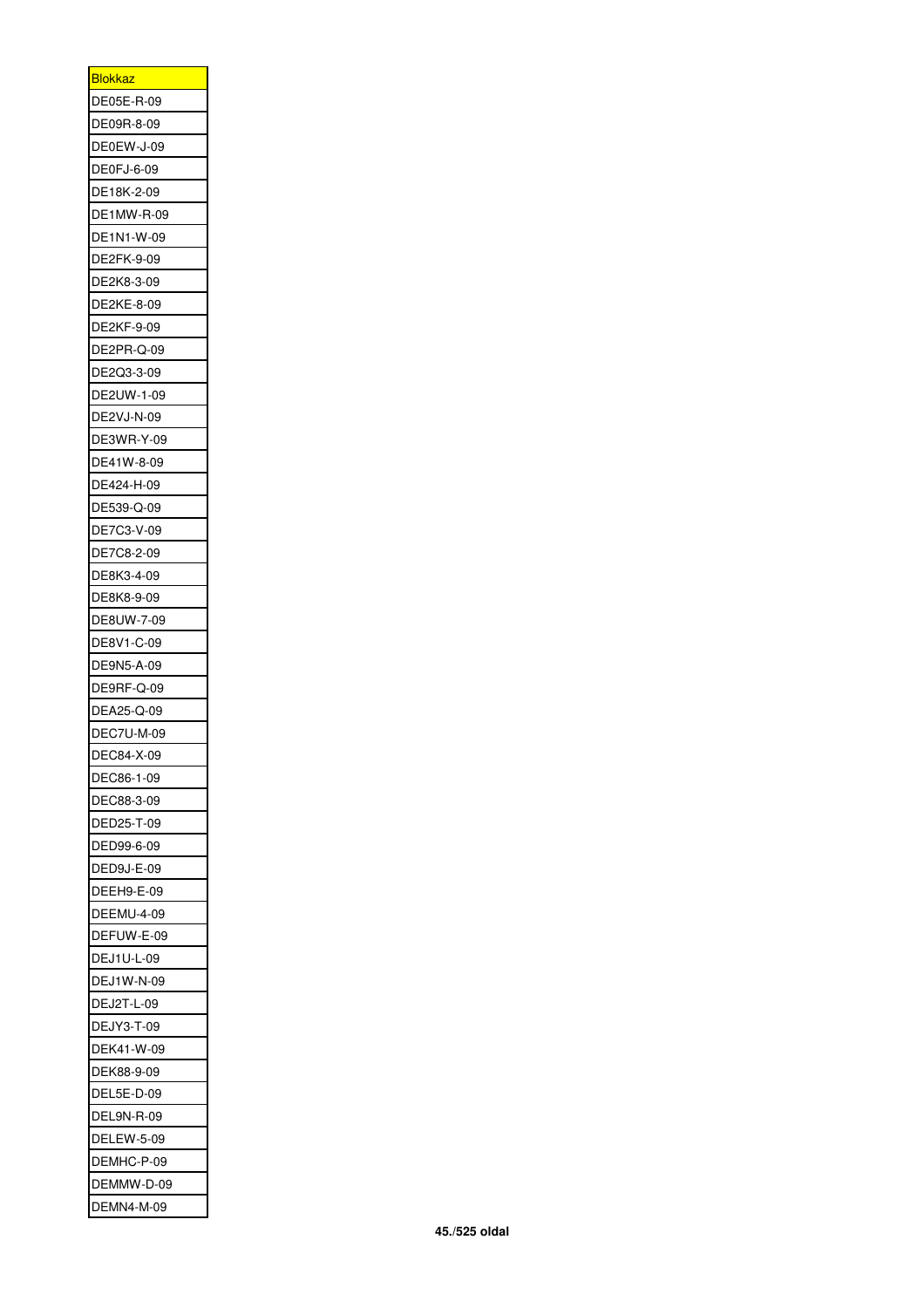| Blokkaz |
| --- |
| DE05E-R-09 |
| DE09R-8-09 |
| DE0EW-J-09 |
| DE0FJ-6-09 |
| DE18K-2-09 |
| DE1MW-R-09 |
| DE1N1-W-09 |
| DE2FK-9-09 |
| DE2K8-3-09 |
| DE2KE-8-09 |
| DE2KF-9-09 |
| DE2PR-Q-09 |
| DE2Q3-3-09 |
| DE2UW-1-09 |
| DE2VJ-N-09 |
| DE3WR-Y-09 |
| DE41W-8-09 |
| DE424-H-09 |
| DE539-Q-09 |
| DE7C3-V-09 |
| DE7C8-2-09 |
| DE8K3-4-09 |
| DE8K8-9-09 |
| DE8UW-7-09 |
| DE8V1-C-09 |
| DE9N5-A-09 |
| DE9RF-Q-09 |
| DEA25-Q-09 |
| DEC7U-M-09 |
| DEC84-X-09 |
| DEC86-1-09 |
| DEC88-3-09 |
| DED25-T-09 |
| DED99-6-09 |
| DED9J-E-09 |
| DEEH9-E-09 |
| DEEMU-4-09 |
| DEFUW-E-09 |
| DEJ1U-L-09 |
| DEJ1W-N-09 |
| DEJ2T-L-09 |
| DEJY3-T-09 |
| DEK41-W-09 |
| DEK88-9-09 |
| DEL5E-D-09 |
| DEL9N-R-09 |
| DELEW-5-09 |
| DEMHC-P-09 |
| DEMMW-D-09 |
| DEMN4-M-09 |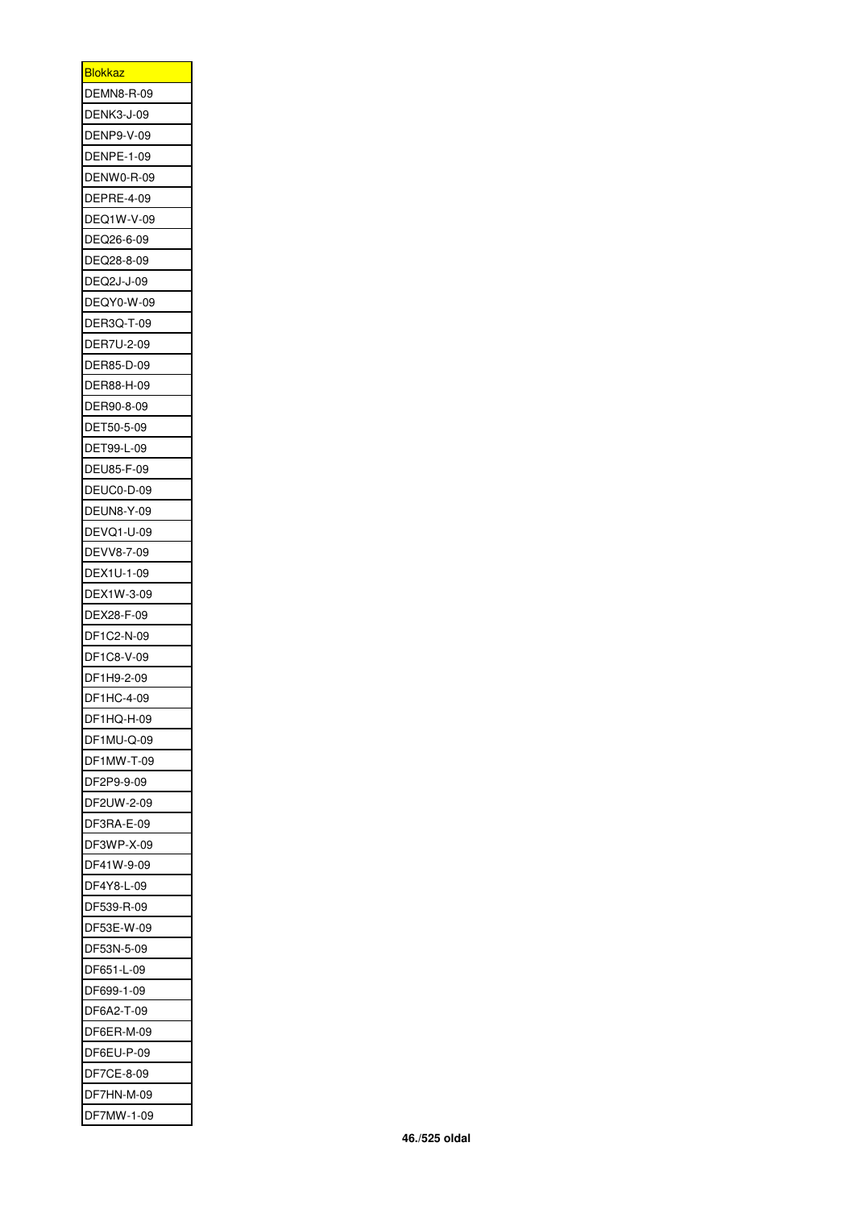| Blokkaz |
|---|
| DEMN8-R-09 |
| DENK3-J-09 |
| DENP9-V-09 |
| DENPE-1-09 |
| DENW0-R-09 |
| DEPRE-4-09 |
| DEQ1W-V-09 |
| DEQ26-6-09 |
| DEQ28-8-09 |
| DEQ2J-J-09 |
| DEQY0-W-09 |
| DER3Q-T-09 |
| DER7U-2-09 |
| DER85-D-09 |
| DER88-H-09 |
| DER90-8-09 |
| DET50-5-09 |
| DET99-L-09 |
| DEU85-F-09 |
| DEUC0-D-09 |
| DEUN8-Y-09 |
| DEVQ1-U-09 |
| DEVV8-7-09 |
| DEX1U-1-09 |
| DEX1W-3-09 |
| DEX28-F-09 |
| DF1C2-N-09 |
| DF1C8-V-09 |
| DF1H9-2-09 |
| DF1HC-4-09 |
| DF1HQ-H-09 |
| DF1MU-Q-09 |
| DF1MW-T-09 |
| DF2P9-9-09 |
| DF2UW-2-09 |
| DF3RA-E-09 |
| DF3WP-X-09 |
| DF41W-9-09 |
| DF4Y8-L-09 |
| DF539-R-09 |
| DF53E-W-09 |
| DF53N-5-09 |
| DF651-L-09 |
| DF699-1-09 |
| DF6A2-T-09 |
| DF6ER-M-09 |
| DF6EU-P-09 |
| DF7CE-8-09 |
| DF7HN-M-09 |
| DF7MW-1-09 |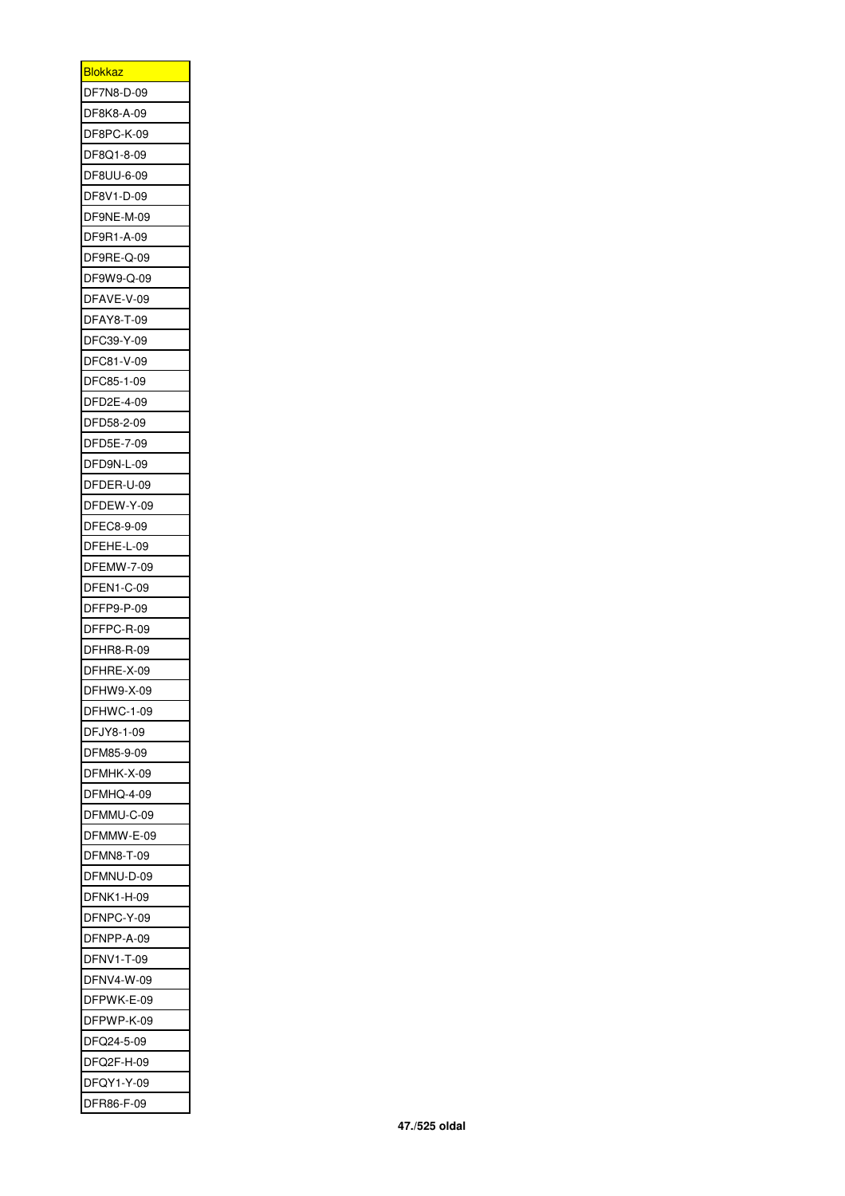| Blokkaz |
| --- |
| DF7N8-D-09 |
| DF8K8-A-09 |
| DF8PC-K-09 |
| DF8Q1-8-09 |
| DF8UU-6-09 |
| DF8V1-D-09 |
| DF9NE-M-09 |
| DF9R1-A-09 |
| DF9RE-Q-09 |
| DF9W9-Q-09 |
| DFAVE-V-09 |
| DFAY8-T-09 |
| DFC39-Y-09 |
| DFC81-V-09 |
| DFC85-1-09 |
| DFD2E-4-09 |
| DFD58-2-09 |
| DFD5E-7-09 |
| DFD9N-L-09 |
| DFDER-U-09 |
| DFDEW-Y-09 |
| DFEC8-9-09 |
| DFEHE-L-09 |
| DFEMW-7-09 |
| DFEN1-C-09 |
| DFFP9-P-09 |
| DFFPC-R-09 |
| DFHR8-R-09 |
| DFHRE-X-09 |
| DFHW9-X-09 |
| DFHWC-1-09 |
| DFJY8-1-09 |
| DFM85-9-09 |
| DFMHK-X-09 |
| DFMHQ-4-09 |
| DFMMU-C-09 |
| DFMMW-E-09 |
| DFMN8-T-09 |
| DFMNU-D-09 |
| DFNK1-H-09 |
| DFNPC-Y-09 |
| DFNPP-A-09 |
| DFNV1-T-09 |
| DFNV4-W-09 |
| DFPWK-E-09 |
| DFPWP-K-09 |
| DFQ24-5-09 |
| DFQ2F-H-09 |
| DFQY1-Y-09 |
| DFR86-F-09 |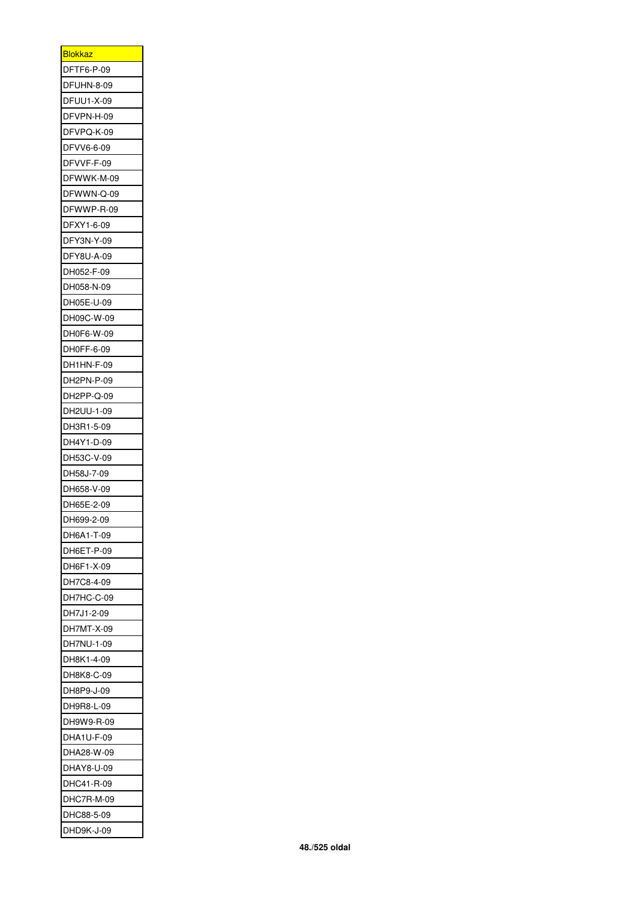| Blokkaz |
| --- |
| DFTF6-P-09 |
| DFUHN-8-09 |
| DFUU1-X-09 |
| DFVPN-H-09 |
| DFVPQ-K-09 |
| DFVV6-6-09 |
| DFVVF-F-09 |
| DFWWK-M-09 |
| DFWWN-Q-09 |
| DFWWP-R-09 |
| DFXY1-6-09 |
| DFY3N-Y-09 |
| DFY8U-A-09 |
| DH052-F-09 |
| DH058-N-09 |
| DH05E-U-09 |
| DH09C-W-09 |
| DH0F6-W-09 |
| DH0FF-6-09 |
| DH1HN-F-09 |
| DH2PN-P-09 |
| DH2PP-Q-09 |
| DH2UU-1-09 |
| DH3R1-5-09 |
| DH4Y1-D-09 |
| DH53C-V-09 |
| DH58J-7-09 |
| DH658-V-09 |
| DH65E-2-09 |
| DH699-2-09 |
| DH6A1-T-09 |
| DH6ET-P-09 |
| DH6F1-X-09 |
| DH7C8-4-09 |
| DH7HC-C-09 |
| DH7J1-2-09 |
| DH7MT-X-09 |
| DH7NU-1-09 |
| DH8K1-4-09 |
| DH8K8-C-09 |
| DH8P9-J-09 |
| DH9R8-L-09 |
| DH9W9-R-09 |
| DHA1U-F-09 |
| DHA28-W-09 |
| DHAY8-U-09 |
| DHC41-R-09 |
| DHC7R-M-09 |
| DHC88-5-09 |
| DHD9K-J-09 |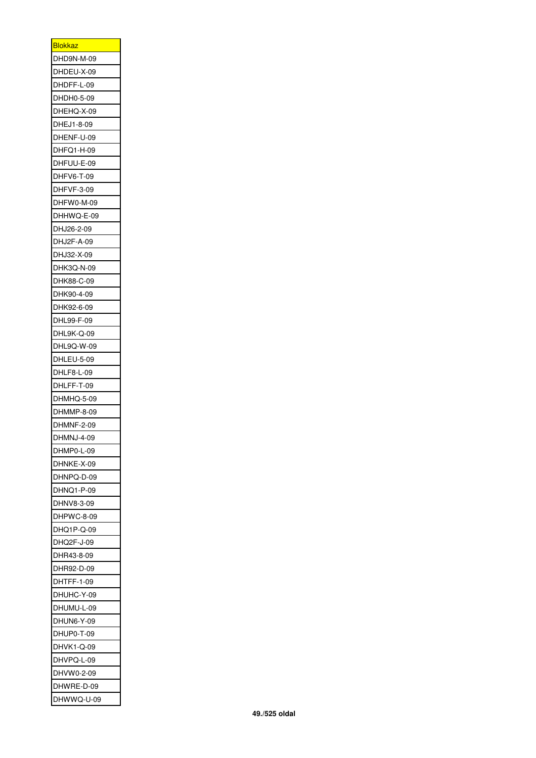| Blokkaz |
| --- |
| DHD9N-M-09 |
| DHDEU-X-09 |
| DHDFF-L-09 |
| DHDH0-5-09 |
| DHEHQ-X-09 |
| DHEJ1-8-09 |
| DHENF-U-09 |
| DHFQ1-H-09 |
| DHFUU-E-09 |
| DHFV6-T-09 |
| DHFVF-3-09 |
| DHFW0-M-09 |
| DHHWQ-E-09 |
| DHJ26-2-09 |
| DHJ2F-A-09 |
| DHJ32-X-09 |
| DHK3Q-N-09 |
| DHK88-C-09 |
| DHK90-4-09 |
| DHK92-6-09 |
| DHL99-F-09 |
| DHL9K-Q-09 |
| DHL9Q-W-09 |
| DHLEU-5-09 |
| DHLF8-L-09 |
| DHLFF-T-09 |
| DHMHQ-5-09 |
| DHMMP-8-09 |
| DHMNF-2-09 |
| DHMNJ-4-09 |
| DHMP0-L-09 |
| DHNKE-X-09 |
| DHNPQ-D-09 |
| DHNQ1-P-09 |
| DHNV8-3-09 |
| DHPWC-8-09 |
| DHQ1P-Q-09 |
| DHQ2F-J-09 |
| DHR43-8-09 |
| DHR92-D-09 |
| DHTFF-1-09 |
| DHUHC-Y-09 |
| DHUMU-L-09 |
| DHUN6-Y-09 |
| DHUP0-T-09 |
| DHVK1-Q-09 |
| DHVPQ-L-09 |
| DHVW0-2-09 |
| DHWRE-D-09 |
| DHWWQ-U-09 |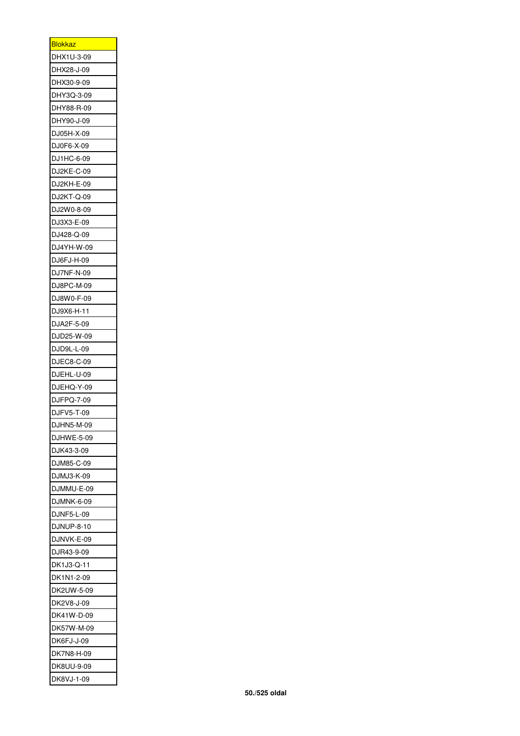| Blokkaz |
|---|
| DHX1U-3-09 |
| DHX28-J-09 |
| DHX30-9-09 |
| DHY3Q-3-09 |
| DHY88-R-09 |
| DHY90-J-09 |
| DJ05H-X-09 |
| DJ0F6-X-09 |
| DJ1HC-6-09 |
| DJ2KE-C-09 |
| DJ2KH-E-09 |
| DJ2KT-Q-09 |
| DJ2W0-8-09 |
| DJ3X3-E-09 |
| DJ428-Q-09 |
| DJ4YH-W-09 |
| DJ6FJ-H-09 |
| DJ7NF-N-09 |
| DJ8PC-M-09 |
| DJ8W0-F-09 |
| DJ9X6-H-11 |
| DJA2F-5-09 |
| DJD25-W-09 |
| DJD9L-L-09 |
| DJEC8-C-09 |
| DJEHL-U-09 |
| DJEHQ-Y-09 |
| DJFPQ-7-09 |
| DJFV5-T-09 |
| DJHN5-M-09 |
| DJHWE-5-09 |
| DJK43-3-09 |
| DJM85-C-09 |
| DJMJ3-K-09 |
| DJMMU-E-09 |
| DJMNK-6-09 |
| DJNF5-L-09 |
| DJNUP-8-10 |
| DJNVK-E-09 |
| DJR43-9-09 |
| DK1J3-Q-11 |
| DK1N1-2-09 |
| DK2UW-5-09 |
| DK2V8-J-09 |
| DK41W-D-09 |
| DK57W-M-09 |
| DK6FJ-J-09 |
| DK7N8-H-09 |
| DK8UU-9-09 |
| DK8VJ-1-09 |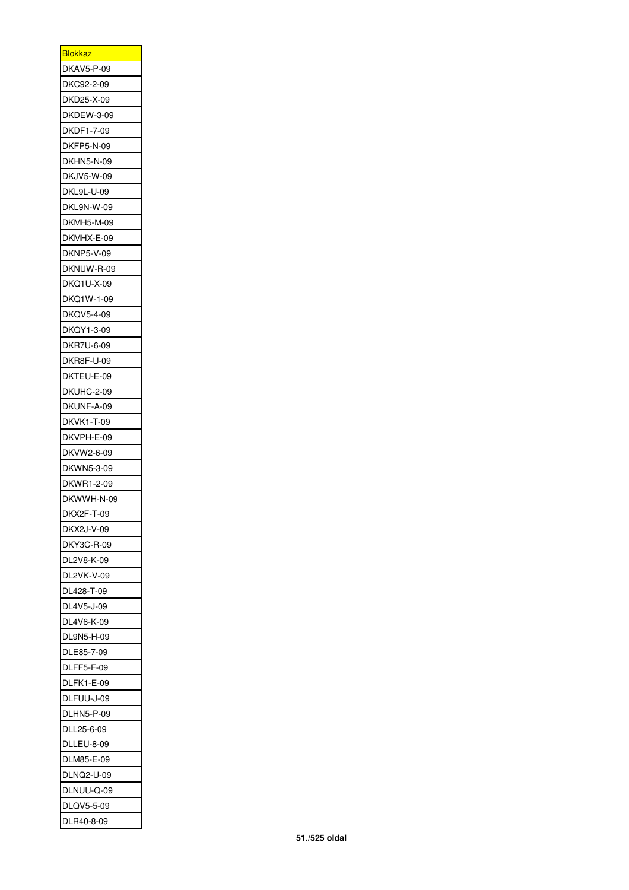| Blokkaz |
|---|
| DKAV5-P-09 |
| DKC92-2-09 |
| DKD25-X-09 |
| DKDEW-3-09 |
| DKDF1-7-09 |
| DKFP5-N-09 |
| DKHN5-N-09 |
| DKJV5-W-09 |
| DKL9L-U-09 |
| DKL9N-W-09 |
| DKMH5-M-09 |
| DKMHX-E-09 |
| DKNP5-V-09 |
| DKNUW-R-09 |
| DKQ1U-X-09 |
| DKQ1W-1-09 |
| DKQV5-4-09 |
| DKQY1-3-09 |
| DKR7U-6-09 |
| DKR8F-U-09 |
| DKTEU-E-09 |
| DKUHC-2-09 |
| DKUNF-A-09 |
| DKVK1-T-09 |
| DKVPH-E-09 |
| DKVW2-6-09 |
| DKWN5-3-09 |
| DKWR1-2-09 |
| DKWWH-N-09 |
| DKX2F-T-09 |
| DKX2J-V-09 |
| DKY3C-R-09 |
| DL2V8-K-09 |
| DL2VK-V-09 |
| DL428-T-09 |
| DL4V5-J-09 |
| DL4V6-K-09 |
| DL9N5-H-09 |
| DLE85-7-09 |
| DLFF5-F-09 |
| DLFK1-E-09 |
| DLFUU-J-09 |
| DLHN5-P-09 |
| DLL25-6-09 |
| DLLEU-8-09 |
| DLM85-E-09 |
| DLNQ2-U-09 |
| DLNUU-Q-09 |
| DLQV5-5-09 |
| DLR40-8-09 |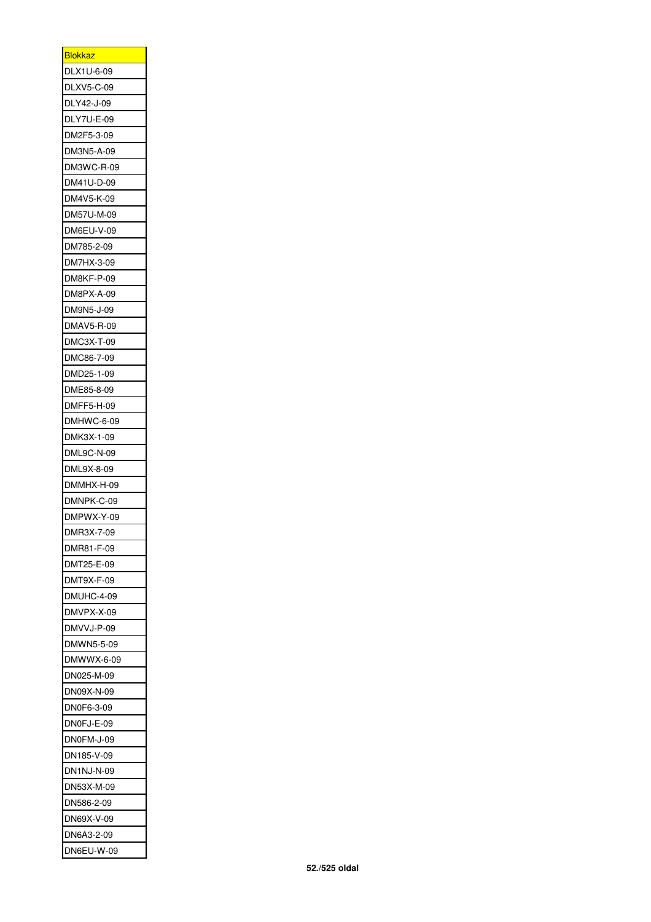| Blokkaz |
| --- |
| DLX1U-6-09 |
| DLXV5-C-09 |
| DLY42-J-09 |
| DLY7U-E-09 |
| DM2F5-3-09 |
| DM3N5-A-09 |
| DM3WC-R-09 |
| DM41U-D-09 |
| DM4V5-K-09 |
| DM57U-M-09 |
| DM6EU-V-09 |
| DM785-2-09 |
| DM7HX-3-09 |
| DM8KF-P-09 |
| DM8PX-A-09 |
| DM9N5-J-09 |
| DMAV5-R-09 |
| DMC3X-T-09 |
| DMC86-7-09 |
| DMD25-1-09 |
| DME85-8-09 |
| DMFF5-H-09 |
| DMHWC-6-09 |
| DMK3X-1-09 |
| DML9C-N-09 |
| DML9X-8-09 |
| DMMHX-H-09 |
| DMNPK-C-09 |
| DMPWX-Y-09 |
| DMR3X-7-09 |
| DMR81-F-09 |
| DMT25-E-09 |
| DMT9X-F-09 |
| DMUHC-4-09 |
| DMVPX-X-09 |
| DMVVJ-P-09 |
| DMWN5-5-09 |
| DMWWX-6-09 |
| DN025-M-09 |
| DN09X-N-09 |
| DN0F6-3-09 |
| DN0FJ-E-09 |
| DN0FM-J-09 |
| DN185-V-09 |
| DN1NJ-N-09 |
| DN53X-M-09 |
| DN586-2-09 |
| DN69X-V-09 |
| DN6A3-2-09 |
| DN6EU-W-09 |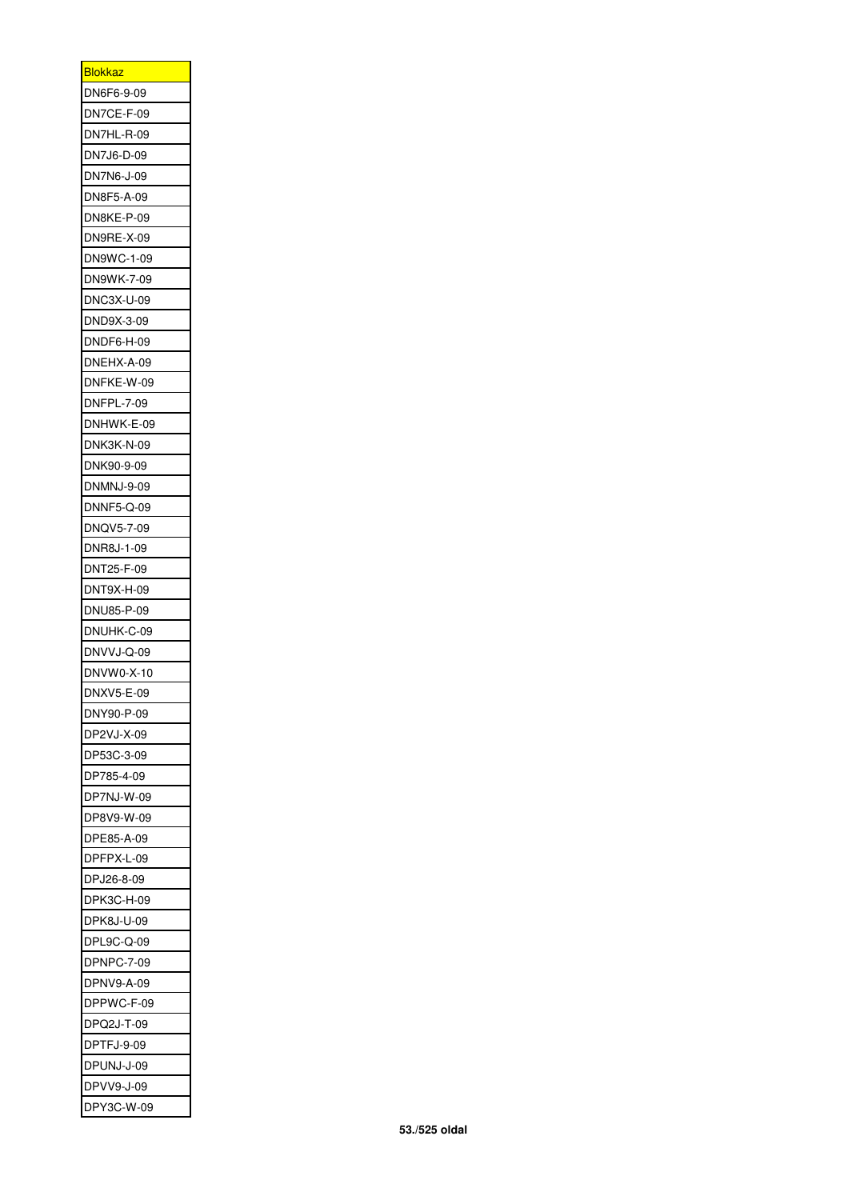| Blokkaz |
| --- |
| DN6F6-9-09 |
| DN7CE-F-09 |
| DN7HL-R-09 |
| DN7J6-D-09 |
| DN7N6-J-09 |
| DN8F5-A-09 |
| DN8KE-P-09 |
| DN9RE-X-09 |
| DN9WC-1-09 |
| DN9WK-7-09 |
| DNC3X-U-09 |
| DND9X-3-09 |
| DNDF6-H-09 |
| DNEHX-A-09 |
| DNFKE-W-09 |
| DNFPL-7-09 |
| DNHWK-E-09 |
| DNK3K-N-09 |
| DNK90-9-09 |
| DNMNJ-9-09 |
| DNNF5-Q-09 |
| DNQV5-7-09 |
| DNR8J-1-09 |
| DNT25-F-09 |
| DNT9X-H-09 |
| DNU85-P-09 |
| DNUHK-C-09 |
| DNVVJ-Q-09 |
| DNVW0-X-10 |
| DNXV5-E-09 |
| DNY90-P-09 |
| DP2VJ-X-09 |
| DP53C-3-09 |
| DP785-4-09 |
| DP7NJ-W-09 |
| DP8V9-W-09 |
| DPE85-A-09 |
| DPFPX-L-09 |
| DPJ26-8-09 |
| DPK3C-H-09 |
| DPK8J-U-09 |
| DPL9C-Q-09 |
| DPNPC-7-09 |
| DPNV9-A-09 |
| DPPWC-F-09 |
| DPQ2J-T-09 |
| DPTFJ-9-09 |
| DPUNJ-J-09 |
| DPVV9-J-09 |
| DPY3C-W-09 |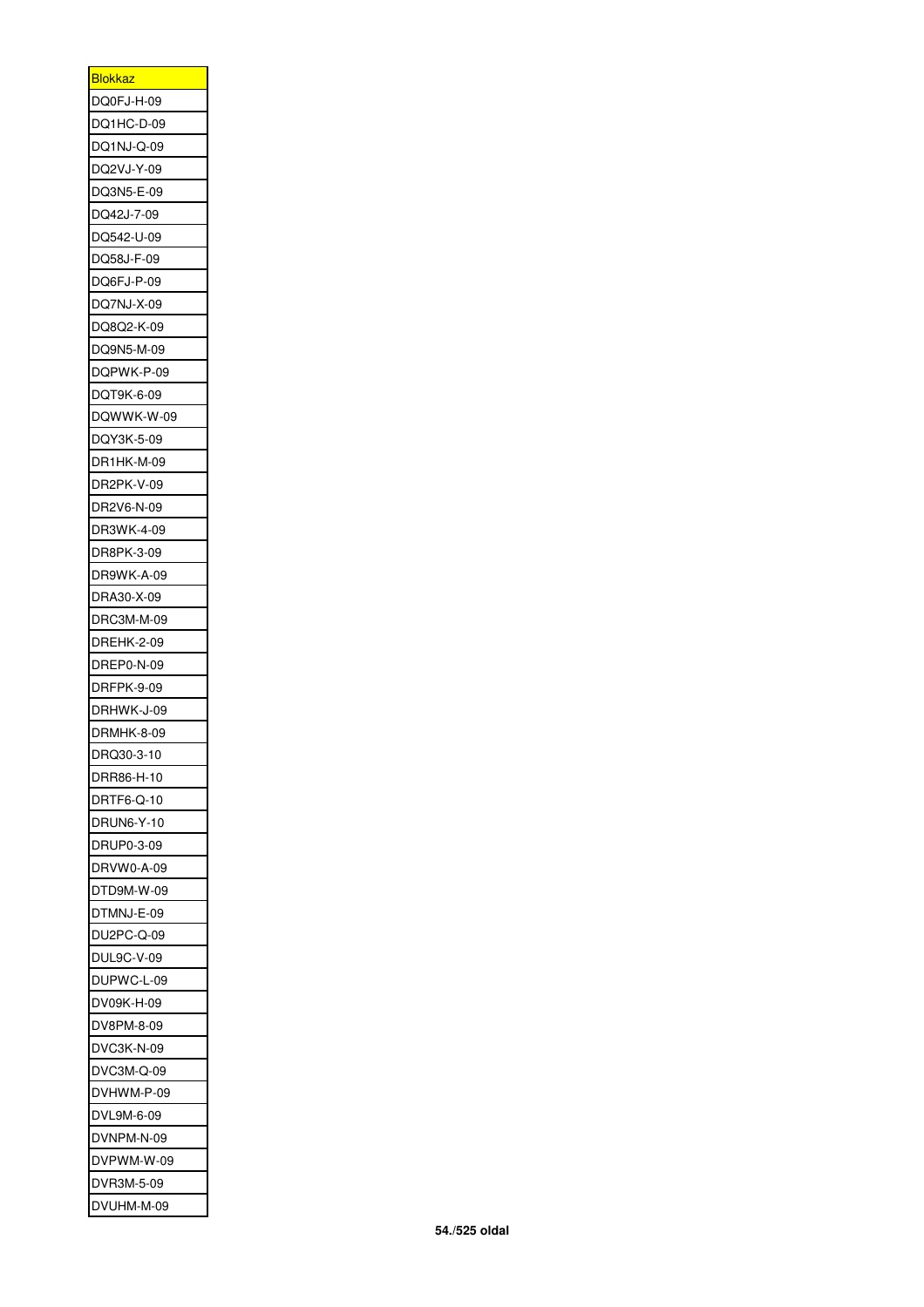| Blokkaz |
| --- |
| DQ0FJ-H-09 |
| DQ1HC-D-09 |
| DQ1NJ-Q-09 |
| DQ2VJ-Y-09 |
| DQ3N5-E-09 |
| DQ42J-7-09 |
| DQ542-U-09 |
| DQ58J-F-09 |
| DQ6FJ-P-09 |
| DQ7NJ-X-09 |
| DQ8Q2-K-09 |
| DQ9N5-M-09 |
| DQPWK-P-09 |
| DQT9K-6-09 |
| DQWWK-W-09 |
| DQY3K-5-09 |
| DR1HK-M-09 |
| DR2PK-V-09 |
| DR2V6-N-09 |
| DR3WK-4-09 |
| DR8PK-3-09 |
| DR9WK-A-09 |
| DRA30-X-09 |
| DRC3M-M-09 |
| DREHK-2-09 |
| DREP0-N-09 |
| DRFPK-9-09 |
| DRHWK-J-09 |
| DRMHK-8-09 |
| DRQ30-3-10 |
| DRR86-H-10 |
| DRTF6-Q-10 |
| DRUN6-Y-10 |
| DRUP0-3-09 |
| DRVW0-A-09 |
| DTD9M-W-09 |
| DTMNJ-E-09 |
| DU2PC-Q-09 |
| DUL9C-V-09 |
| DUPWC-L-09 |
| DV09K-H-09 |
| DV8PM-8-09 |
| DVC3K-N-09 |
| DVC3M-Q-09 |
| DVHWM-P-09 |
| DVL9M-6-09 |
| DVNPM-N-09 |
| DVPWM-W-09 |
| DVR3M-5-09 |
| DVUHM-M-09 |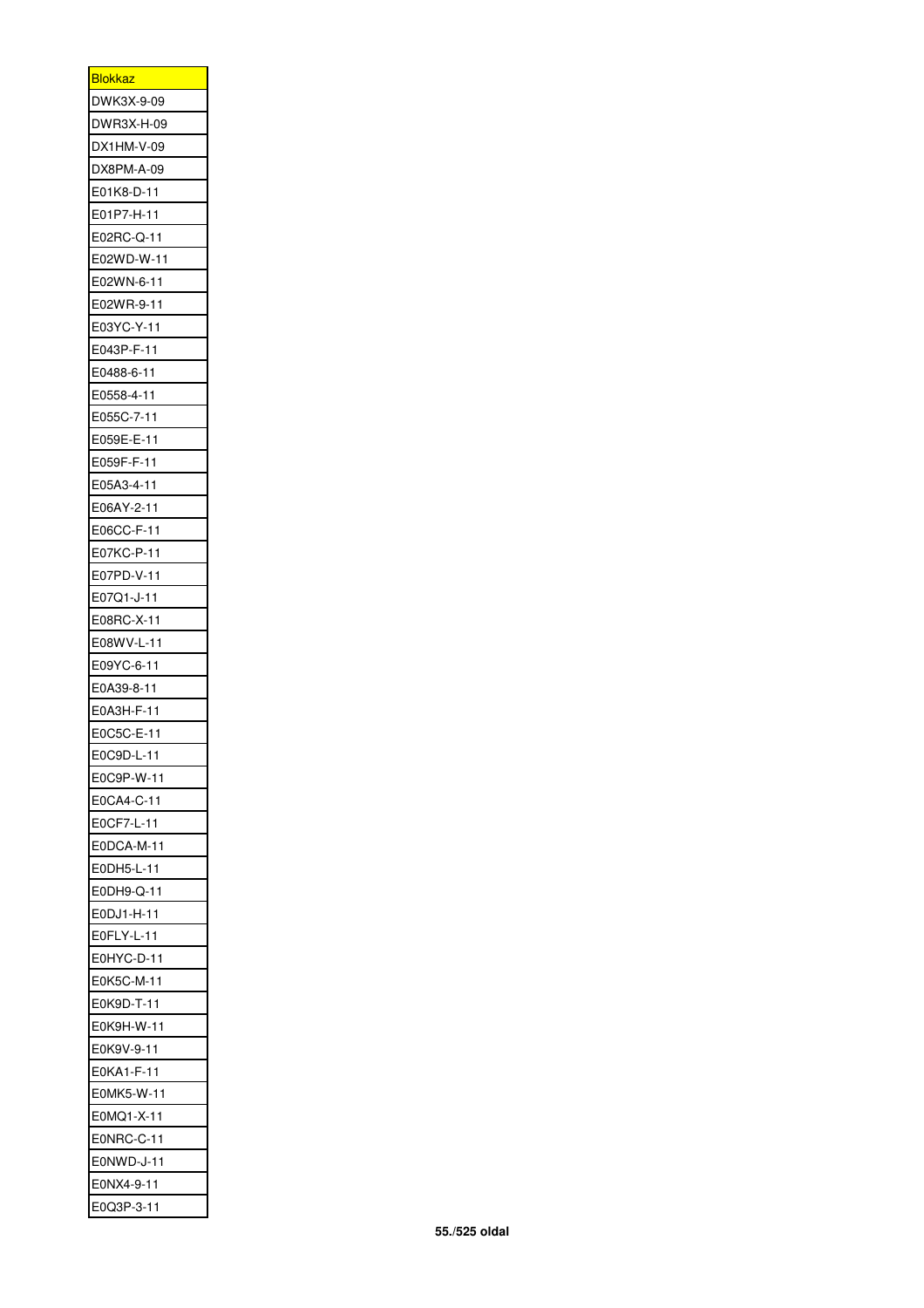| Blokkaz |
|---|
| DWK3X-9-09 |
| DWR3X-H-09 |
| DX1HM-V-09 |
| DX8PM-A-09 |
| E01K8-D-11 |
| E01P7-H-11 |
| E02RC-Q-11 |
| E02WD-W-11 |
| E02WN-6-11 |
| E02WR-9-11 |
| E03YC-Y-11 |
| E043P-F-11 |
| E0488-6-11 |
| E0558-4-11 |
| E055C-7-11 |
| E059E-E-11 |
| E059F-F-11 |
| E05A3-4-11 |
| E06AY-2-11 |
| E06CC-F-11 |
| E07KC-P-11 |
| E07PD-V-11 |
| E07Q1-J-11 |
| E08RC-X-11 |
| E08WV-L-11 |
| E09YC-6-11 |
| E0A39-8-11 |
| E0A3H-F-11 |
| E0C5C-E-11 |
| E0C9D-L-11 |
| E0C9P-W-11 |
| E0CA4-C-11 |
| E0CF7-L-11 |
| E0DCA-M-11 |
| E0DH5-L-11 |
| E0DH9-Q-11 |
| E0DJ1-H-11 |
| E0FLY-L-11 |
| E0HYC-D-11 |
| E0K5C-M-11 |
| E0K9D-T-11 |
| E0K9H-W-11 |
| E0K9V-9-11 |
| E0KA1-F-11 |
| E0MK5-W-11 |
| E0MQ1-X-11 |
| E0NRC-C-11 |
| E0NWD-J-11 |
| E0NX4-9-11 |
| E0Q3P-3-11 |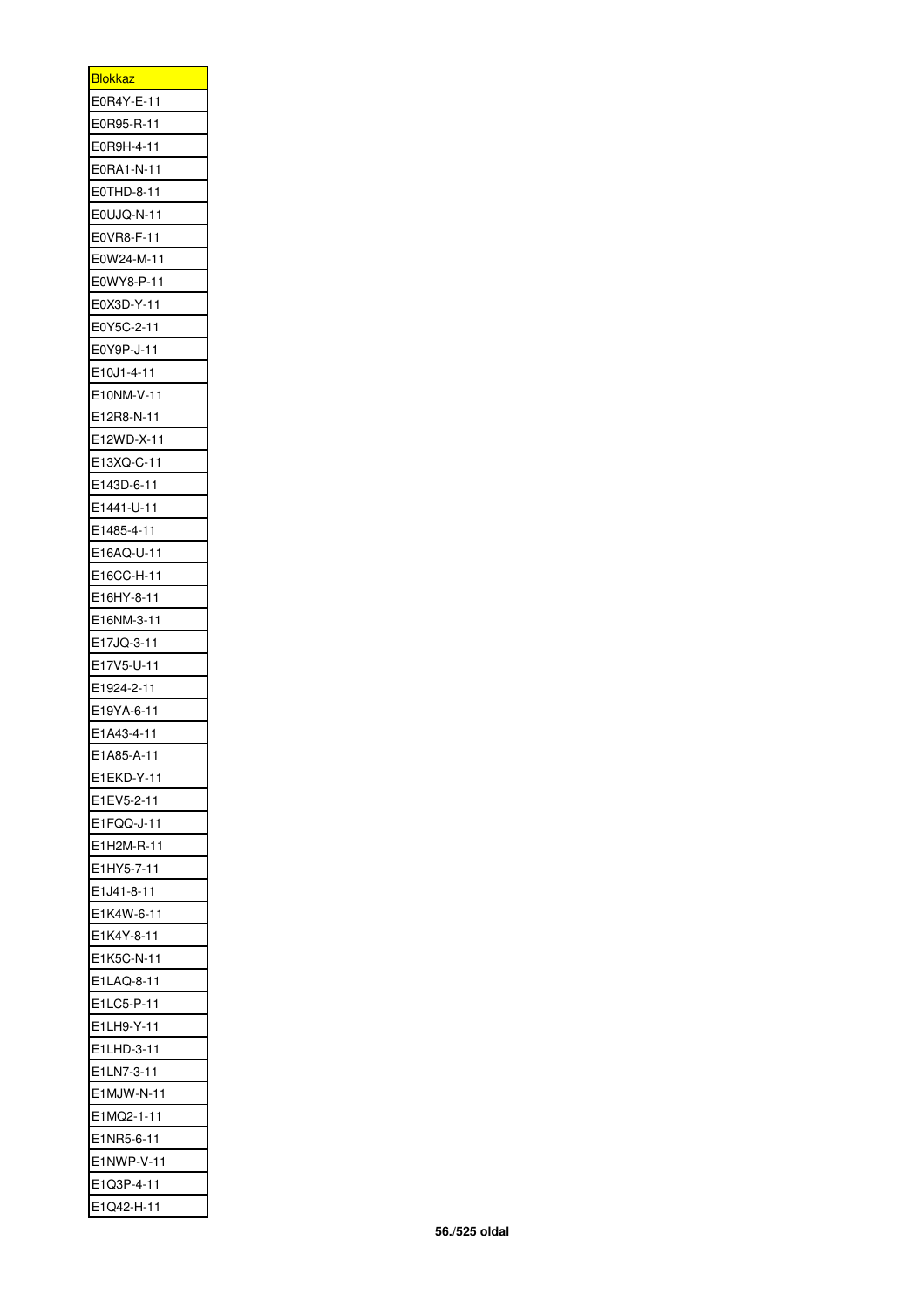| Blokkaz |
|---|
| E0R4Y-E-11 |
| E0R95-R-11 |
| E0R9H-4-11 |
| E0RA1-N-11 |
| E0THD-8-11 |
| E0UJQ-N-11 |
| E0VR8-F-11 |
| E0W24-M-11 |
| E0WY8-P-11 |
| E0X3D-Y-11 |
| E0Y5C-2-11 |
| E0Y9P-J-11 |
| E10J1-4-11 |
| E10NM-V-11 |
| E12R8-N-11 |
| E12WD-X-11 |
| E13XQ-C-11 |
| E143D-6-11 |
| E1441-U-11 |
| E1485-4-11 |
| E16AQ-U-11 |
| E16CC-H-11 |
| E16HY-8-11 |
| E16NM-3-11 |
| E17JQ-3-11 |
| E17V5-U-11 |
| E1924-2-11 |
| E19YA-6-11 |
| E1A43-4-11 |
| E1A85-A-11 |
| E1EKD-Y-11 |
| E1EV5-2-11 |
| E1FQQ-J-11 |
| E1H2M-R-11 |
| E1HY5-7-11 |
| E1J41-8-11 |
| E1K4W-6-11 |
| E1K4Y-8-11 |
| E1K5C-N-11 |
| E1LAQ-8-11 |
| E1LC5-P-11 |
| E1LH9-Y-11 |
| E1LHD-3-11 |
| E1LN7-3-11 |
| E1MJW-N-11 |
| E1MQ2-1-11 |
| E1NR5-6-11 |
| E1NWP-V-11 |
| E1Q3P-4-11 |
| E1Q42-H-11 |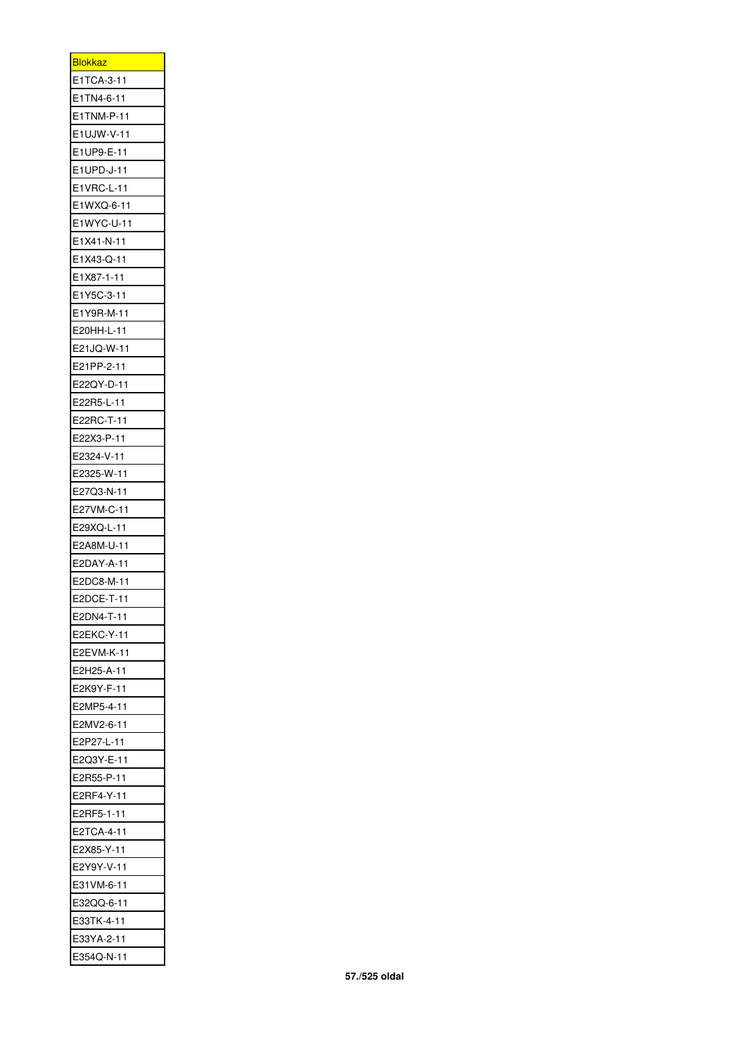| Blokkaz |
|---|
| E1TCA-3-11 |
| E1TN4-6-11 |
| E1TNM-P-11 |
| E1UJW-V-11 |
| E1UP9-E-11 |
| E1UPD-J-11 |
| E1VRC-L-11 |
| E1WXQ-6-11 |
| E1WYC-U-11 |
| E1X41-N-11 |
| E1X43-Q-11 |
| E1X87-1-11 |
| E1Y5C-3-11 |
| E1Y9R-M-11 |
| E20HH-L-11 |
| E21JQ-W-11 |
| E21PP-2-11 |
| E22QY-D-11 |
| E22R5-L-11 |
| E22RC-T-11 |
| E22X3-P-11 |
| E2324-V-11 |
| E2325-W-11 |
| E27Q3-N-11 |
| E27VM-C-11 |
| E29XQ-L-11 |
| E2A8M-U-11 |
| E2DAY-A-11 |
| E2DC8-M-11 |
| E2DCE-T-11 |
| E2DN4-T-11 |
| E2EKC-Y-11 |
| E2EVM-K-11 |
| E2H25-A-11 |
| E2K9Y-F-11 |
| E2MP5-4-11 |
| E2MV2-6-11 |
| E2P27-L-11 |
| E2Q3Y-E-11 |
| E2R55-P-11 |
| E2RF4-Y-11 |
| E2RF5-1-11 |
| E2TCA-4-11 |
| E2X85-Y-11 |
| E2Y9Y-V-11 |
| E31VM-6-11 |
| E32QQ-6-11 |
| E33TK-4-11 |
| E33YA-2-11 |
| E354Q-N-11 |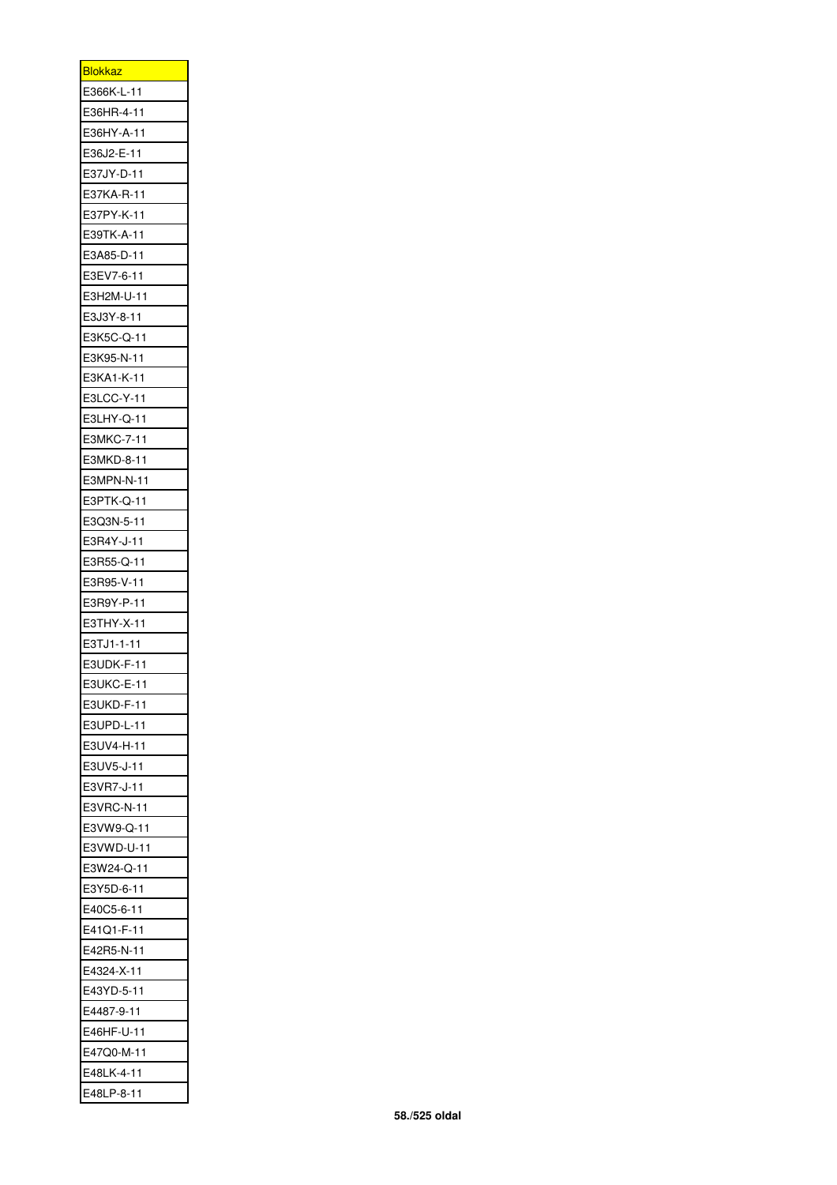| Blokkaz |
| --- |
| E366K-L-11 |
| E36HR-4-11 |
| E36HY-A-11 |
| E36J2-E-11 |
| E37JY-D-11 |
| E37KA-R-11 |
| E37PY-K-11 |
| E39TK-A-11 |
| E3A85-D-11 |
| E3EV7-6-11 |
| E3H2M-U-11 |
| E3J3Y-8-11 |
| E3K5C-Q-11 |
| E3K95-N-11 |
| E3KA1-K-11 |
| E3LCC-Y-11 |
| E3LHY-Q-11 |
| E3MKC-7-11 |
| E3MKD-8-11 |
| E3MPN-N-11 |
| E3PTK-Q-11 |
| E3Q3N-5-11 |
| E3R4Y-J-11 |
| E3R55-Q-11 |
| E3R95-V-11 |
| E3R9Y-P-11 |
| E3THY-X-11 |
| E3TJ1-1-11 |
| E3UDK-F-11 |
| E3UKC-E-11 |
| E3UKD-F-11 |
| E3UPD-L-11 |
| E3UV4-H-11 |
| E3UV5-J-11 |
| E3VR7-J-11 |
| E3VRC-N-11 |
| E3VW9-Q-11 |
| E3VWD-U-11 |
| E3W24-Q-11 |
| E3Y5D-6-11 |
| E40C5-6-11 |
| E41Q1-F-11 |
| E42R5-N-11 |
| E4324-X-11 |
| E43YD-5-11 |
| E4487-9-11 |
| E46HF-U-11 |
| E47Q0-M-11 |
| E48LK-4-11 |
| E48LP-8-11 |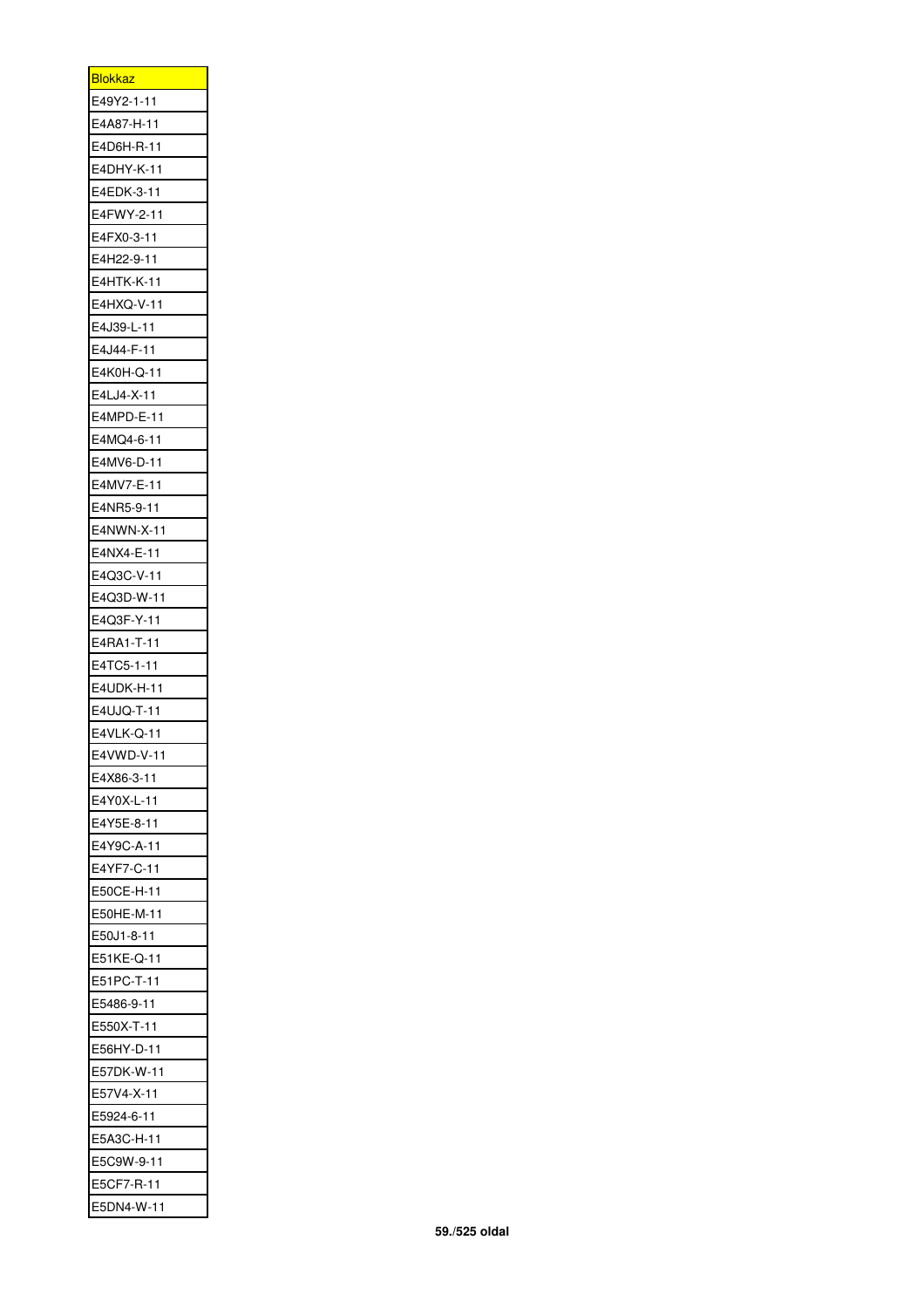| Blokkaz |
|---|
| E49Y2-1-11 |
| E4A87-H-11 |
| E4D6H-R-11 |
| E4DHY-K-11 |
| E4EDK-3-11 |
| E4FWY-2-11 |
| E4FX0-3-11 |
| E4H22-9-11 |
| E4HTK-K-11 |
| E4HXQ-V-11 |
| E4J39-L-11 |
| E4J44-F-11 |
| E4K0H-Q-11 |
| E4LJ4-X-11 |
| E4MPD-E-11 |
| E4MQ4-6-11 |
| E4MV6-D-11 |
| E4MV7-E-11 |
| E4NR5-9-11 |
| E4NWN-X-11 |
| E4NX4-E-11 |
| E4Q3C-V-11 |
| E4Q3D-W-11 |
| E4Q3F-Y-11 |
| E4RA1-T-11 |
| E4TC5-1-11 |
| E4UDK-H-11 |
| E4UJQ-T-11 |
| E4VLK-Q-11 |
| E4VWD-V-11 |
| E4X86-3-11 |
| E4Y0X-L-11 |
| E4Y5E-8-11 |
| E4Y9C-A-11 |
| E4YF7-C-11 |
| E50CE-H-11 |
| E50HE-M-11 |
| E50J1-8-11 |
| E51KE-Q-11 |
| E51PC-T-11 |
| E5486-9-11 |
| E550X-T-11 |
| E56HY-D-11 |
| E57DK-W-11 |
| E57V4-X-11 |
| E5924-6-11 |
| E5A3C-H-11 |
| E5C9W-9-11 |
| E5CF7-R-11 |
| E5DN4-W-11 |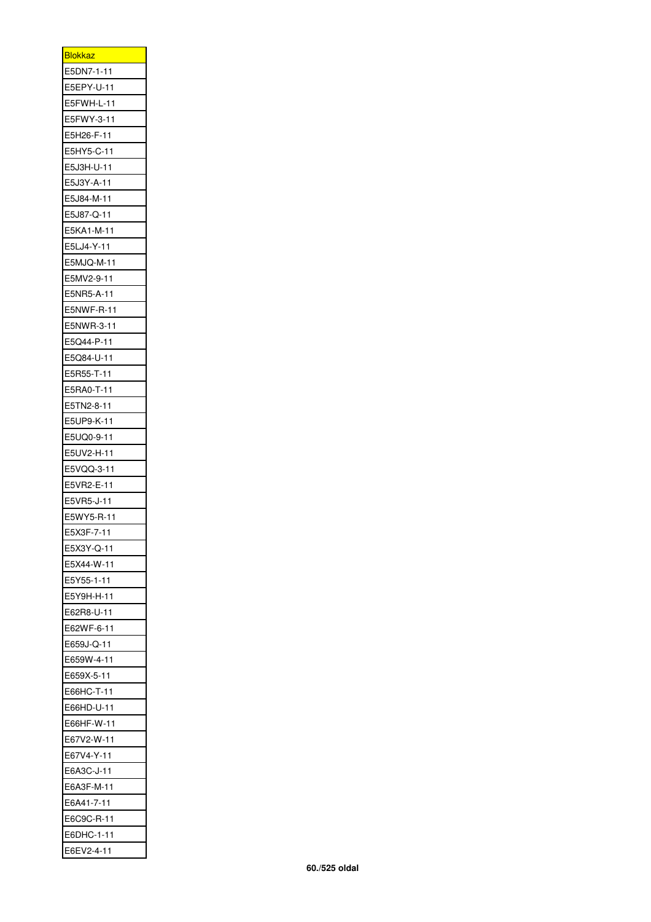| Blokkaz |
| --- |
| E5DN7-1-11 |
| E5EPY-U-11 |
| E5FWH-L-11 |
| E5FWY-3-11 |
| E5H26-F-11 |
| E5HY5-C-11 |
| E5J3H-U-11 |
| E5J3Y-A-11 |
| E5J84-M-11 |
| E5J87-Q-11 |
| E5KA1-M-11 |
| E5LJ4-Y-11 |
| E5MJQ-M-11 |
| E5MV2-9-11 |
| E5NR5-A-11 |
| E5NWF-R-11 |
| E5NWR-3-11 |
| E5Q44-P-11 |
| E5Q84-U-11 |
| E5R55-T-11 |
| E5RA0-T-11 |
| E5TN2-8-11 |
| E5UP9-K-11 |
| E5UQ0-9-11 |
| E5UV2-H-11 |
| E5VQQ-3-11 |
| E5VR2-E-11 |
| E5VR5-J-11 |
| E5WY5-R-11 |
| E5X3F-7-11 |
| E5X3Y-Q-11 |
| E5X44-W-11 |
| E5Y55-1-11 |
| E5Y9H-H-11 |
| E62R8-U-11 |
| E62WF-6-11 |
| E659J-Q-11 |
| E659W-4-11 |
| E659X-5-11 |
| E66HC-T-11 |
| E66HD-U-11 |
| E66HF-W-11 |
| E67V2-W-11 |
| E67V4-Y-11 |
| E6A3C-J-11 |
| E6A3F-M-11 |
| E6A41-7-11 |
| E6C9C-R-11 |
| E6DHC-1-11 |
| E6EV2-4-11 |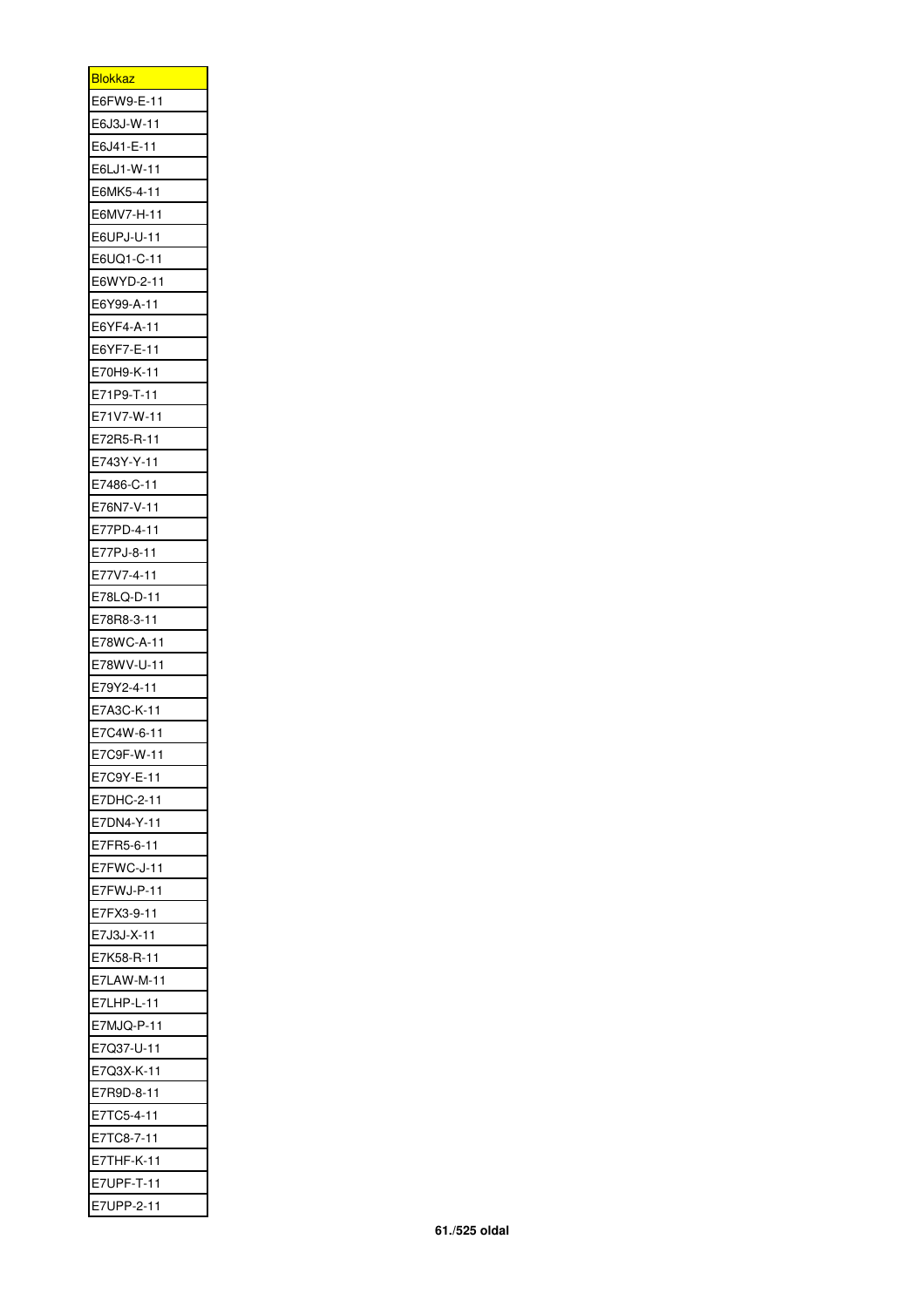| Blokkaz |
| --- |
| E6FW9-E-11 |
| E6J3J-W-11 |
| E6J41-E-11 |
| E6LJ1-W-11 |
| E6MK5-4-11 |
| E6MV7-H-11 |
| E6UPJ-U-11 |
| E6UQ1-C-11 |
| E6WYD-2-11 |
| E6Y99-A-11 |
| E6YF4-A-11 |
| E6YF7-E-11 |
| E70H9-K-11 |
| E71P9-T-11 |
| E71V7-W-11 |
| E72R5-R-11 |
| E743Y-Y-11 |
| E7486-C-11 |
| E76N7-V-11 |
| E77PD-4-11 |
| E77PJ-8-11 |
| E77V7-4-11 |
| E78LQ-D-11 |
| E78R8-3-11 |
| E78WC-A-11 |
| E78WV-U-11 |
| E79Y2-4-11 |
| E7A3C-K-11 |
| E7C4W-6-11 |
| E7C9F-W-11 |
| E7C9Y-E-11 |
| E7DHC-2-11 |
| E7DN4-Y-11 |
| E7FR5-6-11 |
| E7FWC-J-11 |
| E7FWJ-P-11 |
| E7FX3-9-11 |
| E7J3J-X-11 |
| E7K58-R-11 |
| E7LAW-M-11 |
| E7LHP-L-11 |
| E7MJQ-P-11 |
| E7Q37-U-11 |
| E7Q3X-K-11 |
| E7R9D-8-11 |
| E7TC5-4-11 |
| E7TC8-7-11 |
| E7THF-K-11 |
| E7UPF-T-11 |
| E7UPP-2-11 |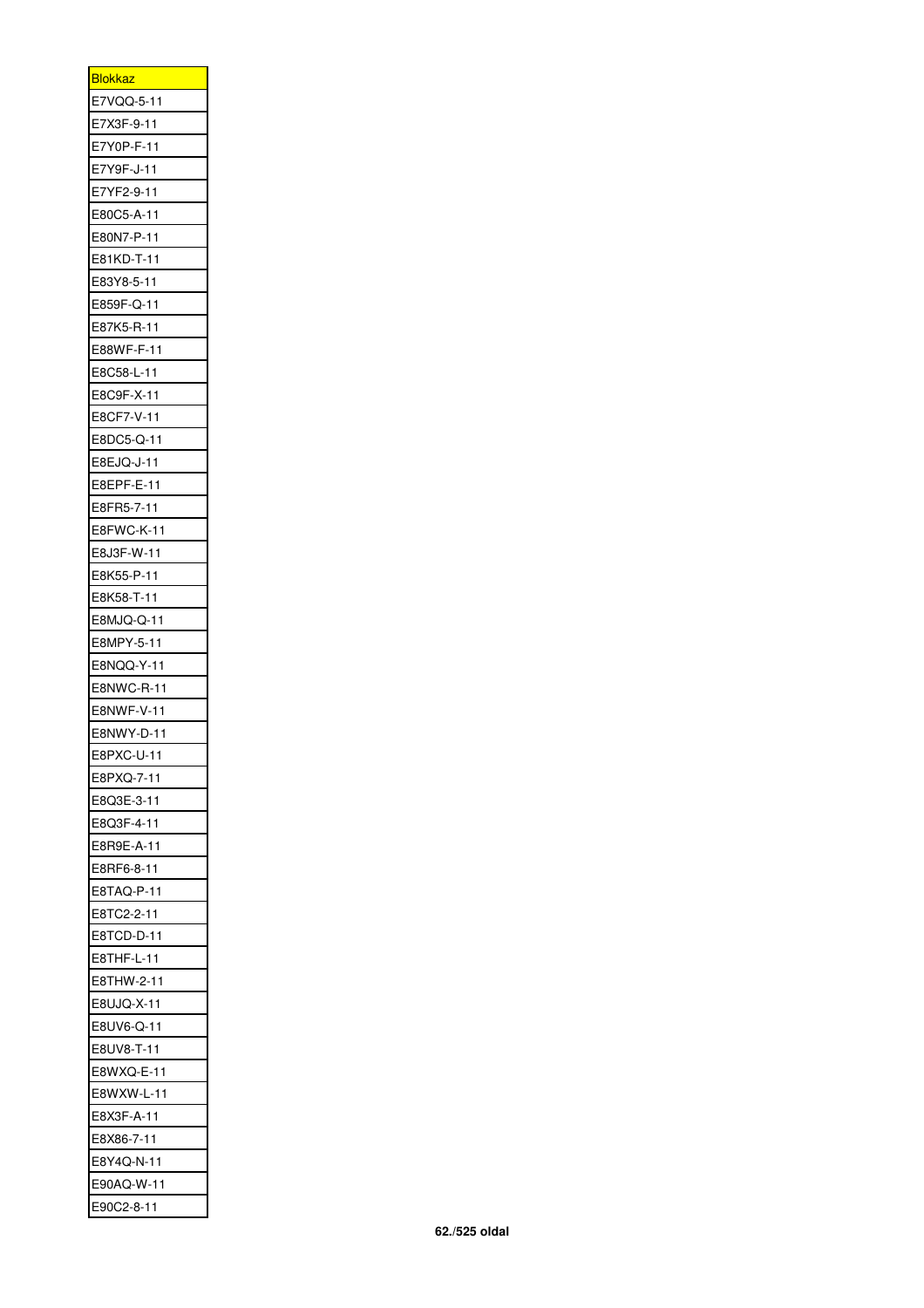| Blokkaz |
| --- |
| E7VQQ-5-11 |
| E7X3F-9-11 |
| E7Y0P-F-11 |
| E7Y9F-J-11 |
| E7YF2-9-11 |
| E80C5-A-11 |
| E80N7-P-11 |
| E81KD-T-11 |
| E83Y8-5-11 |
| E859F-Q-11 |
| E87K5-R-11 |
| E88WF-F-11 |
| E8C58-L-11 |
| E8C9F-X-11 |
| E8CF7-V-11 |
| E8DC5-Q-11 |
| E8EJQ-J-11 |
| E8EPF-E-11 |
| E8FR5-7-11 |
| E8FWC-K-11 |
| E8J3F-W-11 |
| E8K55-P-11 |
| E8K58-T-11 |
| E8MJQ-Q-11 |
| E8MPY-5-11 |
| E8NQQ-Y-11 |
| E8NWC-R-11 |
| E8NWF-V-11 |
| E8NWY-D-11 |
| E8PXC-U-11 |
| E8PXQ-7-11 |
| E8Q3E-3-11 |
| E8Q3F-4-11 |
| E8R9E-A-11 |
| E8RF6-8-11 |
| E8TAQ-P-11 |
| E8TC2-2-11 |
| E8TCD-D-11 |
| E8THF-L-11 |
| E8THW-2-11 |
| E8UJQ-X-11 |
| E8UV6-Q-11 |
| E8UV8-T-11 |
| E8WXQ-E-11 |
| E8WXW-L-11 |
| E8X3F-A-11 |
| E8X86-7-11 |
| E8Y4Q-N-11 |
| E90AQ-W-11 |
| E90C2-8-11 |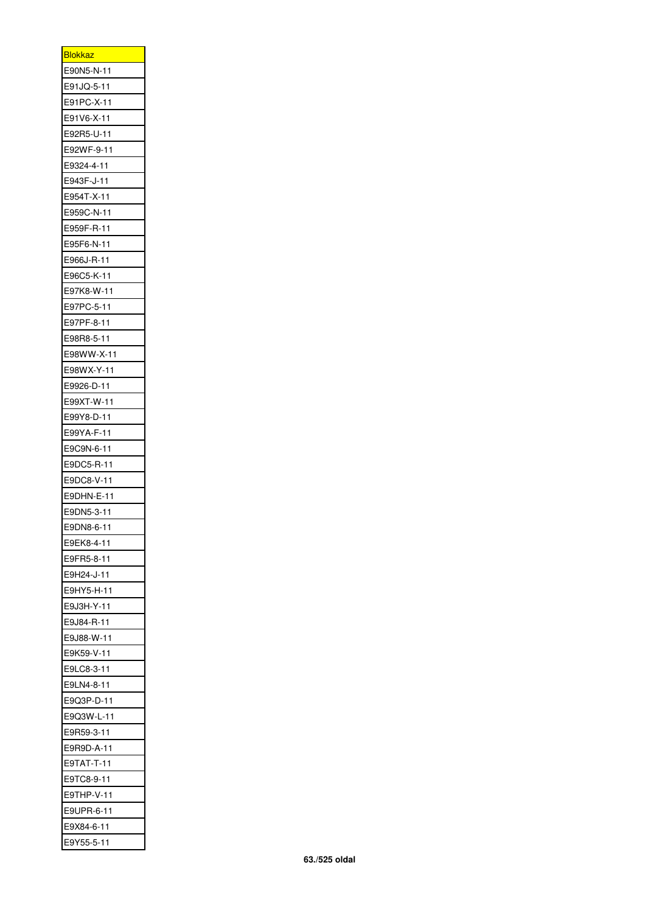| Blokkaz |
| --- |
| E90N5-N-11 |
| E91JQ-5-11 |
| E91PC-X-11 |
| E91V6-X-11 |
| E92R5-U-11 |
| E92WF-9-11 |
| E9324-4-11 |
| E943F-J-11 |
| E954T-X-11 |
| E959C-N-11 |
| E959F-R-11 |
| E95F6-N-11 |
| E966J-R-11 |
| E96C5-K-11 |
| E97K8-W-11 |
| E97PC-5-11 |
| E97PF-8-11 |
| E98R8-5-11 |
| E98WW-X-11 |
| E98WX-Y-11 |
| E9926-D-11 |
| E99XT-W-11 |
| E99Y8-D-11 |
| E99YA-F-11 |
| E9C9N-6-11 |
| E9DC5-R-11 |
| E9DC8-V-11 |
| E9DHN-E-11 |
| E9DN5-3-11 |
| E9DN8-6-11 |
| E9EK8-4-11 |
| E9FR5-8-11 |
| E9H24-J-11 |
| E9HY5-H-11 |
| E9J3H-Y-11 |
| E9J84-R-11 |
| E9J88-W-11 |
| E9K59-V-11 |
| E9LC8-3-11 |
| E9LN4-8-11 |
| E9Q3P-D-11 |
| E9Q3W-L-11 |
| E9R59-3-11 |
| E9R9D-A-11 |
| E9TAT-T-11 |
| E9TC8-9-11 |
| E9THP-V-11 |
| E9UPR-6-11 |
| E9X84-6-11 |
| E9Y55-5-11 |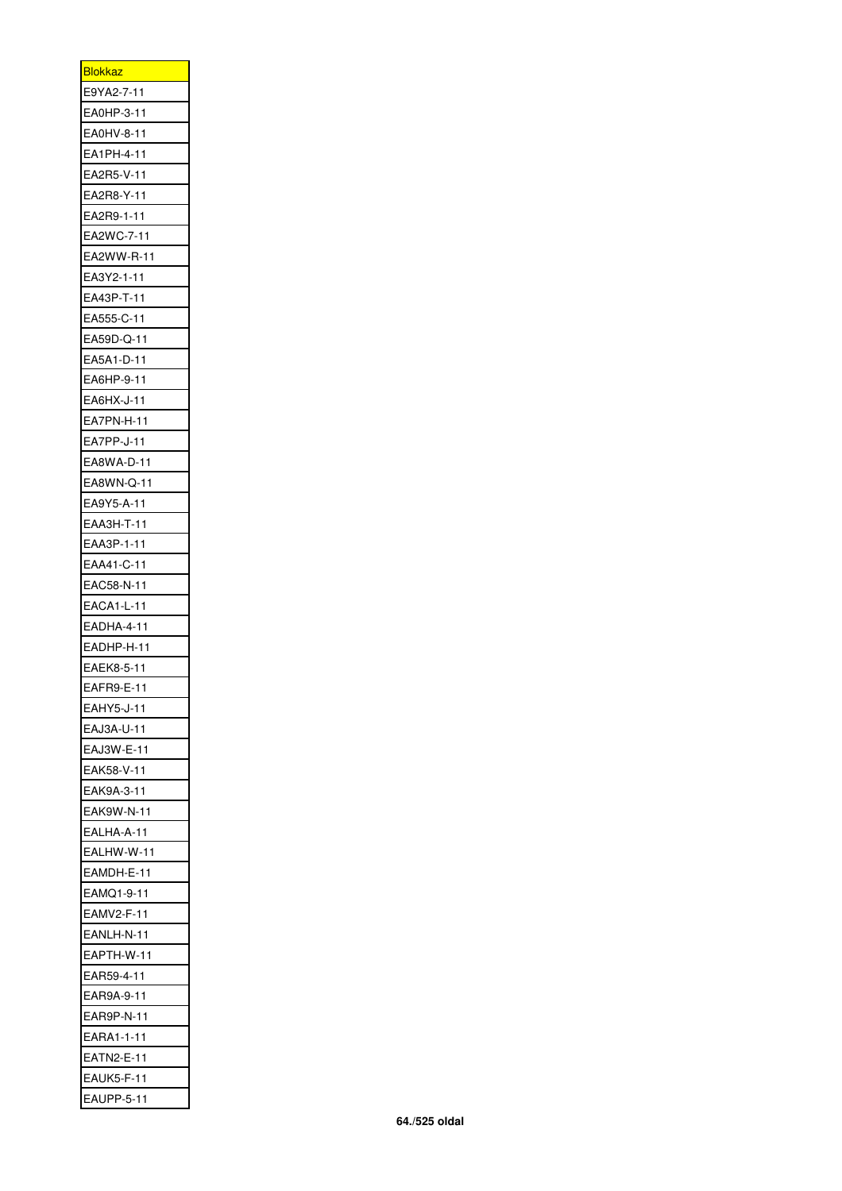| Blokkaz |
|---|
| E9YA2-7-11 |
| EA0HP-3-11 |
| EA0HV-8-11 |
| EA1PH-4-11 |
| EA2R5-V-11 |
| EA2R8-Y-11 |
| EA2R9-1-11 |
| EA2WC-7-11 |
| EA2WW-R-11 |
| EA3Y2-1-11 |
| EA43P-T-11 |
| EA555-C-11 |
| EA59D-Q-11 |
| EA5A1-D-11 |
| EA6HP-9-11 |
| EA6HX-J-11 |
| EA7PN-H-11 |
| EA7PP-J-11 |
| EA8WA-D-11 |
| EA8WN-Q-11 |
| EA9Y5-A-11 |
| EAA3H-T-11 |
| EAA3P-1-11 |
| EAA41-C-11 |
| EAC58-N-11 |
| EACA1-L-11 |
| EADHA-4-11 |
| EADHP-H-11 |
| EAEK8-5-11 |
| EAFR9-E-11 |
| EAHY5-J-11 |
| EAJ3A-U-11 |
| EAJ3W-E-11 |
| EAK58-V-11 |
| EAK9A-3-11 |
| EAK9W-N-11 |
| EALHA-A-11 |
| EALHW-W-11 |
| EAMDH-E-11 |
| EAMQ1-9-11 |
| EAMV2-F-11 |
| EANLH-N-11 |
| EAPTH-W-11 |
| EAR59-4-11 |
| EAR9A-9-11 |
| EAR9P-N-11 |
| EARA1-1-11 |
| EATN2-E-11 |
| EAUK5-F-11 |
| EAUPP-5-11 |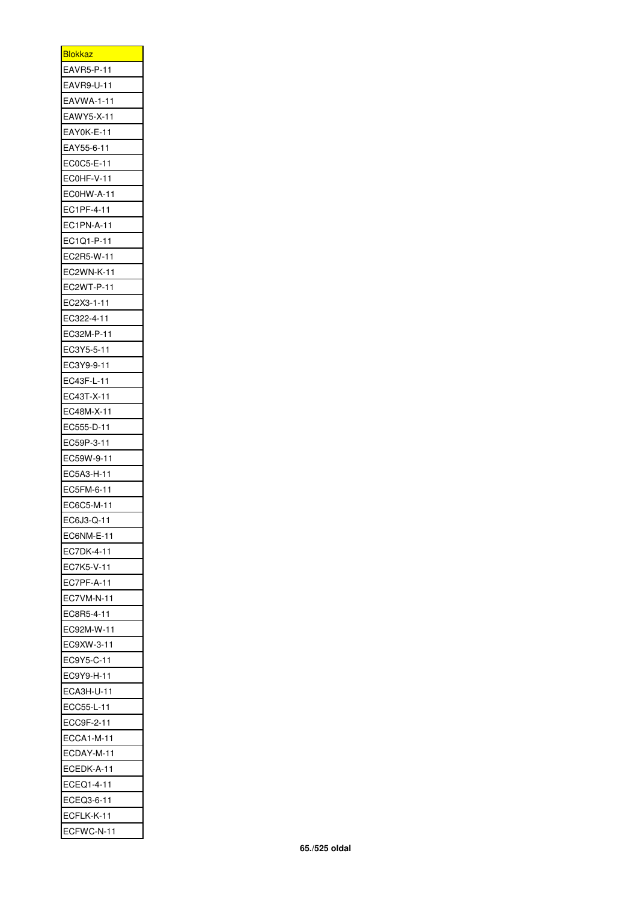| Blokkaz |
| --- |
| EAVR5-P-11 |
| EAVR9-U-11 |
| EAVWA-1-11 |
| EAWY5-X-11 |
| EAY0K-E-11 |
| EAY55-6-11 |
| EC0C5-E-11 |
| EC0HF-V-11 |
| EC0HW-A-11 |
| EC1PF-4-11 |
| EC1PN-A-11 |
| EC1Q1-P-11 |
| EC2R5-W-11 |
| EC2WN-K-11 |
| EC2WT-P-11 |
| EC2X3-1-11 |
| EC322-4-11 |
| EC32M-P-11 |
| EC3Y5-5-11 |
| EC3Y9-9-11 |
| EC43F-L-11 |
| EC43T-X-11 |
| EC48M-X-11 |
| EC555-D-11 |
| EC59P-3-11 |
| EC59W-9-11 |
| EC5A3-H-11 |
| EC5FM-6-11 |
| EC6C5-M-11 |
| EC6J3-Q-11 |
| EC6NM-E-11 |
| EC7DK-4-11 |
| EC7K5-V-11 |
| EC7PF-A-11 |
| EC7VM-N-11 |
| EC8R5-4-11 |
| EC92M-W-11 |
| EC9XW-3-11 |
| EC9Y5-C-11 |
| EC9Y9-H-11 |
| ECA3H-U-11 |
| ECC55-L-11 |
| ECC9F-2-11 |
| ECCA1-M-11 |
| ECDAY-M-11 |
| ECEDK-A-11 |
| ECEQ1-4-11 |
| ECEQ3-6-11 |
| ECFLK-K-11 |
| ECFWC-N-11 |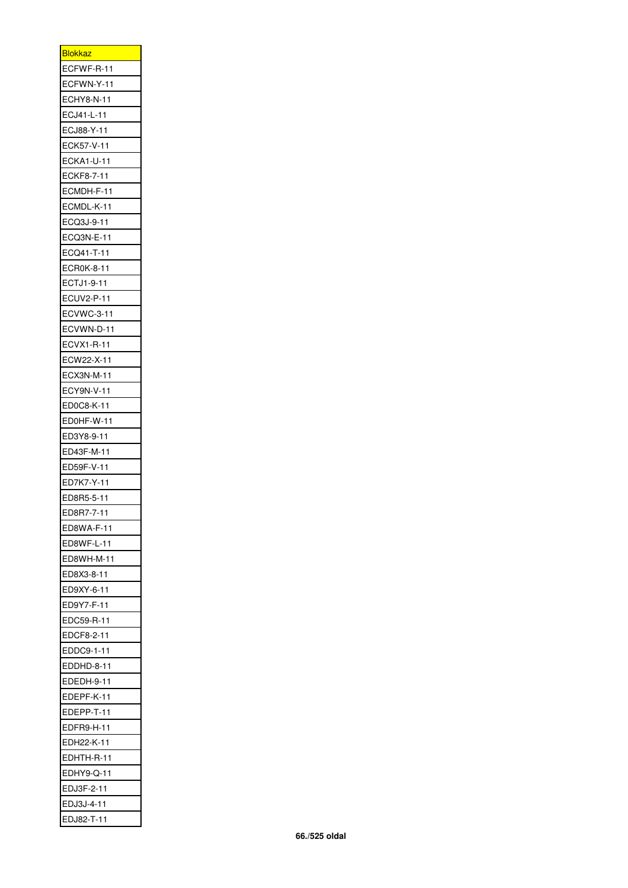| Blokkaz |
| --- |
| ECFWF-R-11 |
| ECFWN-Y-11 |
| ECHY8-N-11 |
| ECJ41-L-11 |
| ECJ88-Y-11 |
| ECK57-V-11 |
| ECKA1-U-11 |
| ECKF8-7-11 |
| ECMDH-F-11 |
| ECMDL-K-11 |
| ECQ3J-9-11 |
| ECQ3N-E-11 |
| ECQ41-T-11 |
| ECR0K-8-11 |
| ECTJ1-9-11 |
| ECUV2-P-11 |
| ECVWC-3-11 |
| ECVWN-D-11 |
| ECVX1-R-11 |
| ECW22-X-11 |
| ECX3N-M-11 |
| ECY9N-V-11 |
| ED0C8-K-11 |
| ED0HF-W-11 |
| ED3Y8-9-11 |
| ED43F-M-11 |
| ED59F-V-11 |
| ED7K7-Y-11 |
| ED8R5-5-11 |
| ED8R7-7-11 |
| ED8WA-F-11 |
| ED8WF-L-11 |
| ED8WH-M-11 |
| ED8X3-8-11 |
| ED9XY-6-11 |
| ED9Y7-F-11 |
| EDC59-R-11 |
| EDCF8-2-11 |
| EDDC9-1-11 |
| EDDHD-8-11 |
| EDEDH-9-11 |
| EDEPF-K-11 |
| EDEPP-T-11 |
| EDFR9-H-11 |
| EDH22-K-11 |
| EDHTH-R-11 |
| EDHY9-Q-11 |
| EDJ3F-2-11 |
| EDJ3J-4-11 |
| EDJ82-T-11 |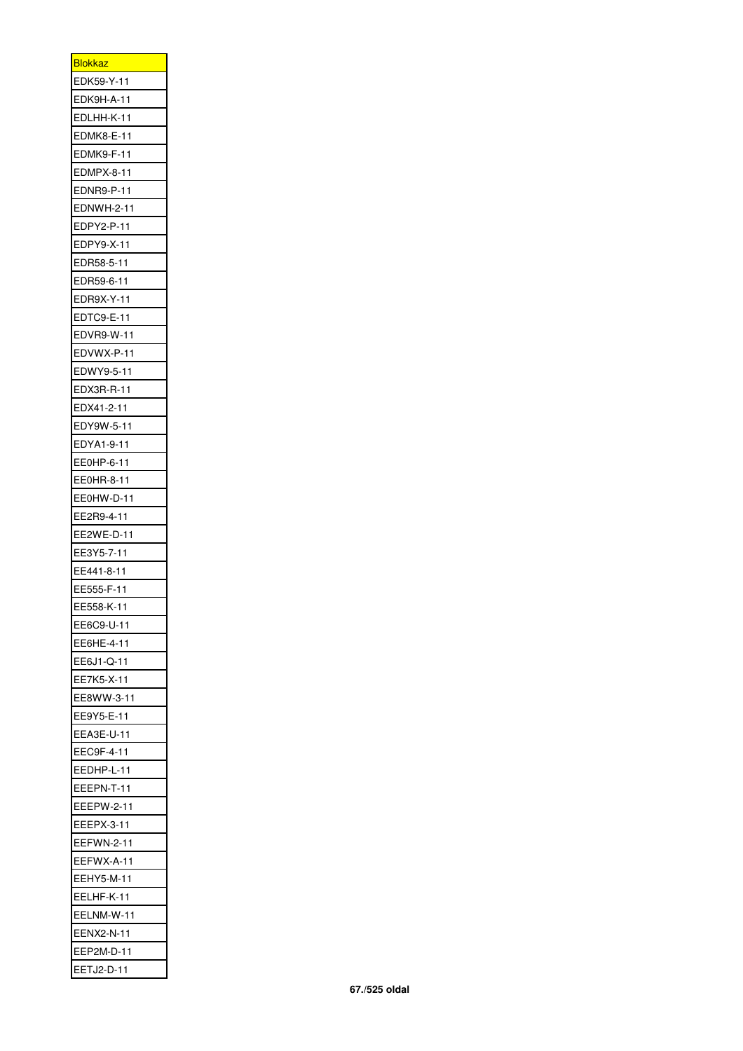| Blokkaz |
| --- |
| EDK59-Y-11 |
| EDK9H-A-11 |
| EDLHH-K-11 |
| EDMK8-E-11 |
| EDMK9-F-11 |
| EDMPX-8-11 |
| EDNR9-P-11 |
| EDNWH-2-11 |
| EDPY2-P-11 |
| EDPY9-X-11 |
| EDR58-5-11 |
| EDR59-6-11 |
| EDR9X-Y-11 |
| EDTC9-E-11 |
| EDVR9-W-11 |
| EDVWX-P-11 |
| EDWY9-5-11 |
| EDX3R-R-11 |
| EDX41-2-11 |
| EDY9W-5-11 |
| EDYA1-9-11 |
| EE0HP-6-11 |
| EE0HR-8-11 |
| EE0HW-D-11 |
| EE2R9-4-11 |
| EE2WE-D-11 |
| EE3Y5-7-11 |
| EE441-8-11 |
| EE555-F-11 |
| EE558-K-11 |
| EE6C9-U-11 |
| EE6HE-4-11 |
| EE6J1-Q-11 |
| EE7K5-X-11 |
| EE8WW-3-11 |
| EE9Y5-E-11 |
| EEA3E-U-11 |
| EEC9F-4-11 |
| EEDHP-L-11 |
| EEEPN-T-11 |
| EEEPW-2-11 |
| EEEPX-3-11 |
| EEFWN-2-11 |
| EEFWX-A-11 |
| EEHY5-M-11 |
| EELHF-K-11 |
| EELNM-W-11 |
| EENX2-N-11 |
| EEP2M-D-11 |
| EETJ2-D-11 |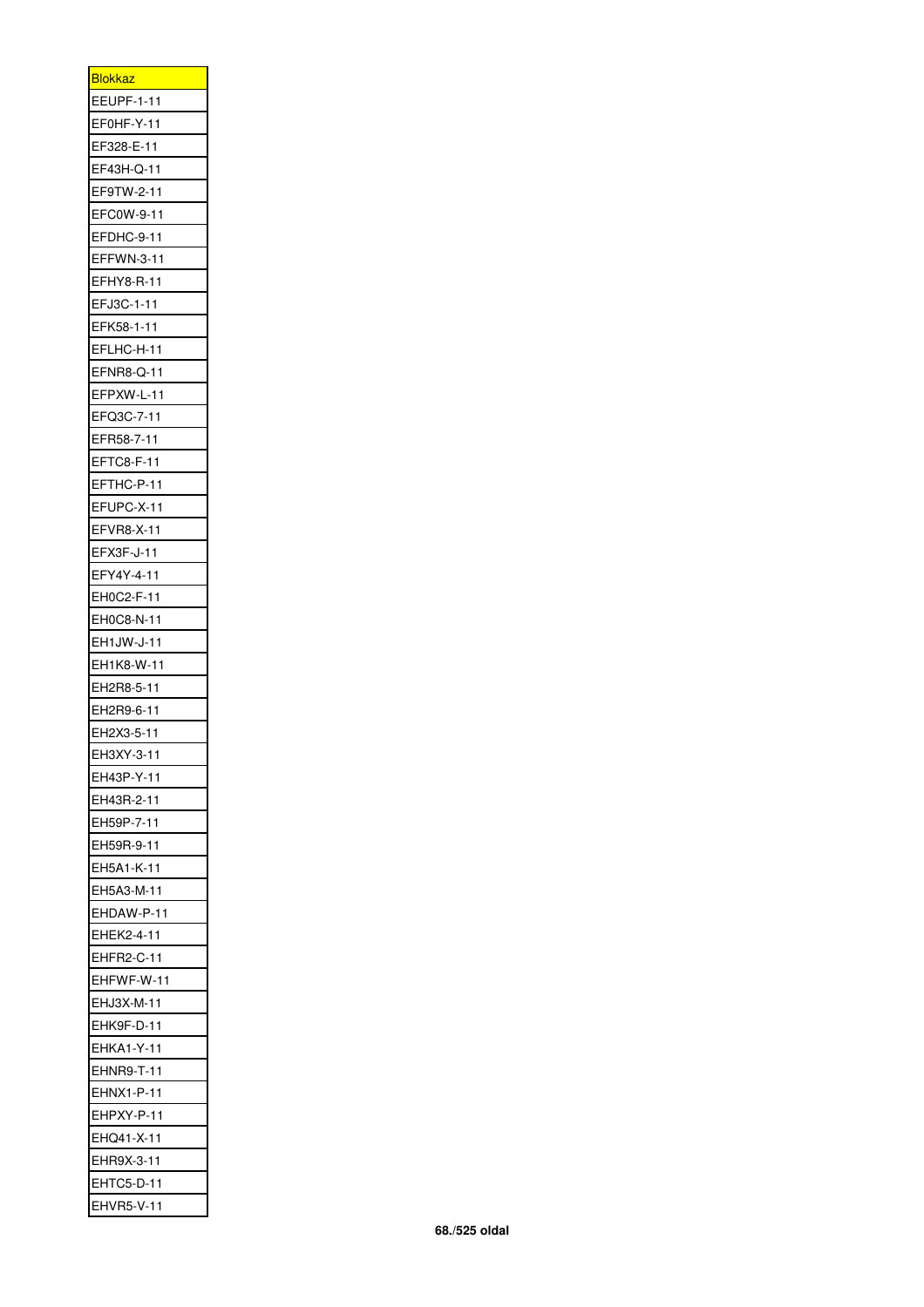| Blokkaz |
| --- |
| EEUPF-1-11 |
| EF0HF-Y-11 |
| EF328-E-11 |
| EF43H-Q-11 |
| EF9TW-2-11 |
| EFC0W-9-11 |
| EFDHC-9-11 |
| EFFWN-3-11 |
| EFHY8-R-11 |
| EFJ3C-1-11 |
| EFK58-1-11 |
| EFLHC-H-11 |
| EFNR8-Q-11 |
| EFPXW-L-11 |
| EFQ3C-7-11 |
| EFR58-7-11 |
| EFTC8-F-11 |
| EFTHC-P-11 |
| EFUPC-X-11 |
| EFVR8-X-11 |
| EFX3F-J-11 |
| EFY4Y-4-11 |
| EH0C2-F-11 |
| EH0C8-N-11 |
| EH1JW-J-11 |
| EH1K8-W-11 |
| EH2R8-5-11 |
| EH2R9-6-11 |
| EH2X3-5-11 |
| EH3XY-3-11 |
| EH43P-Y-11 |
| EH43R-2-11 |
| EH59P-7-11 |
| EH59R-9-11 |
| EH5A1-K-11 |
| EH5A3-M-11 |
| EHDAW-P-11 |
| EHEK2-4-11 |
| EHFR2-C-11 |
| EHFWF-W-11 |
| EHJ3X-M-11 |
| EHK9F-D-11 |
| EHKA1-Y-11 |
| EHNR9-T-11 |
| EHNX1-P-11 |
| EHPXY-P-11 |
| EHQ41-X-11 |
| EHR9X-3-11 |
| EHTC5-D-11 |
| EHVR5-V-11 |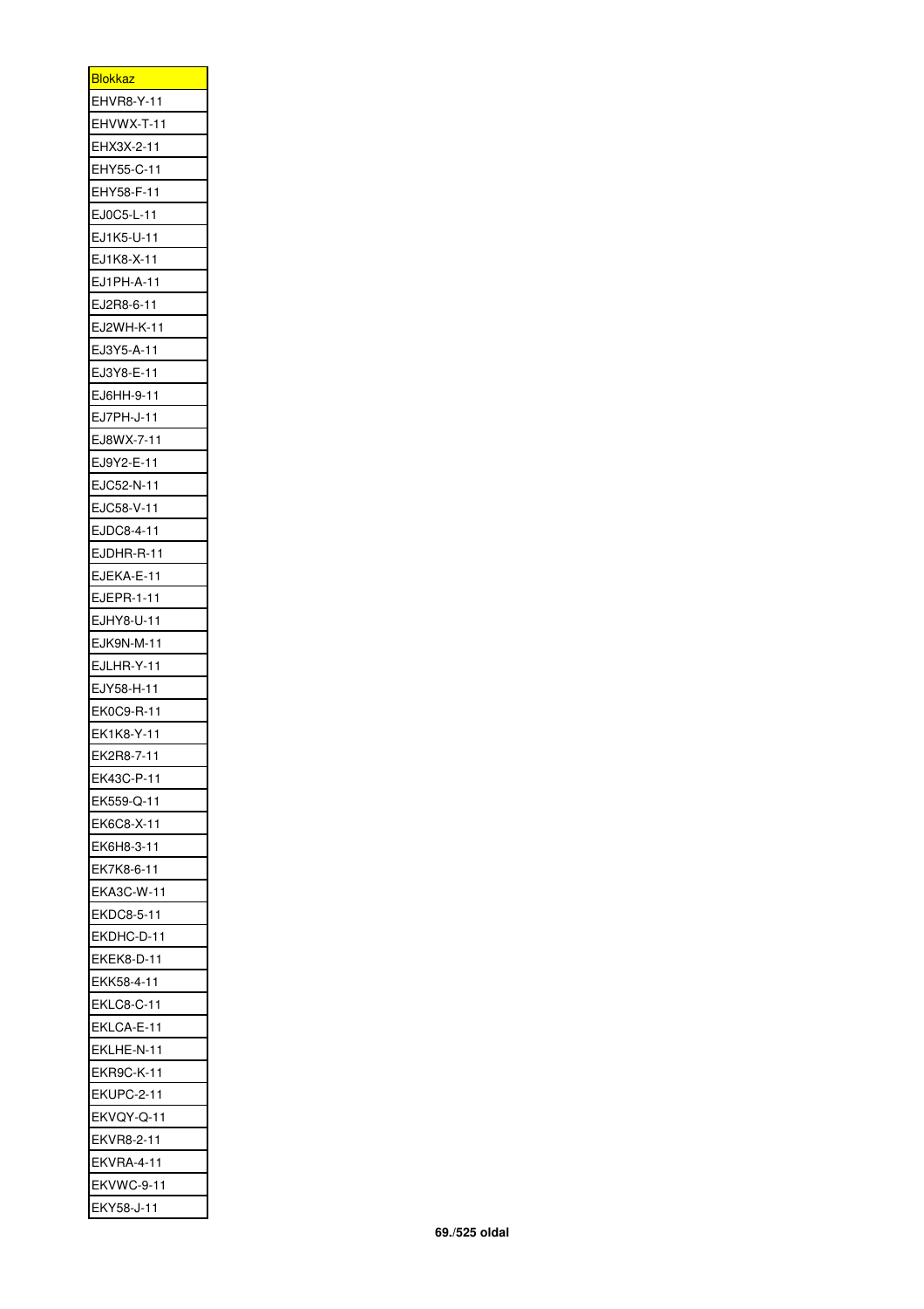| Blokkaz |
| --- |
| EHVR8-Y-11 |
| EHVWX-T-11 |
| EHX3X-2-11 |
| EHY55-C-11 |
| EHY58-F-11 |
| EJ0C5-L-11 |
| EJ1K5-U-11 |
| EJ1K8-X-11 |
| EJ1PH-A-11 |
| EJ2R8-6-11 |
| EJ2WH-K-11 |
| EJ3Y5-A-11 |
| EJ3Y8-E-11 |
| EJ6HH-9-11 |
| EJ7PH-J-11 |
| EJ8WX-7-11 |
| EJ9Y2-E-11 |
| EJC52-N-11 |
| EJC58-V-11 |
| EJDC8-4-11 |
| EJDHR-R-11 |
| EJEKA-E-11 |
| EJEPR-1-11 |
| EJHY8-U-11 |
| EJK9N-M-11 |
| EJLHR-Y-11 |
| EJY58-H-11 |
| EK0C9-R-11 |
| EK1K8-Y-11 |
| EK2R8-7-11 |
| EK43C-P-11 |
| EK559-Q-11 |
| EK6C8-X-11 |
| EK6H8-3-11 |
| EK7K8-6-11 |
| EKA3C-W-11 |
| EKDC8-5-11 |
| EKDHC-D-11 |
| EKEK8-D-11 |
| EKK58-4-11 |
| EKLC8-C-11 |
| EKLCA-E-11 |
| EKLHE-N-11 |
| EKR9C-K-11 |
| EKUPC-2-11 |
| EKVQY-Q-11 |
| EKVR8-2-11 |
| EKVRA-4-11 |
| EKVWC-9-11 |
| EKY58-J-11 |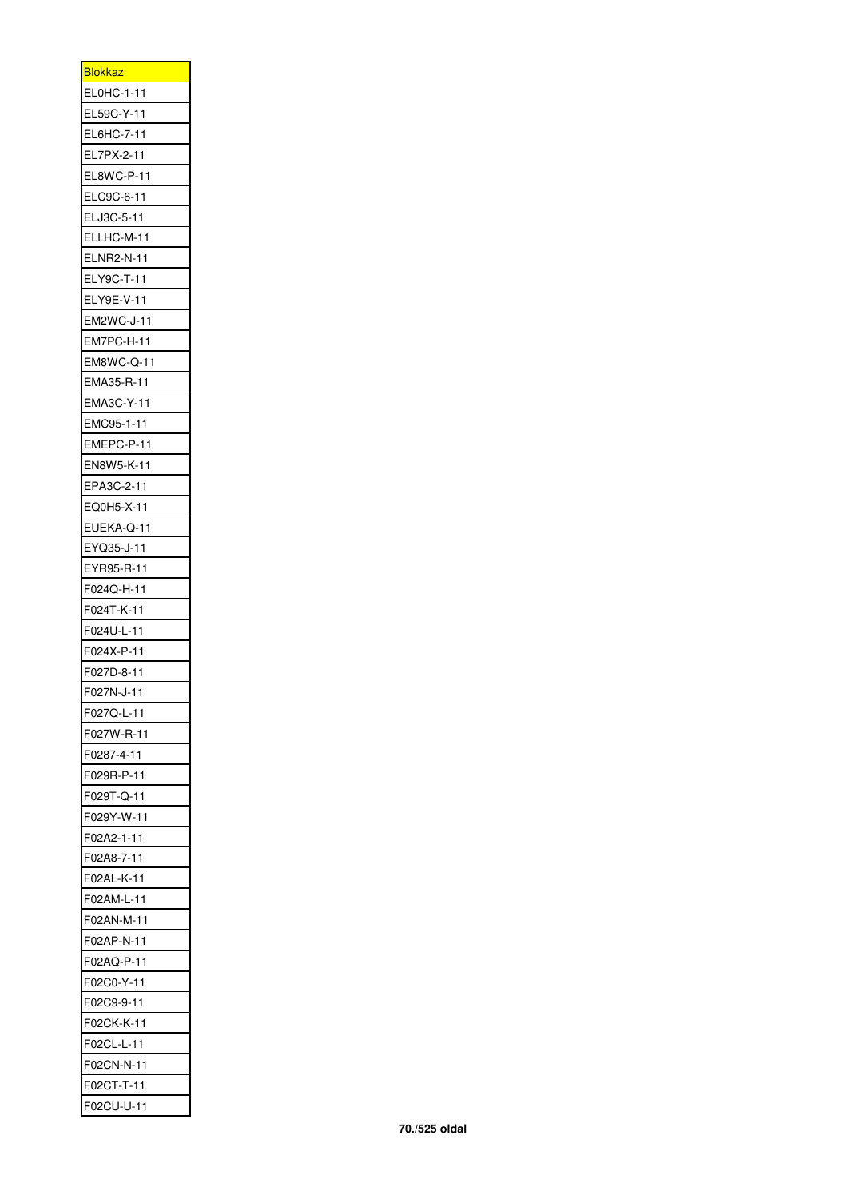| Blokkaz |
|---|
| EL0HC-1-11 |
| EL59C-Y-11 |
| EL6HC-7-11 |
| EL7PX-2-11 |
| EL8WC-P-11 |
| ELC9C-6-11 |
| ELJ3C-5-11 |
| ELLHC-M-11 |
| ELNR2-N-11 |
| ELY9C-T-11 |
| ELY9E-V-11 |
| EM2WC-J-11 |
| EM7PC-H-11 |
| EM8WC-Q-11 |
| EMA35-R-11 |
| EMA3C-Y-11 |
| EMC95-1-11 |
| EMEPC-P-11 |
| EN8W5-K-11 |
| EPA3C-2-11 |
| EQ0H5-X-11 |
| EUEKA-Q-11 |
| EYQ35-J-11 |
| EYR95-R-11 |
| F024Q-H-11 |
| F024T-K-11 |
| F024U-L-11 |
| F024X-P-11 |
| F027D-8-11 |
| F027N-J-11 |
| F027Q-L-11 |
| F027W-R-11 |
| F0287-4-11 |
| F029R-P-11 |
| F029T-Q-11 |
| F029Y-W-11 |
| F02A2-1-11 |
| F02A8-7-11 |
| F02AL-K-11 |
| F02AM-L-11 |
| F02AN-M-11 |
| F02AP-N-11 |
| F02AQ-P-11 |
| F02C0-Y-11 |
| F02C9-9-11 |
| F02CK-K-11 |
| F02CL-L-11 |
| F02CN-N-11 |
| F02CT-T-11 |
| F02CU-U-11 |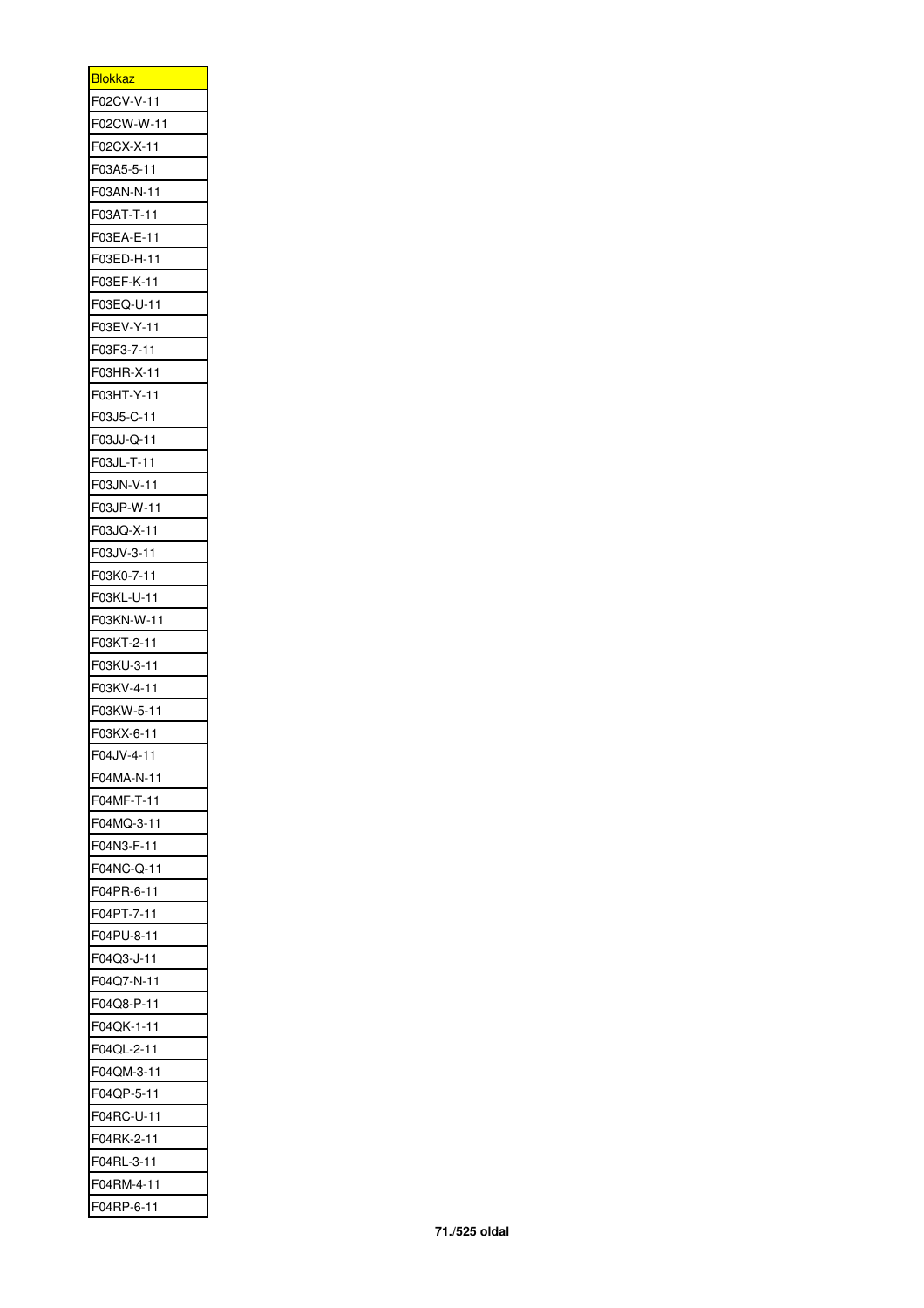| Blokkaz |
|---|
| F02CV-V-11 |
| F02CW-W-11 |
| F02CX-X-11 |
| F03A5-5-11 |
| F03AN-N-11 |
| F03AT-T-11 |
| F03EA-E-11 |
| F03ED-H-11 |
| F03EF-K-11 |
| F03EQ-U-11 |
| F03EV-Y-11 |
| F03F3-7-11 |
| F03HR-X-11 |
| F03HT-Y-11 |
| F03J5-C-11 |
| F03JJ-Q-11 |
| F03JL-T-11 |
| F03JN-V-11 |
| F03JP-W-11 |
| F03JQ-X-11 |
| F03JV-3-11 |
| F03K0-7-11 |
| F03KL-U-11 |
| F03KN-W-11 |
| F03KT-2-11 |
| F03KU-3-11 |
| F03KV-4-11 |
| F03KW-5-11 |
| F03KX-6-11 |
| F04JV-4-11 |
| F04MA-N-11 |
| F04MF-T-11 |
| F04MQ-3-11 |
| F04N3-F-11 |
| F04NC-Q-11 |
| F04PR-6-11 |
| F04PT-7-11 |
| F04PU-8-11 |
| F04Q3-J-11 |
| F04Q7-N-11 |
| F04Q8-P-11 |
| F04QK-1-11 |
| F04QL-2-11 |
| F04QM-3-11 |
| F04QP-5-11 |
| F04RC-U-11 |
| F04RK-2-11 |
| F04RL-3-11 |
| F04RM-4-11 |
| F04RP-6-11 |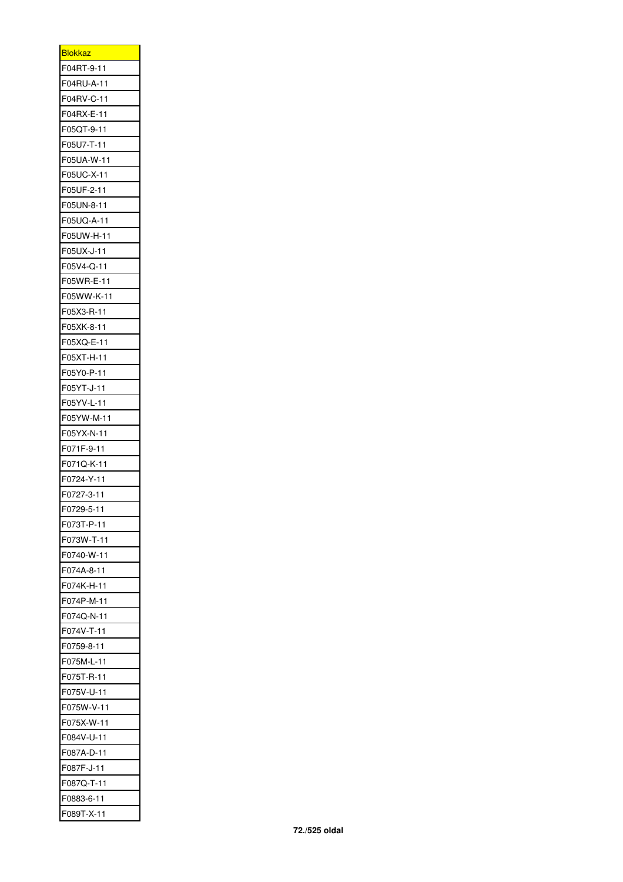| Blokkaz |
| --- |
| F04RT-9-11 |
| F04RU-A-11 |
| F04RV-C-11 |
| F04RX-E-11 |
| F05QT-9-11 |
| F05U7-T-11 |
| F05UA-W-11 |
| F05UC-X-11 |
| F05UF-2-11 |
| F05UN-8-11 |
| F05UQ-A-11 |
| F05UW-H-11 |
| F05UX-J-11 |
| F05V4-Q-11 |
| F05WR-E-11 |
| F05WW-K-11 |
| F05X3-R-11 |
| F05XK-8-11 |
| F05XQ-E-11 |
| F05XT-H-11 |
| F05Y0-P-11 |
| F05YT-J-11 |
| F05YV-L-11 |
| F05YW-M-11 |
| F05YX-N-11 |
| F071F-9-11 |
| F071Q-K-11 |
| F0724-Y-11 |
| F0727-3-11 |
| F0729-5-11 |
| F073T-P-11 |
| F073W-T-11 |
| F0740-W-11 |
| F074A-8-11 |
| F074K-H-11 |
| F074P-M-11 |
| F074Q-N-11 |
| F074V-T-11 |
| F0759-8-11 |
| F075M-L-11 |
| F075T-R-11 |
| F075V-U-11 |
| F075W-V-11 |
| F075X-W-11 |
| F084V-U-11 |
| F087A-D-11 |
| F087F-J-11 |
| F087Q-T-11 |
| F0883-6-11 |
| F089T-X-11 |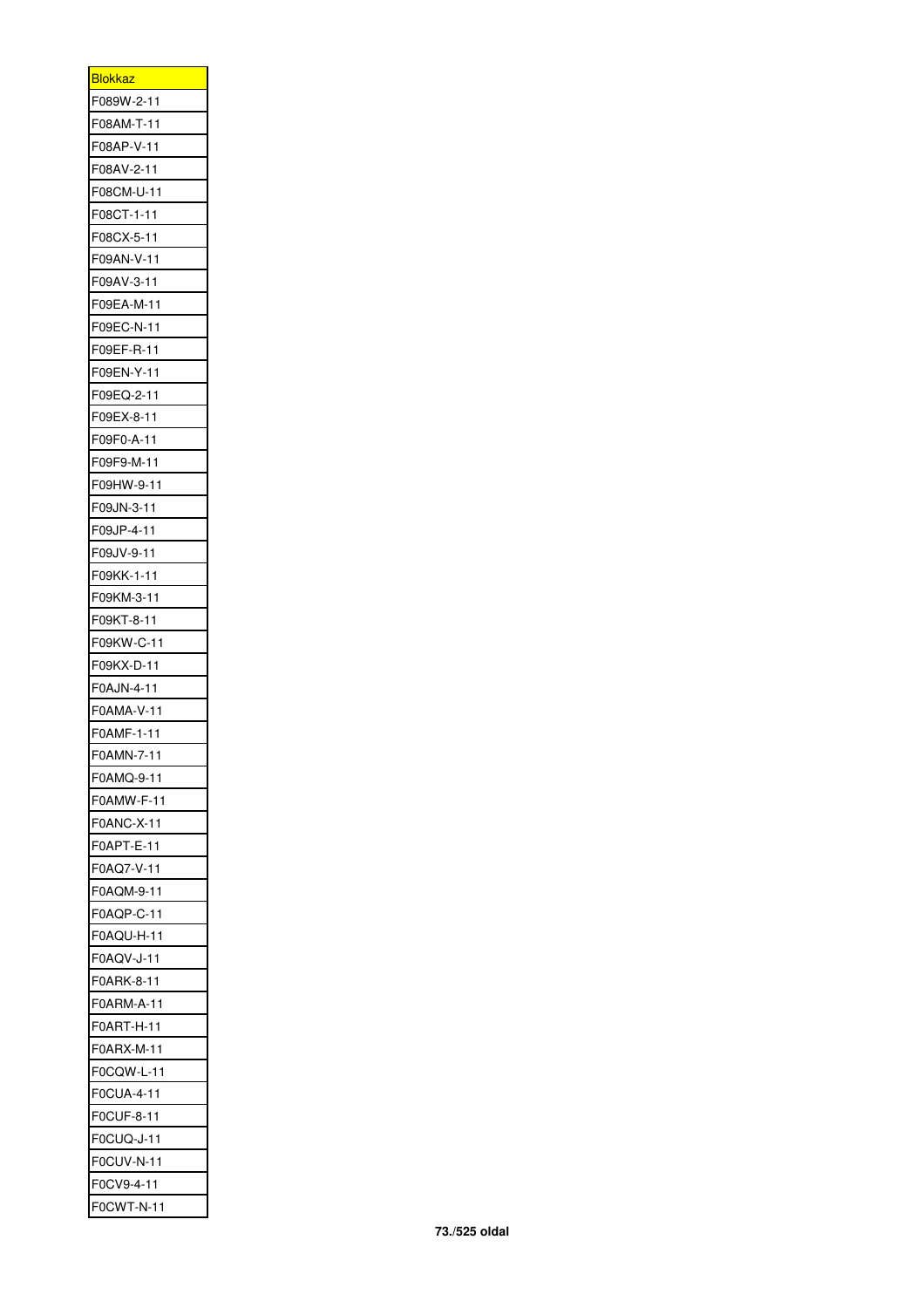| Blokkaz |
| --- |
| F089W-2-11 |
| F08AM-T-11 |
| F08AP-V-11 |
| F08AV-2-11 |
| F08CM-U-11 |
| F08CT-1-11 |
| F08CX-5-11 |
| F09AN-V-11 |
| F09AV-3-11 |
| F09EA-M-11 |
| F09EC-N-11 |
| F09EF-R-11 |
| F09EN-Y-11 |
| F09EQ-2-11 |
| F09EX-8-11 |
| F09F0-A-11 |
| F09F9-M-11 |
| F09HW-9-11 |
| F09JN-3-11 |
| F09JP-4-11 |
| F09JV-9-11 |
| F09KK-1-11 |
| F09KM-3-11 |
| F09KT-8-11 |
| F09KW-C-11 |
| F09KX-D-11 |
| F0AJN-4-11 |
| F0AMA-V-11 |
| F0AMF-1-11 |
| F0AMN-7-11 |
| F0AMQ-9-11 |
| F0AMW-F-11 |
| F0ANC-X-11 |
| F0APT-E-11 |
| F0AQ7-V-11 |
| F0AQM-9-11 |
| F0AQP-C-11 |
| F0AQU-H-11 |
| F0AQV-J-11 |
| F0ARK-8-11 |
| F0ARM-A-11 |
| F0ART-H-11 |
| F0ARX-M-11 |
| F0CQW-L-11 |
| F0CUA-4-11 |
| F0CUF-8-11 |
| F0CUQ-J-11 |
| F0CUV-N-11 |
| F0CV9-4-11 |
| F0CWT-N-11 |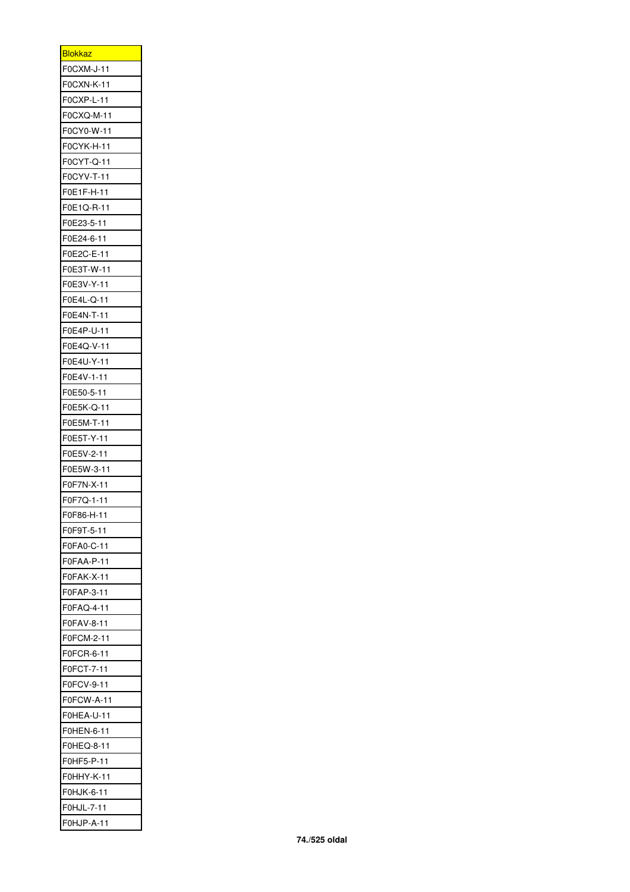| Blokkaz |
| --- |
| F0CXM-J-11 |
| F0CXN-K-11 |
| F0CXP-L-11 |
| F0CXQ-M-11 |
| F0CY0-W-11 |
| F0CYK-H-11 |
| F0CYT-Q-11 |
| F0CYV-T-11 |
| F0E1F-H-11 |
| F0E1Q-R-11 |
| F0E23-5-11 |
| F0E24-6-11 |
| F0E2C-E-11 |
| F0E3T-W-11 |
| F0E3V-Y-11 |
| F0E4L-Q-11 |
| F0E4N-T-11 |
| F0E4P-U-11 |
| F0E4Q-V-11 |
| F0E4U-Y-11 |
| F0E4V-1-11 |
| F0E50-5-11 |
| F0E5K-Q-11 |
| F0E5M-T-11 |
| F0E5T-Y-11 |
| F0E5V-2-11 |
| F0E5W-3-11 |
| F0F7N-X-11 |
| F0F7Q-1-11 |
| F0F86-H-11 |
| F0F9T-5-11 |
| F0FA0-C-11 |
| F0FAA-P-11 |
| F0FAK-X-11 |
| F0FAP-3-11 |
| F0FAQ-4-11 |
| F0FAV-8-11 |
| F0FCM-2-11 |
| F0FCR-6-11 |
| F0FCT-7-11 |
| F0FCV-9-11 |
| F0FCW-A-11 |
| F0HEA-U-11 |
| F0HEN-6-11 |
| F0HEQ-8-11 |
| F0HF5-P-11 |
| F0HHY-K-11 |
| F0HJK-6-11 |
| F0HJL-7-11 |
| F0HJP-A-11 |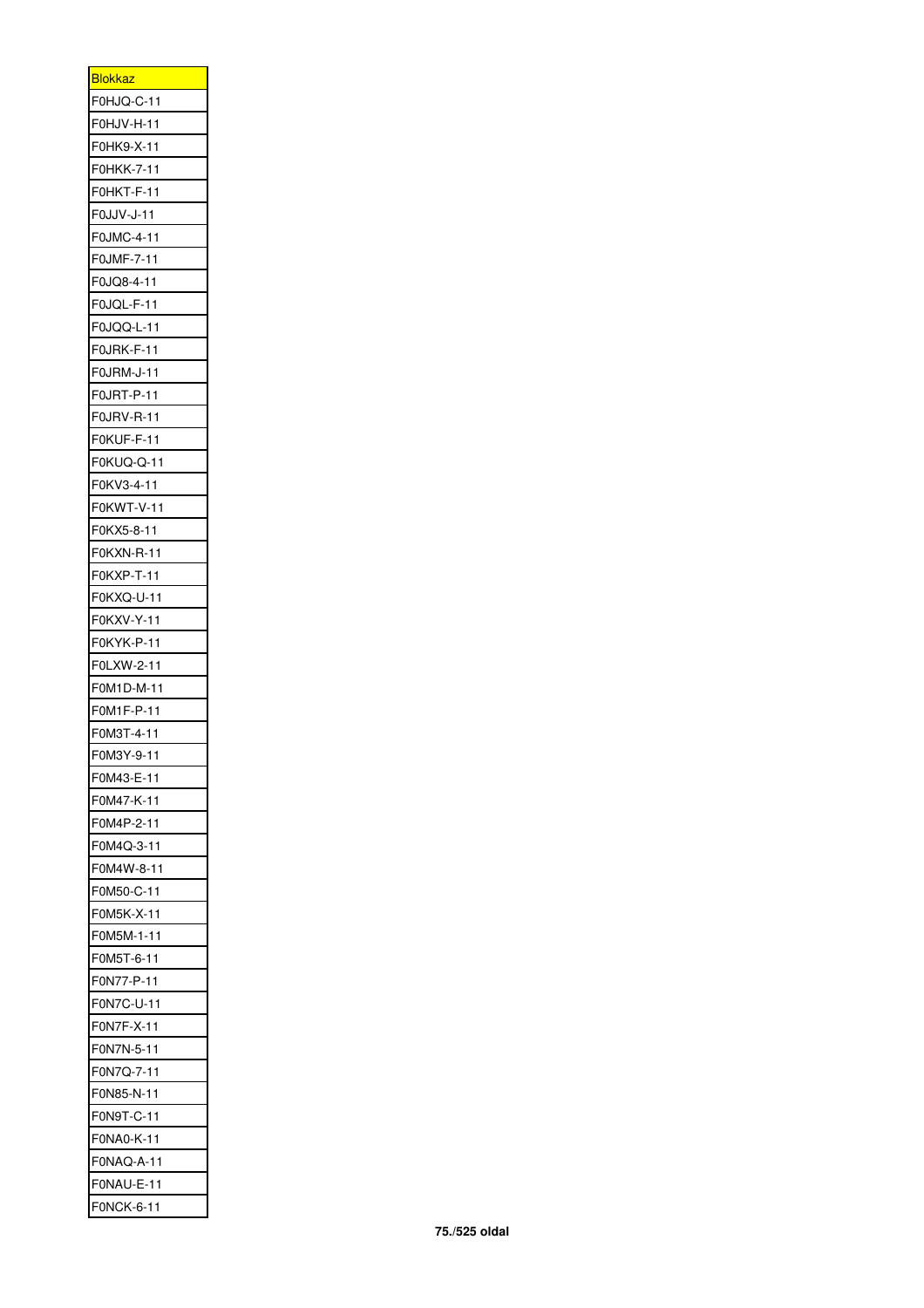| Blokkaz |
| --- |
| F0HJQ-C-11 |
| F0HJV-H-11 |
| F0HK9-X-11 |
| F0HKK-7-11 |
| F0HKT-F-11 |
| F0JJV-J-11 |
| F0JMC-4-11 |
| F0JMF-7-11 |
| F0JQ8-4-11 |
| F0JQL-F-11 |
| F0JQQ-L-11 |
| F0JRK-F-11 |
| F0JRM-J-11 |
| F0JRT-P-11 |
| F0JRV-R-11 |
| F0KUF-F-11 |
| F0KUQ-Q-11 |
| F0KV3-4-11 |
| F0KWT-V-11 |
| F0KX5-8-11 |
| F0KXN-R-11 |
| F0KXP-T-11 |
| F0KXQ-U-11 |
| F0KXV-Y-11 |
| F0KYK-P-11 |
| F0LXW-2-11 |
| F0M1D-M-11 |
| F0M1F-P-11 |
| F0M3T-4-11 |
| F0M3Y-9-11 |
| F0M43-E-11 |
| F0M47-K-11 |
| F0M4P-2-11 |
| F0M4Q-3-11 |
| F0M4W-8-11 |
| F0M50-C-11 |
| F0M5K-X-11 |
| F0M5M-1-11 |
| F0M5T-6-11 |
| F0N77-P-11 |
| F0N7C-U-11 |
| F0N7F-X-11 |
| F0N7N-5-11 |
| F0N7Q-7-11 |
| F0N85-N-11 |
| F0N9T-C-11 |
| F0NA0-K-11 |
| F0NAQ-A-11 |
| F0NAU-E-11 |
| F0NCK-6-11 |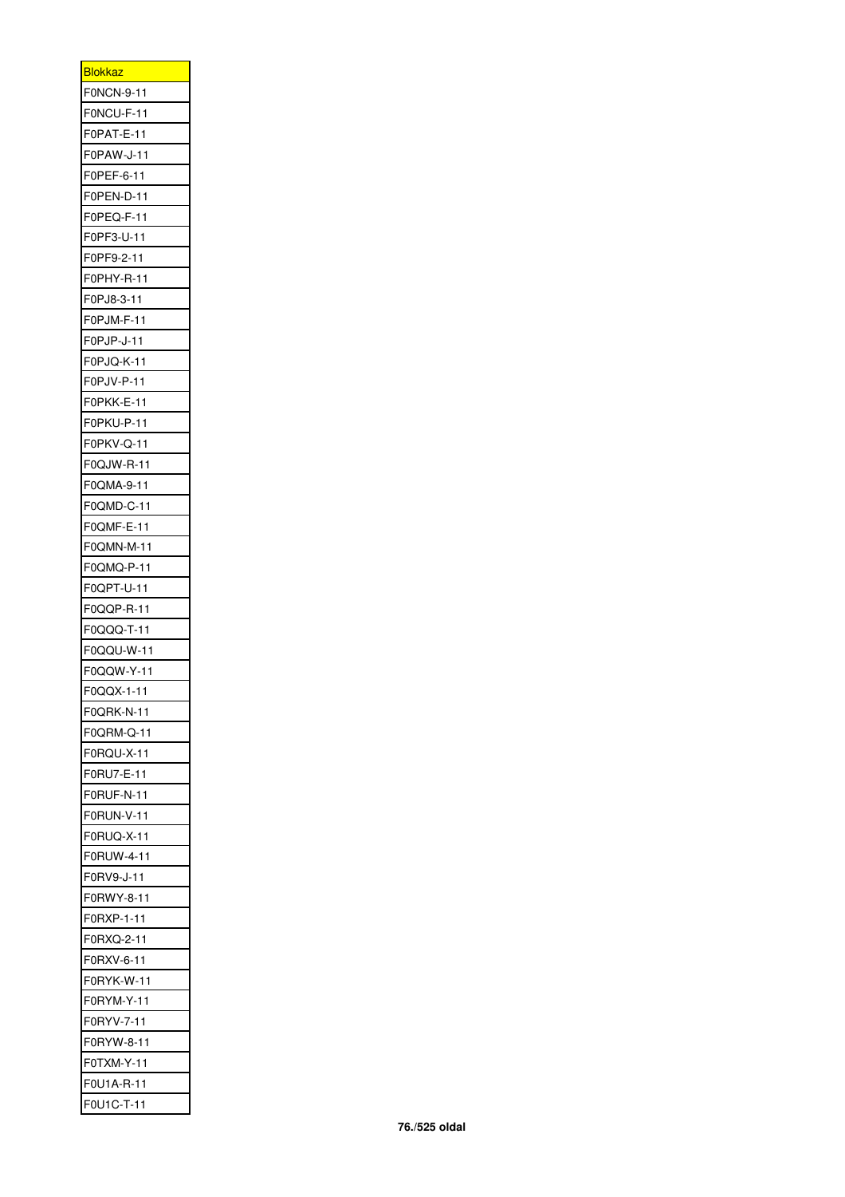| Blokkaz |
|---|
| F0NCN-9-11 |
| F0NCU-F-11 |
| F0PAT-E-11 |
| F0PAW-J-11 |
| F0PEF-6-11 |
| F0PEN-D-11 |
| F0PEQ-F-11 |
| F0PF3-U-11 |
| F0PF9-2-11 |
| F0PHY-R-11 |
| F0PJ8-3-11 |
| F0PJM-F-11 |
| F0PJP-J-11 |
| F0PJQ-K-11 |
| F0PJV-P-11 |
| F0PKK-E-11 |
| F0PKU-P-11 |
| F0PKV-Q-11 |
| F0QJW-R-11 |
| F0QMA-9-11 |
| F0QMD-C-11 |
| F0QMF-E-11 |
| F0QMN-M-11 |
| F0QMQ-P-11 |
| F0QPT-U-11 |
| F0QQP-R-11 |
| F0QQQ-T-11 |
| F0QQU-W-11 |
| F0QQW-Y-11 |
| F0QQX-1-11 |
| F0QRK-N-11 |
| F0QRM-Q-11 |
| F0RQU-X-11 |
| F0RU7-E-11 |
| F0RUF-N-11 |
| F0RUN-V-11 |
| F0RUQ-X-11 |
| F0RUW-4-11 |
| F0RV9-J-11 |
| F0RWY-8-11 |
| F0RXP-1-11 |
| F0RXQ-2-11 |
| F0RXV-6-11 |
| F0RYK-W-11 |
| F0RYM-Y-11 |
| F0RYV-7-11 |
| F0RYW-8-11 |
| F0TXM-Y-11 |
| F0U1A-R-11 |
| F0U1C-T-11 |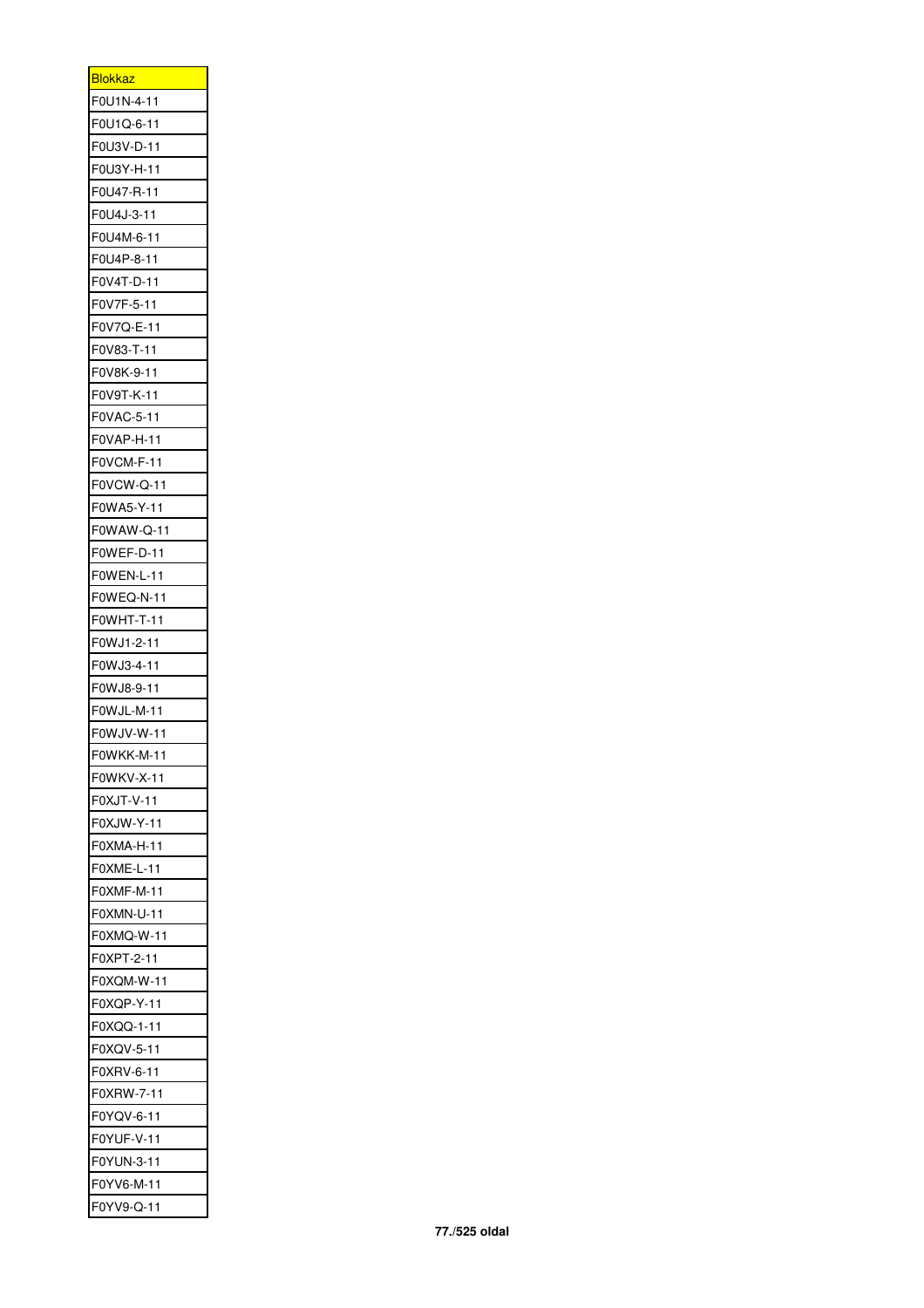| Blokkaz |
| --- |
| F0U1N-4-11 |
| F0U1Q-6-11 |
| F0U3V-D-11 |
| F0U3Y-H-11 |
| F0U47-R-11 |
| F0U4J-3-11 |
| F0U4M-6-11 |
| F0U4P-8-11 |
| F0V4T-D-11 |
| F0V7F-5-11 |
| F0V7Q-E-11 |
| F0V83-T-11 |
| F0V8K-9-11 |
| F0V9T-K-11 |
| F0VAC-5-11 |
| F0VAP-H-11 |
| F0VCM-F-11 |
| F0VCW-Q-11 |
| F0WA5-Y-11 |
| F0WAW-Q-11 |
| F0WEF-D-11 |
| F0WEN-L-11 |
| F0WEQ-N-11 |
| F0WHT-T-11 |
| F0WJ1-2-11 |
| F0WJ3-4-11 |
| F0WJ8-9-11 |
| F0WJL-M-11 |
| F0WJV-W-11 |
| F0WKK-M-11 |
| F0WKV-X-11 |
| F0XJT-V-11 |
| F0XJW-Y-11 |
| F0XMA-H-11 |
| F0XME-L-11 |
| F0XMF-M-11 |
| F0XMN-U-11 |
| F0XMQ-W-11 |
| F0XPT-2-11 |
| F0XQM-W-11 |
| F0XQP-Y-11 |
| F0XQQ-1-11 |
| F0XQV-5-11 |
| F0XRV-6-11 |
| F0XRW-7-11 |
| F0YQV-6-11 |
| F0YUF-V-11 |
| F0YUN-3-11 |
| F0YV6-M-11 |
| F0YV9-Q-11 |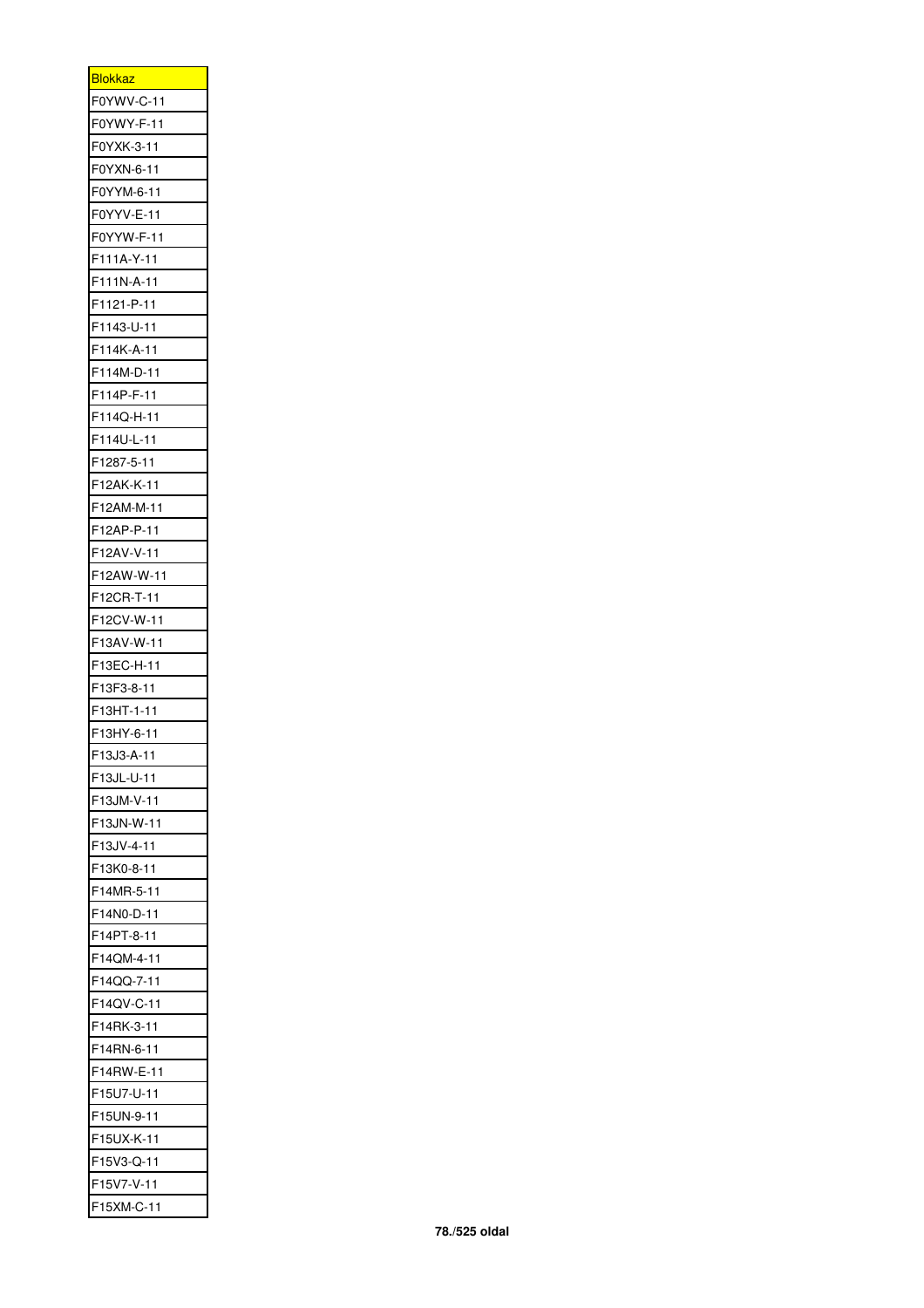| Blokkaz |
| --- |
| F0YWV-C-11 |
| F0YWY-F-11 |
| F0YXK-3-11 |
| F0YXN-6-11 |
| F0YYM-6-11 |
| F0YYV-E-11 |
| F0YYW-F-11 |
| F111A-Y-11 |
| F111N-A-11 |
| F1121-P-11 |
| F1143-U-11 |
| F114K-A-11 |
| F114M-D-11 |
| F114P-F-11 |
| F114Q-H-11 |
| F114U-L-11 |
| F1287-5-11 |
| F12AK-K-11 |
| F12AM-M-11 |
| F12AP-P-11 |
| F12AV-V-11 |
| F12AW-W-11 |
| F12CR-T-11 |
| F12CV-W-11 |
| F13AV-W-11 |
| F13EC-H-11 |
| F13F3-8-11 |
| F13HT-1-11 |
| F13HY-6-11 |
| F13J3-A-11 |
| F13JL-U-11 |
| F13JM-V-11 |
| F13JN-W-11 |
| F13JV-4-11 |
| F13K0-8-11 |
| F14MR-5-11 |
| F14N0-D-11 |
| F14PT-8-11 |
| F14QM-4-11 |
| F14QQ-7-11 |
| F14QV-C-11 |
| F14RK-3-11 |
| F14RN-6-11 |
| F14RW-E-11 |
| F15U7-U-11 |
| F15UN-9-11 |
| F15UX-K-11 |
| F15V3-Q-11 |
| F15V7-V-11 |
| F15XM-C-11 |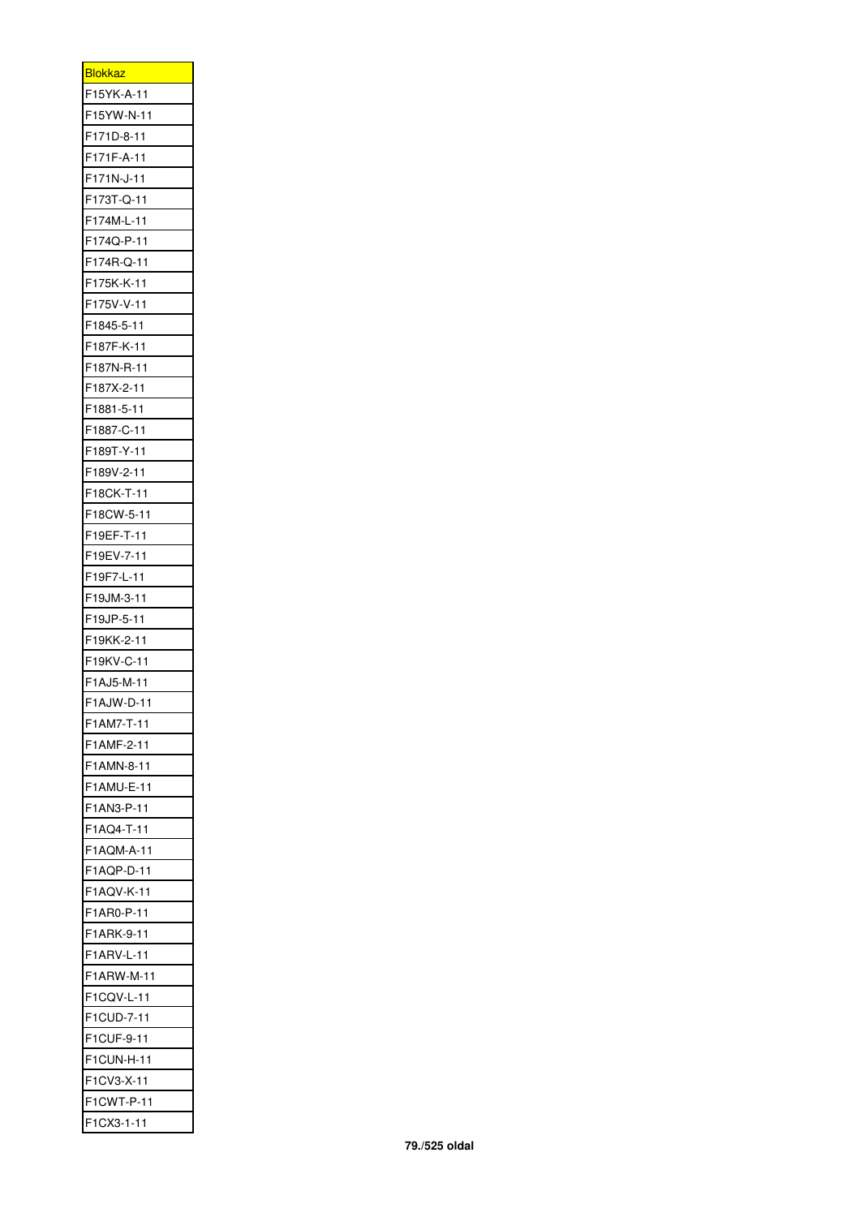| Blokkaz |
| --- |
| F15YK-A-11 |
| F15YW-N-11 |
| F171D-8-11 |
| F171F-A-11 |
| F171N-J-11 |
| F173T-Q-11 |
| F174M-L-11 |
| F174Q-P-11 |
| F174R-Q-11 |
| F175K-K-11 |
| F175V-V-11 |
| F1845-5-11 |
| F187F-K-11 |
| F187N-R-11 |
| F187X-2-11 |
| F1881-5-11 |
| F1887-C-11 |
| F189T-Y-11 |
| F189V-2-11 |
| F18CK-T-11 |
| F18CW-5-11 |
| F19EF-T-11 |
| F19EV-7-11 |
| F19F7-L-11 |
| F19JM-3-11 |
| F19JP-5-11 |
| F19KK-2-11 |
| F19KV-C-11 |
| F1AJ5-M-11 |
| F1AJW-D-11 |
| F1AM7-T-11 |
| F1AMF-2-11 |
| F1AMN-8-11 |
| F1AMU-E-11 |
| F1AN3-P-11 |
| F1AQ4-T-11 |
| F1AQM-A-11 |
| F1AQP-D-11 |
| F1AQV-K-11 |
| F1AR0-P-11 |
| F1ARK-9-11 |
| F1ARV-L-11 |
| F1ARW-M-11 |
| F1CQV-L-11 |
| F1CUD-7-11 |
| F1CUF-9-11 |
| F1CUN-H-11 |
| F1CV3-X-11 |
| F1CWT-P-11 |
| F1CX3-1-11 |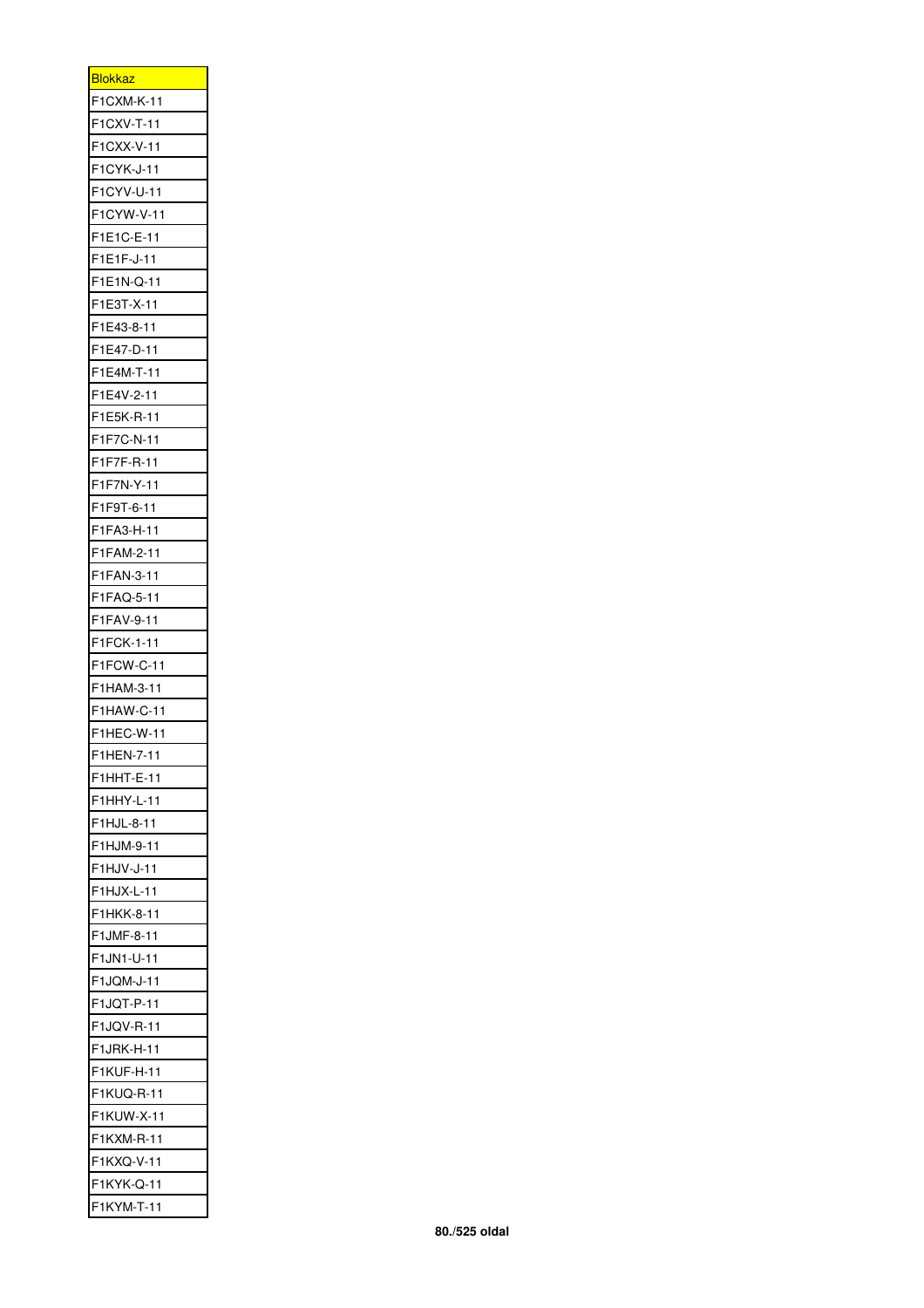| Blokkaz |
| --- |
| F1CXM-K-11 |
| F1CXV-T-11 |
| F1CXX-V-11 |
| F1CYK-J-11 |
| F1CYV-U-11 |
| F1CYW-V-11 |
| F1E1C-E-11 |
| F1E1F-J-11 |
| F1E1N-Q-11 |
| F1E3T-X-11 |
| F1E43-8-11 |
| F1E47-D-11 |
| F1E4M-T-11 |
| F1E4V-2-11 |
| F1E5K-R-11 |
| F1F7C-N-11 |
| F1F7F-R-11 |
| F1F7N-Y-11 |
| F1F9T-6-11 |
| F1FA3-H-11 |
| F1FAM-2-11 |
| F1FAN-3-11 |
| F1FAQ-5-11 |
| F1FAV-9-11 |
| F1FCK-1-11 |
| F1FCW-C-11 |
| F1HAM-3-11 |
| F1HAW-C-11 |
| F1HEC-W-11 |
| F1HEN-7-11 |
| F1HHT-E-11 |
| F1HHY-L-11 |
| F1HJL-8-11 |
| F1HJM-9-11 |
| F1HJV-J-11 |
| F1HJX-L-11 |
| F1HKK-8-11 |
| F1JMF-8-11 |
| F1JN1-U-11 |
| F1JQM-J-11 |
| F1JQT-P-11 |
| F1JQV-R-11 |
| F1JRK-H-11 |
| F1KUF-H-11 |
| F1KUQ-R-11 |
| F1KUW-X-11 |
| F1KXM-R-11 |
| F1KXQ-V-11 |
| F1KYK-Q-11 |
| F1KYM-T-11 |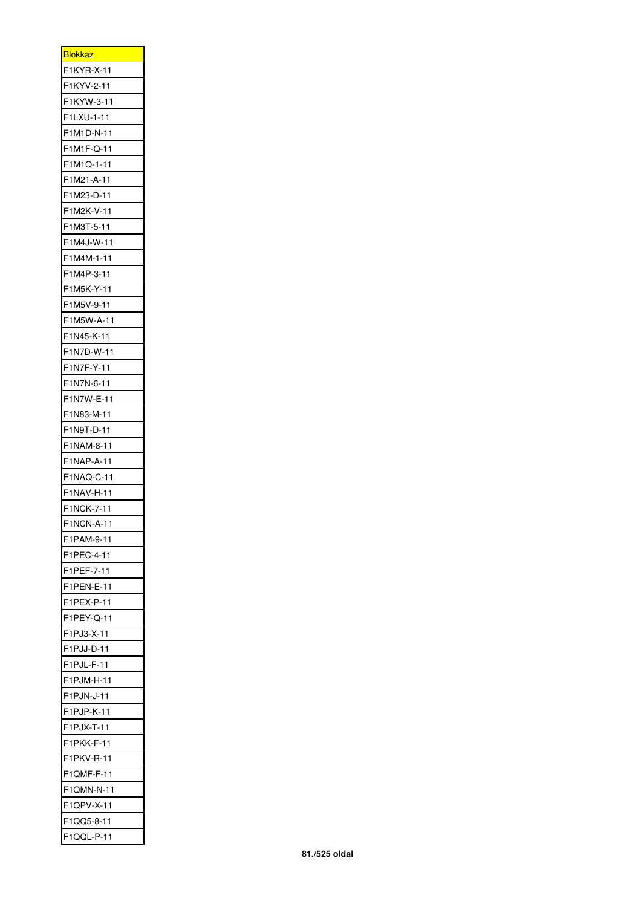| Blokkaz |
| --- |
| F1KYR-X-11 |
| F1KYV-2-11 |
| F1KYW-3-11 |
| F1LXU-1-11 |
| F1M1D-N-11 |
| F1M1F-Q-11 |
| F1M1Q-1-11 |
| F1M21-A-11 |
| F1M23-D-11 |
| F1M2K-V-11 |
| F1M3T-5-11 |
| F1M4J-W-11 |
| F1M4M-1-11 |
| F1M4P-3-11 |
| F1M5K-Y-11 |
| F1M5V-9-11 |
| F1M5W-A-11 |
| F1N45-K-11 |
| F1N7D-W-11 |
| F1N7F-Y-11 |
| F1N7N-6-11 |
| F1N7W-E-11 |
| F1N83-M-11 |
| F1N9T-D-11 |
| F1NAM-8-11 |
| F1NAP-A-11 |
| F1NAQ-C-11 |
| F1NAV-H-11 |
| F1NCK-7-11 |
| F1NCN-A-11 |
| F1PAM-9-11 |
| F1PEC-4-11 |
| F1PEF-7-11 |
| F1PEN-E-11 |
| F1PEX-P-11 |
| F1PEY-Q-11 |
| F1PJ3-X-11 |
| F1PJJ-D-11 |
| F1PJL-F-11 |
| F1PJM-H-11 |
| F1PJN-J-11 |
| F1PJP-K-11 |
| F1PJX-T-11 |
| F1PKK-F-11 |
| F1PKV-R-11 |
| F1QMF-F-11 |
| F1QMN-N-11 |
| F1QPV-X-11 |
| F1QQ5-8-11 |
| F1QQL-P-11 |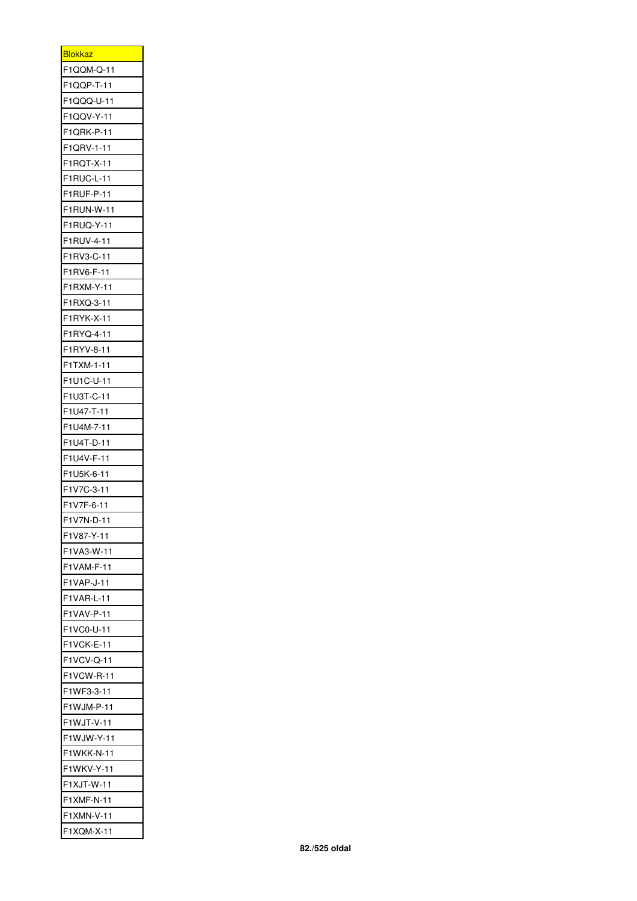| Blokkaz |
| --- |
| F1QQM-Q-11 |
| F1QQP-T-11 |
| F1QQQ-U-11 |
| F1QQV-Y-11 |
| F1QRK-P-11 |
| F1QRV-1-11 |
| F1RQT-X-11 |
| F1RUC-L-11 |
| F1RUF-P-11 |
| F1RUN-W-11 |
| F1RUQ-Y-11 |
| F1RUV-4-11 |
| F1RV3-C-11 |
| F1RV6-F-11 |
| F1RXM-Y-11 |
| F1RXQ-3-11 |
| F1RYK-X-11 |
| F1RYQ-4-11 |
| F1RYV-8-11 |
| F1TXM-1-11 |
| F1U1C-U-11 |
| F1U3T-C-11 |
| F1U47-T-11 |
| F1U4M-7-11 |
| F1U4T-D-11 |
| F1U4V-F-11 |
| F1U5K-6-11 |
| F1V7C-3-11 |
| F1V7F-6-11 |
| F1V7N-D-11 |
| F1V87-Y-11 |
| F1VA3-W-11 |
| F1VAM-F-11 |
| F1VAP-J-11 |
| F1VAR-L-11 |
| F1VAV-P-11 |
| F1VC0-U-11 |
| F1VCK-E-11 |
| F1VCV-Q-11 |
| F1VCW-R-11 |
| F1WF3-3-11 |
| F1WJM-P-11 |
| F1WJT-V-11 |
| F1WJW-Y-11 |
| F1WKK-N-11 |
| F1WKV-Y-11 |
| F1XJT-W-11 |
| F1XMF-N-11 |
| F1XMN-V-11 |
| F1XQM-X-11 |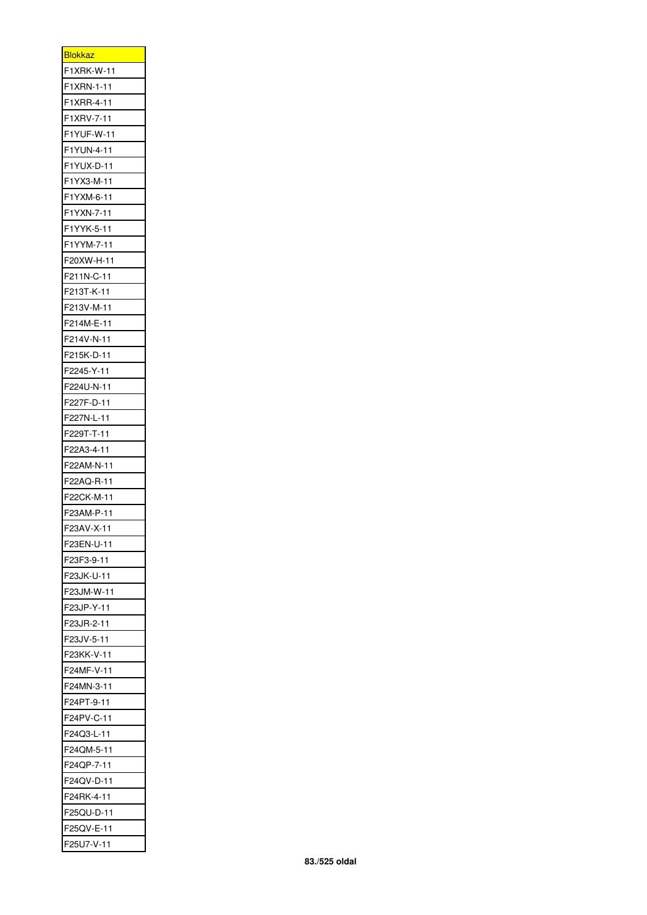| Blokkaz |
|---|
| F1XRK-W-11 |
| F1XRN-1-11 |
| F1XRR-4-11 |
| F1XRV-7-11 |
| F1YUF-W-11 |
| F1YUN-4-11 |
| F1YUX-D-11 |
| F1YX3-M-11 |
| F1YXM-6-11 |
| F1YXN-7-11 |
| F1YYK-5-11 |
| F1YYM-7-11 |
| F20XW-H-11 |
| F211N-C-11 |
| F213T-K-11 |
| F213V-M-11 |
| F214M-E-11 |
| F214V-N-11 |
| F215K-D-11 |
| F2245-Y-11 |
| F224U-N-11 |
| F227F-D-11 |
| F227N-L-11 |
| F229T-T-11 |
| F22A3-4-11 |
| F22AM-N-11 |
| F22AQ-R-11 |
| F22CK-M-11 |
| F23AM-P-11 |
| F23AV-X-11 |
| F23EN-U-11 |
| F23F3-9-11 |
| F23JK-U-11 |
| F23JM-W-11 |
| F23JP-Y-11 |
| F23JR-2-11 |
| F23JV-5-11 |
| F23KK-V-11 |
| F24MF-V-11 |
| F24MN-3-11 |
| F24PT-9-11 |
| F24PV-C-11 |
| F24Q3-L-11 |
| F24QM-5-11 |
| F24QP-7-11 |
| F24QV-D-11 |
| F24RK-4-11 |
| F25QU-D-11 |
| F25QV-E-11 |
| F25U7-V-11 |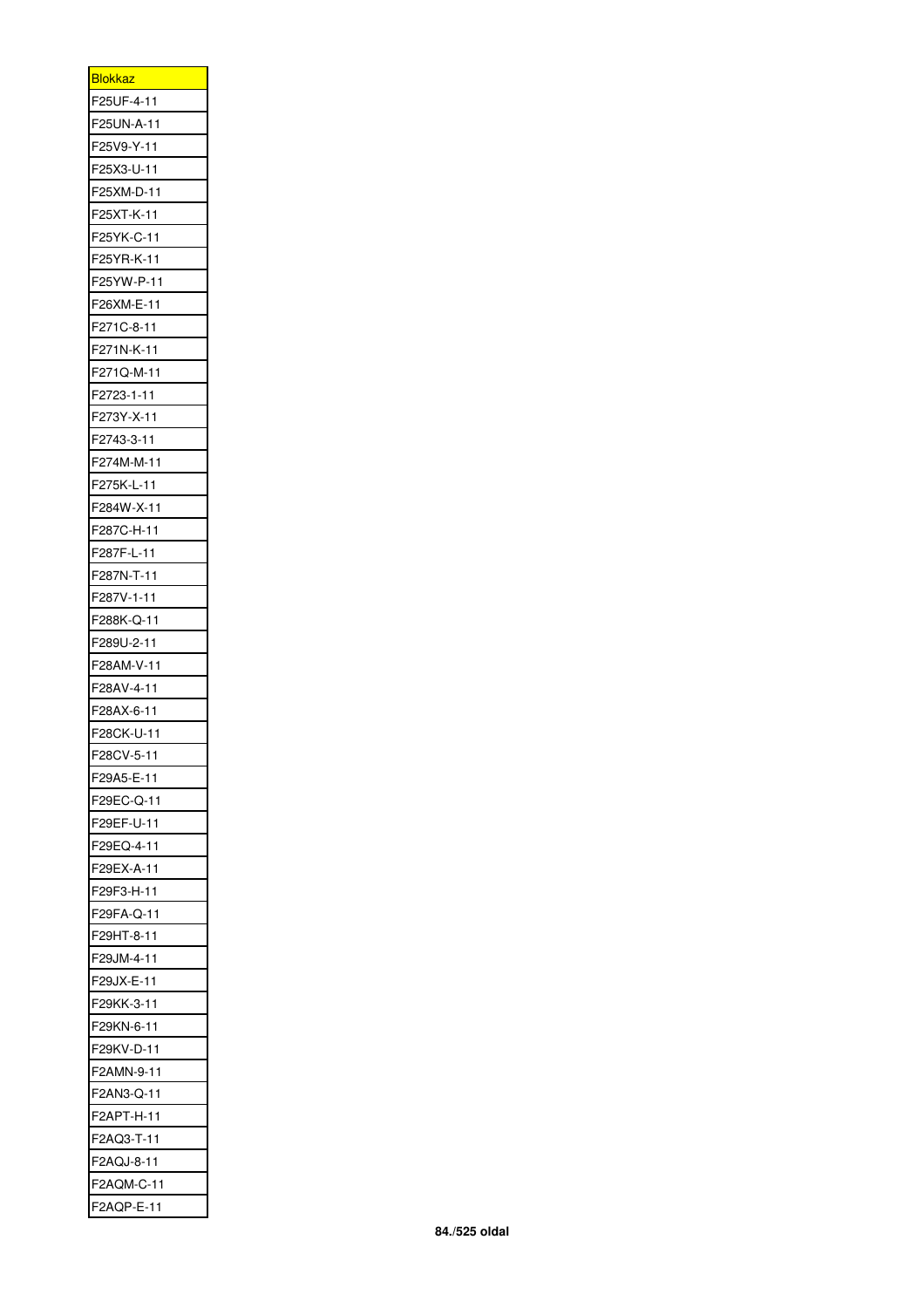| Blokkaz |
|---|
| F25UF-4-11 |
| F25UN-A-11 |
| F25V9-Y-11 |
| F25X3-U-11 |
| F25XM-D-11 |
| F25XT-K-11 |
| F25YK-C-11 |
| F25YR-K-11 |
| F25YW-P-11 |
| F26XM-E-11 |
| F271C-8-11 |
| F271N-K-11 |
| F271Q-M-11 |
| F2723-1-11 |
| F273Y-X-11 |
| F2743-3-11 |
| F274M-M-11 |
| F275K-L-11 |
| F284W-X-11 |
| F287C-H-11 |
| F287F-L-11 |
| F287N-T-11 |
| F287V-1-11 |
| F288K-Q-11 |
| F289U-2-11 |
| F28AM-V-11 |
| F28AV-4-11 |
| F28AX-6-11 |
| F28CK-U-11 |
| F28CV-5-11 |
| F29A5-E-11 |
| F29EC-Q-11 |
| F29EF-U-11 |
| F29EQ-4-11 |
| F29EX-A-11 |
| F29F3-H-11 |
| F29FA-Q-11 |
| F29HT-8-11 |
| F29JM-4-11 |
| F29JX-E-11 |
| F29KK-3-11 |
| F29KN-6-11 |
| F29KV-D-11 |
| F2AMN-9-11 |
| F2AN3-Q-11 |
| F2APT-H-11 |
| F2AQ3-T-11 |
| F2AQJ-8-11 |
| F2AQM-C-11 |
| F2AQP-E-11 |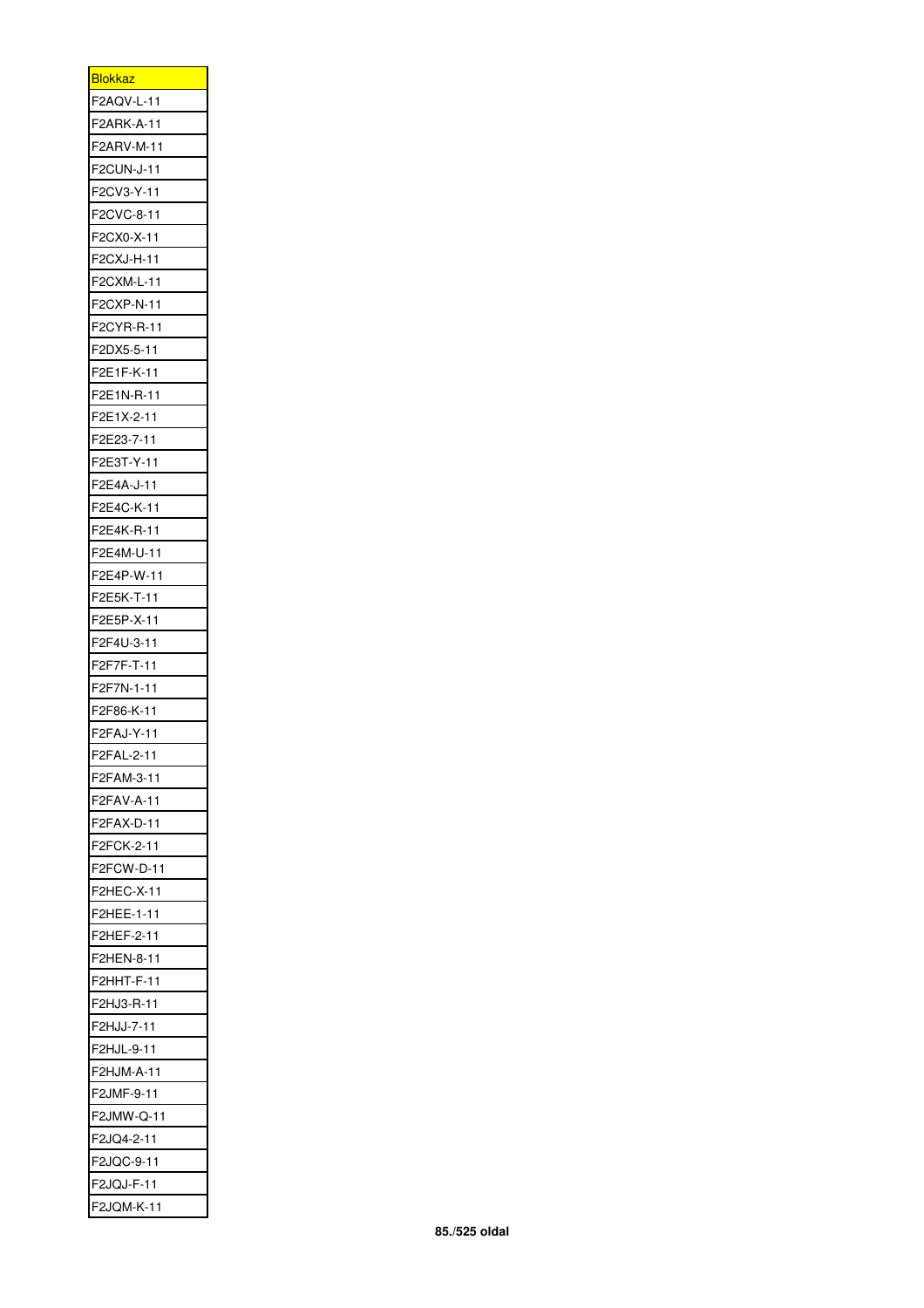| Blokkaz |
| --- |
| F2AQV-L-11 |
| F2ARK-A-11 |
| F2ARV-M-11 |
| F2CUN-J-11 |
| F2CV3-Y-11 |
| F2CVC-8-11 |
| F2CX0-X-11 |
| F2CXJ-H-11 |
| F2CXM-L-11 |
| F2CXP-N-11 |
| F2CYR-R-11 |
| F2DX5-5-11 |
| F2E1F-K-11 |
| F2E1N-R-11 |
| F2E1X-2-11 |
| F2E23-7-11 |
| F2E3T-Y-11 |
| F2E4A-J-11 |
| F2E4C-K-11 |
| F2E4K-R-11 |
| F2E4M-U-11 |
| F2E4P-W-11 |
| F2E5K-T-11 |
| F2E5P-X-11 |
| F2F4U-3-11 |
| F2F7F-T-11 |
| F2F7N-1-11 |
| F2F86-K-11 |
| F2FAJ-Y-11 |
| F2FAL-2-11 |
| F2FAM-3-11 |
| F2FAV-A-11 |
| F2FAX-D-11 |
| F2FCK-2-11 |
| F2FCW-D-11 |
| F2HEC-X-11 |
| F2HEE-1-11 |
| F2HEF-2-11 |
| F2HEN-8-11 |
| F2HHT-F-11 |
| F2HJ3-R-11 |
| F2HJJ-7-11 |
| F2HJL-9-11 |
| F2HJM-A-11 |
| F2JMF-9-11 |
| F2JMW-Q-11 |
| F2JQ4-2-11 |
| F2JQC-9-11 |
| F2JQJ-F-11 |
| F2JQM-K-11 |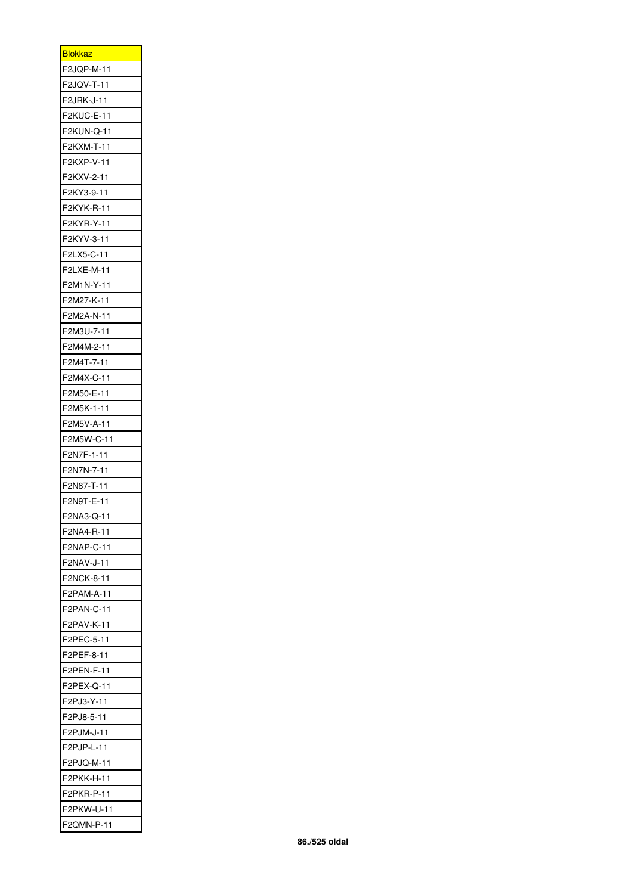| Blokkaz |
| --- |
| F2JQP-M-11 |
| F2JQV-T-11 |
| F2JRK-J-11 |
| F2KUC-E-11 |
| F2KUN-Q-11 |
| F2KXM-T-11 |
| F2KXP-V-11 |
| F2KXV-2-11 |
| F2KY3-9-11 |
| F2KYK-R-11 |
| F2KYR-Y-11 |
| F2KYV-3-11 |
| F2LX5-C-11 |
| F2LXE-M-11 |
| F2M1N-Y-11 |
| F2M27-K-11 |
| F2M2A-N-11 |
| F2M3U-7-11 |
| F2M4M-2-11 |
| F2M4T-7-11 |
| F2M4X-C-11 |
| F2M50-E-11 |
| F2M5K-1-11 |
| F2M5V-A-11 |
| F2M5W-C-11 |
| F2N7F-1-11 |
| F2N7N-7-11 |
| F2N87-T-11 |
| F2N9T-E-11 |
| F2NA3-Q-11 |
| F2NA4-R-11 |
| F2NAP-C-11 |
| F2NAV-J-11 |
| F2NCK-8-11 |
| F2PAM-A-11 |
| F2PAN-C-11 |
| F2PAV-K-11 |
| F2PEC-5-11 |
| F2PEF-8-11 |
| F2PEN-F-11 |
| F2PEX-Q-11 |
| F2PJ3-Y-11 |
| F2PJ8-5-11 |
| F2PJM-J-11 |
| F2PJP-L-11 |
| F2PJQ-M-11 |
| F2PKK-H-11 |
| F2PKR-P-11 |
| F2PKW-U-11 |
| F2QMN-P-11 |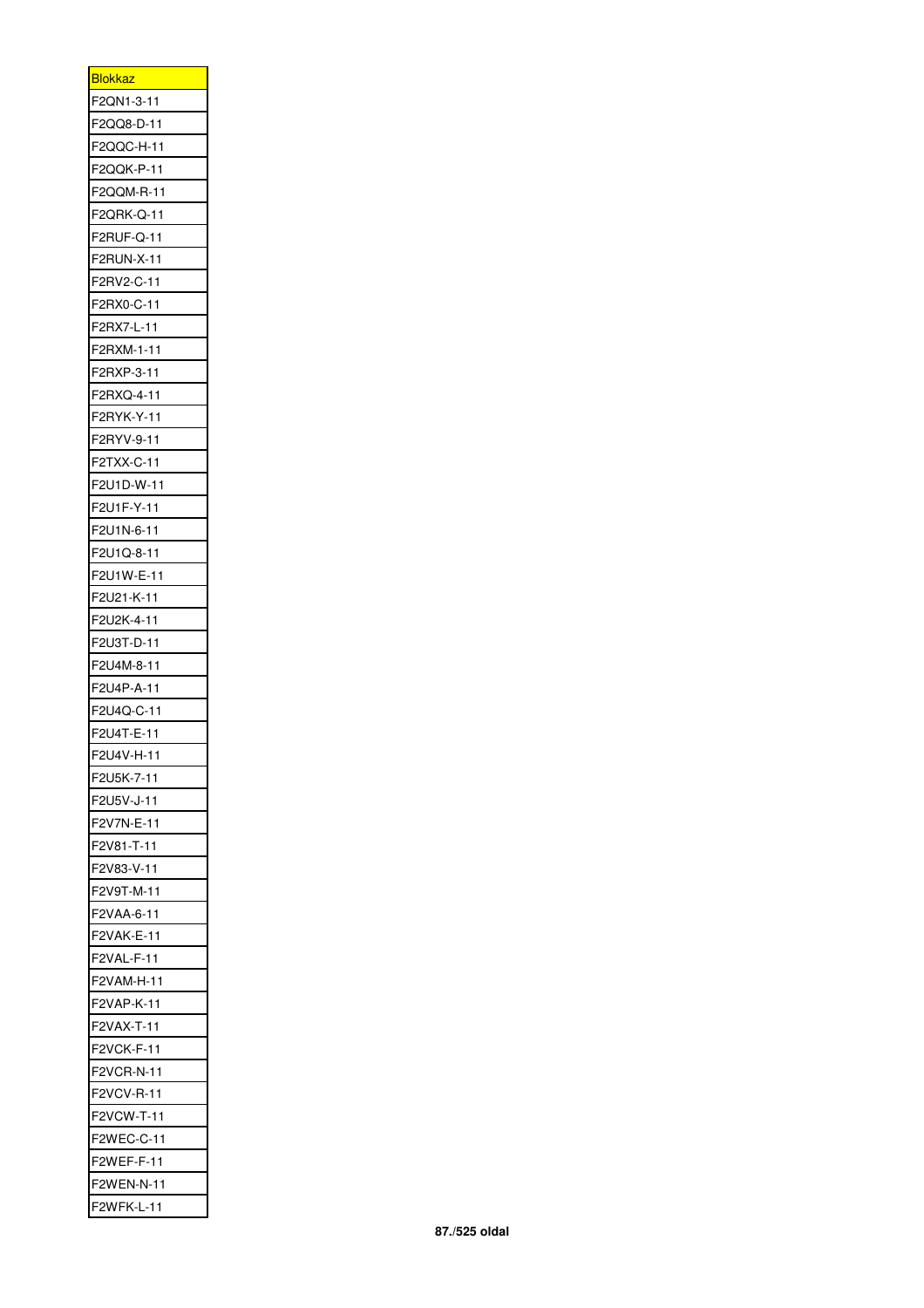| Blokkaz |
| --- |
| F2QN1-3-11 |
| F2QQ8-D-11 |
| F2QQC-H-11 |
| F2QQK-P-11 |
| F2QQM-R-11 |
| F2QRK-Q-11 |
| F2RUF-Q-11 |
| F2RUN-X-11 |
| F2RV2-C-11 |
| F2RX0-C-11 |
| F2RX7-L-11 |
| F2RXM-1-11 |
| F2RXP-3-11 |
| F2RXQ-4-11 |
| F2RYK-Y-11 |
| F2RYV-9-11 |
| F2TXX-C-11 |
| F2U1D-W-11 |
| F2U1F-Y-11 |
| F2U1N-6-11 |
| F2U1Q-8-11 |
| F2U1W-E-11 |
| F2U21-K-11 |
| F2U2K-4-11 |
| F2U3T-D-11 |
| F2U4M-8-11 |
| F2U4P-A-11 |
| F2U4Q-C-11 |
| F2U4T-E-11 |
| F2U4V-H-11 |
| F2U5K-7-11 |
| F2U5V-J-11 |
| F2V7N-E-11 |
| F2V81-T-11 |
| F2V83-V-11 |
| F2V9T-M-11 |
| F2VAA-6-11 |
| F2VAK-E-11 |
| F2VAL-F-11 |
| F2VAM-H-11 |
| F2VAP-K-11 |
| F2VAX-T-11 |
| F2VCK-F-11 |
| F2VCR-N-11 |
| F2VCV-R-11 |
| F2VCW-T-11 |
| F2WEC-C-11 |
| F2WEF-F-11 |
| F2WEN-N-11 |
| F2WFK-L-11 |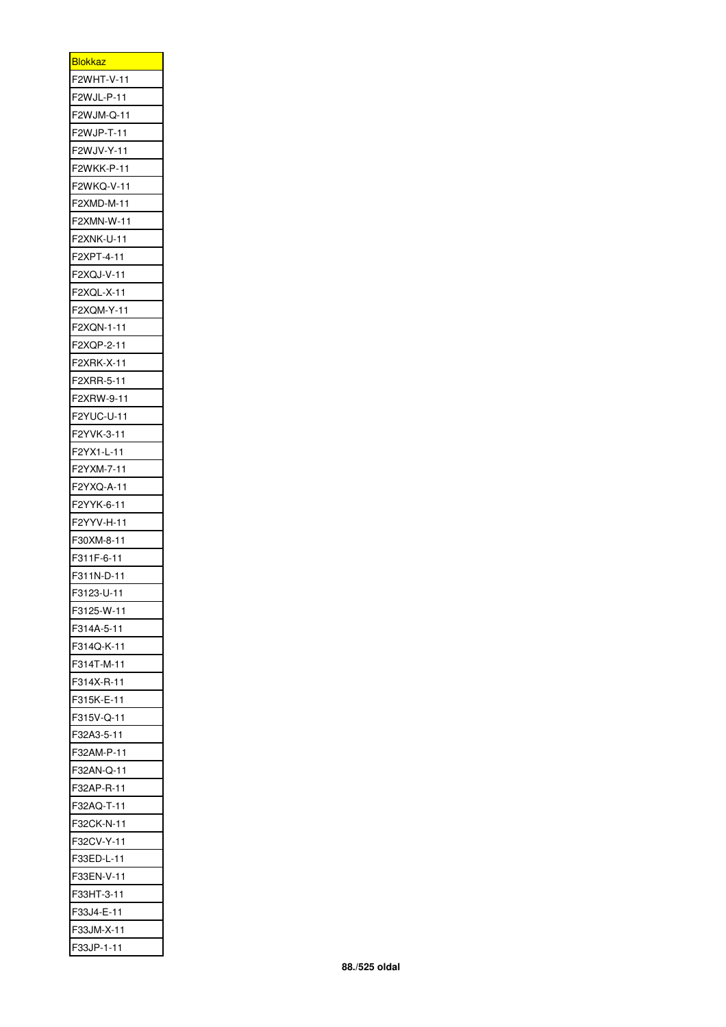| Blokkaz |
|---|
| F2WHT-V-11 |
| F2WJL-P-11 |
| F2WJM-Q-11 |
| F2WJP-T-11 |
| F2WJV-Y-11 |
| F2WKK-P-11 |
| F2WKQ-V-11 |
| F2XMD-M-11 |
| F2XMN-W-11 |
| F2XNK-U-11 |
| F2XPT-4-11 |
| F2XQJ-V-11 |
| F2XQL-X-11 |
| F2XQM-Y-11 |
| F2XQN-1-11 |
| F2XQP-2-11 |
| F2XRK-X-11 |
| F2XRR-5-11 |
| F2XRW-9-11 |
| F2YUC-U-11 |
| F2YVK-3-11 |
| F2YX1-L-11 |
| F2YXM-7-11 |
| F2YXQ-A-11 |
| F2YYK-6-11 |
| F2YYV-H-11 |
| F30XM-8-11 |
| F311F-6-11 |
| F311N-D-11 |
| F3123-U-11 |
| F3125-W-11 |
| F314A-5-11 |
| F314Q-K-11 |
| F314T-M-11 |
| F314X-R-11 |
| F315K-E-11 |
| F315V-Q-11 |
| F32A3-5-11 |
| F32AM-P-11 |
| F32AN-Q-11 |
| F32AP-R-11 |
| F32AQ-T-11 |
| F32CK-N-11 |
| F32CV-Y-11 |
| F33ED-L-11 |
| F33EN-V-11 |
| F33HT-3-11 |
| F33J4-E-11 |
| F33JM-X-11 |
| F33JP-1-11 |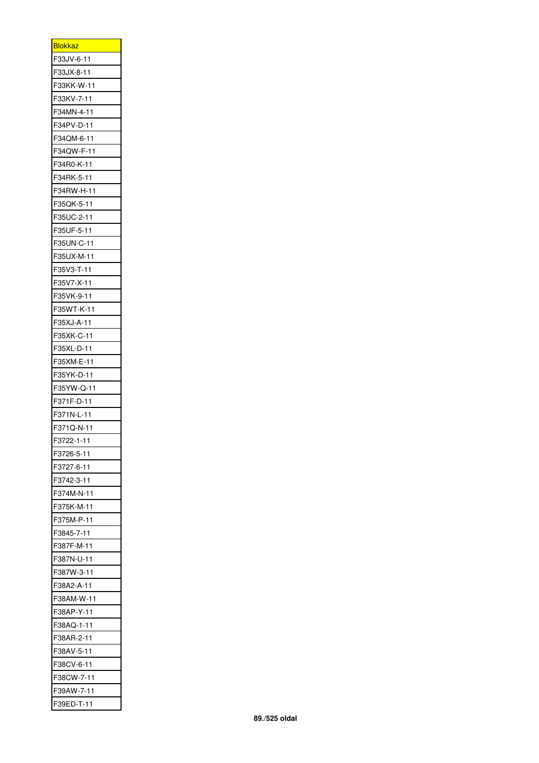| Blokkaz |
|---|
| F33JV-6-11 |
| F33JX-8-11 |
| F33KK-W-11 |
| F33KV-7-11 |
| F34MN-4-11 |
| F34PV-D-11 |
| F34QM-6-11 |
| F34QW-F-11 |
| F34R0-K-11 |
| F34RK-5-11 |
| F34RW-H-11 |
| F35QK-5-11 |
| F35UC-2-11 |
| F35UF-5-11 |
| F35UN-C-11 |
| F35UX-M-11 |
| F35V3-T-11 |
| F35V7-X-11 |
| F35VK-9-11 |
| F35WT-K-11 |
| F35XJ-A-11 |
| F35XK-C-11 |
| F35XL-D-11 |
| F35XM-E-11 |
| F35YK-D-11 |
| F35YW-Q-11 |
| F371F-D-11 |
| F371N-L-11 |
| F371Q-N-11 |
| F3722-1-11 |
| F3726-5-11 |
| F3727-6-11 |
| F3742-3-11 |
| F374M-N-11 |
| F375K-M-11 |
| F375M-P-11 |
| F3845-7-11 |
| F387F-M-11 |
| F387N-U-11 |
| F387W-3-11 |
| F38A2-A-11 |
| F38AM-W-11 |
| F38AP-Y-11 |
| F38AQ-1-11 |
| F38AR-2-11 |
| F38AV-5-11 |
| F38CV-6-11 |
| F38CW-7-11 |
| F39AW-7-11 |
| F39ED-T-11 |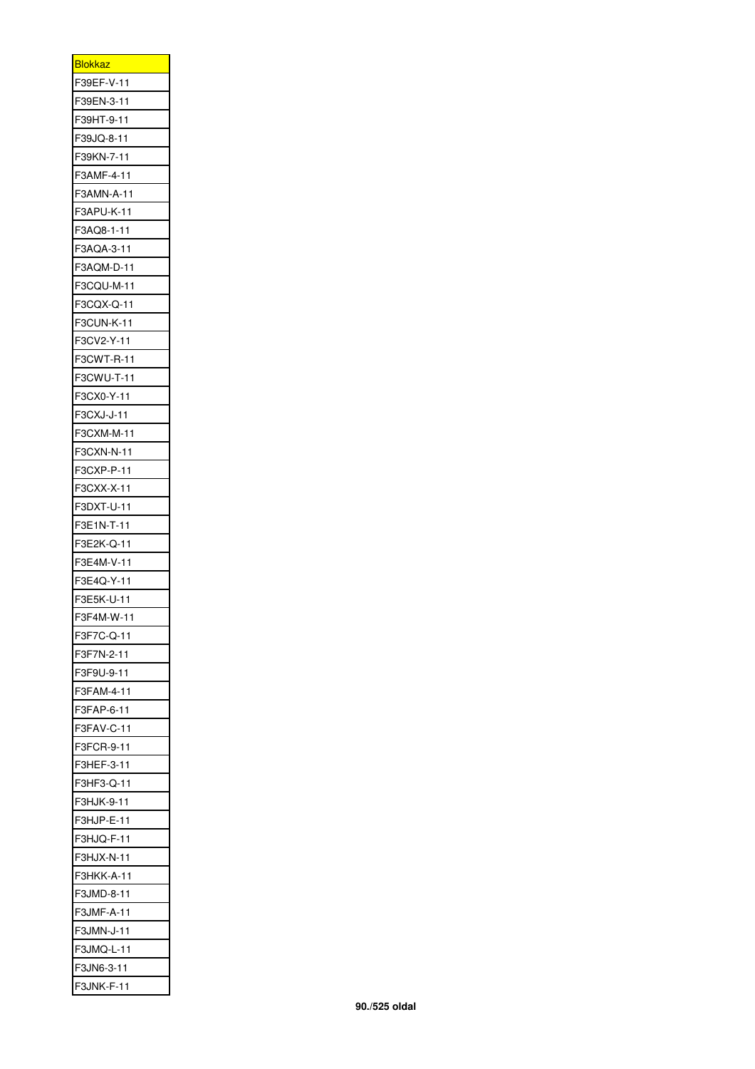| Blokkaz |
|---|
| F39EF-V-11 |
| F39EN-3-11 |
| F39HT-9-11 |
| F39JQ-8-11 |
| F39KN-7-11 |
| F3AMF-4-11 |
| F3AMN-A-11 |
| F3APU-K-11 |
| F3AQ8-1-11 |
| F3AQA-3-11 |
| F3AQM-D-11 |
| F3CQU-M-11 |
| F3CQX-Q-11 |
| F3CUN-K-11 |
| F3CV2-Y-11 |
| F3CWT-R-11 |
| F3CWU-T-11 |
| F3CX0-Y-11 |
| F3CXJ-J-11 |
| F3CXM-M-11 |
| F3CXN-N-11 |
| F3CXP-P-11 |
| F3CXX-X-11 |
| F3DXT-U-11 |
| F3E1N-T-11 |
| F3E2K-Q-11 |
| F3E4M-V-11 |
| F3E4Q-Y-11 |
| F3E5K-U-11 |
| F3F4M-W-11 |
| F3F7C-Q-11 |
| F3F7N-2-11 |
| F3F9U-9-11 |
| F3FAM-4-11 |
| F3FAP-6-11 |
| F3FAV-C-11 |
| F3FCR-9-11 |
| F3HEF-3-11 |
| F3HF3-Q-11 |
| F3HJK-9-11 |
| F3HJP-E-11 |
| F3HJQ-F-11 |
| F3HJX-N-11 |
| F3HKK-A-11 |
| F3JMD-8-11 |
| F3JMF-A-11 |
| F3JMN-J-11 |
| F3JMQ-L-11 |
| F3JN6-3-11 |
| F3JNK-F-11 |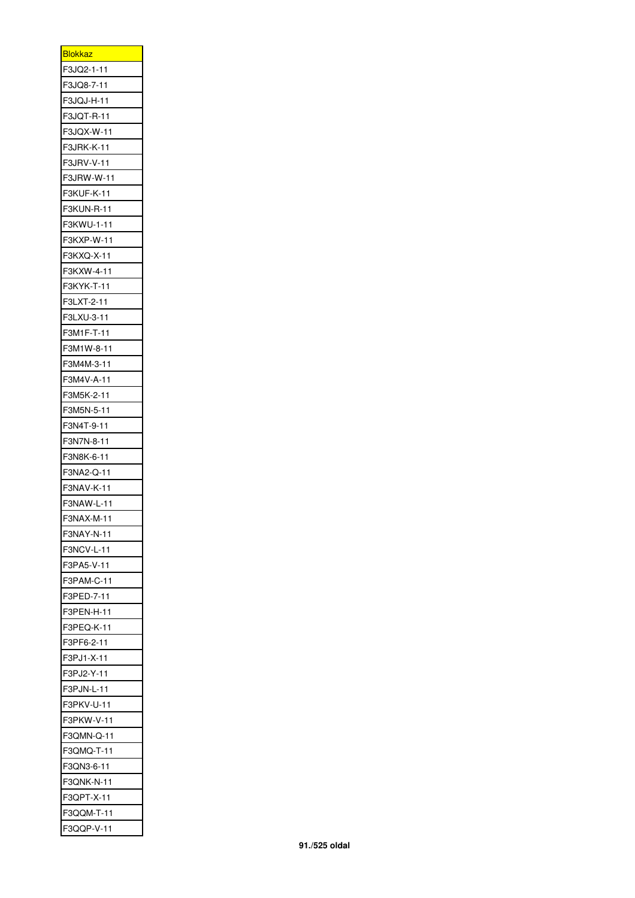| Blokkaz |
| --- |
| F3JQ2-1-11 |
| F3JQ8-7-11 |
| F3JQJ-H-11 |
| F3JQT-R-11 |
| F3JQX-W-11 |
| F3JRK-K-11 |
| F3JRV-V-11 |
| F3JRW-W-11 |
| F3KUF-K-11 |
| F3KUN-R-11 |
| F3KWU-1-11 |
| F3KXP-W-11 |
| F3KXQ-X-11 |
| F3KXW-4-11 |
| F3KYK-T-11 |
| F3LXT-2-11 |
| F3LXU-3-11 |
| F3M1F-T-11 |
| F3M1W-8-11 |
| F3M4M-3-11 |
| F3M4V-A-11 |
| F3M5K-2-11 |
| F3M5N-5-11 |
| F3N4T-9-11 |
| F3N7N-8-11 |
| F3N8K-6-11 |
| F3NA2-Q-11 |
| F3NAV-K-11 |
| F3NAW-L-11 |
| F3NAX-M-11 |
| F3NAY-N-11 |
| F3NCV-L-11 |
| F3PA5-V-11 |
| F3PAM-C-11 |
| F3PED-7-11 |
| F3PEN-H-11 |
| F3PEQ-K-11 |
| F3PF6-2-11 |
| F3PJ1-X-11 |
| F3PJ2-Y-11 |
| F3PJN-L-11 |
| F3PKV-U-11 |
| F3PKW-V-11 |
| F3QMN-Q-11 |
| F3QMQ-T-11 |
| F3QN3-6-11 |
| F3QNK-N-11 |
| F3QPT-X-11 |
| F3QQM-T-11 |
| F3QQP-V-11 |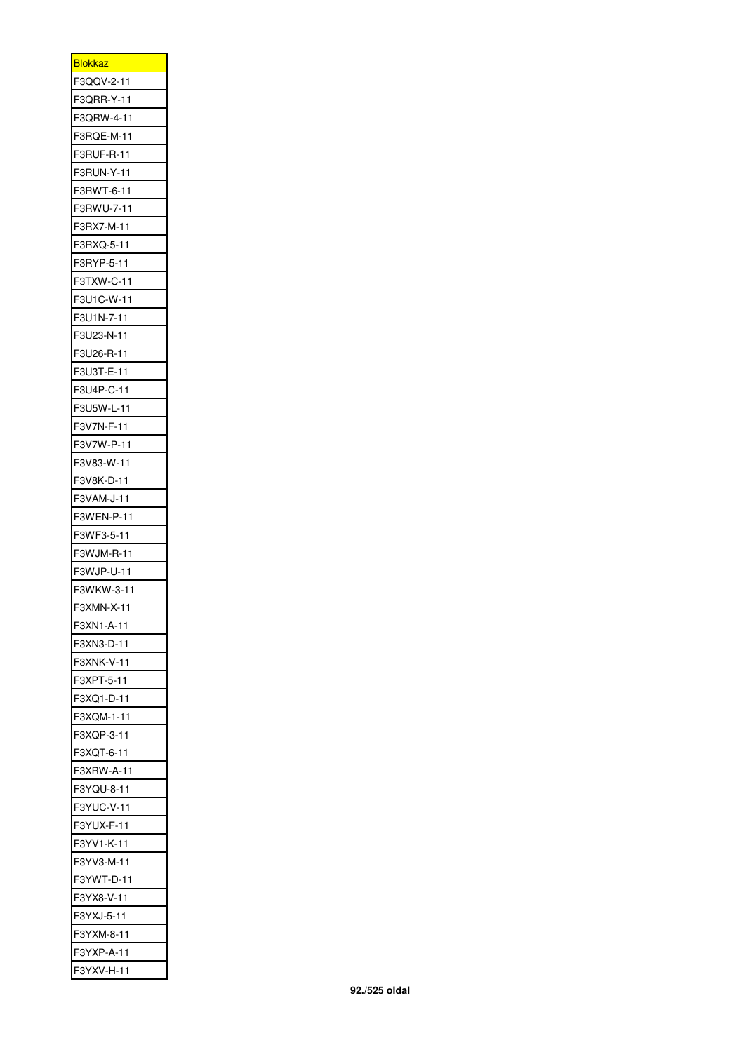| Blokkaz |
| --- |
| F3QQV-2-11 |
| F3QRR-Y-11 |
| F3QRW-4-11 |
| F3RQE-M-11 |
| F3RUF-R-11 |
| F3RUN-Y-11 |
| F3RWT-6-11 |
| F3RWU-7-11 |
| F3RX7-M-11 |
| F3RXQ-5-11 |
| F3RYP-5-11 |
| F3TXW-C-11 |
| F3U1C-W-11 |
| F3U1N-7-11 |
| F3U23-N-11 |
| F3U26-R-11 |
| F3U3T-E-11 |
| F3U4P-C-11 |
| F3U5W-L-11 |
| F3V7N-F-11 |
| F3V7W-P-11 |
| F3V83-W-11 |
| F3V8K-D-11 |
| F3VAM-J-11 |
| F3WEN-P-11 |
| F3WF3-5-11 |
| F3WJM-R-11 |
| F3WJP-U-11 |
| F3WKW-3-11 |
| F3XMN-X-11 |
| F3XN1-A-11 |
| F3XN3-D-11 |
| F3XNK-V-11 |
| F3XPT-5-11 |
| F3XQ1-D-11 |
| F3XQM-1-11 |
| F3XQP-3-11 |
| F3XQT-6-11 |
| F3XRW-A-11 |
| F3YQU-8-11 |
| F3YUC-V-11 |
| F3YUX-F-11 |
| F3YV1-K-11 |
| F3YV3-M-11 |
| F3YWT-D-11 |
| F3YX8-V-11 |
| F3YXJ-5-11 |
| F3YXM-8-11 |
| F3YXP-A-11 |
| F3YXV-H-11 |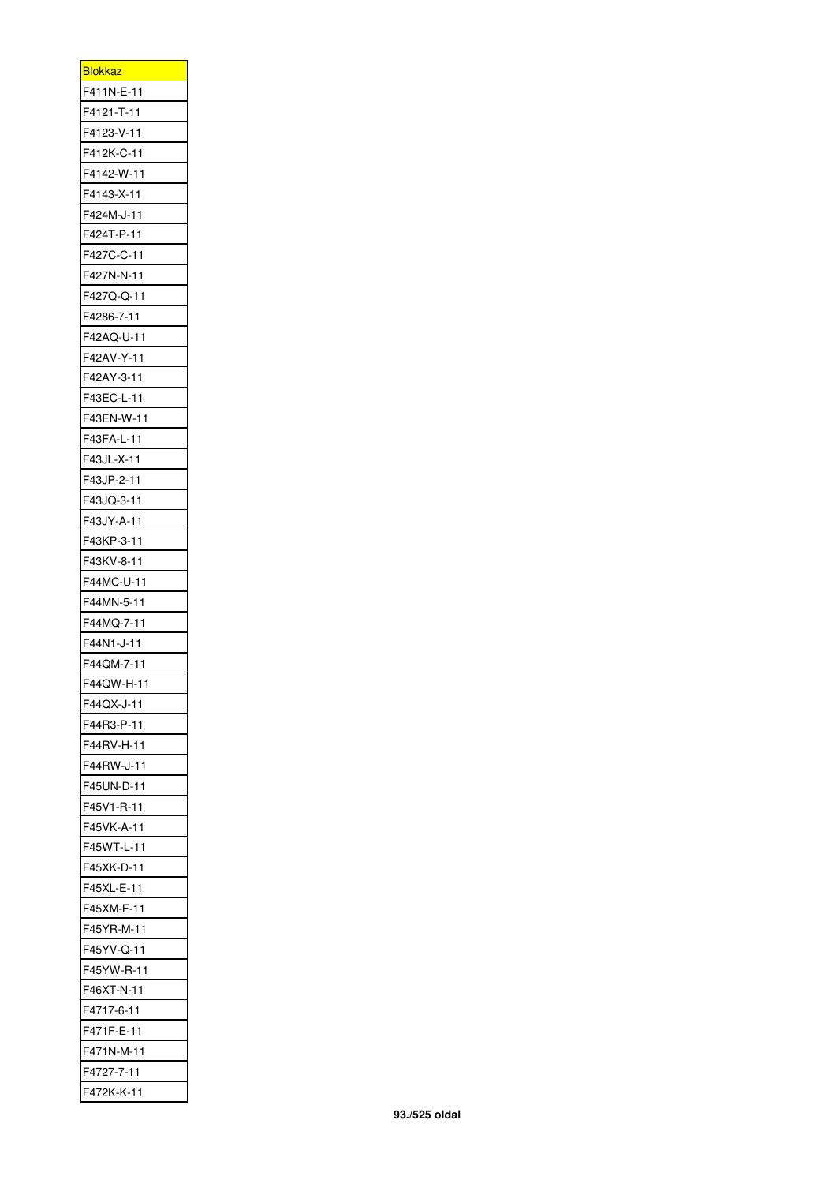| Blokkaz |
| --- |
| F411N-E-11 |
| F4121-T-11 |
| F4123-V-11 |
| F412K-C-11 |
| F4142-W-11 |
| F4143-X-11 |
| F424M-J-11 |
| F424T-P-11 |
| F427C-C-11 |
| F427N-N-11 |
| F427Q-Q-11 |
| F4286-7-11 |
| F42AQ-U-11 |
| F42AV-Y-11 |
| F42AY-3-11 |
| F43EC-L-11 |
| F43EN-W-11 |
| F43FA-L-11 |
| F43JL-X-11 |
| F43JP-2-11 |
| F43JQ-3-11 |
| F43JY-A-11 |
| F43KP-3-11 |
| F43KV-8-11 |
| F44MC-U-11 |
| F44MN-5-11 |
| F44MQ-7-11 |
| F44N1-J-11 |
| F44QM-7-11 |
| F44QW-H-11 |
| F44QX-J-11 |
| F44R3-P-11 |
| F44RV-H-11 |
| F44RW-J-11 |
| F45UN-D-11 |
| F45V1-R-11 |
| F45VK-A-11 |
| F45WT-L-11 |
| F45XK-D-11 |
| F45XL-E-11 |
| F45XM-F-11 |
| F45YR-M-11 |
| F45YV-Q-11 |
| F45YW-R-11 |
| F46XT-N-11 |
| F4717-6-11 |
| F471F-E-11 |
| F471N-M-11 |
| F4727-7-11 |
| F472K-K-11 |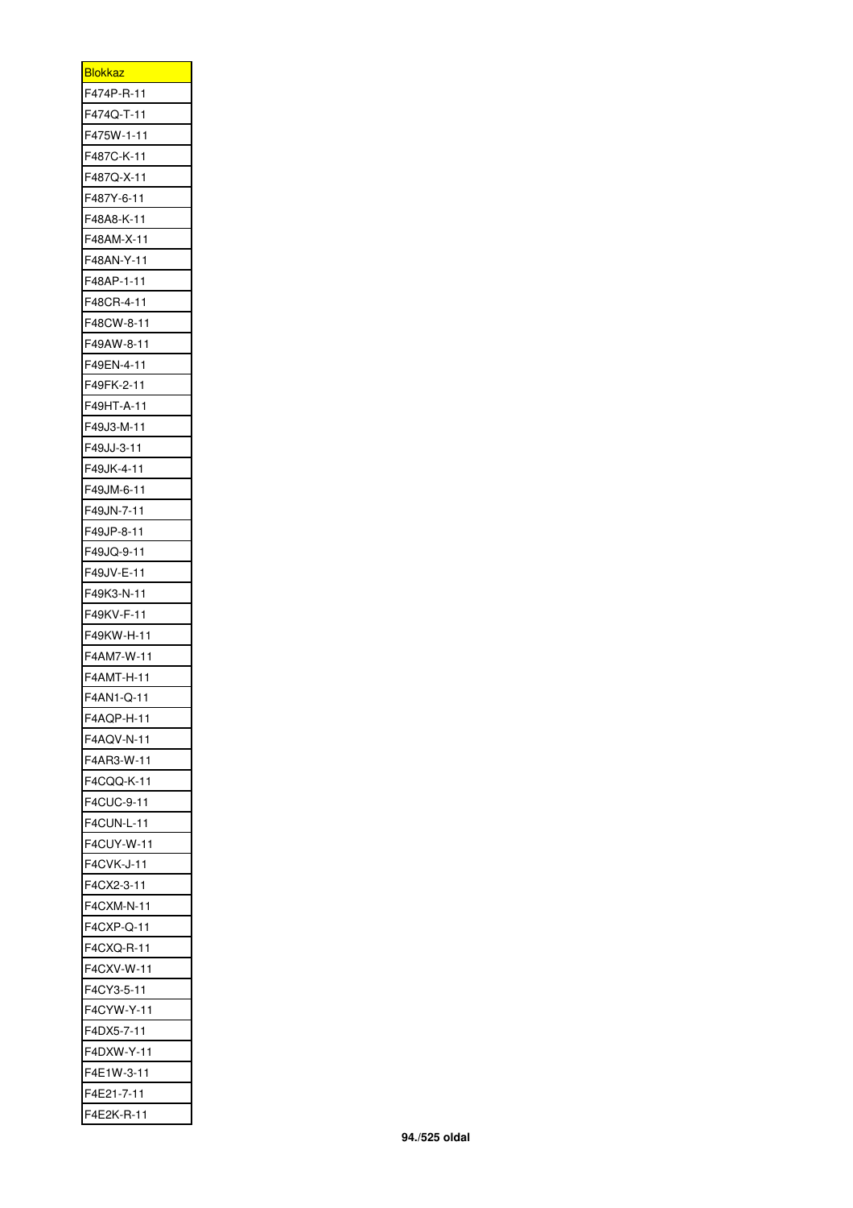| Blokkaz |
| --- |
| F474P-R-11 |
| F474Q-T-11 |
| F475W-1-11 |
| F487C-K-11 |
| F487Q-X-11 |
| F487Y-6-11 |
| F48A8-K-11 |
| F48AM-X-11 |
| F48AN-Y-11 |
| F48AP-1-11 |
| F48CR-4-11 |
| F48CW-8-11 |
| F49AW-8-11 |
| F49EN-4-11 |
| F49FK-2-11 |
| F49HT-A-11 |
| F49J3-M-11 |
| F49JJ-3-11 |
| F49JK-4-11 |
| F49JM-6-11 |
| F49JN-7-11 |
| F49JP-8-11 |
| F49JQ-9-11 |
| F49JV-E-11 |
| F49K3-N-11 |
| F49KV-F-11 |
| F49KW-H-11 |
| F4AM7-W-11 |
| F4AMT-H-11 |
| F4AN1-Q-11 |
| F4AQP-H-11 |
| F4AQV-N-11 |
| F4AR3-W-11 |
| F4CQQ-K-11 |
| F4CUC-9-11 |
| F4CUN-L-11 |
| F4CUY-W-11 |
| F4CVK-J-11 |
| F4CX2-3-11 |
| F4CXM-N-11 |
| F4CXP-Q-11 |
| F4CXQ-R-11 |
| F4CXV-W-11 |
| F4CY3-5-11 |
| F4CYW-Y-11 |
| F4DX5-7-11 |
| F4DXW-Y-11 |
| F4E1W-3-11 |
| F4E21-7-11 |
| F4E2K-R-11 |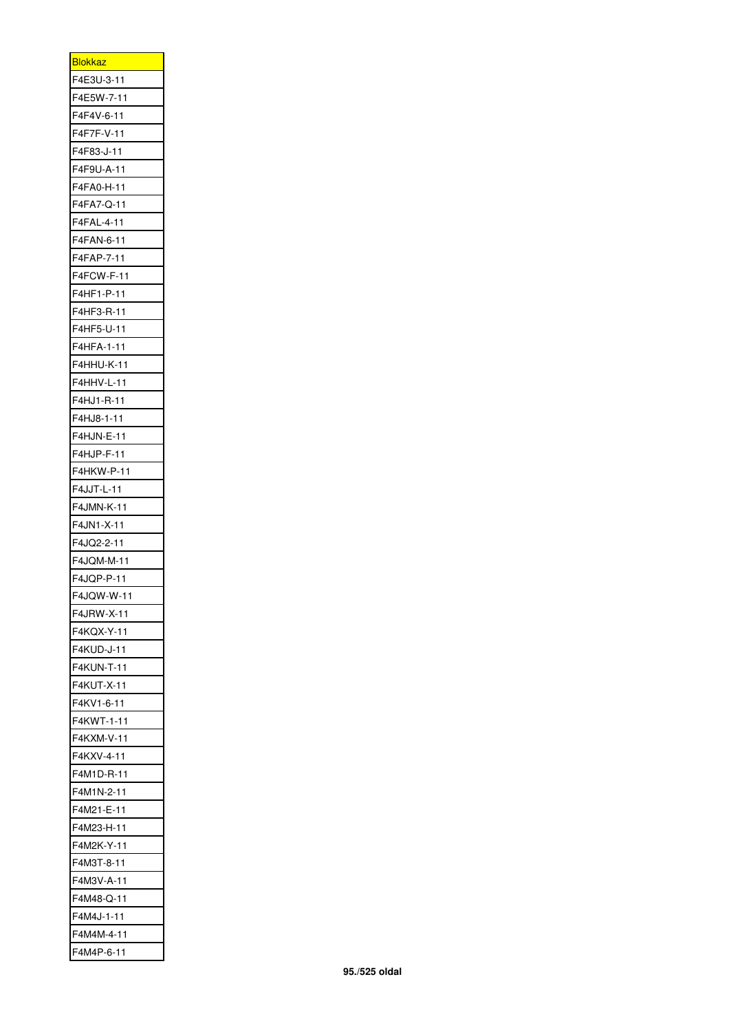| Blokkaz |
| --- |
| F4E3U-3-11 |
| F4E5W-7-11 |
| F4F4V-6-11 |
| F4F7F-V-11 |
| F4F83-J-11 |
| F4F9U-A-11 |
| F4FA0-H-11 |
| F4FA7-Q-11 |
| F4FAL-4-11 |
| F4FAN-6-11 |
| F4FAP-7-11 |
| F4FCW-F-11 |
| F4HF1-P-11 |
| F4HF3-R-11 |
| F4HF5-U-11 |
| F4HFA-1-11 |
| F4HHU-K-11 |
| F4HHV-L-11 |
| F4HJ1-R-11 |
| F4HJ8-1-11 |
| F4HJN-E-11 |
| F4HJP-F-11 |
| F4HKW-P-11 |
| F4JJT-L-11 |
| F4JMN-K-11 |
| F4JN1-X-11 |
| F4JQ2-2-11 |
| F4JQM-M-11 |
| F4JQP-P-11 |
| F4JQW-W-11 |
| F4JRW-X-11 |
| F4KQX-Y-11 |
| F4KUD-J-11 |
| F4KUN-T-11 |
| F4KUT-X-11 |
| F4KV1-6-11 |
| F4KWT-1-11 |
| F4KXM-V-11 |
| F4KXV-4-11 |
| F4M1D-R-11 |
| F4M1N-2-11 |
| F4M21-E-11 |
| F4M23-H-11 |
| F4M2K-Y-11 |
| F4M3T-8-11 |
| F4M3V-A-11 |
| F4M48-Q-11 |
| F4M4J-1-11 |
| F4M4M-4-11 |
| F4M4P-6-11 |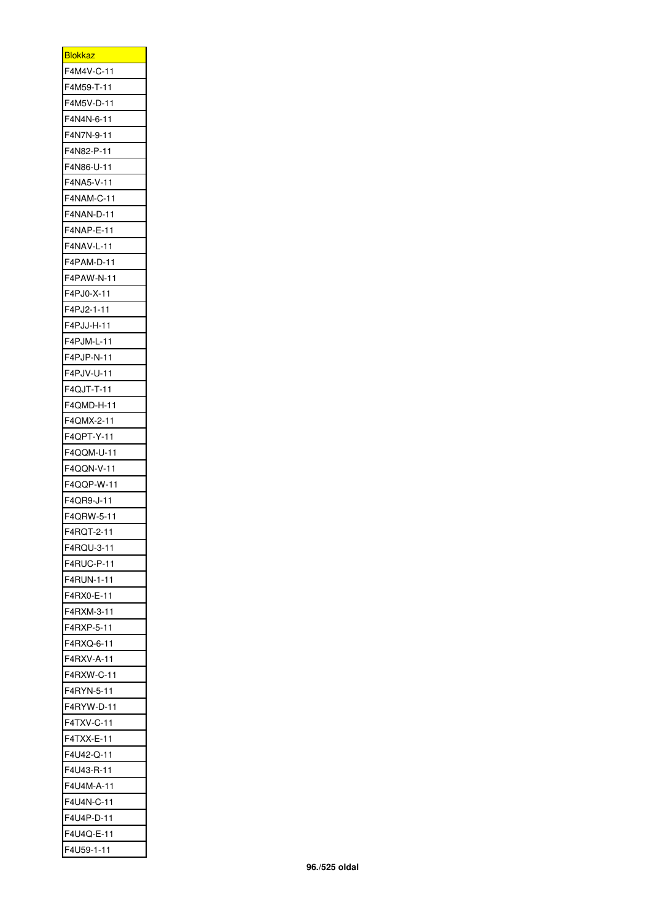| Blokkaz |
| --- |
| F4M4V-C-11 |
| F4M59-T-11 |
| F4M5V-D-11 |
| F4N4N-6-11 |
| F4N7N-9-11 |
| F4N82-P-11 |
| F4N86-U-11 |
| F4NA5-V-11 |
| F4NAM-C-11 |
| F4NAN-D-11 |
| F4NAP-E-11 |
| F4NAV-L-11 |
| F4PAM-D-11 |
| F4PAW-N-11 |
| F4PJ0-X-11 |
| F4PJ2-1-11 |
| F4PJJ-H-11 |
| F4PJM-L-11 |
| F4PJP-N-11 |
| F4PJV-U-11 |
| F4QJT-T-11 |
| F4QMD-H-11 |
| F4QMX-2-11 |
| F4QPT-Y-11 |
| F4QQM-U-11 |
| F4QQN-V-11 |
| F4QQP-W-11 |
| F4QR9-J-11 |
| F4QRW-5-11 |
| F4RQT-2-11 |
| F4RQU-3-11 |
| F4RUC-P-11 |
| F4RUN-1-11 |
| F4RX0-E-11 |
| F4RXM-3-11 |
| F4RXP-5-11 |
| F4RXQ-6-11 |
| F4RXV-A-11 |
| F4RXW-C-11 |
| F4RYN-5-11 |
| F4RYW-D-11 |
| F4TXV-C-11 |
| F4TXX-E-11 |
| F4U42-Q-11 |
| F4U43-R-11 |
| F4U4M-A-11 |
| F4U4N-C-11 |
| F4U4P-D-11 |
| F4U4Q-E-11 |
| F4U59-1-11 |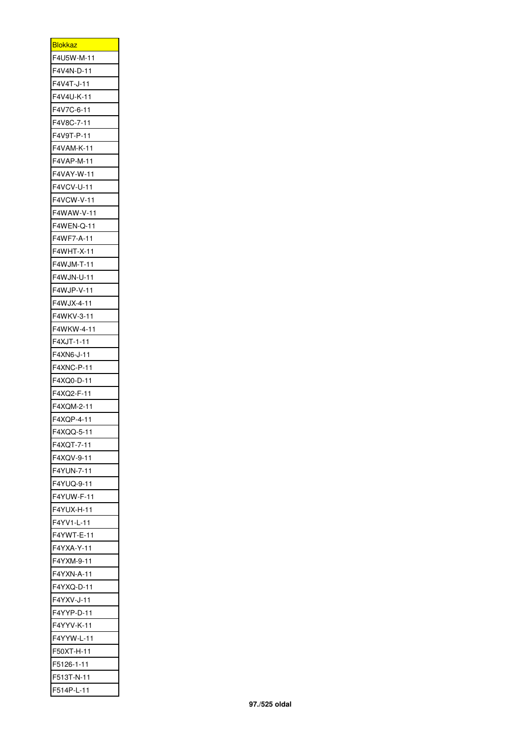| Blokkaz |
|---|
| F4U5W-M-11 |
| F4V4N-D-11 |
| F4V4T-J-11 |
| F4V4U-K-11 |
| F4V7C-6-11 |
| F4V8C-7-11 |
| F4V9T-P-11 |
| F4VAM-K-11 |
| F4VAP-M-11 |
| F4VAY-W-11 |
| F4VCV-U-11 |
| F4VCW-V-11 |
| F4WAW-V-11 |
| F4WEN-Q-11 |
| F4WF7-A-11 |
| F4WHT-X-11 |
| F4WJM-T-11 |
| F4WJN-U-11 |
| F4WJP-V-11 |
| F4WJX-4-11 |
| F4WKV-3-11 |
| F4WKW-4-11 |
| F4XJT-1-11 |
| F4XN6-J-11 |
| F4XNC-P-11 |
| F4XQ0-D-11 |
| F4XQ2-F-11 |
| F4XQM-2-11 |
| F4XQP-4-11 |
| F4XQQ-5-11 |
| F4XQT-7-11 |
| F4XQV-9-11 |
| F4YUN-7-11 |
| F4YUQ-9-11 |
| F4YUW-F-11 |
| F4YUX-H-11 |
| F4YV1-L-11 |
| F4YWT-E-11 |
| F4YXA-Y-11 |
| F4YXM-9-11 |
| F4YXN-A-11 |
| F4YXQ-D-11 |
| F4YXV-J-11 |
| F4YYP-D-11 |
| F4YYV-K-11 |
| F4YYW-L-11 |
| F50XT-H-11 |
| F5126-1-11 |
| F513T-N-11 |
| F514P-L-11 |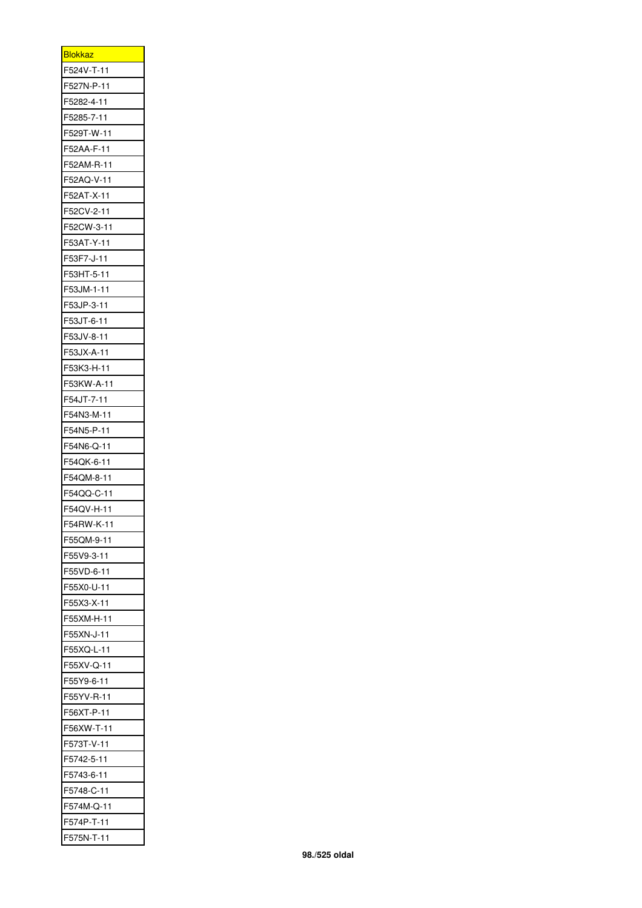| Blokkaz |
|---|
| F524V-T-11 |
| F527N-P-11 |
| F5282-4-11 |
| F5285-7-11 |
| F529T-W-11 |
| F52AA-F-11 |
| F52AM-R-11 |
| F52AQ-V-11 |
| F52AT-X-11 |
| F52CV-2-11 |
| F52CW-3-11 |
| F53AT-Y-11 |
| F53F7-J-11 |
| F53HT-5-11 |
| F53JM-1-11 |
| F53JP-3-11 |
| F53JT-6-11 |
| F53JV-8-11 |
| F53JX-A-11 |
| F53K3-H-11 |
| F53KW-A-11 |
| F54JT-7-11 |
| F54N3-M-11 |
| F54N5-P-11 |
| F54N6-Q-11 |
| F54QK-6-11 |
| F54QM-8-11 |
| F54QQ-C-11 |
| F54QV-H-11 |
| F54RW-K-11 |
| F55QM-9-11 |
| F55V9-3-11 |
| F55VD-6-11 |
| F55X0-U-11 |
| F55X3-X-11 |
| F55XM-H-11 |
| F55XN-J-11 |
| F55XQ-L-11 |
| F55XV-Q-11 |
| F55Y9-6-11 |
| F55YV-R-11 |
| F56XT-P-11 |
| F56XW-T-11 |
| F573T-V-11 |
| F5742-5-11 |
| F5743-6-11 |
| F5748-C-11 |
| F574M-Q-11 |
| F574P-T-11 |
| F575N-T-11 |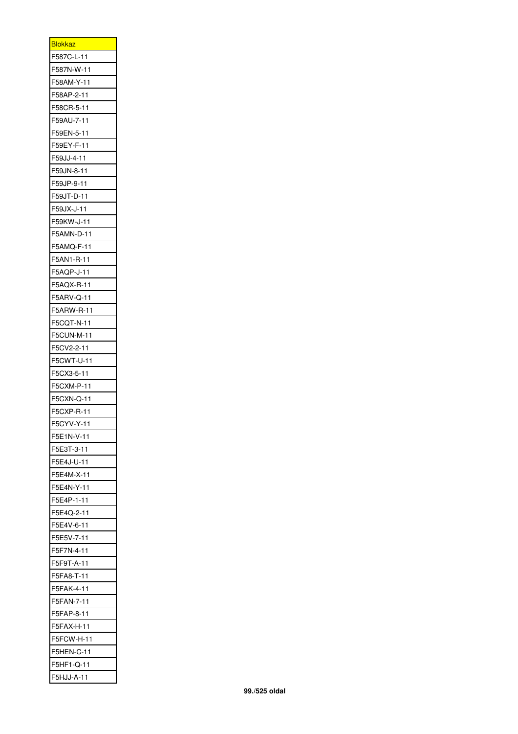| Blokkaz |
| --- |
| F587C-L-11 |
| F587N-W-11 |
| F58AM-Y-11 |
| F58AP-2-11 |
| F58CR-5-11 |
| F59AU-7-11 |
| F59EN-5-11 |
| F59EY-F-11 |
| F59JJ-4-11 |
| F59JN-8-11 |
| F59JP-9-11 |
| F59JT-D-11 |
| F59JX-J-11 |
| F59KW-J-11 |
| F5AMN-D-11 |
| F5AMQ-F-11 |
| F5AN1-R-11 |
| F5AQP-J-11 |
| F5AQX-R-11 |
| F5ARV-Q-11 |
| F5ARW-R-11 |
| F5CQT-N-11 |
| F5CUN-M-11 |
| F5CV2-2-11 |
| F5CWT-U-11 |
| F5CX3-5-11 |
| F5CXM-P-11 |
| F5CXN-Q-11 |
| F5CXP-R-11 |
| F5CYV-Y-11 |
| F5E1N-V-11 |
| F5E3T-3-11 |
| F5E4J-U-11 |
| F5E4M-X-11 |
| F5E4N-Y-11 |
| F5E4P-1-11 |
| F5E4Q-2-11 |
| F5E4V-6-11 |
| F5E5V-7-11 |
| F5F7N-4-11 |
| F5F9T-A-11 |
| F5FA8-T-11 |
| F5FAK-4-11 |
| F5FAN-7-11 |
| F5FAP-8-11 |
| F5FAX-H-11 |
| F5FCW-H-11 |
| F5HEN-C-11 |
| F5HF1-Q-11 |
| F5HJJ-A-11 |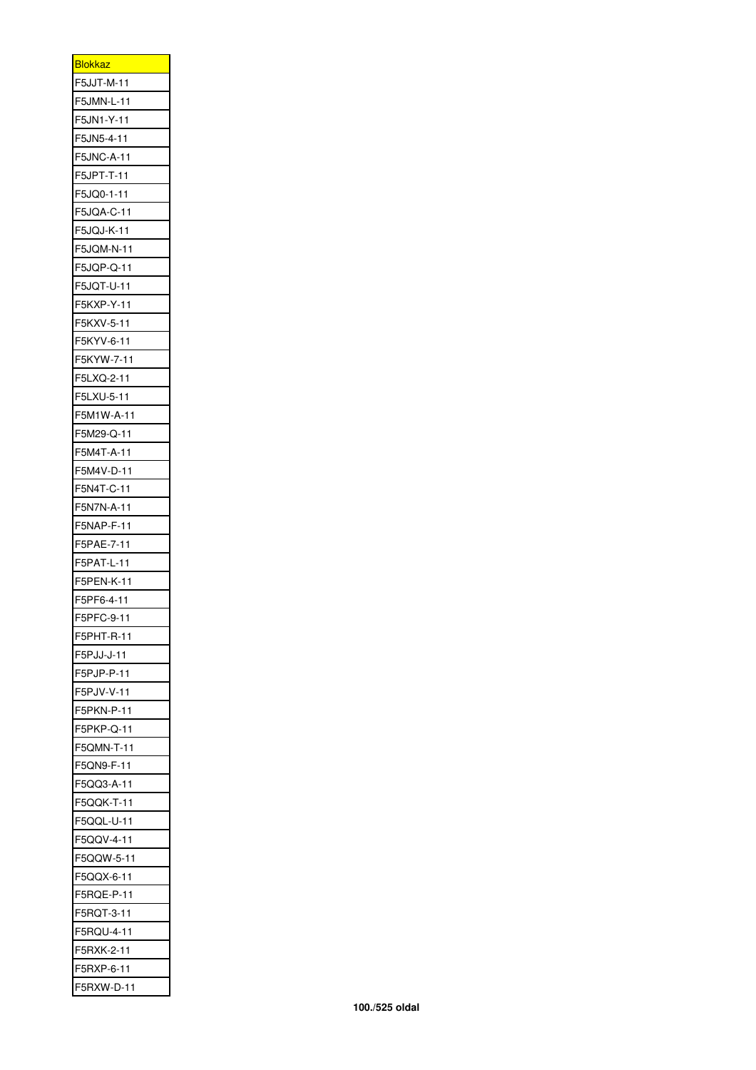| Blokkaz |
| --- |
| F5JJT-M-11 |
| F5JMN-L-11 |
| F5JN1-Y-11 |
| F5JN5-4-11 |
| F5JNC-A-11 |
| F5JPT-T-11 |
| F5JQ0-1-11 |
| F5JQA-C-11 |
| F5JQJ-K-11 |
| F5JQM-N-11 |
| F5JQP-Q-11 |
| F5JQT-U-11 |
| F5KXP-Y-11 |
| F5KXV-5-11 |
| F5KYV-6-11 |
| F5KYW-7-11 |
| F5LXQ-2-11 |
| F5LXU-5-11 |
| F5M1W-A-11 |
| F5M29-Q-11 |
| F5M4T-A-11 |
| F5M4V-D-11 |
| F5N4T-C-11 |
| F5N7N-A-11 |
| F5NAP-F-11 |
| F5PAE-7-11 |
| F5PAT-L-11 |
| F5PEN-K-11 |
| F5PF6-4-11 |
| F5PFC-9-11 |
| F5PHT-R-11 |
| F5PJJ-J-11 |
| F5PJP-P-11 |
| F5PJV-V-11 |
| F5PKN-P-11 |
| F5PKP-Q-11 |
| F5QMN-T-11 |
| F5QN9-F-11 |
| F5QQ3-A-11 |
| F5QQK-T-11 |
| F5QQL-U-11 |
| F5QQV-4-11 |
| F5QQW-5-11 |
| F5QQX-6-11 |
| F5RQE-P-11 |
| F5RQT-3-11 |
| F5RQU-4-11 |
| F5RXK-2-11 |
| F5RXP-6-11 |
| F5RXW-D-11 |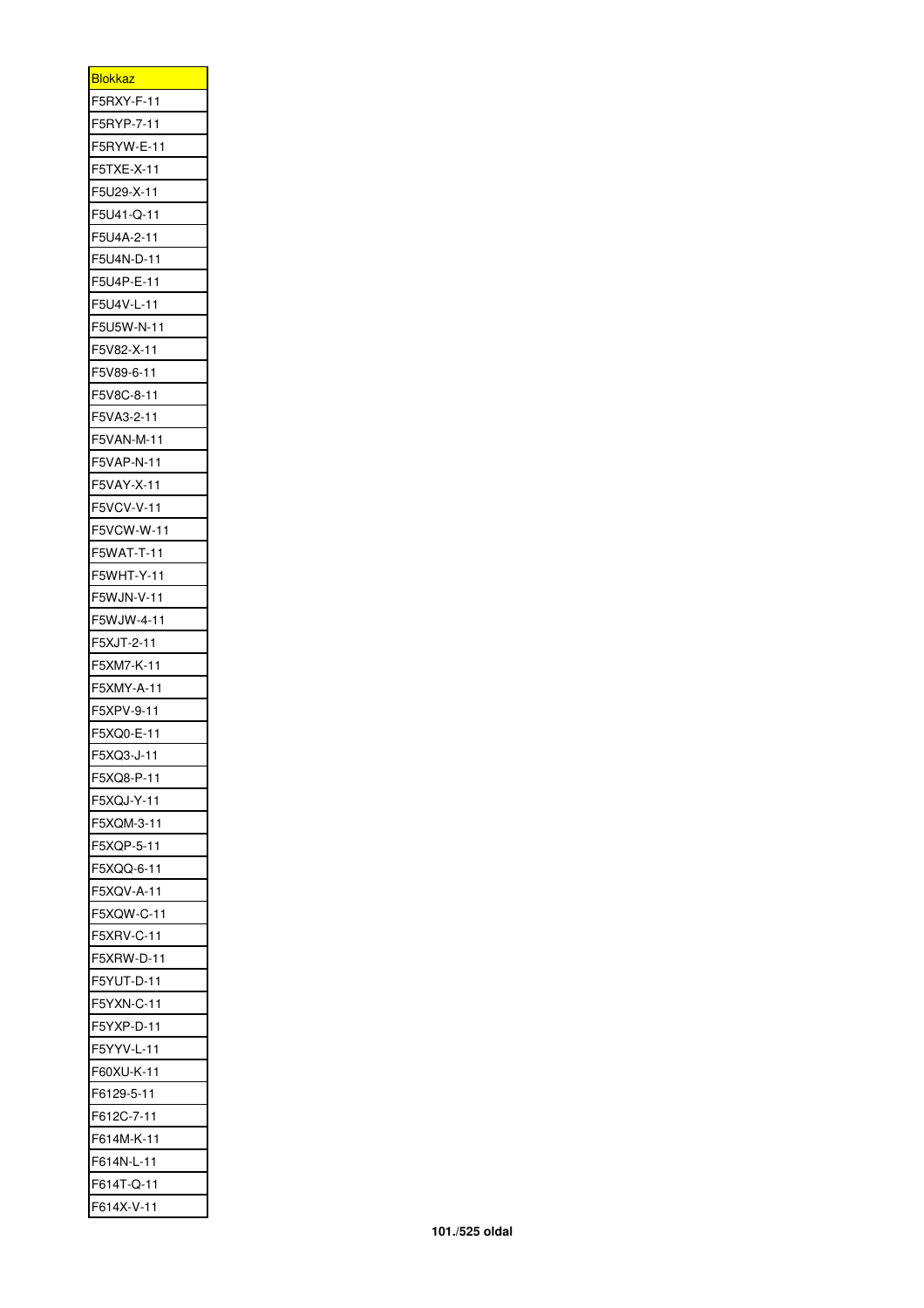| Blokkaz |
|---|
| F5RXY-F-11 |
| F5RYP-7-11 |
| F5RYW-E-11 |
| F5TXE-X-11 |
| F5U29-X-11 |
| F5U41-Q-11 |
| F5U4A-2-11 |
| F5U4N-D-11 |
| F5U4P-E-11 |
| F5U4V-L-11 |
| F5U5W-N-11 |
| F5V82-X-11 |
| F5V89-6-11 |
| F5V8C-8-11 |
| F5VA3-2-11 |
| F5VAN-M-11 |
| F5VAP-N-11 |
| F5VAY-X-11 |
| F5VCV-V-11 |
| F5VCW-W-11 |
| F5WAT-T-11 |
| F5WHT-Y-11 |
| F5WJN-V-11 |
| F5WJW-4-11 |
| F5XJT-2-11 |
| F5XM7-K-11 |
| F5XMY-A-11 |
| F5XPV-9-11 |
| F5XQ0-E-11 |
| F5XQ3-J-11 |
| F5XQ8-P-11 |
| F5XQJ-Y-11 |
| F5XQM-3-11 |
| F5XQP-5-11 |
| F5XQQ-6-11 |
| F5XQV-A-11 |
| F5XQW-C-11 |
| F5XRV-C-11 |
| F5XRW-D-11 |
| F5YUT-D-11 |
| F5YXN-C-11 |
| F5YXP-D-11 |
| F5YYV-L-11 |
| F60XU-K-11 |
| F6129-5-11 |
| F612C-7-11 |
| F614M-K-11 |
| F614N-L-11 |
| F614T-Q-11 |
| F614X-V-11 |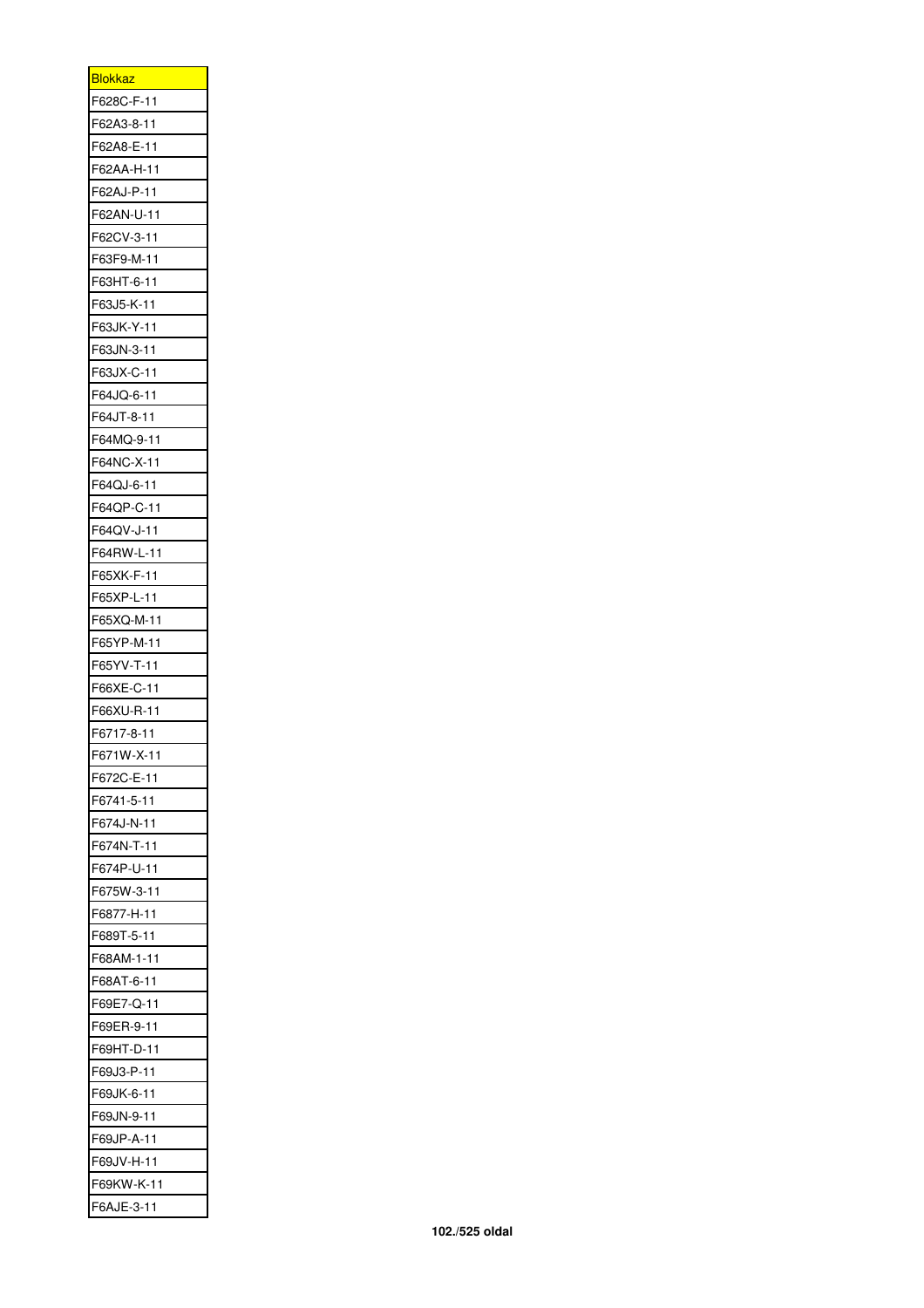| Blokkaz |
| --- |
| F628C-F-11 |
| F62A3-8-11 |
| F62A8-E-11 |
| F62AA-H-11 |
| F62AJ-P-11 |
| F62AN-U-11 |
| F62CV-3-11 |
| F63F9-M-11 |
| F63HT-6-11 |
| F63J5-K-11 |
| F63JK-Y-11 |
| F63JN-3-11 |
| F63JX-C-11 |
| F64JQ-6-11 |
| F64JT-8-11 |
| F64MQ-9-11 |
| F64NC-X-11 |
| F64QJ-6-11 |
| F64QP-C-11 |
| F64QV-J-11 |
| F64RW-L-11 |
| F65XK-F-11 |
| F65XP-L-11 |
| F65XQ-M-11 |
| F65YP-M-11 |
| F65YV-T-11 |
| F66XE-C-11 |
| F66XU-R-11 |
| F6717-8-11 |
| F671W-X-11 |
| F672C-E-11 |
| F6741-5-11 |
| F674J-N-11 |
| F674N-T-11 |
| F674P-U-11 |
| F675W-3-11 |
| F6877-H-11 |
| F689T-5-11 |
| F68AM-1-11 |
| F68AT-6-11 |
| F69E7-Q-11 |
| F69ER-9-11 |
| F69HT-D-11 |
| F69J3-P-11 |
| F69JK-6-11 |
| F69JN-9-11 |
| F69JP-A-11 |
| F69JV-H-11 |
| F69KW-K-11 |
| F6AJE-3-11 |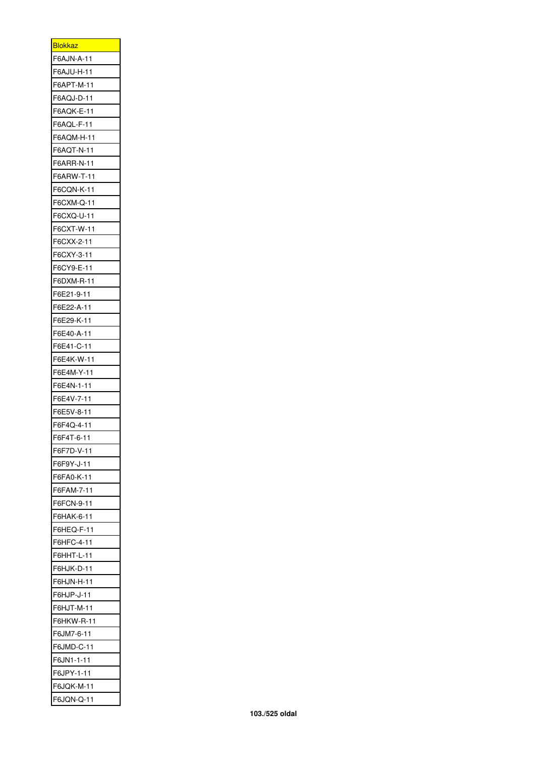| Blokkaz |
| --- |
| F6AJN-A-11 |
| F6AJU-H-11 |
| F6APT-M-11 |
| F6AQJ-D-11 |
| F6AQK-E-11 |
| F6AQL-F-11 |
| F6AQM-H-11 |
| F6AQT-N-11 |
| F6ARR-N-11 |
| F6ARW-T-11 |
| F6CQN-K-11 |
| F6CXM-Q-11 |
| F6CXQ-U-11 |
| F6CXT-W-11 |
| F6CXX-2-11 |
| F6CXY-3-11 |
| F6CY9-E-11 |
| F6DXM-R-11 |
| F6E21-9-11 |
| F6E22-A-11 |
| F6E29-K-11 |
| F6E40-A-11 |
| F6E41-C-11 |
| F6E4K-W-11 |
| F6E4M-Y-11 |
| F6E4N-1-11 |
| F6E4V-7-11 |
| F6E5V-8-11 |
| F6F4Q-4-11 |
| F6F4T-6-11 |
| F6F7D-V-11 |
| F6F9Y-J-11 |
| F6FA0-K-11 |
| F6FAM-7-11 |
| F6FCN-9-11 |
| F6HAK-6-11 |
| F6HEQ-F-11 |
| F6HFC-4-11 |
| F6HHT-L-11 |
| F6HJK-D-11 |
| F6HJN-H-11 |
| F6HJP-J-11 |
| F6HJT-M-11 |
| F6HKW-R-11 |
| F6JM7-6-11 |
| F6JMD-C-11 |
| F6JN1-1-11 |
| F6JPY-1-11 |
| F6JQK-M-11 |
| F6JQN-Q-11 |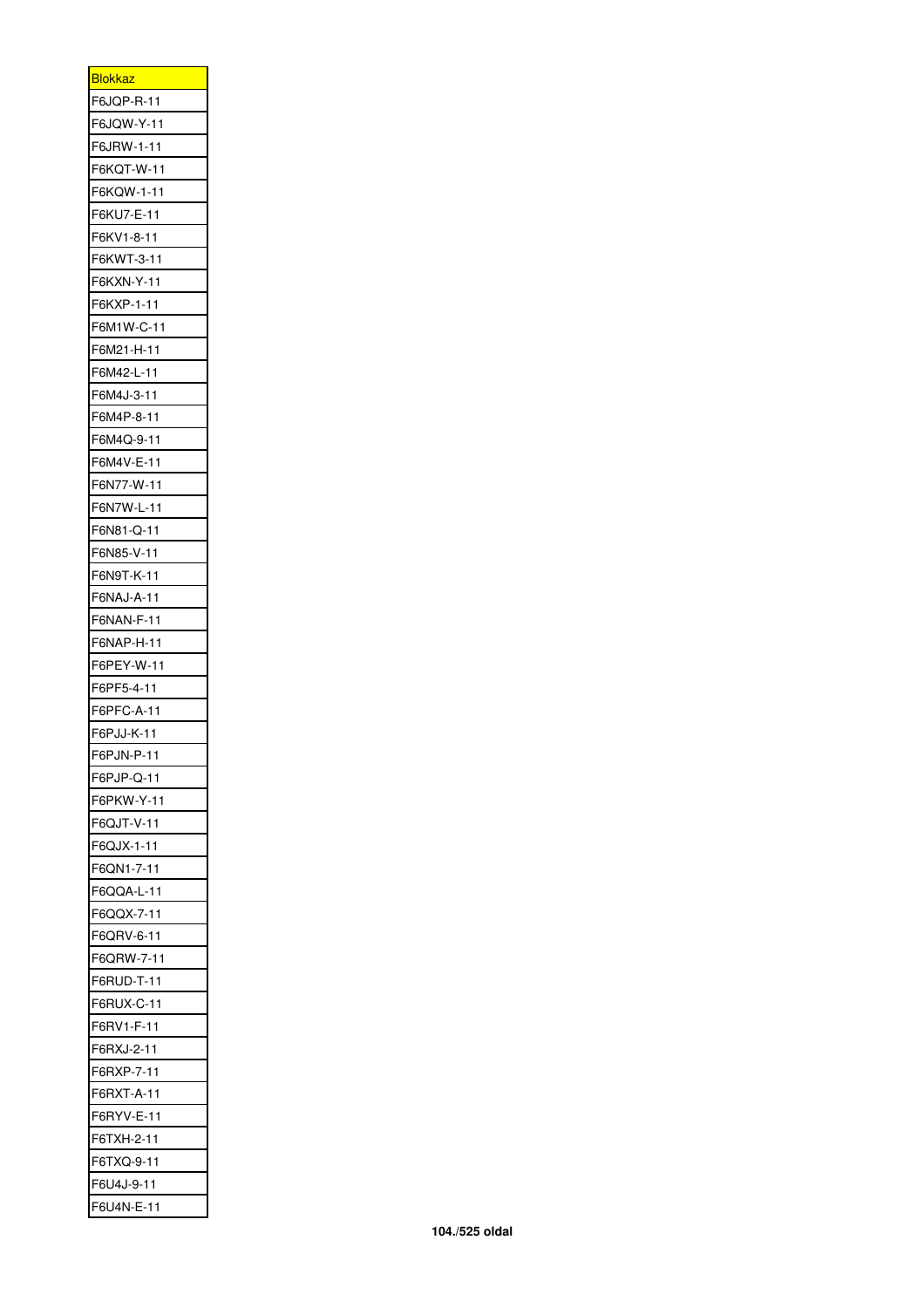| Blokkaz |
| --- |
| F6JQP-R-11 |
| F6JQW-Y-11 |
| F6JRW-1-11 |
| F6KQT-W-11 |
| F6KQW-1-11 |
| F6KU7-E-11 |
| F6KV1-8-11 |
| F6KWT-3-11 |
| F6KXN-Y-11 |
| F6KXP-1-11 |
| F6M1W-C-11 |
| F6M21-H-11 |
| F6M42-L-11 |
| F6M4J-3-11 |
| F6M4P-8-11 |
| F6M4Q-9-11 |
| F6M4V-E-11 |
| F6N77-W-11 |
| F6N7W-L-11 |
| F6N81-Q-11 |
| F6N85-V-11 |
| F6N9T-K-11 |
| F6NAJ-A-11 |
| F6NAN-F-11 |
| F6NAP-H-11 |
| F6PEY-W-11 |
| F6PF5-4-11 |
| F6PFC-A-11 |
| F6PJJ-K-11 |
| F6PJN-P-11 |
| F6PJP-Q-11 |
| F6PKW-Y-11 |
| F6QJT-V-11 |
| F6QJX-1-11 |
| F6QN1-7-11 |
| F6QQA-L-11 |
| F6QQX-7-11 |
| F6QRV-6-11 |
| F6QRW-7-11 |
| F6RUD-T-11 |
| F6RUX-C-11 |
| F6RV1-F-11 |
| F6RXJ-2-11 |
| F6RXP-7-11 |
| F6RXT-A-11 |
| F6RYV-E-11 |
| F6TXH-2-11 |
| F6TXQ-9-11 |
| F6U4J-9-11 |
| F6U4N-E-11 |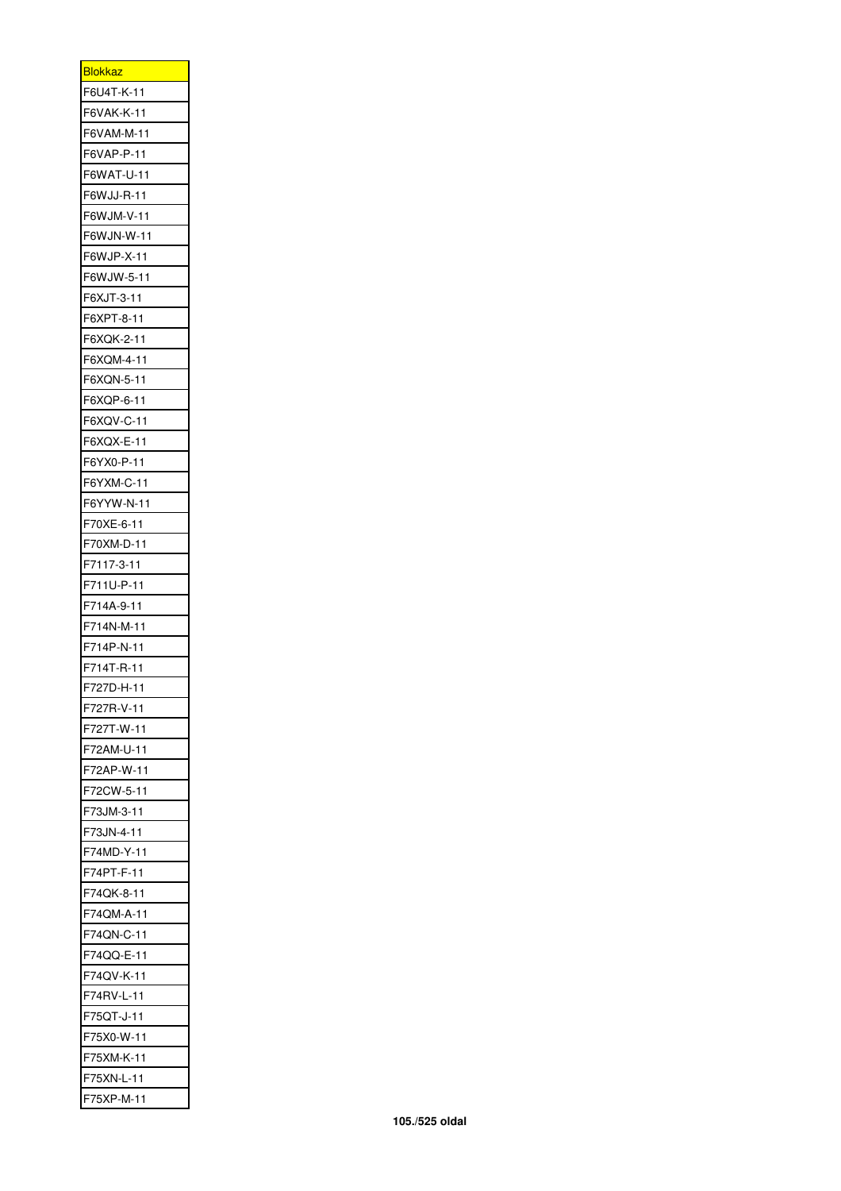| Blokkaz |
|---|
| F6U4T-K-11 |
| F6VAK-K-11 |
| F6VAM-M-11 |
| F6VAP-P-11 |
| F6WAT-U-11 |
| F6WJJ-R-11 |
| F6WJM-V-11 |
| F6WJN-W-11 |
| F6WJP-X-11 |
| F6WJW-5-11 |
| F6XJT-3-11 |
| F6XPT-8-11 |
| F6XQK-2-11 |
| F6XQM-4-11 |
| F6XQN-5-11 |
| F6XQP-6-11 |
| F6XQV-C-11 |
| F6XQX-E-11 |
| F6YX0-P-11 |
| F6YXM-C-11 |
| F6YYW-N-11 |
| F70XE-6-11 |
| F70XM-D-11 |
| F7117-3-11 |
| F711U-P-11 |
| F714A-9-11 |
| F714N-M-11 |
| F714P-N-11 |
| F714T-R-11 |
| F727D-H-11 |
| F727R-V-11 |
| F727T-W-11 |
| F72AM-U-11 |
| F72AP-W-11 |
| F72CW-5-11 |
| F73JM-3-11 |
| F73JN-4-11 |
| F74MD-Y-11 |
| F74PT-F-11 |
| F74QK-8-11 |
| F74QM-A-11 |
| F74QN-C-11 |
| F74QQ-E-11 |
| F74QV-K-11 |
| F74RV-L-11 |
| F75QT-J-11 |
| F75X0-W-11 |
| F75XM-K-11 |
| F75XN-L-11 |
| F75XP-M-11 |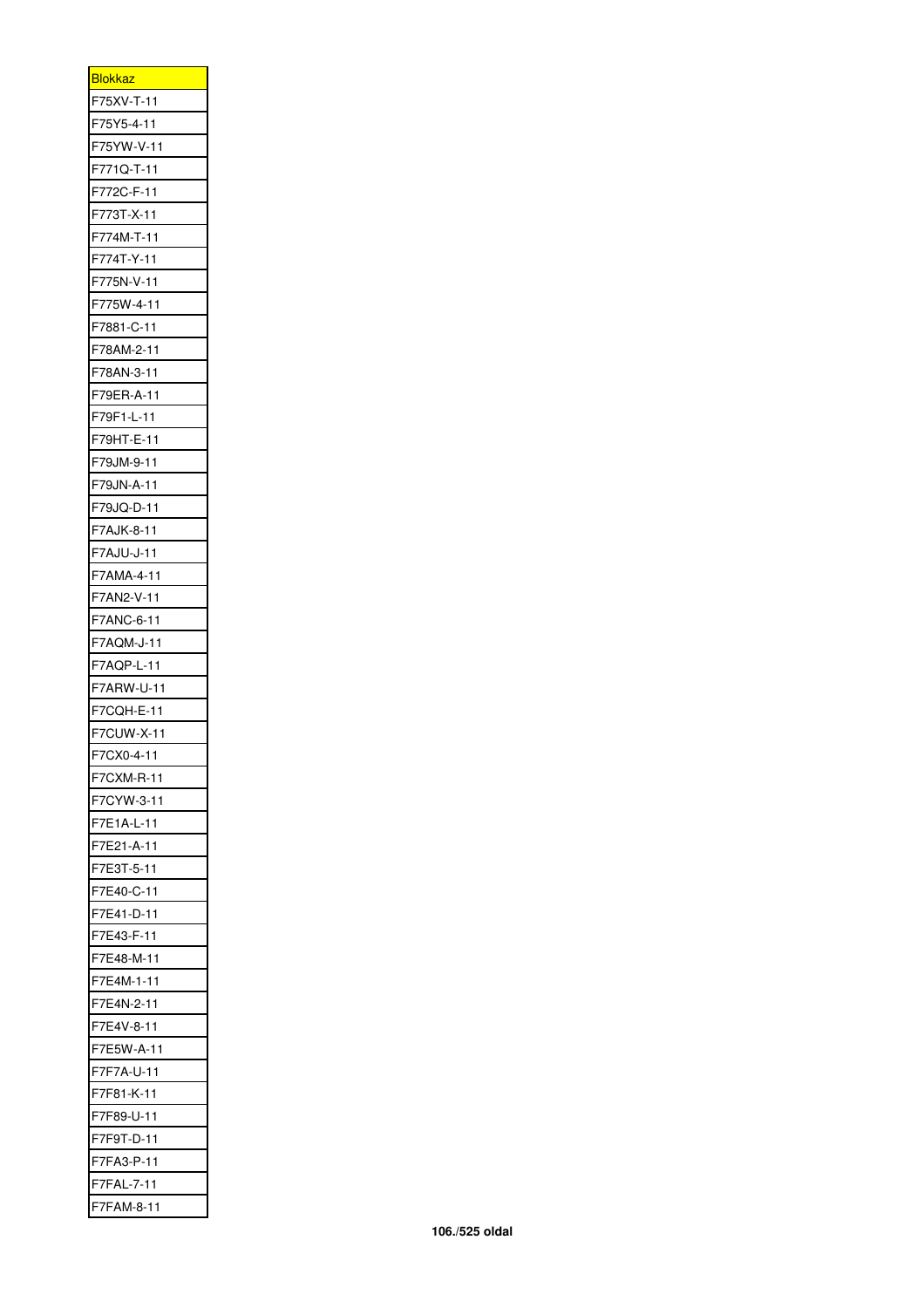| Blokkaz |
| --- |
| F75XV-T-11 |
| F75Y5-4-11 |
| F75YW-V-11 |
| F771Q-T-11 |
| F772C-F-11 |
| F773T-X-11 |
| F774M-T-11 |
| F774T-Y-11 |
| F775N-V-11 |
| F775W-4-11 |
| F7881-C-11 |
| F78AM-2-11 |
| F78AN-3-11 |
| F79ER-A-11 |
| F79F1-L-11 |
| F79HT-E-11 |
| F79JM-9-11 |
| F79JN-A-11 |
| F79JQ-D-11 |
| F7AJK-8-11 |
| F7AJU-J-11 |
| F7AMA-4-11 |
| F7AN2-V-11 |
| F7ANC-6-11 |
| F7AQM-J-11 |
| F7AQP-L-11 |
| F7ARW-U-11 |
| F7CQH-E-11 |
| F7CUW-X-11 |
| F7CX0-4-11 |
| F7CXM-R-11 |
| F7CYW-3-11 |
| F7E1A-L-11 |
| F7E21-A-11 |
| F7E3T-5-11 |
| F7E40-C-11 |
| F7E41-D-11 |
| F7E43-F-11 |
| F7E48-M-11 |
| F7E4M-1-11 |
| F7E4N-2-11 |
| F7E4V-8-11 |
| F7E5W-A-11 |
| F7F7A-U-11 |
| F7F81-K-11 |
| F7F89-U-11 |
| F7F9T-D-11 |
| F7FA3-P-11 |
| F7FAL-7-11 |
| F7FAM-8-11 |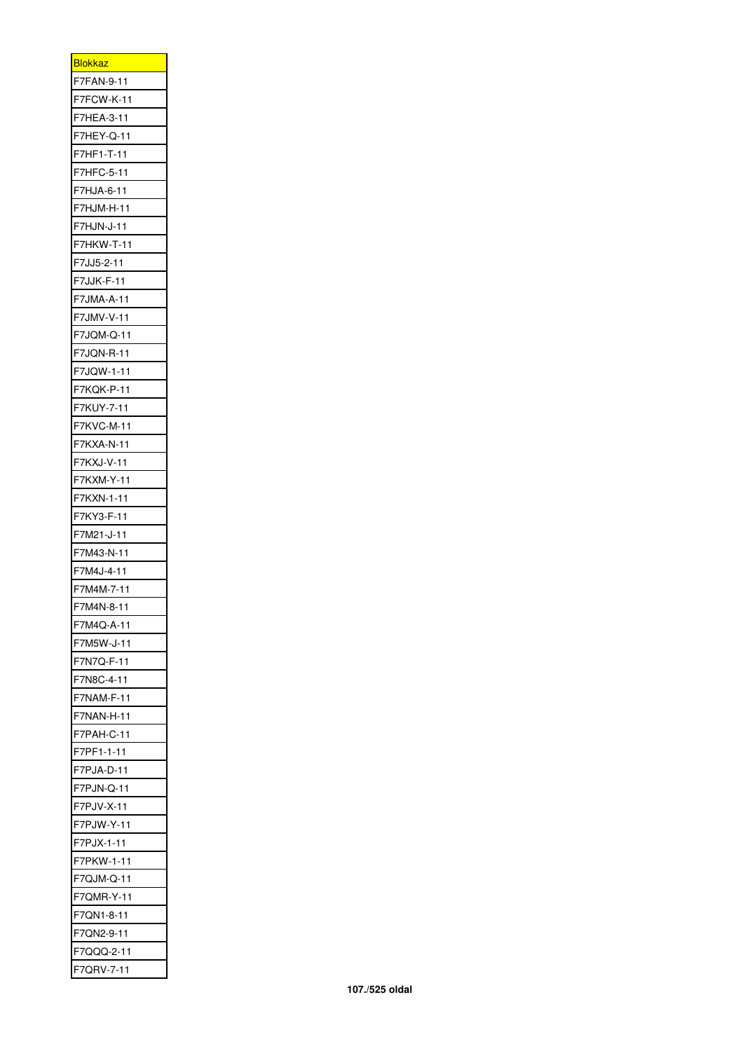| Blokkaz |
| --- |
| F7FAN-9-11 |
| F7FCW-K-11 |
| F7HEA-3-11 |
| F7HEY-Q-11 |
| F7HF1-T-11 |
| F7HFC-5-11 |
| F7HJA-6-11 |
| F7HJM-H-11 |
| F7HJN-J-11 |
| F7HKW-T-11 |
| F7JJ5-2-11 |
| F7JJK-F-11 |
| F7JMA-A-11 |
| F7JMV-V-11 |
| F7JQM-Q-11 |
| F7JQN-R-11 |
| F7JQW-1-11 |
| F7KQK-P-11 |
| F7KUY-7-11 |
| F7KVC-M-11 |
| F7KXA-N-11 |
| F7KXJ-V-11 |
| F7KXM-Y-11 |
| F7KXN-1-11 |
| F7KY3-F-11 |
| F7M21-J-11 |
| F7M43-N-11 |
| F7M4J-4-11 |
| F7M4M-7-11 |
| F7M4N-8-11 |
| F7M4Q-A-11 |
| F7M5W-J-11 |
| F7N7Q-F-11 |
| F7N8C-4-11 |
| F7NAM-F-11 |
| F7NAN-H-11 |
| F7PAH-C-11 |
| F7PF1-1-11 |
| F7PJA-D-11 |
| F7PJN-Q-11 |
| F7PJV-X-11 |
| F7PJW-Y-11 |
| F7PJX-1-11 |
| F7PKW-1-11 |
| F7QJM-Q-11 |
| F7QMR-Y-11 |
| F7QN1-8-11 |
| F7QN2-9-11 |
| F7QQQ-2-11 |
| F7QRV-7-11 |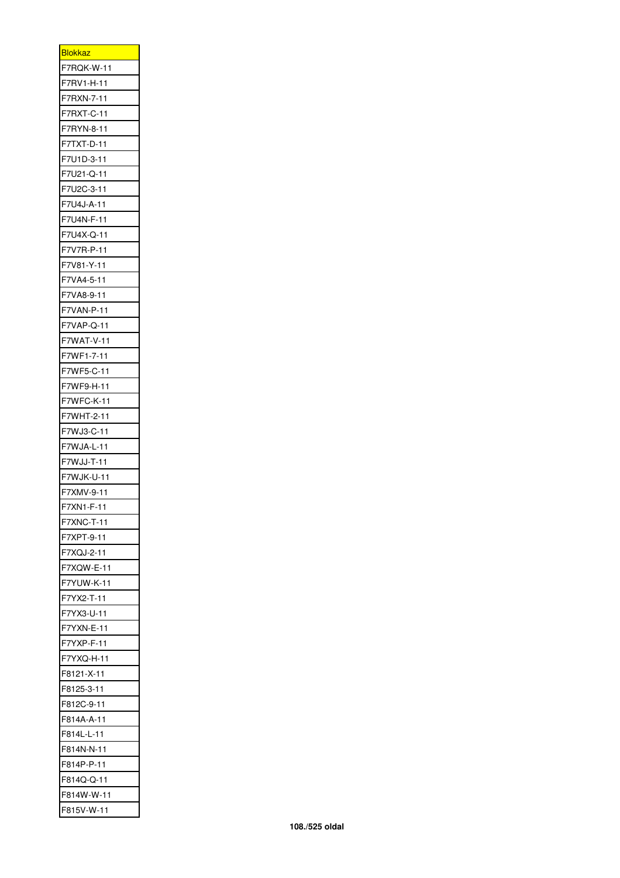| Blokkaz |
| --- |
| F7RQK-W-11 |
| F7RV1-H-11 |
| F7RXN-7-11 |
| F7RXT-C-11 |
| F7RYN-8-11 |
| F7TXT-D-11 |
| F7U1D-3-11 |
| F7U21-Q-11 |
| F7U2C-3-11 |
| F7U4J-A-11 |
| F7U4N-F-11 |
| F7U4X-Q-11 |
| F7V7R-P-11 |
| F7V81-Y-11 |
| F7VA4-5-11 |
| F7VA8-9-11 |
| F7VAN-P-11 |
| F7VAP-Q-11 |
| F7WAT-V-11 |
| F7WF1-7-11 |
| F7WF5-C-11 |
| F7WF9-H-11 |
| F7WFC-K-11 |
| F7WHT-2-11 |
| F7WJ3-C-11 |
| F7WJA-L-11 |
| F7WJJ-T-11 |
| F7WJK-U-11 |
| F7XMV-9-11 |
| F7XN1-F-11 |
| F7XNC-T-11 |
| F7XPT-9-11 |
| F7XQJ-2-11 |
| F7XQW-E-11 |
| F7YUW-K-11 |
| F7YX2-T-11 |
| F7YX3-U-11 |
| F7YXN-E-11 |
| F7YXP-F-11 |
| F7YXQ-H-11 |
| F8121-X-11 |
| F8125-3-11 |
| F812C-9-11 |
| F814A-A-11 |
| F814L-L-11 |
| F814N-N-11 |
| F814P-P-11 |
| F814Q-Q-11 |
| F814W-W-11 |
| F815V-W-11 |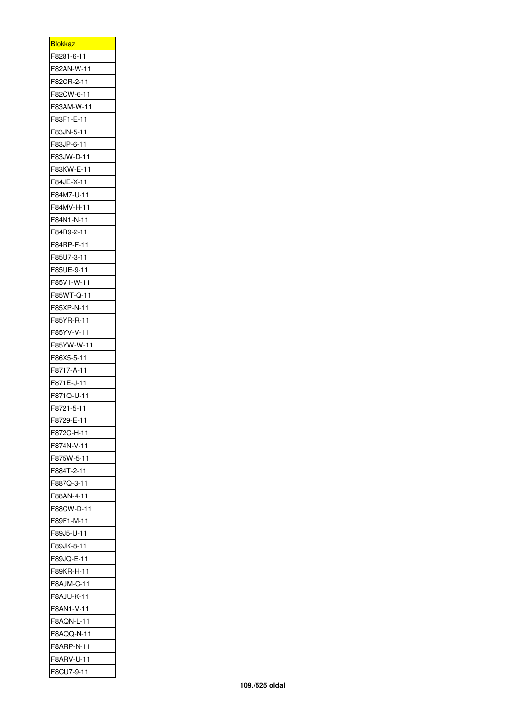| Blokkaz |
| --- |
| F8281-6-11 |
| F82AN-W-11 |
| F82CR-2-11 |
| F82CW-6-11 |
| F83AM-W-11 |
| F83F1-E-11 |
| F83JN-5-11 |
| F83JP-6-11 |
| F83JW-D-11 |
| F83KW-E-11 |
| F84JE-X-11 |
| F84M7-U-11 |
| F84MV-H-11 |
| F84N1-N-11 |
| F84R9-2-11 |
| F84RP-F-11 |
| F85U7-3-11 |
| F85UE-9-11 |
| F85V1-W-11 |
| F85WT-Q-11 |
| F85XP-N-11 |
| F85YR-R-11 |
| F85YV-V-11 |
| F85YW-W-11 |
| F86X5-5-11 |
| F8717-A-11 |
| F871E-J-11 |
| F871Q-U-11 |
| F8721-5-11 |
| F8729-E-11 |
| F872C-H-11 |
| F874N-V-11 |
| F875W-5-11 |
| F884T-2-11 |
| F887Q-3-11 |
| F88AN-4-11 |
| F88CW-D-11 |
| F89F1-M-11 |
| F89J5-U-11 |
| F89JK-8-11 |
| F89JQ-E-11 |
| F89KR-H-11 |
| F8AJM-C-11 |
| F8AJU-K-11 |
| F8AN1-V-11 |
| F8AQN-L-11 |
| F8AQQ-N-11 |
| F8ARP-N-11 |
| F8ARV-U-11 |
| F8CU7-9-11 |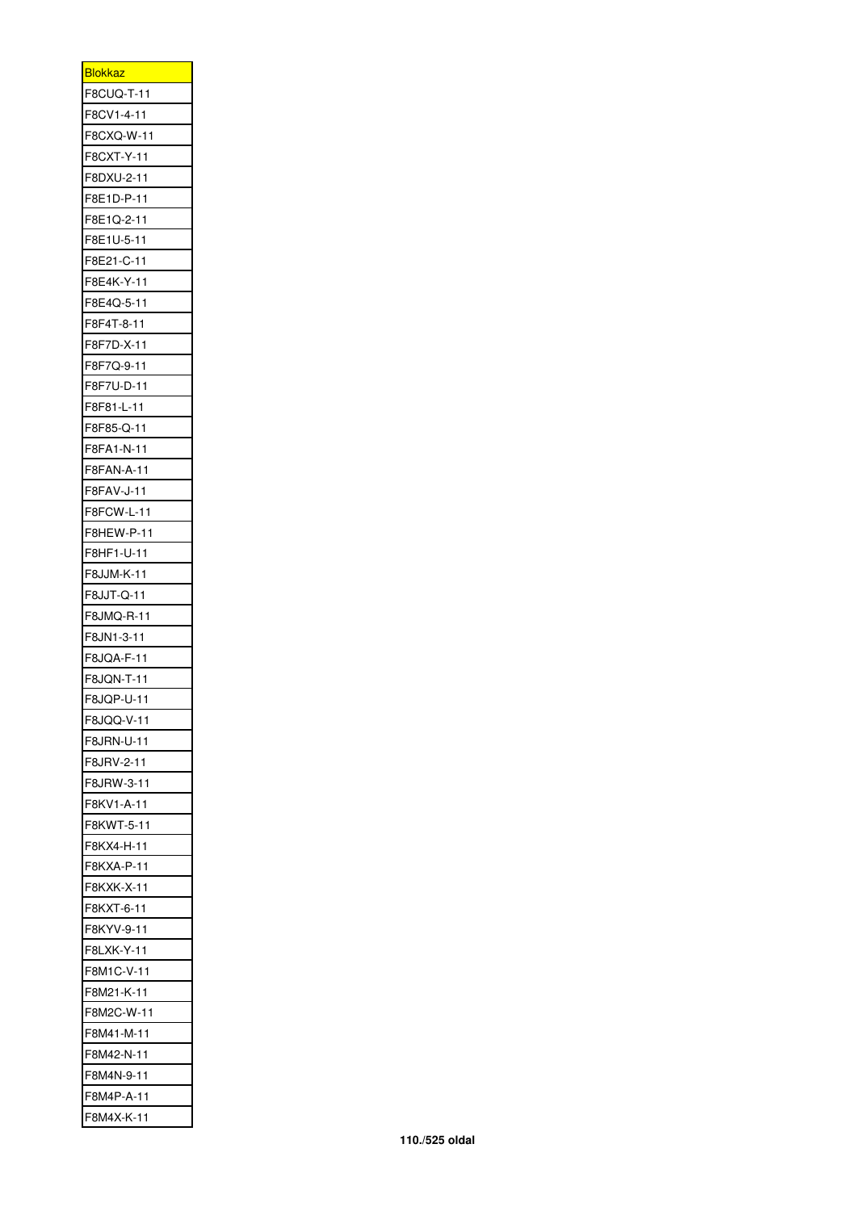| Blokkaz |
|---|
| F8CUQ-T-11 |
| F8CV1-4-11 |
| F8CXQ-W-11 |
| F8CXT-Y-11 |
| F8DXU-2-11 |
| F8E1D-P-11 |
| F8E1Q-2-11 |
| F8E1U-5-11 |
| F8E21-C-11 |
| F8E4K-Y-11 |
| F8E4Q-5-11 |
| F8F4T-8-11 |
| F8F7D-X-11 |
| F8F7Q-9-11 |
| F8F7U-D-11 |
| F8F81-L-11 |
| F8F85-Q-11 |
| F8FA1-N-11 |
| F8FAN-A-11 |
| F8FAV-J-11 |
| F8FCW-L-11 |
| F8HEW-P-11 |
| F8HF1-U-11 |
| F8JJM-K-11 |
| F8JJT-Q-11 |
| F8JMQ-R-11 |
| F8JN1-3-11 |
| F8JQA-F-11 |
| F8JQN-T-11 |
| F8JQP-U-11 |
| F8JQQ-V-11 |
| F8JRN-U-11 |
| F8JRV-2-11 |
| F8JRW-3-11 |
| F8KV1-A-11 |
| F8KWT-5-11 |
| F8KX4-H-11 |
| F8KXA-P-11 |
| F8KXK-X-11 |
| F8KXT-6-11 |
| F8KYV-9-11 |
| F8LXK-Y-11 |
| F8M1C-V-11 |
| F8M21-K-11 |
| F8M2C-W-11 |
| F8M41-M-11 |
| F8M42-N-11 |
| F8M4N-9-11 |
| F8M4P-A-11 |
| F8M4X-K-11 |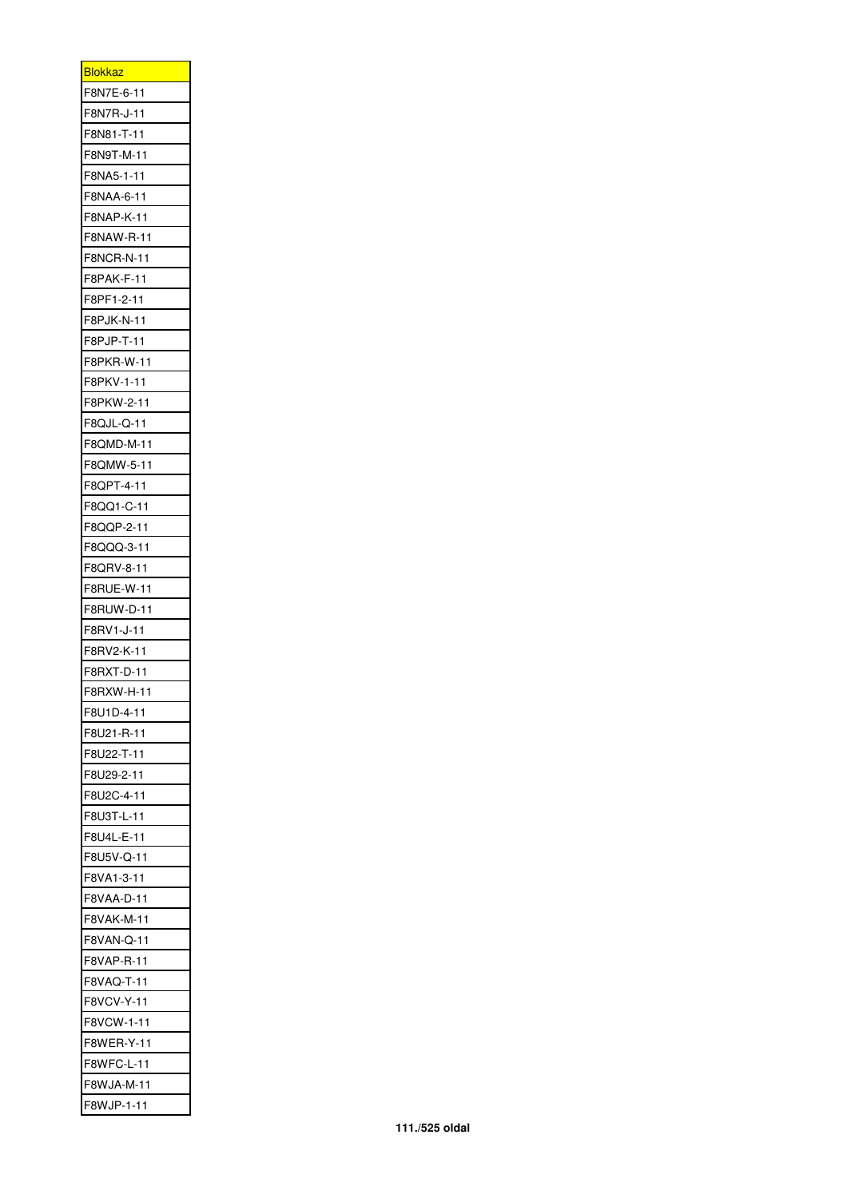| Blokkaz |
| --- |
| F8N7E-6-11 |
| F8N7R-J-11 |
| F8N81-T-11 |
| F8N9T-M-11 |
| F8NA5-1-11 |
| F8NAA-6-11 |
| F8NAP-K-11 |
| F8NAW-R-11 |
| F8NCR-N-11 |
| F8PAK-F-11 |
| F8PF1-2-11 |
| F8PJK-N-11 |
| F8PJP-T-11 |
| F8PKR-W-11 |
| F8PKV-1-11 |
| F8PKW-2-11 |
| F8QJL-Q-11 |
| F8QMD-M-11 |
| F8QMW-5-11 |
| F8QPT-4-11 |
| F8QQ1-C-11 |
| F8QQP-2-11 |
| F8QQQ-3-11 |
| F8QRV-8-11 |
| F8RUE-W-11 |
| F8RUW-D-11 |
| F8RV1-J-11 |
| F8RV2-K-11 |
| F8RXT-D-11 |
| F8RXW-H-11 |
| F8U1D-4-11 |
| F8U21-R-11 |
| F8U22-T-11 |
| F8U29-2-11 |
| F8U2C-4-11 |
| F8U3T-L-11 |
| F8U4L-E-11 |
| F8U5V-Q-11 |
| F8VA1-3-11 |
| F8VAA-D-11 |
| F8VAK-M-11 |
| F8VAN-Q-11 |
| F8VAP-R-11 |
| F8VAQ-T-11 |
| F8VCV-Y-11 |
| F8VCW-1-11 |
| F8WER-Y-11 |
| F8WFC-L-11 |
| F8WJA-M-11 |
| F8WJP-1-11 |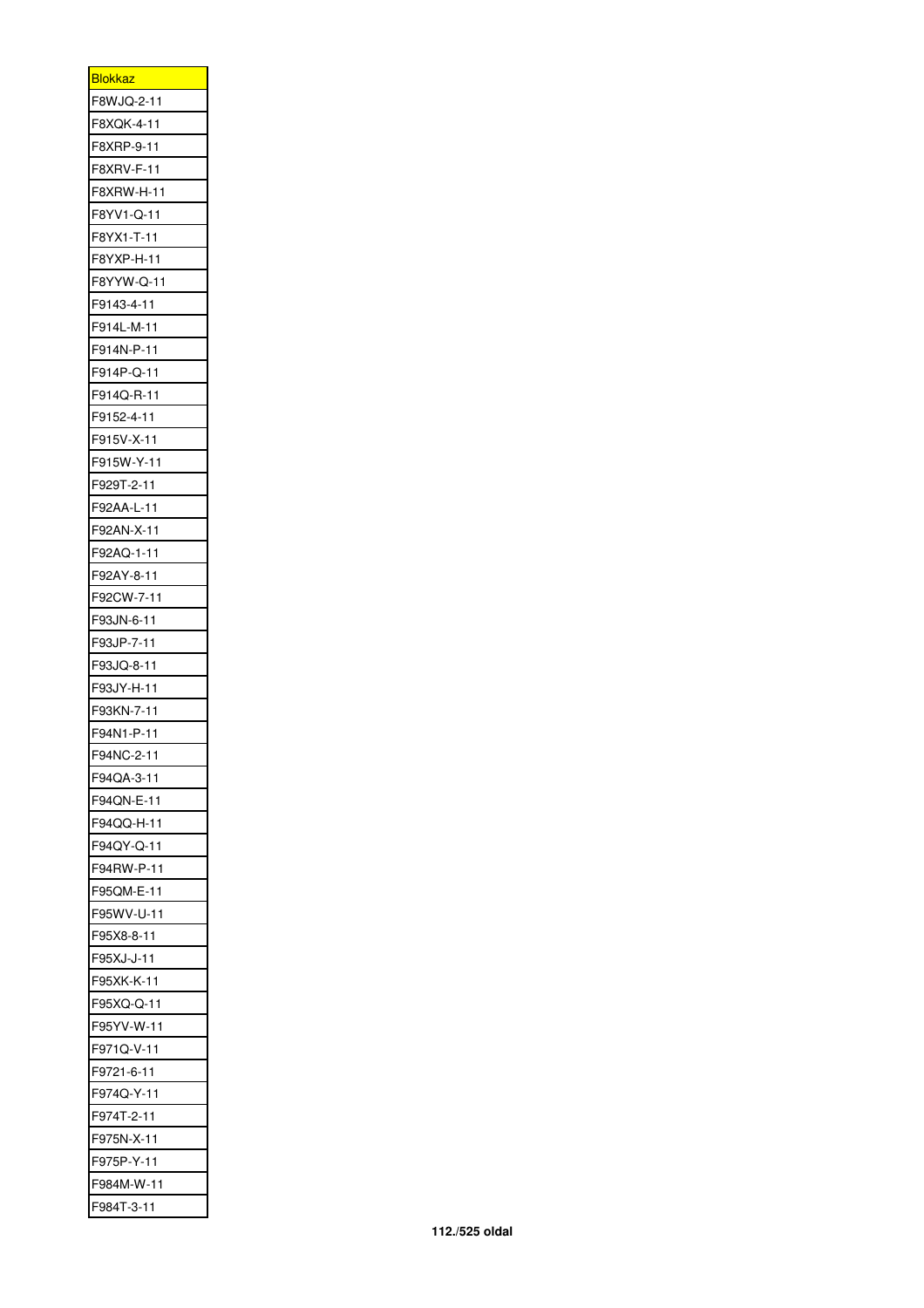| Blokkaz |
|---|
| F8WJQ-2-11 |
| F8XQK-4-11 |
| F8XRP-9-11 |
| F8XRV-F-11 |
| F8XRW-H-11 |
| F8YV1-Q-11 |
| F8YX1-T-11 |
| F8YXP-H-11 |
| F8YYW-Q-11 |
| F9143-4-11 |
| F914L-M-11 |
| F914N-P-11 |
| F914P-Q-11 |
| F914Q-R-11 |
| F9152-4-11 |
| F915V-X-11 |
| F915W-Y-11 |
| F929T-2-11 |
| F92AA-L-11 |
| F92AN-X-11 |
| F92AQ-1-11 |
| F92AY-8-11 |
| F92CW-7-11 |
| F93JN-6-11 |
| F93JP-7-11 |
| F93JQ-8-11 |
| F93JY-H-11 |
| F93KN-7-11 |
| F94N1-P-11 |
| F94NC-2-11 |
| F94QA-3-11 |
| F94QN-E-11 |
| F94QQ-H-11 |
| F94QY-Q-11 |
| F94RW-P-11 |
| F95QM-E-11 |
| F95WV-U-11 |
| F95X8-8-11 |
| F95XJ-J-11 |
| F95XK-K-11 |
| F95XQ-Q-11 |
| F95YV-W-11 |
| F971Q-V-11 |
| F9721-6-11 |
| F974Q-Y-11 |
| F974T-2-11 |
| F975N-X-11 |
| F975P-Y-11 |
| F984M-W-11 |
| F984T-3-11 |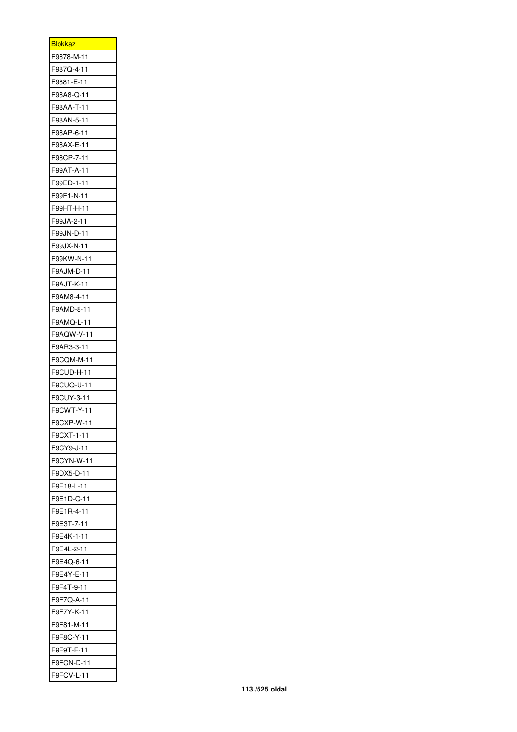| Blokkaz |
|---|
| F9878-M-11 |
| F987Q-4-11 |
| F9881-E-11 |
| F98A8-Q-11 |
| F98AA-T-11 |
| F98AN-5-11 |
| F98AP-6-11 |
| F98AX-E-11 |
| F98CP-7-11 |
| F99AT-A-11 |
| F99ED-1-11 |
| F99F1-N-11 |
| F99HT-H-11 |
| F99JA-2-11 |
| F99JN-D-11 |
| F99JX-N-11 |
| F99KW-N-11 |
| F9AJM-D-11 |
| F9AJT-K-11 |
| F9AM8-4-11 |
| F9AMD-8-11 |
| F9AMQ-L-11 |
| F9AQW-V-11 |
| F9AR3-3-11 |
| F9CQM-M-11 |
| F9CUD-H-11 |
| F9CUQ-U-11 |
| F9CUY-3-11 |
| F9CWT-Y-11 |
| F9CXP-W-11 |
| F9CXT-1-11 |
| F9CY9-J-11 |
| F9CYN-W-11 |
| F9DX5-D-11 |
| F9E18-L-11 |
| F9E1D-Q-11 |
| F9E1R-4-11 |
| F9E3T-7-11 |
| F9E4K-1-11 |
| F9E4L-2-11 |
| F9E4Q-6-11 |
| F9E4Y-E-11 |
| F9F4T-9-11 |
| F9F7Q-A-11 |
| F9F7Y-K-11 |
| F9F81-M-11 |
| F9F8C-Y-11 |
| F9F9T-F-11 |
| F9FCN-D-11 |
| F9FCV-L-11 |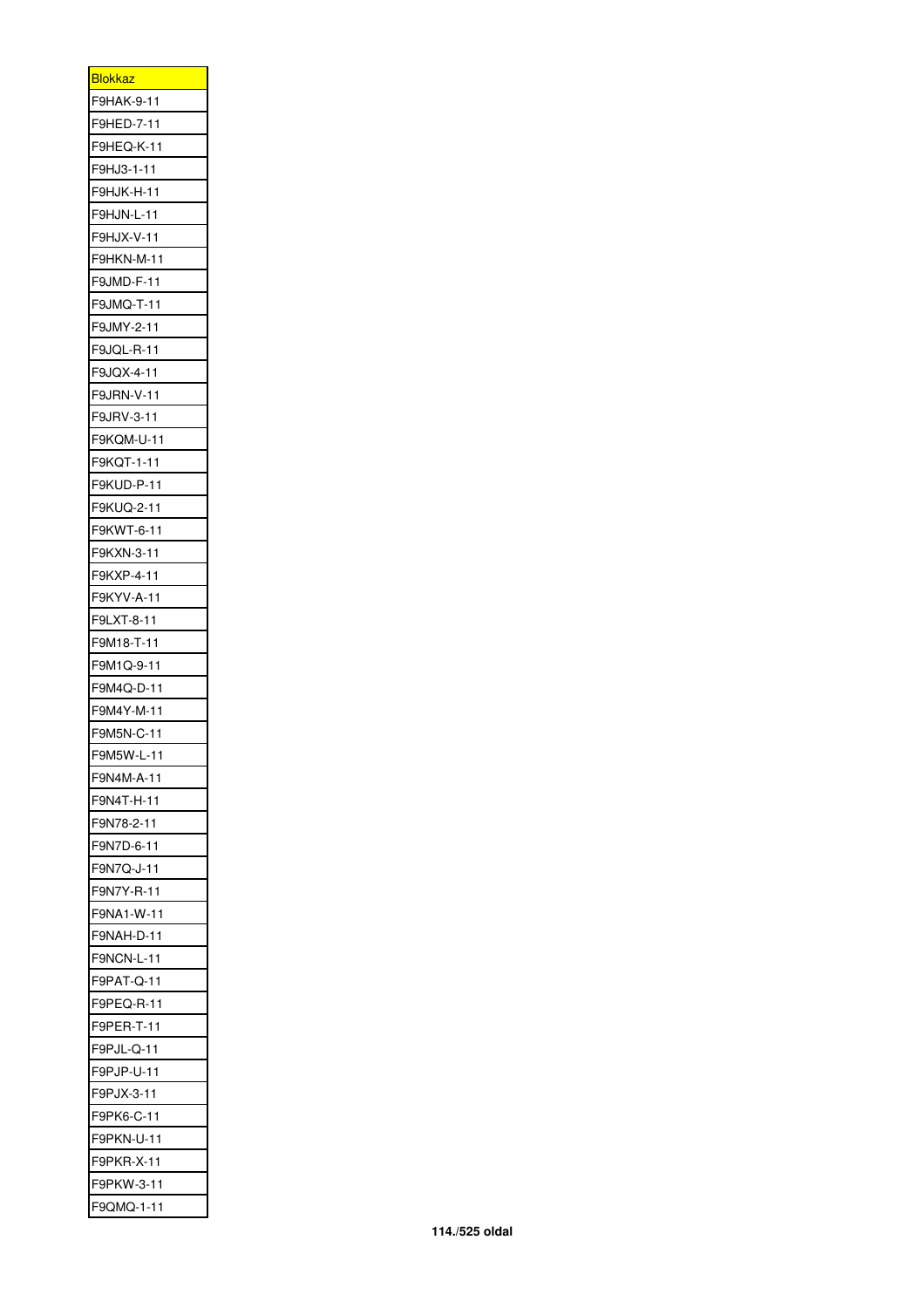| Blokkaz |
|---|
| F9HAK-9-11 |
| F9HED-7-11 |
| F9HEQ-K-11 |
| F9HJ3-1-11 |
| F9HJK-H-11 |
| F9HJN-L-11 |
| F9HJX-V-11 |
| F9HKN-M-11 |
| F9JMD-F-11 |
| F9JMQ-T-11 |
| F9JMY-2-11 |
| F9JQL-R-11 |
| F9JQX-4-11 |
| F9JRN-V-11 |
| F9JRV-3-11 |
| F9KQM-U-11 |
| F9KQT-1-11 |
| F9KUD-P-11 |
| F9KUQ-2-11 |
| F9KWT-6-11 |
| F9KXN-3-11 |
| F9KXP-4-11 |
| F9KYV-A-11 |
| F9LXT-8-11 |
| F9M18-T-11 |
| F9M1Q-9-11 |
| F9M4Q-D-11 |
| F9M4Y-M-11 |
| F9M5N-C-11 |
| F9M5W-L-11 |
| F9N4M-A-11 |
| F9N4T-H-11 |
| F9N78-2-11 |
| F9N7D-6-11 |
| F9N7Q-J-11 |
| F9N7Y-R-11 |
| F9NA1-W-11 |
| F9NAH-D-11 |
| F9NCN-L-11 |
| F9PAT-Q-11 |
| F9PEQ-R-11 |
| F9PER-T-11 |
| F9PJL-Q-11 |
| F9PJP-U-11 |
| F9PJX-3-11 |
| F9PK6-C-11 |
| F9PKN-U-11 |
| F9PKR-X-11 |
| F9PKW-3-11 |
| F9QMQ-1-11 |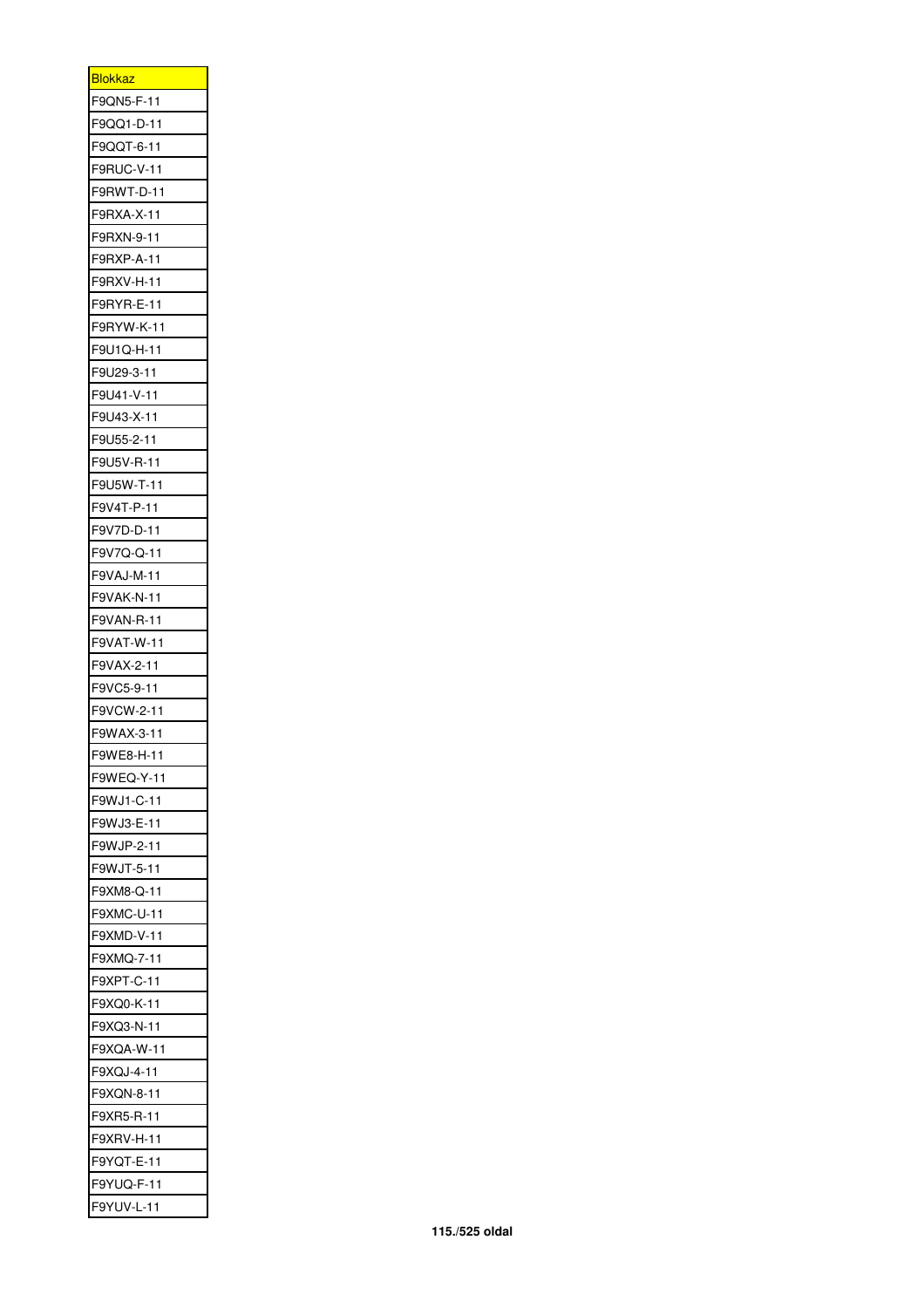| Blokkaz |
|---|
| F9QN5-F-11 |
| F9QQ1-D-11 |
| F9QQT-6-11 |
| F9RUC-V-11 |
| F9RWT-D-11 |
| F9RXA-X-11 |
| F9RXN-9-11 |
| F9RXP-A-11 |
| F9RXV-H-11 |
| F9RYR-E-11 |
| F9RYW-K-11 |
| F9U1Q-H-11 |
| F9U29-3-11 |
| F9U41-V-11 |
| F9U43-X-11 |
| F9U55-2-11 |
| F9U5V-R-11 |
| F9U5W-T-11 |
| F9V4T-P-11 |
| F9V7D-D-11 |
| F9V7Q-Q-11 |
| F9VAJ-M-11 |
| F9VAK-N-11 |
| F9VAN-R-11 |
| F9VAT-W-11 |
| F9VAX-2-11 |
| F9VC5-9-11 |
| F9VCW-2-11 |
| F9WAX-3-11 |
| F9WE8-H-11 |
| F9WEQ-Y-11 |
| F9WJ1-C-11 |
| F9WJ3-E-11 |
| F9WJP-2-11 |
| F9WJT-5-11 |
| F9XM8-Q-11 |
| F9XMC-U-11 |
| F9XMD-V-11 |
| F9XMQ-7-11 |
| F9XPT-C-11 |
| F9XQ0-K-11 |
| F9XQ3-N-11 |
| F9XQA-W-11 |
| F9XQJ-4-11 |
| F9XQN-8-11 |
| F9XR5-R-11 |
| F9XRV-H-11 |
| F9YQT-E-11 |
| F9YUQ-F-11 |
| F9YUV-L-11 |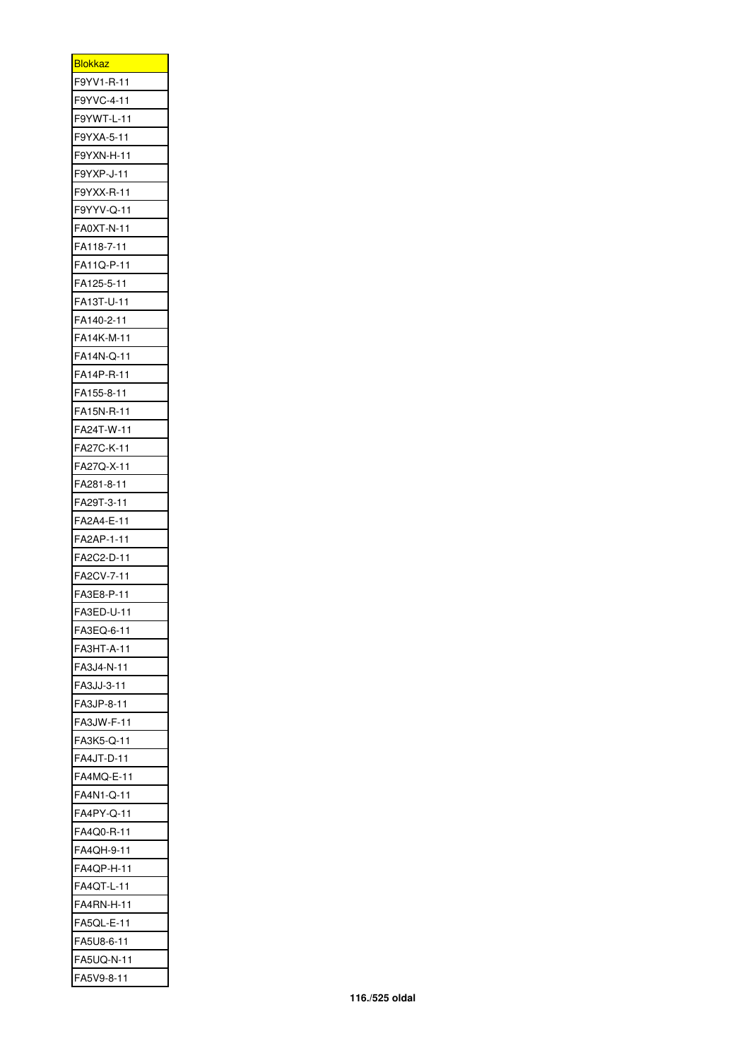| Blokkaz |
| --- |
| F9YV1-R-11 |
| F9YVC-4-11 |
| F9YWT-L-11 |
| F9YXA-5-11 |
| F9YXN-H-11 |
| F9YXP-J-11 |
| F9YXX-R-11 |
| F9YYV-Q-11 |
| FA0XT-N-11 |
| FA118-7-11 |
| FA11Q-P-11 |
| FA125-5-11 |
| FA13T-U-11 |
| FA140-2-11 |
| FA14K-M-11 |
| FA14N-Q-11 |
| FA14P-R-11 |
| FA155-8-11 |
| FA15N-R-11 |
| FA24T-W-11 |
| FA27C-K-11 |
| FA27Q-X-11 |
| FA281-8-11 |
| FA29T-3-11 |
| FA2A4-E-11 |
| FA2AP-1-11 |
| FA2C2-D-11 |
| FA2CV-7-11 |
| FA3E8-P-11 |
| FA3ED-U-11 |
| FA3EQ-6-11 |
| FA3HT-A-11 |
| FA3J4-N-11 |
| FA3JJ-3-11 |
| FA3JP-8-11 |
| FA3JW-F-11 |
| FA3K5-Q-11 |
| FA4JT-D-11 |
| FA4MQ-E-11 |
| FA4N1-Q-11 |
| FA4PY-Q-11 |
| FA4Q0-R-11 |
| FA4QH-9-11 |
| FA4QP-H-11 |
| FA4QT-L-11 |
| FA4RN-H-11 |
| FA5QL-E-11 |
| FA5U8-6-11 |
| FA5UQ-N-11 |
| FA5V9-8-11 |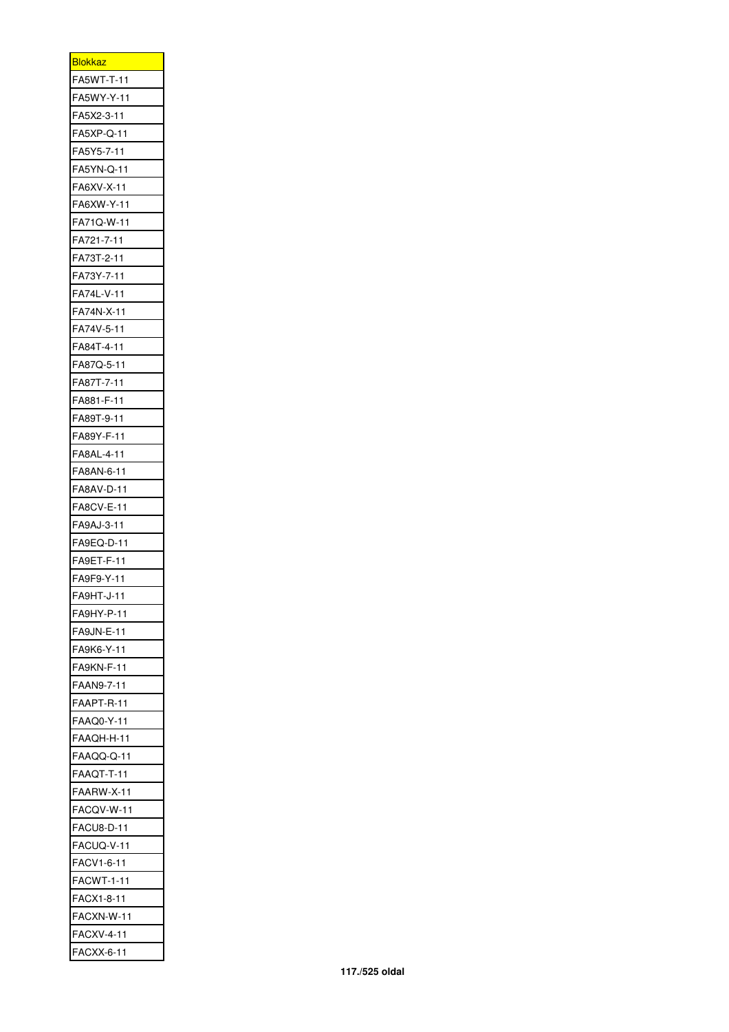| Blokkaz |
|---|
| FA5WT-T-11 |
| FA5WY-Y-11 |
| FA5X2-3-11 |
| FA5XP-Q-11 |
| FA5Y5-7-11 |
| FA5YN-Q-11 |
| FA6XV-X-11 |
| FA6XW-Y-11 |
| FA71Q-W-11 |
| FA721-7-11 |
| FA73T-2-11 |
| FA73Y-7-11 |
| FA74L-V-11 |
| FA74N-X-11 |
| FA74V-5-11 |
| FA84T-4-11 |
| FA87Q-5-11 |
| FA87T-7-11 |
| FA881-F-11 |
| FA89T-9-11 |
| FA89Y-F-11 |
| FA8AL-4-11 |
| FA8AN-6-11 |
| FA8AV-D-11 |
| FA8CV-E-11 |
| FA9AJ-3-11 |
| FA9EQ-D-11 |
| FA9ET-F-11 |
| FA9F9-Y-11 |
| FA9HT-J-11 |
| FA9HY-P-11 |
| FA9JN-E-11 |
| FA9K6-Y-11 |
| FA9KN-F-11 |
| FAAN9-7-11 |
| FAAPT-R-11 |
| FAAQ0-Y-11 |
| FAAQH-H-11 |
| FAAQQ-Q-11 |
| FAAQT-T-11 |
| FAARW-X-11 |
| FACQV-W-11 |
| FACU8-D-11 |
| FACUQ-V-11 |
| FACV1-6-11 |
| FACWT-1-11 |
| FACX1-8-11 |
| FACXN-W-11 |
| FACXV-4-11 |
| FACXX-6-11 |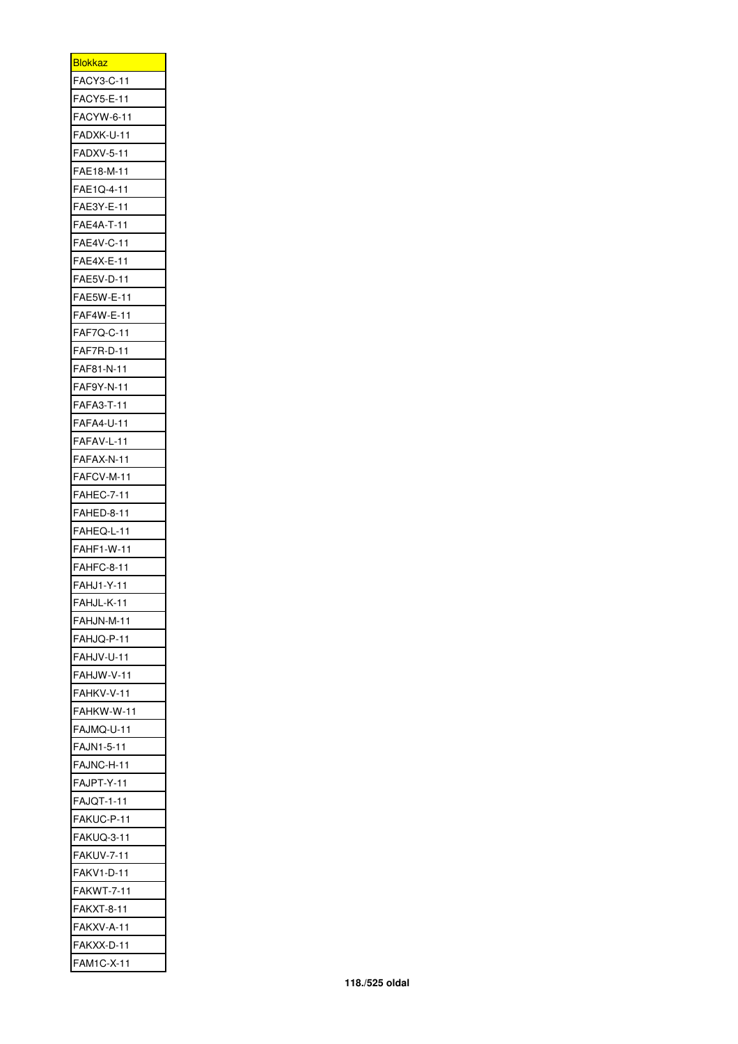| Blokkaz |
|---|
| FACY3-C-11 |
| FACY5-E-11 |
| FACYW-6-11 |
| FADXK-U-11 |
| FADXV-5-11 |
| FAE18-M-11 |
| FAE1Q-4-11 |
| FAE3Y-E-11 |
| FAE4A-T-11 |
| FAE4V-C-11 |
| FAE4X-E-11 |
| FAE5V-D-11 |
| FAE5W-E-11 |
| FAF4W-E-11 |
| FAF7Q-C-11 |
| FAF7R-D-11 |
| FAF81-N-11 |
| FAF9Y-N-11 |
| FAFA3-T-11 |
| FAFA4-U-11 |
| FAFAV-L-11 |
| FAFAX-N-11 |
| FAFCV-M-11 |
| FAHEC-7-11 |
| FAHED-8-11 |
| FAHEQ-L-11 |
| FAHF1-W-11 |
| FAHFC-8-11 |
| FAHJ1-Y-11 |
| FAHJL-K-11 |
| FAHJN-M-11 |
| FAHJQ-P-11 |
| FAHJV-U-11 |
| FAHJW-V-11 |
| FAHKV-V-11 |
| FAHKW-W-11 |
| FAJMQ-U-11 |
| FAJN1-5-11 |
| FAJNC-H-11 |
| FAJPT-Y-11 |
| FAJQT-1-11 |
| FAKUC-P-11 |
| FAKUQ-3-11 |
| FAKUV-7-11 |
| FAKV1-D-11 |
| FAKWT-7-11 |
| FAKXT-8-11 |
| FAKXV-A-11 |
| FAKXX-D-11 |
| FAM1C-X-11 |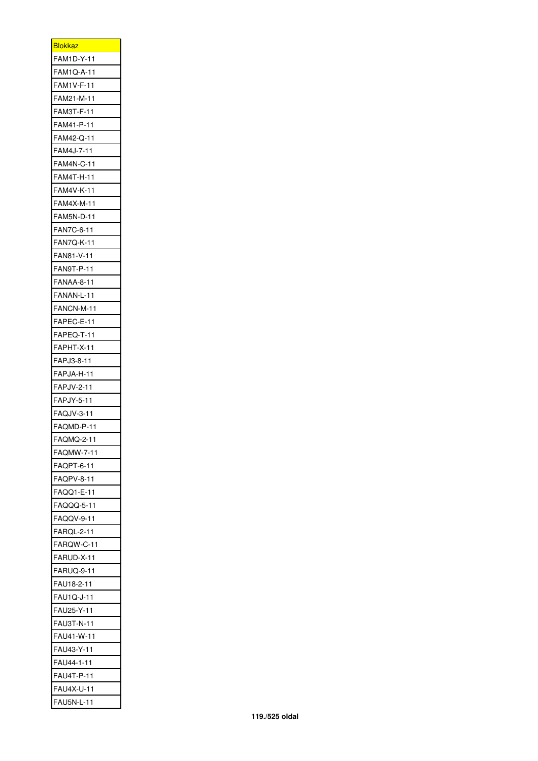| Blokkaz |
|---|
| FAM1D-Y-11 |
| FAM1Q-A-11 |
| FAM1V-F-11 |
| FAM21-M-11 |
| FAM3T-F-11 |
| FAM41-P-11 |
| FAM42-Q-11 |
| FAM4J-7-11 |
| FAM4N-C-11 |
| FAM4T-H-11 |
| FAM4V-K-11 |
| FAM4X-M-11 |
| FAM5N-D-11 |
| FAN7C-6-11 |
| FAN7Q-K-11 |
| FAN81-V-11 |
| FAN9T-P-11 |
| FANAA-8-11 |
| FANAN-L-11 |
| FANCN-M-11 |
| FAPEC-E-11 |
| FAPEQ-T-11 |
| FAPHT-X-11 |
| FAPJ3-8-11 |
| FAPJA-H-11 |
| FAPJV-2-11 |
| FAPJY-5-11 |
| FAQJV-3-11 |
| FAQMD-P-11 |
| FAQMQ-2-11 |
| FAQMW-7-11 |
| FAQPT-6-11 |
| FAQPV-8-11 |
| FAQQ1-E-11 |
| FAQQQ-5-11 |
| FAQQV-9-11 |
| FARQL-2-11 |
| FARQW-C-11 |
| FARUD-X-11 |
| FARUQ-9-11 |
| FAU18-2-11 |
| FAU1Q-J-11 |
| FAU25-Y-11 |
| FAU3T-N-11 |
| FAU41-W-11 |
| FAU43-Y-11 |
| FAU44-1-11 |
| FAU4T-P-11 |
| FAU4X-U-11 |
| FAU5N-L-11 |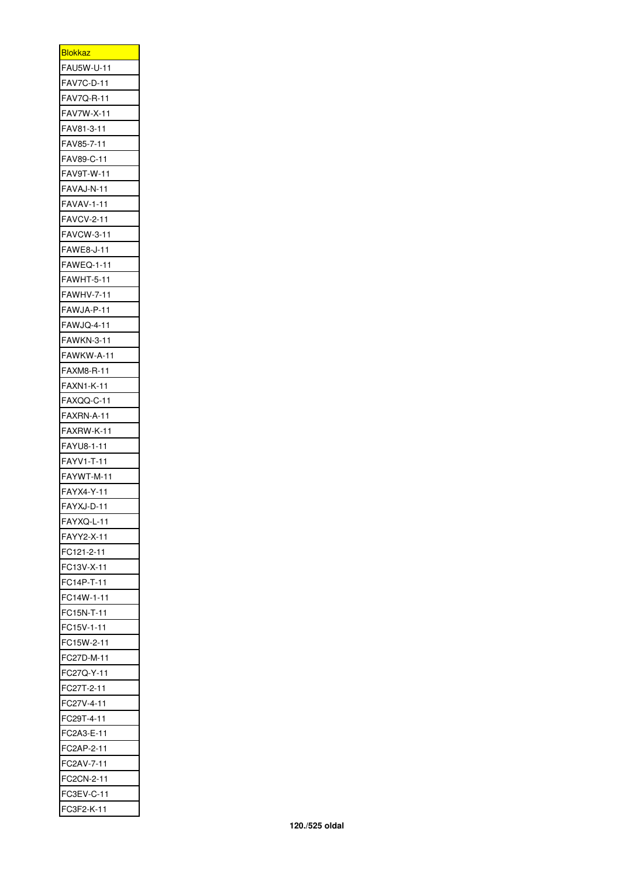| Blokkaz |
| --- |
| FAU5W-U-11 |
| FAV7C-D-11 |
| FAV7Q-R-11 |
| FAV7W-X-11 |
| FAV81-3-11 |
| FAV85-7-11 |
| FAV89-C-11 |
| FAV9T-W-11 |
| FAVAJ-N-11 |
| FAVAV-1-11 |
| FAVCV-2-11 |
| FAVCW-3-11 |
| FAWE8-J-11 |
| FAWEQ-1-11 |
| FAWHT-5-11 |
| FAWHV-7-11 |
| FAWJA-P-11 |
| FAWJQ-4-11 |
| FAWKN-3-11 |
| FAWKW-A-11 |
| FAXM8-R-11 |
| FAXN1-K-11 |
| FAXQQ-C-11 |
| FAXRN-A-11 |
| FAXRW-K-11 |
| FAYU8-1-11 |
| FAYV1-T-11 |
| FAYWT-M-11 |
| FAYX4-Y-11 |
| FAYXJ-D-11 |
| FAYXQ-L-11 |
| FAYY2-X-11 |
| FC121-2-11 |
| FC13V-X-11 |
| FC14P-T-11 |
| FC14W-1-11 |
| FC15N-T-11 |
| FC15V-1-11 |
| FC15W-2-11 |
| FC27D-M-11 |
| FC27Q-Y-11 |
| FC27T-2-11 |
| FC27V-4-11 |
| FC29T-4-11 |
| FC2A3-E-11 |
| FC2AP-2-11 |
| FC2AV-7-11 |
| FC2CN-2-11 |
| FC3EV-C-11 |
| FC3F2-K-11 |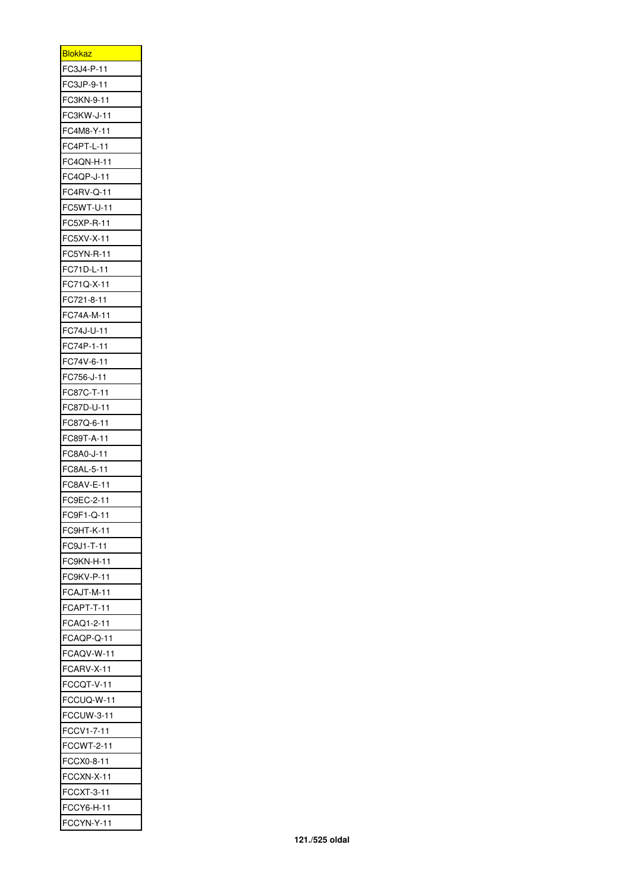| Blokkaz |
| --- |
| FC3J4-P-11 |
| FC3JP-9-11 |
| FC3KN-9-11 |
| FC3KW-J-11 |
| FC4M8-Y-11 |
| FC4PT-L-11 |
| FC4QN-H-11 |
| FC4QP-J-11 |
| FC4RV-Q-11 |
| FC5WT-U-11 |
| FC5XP-R-11 |
| FC5XV-X-11 |
| FC5YN-R-11 |
| FC71D-L-11 |
| FC71Q-X-11 |
| FC721-8-11 |
| FC74A-M-11 |
| FC74J-U-11 |
| FC74P-1-11 |
| FC74V-6-11 |
| FC756-J-11 |
| FC87C-T-11 |
| FC87D-U-11 |
| FC87Q-6-11 |
| FC89T-A-11 |
| FC8A0-J-11 |
| FC8AL-5-11 |
| FC8AV-E-11 |
| FC9EC-2-11 |
| FC9F1-Q-11 |
| FC9HT-K-11 |
| FC9J1-T-11 |
| FC9KN-H-11 |
| FC9KV-P-11 |
| FCAJT-M-11 |
| FCAPT-T-11 |
| FCAQ1-2-11 |
| FCAQP-Q-11 |
| FCAQV-W-11 |
| FCARV-X-11 |
| FCCQT-V-11 |
| FCCUQ-W-11 |
| FCCUW-3-11 |
| FCCV1-7-11 |
| FCCWT-2-11 |
| FCCX0-8-11 |
| FCCXN-X-11 |
| FCCXT-3-11 |
| FCCY6-H-11 |
| FCCYN-Y-11 |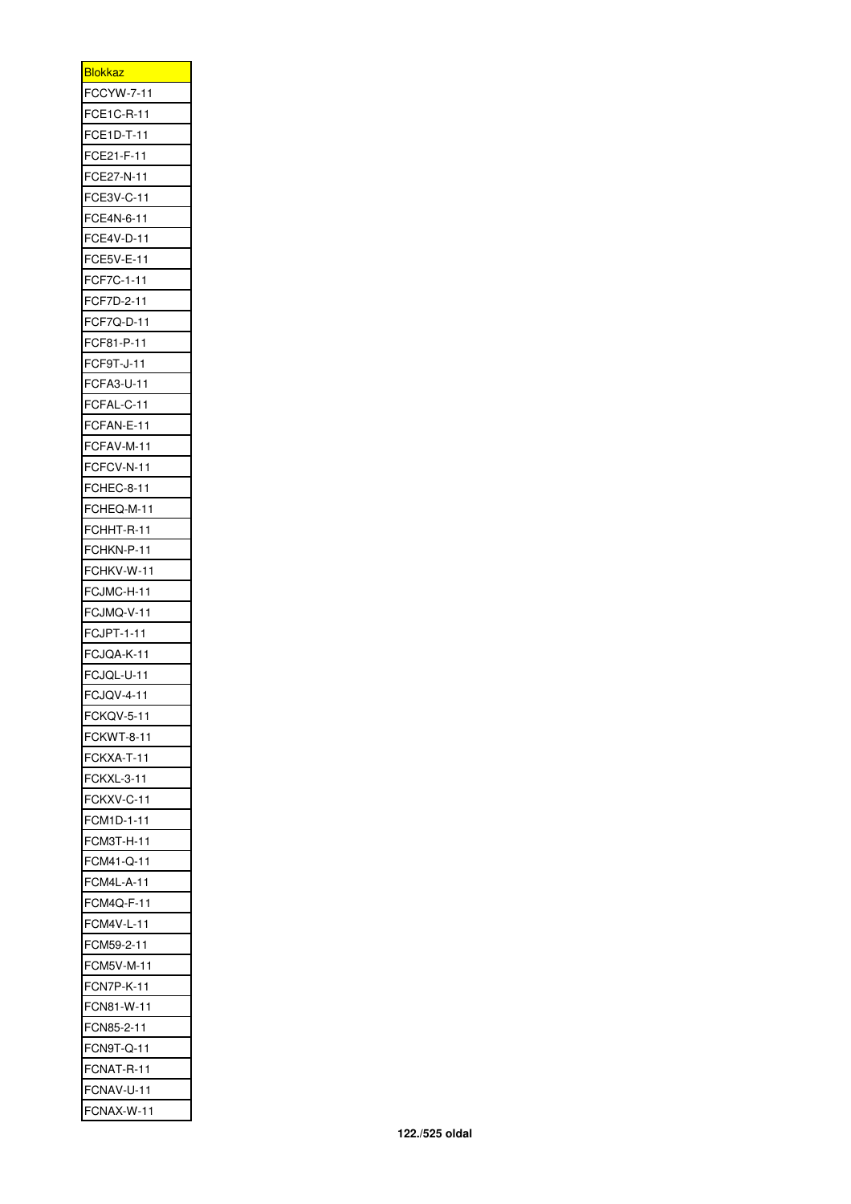| Blokkaz |
|---|
| FCCYW-7-11 |
| FCE1C-R-11 |
| FCE1D-T-11 |
| FCE21-F-11 |
| FCE27-N-11 |
| FCE3V-C-11 |
| FCE4N-6-11 |
| FCE4V-D-11 |
| FCE5V-E-11 |
| FCF7C-1-11 |
| FCF7D-2-11 |
| FCF7Q-D-11 |
| FCF81-P-11 |
| FCF9T-J-11 |
| FCFA3-U-11 |
| FCFAL-C-11 |
| FCFAN-E-11 |
| FCFAV-M-11 |
| FCFCV-N-11 |
| FCHEC-8-11 |
| FCHEQ-M-11 |
| FCHHT-R-11 |
| FCHKN-P-11 |
| FCHKV-W-11 |
| FCJMC-H-11 |
| FCJMQ-V-11 |
| FCJPT-1-11 |
| FCJQA-K-11 |
| FCJQL-U-11 |
| FCJQV-4-11 |
| FCKQV-5-11 |
| FCKWT-8-11 |
| FCKXA-T-11 |
| FCKXL-3-11 |
| FCKXV-C-11 |
| FCM1D-1-11 |
| FCM3T-H-11 |
| FCM41-Q-11 |
| FCM4L-A-11 |
| FCM4Q-F-11 |
| FCM4V-L-11 |
| FCM59-2-11 |
| FCM5V-M-11 |
| FCN7P-K-11 |
| FCN81-W-11 |
| FCN85-2-11 |
| FCN9T-Q-11 |
| FCNAT-R-11 |
| FCNAV-U-11 |
| FCNAX-W-11 |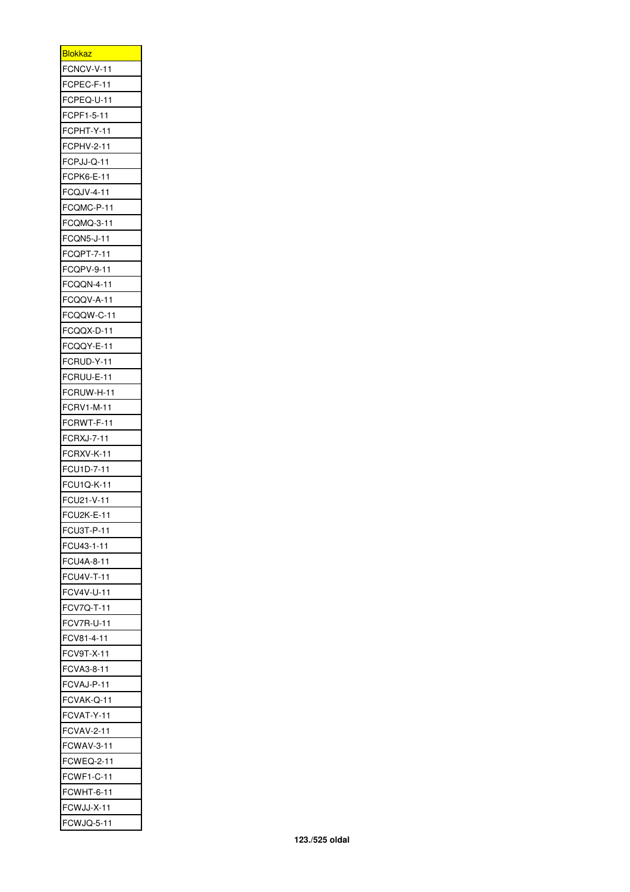| Blokkaz |
|---|
| FCNCV-V-11 |
| FCPEC-F-11 |
| FCPEQ-U-11 |
| FCPF1-5-11 |
| FCPHT-Y-11 |
| FCPHV-2-11 |
| FCPJJ-Q-11 |
| FCPK6-E-11 |
| FCQJV-4-11 |
| FCQMC-P-11 |
| FCQMQ-3-11 |
| FCQN5-J-11 |
| FCQPT-7-11 |
| FCQPV-9-11 |
| FCQQN-4-11 |
| FCQQV-A-11 |
| FCQQW-C-11 |
| FCQQX-D-11 |
| FCQQY-E-11 |
| FCRUD-Y-11 |
| FCRUU-E-11 |
| FCRUW-H-11 |
| FCRV1-M-11 |
| FCRWT-F-11 |
| FCRXJ-7-11 |
| FCRXV-K-11 |
| FCU1D-7-11 |
| FCU1Q-K-11 |
| FCU21-V-11 |
| FCU2K-E-11 |
| FCU3T-P-11 |
| FCU43-1-11 |
| FCU4A-8-11 |
| FCU4V-T-11 |
| FCV4V-U-11 |
| FCV7Q-T-11 |
| FCV7R-U-11 |
| FCV81-4-11 |
| FCV9T-X-11 |
| FCVA3-8-11 |
| FCVAJ-P-11 |
| FCVAK-Q-11 |
| FCVAT-Y-11 |
| FCVAV-2-11 |
| FCWAV-3-11 |
| FCWEQ-2-11 |
| FCWF1-C-11 |
| FCWHT-6-11 |
| FCWJJ-X-11 |
| FCWJQ-5-11 |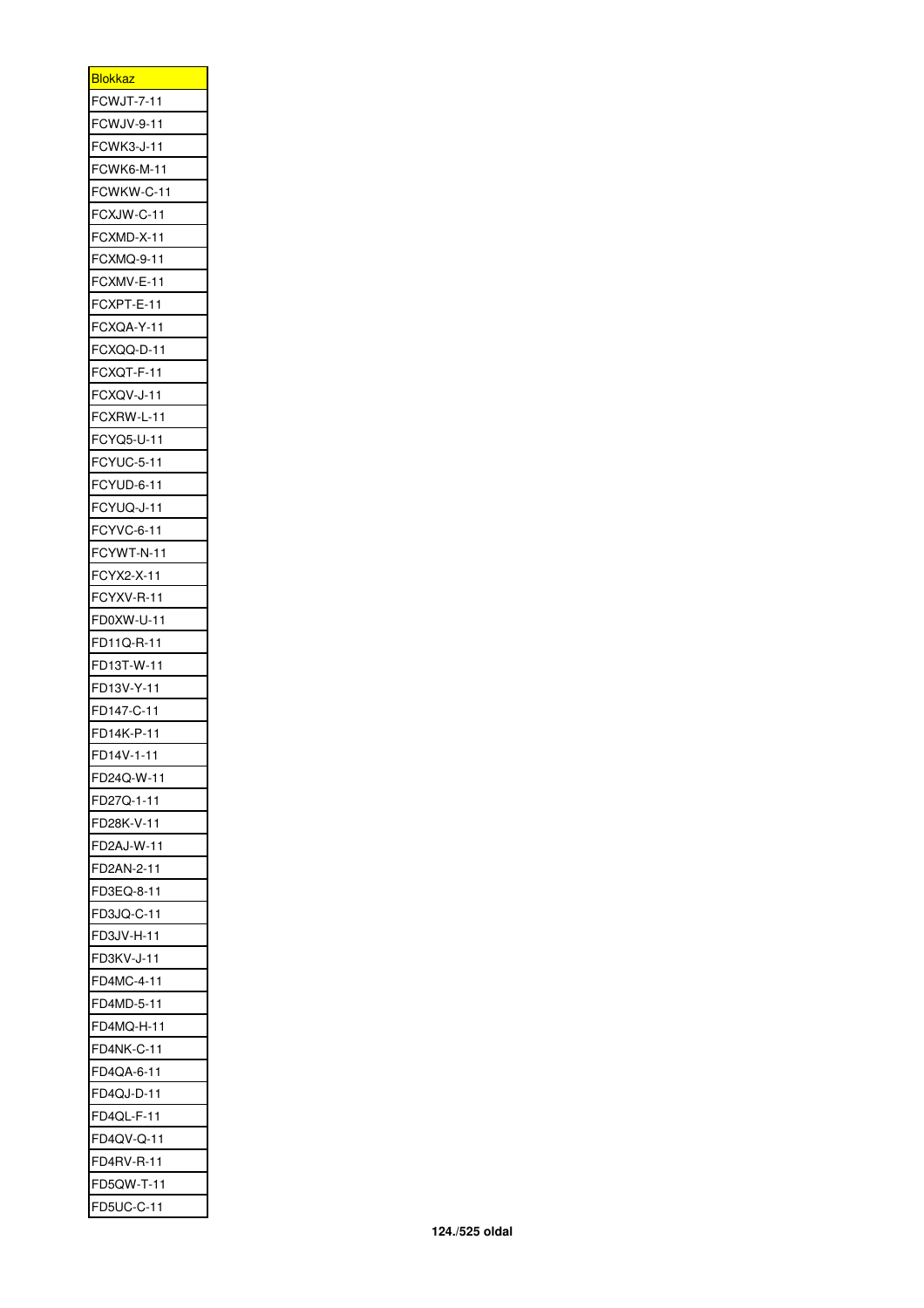| Blokkaz |
| --- |
| FCWJT-7-11 |
| FCWJV-9-11 |
| FCWK3-J-11 |
| FCWK6-M-11 |
| FCWKW-C-11 |
| FCXJW-C-11 |
| FCXMD-X-11 |
| FCXMQ-9-11 |
| FCXMV-E-11 |
| FCXPT-E-11 |
| FCXQA-Y-11 |
| FCXQQ-D-11 |
| FCXQT-F-11 |
| FCXQV-J-11 |
| FCXRW-L-11 |
| FCYQ5-U-11 |
| FCYUC-5-11 |
| FCYUD-6-11 |
| FCYUQ-J-11 |
| FCYVC-6-11 |
| FCYWT-N-11 |
| FCYX2-X-11 |
| FCYXV-R-11 |
| FD0XW-U-11 |
| FD11Q-R-11 |
| FD13T-W-11 |
| FD13V-Y-11 |
| FD147-C-11 |
| FD14K-P-11 |
| FD14V-1-11 |
| FD24Q-W-11 |
| FD27Q-1-11 |
| FD28K-V-11 |
| FD2AJ-W-11 |
| FD2AN-2-11 |
| FD3EQ-8-11 |
| FD3JQ-C-11 |
| FD3JV-H-11 |
| FD3KV-J-11 |
| FD4MC-4-11 |
| FD4MD-5-11 |
| FD4MQ-H-11 |
| FD4NK-C-11 |
| FD4QA-6-11 |
| FD4QJ-D-11 |
| FD4QL-F-11 |
| FD4QV-Q-11 |
| FD4RV-R-11 |
| FD5QW-T-11 |
| FD5UC-C-11 |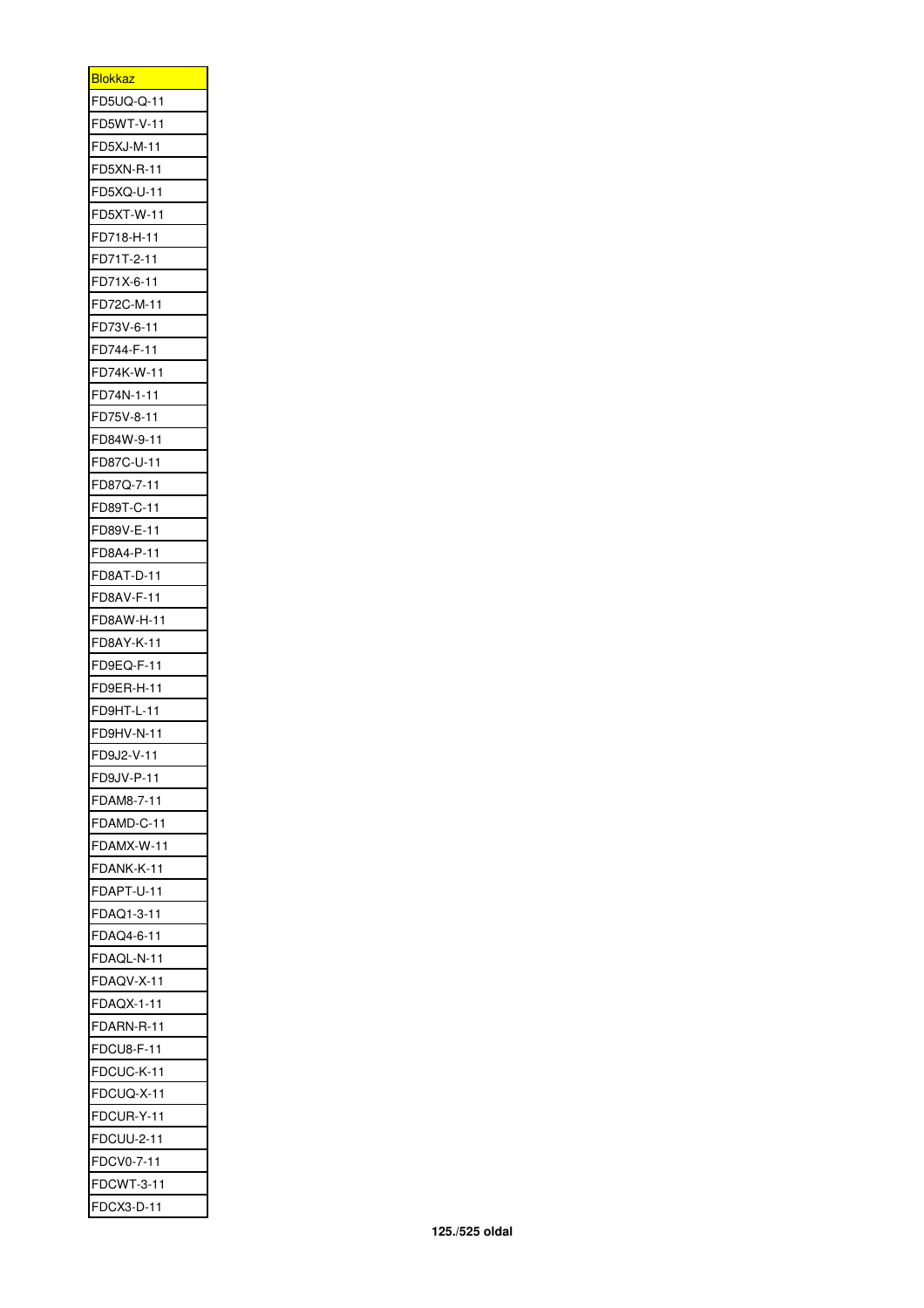| Blokkaz |
|---|
| FD5UQ-Q-11 |
| FD5WT-V-11 |
| FD5XJ-M-11 |
| FD5XN-R-11 |
| FD5XQ-U-11 |
| FD5XT-W-11 |
| FD718-H-11 |
| FD71T-2-11 |
| FD71X-6-11 |
| FD72C-M-11 |
| FD73V-6-11 |
| FD744-F-11 |
| FD74K-W-11 |
| FD74N-1-11 |
| FD75V-8-11 |
| FD84W-9-11 |
| FD87C-U-11 |
| FD87Q-7-11 |
| FD89T-C-11 |
| FD89V-E-11 |
| FD8A4-P-11 |
| FD8AT-D-11 |
| FD8AV-F-11 |
| FD8AW-H-11 |
| FD8AY-K-11 |
| FD9EQ-F-11 |
| FD9ER-H-11 |
| FD9HT-L-11 |
| FD9HV-N-11 |
| FD9J2-V-11 |
| FD9JV-P-11 |
| FDAM8-7-11 |
| FDAMD-C-11 |
| FDAMX-W-11 |
| FDANK-K-11 |
| FDAPT-U-11 |
| FDAQ1-3-11 |
| FDAQ4-6-11 |
| FDAQL-N-11 |
| FDAQV-X-11 |
| FDAQX-1-11 |
| FDARN-R-11 |
| FDCU8-F-11 |
| FDCUC-K-11 |
| FDCUQ-X-11 |
| FDCUR-Y-11 |
| FDCUU-2-11 |
| FDCV0-7-11 |
| FDCWT-3-11 |
| FDCX3-D-11 |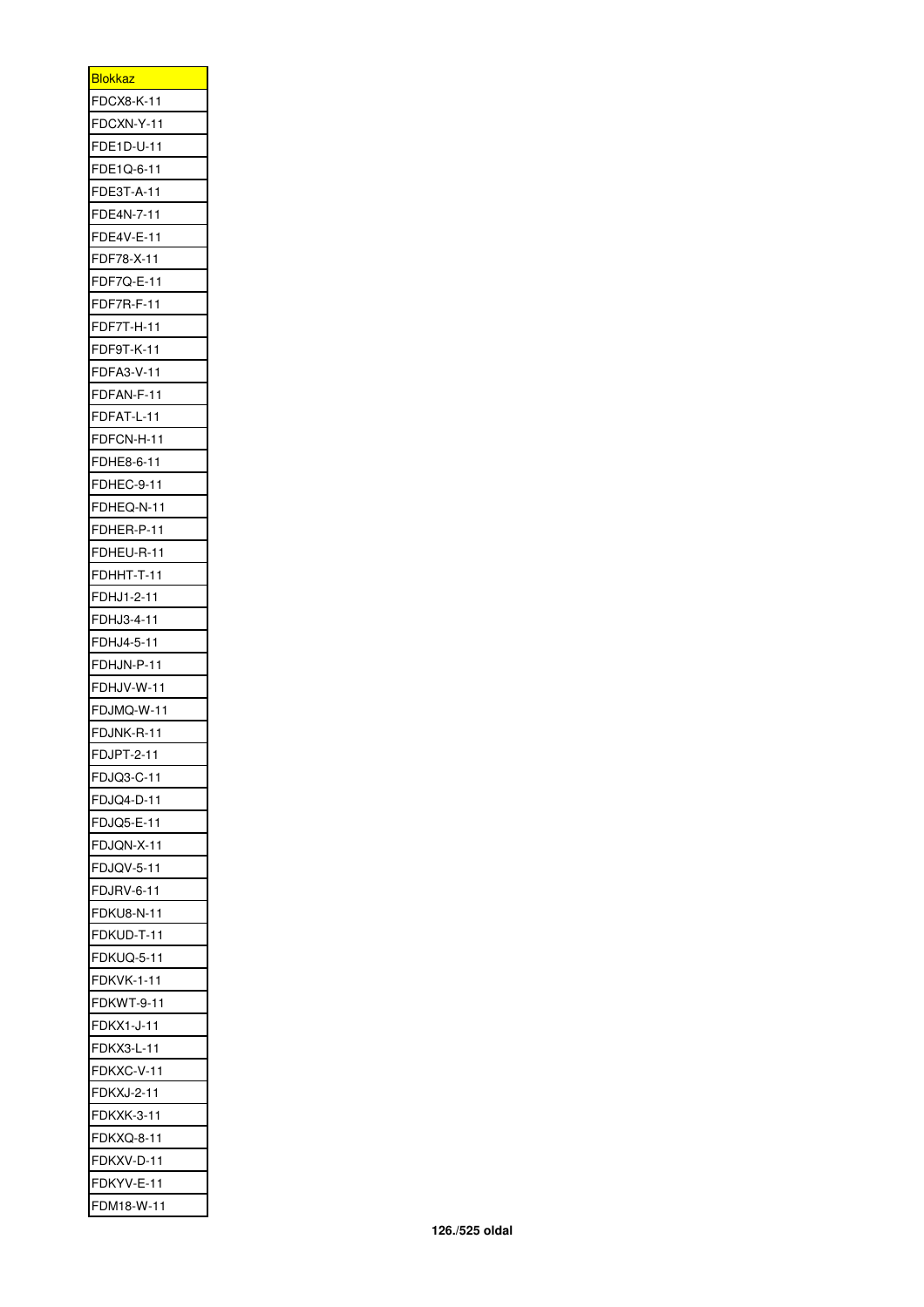| Blokkaz |
|---|
| FDCX8-K-11 |
| FDCXN-Y-11 |
| FDE1D-U-11 |
| FDE1Q-6-11 |
| FDE3T-A-11 |
| FDE4N-7-11 |
| FDE4V-E-11 |
| FDF78-X-11 |
| FDF7Q-E-11 |
| FDF7R-F-11 |
| FDF7T-H-11 |
| FDF9T-K-11 |
| FDFA3-V-11 |
| FDFAN-F-11 |
| FDFAT-L-11 |
| FDFCN-H-11 |
| FDHE8-6-11 |
| FDHEC-9-11 |
| FDHEQ-N-11 |
| FDHER-P-11 |
| FDHEU-R-11 |
| FDHHT-T-11 |
| FDHJ1-2-11 |
| FDHJ3-4-11 |
| FDHJ4-5-11 |
| FDHJN-P-11 |
| FDHJV-W-11 |
| FDJMQ-W-11 |
| FDJNK-R-11 |
| FDJPT-2-11 |
| FDJQ3-C-11 |
| FDJQ4-D-11 |
| FDJQ5-E-11 |
| FDJQN-X-11 |
| FDJQV-5-11 |
| FDJRV-6-11 |
| FDKU8-N-11 |
| FDKUD-T-11 |
| FDKUQ-5-11 |
| FDKVK-1-11 |
| FDKWT-9-11 |
| FDKX1-J-11 |
| FDKX3-L-11 |
| FDKXC-V-11 |
| FDKXJ-2-11 |
| FDKXK-3-11 |
| FDKXQ-8-11 |
| FDKXV-D-11 |
| FDKYV-E-11 |
| FDM18-W-11 |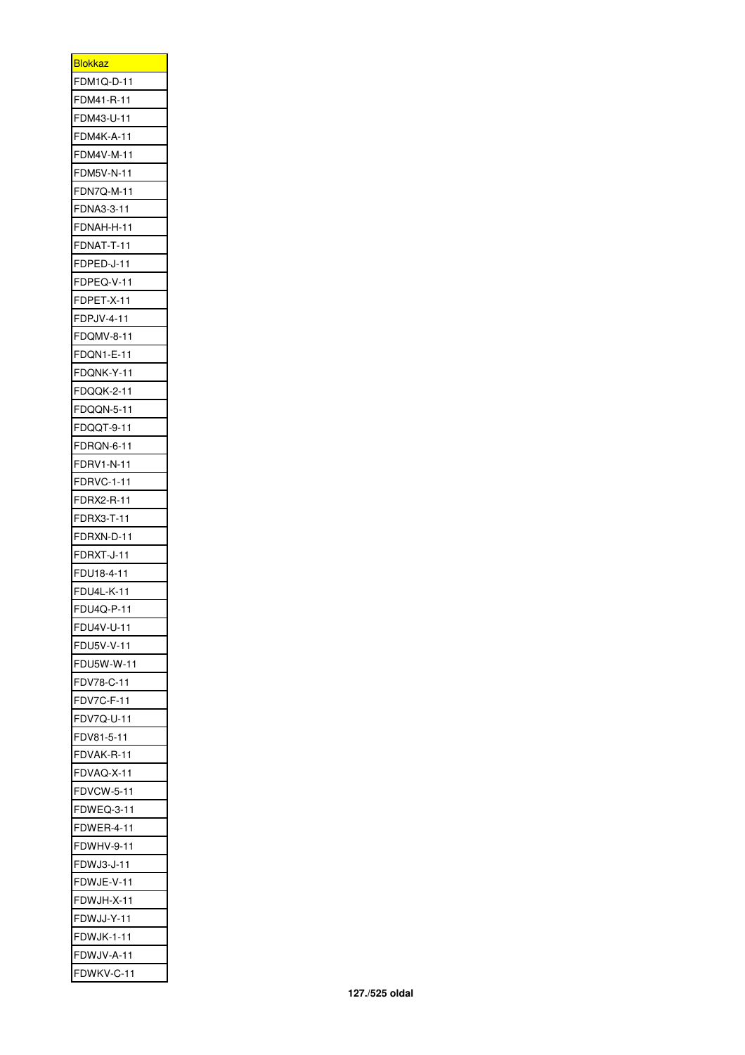| Blokkaz |
| --- |
| FDM1Q-D-11 |
| FDM41-R-11 |
| FDM43-U-11 |
| FDM4K-A-11 |
| FDM4V-M-11 |
| FDM5V-N-11 |
| FDN7Q-M-11 |
| FDNA3-3-11 |
| FDNAH-H-11 |
| FDNAT-T-11 |
| FDPED-J-11 |
| FDPEQ-V-11 |
| FDPET-X-11 |
| FDPJV-4-11 |
| FDQMV-8-11 |
| FDQN1-E-11 |
| FDQNK-Y-11 |
| FDQQK-2-11 |
| FDQQN-5-11 |
| FDQQT-9-11 |
| FDRQN-6-11 |
| FDRV1-N-11 |
| FDRVC-1-11 |
| FDRX2-R-11 |
| FDRX3-T-11 |
| FDRXN-D-11 |
| FDRXT-J-11 |
| FDU18-4-11 |
| FDU4L-K-11 |
| FDU4Q-P-11 |
| FDU4V-U-11 |
| FDU5V-V-11 |
| FDU5W-W-11 |
| FDV78-C-11 |
| FDV7C-F-11 |
| FDV7Q-U-11 |
| FDV81-5-11 |
| FDVAK-R-11 |
| FDVAQ-X-11 |
| FDVCW-5-11 |
| FDWEQ-3-11 |
| FDWER-4-11 |
| FDWHV-9-11 |
| FDWJ3-J-11 |
| FDWJE-V-11 |
| FDWJH-X-11 |
| FDWJJ-Y-11 |
| FDWJK-1-11 |
| FDWJV-A-11 |
| FDWKV-C-11 |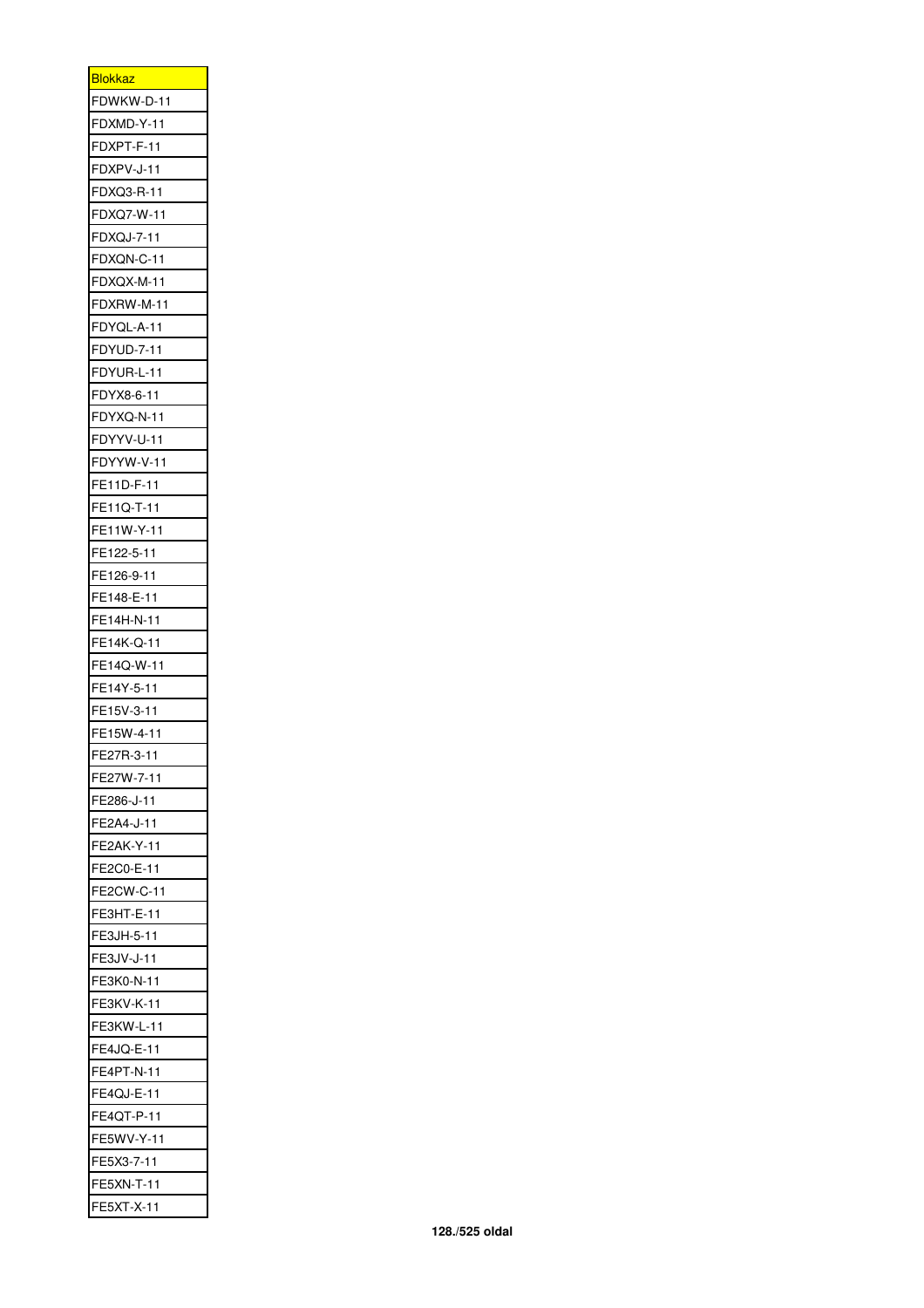| Blokkaz |
|---|
| FDWKW-D-11 |
| FDXMD-Y-11 |
| FDXPT-F-11 |
| FDXPV-J-11 |
| FDXQ3-R-11 |
| FDXQ7-W-11 |
| FDXQJ-7-11 |
| FDXQN-C-11 |
| FDXQX-M-11 |
| FDXRW-M-11 |
| FDYQL-A-11 |
| FDYUD-7-11 |
| FDYUR-L-11 |
| FDYX8-6-11 |
| FDYXQ-N-11 |
| FDYYV-U-11 |
| FDYYW-V-11 |
| FE11D-F-11 |
| FE11Q-T-11 |
| FE11W-Y-11 |
| FE122-5-11 |
| FE126-9-11 |
| FE148-E-11 |
| FE14H-N-11 |
| FE14K-Q-11 |
| FE14Q-W-11 |
| FE14Y-5-11 |
| FE15V-3-11 |
| FE15W-4-11 |
| FE27R-3-11 |
| FE27W-7-11 |
| FE286-J-11 |
| FE2A4-J-11 |
| FE2AK-Y-11 |
| FE2C0-E-11 |
| FE2CW-C-11 |
| FE3HT-E-11 |
| FE3JH-5-11 |
| FE3JV-J-11 |
| FE3K0-N-11 |
| FE3KV-K-11 |
| FE3KW-L-11 |
| FE4JQ-E-11 |
| FE4PT-N-11 |
| FE4QJ-E-11 |
| FE4QT-P-11 |
| FE5WV-Y-11 |
| FE5X3-7-11 |
| FE5XN-T-11 |
| FE5XT-X-11 |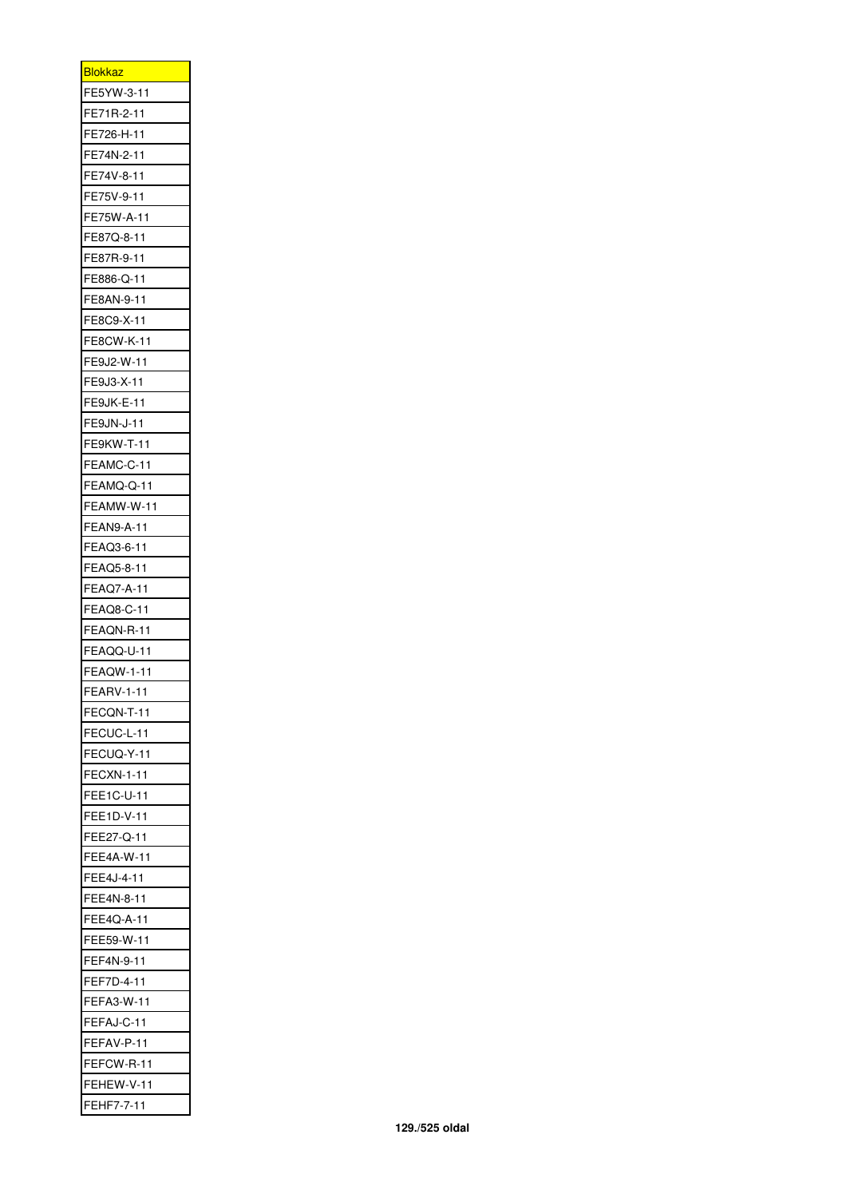| Blokkaz |
| --- |
| FE5YW-3-11 |
| FE71R-2-11 |
| FE726-H-11 |
| FE74N-2-11 |
| FE74V-8-11 |
| FE75V-9-11 |
| FE75W-A-11 |
| FE87Q-8-11 |
| FE87R-9-11 |
| FE886-Q-11 |
| FE8AN-9-11 |
| FE8C9-X-11 |
| FE8CW-K-11 |
| FE9J2-W-11 |
| FE9J3-X-11 |
| FE9JK-E-11 |
| FE9JN-J-11 |
| FE9KW-T-11 |
| FEAMC-C-11 |
| FEAMQ-Q-11 |
| FEAMW-W-11 |
| FEAN9-A-11 |
| FEAQ3-6-11 |
| FEAQ5-8-11 |
| FEAQ7-A-11 |
| FEAQ8-C-11 |
| FEAQN-R-11 |
| FEAQQ-U-11 |
| FEAQW-1-11 |
| FEARV-1-11 |
| FECQN-T-11 |
| FECUC-L-11 |
| FECUQ-Y-11 |
| FECXN-1-11 |
| FEE1C-U-11 |
| FEE1D-V-11 |
| FEE27-Q-11 |
| FEE4A-W-11 |
| FEE4J-4-11 |
| FEE4N-8-11 |
| FEE4Q-A-11 |
| FEE59-W-11 |
| FEF4N-9-11 |
| FEF7D-4-11 |
| FEFA3-W-11 |
| FEFAJ-C-11 |
| FEFAV-P-11 |
| FEFCW-R-11 |
| FEHEW-V-11 |
| FEHF7-7-11 |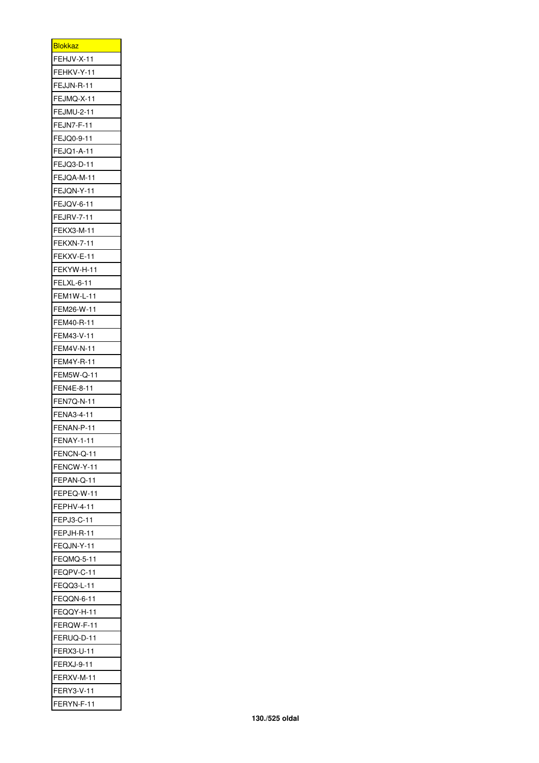| Blokkaz |
| --- |
| FEHJV-X-11 |
| FEHKV-Y-11 |
| FEJJN-R-11 |
| FEJMQ-X-11 |
| FEJMU-2-11 |
| FEJN7-F-11 |
| FEJQ0-9-11 |
| FEJQ1-A-11 |
| FEJQ3-D-11 |
| FEJQA-M-11 |
| FEJQN-Y-11 |
| FEJQV-6-11 |
| FEJRV-7-11 |
| FEKX3-M-11 |
| FEKXN-7-11 |
| FEKXV-E-11 |
| FEKYW-H-11 |
| FELXL-6-11 |
| FEM1W-L-11 |
| FEM26-W-11 |
| FEM40-R-11 |
| FEM43-V-11 |
| FEM4V-N-11 |
| FEM4Y-R-11 |
| FEM5W-Q-11 |
| FEN4E-8-11 |
| FEN7Q-N-11 |
| FENA3-4-11 |
| FENAN-P-11 |
| FENAY-1-11 |
| FENCN-Q-11 |
| FENCW-Y-11 |
| FEPAN-Q-11 |
| FEPEQ-W-11 |
| FEPHV-4-11 |
| FEPJ3-C-11 |
| FEPJH-R-11 |
| FEQJN-Y-11 |
| FEQMQ-5-11 |
| FEQPV-C-11 |
| FEQQ3-L-11 |
| FEQQN-6-11 |
| FEQQY-H-11 |
| FERQW-F-11 |
| FERUQ-D-11 |
| FERX3-U-11 |
| FERXJ-9-11 |
| FERXV-M-11 |
| FERY3-V-11 |
| FERYN-F-11 |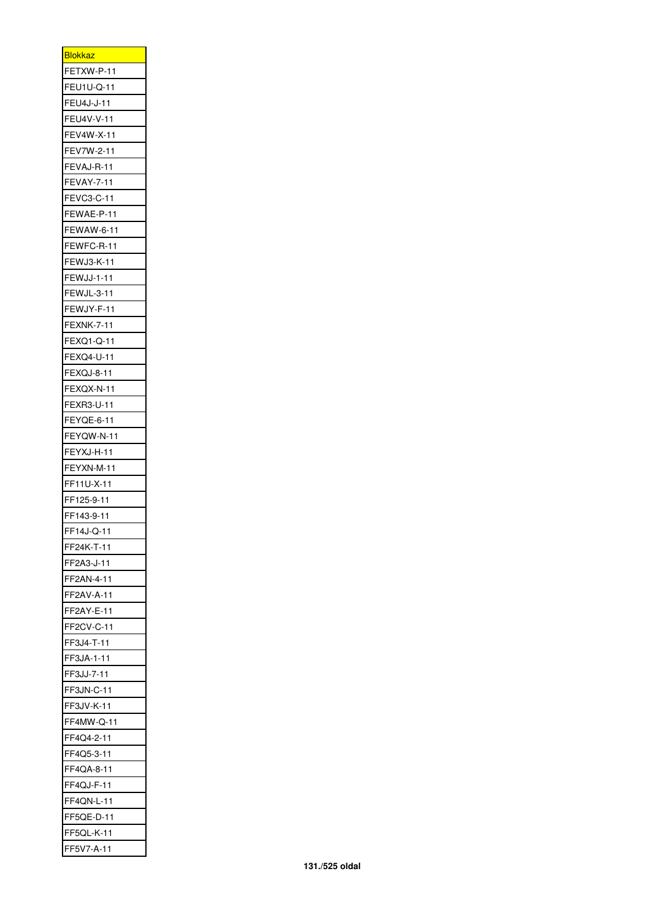| Blokkaz |
|---|
| FETXW-P-11 |
| FEU1U-Q-11 |
| FEU4J-J-11 |
| FEU4V-V-11 |
| FEV4W-X-11 |
| FEV7W-2-11 |
| FEVAJ-R-11 |
| FEVAY-7-11 |
| FEVC3-C-11 |
| FEWAE-P-11 |
| FEWAW-6-11 |
| FEWFC-R-11 |
| FEWJ3-K-11 |
| FEWJJ-1-11 |
| FEWJL-3-11 |
| FEWJY-F-11 |
| FEXNK-7-11 |
| FEXQ1-Q-11 |
| FEXQ4-U-11 |
| FEXQJ-8-11 |
| FEXQX-N-11 |
| FEXR3-U-11 |
| FEYQE-6-11 |
| FEYQW-N-11 |
| FEYXJ-H-11 |
| FEYXN-M-11 |
| FF11U-X-11 |
| FF125-9-11 |
| FF143-9-11 |
| FF14J-Q-11 |
| FF24K-T-11 |
| FF2A3-J-11 |
| FF2AN-4-11 |
| FF2AV-A-11 |
| FF2AY-E-11 |
| FF2CV-C-11 |
| FF3J4-T-11 |
| FF3JA-1-11 |
| FF3JJ-7-11 |
| FF3JN-C-11 |
| FF3JV-K-11 |
| FF4MW-Q-11 |
| FF4Q4-2-11 |
| FF4Q5-3-11 |
| FF4QA-8-11 |
| FF4QJ-F-11 |
| FF4QN-L-11 |
| FF5QE-D-11 |
| FF5QL-K-11 |
| FF5V7-A-11 |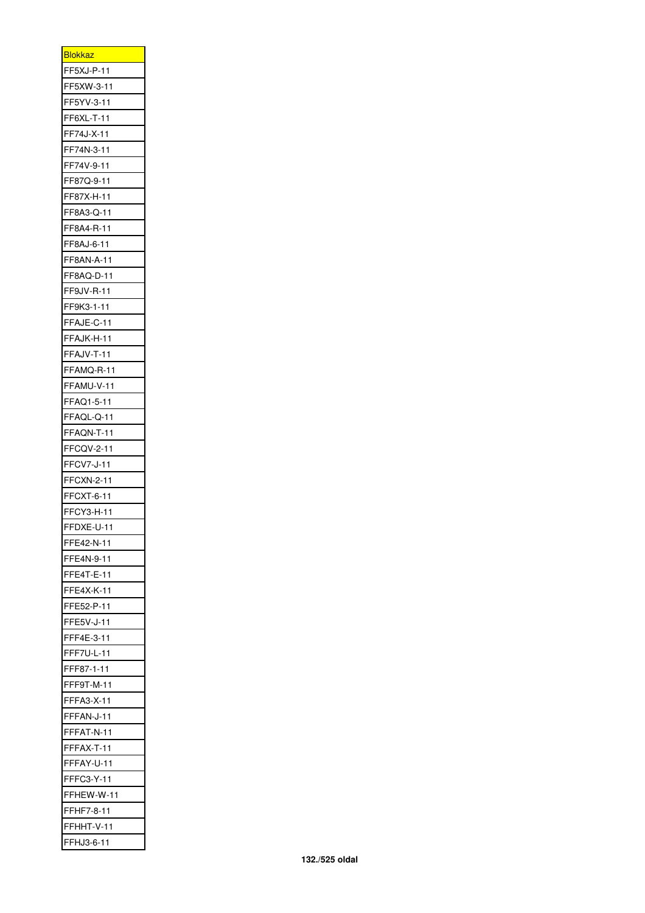| Blokkaz |
| --- |
| FF5XJ-P-11 |
| FF5XW-3-11 |
| FF5YV-3-11 |
| FF6XL-T-11 |
| FF74J-X-11 |
| FF74N-3-11 |
| FF74V-9-11 |
| FF87Q-9-11 |
| FF87X-H-11 |
| FF8A3-Q-11 |
| FF8A4-R-11 |
| FF8AJ-6-11 |
| FF8AN-A-11 |
| FF8AQ-D-11 |
| FF9JV-R-11 |
| FF9K3-1-11 |
| FFAJE-C-11 |
| FFAJK-H-11 |
| FFAJV-T-11 |
| FFAMQ-R-11 |
| FFAMU-V-11 |
| FFAQ1-5-11 |
| FFAQL-Q-11 |
| FFAQN-T-11 |
| FFCQV-2-11 |
| FFCV7-J-11 |
| FFCXN-2-11 |
| FFCXT-6-11 |
| FFCY3-H-11 |
| FFDXE-U-11 |
| FFE42-N-11 |
| FFE4N-9-11 |
| FFE4T-E-11 |
| FFE4X-K-11 |
| FFE52-P-11 |
| FFE5V-J-11 |
| FFF4E-3-11 |
| FFF7U-L-11 |
| FFF87-1-11 |
| FFF9T-M-11 |
| FFFA3-X-11 |
| FFFAN-J-11 |
| FFFAT-N-11 |
| FFFAX-T-11 |
| FFFAY-U-11 |
| FFFC3-Y-11 |
| FFHEW-W-11 |
| FFHF7-8-11 |
| FFHHT-V-11 |
| FFHJ3-6-11 |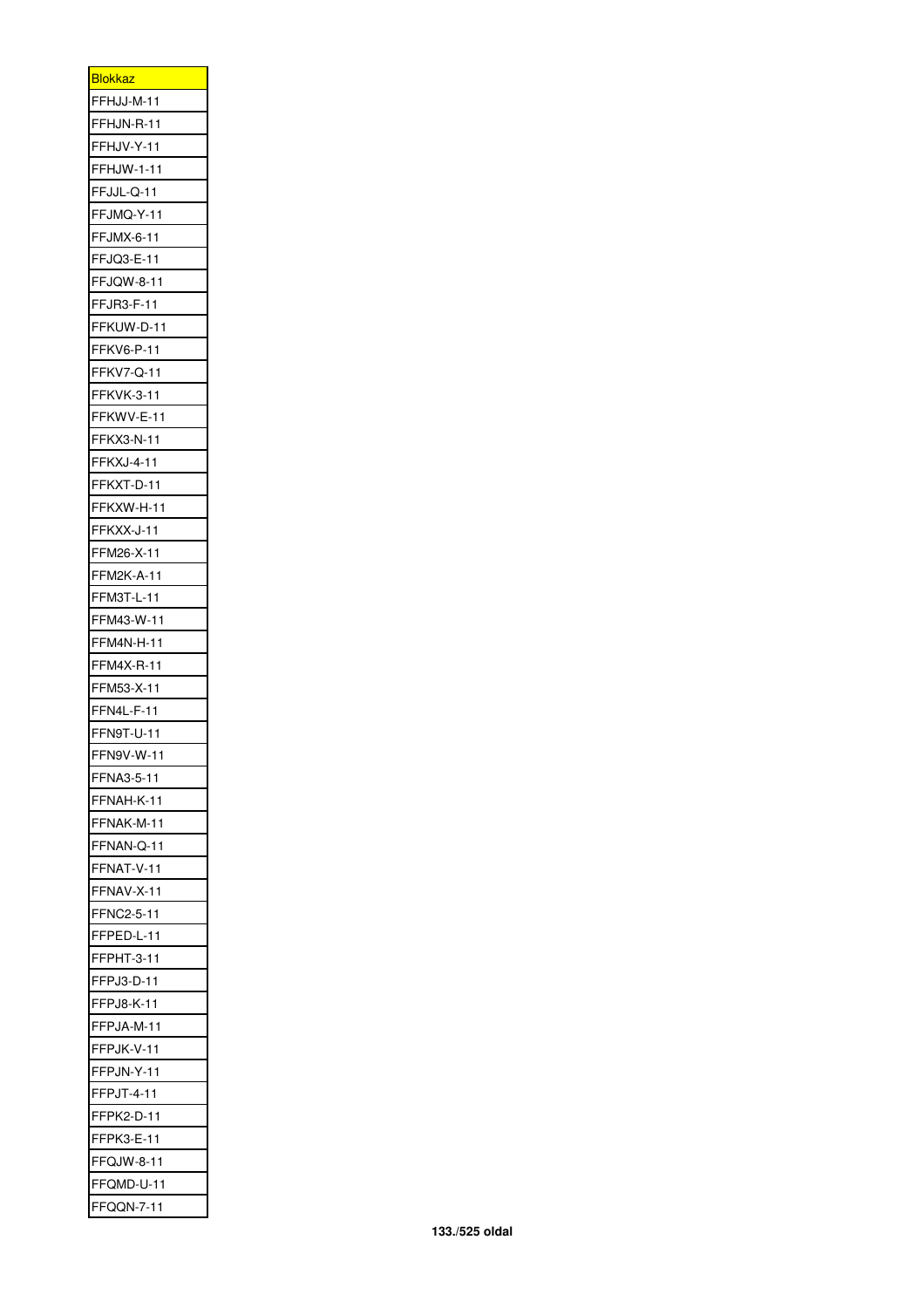| Blokkaz |
|---|
| FFHJJ-M-11 |
| FFHJN-R-11 |
| FFHJV-Y-11 |
| FFHJW-1-11 |
| FFJJL-Q-11 |
| FFJMQ-Y-11 |
| FFJMX-6-11 |
| FFJQ3-E-11 |
| FFJQW-8-11 |
| FFJR3-F-11 |
| FFKUW-D-11 |
| FFKV6-P-11 |
| FFKV7-Q-11 |
| FFKVK-3-11 |
| FFKWV-E-11 |
| FFKX3-N-11 |
| FFKXJ-4-11 |
| FFKXT-D-11 |
| FFKXW-H-11 |
| FFKXX-J-11 |
| FFM26-X-11 |
| FFM2K-A-11 |
| FFM3T-L-11 |
| FFM43-W-11 |
| FFM4N-H-11 |
| FFM4X-R-11 |
| FFM53-X-11 |
| FFN4L-F-11 |
| FFN9T-U-11 |
| FFN9V-W-11 |
| FFNA3-5-11 |
| FFNAH-K-11 |
| FFNAK-M-11 |
| FFNAN-Q-11 |
| FFNAT-V-11 |
| FFNAV-X-11 |
| FFNC2-5-11 |
| FFPED-L-11 |
| FFPHT-3-11 |
| FFPJ3-D-11 |
| FFPJ8-K-11 |
| FFPJA-M-11 |
| FFPJK-V-11 |
| FFPJN-Y-11 |
| FFPJT-4-11 |
| FFPK2-D-11 |
| FFPK3-E-11 |
| FFQJW-8-11 |
| FFQMD-U-11 |
| FFQQN-7-11 |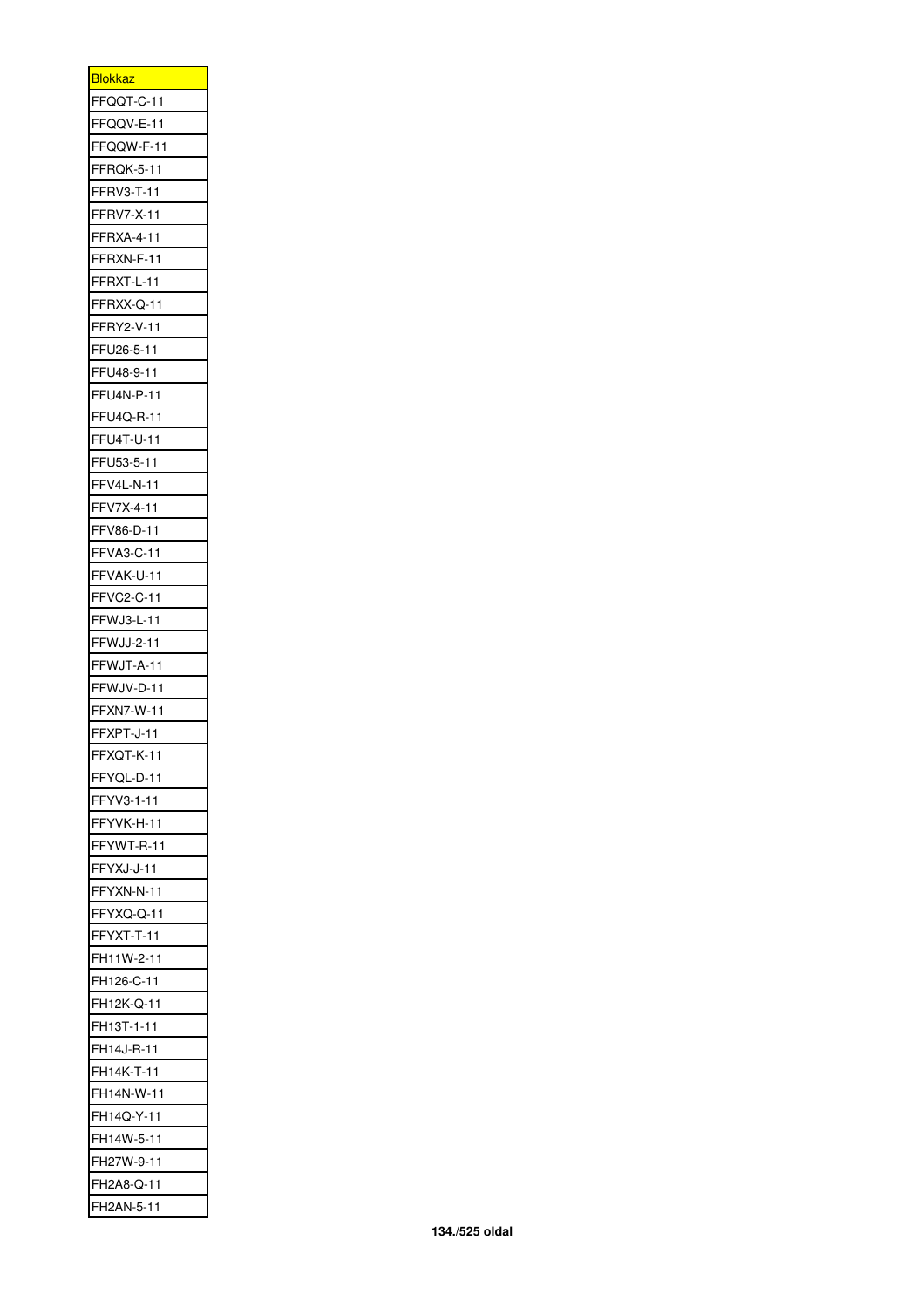| Blokkaz |
| --- |
| FFQQT-C-11 |
| FFQQV-E-11 |
| FFQQW-F-11 |
| FFRQK-5-11 |
| FFRV3-T-11 |
| FFRV7-X-11 |
| FFRXA-4-11 |
| FFRXN-F-11 |
| FFRXT-L-11 |
| FFRXX-Q-11 |
| FFRY2-V-11 |
| FFU26-5-11 |
| FFU48-9-11 |
| FFU4N-P-11 |
| FFU4Q-R-11 |
| FFU4T-U-11 |
| FFU53-5-11 |
| FFV4L-N-11 |
| FFV7X-4-11 |
| FFV86-D-11 |
| FFVA3-C-11 |
| FFVAK-U-11 |
| FFVC2-C-11 |
| FFWJ3-L-11 |
| FFWJJ-2-11 |
| FFWJT-A-11 |
| FFWJV-D-11 |
| FFXN7-W-11 |
| FFXPT-J-11 |
| FFXQT-K-11 |
| FFYQL-D-11 |
| FFYV3-1-11 |
| FFYVK-H-11 |
| FFYWT-R-11 |
| FFYXJ-J-11 |
| FFYXN-N-11 |
| FFYXQ-Q-11 |
| FFYXT-T-11 |
| FH11W-2-11 |
| FH126-C-11 |
| FH12K-Q-11 |
| FH13T-1-11 |
| FH14J-R-11 |
| FH14K-T-11 |
| FH14N-W-11 |
| FH14Q-Y-11 |
| FH14W-5-11 |
| FH27W-9-11 |
| FH2A8-Q-11 |
| FH2AN-5-11 |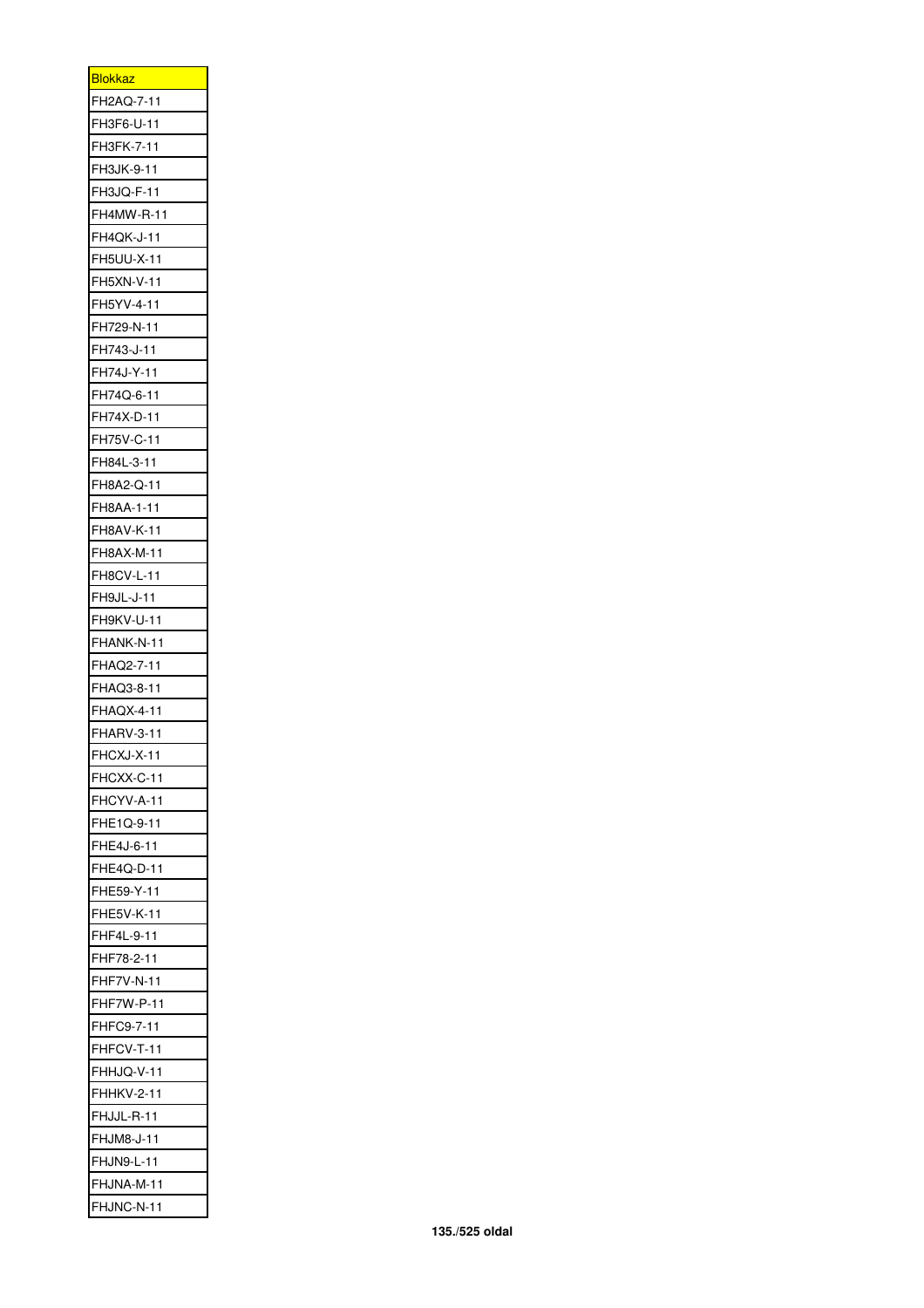| Blokkaz |
| --- |
| FH2AQ-7-11 |
| FH3F6-U-11 |
| FH3FK-7-11 |
| FH3JK-9-11 |
| FH3JQ-F-11 |
| FH4MW-R-11 |
| FH4QK-J-11 |
| FH5UU-X-11 |
| FH5XN-V-11 |
| FH5YV-4-11 |
| FH729-N-11 |
| FH743-J-11 |
| FH74J-Y-11 |
| FH74Q-6-11 |
| FH74X-D-11 |
| FH75V-C-11 |
| FH84L-3-11 |
| FH8A2-Q-11 |
| FH8AA-1-11 |
| FH8AV-K-11 |
| FH8AX-M-11 |
| FH8CV-L-11 |
| FH9JL-J-11 |
| FH9KV-U-11 |
| FHANK-N-11 |
| FHAQ2-7-11 |
| FHAQ3-8-11 |
| FHAQX-4-11 |
| FHARV-3-11 |
| FHCXJ-X-11 |
| FHCXX-C-11 |
| FHCYV-A-11 |
| FHE1Q-9-11 |
| FHE4J-6-11 |
| FHE4Q-D-11 |
| FHE59-Y-11 |
| FHE5V-K-11 |
| FHF4L-9-11 |
| FHF78-2-11 |
| FHF7V-N-11 |
| FHF7W-P-11 |
| FHFC9-7-11 |
| FHFCV-T-11 |
| FHHJQ-V-11 |
| FHHKV-2-11 |
| FHJJL-R-11 |
| FHJM8-J-11 |
| FHJN9-L-11 |
| FHJNA-M-11 |
| FHJNC-N-11 |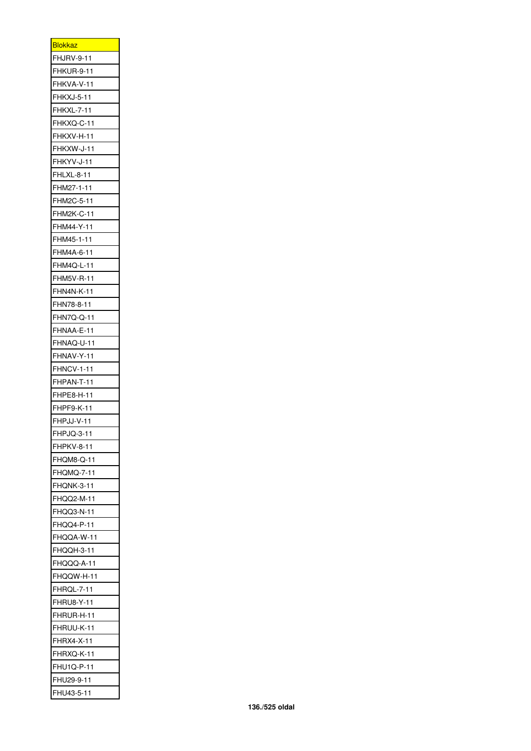| Blokkaz |
| --- |
| FHJRV-9-11 |
| FHKUR-9-11 |
| FHKVA-V-11 |
| FHKXJ-5-11 |
| FHKXL-7-11 |
| FHKXQ-C-11 |
| FHKXV-H-11 |
| FHKXW-J-11 |
| FHKYV-J-11 |
| FHLXL-8-11 |
| FHM27-1-11 |
| FHM2C-5-11 |
| FHM2K-C-11 |
| FHM44-Y-11 |
| FHM45-1-11 |
| FHM4A-6-11 |
| FHM4Q-L-11 |
| FHM5V-R-11 |
| FHN4N-K-11 |
| FHN78-8-11 |
| FHN7Q-Q-11 |
| FHNAA-E-11 |
| FHNAQ-U-11 |
| FHNAV-Y-11 |
| FHNCV-1-11 |
| FHPAN-T-11 |
| FHPE8-H-11 |
| FHPF9-K-11 |
| FHPJJ-V-11 |
| FHPJQ-3-11 |
| FHPKV-8-11 |
| FHQM8-Q-11 |
| FHQMQ-7-11 |
| FHQNK-3-11 |
| FHQQ2-M-11 |
| FHQQ3-N-11 |
| FHQQ4-P-11 |
| FHQQA-W-11 |
| FHQQH-3-11 |
| FHQQQ-A-11 |
| FHQQW-H-11 |
| FHRQL-7-11 |
| FHRU8-Y-11 |
| FHRUR-H-11 |
| FHRUU-K-11 |
| FHRX4-X-11 |
| FHRXQ-K-11 |
| FHU1Q-P-11 |
| FHU29-9-11 |
| FHU43-5-11 |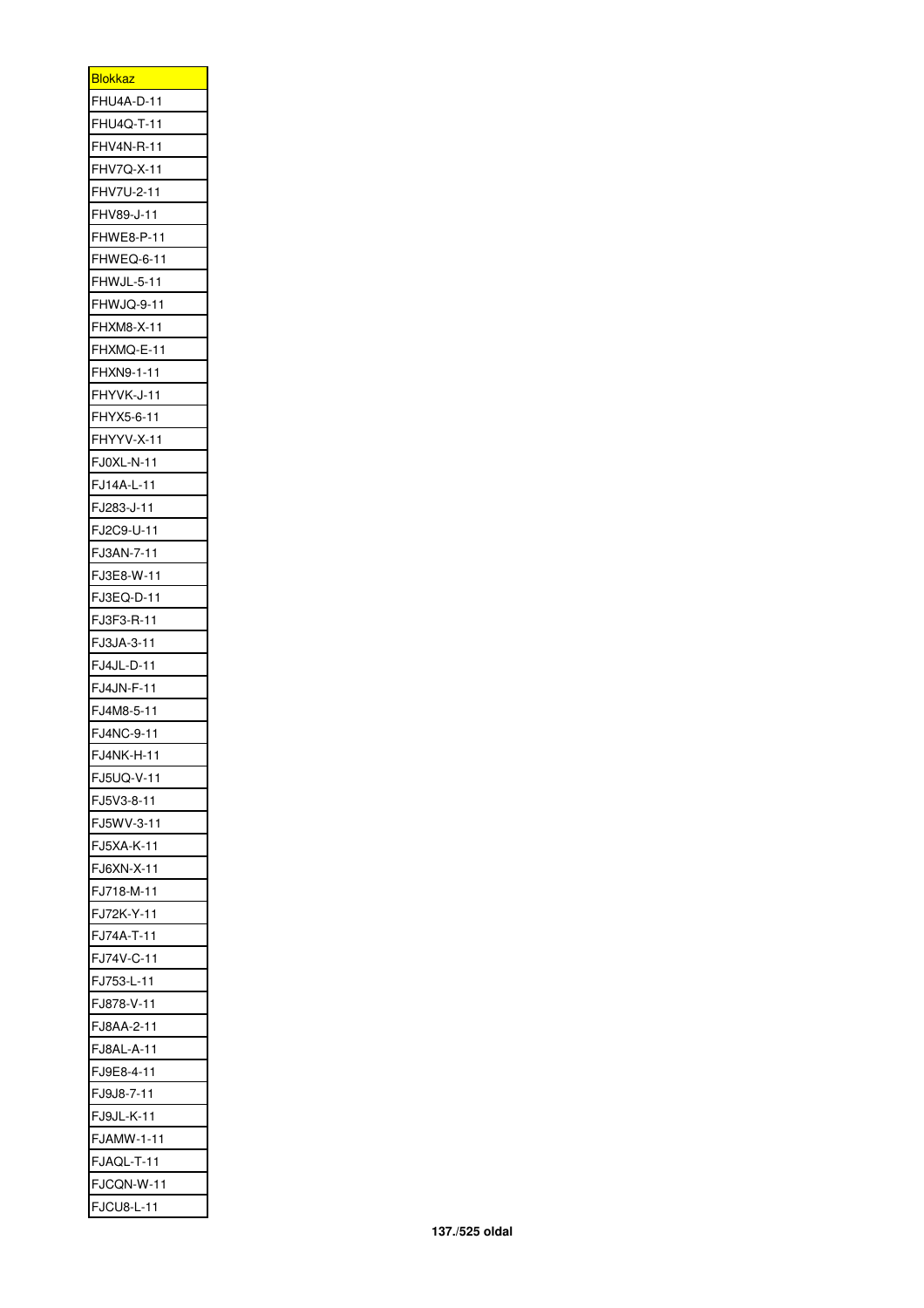| Blokkaz |
| --- |
| FHU4A-D-11 |
| FHU4Q-T-11 |
| FHV4N-R-11 |
| FHV7Q-X-11 |
| FHV7U-2-11 |
| FHV89-J-11 |
| FHWE8-P-11 |
| FHWEQ-6-11 |
| FHWJL-5-11 |
| FHWJQ-9-11 |
| FHXM8-X-11 |
| FHXMQ-E-11 |
| FHXN9-1-11 |
| FHYVK-J-11 |
| FHYX5-6-11 |
| FHYYV-X-11 |
| FJ0XL-N-11 |
| FJ14A-L-11 |
| FJ283-J-11 |
| FJ2C9-U-11 |
| FJ3AN-7-11 |
| FJ3E8-W-11 |
| FJ3EQ-D-11 |
| FJ3F3-R-11 |
| FJ3JA-3-11 |
| FJ4JL-D-11 |
| FJ4JN-F-11 |
| FJ4M8-5-11 |
| FJ4NC-9-11 |
| FJ4NK-H-11 |
| FJ5UQ-V-11 |
| FJ5V3-8-11 |
| FJ5WV-3-11 |
| FJ5XA-K-11 |
| FJ6XN-X-11 |
| FJ718-M-11 |
| FJ72K-Y-11 |
| FJ74A-T-11 |
| FJ74V-C-11 |
| FJ753-L-11 |
| FJ878-V-11 |
| FJ8AA-2-11 |
| FJ8AL-A-11 |
| FJ9E8-4-11 |
| FJ9J8-7-11 |
| FJ9JL-K-11 |
| FJAMW-1-11 |
| FJAQL-T-11 |
| FJCQN-W-11 |
| FJCU8-L-11 |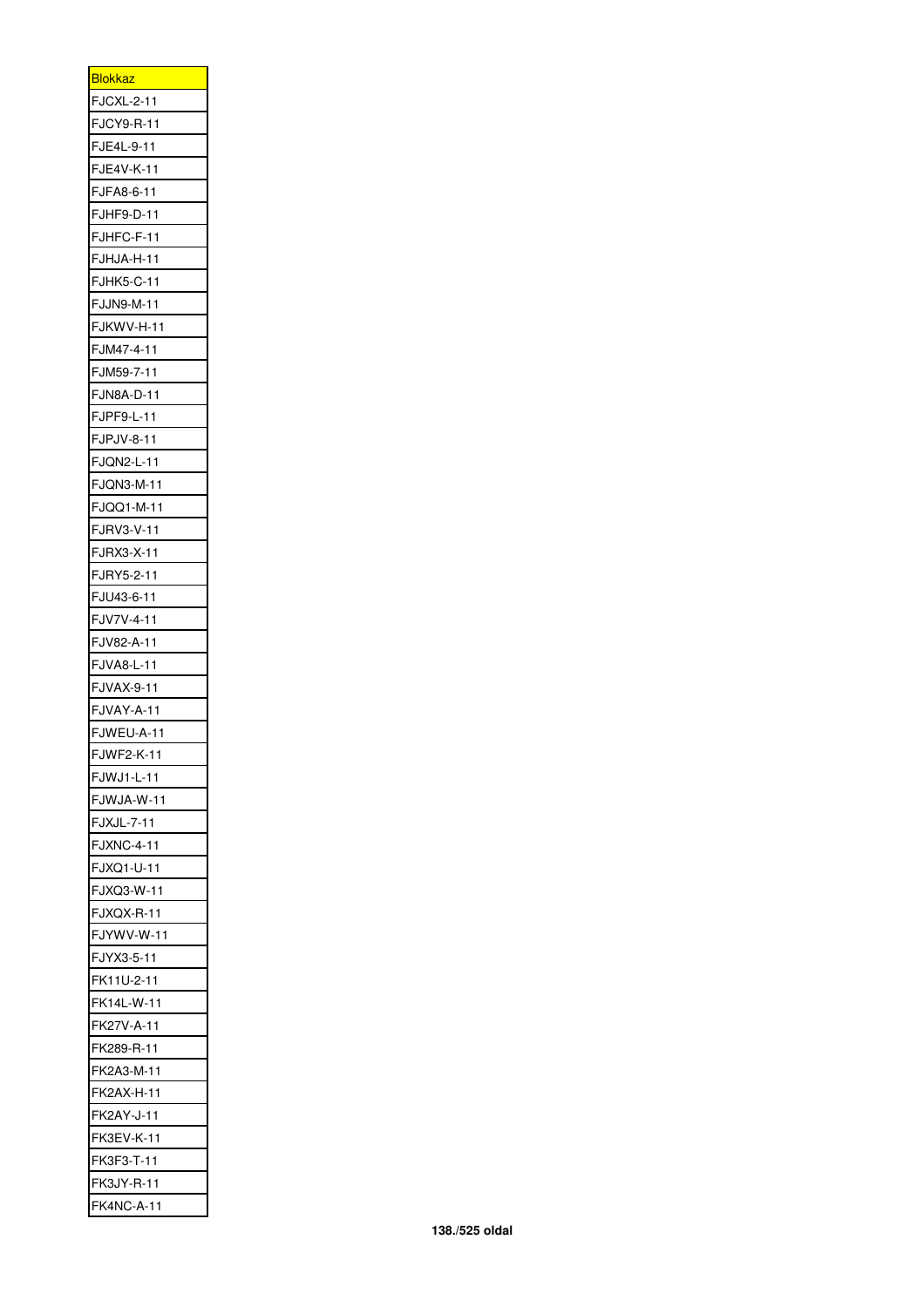| Blokkaz |
| --- |
| FJCXL-2-11 |
| FJCY9-R-11 |
| FJE4L-9-11 |
| FJE4V-K-11 |
| FJFA8-6-11 |
| FJHF9-D-11 |
| FJHFC-F-11 |
| FJHJA-H-11 |
| FJHK5-C-11 |
| FJJN9-M-11 |
| FJKWV-H-11 |
| FJM47-4-11 |
| FJM59-7-11 |
| FJN8A-D-11 |
| FJPF9-L-11 |
| FJPJV-8-11 |
| FJQN2-L-11 |
| FJQN3-M-11 |
| FJQQ1-M-11 |
| FJRV3-V-11 |
| FJRX3-X-11 |
| FJRY5-2-11 |
| FJU43-6-11 |
| FJV7V-4-11 |
| FJV82-A-11 |
| FJVA8-L-11 |
| FJVAX-9-11 |
| FJVAY-A-11 |
| FJWEU-A-11 |
| FJWF2-K-11 |
| FJWJ1-L-11 |
| FJWJA-W-11 |
| FJXJL-7-11 |
| FJXNC-4-11 |
| FJXQ1-U-11 |
| FJXQ3-W-11 |
| FJXQX-R-11 |
| FJYWV-W-11 |
| FJYX3-5-11 |
| FK11U-2-11 |
| FK14L-W-11 |
| FK27V-A-11 |
| FK289-R-11 |
| FK2A3-M-11 |
| FK2AX-H-11 |
| FK2AY-J-11 |
| FK3EV-K-11 |
| FK3F3-T-11 |
| FK3JY-R-11 |
| FK4NC-A-11 |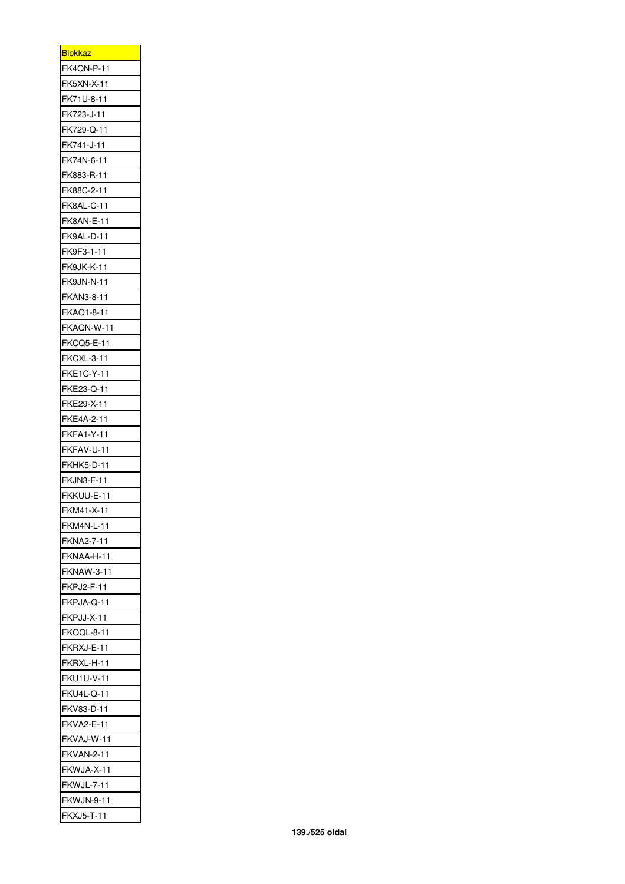| Blokkaz |
|---|
| FK4QN-P-11 |
| FK5XN-X-11 |
| FK71U-8-11 |
| FK723-J-11 |
| FK729-Q-11 |
| FK741-J-11 |
| FK74N-6-11 |
| FK883-R-11 |
| FK88C-2-11 |
| FK8AL-C-11 |
| FK8AN-E-11 |
| FK9AL-D-11 |
| FK9F3-1-11 |
| FK9JK-K-11 |
| FK9JN-N-11 |
| FKAN3-8-11 |
| FKAQ1-8-11 |
| FKAQN-W-11 |
| FKCQ5-E-11 |
| FKCXL-3-11 |
| FKE1C-Y-11 |
| FKE23-Q-11 |
| FKE29-X-11 |
| FKE4A-2-11 |
| FKFA1-Y-11 |
| FKFAV-U-11 |
| FKHK5-D-11 |
| FKJN3-F-11 |
| FKKUU-E-11 |
| FKM41-X-11 |
| FKM4N-L-11 |
| FKNA2-7-11 |
| FKNAA-H-11 |
| FKNAW-3-11 |
| FKPJ2-F-11 |
| FKPJA-Q-11 |
| FKPJJ-X-11 |
| FKQQL-8-11 |
| FKRXJ-E-11 |
| FKRXL-H-11 |
| FKU1U-V-11 |
| FKU4L-Q-11 |
| FKV83-D-11 |
| FKVA2-E-11 |
| FKVAJ-W-11 |
| FKVAN-2-11 |
| FKWJA-X-11 |
| FKWJL-7-11 |
| FKWJN-9-11 |
| FKXJ5-T-11 |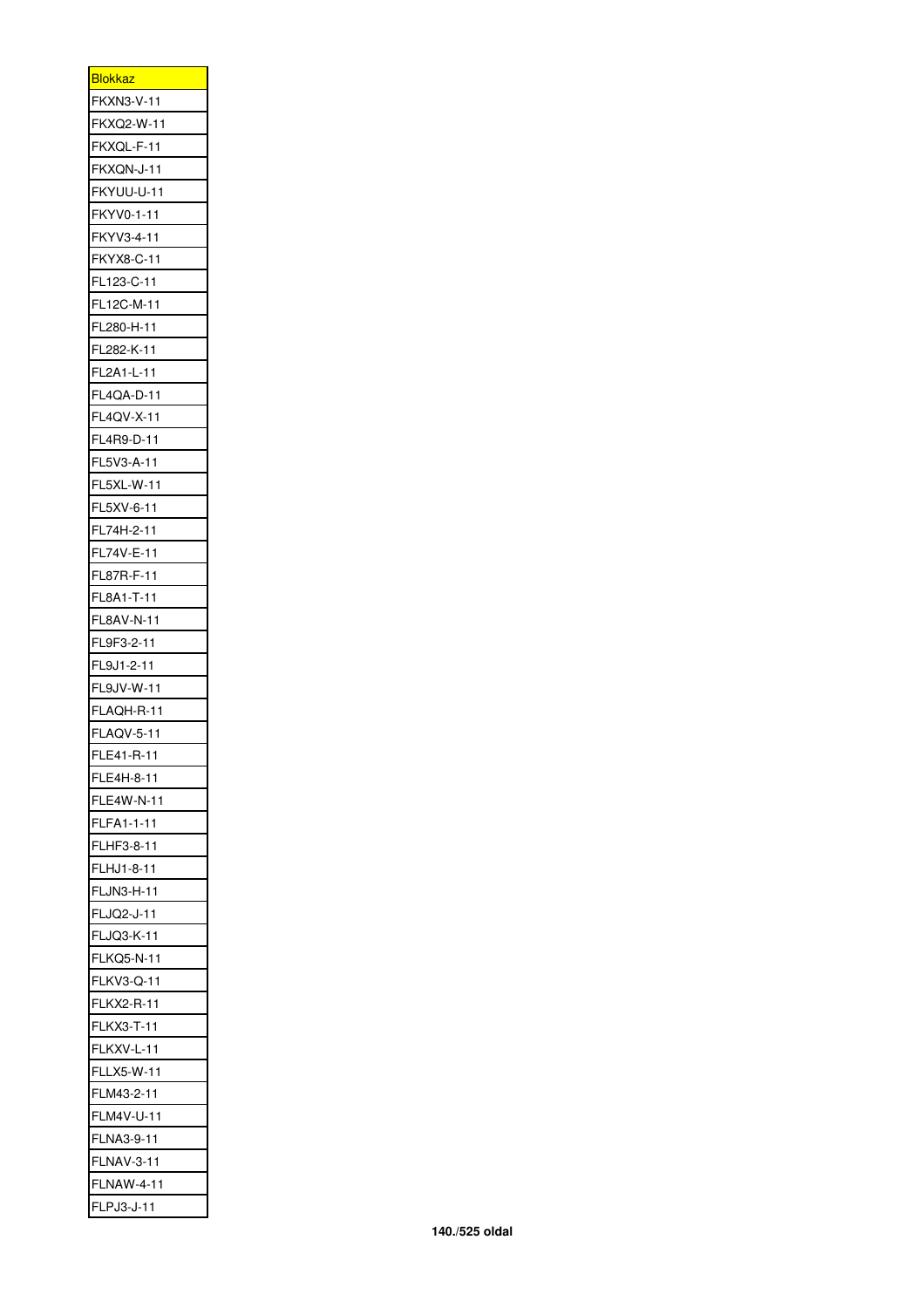| Blokkaz |
| --- |
| FKXN3-V-11 |
| FKXQ2-W-11 |
| FKXQL-F-11 |
| FKXQN-J-11 |
| FKYUU-U-11 |
| FKYV0-1-11 |
| FKYV3-4-11 |
| FKYX8-C-11 |
| FL123-C-11 |
| FL12C-M-11 |
| FL280-H-11 |
| FL282-K-11 |
| FL2A1-L-11 |
| FL4QA-D-11 |
| FL4QV-X-11 |
| FL4R9-D-11 |
| FL5V3-A-11 |
| FL5XL-W-11 |
| FL5XV-6-11 |
| FL74H-2-11 |
| FL74V-E-11 |
| FL87R-F-11 |
| FL8A1-T-11 |
| FL8AV-N-11 |
| FL9F3-2-11 |
| FL9J1-2-11 |
| FL9JV-W-11 |
| FLAQH-R-11 |
| FLAQV-5-11 |
| FLE41-R-11 |
| FLE4H-8-11 |
| FLE4W-N-11 |
| FLFA1-1-11 |
| FLHF3-8-11 |
| FLHJ1-8-11 |
| FLJN3-H-11 |
| FLJQ2-J-11 |
| FLJQ3-K-11 |
| FLKQ5-N-11 |
| FLKV3-Q-11 |
| FLKX2-R-11 |
| FLKX3-T-11 |
| FLKXV-L-11 |
| FLLX5-W-11 |
| FLM43-2-11 |
| FLM4V-U-11 |
| FLNA3-9-11 |
| FLNAV-3-11 |
| FLNAW-4-11 |
| FLPJ3-J-11 |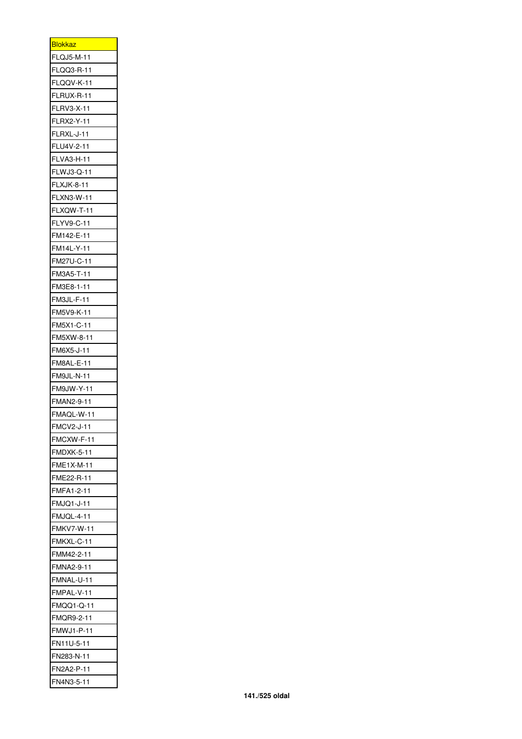| Blokkaz |
|---|
| FLQJ5-M-11 |
| FLQQ3-R-11 |
| FLQQV-K-11 |
| FLRUX-R-11 |
| FLRV3-X-11 |
| FLRX2-Y-11 |
| FLRXL-J-11 |
| FLU4V-2-11 |
| FLVA3-H-11 |
| FLWJ3-Q-11 |
| FLXJK-8-11 |
| FLXN3-W-11 |
| FLXQW-T-11 |
| FLYV9-C-11 |
| FM142-E-11 |
| FM14L-Y-11 |
| FM27U-C-11 |
| FM3A5-T-11 |
| FM3E8-1-11 |
| FM3JL-F-11 |
| FM5V9-K-11 |
| FM5X1-C-11 |
| FM5XW-8-11 |
| FM6X5-J-11 |
| FM8AL-E-11 |
| FM9JL-N-11 |
| FM9JW-Y-11 |
| FMAN2-9-11 |
| FMAQL-W-11 |
| FMCV2-J-11 |
| FMCXW-F-11 |
| FMDXK-5-11 |
| FME1X-M-11 |
| FME22-R-11 |
| FMFA1-2-11 |
| FMJQ1-J-11 |
| FMJQL-4-11 |
| FMKV7-W-11 |
| FMKXL-C-11 |
| FMM42-2-11 |
| FMNA2-9-11 |
| FMNAL-U-11 |
| FMPAL-V-11 |
| FMQQ1-Q-11 |
| FMQR9-2-11 |
| FMWJ1-P-11 |
| FN11U-5-11 |
| FN283-N-11 |
| FN2A2-P-11 |
| FN4N3-5-11 |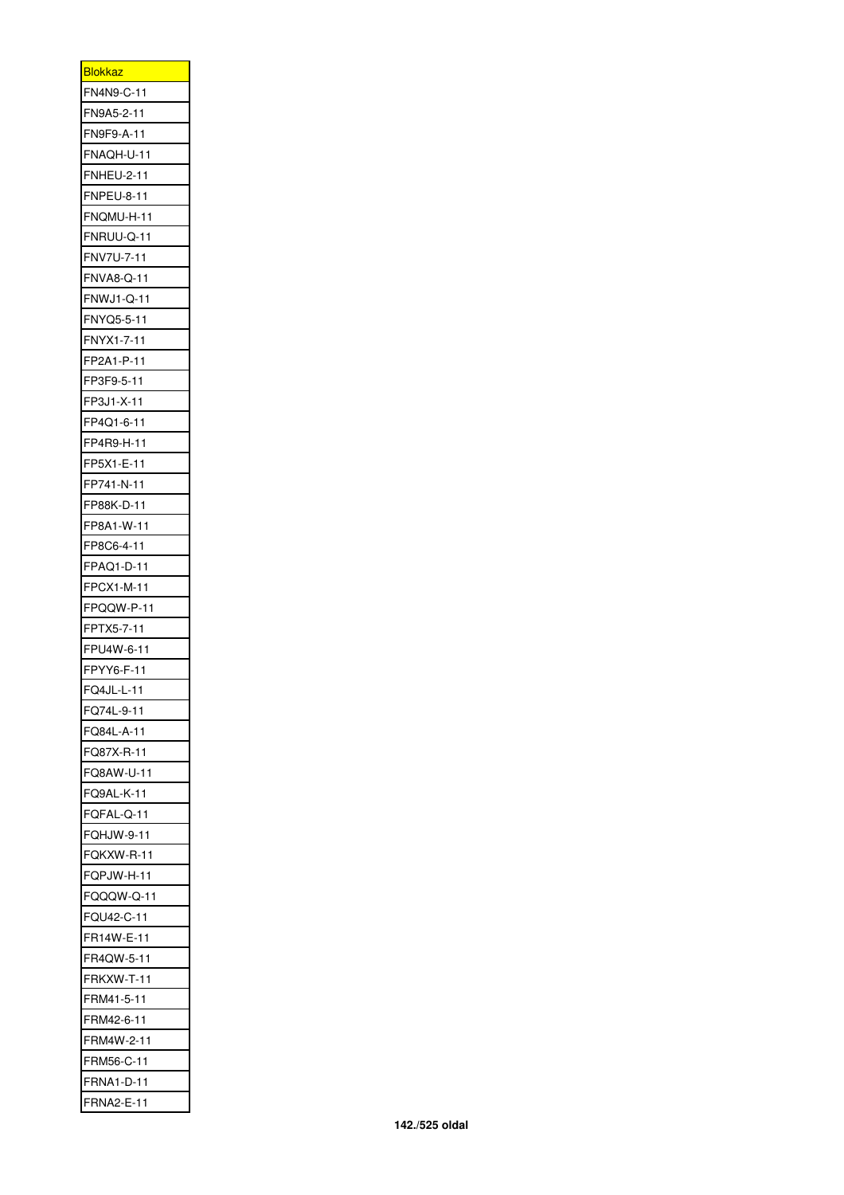| Blokkaz |
| --- |
| FN4N9-C-11 |
| FN9A5-2-11 |
| FN9F9-A-11 |
| FNAQH-U-11 |
| FNHEU-2-11 |
| FNPEU-8-11 |
| FNQMU-H-11 |
| FNRUU-Q-11 |
| FNV7U-7-11 |
| FNVA8-Q-11 |
| FNWJ1-Q-11 |
| FNYQ5-5-11 |
| FNYX1-7-11 |
| FP2A1-P-11 |
| FP3F9-5-11 |
| FP3J1-X-11 |
| FP4Q1-6-11 |
| FP4R9-H-11 |
| FP5X1-E-11 |
| FP741-N-11 |
| FP88K-D-11 |
| FP8A1-W-11 |
| FP8C6-4-11 |
| FPAQ1-D-11 |
| FPCX1-M-11 |
| FPQQW-P-11 |
| FPTX5-7-11 |
| FPU4W-6-11 |
| FPYY6-F-11 |
| FQ4JL-L-11 |
| FQ74L-9-11 |
| FQ84L-A-11 |
| FQ87X-R-11 |
| FQ8AW-U-11 |
| FQ9AL-K-11 |
| FQFAL-Q-11 |
| FQHJW-9-11 |
| FQKXW-R-11 |
| FQPJW-H-11 |
| FQQQW-Q-11 |
| FQU42-C-11 |
| FR14W-E-11 |
| FR4QW-5-11 |
| FRKXW-T-11 |
| FRM41-5-11 |
| FRM42-6-11 |
| FRM4W-2-11 |
| FRM56-C-11 |
| FRNA1-D-11 |
| FRNA2-E-11 |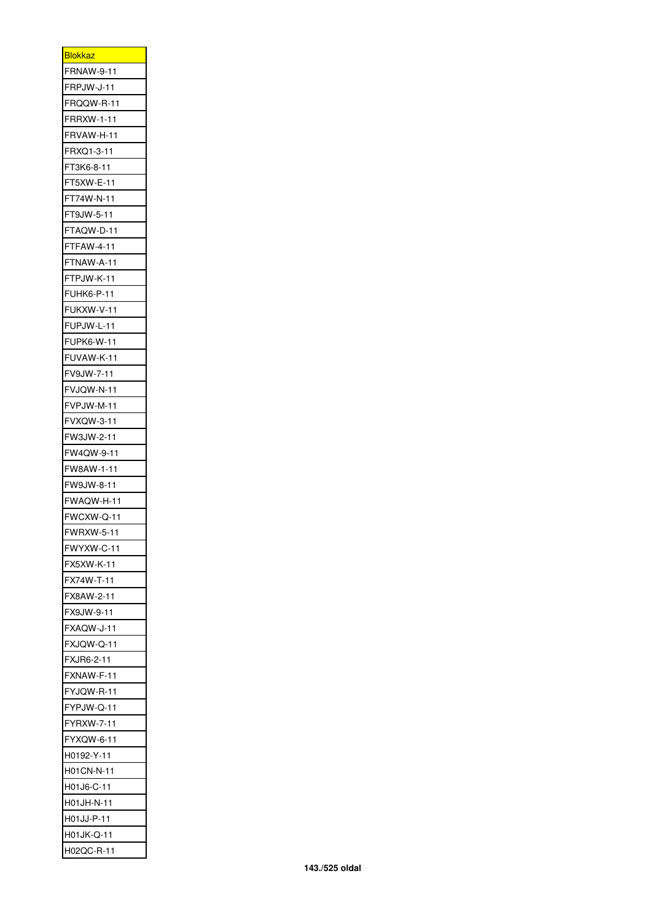| Blokkaz |
|---|
| FRNAW-9-11 |
| FRPJW-J-11 |
| FRQQW-R-11 |
| FRRXW-1-11 |
| FRVAW-H-11 |
| FRXQ1-3-11 |
| FT3K6-8-11 |
| FT5XW-E-11 |
| FT74W-N-11 |
| FT9JW-5-11 |
| FTAQW-D-11 |
| FTFAW-4-11 |
| FTNAW-A-11 |
| FTPJW-K-11 |
| FUHK6-P-11 |
| FUKXW-V-11 |
| FUPJW-L-11 |
| FUPK6-W-11 |
| FUVAW-K-11 |
| FV9JW-7-11 |
| FVJQW-N-11 |
| FVPJW-M-11 |
| FVXQW-3-11 |
| FW3JW-2-11 |
| FW4QW-9-11 |
| FW8AW-1-11 |
| FW9JW-8-11 |
| FWAQW-H-11 |
| FWCXW-Q-11 |
| FWRXW-5-11 |
| FWYXW-C-11 |
| FX5XW-K-11 |
| FX74W-T-11 |
| FX8AW-2-11 |
| FX9JW-9-11 |
| FXAQW-J-11 |
| FXJQW-Q-11 |
| FXJR6-2-11 |
| FXNAW-F-11 |
| FYJQW-R-11 |
| FYPJW-Q-11 |
| FYRXW-7-11 |
| FYXQW-6-11 |
| H0192-Y-11 |
| H01CN-N-11 |
| H01J6-C-11 |
| H01JH-N-11 |
| H01JJ-P-11 |
| H01JK-Q-11 |
| H02QC-R-11 |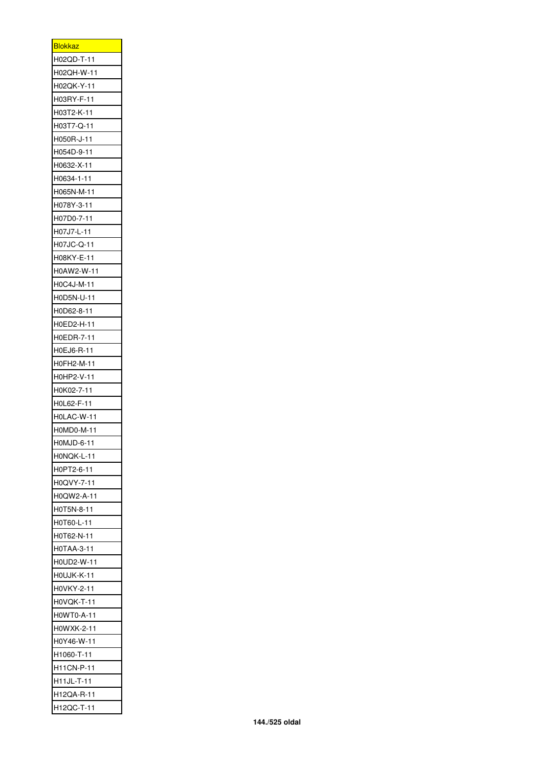| Blokkaz |
| --- |
| H02QD-T-11 |
| H02QH-W-11 |
| H02QK-Y-11 |
| H03RY-F-11 |
| H03T2-K-11 |
| H03T7-Q-11 |
| H050R-J-11 |
| H054D-9-11 |
| H0632-X-11 |
| H0634-1-11 |
| H065N-M-11 |
| H078Y-3-11 |
| H07D0-7-11 |
| H07J7-L-11 |
| H07JC-Q-11 |
| H08KY-E-11 |
| H0AW2-W-11 |
| H0C4J-M-11 |
| H0D5N-U-11 |
| H0D62-8-11 |
| H0ED2-H-11 |
| H0EDR-7-11 |
| H0EJ6-R-11 |
| H0FH2-M-11 |
| H0HP2-V-11 |
| H0K02-7-11 |
| H0L62-F-11 |
| H0LAC-W-11 |
| H0MD0-M-11 |
| H0MJD-6-11 |
| H0NQK-L-11 |
| H0PT2-6-11 |
| H0QVY-7-11 |
| H0QW2-A-11 |
| H0T5N-8-11 |
| H0T60-L-11 |
| H0T62-N-11 |
| H0TAA-3-11 |
| H0UD2-W-11 |
| H0UJK-K-11 |
| H0VKY-2-11 |
| H0VQK-T-11 |
| H0WT0-A-11 |
| H0WXK-2-11 |
| H0Y46-W-11 |
| H1060-T-11 |
| H11CN-P-11 |
| H11JL-T-11 |
| H12QA-R-11 |
| H12QC-T-11 |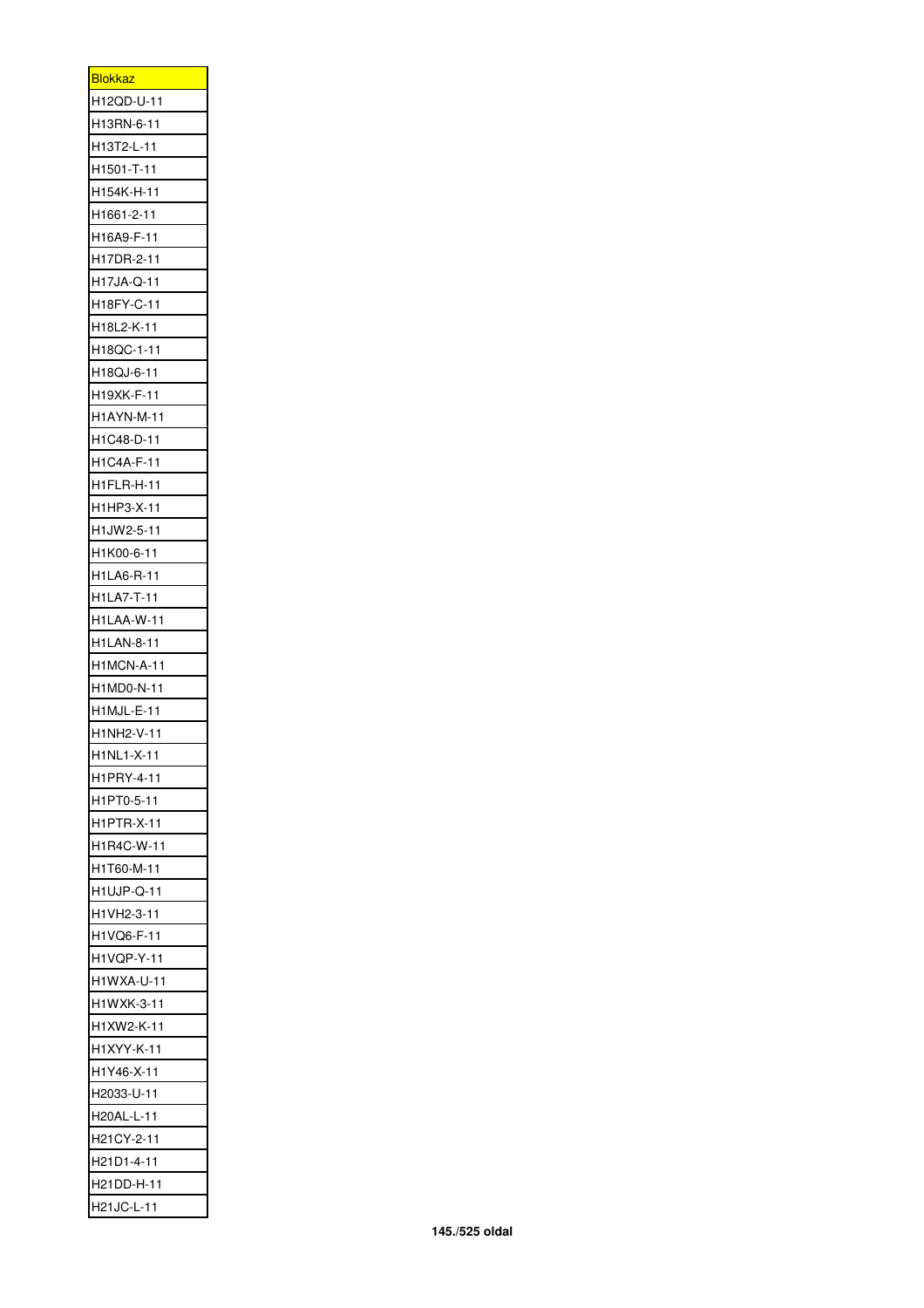| Blokkaz |
| --- |
| H12QD-U-11 |
| H13RN-6-11 |
| H13T2-L-11 |
| H1501-T-11 |
| H154K-H-11 |
| H1661-2-11 |
| H16A9-F-11 |
| H17DR-2-11 |
| H17JA-Q-11 |
| H18FY-C-11 |
| H18L2-K-11 |
| H18QC-1-11 |
| H18QJ-6-11 |
| H19XK-F-11 |
| H1AYN-M-11 |
| H1C48-D-11 |
| H1C4A-F-11 |
| H1FLR-H-11 |
| H1HP3-X-11 |
| H1JW2-5-11 |
| H1K00-6-11 |
| H1LA6-R-11 |
| H1LA7-T-11 |
| H1LAA-W-11 |
| H1LAN-8-11 |
| H1MCN-A-11 |
| H1MD0-N-11 |
| H1MJL-E-11 |
| H1NH2-V-11 |
| H1NL1-X-11 |
| H1PRY-4-11 |
| H1PT0-5-11 |
| H1PTR-X-11 |
| H1R4C-W-11 |
| H1T60-M-11 |
| H1UJP-Q-11 |
| H1VH2-3-11 |
| H1VQ6-F-11 |
| H1VQP-Y-11 |
| H1WXA-U-11 |
| H1WXK-3-11 |
| H1XW2-K-11 |
| H1XYY-K-11 |
| H1Y46-X-11 |
| H2033-U-11 |
| H20AL-L-11 |
| H21CY-2-11 |
| H21D1-4-11 |
| H21DD-H-11 |
| H21JC-L-11 |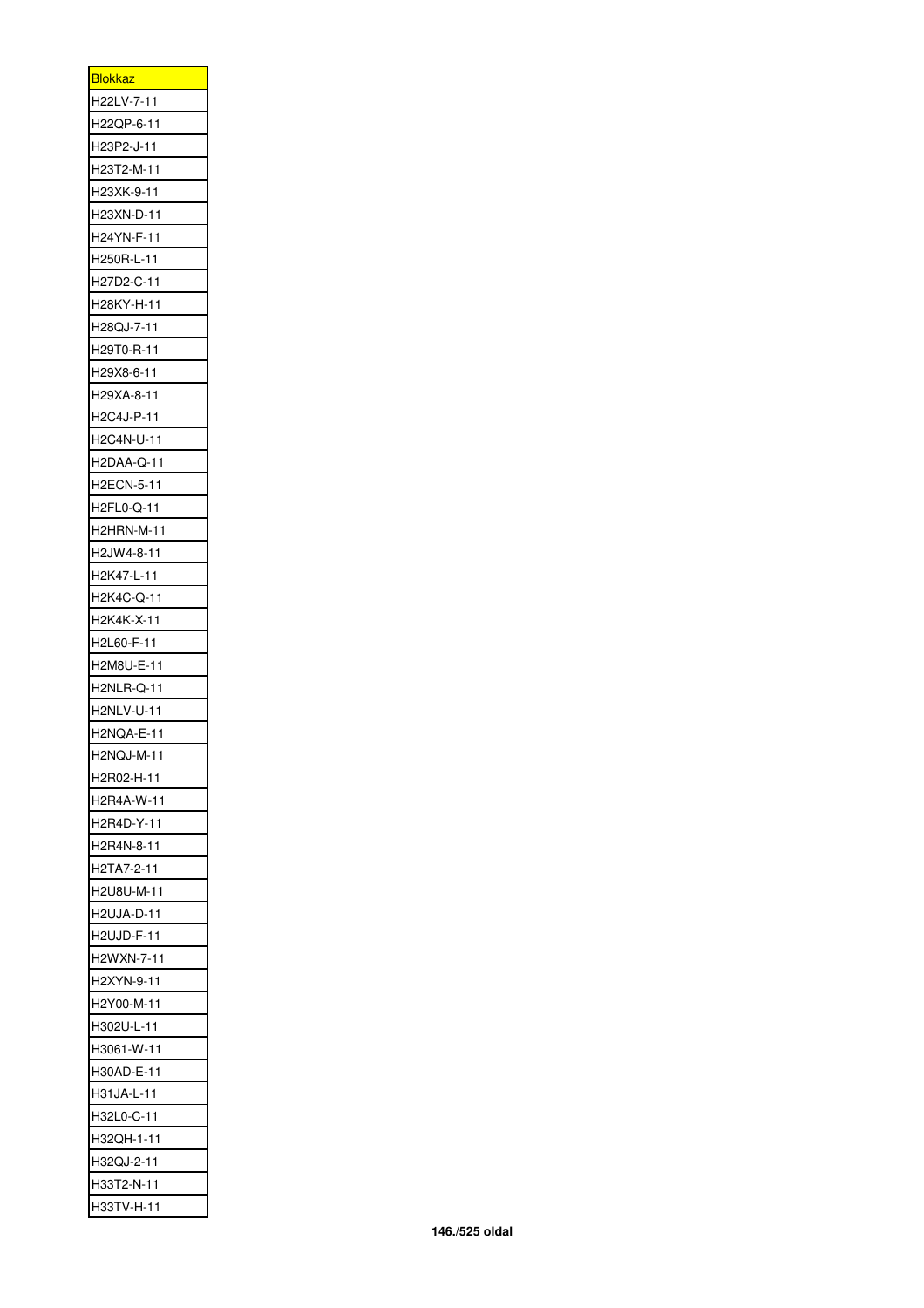| Blokkaz |
|---|
| H22LV-7-11 |
| H22QP-6-11 |
| H23P2-J-11 |
| H23T2-M-11 |
| H23XK-9-11 |
| H23XN-D-11 |
| H24YN-F-11 |
| H250R-L-11 |
| H27D2-C-11 |
| H28KY-H-11 |
| H28QJ-7-11 |
| H29T0-R-11 |
| H29X8-6-11 |
| H29XA-8-11 |
| H2C4J-P-11 |
| H2C4N-U-11 |
| H2DAA-Q-11 |
| H2ECN-5-11 |
| H2FL0-Q-11 |
| H2HRN-M-11 |
| H2JW4-8-11 |
| H2K47-L-11 |
| H2K4C-Q-11 |
| H2K4K-X-11 |
| H2L60-F-11 |
| H2M8U-E-11 |
| H2NLR-Q-11 |
| H2NLV-U-11 |
| H2NQA-E-11 |
| H2NQJ-M-11 |
| H2R02-H-11 |
| H2R4A-W-11 |
| H2R4D-Y-11 |
| H2R4N-8-11 |
| H2TA7-2-11 |
| H2U8U-M-11 |
| H2UJA-D-11 |
| H2UJD-F-11 |
| H2WXN-7-11 |
| H2XYN-9-11 |
| H2Y00-M-11 |
| H302U-L-11 |
| H3061-W-11 |
| H30AD-E-11 |
| H31JA-L-11 |
| H32L0-C-11 |
| H32QH-1-11 |
| H32QJ-2-11 |
| H33T2-N-11 |
| H33TV-H-11 |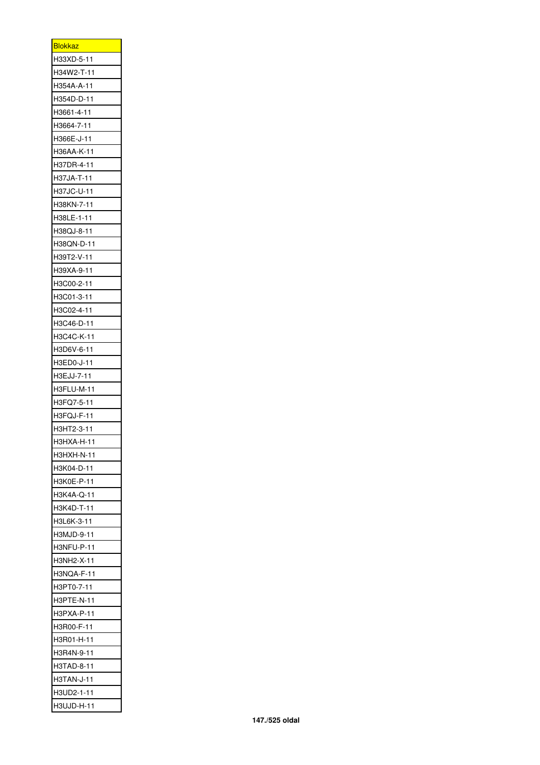| Blokkaz |
|---|
| H33XD-5-11 |
| H34W2-T-11 |
| H354A-A-11 |
| H354D-D-11 |
| H3661-4-11 |
| H3664-7-11 |
| H366E-J-11 |
| H36AA-K-11 |
| H37DR-4-11 |
| H37JA-T-11 |
| H37JC-U-11 |
| H38KN-7-11 |
| H38LE-1-11 |
| H38QJ-8-11 |
| H38QN-D-11 |
| H39T2-V-11 |
| H39XA-9-11 |
| H3C00-2-11 |
| H3C01-3-11 |
| H3C02-4-11 |
| H3C46-D-11 |
| H3C4C-K-11 |
| H3D6V-6-11 |
| H3ED0-J-11 |
| H3EJJ-7-11 |
| H3FLU-M-11 |
| H3FQ7-5-11 |
| H3FQJ-F-11 |
| H3HT2-3-11 |
| H3HXA-H-11 |
| H3HXH-N-11 |
| H3K04-D-11 |
| H3K0E-P-11 |
| H3K4A-Q-11 |
| H3K4D-T-11 |
| H3L6K-3-11 |
| H3MJD-9-11 |
| H3NFU-P-11 |
| H3NH2-X-11 |
| H3NQA-F-11 |
| H3PT0-7-11 |
| H3PTE-N-11 |
| H3PXA-P-11 |
| H3R00-F-11 |
| H3R01-H-11 |
| H3R4N-9-11 |
| H3TAD-8-11 |
| H3TAN-J-11 |
| H3UD2-1-11 |
| H3UJD-H-11 |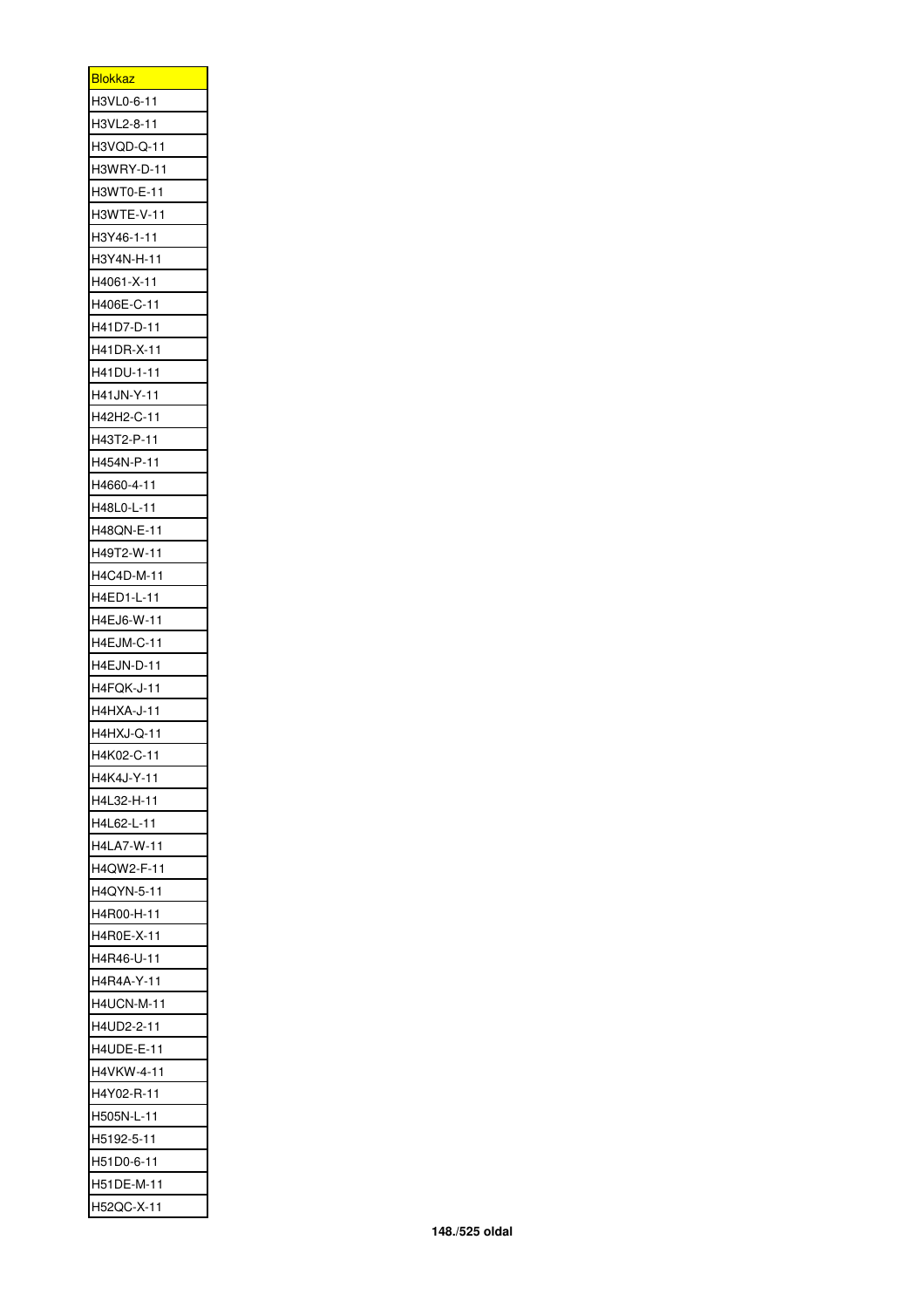| Blokkaz |
| --- |
| H3VL0-6-11 |
| H3VL2-8-11 |
| H3VQD-Q-11 |
| H3WRY-D-11 |
| H3WT0-E-11 |
| H3WTE-V-11 |
| H3Y46-1-11 |
| H3Y4N-H-11 |
| H4061-X-11 |
| H406E-C-11 |
| H41D7-D-11 |
| H41DR-X-11 |
| H41DU-1-11 |
| H41JN-Y-11 |
| H42H2-C-11 |
| H43T2-P-11 |
| H454N-P-11 |
| H4660-4-11 |
| H48L0-L-11 |
| H48QN-E-11 |
| H49T2-W-11 |
| H4C4D-M-11 |
| H4ED1-L-11 |
| H4EJ6-W-11 |
| H4EJM-C-11 |
| H4EJN-D-11 |
| H4FQK-J-11 |
| H4HXA-J-11 |
| H4HXJ-Q-11 |
| H4K02-C-11 |
| H4K4J-Y-11 |
| H4L32-H-11 |
| H4L62-L-11 |
| H4LA7-W-11 |
| H4QW2-F-11 |
| H4QYN-5-11 |
| H4R00-H-11 |
| H4R0E-X-11 |
| H4R46-U-11 |
| H4R4A-Y-11 |
| H4UCN-M-11 |
| H4UD2-2-11 |
| H4UDE-E-11 |
| H4VKW-4-11 |
| H4Y02-R-11 |
| H505N-L-11 |
| H5192-5-11 |
| H51D0-6-11 |
| H51DE-M-11 |
| H52QC-X-11 |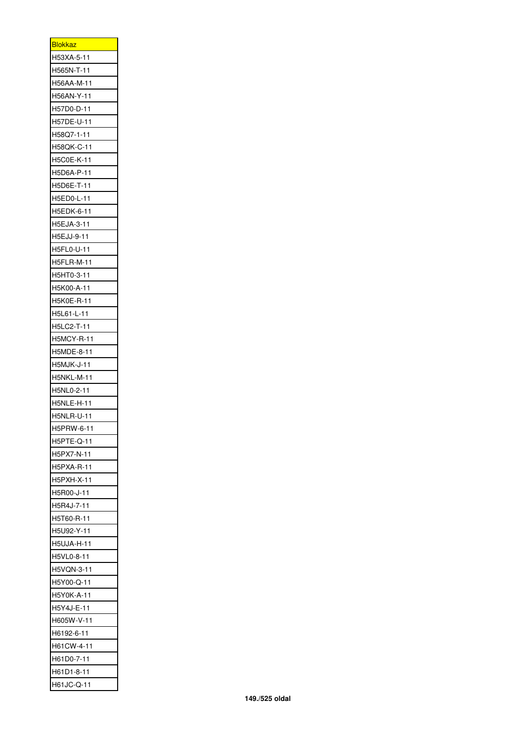| Blokkaz |
|---|
| H53XA-5-11 |
| H565N-T-11 |
| H56AA-M-11 |
| H56AN-Y-11 |
| H57D0-D-11 |
| H57DE-U-11 |
| H58Q7-1-11 |
| H58QK-C-11 |
| H5C0E-K-11 |
| H5D6A-P-11 |
| H5D6E-T-11 |
| H5ED0-L-11 |
| H5EDK-6-11 |
| H5EJA-3-11 |
| H5EJJ-9-11 |
| H5FL0-U-11 |
| H5FLR-M-11 |
| H5HT0-3-11 |
| H5K00-A-11 |
| H5K0E-R-11 |
| H5L61-L-11 |
| H5LC2-T-11 |
| H5MCY-R-11 |
| H5MDE-8-11 |
| H5MJK-J-11 |
| H5NKL-M-11 |
| H5NL0-2-11 |
| H5NLE-H-11 |
| H5NLR-U-11 |
| H5PRW-6-11 |
| H5PTE-Q-11 |
| H5PX7-N-11 |
| H5PXA-R-11 |
| H5PXH-X-11 |
| H5R00-J-11 |
| H5R4J-7-11 |
| H5T60-R-11 |
| H5U92-Y-11 |
| H5UJA-H-11 |
| H5VL0-8-11 |
| H5VQN-3-11 |
| H5Y00-Q-11 |
| H5Y0K-A-11 |
| H5Y4J-E-11 |
| H605W-V-11 |
| H6192-6-11 |
| H61CW-4-11 |
| H61D0-7-11 |
| H61D1-8-11 |
| H61JC-Q-11 |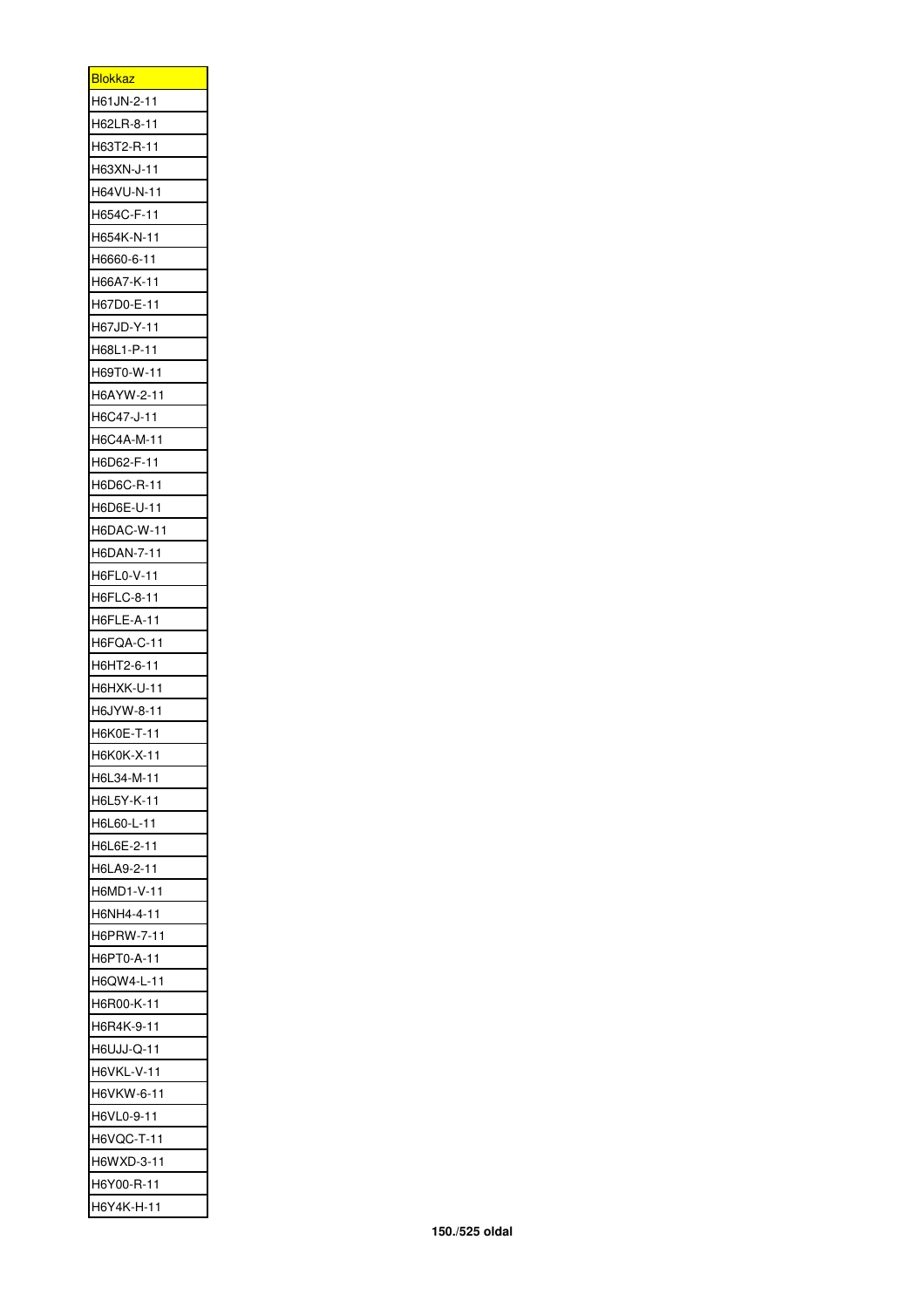| Blokkaz |
| --- |
| H61JN-2-11 |
| H62LR-8-11 |
| H63T2-R-11 |
| H63XN-J-11 |
| H64VU-N-11 |
| H654C-F-11 |
| H654K-N-11 |
| H6660-6-11 |
| H66A7-K-11 |
| H67D0-E-11 |
| H67JD-Y-11 |
| H68L1-P-11 |
| H69T0-W-11 |
| H6AYW-2-11 |
| H6C47-J-11 |
| H6C4A-M-11 |
| H6D62-F-11 |
| H6D6C-R-11 |
| H6D6E-U-11 |
| H6DAC-W-11 |
| H6DAN-7-11 |
| H6FL0-V-11 |
| H6FLC-8-11 |
| H6FLE-A-11 |
| H6FQA-C-11 |
| H6HT2-6-11 |
| H6HXK-U-11 |
| H6JYW-8-11 |
| H6K0E-T-11 |
| H6K0K-X-11 |
| H6L34-M-11 |
| H6L5Y-K-11 |
| H6L60-L-11 |
| H6L6E-2-11 |
| H6LA9-2-11 |
| H6MD1-V-11 |
| H6NH4-4-11 |
| H6PRW-7-11 |
| H6PT0-A-11 |
| H6QW4-L-11 |
| H6R00-K-11 |
| H6R4K-9-11 |
| H6UJJ-Q-11 |
| H6VKL-V-11 |
| H6VKW-6-11 |
| H6VL0-9-11 |
| H6VQC-T-11 |
| H6WXD-3-11 |
| H6Y00-R-11 |
| H6Y4K-H-11 |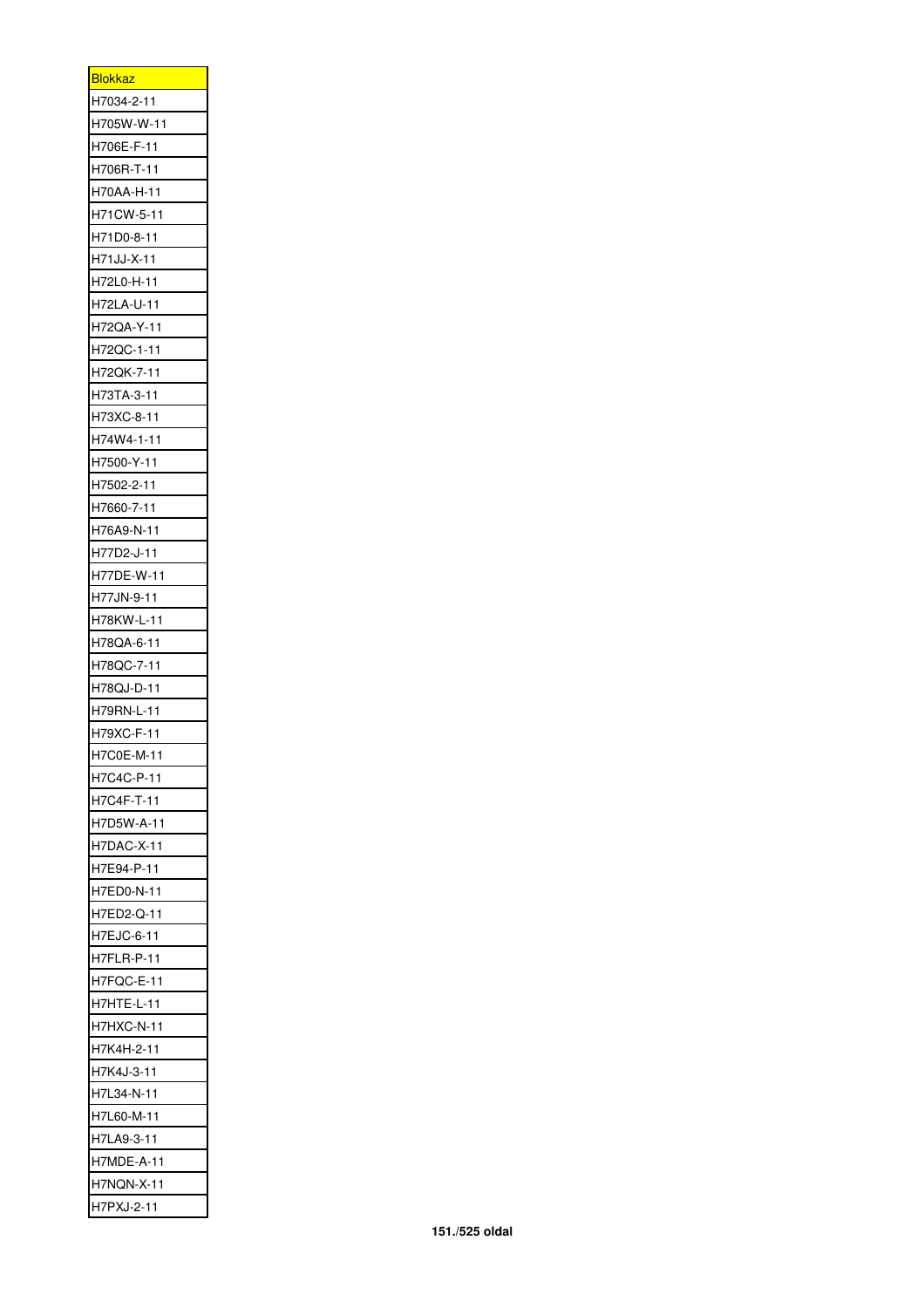| Blokkaz |
|---|
| H7034-2-11 |
| H705W-W-11 |
| H706E-F-11 |
| H706R-T-11 |
| H70AA-H-11 |
| H71CW-5-11 |
| H71D0-8-11 |
| H71JJ-X-11 |
| H72L0-H-11 |
| H72LA-U-11 |
| H72QA-Y-11 |
| H72QC-1-11 |
| H72QK-7-11 |
| H73TA-3-11 |
| H73XC-8-11 |
| H74W4-1-11 |
| H7500-Y-11 |
| H7502-2-11 |
| H7660-7-11 |
| H76A9-N-11 |
| H77D2-J-11 |
| H77DE-W-11 |
| H77JN-9-11 |
| H78KW-L-11 |
| H78QA-6-11 |
| H78QC-7-11 |
| H78QJ-D-11 |
| H79RN-L-11 |
| H79XC-F-11 |
| H7C0E-M-11 |
| H7C4C-P-11 |
| H7C4F-T-11 |
| H7D5W-A-11 |
| H7DAC-X-11 |
| H7E94-P-11 |
| H7ED0-N-11 |
| H7ED2-Q-11 |
| H7EJC-6-11 |
| H7FLR-P-11 |
| H7FQC-E-11 |
| H7HTE-L-11 |
| H7HXC-N-11 |
| H7K4H-2-11 |
| H7K4J-3-11 |
| H7L34-N-11 |
| H7L60-M-11 |
| H7LA9-3-11 |
| H7MDE-A-11 |
| H7NQN-X-11 |
| H7PXJ-2-11 |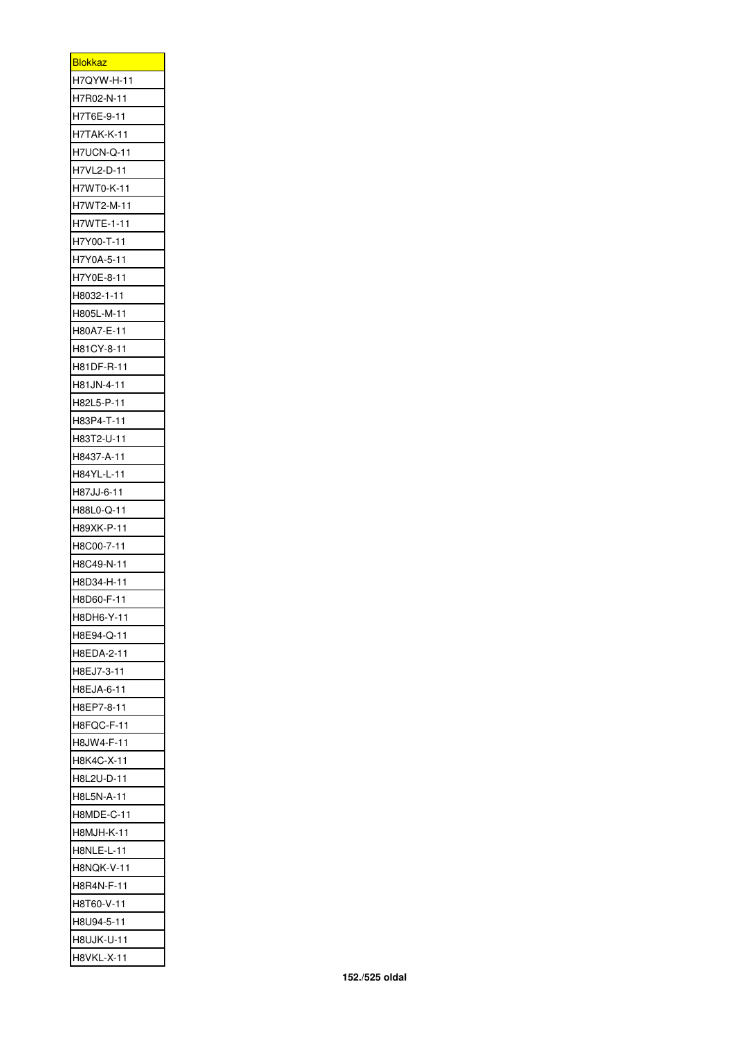| Blokkaz |
| --- |
| H7QYW-H-11 |
| H7R02-N-11 |
| H7T6E-9-11 |
| H7TAK-K-11 |
| H7UCN-Q-11 |
| H7VL2-D-11 |
| H7WT0-K-11 |
| H7WT2-M-11 |
| H7WTE-1-11 |
| H7Y00-T-11 |
| H7Y0A-5-11 |
| H7Y0E-8-11 |
| H8032-1-11 |
| H805L-M-11 |
| H80A7-E-11 |
| H81CY-8-11 |
| H81DF-R-11 |
| H81JN-4-11 |
| H82L5-P-11 |
| H83P4-T-11 |
| H83T2-U-11 |
| H8437-A-11 |
| H84YL-L-11 |
| H87JJ-6-11 |
| H88L0-Q-11 |
| H89XK-P-11 |
| H8C00-7-11 |
| H8C49-N-11 |
| H8D34-H-11 |
| H8D60-F-11 |
| H8DH6-Y-11 |
| H8E94-Q-11 |
| H8EDA-2-11 |
| H8EJ7-3-11 |
| H8EJA-6-11 |
| H8EP7-8-11 |
| H8FQC-F-11 |
| H8JW4-F-11 |
| H8K4C-X-11 |
| H8L2U-D-11 |
| H8L5N-A-11 |
| H8MDE-C-11 |
| H8MJH-K-11 |
| H8NLE-L-11 |
| H8NQK-V-11 |
| H8R4N-F-11 |
| H8T60-V-11 |
| H8U94-5-11 |
| H8UJK-U-11 |
| H8VKL-X-11 |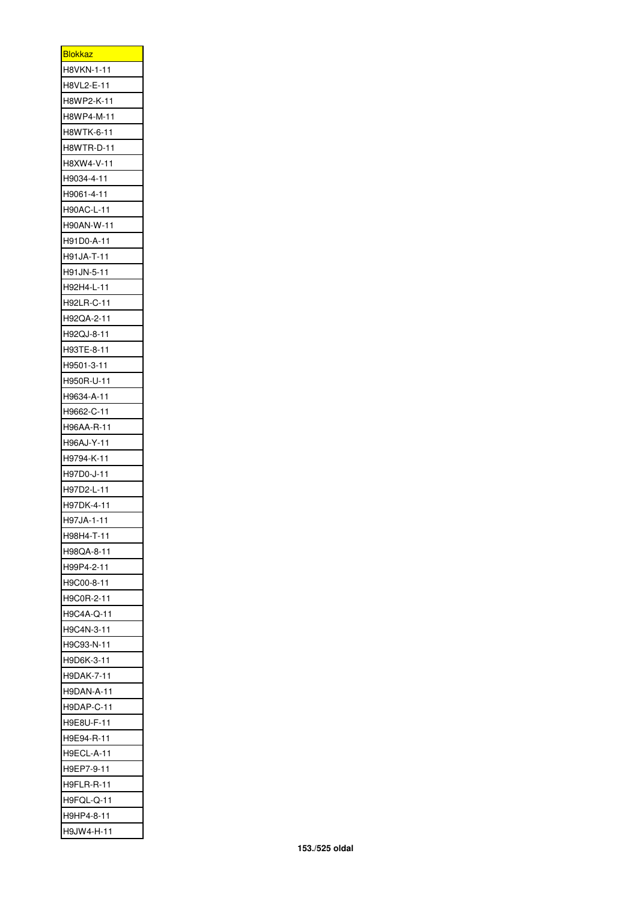| Blokkaz |
| --- |
| H8VKN-1-11 |
| H8VL2-E-11 |
| H8WP2-K-11 |
| H8WP4-M-11 |
| H8WTK-6-11 |
| H8WTR-D-11 |
| H8XW4-V-11 |
| H9034-4-11 |
| H9061-4-11 |
| H90AC-L-11 |
| H90AN-W-11 |
| H91D0-A-11 |
| H91JA-T-11 |
| H91JN-5-11 |
| H92H4-L-11 |
| H92LR-C-11 |
| H92QA-2-11 |
| H92QJ-8-11 |
| H93TE-8-11 |
| H9501-3-11 |
| H950R-U-11 |
| H9634-A-11 |
| H9662-C-11 |
| H96AA-R-11 |
| H96AJ-Y-11 |
| H9794-K-11 |
| H97D0-J-11 |
| H97D2-L-11 |
| H97DK-4-11 |
| H97JA-1-11 |
| H98H4-T-11 |
| H98QA-8-11 |
| H99P4-2-11 |
| H9C00-8-11 |
| H9C0R-2-11 |
| H9C4A-Q-11 |
| H9C4N-3-11 |
| H9C93-N-11 |
| H9D6K-3-11 |
| H9DAK-7-11 |
| H9DAN-A-11 |
| H9DAP-C-11 |
| H9E8U-F-11 |
| H9E94-R-11 |
| H9ECL-A-11 |
| H9EP7-9-11 |
| H9FLR-R-11 |
| H9FQL-Q-11 |
| H9HP4-8-11 |
| H9JW4-H-11 |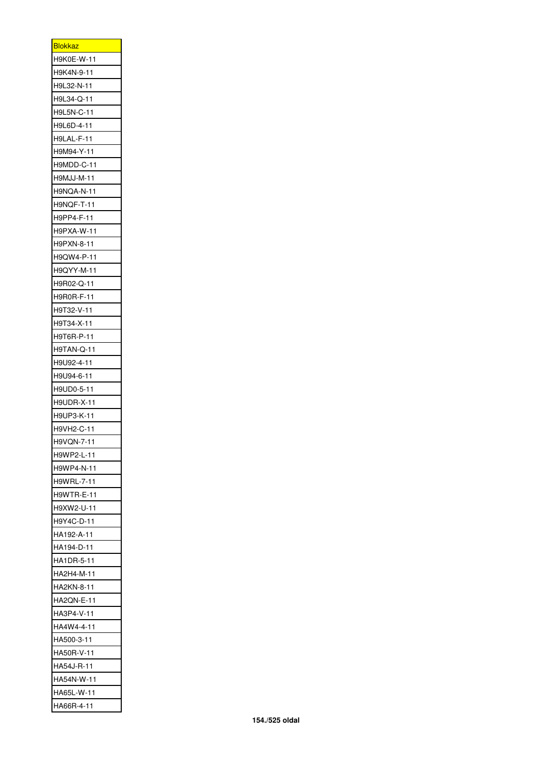| Blokkaz |
|---|
| H9K0E-W-11 |
| H9K4N-9-11 |
| H9L32-N-11 |
| H9L34-Q-11 |
| H9L5N-C-11 |
| H9L6D-4-11 |
| H9LAL-F-11 |
| H9M94-Y-11 |
| H9MDD-C-11 |
| H9MJJ-M-11 |
| H9NQA-N-11 |
| H9NQF-T-11 |
| H9PP4-F-11 |
| H9PXA-W-11 |
| H9PXN-8-11 |
| H9QW4-P-11 |
| H9QYY-M-11 |
| H9R02-Q-11 |
| H9R0R-F-11 |
| H9T32-V-11 |
| H9T34-X-11 |
| H9T6R-P-11 |
| H9TAN-Q-11 |
| H9U92-4-11 |
| H9U94-6-11 |
| H9UD0-5-11 |
| H9UDR-X-11 |
| H9UP3-K-11 |
| H9VH2-C-11 |
| H9VQN-7-11 |
| H9WP2-L-11 |
| H9WP4-N-11 |
| H9WRL-7-11 |
| H9WTR-E-11 |
| H9XW2-U-11 |
| H9Y4C-D-11 |
| HA192-A-11 |
| HA194-D-11 |
| HA1DR-5-11 |
| HA2H4-M-11 |
| HA2KN-8-11 |
| HA2QN-E-11 |
| HA3P4-V-11 |
| HA4W4-4-11 |
| HA500-3-11 |
| HA50R-V-11 |
| HA54J-R-11 |
| HA54N-W-11 |
| HA65L-W-11 |
| HA66R-4-11 |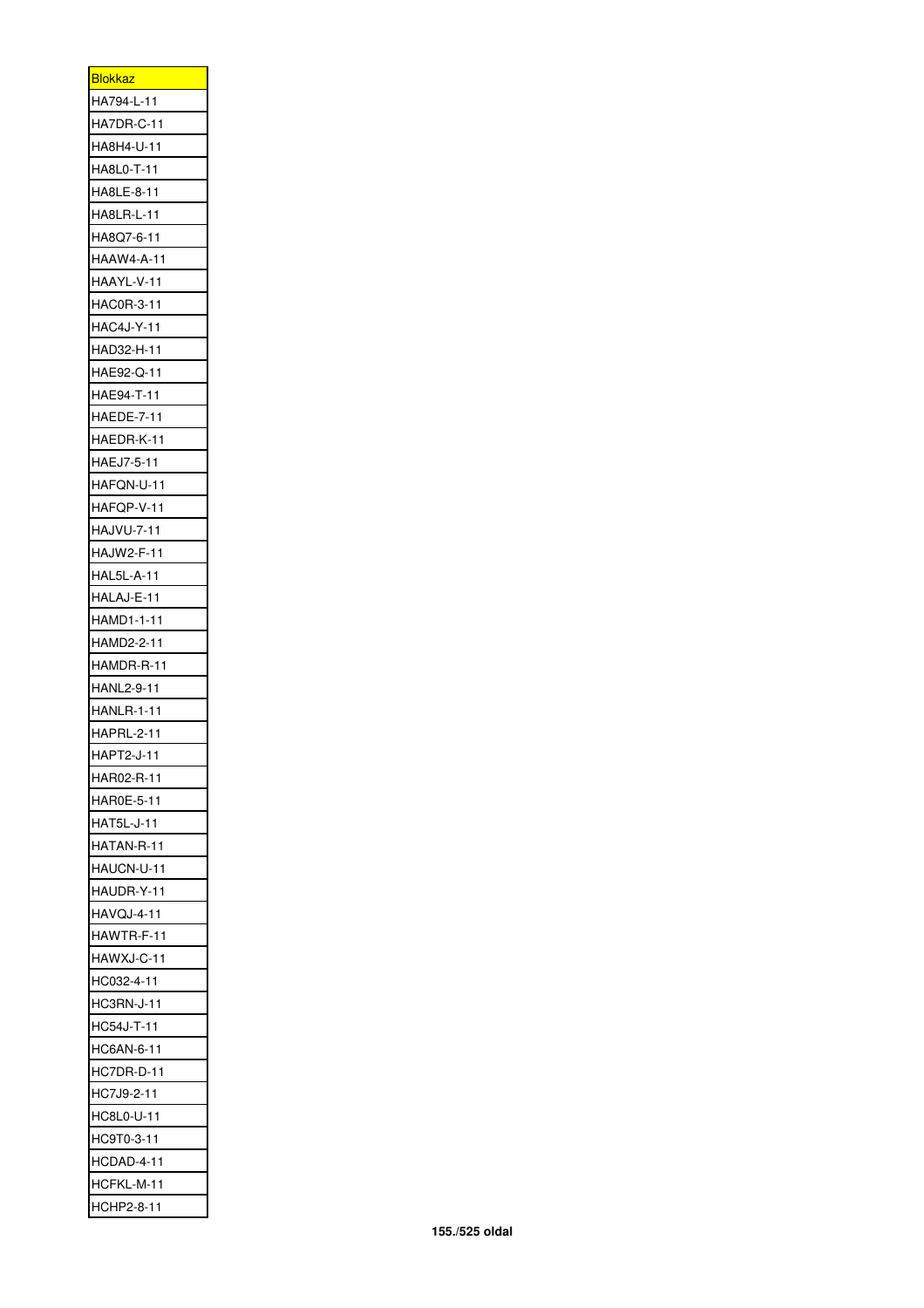| Blokkaz |
|---|
| HA794-L-11 |
| HA7DR-C-11 |
| HA8H4-U-11 |
| HA8L0-T-11 |
| HA8LE-8-11 |
| HA8LR-L-11 |
| HA8Q7-6-11 |
| HAAW4-A-11 |
| HAAYL-V-11 |
| HAC0R-3-11 |
| HAC4J-Y-11 |
| HAD32-H-11 |
| HAE92-Q-11 |
| HAE94-T-11 |
| HAEDE-7-11 |
| HAEDR-K-11 |
| HAEJ7-5-11 |
| HAFQN-U-11 |
| HAFQP-V-11 |
| HAJVU-7-11 |
| HAJW2-F-11 |
| HAL5L-A-11 |
| HALAJ-E-11 |
| HAMD1-1-11 |
| HAMD2-2-11 |
| HAMDR-R-11 |
| HANL2-9-11 |
| HANLR-1-11 |
| HAPRL-2-11 |
| HAPT2-J-11 |
| HAR02-R-11 |
| HAR0E-5-11 |
| HAT5L-J-11 |
| HATAN-R-11 |
| HAUCN-U-11 |
| HAUDR-Y-11 |
| HAVQJ-4-11 |
| HAWTR-F-11 |
| HAWXJ-C-11 |
| HC032-4-11 |
| HC3RN-J-11 |
| HC54J-T-11 |
| HC6AN-6-11 |
| HC7DR-D-11 |
| HC7J9-2-11 |
| HC8L0-U-11 |
| HC9T0-3-11 |
| HCDAD-4-11 |
| HCFKL-M-11 |
| HCHP2-8-11 |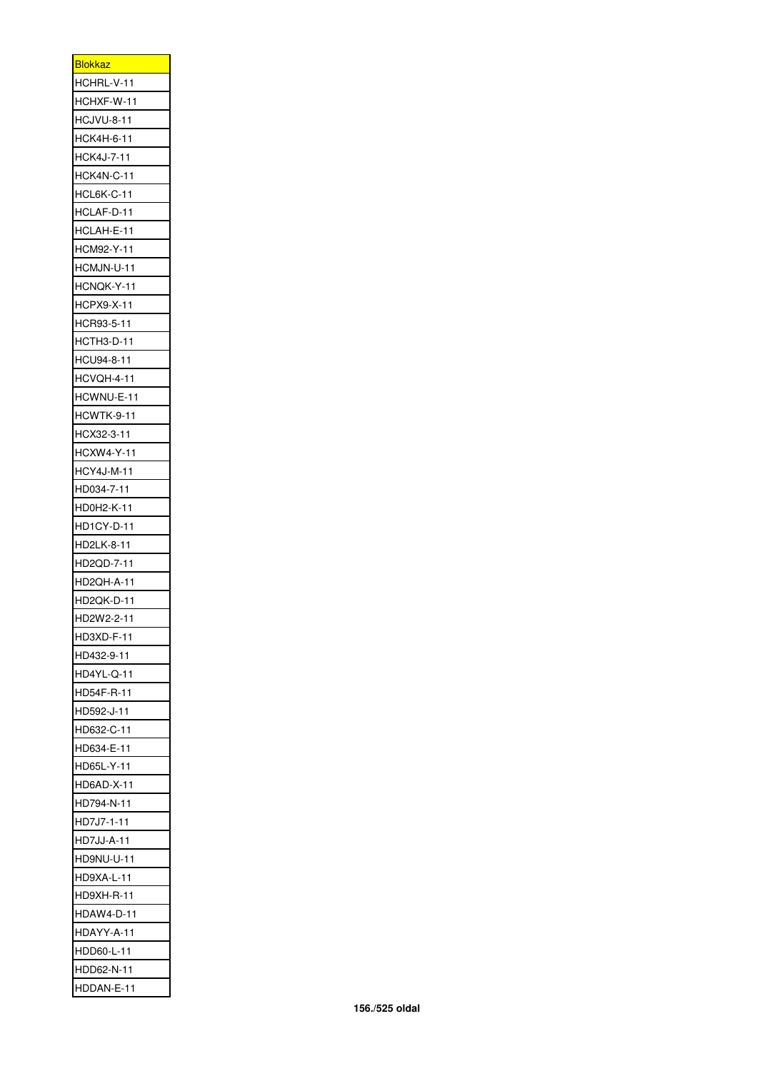| Blokkaz |
|---|
| HCHRL-V-11 |
| HCHXF-W-11 |
| HCJVU-8-11 |
| HCK4H-6-11 |
| HCK4J-7-11 |
| HCK4N-C-11 |
| HCL6K-C-11 |
| HCLAF-D-11 |
| HCLAH-E-11 |
| HCM92-Y-11 |
| HCMJN-U-11 |
| HCNQK-Y-11 |
| HCPX9-X-11 |
| HCR93-5-11 |
| HCTH3-D-11 |
| HCU94-8-11 |
| HCVQH-4-11 |
| HCWNU-E-11 |
| HCWTK-9-11 |
| HCX32-3-11 |
| HCXW4-Y-11 |
| HCY4J-M-11 |
| HD034-7-11 |
| HD0H2-K-11 |
| HD1CY-D-11 |
| HD2LK-8-11 |
| HD2QD-7-11 |
| HD2QH-A-11 |
| HD2QK-D-11 |
| HD2W2-2-11 |
| HD3XD-F-11 |
| HD432-9-11 |
| HD4YL-Q-11 |
| HD54F-R-11 |
| HD592-J-11 |
| HD632-C-11 |
| HD634-E-11 |
| HD65L-Y-11 |
| HD6AD-X-11 |
| HD794-N-11 |
| HD7J7-1-11 |
| HD7JJ-A-11 |
| HD9NU-U-11 |
| HD9XA-L-11 |
| HD9XH-R-11 |
| HDAW4-D-11 |
| HDAYY-A-11 |
| HDD60-L-11 |
| HDD62-N-11 |
| HDDAN-E-11 |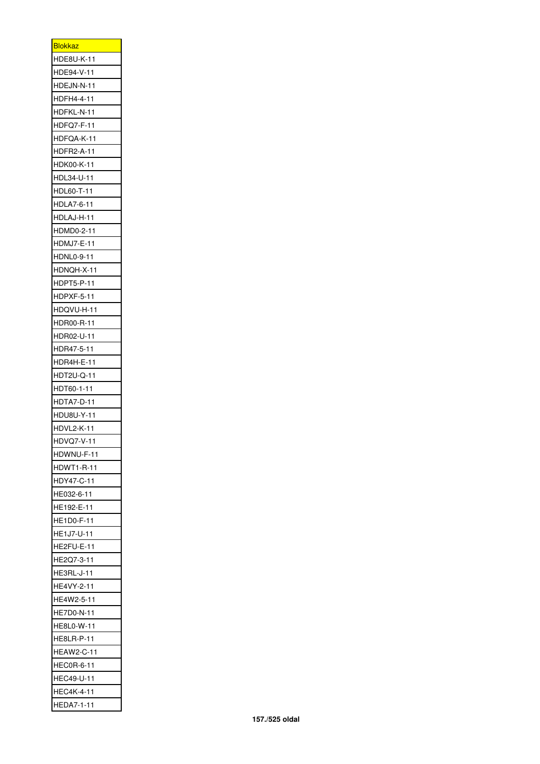| Blokkaz |
|---|
| HDE8U-K-11 |
| HDE94-V-11 |
| HDEJN-N-11 |
| HDFH4-4-11 |
| HDFKL-N-11 |
| HDFQ7-F-11 |
| HDFQA-K-11 |
| HDFR2-A-11 |
| HDK00-K-11 |
| HDL34-U-11 |
| HDL60-T-11 |
| HDLA7-6-11 |
| HDLAJ-H-11 |
| HDMD0-2-11 |
| HDMJ7-E-11 |
| HDNL0-9-11 |
| HDNQH-X-11 |
| HDPT5-P-11 |
| HDPXF-5-11 |
| HDQVU-H-11 |
| HDR00-R-11 |
| HDR02-U-11 |
| HDR47-5-11 |
| HDR4H-E-11 |
| HDT2U-Q-11 |
| HDT60-1-11 |
| HDTA7-D-11 |
| HDU8U-Y-11 |
| HDVL2-K-11 |
| HDVQ7-V-11 |
| HDWNU-F-11 |
| HDWT1-R-11 |
| HDY47-C-11 |
| HE032-6-11 |
| HE192-E-11 |
| HE1D0-F-11 |
| HE1J7-U-11 |
| HE2FU-E-11 |
| HE2Q7-3-11 |
| HE3RL-J-11 |
| HE4VY-2-11 |
| HE4W2-5-11 |
| HE7D0-N-11 |
| HE8L0-W-11 |
| HE8LR-P-11 |
| HEAW2-C-11 |
| HEC0R-6-11 |
| HEC49-U-11 |
| HEC4K-4-11 |
| HEDA7-1-11 |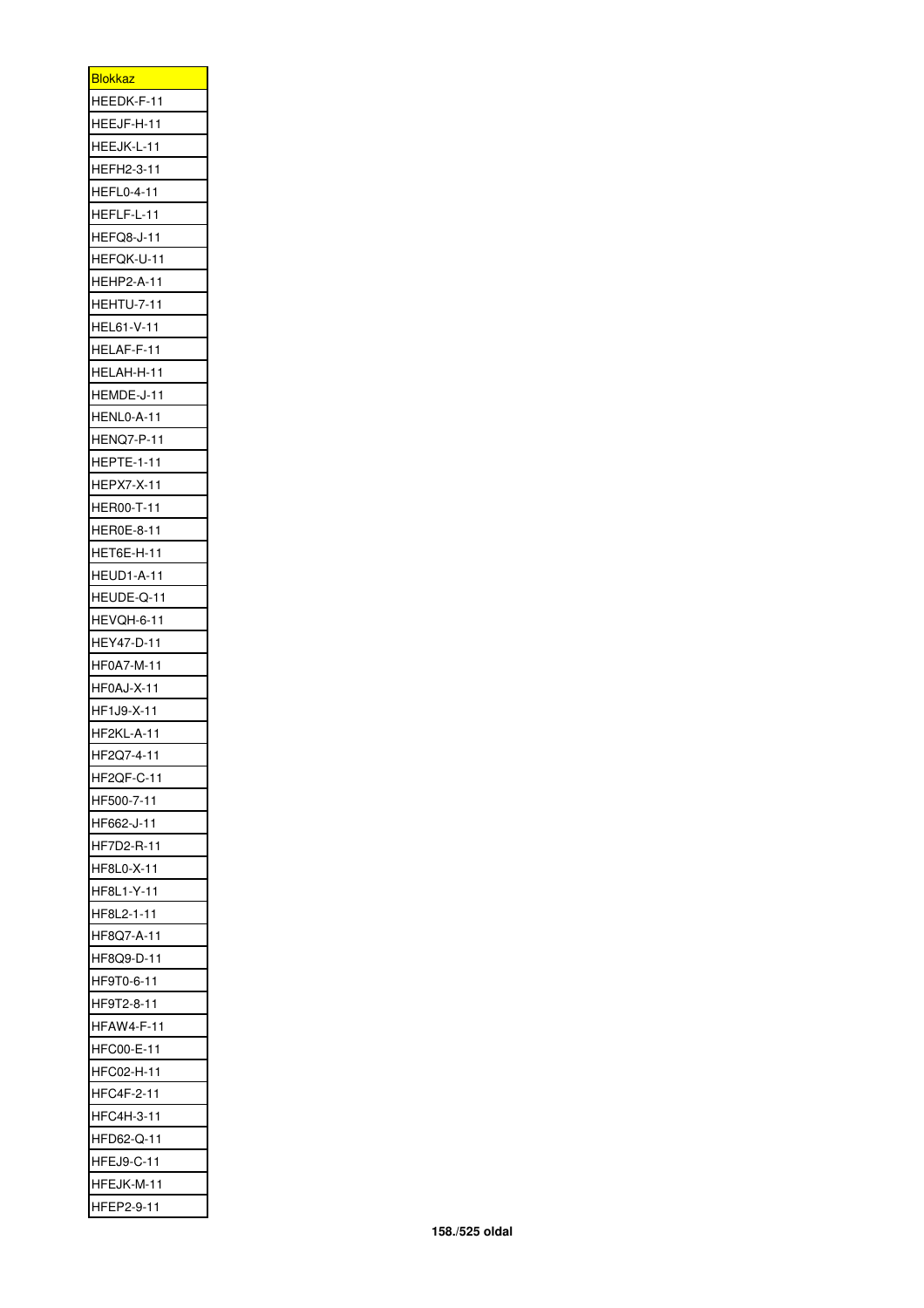| Blokkaz |
|---|
| HEEDK-F-11 |
| HEEJF-H-11 |
| HEEJK-L-11 |
| HEFH2-3-11 |
| HEFL0-4-11 |
| HEFLF-L-11 |
| HEFQ8-J-11 |
| HEFQK-U-11 |
| HEHP2-A-11 |
| HEHTU-7-11 |
| HEL61-V-11 |
| HELAF-F-11 |
| HELAH-H-11 |
| HEMDE-J-11 |
| HENL0-A-11 |
| HENQ7-P-11 |
| HEPTE-1-11 |
| HEPX7-X-11 |
| HER00-T-11 |
| HER0E-8-11 |
| HET6E-H-11 |
| HEUD1-A-11 |
| HEUDE-Q-11 |
| HEVQH-6-11 |
| HEY47-D-11 |
| HF0A7-M-11 |
| HF0AJ-X-11 |
| HF1J9-X-11 |
| HF2KL-A-11 |
| HF2Q7-4-11 |
| HF2QF-C-11 |
| HF500-7-11 |
| HF662-J-11 |
| HF7D2-R-11 |
| HF8L0-X-11 |
| HF8L1-Y-11 |
| HF8L2-1-11 |
| HF8Q7-A-11 |
| HF8Q9-D-11 |
| HF9T0-6-11 |
| HF9T2-8-11 |
| HFAW4-F-11 |
| HFC00-E-11 |
| HFC02-H-11 |
| HFC4F-2-11 |
| HFC4H-3-11 |
| HFD62-Q-11 |
| HFEJ9-C-11 |
| HFEJK-M-11 |
| HFEP2-9-11 |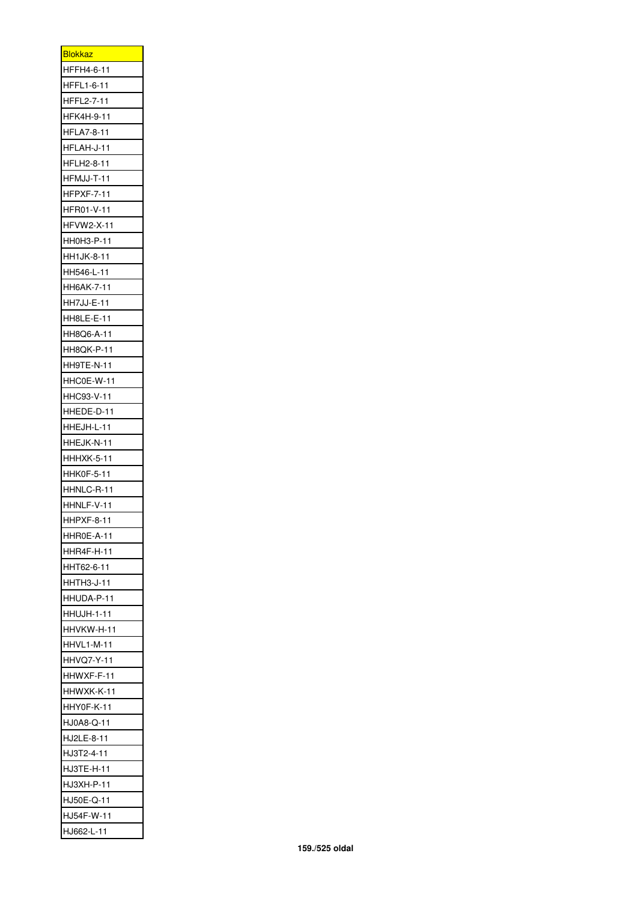| Blokkaz |
| --- |
| HFFH4-6-11 |
| HFFL1-6-11 |
| HFFL2-7-11 |
| HFK4H-9-11 |
| HFLA7-8-11 |
| HFLAH-J-11 |
| HFLH2-8-11 |
| HFMJJ-T-11 |
| HFPXF-7-11 |
| HFR01-V-11 |
| HFVW2-X-11 |
| HH0H3-P-11 |
| HH1JK-8-11 |
| HH546-L-11 |
| HH6AK-7-11 |
| HH7JJ-E-11 |
| HH8LE-E-11 |
| HH8Q6-A-11 |
| HH8QK-P-11 |
| HH9TE-N-11 |
| HHC0E-W-11 |
| HHC93-V-11 |
| HHEDE-D-11 |
| HHEJH-L-11 |
| HHEJK-N-11 |
| HHHXK-5-11 |
| HHK0F-5-11 |
| HHNLC-R-11 |
| HHNLF-V-11 |
| HHPXF-8-11 |
| HHR0E-A-11 |
| HHR4F-H-11 |
| HHT62-6-11 |
| HHTH3-J-11 |
| HHUDA-P-11 |
| HHUJH-1-11 |
| HHVKW-H-11 |
| HHVL1-M-11 |
| HHVQ7-Y-11 |
| HHWXF-F-11 |
| HHWXK-K-11 |
| HHY0F-K-11 |
| HJ0A8-Q-11 |
| HJ2LE-8-11 |
| HJ3T2-4-11 |
| HJ3TE-H-11 |
| HJ3XH-P-11 |
| HJ50E-Q-11 |
| HJ54F-W-11 |
| HJ662-L-11 |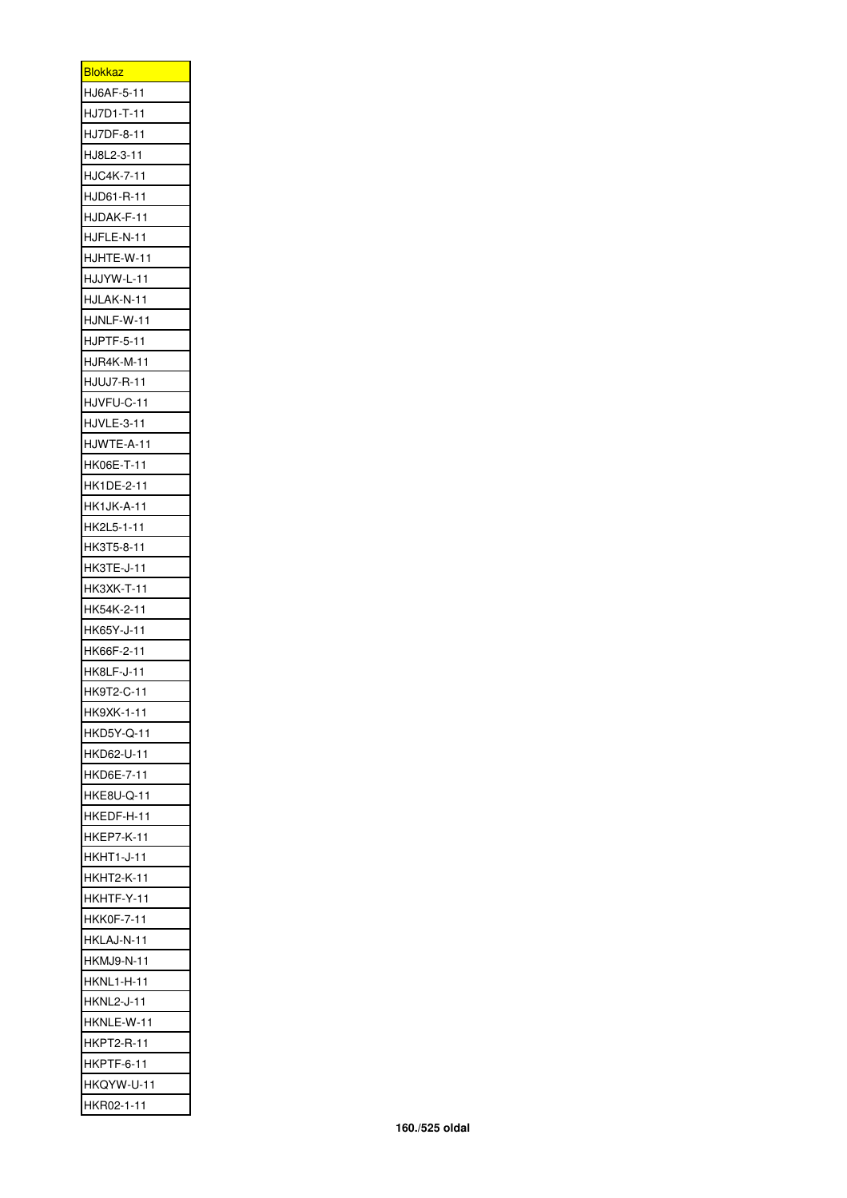| Blokkaz |
|---|
| HJ6AF-5-11 |
| HJ7D1-T-11 |
| HJ7DF-8-11 |
| HJ8L2-3-11 |
| HJC4K-7-11 |
| HJD61-R-11 |
| HJDAK-F-11 |
| HJFLE-N-11 |
| HJHTE-W-11 |
| HJJYW-L-11 |
| HJLAK-N-11 |
| HJNLF-W-11 |
| HJPTF-5-11 |
| HJR4K-M-11 |
| HJUJ7-R-11 |
| HJVFU-C-11 |
| HJVLE-3-11 |
| HJWTE-A-11 |
| HK06E-T-11 |
| HK1DE-2-11 |
| HK1JK-A-11 |
| HK2L5-1-11 |
| HK3T5-8-11 |
| HK3TE-J-11 |
| HK3XK-T-11 |
| HK54K-2-11 |
| HK65Y-J-11 |
| HK66F-2-11 |
| HK8LF-J-11 |
| HK9T2-C-11 |
| HK9XK-1-11 |
| HKD5Y-Q-11 |
| HKD62-U-11 |
| HKD6E-7-11 |
| HKE8U-Q-11 |
| HKEDF-H-11 |
| HKEP7-K-11 |
| HKHT1-J-11 |
| HKHT2-K-11 |
| HKHTF-Y-11 |
| HKK0F-7-11 |
| HKLAJ-N-11 |
| HKMJ9-N-11 |
| HKNL1-H-11 |
| HKNL2-J-11 |
| HKNLE-W-11 |
| HKPT2-R-11 |
| HKPTF-6-11 |
| HKQYW-U-11 |
| HKR02-1-11 |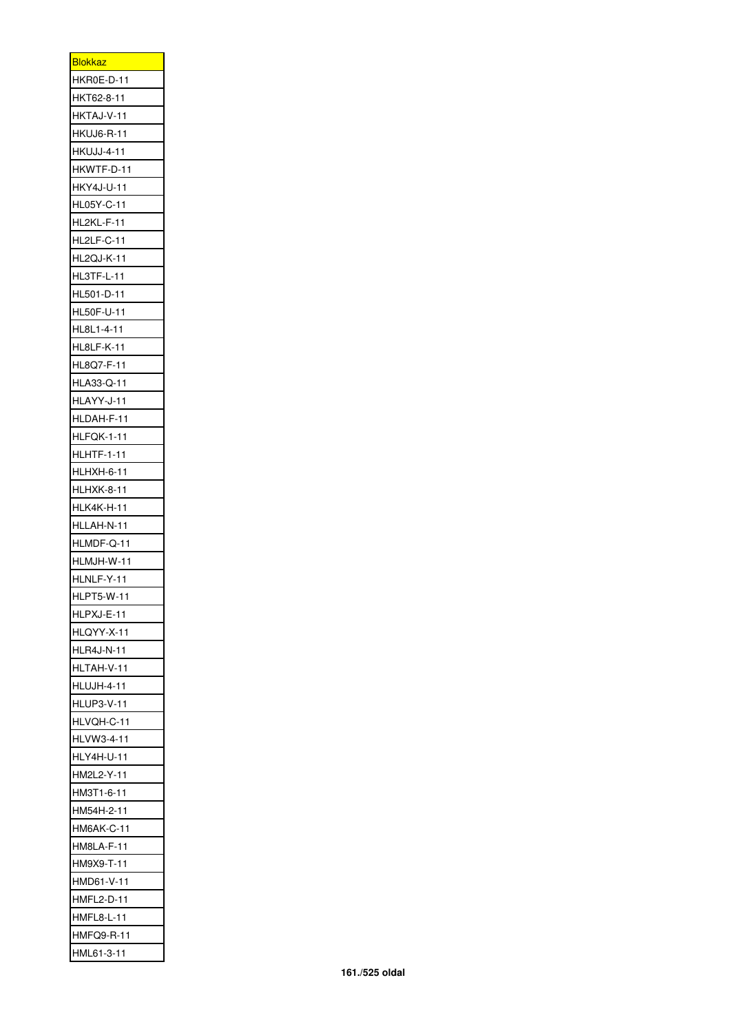| Blokkaz |
| --- |
| HKR0E-D-11 |
| HKT62-8-11 |
| HKTAJ-V-11 |
| HKUJ6-R-11 |
| HKUJJ-4-11 |
| HKWTF-D-11 |
| HKY4J-U-11 |
| HL05Y-C-11 |
| HL2KL-F-11 |
| HL2LF-C-11 |
| HL2QJ-K-11 |
| HL3TF-L-11 |
| HL501-D-11 |
| HL50F-U-11 |
| HL8L1-4-11 |
| HL8LF-K-11 |
| HL8Q7-F-11 |
| HLA33-Q-11 |
| HLAYY-J-11 |
| HLDAH-F-11 |
| HLFQK-1-11 |
| HLHTF-1-11 |
| HLHXH-6-11 |
| HLHXK-8-11 |
| HLK4K-H-11 |
| HLLAH-N-11 |
| HLMDF-Q-11 |
| HLMJH-W-11 |
| HLNLF-Y-11 |
| HLPT5-W-11 |
| HLPXJ-E-11 |
| HLQYY-X-11 |
| HLR4J-N-11 |
| HLTAH-V-11 |
| HLUJH-4-11 |
| HLUP3-V-11 |
| HLVQH-C-11 |
| HLVW3-4-11 |
| HLY4H-U-11 |
| HM2L2-Y-11 |
| HM3T1-6-11 |
| HM54H-2-11 |
| HM6AK-C-11 |
| HM8LA-F-11 |
| HM9X9-T-11 |
| HMD61-V-11 |
| HMFL2-D-11 |
| HMFL8-L-11 |
| HMFQ9-R-11 |
| HML61-3-11 |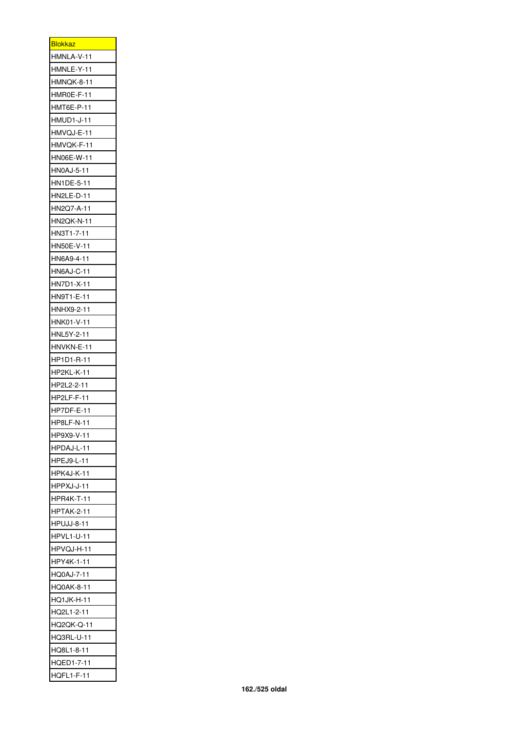| Blokkaz |
|---|
| HMNLA-V-11 |
| HMNLE-Y-11 |
| HMNQK-8-11 |
| HMR0E-F-11 |
| HMT6E-P-11 |
| HMUD1-J-11 |
| HMVQJ-E-11 |
| HMVQK-F-11 |
| HN06E-W-11 |
| HN0AJ-5-11 |
| HN1DE-5-11 |
| HN2LE-D-11 |
| HN2Q7-A-11 |
| HN2QK-N-11 |
| HN3T1-7-11 |
| HN50E-V-11 |
| HN6A9-4-11 |
| HN6AJ-C-11 |
| HN7D1-X-11 |
| HN9T1-E-11 |
| HNHX9-2-11 |
| HNK01-V-11 |
| HNL5Y-2-11 |
| HNVKN-E-11 |
| HP1D1-R-11 |
| HP2KL-K-11 |
| HP2L2-2-11 |
| HP2LF-F-11 |
| HP7DF-E-11 |
| HP8LF-N-11 |
| HP9X9-V-11 |
| HPDAJ-L-11 |
| HPEJ9-L-11 |
| HPK4J-K-11 |
| HPPXJ-J-11 |
| HPR4K-T-11 |
| HPTAK-2-11 |
| HPUJJ-8-11 |
| HPVL1-U-11 |
| HPVQJ-H-11 |
| HPY4K-1-11 |
| HQ0AJ-7-11 |
| HQ0AK-8-11 |
| HQ1JK-H-11 |
| HQ2L1-2-11 |
| HQ2QK-Q-11 |
| HQ3RL-U-11 |
| HQ8L1-8-11 |
| HQED1-7-11 |
| HQFL1-F-11 |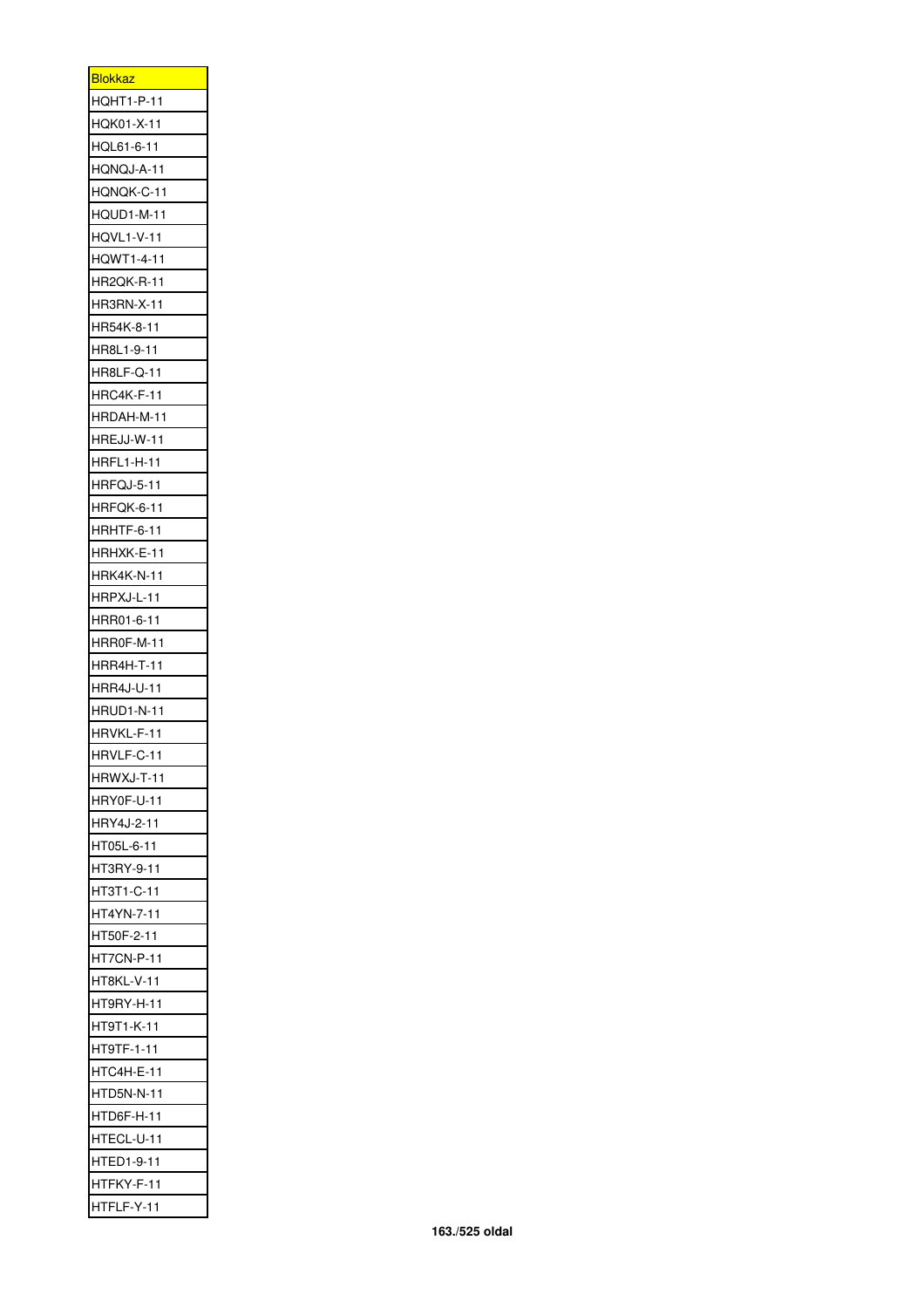| Blokkaz |
| --- |
| HQHT1-P-11 |
| HQK01-X-11 |
| HQL61-6-11 |
| HQNQJ-A-11 |
| HQNQK-C-11 |
| HQUD1-M-11 |
| HQVL1-V-11 |
| HQWT1-4-11 |
| HR2QK-R-11 |
| HR3RN-X-11 |
| HR54K-8-11 |
| HR8L1-9-11 |
| HR8LF-Q-11 |
| HRC4K-F-11 |
| HRDAH-M-11 |
| HREJJ-W-11 |
| HRFL1-H-11 |
| HRFQJ-5-11 |
| HRFQK-6-11 |
| HRHTF-6-11 |
| HRHXK-E-11 |
| HRK4K-N-11 |
| HRPXJ-L-11 |
| HRR01-6-11 |
| HRR0F-M-11 |
| HRR4H-T-11 |
| HRR4J-U-11 |
| HRUD1-N-11 |
| HRVKL-F-11 |
| HRVLF-C-11 |
| HRWXJ-T-11 |
| HRY0F-U-11 |
| HRY4J-2-11 |
| HT05L-6-11 |
| HT3RY-9-11 |
| HT3T1-C-11 |
| HT4YN-7-11 |
| HT50F-2-11 |
| HT7CN-P-11 |
| HT8KL-V-11 |
| HT9RY-H-11 |
| HT9T1-K-11 |
| HT9TF-1-11 |
| HTC4H-E-11 |
| HTD5N-N-11 |
| HTD6F-H-11 |
| HTECL-U-11 |
| HTED1-9-11 |
| HTFKY-F-11 |
| HTFLF-Y-11 |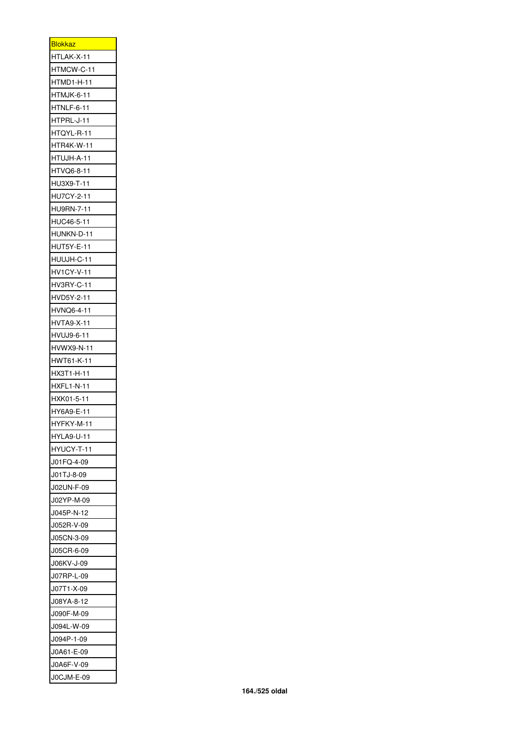| Blokkaz |
|---|
| HTLAK-X-11 |
| HTMCW-C-11 |
| HTMD1-H-11 |
| HTMJK-6-11 |
| HTNLF-6-11 |
| HTPRL-J-11 |
| HTQYL-R-11 |
| HTR4K-W-11 |
| HTUJH-A-11 |
| HTVQ6-8-11 |
| HU3X9-T-11 |
| HU7CY-2-11 |
| HU9RN-7-11 |
| HUC46-5-11 |
| HUNKN-D-11 |
| HUT5Y-E-11 |
| HUUJH-C-11 |
| HV1CY-V-11 |
| HV3RY-C-11 |
| HVD5Y-2-11 |
| HVNQ6-4-11 |
| HVTA9-X-11 |
| HVUJ9-6-11 |
| HVWX9-N-11 |
| HWT61-K-11 |
| HX3T1-H-11 |
| HXFL1-N-11 |
| HXK01-5-11 |
| HY6A9-E-11 |
| HYFKY-M-11 |
| HYLA9-U-11 |
| HYUCY-T-11 |
| J01FQ-4-09 |
| J01TJ-8-09 |
| J02UN-F-09 |
| J02YP-M-09 |
| J045P-N-12 |
| J052R-V-09 |
| J05CN-3-09 |
| J05CR-6-09 |
| J06KV-J-09 |
| J07RP-L-09 |
| J07T1-X-09 |
| J08YA-8-12 |
| J090F-M-09 |
| J094L-W-09 |
| J094P-1-09 |
| J0A61-E-09 |
| J0A6F-V-09 |
| J0CJM-E-09 |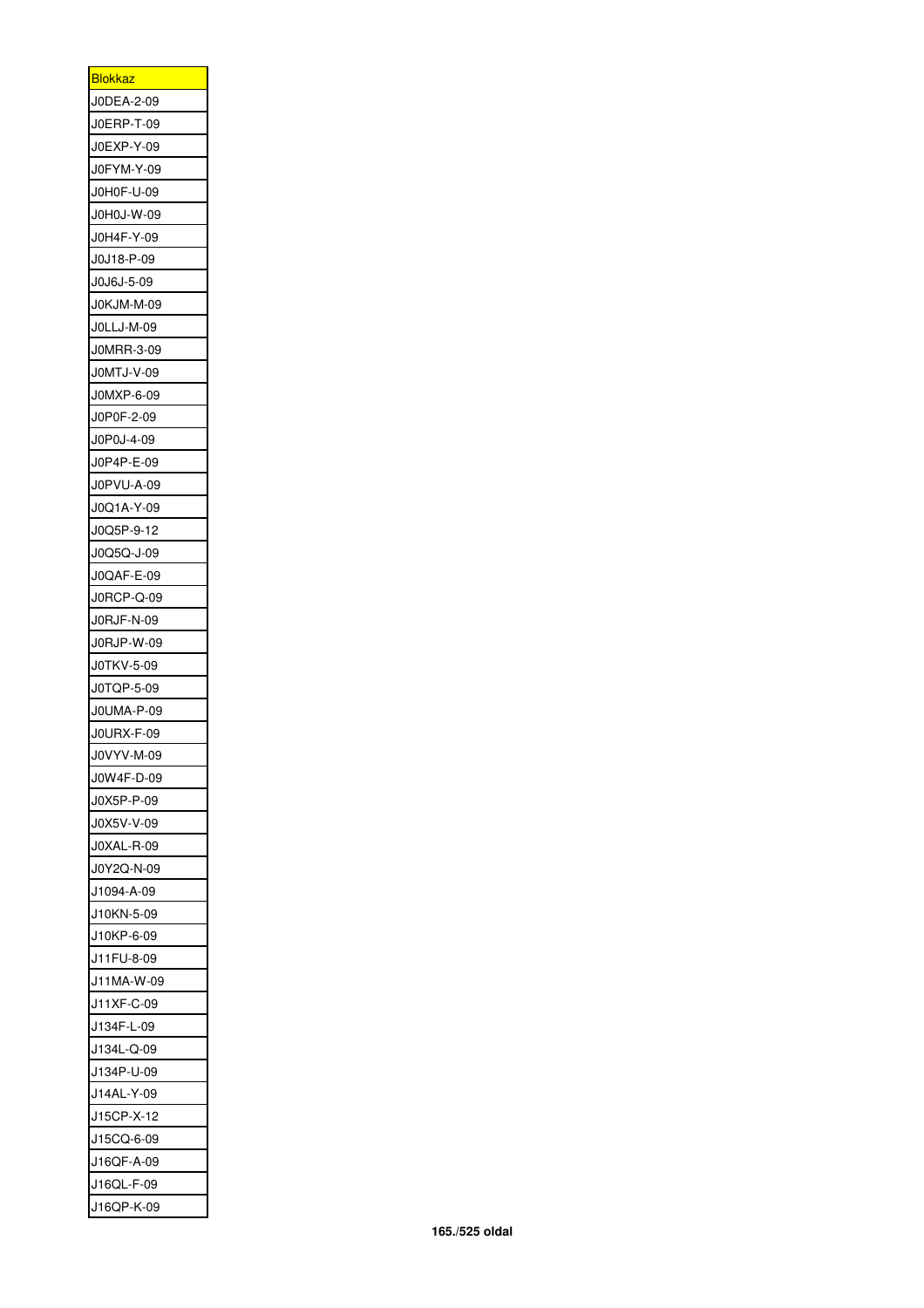| Blokkaz |
| --- |
| J0DEA-2-09 |
| J0ERP-T-09 |
| J0EXP-Y-09 |
| J0FYM-Y-09 |
| J0H0F-U-09 |
| J0H0J-W-09 |
| J0H4F-Y-09 |
| J0J18-P-09 |
| J0J6J-5-09 |
| J0KJM-M-09 |
| J0LLJ-M-09 |
| J0MRR-3-09 |
| J0MTJ-V-09 |
| J0MXP-6-09 |
| J0P0F-2-09 |
| J0P0J-4-09 |
| J0P4P-E-09 |
| J0PVU-A-09 |
| J0Q1A-Y-09 |
| J0Q5P-9-12 |
| J0Q5Q-J-09 |
| J0QAF-E-09 |
| J0RCP-Q-09 |
| J0RJF-N-09 |
| J0RJP-W-09 |
| J0TKV-5-09 |
| J0TQP-5-09 |
| J0UMA-P-09 |
| J0URX-F-09 |
| J0VYV-M-09 |
| J0W4F-D-09 |
| J0X5P-P-09 |
| J0X5V-V-09 |
| J0XAL-R-09 |
| J0Y2Q-N-09 |
| J1094-A-09 |
| J10KN-5-09 |
| J10KP-6-09 |
| J11FU-8-09 |
| J11MA-W-09 |
| J11XF-C-09 |
| J134F-L-09 |
| J134L-Q-09 |
| J134P-U-09 |
| J14AL-Y-09 |
| J15CP-X-12 |
| J15CQ-6-09 |
| J16QF-A-09 |
| J16QL-F-09 |
| J16QP-K-09 |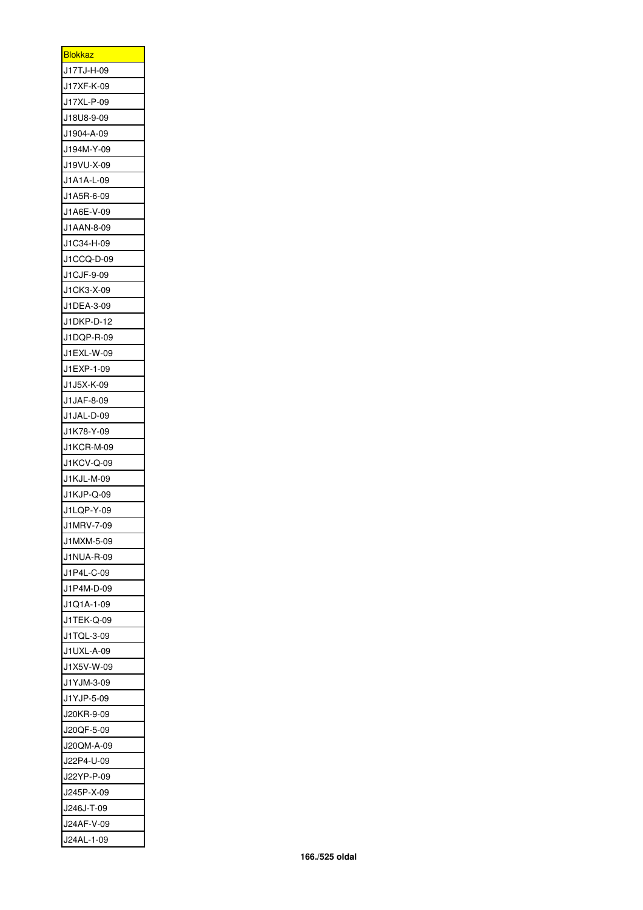| Blokkaz |
| --- |
| J17TJ-H-09 |
| J17XF-K-09 |
| J17XL-P-09 |
| J18U8-9-09 |
| J1904-A-09 |
| J194M-Y-09 |
| J19VU-X-09 |
| J1A1A-L-09 |
| J1A5R-6-09 |
| J1A6E-V-09 |
| J1AAN-8-09 |
| J1C34-H-09 |
| J1CCQ-D-09 |
| J1CJF-9-09 |
| J1CK3-X-09 |
| J1DEA-3-09 |
| J1DKP-D-12 |
| J1DQP-R-09 |
| J1EXL-W-09 |
| J1EXP-1-09 |
| J1J5X-K-09 |
| J1JAF-8-09 |
| J1JAL-D-09 |
| J1K78-Y-09 |
| J1KCR-M-09 |
| J1KCV-Q-09 |
| J1KJL-M-09 |
| J1KJP-Q-09 |
| J1LQP-Y-09 |
| J1MRV-7-09 |
| J1MXM-5-09 |
| J1NUA-R-09 |
| J1P4L-C-09 |
| J1P4M-D-09 |
| J1Q1A-1-09 |
| J1TEK-Q-09 |
| J1TQL-3-09 |
| J1UXL-A-09 |
| J1X5V-W-09 |
| J1YJM-3-09 |
| J1YJP-5-09 |
| J20KR-9-09 |
| J20QF-5-09 |
| J20QM-A-09 |
| J22P4-U-09 |
| J22YP-P-09 |
| J245P-X-09 |
| J246J-T-09 |
| J24AF-V-09 |
| J24AL-1-09 |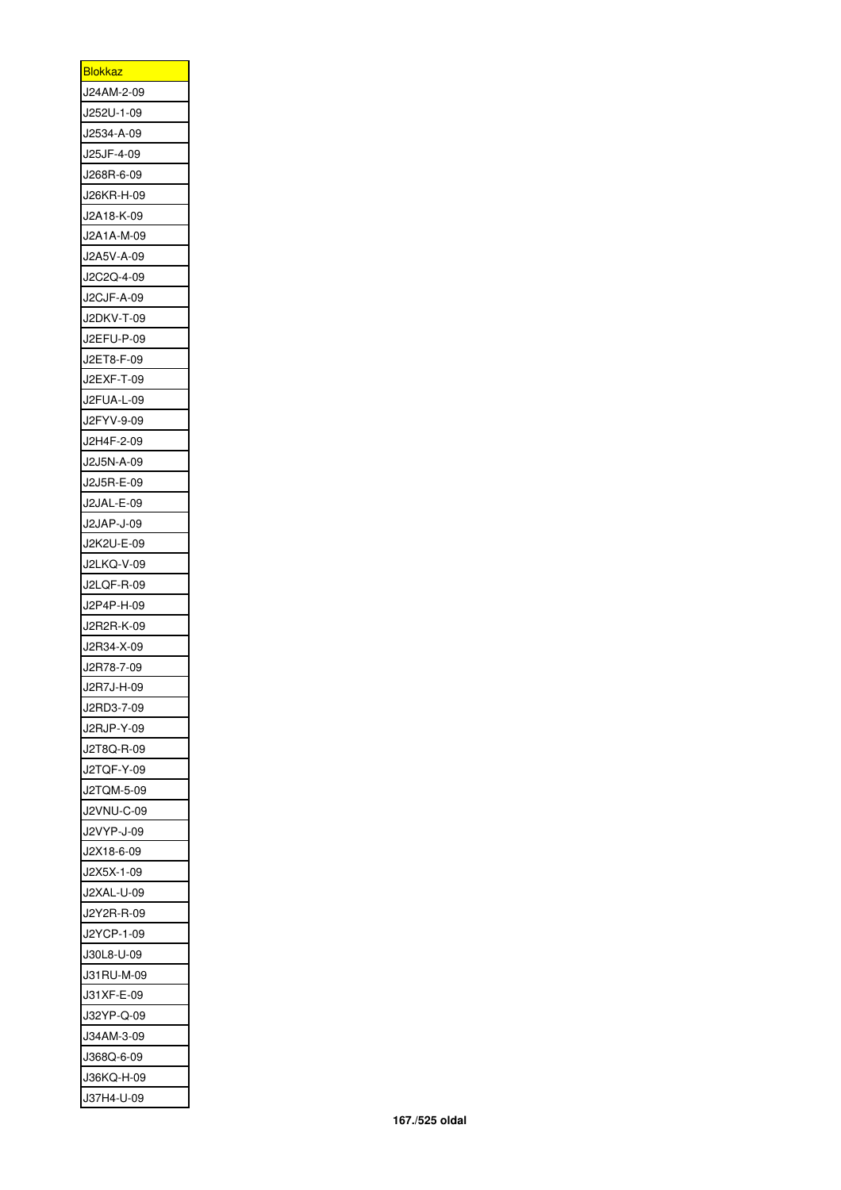| Blokkaz |
|---|
| J24AM-2-09 |
| J252U-1-09 |
| J2534-A-09 |
| J25JF-4-09 |
| J268R-6-09 |
| J26KR-H-09 |
| J2A18-K-09 |
| J2A1A-M-09 |
| J2A5V-A-09 |
| J2C2Q-4-09 |
| J2CJF-A-09 |
| J2DKV-T-09 |
| J2EFU-P-09 |
| J2ET8-F-09 |
| J2EXF-T-09 |
| J2FUA-L-09 |
| J2FYV-9-09 |
| J2H4F-2-09 |
| J2J5N-A-09 |
| J2J5R-E-09 |
| J2JAL-E-09 |
| J2JAP-J-09 |
| J2K2U-E-09 |
| J2LKQ-V-09 |
| J2LQF-R-09 |
| J2P4P-H-09 |
| J2R2R-K-09 |
| J2R34-X-09 |
| J2R78-7-09 |
| J2R7J-H-09 |
| J2RD3-7-09 |
| J2RJP-Y-09 |
| J2T8Q-R-09 |
| J2TQF-Y-09 |
| J2TQM-5-09 |
| J2VNU-C-09 |
| J2VYP-J-09 |
| J2X18-6-09 |
| J2X5X-1-09 |
| J2XAL-U-09 |
| J2Y2R-R-09 |
| J2YCP-1-09 |
| J30L8-U-09 |
| J31RU-M-09 |
| J31XF-E-09 |
| J32YP-Q-09 |
| J34AM-3-09 |
| J368Q-6-09 |
| J36KQ-H-09 |
| J37H4-U-09 |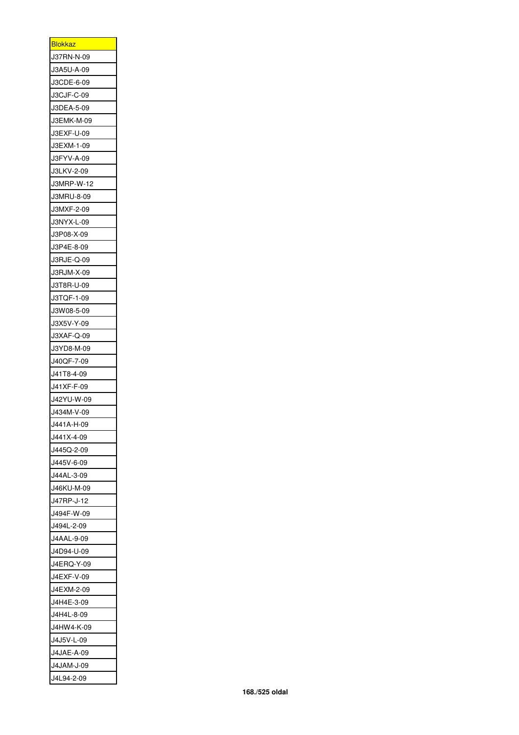| Blokkaz |
|---|
| J37RN-N-09 |
| J3A5U-A-09 |
| J3CDE-6-09 |
| J3CJF-C-09 |
| J3DEA-5-09 |
| J3EMK-M-09 |
| J3EXF-U-09 |
| J3EXM-1-09 |
| J3FYV-A-09 |
| J3LKV-2-09 |
| J3MRP-W-12 |
| J3MRU-8-09 |
| J3MXF-2-09 |
| J3NYX-L-09 |
| J3P08-X-09 |
| J3P4E-8-09 |
| J3RJE-Q-09 |
| J3RJM-X-09 |
| J3T8R-U-09 |
| J3TQF-1-09 |
| J3W08-5-09 |
| J3X5V-Y-09 |
| J3XAF-Q-09 |
| J3YD8-M-09 |
| J40QF-7-09 |
| J41T8-4-09 |
| J41XF-F-09 |
| J42YU-W-09 |
| J434M-V-09 |
| J441A-H-09 |
| J441X-4-09 |
| J445Q-2-09 |
| J445V-6-09 |
| J44AL-3-09 |
| J46KU-M-09 |
| J47RP-J-12 |
| J494F-W-09 |
| J494L-2-09 |
| J4AAL-9-09 |
| J4D94-U-09 |
| J4ERQ-Y-09 |
| J4EXF-V-09 |
| J4EXM-2-09 |
| J4H4E-3-09 |
| J4H4L-8-09 |
| J4HW4-K-09 |
| J4J5V-L-09 |
| J4JAE-A-09 |
| J4JAM-J-09 |
| J4L94-2-09 |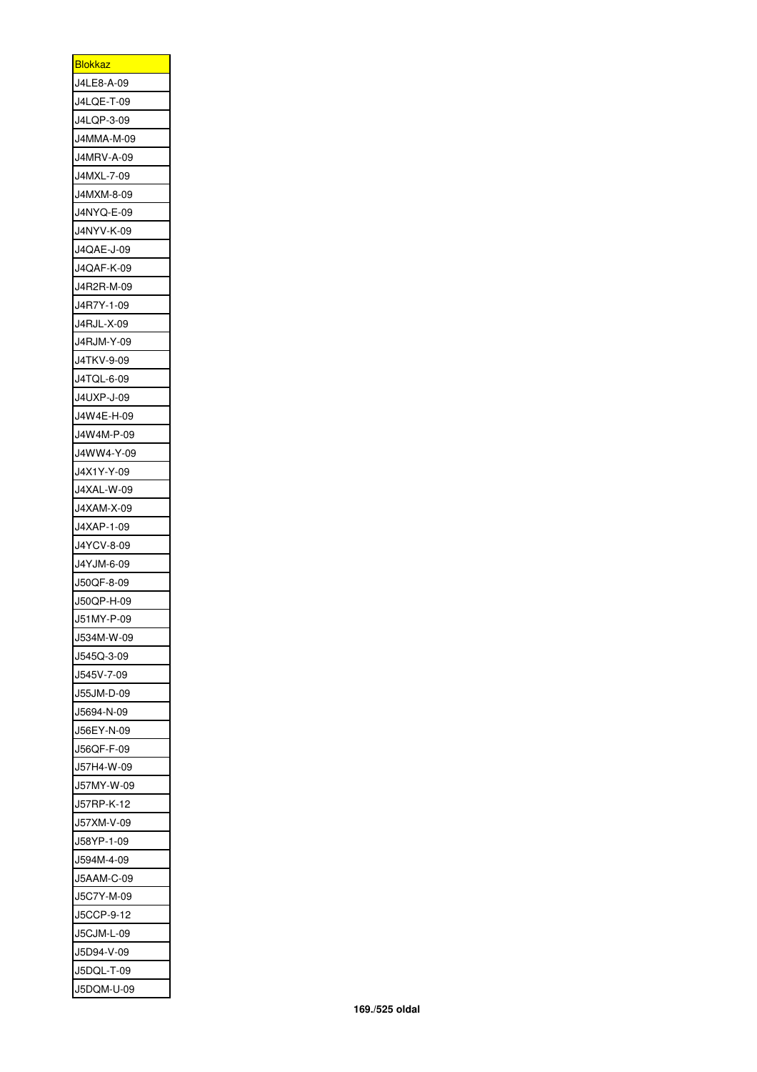| Blokkaz |
|---|
| J4LE8-A-09 |
| J4LQE-T-09 |
| J4LQP-3-09 |
| J4MMA-M-09 |
| J4MRV-A-09 |
| J4MXL-7-09 |
| J4MXM-8-09 |
| J4NYQ-E-09 |
| J4NYV-K-09 |
| J4QAE-J-09 |
| J4QAF-K-09 |
| J4R2R-M-09 |
| J4R7Y-1-09 |
| J4RJL-X-09 |
| J4RJM-Y-09 |
| J4TKV-9-09 |
| J4TQL-6-09 |
| J4UXP-J-09 |
| J4W4E-H-09 |
| J4W4M-P-09 |
| J4WW4-Y-09 |
| J4X1Y-Y-09 |
| J4XAL-W-09 |
| J4XAM-X-09 |
| J4XAP-1-09 |
| J4YCV-8-09 |
| J4YJM-6-09 |
| J50QF-8-09 |
| J50QP-H-09 |
| J51MY-P-09 |
| J534M-W-09 |
| J545Q-3-09 |
| J545V-7-09 |
| J55JM-D-09 |
| J5694-N-09 |
| J56EY-N-09 |
| J56QF-F-09 |
| J57H4-W-09 |
| J57MY-W-09 |
| J57RP-K-12 |
| J57XM-V-09 |
| J58YP-1-09 |
| J594M-4-09 |
| J5AAM-C-09 |
| J5C7Y-M-09 |
| J5CCP-9-12 |
| J5CJM-L-09 |
| J5D94-V-09 |
| J5DQL-T-09 |
| J5DQM-U-09 |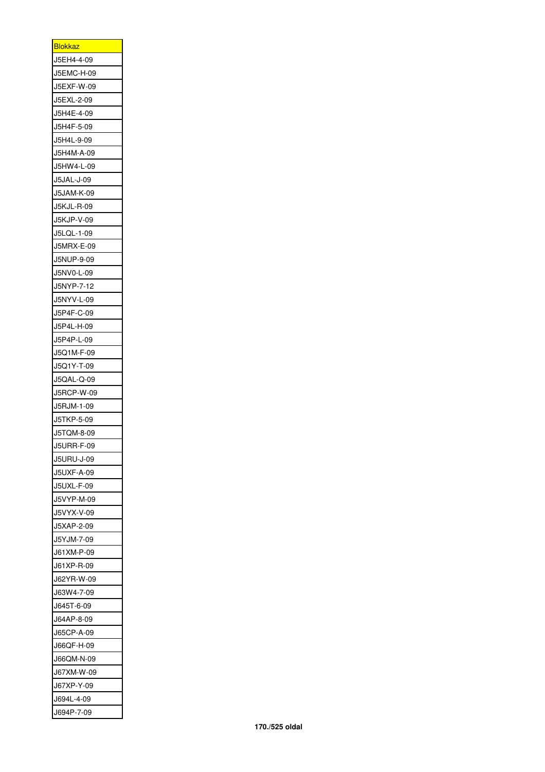| Blokkaz |
| --- |
| J5EH4-4-09 |
| J5EMC-H-09 |
| J5EXF-W-09 |
| J5EXL-2-09 |
| J5H4E-4-09 |
| J5H4F-5-09 |
| J5H4L-9-09 |
| J5H4M-A-09 |
| J5HW4-L-09 |
| J5JAL-J-09 |
| J5JAM-K-09 |
| J5KJL-R-09 |
| J5KJP-V-09 |
| J5LQL-1-09 |
| J5MRX-E-09 |
| J5NUP-9-09 |
| J5NV0-L-09 |
| J5NYP-7-12 |
| J5NYV-L-09 |
| J5P4F-C-09 |
| J5P4L-H-09 |
| J5P4P-L-09 |
| J5Q1M-F-09 |
| J5Q1Y-T-09 |
| J5QAL-Q-09 |
| J5RCP-W-09 |
| J5RJM-1-09 |
| J5TKP-5-09 |
| J5TQM-8-09 |
| J5URR-F-09 |
| J5URU-J-09 |
| J5UXF-A-09 |
| J5UXL-F-09 |
| J5VYP-M-09 |
| J5VYX-V-09 |
| J5XAP-2-09 |
| J5YJM-7-09 |
| J61XM-P-09 |
| J61XP-R-09 |
| J62YR-W-09 |
| J63W4-7-09 |
| J645T-6-09 |
| J64AP-8-09 |
| J65CP-A-09 |
| J66QF-H-09 |
| J66QM-N-09 |
| J67XM-W-09 |
| J67XP-Y-09 |
| J694L-4-09 |
| J694P-7-09 |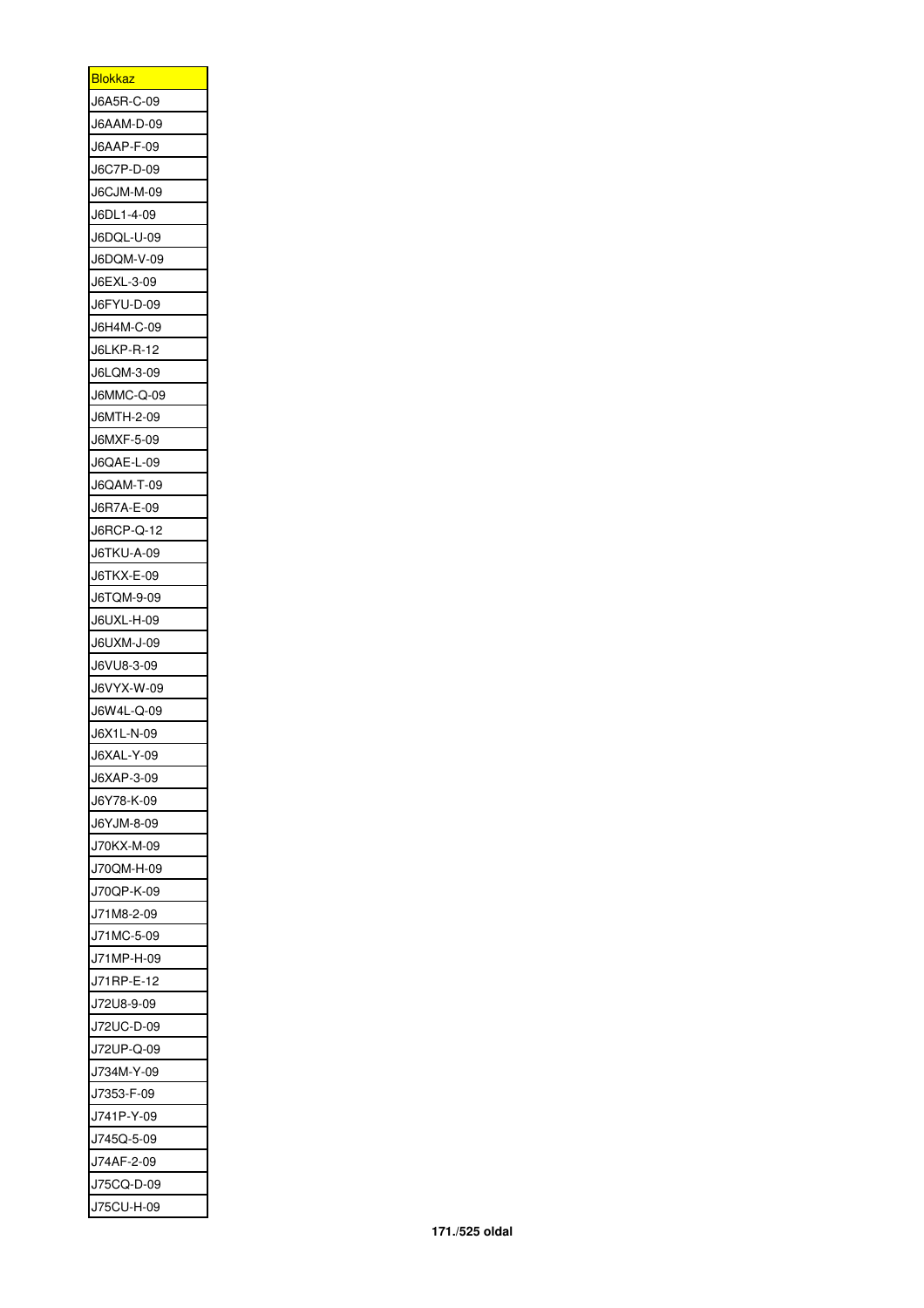| Blokkaz |
|---|
| J6A5R-C-09 |
| J6AAM-D-09 |
| J6AAP-F-09 |
| J6C7P-D-09 |
| J6CJM-M-09 |
| J6DL1-4-09 |
| J6DQL-U-09 |
| J6DQM-V-09 |
| J6EXL-3-09 |
| J6FYU-D-09 |
| J6H4M-C-09 |
| J6LKP-R-12 |
| J6LQM-3-09 |
| J6MMC-Q-09 |
| J6MTH-2-09 |
| J6MXF-5-09 |
| J6QAE-L-09 |
| J6QAM-T-09 |
| J6R7A-E-09 |
| J6RCP-Q-12 |
| J6TKU-A-09 |
| J6TKX-E-09 |
| J6TQM-9-09 |
| J6UXL-H-09 |
| J6UXM-J-09 |
| J6VU8-3-09 |
| J6VYX-W-09 |
| J6W4L-Q-09 |
| J6X1L-N-09 |
| J6XAL-Y-09 |
| J6XAP-3-09 |
| J6Y78-K-09 |
| J6YJM-8-09 |
| J70KX-M-09 |
| J70QM-H-09 |
| J70QP-K-09 |
| J71M8-2-09 |
| J71MC-5-09 |
| J71MP-H-09 |
| J71RP-E-12 |
| J72U8-9-09 |
| J72UC-D-09 |
| J72UP-Q-09 |
| J734M-Y-09 |
| J7353-F-09 |
| J741P-Y-09 |
| J745Q-5-09 |
| J74AF-2-09 |
| J75CQ-D-09 |
| J75CU-H-09 |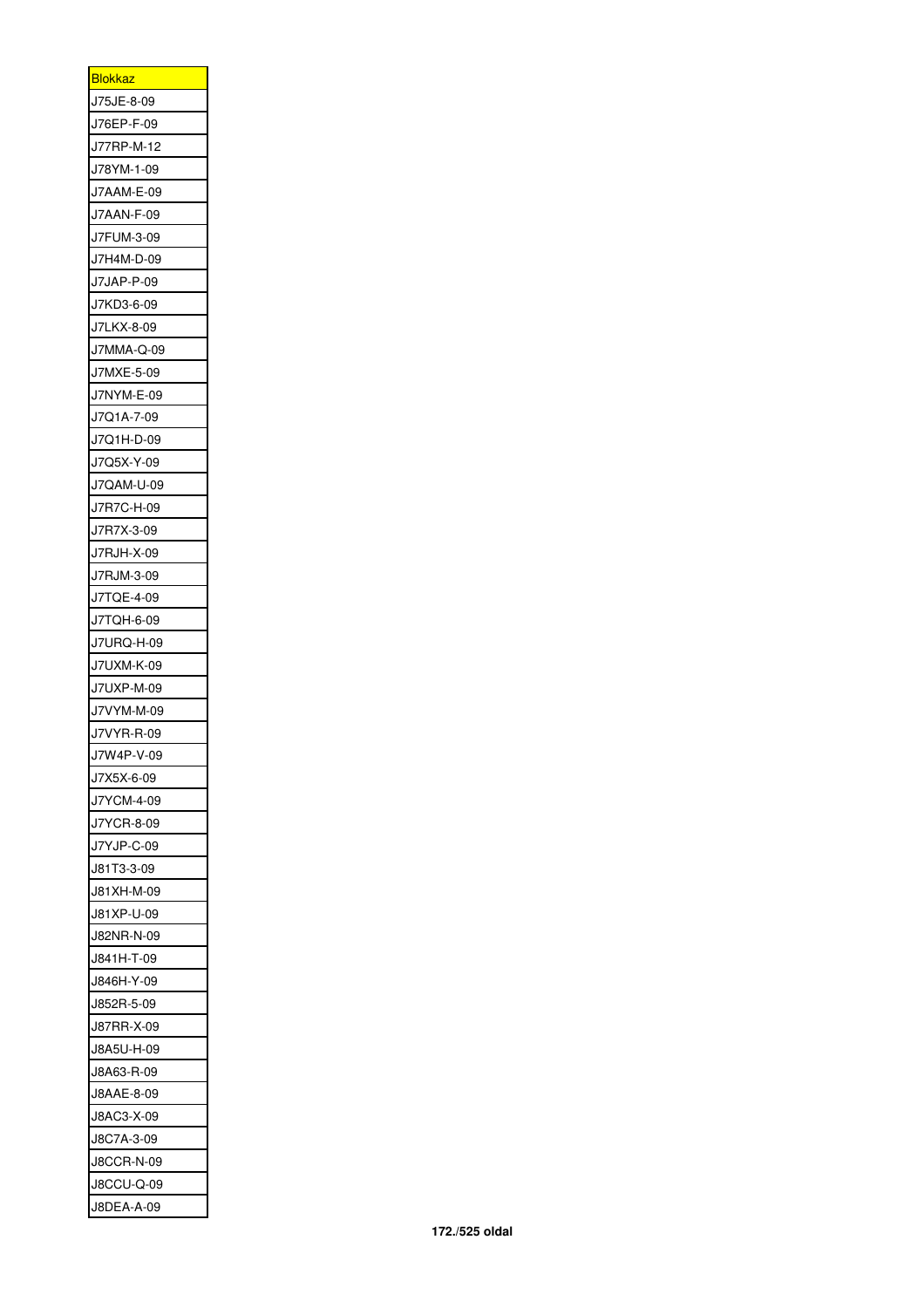| Blokkaz |
| --- |
| J75JE-8-09 |
| J76EP-F-09 |
| J77RP-M-12 |
| J78YM-1-09 |
| J7AAM-E-09 |
| J7AAN-F-09 |
| J7FUM-3-09 |
| J7H4M-D-09 |
| J7JAP-P-09 |
| J7KD3-6-09 |
| J7LKX-8-09 |
| J7MMA-Q-09 |
| J7MXE-5-09 |
| J7NYM-E-09 |
| J7Q1A-7-09 |
| J7Q1H-D-09 |
| J7Q5X-Y-09 |
| J7QAM-U-09 |
| J7R7C-H-09 |
| J7R7X-3-09 |
| J7RJH-X-09 |
| J7RJM-3-09 |
| J7TQE-4-09 |
| J7TQH-6-09 |
| J7URQ-H-09 |
| J7UXM-K-09 |
| J7UXP-M-09 |
| J7VYM-M-09 |
| J7VYR-R-09 |
| J7W4P-V-09 |
| J7X5X-6-09 |
| J7YCM-4-09 |
| J7YCR-8-09 |
| J7YJP-C-09 |
| J81T3-3-09 |
| J81XH-M-09 |
| J81XP-U-09 |
| J82NR-N-09 |
| J841H-T-09 |
| J846H-Y-09 |
| J852R-5-09 |
| J87RR-X-09 |
| J8A5U-H-09 |
| J8A63-R-09 |
| J8AAE-8-09 |
| J8AC3-X-09 |
| J8C7A-3-09 |
| J8CCR-N-09 |
| J8CCU-Q-09 |
| J8DEA-A-09 |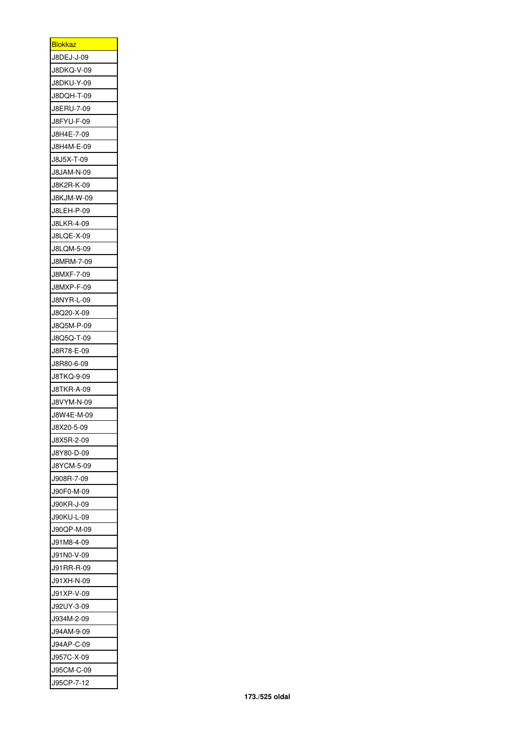| Blokkaz |
| --- |
| J8DEJ-J-09 |
| J8DKQ-V-09 |
| J8DKU-Y-09 |
| J8DQH-T-09 |
| J8ERU-7-09 |
| J8FYU-F-09 |
| J8H4E-7-09 |
| J8H4M-E-09 |
| J8J5X-T-09 |
| J8JAM-N-09 |
| J8K2R-K-09 |
| J8KJM-W-09 |
| J8LEH-P-09 |
| J8LKR-4-09 |
| J8LQE-X-09 |
| J8LQM-5-09 |
| J8MRM-7-09 |
| J8MXF-7-09 |
| J8MXP-F-09 |
| J8NYR-L-09 |
| J8Q20-X-09 |
| J8Q5M-P-09 |
| J8Q5Q-T-09 |
| J8R78-E-09 |
| J8R80-6-09 |
| J8TKQ-9-09 |
| J8TKR-A-09 |
| J8VYM-N-09 |
| J8W4E-M-09 |
| J8X20-5-09 |
| J8X5R-2-09 |
| J8Y80-D-09 |
| J8YCM-5-09 |
| J908R-7-09 |
| J90F0-M-09 |
| J90KR-J-09 |
| J90KU-L-09 |
| J90QP-M-09 |
| J91M8-4-09 |
| J91N0-V-09 |
| J91RR-R-09 |
| J91XH-N-09 |
| J91XP-V-09 |
| J92UY-3-09 |
| J934M-2-09 |
| J94AM-9-09 |
| J94AP-C-09 |
| J957C-X-09 |
| J95CM-C-09 |
| J95CP-7-12 |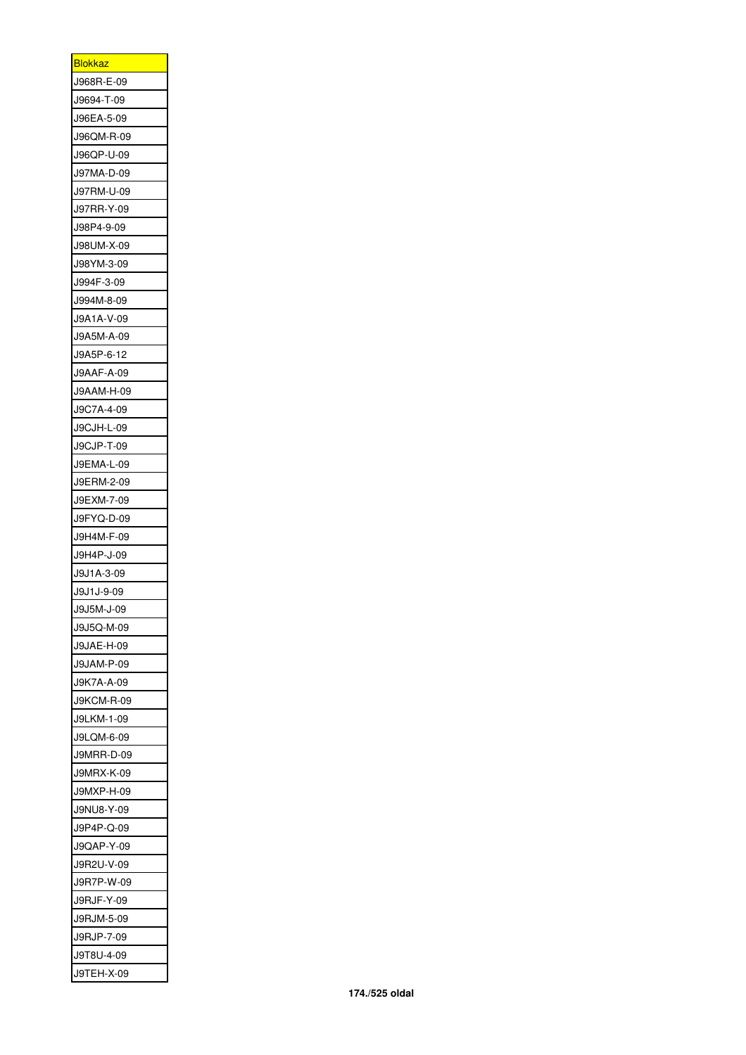| Blokkaz |
|---|
| J968R-E-09 |
| J9694-T-09 |
| J96EA-5-09 |
| J96QM-R-09 |
| J96QP-U-09 |
| J97MA-D-09 |
| J97RM-U-09 |
| J97RR-Y-09 |
| J98P4-9-09 |
| J98UM-X-09 |
| J98YM-3-09 |
| J994F-3-09 |
| J994M-8-09 |
| J9A1A-V-09 |
| J9A5M-A-09 |
| J9A5P-6-12 |
| J9AAF-A-09 |
| J9AAM-H-09 |
| J9C7A-4-09 |
| J9CJH-L-09 |
| J9CJP-T-09 |
| J9EMA-L-09 |
| J9ERM-2-09 |
| J9EXM-7-09 |
| J9FYQ-D-09 |
| J9H4M-F-09 |
| J9H4P-J-09 |
| J9J1A-3-09 |
| J9J1J-9-09 |
| J9J5M-J-09 |
| J9J5Q-M-09 |
| J9JAE-H-09 |
| J9JAM-P-09 |
| J9K7A-A-09 |
| J9KCM-R-09 |
| J9LKM-1-09 |
| J9LQM-6-09 |
| J9MRR-D-09 |
| J9MRX-K-09 |
| J9MXP-H-09 |
| J9NU8-Y-09 |
| J9P4P-Q-09 |
| J9QAP-Y-09 |
| J9R2U-V-09 |
| J9R7P-W-09 |
| J9RJF-Y-09 |
| J9RJM-5-09 |
| J9RJP-7-09 |
| J9T8U-4-09 |
| J9TEH-X-09 |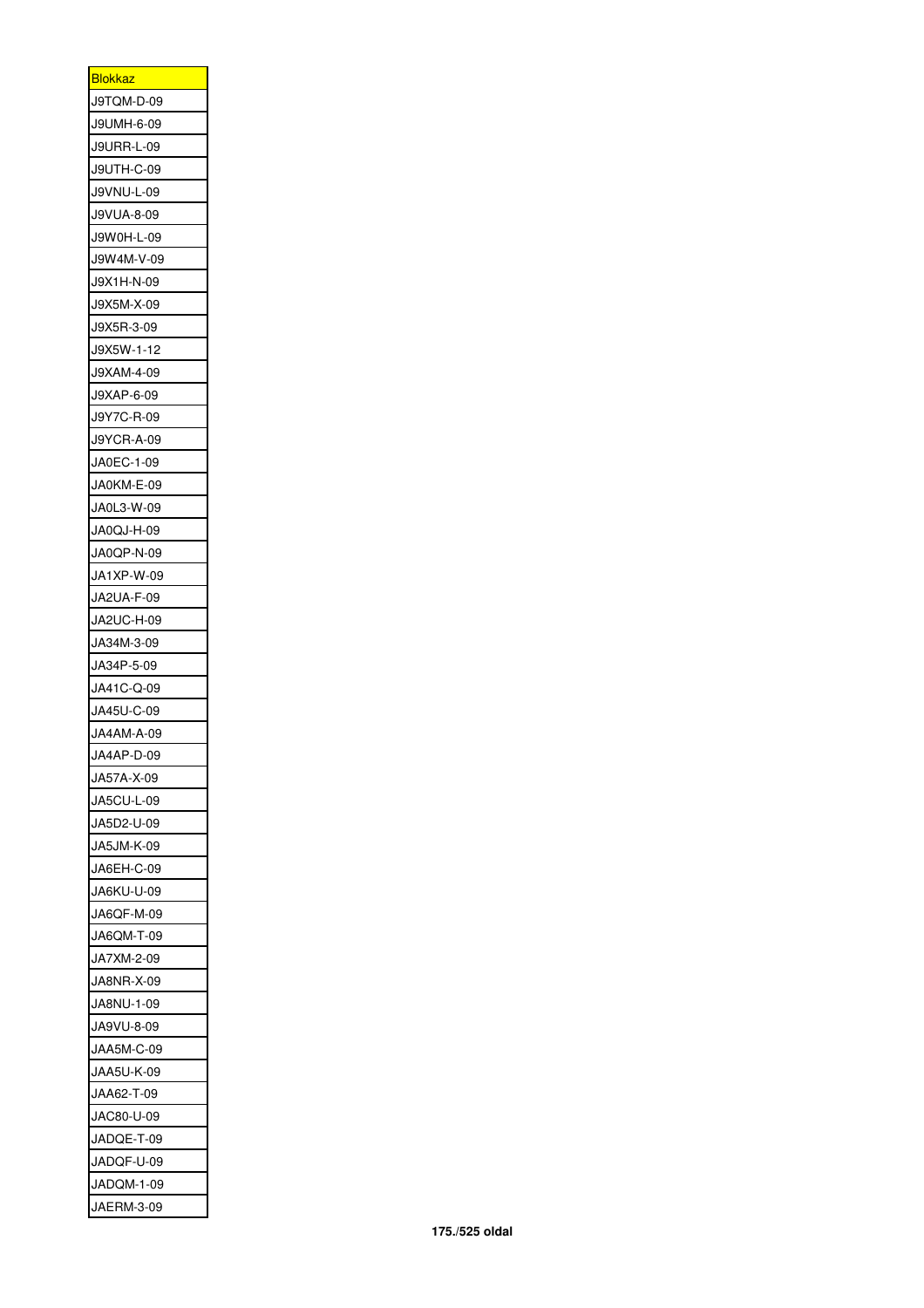| Blokkaz |
|---|
| J9TQM-D-09 |
| J9UMH-6-09 |
| J9URR-L-09 |
| J9UTH-C-09 |
| J9VNU-L-09 |
| J9VUA-8-09 |
| J9W0H-L-09 |
| J9W4M-V-09 |
| J9X1H-N-09 |
| J9X5M-X-09 |
| J9X5R-3-09 |
| J9X5W-1-12 |
| J9XAM-4-09 |
| J9XAP-6-09 |
| J9Y7C-R-09 |
| J9YCR-A-09 |
| JA0EC-1-09 |
| JA0KM-E-09 |
| JA0L3-W-09 |
| JA0QJ-H-09 |
| JA0QP-N-09 |
| JA1XP-W-09 |
| JA2UA-F-09 |
| JA2UC-H-09 |
| JA34M-3-09 |
| JA34P-5-09 |
| JA41C-Q-09 |
| JA45U-C-09 |
| JA4AM-A-09 |
| JA4AP-D-09 |
| JA57A-X-09 |
| JA5CU-L-09 |
| JA5D2-U-09 |
| JA5JM-K-09 |
| JA6EH-C-09 |
| JA6KU-U-09 |
| JA6QF-M-09 |
| JA6QM-T-09 |
| JA7XM-2-09 |
| JA8NR-X-09 |
| JA8NU-1-09 |
| JA9VU-8-09 |
| JAA5M-C-09 |
| JAA5U-K-09 |
| JAA62-T-09 |
| JAC80-U-09 |
| JADQE-T-09 |
| JADQF-U-09 |
| JADQM-1-09 |
| JAERM-3-09 |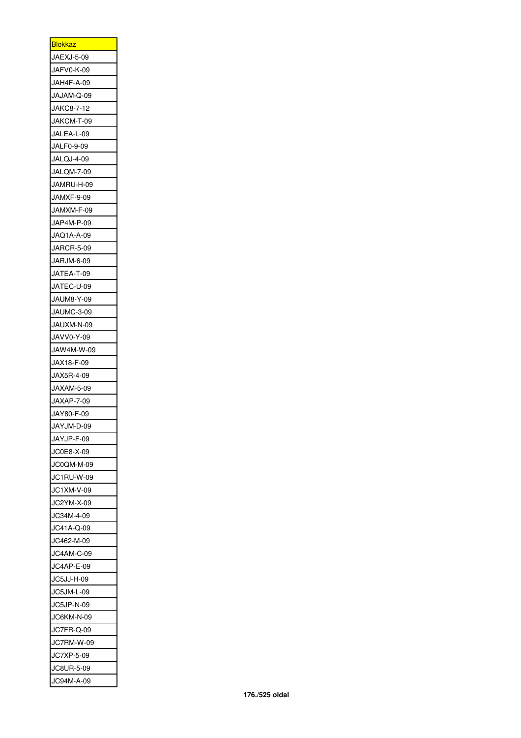| Blokkaz |
| --- |
| JAEXJ-5-09 |
| JAFV0-K-09 |
| JAH4F-A-09 |
| JAJAM-Q-09 |
| JAKC8-7-12 |
| JAKCM-T-09 |
| JALEA-L-09 |
| JALF0-9-09 |
| JALQJ-4-09 |
| JALQM-7-09 |
| JAMRU-H-09 |
| JAMXF-9-09 |
| JAMXM-F-09 |
| JAP4M-P-09 |
| JAQ1A-A-09 |
| JARCR-5-09 |
| JARJM-6-09 |
| JATEA-T-09 |
| JATEC-U-09 |
| JAUM8-Y-09 |
| JAUMC-3-09 |
| JAUXM-N-09 |
| JAVV0-Y-09 |
| JAW4M-W-09 |
| JAX18-F-09 |
| JAX5R-4-09 |
| JAXAM-5-09 |
| JAXAP-7-09 |
| JAY80-F-09 |
| JAYJM-D-09 |
| JAYJP-F-09 |
| JC0E8-X-09 |
| JC0QM-M-09 |
| JC1RU-W-09 |
| JC1XM-V-09 |
| JC2YM-X-09 |
| JC34M-4-09 |
| JC41A-Q-09 |
| JC462-M-09 |
| JC4AM-C-09 |
| JC4AP-E-09 |
| JC5JJ-H-09 |
| JC5JM-L-09 |
| JC5JP-N-09 |
| JC6KM-N-09 |
| JC7FR-Q-09 |
| JC7RM-W-09 |
| JC7XP-5-09 |
| JC8UR-5-09 |
| JC94M-A-09 |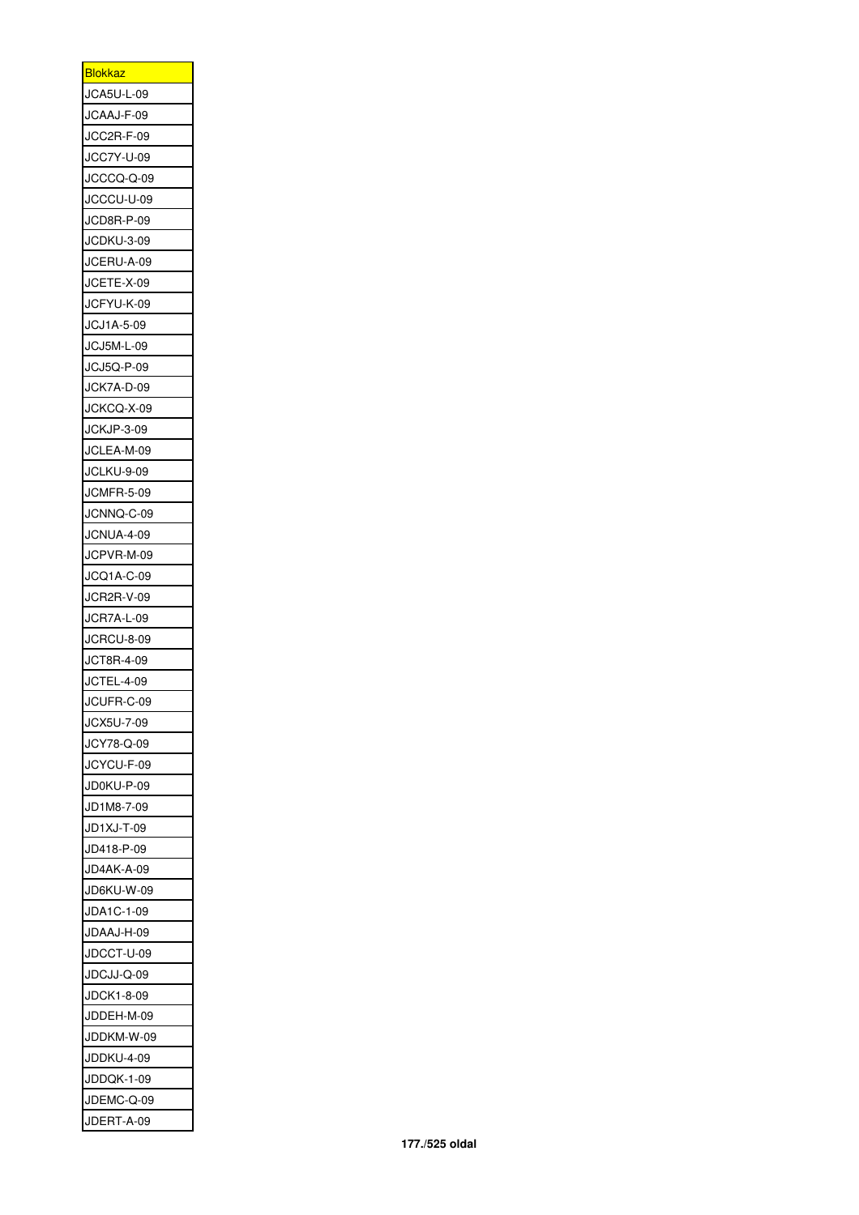| Blokkaz |
| --- |
| JCA5U-L-09 |
| JCAAJ-F-09 |
| JCC2R-F-09 |
| JCC7Y-U-09 |
| JCCCQ-Q-09 |
| JCCCU-U-09 |
| JCD8R-P-09 |
| JCDKU-3-09 |
| JCERU-A-09 |
| JCETE-X-09 |
| JCFYU-K-09 |
| JCJ1A-5-09 |
| JCJ5M-L-09 |
| JCJ5Q-P-09 |
| JCK7A-D-09 |
| JCKCQ-X-09 |
| JCKJP-3-09 |
| JCLEA-M-09 |
| JCLKU-9-09 |
| JCMFR-5-09 |
| JCNNQ-C-09 |
| JCNUA-4-09 |
| JCPVR-M-09 |
| JCQ1A-C-09 |
| JCR2R-V-09 |
| JCR7A-L-09 |
| JCRCU-8-09 |
| JCT8R-4-09 |
| JCTEL-4-09 |
| JCUFR-C-09 |
| JCX5U-7-09 |
| JCY78-Q-09 |
| JCYCU-F-09 |
| JD0KU-P-09 |
| JD1M8-7-09 |
| JD1XJ-T-09 |
| JD418-P-09 |
| JD4AK-A-09 |
| JD6KU-W-09 |
| JDA1C-1-09 |
| JDAAJ-H-09 |
| JDCCT-U-09 |
| JDCJJ-Q-09 |
| JDCK1-8-09 |
| JDDEH-M-09 |
| JDDKM-W-09 |
| JDDKU-4-09 |
| JDDQK-1-09 |
| JDEMC-Q-09 |
| JDERT-A-09 |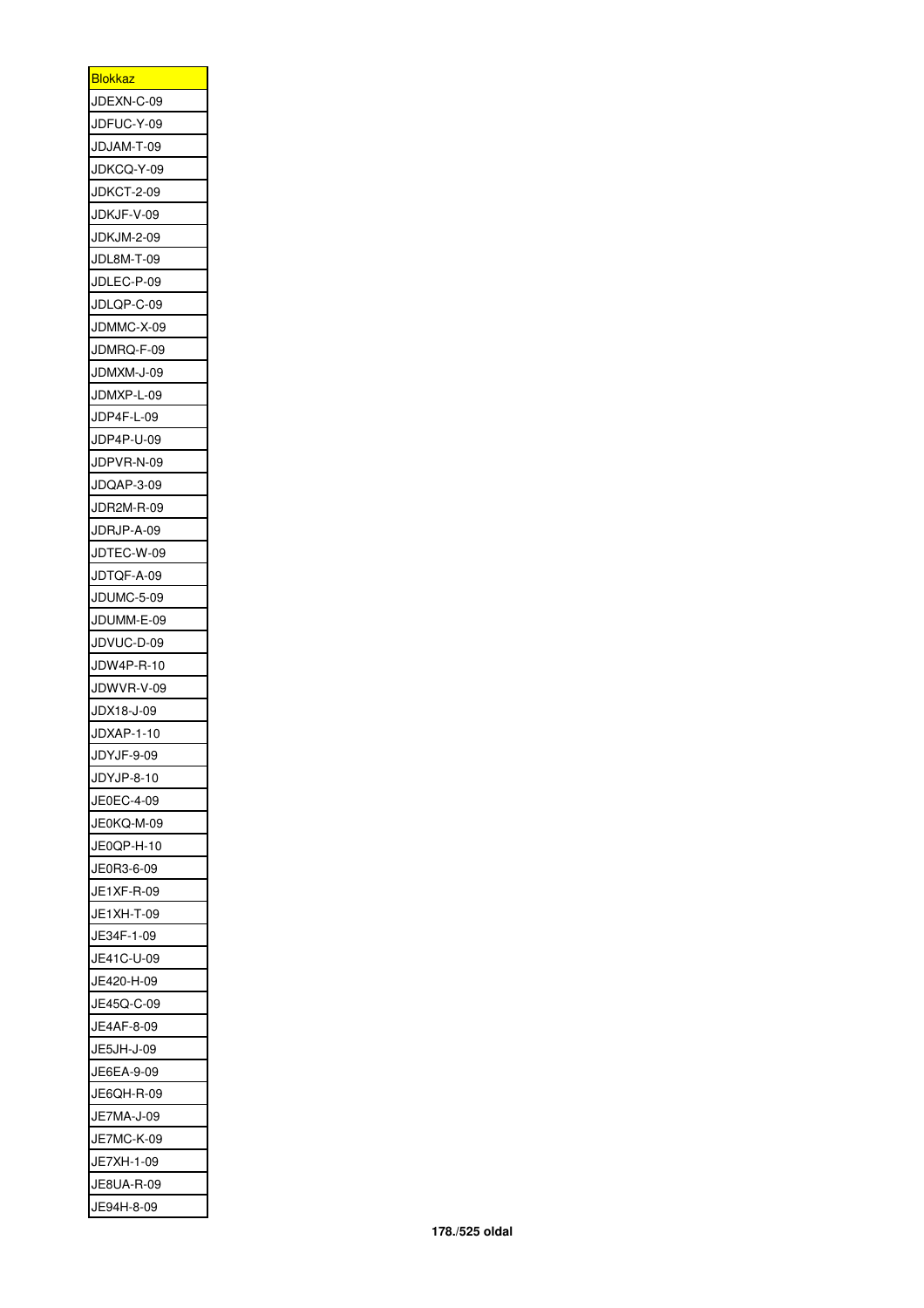| Blokkaz |
| --- |
| JDEXN-C-09 |
| JDFUC-Y-09 |
| JDJAM-T-09 |
| JDKCQ-Y-09 |
| JDKCT-2-09 |
| JDKJF-V-09 |
| JDKJM-2-09 |
| JDL8M-T-09 |
| JDLEC-P-09 |
| JDLQP-C-09 |
| JDMMC-X-09 |
| JDMRQ-F-09 |
| JDMXM-J-09 |
| JDMXP-L-09 |
| JDP4F-L-09 |
| JDP4P-U-09 |
| JDPVR-N-09 |
| JDQAP-3-09 |
| JDR2M-R-09 |
| JDRJP-A-09 |
| JDTEC-W-09 |
| JDTQF-A-09 |
| JDUMC-5-09 |
| JDUMM-E-09 |
| JDVUC-D-09 |
| JDW4P-R-10 |
| JDWVR-V-09 |
| JDX18-J-09 |
| JDXAP-1-10 |
| JDYJF-9-09 |
| JDYJP-8-10 |
| JE0EC-4-09 |
| JE0KQ-M-09 |
| JE0QP-H-10 |
| JE0R3-6-09 |
| JE1XF-R-09 |
| JE1XH-T-09 |
| JE34F-1-09 |
| JE41C-U-09 |
| JE420-H-09 |
| JE45Q-C-09 |
| JE4AF-8-09 |
| JE5JH-J-09 |
| JE6EA-9-09 |
| JE6QH-R-09 |
| JE7MA-J-09 |
| JE7MC-K-09 |
| JE7XH-1-09 |
| JE8UA-R-09 |
| JE94H-8-09 |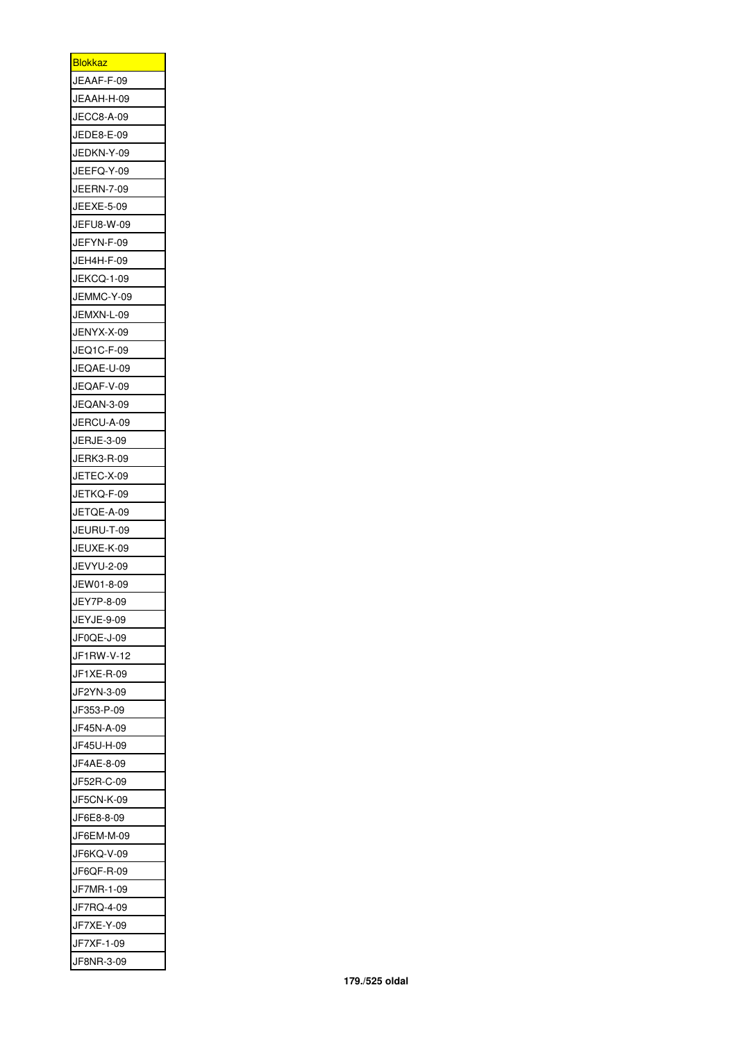| Blokkaz |
|---|
| JEAAF-F-09 |
| JEAAH-H-09 |
| JECC8-A-09 |
| JEDE8-E-09 |
| JEDKN-Y-09 |
| JEEFQ-Y-09 |
| JEERN-7-09 |
| JEEXE-5-09 |
| JEFU8-W-09 |
| JEFYN-F-09 |
| JEH4H-F-09 |
| JEKCQ-1-09 |
| JEMMC-Y-09 |
| JEMXN-L-09 |
| JENYX-X-09 |
| JEQ1C-F-09 |
| JEQAE-U-09 |
| JEQAF-V-09 |
| JEQAN-3-09 |
| JERCU-A-09 |
| JERJE-3-09 |
| JERK3-R-09 |
| JETEC-X-09 |
| JETKQ-F-09 |
| JETQE-A-09 |
| JEURU-T-09 |
| JEUXE-K-09 |
| JEVYU-2-09 |
| JEW01-8-09 |
| JEY7P-8-09 |
| JEYJE-9-09 |
| JF0QE-J-09 |
| JF1RW-V-12 |
| JF1XE-R-09 |
| JF2YN-3-09 |
| JF353-P-09 |
| JF45N-A-09 |
| JF45U-H-09 |
| JF4AE-8-09 |
| JF52R-C-09 |
| JF5CN-K-09 |
| JF6E8-8-09 |
| JF6EM-M-09 |
| JF6KQ-V-09 |
| JF6QF-R-09 |
| JF7MR-1-09 |
| JF7RQ-4-09 |
| JF7XE-Y-09 |
| JF7XF-1-09 |
| JF8NR-3-09 |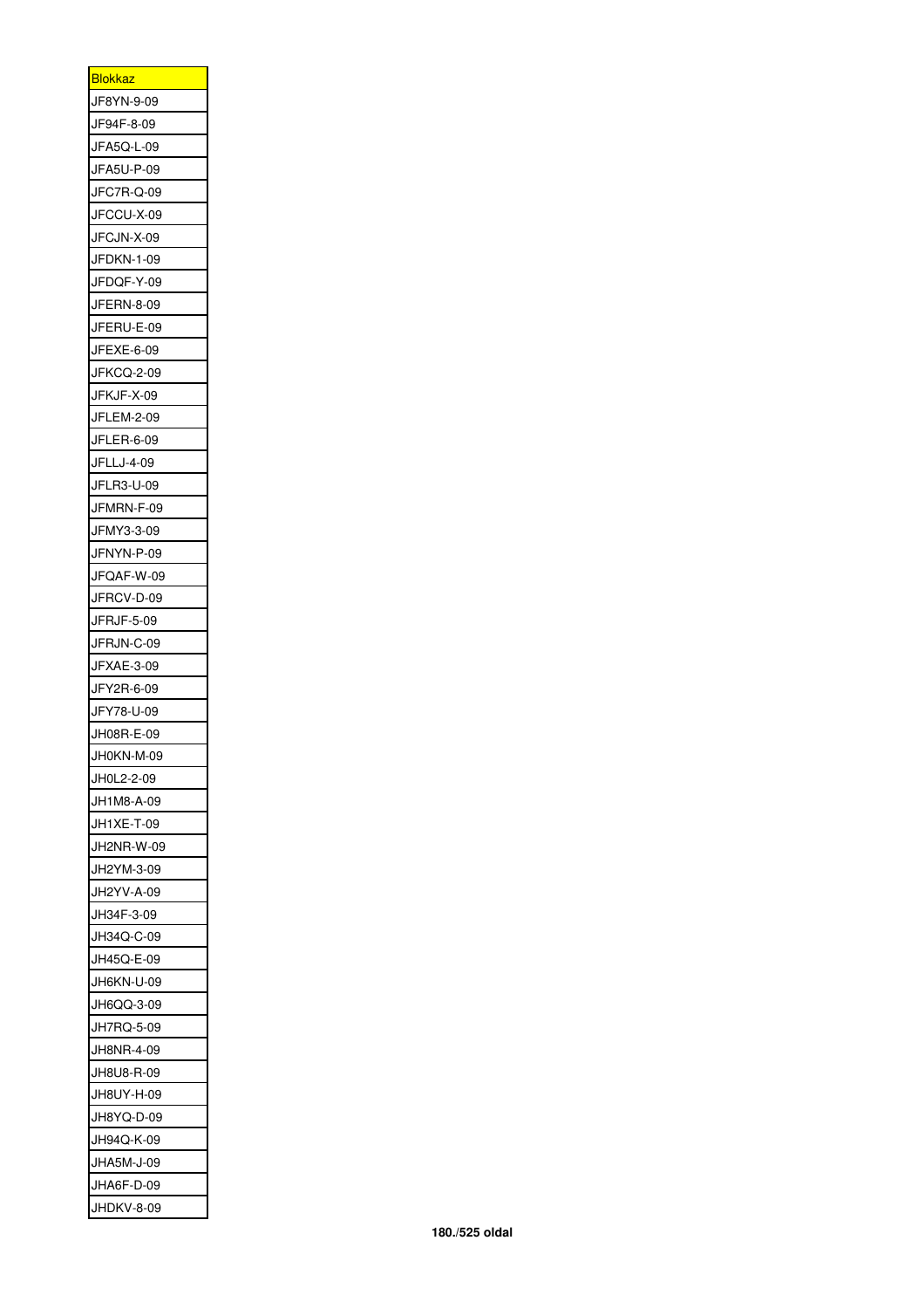| Blokkaz |
|---|
| JF8YN-9-09 |
| JF94F-8-09 |
| JFA5Q-L-09 |
| JFA5U-P-09 |
| JFC7R-Q-09 |
| JFCCU-X-09 |
| JFCJN-X-09 |
| JFDKN-1-09 |
| JFDQF-Y-09 |
| JFERN-8-09 |
| JFERU-E-09 |
| JFEXE-6-09 |
| JFKCQ-2-09 |
| JFKJF-X-09 |
| JFLEM-2-09 |
| JFLER-6-09 |
| JFLLJ-4-09 |
| JFLR3-U-09 |
| JFMRN-F-09 |
| JFMY3-3-09 |
| JFNYN-P-09 |
| JFQAF-W-09 |
| JFRCV-D-09 |
| JFRJF-5-09 |
| JFRJN-C-09 |
| JFXAE-3-09 |
| JFY2R-6-09 |
| JFY78-U-09 |
| JH08R-E-09 |
| JH0KN-M-09 |
| JH0L2-2-09 |
| JH1M8-A-09 |
| JH1XE-T-09 |
| JH2NR-W-09 |
| JH2YM-3-09 |
| JH2YV-A-09 |
| JH34F-3-09 |
| JH34Q-C-09 |
| JH45Q-E-09 |
| JH6KN-U-09 |
| JH6QQ-3-09 |
| JH7RQ-5-09 |
| JH8NR-4-09 |
| JH8U8-R-09 |
| JH8UY-H-09 |
| JH8YQ-D-09 |
| JH94Q-K-09 |
| JHA5M-J-09 |
| JHA6F-D-09 |
| JHDKV-8-09 |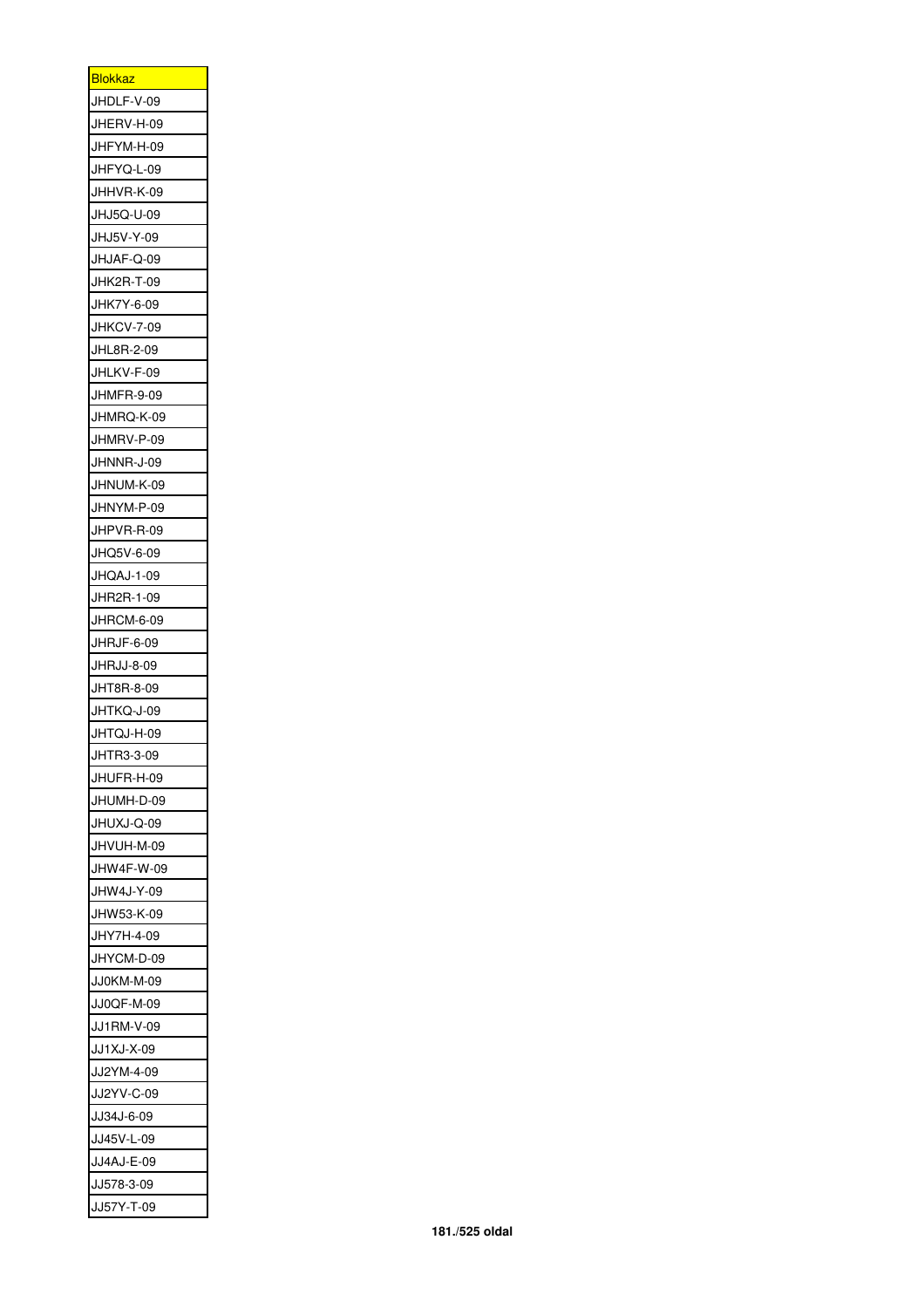| Blokkaz |
| --- |
| JHDLF-V-09 |
| JHERV-H-09 |
| JHFYM-H-09 |
| JHFYQ-L-09 |
| JHHVR-K-09 |
| JHJ5Q-U-09 |
| JHJ5V-Y-09 |
| JHJAF-Q-09 |
| JHK2R-T-09 |
| JHK7Y-6-09 |
| JHKCV-7-09 |
| JHL8R-2-09 |
| JHLKV-F-09 |
| JHMFR-9-09 |
| JHMRQ-K-09 |
| JHMRV-P-09 |
| JHNNR-J-09 |
| JHNUM-K-09 |
| JHNYM-P-09 |
| JHPVR-R-09 |
| JHQ5V-6-09 |
| JHQAJ-1-09 |
| JHR2R-1-09 |
| JHRCM-6-09 |
| JHRJF-6-09 |
| JHRJJ-8-09 |
| JHT8R-8-09 |
| JHTKQ-J-09 |
| JHTQJ-H-09 |
| JHTR3-3-09 |
| JHUFR-H-09 |
| JHUMH-D-09 |
| JHUXJ-Q-09 |
| JHVUH-M-09 |
| JHW4F-W-09 |
| JHW4J-Y-09 |
| JHW53-K-09 |
| JHY7H-4-09 |
| JHYCM-D-09 |
| JJ0KM-M-09 |
| JJ0QF-M-09 |
| JJ1RM-V-09 |
| JJ1XJ-X-09 |
| JJ2YM-4-09 |
| JJ2YV-C-09 |
| JJ34J-6-09 |
| JJ45V-L-09 |
| JJ4AJ-E-09 |
| JJ578-3-09 |
| JJ57Y-T-09 |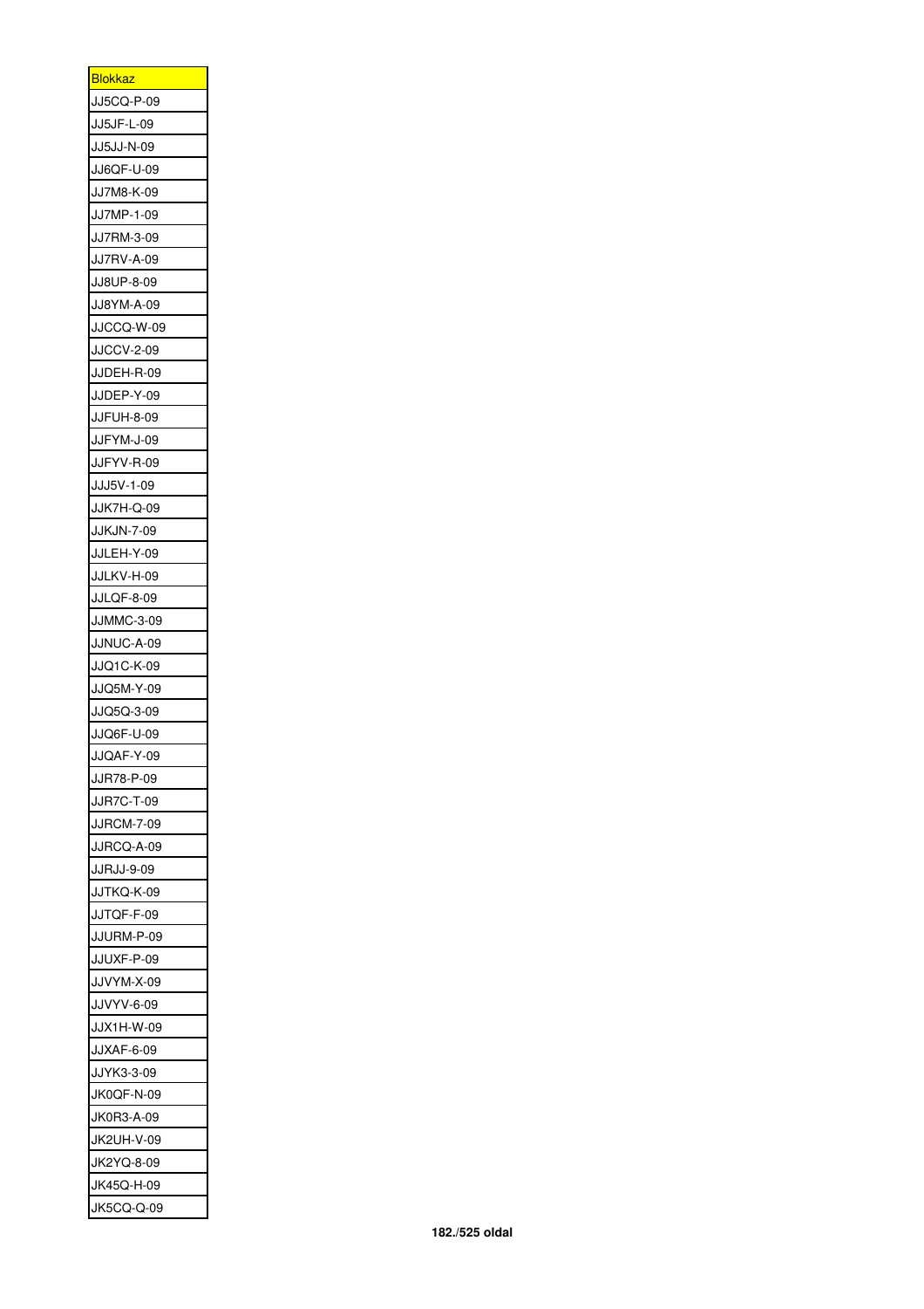| Blokkaz |
|---|
| JJ5CQ-P-09 |
| JJ5JF-L-09 |
| JJ5JJ-N-09 |
| JJ6QF-U-09 |
| JJ7M8-K-09 |
| JJ7MP-1-09 |
| JJ7RM-3-09 |
| JJ7RV-A-09 |
| JJ8UP-8-09 |
| JJ8YM-A-09 |
| JJCCQ-W-09 |
| JJCCV-2-09 |
| JJDEH-R-09 |
| JJDEP-Y-09 |
| JJFUH-8-09 |
| JJFYM-J-09 |
| JJFYV-R-09 |
| JJJ5V-1-09 |
| JJK7H-Q-09 |
| JJKJN-7-09 |
| JJLEH-Y-09 |
| JJLKV-H-09 |
| JJLQF-8-09 |
| JJMMC-3-09 |
| JJNUC-A-09 |
| JJQ1C-K-09 |
| JJQ5M-Y-09 |
| JJQ5Q-3-09 |
| JJQ6F-U-09 |
| JJQAF-Y-09 |
| JJR78-P-09 |
| JJR7C-T-09 |
| JJRCM-7-09 |
| JJRCQ-A-09 |
| JJRJJ-9-09 |
| JJTKQ-K-09 |
| JJTQF-F-09 |
| JJURM-P-09 |
| JJUXF-P-09 |
| JJVYM-X-09 |
| JJVYV-6-09 |
| JJX1H-W-09 |
| JJXAF-6-09 |
| JJYK3-3-09 |
| JK0QF-N-09 |
| JK0R3-A-09 |
| JK2UH-V-09 |
| JK2YQ-8-09 |
| JK45Q-H-09 |
| JK5CQ-Q-09 |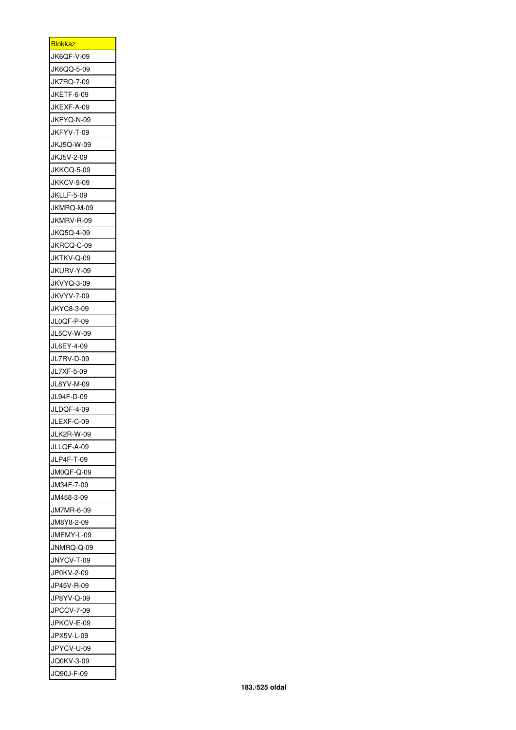| Blokkaz |
|---|
| JK6QF-V-09 |
| JK6QQ-5-09 |
| JK7RQ-7-09 |
| JKETF-6-09 |
| JKEXF-A-09 |
| JKFYQ-N-09 |
| JKFYV-T-09 |
| JKJ5Q-W-09 |
| JKJ5V-2-09 |
| JKKCQ-5-09 |
| JKKCV-9-09 |
| JKLLF-5-09 |
| JKMRQ-M-09 |
| JKMRV-R-09 |
| JKQ5Q-4-09 |
| JKRCQ-C-09 |
| JKTKV-Q-09 |
| JKURV-Y-09 |
| JKVYQ-3-09 |
| JKVYV-7-09 |
| JKYC8-3-09 |
| JL0QF-P-09 |
| JL5CV-W-09 |
| JL6EY-4-09 |
| JL7RV-D-09 |
| JL7XF-5-09 |
| JL8YV-M-09 |
| JL94F-D-09 |
| JLDQF-4-09 |
| JLEXF-C-09 |
| JLK2R-W-09 |
| JLLQF-A-09 |
| JLP4F-T-09 |
| JM0QF-Q-09 |
| JM34F-7-09 |
| JM458-3-09 |
| JM7MR-6-09 |
| JM8Y8-2-09 |
| JMEMY-L-09 |
| JNMRQ-Q-09 |
| JNYCV-T-09 |
| JP0KV-2-09 |
| JP45V-R-09 |
| JP8YV-Q-09 |
| JPCCV-7-09 |
| JPKCV-E-09 |
| JPX5V-L-09 |
| JPYCV-U-09 |
| JQ0KV-3-09 |
| JQ90J-F-09 |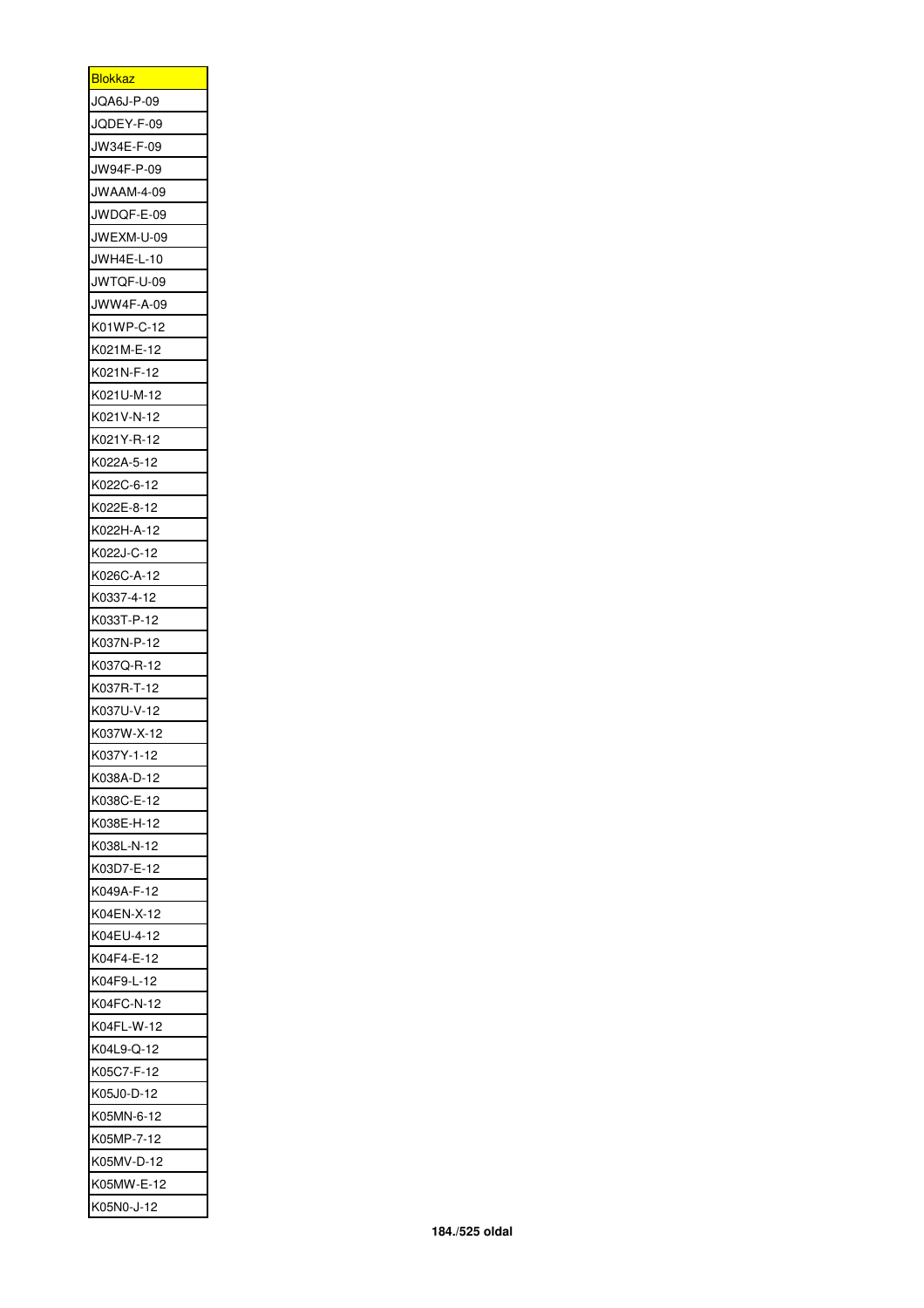| Blokkaz |
|---|
| JQA6J-P-09 |
| JQDEY-F-09 |
| JW34E-F-09 |
| JW94F-P-09 |
| JWAAM-4-09 |
| JWDQF-E-09 |
| JWEXM-U-09 |
| JWH4E-L-10 |
| JWTQF-U-09 |
| JWW4F-A-09 |
| K01WP-C-12 |
| K021M-E-12 |
| K021N-F-12 |
| K021U-M-12 |
| K021V-N-12 |
| K021Y-R-12 |
| K022A-5-12 |
| K022C-6-12 |
| K022E-8-12 |
| K022H-A-12 |
| K022J-C-12 |
| K026C-A-12 |
| K0337-4-12 |
| K033T-P-12 |
| K037N-P-12 |
| K037Q-R-12 |
| K037R-T-12 |
| K037U-V-12 |
| K037W-X-12 |
| K037Y-1-12 |
| K038A-D-12 |
| K038C-E-12 |
| K038E-H-12 |
| K038L-N-12 |
| K03D7-E-12 |
| K049A-F-12 |
| K04EN-X-12 |
| K04EU-4-12 |
| K04F4-E-12 |
| K04F9-L-12 |
| K04FC-N-12 |
| K04FL-W-12 |
| K04L9-Q-12 |
| K05C7-F-12 |
| K05J0-D-12 |
| K05MN-6-12 |
| K05MP-7-12 |
| K05MV-D-12 |
| K05MW-E-12 |
| K05N0-J-12 |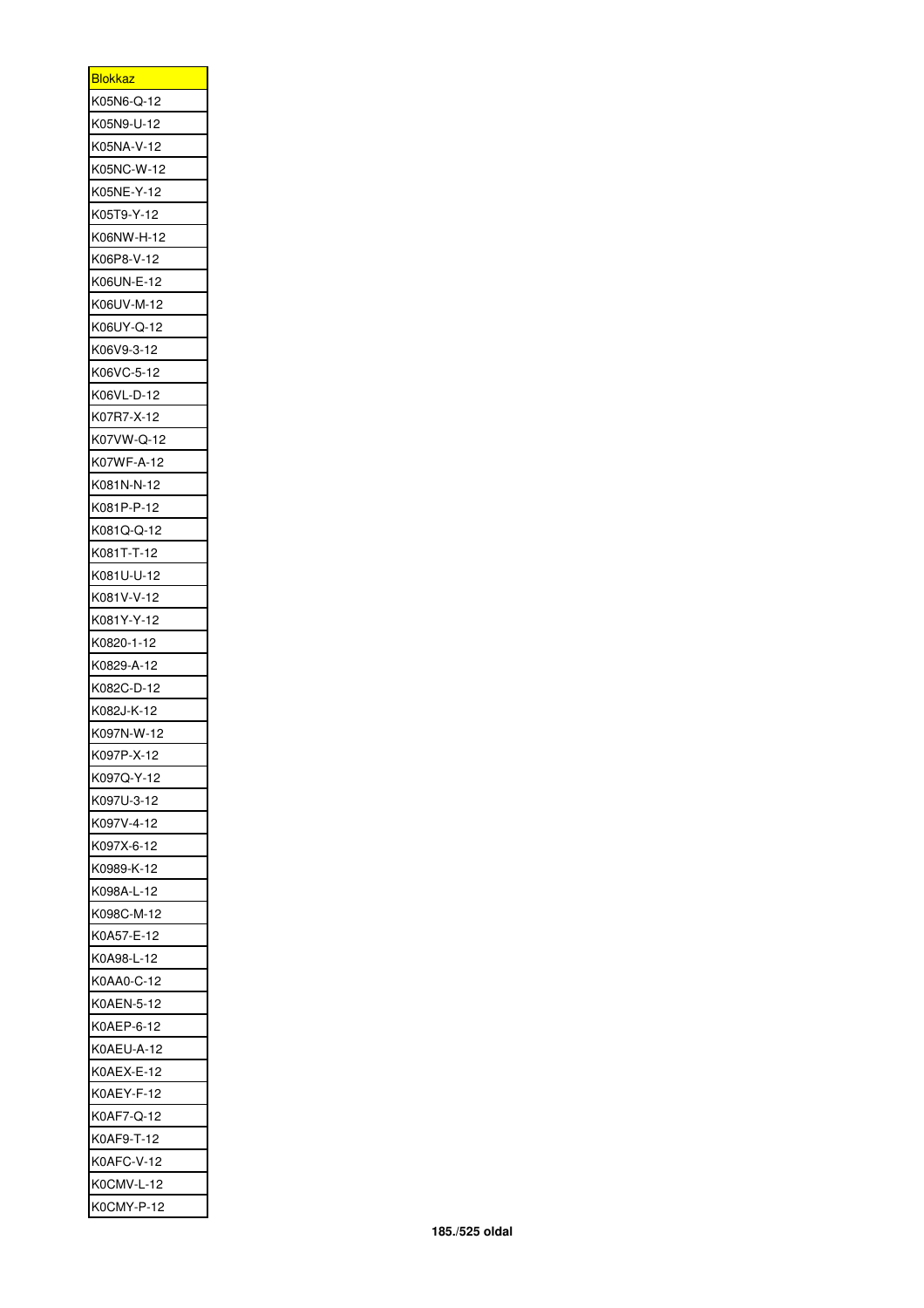| Blokkaz |
| --- |
| K05N6-Q-12 |
| K05N9-U-12 |
| K05NA-V-12 |
| K05NC-W-12 |
| K05NE-Y-12 |
| K05T9-Y-12 |
| K06NW-H-12 |
| K06P8-V-12 |
| K06UN-E-12 |
| K06UV-M-12 |
| K06UY-Q-12 |
| K06V9-3-12 |
| K06VC-5-12 |
| K06VL-D-12 |
| K07R7-X-12 |
| K07VW-Q-12 |
| K07WF-A-12 |
| K081N-N-12 |
| K081P-P-12 |
| K081Q-Q-12 |
| K081T-T-12 |
| K081U-U-12 |
| K081V-V-12 |
| K081Y-Y-12 |
| K0820-1-12 |
| K0829-A-12 |
| K082C-D-12 |
| K082J-K-12 |
| K097N-W-12 |
| K097P-X-12 |
| K097Q-Y-12 |
| K097U-3-12 |
| K097V-4-12 |
| K097X-6-12 |
| K0989-K-12 |
| K098A-L-12 |
| K098C-M-12 |
| K0A57-E-12 |
| K0A98-L-12 |
| K0AA0-C-12 |
| K0AEN-5-12 |
| K0AEP-6-12 |
| K0AEU-A-12 |
| K0AEX-E-12 |
| K0AEY-F-12 |
| K0AF7-Q-12 |
| K0AF9-T-12 |
| K0AFC-V-12 |
| K0CMV-L-12 |
| K0CMY-P-12 |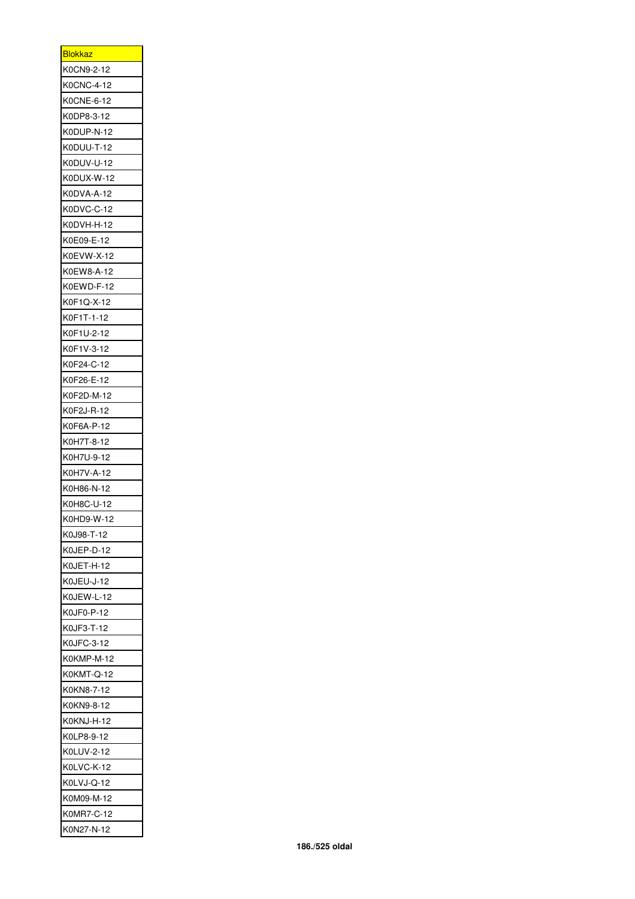| Blokkaz |
|---|
| K0CN9-2-12 |
| K0CNC-4-12 |
| K0CNE-6-12 |
| K0DP8-3-12 |
| K0DUP-N-12 |
| K0DUU-T-12 |
| K0DUV-U-12 |
| K0DUX-W-12 |
| K0DVA-A-12 |
| K0DVC-C-12 |
| K0DVH-H-12 |
| K0E09-E-12 |
| K0EVW-X-12 |
| K0EW8-A-12 |
| K0EWD-F-12 |
| K0F1Q-X-12 |
| K0F1T-1-12 |
| K0F1U-2-12 |
| K0F1V-3-12 |
| K0F24-C-12 |
| K0F26-E-12 |
| K0F2D-M-12 |
| K0F2J-R-12 |
| K0F6A-P-12 |
| K0H7T-8-12 |
| K0H7U-9-12 |
| K0H7V-A-12 |
| K0H86-N-12 |
| K0H8C-U-12 |
| K0HD9-W-12 |
| K0J98-T-12 |
| K0JEP-D-12 |
| K0JET-H-12 |
| K0JEU-J-12 |
| K0JEW-L-12 |
| K0JF0-P-12 |
| K0JF3-T-12 |
| K0JFC-3-12 |
| K0KMP-M-12 |
| K0KMT-Q-12 |
| K0KN8-7-12 |
| K0KN9-8-12 |
| K0KNJ-H-12 |
| K0LP8-9-12 |
| K0LUV-2-12 |
| K0LVC-K-12 |
| K0LVJ-Q-12 |
| K0M09-M-12 |
| K0MR7-C-12 |
| K0N27-N-12 |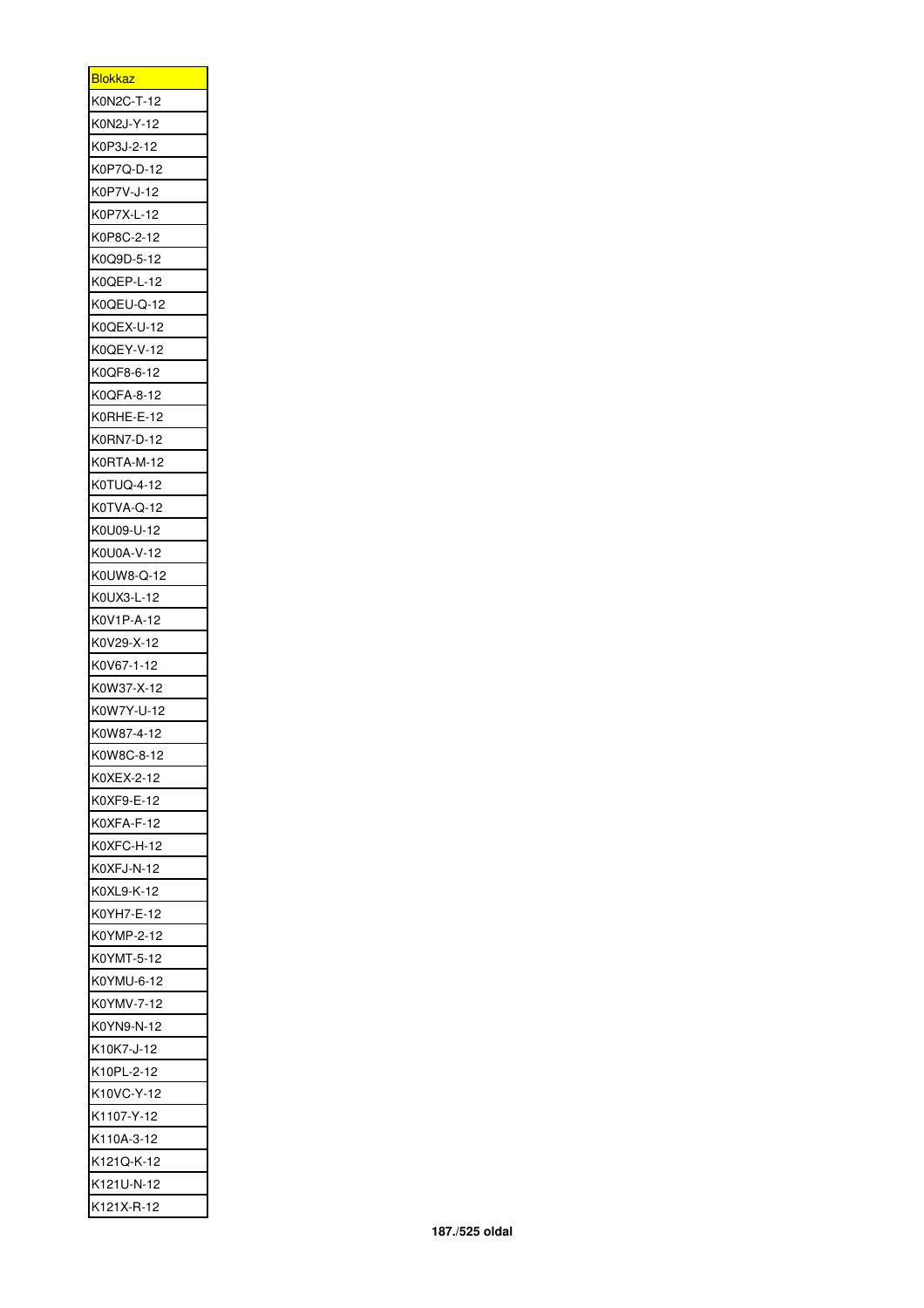| Blokkaz |
| --- |
| K0N2C-T-12 |
| K0N2J-Y-12 |
| K0P3J-2-12 |
| K0P7Q-D-12 |
| K0P7V-J-12 |
| K0P7X-L-12 |
| K0P8C-2-12 |
| K0Q9D-5-12 |
| K0QEP-L-12 |
| K0QEU-Q-12 |
| K0QEX-U-12 |
| K0QEY-V-12 |
| K0QF8-6-12 |
| K0QFA-8-12 |
| K0RHE-E-12 |
| K0RN7-D-12 |
| K0RTA-M-12 |
| K0TUQ-4-12 |
| K0TVA-Q-12 |
| K0U09-U-12 |
| K0U0A-V-12 |
| K0UW8-Q-12 |
| K0UX3-L-12 |
| K0V1P-A-12 |
| K0V29-X-12 |
| K0V67-1-12 |
| K0W37-X-12 |
| K0W7Y-U-12 |
| K0W87-4-12 |
| K0W8C-8-12 |
| K0XEX-2-12 |
| K0XF9-E-12 |
| K0XFA-F-12 |
| K0XFC-H-12 |
| K0XFJ-N-12 |
| K0XL9-K-12 |
| K0YH7-E-12 |
| K0YMP-2-12 |
| K0YMT-5-12 |
| K0YMU-6-12 |
| K0YMV-7-12 |
| K0YN9-N-12 |
| K10K7-J-12 |
| K10PL-2-12 |
| K10VC-Y-12 |
| K1107-Y-12 |
| K110A-3-12 |
| K121Q-K-12 |
| K121U-N-12 |
| K121X-R-12 |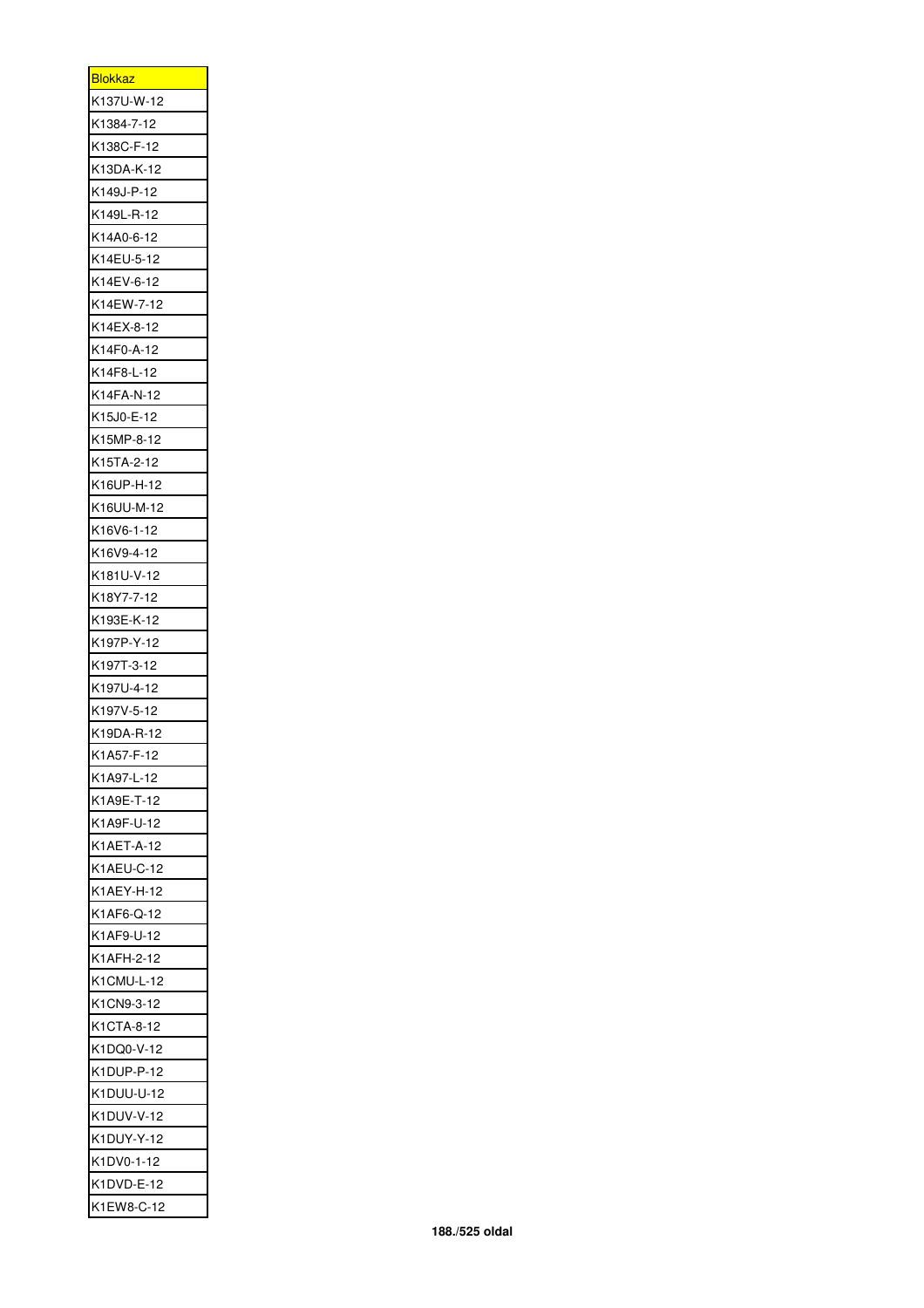| Blokkaz |
|---|
| K137U-W-12 |
| K1384-7-12 |
| K138C-F-12 |
| K13DA-K-12 |
| K149J-P-12 |
| K149L-R-12 |
| K14A0-6-12 |
| K14EU-5-12 |
| K14EV-6-12 |
| K14EW-7-12 |
| K14EX-8-12 |
| K14F0-A-12 |
| K14F8-L-12 |
| K14FA-N-12 |
| K15J0-E-12 |
| K15MP-8-12 |
| K15TA-2-12 |
| K16UP-H-12 |
| K16UU-M-12 |
| K16V6-1-12 |
| K16V9-4-12 |
| K181U-V-12 |
| K18Y7-7-12 |
| K193E-K-12 |
| K197P-Y-12 |
| K197T-3-12 |
| K197U-4-12 |
| K197V-5-12 |
| K19DA-R-12 |
| K1A57-F-12 |
| K1A97-L-12 |
| K1A9E-T-12 |
| K1A9F-U-12 |
| K1AET-A-12 |
| K1AEU-C-12 |
| K1AEY-H-12 |
| K1AF6-Q-12 |
| K1AF9-U-12 |
| K1AFH-2-12 |
| K1CMU-L-12 |
| K1CN9-3-12 |
| K1CTA-8-12 |
| K1DQ0-V-12 |
| K1DUP-P-12 |
| K1DUU-U-12 |
| K1DUV-V-12 |
| K1DUY-Y-12 |
| K1DV0-1-12 |
| K1DVD-E-12 |
| K1EW8-C-12 |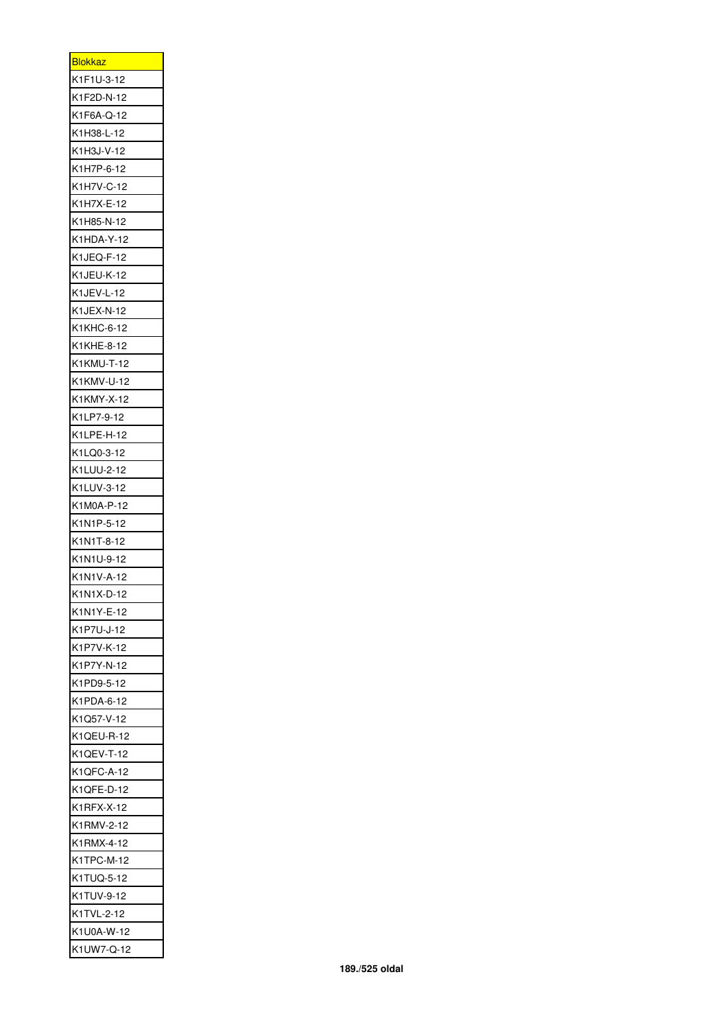| Blokkaz |
| --- |
| K1F1U-3-12 |
| K1F2D-N-12 |
| K1F6A-Q-12 |
| K1H38-L-12 |
| K1H3J-V-12 |
| K1H7P-6-12 |
| K1H7V-C-12 |
| K1H7X-E-12 |
| K1H85-N-12 |
| K1HDA-Y-12 |
| K1JEQ-F-12 |
| K1JEU-K-12 |
| K1JEV-L-12 |
| K1JEX-N-12 |
| K1KHC-6-12 |
| K1KHE-8-12 |
| K1KMU-T-12 |
| K1KMV-U-12 |
| K1KMY-X-12 |
| K1LP7-9-12 |
| K1LPE-H-12 |
| K1LQ0-3-12 |
| K1LUU-2-12 |
| K1LUV-3-12 |
| K1M0A-P-12 |
| K1N1P-5-12 |
| K1N1T-8-12 |
| K1N1U-9-12 |
| K1N1V-A-12 |
| K1N1X-D-12 |
| K1N1Y-E-12 |
| K1P7U-J-12 |
| K1P7V-K-12 |
| K1P7Y-N-12 |
| K1PD9-5-12 |
| K1PDA-6-12 |
| K1Q57-V-12 |
| K1QEU-R-12 |
| K1QEV-T-12 |
| K1QFC-A-12 |
| K1QFE-D-12 |
| K1RFX-X-12 |
| K1RMV-2-12 |
| K1RMX-4-12 |
| K1TPC-M-12 |
| K1TUQ-5-12 |
| K1TUV-9-12 |
| K1TVL-2-12 |
| K1U0A-W-12 |
| K1UW7-Q-12 |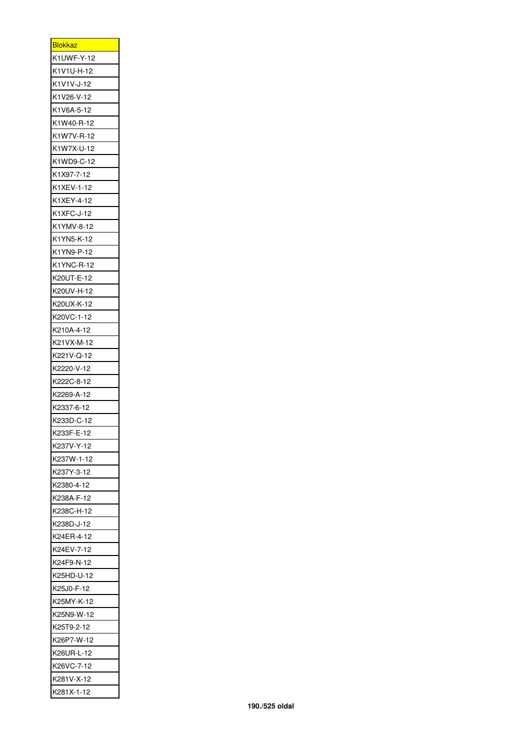| Blokkaz |
|---|
| K1UWF-Y-12 |
| K1V1U-H-12 |
| K1V1V-J-12 |
| K1V26-V-12 |
| K1V6A-5-12 |
| K1W40-R-12 |
| K1W7V-R-12 |
| K1W7X-U-12 |
| K1WD9-C-12 |
| K1X97-7-12 |
| K1XEV-1-12 |
| K1XEY-4-12 |
| K1XFC-J-12 |
| K1YMV-8-12 |
| K1YN5-K-12 |
| K1YN9-P-12 |
| K1YNC-R-12 |
| K20UT-E-12 |
| K20UV-H-12 |
| K20UX-K-12 |
| K20VC-1-12 |
| K210A-4-12 |
| K21VX-M-12 |
| K221V-Q-12 |
| K2220-V-12 |
| K222C-8-12 |
| K2269-A-12 |
| K2337-6-12 |
| K233D-C-12 |
| K233F-E-12 |
| K237V-Y-12 |
| K237W-1-12 |
| K237Y-3-12 |
| K2380-4-12 |
| K238A-F-12 |
| K238C-H-12 |
| K238D-J-12 |
| K24ER-4-12 |
| K24EV-7-12 |
| K24F9-N-12 |
| K25HD-U-12 |
| K25J0-F-12 |
| K25MY-K-12 |
| K25N9-W-12 |
| K25T9-2-12 |
| K26P7-W-12 |
| K26UR-L-12 |
| K26VC-7-12 |
| K281V-X-12 |
| K281X-1-12 |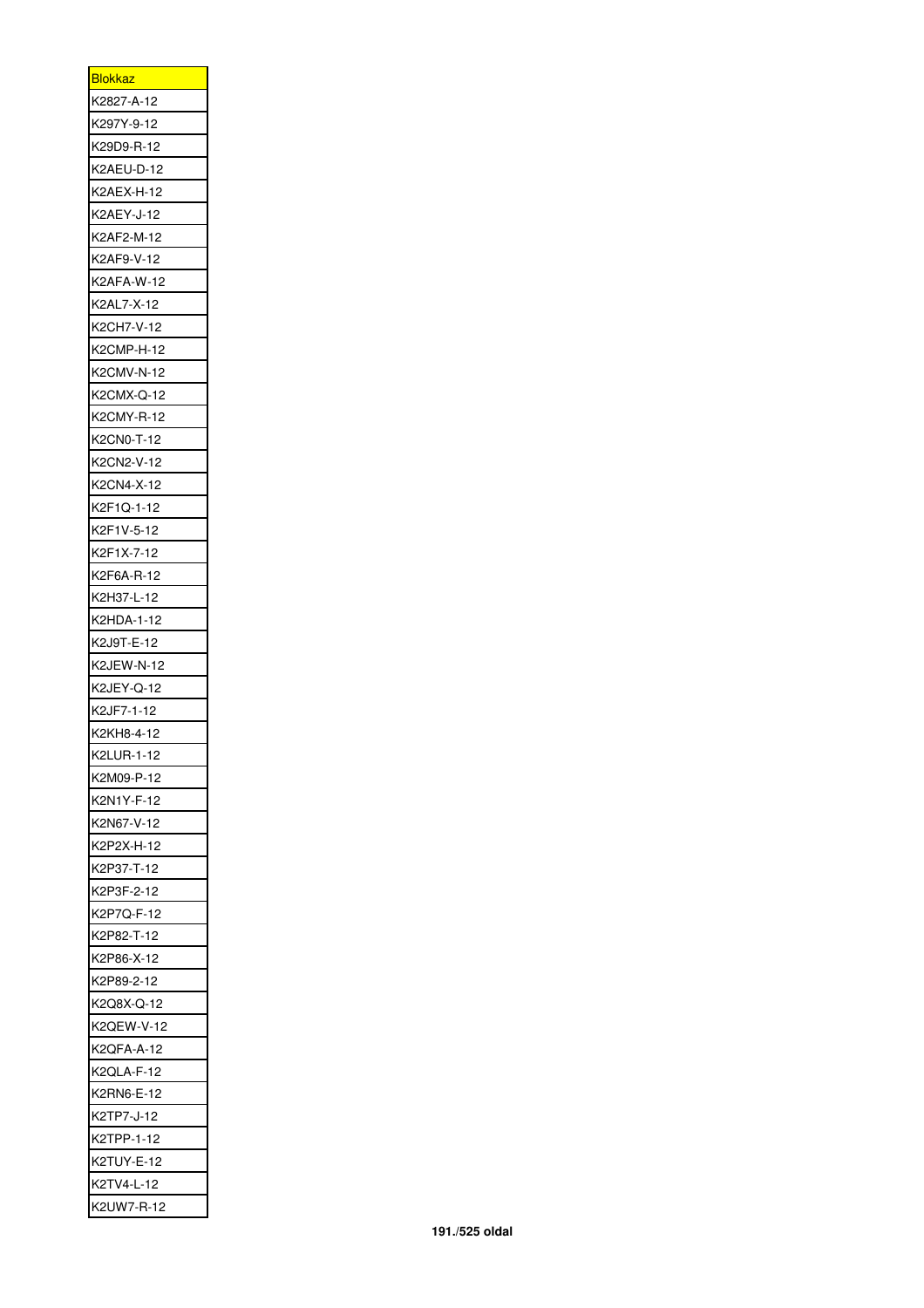| Blokkaz |
| --- |
| K2827-A-12 |
| K297Y-9-12 |
| K29D9-R-12 |
| K2AEU-D-12 |
| K2AEX-H-12 |
| K2AEY-J-12 |
| K2AF2-M-12 |
| K2AF9-V-12 |
| K2AFA-W-12 |
| K2AL7-X-12 |
| K2CH7-V-12 |
| K2CMP-H-12 |
| K2CMV-N-12 |
| K2CMX-Q-12 |
| K2CMY-R-12 |
| K2CN0-T-12 |
| K2CN2-V-12 |
| K2CN4-X-12 |
| K2F1Q-1-12 |
| K2F1V-5-12 |
| K2F1X-7-12 |
| K2F6A-R-12 |
| K2H37-L-12 |
| K2HDA-1-12 |
| K2J9T-E-12 |
| K2JEW-N-12 |
| K2JEY-Q-12 |
| K2JF7-1-12 |
| K2KH8-4-12 |
| K2LUR-1-12 |
| K2M09-P-12 |
| K2N1Y-F-12 |
| K2N67-V-12 |
| K2P2X-H-12 |
| K2P37-T-12 |
| K2P3F-2-12 |
| K2P7Q-F-12 |
| K2P82-T-12 |
| K2P86-X-12 |
| K2P89-2-12 |
| K2Q8X-Q-12 |
| K2QEW-V-12 |
| K2QFA-A-12 |
| K2QLA-F-12 |
| K2RN6-E-12 |
| K2TP7-J-12 |
| K2TPP-1-12 |
| K2TUY-E-12 |
| K2TV4-L-12 |
| K2UW7-R-12 |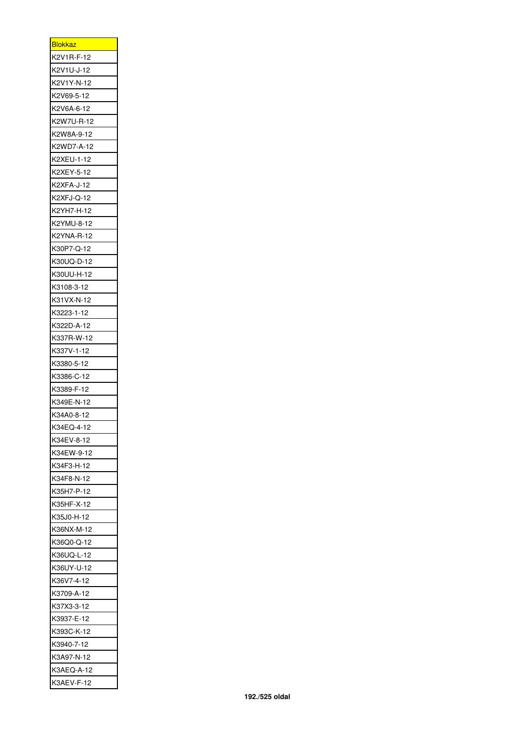| Blokkaz |
|---|
| K2V1R-F-12 |
| K2V1U-J-12 |
| K2V1Y-N-12 |
| K2V69-5-12 |
| K2V6A-6-12 |
| K2W7U-R-12 |
| K2W8A-9-12 |
| K2WD7-A-12 |
| K2XEU-1-12 |
| K2XEY-5-12 |
| K2XFA-J-12 |
| K2XFJ-Q-12 |
| K2YH7-H-12 |
| K2YMU-8-12 |
| K2YNA-R-12 |
| K30P7-Q-12 |
| K30UQ-D-12 |
| K30UU-H-12 |
| K3108-3-12 |
| K31VX-N-12 |
| K3223-1-12 |
| K322D-A-12 |
| K337R-W-12 |
| K337V-1-12 |
| K3380-5-12 |
| K3386-C-12 |
| K3389-F-12 |
| K349E-N-12 |
| K34A0-8-12 |
| K34EQ-4-12 |
| K34EV-8-12 |
| K34EW-9-12 |
| K34F3-H-12 |
| K34F8-N-12 |
| K35H7-P-12 |
| K35HF-X-12 |
| K35J0-H-12 |
| K36NX-M-12 |
| K36Q0-Q-12 |
| K36UQ-L-12 |
| K36UY-U-12 |
| K36V7-4-12 |
| K3709-A-12 |
| K37X3-3-12 |
| K3937-E-12 |
| K393C-K-12 |
| K3940-7-12 |
| K3A97-N-12 |
| K3AEQ-A-12 |
| K3AEV-F-12 |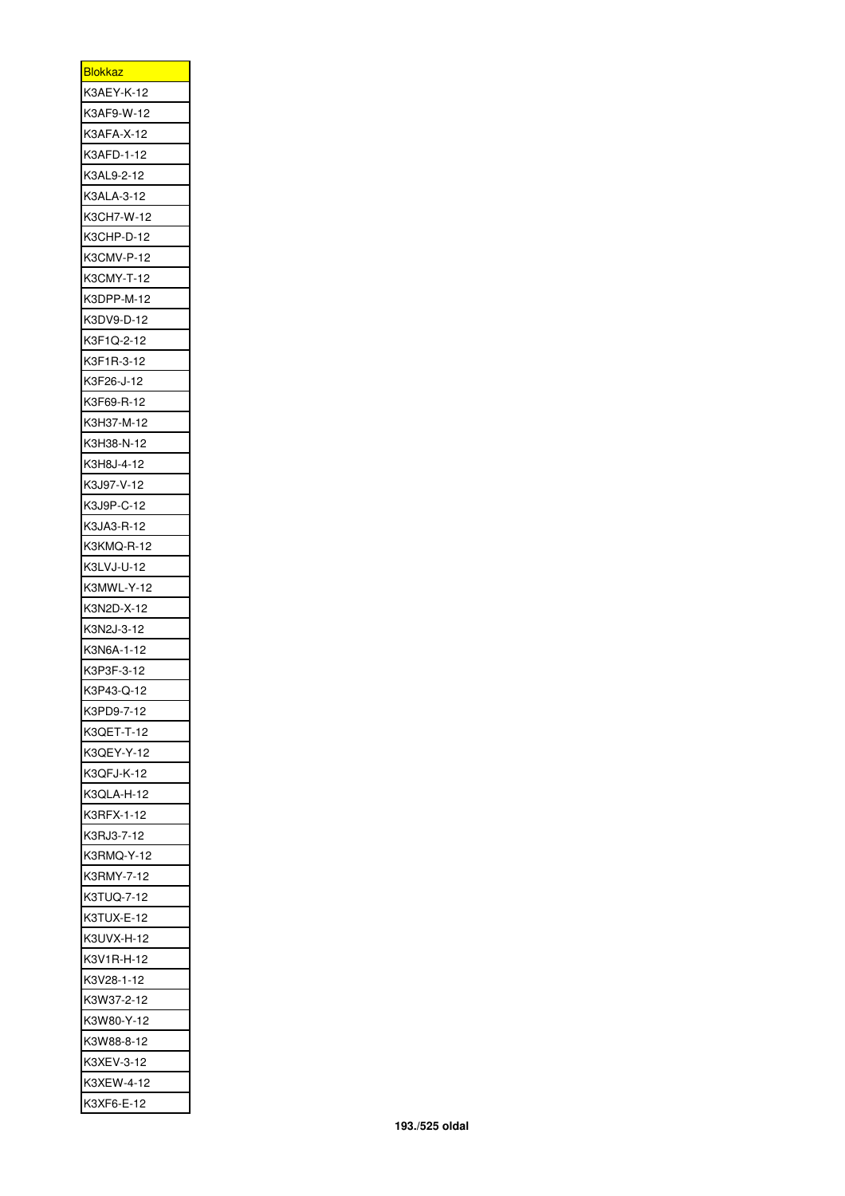| Blokkaz |
| --- |
| K3AEY-K-12 |
| K3AF9-W-12 |
| K3AFA-X-12 |
| K3AFD-1-12 |
| K3AL9-2-12 |
| K3ALA-3-12 |
| K3CH7-W-12 |
| K3CHP-D-12 |
| K3CMV-P-12 |
| K3CMY-T-12 |
| K3DPP-M-12 |
| K3DV9-D-12 |
| K3F1Q-2-12 |
| K3F1R-3-12 |
| K3F26-J-12 |
| K3F69-R-12 |
| K3H37-M-12 |
| K3H38-N-12 |
| K3H8J-4-12 |
| K3J97-V-12 |
| K3J9P-C-12 |
| K3JA3-R-12 |
| K3KMQ-R-12 |
| K3LVJ-U-12 |
| K3MWL-Y-12 |
| K3N2D-X-12 |
| K3N2J-3-12 |
| K3N6A-1-12 |
| K3P3F-3-12 |
| K3P43-Q-12 |
| K3PD9-7-12 |
| K3QET-T-12 |
| K3QEY-Y-12 |
| K3QFJ-K-12 |
| K3QLA-H-12 |
| K3RFX-1-12 |
| K3RJ3-7-12 |
| K3RMQ-Y-12 |
| K3RMY-7-12 |
| K3TUQ-7-12 |
| K3TUX-E-12 |
| K3UVX-H-12 |
| K3V1R-H-12 |
| K3V28-1-12 |
| K3W37-2-12 |
| K3W80-Y-12 |
| K3W88-8-12 |
| K3XEV-3-12 |
| K3XEW-4-12 |
| K3XF6-E-12 |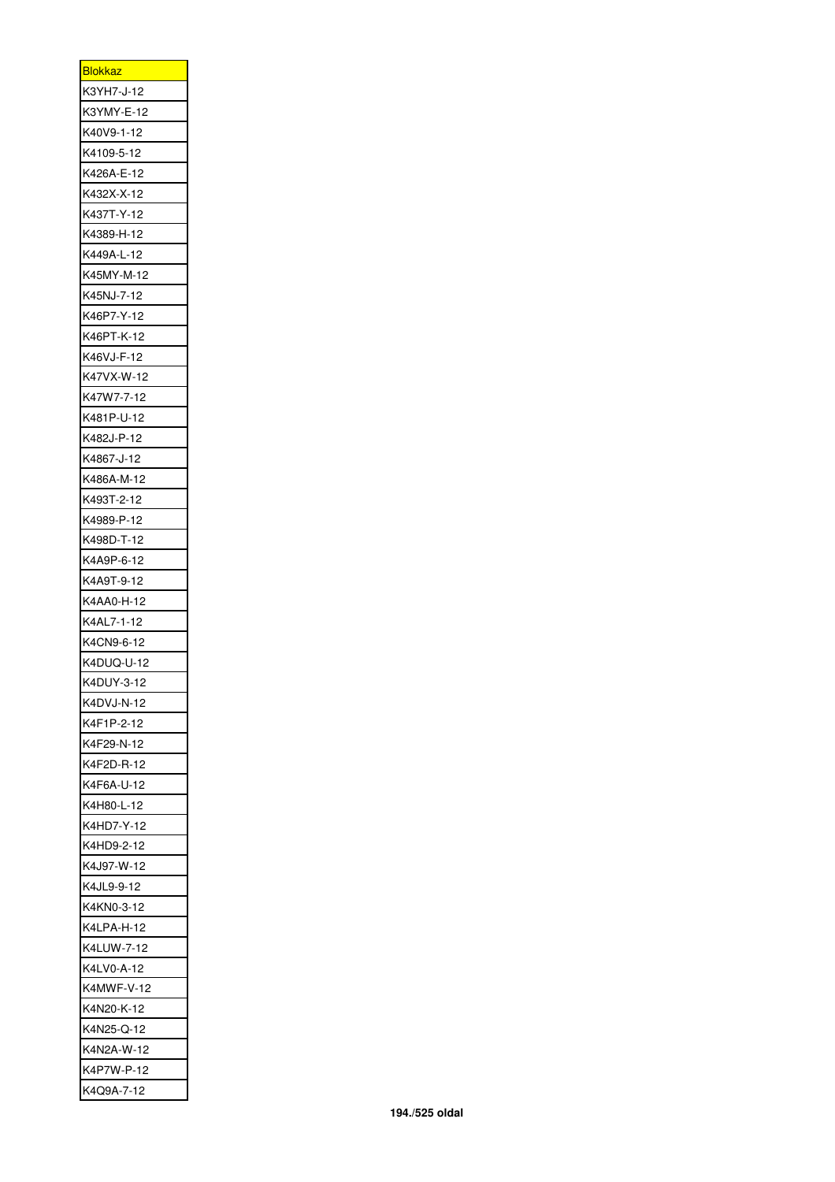| Blokkaz |
| --- |
| K3YH7-J-12 |
| K3YMY-E-12 |
| K40V9-1-12 |
| K4109-5-12 |
| K426A-E-12 |
| K432X-X-12 |
| K437T-Y-12 |
| K4389-H-12 |
| K449A-L-12 |
| K45MY-M-12 |
| K45NJ-7-12 |
| K46P7-Y-12 |
| K46PT-K-12 |
| K46VJ-F-12 |
| K47VX-W-12 |
| K47W7-7-12 |
| K481P-U-12 |
| K482J-P-12 |
| K4867-J-12 |
| K486A-M-12 |
| K493T-2-12 |
| K4989-P-12 |
| K498D-T-12 |
| K4A9P-6-12 |
| K4A9T-9-12 |
| K4AA0-H-12 |
| K4AL7-1-12 |
| K4CN9-6-12 |
| K4DUQ-U-12 |
| K4DUY-3-12 |
| K4DVJ-N-12 |
| K4F1P-2-12 |
| K4F29-N-12 |
| K4F2D-R-12 |
| K4F6A-U-12 |
| K4H80-L-12 |
| K4HD7-Y-12 |
| K4HD9-2-12 |
| K4J97-W-12 |
| K4JL9-9-12 |
| K4KN0-3-12 |
| K4LPA-H-12 |
| K4LUW-7-12 |
| K4LV0-A-12 |
| K4MWF-V-12 |
| K4N20-K-12 |
| K4N25-Q-12 |
| K4N2A-W-12 |
| K4P7W-P-12 |
| K4Q9A-7-12 |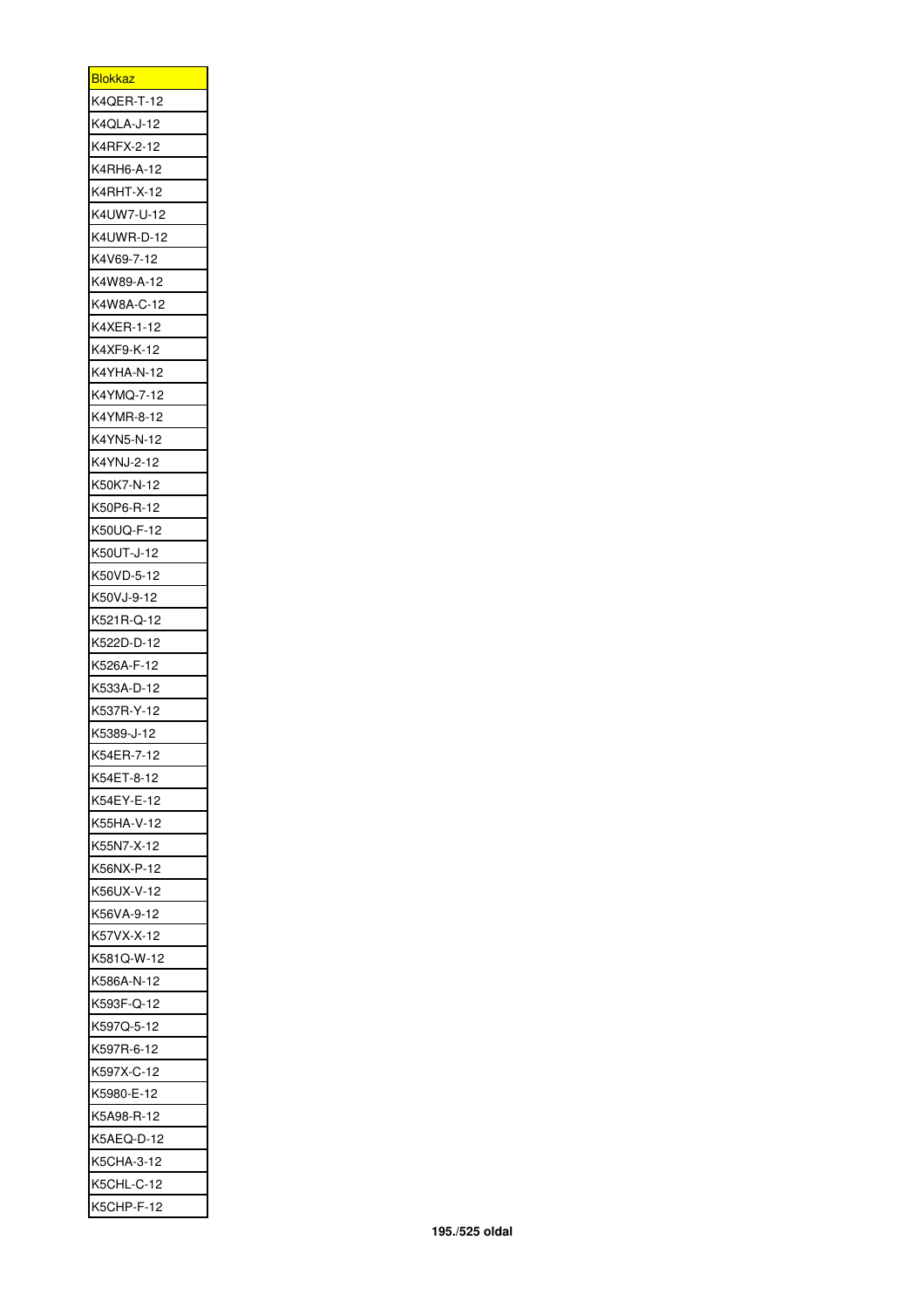| Blokkaz |
| --- |
| K4QER-T-12 |
| K4QLA-J-12 |
| K4RFX-2-12 |
| K4RH6-A-12 |
| K4RHT-X-12 |
| K4UW7-U-12 |
| K4UWR-D-12 |
| K4V69-7-12 |
| K4W89-A-12 |
| K4W8A-C-12 |
| K4XER-1-12 |
| K4XF9-K-12 |
| K4YHA-N-12 |
| K4YMQ-7-12 |
| K4YMR-8-12 |
| K4YN5-N-12 |
| K4YNJ-2-12 |
| K50K7-N-12 |
| K50P6-R-12 |
| K50UQ-F-12 |
| K50UT-J-12 |
| K50VD-5-12 |
| K50VJ-9-12 |
| K521R-Q-12 |
| K522D-D-12 |
| K526A-F-12 |
| K533A-D-12 |
| K537R-Y-12 |
| K5389-J-12 |
| K54ER-7-12 |
| K54ET-8-12 |
| K54EY-E-12 |
| K55HA-V-12 |
| K55N7-X-12 |
| K56NX-P-12 |
| K56UX-V-12 |
| K56VA-9-12 |
| K57VX-X-12 |
| K581Q-W-12 |
| K586A-N-12 |
| K593F-Q-12 |
| K597Q-5-12 |
| K597R-6-12 |
| K597X-C-12 |
| K5980-E-12 |
| K5A98-R-12 |
| K5AEQ-D-12 |
| K5CHA-3-12 |
| K5CHL-C-12 |
| K5CHP-F-12 |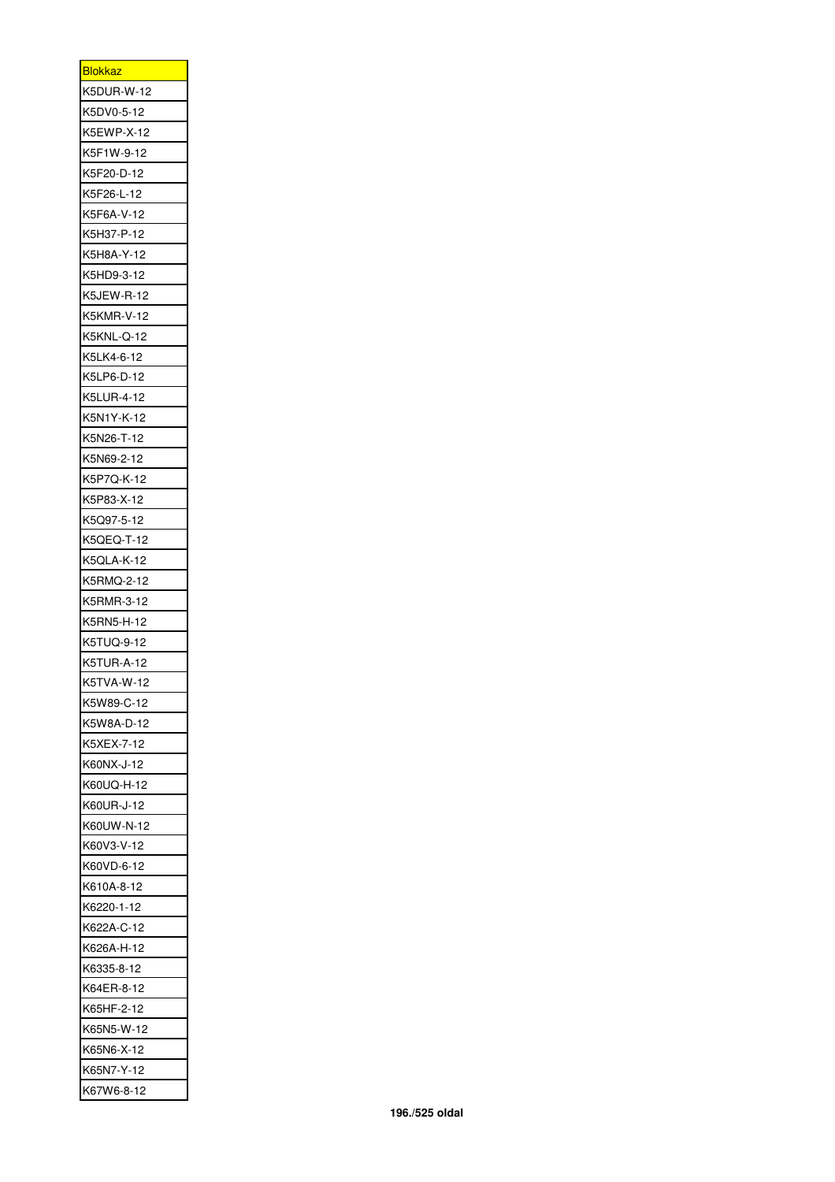| Blokkaz |
| --- |
| K5DUR-W-12 |
| K5DV0-5-12 |
| K5EWP-X-12 |
| K5F1W-9-12 |
| K5F20-D-12 |
| K5F26-L-12 |
| K5F6A-V-12 |
| K5H37-P-12 |
| K5H8A-Y-12 |
| K5HD9-3-12 |
| K5JEW-R-12 |
| K5KMR-V-12 |
| K5KNL-Q-12 |
| K5LK4-6-12 |
| K5LP6-D-12 |
| K5LUR-4-12 |
| K5N1Y-K-12 |
| K5N26-T-12 |
| K5N69-2-12 |
| K5P7Q-K-12 |
| K5P83-X-12 |
| K5Q97-5-12 |
| K5QEQ-T-12 |
| K5QLA-K-12 |
| K5RMQ-2-12 |
| K5RMR-3-12 |
| K5RN5-H-12 |
| K5TUQ-9-12 |
| K5TUR-A-12 |
| K5TVA-W-12 |
| K5W89-C-12 |
| K5W8A-D-12 |
| K5XEX-7-12 |
| K60NX-J-12 |
| K60UQ-H-12 |
| K60UR-J-12 |
| K60UW-N-12 |
| K60V3-V-12 |
| K60VD-6-12 |
| K610A-8-12 |
| K6220-1-12 |
| K622A-C-12 |
| K626A-H-12 |
| K6335-8-12 |
| K64ER-8-12 |
| K65HF-2-12 |
| K65N5-W-12 |
| K65N6-X-12 |
| K65N7-Y-12 |
| K67W6-8-12 |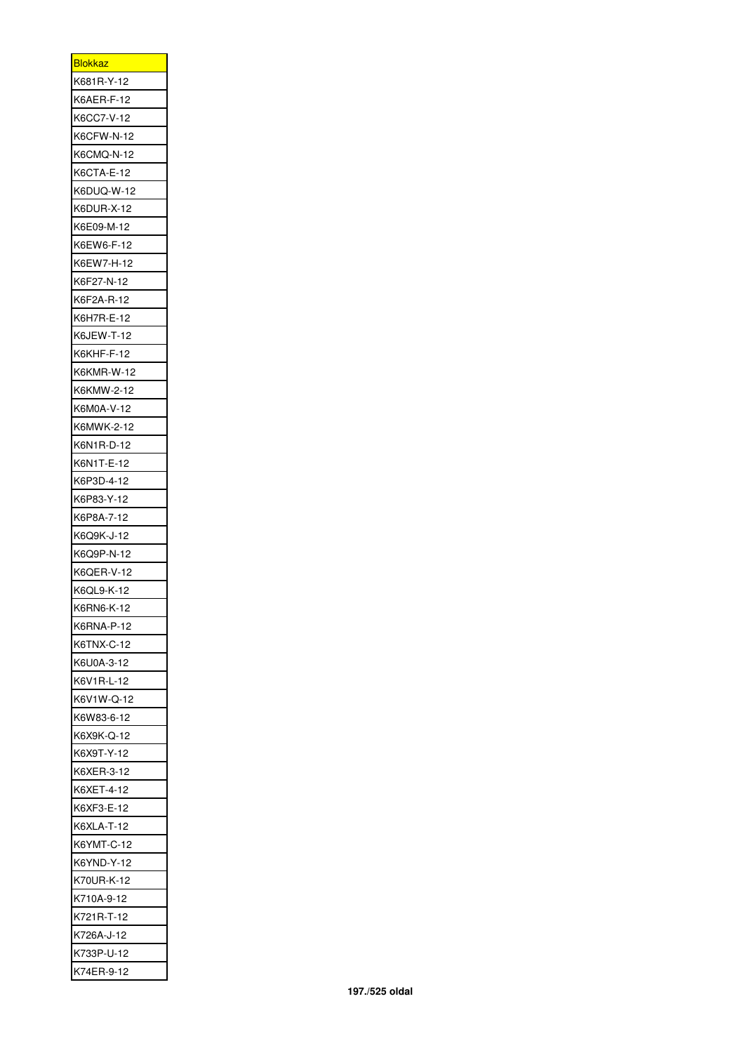| Blokkaz |
| --- |
| K681R-Y-12 |
| K6AER-F-12 |
| K6CC7-V-12 |
| K6CFW-N-12 |
| K6CMQ-N-12 |
| K6CTA-E-12 |
| K6DUQ-W-12 |
| K6DUR-X-12 |
| K6E09-M-12 |
| K6EW6-F-12 |
| K6EW7-H-12 |
| K6F27-N-12 |
| K6F2A-R-12 |
| K6H7R-E-12 |
| K6JEW-T-12 |
| K6KHF-F-12 |
| K6KMR-W-12 |
| K6KMW-2-12 |
| K6M0A-V-12 |
| K6MWK-2-12 |
| K6N1R-D-12 |
| K6N1T-E-12 |
| K6P3D-4-12 |
| K6P83-Y-12 |
| K6P8A-7-12 |
| K6Q9K-J-12 |
| K6Q9P-N-12 |
| K6QER-V-12 |
| K6QL9-K-12 |
| K6RN6-K-12 |
| K6RNA-P-12 |
| K6TNX-C-12 |
| K6U0A-3-12 |
| K6V1R-L-12 |
| K6V1W-Q-12 |
| K6W83-6-12 |
| K6X9K-Q-12 |
| K6X9T-Y-12 |
| K6XER-3-12 |
| K6XET-4-12 |
| K6XF3-E-12 |
| K6XLA-T-12 |
| K6YMT-C-12 |
| K6YND-Y-12 |
| K70UR-K-12 |
| K710A-9-12 |
| K721R-T-12 |
| K726A-J-12 |
| K733P-U-12 |
| K74ER-9-12 |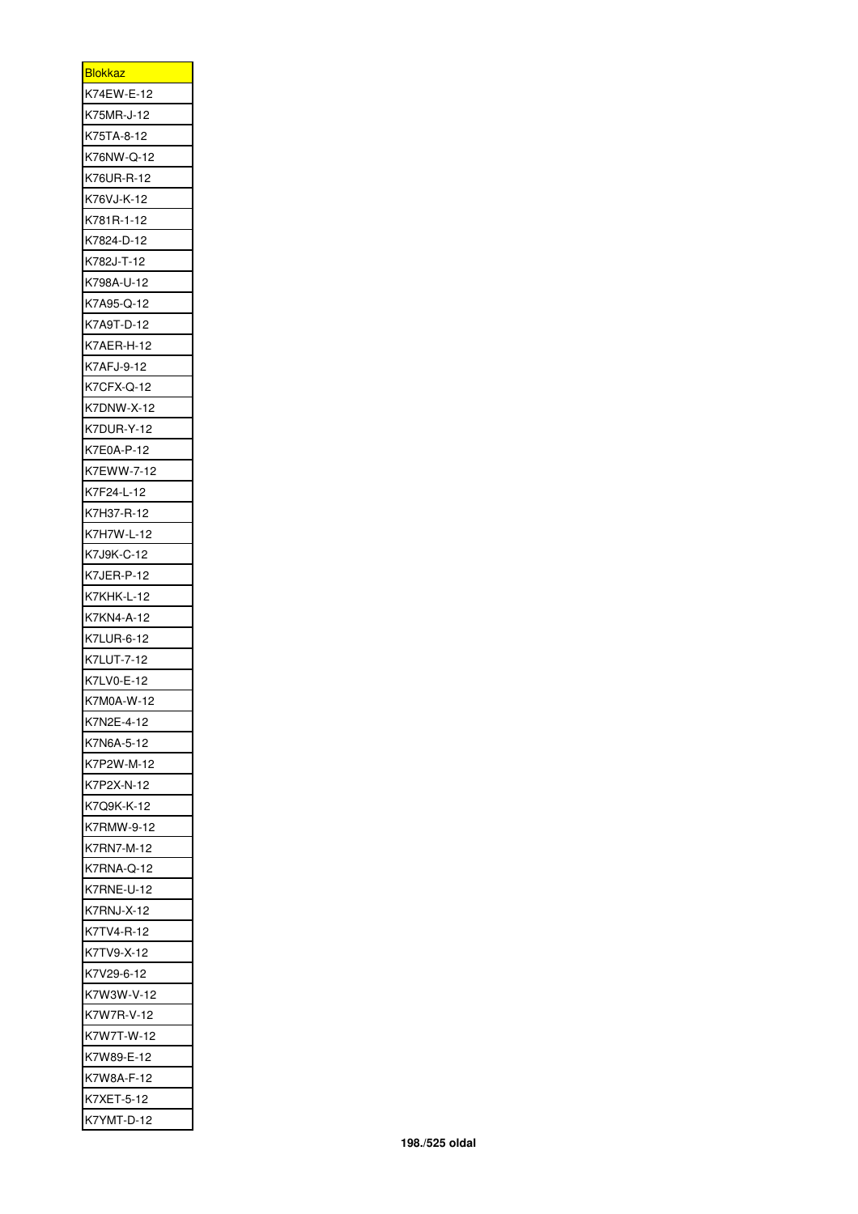| Blokkaz |
| --- |
| K74EW-E-12 |
| K75MR-J-12 |
| K75TA-8-12 |
| K76NW-Q-12 |
| K76UR-R-12 |
| K76VJ-K-12 |
| K781R-1-12 |
| K7824-D-12 |
| K782J-T-12 |
| K798A-U-12 |
| K7A95-Q-12 |
| K7A9T-D-12 |
| K7AER-H-12 |
| K7AFJ-9-12 |
| K7CFX-Q-12 |
| K7DNW-X-12 |
| K7DUR-Y-12 |
| K7E0A-P-12 |
| K7EWW-7-12 |
| K7F24-L-12 |
| K7H37-R-12 |
| K7H7W-L-12 |
| K7J9K-C-12 |
| K7JER-P-12 |
| K7KHK-L-12 |
| K7KN4-A-12 |
| K7LUR-6-12 |
| K7LUT-7-12 |
| K7LV0-E-12 |
| K7M0A-W-12 |
| K7N2E-4-12 |
| K7N6A-5-12 |
| K7P2W-M-12 |
| K7P2X-N-12 |
| K7Q9K-K-12 |
| K7RMW-9-12 |
| K7RN7-M-12 |
| K7RNA-Q-12 |
| K7RNE-U-12 |
| K7RNJ-X-12 |
| K7TV4-R-12 |
| K7TV9-X-12 |
| K7V29-6-12 |
| K7W3W-V-12 |
| K7W7R-V-12 |
| K7W7T-W-12 |
| K7W89-E-12 |
| K7W8A-F-12 |
| K7XET-5-12 |
| K7YMT-D-12 |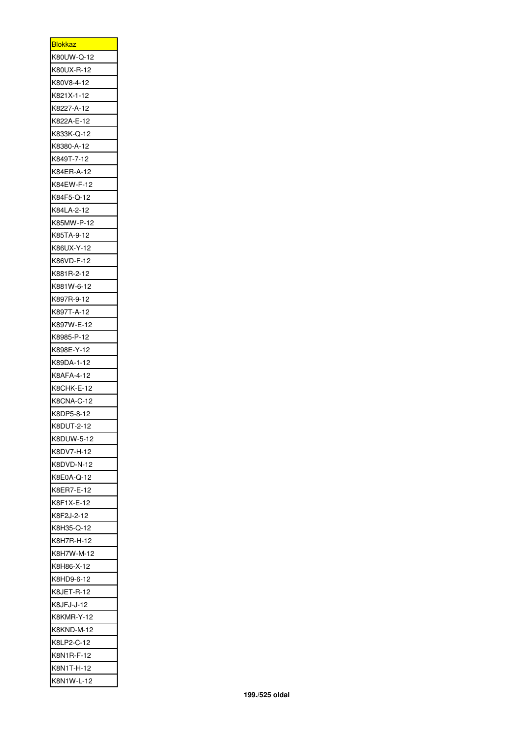| Blokkaz |
|---|
| K80UW-Q-12 |
| K80UX-R-12 |
| K80V8-4-12 |
| K821X-1-12 |
| K8227-A-12 |
| K822A-E-12 |
| K833K-Q-12 |
| K8380-A-12 |
| K849T-7-12 |
| K84ER-A-12 |
| K84EW-F-12 |
| K84F5-Q-12 |
| K84LA-2-12 |
| K85MW-P-12 |
| K85TA-9-12 |
| K86UX-Y-12 |
| K86VD-F-12 |
| K881R-2-12 |
| K881W-6-12 |
| K897R-9-12 |
| K897T-A-12 |
| K897W-E-12 |
| K8985-P-12 |
| K898E-Y-12 |
| K89DA-1-12 |
| K8AFA-4-12 |
| K8CHK-E-12 |
| K8CNA-C-12 |
| K8DP5-8-12 |
| K8DUT-2-12 |
| K8DUW-5-12 |
| K8DV7-H-12 |
| K8DVD-N-12 |
| K8E0A-Q-12 |
| K8ER7-E-12 |
| K8F1X-E-12 |
| K8F2J-2-12 |
| K8H35-Q-12 |
| K8H7R-H-12 |
| K8H7W-M-12 |
| K8H86-X-12 |
| K8HD9-6-12 |
| K8JET-R-12 |
| K8JFJ-J-12 |
| K8KMR-Y-12 |
| K8KND-M-12 |
| K8LP2-C-12 |
| K8N1R-F-12 |
| K8N1T-H-12 |
| K8N1W-L-12 |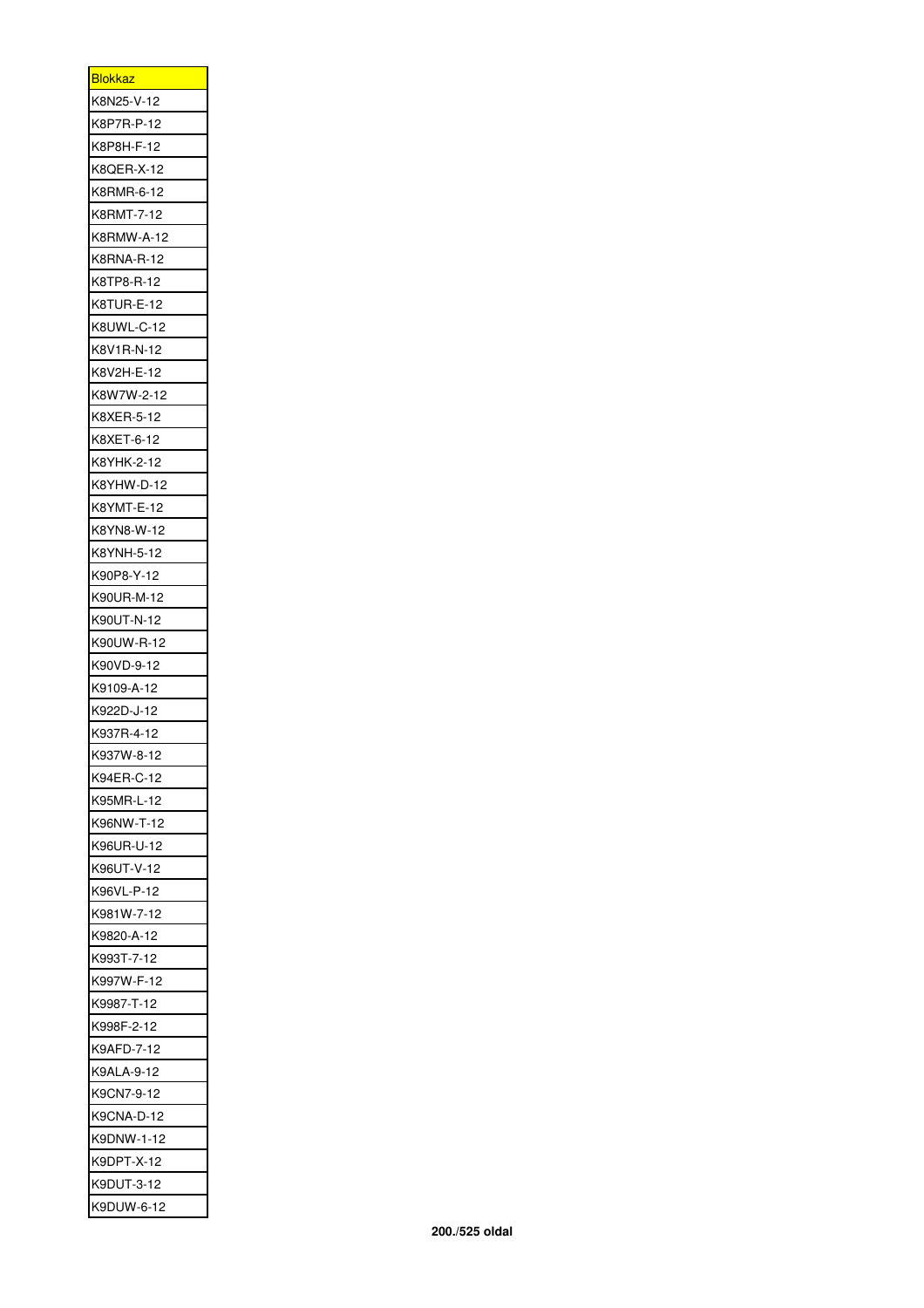| Blokkaz |
|---|
| K8N25-V-12 |
| K8P7R-P-12 |
| K8P8H-F-12 |
| K8QER-X-12 |
| K8RMR-6-12 |
| K8RMT-7-12 |
| K8RMW-A-12 |
| K8RNA-R-12 |
| K8TP8-R-12 |
| K8TUR-E-12 |
| K8UWL-C-12 |
| K8V1R-N-12 |
| K8V2H-E-12 |
| K8W7W-2-12 |
| K8XER-5-12 |
| K8XET-6-12 |
| K8YHK-2-12 |
| K8YHW-D-12 |
| K8YMT-E-12 |
| K8YN8-W-12 |
| K8YNH-5-12 |
| K90P8-Y-12 |
| K90UR-M-12 |
| K90UT-N-12 |
| K90UW-R-12 |
| K90VD-9-12 |
| K9109-A-12 |
| K922D-J-12 |
| K937R-4-12 |
| K937W-8-12 |
| K94ER-C-12 |
| K95MR-L-12 |
| K96NW-T-12 |
| K96UR-U-12 |
| K96UT-V-12 |
| K96VL-P-12 |
| K981W-7-12 |
| K9820-A-12 |
| K993T-7-12 |
| K997W-F-12 |
| K9987-T-12 |
| K998F-2-12 |
| K9AFD-7-12 |
| K9ALA-9-12 |
| K9CN7-9-12 |
| K9CNA-D-12 |
| K9DNW-1-12 |
| K9DPT-X-12 |
| K9DUT-3-12 |
| K9DUW-6-12 |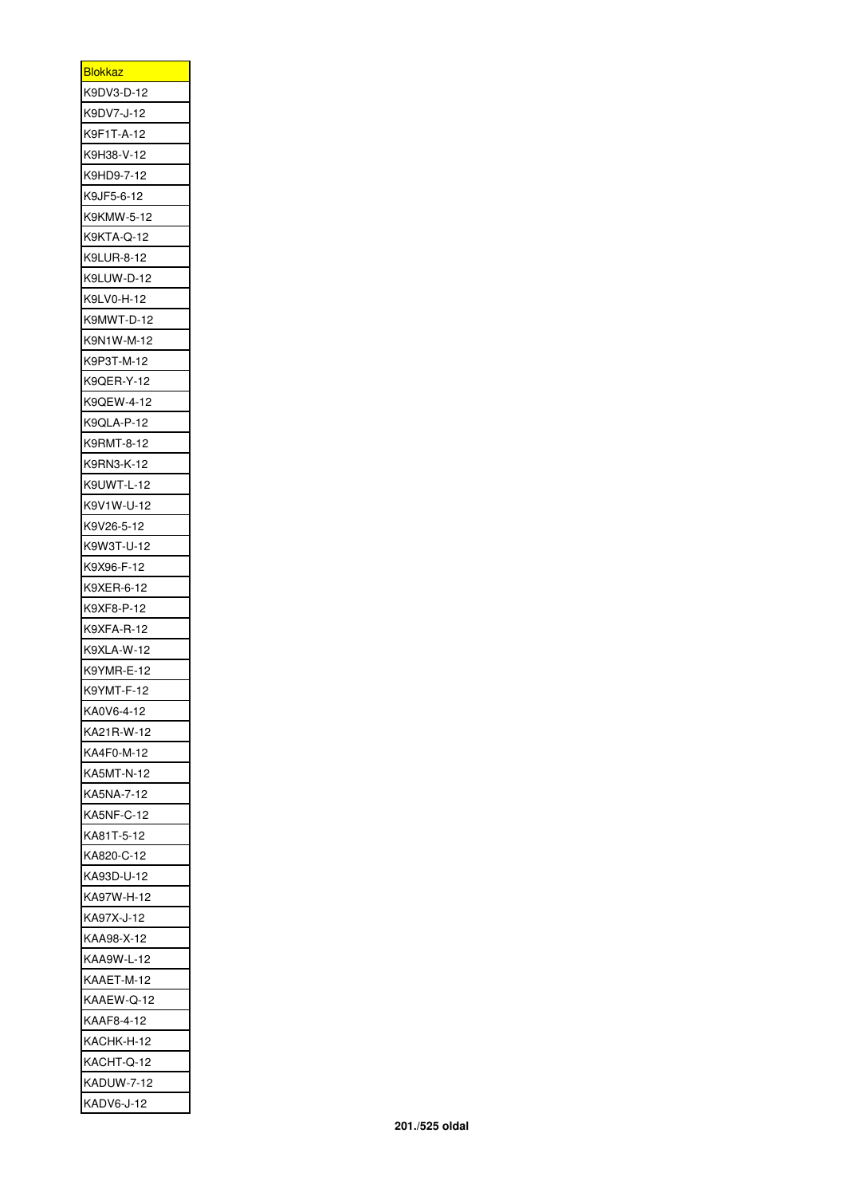| Blokkaz |
| --- |
| K9DV3-D-12 |
| K9DV7-J-12 |
| K9F1T-A-12 |
| K9H38-V-12 |
| K9HD9-7-12 |
| K9JF5-6-12 |
| K9KMW-5-12 |
| K9KTA-Q-12 |
| K9LUR-8-12 |
| K9LUW-D-12 |
| K9LV0-H-12 |
| K9MWT-D-12 |
| K9N1W-M-12 |
| K9P3T-M-12 |
| K9QER-Y-12 |
| K9QEW-4-12 |
| K9QLA-P-12 |
| K9RMT-8-12 |
| K9RN3-K-12 |
| K9UWT-L-12 |
| K9V1W-U-12 |
| K9V26-5-12 |
| K9W3T-U-12 |
| K9X96-F-12 |
| K9XER-6-12 |
| K9XF8-P-12 |
| K9XFA-R-12 |
| K9XLA-W-12 |
| K9YMR-E-12 |
| K9YMT-F-12 |
| KA0V6-4-12 |
| KA21R-W-12 |
| KA4F0-M-12 |
| KA5MT-N-12 |
| KA5NA-7-12 |
| KA5NF-C-12 |
| KA81T-5-12 |
| KA820-C-12 |
| KA93D-U-12 |
| KA97W-H-12 |
| KA97X-J-12 |
| KAA98-X-12 |
| KAA9W-L-12 |
| KAAET-M-12 |
| KAAEW-Q-12 |
| KAAF8-4-12 |
| KACHK-H-12 |
| KACHT-Q-12 |
| KADUW-7-12 |
| KADV6-J-12 |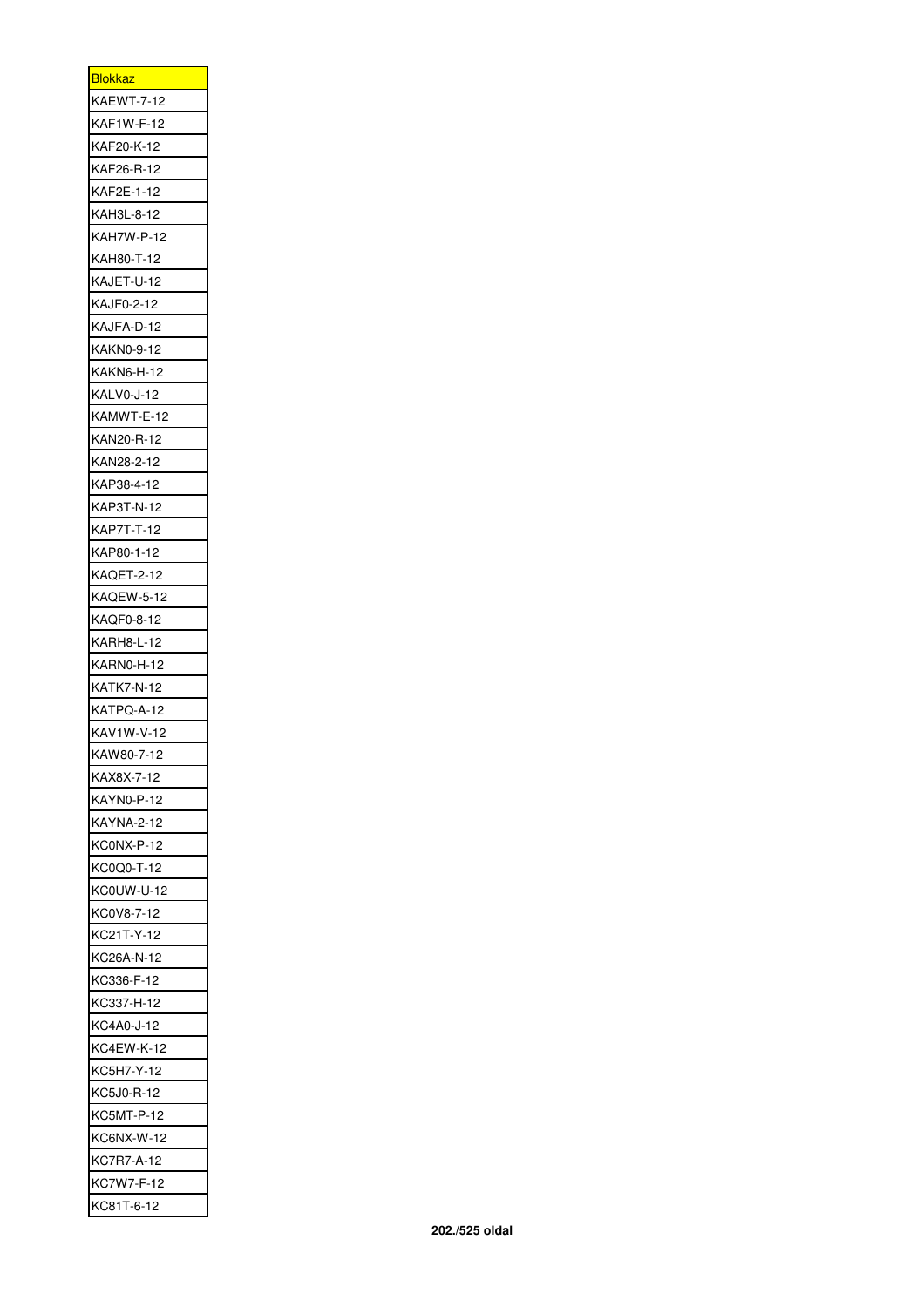| Blokkaz |
| --- |
| KAEWT-7-12 |
| KAF1W-F-12 |
| KAF20-K-12 |
| KAF26-R-12 |
| KAF2E-1-12 |
| KAH3L-8-12 |
| KAH7W-P-12 |
| KAH80-T-12 |
| KAJET-U-12 |
| KAJF0-2-12 |
| KAJFA-D-12 |
| KAKN0-9-12 |
| KAKN6-H-12 |
| KALV0-J-12 |
| KAMWT-E-12 |
| KAN20-R-12 |
| KAN28-2-12 |
| KAP38-4-12 |
| KAP3T-N-12 |
| KAP7T-T-12 |
| KAP80-1-12 |
| KAQET-2-12 |
| KAQEW-5-12 |
| KAQF0-8-12 |
| KARH8-L-12 |
| KARN0-H-12 |
| KATK7-N-12 |
| KATPQ-A-12 |
| KAV1W-V-12 |
| KAW80-7-12 |
| KAX8X-7-12 |
| KAYN0-P-12 |
| KAYNA-2-12 |
| KC0NX-P-12 |
| KC0Q0-T-12 |
| KC0UW-U-12 |
| KC0V8-7-12 |
| KC21T-Y-12 |
| KC26A-N-12 |
| KC336-F-12 |
| KC337-H-12 |
| KC4A0-J-12 |
| KC4EW-K-12 |
| KC5H7-Y-12 |
| KC5J0-R-12 |
| KC5MT-P-12 |
| KC6NX-W-12 |
| KC7R7-A-12 |
| KC7W7-F-12 |
| KC81T-6-12 |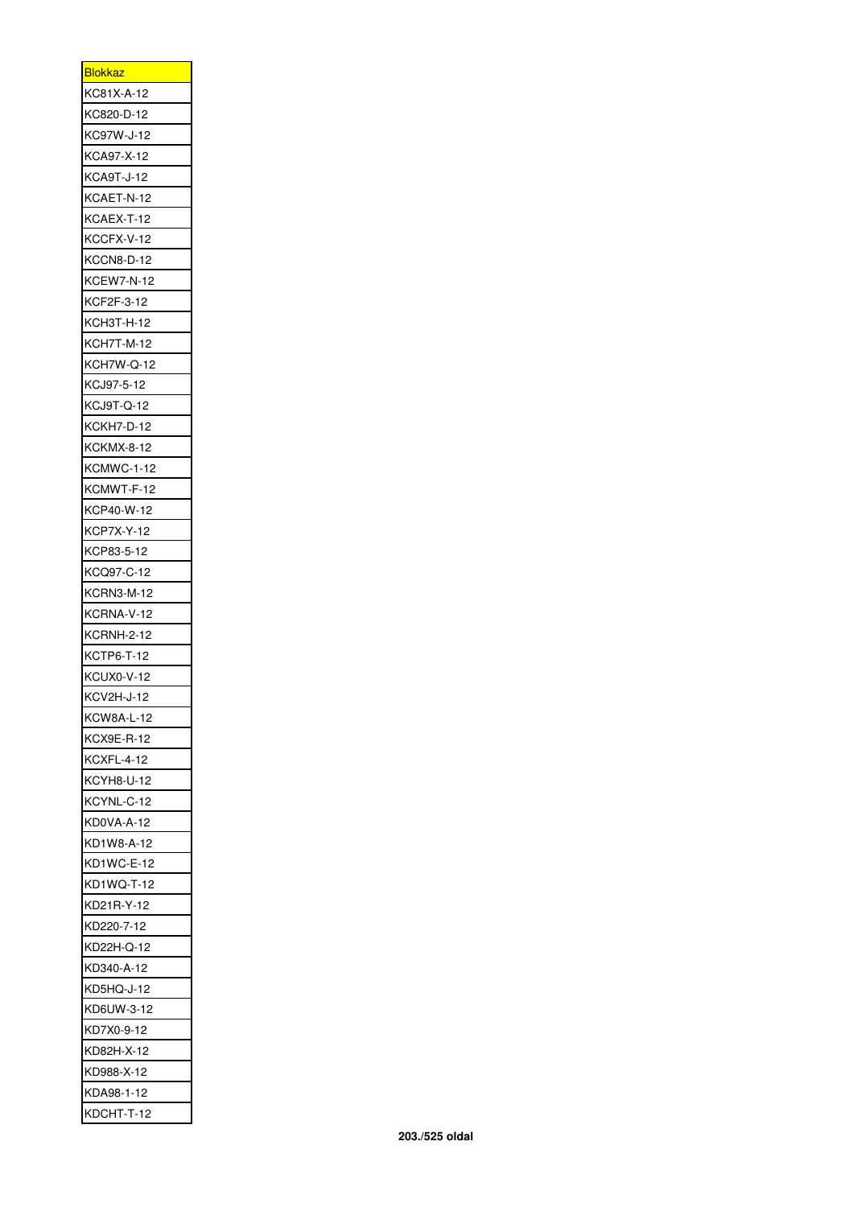| Blokkaz |
| --- |
| KC81X-A-12 |
| KC820-D-12 |
| KC97W-J-12 |
| KCA97-X-12 |
| KCA9T-J-12 |
| KCAET-N-12 |
| KCAEX-T-12 |
| KCCFX-V-12 |
| KCCN8-D-12 |
| KCEW7-N-12 |
| KCF2F-3-12 |
| KCH3T-H-12 |
| KCH7T-M-12 |
| KCH7W-Q-12 |
| KCJ97-5-12 |
| KCJ9T-Q-12 |
| KCKH7-D-12 |
| KCKMX-8-12 |
| KCMWC-1-12 |
| KCMWT-F-12 |
| KCP40-W-12 |
| KCP7X-Y-12 |
| KCP83-5-12 |
| KCQ97-C-12 |
| KCRN3-M-12 |
| KCRNA-V-12 |
| KCRNH-2-12 |
| KCTP6-T-12 |
| KCUX0-V-12 |
| KCV2H-J-12 |
| KCW8A-L-12 |
| KCX9E-R-12 |
| KCXFL-4-12 |
| KCYH8-U-12 |
| KCYNL-C-12 |
| KD0VA-A-12 |
| KD1W8-A-12 |
| KD1WC-E-12 |
| KD1WQ-T-12 |
| KD21R-Y-12 |
| KD220-7-12 |
| KD22H-Q-12 |
| KD340-A-12 |
| KD5HQ-J-12 |
| KD6UW-3-12 |
| KD7X0-9-12 |
| KD82H-X-12 |
| KD988-X-12 |
| KDA98-1-12 |
| KDCHT-T-12 |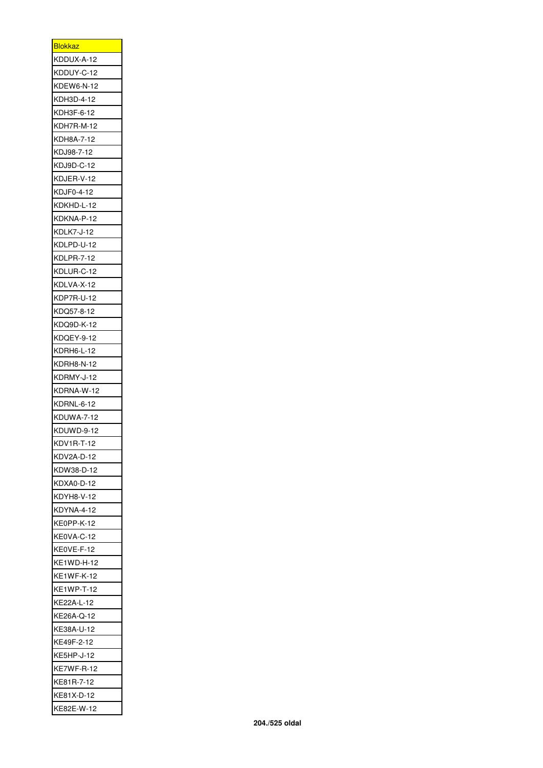| Blokkaz |
|---|
| KDDUX-A-12 |
| KDDUY-C-12 |
| KDEW6-N-12 |
| KDH3D-4-12 |
| KDH3F-6-12 |
| KDH7R-M-12 |
| KDH8A-7-12 |
| KDJ98-7-12 |
| KDJ9D-C-12 |
| KDJER-V-12 |
| KDJF0-4-12 |
| KDKHD-L-12 |
| KDKNA-P-12 |
| KDLK7-J-12 |
| KDLPD-U-12 |
| KDLPR-7-12 |
| KDLUR-C-12 |
| KDLVA-X-12 |
| KDP7R-U-12 |
| KDQ57-8-12 |
| KDQ9D-K-12 |
| KDQEY-9-12 |
| KDRH6-L-12 |
| KDRH8-N-12 |
| KDRMY-J-12 |
| KDRNA-W-12 |
| KDRNL-6-12 |
| KDUWA-7-12 |
| KDUWD-9-12 |
| KDV1R-T-12 |
| KDV2A-D-12 |
| KDW38-D-12 |
| KDXA0-D-12 |
| KDYH8-V-12 |
| KDYNA-4-12 |
| KE0PP-K-12 |
| KE0VA-C-12 |
| KE0VE-F-12 |
| KE1WD-H-12 |
| KE1WF-K-12 |
| KE1WP-T-12 |
| KE22A-L-12 |
| KE26A-Q-12 |
| KE38A-U-12 |
| KE49F-2-12 |
| KE5HP-J-12 |
| KE7WF-R-12 |
| KE81R-7-12 |
| KE81X-D-12 |
| KE82E-W-12 |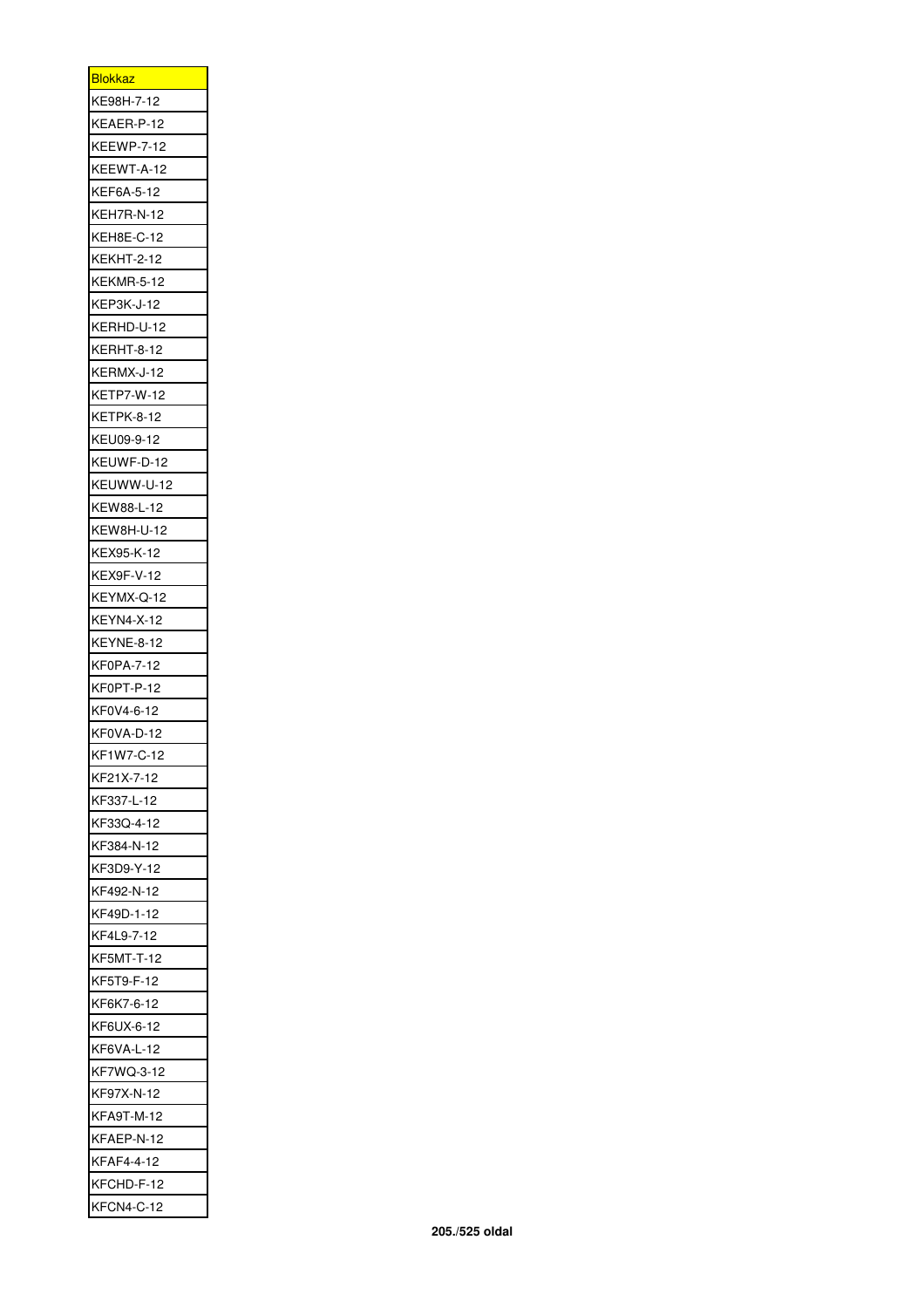| Blokkaz |
|---|
| KE98H-7-12 |
| KEAER-P-12 |
| KEEWP-7-12 |
| KEEWT-A-12 |
| KEF6A-5-12 |
| KEH7R-N-12 |
| KEH8E-C-12 |
| KEKHT-2-12 |
| KEKMR-5-12 |
| KEP3K-J-12 |
| KERHD-U-12 |
| KERHT-8-12 |
| KERMX-J-12 |
| KETP7-W-12 |
| KETPK-8-12 |
| KEU09-9-12 |
| KEUWF-D-12 |
| KEUWW-U-12 |
| KEW88-L-12 |
| KEW8H-U-12 |
| KEX95-K-12 |
| KEX9F-V-12 |
| KEYMX-Q-12 |
| KEYN4-X-12 |
| KEYNE-8-12 |
| KF0PA-7-12 |
| KF0PT-P-12 |
| KF0V4-6-12 |
| KF0VA-D-12 |
| KF1W7-C-12 |
| KF21X-7-12 |
| KF337-L-12 |
| KF33Q-4-12 |
| KF384-N-12 |
| KF3D9-Y-12 |
| KF492-N-12 |
| KF49D-1-12 |
| KF4L9-7-12 |
| KF5MT-T-12 |
| KF5T9-F-12 |
| KF6K7-6-12 |
| KF6UX-6-12 |
| KF6VA-L-12 |
| KF7WQ-3-12 |
| KF97X-N-12 |
| KFA9T-M-12 |
| KFAEP-N-12 |
| KFAF4-4-12 |
| KFCHD-F-12 |
| KFCN4-C-12 |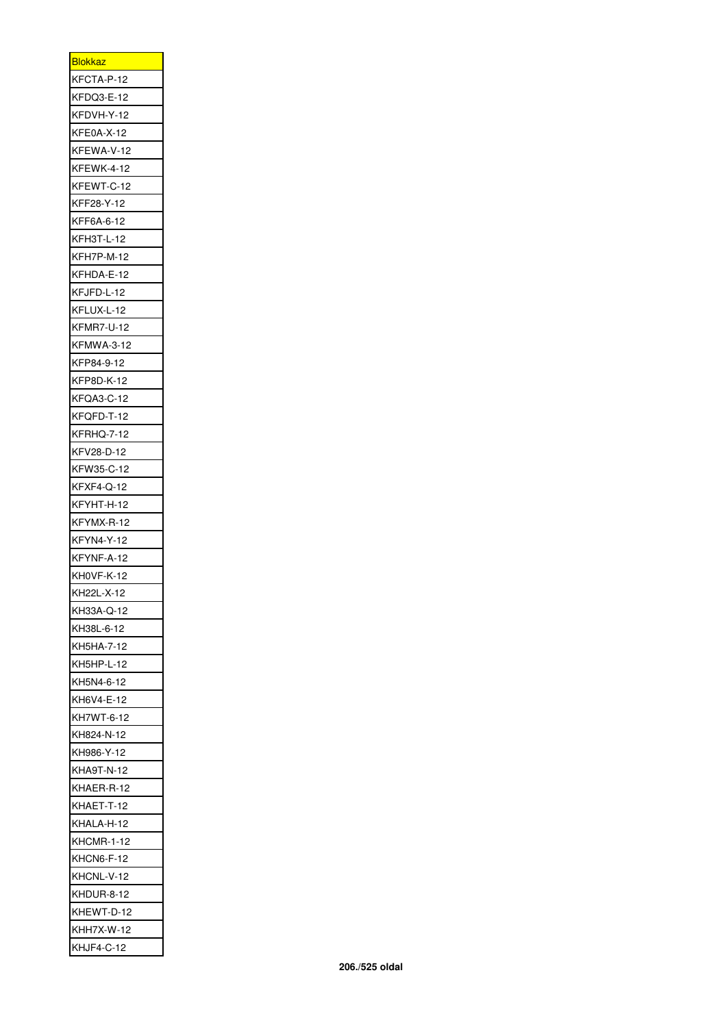| Blokkaz |
| --- |
| KFCTA-P-12 |
| KFDQ3-E-12 |
| KFDVH-Y-12 |
| KFE0A-X-12 |
| KFEWA-V-12 |
| KFEWK-4-12 |
| KFEWT-C-12 |
| KFF28-Y-12 |
| KFF6A-6-12 |
| KFH3T-L-12 |
| KFH7P-M-12 |
| KFHDA-E-12 |
| KFJFD-L-12 |
| KFLUX-L-12 |
| KFMR7-U-12 |
| KFMWA-3-12 |
| KFP84-9-12 |
| KFP8D-K-12 |
| KFQA3-C-12 |
| KFQFD-T-12 |
| KFRHQ-7-12 |
| KFV28-D-12 |
| KFW35-C-12 |
| KFXF4-Q-12 |
| KFYHT-H-12 |
| KFYMX-R-12 |
| KFYN4-Y-12 |
| KFYNF-A-12 |
| KH0VF-K-12 |
| KH22L-X-12 |
| KH33A-Q-12 |
| KH38L-6-12 |
| KH5HA-7-12 |
| KH5HP-L-12 |
| KH5N4-6-12 |
| KH6V4-E-12 |
| KH7WT-6-12 |
| KH824-N-12 |
| KH986-Y-12 |
| KHA9T-N-12 |
| KHAER-R-12 |
| KHAET-T-12 |
| KHALA-H-12 |
| KHCMR-1-12 |
| KHCN6-F-12 |
| KHCNL-V-12 |
| KHDUR-8-12 |
| KHEWT-D-12 |
| KHH7X-W-12 |
| KHJF4-C-12 |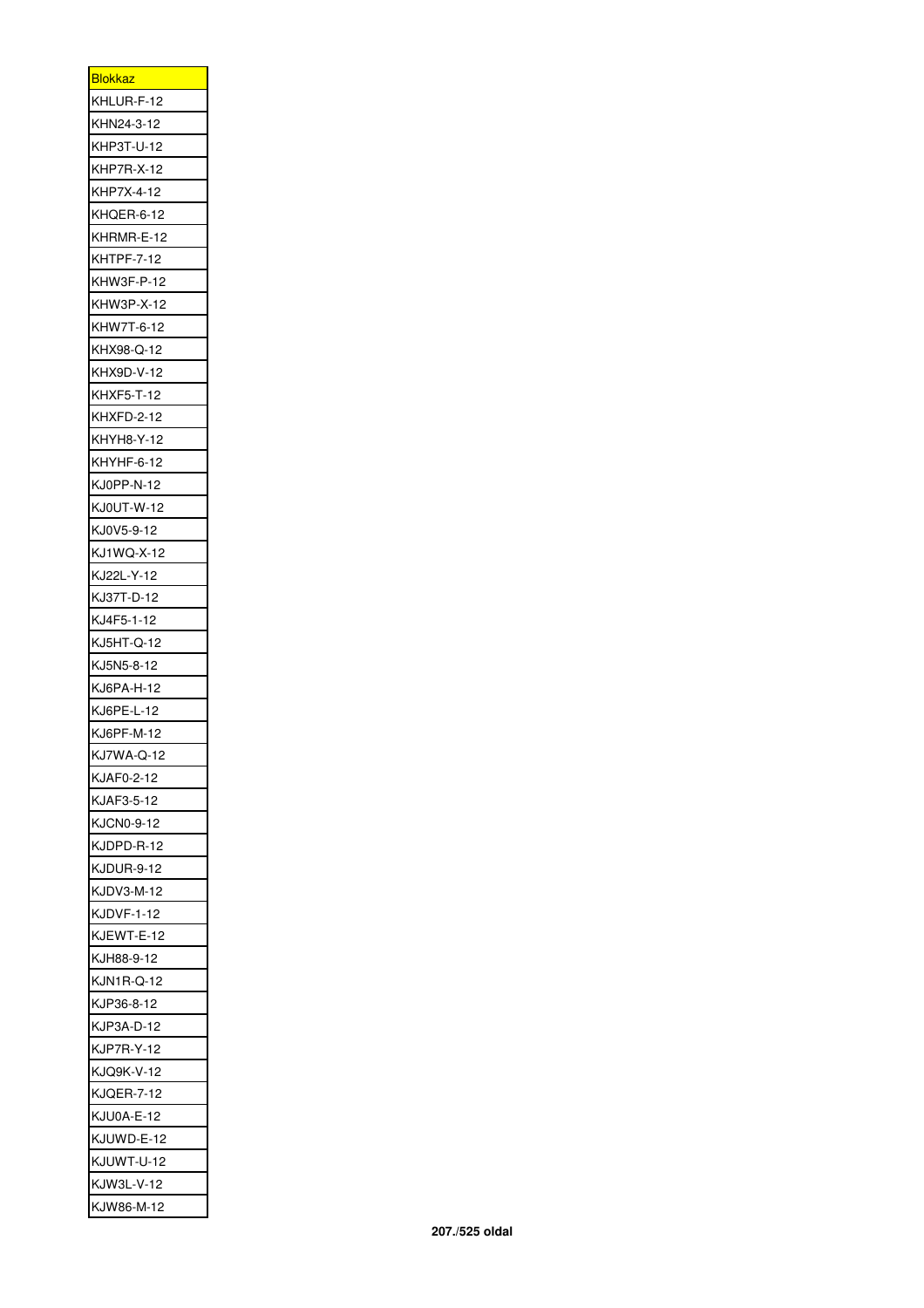| Blokkaz |
| --- |
| KHLUR-F-12 |
| KHN24-3-12 |
| KHP3T-U-12 |
| KHP7R-X-12 |
| KHP7X-4-12 |
| KHQER-6-12 |
| KHRMR-E-12 |
| KHTPF-7-12 |
| KHW3F-P-12 |
| KHW3P-X-12 |
| KHW7T-6-12 |
| KHX98-Q-12 |
| KHX9D-V-12 |
| KHXF5-T-12 |
| KHXFD-2-12 |
| KHYH8-Y-12 |
| KHYHF-6-12 |
| KJ0PP-N-12 |
| KJ0UT-W-12 |
| KJ0V5-9-12 |
| KJ1WQ-X-12 |
| KJ22L-Y-12 |
| KJ37T-D-12 |
| KJ4F5-1-12 |
| KJ5HT-Q-12 |
| KJ5N5-8-12 |
| KJ6PA-H-12 |
| KJ6PE-L-12 |
| KJ6PF-M-12 |
| KJ7WA-Q-12 |
| KJAF0-2-12 |
| KJAF3-5-12 |
| KJCN0-9-12 |
| KJDPD-R-12 |
| KJDUR-9-12 |
| KJDV3-M-12 |
| KJDVF-1-12 |
| KJEWT-E-12 |
| KJH88-9-12 |
| KJN1R-Q-12 |
| KJP36-8-12 |
| KJP3A-D-12 |
| KJP7R-Y-12 |
| KJQ9K-V-12 |
| KJQER-7-12 |
| KJU0A-E-12 |
| KJUWD-E-12 |
| KJUWT-U-12 |
| KJW3L-V-12 |
| KJW86-M-12 |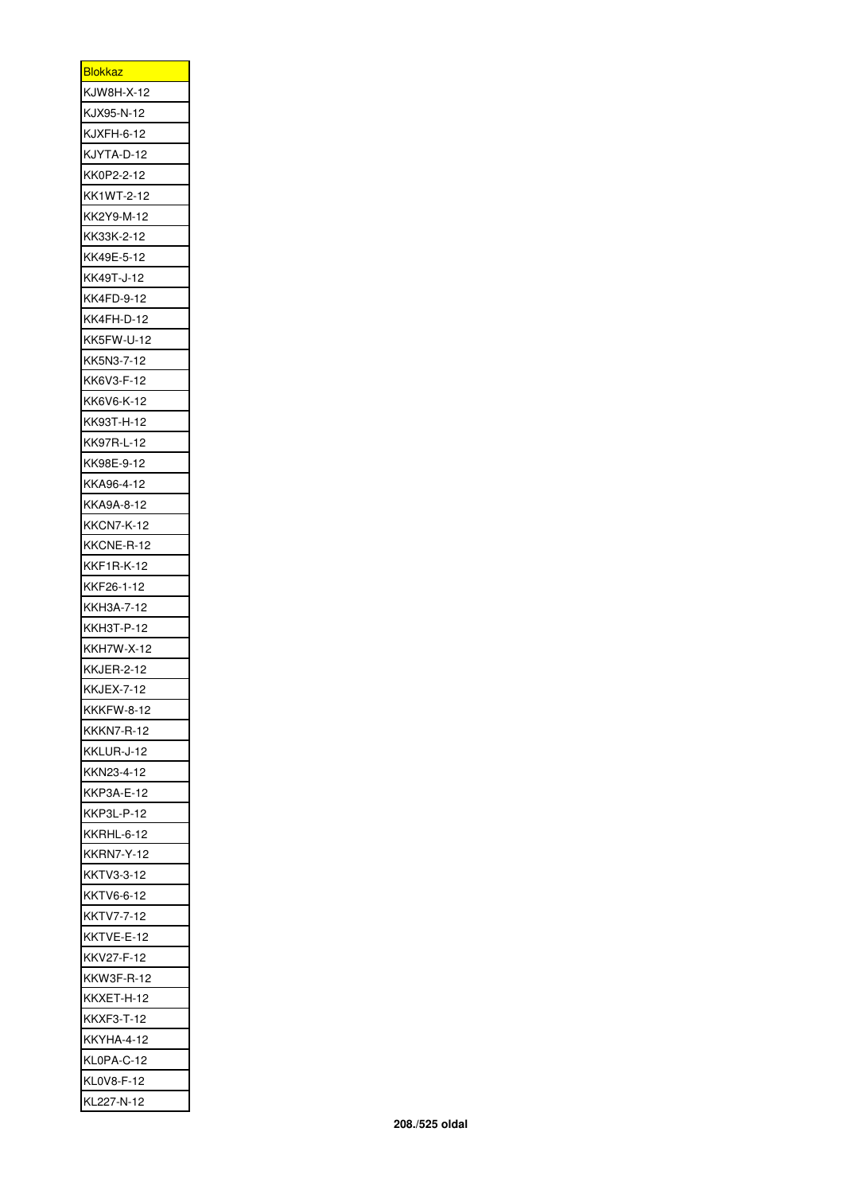| Blokkaz |
| --- |
| KJW8H-X-12 |
| KJX95-N-12 |
| KJXFH-6-12 |
| KJYTA-D-12 |
| KK0P2-2-12 |
| KK1WT-2-12 |
| KK2Y9-M-12 |
| KK33K-2-12 |
| KK49E-5-12 |
| KK49T-J-12 |
| KK4FD-9-12 |
| KK4FH-D-12 |
| KK5FW-U-12 |
| KK5N3-7-12 |
| KK6V3-F-12 |
| KK6V6-K-12 |
| KK93T-H-12 |
| KK97R-L-12 |
| KK98E-9-12 |
| KKA96-4-12 |
| KKA9A-8-12 |
| KKCN7-K-12 |
| KKCNE-R-12 |
| KKF1R-K-12 |
| KKF26-1-12 |
| KKH3A-7-12 |
| KKH3T-P-12 |
| KKH7W-X-12 |
| KKJER-2-12 |
| KKJEX-7-12 |
| KKKFW-8-12 |
| KKKN7-R-12 |
| KKLUR-J-12 |
| KKN23-4-12 |
| KKP3A-E-12 |
| KKP3L-P-12 |
| KKRHL-6-12 |
| KKRN7-Y-12 |
| KKTV3-3-12 |
| KKTV6-6-12 |
| KKTV7-7-12 |
| KKTVE-E-12 |
| KKV27-F-12 |
| KKW3F-R-12 |
| KKXET-H-12 |
| KKXF3-T-12 |
| KKYHA-4-12 |
| KL0PA-C-12 |
| KL0V8-F-12 |
| KL227-N-12 |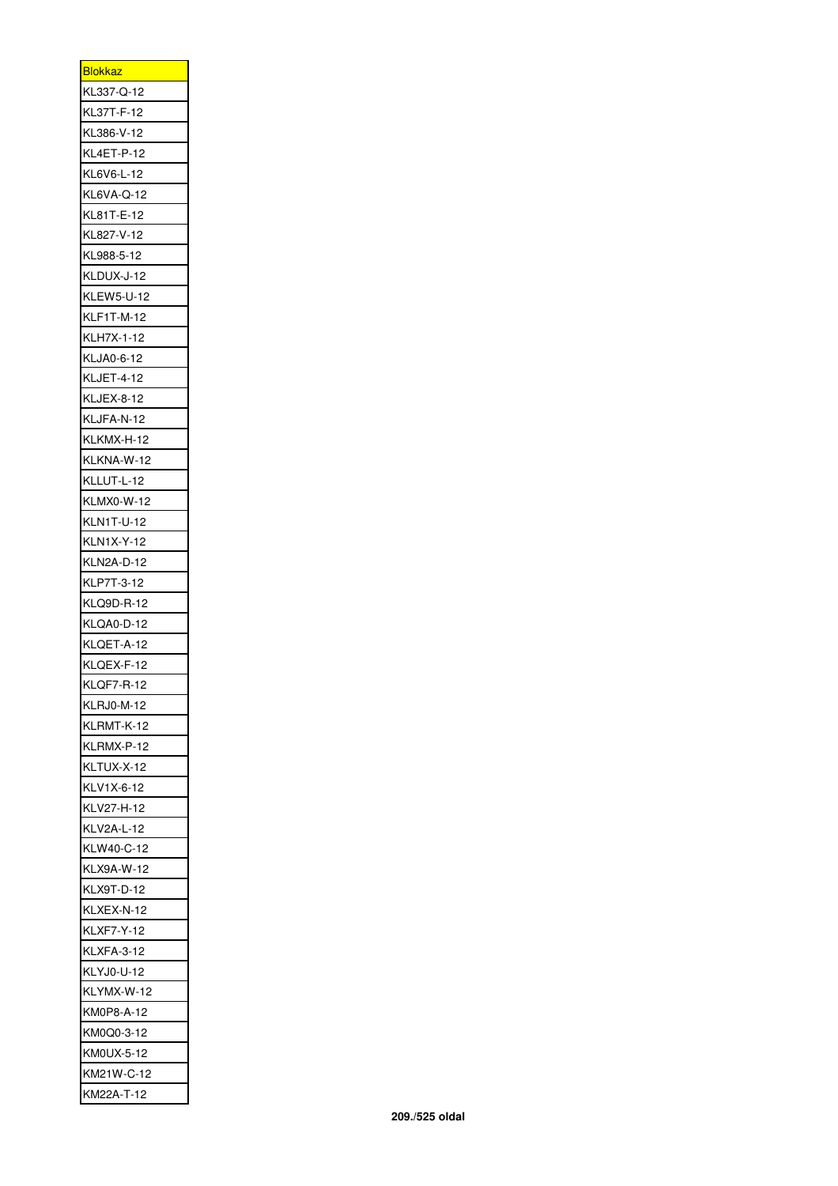| Blokkaz |
|---|
| KL337-Q-12 |
| KL37T-F-12 |
| KL386-V-12 |
| KL4ET-P-12 |
| KL6V6-L-12 |
| KL6VA-Q-12 |
| KL81T-E-12 |
| KL827-V-12 |
| KL988-5-12 |
| KLDUX-J-12 |
| KLEW5-U-12 |
| KLF1T-M-12 |
| KLH7X-1-12 |
| KLJA0-6-12 |
| KLJET-4-12 |
| KLJEX-8-12 |
| KLJFA-N-12 |
| KLKMX-H-12 |
| KLKNA-W-12 |
| KLLUT-L-12 |
| KLMX0-W-12 |
| KLN1T-U-12 |
| KLN1X-Y-12 |
| KLN2A-D-12 |
| KLP7T-3-12 |
| KLQ9D-R-12 |
| KLQA0-D-12 |
| KLQET-A-12 |
| KLQEX-F-12 |
| KLQF7-R-12 |
| KLRJ0-M-12 |
| KLRMT-K-12 |
| KLRMX-P-12 |
| KLTUX-X-12 |
| KLV1X-6-12 |
| KLV27-H-12 |
| KLV2A-L-12 |
| KLW40-C-12 |
| KLX9A-W-12 |
| KLX9T-D-12 |
| KLXEX-N-12 |
| KLXF7-Y-12 |
| KLXFA-3-12 |
| KLYJ0-U-12 |
| KLYMX-W-12 |
| KM0P8-A-12 |
| KM0Q0-3-12 |
| KM0UX-5-12 |
| KM21W-C-12 |
| KM22A-T-12 |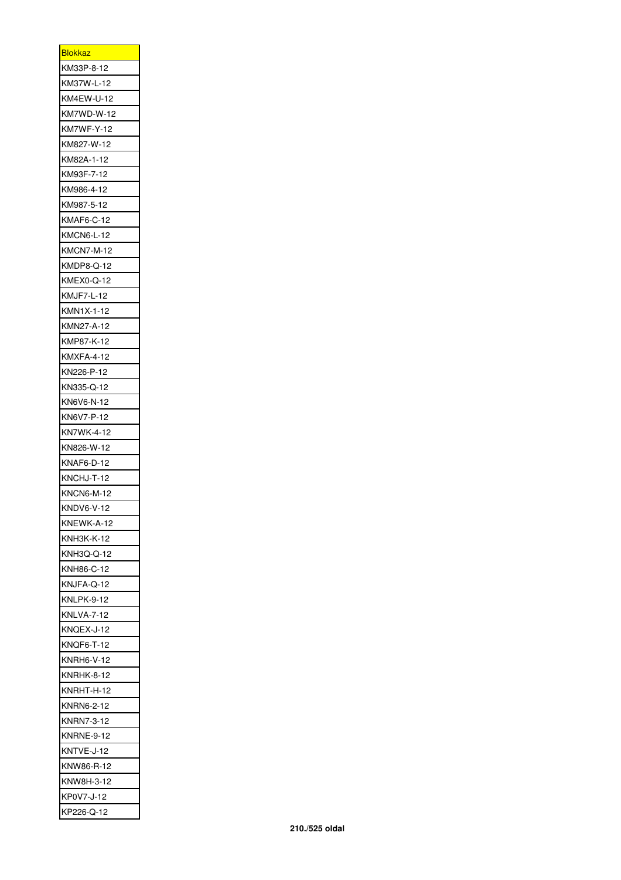| Blokkaz |
|---|
| KM33P-8-12 |
| KM37W-L-12 |
| KM4EW-U-12 |
| KM7WD-W-12 |
| KM7WF-Y-12 |
| KM827-W-12 |
| KM82A-1-12 |
| KM93F-7-12 |
| KM986-4-12 |
| KM987-5-12 |
| KMAF6-C-12 |
| KMCN6-L-12 |
| KMCN7-M-12 |
| KMDP8-Q-12 |
| KMEX0-Q-12 |
| KMJF7-L-12 |
| KMN1X-1-12 |
| KMN27-A-12 |
| KMP87-K-12 |
| KMXFA-4-12 |
| KN226-P-12 |
| KN335-Q-12 |
| KN6V6-N-12 |
| KN6V7-P-12 |
| KN7WK-4-12 |
| KN826-W-12 |
| KNAF6-D-12 |
| KNCHJ-T-12 |
| KNCN6-M-12 |
| KNDV6-V-12 |
| KNEWK-A-12 |
| KNH3K-K-12 |
| KNH3Q-Q-12 |
| KNH86-C-12 |
| KNJFA-Q-12 |
| KNLPK-9-12 |
| KNLVA-7-12 |
| KNQEX-J-12 |
| KNQF6-T-12 |
| KNRH6-V-12 |
| KNRHK-8-12 |
| KNRHT-H-12 |
| KNRN6-2-12 |
| KNRN7-3-12 |
| KNRNE-9-12 |
| KNTVE-J-12 |
| KNW86-R-12 |
| KNW8H-3-12 |
| KP0V7-J-12 |
| KP226-Q-12 |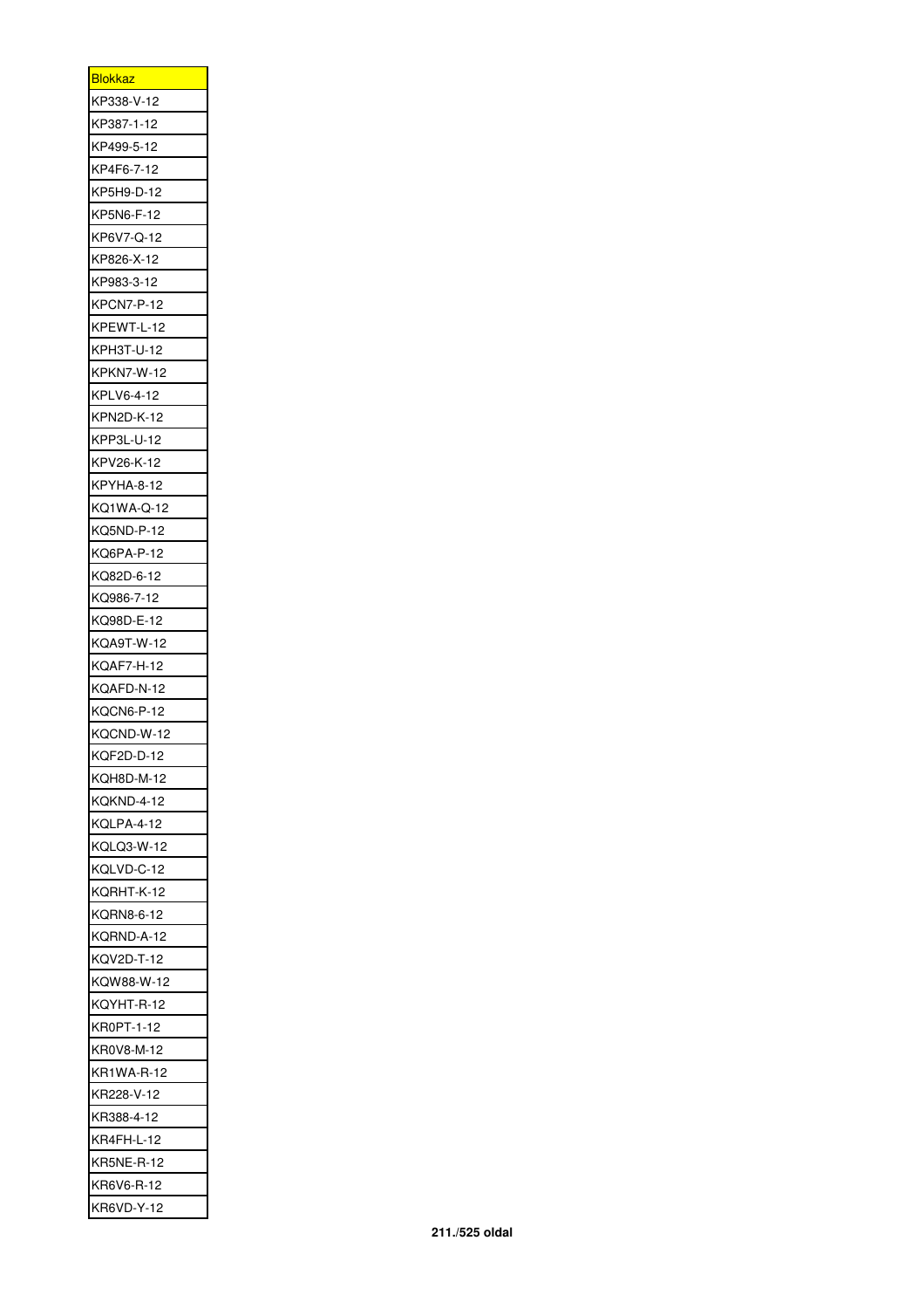| Blokkaz |
| --- |
| KP338-V-12 |
| KP387-1-12 |
| KP499-5-12 |
| KP4F6-7-12 |
| KP5H9-D-12 |
| KP5N6-F-12 |
| KP6V7-Q-12 |
| KP826-X-12 |
| KP983-3-12 |
| KPCN7-P-12 |
| KPEWT-L-12 |
| KPH3T-U-12 |
| KPKN7-W-12 |
| KPLV6-4-12 |
| KPN2D-K-12 |
| KPP3L-U-12 |
| KPV26-K-12 |
| KPYHA-8-12 |
| KQ1WA-Q-12 |
| KQ5ND-P-12 |
| KQ6PA-P-12 |
| KQ82D-6-12 |
| KQ986-7-12 |
| KQ98D-E-12 |
| KQA9T-W-12 |
| KQAF7-H-12 |
| KQAFD-N-12 |
| KQCN6-P-12 |
| KQCND-W-12 |
| KQF2D-D-12 |
| KQH8D-M-12 |
| KQKND-4-12 |
| KQLPA-4-12 |
| KQLQ3-W-12 |
| KQLVD-C-12 |
| KQRHT-K-12 |
| KQRN8-6-12 |
| KQRND-A-12 |
| KQV2D-T-12 |
| KQW88-W-12 |
| KQYHT-R-12 |
| KR0PT-1-12 |
| KR0V8-M-12 |
| KR1WA-R-12 |
| KR228-V-12 |
| KR388-4-12 |
| KR4FH-L-12 |
| KR5NE-R-12 |
| KR6V6-R-12 |
| KR6VD-Y-12 |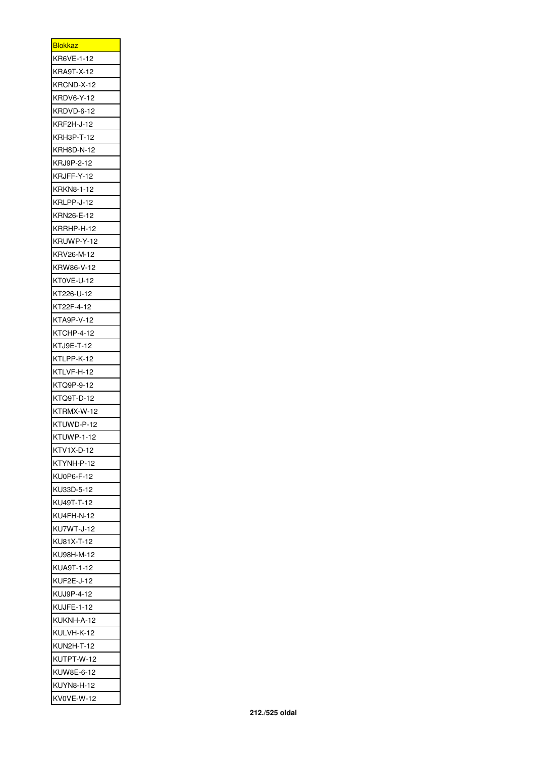| Blokkaz |
| --- |
| KR6VE-1-12 |
| KRA9T-X-12 |
| KRCND-X-12 |
| KRDV6-Y-12 |
| KRDVD-6-12 |
| KRF2H-J-12 |
| KRH3P-T-12 |
| KRH8D-N-12 |
| KRJ9P-2-12 |
| KRJFF-Y-12 |
| KRKN8-1-12 |
| KRLPP-J-12 |
| KRN26-E-12 |
| KRRHP-H-12 |
| KRUWP-Y-12 |
| KRV26-M-12 |
| KRW86-V-12 |
| KT0VE-U-12 |
| KT226-U-12 |
| KT22F-4-12 |
| KTA9P-V-12 |
| KTCHP-4-12 |
| KTJ9E-T-12 |
| KTLPP-K-12 |
| KTLVF-H-12 |
| KTQ9P-9-12 |
| KTQ9T-D-12 |
| KTRMX-W-12 |
| KTUWD-P-12 |
| KTUWP-1-12 |
| KTV1X-D-12 |
| KTYNH-P-12 |
| KU0P6-F-12 |
| KU33D-5-12 |
| KU49T-T-12 |
| KU4FH-N-12 |
| KU7WT-J-12 |
| KU81X-T-12 |
| KU98H-M-12 |
| KUA9T-1-12 |
| KUF2E-J-12 |
| KUJ9P-4-12 |
| KUJFE-1-12 |
| KUKNH-A-12 |
| KULVH-K-12 |
| KUN2H-T-12 |
| KUTPT-W-12 |
| KUW8E-6-12 |
| KUYN8-H-12 |
| KV0VE-W-12 |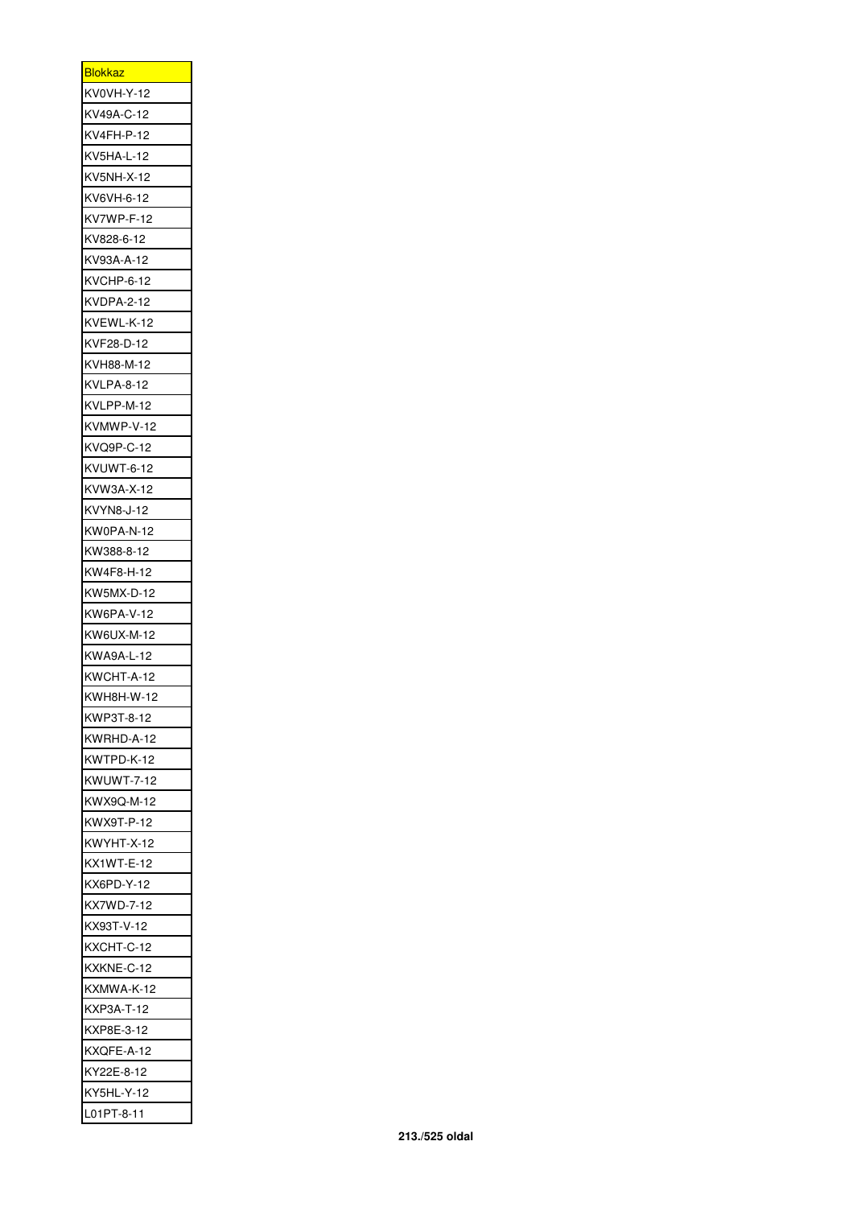| Blokkaz |
| --- |
| KV0VH-Y-12 |
| KV49A-C-12 |
| KV4FH-P-12 |
| KV5HA-L-12 |
| KV5NH-X-12 |
| KV6VH-6-12 |
| KV7WP-F-12 |
| KV828-6-12 |
| KV93A-A-12 |
| KVCHP-6-12 |
| KVDPA-2-12 |
| KVEWL-K-12 |
| KVF28-D-12 |
| KVH88-M-12 |
| KVLPA-8-12 |
| KVLPP-M-12 |
| KVMWP-V-12 |
| KVQ9P-C-12 |
| KVUWT-6-12 |
| KVW3A-X-12 |
| KVYN8-J-12 |
| KW0PA-N-12 |
| KW388-8-12 |
| KW4F8-H-12 |
| KW5MX-D-12 |
| KW6PA-V-12 |
| KW6UX-M-12 |
| KWA9A-L-12 |
| KWCHT-A-12 |
| KWH8H-W-12 |
| KWP3T-8-12 |
| KWRHD-A-12 |
| KWTPD-K-12 |
| KWUWT-7-12 |
| KWX9Q-M-12 |
| KWX9T-P-12 |
| KWYHT-X-12 |
| KX1WT-E-12 |
| KX6PD-Y-12 |
| KX7WD-7-12 |
| KX93T-V-12 |
| KXCHT-C-12 |
| KXKNE-C-12 |
| KXMWA-K-12 |
| KXP3A-T-12 |
| KXP8E-3-12 |
| KXQFE-A-12 |
| KY22E-8-12 |
| KY5HL-Y-12 |
| L01PT-8-11 |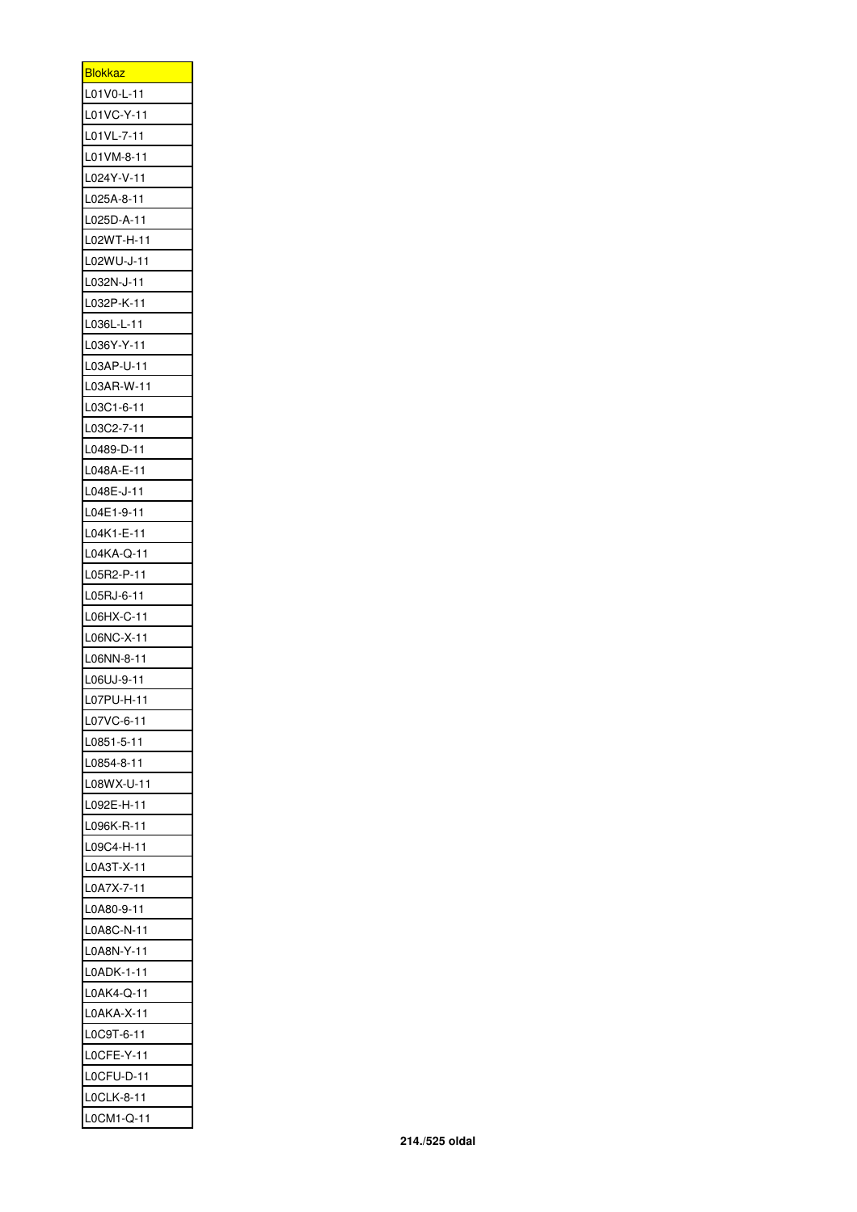| Blokkaz |
| --- |
| L01V0-L-11 |
| L01VC-Y-11 |
| L01VL-7-11 |
| L01VM-8-11 |
| L024Y-V-11 |
| L025A-8-11 |
| L025D-A-11 |
| L02WT-H-11 |
| L02WU-J-11 |
| L032N-J-11 |
| L032P-K-11 |
| L036L-L-11 |
| L036Y-Y-11 |
| L03AP-U-11 |
| L03AR-W-11 |
| L03C1-6-11 |
| L03C2-7-11 |
| L0489-D-11 |
| L048A-E-11 |
| L048E-J-11 |
| L04E1-9-11 |
| L04K1-E-11 |
| L04KA-Q-11 |
| L05R2-P-11 |
| L05RJ-6-11 |
| L06HX-C-11 |
| L06NC-X-11 |
| L06NN-8-11 |
| L06UJ-9-11 |
| L07PU-H-11 |
| L07VC-6-11 |
| L0851-5-11 |
| L0854-8-11 |
| L08WX-U-11 |
| L092E-H-11 |
| L096K-R-11 |
| L09C4-H-11 |
| L0A3T-X-11 |
| L0A7X-7-11 |
| L0A80-9-11 |
| L0A8C-N-11 |
| L0A8N-Y-11 |
| L0ADK-1-11 |
| L0AK4-Q-11 |
| L0AKA-X-11 |
| L0C9T-6-11 |
| L0CFE-Y-11 |
| L0CFU-D-11 |
| L0CLK-8-11 |
| L0CM1-Q-11 |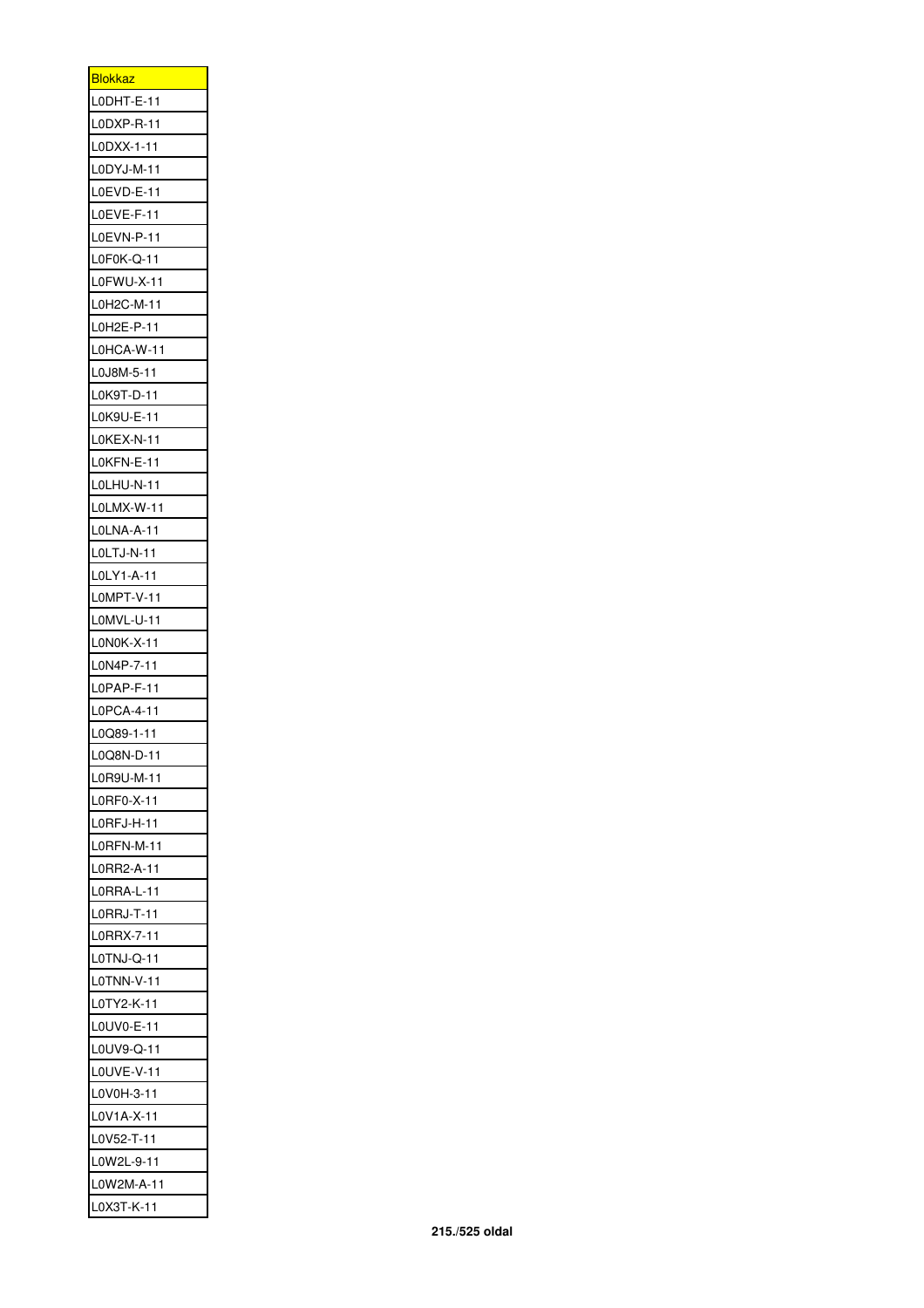| Blokkaz |
| --- |
| L0DHT-E-11 |
| L0DXP-R-11 |
| L0DXX-1-11 |
| L0DYJ-M-11 |
| L0EVD-E-11 |
| L0EVE-F-11 |
| L0EVN-P-11 |
| L0F0K-Q-11 |
| L0FWU-X-11 |
| L0H2C-M-11 |
| L0H2E-P-11 |
| L0HCA-W-11 |
| L0J8M-5-11 |
| L0K9T-D-11 |
| L0K9U-E-11 |
| L0KEX-N-11 |
| L0KFN-E-11 |
| L0LHU-N-11 |
| L0LMX-W-11 |
| L0LNA-A-11 |
| L0LTJ-N-11 |
| L0LY1-A-11 |
| L0MPT-V-11 |
| L0MVL-U-11 |
| L0N0K-X-11 |
| L0N4P-7-11 |
| L0PAP-F-11 |
| L0PCA-4-11 |
| L0Q89-1-11 |
| L0Q8N-D-11 |
| L0R9U-M-11 |
| L0RF0-X-11 |
| L0RFJ-H-11 |
| L0RFN-M-11 |
| L0RR2-A-11 |
| L0RRA-L-11 |
| L0RRJ-T-11 |
| L0RRX-7-11 |
| L0TNJ-Q-11 |
| L0TNN-V-11 |
| L0TY2-K-11 |
| L0UV0-E-11 |
| L0UV9-Q-11 |
| L0UVE-V-11 |
| L0V0H-3-11 |
| L0V1A-X-11 |
| L0V52-T-11 |
| L0W2L-9-11 |
| L0W2M-A-11 |
| L0X3T-K-11 |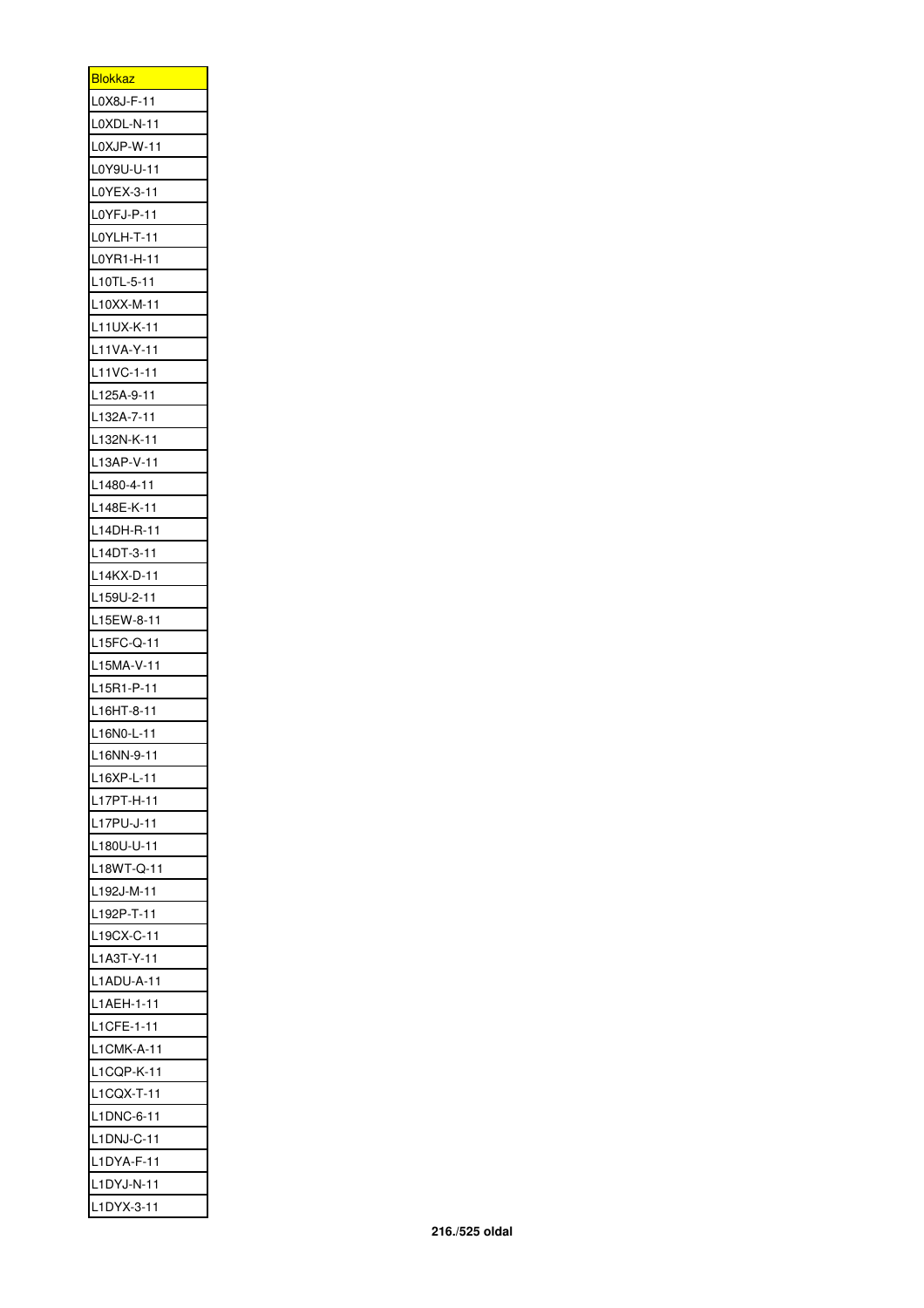| Blokkaz |
| --- |
| L0X8J-F-11 |
| L0XDL-N-11 |
| L0XJP-W-11 |
| L0Y9U-U-11 |
| L0YEX-3-11 |
| L0YFJ-P-11 |
| L0YLH-T-11 |
| L0YR1-H-11 |
| L10TL-5-11 |
| L10XX-M-11 |
| L11UX-K-11 |
| L11VA-Y-11 |
| L11VC-1-11 |
| L125A-9-11 |
| L132A-7-11 |
| L132N-K-11 |
| L13AP-V-11 |
| L1480-4-11 |
| L148E-K-11 |
| L14DH-R-11 |
| L14DT-3-11 |
| L14KX-D-11 |
| L159U-2-11 |
| L15EW-8-11 |
| L15FC-Q-11 |
| L15MA-V-11 |
| L15R1-P-11 |
| L16HT-8-11 |
| L16N0-L-11 |
| L16NN-9-11 |
| L16XP-L-11 |
| L17PT-H-11 |
| L17PU-J-11 |
| L180U-U-11 |
| L18WT-Q-11 |
| L192J-M-11 |
| L192P-T-11 |
| L19CX-C-11 |
| L1A3T-Y-11 |
| L1ADU-A-11 |
| L1AEH-1-11 |
| L1CFE-1-11 |
| L1CMK-A-11 |
| L1CQP-K-11 |
| L1CQX-T-11 |
| L1DNC-6-11 |
| L1DNJ-C-11 |
| L1DYA-F-11 |
| L1DYJ-N-11 |
| L1DYX-3-11 |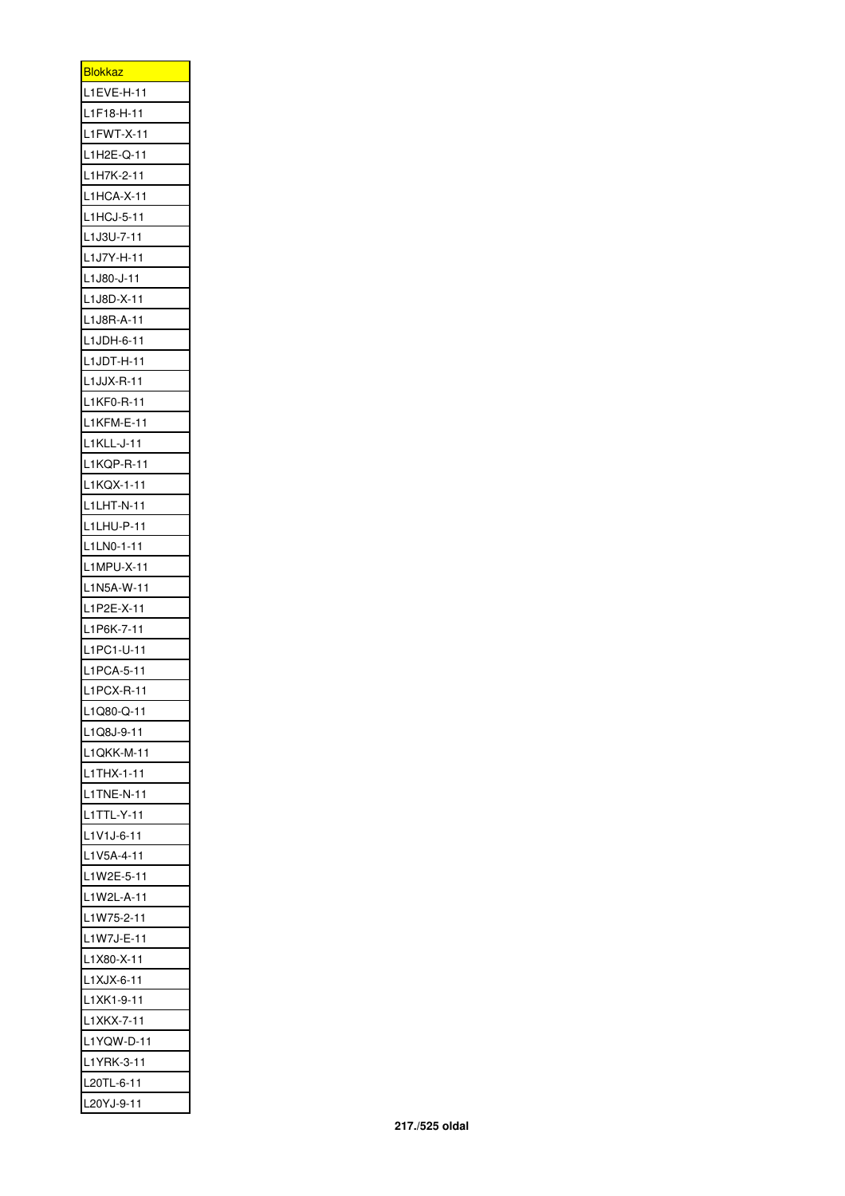| Blokkaz |
|---|
| L1EVE-H-11 |
| L1F18-H-11 |
| L1FWT-X-11 |
| L1H2E-Q-11 |
| L1H7K-2-11 |
| L1HCA-X-11 |
| L1HCJ-5-11 |
| L1J3U-7-11 |
| L1J7Y-H-11 |
| L1J80-J-11 |
| L1J8D-X-11 |
| L1J8R-A-11 |
| L1JDH-6-11 |
| L1JDT-H-11 |
| L1JJX-R-11 |
| L1KF0-R-11 |
| L1KFM-E-11 |
| L1KLL-J-11 |
| L1KQP-R-11 |
| L1KQX-1-11 |
| L1LHT-N-11 |
| L1LHU-P-11 |
| L1LN0-1-11 |
| L1MPU-X-11 |
| L1N5A-W-11 |
| L1P2E-X-11 |
| L1P6K-7-11 |
| L1PC1-U-11 |
| L1PCA-5-11 |
| L1PCX-R-11 |
| L1Q80-Q-11 |
| L1Q8J-9-11 |
| L1QKK-M-11 |
| L1THX-1-11 |
| L1TNE-N-11 |
| L1TTL-Y-11 |
| L1V1J-6-11 |
| L1V5A-4-11 |
| L1W2E-5-11 |
| L1W2L-A-11 |
| L1W75-2-11 |
| L1W7J-E-11 |
| L1X80-X-11 |
| L1XJX-6-11 |
| L1XK1-9-11 |
| L1XKX-7-11 |
| L1YQW-D-11 |
| L1YRK-3-11 |
| L20TL-6-11 |
| L20YJ-9-11 |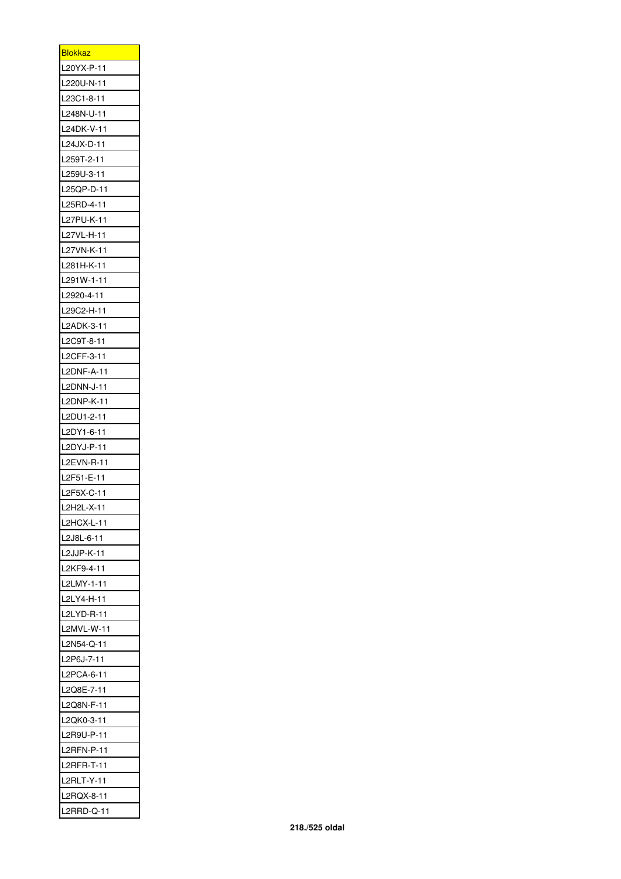| Blokkaz |
| --- |
| L20YX-P-11 |
| L220U-N-11 |
| L23C1-8-11 |
| L248N-U-11 |
| L24DK-V-11 |
| L24JX-D-11 |
| L259T-2-11 |
| L259U-3-11 |
| L25QP-D-11 |
| L25RD-4-11 |
| L27PU-K-11 |
| L27VL-H-11 |
| L27VN-K-11 |
| L281H-K-11 |
| L291W-1-11 |
| L2920-4-11 |
| L29C2-H-11 |
| L2ADK-3-11 |
| L2C9T-8-11 |
| L2CFF-3-11 |
| L2DNF-A-11 |
| L2DNN-J-11 |
| L2DNP-K-11 |
| L2DU1-2-11 |
| L2DY1-6-11 |
| L2DYJ-P-11 |
| L2EVN-R-11 |
| L2F51-E-11 |
| L2F5X-C-11 |
| L2H2L-X-11 |
| L2HCX-L-11 |
| L2J8L-6-11 |
| L2JJP-K-11 |
| L2KF9-4-11 |
| L2LMY-1-11 |
| L2LY4-H-11 |
| L2LYD-R-11 |
| L2MVL-W-11 |
| L2N54-Q-11 |
| L2P6J-7-11 |
| L2PCA-6-11 |
| L2Q8E-7-11 |
| L2Q8N-F-11 |
| L2QK0-3-11 |
| L2R9U-P-11 |
| L2RFN-P-11 |
| L2RFR-T-11 |
| L2RLT-Y-11 |
| L2RQX-8-11 |
| L2RRD-Q-11 |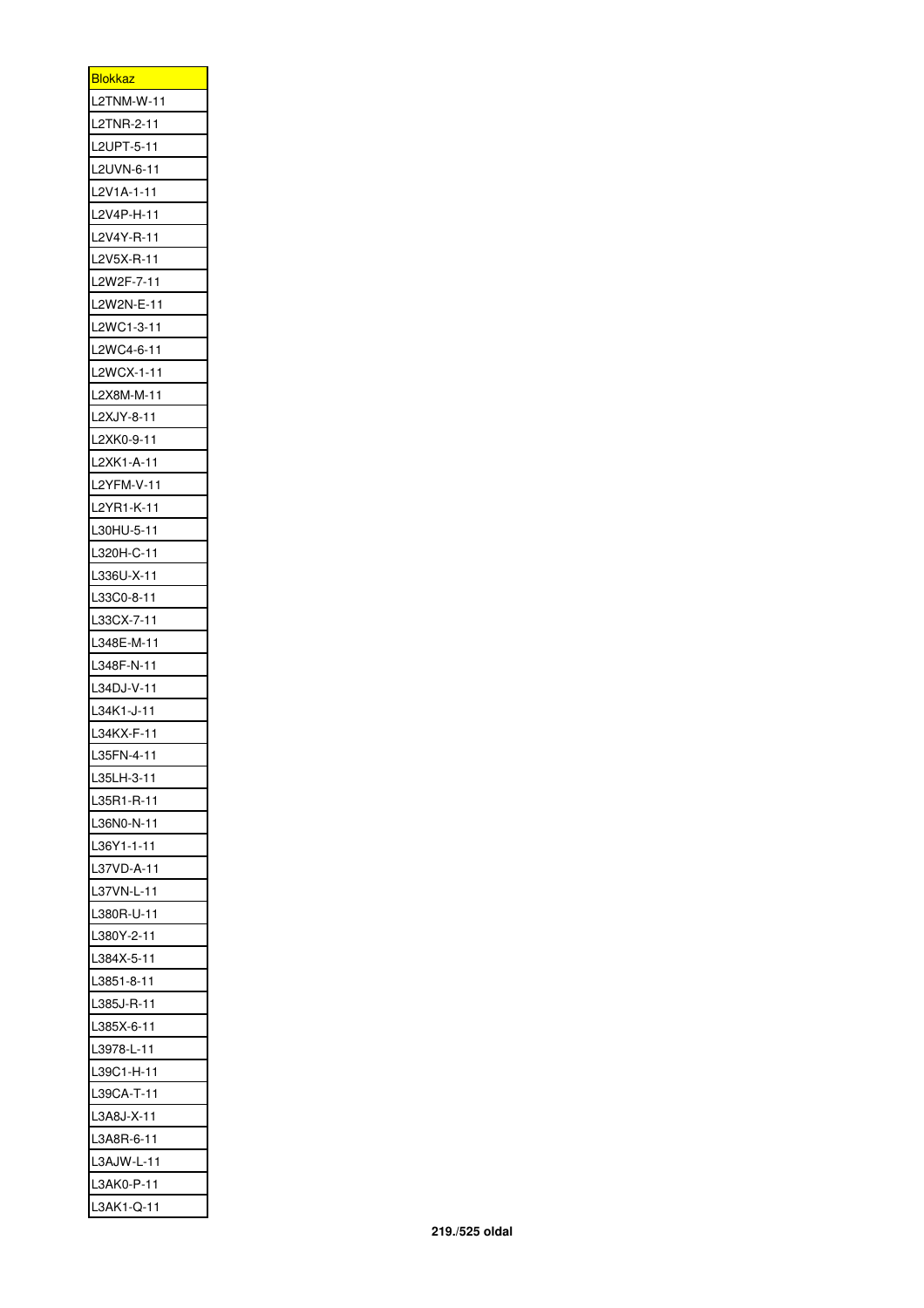| Blokkaz |
| --- |
| L2TNM-W-11 |
| L2TNR-2-11 |
| L2UPT-5-11 |
| L2UVN-6-11 |
| L2V1A-1-11 |
| L2V4P-H-11 |
| L2V4Y-R-11 |
| L2V5X-R-11 |
| L2W2F-7-11 |
| L2W2N-E-11 |
| L2WC1-3-11 |
| L2WC4-6-11 |
| L2WCX-1-11 |
| L2X8M-M-11 |
| L2XJY-8-11 |
| L2XK0-9-11 |
| L2XK1-A-11 |
| L2YFM-V-11 |
| L2YR1-K-11 |
| L30HU-5-11 |
| L320H-C-11 |
| L336U-X-11 |
| L33C0-8-11 |
| L33CX-7-11 |
| L348E-M-11 |
| L348F-N-11 |
| L34DJ-V-11 |
| L34K1-J-11 |
| L34KX-F-11 |
| L35FN-4-11 |
| L35LH-3-11 |
| L35R1-R-11 |
| L36N0-N-11 |
| L36Y1-1-11 |
| L37VD-A-11 |
| L37VN-L-11 |
| L380R-U-11 |
| L380Y-2-11 |
| L384X-5-11 |
| L3851-8-11 |
| L385J-R-11 |
| L385X-6-11 |
| L3978-L-11 |
| L39C1-H-11 |
| L39CA-T-11 |
| L3A8J-X-11 |
| L3A8R-6-11 |
| L3AJW-L-11 |
| L3AK0-P-11 |
| L3AK1-Q-11 |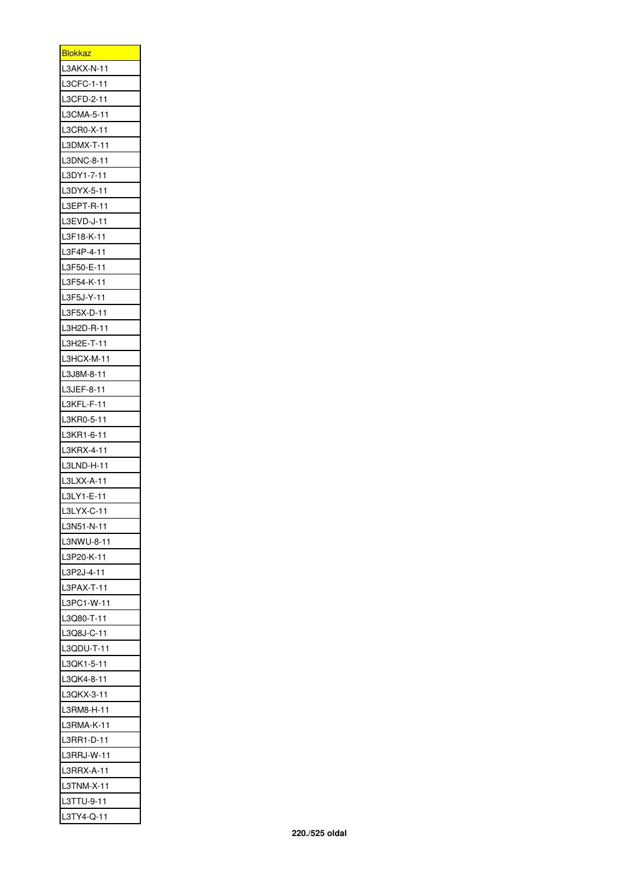| Blokkaz |
|---|
| L3AKX-N-11 |
| L3CFC-1-11 |
| L3CFD-2-11 |
| L3CMA-5-11 |
| L3CR0-X-11 |
| L3DMX-T-11 |
| L3DNC-8-11 |
| L3DY1-7-11 |
| L3DYX-5-11 |
| L3EPT-R-11 |
| L3EVD-J-11 |
| L3F18-K-11 |
| L3F4P-4-11 |
| L3F50-E-11 |
| L3F54-K-11 |
| L3F5J-Y-11 |
| L3F5X-D-11 |
| L3H2D-R-11 |
| L3H2E-T-11 |
| L3HCX-M-11 |
| L3J8M-8-11 |
| L3JEF-8-11 |
| L3KFL-F-11 |
| L3KR0-5-11 |
| L3KR1-6-11 |
| L3KRX-4-11 |
| L3LND-H-11 |
| L3LXX-A-11 |
| L3LY1-E-11 |
| L3LYX-C-11 |
| L3N51-N-11 |
| L3NWU-8-11 |
| L3P20-K-11 |
| L3P2J-4-11 |
| L3PAX-T-11 |
| L3PC1-W-11 |
| L3Q80-T-11 |
| L3Q8J-C-11 |
| L3QDU-T-11 |
| L3QK1-5-11 |
| L3QK4-8-11 |
| L3QKX-3-11 |
| L3RM8-H-11 |
| L3RMA-K-11 |
| L3RR1-D-11 |
| L3RRJ-W-11 |
| L3RRX-A-11 |
| L3TNM-X-11 |
| L3TTU-9-11 |
| L3TY4-Q-11 |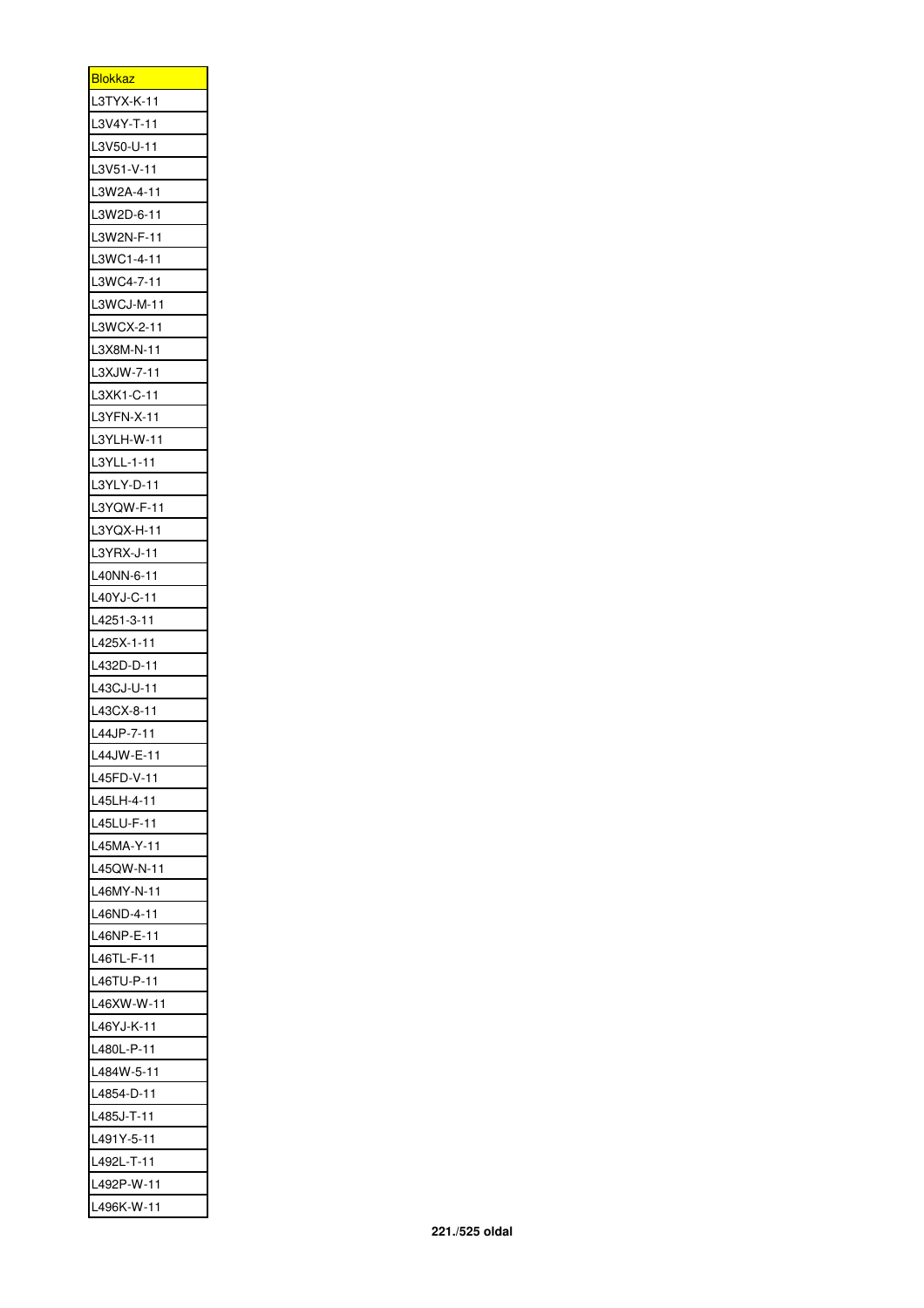| Blokkaz |
| --- |
| L3TYX-K-11 |
| L3V4Y-T-11 |
| L3V50-U-11 |
| L3V51-V-11 |
| L3W2A-4-11 |
| L3W2D-6-11 |
| L3W2N-F-11 |
| L3WC1-4-11 |
| L3WC4-7-11 |
| L3WCJ-M-11 |
| L3WCX-2-11 |
| L3X8M-N-11 |
| L3XJW-7-11 |
| L3XK1-C-11 |
| L3YFN-X-11 |
| L3YLH-W-11 |
| L3YLL-1-11 |
| L3YLY-D-11 |
| L3YQW-F-11 |
| L3YQX-H-11 |
| L3YRX-J-11 |
| L40NN-6-11 |
| L40YJ-C-11 |
| L4251-3-11 |
| L425X-1-11 |
| L432D-D-11 |
| L43CJ-U-11 |
| L43CX-8-11 |
| L44JP-7-11 |
| L44JW-E-11 |
| L45FD-V-11 |
| L45LH-4-11 |
| L45LU-F-11 |
| L45MA-Y-11 |
| L45QW-N-11 |
| L46MY-N-11 |
| L46ND-4-11 |
| L46NP-E-11 |
| L46TL-F-11 |
| L46TU-P-11 |
| L46XW-W-11 |
| L46YJ-K-11 |
| L480L-P-11 |
| L484W-5-11 |
| L4854-D-11 |
| L485J-T-11 |
| L491Y-5-11 |
| L492L-T-11 |
| L492P-W-11 |
| L496K-W-11 |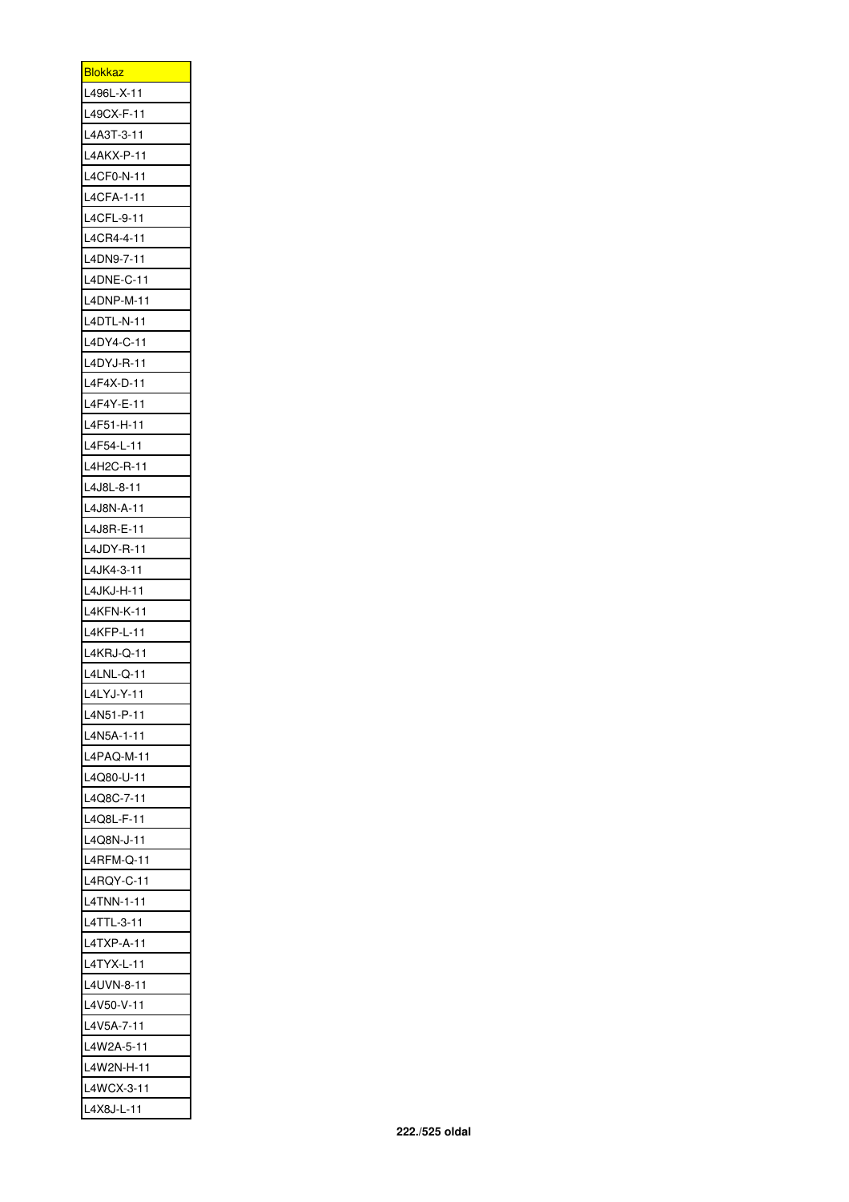| Blokkaz |
| --- |
| L496L-X-11 |
| L49CX-F-11 |
| L4A3T-3-11 |
| L4AKX-P-11 |
| L4CF0-N-11 |
| L4CFA-1-11 |
| L4CFL-9-11 |
| L4CR4-4-11 |
| L4DN9-7-11 |
| L4DNE-C-11 |
| L4DNP-M-11 |
| L4DTL-N-11 |
| L4DY4-C-11 |
| L4DYJ-R-11 |
| L4F4X-D-11 |
| L4F4Y-E-11 |
| L4F51-H-11 |
| L4F54-L-11 |
| L4H2C-R-11 |
| L4J8L-8-11 |
| L4J8N-A-11 |
| L4J8R-E-11 |
| L4JDY-R-11 |
| L4JK4-3-11 |
| L4JKJ-H-11 |
| L4KFN-K-11 |
| L4KFP-L-11 |
| L4KRJ-Q-11 |
| L4LNL-Q-11 |
| L4LYJ-Y-11 |
| L4N51-P-11 |
| L4N5A-1-11 |
| L4PAQ-M-11 |
| L4Q80-U-11 |
| L4Q8C-7-11 |
| L4Q8L-F-11 |
| L4Q8N-J-11 |
| L4RFM-Q-11 |
| L4RQY-C-11 |
| L4TNN-1-11 |
| L4TTL-3-11 |
| L4TXP-A-11 |
| L4TYX-L-11 |
| L4UVN-8-11 |
| L4V50-V-11 |
| L4V5A-7-11 |
| L4W2A-5-11 |
| L4W2N-H-11 |
| L4WCX-3-11 |
| L4X8J-L-11 |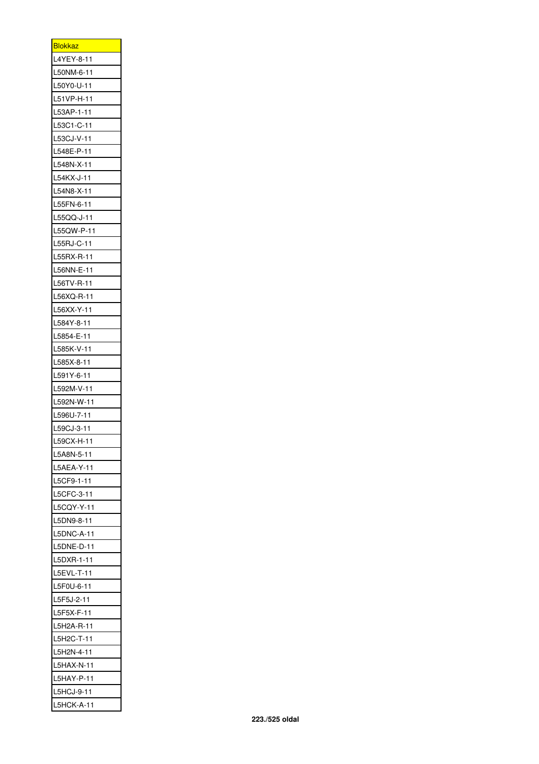| Blokkaz |
|---|
| L4YEY-8-11 |
| L50NM-6-11 |
| L50Y0-U-11 |
| L51VP-H-11 |
| L53AP-1-11 |
| L53C1-C-11 |
| L53CJ-V-11 |
| L548E-P-11 |
| L548N-X-11 |
| L54KX-J-11 |
| L54N8-X-11 |
| L55FN-6-11 |
| L55QQ-J-11 |
| L55QW-P-11 |
| L55RJ-C-11 |
| L55RX-R-11 |
| L56NN-E-11 |
| L56TV-R-11 |
| L56XQ-R-11 |
| L56XX-Y-11 |
| L584Y-8-11 |
| L5854-E-11 |
| L585K-V-11 |
| L585X-8-11 |
| L591Y-6-11 |
| L592M-V-11 |
| L592N-W-11 |
| L596U-7-11 |
| L59CJ-3-11 |
| L59CX-H-11 |
| L5A8N-5-11 |
| L5AEA-Y-11 |
| L5CF9-1-11 |
| L5CFC-3-11 |
| L5CQY-Y-11 |
| L5DN9-8-11 |
| L5DNC-A-11 |
| L5DNE-D-11 |
| L5DXR-1-11 |
| L5EVL-T-11 |
| L5F0U-6-11 |
| L5F5J-2-11 |
| L5F5X-F-11 |
| L5H2A-R-11 |
| L5H2C-T-11 |
| L5H2N-4-11 |
| L5HAX-N-11 |
| L5HAY-P-11 |
| L5HCJ-9-11 |
| L5HCK-A-11 |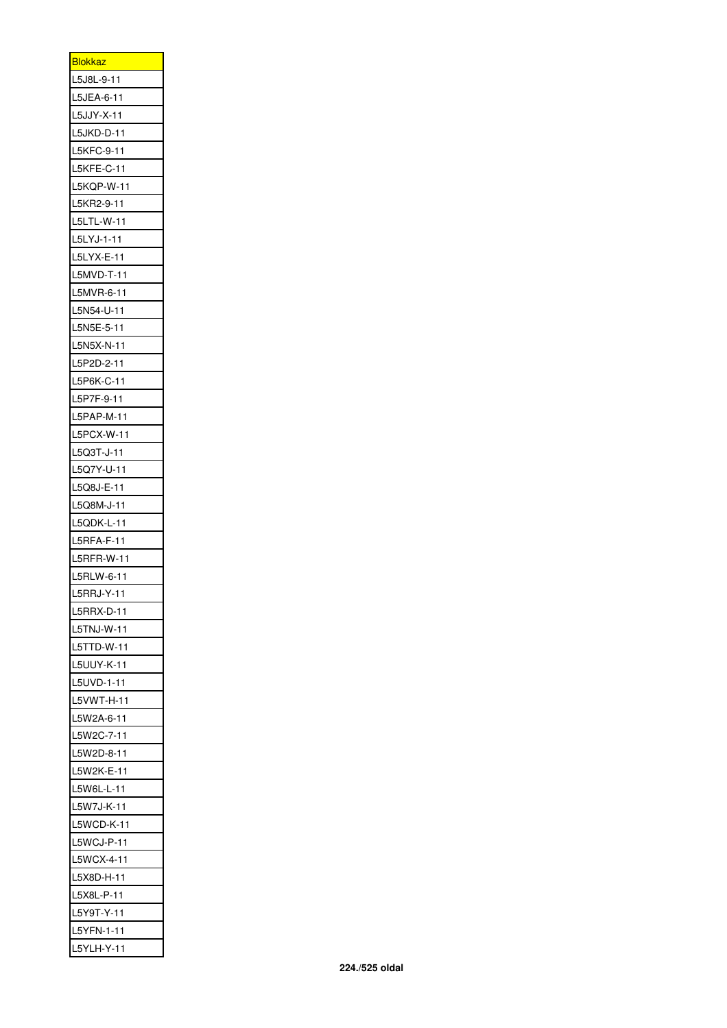| Blokkaz |
| --- |
| L5J8L-9-11 |
| L5JEA-6-11 |
| L5JJY-X-11 |
| L5JKD-D-11 |
| L5KFC-9-11 |
| L5KFE-C-11 |
| L5KQP-W-11 |
| L5KR2-9-11 |
| L5LTL-W-11 |
| L5LYJ-1-11 |
| L5LYX-E-11 |
| L5MVD-T-11 |
| L5MVR-6-11 |
| L5N54-U-11 |
| L5N5E-5-11 |
| L5N5X-N-11 |
| L5P2D-2-11 |
| L5P6K-C-11 |
| L5P7F-9-11 |
| L5PAP-M-11 |
| L5PCX-W-11 |
| L5Q3T-J-11 |
| L5Q7Y-U-11 |
| L5Q8J-E-11 |
| L5Q8M-J-11 |
| L5QDK-L-11 |
| L5RFA-F-11 |
| L5RFR-W-11 |
| L5RLW-6-11 |
| L5RRJ-Y-11 |
| L5RRX-D-11 |
| L5TNJ-W-11 |
| L5TTD-W-11 |
| L5UUY-K-11 |
| L5UVD-1-11 |
| L5VWT-H-11 |
| L5W2A-6-11 |
| L5W2C-7-11 |
| L5W2D-8-11 |
| L5W2K-E-11 |
| L5W6L-L-11 |
| L5W7J-K-11 |
| L5WCD-K-11 |
| L5WCJ-P-11 |
| L5WCX-4-11 |
| L5X8D-H-11 |
| L5X8L-P-11 |
| L5Y9T-Y-11 |
| L5YFN-1-11 |
| L5YLH-Y-11 |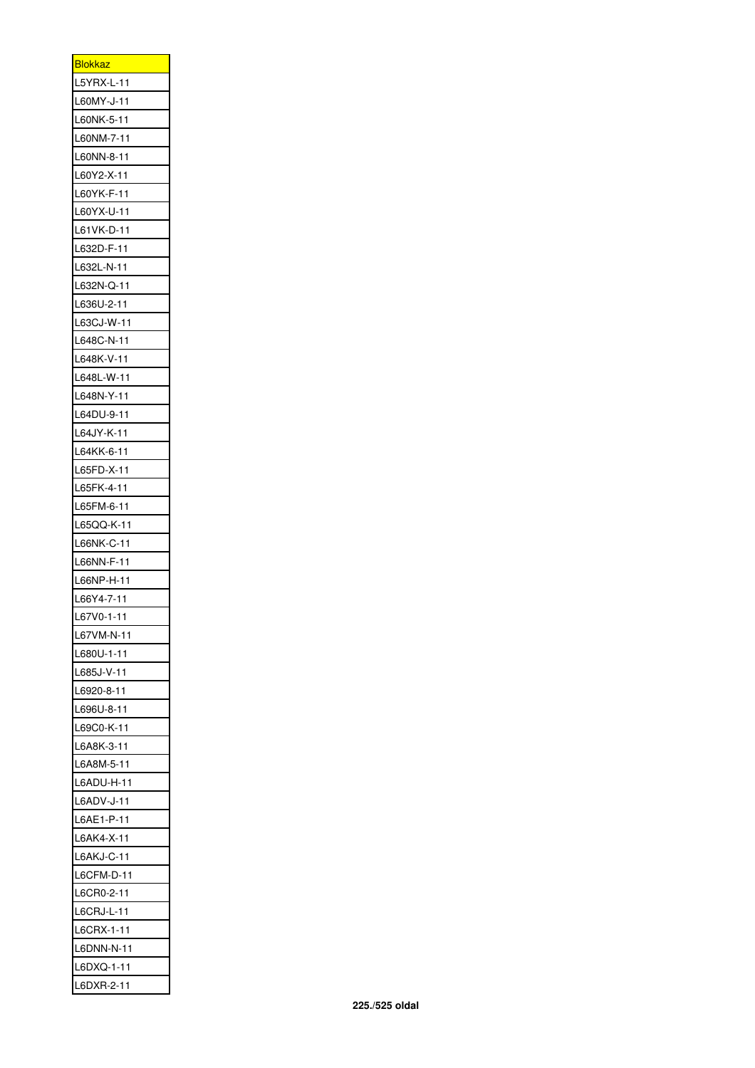| Blokkaz |
| --- |
| L5YRX-L-11 |
| L60MY-J-11 |
| L60NK-5-11 |
| L60NM-7-11 |
| L60NN-8-11 |
| L60Y2-X-11 |
| L60YK-F-11 |
| L60YX-U-11 |
| L61VK-D-11 |
| L632D-F-11 |
| L632L-N-11 |
| L632N-Q-11 |
| L636U-2-11 |
| L63CJ-W-11 |
| L648C-N-11 |
| L648K-V-11 |
| L648L-W-11 |
| L648N-Y-11 |
| L64DU-9-11 |
| L64JY-K-11 |
| L64KK-6-11 |
| L65FD-X-11 |
| L65FK-4-11 |
| L65FM-6-11 |
| L65QQ-K-11 |
| L66NK-C-11 |
| L66NN-F-11 |
| L66NP-H-11 |
| L66Y4-7-11 |
| L67V0-1-11 |
| L67VM-N-11 |
| L680U-1-11 |
| L685J-V-11 |
| L6920-8-11 |
| L696U-8-11 |
| L69C0-K-11 |
| L6A8K-3-11 |
| L6A8M-5-11 |
| L6ADU-H-11 |
| L6ADV-J-11 |
| L6AE1-P-11 |
| L6AK4-X-11 |
| L6AKJ-C-11 |
| L6CFM-D-11 |
| L6CR0-2-11 |
| L6CRJ-L-11 |
| L6CRX-1-11 |
| L6DNN-N-11 |
| L6DXQ-1-11 |
| L6DXR-2-11 |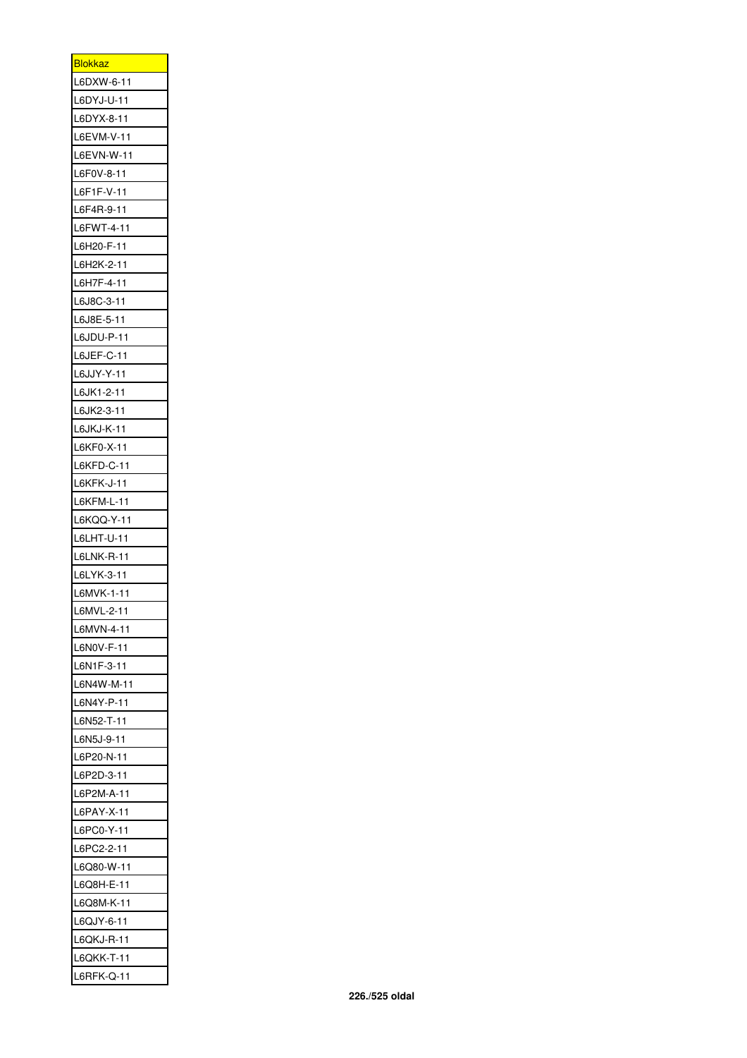| Blokkaz |
| --- |
| L6DXW-6-11 |
| L6DYJ-U-11 |
| L6DYX-8-11 |
| L6EVM-V-11 |
| L6EVN-W-11 |
| L6F0V-8-11 |
| L6F1F-V-11 |
| L6F4R-9-11 |
| L6FWT-4-11 |
| L6H20-F-11 |
| L6H2K-2-11 |
| L6H7F-4-11 |
| L6J8C-3-11 |
| L6J8E-5-11 |
| L6JDU-P-11 |
| L6JEF-C-11 |
| L6JJY-Y-11 |
| L6JK1-2-11 |
| L6JK2-3-11 |
| L6JKJ-K-11 |
| L6KF0-X-11 |
| L6KFD-C-11 |
| L6KFK-J-11 |
| L6KFM-L-11 |
| L6KQQ-Y-11 |
| L6LHT-U-11 |
| L6LNK-R-11 |
| L6LYK-3-11 |
| L6MVK-1-11 |
| L6MVL-2-11 |
| L6MVN-4-11 |
| L6N0V-F-11 |
| L6N1F-3-11 |
| L6N4W-M-11 |
| L6N4Y-P-11 |
| L6N52-T-11 |
| L6N5J-9-11 |
| L6P20-N-11 |
| L6P2D-3-11 |
| L6P2M-A-11 |
| L6PAY-X-11 |
| L6PC0-Y-11 |
| L6PC2-2-11 |
| L6Q80-W-11 |
| L6Q8H-E-11 |
| L6Q8M-K-11 |
| L6QJY-6-11 |
| L6QKJ-R-11 |
| L6QKK-T-11 |
| L6RFK-Q-11 |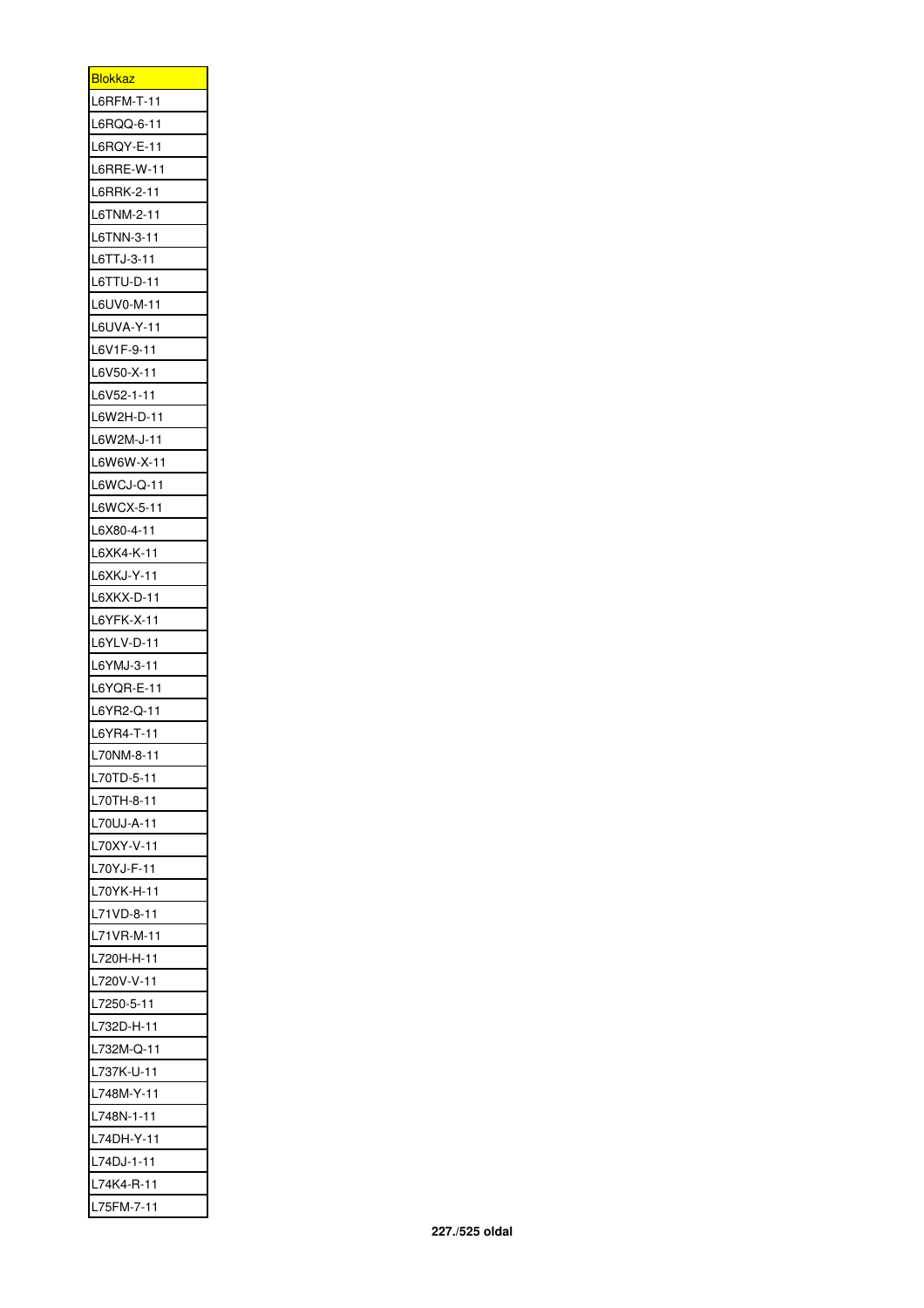| Blokkaz |
|---|
| L6RFM-T-11 |
| L6RQQ-6-11 |
| L6RQY-E-11 |
| L6RRE-W-11 |
| L6RRK-2-11 |
| L6TNM-2-11 |
| L6TNN-3-11 |
| L6TTJ-3-11 |
| L6TTU-D-11 |
| L6UV0-M-11 |
| L6UVA-Y-11 |
| L6V1F-9-11 |
| L6V50-X-11 |
| L6V52-1-11 |
| L6W2H-D-11 |
| L6W2M-J-11 |
| L6W6W-X-11 |
| L6WCJ-Q-11 |
| L6WCX-5-11 |
| L6X80-4-11 |
| L6XK4-K-11 |
| L6XKJ-Y-11 |
| L6XKX-D-11 |
| L6YFK-X-11 |
| L6YLV-D-11 |
| L6YMJ-3-11 |
| L6YQR-E-11 |
| L6YR2-Q-11 |
| L6YR4-T-11 |
| L70NM-8-11 |
| L70TD-5-11 |
| L70TH-8-11 |
| L70UJ-A-11 |
| L70XY-V-11 |
| L70YJ-F-11 |
| L70YK-H-11 |
| L71VD-8-11 |
| L71VR-M-11 |
| L720H-H-11 |
| L720V-V-11 |
| L7250-5-11 |
| L732D-H-11 |
| L732M-Q-11 |
| L737K-U-11 |
| L748M-Y-11 |
| L748N-1-11 |
| L74DH-Y-11 |
| L74DJ-1-11 |
| L74K4-R-11 |
| L75FM-7-11 |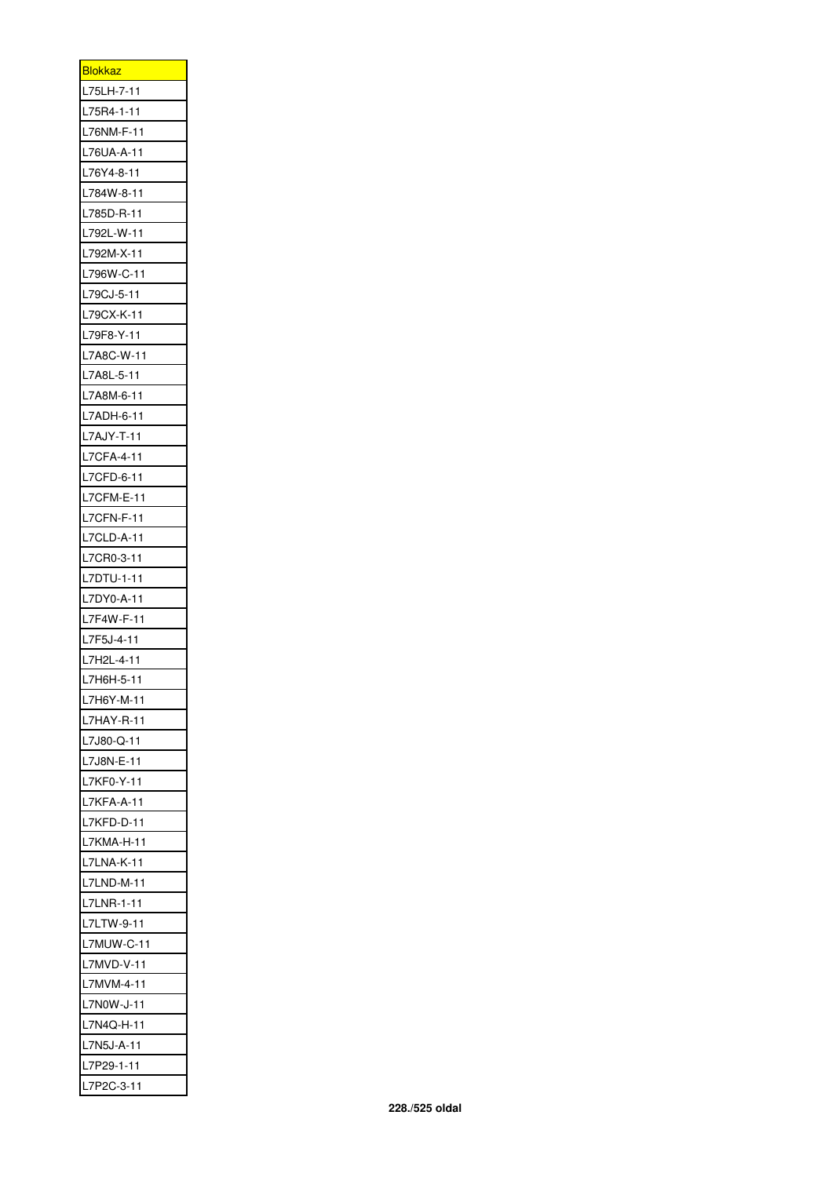| Blokkaz |
|---|
| L75LH-7-11 |
| L75R4-1-11 |
| L76NM-F-11 |
| L76UA-A-11 |
| L76Y4-8-11 |
| L784W-8-11 |
| L785D-R-11 |
| L792L-W-11 |
| L792M-X-11 |
| L796W-C-11 |
| L79CJ-5-11 |
| L79CX-K-11 |
| L79F8-Y-11 |
| L7A8C-W-11 |
| L7A8L-5-11 |
| L7A8M-6-11 |
| L7ADH-6-11 |
| L7AJY-T-11 |
| L7CFA-4-11 |
| L7CFD-6-11 |
| L7CFM-E-11 |
| L7CFN-F-11 |
| L7CLD-A-11 |
| L7CR0-3-11 |
| L7DTU-1-11 |
| L7DY0-A-11 |
| L7F4W-F-11 |
| L7F5J-4-11 |
| L7H2L-4-11 |
| L7H6H-5-11 |
| L7H6Y-M-11 |
| L7HAY-R-11 |
| L7J80-Q-11 |
| L7J8N-E-11 |
| L7KF0-Y-11 |
| L7KFA-A-11 |
| L7KFD-D-11 |
| L7KMA-H-11 |
| L7LNA-K-11 |
| L7LND-M-11 |
| L7LNR-1-11 |
| L7LTW-9-11 |
| L7MUW-C-11 |
| L7MVD-V-11 |
| L7MVM-4-11 |
| L7N0W-J-11 |
| L7N4Q-H-11 |
| L7N5J-A-11 |
| L7P29-1-11 |
| L7P2C-3-11 |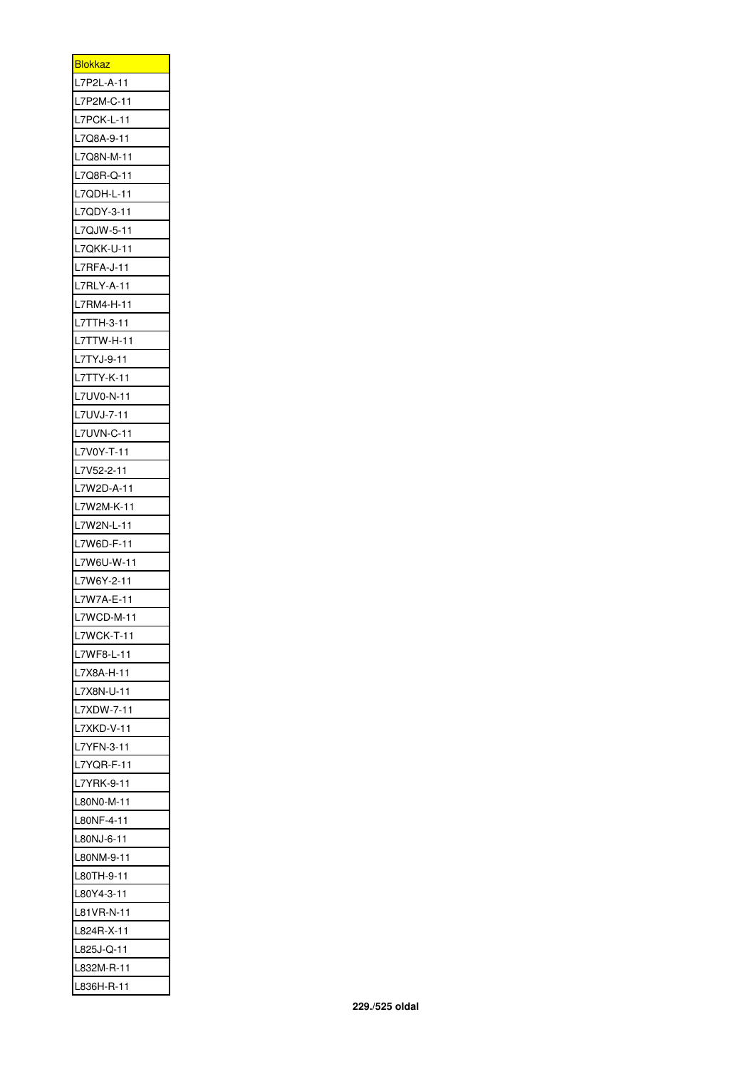| Blokkaz |
|---|
| L7P2L-A-11 |
| L7P2M-C-11 |
| L7PCK-L-11 |
| L7Q8A-9-11 |
| L7Q8N-M-11 |
| L7Q8R-Q-11 |
| L7QDH-L-11 |
| L7QDY-3-11 |
| L7QJW-5-11 |
| L7QKK-U-11 |
| L7RFA-J-11 |
| L7RLY-A-11 |
| L7RM4-H-11 |
| L7TTH-3-11 |
| L7TTW-H-11 |
| L7TYJ-9-11 |
| L7TTY-K-11 |
| L7UV0-N-11 |
| L7UVJ-7-11 |
| L7UVN-C-11 |
| L7V0Y-T-11 |
| L7V52-2-11 |
| L7W2D-A-11 |
| L7W2M-K-11 |
| L7W2N-L-11 |
| L7W6D-F-11 |
| L7W6U-W-11 |
| L7W6Y-2-11 |
| L7W7A-E-11 |
| L7WCD-M-11 |
| L7WCK-T-11 |
| L7WF8-L-11 |
| L7X8A-H-11 |
| L7X8N-U-11 |
| L7XDW-7-11 |
| L7XKD-V-11 |
| L7YFN-3-11 |
| L7YQR-F-11 |
| L7YRK-9-11 |
| L80N0-M-11 |
| L80NF-4-11 |
| L80NJ-6-11 |
| L80NM-9-11 |
| L80TH-9-11 |
| L80Y4-3-11 |
| L81VR-N-11 |
| L824R-X-11 |
| L825J-Q-11 |
| L832M-R-11 |
| L836H-R-11 |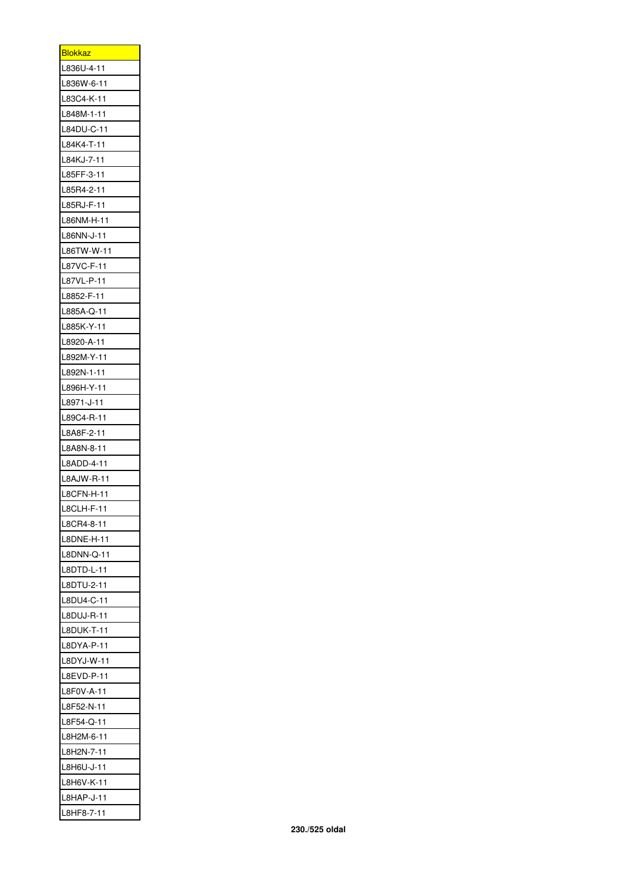| Blokkaz |
| --- |
| L836U-4-11 |
| L836W-6-11 |
| L83C4-K-11 |
| L848M-1-11 |
| L84DU-C-11 |
| L84K4-T-11 |
| L84KJ-7-11 |
| L85FF-3-11 |
| L85R4-2-11 |
| L85RJ-F-11 |
| L86NM-H-11 |
| L86NN-J-11 |
| L86TW-W-11 |
| L87VC-F-11 |
| L87VL-P-11 |
| L8852-F-11 |
| L885A-Q-11 |
| L885K-Y-11 |
| L8920-A-11 |
| L892M-Y-11 |
| L892N-1-11 |
| L896H-Y-11 |
| L8971-J-11 |
| L89C4-R-11 |
| L8A8F-2-11 |
| L8A8N-8-11 |
| L8ADD-4-11 |
| L8AJW-R-11 |
| L8CFN-H-11 |
| L8CLH-F-11 |
| L8CR4-8-11 |
| L8DNE-H-11 |
| L8DNN-Q-11 |
| L8DTD-L-11 |
| L8DTU-2-11 |
| L8DU4-C-11 |
| L8DUJ-R-11 |
| L8DUK-T-11 |
| L8DYA-P-11 |
| L8DYJ-W-11 |
| L8EVD-P-11 |
| L8F0V-A-11 |
| L8F52-N-11 |
| L8F54-Q-11 |
| L8H2M-6-11 |
| L8H2N-7-11 |
| L8H6U-J-11 |
| L8H6V-K-11 |
| L8HAP-J-11 |
| L8HF8-7-11 |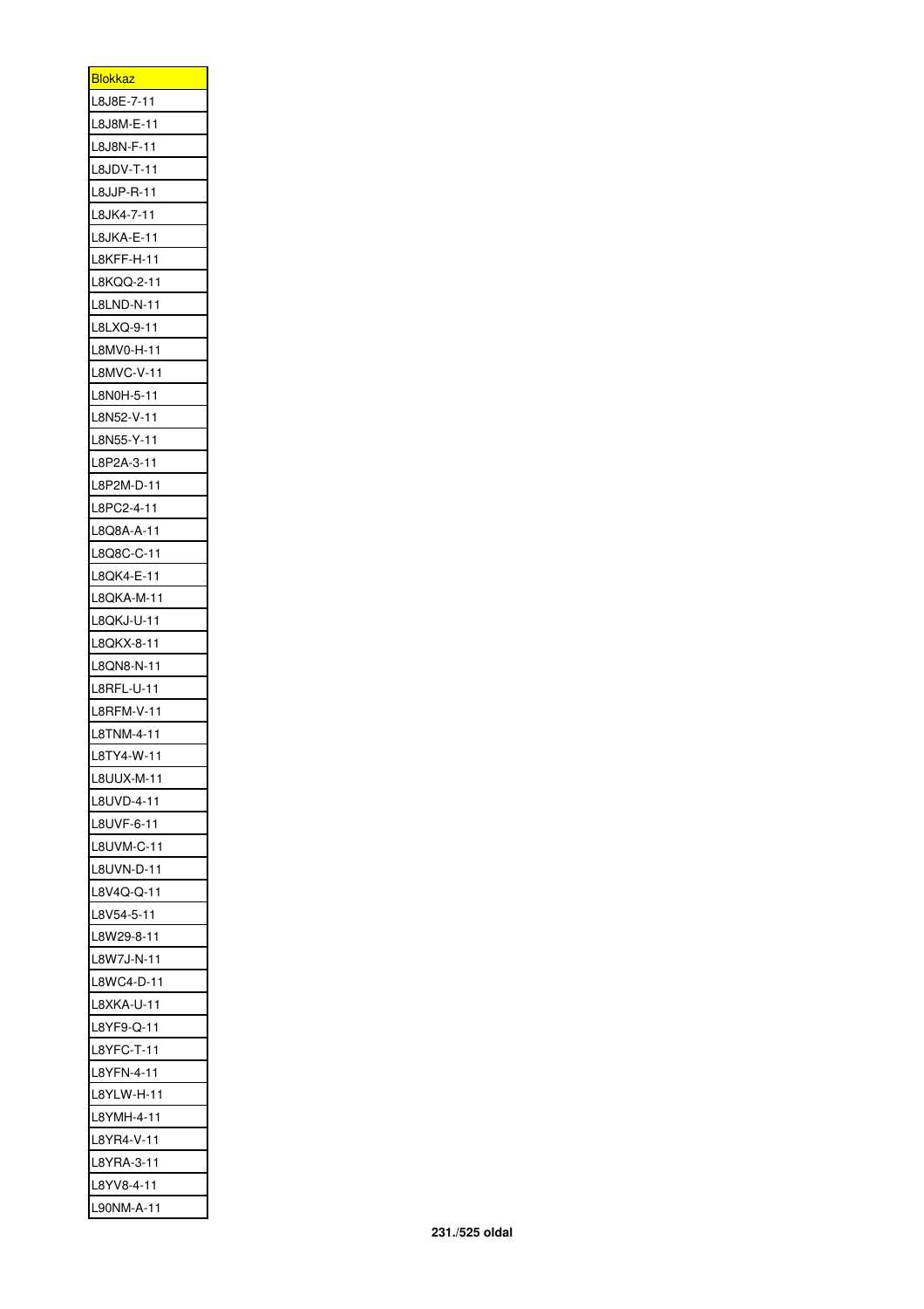| Blokkaz |
| --- |
| L8J8E-7-11 |
| L8J8M-E-11 |
| L8J8N-F-11 |
| L8JDV-T-11 |
| L8JJP-R-11 |
| L8JK4-7-11 |
| L8JKA-E-11 |
| L8KFF-H-11 |
| L8KQQ-2-11 |
| L8LND-N-11 |
| L8LXQ-9-11 |
| L8MV0-H-11 |
| L8MVC-V-11 |
| L8N0H-5-11 |
| L8N52-V-11 |
| L8N55-Y-11 |
| L8P2A-3-11 |
| L8P2M-D-11 |
| L8PC2-4-11 |
| L8Q8A-A-11 |
| L8Q8C-C-11 |
| L8QK4-E-11 |
| L8QKA-M-11 |
| L8QKJ-U-11 |
| L8QKX-8-11 |
| L8QN8-N-11 |
| L8RFL-U-11 |
| L8RFM-V-11 |
| L8TNM-4-11 |
| L8TY4-W-11 |
| L8UUX-M-11 |
| L8UVD-4-11 |
| L8UVF-6-11 |
| L8UVM-C-11 |
| L8UVN-D-11 |
| L8V4Q-Q-11 |
| L8V54-5-11 |
| L8W29-8-11 |
| L8W7J-N-11 |
| L8WC4-D-11 |
| L8XKA-U-11 |
| L8YF9-Q-11 |
| L8YFC-T-11 |
| L8YFN-4-11 |
| L8YLW-H-11 |
| L8YMH-4-11 |
| L8YR4-V-11 |
| L8YRA-3-11 |
| L8YV8-4-11 |
| L90NM-A-11 |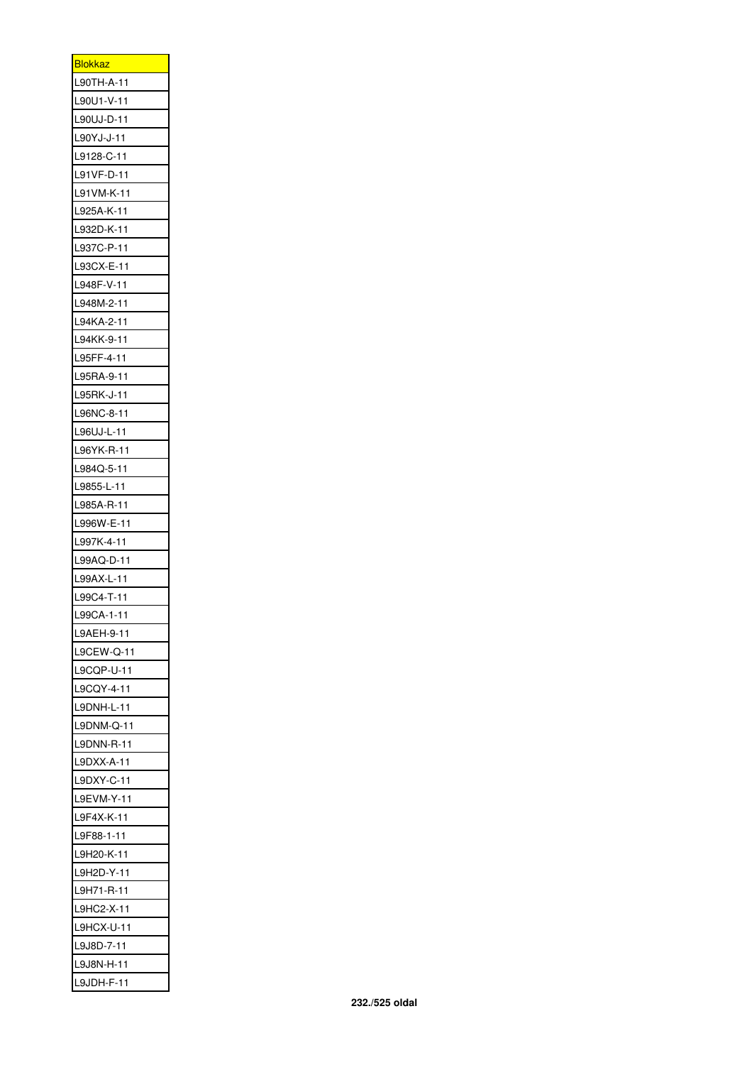| Blokkaz |
| --- |
| L90TH-A-11 |
| L90U1-V-11 |
| L90UJ-D-11 |
| L90YJ-J-11 |
| L9128-C-11 |
| L91VF-D-11 |
| L91VM-K-11 |
| L925A-K-11 |
| L932D-K-11 |
| L937C-P-11 |
| L93CX-E-11 |
| L948F-V-11 |
| L948M-2-11 |
| L94KA-2-11 |
| L94KK-9-11 |
| L95FF-4-11 |
| L95RA-9-11 |
| L95RK-J-11 |
| L96NC-8-11 |
| L96UJ-L-11 |
| L96YK-R-11 |
| L984Q-5-11 |
| L9855-L-11 |
| L985A-R-11 |
| L996W-E-11 |
| L997K-4-11 |
| L99AQ-D-11 |
| L99AX-L-11 |
| L99C4-T-11 |
| L99CA-1-11 |
| L9AEH-9-11 |
| L9CEW-Q-11 |
| L9CQP-U-11 |
| L9CQY-4-11 |
| L9DNH-L-11 |
| L9DNM-Q-11 |
| L9DNN-R-11 |
| L9DXX-A-11 |
| L9DXY-C-11 |
| L9EVM-Y-11 |
| L9F4X-K-11 |
| L9F88-1-11 |
| L9H20-K-11 |
| L9H2D-Y-11 |
| L9H71-R-11 |
| L9HC2-X-11 |
| L9HCX-U-11 |
| L9J8D-7-11 |
| L9J8N-H-11 |
| L9JDH-F-11 |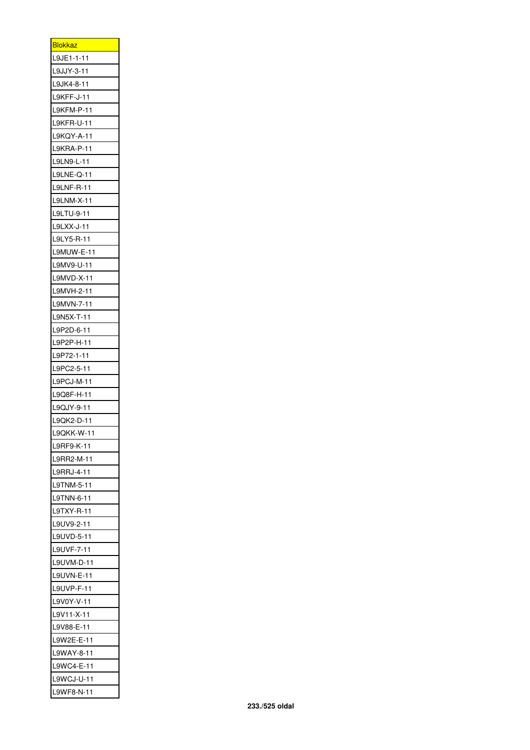| Blokkaz |
|---|
| L9JE1-1-11 |
| L9JJY-3-11 |
| L9JK4-8-11 |
| L9KFF-J-11 |
| L9KFM-P-11 |
| L9KFR-U-11 |
| L9KQY-A-11 |
| L9KRA-P-11 |
| L9LN9-L-11 |
| L9LNE-Q-11 |
| L9LNF-R-11 |
| L9LNM-X-11 |
| L9LTU-9-11 |
| L9LXX-J-11 |
| L9LY5-R-11 |
| L9MUW-E-11 |
| L9MV9-U-11 |
| L9MVD-X-11 |
| L9MVH-2-11 |
| L9MVN-7-11 |
| L9N5X-T-11 |
| L9P2D-6-11 |
| L9P2P-H-11 |
| L9P72-1-11 |
| L9PC2-5-11 |
| L9PCJ-M-11 |
| L9Q8F-H-11 |
| L9QJY-9-11 |
| L9QK2-D-11 |
| L9QKK-W-11 |
| L9RF9-K-11 |
| L9RR2-M-11 |
| L9RRJ-4-11 |
| L9TNM-5-11 |
| L9TNN-6-11 |
| L9TXY-R-11 |
| L9UV9-2-11 |
| L9UVD-5-11 |
| L9UVF-7-11 |
| L9UVM-D-11 |
| L9UVN-E-11 |
| L9UVP-F-11 |
| L9V0Y-V-11 |
| L9V11-X-11 |
| L9V88-E-11 |
| L9W2E-E-11 |
| L9WAY-8-11 |
| L9WC4-E-11 |
| L9WCJ-U-11 |
| L9WF8-N-11 |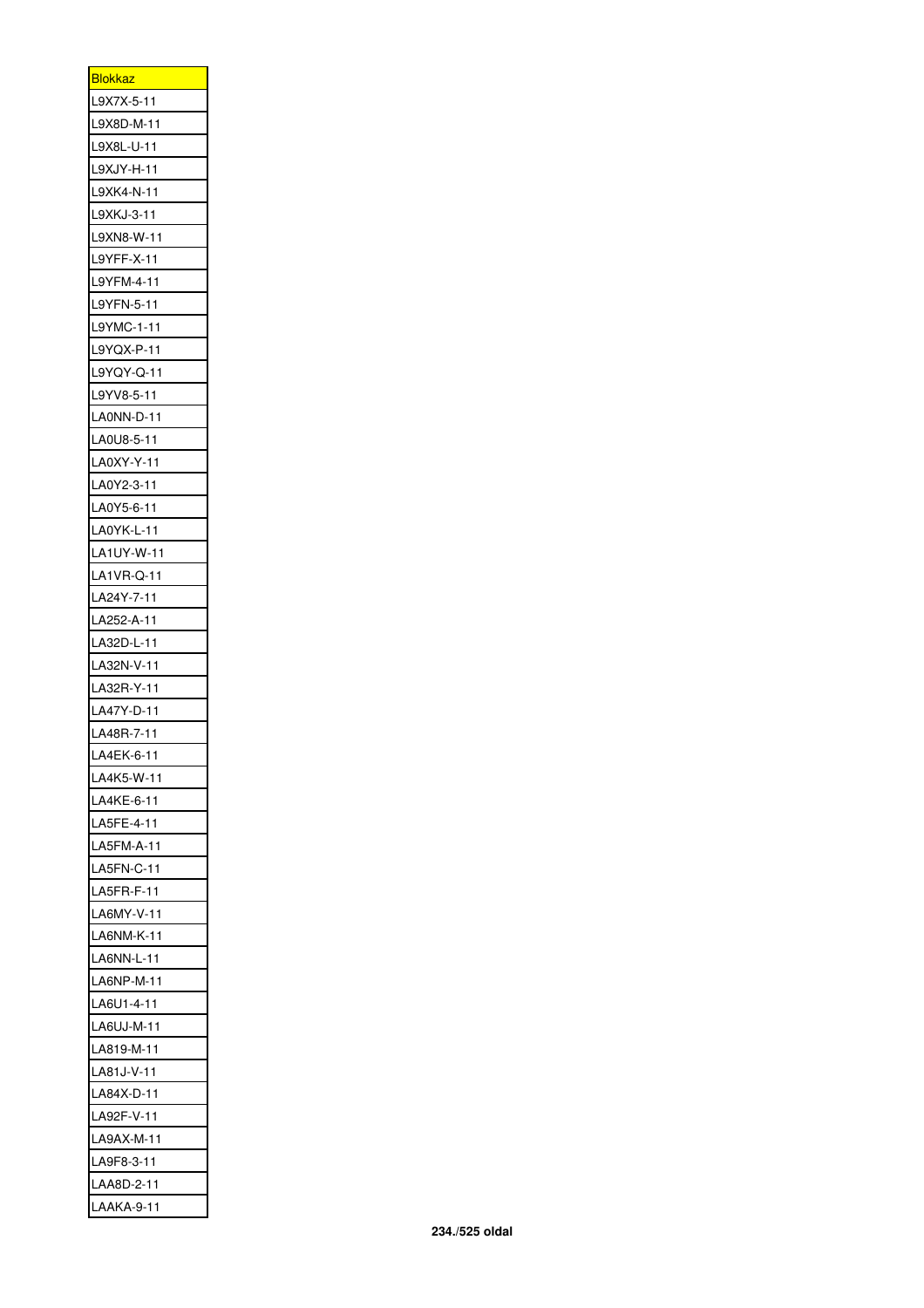| Blokkaz |
|---|
| L9X7X-5-11 |
| L9X8D-M-11 |
| L9X8L-U-11 |
| L9XJY-H-11 |
| L9XK4-N-11 |
| L9XKJ-3-11 |
| L9XN8-W-11 |
| L9YFF-X-11 |
| L9YFM-4-11 |
| L9YFN-5-11 |
| L9YMC-1-11 |
| L9YQX-P-11 |
| L9YQY-Q-11 |
| L9YV8-5-11 |
| LA0NN-D-11 |
| LA0U8-5-11 |
| LA0XY-Y-11 |
| LA0Y2-3-11 |
| LA0Y5-6-11 |
| LA0YK-L-11 |
| LA1UY-W-11 |
| LA1VR-Q-11 |
| LA24Y-7-11 |
| LA252-A-11 |
| LA32D-L-11 |
| LA32N-V-11 |
| LA32R-Y-11 |
| LA47Y-D-11 |
| LA48R-7-11 |
| LA4EK-6-11 |
| LA4K5-W-11 |
| LA4KE-6-11 |
| LA5FE-4-11 |
| LA5FM-A-11 |
| LA5FN-C-11 |
| LA5FR-F-11 |
| LA6MY-V-11 |
| LA6NM-K-11 |
| LA6NN-L-11 |
| LA6NP-M-11 |
| LA6U1-4-11 |
| LA6UJ-M-11 |
| LA819-M-11 |
| LA81J-V-11 |
| LA84X-D-11 |
| LA92F-V-11 |
| LA9AX-M-11 |
| LA9F8-3-11 |
| LAA8D-2-11 |
| LAAKA-9-11 |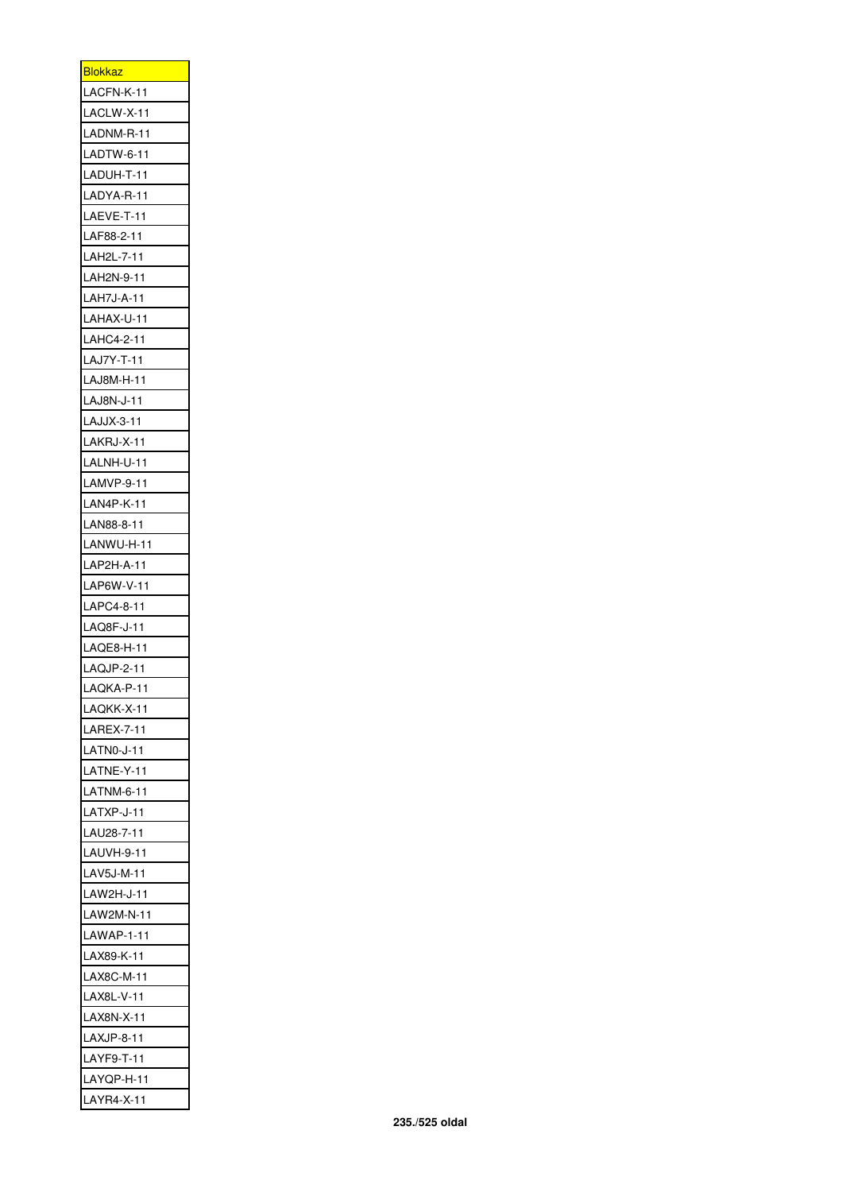| Blokkaz |
|---|
| LACFN-K-11 |
| LACLW-X-11 |
| LADNM-R-11 |
| LADTW-6-11 |
| LADUH-T-11 |
| LADYA-R-11 |
| LAEVE-T-11 |
| LAF88-2-11 |
| LAH2L-7-11 |
| LAH2N-9-11 |
| LAH7J-A-11 |
| LAHAX-U-11 |
| LAHC4-2-11 |
| LAJ7Y-T-11 |
| LAJ8M-H-11 |
| LAJ8N-J-11 |
| LAJJX-3-11 |
| LAKRJ-X-11 |
| LALNH-U-11 |
| LAMVP-9-11 |
| LAN4P-K-11 |
| LAN88-8-11 |
| LANWU-H-11 |
| LAP2H-A-11 |
| LAP6W-V-11 |
| LAPC4-8-11 |
| LAQ8F-J-11 |
| LAQE8-H-11 |
| LAQJP-2-11 |
| LAQKA-P-11 |
| LAQKK-X-11 |
| LAREX-7-11 |
| LATN0-J-11 |
| LATNE-Y-11 |
| LATNM-6-11 |
| LATXP-J-11 |
| LAU28-7-11 |
| LAUVH-9-11 |
| LAV5J-M-11 |
| LAW2H-J-11 |
| LAW2M-N-11 |
| LAWAP-1-11 |
| LAX89-K-11 |
| LAX8C-M-11 |
| LAX8L-V-11 |
| LAX8N-X-11 |
| LAXJP-8-11 |
| LAYF9-T-11 |
| LAYQP-H-11 |
| LAYR4-X-11 |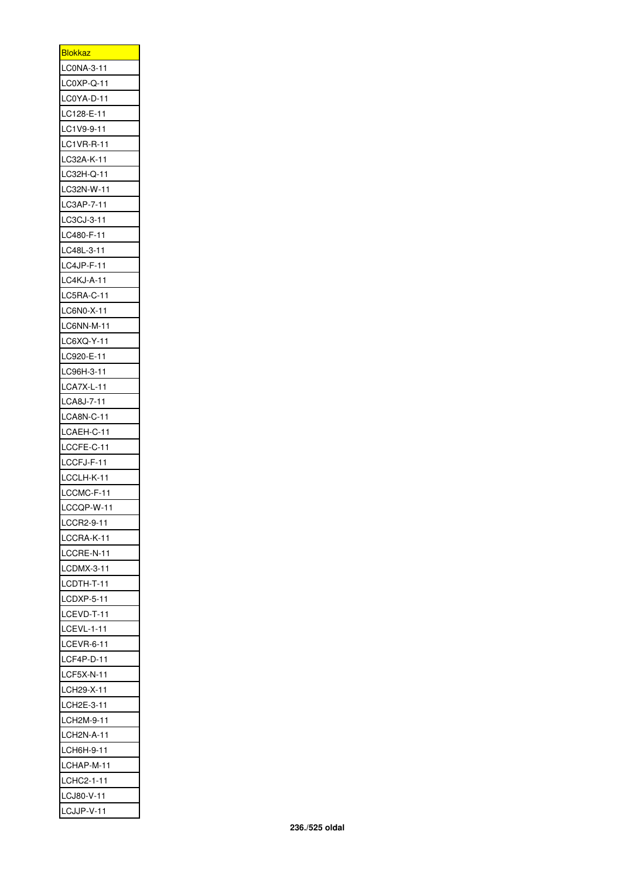| Blokkaz |
|---|
| LC0NA-3-11 |
| LC0XP-Q-11 |
| LC0YA-D-11 |
| LC128-E-11 |
| LC1V9-9-11 |
| LC1VR-R-11 |
| LC32A-K-11 |
| LC32H-Q-11 |
| LC32N-W-11 |
| LC3AP-7-11 |
| LC3CJ-3-11 |
| LC480-F-11 |
| LC48L-3-11 |
| LC4JP-F-11 |
| LC4KJ-A-11 |
| LC5RA-C-11 |
| LC6N0-X-11 |
| LC6NN-M-11 |
| LC6XQ-Y-11 |
| LC920-E-11 |
| LC96H-3-11 |
| LCA7X-L-11 |
| LCA8J-7-11 |
| LCA8N-C-11 |
| LCAEH-C-11 |
| LCCFE-C-11 |
| LCCFJ-F-11 |
| LCCLH-K-11 |
| LCCMC-F-11 |
| LCCQP-W-11 |
| LCCR2-9-11 |
| LCCRA-K-11 |
| LCCRE-N-11 |
| LCDMX-3-11 |
| LCDTH-T-11 |
| LCDXP-5-11 |
| LCEVD-T-11 |
| LCEVL-1-11 |
| LCEVR-6-11 |
| LCF4P-D-11 |
| LCF5X-N-11 |
| LCH29-X-11 |
| LCH2E-3-11 |
| LCH2M-9-11 |
| LCH2N-A-11 |
| LCH6H-9-11 |
| LCHAP-M-11 |
| LCHC2-1-11 |
| LCJ80-V-11 |
| LCJJP-V-11 |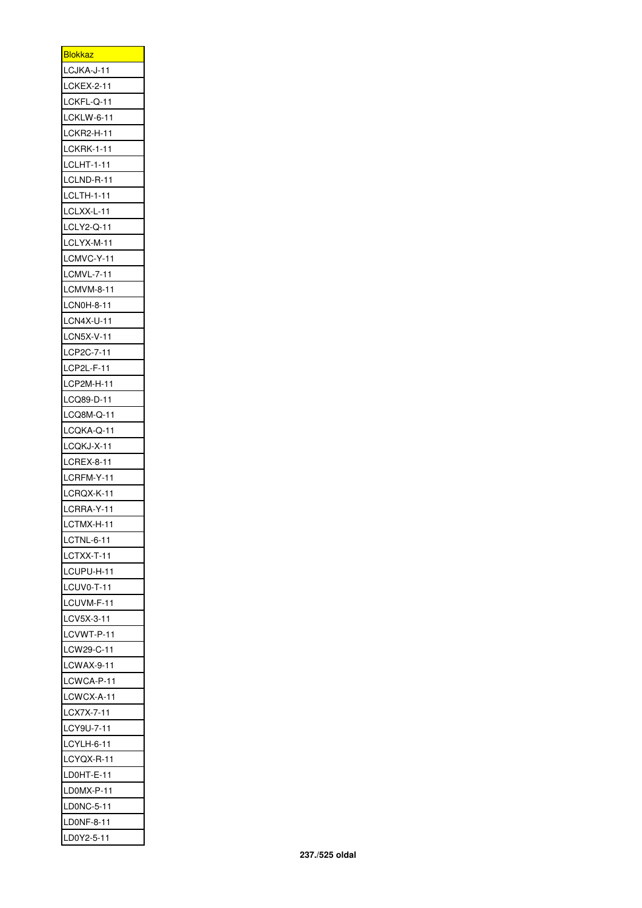| Blokkaz |
|---|
| LCJKA-J-11 |
| LCKEX-2-11 |
| LCKFL-Q-11 |
| LCKLW-6-11 |
| LCKR2-H-11 |
| LCKRK-1-11 |
| LCLHT-1-11 |
| LCLND-R-11 |
| LCLTH-1-11 |
| LCLXX-L-11 |
| LCLY2-Q-11 |
| LCLYX-M-11 |
| LCMVC-Y-11 |
| LCMVL-7-11 |
| LCMVM-8-11 |
| LCN0H-8-11 |
| LCN4X-U-11 |
| LCN5X-V-11 |
| LCP2C-7-11 |
| LCP2L-F-11 |
| LCP2M-H-11 |
| LCQ89-D-11 |
| LCQ8M-Q-11 |
| LCQKA-Q-11 |
| LCQKJ-X-11 |
| LCREX-8-11 |
| LCRFM-Y-11 |
| LCRQX-K-11 |
| LCRRA-Y-11 |
| LCTMX-H-11 |
| LCTNL-6-11 |
| LCTXX-T-11 |
| LCUPU-H-11 |
| LCUV0-T-11 |
| LCUVM-F-11 |
| LCV5X-3-11 |
| LCVWT-P-11 |
| LCW29-C-11 |
| LCWAX-9-11 |
| LCWCA-P-11 |
| LCWCX-A-11 |
| LCX7X-7-11 |
| LCY9U-7-11 |
| LCYLH-6-11 |
| LCYQX-R-11 |
| LD0HT-E-11 |
| LD0MX-P-11 |
| LD0NC-5-11 |
| LD0NF-8-11 |
| LD0Y2-5-11 |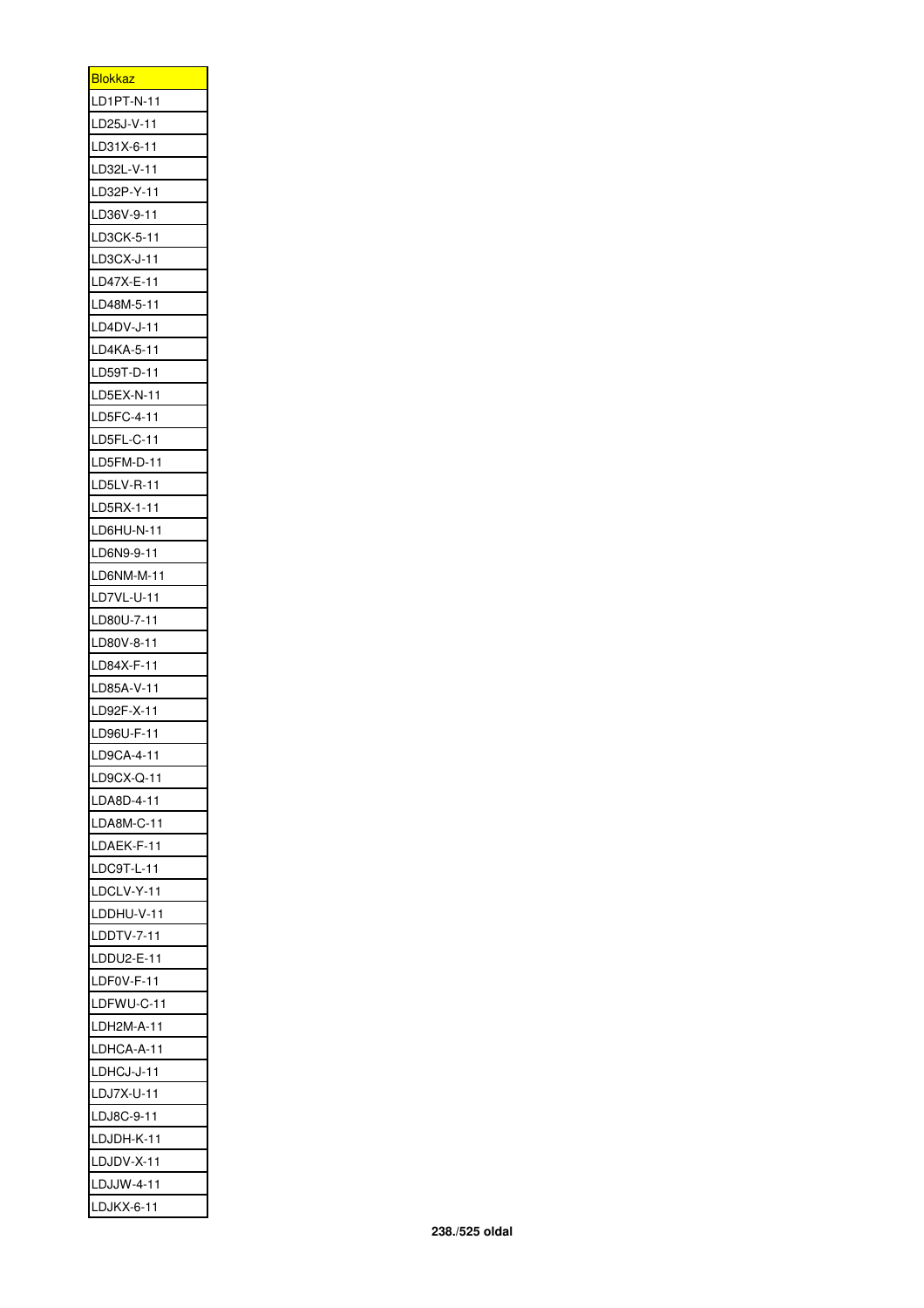| Blokkaz |
| --- |
| LD1PT-N-11 |
| LD25J-V-11 |
| LD31X-6-11 |
| LD32L-V-11 |
| LD32P-Y-11 |
| LD36V-9-11 |
| LD3CK-5-11 |
| LD3CX-J-11 |
| LD47X-E-11 |
| LD48M-5-11 |
| LD4DV-J-11 |
| LD4KA-5-11 |
| LD59T-D-11 |
| LD5EX-N-11 |
| LD5FC-4-11 |
| LD5FL-C-11 |
| LD5FM-D-11 |
| LD5LV-R-11 |
| LD5RX-1-11 |
| LD6HU-N-11 |
| LD6N9-9-11 |
| LD6NM-M-11 |
| LD7VL-U-11 |
| LD80U-7-11 |
| LD80V-8-11 |
| LD84X-F-11 |
| LD85A-V-11 |
| LD92F-X-11 |
| LD96U-F-11 |
| LD9CA-4-11 |
| LD9CX-Q-11 |
| LDA8D-4-11 |
| LDA8M-C-11 |
| LDAEK-F-11 |
| LDC9T-L-11 |
| LDCLV-Y-11 |
| LDDHU-V-11 |
| LDDTV-7-11 |
| LDDU2-E-11 |
| LDF0V-F-11 |
| LDFWU-C-11 |
| LDH2M-A-11 |
| LDHCA-A-11 |
| LDHCJ-J-11 |
| LDJ7X-U-11 |
| LDJ8C-9-11 |
| LDJDH-K-11 |
| LDJDV-X-11 |
| LDJJW-4-11 |
| LDJKX-6-11 |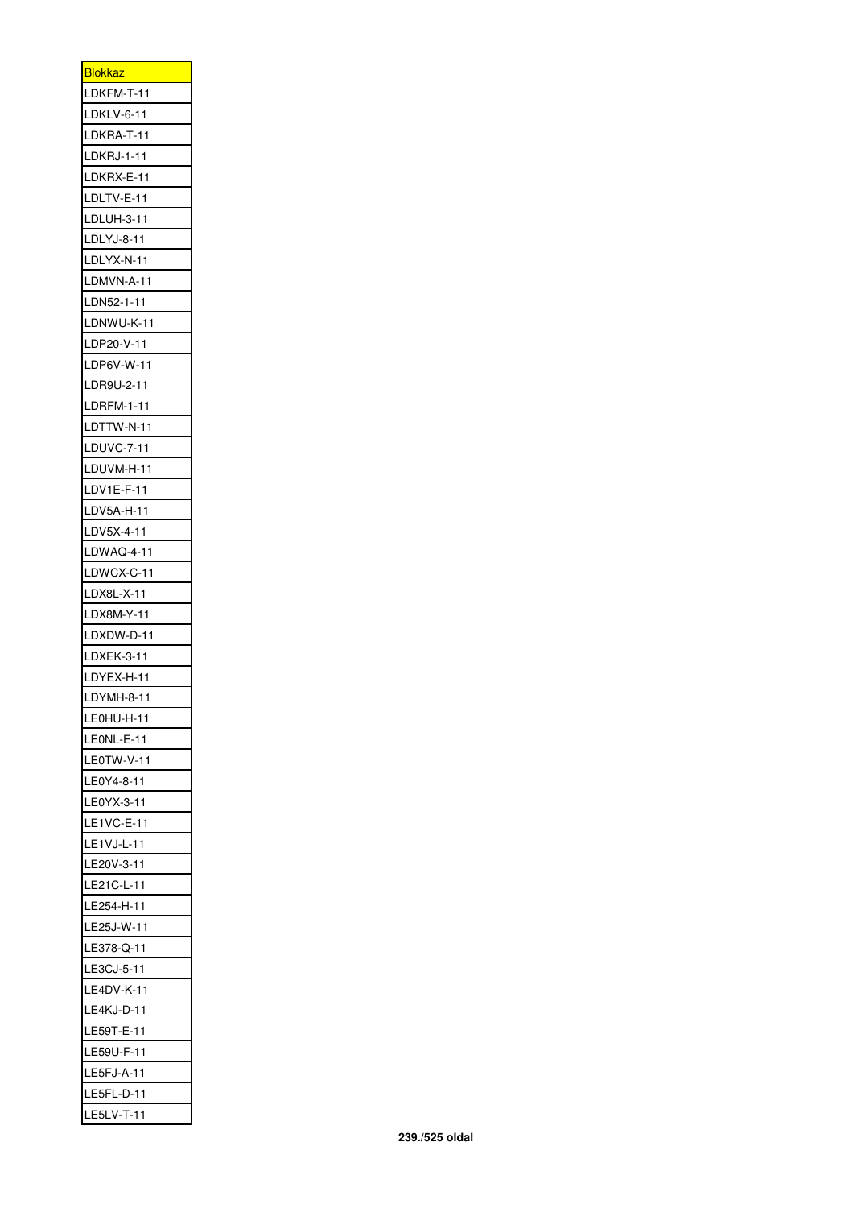| Blokkaz |
| --- |
| LDKFM-T-11 |
| LDKLV-6-11 |
| LDKRA-T-11 |
| LDKRJ-1-11 |
| LDKRX-E-11 |
| LDLTV-E-11 |
| LDLUH-3-11 |
| LDLYJ-8-11 |
| LDLYX-N-11 |
| LDMVN-A-11 |
| LDN52-1-11 |
| LDNWU-K-11 |
| LDP20-V-11 |
| LDP6V-W-11 |
| LDR9U-2-11 |
| LDRFM-1-11 |
| LDTTW-N-11 |
| LDUVC-7-11 |
| LDUVM-H-11 |
| LDV1E-F-11 |
| LDV5A-H-11 |
| LDV5X-4-11 |
| LDWAQ-4-11 |
| LDWCX-C-11 |
| LDX8L-X-11 |
| LDX8M-Y-11 |
| LDXDW-D-11 |
| LDXEK-3-11 |
| LDYEX-H-11 |
| LDYMH-8-11 |
| LE0HU-H-11 |
| LE0NL-E-11 |
| LE0TW-V-11 |
| LE0Y4-8-11 |
| LE0YX-3-11 |
| LE1VC-E-11 |
| LE1VJ-L-11 |
| LE20V-3-11 |
| LE21C-L-11 |
| LE254-H-11 |
| LE25J-W-11 |
| LE378-Q-11 |
| LE3CJ-5-11 |
| LE4DV-K-11 |
| LE4KJ-D-11 |
| LE59T-E-11 |
| LE59U-F-11 |
| LE5FJ-A-11 |
| LE5FL-D-11 |
| LE5LV-T-11 |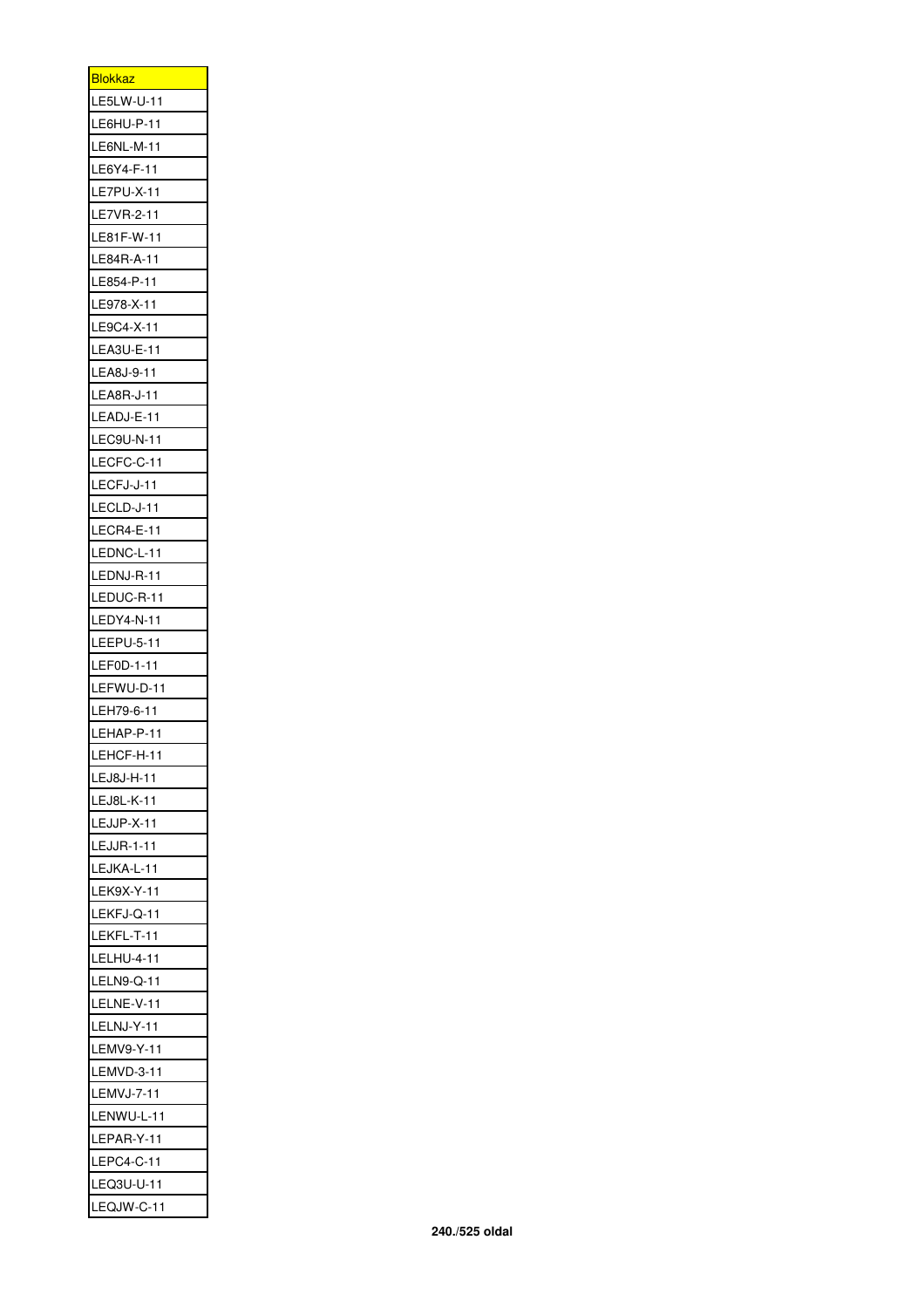| Blokkaz |
| --- |
| LE5LW-U-11 |
| LE6HU-P-11 |
| LE6NL-M-11 |
| LE6Y4-F-11 |
| LE7PU-X-11 |
| LE7VR-2-11 |
| LE81F-W-11 |
| LE84R-A-11 |
| LE854-P-11 |
| LE978-X-11 |
| LE9C4-X-11 |
| LEA3U-E-11 |
| LEA8J-9-11 |
| LEA8R-J-11 |
| LEADJ-E-11 |
| LEC9U-N-11 |
| LECFC-C-11 |
| LECFJ-J-11 |
| LECLD-J-11 |
| LECR4-E-11 |
| LEDNC-L-11 |
| LEDNJ-R-11 |
| LEDUC-R-11 |
| LEDY4-N-11 |
| LEEPU-5-11 |
| LEF0D-1-11 |
| LEFWU-D-11 |
| LEH79-6-11 |
| LEHAP-P-11 |
| LEHCF-H-11 |
| LEJ8J-H-11 |
| LEJ8L-K-11 |
| LEJJP-X-11 |
| LEJJR-1-11 |
| LEJKA-L-11 |
| LEK9X-Y-11 |
| LEKFJ-Q-11 |
| LEKFL-T-11 |
| LELHU-4-11 |
| LELN9-Q-11 |
| LELNE-V-11 |
| LELNJ-Y-11 |
| LEMV9-Y-11 |
| LEMVD-3-11 |
| LEMVJ-7-11 |
| LENWU-L-11 |
| LEPAR-Y-11 |
| LEPC4-C-11 |
| LEQ3U-U-11 |
| LEQJW-C-11 |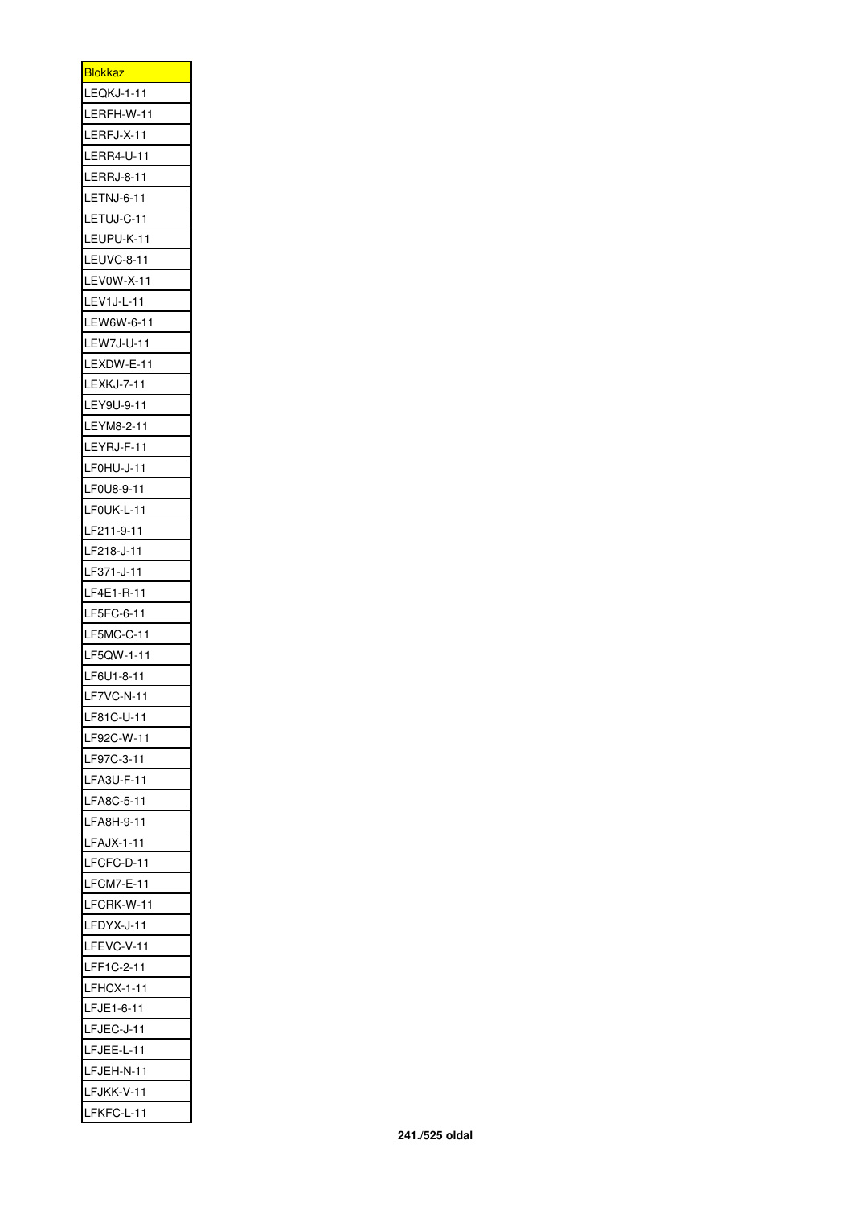| Blokkaz |
|---|
| LEQKJ-1-11 |
| LERFH-W-11 |
| LERFJ-X-11 |
| LERR4-U-11 |
| LERRJ-8-11 |
| LETNJ-6-11 |
| LETUJ-C-11 |
| LEUPU-K-11 |
| LEUVC-8-11 |
| LEV0W-X-11 |
| LEV1J-L-11 |
| LEW6W-6-11 |
| LEW7J-U-11 |
| LEXDW-E-11 |
| LEXKJ-7-11 |
| LEY9U-9-11 |
| LEYM8-2-11 |
| LEYRJ-F-11 |
| LF0HU-J-11 |
| LF0U8-9-11 |
| LF0UK-L-11 |
| LF211-9-11 |
| LF218-J-11 |
| LF371-J-11 |
| LF4E1-R-11 |
| LF5FC-6-11 |
| LF5MC-C-11 |
| LF5QW-1-11 |
| LF6U1-8-11 |
| LF7VC-N-11 |
| LF81C-U-11 |
| LF92C-W-11 |
| LF97C-3-11 |
| LFA3U-F-11 |
| LFA8C-5-11 |
| LFA8H-9-11 |
| LFAJX-1-11 |
| LFCFC-D-11 |
| LFCM7-E-11 |
| LFCRK-W-11 |
| LFDYX-J-11 |
| LFEVC-V-11 |
| LFF1C-2-11 |
| LFHCX-1-11 |
| LFJE1-6-11 |
| LFJEC-J-11 |
| LFJEE-L-11 |
| LFJEH-N-11 |
| LFJKK-V-11 |
| LFKFC-L-11 |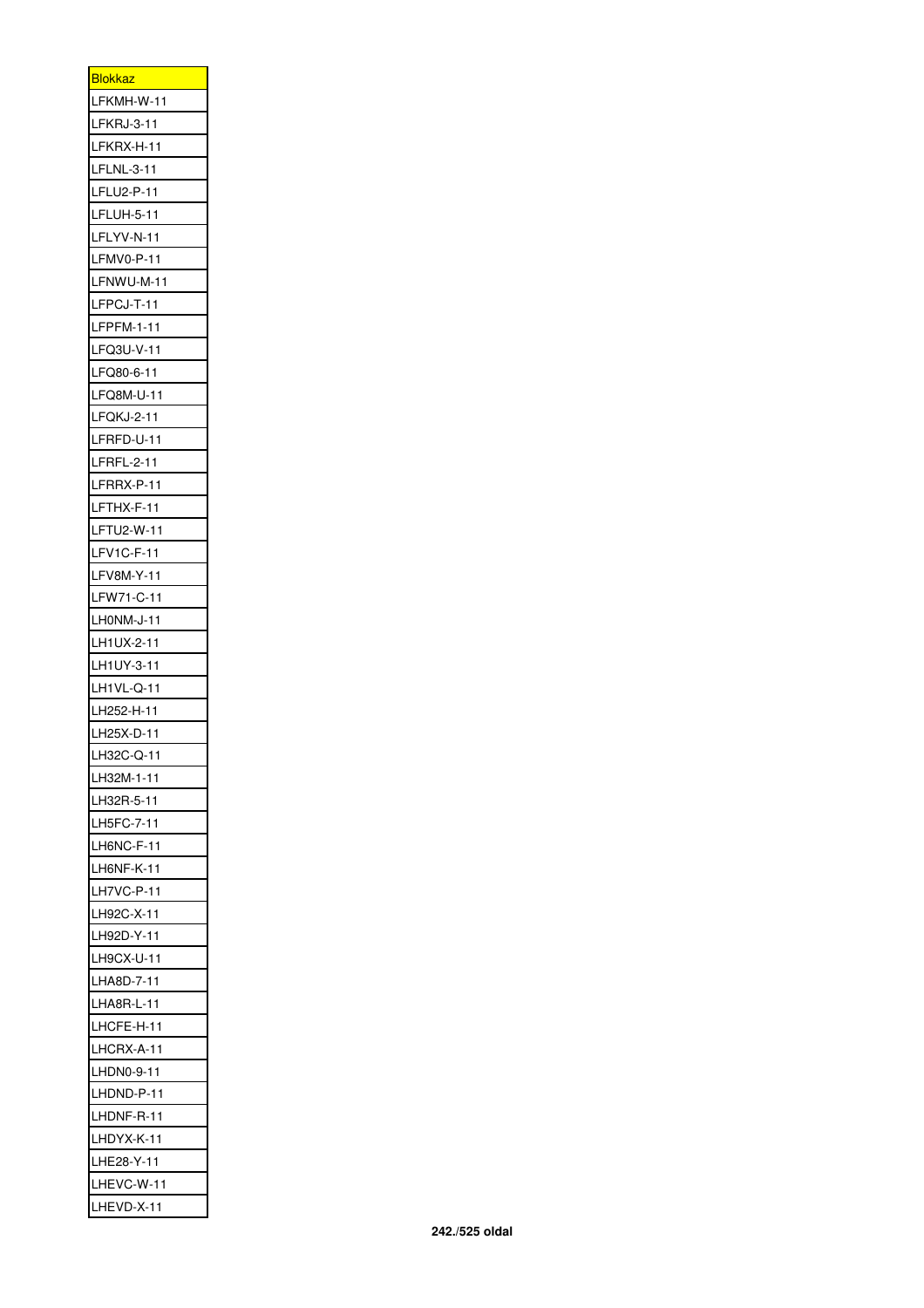| Blokkaz |
| --- |
| LFKMH-W-11 |
| LFKRJ-3-11 |
| LFKRX-H-11 |
| LFLNL-3-11 |
| LFLU2-P-11 |
| LFLUH-5-11 |
| LFLYV-N-11 |
| LFMV0-P-11 |
| LFNWU-M-11 |
| LFPCJ-T-11 |
| LFPFM-1-11 |
| LFQ3U-V-11 |
| LFQ80-6-11 |
| LFQ8M-U-11 |
| LFQKJ-2-11 |
| LFRFD-U-11 |
| LFRFL-2-11 |
| LFRRX-P-11 |
| LFTHX-F-11 |
| LFTU2-W-11 |
| LFV1C-F-11 |
| LFV8M-Y-11 |
| LFW71-C-11 |
| LH0NM-J-11 |
| LH1UX-2-11 |
| LH1UY-3-11 |
| LH1VL-Q-11 |
| LH252-H-11 |
| LH25X-D-11 |
| LH32C-Q-11 |
| LH32M-1-11 |
| LH32R-5-11 |
| LH5FC-7-11 |
| LH6NC-F-11 |
| LH6NF-K-11 |
| LH7VC-P-11 |
| LH92C-X-11 |
| LH92D-Y-11 |
| LH9CX-U-11 |
| LHA8D-7-11 |
| LHA8R-L-11 |
| LHCFE-H-11 |
| LHCRX-A-11 |
| LHDN0-9-11 |
| LHDND-P-11 |
| LHDNF-R-11 |
| LHDYX-K-11 |
| LHE28-Y-11 |
| LHEVC-W-11 |
| LHEVD-X-11 |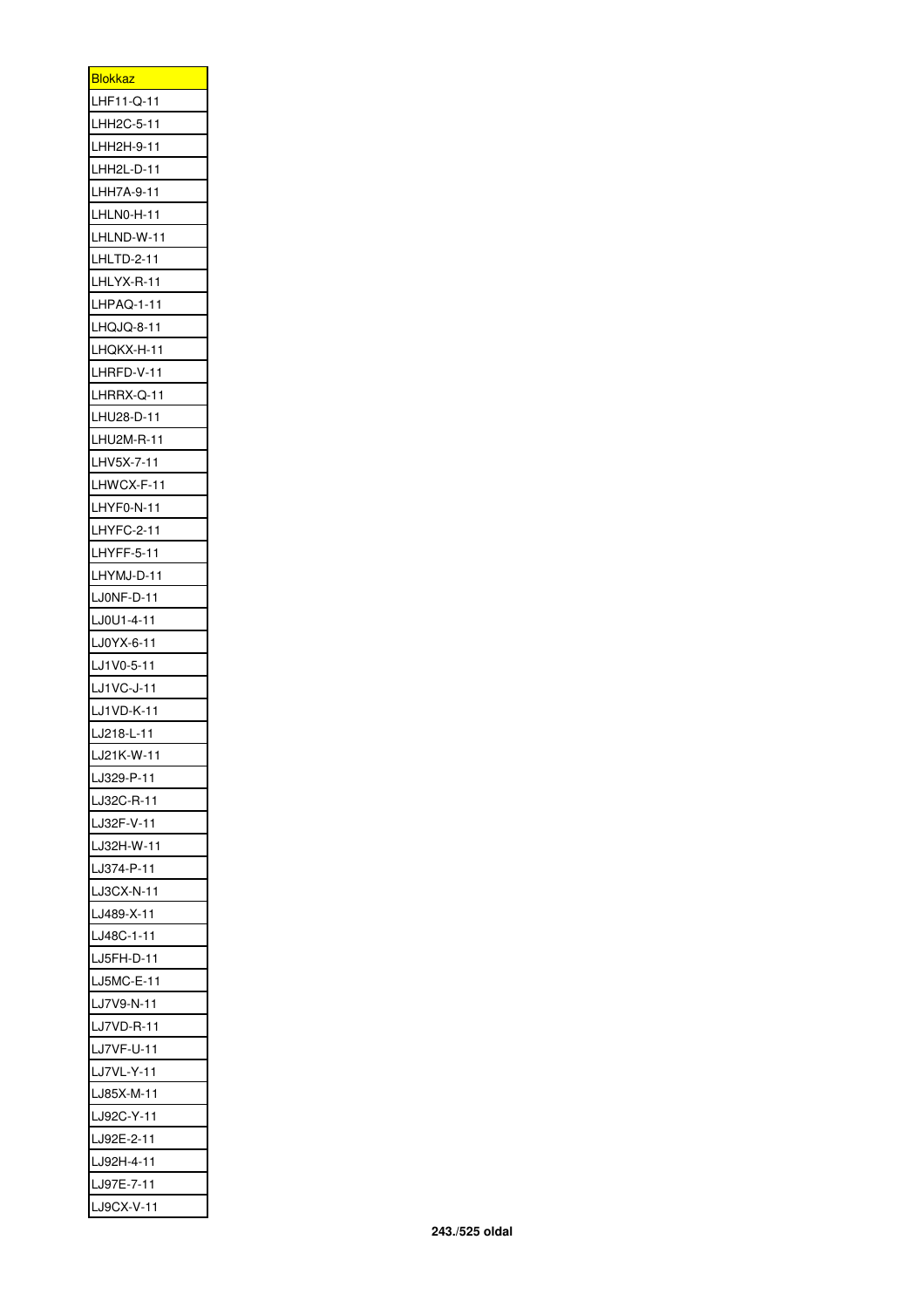| Blokkaz |
| --- |
| LHF11-Q-11 |
| LHH2C-5-11 |
| LHH2H-9-11 |
| LHH2L-D-11 |
| LHH7A-9-11 |
| LHLN0-H-11 |
| LHLND-W-11 |
| LHLTD-2-11 |
| LHLYX-R-11 |
| LHPAQ-1-11 |
| LHQJQ-8-11 |
| LHQKX-H-11 |
| LHRFD-V-11 |
| LHRRX-Q-11 |
| LHU28-D-11 |
| LHU2M-R-11 |
| LHV5X-7-11 |
| LHWCX-F-11 |
| LHYF0-N-11 |
| LHYFC-2-11 |
| LHYFF-5-11 |
| LHYMJ-D-11 |
| LJ0NF-D-11 |
| LJ0U1-4-11 |
| LJ0YX-6-11 |
| LJ1V0-5-11 |
| LJ1VC-J-11 |
| LJ1VD-K-11 |
| LJ218-L-11 |
| LJ21K-W-11 |
| LJ329-P-11 |
| LJ32C-R-11 |
| LJ32F-V-11 |
| LJ32H-W-11 |
| LJ374-P-11 |
| LJ3CX-N-11 |
| LJ489-X-11 |
| LJ48C-1-11 |
| LJ5FH-D-11 |
| LJ5MC-E-11 |
| LJ7V9-N-11 |
| LJ7VD-R-11 |
| LJ7VF-U-11 |
| LJ7VL-Y-11 |
| LJ85X-M-11 |
| LJ92C-Y-11 |
| LJ92E-2-11 |
| LJ92H-4-11 |
| LJ97E-7-11 |
| LJ9CX-V-11 |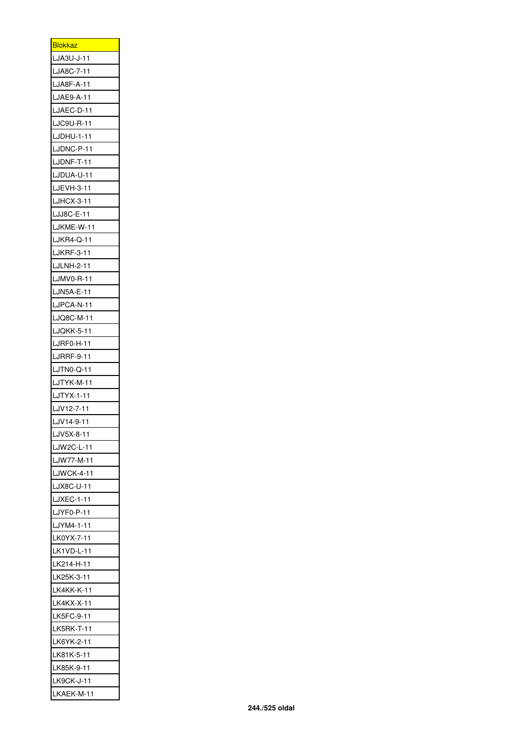| Blokkaz |
|---|
| LJA3U-J-11 |
| LJA8C-7-11 |
| LJA8F-A-11 |
| LJAE9-A-11 |
| LJAEC-D-11 |
| LJC9U-R-11 |
| LJDHU-1-11 |
| LJDNC-P-11 |
| LJDNF-T-11 |
| LJDUA-U-11 |
| LJEVH-3-11 |
| LJHCX-3-11 |
| LJJ8C-E-11 |
| LJKME-W-11 |
| LJKR4-Q-11 |
| LJKRF-3-11 |
| LJLNH-2-11 |
| LJMV0-R-11 |
| LJN5A-E-11 |
| LJPCA-N-11 |
| LJQ8C-M-11 |
| LJQKK-5-11 |
| LJRF0-H-11 |
| LJRRF-9-11 |
| LJTN0-Q-11 |
| LJTYK-M-11 |
| LJTYX-1-11 |
| LJV12-7-11 |
| LJV14-9-11 |
| LJV5X-8-11 |
| LJW2C-L-11 |
| LJW77-M-11 |
| LJWCK-4-11 |
| LJX8C-U-11 |
| LJXEC-1-11 |
| LJYF0-P-11 |
| LJYM4-1-11 |
| LK0YX-7-11 |
| LK1VD-L-11 |
| LK214-H-11 |
| LK25K-3-11 |
| LK4KK-K-11 |
| LK4KX-X-11 |
| LK5FC-9-11 |
| LK5RK-T-11 |
| LK6YK-2-11 |
| LK81K-5-11 |
| LK85K-9-11 |
| LK9CK-J-11 |
| LKAEK-M-11 |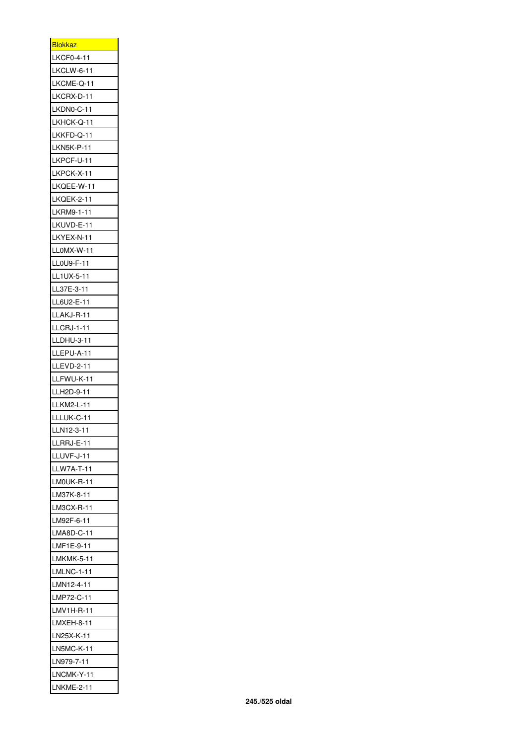| Blokkaz |
| --- |
| LKCF0-4-11 |
| LKCLW-6-11 |
| LKCME-Q-11 |
| LKCRX-D-11 |
| LKDN0-C-11 |
| LKHCK-Q-11 |
| LKKFD-Q-11 |
| LKN5K-P-11 |
| LKPCF-U-11 |
| LKPCK-X-11 |
| LKQEE-W-11 |
| LKQEK-2-11 |
| LKRM9-1-11 |
| LKUVD-E-11 |
| LKYEX-N-11 |
| LL0MX-W-11 |
| LL0U9-F-11 |
| LL1UX-5-11 |
| LL37E-3-11 |
| LL6U2-E-11 |
| LLAKJ-R-11 |
| LLCRJ-1-11 |
| LLDHU-3-11 |
| LLEPU-A-11 |
| LLEVD-2-11 |
| LLFWU-K-11 |
| LLH2D-9-11 |
| LLKM2-L-11 |
| LLLUK-C-11 |
| LLN12-3-11 |
| LLRRJ-E-11 |
| LLUVF-J-11 |
| LLW7A-T-11 |
| LM0UK-R-11 |
| LM37K-8-11 |
| LM3CX-R-11 |
| LM92F-6-11 |
| LMA8D-C-11 |
| LMF1E-9-11 |
| LMKMK-5-11 |
| LMLNC-1-11 |
| LMN12-4-11 |
| LMP72-C-11 |
| LMV1H-R-11 |
| LMXEH-8-11 |
| LN25X-K-11 |
| LN5MC-K-11 |
| LN979-7-11 |
| LNCMK-Y-11 |
| LNKME-2-11 |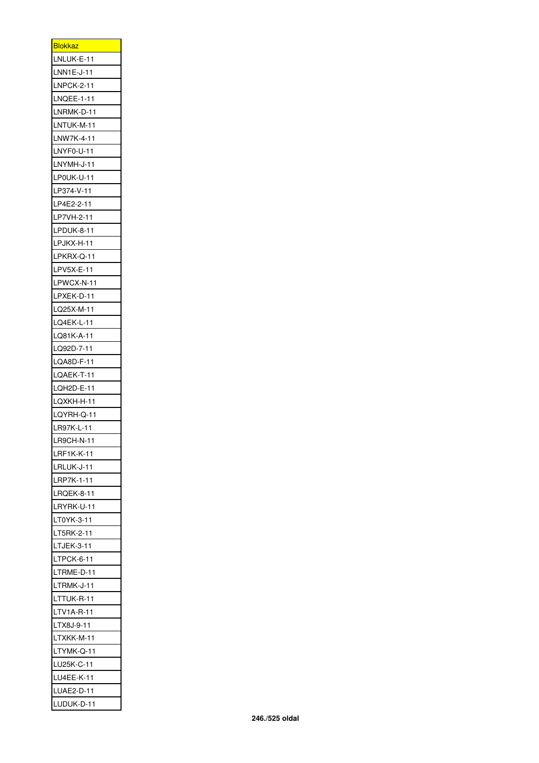| Blokkaz |
| --- |
| LNLUK-E-11 |
| LNN1E-J-11 |
| LNPCK-2-11 |
| LNQEE-1-11 |
| LNRMK-D-11 |
| LNTUK-M-11 |
| LNW7K-4-11 |
| LNYF0-U-11 |
| LNYMH-J-11 |
| LP0UK-U-11 |
| LP374-V-11 |
| LP4E2-2-11 |
| LP7VH-2-11 |
| LPDUK-8-11 |
| LPJKX-H-11 |
| LPKRX-Q-11 |
| LPV5X-E-11 |
| LPWCX-N-11 |
| LPXEK-D-11 |
| LQ25X-M-11 |
| LQ4EK-L-11 |
| LQ81K-A-11 |
| LQ92D-7-11 |
| LQA8D-F-11 |
| LQAEK-T-11 |
| LQH2D-E-11 |
| LQXKH-H-11 |
| LQYRH-Q-11 |
| LR97K-L-11 |
| LR9CH-N-11 |
| LRF1K-K-11 |
| LRLUK-J-11 |
| LRP7K-1-11 |
| LRQEK-8-11 |
| LRYRK-U-11 |
| LT0YK-3-11 |
| LT5RK-2-11 |
| LTJEK-3-11 |
| LTPCK-6-11 |
| LTRME-D-11 |
| LTRMK-J-11 |
| LTTUK-R-11 |
| LTV1A-R-11 |
| LTX8J-9-11 |
| LTXKK-M-11 |
| LTYMK-Q-11 |
| LU25K-C-11 |
| LU4EE-K-11 |
| LUAE2-D-11 |
| LUDUK-D-11 |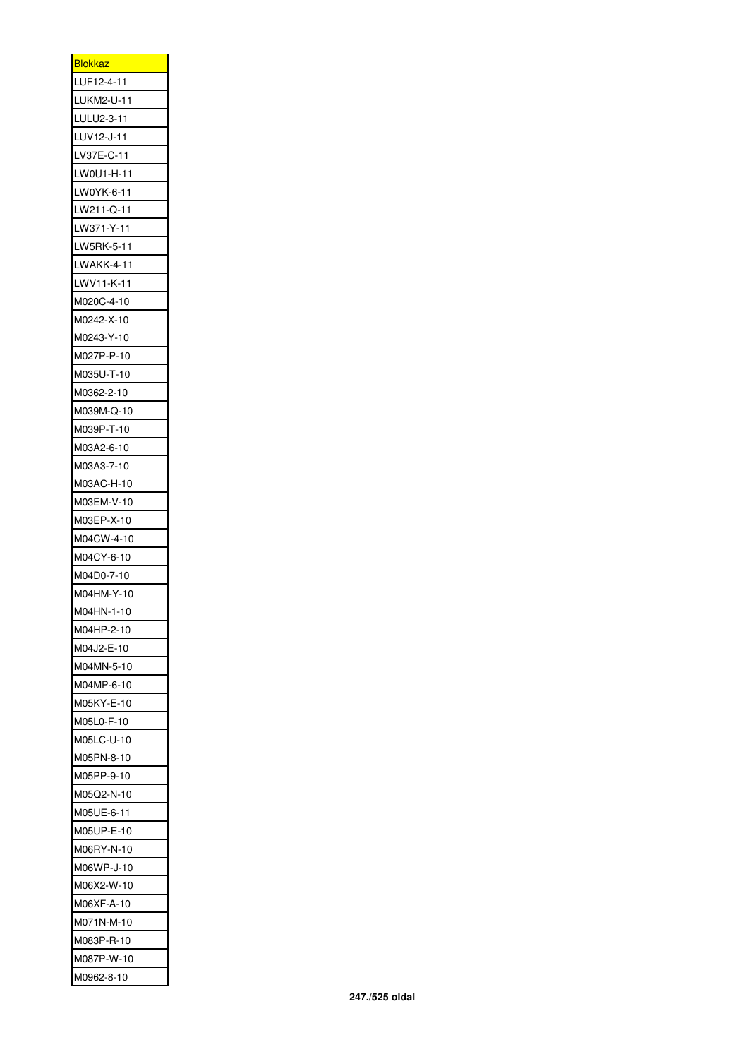| Blokkaz |
| --- |
| LUF12-4-11 |
| LUKM2-U-11 |
| LULU2-3-11 |
| LUV12-J-11 |
| LV37E-C-11 |
| LW0U1-H-11 |
| LW0YK-6-11 |
| LW211-Q-11 |
| LW371-Y-11 |
| LW5RK-5-11 |
| LWAKK-4-11 |
| LWV11-K-11 |
| M020C-4-10 |
| M0242-X-10 |
| M0243-Y-10 |
| M027P-P-10 |
| M035U-T-10 |
| M0362-2-10 |
| M039M-Q-10 |
| M039P-T-10 |
| M03A2-6-10 |
| M03A3-7-10 |
| M03AC-H-10 |
| M03EM-V-10 |
| M03EP-X-10 |
| M04CW-4-10 |
| M04CY-6-10 |
| M04D0-7-10 |
| M04HM-Y-10 |
| M04HN-1-10 |
| M04HP-2-10 |
| M04J2-E-10 |
| M04MN-5-10 |
| M04MP-6-10 |
| M05KY-E-10 |
| M05L0-F-10 |
| M05LC-U-10 |
| M05PN-8-10 |
| M05PP-9-10 |
| M05Q2-N-10 |
| M05UE-6-11 |
| M05UP-E-10 |
| M06RY-N-10 |
| M06WP-J-10 |
| M06X2-W-10 |
| M06XF-A-10 |
| M071N-M-10 |
| M083P-R-10 |
| M087P-W-10 |
| M0962-8-10 |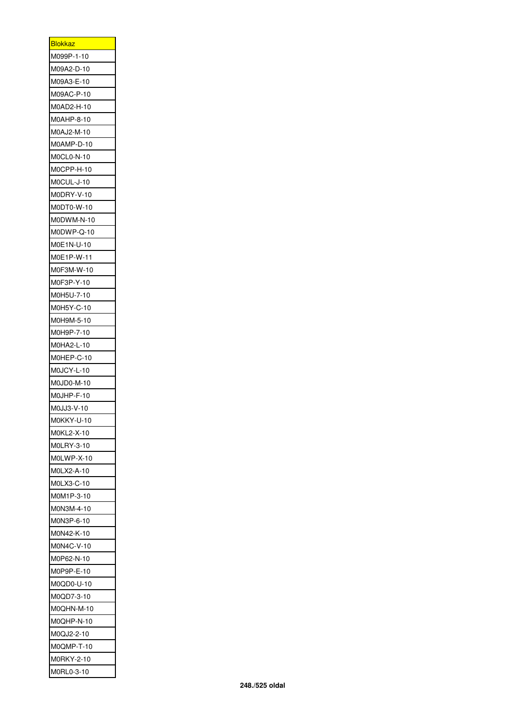| Blokkaz |
|---|
| M099P-1-10 |
| M09A2-D-10 |
| M09A3-E-10 |
| M09AC-P-10 |
| M0AD2-H-10 |
| M0AHP-8-10 |
| M0AJ2-M-10 |
| M0AMP-D-10 |
| M0CL0-N-10 |
| M0CPP-H-10 |
| M0CUL-J-10 |
| M0DRY-V-10 |
| M0DT0-W-10 |
| M0DWM-N-10 |
| M0DWP-Q-10 |
| M0E1N-U-10 |
| M0E1P-W-11 |
| M0F3M-W-10 |
| M0F3P-Y-10 |
| M0H5U-7-10 |
| M0H5Y-C-10 |
| M0H9M-5-10 |
| M0H9P-7-10 |
| M0HA2-L-10 |
| M0HEP-C-10 |
| M0JCY-L-10 |
| M0JD0-M-10 |
| M0JHP-F-10 |
| M0JJ3-V-10 |
| M0KKY-U-10 |
| M0KL2-X-10 |
| M0LRY-3-10 |
| M0LWP-X-10 |
| M0LX2-A-10 |
| M0LX3-C-10 |
| M0M1P-3-10 |
| M0N3M-4-10 |
| M0N3P-6-10 |
| M0N42-K-10 |
| M0N4C-V-10 |
| M0P62-N-10 |
| M0P9P-E-10 |
| M0QD0-U-10 |
| M0QD7-3-10 |
| M0QHN-M-10 |
| M0QHP-N-10 |
| M0QJ2-2-10 |
| M0QMP-T-10 |
| M0RKY-2-10 |
| M0RL0-3-10 |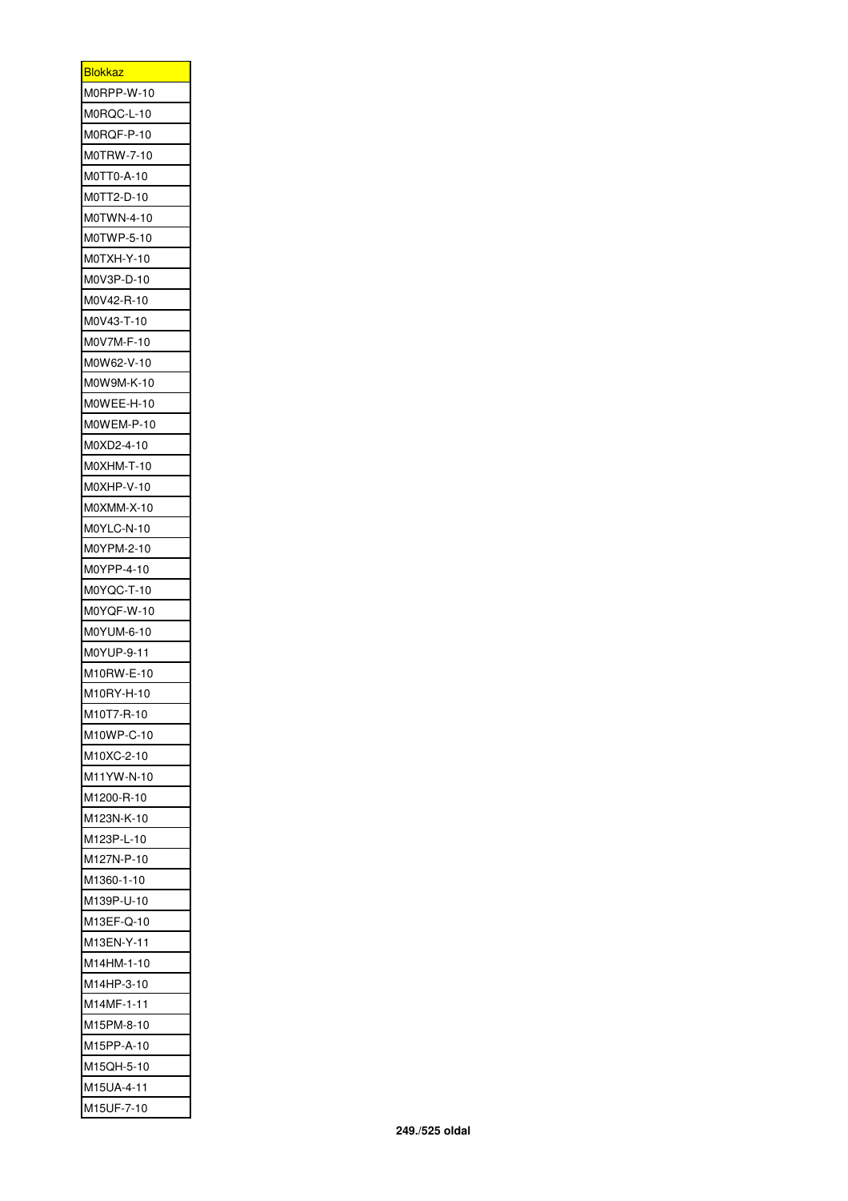| Blokkaz |
|---|
| M0RPP-W-10 |
| M0RQC-L-10 |
| M0RQF-P-10 |
| M0TRW-7-10 |
| M0TT0-A-10 |
| M0TT2-D-10 |
| M0TWN-4-10 |
| M0TWP-5-10 |
| M0TXH-Y-10 |
| M0V3P-D-10 |
| M0V42-R-10 |
| M0V43-T-10 |
| M0V7M-F-10 |
| M0W62-V-10 |
| M0W9M-K-10 |
| M0WEE-H-10 |
| M0WEM-P-10 |
| M0XD2-4-10 |
| M0XHM-T-10 |
| M0XHP-V-10 |
| M0XMM-X-10 |
| M0YLC-N-10 |
| M0YPM-2-10 |
| M0YPP-4-10 |
| M0YQC-T-10 |
| M0YQF-W-10 |
| M0YUM-6-10 |
| M0YUP-9-11 |
| M10RW-E-10 |
| M10RY-H-10 |
| M10T7-R-10 |
| M10WP-C-10 |
| M10XC-2-10 |
| M11YW-N-10 |
| M1200-R-10 |
| M123N-K-10 |
| M123P-L-10 |
| M127N-P-10 |
| M1360-1-10 |
| M139P-U-10 |
| M13EF-Q-10 |
| M13EN-Y-11 |
| M14HM-1-10 |
| M14HP-3-10 |
| M14MF-1-11 |
| M15PM-8-10 |
| M15PP-A-10 |
| M15QH-5-10 |
| M15UA-4-11 |
| M15UF-7-10 |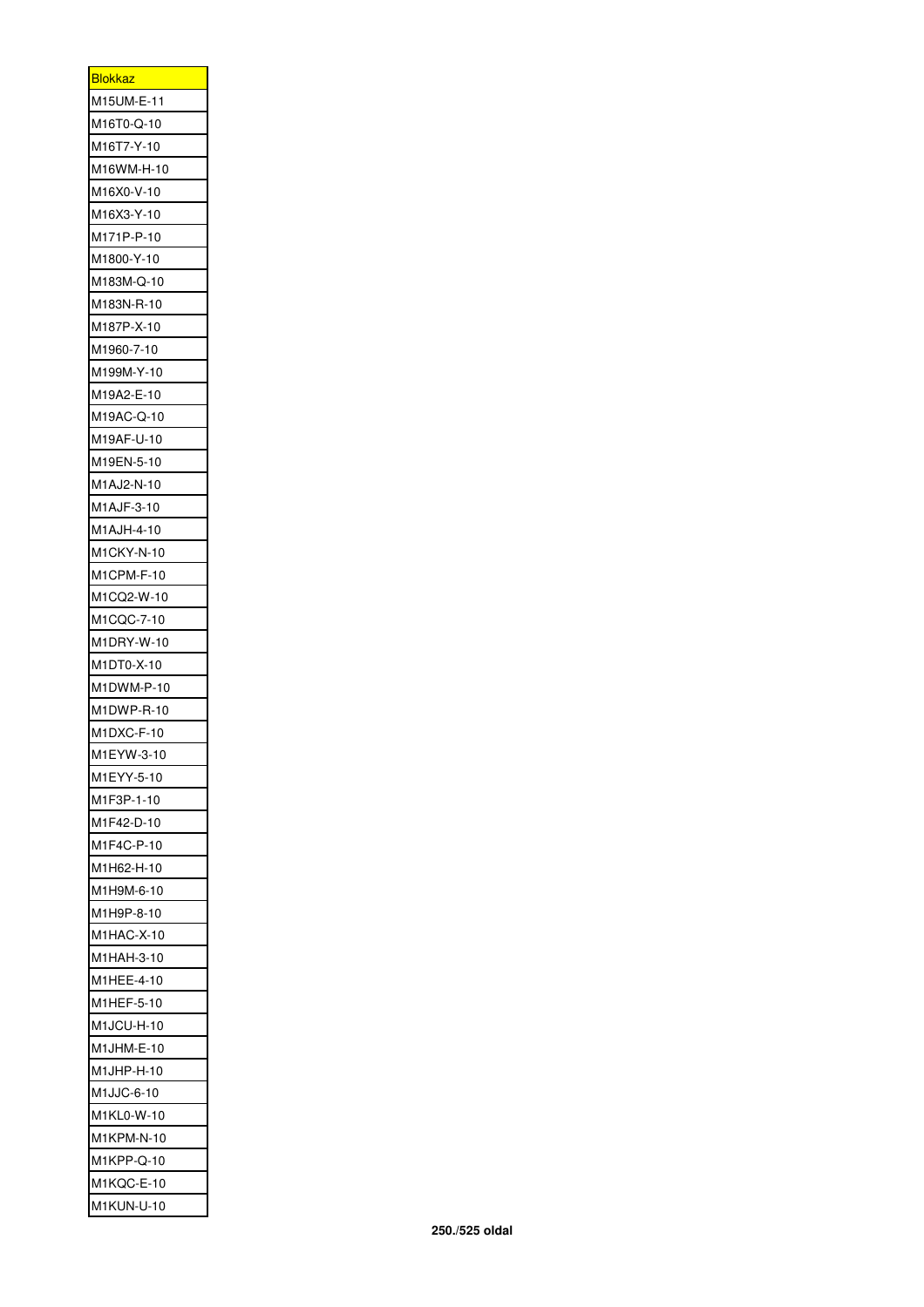| Blokkaz |
| --- |
| M15UM-E-11 |
| M16T0-Q-10 |
| M16T7-Y-10 |
| M16WM-H-10 |
| M16X0-V-10 |
| M16X3-Y-10 |
| M171P-P-10 |
| M1800-Y-10 |
| M183M-Q-10 |
| M183N-R-10 |
| M187P-X-10 |
| M1960-7-10 |
| M199M-Y-10 |
| M19A2-E-10 |
| M19AC-Q-10 |
| M19AF-U-10 |
| M19EN-5-10 |
| M1AJ2-N-10 |
| M1AJF-3-10 |
| M1AJH-4-10 |
| M1CKY-N-10 |
| M1CPM-F-10 |
| M1CQ2-W-10 |
| M1CQC-7-10 |
| M1DRY-W-10 |
| M1DT0-X-10 |
| M1DWM-P-10 |
| M1DWP-R-10 |
| M1DXC-F-10 |
| M1EYW-3-10 |
| M1EYY-5-10 |
| M1F3P-1-10 |
| M1F42-D-10 |
| M1F4C-P-10 |
| M1H62-H-10 |
| M1H9M-6-10 |
| M1H9P-8-10 |
| M1HAC-X-10 |
| M1HAH-3-10 |
| M1HEE-4-10 |
| M1HEF-5-10 |
| M1JCU-H-10 |
| M1JHM-E-10 |
| M1JHP-H-10 |
| M1JJC-6-10 |
| M1KL0-W-10 |
| M1KPM-N-10 |
| M1KPP-Q-10 |
| M1KQC-E-10 |
| M1KUN-U-10 |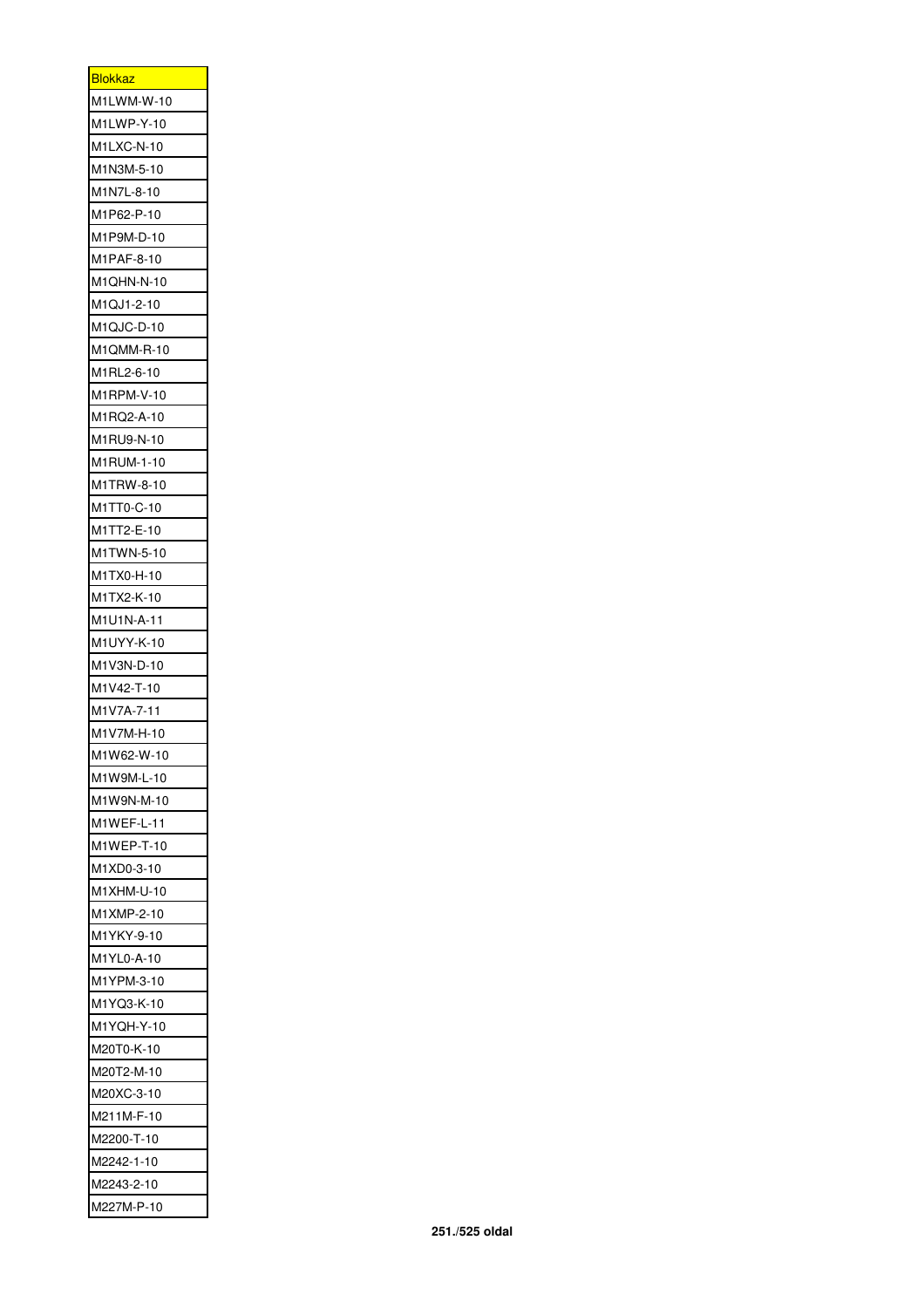| Blokkaz |
|---|
| M1LWM-W-10 |
| M1LWP-Y-10 |
| M1LXC-N-10 |
| M1N3M-5-10 |
| M1N7L-8-10 |
| M1P62-P-10 |
| M1P9M-D-10 |
| M1PAF-8-10 |
| M1QHN-N-10 |
| M1QJ1-2-10 |
| M1QJC-D-10 |
| M1QMM-R-10 |
| M1RL2-6-10 |
| M1RPM-V-10 |
| M1RQ2-A-10 |
| M1RU9-N-10 |
| M1RUM-1-10 |
| M1TRW-8-10 |
| M1TT0-C-10 |
| M1TT2-E-10 |
| M1TWN-5-10 |
| M1TX0-H-10 |
| M1TX2-K-10 |
| M1U1N-A-11 |
| M1UYY-K-10 |
| M1V3N-D-10 |
| M1V42-T-10 |
| M1V7A-7-11 |
| M1V7M-H-10 |
| M1W62-W-10 |
| M1W9M-L-10 |
| M1W9N-M-10 |
| M1WEF-L-11 |
| M1WEP-T-10 |
| M1XD0-3-10 |
| M1XHM-U-10 |
| M1XMP-2-10 |
| M1YKY-9-10 |
| M1YL0-A-10 |
| M1YPM-3-10 |
| M1YQ3-K-10 |
| M1YQH-Y-10 |
| M20T0-K-10 |
| M20T2-M-10 |
| M20XC-3-10 |
| M211M-F-10 |
| M2200-T-10 |
| M2242-1-10 |
| M2243-2-10 |
| M227M-P-10 |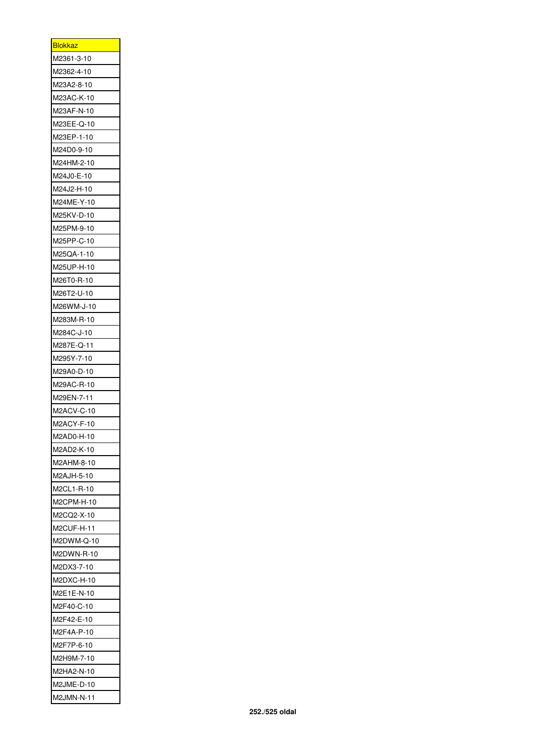| Blokkaz |
| --- |
| M2361-3-10 |
| M2362-4-10 |
| M23A2-8-10 |
| M23AC-K-10 |
| M23AF-N-10 |
| M23EE-Q-10 |
| M23EP-1-10 |
| M24D0-9-10 |
| M24HM-2-10 |
| M24J0-E-10 |
| M24J2-H-10 |
| M24ME-Y-10 |
| M25KV-D-10 |
| M25PM-9-10 |
| M25PP-C-10 |
| M25QA-1-10 |
| M25UP-H-10 |
| M26T0-R-10 |
| M26T2-U-10 |
| M26WM-J-10 |
| M283M-R-10 |
| M284C-J-10 |
| M287E-Q-11 |
| M295Y-7-10 |
| M29A0-D-10 |
| M29AC-R-10 |
| M29EN-7-11 |
| M2ACV-C-10 |
| M2ACY-F-10 |
| M2AD0-H-10 |
| M2AD2-K-10 |
| M2AHM-8-10 |
| M2AJH-5-10 |
| M2CL1-R-10 |
| M2CPM-H-10 |
| M2CQ2-X-10 |
| M2CUF-H-11 |
| M2DWM-Q-10 |
| M2DWN-R-10 |
| M2DX3-7-10 |
| M2DXC-H-10 |
| M2E1E-N-10 |
| M2F40-C-10 |
| M2F42-E-10 |
| M2F4A-P-10 |
| M2F7P-6-10 |
| M2H9M-7-10 |
| M2HA2-N-10 |
| M2JME-D-10 |
| M2JMN-N-11 |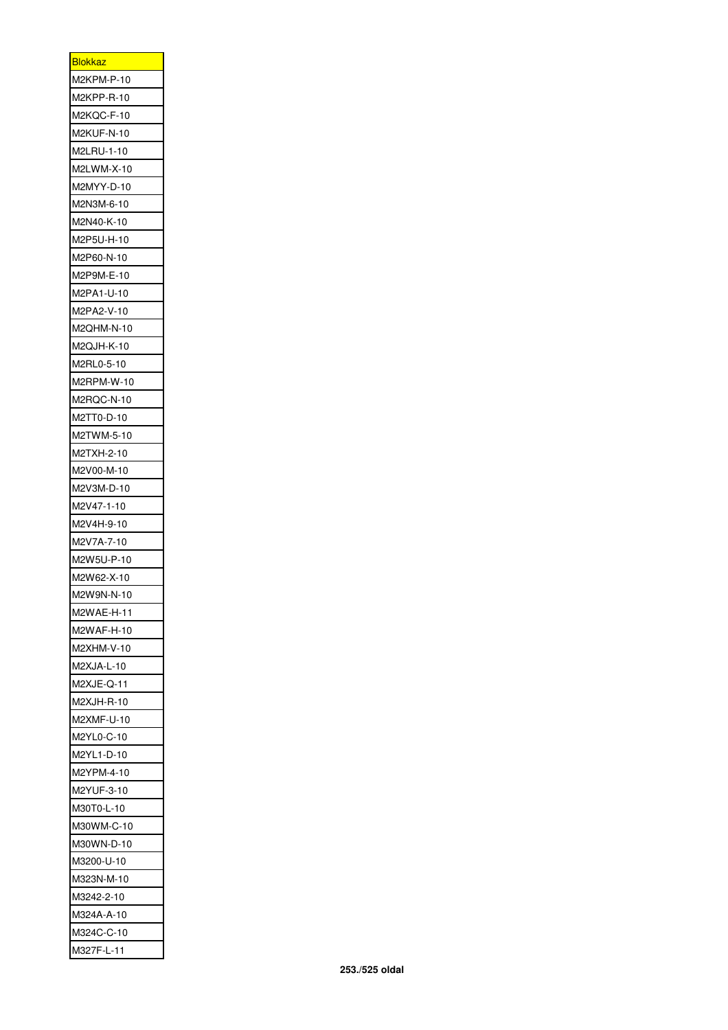| Blokkaz |
| --- |
| M2KPM-P-10 |
| M2KPP-R-10 |
| M2KQC-F-10 |
| M2KUF-N-10 |
| M2LRU-1-10 |
| M2LWM-X-10 |
| M2MYY-D-10 |
| M2N3M-6-10 |
| M2N40-K-10 |
| M2P5U-H-10 |
| M2P60-N-10 |
| M2P9M-E-10 |
| M2PA1-U-10 |
| M2PA2-V-10 |
| M2QHM-N-10 |
| M2QJH-K-10 |
| M2RL0-5-10 |
| M2RPM-W-10 |
| M2RQC-N-10 |
| M2TT0-D-10 |
| M2TWM-5-10 |
| M2TXH-2-10 |
| M2V00-M-10 |
| M2V3M-D-10 |
| M2V47-1-10 |
| M2V4H-9-10 |
| M2V7A-7-10 |
| M2W5U-P-10 |
| M2W62-X-10 |
| M2W9N-N-10 |
| M2WAE-H-11 |
| M2WAF-H-10 |
| M2XHM-V-10 |
| M2XJA-L-10 |
| M2XJE-Q-11 |
| M2XJH-R-10 |
| M2XMF-U-10 |
| M2YL0-C-10 |
| M2YL1-D-10 |
| M2YPM-4-10 |
| M2YUF-3-10 |
| M30T0-L-10 |
| M30WM-C-10 |
| M30WN-D-10 |
| M3200-U-10 |
| M323N-M-10 |
| M3242-2-10 |
| M324A-A-10 |
| M324C-C-10 |
| M327F-L-11 |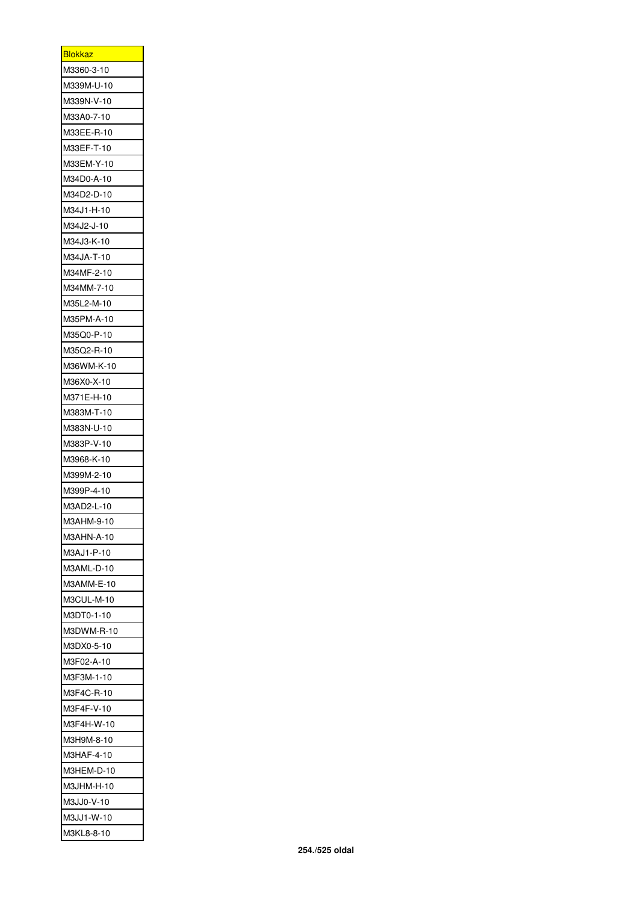| Blokkaz |
| --- |
| M3360-3-10 |
| M339M-U-10 |
| M339N-V-10 |
| M33A0-7-10 |
| M33EE-R-10 |
| M33EF-T-10 |
| M33EM-Y-10 |
| M34D0-A-10 |
| M34D2-D-10 |
| M34J1-H-10 |
| M34J2-J-10 |
| M34J3-K-10 |
| M34JA-T-10 |
| M34MF-2-10 |
| M34MM-7-10 |
| M35L2-M-10 |
| M35PM-A-10 |
| M35Q0-P-10 |
| M35Q2-R-10 |
| M36WM-K-10 |
| M36X0-X-10 |
| M371E-H-10 |
| M383M-T-10 |
| M383N-U-10 |
| M383P-V-10 |
| M3968-K-10 |
| M399M-2-10 |
| M399P-4-10 |
| M3AD2-L-10 |
| M3AHM-9-10 |
| M3AHN-A-10 |
| M3AJ1-P-10 |
| M3AML-D-10 |
| M3AMM-E-10 |
| M3CUL-M-10 |
| M3DT0-1-10 |
| M3DWM-R-10 |
| M3DX0-5-10 |
| M3F02-A-10 |
| M3F3M-1-10 |
| M3F4C-R-10 |
| M3F4F-V-10 |
| M3F4H-W-10 |
| M3H9M-8-10 |
| M3HAF-4-10 |
| M3HEM-D-10 |
| M3JHM-H-10 |
| M3JJ0-V-10 |
| M3JJ1-W-10 |
| M3KL8-8-10 |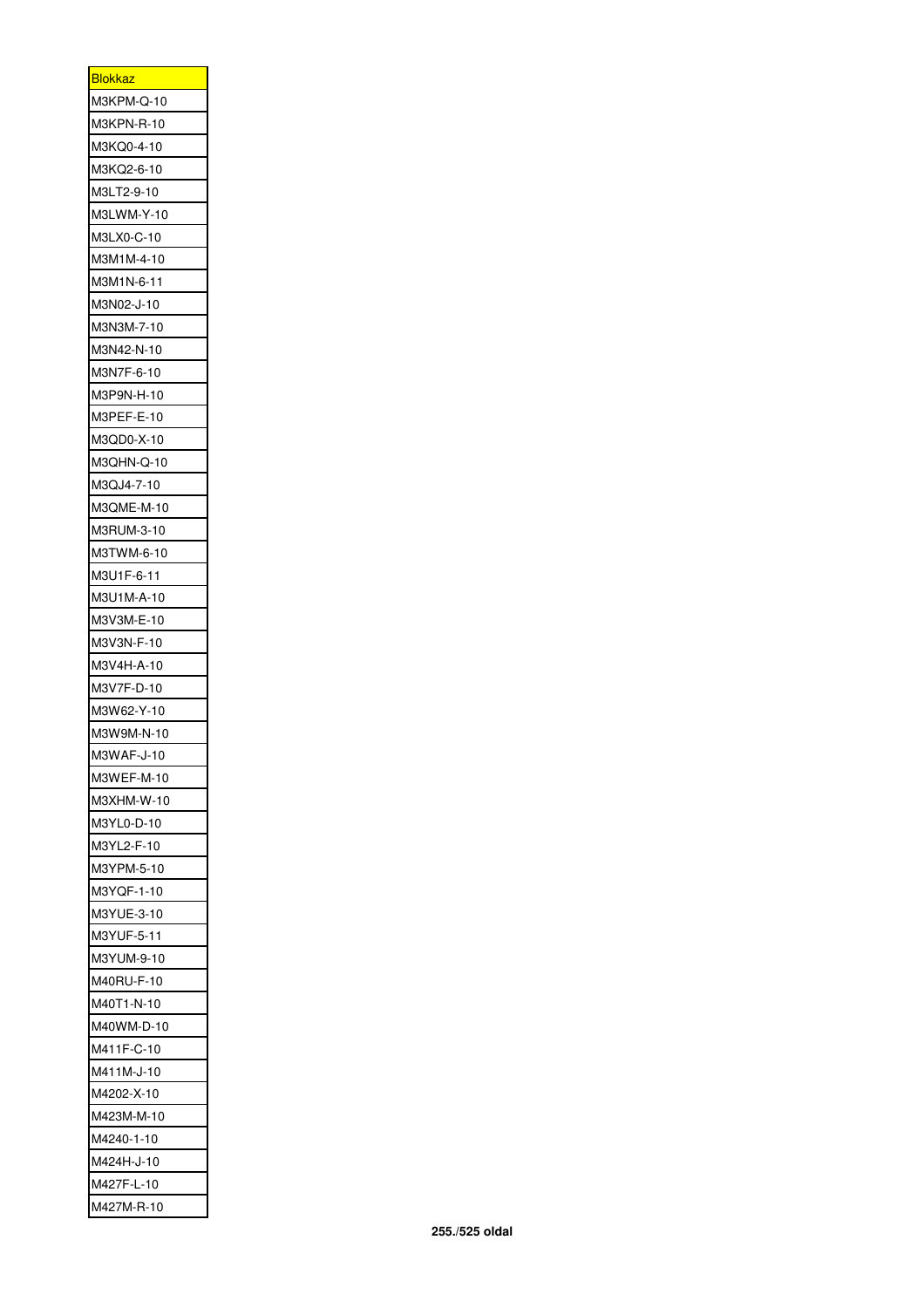| Blokkaz |
| --- |
| M3KPM-Q-10 |
| M3KPN-R-10 |
| M3KQ0-4-10 |
| M3KQ2-6-10 |
| M3LT2-9-10 |
| M3LWM-Y-10 |
| M3LX0-C-10 |
| M3M1M-4-10 |
| M3M1N-6-11 |
| M3N02-J-10 |
| M3N3M-7-10 |
| M3N42-N-10 |
| M3N7F-6-10 |
| M3P9N-H-10 |
| M3PEF-E-10 |
| M3QD0-X-10 |
| M3QHN-Q-10 |
| M3QJ4-7-10 |
| M3QME-M-10 |
| M3RUM-3-10 |
| M3TWM-6-10 |
| M3U1F-6-11 |
| M3U1M-A-10 |
| M3V3M-E-10 |
| M3V3N-F-10 |
| M3V4H-A-10 |
| M3V7F-D-10 |
| M3W62-Y-10 |
| M3W9M-N-10 |
| M3WAF-J-10 |
| M3WEF-M-10 |
| M3XHM-W-10 |
| M3YL0-D-10 |
| M3YL2-F-10 |
| M3YPM-5-10 |
| M3YQF-1-10 |
| M3YUE-3-10 |
| M3YUF-5-11 |
| M3YUM-9-10 |
| M40RU-F-10 |
| M40T1-N-10 |
| M40WM-D-10 |
| M411F-C-10 |
| M411M-J-10 |
| M4202-X-10 |
| M423M-M-10 |
| M4240-1-10 |
| M424H-J-10 |
| M427F-L-10 |
| M427M-R-10 |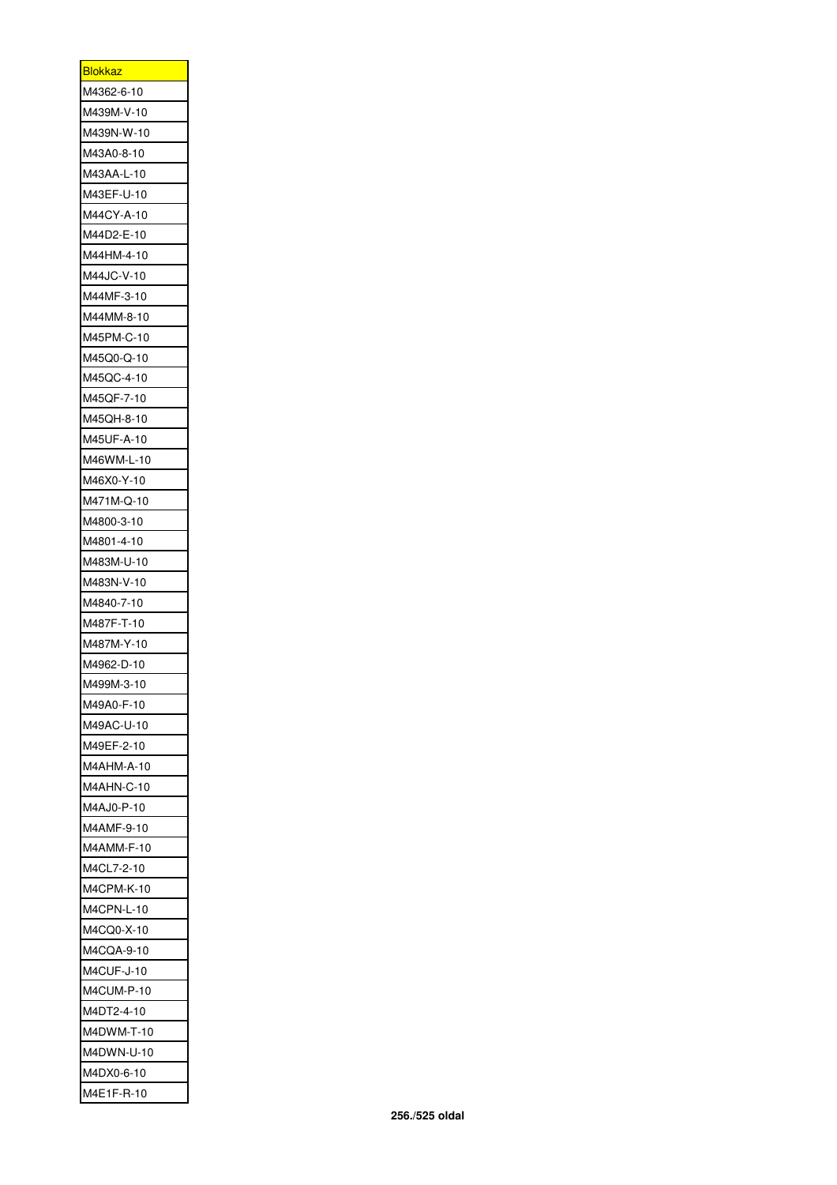| Blokkaz |
| --- |
| M4362-6-10 |
| M439M-V-10 |
| M439N-W-10 |
| M43A0-8-10 |
| M43AA-L-10 |
| M43EF-U-10 |
| M44CY-A-10 |
| M44D2-E-10 |
| M44HM-4-10 |
| M44JC-V-10 |
| M44MF-3-10 |
| M44MM-8-10 |
| M45PM-C-10 |
| M45Q0-Q-10 |
| M45QC-4-10 |
| M45QF-7-10 |
| M45QH-8-10 |
| M45UF-A-10 |
| M46WM-L-10 |
| M46X0-Y-10 |
| M471M-Q-10 |
| M4800-3-10 |
| M4801-4-10 |
| M483M-U-10 |
| M483N-V-10 |
| M4840-7-10 |
| M487F-T-10 |
| M487M-Y-10 |
| M4962-D-10 |
| M499M-3-10 |
| M49A0-F-10 |
| M49AC-U-10 |
| M49EF-2-10 |
| M4AHM-A-10 |
| M4AHN-C-10 |
| M4AJ0-P-10 |
| M4AMF-9-10 |
| M4AMM-F-10 |
| M4CL7-2-10 |
| M4CPM-K-10 |
| M4CPN-L-10 |
| M4CQ0-X-10 |
| M4CQA-9-10 |
| M4CUF-J-10 |
| M4CUM-P-10 |
| M4DT2-4-10 |
| M4DWM-T-10 |
| M4DWN-U-10 |
| M4DX0-6-10 |
| M4E1F-R-10 |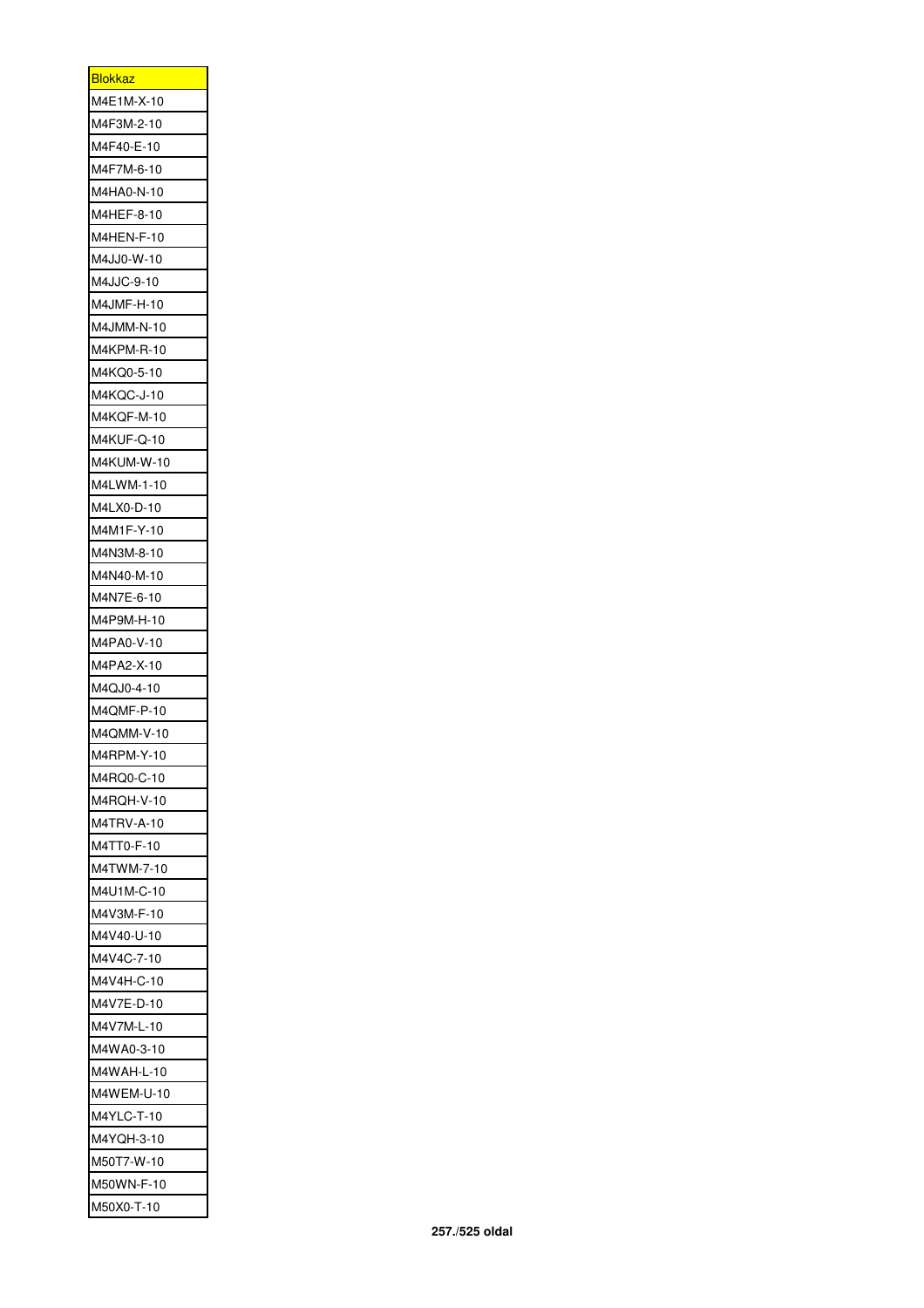| Blokkaz |
|---|
| M4E1M-X-10 |
| M4F3M-2-10 |
| M4F40-E-10 |
| M4F7M-6-10 |
| M4HA0-N-10 |
| M4HEF-8-10 |
| M4HEN-F-10 |
| M4JJ0-W-10 |
| M4JJC-9-10 |
| M4JMF-H-10 |
| M4JMM-N-10 |
| M4KPM-R-10 |
| M4KQ0-5-10 |
| M4KQC-J-10 |
| M4KQF-M-10 |
| M4KUF-Q-10 |
| M4KUM-W-10 |
| M4LWM-1-10 |
| M4LX0-D-10 |
| M4M1F-Y-10 |
| M4N3M-8-10 |
| M4N40-M-10 |
| M4N7E-6-10 |
| M4P9M-H-10 |
| M4PA0-V-10 |
| M4PA2-X-10 |
| M4QJ0-4-10 |
| M4QMF-P-10 |
| M4QMM-V-10 |
| M4RPM-Y-10 |
| M4RQ0-C-10 |
| M4RQH-V-10 |
| M4TRV-A-10 |
| M4TT0-F-10 |
| M4TWM-7-10 |
| M4U1M-C-10 |
| M4V3M-F-10 |
| M4V40-U-10 |
| M4V4C-7-10 |
| M4V4H-C-10 |
| M4V7E-D-10 |
| M4V7M-L-10 |
| M4WA0-3-10 |
| M4WAH-L-10 |
| M4WEM-U-10 |
| M4YLC-T-10 |
| M4YQH-3-10 |
| M50T7-W-10 |
| M50WN-F-10 |
| M50X0-T-10 |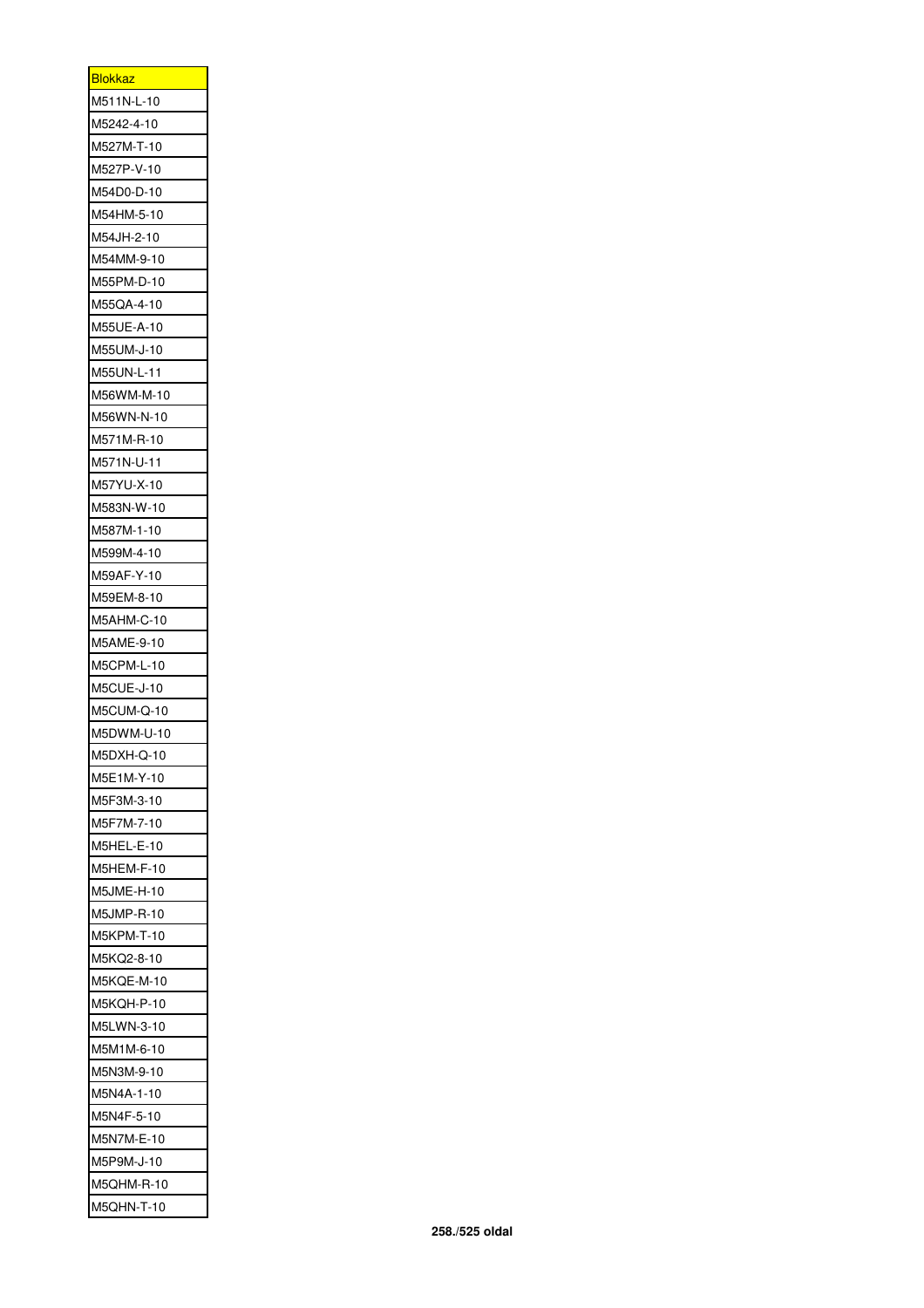| Blokkaz |
| --- |
| M511N-L-10 |
| M5242-4-10 |
| M527M-T-10 |
| M527P-V-10 |
| M54D0-D-10 |
| M54HM-5-10 |
| M54JH-2-10 |
| M54MM-9-10 |
| M55PM-D-10 |
| M55QA-4-10 |
| M55UE-A-10 |
| M55UM-J-10 |
| M55UN-L-11 |
| M56WM-M-10 |
| M56WN-N-10 |
| M571M-R-10 |
| M571N-U-11 |
| M57YU-X-10 |
| M583N-W-10 |
| M587M-1-10 |
| M599M-4-10 |
| M59AF-Y-10 |
| M59EM-8-10 |
| M5AHM-C-10 |
| M5AME-9-10 |
| M5CPM-L-10 |
| M5CUE-J-10 |
| M5CUM-Q-10 |
| M5DWM-U-10 |
| M5DXH-Q-10 |
| M5E1M-Y-10 |
| M5F3M-3-10 |
| M5F7M-7-10 |
| M5HEL-E-10 |
| M5HEM-F-10 |
| M5JME-H-10 |
| M5JMP-R-10 |
| M5KPM-T-10 |
| M5KQ2-8-10 |
| M5KQE-M-10 |
| M5KQH-P-10 |
| M5LWN-3-10 |
| M5M1M-6-10 |
| M5N3M-9-10 |
| M5N4A-1-10 |
| M5N4F-5-10 |
| M5N7M-E-10 |
| M5P9M-J-10 |
| M5QHM-R-10 |
| M5QHN-T-10 |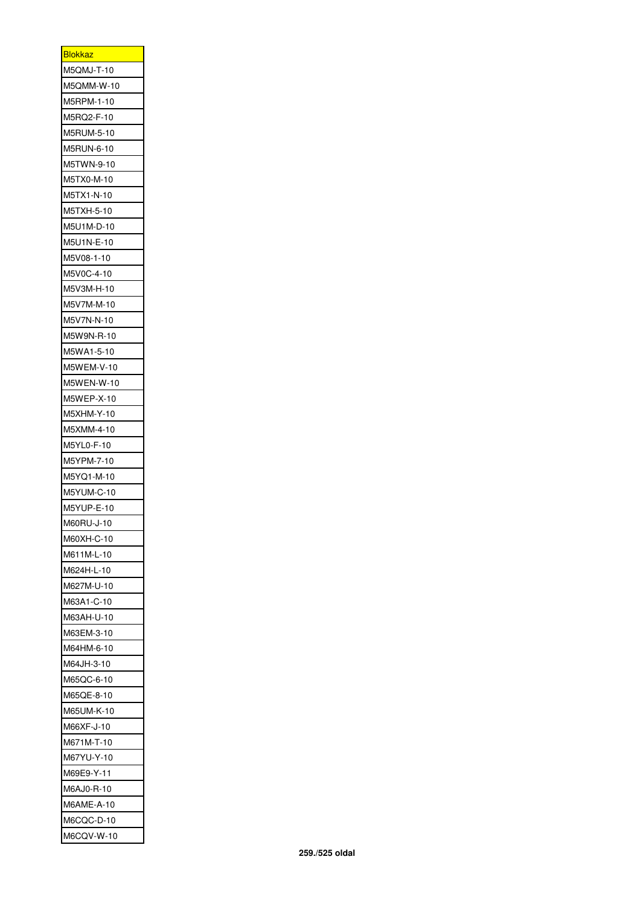| Blokkaz |
| --- |
| M5QMJ-T-10 |
| M5QMM-W-10 |
| M5RPM-1-10 |
| M5RQ2-F-10 |
| M5RUM-5-10 |
| M5RUN-6-10 |
| M5TWN-9-10 |
| M5TX0-M-10 |
| M5TX1-N-10 |
| M5TXH-5-10 |
| M5U1M-D-10 |
| M5U1N-E-10 |
| M5V08-1-10 |
| M5V0C-4-10 |
| M5V3M-H-10 |
| M5V7M-M-10 |
| M5V7N-N-10 |
| M5W9N-R-10 |
| M5WA1-5-10 |
| M5WEM-V-10 |
| M5WEN-W-10 |
| M5WEP-X-10 |
| M5XHM-Y-10 |
| M5XMM-4-10 |
| M5YL0-F-10 |
| M5YPM-7-10 |
| M5YQ1-M-10 |
| M5YUM-C-10 |
| M5YUP-E-10 |
| M60RU-J-10 |
| M60XH-C-10 |
| M611M-L-10 |
| M624H-L-10 |
| M627M-U-10 |
| M63A1-C-10 |
| M63AH-U-10 |
| M63EM-3-10 |
| M64HM-6-10 |
| M64JH-3-10 |
| M65QC-6-10 |
| M65QE-8-10 |
| M65UM-K-10 |
| M66XF-J-10 |
| M671M-T-10 |
| M67YU-Y-10 |
| M69E9-Y-11 |
| M6AJ0-R-10 |
| M6AME-A-10 |
| M6CQC-D-10 |
| M6CQV-W-10 |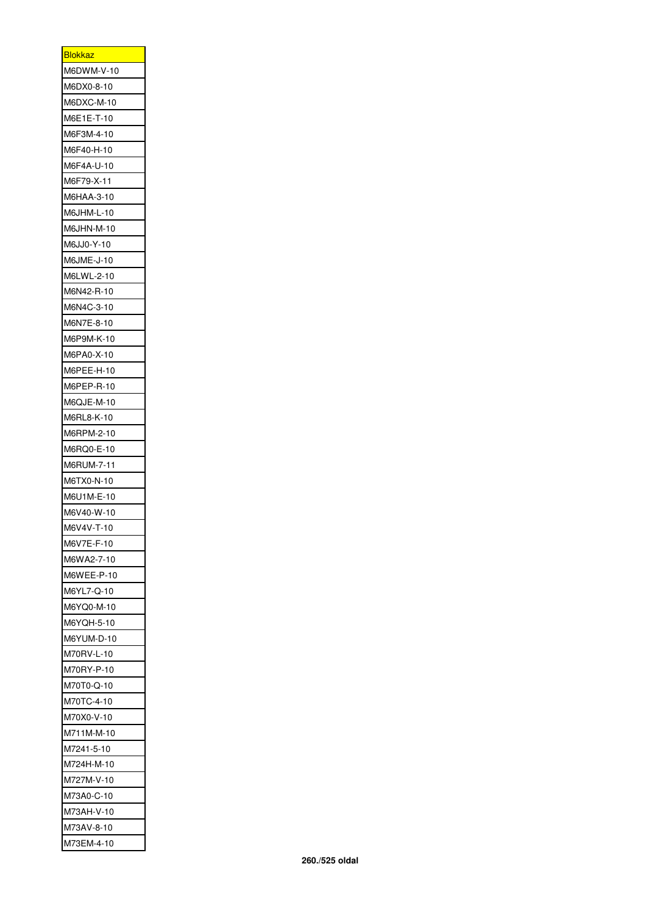| Blokkaz |
|---|
| M6DWM-V-10 |
| M6DX0-8-10 |
| M6DXC-M-10 |
| M6E1E-T-10 |
| M6F3M-4-10 |
| M6F40-H-10 |
| M6F4A-U-10 |
| M6F79-X-11 |
| M6HAA-3-10 |
| M6JHM-L-10 |
| M6JHN-M-10 |
| M6JJ0-Y-10 |
| M6JME-J-10 |
| M6LWL-2-10 |
| M6N42-R-10 |
| M6N4C-3-10 |
| M6N7E-8-10 |
| M6P9M-K-10 |
| M6PA0-X-10 |
| M6PEE-H-10 |
| M6PEP-R-10 |
| M6QJE-M-10 |
| M6RL8-K-10 |
| M6RPM-2-10 |
| M6RQ0-E-10 |
| M6RUM-7-11 |
| M6TX0-N-10 |
| M6U1M-E-10 |
| M6V40-W-10 |
| M6V4V-T-10 |
| M6V7E-F-10 |
| M6WA2-7-10 |
| M6WEE-P-10 |
| M6YL7-Q-10 |
| M6YQ0-M-10 |
| M6YQH-5-10 |
| M6YUM-D-10 |
| M70RV-L-10 |
| M70RY-P-10 |
| M70T0-Q-10 |
| M70TC-4-10 |
| M70X0-V-10 |
| M711M-M-10 |
| M7241-5-10 |
| M724H-M-10 |
| M727M-V-10 |
| M73A0-C-10 |
| M73AH-V-10 |
| M73AV-8-10 |
| M73EM-4-10 |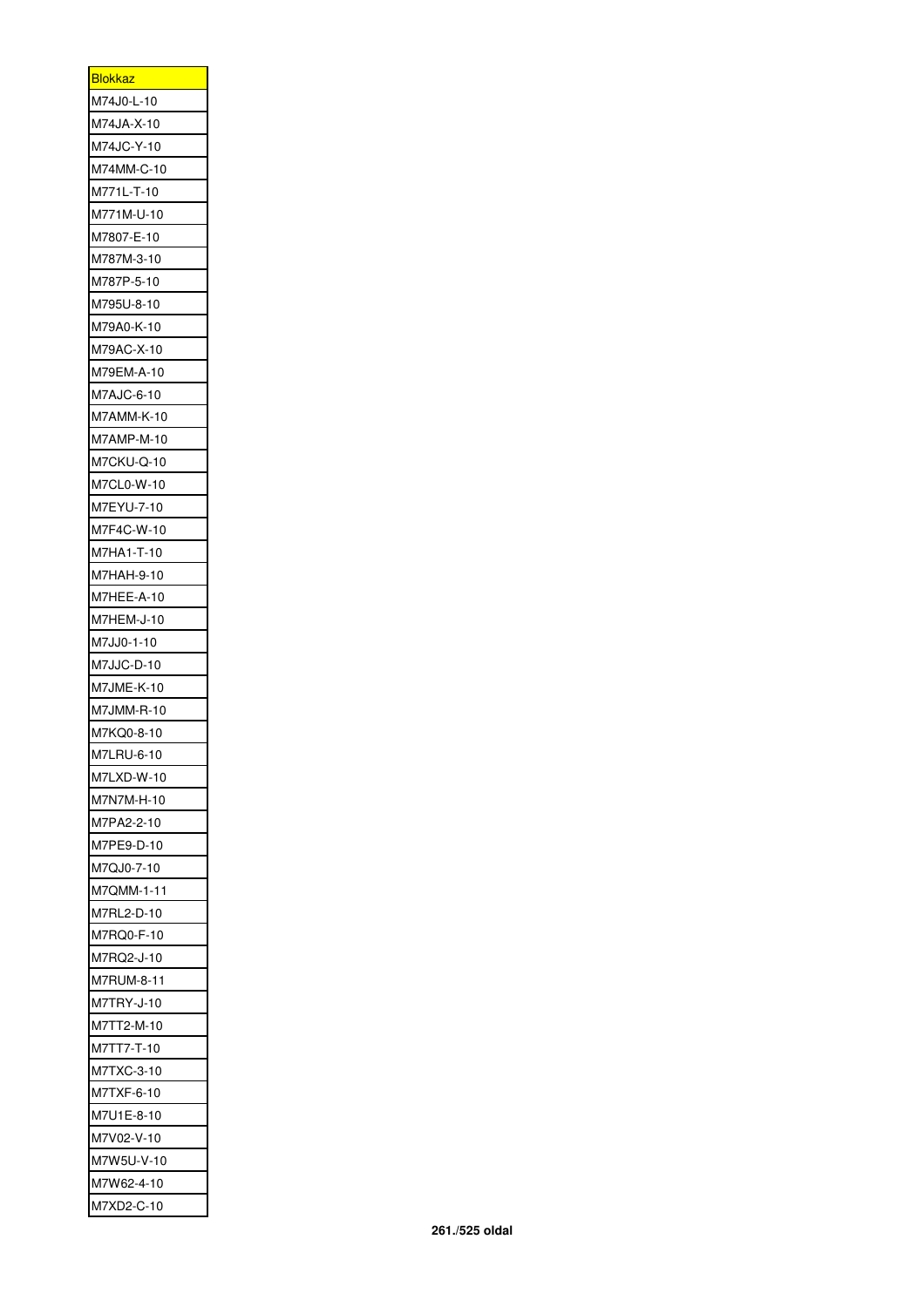| Blokkaz |
| --- |
| M74J0-L-10 |
| M74JA-X-10 |
| M74JC-Y-10 |
| M74MM-C-10 |
| M771L-T-10 |
| M771M-U-10 |
| M7807-E-10 |
| M787M-3-10 |
| M787P-5-10 |
| M795U-8-10 |
| M79A0-K-10 |
| M79AC-X-10 |
| M79EM-A-10 |
| M7AJC-6-10 |
| M7AMM-K-10 |
| M7AMP-M-10 |
| M7CKU-Q-10 |
| M7CL0-W-10 |
| M7EYU-7-10 |
| M7F4C-W-10 |
| M7HA1-T-10 |
| M7HAH-9-10 |
| M7HEE-A-10 |
| M7HEM-J-10 |
| M7JJ0-1-10 |
| M7JJC-D-10 |
| M7JME-K-10 |
| M7JMM-R-10 |
| M7KQ0-8-10 |
| M7LRU-6-10 |
| M7LXD-W-10 |
| M7N7M-H-10 |
| M7PA2-2-10 |
| M7PE9-D-10 |
| M7QJ0-7-10 |
| M7QMM-1-11 |
| M7RL2-D-10 |
| M7RQ0-F-10 |
| M7RQ2-J-10 |
| M7RUM-8-11 |
| M7TRY-J-10 |
| M7TT2-M-10 |
| M7TT7-T-10 |
| M7TXC-3-10 |
| M7TXF-6-10 |
| M7U1E-8-10 |
| M7V02-V-10 |
| M7W5U-V-10 |
| M7W62-4-10 |
| M7XD2-C-10 |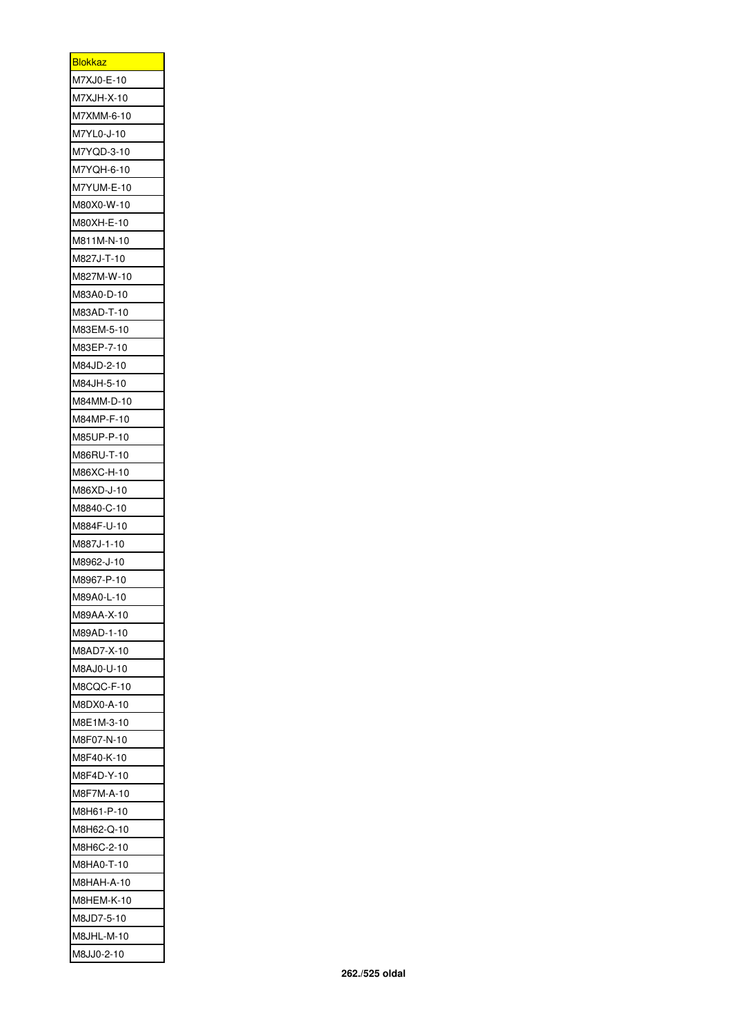| Blokkaz |
|---|
| M7XJ0-E-10 |
| M7XJH-X-10 |
| M7XMM-6-10 |
| M7YL0-J-10 |
| M7YQD-3-10 |
| M7YQH-6-10 |
| M7YUM-E-10 |
| M80X0-W-10 |
| M80XH-E-10 |
| M811M-N-10 |
| M827J-T-10 |
| M827M-W-10 |
| M83A0-D-10 |
| M83AD-T-10 |
| M83EM-5-10 |
| M83EP-7-10 |
| M84JD-2-10 |
| M84JH-5-10 |
| M84MM-D-10 |
| M84MP-F-10 |
| M85UP-P-10 |
| M86RU-T-10 |
| M86XC-H-10 |
| M86XD-J-10 |
| M8840-C-10 |
| M884F-U-10 |
| M887J-1-10 |
| M8962-J-10 |
| M8967-P-10 |
| M89A0-L-10 |
| M89AA-X-10 |
| M89AD-1-10 |
| M8AD7-X-10 |
| M8AJ0-U-10 |
| M8CQC-F-10 |
| M8DX0-A-10 |
| M8E1M-3-10 |
| M8F07-N-10 |
| M8F40-K-10 |
| M8F4D-Y-10 |
| M8F7M-A-10 |
| M8H61-P-10 |
| M8H62-Q-10 |
| M8H6C-2-10 |
| M8HA0-T-10 |
| M8HAH-A-10 |
| M8HEM-K-10 |
| M8JD7-5-10 |
| M8JHL-M-10 |
| M8JJ0-2-10 |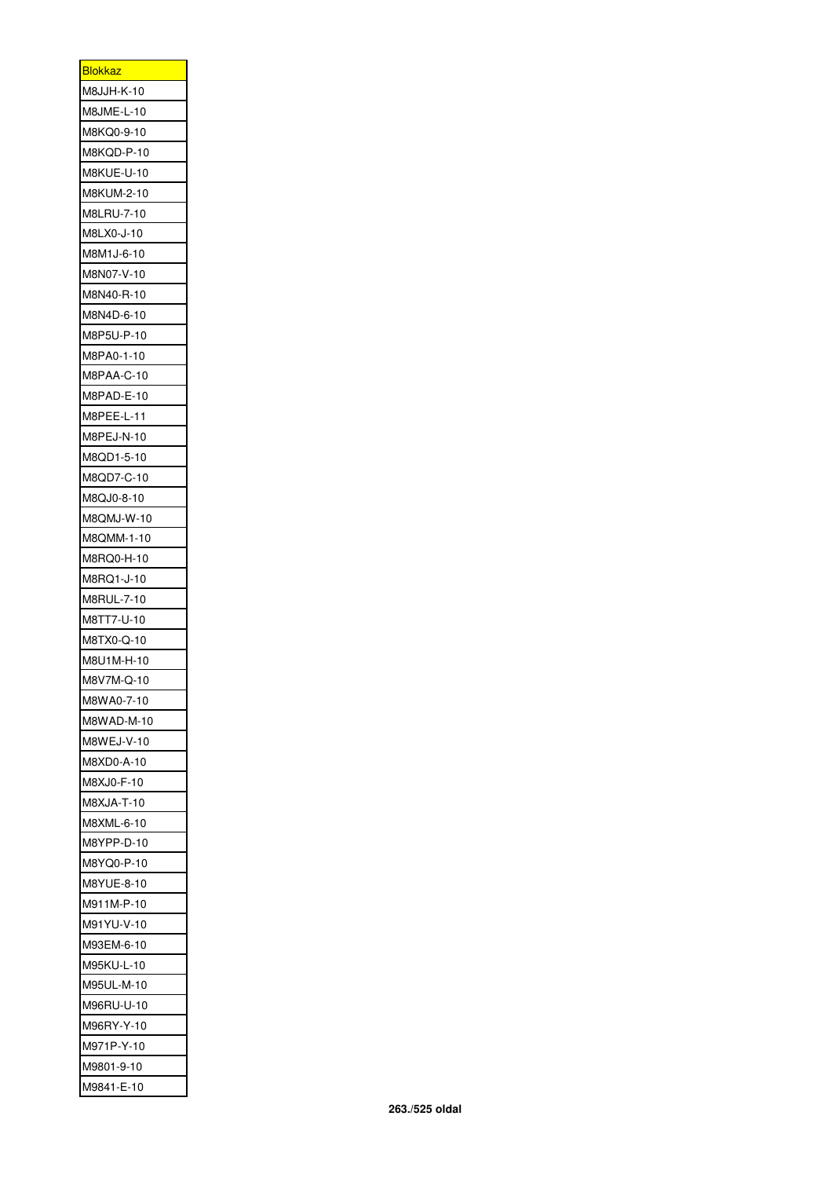| Blokkaz |
| --- |
| M8JJH-K-10 |
| M8JME-L-10 |
| M8KQ0-9-10 |
| M8KQD-P-10 |
| M8KUE-U-10 |
| M8KUM-2-10 |
| M8LRU-7-10 |
| M8LX0-J-10 |
| M8M1J-6-10 |
| M8N07-V-10 |
| M8N40-R-10 |
| M8N4D-6-10 |
| M8P5U-P-10 |
| M8PA0-1-10 |
| M8PAA-C-10 |
| M8PAD-E-10 |
| M8PEE-L-11 |
| M8PEJ-N-10 |
| M8QD1-5-10 |
| M8QD7-C-10 |
| M8QJ0-8-10 |
| M8QMJ-W-10 |
| M8QMM-1-10 |
| M8RQ0-H-10 |
| M8RQ1-J-10 |
| M8RUL-7-10 |
| M8TT7-U-10 |
| M8TX0-Q-10 |
| M8U1M-H-10 |
| M8V7M-Q-10 |
| M8WA0-7-10 |
| M8WAD-M-10 |
| M8WEJ-V-10 |
| M8XD0-A-10 |
| M8XJ0-F-10 |
| M8XJA-T-10 |
| M8XML-6-10 |
| M8YPP-D-10 |
| M8YQ0-P-10 |
| M8YUE-8-10 |
| M911M-P-10 |
| M91YU-V-10 |
| M93EM-6-10 |
| M95KU-L-10 |
| M95UL-M-10 |
| M96RU-U-10 |
| M96RY-Y-10 |
| M971P-Y-10 |
| M9801-9-10 |
| M9841-E-10 |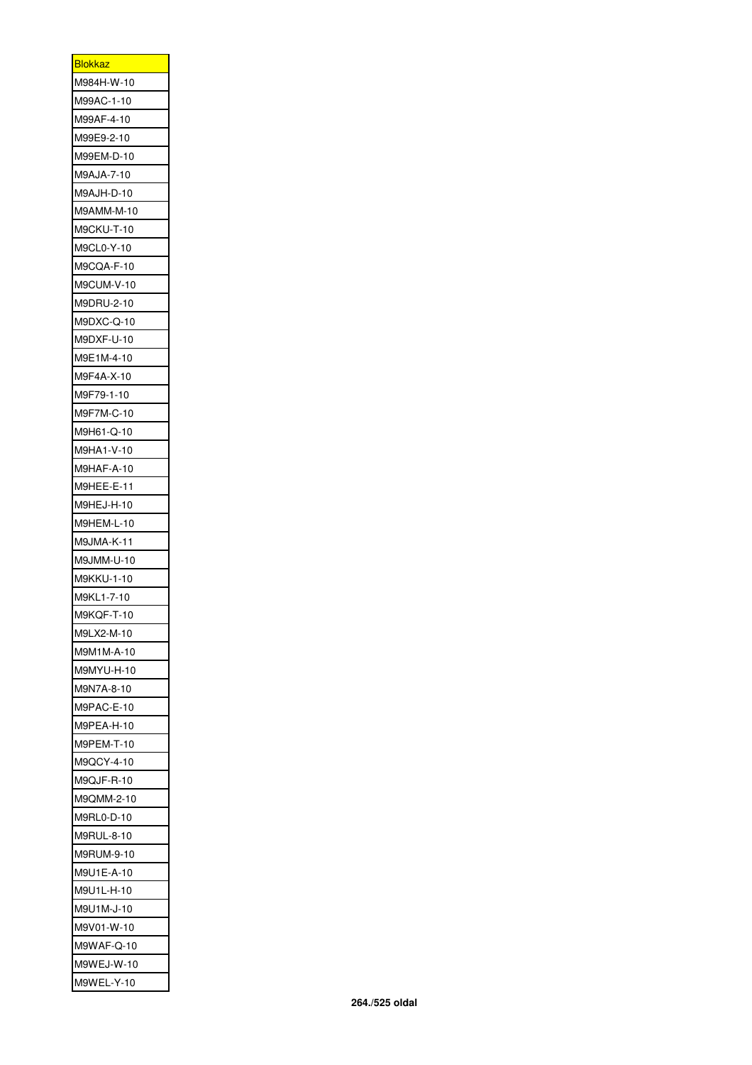| Blokkaz |
|---|
| M984H-W-10 |
| M99AC-1-10 |
| M99AF-4-10 |
| M99E9-2-10 |
| M99EM-D-10 |
| M9AJA-7-10 |
| M9AJH-D-10 |
| M9AMM-M-10 |
| M9CKU-T-10 |
| M9CL0-Y-10 |
| M9CQA-F-10 |
| M9CUM-V-10 |
| M9DRU-2-10 |
| M9DXC-Q-10 |
| M9DXF-U-10 |
| M9E1M-4-10 |
| M9F4A-X-10 |
| M9F79-1-10 |
| M9F7M-C-10 |
| M9H61-Q-10 |
| M9HA1-V-10 |
| M9HAF-A-10 |
| M9HEE-E-11 |
| M9HEJ-H-10 |
| M9HEM-L-10 |
| M9JMA-K-11 |
| M9JMM-U-10 |
| M9KKU-1-10 |
| M9KL1-7-10 |
| M9KQF-T-10 |
| M9LX2-M-10 |
| M9M1M-A-10 |
| M9MYU-H-10 |
| M9N7A-8-10 |
| M9PAC-E-10 |
| M9PEA-H-10 |
| M9PEM-T-10 |
| M9QCY-4-10 |
| M9QJF-R-10 |
| M9QMM-2-10 |
| M9RL0-D-10 |
| M9RUL-8-10 |
| M9RUM-9-10 |
| M9U1E-A-10 |
| M9U1L-H-10 |
| M9U1M-J-10 |
| M9V01-W-10 |
| M9WAF-Q-10 |
| M9WEJ-W-10 |
| M9WEL-Y-10 |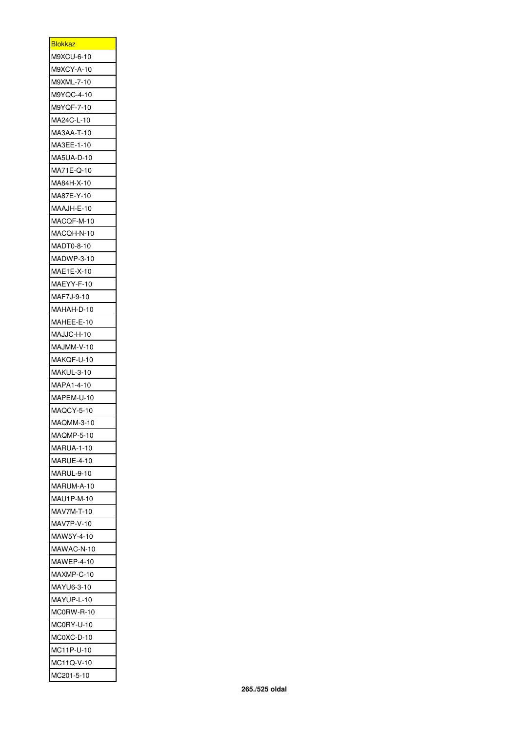| Blokkaz |
|---|
| M9XCU-6-10 |
| M9XCY-A-10 |
| M9XML-7-10 |
| M9YQC-4-10 |
| M9YQF-7-10 |
| MA24C-L-10 |
| MA3AA-T-10 |
| MA3EE-1-10 |
| MA5UA-D-10 |
| MA71E-Q-10 |
| MA84H-X-10 |
| MA87E-Y-10 |
| MAAJH-E-10 |
| MACQF-M-10 |
| MACQH-N-10 |
| MADT0-8-10 |
| MADWP-3-10 |
| MAE1E-X-10 |
| MAEYY-F-10 |
| MAF7J-9-10 |
| MAHAH-D-10 |
| MAHEE-E-10 |
| MAJJC-H-10 |
| MAJMM-V-10 |
| MAKQF-U-10 |
| MAKUL-3-10 |
| MAPA1-4-10 |
| MAPEM-U-10 |
| MAQCY-5-10 |
| MAQMM-3-10 |
| MAQMP-5-10 |
| MARUA-1-10 |
| MARUE-4-10 |
| MARUL-9-10 |
| MARUM-A-10 |
| MAU1P-M-10 |
| MAV7M-T-10 |
| MAV7P-V-10 |
| MAW5Y-4-10 |
| MAWAC-N-10 |
| MAWEP-4-10 |
| MAXMP-C-10 |
| MAYU6-3-10 |
| MAYUP-L-10 |
| MC0RW-R-10 |
| MC0RY-U-10 |
| MC0XC-D-10 |
| MC11P-U-10 |
| MC11Q-V-10 |
| MC201-5-10 |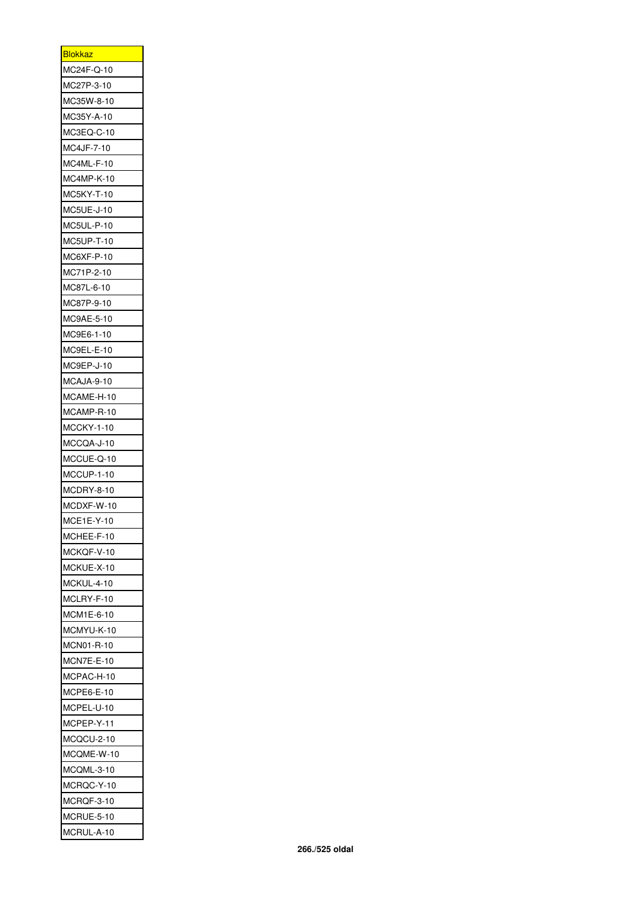| Blokkaz |
| --- |
| MC24F-Q-10 |
| MC27P-3-10 |
| MC35W-8-10 |
| MC35Y-A-10 |
| MC3EQ-C-10 |
| MC4JF-7-10 |
| MC4ML-F-10 |
| MC4MP-K-10 |
| MC5KY-T-10 |
| MC5UE-J-10 |
| MC5UL-P-10 |
| MC5UP-T-10 |
| MC6XF-P-10 |
| MC71P-2-10 |
| MC87L-6-10 |
| MC87P-9-10 |
| MC9AE-5-10 |
| MC9E6-1-10 |
| MC9EL-E-10 |
| MC9EP-J-10 |
| MCAJA-9-10 |
| MCAME-H-10 |
| MCAMP-R-10 |
| MCCKY-1-10 |
| MCCQA-J-10 |
| MCCUE-Q-10 |
| MCCUP-1-10 |
| MCDRY-8-10 |
| MCDXF-W-10 |
| MCE1E-Y-10 |
| MCHEE-F-10 |
| MCKQF-V-10 |
| MCKUE-X-10 |
| MCKUL-4-10 |
| MCLRY-F-10 |
| MCM1E-6-10 |
| MCMYU-K-10 |
| MCN01-R-10 |
| MCN7E-E-10 |
| MCPAC-H-10 |
| MCPE6-E-10 |
| MCPEL-U-10 |
| MCPEP-Y-11 |
| MCQCU-2-10 |
| MCQME-W-10 |
| MCQML-3-10 |
| MCRQC-Y-10 |
| MCRQF-3-10 |
| MCRUE-5-10 |
| MCRUL-A-10 |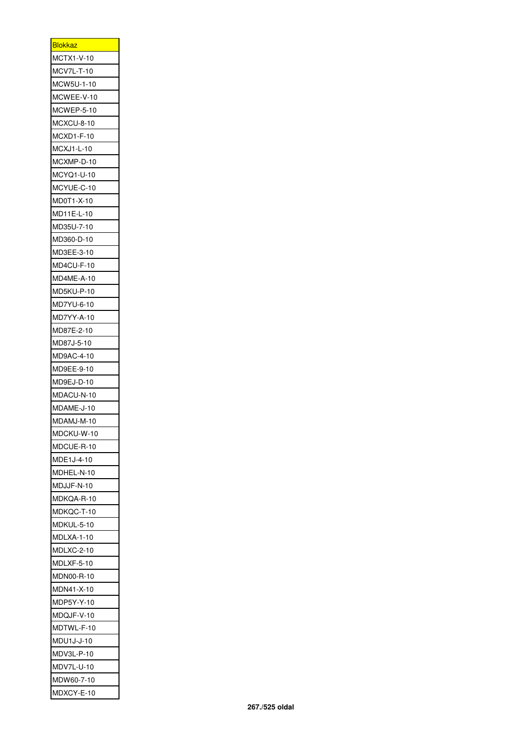| Blokkaz |
| --- |
| MCTX1-V-10 |
| MCV7L-T-10 |
| MCW5U-1-10 |
| MCWEE-V-10 |
| MCWEP-5-10 |
| MCXCU-8-10 |
| MCXD1-F-10 |
| MCXJ1-L-10 |
| MCXMP-D-10 |
| MCYQ1-U-10 |
| MCYUE-C-10 |
| MD0T1-X-10 |
| MD11E-L-10 |
| MD35U-7-10 |
| MD360-D-10 |
| MD3EE-3-10 |
| MD4CU-F-10 |
| MD4ME-A-10 |
| MD5KU-P-10 |
| MD7YU-6-10 |
| MD7YY-A-10 |
| MD87E-2-10 |
| MD87J-5-10 |
| MD9AC-4-10 |
| MD9EE-9-10 |
| MD9EJ-D-10 |
| MDACU-N-10 |
| MDAME-J-10 |
| MDAMJ-M-10 |
| MDCKU-W-10 |
| MDCUE-R-10 |
| MDE1J-4-10 |
| MDHEL-N-10 |
| MDJJF-N-10 |
| MDKQA-R-10 |
| MDKQC-T-10 |
| MDKUL-5-10 |
| MDLXA-1-10 |
| MDLXC-2-10 |
| MDLXF-5-10 |
| MDN00-R-10 |
| MDN41-X-10 |
| MDP5Y-Y-10 |
| MDQJF-V-10 |
| MDTWL-F-10 |
| MDU1J-J-10 |
| MDV3L-P-10 |
| MDV7L-U-10 |
| MDW60-7-10 |
| MDXCY-E-10 |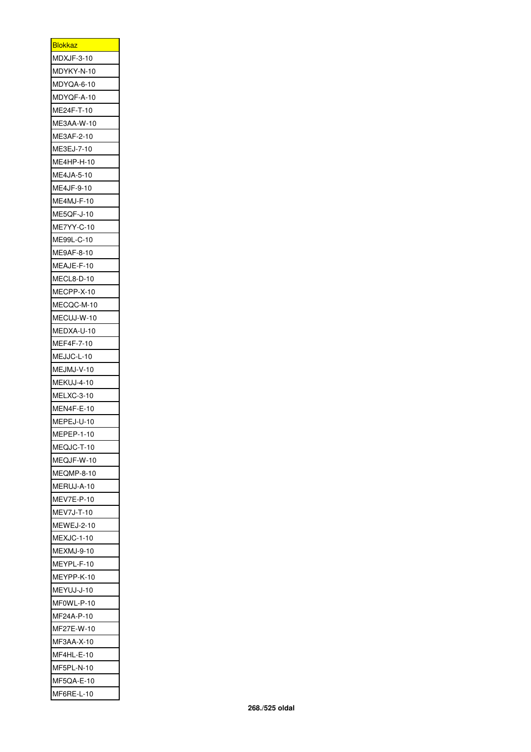| Blokkaz |
| --- |
| MDXJF-3-10 |
| MDYKY-N-10 |
| MDYQA-6-10 |
| MDYQF-A-10 |
| ME24F-T-10 |
| ME3AA-W-10 |
| ME3AF-2-10 |
| ME3EJ-7-10 |
| ME4HP-H-10 |
| ME4JA-5-10 |
| ME4JF-9-10 |
| ME4MJ-F-10 |
| ME5QF-J-10 |
| ME7YY-C-10 |
| ME99L-C-10 |
| ME9AF-8-10 |
| MEAJE-F-10 |
| MECL8-D-10 |
| MECPP-X-10 |
| MECQC-M-10 |
| MECUJ-W-10 |
| MEDXA-U-10 |
| MEF4F-7-10 |
| MEJJC-L-10 |
| MEJMJ-V-10 |
| MEKUJ-4-10 |
| MELXC-3-10 |
| MEN4F-E-10 |
| MEPEJ-U-10 |
| MEPEP-1-10 |
| MEQJC-T-10 |
| MEQJF-W-10 |
| MEQMP-8-10 |
| MERUJ-A-10 |
| MEV7E-P-10 |
| MEV7J-T-10 |
| MEWEJ-2-10 |
| MEXJC-1-10 |
| MEXMJ-9-10 |
| MEYPL-F-10 |
| MEYPP-K-10 |
| MEYUJ-J-10 |
| MF0WL-P-10 |
| MF24A-P-10 |
| MF27E-W-10 |
| MF3AA-X-10 |
| MF4HL-E-10 |
| MF5PL-N-10 |
| MF5QA-E-10 |
| MF6RE-L-10 |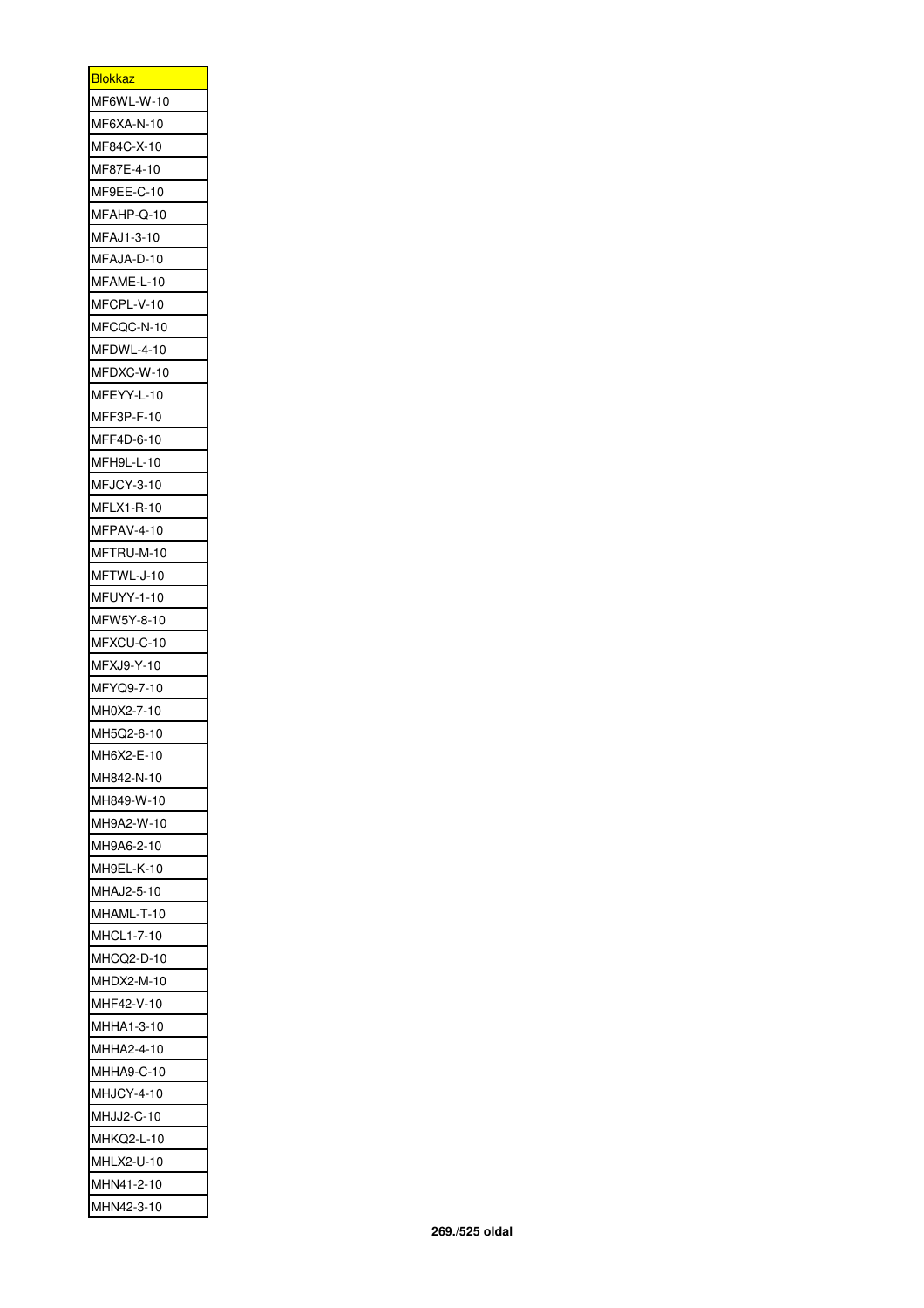| Blokkaz |
|---|
| MF6WL-W-10 |
| MF6XA-N-10 |
| MF84C-X-10 |
| MF87E-4-10 |
| MF9EE-C-10 |
| MFAHP-Q-10 |
| MFAJ1-3-10 |
| MFAJA-D-10 |
| MFAME-L-10 |
| MFCPL-V-10 |
| MFCQC-N-10 |
| MFDWL-4-10 |
| MFDXC-W-10 |
| MFEYY-L-10 |
| MFF3P-F-10 |
| MFF4D-6-10 |
| MFH9L-L-10 |
| MFJCY-3-10 |
| MFLX1-R-10 |
| MFPAV-4-10 |
| MFTRU-M-10 |
| MFTWL-J-10 |
| MFUYY-1-10 |
| MFW5Y-8-10 |
| MFXCU-C-10 |
| MFXJ9-Y-10 |
| MFYQ9-7-10 |
| MH0X2-7-10 |
| MH5Q2-6-10 |
| MH6X2-E-10 |
| MH842-N-10 |
| MH849-W-10 |
| MH9A2-W-10 |
| MH9A6-2-10 |
| MH9EL-K-10 |
| MHAJ2-5-10 |
| MHAML-T-10 |
| MHCL1-7-10 |
| MHCQ2-D-10 |
| MHDX2-M-10 |
| MHF42-V-10 |
| MHHA1-3-10 |
| MHHA2-4-10 |
| MHHA9-C-10 |
| MHJCY-4-10 |
| MHJJ2-C-10 |
| MHKQ2-L-10 |
| MHLX2-U-10 |
| MHN41-2-10 |
| MHN42-3-10 |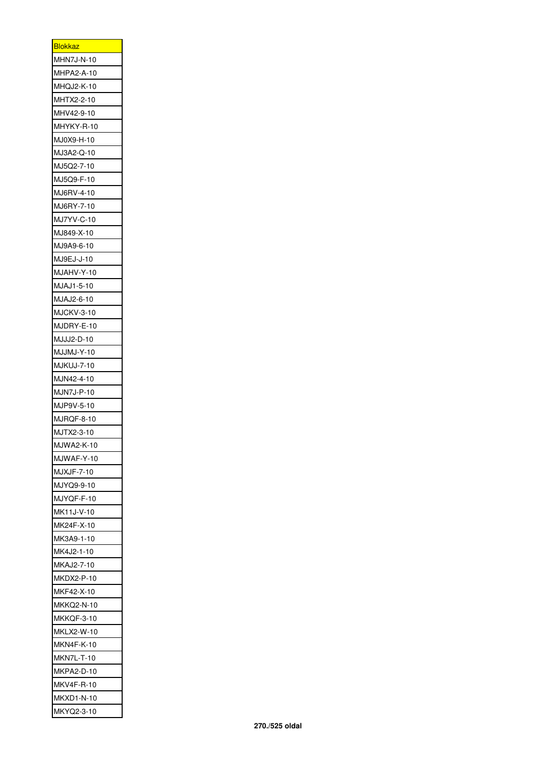| Blokkaz |
| --- |
| MHN7J-N-10 |
| MHPA2-A-10 |
| MHQJ2-K-10 |
| MHTX2-2-10 |
| MHV42-9-10 |
| MHYKY-R-10 |
| MJ0X9-H-10 |
| MJ3A2-Q-10 |
| MJ5Q2-7-10 |
| MJ5Q9-F-10 |
| MJ6RV-4-10 |
| MJ6RY-7-10 |
| MJ7YV-C-10 |
| MJ849-X-10 |
| MJ9A9-6-10 |
| MJ9EJ-J-10 |
| MJAHV-Y-10 |
| MJAJ1-5-10 |
| MJAJ2-6-10 |
| MJCKV-3-10 |
| MJDRY-E-10 |
| MJJJ2-D-10 |
| MJJMJ-Y-10 |
| MJKUJ-7-10 |
| MJN42-4-10 |
| MJN7J-P-10 |
| MJP9V-5-10 |
| MJRQF-8-10 |
| MJTX2-3-10 |
| MJWA2-K-10 |
| MJWAF-Y-10 |
| MJXJF-7-10 |
| MJYQ9-9-10 |
| MJYQF-F-10 |
| MK11J-V-10 |
| MK24F-X-10 |
| MK3A9-1-10 |
| MK4J2-1-10 |
| MKAJ2-7-10 |
| MKDX2-P-10 |
| MKF42-X-10 |
| MKKQ2-N-10 |
| MKKQF-3-10 |
| MKLX2-W-10 |
| MKN4F-K-10 |
| MKN7L-T-10 |
| MKPA2-D-10 |
| MKV4F-R-10 |
| MKXD1-N-10 |
| MKYQ2-3-10 |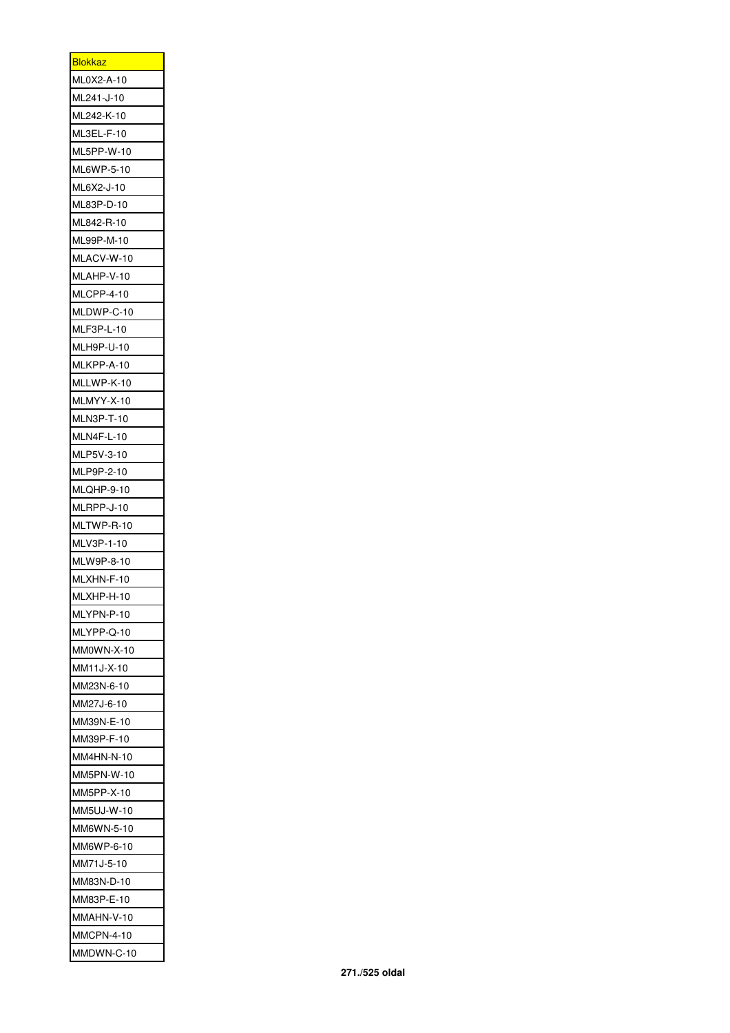| Blokkaz |
| --- |
| ML0X2-A-10 |
| ML241-J-10 |
| ML242-K-10 |
| ML3EL-F-10 |
| ML5PP-W-10 |
| ML6WP-5-10 |
| ML6X2-J-10 |
| ML83P-D-10 |
| ML842-R-10 |
| ML99P-M-10 |
| MLACV-W-10 |
| MLAHP-V-10 |
| MLCPP-4-10 |
| MLDWP-C-10 |
| MLF3P-L-10 |
| MLH9P-U-10 |
| MLKPP-A-10 |
| MLLWP-K-10 |
| MLMYY-X-10 |
| MLN3P-T-10 |
| MLN4F-L-10 |
| MLP5V-3-10 |
| MLP9P-2-10 |
| MLQHP-9-10 |
| MLRPP-J-10 |
| MLTWP-R-10 |
| MLV3P-1-10 |
| MLW9P-8-10 |
| MLXHN-F-10 |
| MLXHP-H-10 |
| MLYPN-P-10 |
| MLYPP-Q-10 |
| MM0WN-X-10 |
| MM11J-X-10 |
| MM23N-6-10 |
| MM27J-6-10 |
| MM39N-E-10 |
| MM39P-F-10 |
| MM4HN-N-10 |
| MM5PN-W-10 |
| MM5PP-X-10 |
| MM5UJ-W-10 |
| MM6WN-5-10 |
| MM6WP-6-10 |
| MM71J-5-10 |
| MM83N-D-10 |
| MM83P-E-10 |
| MMAHN-V-10 |
| MMCPN-4-10 |
| MMDWN-C-10 |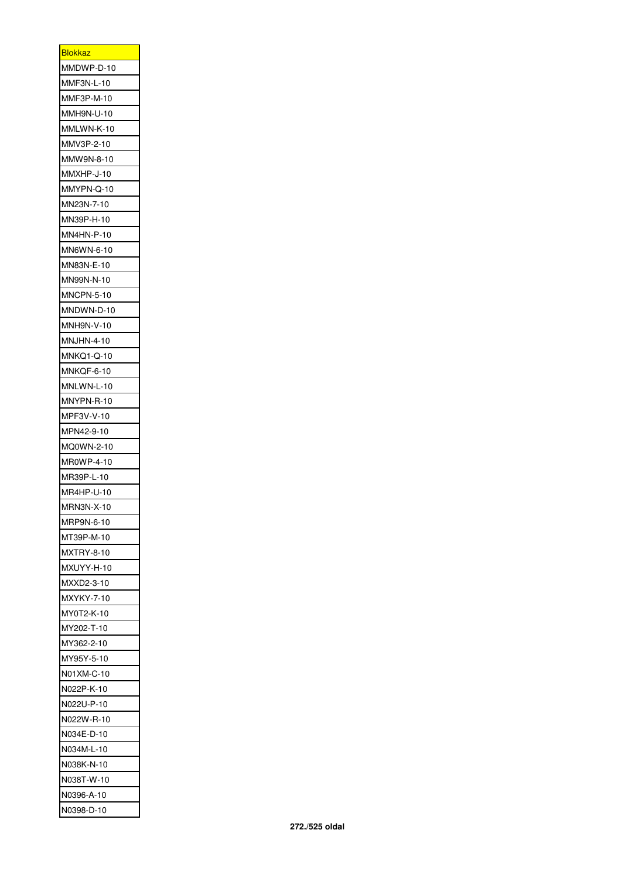| Blokkaz |
|---|
| MMDWP-D-10 |
| MMF3N-L-10 |
| MMF3P-M-10 |
| MMH9N-U-10 |
| MMLWN-K-10 |
| MMV3P-2-10 |
| MMW9N-8-10 |
| MMXHP-J-10 |
| MMYPN-Q-10 |
| MN23N-7-10 |
| MN39P-H-10 |
| MN4HN-P-10 |
| MN6WN-6-10 |
| MN83N-E-10 |
| MN99N-N-10 |
| MNCPN-5-10 |
| MNDWN-D-10 |
| MNH9N-V-10 |
| MNJHN-4-10 |
| MNKQ1-Q-10 |
| MNKQF-6-10 |
| MNLWN-L-10 |
| MNYPN-R-10 |
| MPF3V-V-10 |
| MPN42-9-10 |
| MQ0WN-2-10 |
| MR0WP-4-10 |
| MR39P-L-10 |
| MR4HP-U-10 |
| MRN3N-X-10 |
| MRP9N-6-10 |
| MT39P-M-10 |
| MXTRY-8-10 |
| MXUYY-H-10 |
| MXXD2-3-10 |
| MXYKY-7-10 |
| MY0T2-K-10 |
| MY202-T-10 |
| MY362-2-10 |
| MY95Y-5-10 |
| N01XM-C-10 |
| N022P-K-10 |
| N022U-P-10 |
| N022W-R-10 |
| N034E-D-10 |
| N034M-L-10 |
| N038K-N-10 |
| N038T-W-10 |
| N0396-A-10 |
| N0398-D-10 |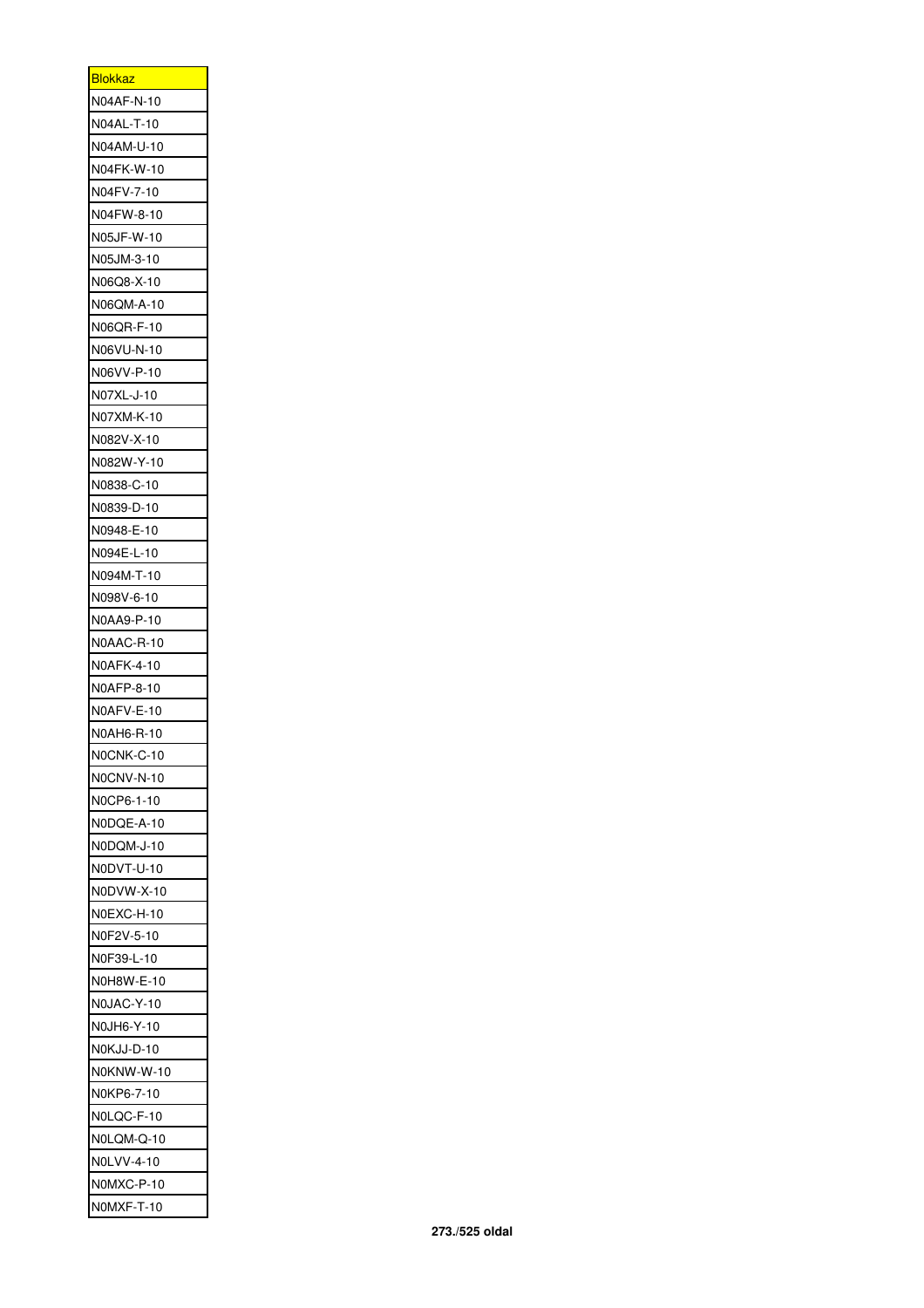| Blokkaz |
| --- |
| N04AF-N-10 |
| N04AL-T-10 |
| N04AM-U-10 |
| N04FK-W-10 |
| N04FV-7-10 |
| N04FW-8-10 |
| N05JF-W-10 |
| N05JM-3-10 |
| N06Q8-X-10 |
| N06QM-A-10 |
| N06QR-F-10 |
| N06VU-N-10 |
| N06VV-P-10 |
| N07XL-J-10 |
| N07XM-K-10 |
| N082V-X-10 |
| N082W-Y-10 |
| N0838-C-10 |
| N0839-D-10 |
| N0948-E-10 |
| N094E-L-10 |
| N094M-T-10 |
| N098V-6-10 |
| N0AA9-P-10 |
| N0AAC-R-10 |
| N0AFK-4-10 |
| N0AFP-8-10 |
| N0AFV-E-10 |
| N0AH6-R-10 |
| N0CNK-C-10 |
| N0CNV-N-10 |
| N0CP6-1-10 |
| N0DQE-A-10 |
| N0DQM-J-10 |
| N0DVT-U-10 |
| N0DVW-X-10 |
| N0EXC-H-10 |
| N0F2V-5-10 |
| N0F39-L-10 |
| N0H8W-E-10 |
| N0JAC-Y-10 |
| N0JH6-Y-10 |
| N0KJJ-D-10 |
| N0KNW-W-10 |
| N0KP6-7-10 |
| N0LQC-F-10 |
| N0LQM-Q-10 |
| N0LVV-4-10 |
| N0MXC-P-10 |
| N0MXF-T-10 |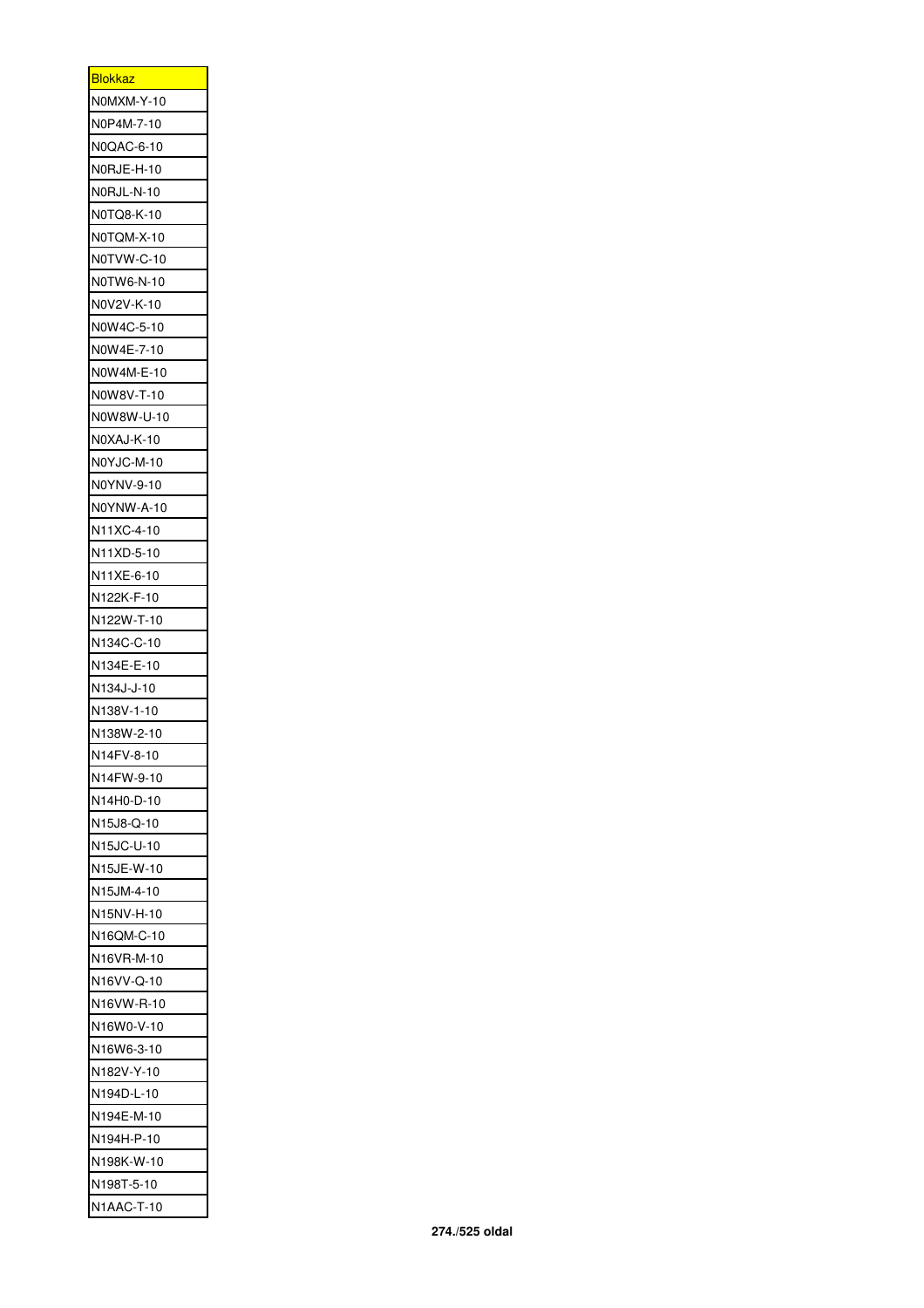| Blokkaz |
| --- |
| N0MXM-Y-10 |
| N0P4M-7-10 |
| N0QAC-6-10 |
| N0RJE-H-10 |
| N0RJL-N-10 |
| N0TQ8-K-10 |
| N0TQM-X-10 |
| N0TVW-C-10 |
| N0TW6-N-10 |
| N0V2V-K-10 |
| N0W4C-5-10 |
| N0W4E-7-10 |
| N0W4M-E-10 |
| N0W8V-T-10 |
| N0W8W-U-10 |
| N0XAJ-K-10 |
| N0YJC-M-10 |
| N0YNV-9-10 |
| N0YNW-A-10 |
| N11XC-4-10 |
| N11XD-5-10 |
| N11XE-6-10 |
| N122K-F-10 |
| N122W-T-10 |
| N134C-C-10 |
| N134E-E-10 |
| N134J-J-10 |
| N138V-1-10 |
| N138W-2-10 |
| N14FV-8-10 |
| N14FW-9-10 |
| N14H0-D-10 |
| N15J8-Q-10 |
| N15JC-U-10 |
| N15JE-W-10 |
| N15JM-4-10 |
| N15NV-H-10 |
| N16QM-C-10 |
| N16VR-M-10 |
| N16VV-Q-10 |
| N16VW-R-10 |
| N16W0-V-10 |
| N16W6-3-10 |
| N182V-Y-10 |
| N194D-L-10 |
| N194E-M-10 |
| N194H-P-10 |
| N198K-W-10 |
| N198T-5-10 |
| N1AAC-T-10 |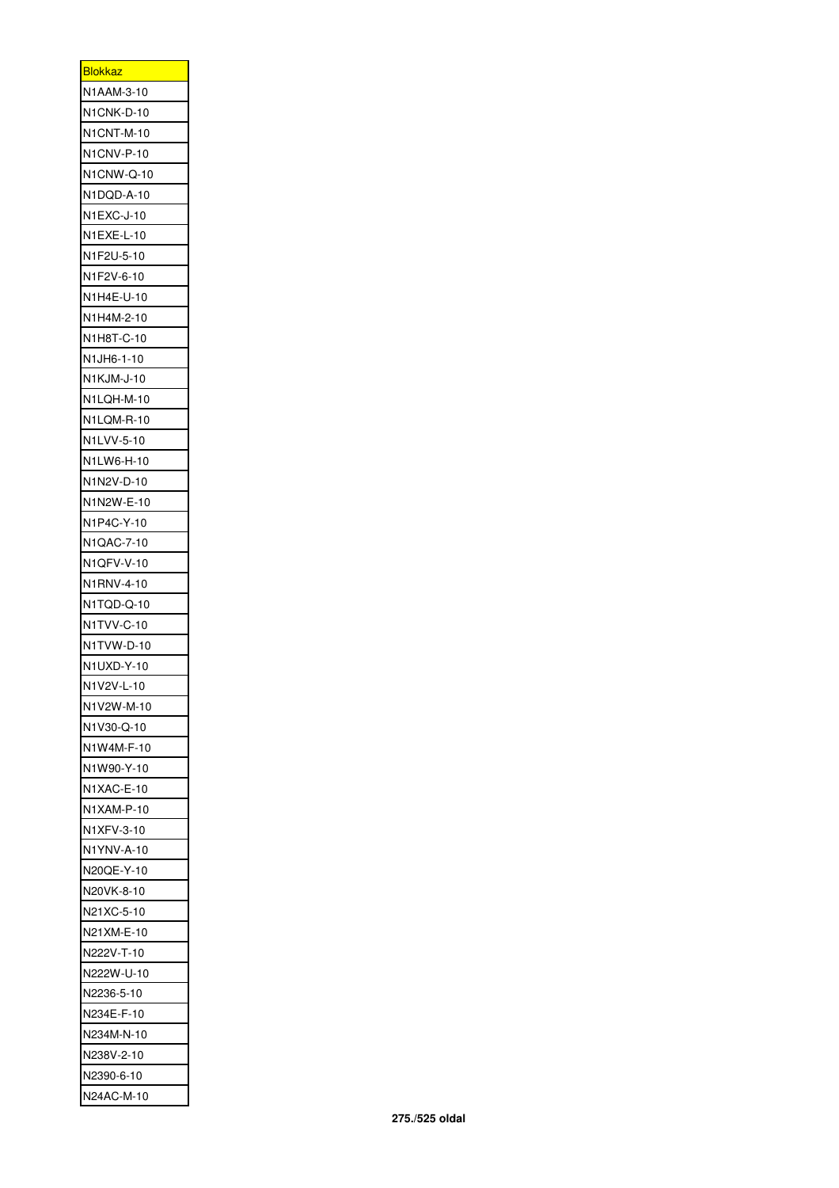| Blokkaz |
| --- |
| N1AAM-3-10 |
| N1CNK-D-10 |
| N1CNT-M-10 |
| N1CNV-P-10 |
| N1CNW-Q-10 |
| N1DQD-A-10 |
| N1EXC-J-10 |
| N1EXE-L-10 |
| N1F2U-5-10 |
| N1F2V-6-10 |
| N1H4E-U-10 |
| N1H4M-2-10 |
| N1H8T-C-10 |
| N1JH6-1-10 |
| N1KJM-J-10 |
| N1LQH-M-10 |
| N1LQM-R-10 |
| N1LVV-5-10 |
| N1LW6-H-10 |
| N1N2V-D-10 |
| N1N2W-E-10 |
| N1P4C-Y-10 |
| N1QAC-7-10 |
| N1QFV-V-10 |
| N1RNV-4-10 |
| N1TQD-Q-10 |
| N1TVV-C-10 |
| N1TVW-D-10 |
| N1UXD-Y-10 |
| N1V2V-L-10 |
| N1V2W-M-10 |
| N1V30-Q-10 |
| N1W4M-F-10 |
| N1W90-Y-10 |
| N1XAC-E-10 |
| N1XAM-P-10 |
| N1XFV-3-10 |
| N1YNV-A-10 |
| N20QE-Y-10 |
| N20VK-8-10 |
| N21XC-5-10 |
| N21XM-E-10 |
| N222V-T-10 |
| N222W-U-10 |
| N2236-5-10 |
| N234E-F-10 |
| N234M-N-10 |
| N238V-2-10 |
| N2390-6-10 |
| N24AC-M-10 |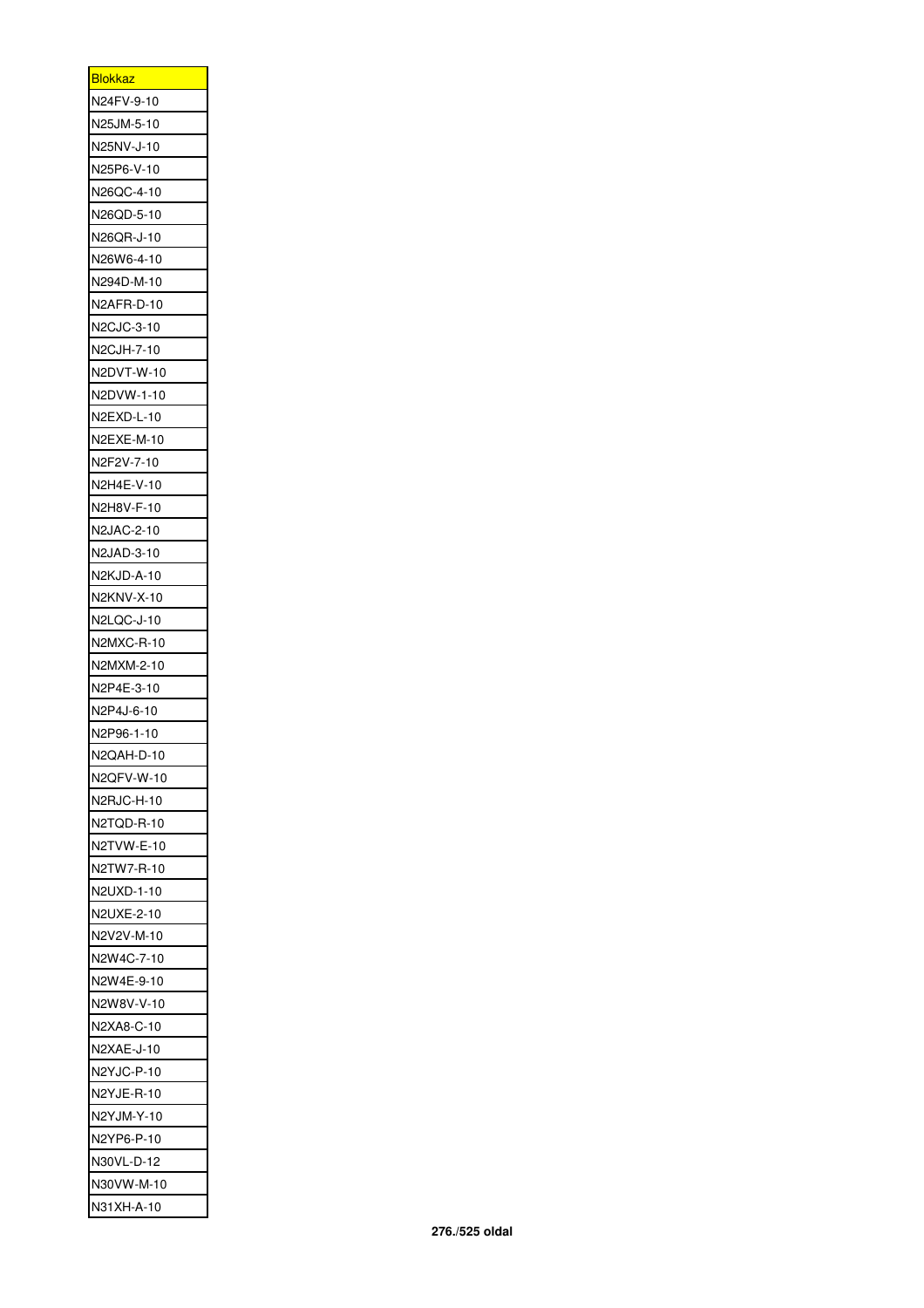| Blokkaz |
|---|
| N24FV-9-10 |
| N25JM-5-10 |
| N25NV-J-10 |
| N25P6-V-10 |
| N26QC-4-10 |
| N26QD-5-10 |
| N26QR-J-10 |
| N26W6-4-10 |
| N294D-M-10 |
| N2AFR-D-10 |
| N2CJC-3-10 |
| N2CJH-7-10 |
| N2DVT-W-10 |
| N2DVW-1-10 |
| N2EXD-L-10 |
| N2EXE-M-10 |
| N2F2V-7-10 |
| N2H4E-V-10 |
| N2H8V-F-10 |
| N2JAC-2-10 |
| N2JAD-3-10 |
| N2KJD-A-10 |
| N2KNV-X-10 |
| N2LQC-J-10 |
| N2MXC-R-10 |
| N2MXM-2-10 |
| N2P4E-3-10 |
| N2P4J-6-10 |
| N2P96-1-10 |
| N2QAH-D-10 |
| N2QFV-W-10 |
| N2RJC-H-10 |
| N2TQD-R-10 |
| N2TVW-E-10 |
| N2TW7-R-10 |
| N2UXD-1-10 |
| N2UXE-2-10 |
| N2V2V-M-10 |
| N2W4C-7-10 |
| N2W4E-9-10 |
| N2W8V-V-10 |
| N2XA8-C-10 |
| N2XAE-J-10 |
| N2YJC-P-10 |
| N2YJE-R-10 |
| N2YJM-Y-10 |
| N2YP6-P-10 |
| N30VL-D-12 |
| N30VW-M-10 |
| N31XH-A-10 |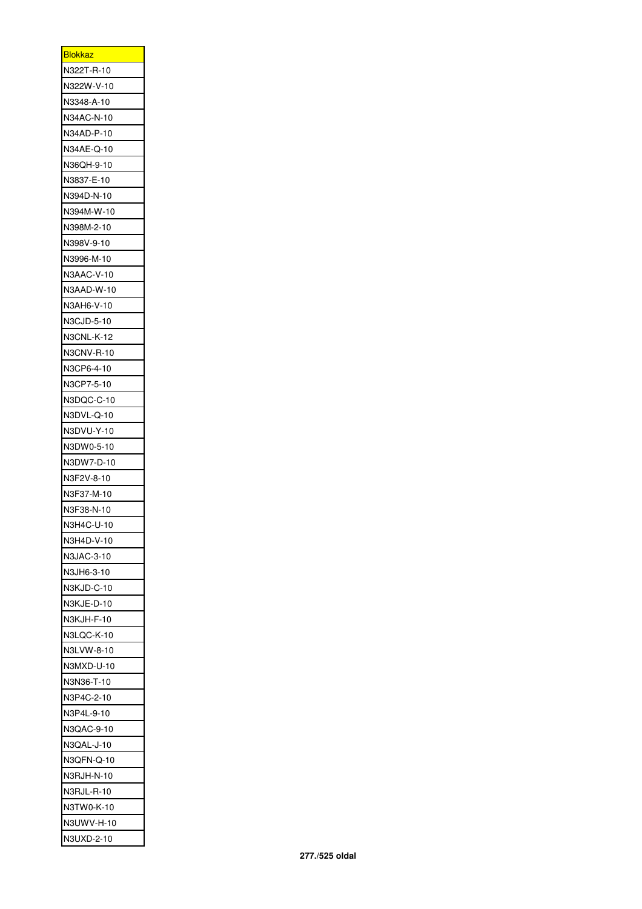| Blokkaz |
|---|
| N322T-R-10 |
| N322W-V-10 |
| N3348-A-10 |
| N34AC-N-10 |
| N34AD-P-10 |
| N34AE-Q-10 |
| N36QH-9-10 |
| N3837-E-10 |
| N394D-N-10 |
| N394M-W-10 |
| N398M-2-10 |
| N398V-9-10 |
| N3996-M-10 |
| N3AAC-V-10 |
| N3AAD-W-10 |
| N3AH6-V-10 |
| N3CJD-5-10 |
| N3CNL-K-12 |
| N3CNV-R-10 |
| N3CP6-4-10 |
| N3CP7-5-10 |
| N3DQC-C-10 |
| N3DVL-Q-10 |
| N3DVU-Y-10 |
| N3DW0-5-10 |
| N3DW7-D-10 |
| N3F2V-8-10 |
| N3F37-M-10 |
| N3F38-N-10 |
| N3H4C-U-10 |
| N3H4D-V-10 |
| N3JAC-3-10 |
| N3JH6-3-10 |
| N3KJD-C-10 |
| N3KJE-D-10 |
| N3KJH-F-10 |
| N3LQC-K-10 |
| N3LVW-8-10 |
| N3MXD-U-10 |
| N3N36-T-10 |
| N3P4C-2-10 |
| N3P4L-9-10 |
| N3QAC-9-10 |
| N3QAL-J-10 |
| N3QFN-Q-10 |
| N3RJH-N-10 |
| N3RJL-R-10 |
| N3TW0-K-10 |
| N3UWV-H-10 |
| N3UXD-2-10 |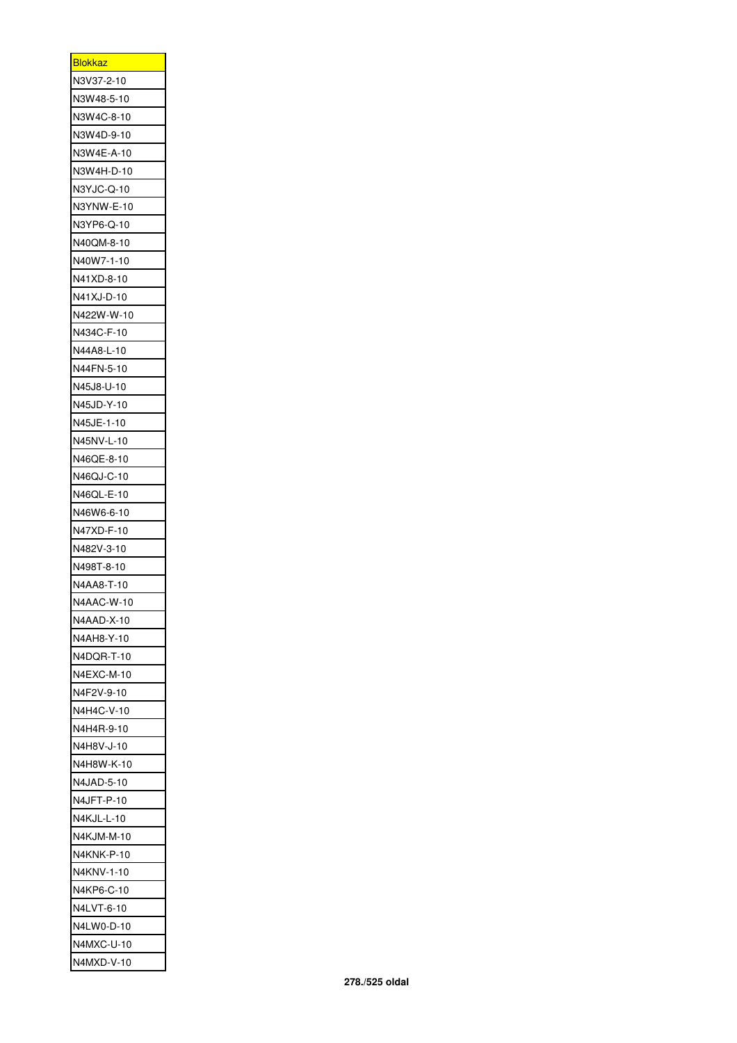| Blokkaz |
| --- |
| N3V37-2-10 |
| N3W48-5-10 |
| N3W4C-8-10 |
| N3W4D-9-10 |
| N3W4E-A-10 |
| N3W4H-D-10 |
| N3YJC-Q-10 |
| N3YNW-E-10 |
| N3YP6-Q-10 |
| N40QM-8-10 |
| N40W7-1-10 |
| N41XD-8-10 |
| N41XJ-D-10 |
| N422W-W-10 |
| N434C-F-10 |
| N44A8-L-10 |
| N44FN-5-10 |
| N45J8-U-10 |
| N45JD-Y-10 |
| N45JE-1-10 |
| N45NV-L-10 |
| N46QE-8-10 |
| N46QJ-C-10 |
| N46QL-E-10 |
| N46W6-6-10 |
| N47XD-F-10 |
| N482V-3-10 |
| N498T-8-10 |
| N4AA8-T-10 |
| N4AAC-W-10 |
| N4AAD-X-10 |
| N4AH8-Y-10 |
| N4DQR-T-10 |
| N4EXC-M-10 |
| N4F2V-9-10 |
| N4H4C-V-10 |
| N4H4R-9-10 |
| N4H8V-J-10 |
| N4H8W-K-10 |
| N4JAD-5-10 |
| N4JFT-P-10 |
| N4KJL-L-10 |
| N4KJM-M-10 |
| N4KNK-P-10 |
| N4KNV-1-10 |
| N4KP6-C-10 |
| N4LVT-6-10 |
| N4LW0-D-10 |
| N4MXC-U-10 |
| N4MXD-V-10 |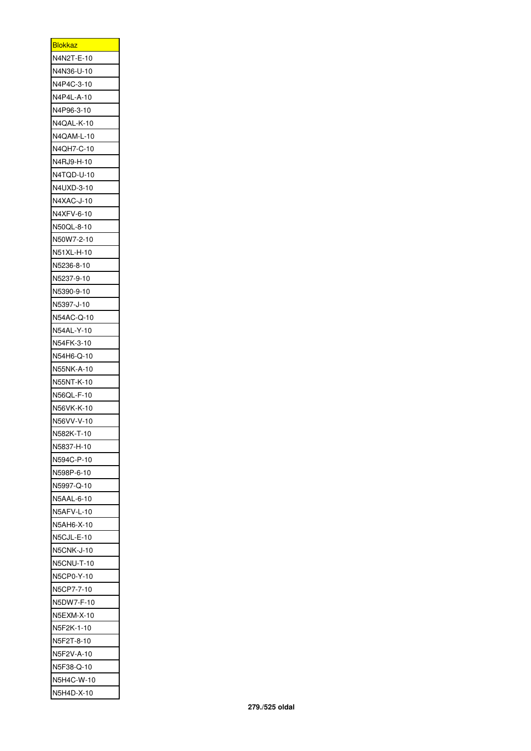| Blokkaz |
| --- |
| N4N2T-E-10 |
| N4N36-U-10 |
| N4P4C-3-10 |
| N4P4L-A-10 |
| N4P96-3-10 |
| N4QAL-K-10 |
| N4QAM-L-10 |
| N4QH7-C-10 |
| N4RJ9-H-10 |
| N4TQD-U-10 |
| N4UXD-3-10 |
| N4XAC-J-10 |
| N4XFV-6-10 |
| N50QL-8-10 |
| N50W7-2-10 |
| N51XL-H-10 |
| N5236-8-10 |
| N5237-9-10 |
| N5390-9-10 |
| N5397-J-10 |
| N54AC-Q-10 |
| N54AL-Y-10 |
| N54FK-3-10 |
| N54H6-Q-10 |
| N55NK-A-10 |
| N55NT-K-10 |
| N56QL-F-10 |
| N56VK-K-10 |
| N56VV-V-10 |
| N582K-T-10 |
| N5837-H-10 |
| N594C-P-10 |
| N598P-6-10 |
| N5997-Q-10 |
| N5AAL-6-10 |
| N5AFV-L-10 |
| N5AH6-X-10 |
| N5CJL-E-10 |
| N5CNK-J-10 |
| N5CNU-T-10 |
| N5CP0-Y-10 |
| N5CP7-7-10 |
| N5DW7-F-10 |
| N5EXM-X-10 |
| N5F2K-1-10 |
| N5F2T-8-10 |
| N5F2V-A-10 |
| N5F38-Q-10 |
| N5H4C-W-10 |
| N5H4D-X-10 |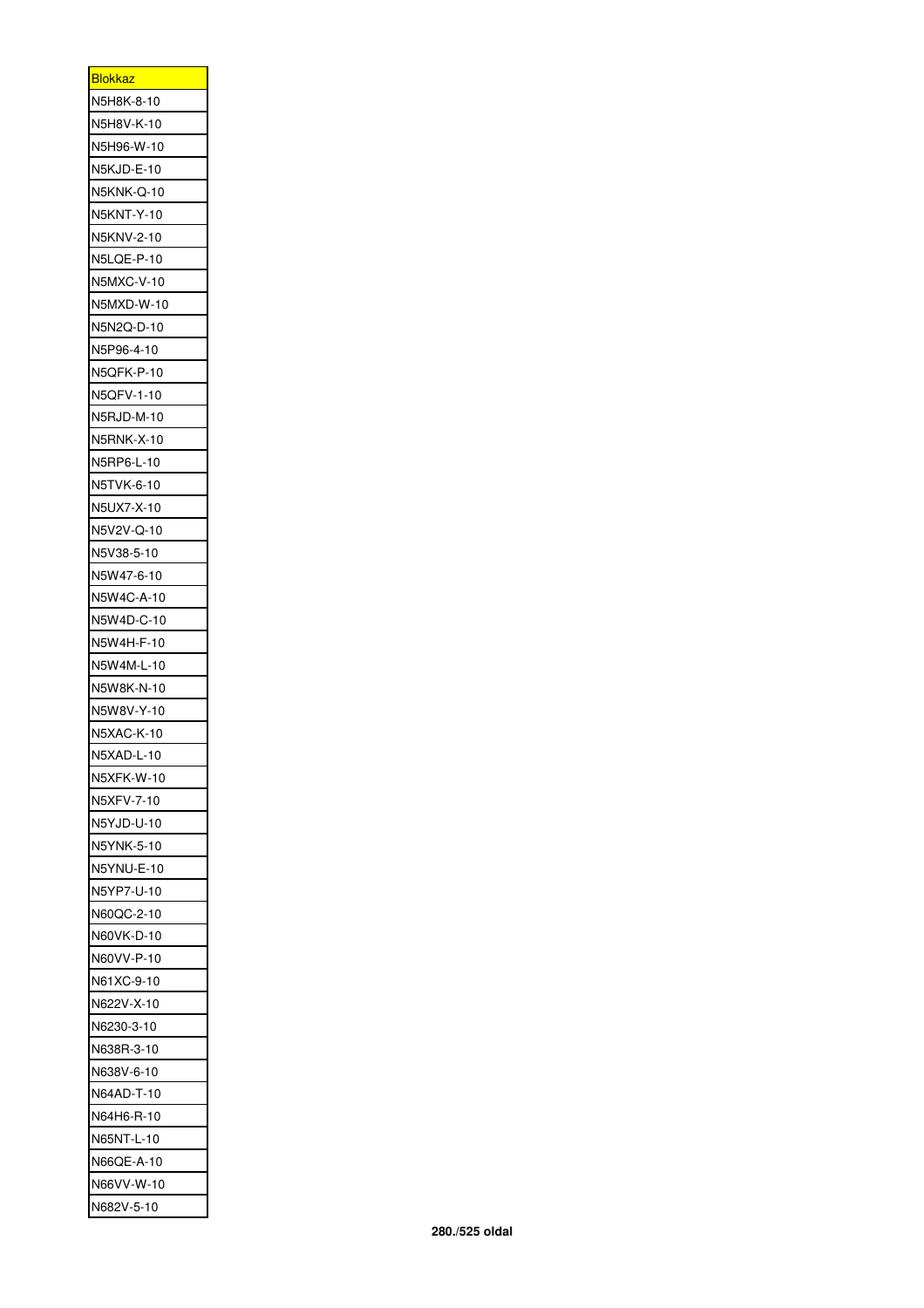| Blokkaz |
| --- |
| N5H8K-8-10 |
| N5H8V-K-10 |
| N5H96-W-10 |
| N5KJD-E-10 |
| N5KNK-Q-10 |
| N5KNT-Y-10 |
| N5KNV-2-10 |
| N5LQE-P-10 |
| N5MXC-V-10 |
| N5MXD-W-10 |
| N5N2Q-D-10 |
| N5P96-4-10 |
| N5QFK-P-10 |
| N5QFV-1-10 |
| N5RJD-M-10 |
| N5RNK-X-10 |
| N5RP6-L-10 |
| N5TVK-6-10 |
| N5UX7-X-10 |
| N5V2V-Q-10 |
| N5V38-5-10 |
| N5W47-6-10 |
| N5W4C-A-10 |
| N5W4D-C-10 |
| N5W4H-F-10 |
| N5W4M-L-10 |
| N5W8K-N-10 |
| N5W8V-Y-10 |
| N5XAC-K-10 |
| N5XAD-L-10 |
| N5XFK-W-10 |
| N5XFV-7-10 |
| N5YJD-U-10 |
| N5YNK-5-10 |
| N5YNU-E-10 |
| N5YP7-U-10 |
| N60QC-2-10 |
| N60VK-D-10 |
| N60VV-P-10 |
| N61XC-9-10 |
| N622V-X-10 |
| N6230-3-10 |
| N638R-3-10 |
| N638V-6-10 |
| N64AD-T-10 |
| N64H6-R-10 |
| N65NT-L-10 |
| N66QE-A-10 |
| N66VV-W-10 |
| N682V-5-10 |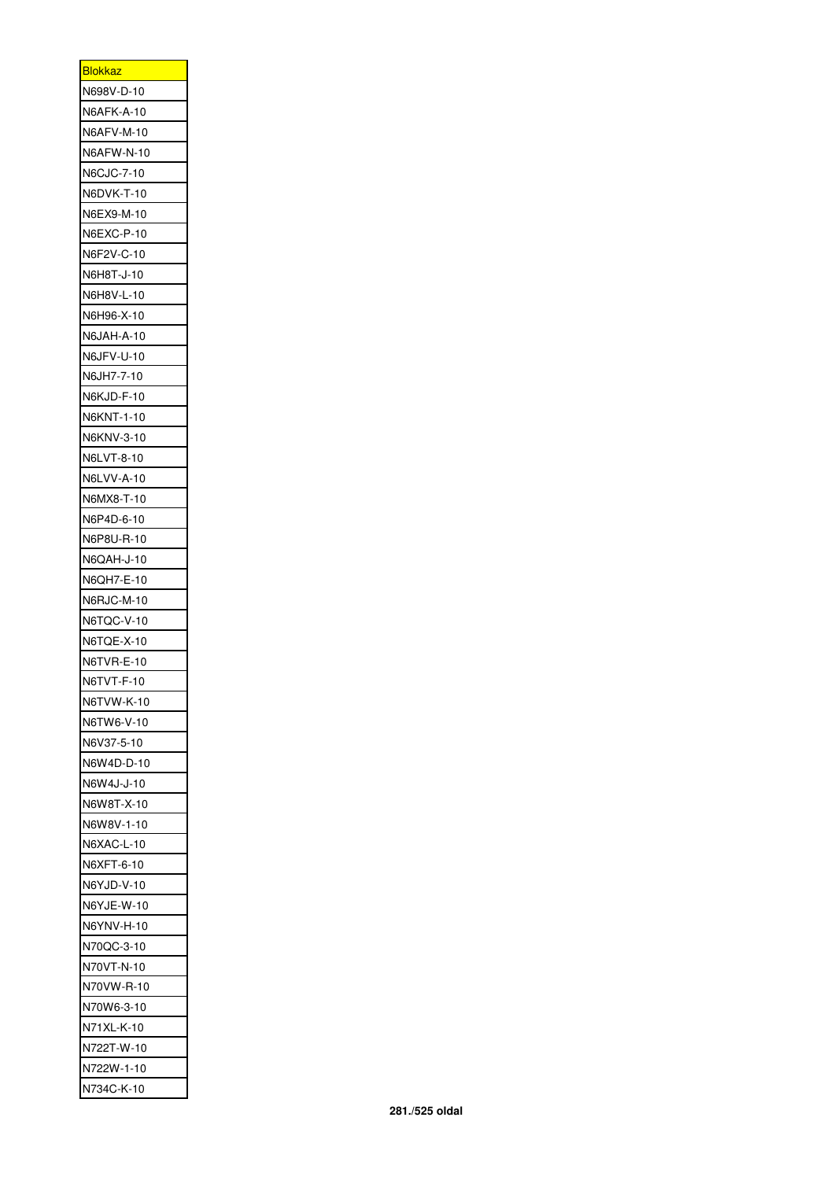| Blokkaz |
|---|
| N698V-D-10 |
| N6AFK-A-10 |
| N6AFV-M-10 |
| N6AFW-N-10 |
| N6CJC-7-10 |
| N6DVK-T-10 |
| N6EX9-M-10 |
| N6EXC-P-10 |
| N6F2V-C-10 |
| N6H8T-J-10 |
| N6H8V-L-10 |
| N6H96-X-10 |
| N6JAH-A-10 |
| N6JFV-U-10 |
| N6JH7-7-10 |
| N6KJD-F-10 |
| N6KNT-1-10 |
| N6KNV-3-10 |
| N6LVT-8-10 |
| N6LVV-A-10 |
| N6MX8-T-10 |
| N6P4D-6-10 |
| N6P8U-R-10 |
| N6QAH-J-10 |
| N6QH7-E-10 |
| N6RJC-M-10 |
| N6TQC-V-10 |
| N6TQE-X-10 |
| N6TVR-E-10 |
| N6TVT-F-10 |
| N6TVW-K-10 |
| N6TW6-V-10 |
| N6V37-5-10 |
| N6W4D-D-10 |
| N6W4J-J-10 |
| N6W8T-X-10 |
| N6W8V-1-10 |
| N6XAC-L-10 |
| N6XFT-6-10 |
| N6YJD-V-10 |
| N6YJE-W-10 |
| N6YNV-H-10 |
| N70QC-3-10 |
| N70VT-N-10 |
| N70VW-R-10 |
| N70W6-3-10 |
| N71XL-K-10 |
| N722T-W-10 |
| N722W-1-10 |
| N734C-K-10 |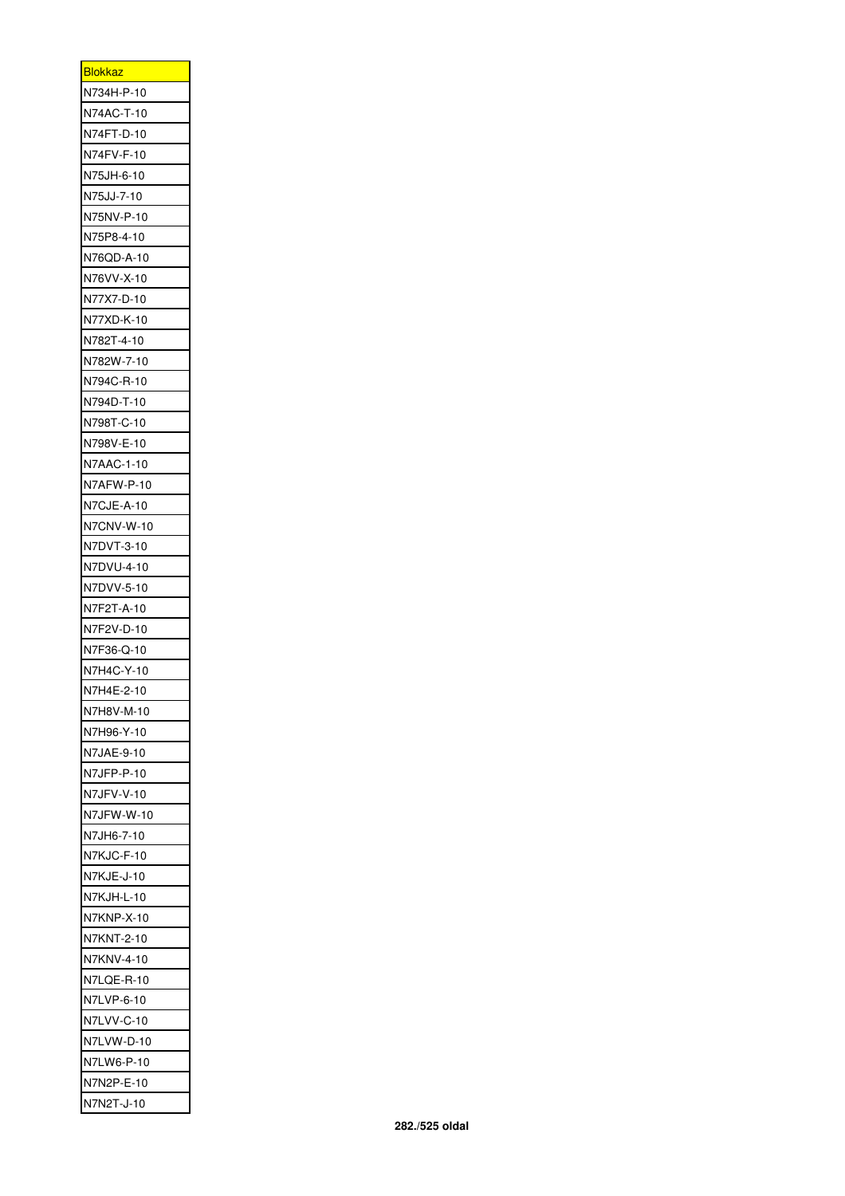| Blokkaz |
|---|
| N734H-P-10 |
| N74AC-T-10 |
| N74FT-D-10 |
| N74FV-F-10 |
| N75JH-6-10 |
| N75JJ-7-10 |
| N75NV-P-10 |
| N75P8-4-10 |
| N76QD-A-10 |
| N76VV-X-10 |
| N77X7-D-10 |
| N77XD-K-10 |
| N782T-4-10 |
| N782W-7-10 |
| N794C-R-10 |
| N794D-T-10 |
| N798T-C-10 |
| N798V-E-10 |
| N7AAC-1-10 |
| N7AFW-P-10 |
| N7CJE-A-10 |
| N7CNV-W-10 |
| N7DVT-3-10 |
| N7DVU-4-10 |
| N7DVV-5-10 |
| N7F2T-A-10 |
| N7F2V-D-10 |
| N7F36-Q-10 |
| N7H4C-Y-10 |
| N7H4E-2-10 |
| N7H8V-M-10 |
| N7H96-Y-10 |
| N7JAE-9-10 |
| N7JFP-P-10 |
| N7JFV-V-10 |
| N7JFW-W-10 |
| N7JH6-7-10 |
| N7KJC-F-10 |
| N7KJE-J-10 |
| N7KJH-L-10 |
| N7KNP-X-10 |
| N7KNT-2-10 |
| N7KNV-4-10 |
| N7LQE-R-10 |
| N7LVP-6-10 |
| N7LVV-C-10 |
| N7LVW-D-10 |
| N7LW6-P-10 |
| N7N2P-E-10 |
| N7N2T-J-10 |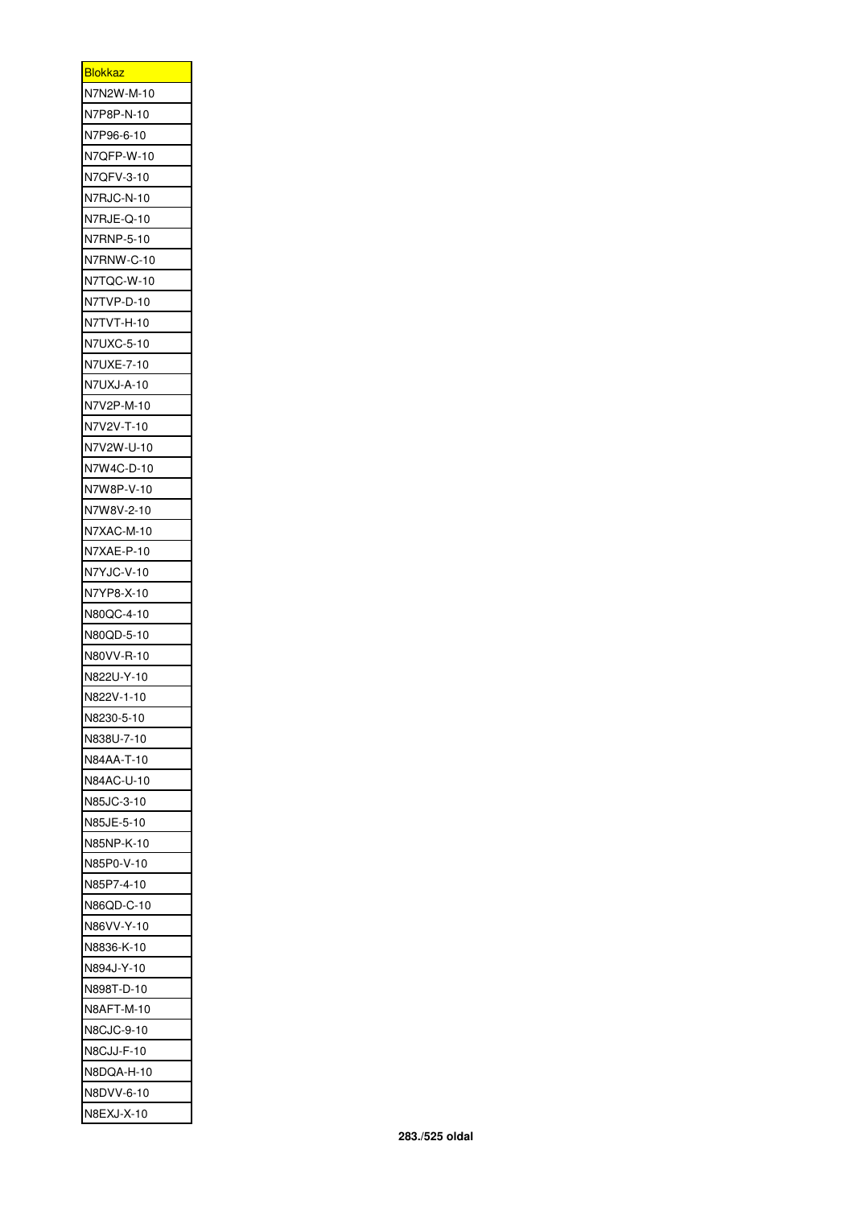| Blokkaz |
|---|
| N7N2W-M-10 |
| N7P8P-N-10 |
| N7P96-6-10 |
| N7QFP-W-10 |
| N7QFV-3-10 |
| N7RJC-N-10 |
| N7RJE-Q-10 |
| N7RNP-5-10 |
| N7RNW-C-10 |
| N7TQC-W-10 |
| N7TVP-D-10 |
| N7TVT-H-10 |
| N7UXC-5-10 |
| N7UXE-7-10 |
| N7UXJ-A-10 |
| N7V2P-M-10 |
| N7V2V-T-10 |
| N7V2W-U-10 |
| N7W4C-D-10 |
| N7W8P-V-10 |
| N7W8V-2-10 |
| N7XAC-M-10 |
| N7XAE-P-10 |
| N7YJC-V-10 |
| N7YP8-X-10 |
| N80QC-4-10 |
| N80QD-5-10 |
| N80VV-R-10 |
| N822U-Y-10 |
| N822V-1-10 |
| N8230-5-10 |
| N838U-7-10 |
| N84AA-T-10 |
| N84AC-U-10 |
| N85JC-3-10 |
| N85JE-5-10 |
| N85NP-K-10 |
| N85P0-V-10 |
| N85P7-4-10 |
| N86QD-C-10 |
| N86VV-Y-10 |
| N8836-K-10 |
| N894J-Y-10 |
| N898T-D-10 |
| N8AFT-M-10 |
| N8CJC-9-10 |
| N8CJJ-F-10 |
| N8DQA-H-10 |
| N8DVV-6-10 |
| N8EXJ-X-10 |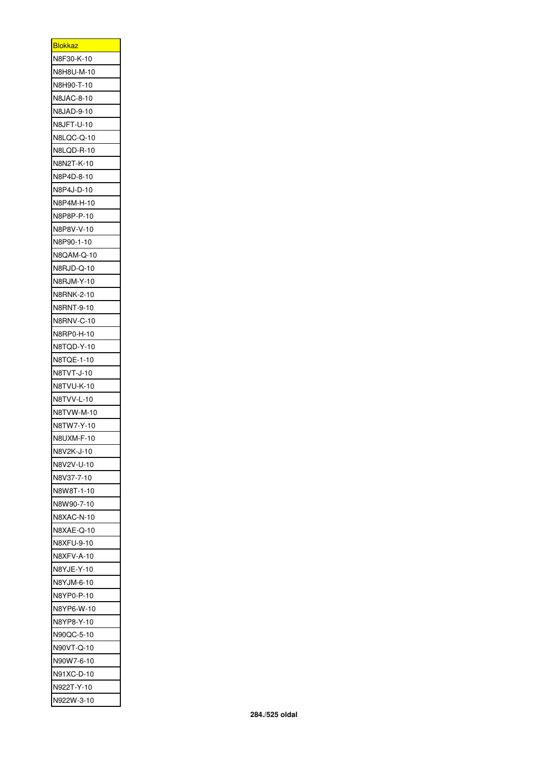| Blokkaz |
| --- |
| N8F30-K-10 |
| N8H8U-M-10 |
| N8H90-T-10 |
| N8JAC-8-10 |
| N8JAD-9-10 |
| N8JFT-U-10 |
| N8LQC-Q-10 |
| N8LQD-R-10 |
| N8N2T-K-10 |
| N8P4D-8-10 |
| N8P4J-D-10 |
| N8P4M-H-10 |
| N8P8P-P-10 |
| N8P8V-V-10 |
| N8P90-1-10 |
| N8QAM-Q-10 |
| N8RJD-Q-10 |
| N8RJM-Y-10 |
| N8RNK-2-10 |
| N8RNT-9-10 |
| N8RNV-C-10 |
| N8RP0-H-10 |
| N8TQD-Y-10 |
| N8TQE-1-10 |
| N8TVT-J-10 |
| N8TVU-K-10 |
| N8TVV-L-10 |
| N8TVW-M-10 |
| N8TW7-Y-10 |
| N8UXM-F-10 |
| N8V2K-J-10 |
| N8V2V-U-10 |
| N8V37-7-10 |
| N8W8T-1-10 |
| N8W90-7-10 |
| N8XAC-N-10 |
| N8XAE-Q-10 |
| N8XFU-9-10 |
| N8XFV-A-10 |
| N8YJE-Y-10 |
| N8YJM-6-10 |
| N8YP0-P-10 |
| N8YP6-W-10 |
| N8YP8-Y-10 |
| N90QC-5-10 |
| N90VT-Q-10 |
| N90W7-6-10 |
| N91XC-D-10 |
| N922T-Y-10 |
| N922W-3-10 |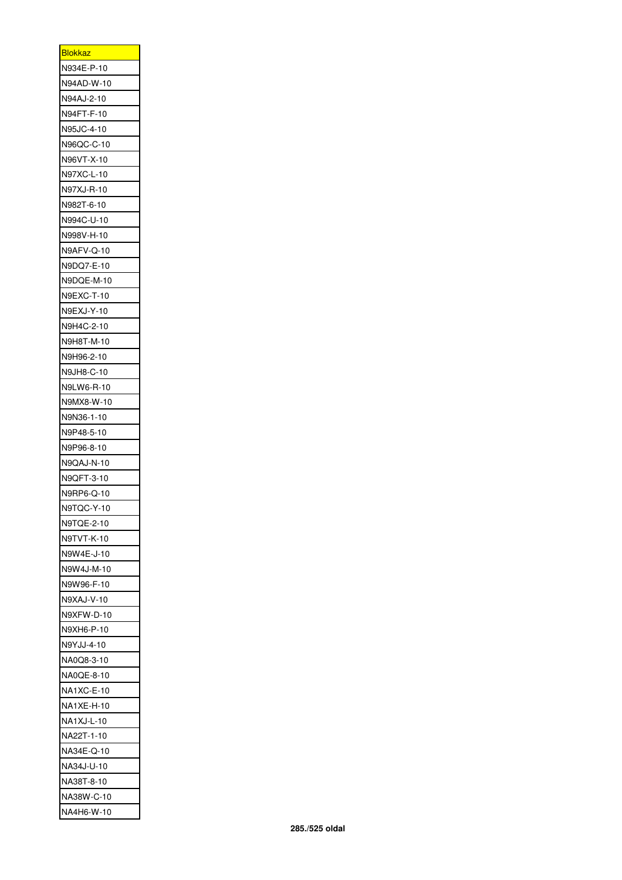| Blokkaz |
|---|
| N934E-P-10 |
| N94AD-W-10 |
| N94AJ-2-10 |
| N94FT-F-10 |
| N95JC-4-10 |
| N96QC-C-10 |
| N96VT-X-10 |
| N97XC-L-10 |
| N97XJ-R-10 |
| N982T-6-10 |
| N994C-U-10 |
| N998V-H-10 |
| N9AFV-Q-10 |
| N9DQ7-E-10 |
| N9DQE-M-10 |
| N9EXC-T-10 |
| N9EXJ-Y-10 |
| N9H4C-2-10 |
| N9H8T-M-10 |
| N9H96-2-10 |
| N9JH8-C-10 |
| N9LW6-R-10 |
| N9MX8-W-10 |
| N9N36-1-10 |
| N9P48-5-10 |
| N9P96-8-10 |
| N9QAJ-N-10 |
| N9QFT-3-10 |
| N9RP6-Q-10 |
| N9TQC-Y-10 |
| N9TQE-2-10 |
| N9TVT-K-10 |
| N9W4E-J-10 |
| N9W4J-M-10 |
| N9W96-F-10 |
| N9XAJ-V-10 |
| N9XFW-D-10 |
| N9XH6-P-10 |
| N9YJJ-4-10 |
| NA0Q8-3-10 |
| NA0QE-8-10 |
| NA1XC-E-10 |
| NA1XE-H-10 |
| NA1XJ-L-10 |
| NA22T-1-10 |
| NA34E-Q-10 |
| NA34J-U-10 |
| NA38T-8-10 |
| NA38W-C-10 |
| NA4H6-W-10 |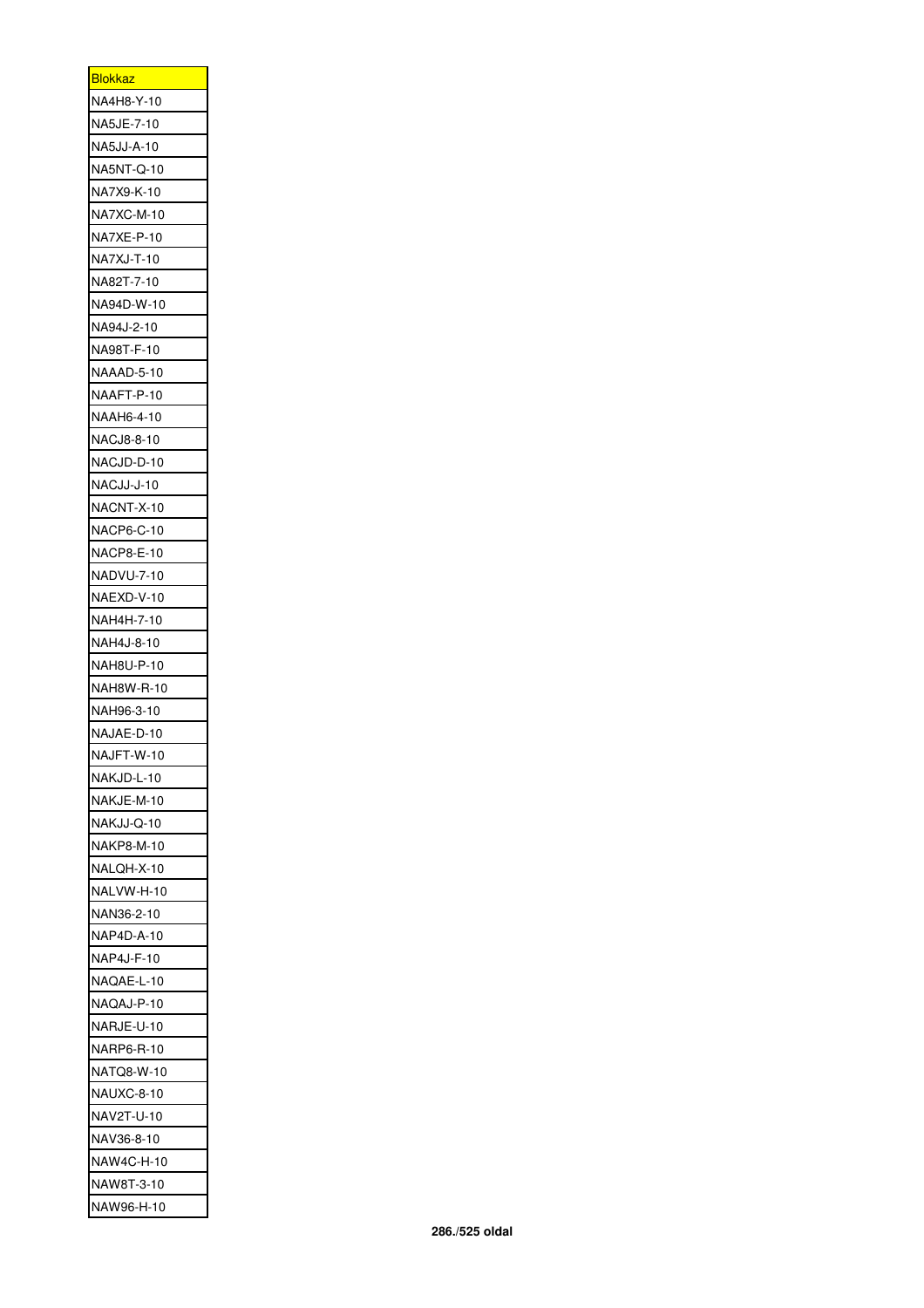| Blokkaz |
|---|
| NA4H8-Y-10 |
| NA5JE-7-10 |
| NA5JJ-A-10 |
| NA5NT-Q-10 |
| NA7X9-K-10 |
| NA7XC-M-10 |
| NA7XE-P-10 |
| NA7XJ-T-10 |
| NA82T-7-10 |
| NA94D-W-10 |
| NA94J-2-10 |
| NA98T-F-10 |
| NAAAD-5-10 |
| NAAFT-P-10 |
| NAAH6-4-10 |
| NACJ8-8-10 |
| NACJD-D-10 |
| NACJJ-J-10 |
| NACNT-X-10 |
| NACP6-C-10 |
| NACP8-E-10 |
| NADVU-7-10 |
| NAEXD-V-10 |
| NAH4H-7-10 |
| NAH4J-8-10 |
| NAH8U-P-10 |
| NAH8W-R-10 |
| NAH96-3-10 |
| NAJAE-D-10 |
| NAJFT-W-10 |
| NAKJD-L-10 |
| NAKJE-M-10 |
| NAKJJ-Q-10 |
| NAKP8-M-10 |
| NALQH-X-10 |
| NALVW-H-10 |
| NAN36-2-10 |
| NAP4D-A-10 |
| NAP4J-F-10 |
| NAQAE-L-10 |
| NAQAJ-P-10 |
| NARJE-U-10 |
| NARP6-R-10 |
| NATQ8-W-10 |
| NAUXC-8-10 |
| NAV2T-U-10 |
| NAV36-8-10 |
| NAW4C-H-10 |
| NAW8T-3-10 |
| NAW96-H-10 |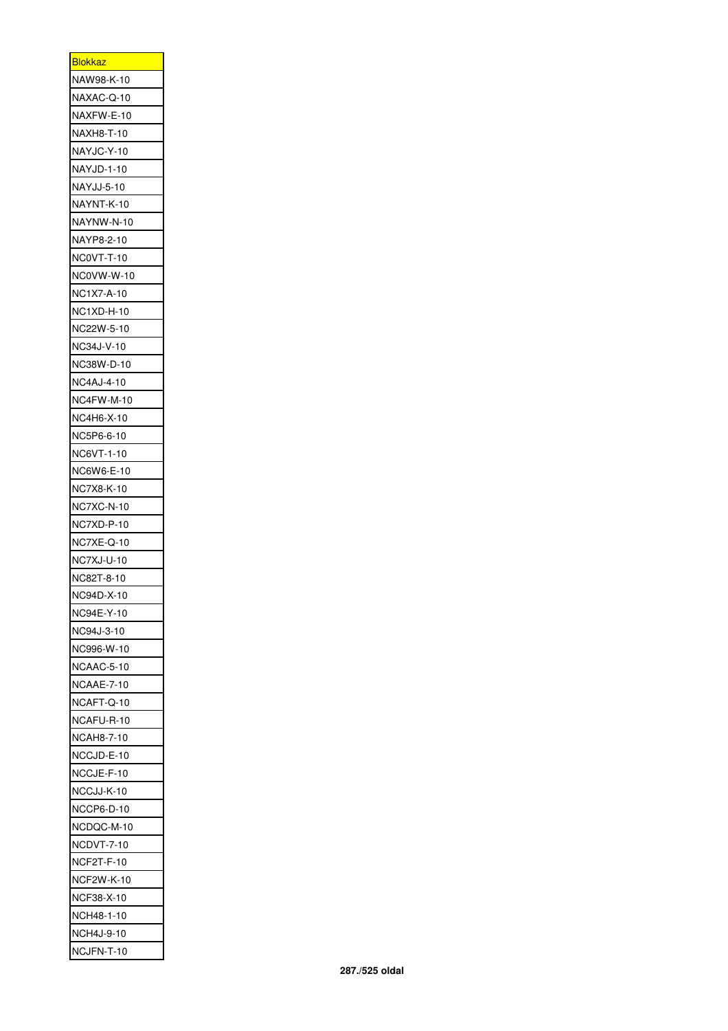| Blokkaz |
| --- |
| NAW98-K-10 |
| NAXAC-Q-10 |
| NAXFW-E-10 |
| NAXH8-T-10 |
| NAYJC-Y-10 |
| NAYJD-1-10 |
| NAYJJ-5-10 |
| NAYNT-K-10 |
| NAYNW-N-10 |
| NAYP8-2-10 |
| NC0VT-T-10 |
| NC0VW-W-10 |
| NC1X7-A-10 |
| NC1XD-H-10 |
| NC22W-5-10 |
| NC34J-V-10 |
| NC38W-D-10 |
| NC4AJ-4-10 |
| NC4FW-M-10 |
| NC4H6-X-10 |
| NC5P6-6-10 |
| NC6VT-1-10 |
| NC6W6-E-10 |
| NC7X8-K-10 |
| NC7XC-N-10 |
| NC7XD-P-10 |
| NC7XE-Q-10 |
| NC7XJ-U-10 |
| NC82T-8-10 |
| NC94D-X-10 |
| NC94E-Y-10 |
| NC94J-3-10 |
| NC996-W-10 |
| NCAAC-5-10 |
| NCAAE-7-10 |
| NCAFT-Q-10 |
| NCAFU-R-10 |
| NCAH8-7-10 |
| NCCJD-E-10 |
| NCCJE-F-10 |
| NCCJJ-K-10 |
| NCCP6-D-10 |
| NCDQC-M-10 |
| NCDVT-7-10 |
| NCF2T-F-10 |
| NCF2W-K-10 |
| NCF38-X-10 |
| NCH48-1-10 |
| NCH4J-9-10 |
| NCJFN-T-10 |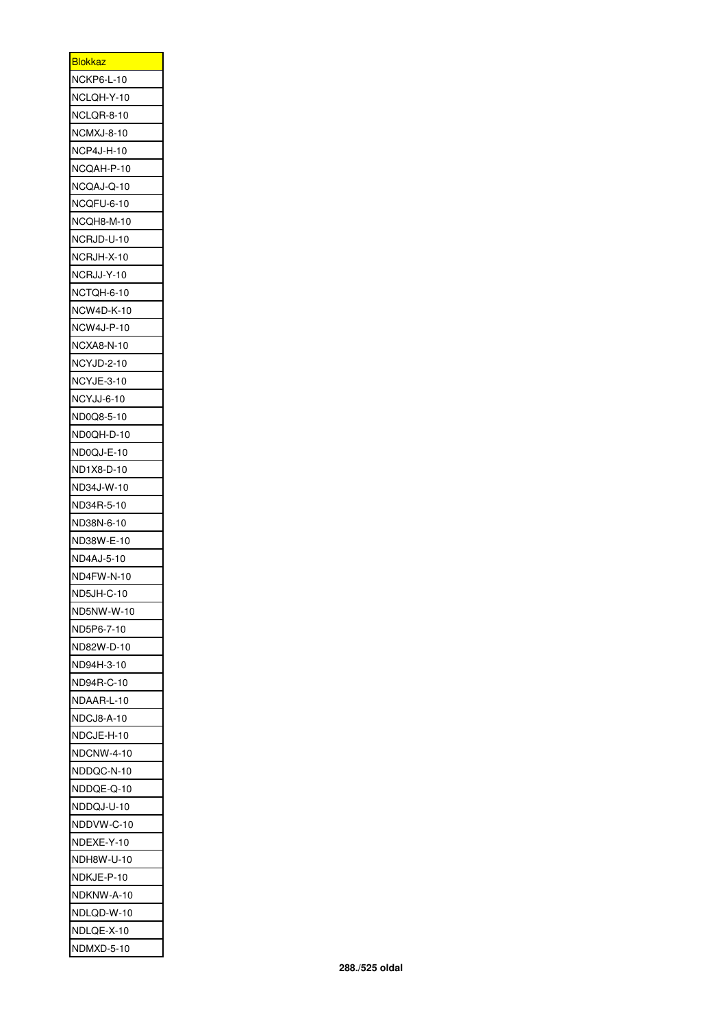| Blokkaz |
|---|
| NCKP6-L-10 |
| NCLQH-Y-10 |
| NCLQR-8-10 |
| NCMXJ-8-10 |
| NCP4J-H-10 |
| NCQAH-P-10 |
| NCQAJ-Q-10 |
| NCQFU-6-10 |
| NCQH8-M-10 |
| NCRJD-U-10 |
| NCRJH-X-10 |
| NCRJJ-Y-10 |
| NCTQH-6-10 |
| NCW4D-K-10 |
| NCW4J-P-10 |
| NCXA8-N-10 |
| NCYJD-2-10 |
| NCYJE-3-10 |
| NCYJJ-6-10 |
| ND0Q8-5-10 |
| ND0QH-D-10 |
| ND0QJ-E-10 |
| ND1X8-D-10 |
| ND34J-W-10 |
| ND34R-5-10 |
| ND38N-6-10 |
| ND38W-E-10 |
| ND4AJ-5-10 |
| ND4FW-N-10 |
| ND5JH-C-10 |
| ND5NW-W-10 |
| ND5P6-7-10 |
| ND82W-D-10 |
| ND94H-3-10 |
| ND94R-C-10 |
| NDAAR-L-10 |
| NDCJ8-A-10 |
| NDCJE-H-10 |
| NDCNW-4-10 |
| NDDQC-N-10 |
| NDDQE-Q-10 |
| NDDQJ-U-10 |
| NDDVW-C-10 |
| NDEXE-Y-10 |
| NDH8W-U-10 |
| NDKJE-P-10 |
| NDKNW-A-10 |
| NDLQD-W-10 |
| NDLQE-X-10 |
| NDMXD-5-10 |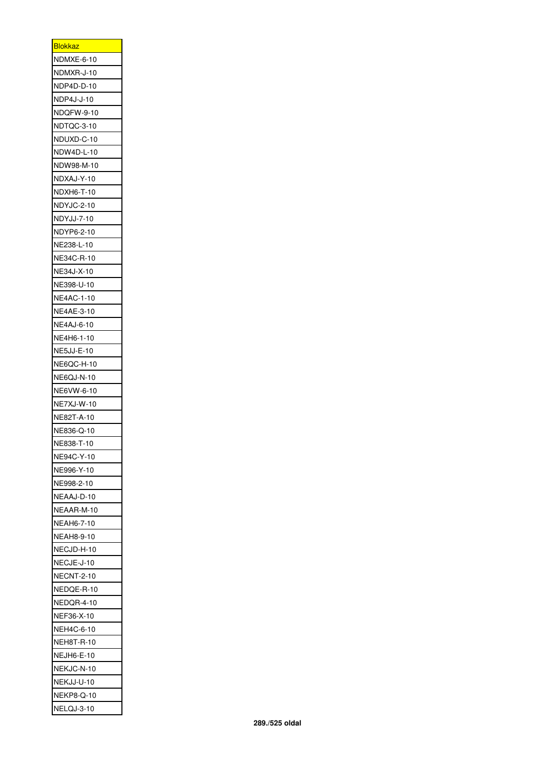| Blokkaz |
| --- |
| NDMXE-6-10 |
| NDMXR-J-10 |
| NDP4D-D-10 |
| NDP4J-J-10 |
| NDQFW-9-10 |
| NDTQC-3-10 |
| NDUXD-C-10 |
| NDW4D-L-10 |
| NDW98-M-10 |
| NDXAJ-Y-10 |
| NDXH6-T-10 |
| NDYJC-2-10 |
| NDYJJ-7-10 |
| NDYP6-2-10 |
| NE238-L-10 |
| NE34C-R-10 |
| NE34J-X-10 |
| NE398-U-10 |
| NE4AC-1-10 |
| NE4AE-3-10 |
| NE4AJ-6-10 |
| NE4H6-1-10 |
| NE5JJ-E-10 |
| NE6QC-H-10 |
| NE6QJ-N-10 |
| NE6VW-6-10 |
| NE7XJ-W-10 |
| NE82T-A-10 |
| NE836-Q-10 |
| NE838-T-10 |
| NE94C-Y-10 |
| NE996-Y-10 |
| NE998-2-10 |
| NEAAJ-D-10 |
| NEAAR-M-10 |
| NEAH6-7-10 |
| NEAH8-9-10 |
| NECJD-H-10 |
| NECJE-J-10 |
| NECNT-2-10 |
| NEDQE-R-10 |
| NEDQR-4-10 |
| NEF36-X-10 |
| NEH4C-6-10 |
| NEH8T-R-10 |
| NEJH6-E-10 |
| NEKJC-N-10 |
| NEKJJ-U-10 |
| NEKP8-Q-10 |
| NELQJ-3-10 |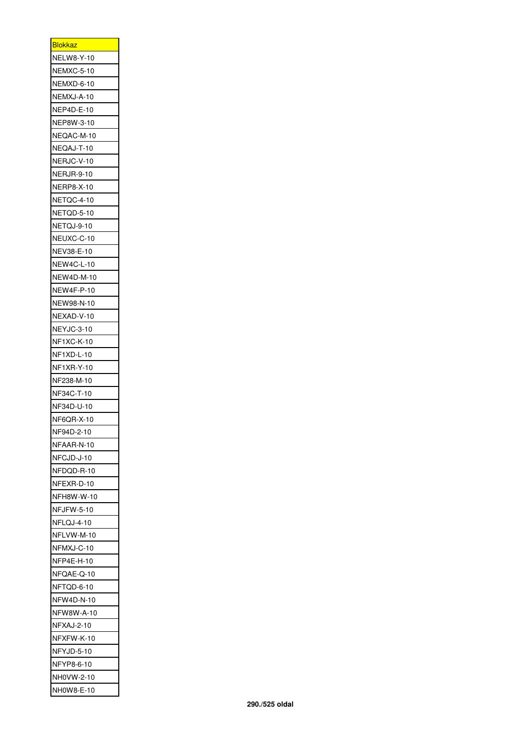| Blokkaz |
|---|
| NELW8-Y-10 |
| NEMXC-5-10 |
| NEMXD-6-10 |
| NEMXJ-A-10 |
| NEP4D-E-10 |
| NEP8W-3-10 |
| NEQAC-M-10 |
| NEQAJ-T-10 |
| NERJC-V-10 |
| NERJR-9-10 |
| NERP8-X-10 |
| NETQC-4-10 |
| NETQD-5-10 |
| NETQJ-9-10 |
| NEUXC-C-10 |
| NEV38-E-10 |
| NEW4C-L-10 |
| NEW4D-M-10 |
| NEW4F-P-10 |
| NEW98-N-10 |
| NEXAD-V-10 |
| NEYJC-3-10 |
| NF1XC-K-10 |
| NF1XD-L-10 |
| NF1XR-Y-10 |
| NF238-M-10 |
| NF34C-T-10 |
| NF34D-U-10 |
| NF6QR-X-10 |
| NF94D-2-10 |
| NFAAR-N-10 |
| NFCJD-J-10 |
| NFDQD-R-10 |
| NFEXR-D-10 |
| NFH8W-W-10 |
| NFJFW-5-10 |
| NFLQJ-4-10 |
| NFLVW-M-10 |
| NFMXJ-C-10 |
| NFP4E-H-10 |
| NFQAE-Q-10 |
| NFTQD-6-10 |
| NFW4D-N-10 |
| NFW8W-A-10 |
| NFXAJ-2-10 |
| NFXFW-K-10 |
| NFYJD-5-10 |
| NFYP8-6-10 |
| NH0VW-2-10 |
| NH0W8-E-10 |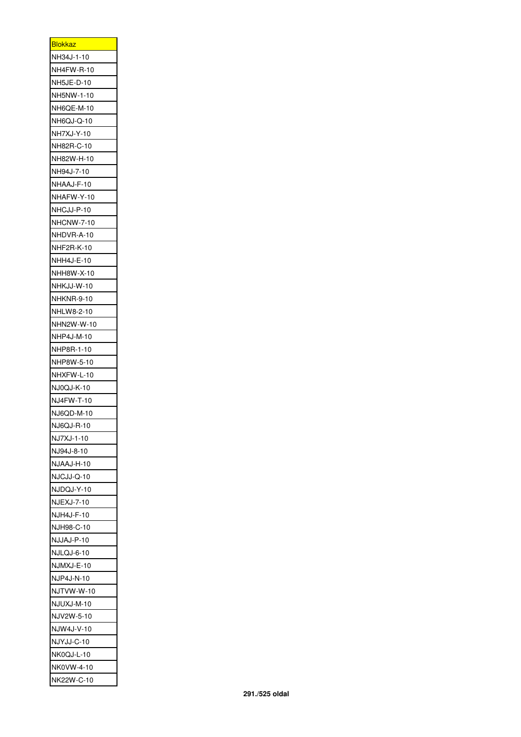| Blokkaz |
| --- |
| NH34J-1-10 |
| NH4FW-R-10 |
| NH5JE-D-10 |
| NH5NW-1-10 |
| NH6QE-M-10 |
| NH6QJ-Q-10 |
| NH7XJ-Y-10 |
| NH82R-C-10 |
| NH82W-H-10 |
| NH94J-7-10 |
| NHAAJ-F-10 |
| NHAFW-Y-10 |
| NHCJJ-P-10 |
| NHCNW-7-10 |
| NHDVR-A-10 |
| NHF2R-K-10 |
| NHH4J-E-10 |
| NHH8W-X-10 |
| NHKJJ-W-10 |
| NHKNR-9-10 |
| NHLW8-2-10 |
| NHN2W-W-10 |
| NHP4J-M-10 |
| NHP8R-1-10 |
| NHP8W-5-10 |
| NHXFW-L-10 |
| NJ0QJ-K-10 |
| NJ4FW-T-10 |
| NJ6QD-M-10 |
| NJ6QJ-R-10 |
| NJ7XJ-1-10 |
| NJ94J-8-10 |
| NJAAJ-H-10 |
| NJCJJ-Q-10 |
| NJDQJ-Y-10 |
| NJEXJ-7-10 |
| NJH4J-F-10 |
| NJH98-C-10 |
| NJJAJ-P-10 |
| NJLQJ-6-10 |
| NJMXJ-E-10 |
| NJP4J-N-10 |
| NJTVW-W-10 |
| NJUXJ-M-10 |
| NJV2W-5-10 |
| NJW4J-V-10 |
| NJYJJ-C-10 |
| NK0QJ-L-10 |
| NK0VW-4-10 |
| NK22W-C-10 |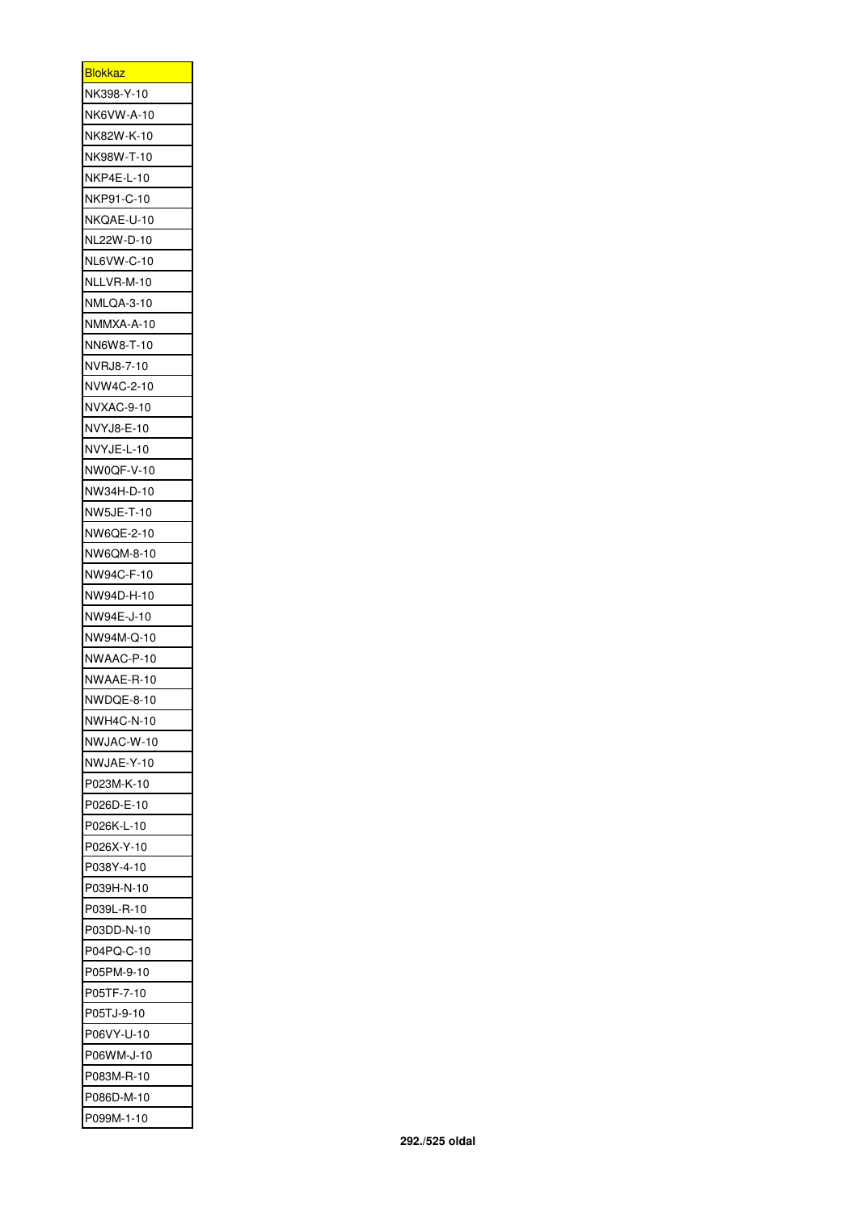| Blokkaz |
| --- |
| NK398-Y-10 |
| NK6VW-A-10 |
| NK82W-K-10 |
| NK98W-T-10 |
| NKP4E-L-10 |
| NKP91-C-10 |
| NKQAE-U-10 |
| NL22W-D-10 |
| NL6VW-C-10 |
| NLLVR-M-10 |
| NMLQA-3-10 |
| NMMXA-A-10 |
| NN6W8-T-10 |
| NVRJ8-7-10 |
| NVW4C-2-10 |
| NVXAC-9-10 |
| NVYJ8-E-10 |
| NVYJE-L-10 |
| NW0QF-V-10 |
| NW34H-D-10 |
| NW5JE-T-10 |
| NW6QE-2-10 |
| NW6QM-8-10 |
| NW94C-F-10 |
| NW94D-H-10 |
| NW94E-J-10 |
| NW94M-Q-10 |
| NWAAC-P-10 |
| NWAAE-R-10 |
| NWDQE-8-10 |
| NWH4C-N-10 |
| NWJAC-W-10 |
| NWJAE-Y-10 |
| P023M-K-10 |
| P026D-E-10 |
| P026K-L-10 |
| P026X-Y-10 |
| P038Y-4-10 |
| P039H-N-10 |
| P039L-R-10 |
| P03DD-N-10 |
| P04PQ-C-10 |
| P05PM-9-10 |
| P05TF-7-10 |
| P05TJ-9-10 |
| P06VY-U-10 |
| P06WM-J-10 |
| P083M-R-10 |
| P086D-M-10 |
| P099M-1-10 |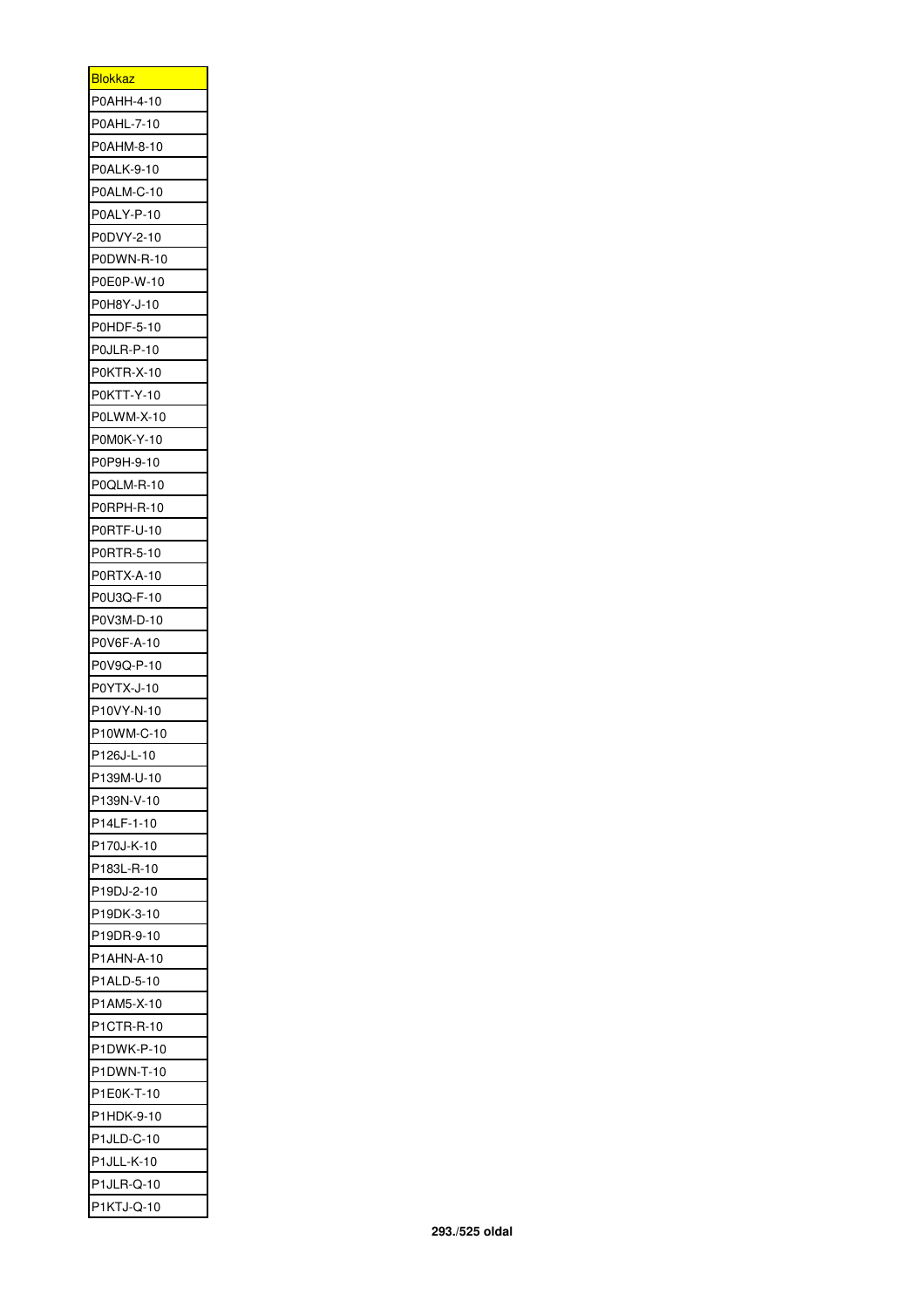| Blokkaz |
|---|
| P0AHH-4-10 |
| P0AHL-7-10 |
| P0AHM-8-10 |
| P0ALK-9-10 |
| P0ALM-C-10 |
| P0ALY-P-10 |
| P0DVY-2-10 |
| P0DWN-R-10 |
| P0E0P-W-10 |
| P0H8Y-J-10 |
| P0HDF-5-10 |
| P0JLR-P-10 |
| P0KTR-X-10 |
| P0KTT-Y-10 |
| P0LWM-X-10 |
| P0M0K-Y-10 |
| P0P9H-9-10 |
| P0QLM-R-10 |
| P0RPH-R-10 |
| P0RTF-U-10 |
| P0RTR-5-10 |
| P0RTX-A-10 |
| P0U3Q-F-10 |
| P0V3M-D-10 |
| P0V6F-A-10 |
| P0V9Q-P-10 |
| P0YTX-J-10 |
| P10VY-N-10 |
| P10WM-C-10 |
| P126J-L-10 |
| P139M-U-10 |
| P139N-V-10 |
| P14LF-1-10 |
| P170J-K-10 |
| P183L-R-10 |
| P19DJ-2-10 |
| P19DK-3-10 |
| P19DR-9-10 |
| P1AHN-A-10 |
| P1ALD-5-10 |
| P1AM5-X-10 |
| P1CTR-R-10 |
| P1DWK-P-10 |
| P1DWN-T-10 |
| P1E0K-T-10 |
| P1HDK-9-10 |
| P1JLD-C-10 |
| P1JLL-K-10 |
| P1JLR-Q-10 |
| P1KTJ-Q-10 |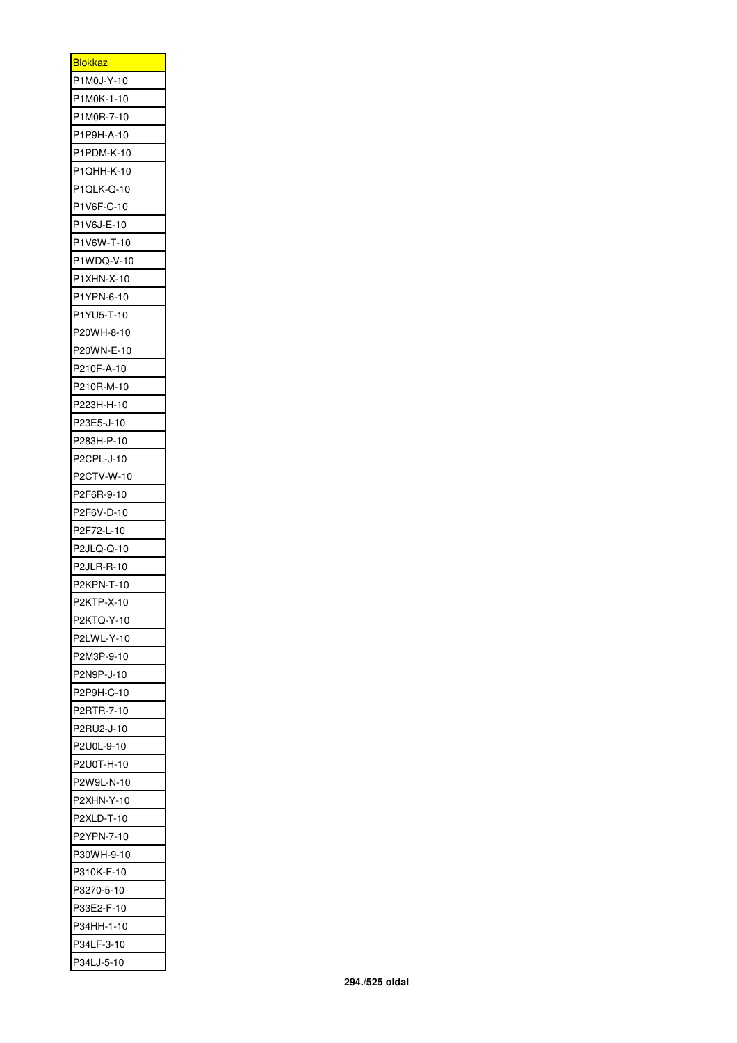| Blokkaz |
| --- |
| P1M0J-Y-10 |
| P1M0K-1-10 |
| P1M0R-7-10 |
| P1P9H-A-10 |
| P1PDM-K-10 |
| P1QHH-K-10 |
| P1QLK-Q-10 |
| P1V6F-C-10 |
| P1V6J-E-10 |
| P1V6W-T-10 |
| P1WDQ-V-10 |
| P1XHN-X-10 |
| P1YPN-6-10 |
| P1YU5-T-10 |
| P20WH-8-10 |
| P20WN-E-10 |
| P210F-A-10 |
| P210R-M-10 |
| P223H-H-10 |
| P23E5-J-10 |
| P283H-P-10 |
| P2CPL-J-10 |
| P2CTV-W-10 |
| P2F6R-9-10 |
| P2F6V-D-10 |
| P2F72-L-10 |
| P2JLQ-Q-10 |
| P2JLR-R-10 |
| P2KPN-T-10 |
| P2KTP-X-10 |
| P2KTQ-Y-10 |
| P2LWL-Y-10 |
| P2M3P-9-10 |
| P2N9P-J-10 |
| P2P9H-C-10 |
| P2RTR-7-10 |
| P2RU2-J-10 |
| P2U0L-9-10 |
| P2U0T-H-10 |
| P2W9L-N-10 |
| P2XHN-Y-10 |
| P2XLD-T-10 |
| P2YPN-7-10 |
| P30WH-9-10 |
| P310K-F-10 |
| P3270-5-10 |
| P33E2-F-10 |
| P34HH-1-10 |
| P34LF-3-10 |
| P34LJ-5-10 |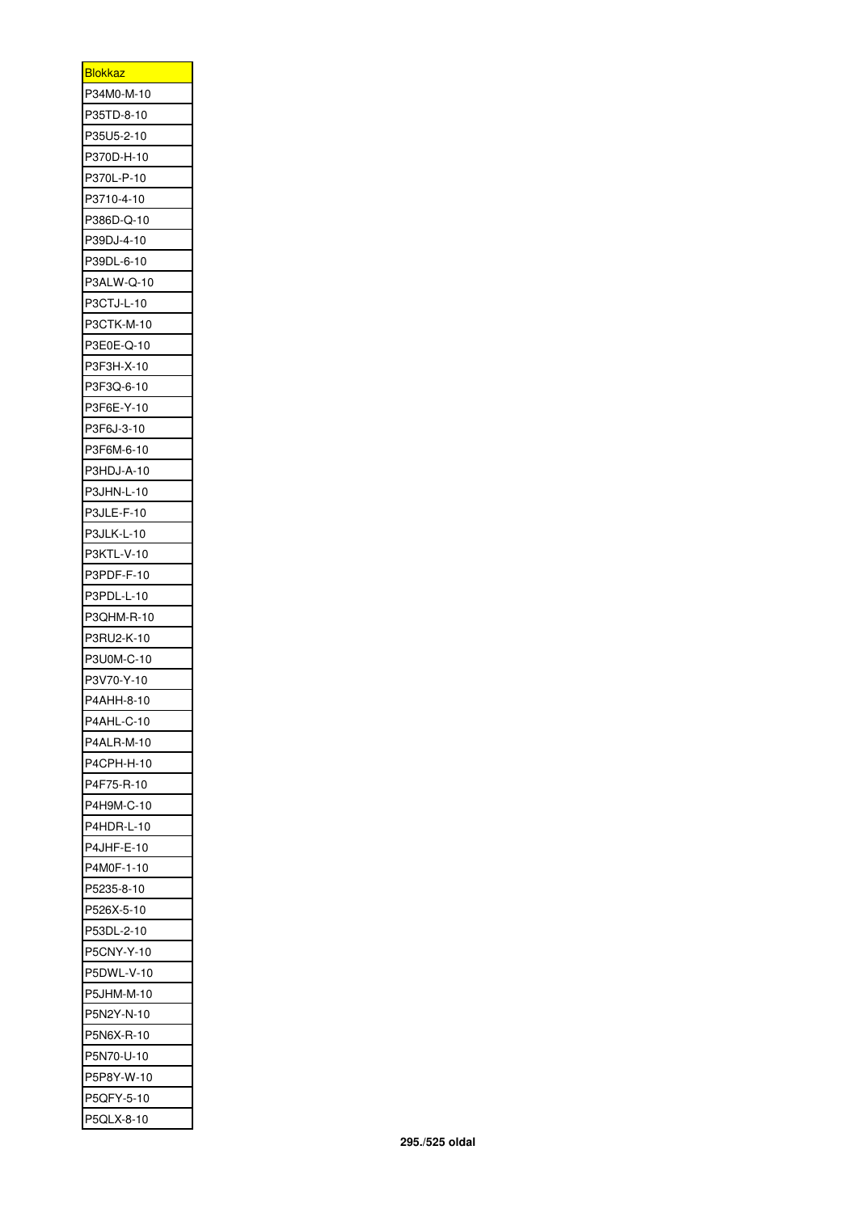| Blokkaz |
|---|
| P34M0-M-10 |
| P35TD-8-10 |
| P35U5-2-10 |
| P370D-H-10 |
| P370L-P-10 |
| P3710-4-10 |
| P386D-Q-10 |
| P39DJ-4-10 |
| P39DL-6-10 |
| P3ALW-Q-10 |
| P3CTJ-L-10 |
| P3CTK-M-10 |
| P3E0E-Q-10 |
| P3F3H-X-10 |
| P3F3Q-6-10 |
| P3F6E-Y-10 |
| P3F6J-3-10 |
| P3F6M-6-10 |
| P3HDJ-A-10 |
| P3JHN-L-10 |
| P3JLE-F-10 |
| P3JLK-L-10 |
| P3KTL-V-10 |
| P3PDF-F-10 |
| P3PDL-L-10 |
| P3QHM-R-10 |
| P3RU2-K-10 |
| P3U0M-C-10 |
| P3V70-Y-10 |
| P4AHH-8-10 |
| P4AHL-C-10 |
| P4ALR-M-10 |
| P4CPH-H-10 |
| P4F75-R-10 |
| P4H9M-C-10 |
| P4HDR-L-10 |
| P4JHF-E-10 |
| P4M0F-1-10 |
| P5235-8-10 |
| P526X-5-10 |
| P53DL-2-10 |
| P5CNY-Y-10 |
| P5DWL-V-10 |
| P5JHM-M-10 |
| P5N2Y-N-10 |
| P5N6X-R-10 |
| P5N70-U-10 |
| P5P8Y-W-10 |
| P5QFY-5-10 |
| P5QLX-8-10 |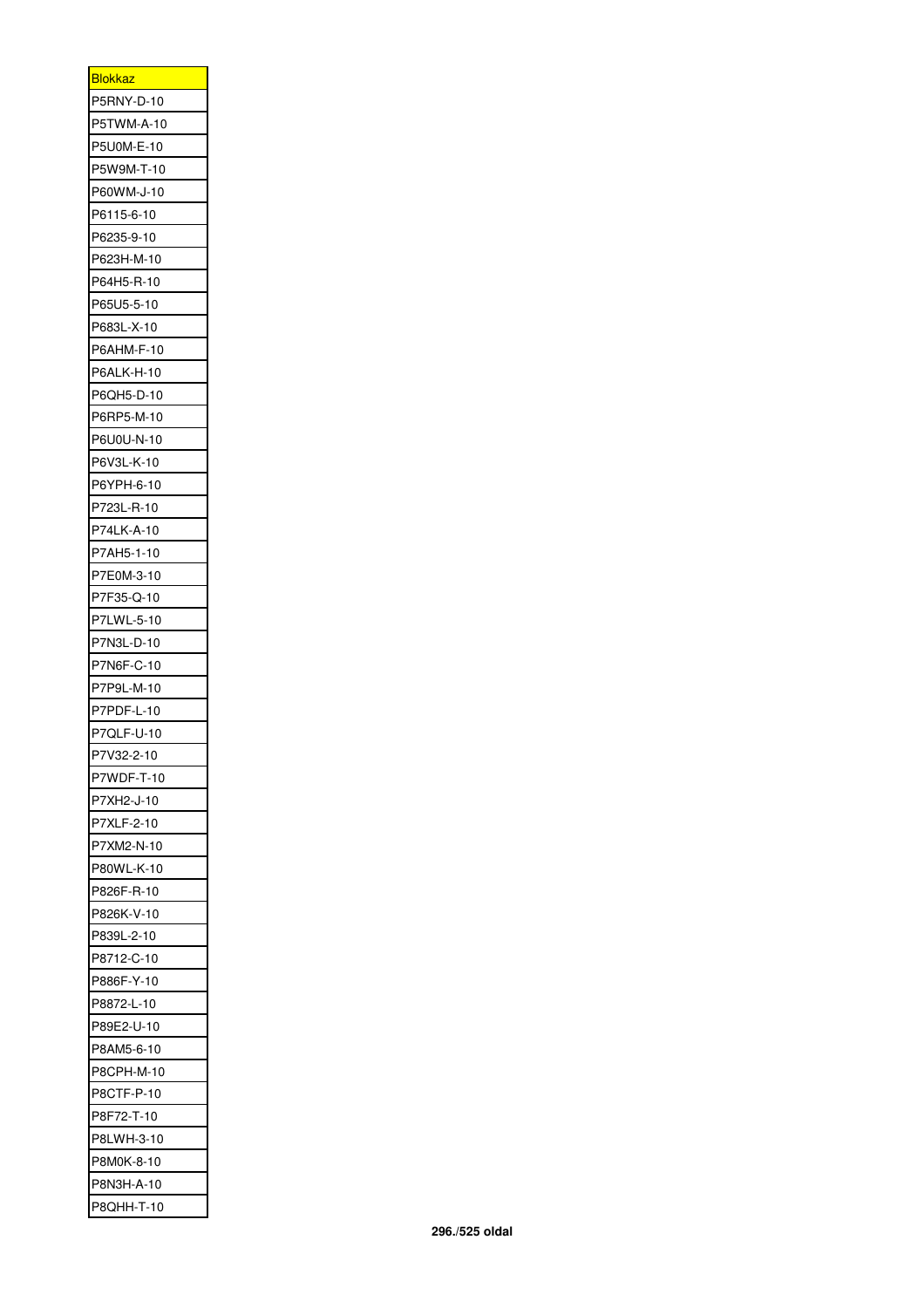| Blokkaz |
| --- |
| P5RNY-D-10 |
| P5TWM-A-10 |
| P5U0M-E-10 |
| P5W9M-T-10 |
| P60WM-J-10 |
| P6115-6-10 |
| P6235-9-10 |
| P623H-M-10 |
| P64H5-R-10 |
| P65U5-5-10 |
| P683L-X-10 |
| P6AHM-F-10 |
| P6ALK-H-10 |
| P6QH5-D-10 |
| P6RP5-M-10 |
| P6U0U-N-10 |
| P6V3L-K-10 |
| P6YPH-6-10 |
| P723L-R-10 |
| P74LK-A-10 |
| P7AH5-1-10 |
| P7E0M-3-10 |
| P7F35-Q-10 |
| P7LWL-5-10 |
| P7N3L-D-10 |
| P7N6F-C-10 |
| P7P9L-M-10 |
| P7PDF-L-10 |
| P7QLF-U-10 |
| P7V32-2-10 |
| P7WDF-T-10 |
| P7XH2-J-10 |
| P7XLF-2-10 |
| P7XM2-N-10 |
| P80WL-K-10 |
| P826F-R-10 |
| P826K-V-10 |
| P839L-2-10 |
| P8712-C-10 |
| P886F-Y-10 |
| P8872-L-10 |
| P89E2-U-10 |
| P8AM5-6-10 |
| P8CPH-M-10 |
| P8CTF-P-10 |
| P8F72-T-10 |
| P8LWH-3-10 |
| P8M0K-8-10 |
| P8N3H-A-10 |
| P8QHH-T-10 |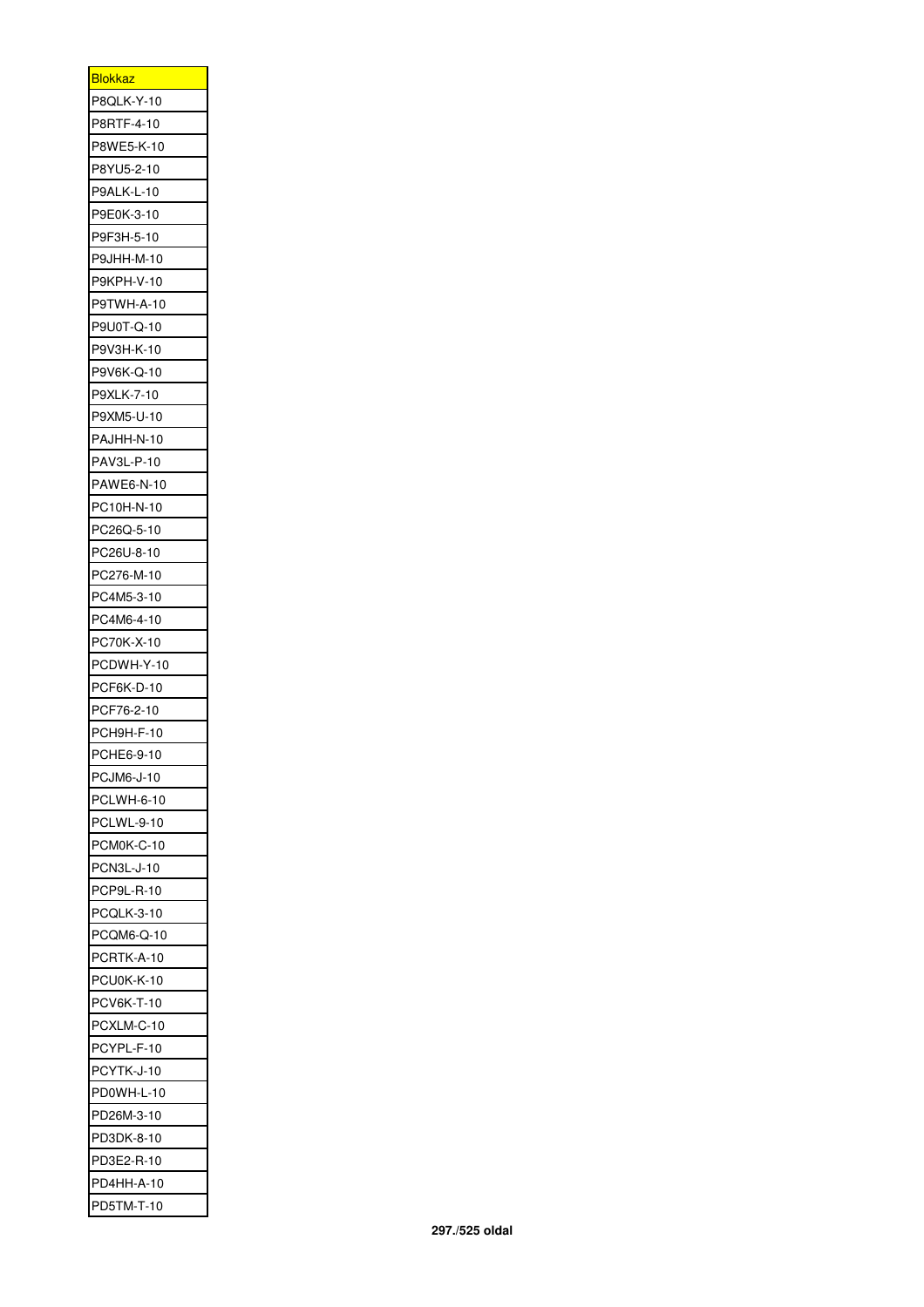| Blokkaz |
| --- |
| P8QLK-Y-10 |
| P8RTF-4-10 |
| P8WE5-K-10 |
| P8YU5-2-10 |
| P9ALK-L-10 |
| P9E0K-3-10 |
| P9F3H-5-10 |
| P9JHH-M-10 |
| P9KPH-V-10 |
| P9TWH-A-10 |
| P9U0T-Q-10 |
| P9V3H-K-10 |
| P9V6K-Q-10 |
| P9XLK-7-10 |
| P9XM5-U-10 |
| PAJHH-N-10 |
| PAV3L-P-10 |
| PAWE6-N-10 |
| PC10H-N-10 |
| PC26Q-5-10 |
| PC26U-8-10 |
| PC276-M-10 |
| PC4M5-3-10 |
| PC4M6-4-10 |
| PC70K-X-10 |
| PCDWH-Y-10 |
| PCF6K-D-10 |
| PCF76-2-10 |
| PCH9H-F-10 |
| PCHE6-9-10 |
| PCJM6-J-10 |
| PCLWH-6-10 |
| PCLWL-9-10 |
| PCM0K-C-10 |
| PCN3L-J-10 |
| PCP9L-R-10 |
| PCQLK-3-10 |
| PCQM6-Q-10 |
| PCRTK-A-10 |
| PCU0K-K-10 |
| PCV6K-T-10 |
| PCXLM-C-10 |
| PCYPL-F-10 |
| PCYTK-J-10 |
| PD0WH-L-10 |
| PD26M-3-10 |
| PD3DK-8-10 |
| PD3E2-R-10 |
| PD4HH-A-10 |
| PD5TM-T-10 |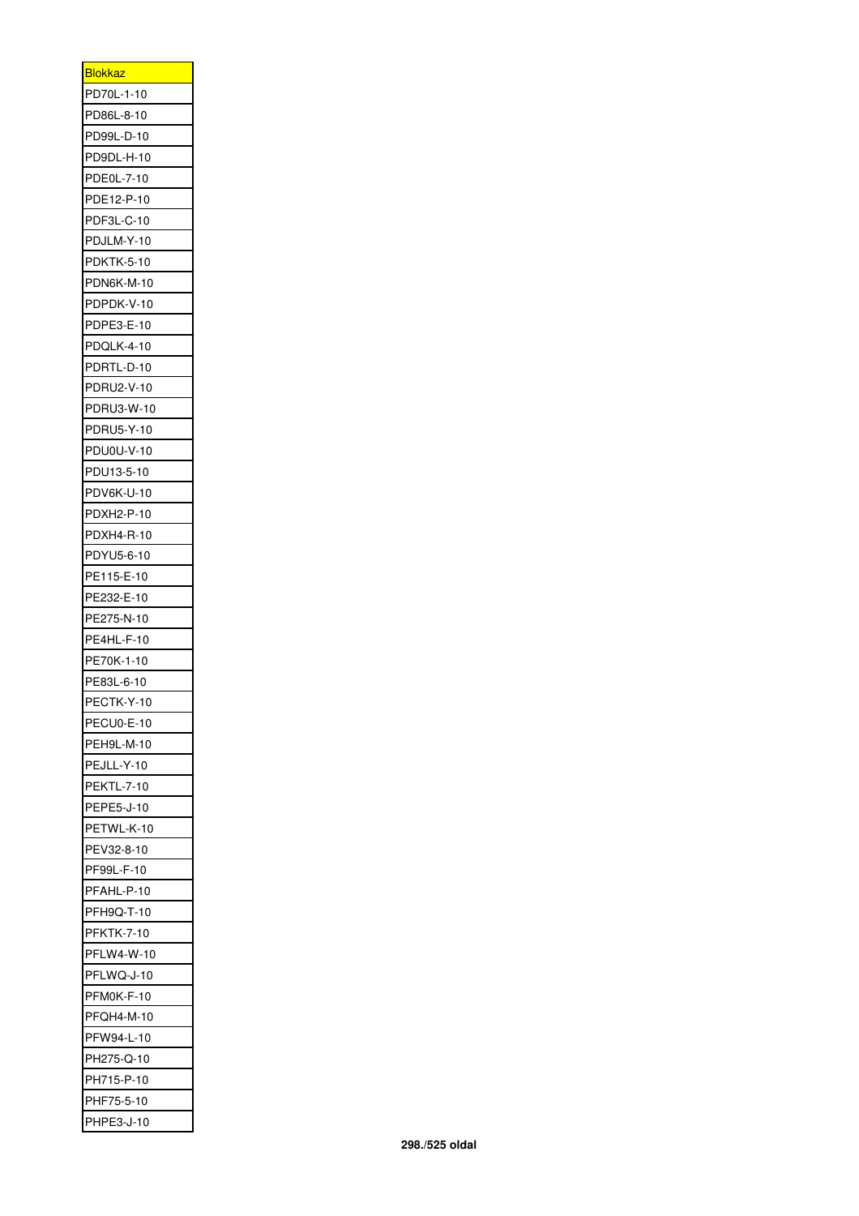| Blokkaz |
| --- |
| PD70L-1-10 |
| PD86L-8-10 |
| PD99L-D-10 |
| PD9DL-H-10 |
| PDE0L-7-10 |
| PDE12-P-10 |
| PDF3L-C-10 |
| PDJLM-Y-10 |
| PDKTK-5-10 |
| PDN6K-M-10 |
| PDPDK-V-10 |
| PDPE3-E-10 |
| PDQLK-4-10 |
| PDRTL-D-10 |
| PDRU2-V-10 |
| PDRU3-W-10 |
| PDRU5-Y-10 |
| PDU0U-V-10 |
| PDU13-5-10 |
| PDV6K-U-10 |
| PDXH2-P-10 |
| PDXH4-R-10 |
| PDYU5-6-10 |
| PE115-E-10 |
| PE232-E-10 |
| PE275-N-10 |
| PE4HL-F-10 |
| PE70K-1-10 |
| PE83L-6-10 |
| PECTK-Y-10 |
| PECU0-E-10 |
| PEH9L-M-10 |
| PEJLL-Y-10 |
| PEKTL-7-10 |
| PEPE5-J-10 |
| PETWL-K-10 |
| PEV32-8-10 |
| PF99L-F-10 |
| PFAHL-P-10 |
| PFH9Q-T-10 |
| PFKTK-7-10 |
| PFLW4-W-10 |
| PFLWQ-J-10 |
| PFM0K-F-10 |
| PFQH4-M-10 |
| PFW94-L-10 |
| PH275-Q-10 |
| PH715-P-10 |
| PHF75-5-10 |
| PHPE3-J-10 |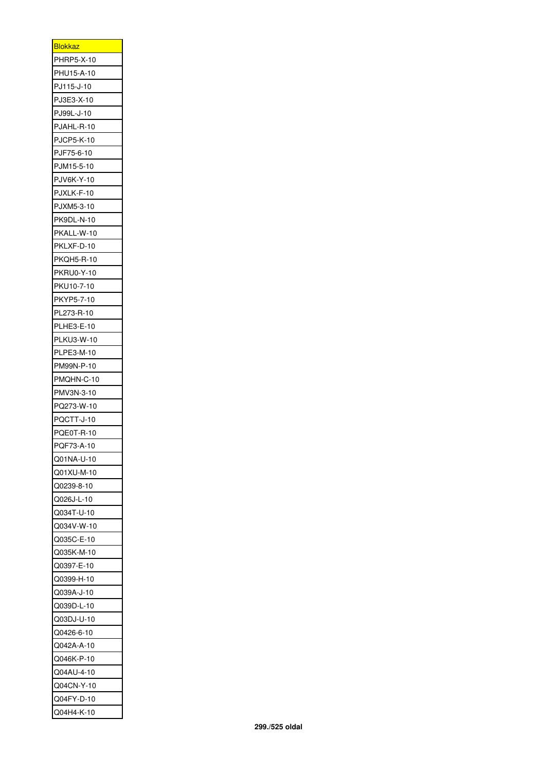| Blokkaz |
|---|
| PHRP5-X-10 |
| PHU15-A-10 |
| PJ115-J-10 |
| PJ3E3-X-10 |
| PJ99L-J-10 |
| PJAHL-R-10 |
| PJCP5-K-10 |
| PJF75-6-10 |
| PJM15-5-10 |
| PJV6K-Y-10 |
| PJXLK-F-10 |
| PJXM5-3-10 |
| PK9DL-N-10 |
| PKALL-W-10 |
| PKLXF-D-10 |
| PKQH5-R-10 |
| PKRU0-Y-10 |
| PKU10-7-10 |
| PKYP5-7-10 |
| PL273-R-10 |
| PLHE3-E-10 |
| PLKU3-W-10 |
| PLPE3-M-10 |
| PM99N-P-10 |
| PMQHN-C-10 |
| PMV3N-3-10 |
| PQ273-W-10 |
| PQCTT-J-10 |
| PQE0T-R-10 |
| PQF73-A-10 |
| Q01NA-U-10 |
| Q01XU-M-10 |
| Q0239-8-10 |
| Q026J-L-10 |
| Q034T-U-10 |
| Q034V-W-10 |
| Q035C-E-10 |
| Q035K-M-10 |
| Q0397-E-10 |
| Q0399-H-10 |
| Q039A-J-10 |
| Q039D-L-10 |
| Q03DJ-U-10 |
| Q0426-6-10 |
| Q042A-A-10 |
| Q046K-P-10 |
| Q04AU-4-10 |
| Q04CN-Y-10 |
| Q04FY-D-10 |
| Q04H4-K-10 |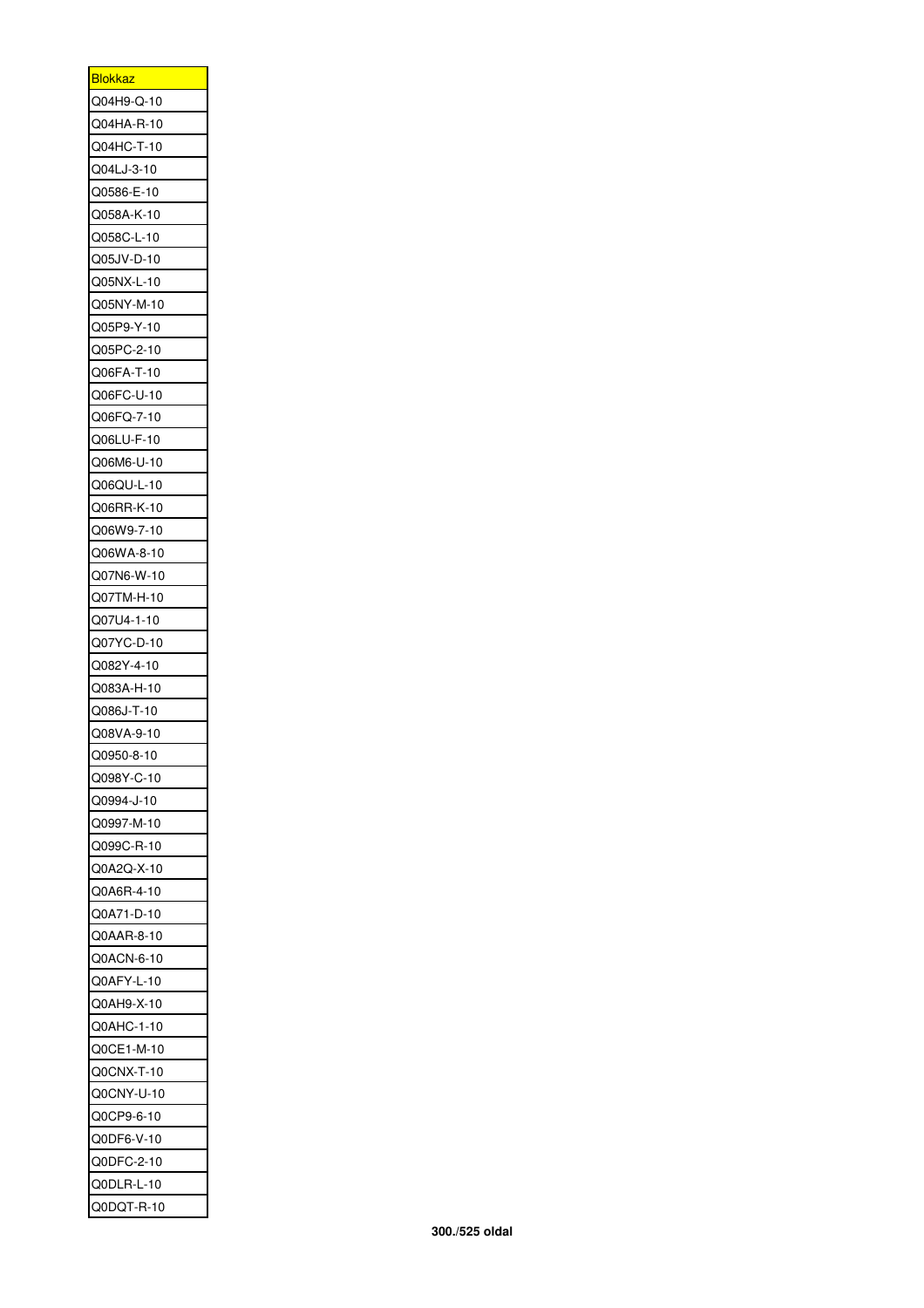| Blokkaz |
| --- |
| Q04H9-Q-10 |
| Q04HA-R-10 |
| Q04HC-T-10 |
| Q04LJ-3-10 |
| Q0586-E-10 |
| Q058A-K-10 |
| Q058C-L-10 |
| Q05JV-D-10 |
| Q05NX-L-10 |
| Q05NY-M-10 |
| Q05P9-Y-10 |
| Q05PC-2-10 |
| Q06FA-T-10 |
| Q06FC-U-10 |
| Q06FQ-7-10 |
| Q06LU-F-10 |
| Q06M6-U-10 |
| Q06QU-L-10 |
| Q06RR-K-10 |
| Q06W9-7-10 |
| Q06WA-8-10 |
| Q07N6-W-10 |
| Q07TM-H-10 |
| Q07U4-1-10 |
| Q07YC-D-10 |
| Q082Y-4-10 |
| Q083A-H-10 |
| Q086J-T-10 |
| Q08VA-9-10 |
| Q0950-8-10 |
| Q098Y-C-10 |
| Q0994-J-10 |
| Q0997-M-10 |
| Q099C-R-10 |
| Q0A2Q-X-10 |
| Q0A6R-4-10 |
| Q0A71-D-10 |
| Q0AAR-8-10 |
| Q0ACN-6-10 |
| Q0AFY-L-10 |
| Q0AH9-X-10 |
| Q0AHC-1-10 |
| Q0CE1-M-10 |
| Q0CNX-T-10 |
| Q0CNY-U-10 |
| Q0CP9-6-10 |
| Q0DF6-V-10 |
| Q0DFC-2-10 |
| Q0DLR-L-10 |
| Q0DQT-R-10 |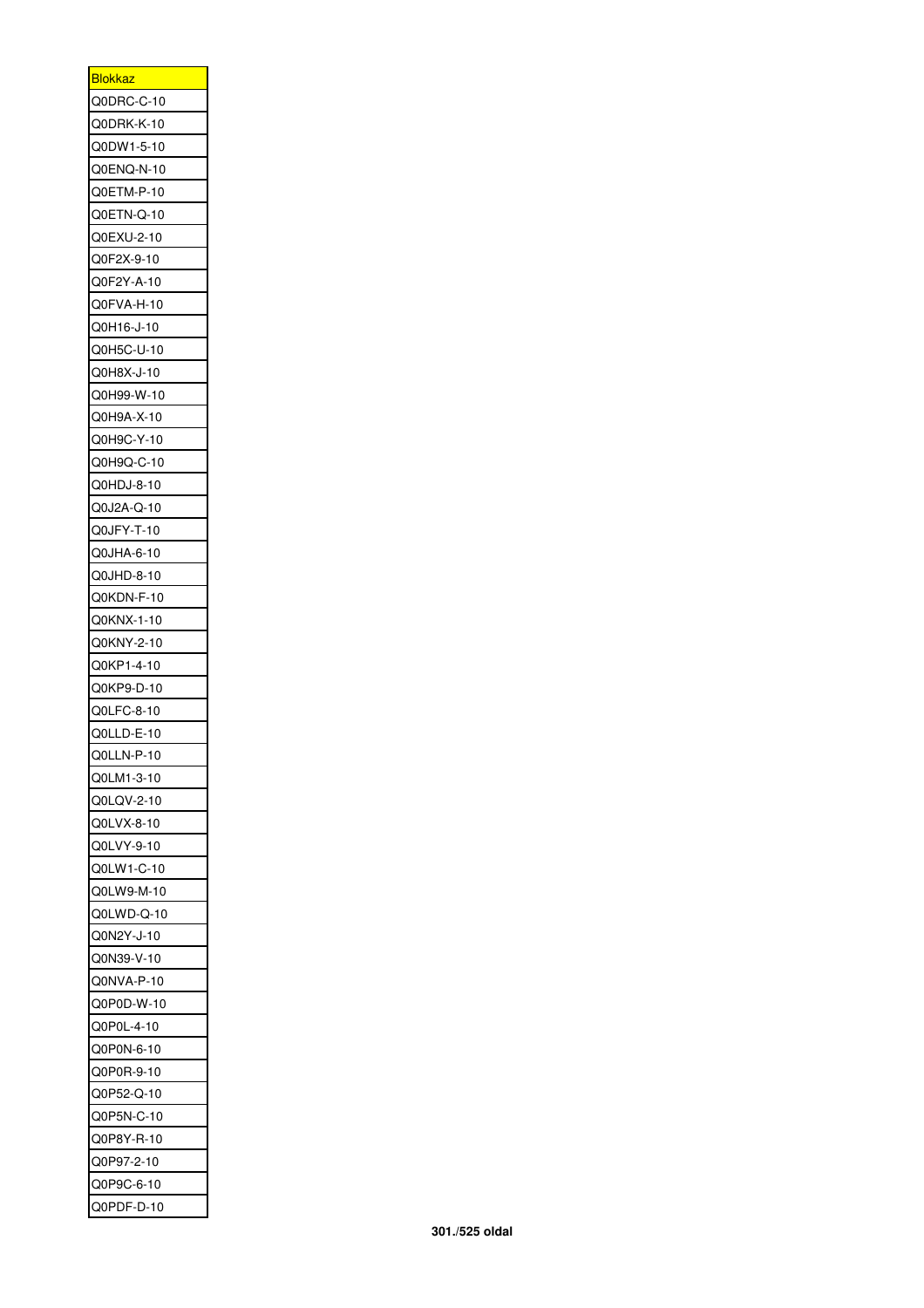| Blokkaz |
|---|
| Q0DRC-C-10 |
| Q0DRK-K-10 |
| Q0DW1-5-10 |
| Q0ENQ-N-10 |
| Q0ETM-P-10 |
| Q0ETN-Q-10 |
| Q0EXU-2-10 |
| Q0F2X-9-10 |
| Q0F2Y-A-10 |
| Q0FVA-H-10 |
| Q0H16-J-10 |
| Q0H5C-U-10 |
| Q0H8X-J-10 |
| Q0H99-W-10 |
| Q0H9A-X-10 |
| Q0H9C-Y-10 |
| Q0H9Q-C-10 |
| Q0HDJ-8-10 |
| Q0J2A-Q-10 |
| Q0JFY-T-10 |
| Q0JHA-6-10 |
| Q0JHD-8-10 |
| Q0KDN-F-10 |
| Q0KNX-1-10 |
| Q0KNY-2-10 |
| Q0KP1-4-10 |
| Q0KP9-D-10 |
| Q0LFC-8-10 |
| Q0LLD-E-10 |
| Q0LLN-P-10 |
| Q0LM1-3-10 |
| Q0LQV-2-10 |
| Q0LVX-8-10 |
| Q0LVY-9-10 |
| Q0LW1-C-10 |
| Q0LW9-M-10 |
| Q0LWD-Q-10 |
| Q0N2Y-J-10 |
| Q0N39-V-10 |
| Q0NVA-P-10 |
| Q0P0D-W-10 |
| Q0P0L-4-10 |
| Q0P0N-6-10 |
| Q0P0R-9-10 |
| Q0P52-Q-10 |
| Q0P5N-C-10 |
| Q0P8Y-R-10 |
| Q0P97-2-10 |
| Q0P9C-6-10 |
| Q0PDF-D-10 |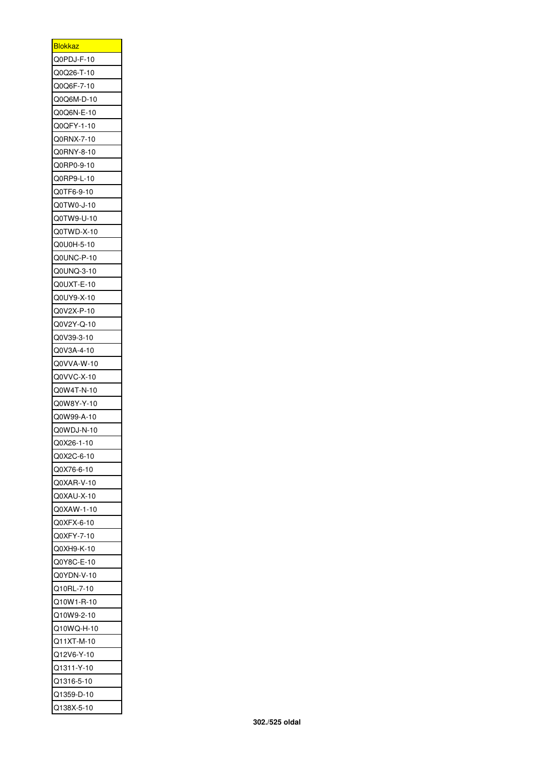| Blokkaz |
| --- |
| Q0PDJ-F-10 |
| Q0Q26-T-10 |
| Q0Q6F-7-10 |
| Q0Q6M-D-10 |
| Q0Q6N-E-10 |
| Q0QFY-1-10 |
| Q0RNX-7-10 |
| Q0RNY-8-10 |
| Q0RP0-9-10 |
| Q0RP9-L-10 |
| Q0TF6-9-10 |
| Q0TW0-J-10 |
| Q0TW9-U-10 |
| Q0TWD-X-10 |
| Q0U0H-5-10 |
| Q0UNC-P-10 |
| Q0UNQ-3-10 |
| Q0UXT-E-10 |
| Q0UY9-X-10 |
| Q0V2X-P-10 |
| Q0V2Y-Q-10 |
| Q0V39-3-10 |
| Q0V3A-4-10 |
| Q0VVA-W-10 |
| Q0VVC-X-10 |
| Q0W4T-N-10 |
| Q0W8Y-Y-10 |
| Q0W99-A-10 |
| Q0WDJ-N-10 |
| Q0X26-1-10 |
| Q0X2C-6-10 |
| Q0X76-6-10 |
| Q0XAR-V-10 |
| Q0XAU-X-10 |
| Q0XAW-1-10 |
| Q0XFX-6-10 |
| Q0XFY-7-10 |
| Q0XH9-K-10 |
| Q0Y8C-E-10 |
| Q0YDN-V-10 |
| Q10RL-7-10 |
| Q10W1-R-10 |
| Q10W9-2-10 |
| Q10WQ-H-10 |
| Q11XT-M-10 |
| Q12V6-Y-10 |
| Q1311-Y-10 |
| Q1316-5-10 |
| Q1359-D-10 |
| Q138X-5-10 |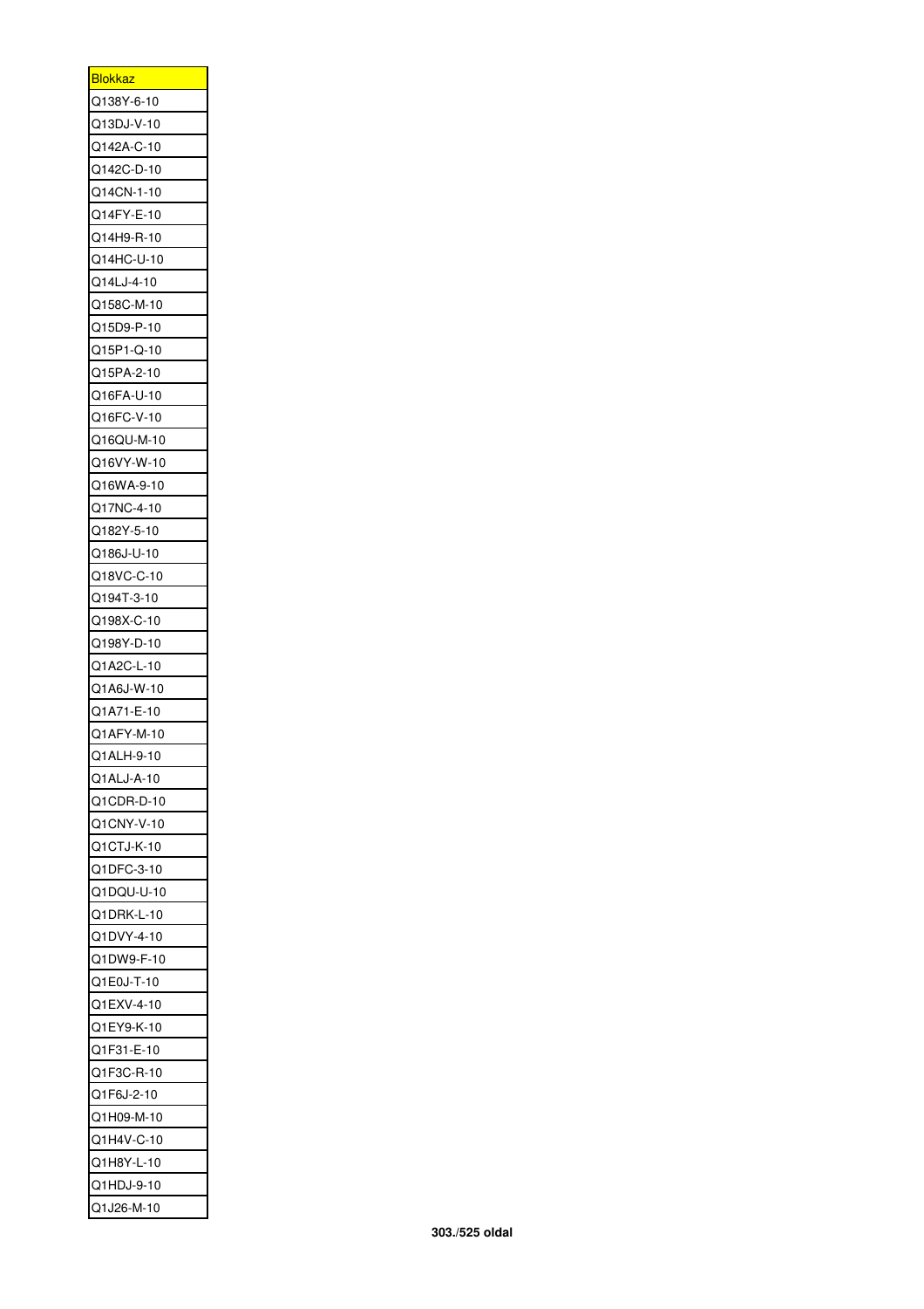| Blokkaz |
| --- |
| Q138Y-6-10 |
| Q13DJ-V-10 |
| Q142A-C-10 |
| Q142C-D-10 |
| Q14CN-1-10 |
| Q14FY-E-10 |
| Q14H9-R-10 |
| Q14HC-U-10 |
| Q14LJ-4-10 |
| Q158C-M-10 |
| Q15D9-P-10 |
| Q15P1-Q-10 |
| Q15PA-2-10 |
| Q16FA-U-10 |
| Q16FC-V-10 |
| Q16QU-M-10 |
| Q16VY-W-10 |
| Q16WA-9-10 |
| Q17NC-4-10 |
| Q182Y-5-10 |
| Q186J-U-10 |
| Q18VC-C-10 |
| Q194T-3-10 |
| Q198X-C-10 |
| Q198Y-D-10 |
| Q1A2C-L-10 |
| Q1A6J-W-10 |
| Q1A71-E-10 |
| Q1AFY-M-10 |
| Q1ALH-9-10 |
| Q1ALJ-A-10 |
| Q1CDR-D-10 |
| Q1CNY-V-10 |
| Q1CTJ-K-10 |
| Q1DFC-3-10 |
| Q1DQU-U-10 |
| Q1DRK-L-10 |
| Q1DVY-4-10 |
| Q1DW9-F-10 |
| Q1E0J-T-10 |
| Q1EXV-4-10 |
| Q1EY9-K-10 |
| Q1F31-E-10 |
| Q1F3C-R-10 |
| Q1F6J-2-10 |
| Q1H09-M-10 |
| Q1H4V-C-10 |
| Q1H8Y-L-10 |
| Q1HDJ-9-10 |
| Q1J26-M-10 |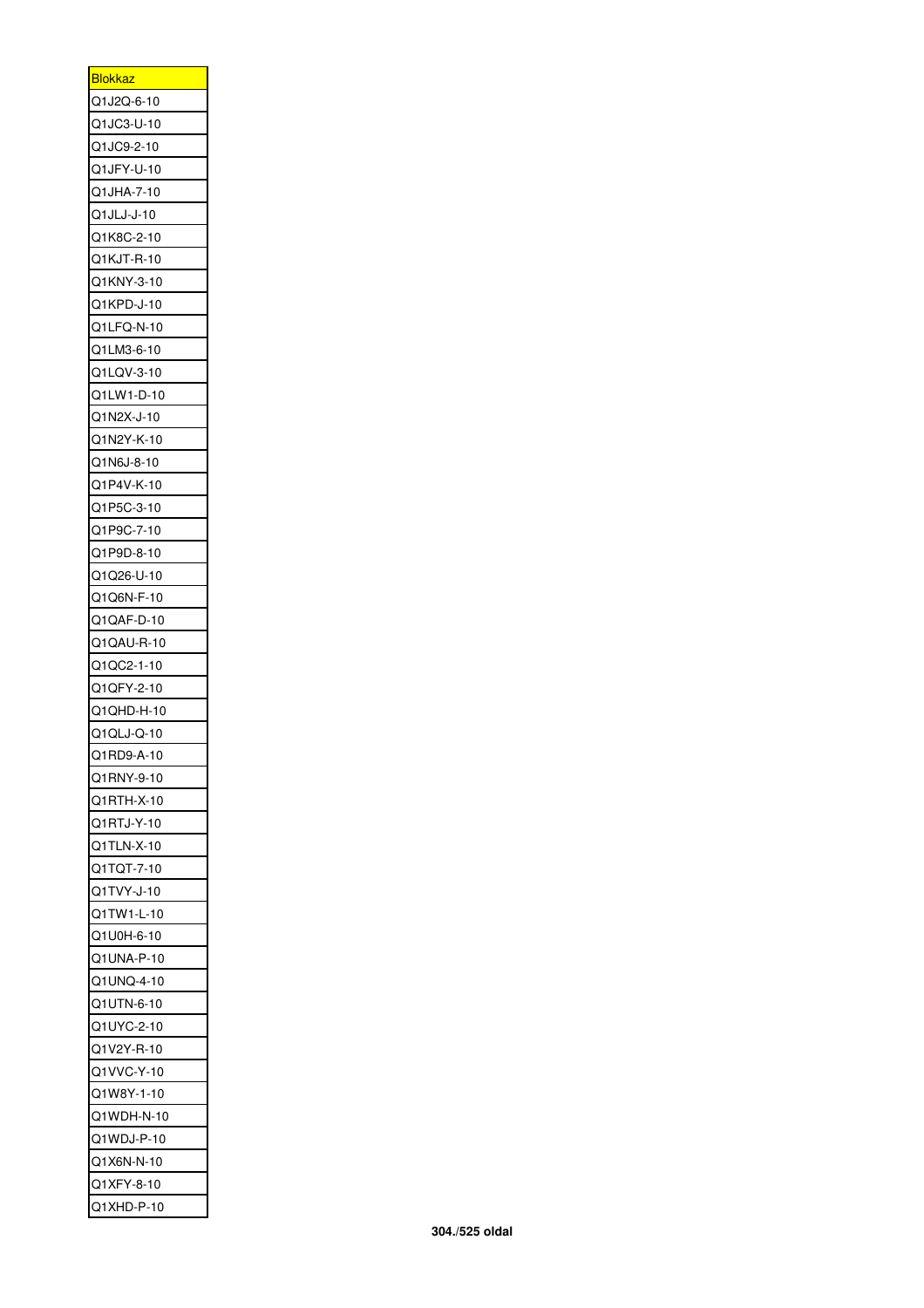| Blokkaz |
|---|
| Q1J2Q-6-10 |
| Q1JC3-U-10 |
| Q1JC9-2-10 |
| Q1JFY-U-10 |
| Q1JHA-7-10 |
| Q1JLJ-J-10 |
| Q1K8C-2-10 |
| Q1KJT-R-10 |
| Q1KNY-3-10 |
| Q1KPD-J-10 |
| Q1LFQ-N-10 |
| Q1LM3-6-10 |
| Q1LQV-3-10 |
| Q1LW1-D-10 |
| Q1N2X-J-10 |
| Q1N2Y-K-10 |
| Q1N6J-8-10 |
| Q1P4V-K-10 |
| Q1P5C-3-10 |
| Q1P9C-7-10 |
| Q1P9D-8-10 |
| Q1Q26-U-10 |
| Q1Q6N-F-10 |
| Q1QAF-D-10 |
| Q1QAU-R-10 |
| Q1QC2-1-10 |
| Q1QFY-2-10 |
| Q1QHD-H-10 |
| Q1QLJ-Q-10 |
| Q1RD9-A-10 |
| Q1RNY-9-10 |
| Q1RTH-X-10 |
| Q1RTJ-Y-10 |
| Q1TLN-X-10 |
| Q1TQT-7-10 |
| Q1TVY-J-10 |
| Q1TW1-L-10 |
| Q1U0H-6-10 |
| Q1UNA-P-10 |
| Q1UNQ-4-10 |
| Q1UTN-6-10 |
| Q1UYC-2-10 |
| Q1V2Y-R-10 |
| Q1VVC-Y-10 |
| Q1W8Y-1-10 |
| Q1WDH-N-10 |
| Q1WDJ-P-10 |
| Q1X6N-N-10 |
| Q1XFY-8-10 |
| Q1XHD-P-10 |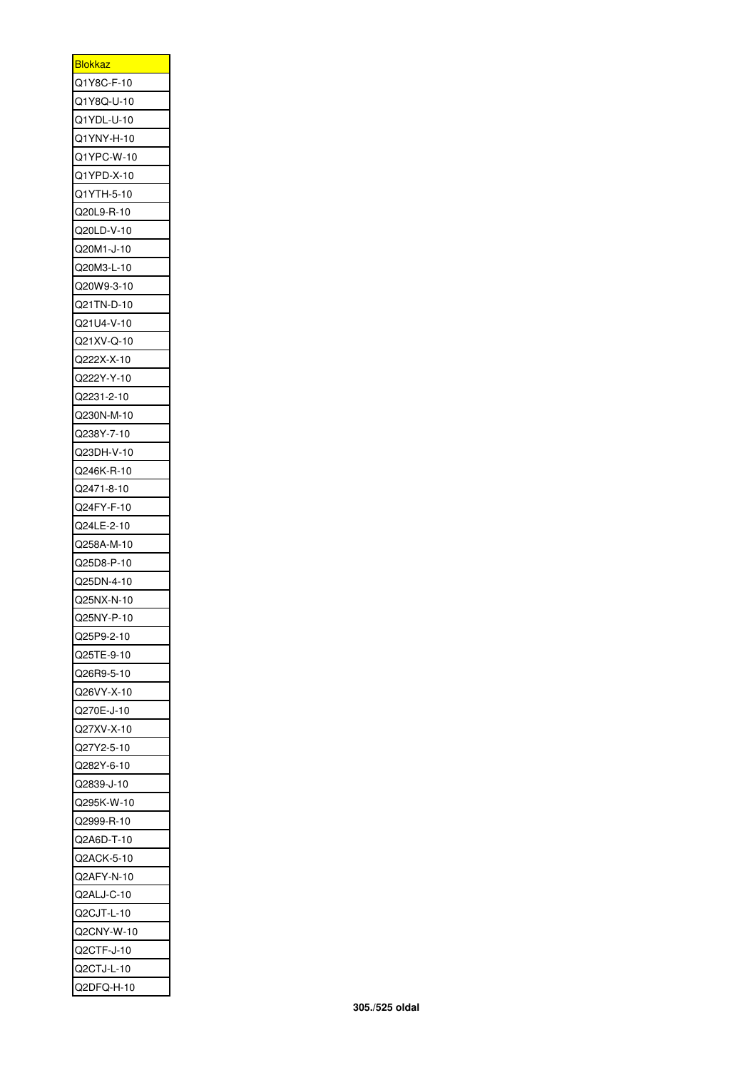| Blokkaz |
|---|
| Q1Y8C-F-10 |
| Q1Y8Q-U-10 |
| Q1YDL-U-10 |
| Q1YNY-H-10 |
| Q1YPC-W-10 |
| Q1YPD-X-10 |
| Q1YTH-5-10 |
| Q20L9-R-10 |
| Q20LD-V-10 |
| Q20M1-J-10 |
| Q20M3-L-10 |
| Q20W9-3-10 |
| Q21TN-D-10 |
| Q21U4-V-10 |
| Q21XV-Q-10 |
| Q222X-X-10 |
| Q222Y-Y-10 |
| Q2231-2-10 |
| Q230N-M-10 |
| Q238Y-7-10 |
| Q23DH-V-10 |
| Q246K-R-10 |
| Q2471-8-10 |
| Q24FY-F-10 |
| Q24LE-2-10 |
| Q258A-M-10 |
| Q25D8-P-10 |
| Q25DN-4-10 |
| Q25NX-N-10 |
| Q25NY-P-10 |
| Q25P9-2-10 |
| Q25TE-9-10 |
| Q26R9-5-10 |
| Q26VY-X-10 |
| Q270E-J-10 |
| Q27XV-X-10 |
| Q27Y2-5-10 |
| Q282Y-6-10 |
| Q2839-J-10 |
| Q295K-W-10 |
| Q2999-R-10 |
| Q2A6D-T-10 |
| Q2ACK-5-10 |
| Q2AFY-N-10 |
| Q2ALJ-C-10 |
| Q2CJT-L-10 |
| Q2CNY-W-10 |
| Q2CTF-J-10 |
| Q2CTJ-L-10 |
| Q2DFQ-H-10 |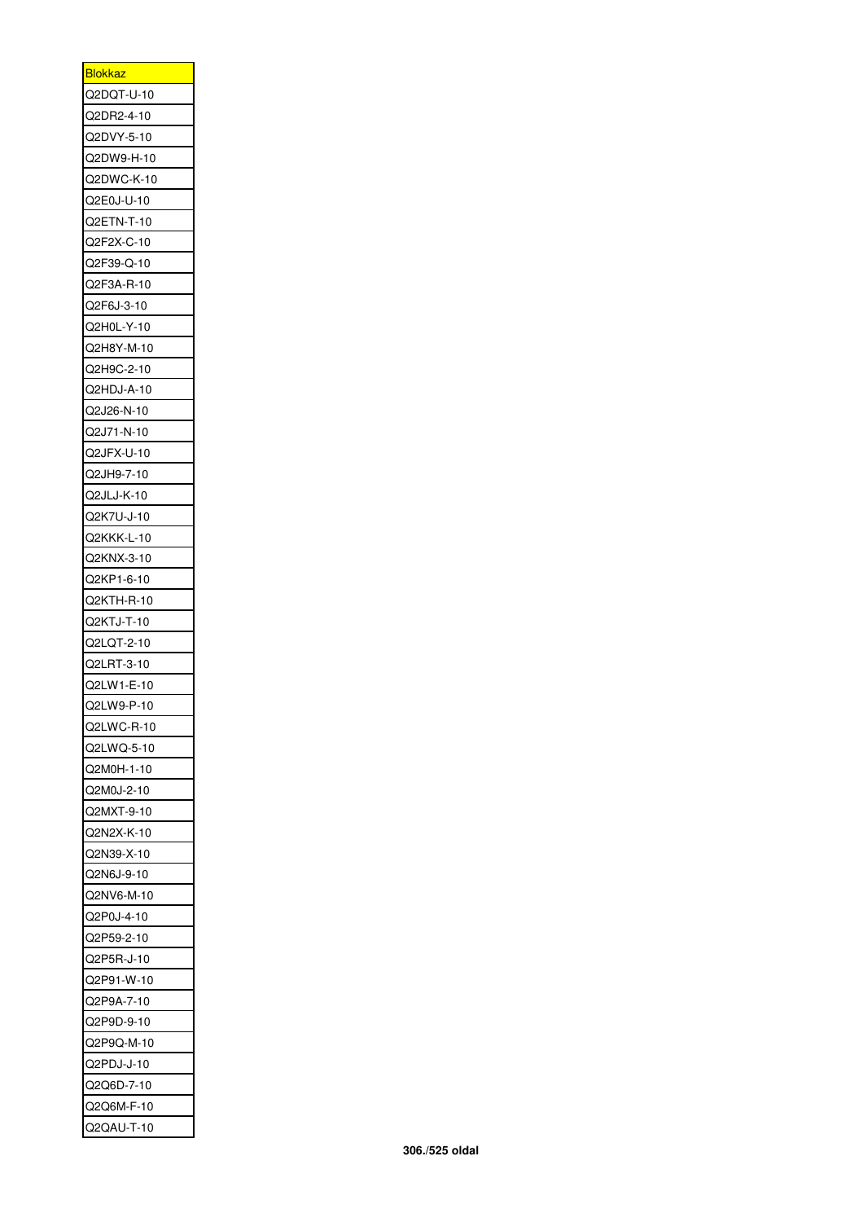| Blokkaz |
| --- |
| Q2DQT-U-10 |
| Q2DR2-4-10 |
| Q2DVY-5-10 |
| Q2DW9-H-10 |
| Q2DWC-K-10 |
| Q2E0J-U-10 |
| Q2ETN-T-10 |
| Q2F2X-C-10 |
| Q2F39-Q-10 |
| Q2F3A-R-10 |
| Q2F6J-3-10 |
| Q2H0L-Y-10 |
| Q2H8Y-M-10 |
| Q2H9C-2-10 |
| Q2HDJ-A-10 |
| Q2J26-N-10 |
| Q2J71-N-10 |
| Q2JFX-U-10 |
| Q2JH9-7-10 |
| Q2JLJ-K-10 |
| Q2K7U-J-10 |
| Q2KKK-L-10 |
| Q2KNX-3-10 |
| Q2KP1-6-10 |
| Q2KTH-R-10 |
| Q2KTJ-T-10 |
| Q2LQT-2-10 |
| Q2LRT-3-10 |
| Q2LW1-E-10 |
| Q2LW9-P-10 |
| Q2LWC-R-10 |
| Q2LWQ-5-10 |
| Q2M0H-1-10 |
| Q2M0J-2-10 |
| Q2MXT-9-10 |
| Q2N2X-K-10 |
| Q2N39-X-10 |
| Q2N6J-9-10 |
| Q2NV6-M-10 |
| Q2P0J-4-10 |
| Q2P59-2-10 |
| Q2P5R-J-10 |
| Q2P91-W-10 |
| Q2P9A-7-10 |
| Q2P9D-9-10 |
| Q2P9Q-M-10 |
| Q2PDJ-J-10 |
| Q2Q6D-7-10 |
| Q2Q6M-F-10 |
| Q2QAU-T-10 |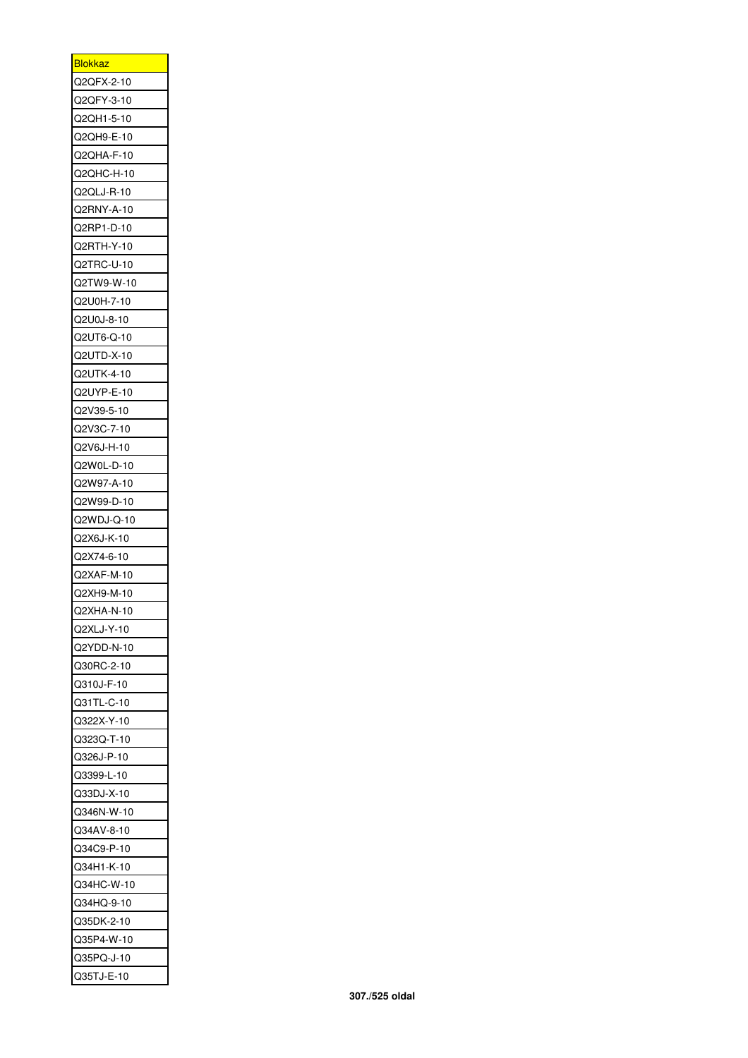| Blokkaz |
| --- |
| Q2QFX-2-10 |
| Q2QFY-3-10 |
| Q2QH1-5-10 |
| Q2QH9-E-10 |
| Q2QHA-F-10 |
| Q2QHC-H-10 |
| Q2QLJ-R-10 |
| Q2RNY-A-10 |
| Q2RP1-D-10 |
| Q2RTH-Y-10 |
| Q2TRC-U-10 |
| Q2TW9-W-10 |
| Q2U0H-7-10 |
| Q2U0J-8-10 |
| Q2UT6-Q-10 |
| Q2UTD-X-10 |
| Q2UTK-4-10 |
| Q2UYP-E-10 |
| Q2V39-5-10 |
| Q2V3C-7-10 |
| Q2V6J-H-10 |
| Q2W0L-D-10 |
| Q2W97-A-10 |
| Q2W99-D-10 |
| Q2WDJ-Q-10 |
| Q2X6J-K-10 |
| Q2X74-6-10 |
| Q2XAF-M-10 |
| Q2XH9-M-10 |
| Q2XHA-N-10 |
| Q2XLJ-Y-10 |
| Q2YDD-N-10 |
| Q30RC-2-10 |
| Q310J-F-10 |
| Q31TL-C-10 |
| Q322X-Y-10 |
| Q323Q-T-10 |
| Q326J-P-10 |
| Q3399-L-10 |
| Q33DJ-X-10 |
| Q346N-W-10 |
| Q34AV-8-10 |
| Q34C9-P-10 |
| Q34H1-K-10 |
| Q34HC-W-10 |
| Q34HQ-9-10 |
| Q35DK-2-10 |
| Q35P4-W-10 |
| Q35PQ-J-10 |
| Q35TJ-E-10 |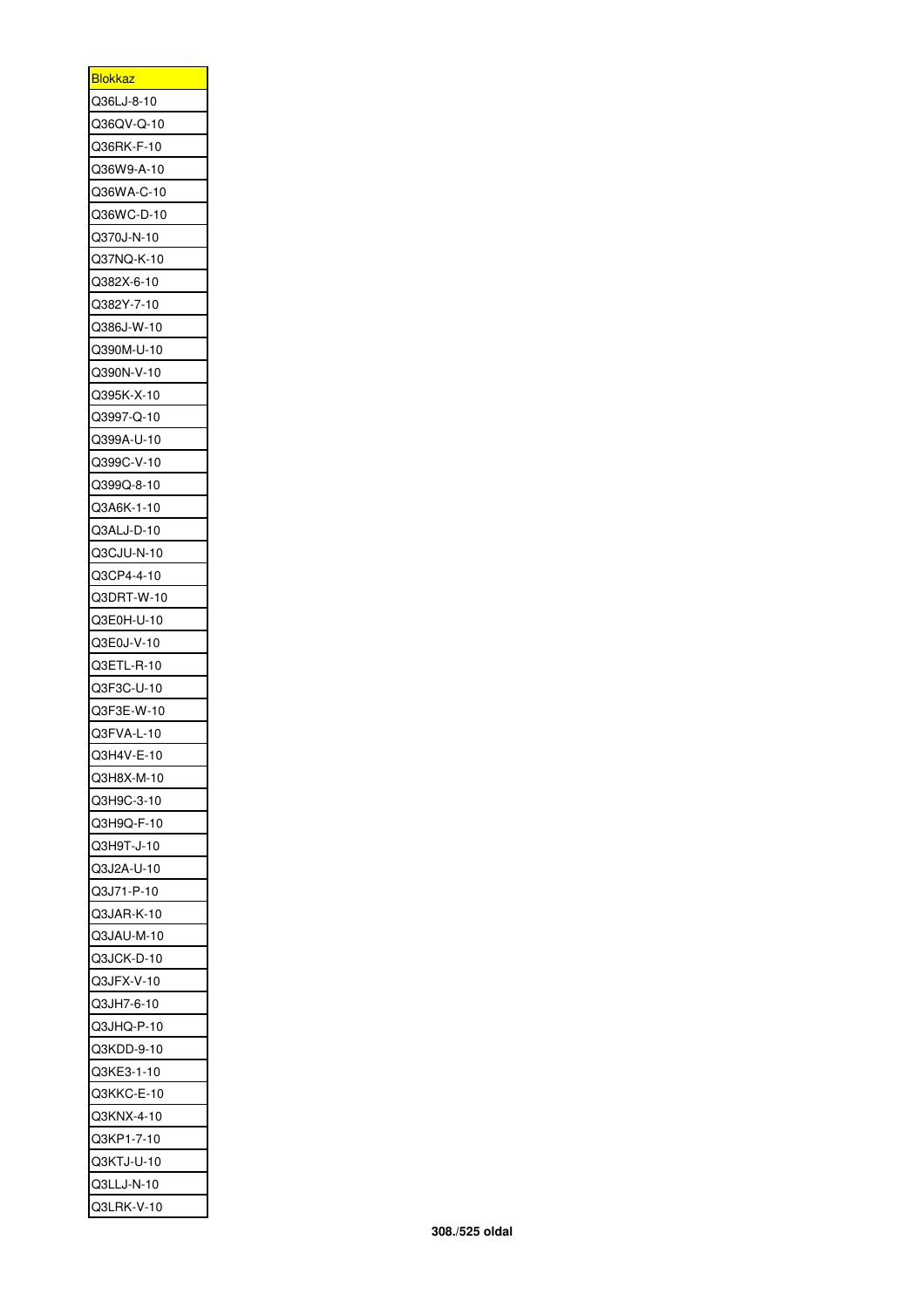| Blokkaz |
| --- |
| Q36LJ-8-10 |
| Q36QV-Q-10 |
| Q36RK-F-10 |
| Q36W9-A-10 |
| Q36WA-C-10 |
| Q36WC-D-10 |
| Q370J-N-10 |
| Q37NQ-K-10 |
| Q382X-6-10 |
| Q382Y-7-10 |
| Q386J-W-10 |
| Q390M-U-10 |
| Q390N-V-10 |
| Q395K-X-10 |
| Q3997-Q-10 |
| Q399A-U-10 |
| Q399C-V-10 |
| Q399Q-8-10 |
| Q3A6K-1-10 |
| Q3ALJ-D-10 |
| Q3CJU-N-10 |
| Q3CP4-4-10 |
| Q3DRT-W-10 |
| Q3E0H-U-10 |
| Q3E0J-V-10 |
| Q3ETL-R-10 |
| Q3F3C-U-10 |
| Q3F3E-W-10 |
| Q3FVA-L-10 |
| Q3H4V-E-10 |
| Q3H8X-M-10 |
| Q3H9C-3-10 |
| Q3H9Q-F-10 |
| Q3H9T-J-10 |
| Q3J2A-U-10 |
| Q3J71-P-10 |
| Q3JAR-K-10 |
| Q3JAU-M-10 |
| Q3JCK-D-10 |
| Q3JFX-V-10 |
| Q3JH7-6-10 |
| Q3JHQ-P-10 |
| Q3KDD-9-10 |
| Q3KE3-1-10 |
| Q3KKC-E-10 |
| Q3KNX-4-10 |
| Q3KP1-7-10 |
| Q3KTJ-U-10 |
| Q3LLJ-N-10 |
| Q3LRK-V-10 |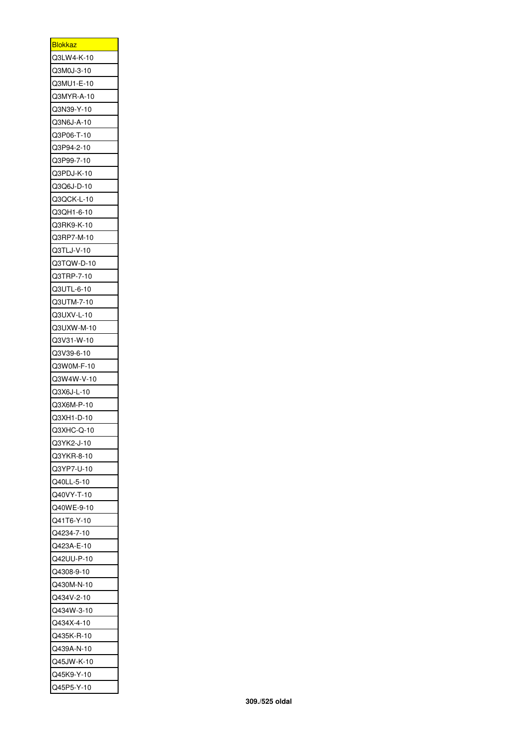| Blokkaz |
| --- |
| Q3LW4-K-10 |
| Q3M0J-3-10 |
| Q3MU1-E-10 |
| Q3MYR-A-10 |
| Q3N39-Y-10 |
| Q3N6J-A-10 |
| Q3P06-T-10 |
| Q3P94-2-10 |
| Q3P99-7-10 |
| Q3PDJ-K-10 |
| Q3Q6J-D-10 |
| Q3QCK-L-10 |
| Q3QH1-6-10 |
| Q3RK9-K-10 |
| Q3RP7-M-10 |
| Q3TLJ-V-10 |
| Q3TQW-D-10 |
| Q3TRP-7-10 |
| Q3UTL-6-10 |
| Q3UTM-7-10 |
| Q3UXV-L-10 |
| Q3UXW-M-10 |
| Q3V31-W-10 |
| Q3V39-6-10 |
| Q3W0M-F-10 |
| Q3W4W-V-10 |
| Q3X6J-L-10 |
| Q3X6M-P-10 |
| Q3XH1-D-10 |
| Q3XHC-Q-10 |
| Q3YK2-J-10 |
| Q3YKR-8-10 |
| Q3YP7-U-10 |
| Q40LL-5-10 |
| Q40VY-T-10 |
| Q40WE-9-10 |
| Q41T6-Y-10 |
| Q4234-7-10 |
| Q423A-E-10 |
| Q42UU-P-10 |
| Q4308-9-10 |
| Q430M-N-10 |
| Q434V-2-10 |
| Q434W-3-10 |
| Q434X-4-10 |
| Q435K-R-10 |
| Q439A-N-10 |
| Q45JW-K-10 |
| Q45K9-Y-10 |
| Q45P5-Y-10 |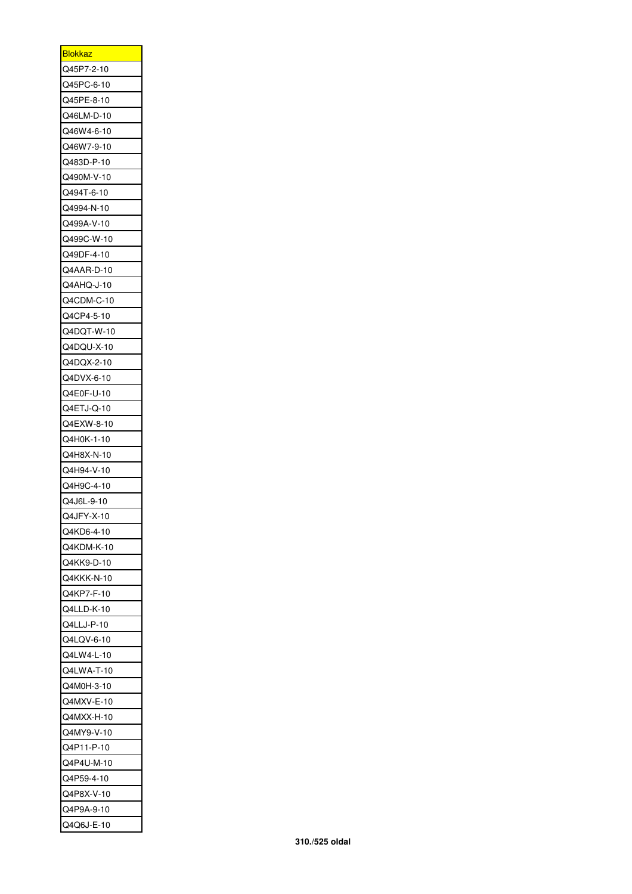| Blokkaz |
|---|
| Q45P7-2-10 |
| Q45PC-6-10 |
| Q45PE-8-10 |
| Q46LM-D-10 |
| Q46W4-6-10 |
| Q46W7-9-10 |
| Q483D-P-10 |
| Q490M-V-10 |
| Q494T-6-10 |
| Q4994-N-10 |
| Q499A-V-10 |
| Q499C-W-10 |
| Q49DF-4-10 |
| Q4AAR-D-10 |
| Q4AHQ-J-10 |
| Q4CDM-C-10 |
| Q4CP4-5-10 |
| Q4DQT-W-10 |
| Q4DQU-X-10 |
| Q4DQX-2-10 |
| Q4DVX-6-10 |
| Q4E0F-U-10 |
| Q4ETJ-Q-10 |
| Q4EXW-8-10 |
| Q4H0K-1-10 |
| Q4H8X-N-10 |
| Q4H94-V-10 |
| Q4H9C-4-10 |
| Q4J6L-9-10 |
| Q4JFY-X-10 |
| Q4KD6-4-10 |
| Q4KDM-K-10 |
| Q4KK9-D-10 |
| Q4KKK-N-10 |
| Q4KP7-F-10 |
| Q4LLD-K-10 |
| Q4LLJ-P-10 |
| Q4LQV-6-10 |
| Q4LW4-L-10 |
| Q4LWA-T-10 |
| Q4M0H-3-10 |
| Q4MXV-E-10 |
| Q4MXX-H-10 |
| Q4MY9-V-10 |
| Q4P11-P-10 |
| Q4P4U-M-10 |
| Q4P59-4-10 |
| Q4P8X-V-10 |
| Q4P9A-9-10 |
| Q4Q6J-E-10 |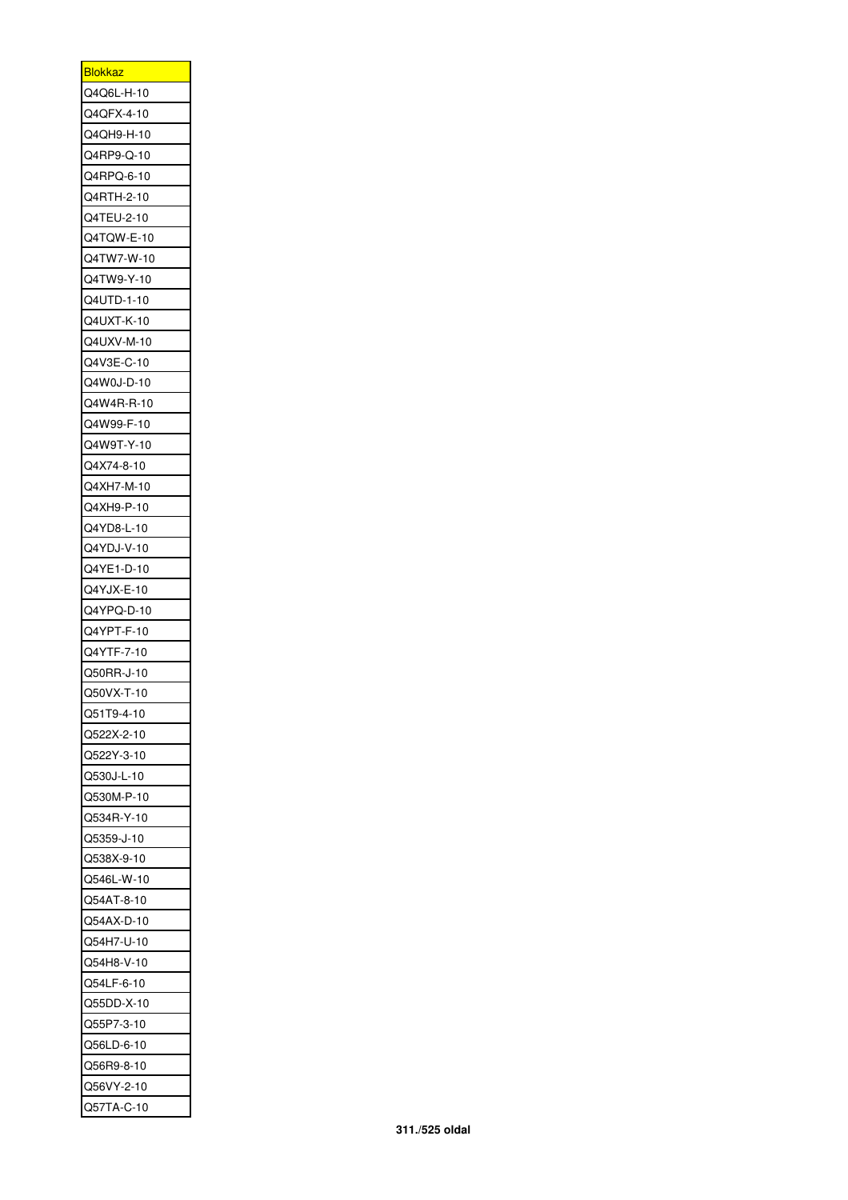| Blokkaz |
|---|
| Q4Q6L-H-10 |
| Q4QFX-4-10 |
| Q4QH9-H-10 |
| Q4RP9-Q-10 |
| Q4RPQ-6-10 |
| Q4RTH-2-10 |
| Q4TEU-2-10 |
| Q4TQW-E-10 |
| Q4TW7-W-10 |
| Q4TW9-Y-10 |
| Q4UTD-1-10 |
| Q4UXT-K-10 |
| Q4UXV-M-10 |
| Q4V3E-C-10 |
| Q4W0J-D-10 |
| Q4W4R-R-10 |
| Q4W99-F-10 |
| Q4W9T-Y-10 |
| Q4X74-8-10 |
| Q4XH7-M-10 |
| Q4XH9-P-10 |
| Q4YD8-L-10 |
| Q4YDJ-V-10 |
| Q4YE1-D-10 |
| Q4YJX-E-10 |
| Q4YPQ-D-10 |
| Q4YPT-F-10 |
| Q4YTF-7-10 |
| Q50RR-J-10 |
| Q50VX-T-10 |
| Q51T9-4-10 |
| Q522X-2-10 |
| Q522Y-3-10 |
| Q530J-L-10 |
| Q530M-P-10 |
| Q534R-Y-10 |
| Q5359-J-10 |
| Q538X-9-10 |
| Q546L-W-10 |
| Q54AT-8-10 |
| Q54AX-D-10 |
| Q54H7-U-10 |
| Q54H8-V-10 |
| Q54LF-6-10 |
| Q55DD-X-10 |
| Q55P7-3-10 |
| Q56LD-6-10 |
| Q56R9-8-10 |
| Q56VY-2-10 |
| Q57TA-C-10 |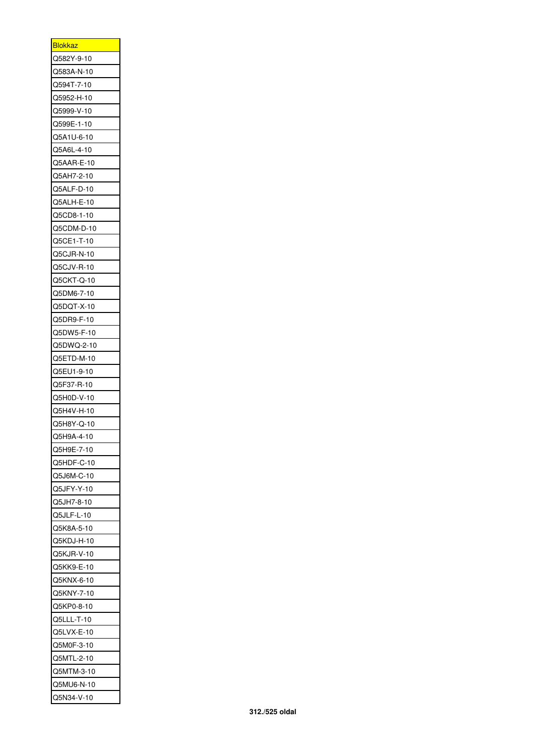| Blokkaz |
|---|
| Q582Y-9-10 |
| Q583A-N-10 |
| Q594T-7-10 |
| Q5952-H-10 |
| Q5999-V-10 |
| Q599E-1-10 |
| Q5A1U-6-10 |
| Q5A6L-4-10 |
| Q5AAR-E-10 |
| Q5AH7-2-10 |
| Q5ALF-D-10 |
| Q5ALH-E-10 |
| Q5CD8-1-10 |
| Q5CDM-D-10 |
| Q5CE1-T-10 |
| Q5CJR-N-10 |
| Q5CJV-R-10 |
| Q5CKT-Q-10 |
| Q5DM6-7-10 |
| Q5DQT-X-10 |
| Q5DR9-F-10 |
| Q5DW5-F-10 |
| Q5DWQ-2-10 |
| Q5ETD-M-10 |
| Q5EU1-9-10 |
| Q5F37-R-10 |
| Q5H0D-V-10 |
| Q5H4V-H-10 |
| Q5H8Y-Q-10 |
| Q5H9A-4-10 |
| Q5H9E-7-10 |
| Q5HDF-C-10 |
| Q5J6M-C-10 |
| Q5JFY-Y-10 |
| Q5JH7-8-10 |
| Q5JLF-L-10 |
| Q5K8A-5-10 |
| Q5KDJ-H-10 |
| Q5KJR-V-10 |
| Q5KK9-E-10 |
| Q5KNX-6-10 |
| Q5KNY-7-10 |
| Q5KP0-8-10 |
| Q5LLL-T-10 |
| Q5LVX-E-10 |
| Q5M0F-3-10 |
| Q5MTL-2-10 |
| Q5MTM-3-10 |
| Q5MU6-N-10 |
| Q5N34-V-10 |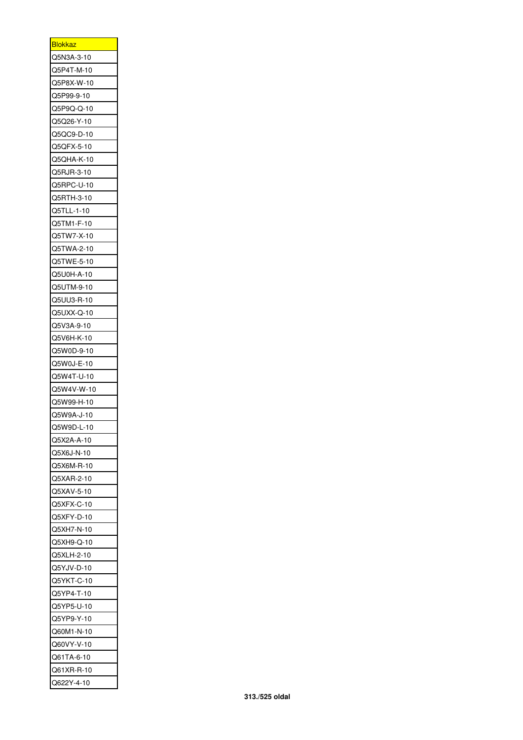| Blokkaz |
| --- |
| Q5N3A-3-10 |
| Q5P4T-M-10 |
| Q5P8X-W-10 |
| Q5P99-9-10 |
| Q5P9Q-Q-10 |
| Q5Q26-Y-10 |
| Q5QC9-D-10 |
| Q5QFX-5-10 |
| Q5QHA-K-10 |
| Q5RJR-3-10 |
| Q5RPC-U-10 |
| Q5RTH-3-10 |
| Q5TLL-1-10 |
| Q5TM1-F-10 |
| Q5TW7-X-10 |
| Q5TWA-2-10 |
| Q5TWE-5-10 |
| Q5U0H-A-10 |
| Q5UTM-9-10 |
| Q5UU3-R-10 |
| Q5UXX-Q-10 |
| Q5V3A-9-10 |
| Q5V6H-K-10 |
| Q5W0D-9-10 |
| Q5W0J-E-10 |
| Q5W4T-U-10 |
| Q5W4V-W-10 |
| Q5W99-H-10 |
| Q5W9A-J-10 |
| Q5W9D-L-10 |
| Q5X2A-A-10 |
| Q5X6J-N-10 |
| Q5X6M-R-10 |
| Q5XAR-2-10 |
| Q5XAV-5-10 |
| Q5XFX-C-10 |
| Q5XFY-D-10 |
| Q5XH7-N-10 |
| Q5XH9-Q-10 |
| Q5XLH-2-10 |
| Q5YJV-D-10 |
| Q5YKT-C-10 |
| Q5YP4-T-10 |
| Q5YP5-U-10 |
| Q5YP9-Y-10 |
| Q60M1-N-10 |
| Q60VY-V-10 |
| Q61TA-6-10 |
| Q61XR-R-10 |
| Q622Y-4-10 |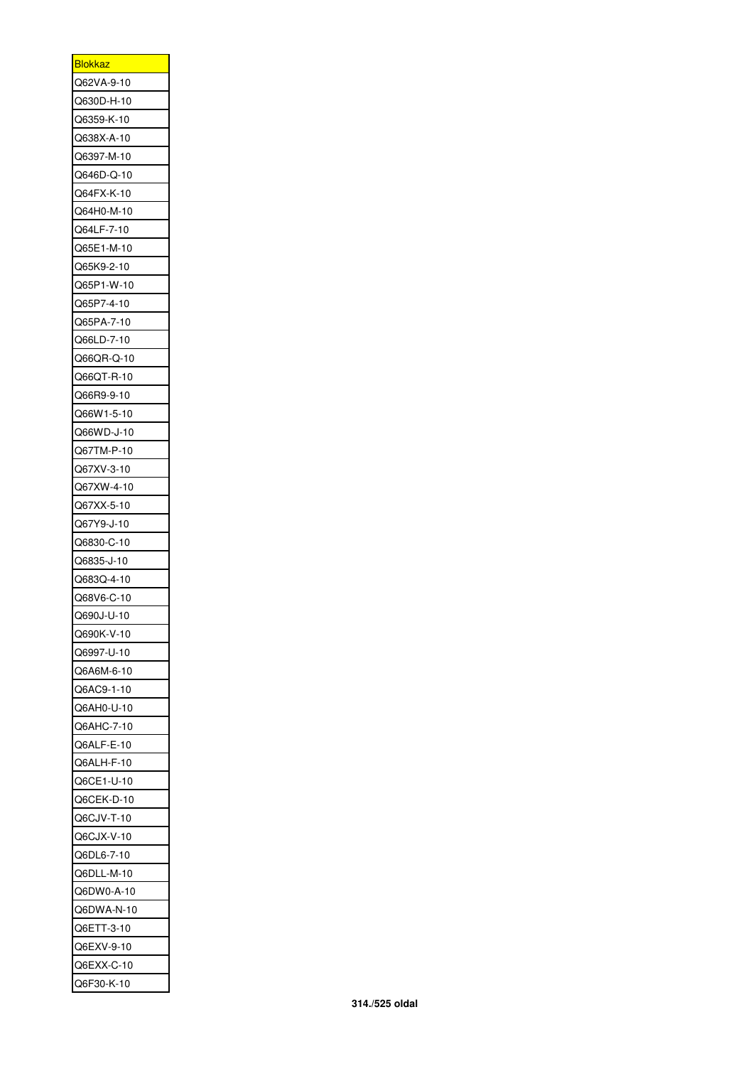| Blokkaz |
|---|
| Q62VA-9-10 |
| Q630D-H-10 |
| Q6359-K-10 |
| Q638X-A-10 |
| Q6397-M-10 |
| Q646D-Q-10 |
| Q64FX-K-10 |
| Q64H0-M-10 |
| Q64LF-7-10 |
| Q65E1-M-10 |
| Q65K9-2-10 |
| Q65P1-W-10 |
| Q65P7-4-10 |
| Q65PA-7-10 |
| Q66LD-7-10 |
| Q66QR-Q-10 |
| Q66QT-R-10 |
| Q66R9-9-10 |
| Q66W1-5-10 |
| Q66WD-J-10 |
| Q67TM-P-10 |
| Q67XV-3-10 |
| Q67XW-4-10 |
| Q67XX-5-10 |
| Q67Y9-J-10 |
| Q6830-C-10 |
| Q6835-J-10 |
| Q683Q-4-10 |
| Q68V6-C-10 |
| Q690J-U-10 |
| Q690K-V-10 |
| Q6997-U-10 |
| Q6A6M-6-10 |
| Q6AC9-1-10 |
| Q6AH0-U-10 |
| Q6AHC-7-10 |
| Q6ALF-E-10 |
| Q6ALH-F-10 |
| Q6CE1-U-10 |
| Q6CEK-D-10 |
| Q6CJV-T-10 |
| Q6CJX-V-10 |
| Q6DL6-7-10 |
| Q6DLL-M-10 |
| Q6DW0-A-10 |
| Q6DWA-N-10 |
| Q6ETT-3-10 |
| Q6EXV-9-10 |
| Q6EXX-C-10 |
| Q6F30-K-10 |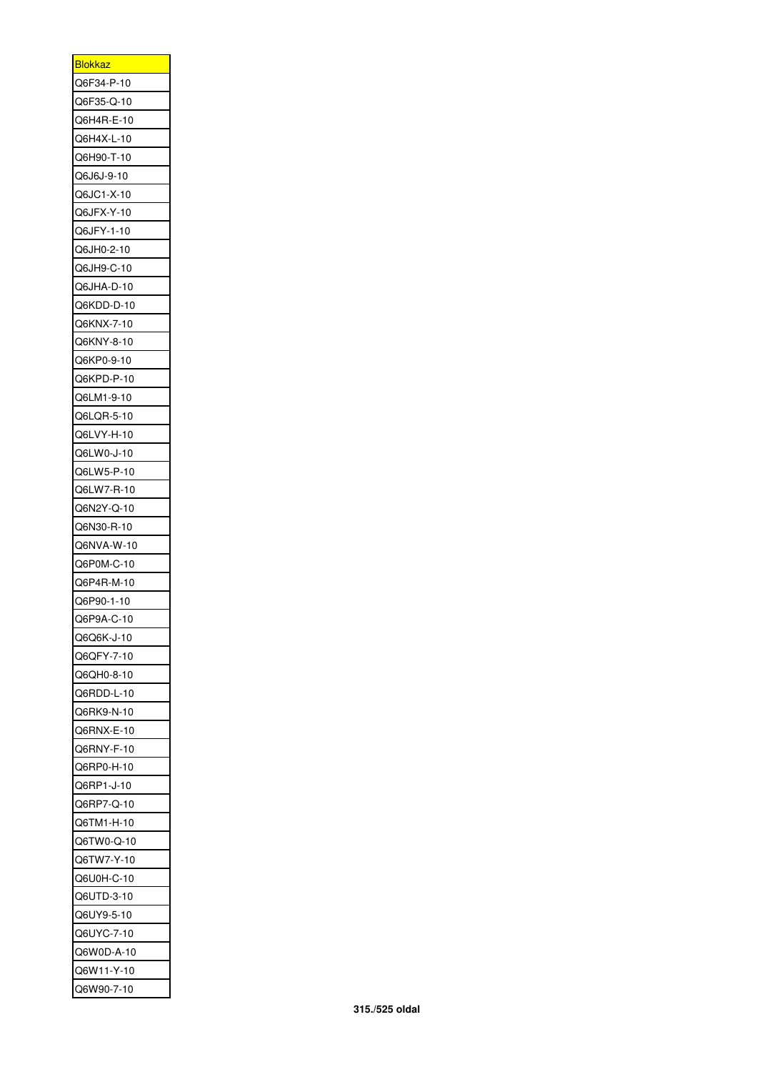| Blokkaz |
|---|
| Q6F34-P-10 |
| Q6F35-Q-10 |
| Q6H4R-E-10 |
| Q6H4X-L-10 |
| Q6H90-T-10 |
| Q6J6J-9-10 |
| Q6JC1-X-10 |
| Q6JFX-Y-10 |
| Q6JFY-1-10 |
| Q6JH0-2-10 |
| Q6JH9-C-10 |
| Q6JHA-D-10 |
| Q6KDD-D-10 |
| Q6KNX-7-10 |
| Q6KNY-8-10 |
| Q6KP0-9-10 |
| Q6KPD-P-10 |
| Q6LM1-9-10 |
| Q6LQR-5-10 |
| Q6LVY-H-10 |
| Q6LW0-J-10 |
| Q6LW5-P-10 |
| Q6LW7-R-10 |
| Q6N2Y-Q-10 |
| Q6N30-R-10 |
| Q6NVA-W-10 |
| Q6P0M-C-10 |
| Q6P4R-M-10 |
| Q6P90-1-10 |
| Q6P9A-C-10 |
| Q6Q6K-J-10 |
| Q6QFY-7-10 |
| Q6QH0-8-10 |
| Q6RDD-L-10 |
| Q6RK9-N-10 |
| Q6RNX-E-10 |
| Q6RNY-F-10 |
| Q6RP0-H-10 |
| Q6RP1-J-10 |
| Q6RP7-Q-10 |
| Q6TM1-H-10 |
| Q6TW0-Q-10 |
| Q6TW7-Y-10 |
| Q6U0H-C-10 |
| Q6UTD-3-10 |
| Q6UY9-5-10 |
| Q6UYC-7-10 |
| Q6W0D-A-10 |
| Q6W11-Y-10 |
| Q6W90-7-10 |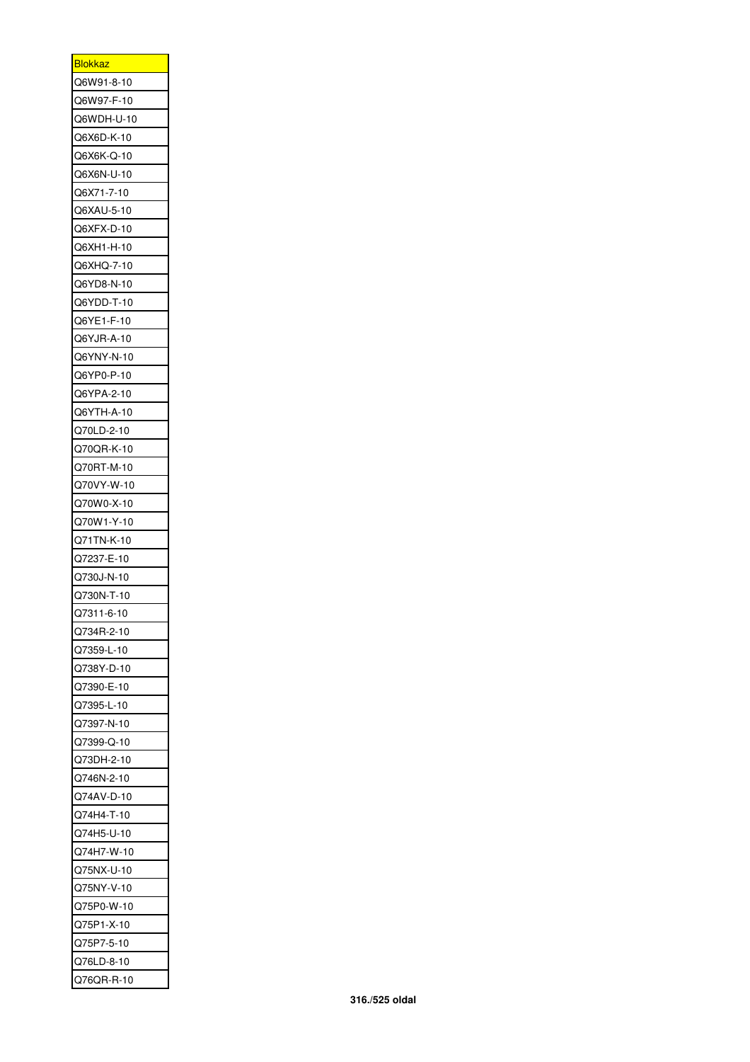| Blokkaz |
| --- |
| Q6W91-8-10 |
| Q6W97-F-10 |
| Q6WDH-U-10 |
| Q6X6D-K-10 |
| Q6X6K-Q-10 |
| Q6X6N-U-10 |
| Q6X71-7-10 |
| Q6XAU-5-10 |
| Q6XFX-D-10 |
| Q6XH1-H-10 |
| Q6XHQ-7-10 |
| Q6YD8-N-10 |
| Q6YDD-T-10 |
| Q6YE1-F-10 |
| Q6YJR-A-10 |
| Q6YNY-N-10 |
| Q6YP0-P-10 |
| Q6YPA-2-10 |
| Q6YTH-A-10 |
| Q70LD-2-10 |
| Q70QR-K-10 |
| Q70RT-M-10 |
| Q70VY-W-10 |
| Q70W0-X-10 |
| Q70W1-Y-10 |
| Q71TN-K-10 |
| Q7237-E-10 |
| Q730J-N-10 |
| Q730N-T-10 |
| Q7311-6-10 |
| Q734R-2-10 |
| Q7359-L-10 |
| Q738Y-D-10 |
| Q7390-E-10 |
| Q7395-L-10 |
| Q7397-N-10 |
| Q7399-Q-10 |
| Q73DH-2-10 |
| Q746N-2-10 |
| Q74AV-D-10 |
| Q74H4-T-10 |
| Q74H5-U-10 |
| Q74H7-W-10 |
| Q75NX-U-10 |
| Q75NY-V-10 |
| Q75P0-W-10 |
| Q75P1-X-10 |
| Q75P7-5-10 |
| Q76LD-8-10 |
| Q76QR-R-10 |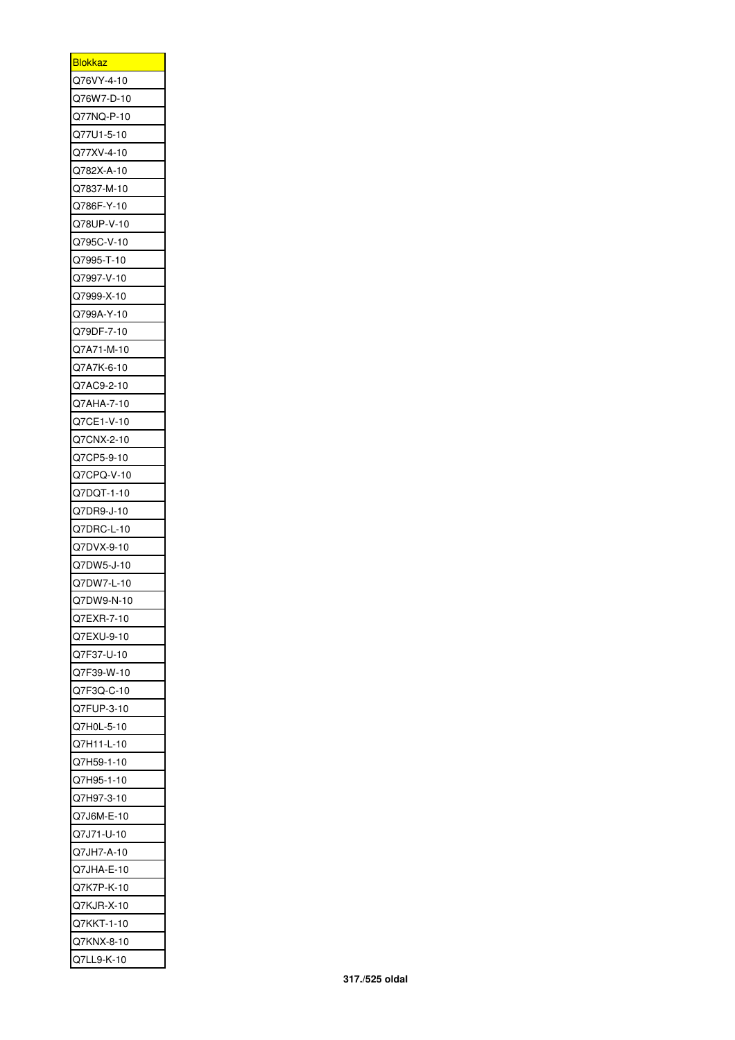| Blokkaz |
|---|
| Q76VY-4-10 |
| Q76W7-D-10 |
| Q77NQ-P-10 |
| Q77U1-5-10 |
| Q77XV-4-10 |
| Q782X-A-10 |
| Q7837-M-10 |
| Q786F-Y-10 |
| Q78UP-V-10 |
| Q795C-V-10 |
| Q7995-T-10 |
| Q7997-V-10 |
| Q7999-X-10 |
| Q799A-Y-10 |
| Q79DF-7-10 |
| Q7A71-M-10 |
| Q7A7K-6-10 |
| Q7AC9-2-10 |
| Q7AHA-7-10 |
| Q7CE1-V-10 |
| Q7CNX-2-10 |
| Q7CP5-9-10 |
| Q7CPQ-V-10 |
| Q7DQT-1-10 |
| Q7DR9-J-10 |
| Q7DRC-L-10 |
| Q7DVX-9-10 |
| Q7DW5-J-10 |
| Q7DW7-L-10 |
| Q7DW9-N-10 |
| Q7EXR-7-10 |
| Q7EXU-9-10 |
| Q7F37-U-10 |
| Q7F39-W-10 |
| Q7F3Q-C-10 |
| Q7FUP-3-10 |
| Q7H0L-5-10 |
| Q7H11-L-10 |
| Q7H59-1-10 |
| Q7H95-1-10 |
| Q7H97-3-10 |
| Q7J6M-E-10 |
| Q7J71-U-10 |
| Q7JH7-A-10 |
| Q7JHA-E-10 |
| Q7K7P-K-10 |
| Q7KJR-X-10 |
| Q7KKT-1-10 |
| Q7KNX-8-10 |
| Q7LL9-K-10 |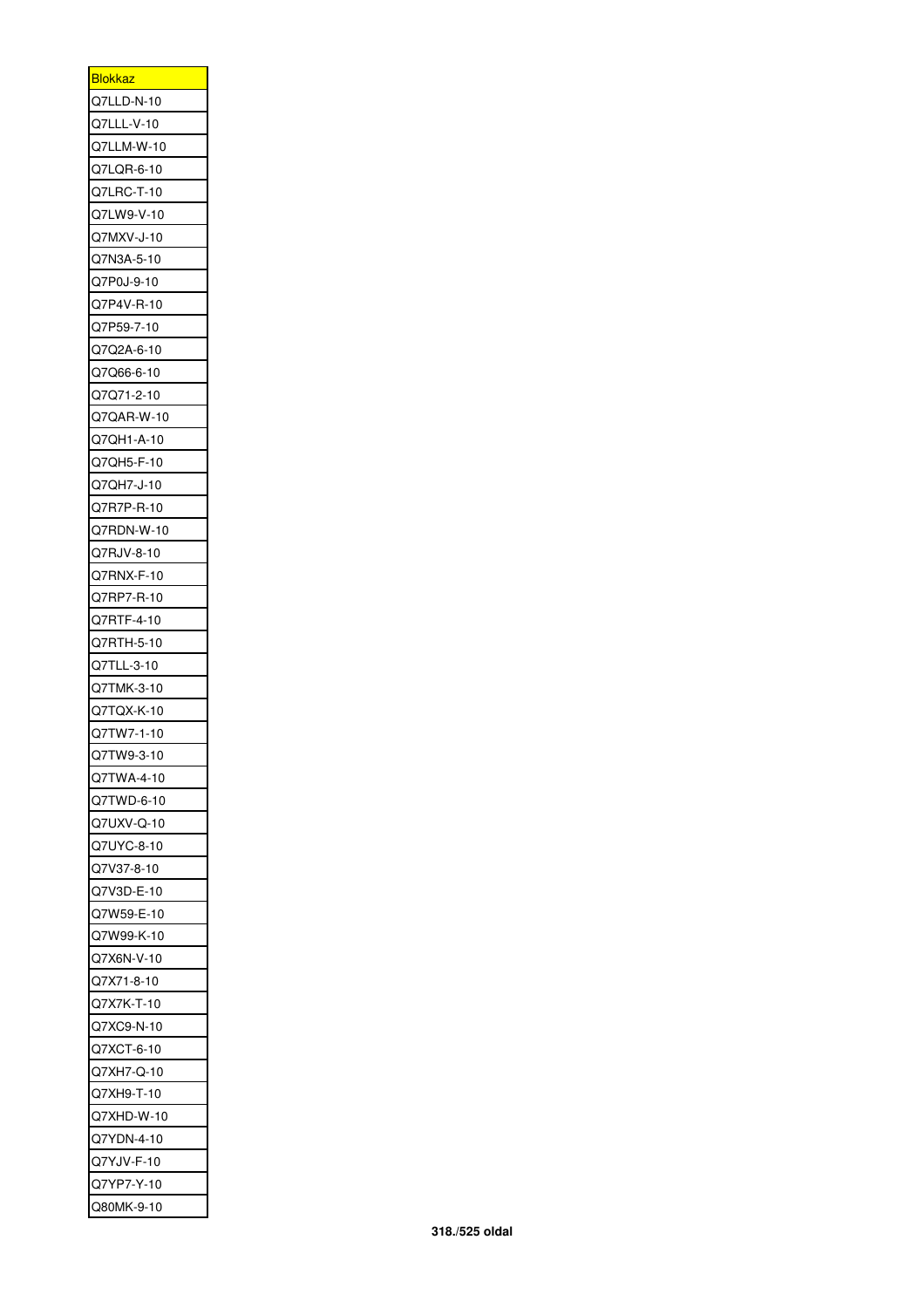| Blokkaz |
|---|
| Q7LLD-N-10 |
| Q7LLL-V-10 |
| Q7LLM-W-10 |
| Q7LQR-6-10 |
| Q7LRC-T-10 |
| Q7LW9-V-10 |
| Q7MXV-J-10 |
| Q7N3A-5-10 |
| Q7P0J-9-10 |
| Q7P4V-R-10 |
| Q7P59-7-10 |
| Q7Q2A-6-10 |
| Q7Q66-6-10 |
| Q7Q71-2-10 |
| Q7QAR-W-10 |
| Q7QH1-A-10 |
| Q7QH5-F-10 |
| Q7QH7-J-10 |
| Q7R7P-R-10 |
| Q7RDN-W-10 |
| Q7RJV-8-10 |
| Q7RNX-F-10 |
| Q7RP7-R-10 |
| Q7RTF-4-10 |
| Q7RTH-5-10 |
| Q7TLL-3-10 |
| Q7TMK-3-10 |
| Q7TQX-K-10 |
| Q7TW7-1-10 |
| Q7TW9-3-10 |
| Q7TWA-4-10 |
| Q7TWD-6-10 |
| Q7UXV-Q-10 |
| Q7UYC-8-10 |
| Q7V37-8-10 |
| Q7V3D-E-10 |
| Q7W59-E-10 |
| Q7W99-K-10 |
| Q7X6N-V-10 |
| Q7X71-8-10 |
| Q7X7K-T-10 |
| Q7XC9-N-10 |
| Q7XCT-6-10 |
| Q7XH7-Q-10 |
| Q7XH9-T-10 |
| Q7XHD-W-10 |
| Q7YDN-4-10 |
| Q7YJV-F-10 |
| Q7YP7-Y-10 |
| Q80MK-9-10 |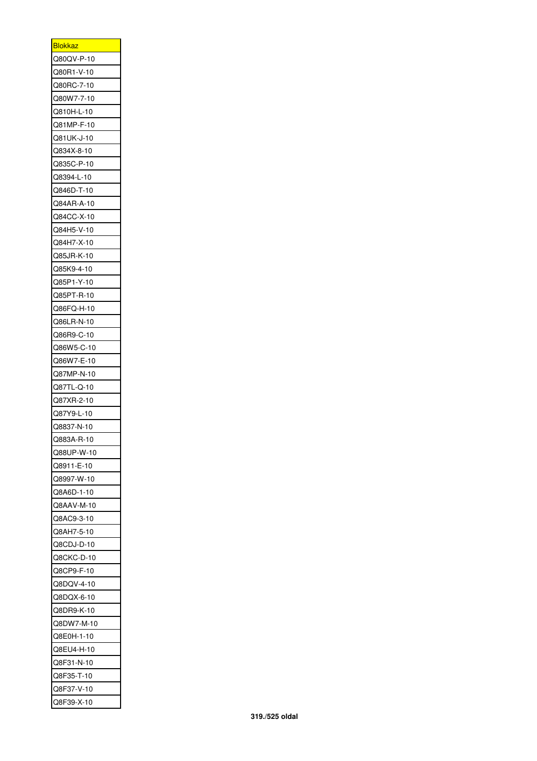| Blokkaz |
| --- |
| Q80QV-P-10 |
| Q80R1-V-10 |
| Q80RC-7-10 |
| Q80W7-7-10 |
| Q810H-L-10 |
| Q81MP-F-10 |
| Q81UK-J-10 |
| Q834X-8-10 |
| Q835C-P-10 |
| Q8394-L-10 |
| Q846D-T-10 |
| Q84AR-A-10 |
| Q84CC-X-10 |
| Q84H5-V-10 |
| Q84H7-X-10 |
| Q85JR-K-10 |
| Q85K9-4-10 |
| Q85P1-Y-10 |
| Q85PT-R-10 |
| Q86FQ-H-10 |
| Q86LR-N-10 |
| Q86R9-C-10 |
| Q86W5-C-10 |
| Q86W7-E-10 |
| Q87MP-N-10 |
| Q87TL-Q-10 |
| Q87XR-2-10 |
| Q87Y9-L-10 |
| Q8837-N-10 |
| Q883A-R-10 |
| Q88UP-W-10 |
| Q8911-E-10 |
| Q8997-W-10 |
| Q8A6D-1-10 |
| Q8AAV-M-10 |
| Q8AC9-3-10 |
| Q8AH7-5-10 |
| Q8CDJ-D-10 |
| Q8CKC-D-10 |
| Q8CP9-F-10 |
| Q8DQV-4-10 |
| Q8DQX-6-10 |
| Q8DR9-K-10 |
| Q8DW7-M-10 |
| Q8E0H-1-10 |
| Q8EU4-H-10 |
| Q8F31-N-10 |
| Q8F35-T-10 |
| Q8F37-V-10 |
| Q8F39-X-10 |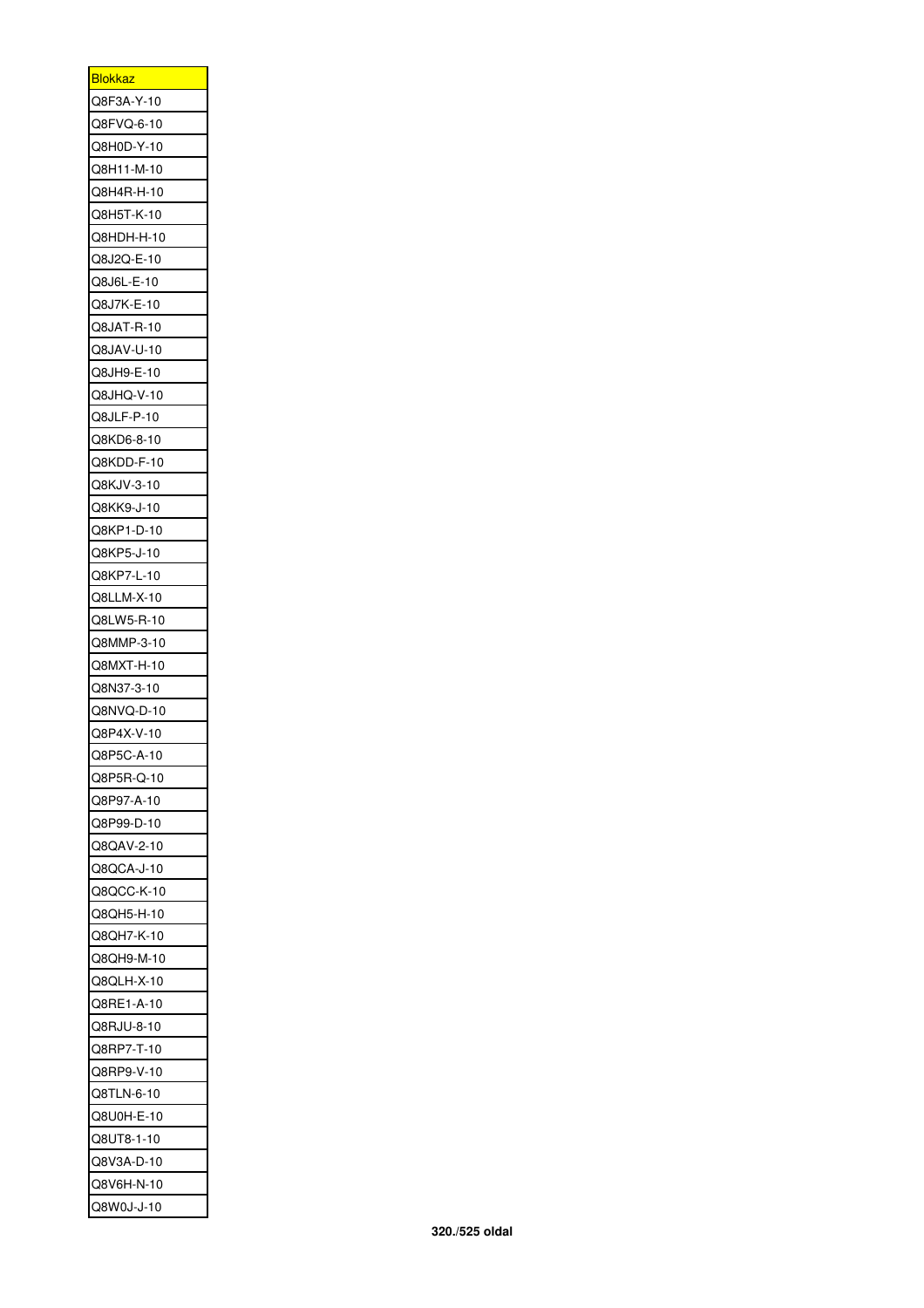| Blokkaz |
|---|
| Q8F3A-Y-10 |
| Q8FVQ-6-10 |
| Q8H0D-Y-10 |
| Q8H11-M-10 |
| Q8H4R-H-10 |
| Q8H5T-K-10 |
| Q8HDH-H-10 |
| Q8J2Q-E-10 |
| Q8J6L-E-10 |
| Q8J7K-E-10 |
| Q8JAT-R-10 |
| Q8JAV-U-10 |
| Q8JH9-E-10 |
| Q8JHQ-V-10 |
| Q8JLF-P-10 |
| Q8KD6-8-10 |
| Q8KDD-F-10 |
| Q8KJV-3-10 |
| Q8KK9-J-10 |
| Q8KP1-D-10 |
| Q8KP5-J-10 |
| Q8KP7-L-10 |
| Q8LLM-X-10 |
| Q8LW5-R-10 |
| Q8MMP-3-10 |
| Q8MXT-H-10 |
| Q8N37-3-10 |
| Q8NVQ-D-10 |
| Q8P4X-V-10 |
| Q8P5C-A-10 |
| Q8P5R-Q-10 |
| Q8P97-A-10 |
| Q8P99-D-10 |
| Q8QAV-2-10 |
| Q8QCA-J-10 |
| Q8QCC-K-10 |
| Q8QH5-H-10 |
| Q8QH7-K-10 |
| Q8QH9-M-10 |
| Q8QLH-X-10 |
| Q8RE1-A-10 |
| Q8RJU-8-10 |
| Q8RP7-T-10 |
| Q8RP9-V-10 |
| Q8TLN-6-10 |
| Q8U0H-E-10 |
| Q8UT8-1-10 |
| Q8V3A-D-10 |
| Q8V6H-N-10 |
| Q8W0J-J-10 |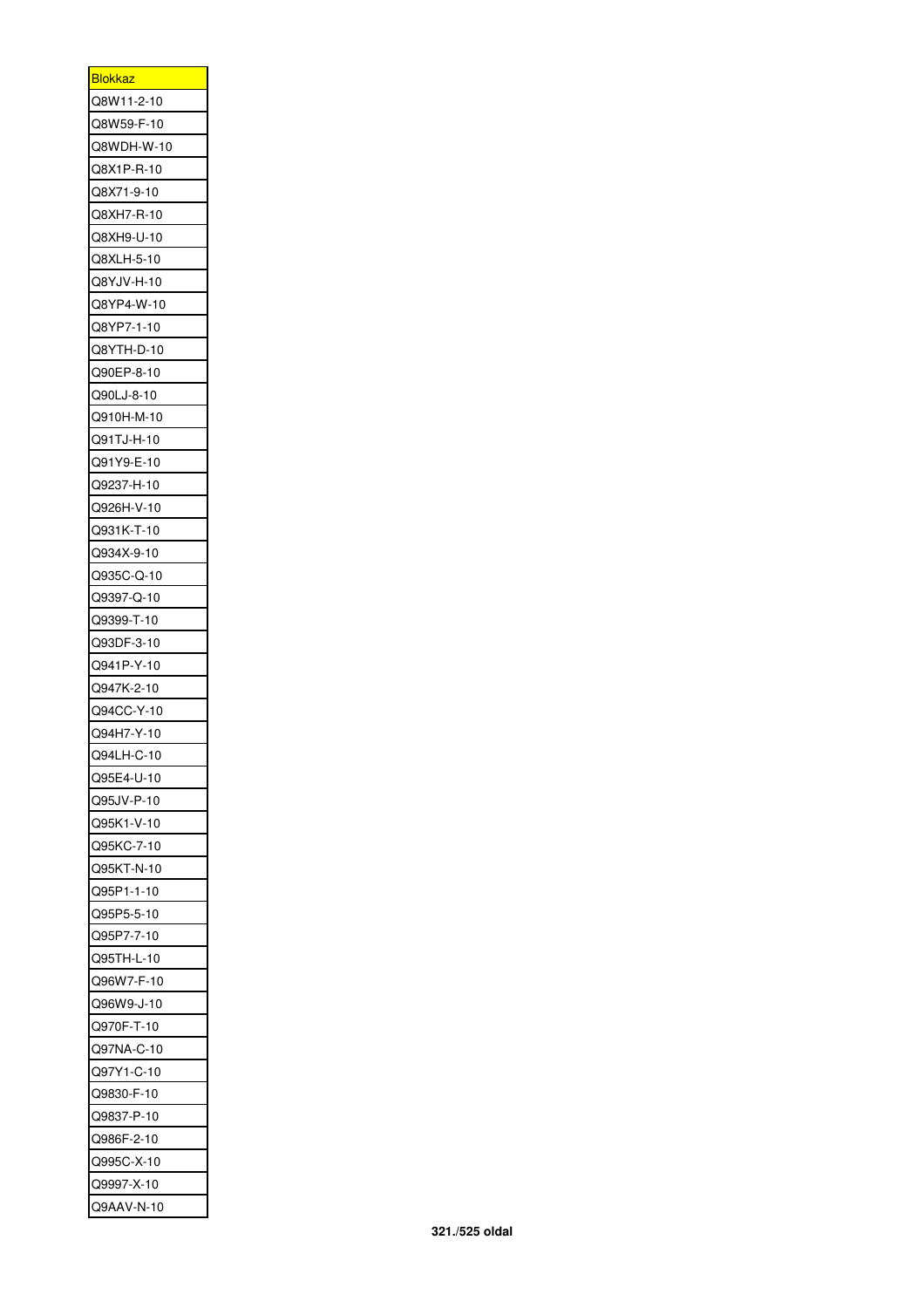| Blokkaz |
| --- |
| Q8W11-2-10 |
| Q8W59-F-10 |
| Q8WDH-W-10 |
| Q8X1P-R-10 |
| Q8X71-9-10 |
| Q8XH7-R-10 |
| Q8XH9-U-10 |
| Q8XLH-5-10 |
| Q8YJV-H-10 |
| Q8YP4-W-10 |
| Q8YP7-1-10 |
| Q8YTH-D-10 |
| Q90EP-8-10 |
| Q90LJ-8-10 |
| Q910H-M-10 |
| Q91TJ-H-10 |
| Q91Y9-E-10 |
| Q9237-H-10 |
| Q926H-V-10 |
| Q931K-T-10 |
| Q934X-9-10 |
| Q935C-Q-10 |
| Q9397-Q-10 |
| Q9399-T-10 |
| Q93DF-3-10 |
| Q941P-Y-10 |
| Q947K-2-10 |
| Q94CC-Y-10 |
| Q94H7-Y-10 |
| Q94LH-C-10 |
| Q95E4-U-10 |
| Q95JV-P-10 |
| Q95K1-V-10 |
| Q95KC-7-10 |
| Q95KT-N-10 |
| Q95P1-1-10 |
| Q95P5-5-10 |
| Q95P7-7-10 |
| Q95TH-L-10 |
| Q96W7-F-10 |
| Q96W9-J-10 |
| Q970F-T-10 |
| Q97NA-C-10 |
| Q97Y1-C-10 |
| Q9830-F-10 |
| Q9837-P-10 |
| Q986F-2-10 |
| Q995C-X-10 |
| Q9997-X-10 |
| Q9AAV-N-10 |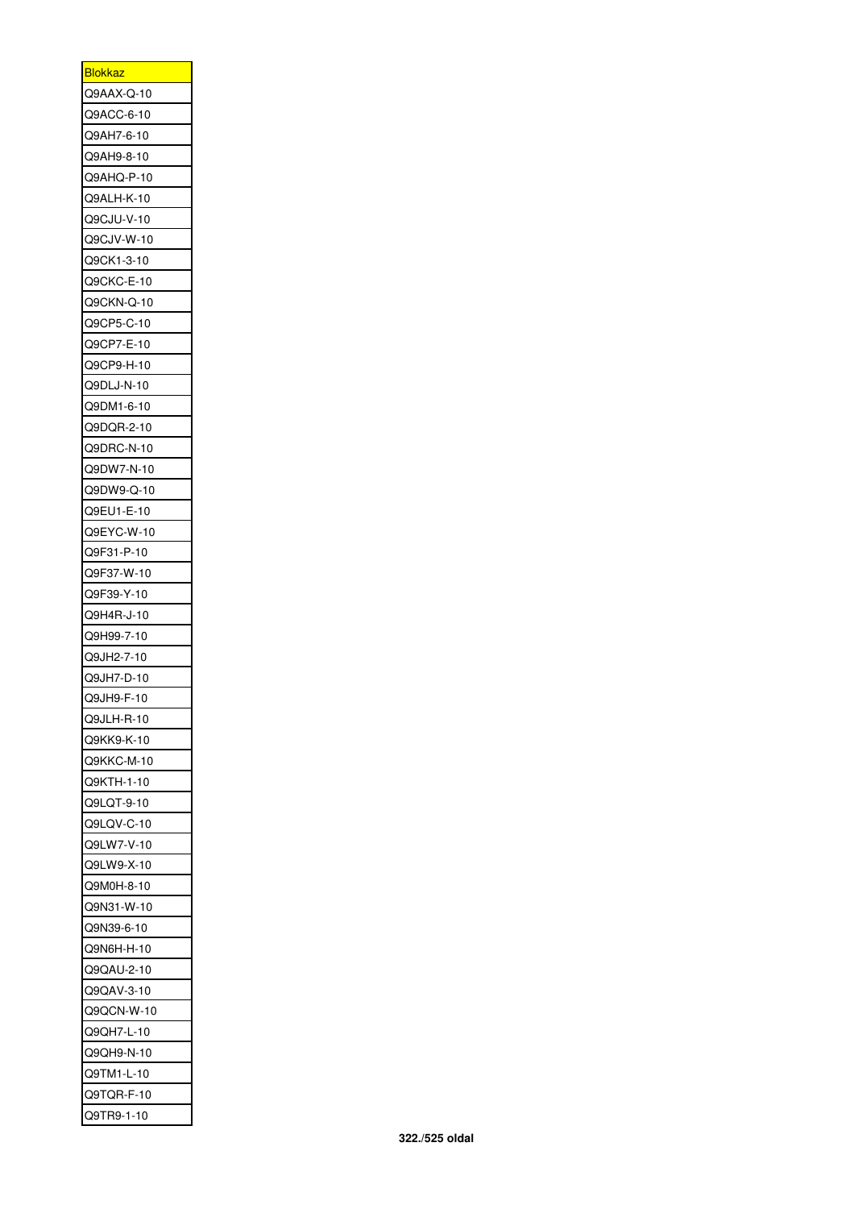| Blokkaz |
| --- |
| Q9AAX-Q-10 |
| Q9ACC-6-10 |
| Q9AH7-6-10 |
| Q9AH9-8-10 |
| Q9AHQ-P-10 |
| Q9ALH-K-10 |
| Q9CJU-V-10 |
| Q9CJV-W-10 |
| Q9CK1-3-10 |
| Q9CKC-E-10 |
| Q9CKN-Q-10 |
| Q9CP5-C-10 |
| Q9CP7-E-10 |
| Q9CP9-H-10 |
| Q9DLJ-N-10 |
| Q9DM1-6-10 |
| Q9DQR-2-10 |
| Q9DRC-N-10 |
| Q9DW7-N-10 |
| Q9DW9-Q-10 |
| Q9EU1-E-10 |
| Q9EYC-W-10 |
| Q9F31-P-10 |
| Q9F37-W-10 |
| Q9F39-Y-10 |
| Q9H4R-J-10 |
| Q9H99-7-10 |
| Q9JH2-7-10 |
| Q9JH7-D-10 |
| Q9JH9-F-10 |
| Q9JLH-R-10 |
| Q9KK9-K-10 |
| Q9KKC-M-10 |
| Q9KTH-1-10 |
| Q9LQT-9-10 |
| Q9LQV-C-10 |
| Q9LW7-V-10 |
| Q9LW9-X-10 |
| Q9M0H-8-10 |
| Q9N31-W-10 |
| Q9N39-6-10 |
| Q9N6H-H-10 |
| Q9QAU-2-10 |
| Q9QAV-3-10 |
| Q9QCN-W-10 |
| Q9QH7-L-10 |
| Q9QH9-N-10 |
| Q9TM1-L-10 |
| Q9TQR-F-10 |
| Q9TR9-1-10 |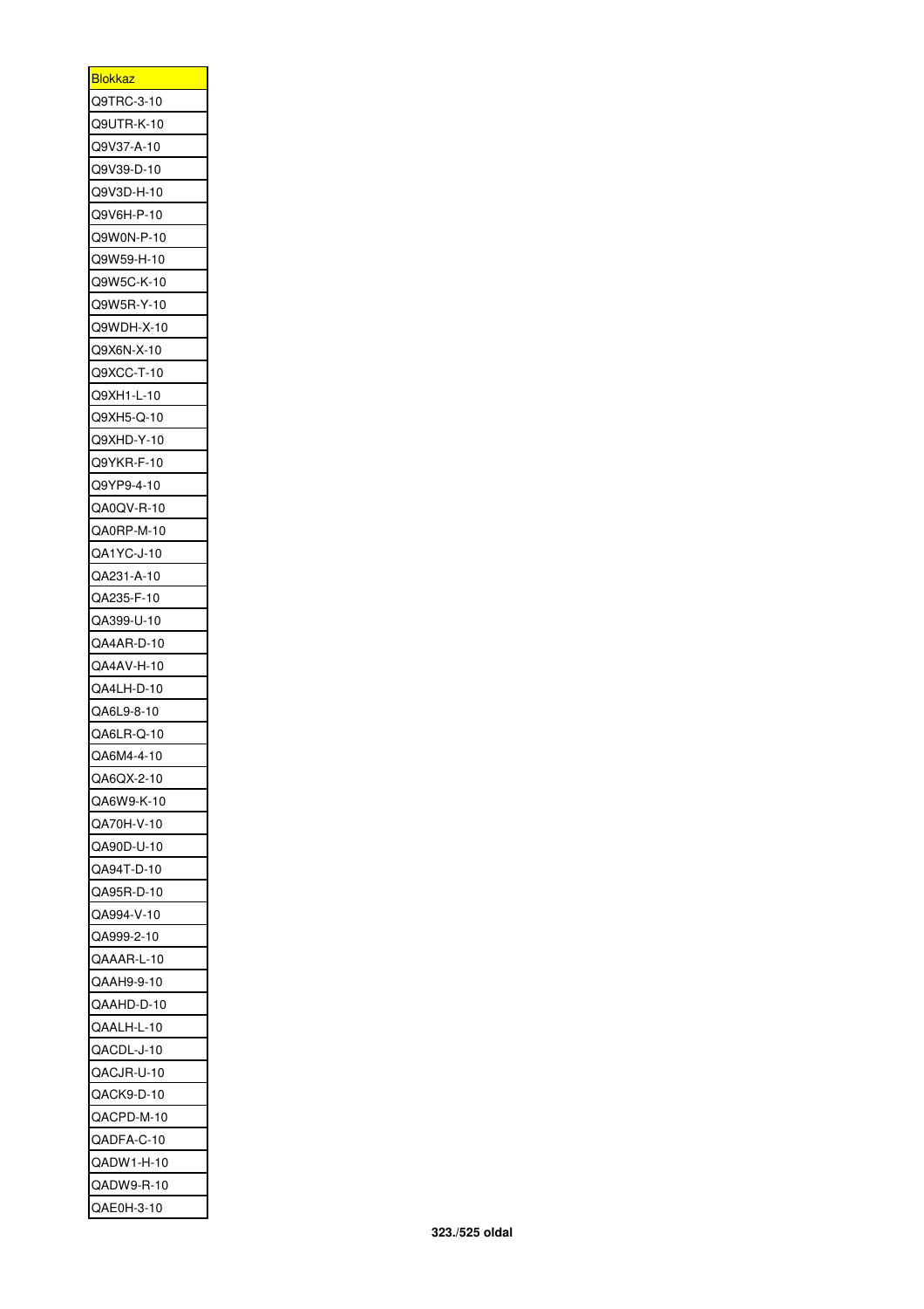| Blokkaz |
|---|
| Q9TRC-3-10 |
| Q9UTR-K-10 |
| Q9V37-A-10 |
| Q9V39-D-10 |
| Q9V3D-H-10 |
| Q9V6H-P-10 |
| Q9W0N-P-10 |
| Q9W59-H-10 |
| Q9W5C-K-10 |
| Q9W5R-Y-10 |
| Q9WDH-X-10 |
| Q9X6N-X-10 |
| Q9XCC-T-10 |
| Q9XH1-L-10 |
| Q9XH5-Q-10 |
| Q9XHD-Y-10 |
| Q9YKR-F-10 |
| Q9YP9-4-10 |
| QA0QV-R-10 |
| QA0RP-M-10 |
| QA1YC-J-10 |
| QA231-A-10 |
| QA235-F-10 |
| QA399-U-10 |
| QA4AR-D-10 |
| QA4AV-H-10 |
| QA4LH-D-10 |
| QA6L9-8-10 |
| QA6LR-Q-10 |
| QA6M4-4-10 |
| QA6QX-2-10 |
| QA6W9-K-10 |
| QA70H-V-10 |
| QA90D-U-10 |
| QA94T-D-10 |
| QA95R-D-10 |
| QA994-V-10 |
| QA999-2-10 |
| QAAAR-L-10 |
| QAAH9-9-10 |
| QAAHD-D-10 |
| QAALH-L-10 |
| QACDL-J-10 |
| QACJR-U-10 |
| QACK9-D-10 |
| QACPD-M-10 |
| QADFA-C-10 |
| QADW1-H-10 |
| QADW9-R-10 |
| QAE0H-3-10 |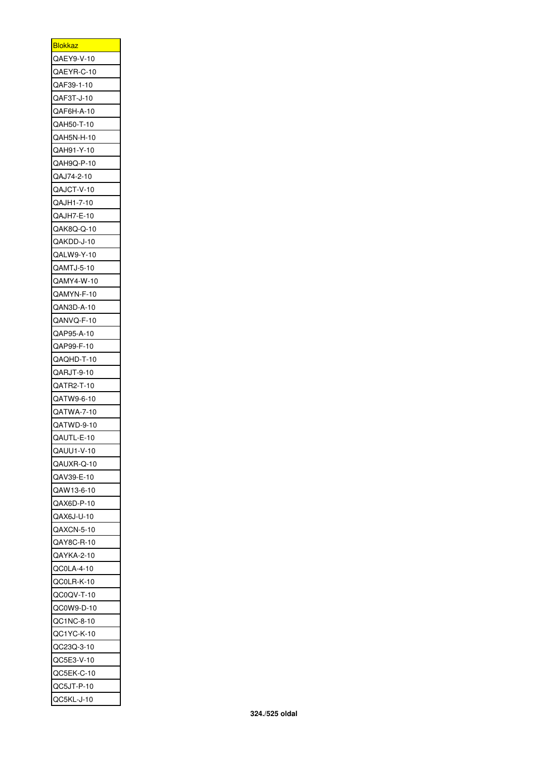| Blokkaz |
|---|
| QAEY9-V-10 |
| QAEYR-C-10 |
| QAF39-1-10 |
| QAF3T-J-10 |
| QAF6H-A-10 |
| QAH50-T-10 |
| QAH5N-H-10 |
| QAH91-Y-10 |
| QAH9Q-P-10 |
| QAJ74-2-10 |
| QAJCT-V-10 |
| QAJH1-7-10 |
| QAJH7-E-10 |
| QAK8Q-Q-10 |
| QAKDD-J-10 |
| QALW9-Y-10 |
| QAMTJ-5-10 |
| QAMY4-W-10 |
| QAMYN-F-10 |
| QAN3D-A-10 |
| QANVQ-F-10 |
| QAP95-A-10 |
| QAP99-F-10 |
| QAQHD-T-10 |
| QARJT-9-10 |
| QATR2-T-10 |
| QATW9-6-10 |
| QATWA-7-10 |
| QATWD-9-10 |
| QAUTL-E-10 |
| QAUU1-V-10 |
| QAUXR-Q-10 |
| QAV39-E-10 |
| QAW13-6-10 |
| QAX6D-P-10 |
| QAX6J-U-10 |
| QAXCN-5-10 |
| QAY8C-R-10 |
| QAYKA-2-10 |
| QC0LA-4-10 |
| QC0LR-K-10 |
| QC0QV-T-10 |
| QC0W9-D-10 |
| QC1NC-8-10 |
| QC1YC-K-10 |
| QC23Q-3-10 |
| QC5E3-V-10 |
| QC5EK-C-10 |
| QC5JT-P-10 |
| QC5KL-J-10 |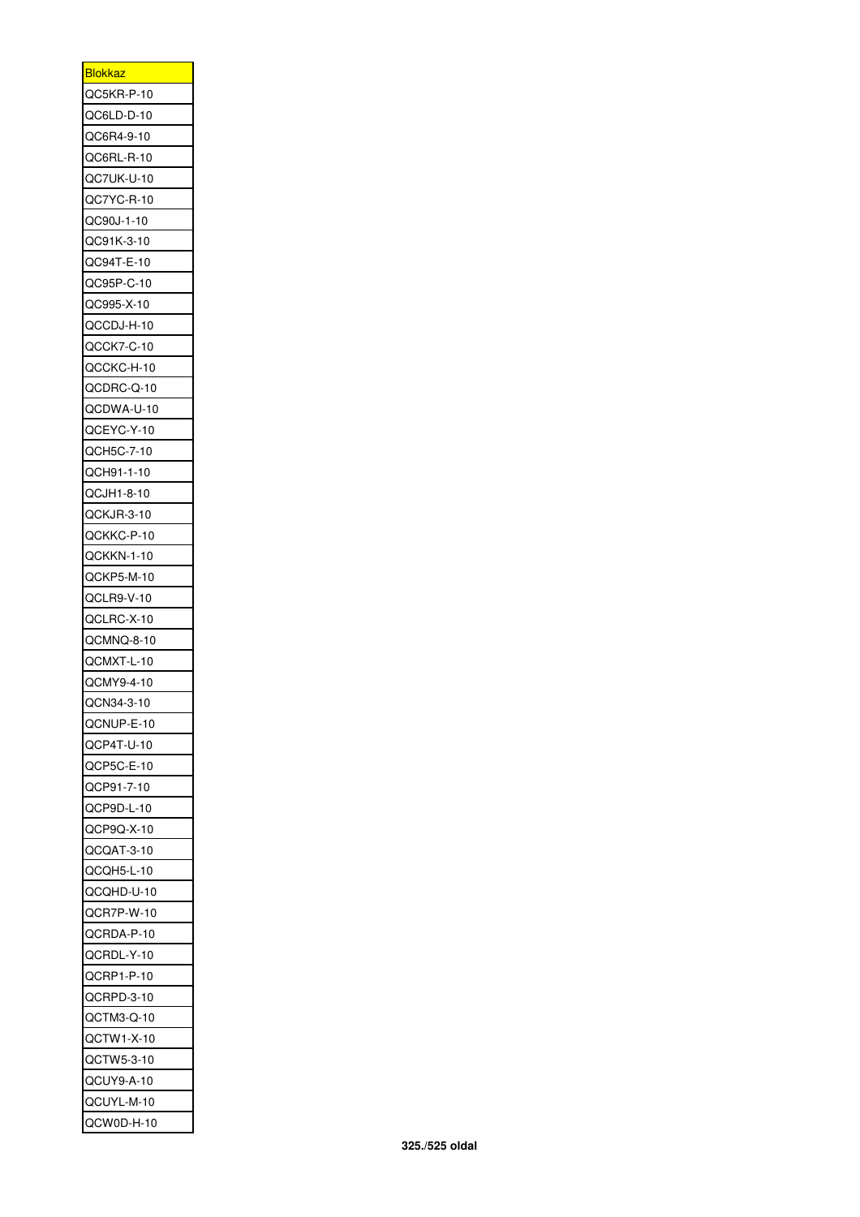| Blokkaz |
|---|
| QC5KR-P-10 |
| QC6LD-D-10 |
| QC6R4-9-10 |
| QC6RL-R-10 |
| QC7UK-U-10 |
| QC7YC-R-10 |
| QC90J-1-10 |
| QC91K-3-10 |
| QC94T-E-10 |
| QC95P-C-10 |
| QC995-X-10 |
| QCCDJ-H-10 |
| QCCK7-C-10 |
| QCCKC-H-10 |
| QCDRC-Q-10 |
| QCDWA-U-10 |
| QCEYC-Y-10 |
| QCH5C-7-10 |
| QCH91-1-10 |
| QCJH1-8-10 |
| QCKJR-3-10 |
| QCKKC-P-10 |
| QCKKN-1-10 |
| QCKP5-M-10 |
| QCLR9-V-10 |
| QCLRC-X-10 |
| QCMNQ-8-10 |
| QCMXT-L-10 |
| QCMY9-4-10 |
| QCN34-3-10 |
| QCNUP-E-10 |
| QCP4T-U-10 |
| QCP5C-E-10 |
| QCP91-7-10 |
| QCP9D-L-10 |
| QCP9Q-X-10 |
| QCQAT-3-10 |
| QCQH5-L-10 |
| QCQHD-U-10 |
| QCR7P-W-10 |
| QCRDA-P-10 |
| QCRDL-Y-10 |
| QCRP1-P-10 |
| QCRPD-3-10 |
| QCTM3-Q-10 |
| QCTW1-X-10 |
| QCTW5-3-10 |
| QCUY9-A-10 |
| QCUYL-M-10 |
| QCW0D-H-10 |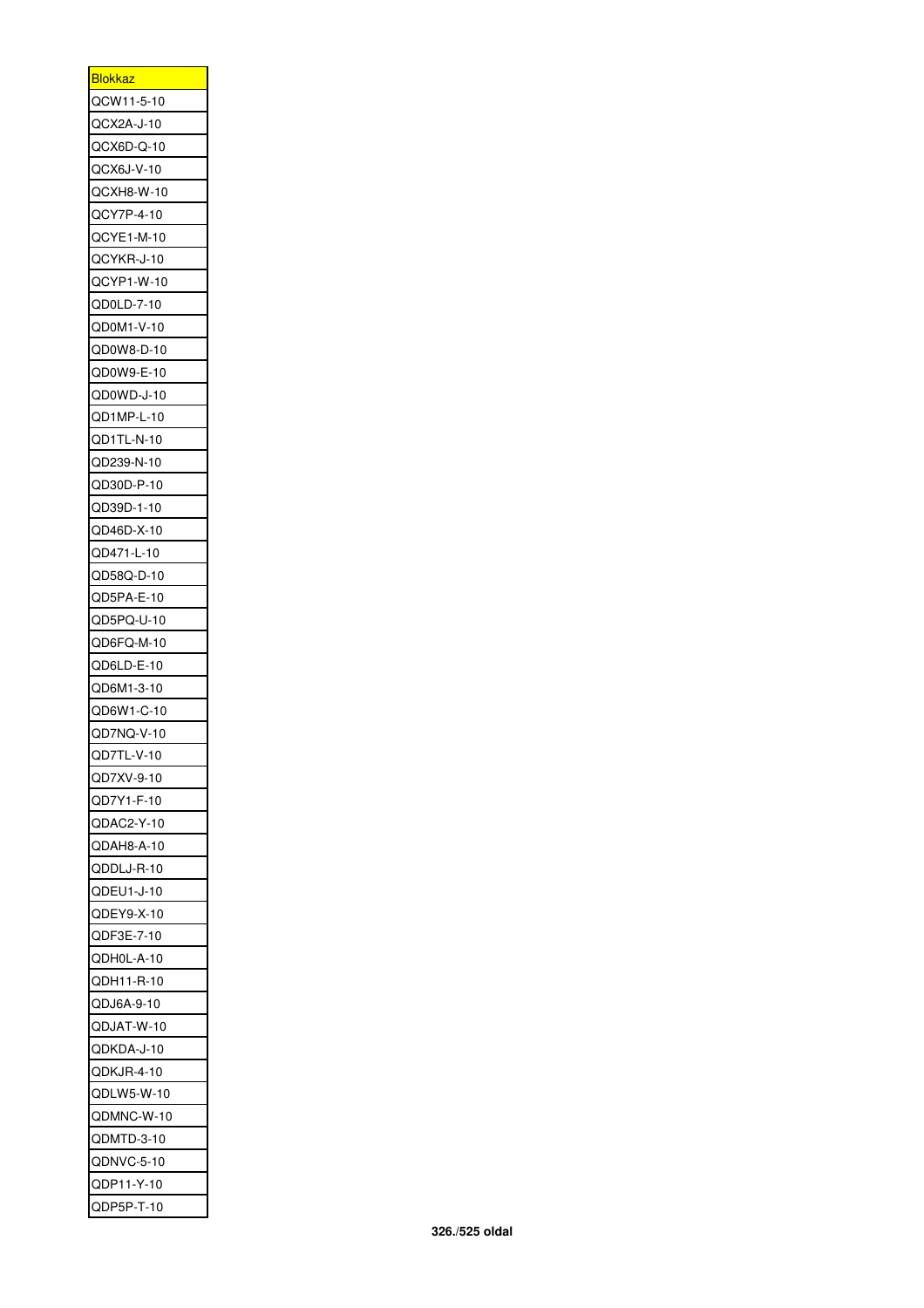| Blokkaz |
| --- |
| QCW11-5-10 |
| QCX2A-J-10 |
| QCX6D-Q-10 |
| QCX6J-V-10 |
| QCXH8-W-10 |
| QCY7P-4-10 |
| QCYE1-M-10 |
| QCYKR-J-10 |
| QCYP1-W-10 |
| QD0LD-7-10 |
| QD0M1-V-10 |
| QD0W8-D-10 |
| QD0W9-E-10 |
| QD0WD-J-10 |
| QD1MP-L-10 |
| QD1TL-N-10 |
| QD239-N-10 |
| QD30D-P-10 |
| QD39D-1-10 |
| QD46D-X-10 |
| QD471-L-10 |
| QD58Q-D-10 |
| QD5PA-E-10 |
| QD5PQ-U-10 |
| QD6FQ-M-10 |
| QD6LD-E-10 |
| QD6M1-3-10 |
| QD6W1-C-10 |
| QD7NQ-V-10 |
| QD7TL-V-10 |
| QD7XV-9-10 |
| QD7Y1-F-10 |
| QDAC2-Y-10 |
| QDAH8-A-10 |
| QDDLJ-R-10 |
| QDEU1-J-10 |
| QDEY9-X-10 |
| QDF3E-7-10 |
| QDH0L-A-10 |
| QDH11-R-10 |
| QDJ6A-9-10 |
| QDJAT-W-10 |
| QDKDA-J-10 |
| QDKJR-4-10 |
| QDLW5-W-10 |
| QDMNC-W-10 |
| QDMTD-3-10 |
| QDNVC-5-10 |
| QDP11-Y-10 |
| QDP5P-T-10 |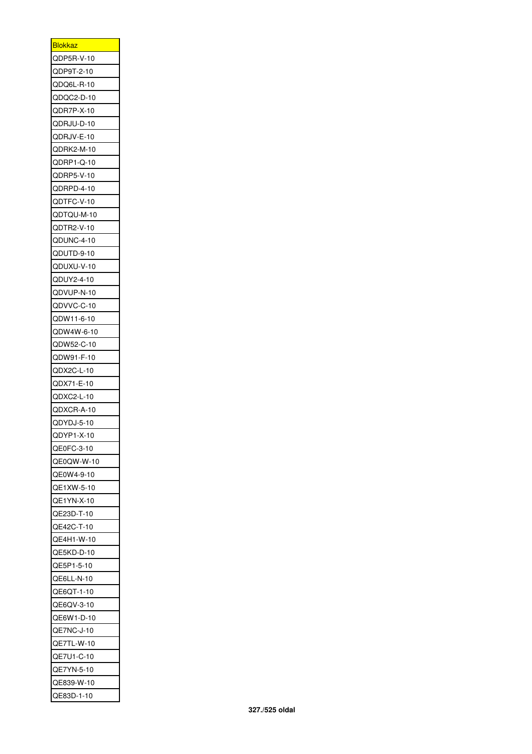| Blokkaz |
| --- |
| QDP5R-V-10 |
| QDP9T-2-10 |
| QDQ6L-R-10 |
| QDQC2-D-10 |
| QDR7P-X-10 |
| QDRJU-D-10 |
| QDRJV-E-10 |
| QDRK2-M-10 |
| QDRP1-Q-10 |
| QDRP5-V-10 |
| QDRPD-4-10 |
| QDTFC-V-10 |
| QDTQU-M-10 |
| QDTR2-V-10 |
| QDUNC-4-10 |
| QDUTD-9-10 |
| QDUXU-V-10 |
| QDUY2-4-10 |
| QDVUP-N-10 |
| QDVVC-C-10 |
| QDW11-6-10 |
| QDW4W-6-10 |
| QDW52-C-10 |
| QDW91-F-10 |
| QDX2C-L-10 |
| QDX71-E-10 |
| QDXC2-L-10 |
| QDXCR-A-10 |
| QDYDJ-5-10 |
| QDYP1-X-10 |
| QE0FC-3-10 |
| QE0QW-W-10 |
| QE0W4-9-10 |
| QE1XW-5-10 |
| QE1YN-X-10 |
| QE23D-T-10 |
| QE42C-T-10 |
| QE4H1-W-10 |
| QE5KD-D-10 |
| QE5P1-5-10 |
| QE6LL-N-10 |
| QE6QT-1-10 |
| QE6QV-3-10 |
| QE6W1-D-10 |
| QE7NC-J-10 |
| QE7TL-W-10 |
| QE7U1-C-10 |
| QE7YN-5-10 |
| QE839-W-10 |
| QE83D-1-10 |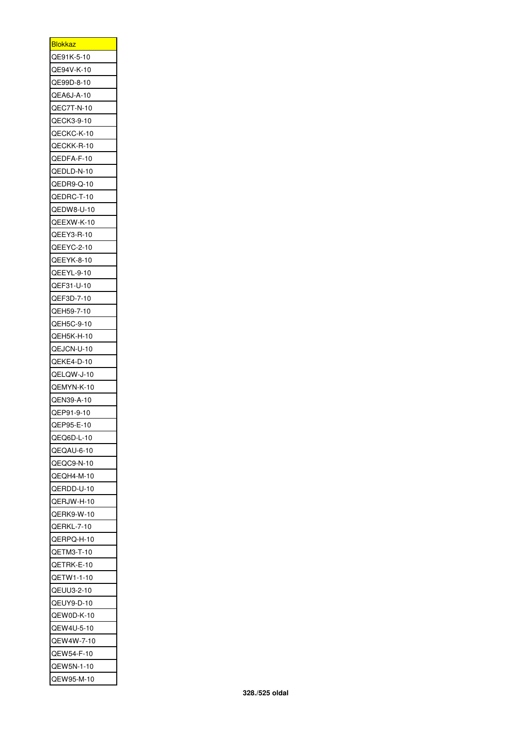| Blokkaz |
|---|
| QE91K-5-10 |
| QE94V-K-10 |
| QE99D-8-10 |
| QEA6J-A-10 |
| QEC7T-N-10 |
| QECK3-9-10 |
| QECKC-K-10 |
| QECKK-R-10 |
| QEDFA-F-10 |
| QEDLD-N-10 |
| QEDR9-Q-10 |
| QEDRC-T-10 |
| QEDW8-U-10 |
| QEEXW-K-10 |
| QEEY3-R-10 |
| QEEYC-2-10 |
| QEEYK-8-10 |
| QEEYL-9-10 |
| QEF31-U-10 |
| QEF3D-7-10 |
| QEH59-7-10 |
| QEH5C-9-10 |
| QEH5K-H-10 |
| QEJCN-U-10 |
| QEKE4-D-10 |
| QELQW-J-10 |
| QEMYN-K-10 |
| QEN39-A-10 |
| QEP91-9-10 |
| QEP95-E-10 |
| QEQ6D-L-10 |
| QEQAU-6-10 |
| QEQC9-N-10 |
| QEQH4-M-10 |
| QERDD-U-10 |
| QERJW-H-10 |
| QERK9-W-10 |
| QERKL-7-10 |
| QERPQ-H-10 |
| QETM3-T-10 |
| QETRK-E-10 |
| QETW1-1-10 |
| QEUU3-2-10 |
| QEUY9-D-10 |
| QEW0D-K-10 |
| QEW4U-5-10 |
| QEW4W-7-10 |
| QEW54-F-10 |
| QEW5N-1-10 |
| QEW95-M-10 |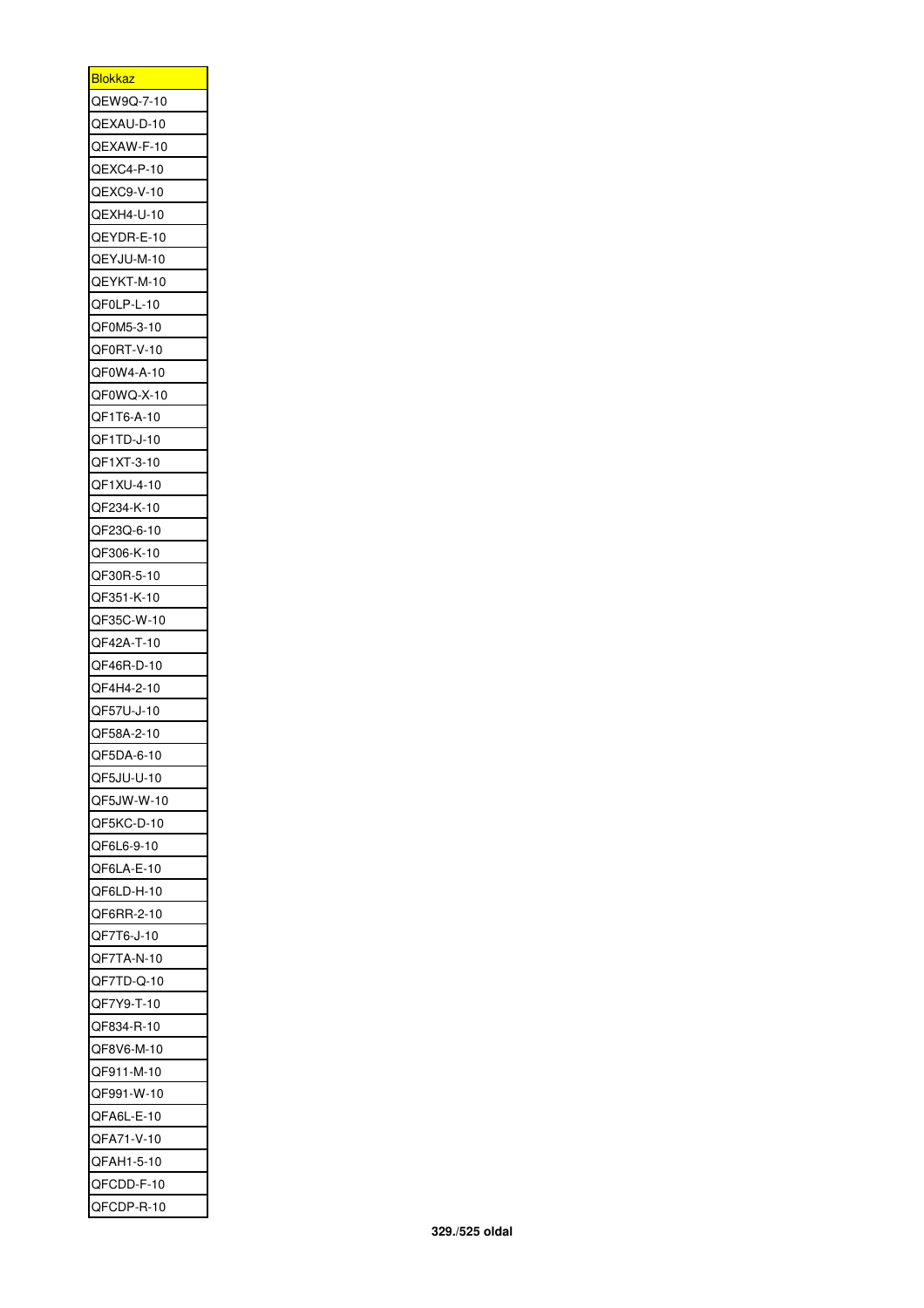| Blokkaz |
|---|
| QEW9Q-7-10 |
| QEXAU-D-10 |
| QEXAW-F-10 |
| QEXC4-P-10 |
| QEXC9-V-10 |
| QEXH4-U-10 |
| QEYDR-E-10 |
| QEYJU-M-10 |
| QEYKT-M-10 |
| QF0LP-L-10 |
| QF0M5-3-10 |
| QF0RT-V-10 |
| QF0W4-A-10 |
| QF0WQ-X-10 |
| QF1T6-A-10 |
| QF1TD-J-10 |
| QF1XT-3-10 |
| QF1XU-4-10 |
| QF234-K-10 |
| QF23Q-6-10 |
| QF306-K-10 |
| QF30R-5-10 |
| QF351-K-10 |
| QF35C-W-10 |
| QF42A-T-10 |
| QF46R-D-10 |
| QF4H4-2-10 |
| QF57U-J-10 |
| QF58A-2-10 |
| QF5DA-6-10 |
| QF5JU-U-10 |
| QF5JW-W-10 |
| QF5KC-D-10 |
| QF6L6-9-10 |
| QF6LA-E-10 |
| QF6LD-H-10 |
| QF6RR-2-10 |
| QF7T6-J-10 |
| QF7TA-N-10 |
| QF7TD-Q-10 |
| QF7Y9-T-10 |
| QF834-R-10 |
| QF8V6-M-10 |
| QF911-M-10 |
| QF991-W-10 |
| QFA6L-E-10 |
| QFA71-V-10 |
| QFAH1-5-10 |
| QFCDD-F-10 |
| QFCDP-R-10 |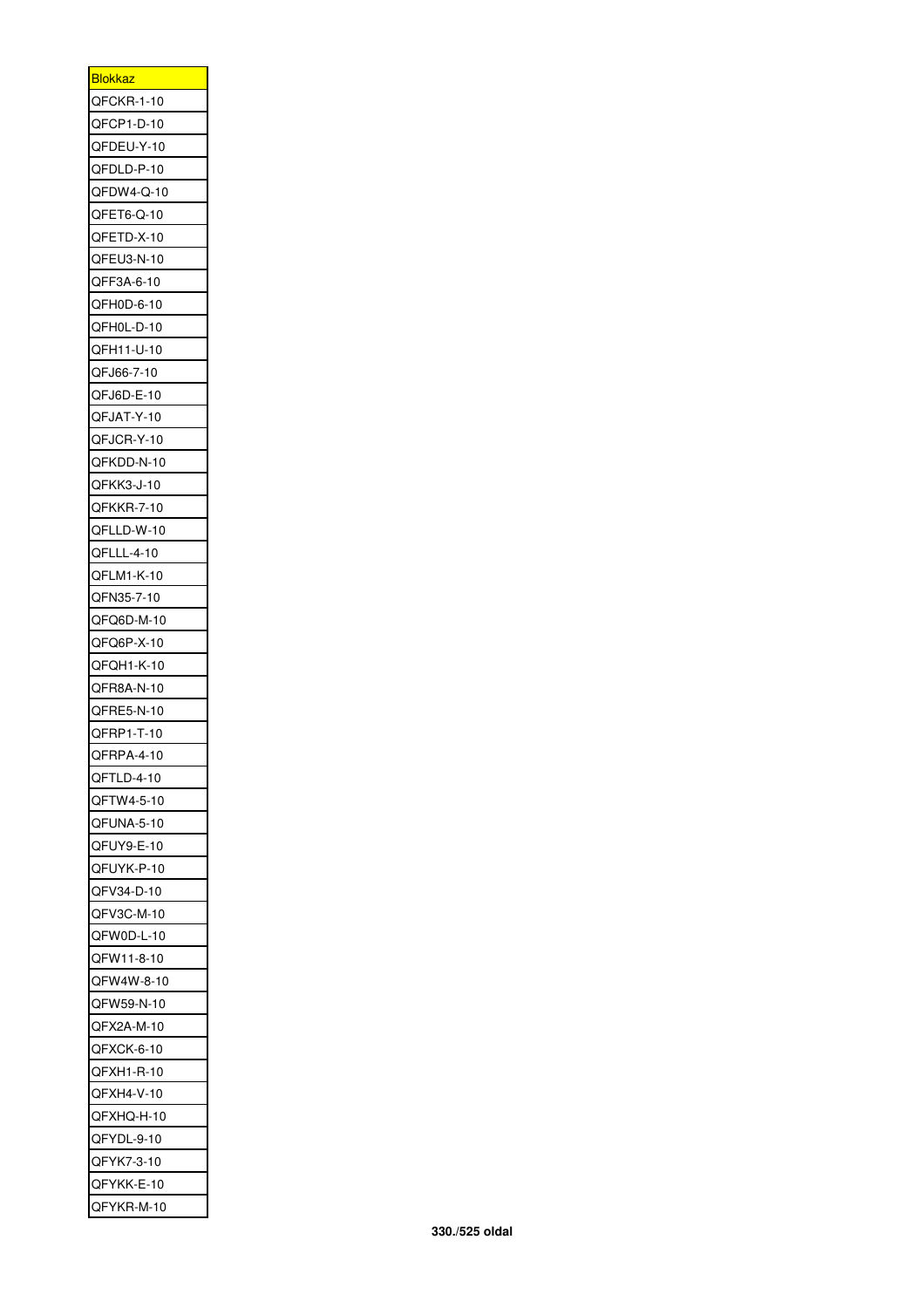| Blokkaz |
| --- |
| QFCKR-1-10 |
| QFCP1-D-10 |
| QFDEU-Y-10 |
| QFDLD-P-10 |
| QFDW4-Q-10 |
| QFET6-Q-10 |
| QFETD-X-10 |
| QFEU3-N-10 |
| QFF3A-6-10 |
| QFH0D-6-10 |
| QFH0L-D-10 |
| QFH11-U-10 |
| QFJ66-7-10 |
| QFJ6D-E-10 |
| QFJAT-Y-10 |
| QFJCR-Y-10 |
| QFKDD-N-10 |
| QFKK3-J-10 |
| QFKKR-7-10 |
| QFLLD-W-10 |
| QFLLL-4-10 |
| QFLM1-K-10 |
| QFN35-7-10 |
| QFQ6D-M-10 |
| QFQ6P-X-10 |
| QFQH1-K-10 |
| QFR8A-N-10 |
| QFRE5-N-10 |
| QFRP1-T-10 |
| QFRPA-4-10 |
| QFTLD-4-10 |
| QFTW4-5-10 |
| QFUNA-5-10 |
| QFUY9-E-10 |
| QFUYK-P-10 |
| QFV34-D-10 |
| QFV3C-M-10 |
| QFW0D-L-10 |
| QFW11-8-10 |
| QFW4W-8-10 |
| QFW59-N-10 |
| QFX2A-M-10 |
| QFXCK-6-10 |
| QFXH1-R-10 |
| QFXH4-V-10 |
| QFXHQ-H-10 |
| QFYDL-9-10 |
| QFYK7-3-10 |
| QFYKK-E-10 |
| QFYKR-M-10 |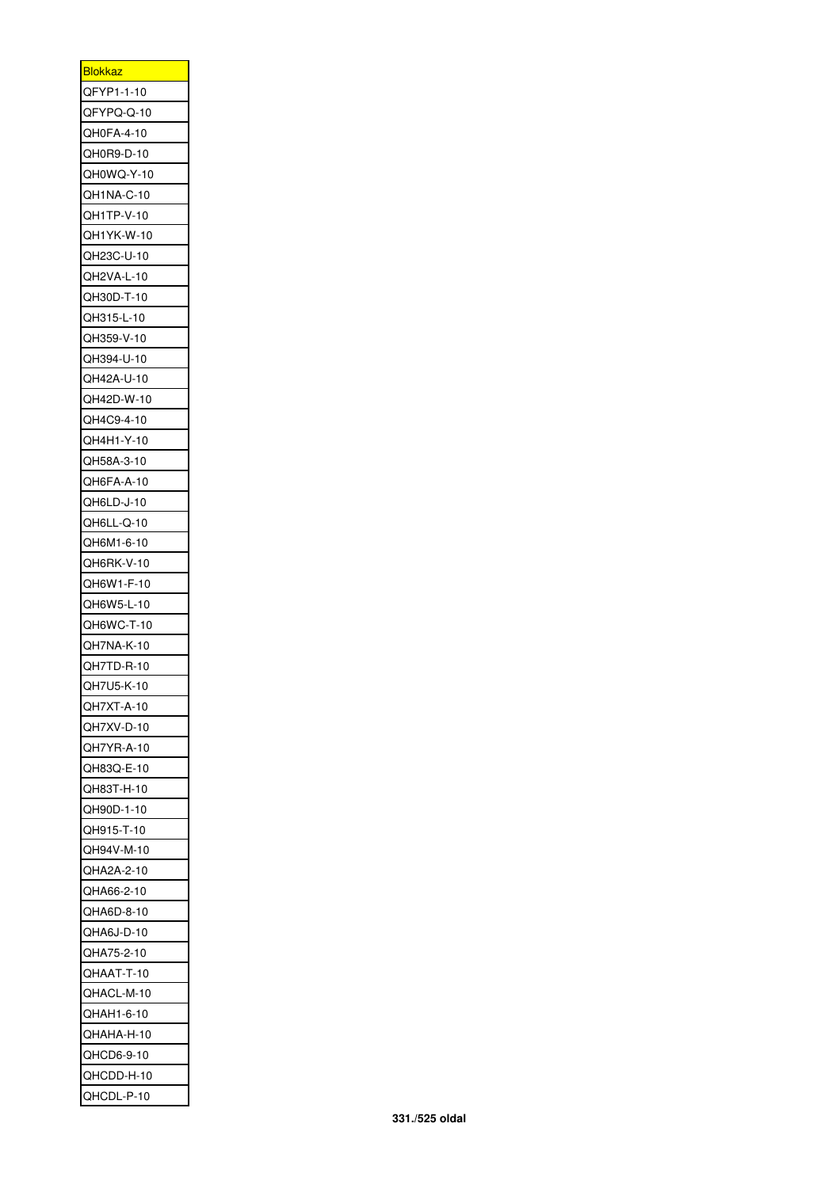| Blokkaz |
| --- |
| QFYP1-1-10 |
| QFYPQ-Q-10 |
| QH0FA-4-10 |
| QH0R9-D-10 |
| QH0WQ-Y-10 |
| QH1NA-C-10 |
| QH1TP-V-10 |
| QH1YK-W-10 |
| QH23C-U-10 |
| QH2VA-L-10 |
| QH30D-T-10 |
| QH315-L-10 |
| QH359-V-10 |
| QH394-U-10 |
| QH42A-U-10 |
| QH42D-W-10 |
| QH4C9-4-10 |
| QH4H1-Y-10 |
| QH58A-3-10 |
| QH6FA-A-10 |
| QH6LD-J-10 |
| QH6LL-Q-10 |
| QH6M1-6-10 |
| QH6RK-V-10 |
| QH6W1-F-10 |
| QH6W5-L-10 |
| QH6WC-T-10 |
| QH7NA-K-10 |
| QH7TD-R-10 |
| QH7U5-K-10 |
| QH7XT-A-10 |
| QH7XV-D-10 |
| QH7YR-A-10 |
| QH83Q-E-10 |
| QH83T-H-10 |
| QH90D-1-10 |
| QH915-T-10 |
| QH94V-M-10 |
| QHA2A-2-10 |
| QHA66-2-10 |
| QHA6D-8-10 |
| QHA6J-D-10 |
| QHA75-2-10 |
| QHAAT-T-10 |
| QHACL-M-10 |
| QHAH1-6-10 |
| QHAHA-H-10 |
| QHCD6-9-10 |
| QHCDD-H-10 |
| QHCDL-P-10 |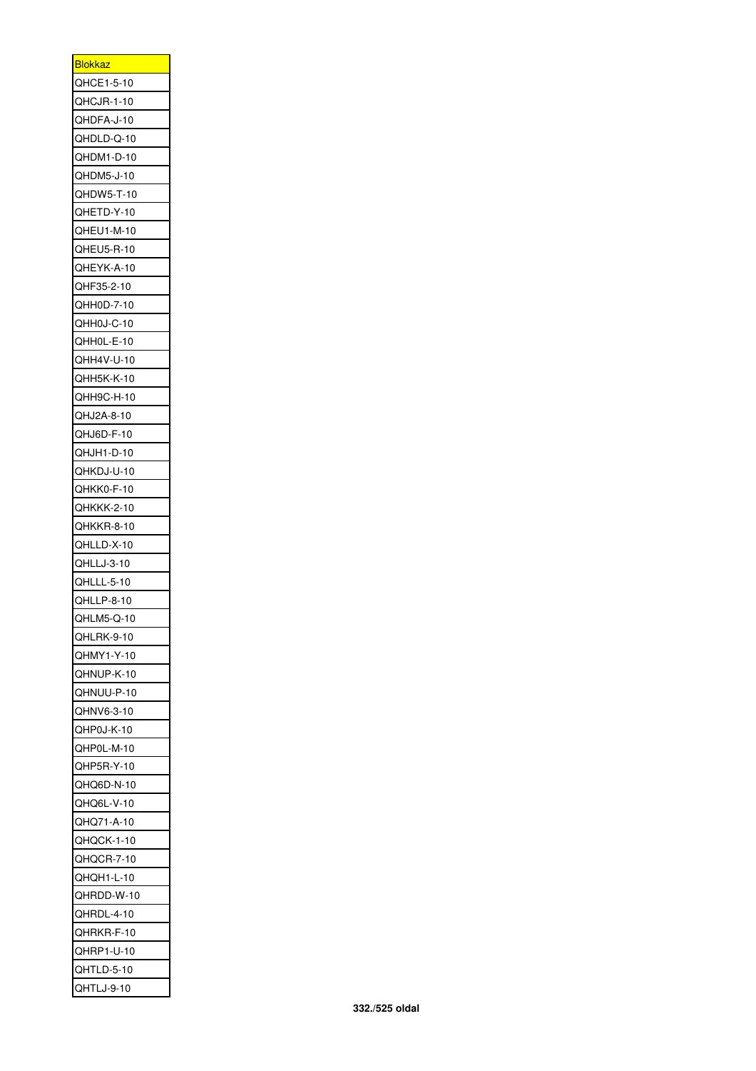| Blokkaz |
| --- |
| QHCE1-5-10 |
| QHCJR-1-10 |
| QHDFA-J-10 |
| QHDLD-Q-10 |
| QHDM1-D-10 |
| QHDM5-J-10 |
| QHDW5-T-10 |
| QHETD-Y-10 |
| QHEU1-M-10 |
| QHEU5-R-10 |
| QHEYK-A-10 |
| QHF35-2-10 |
| QHH0D-7-10 |
| QHH0J-C-10 |
| QHH0L-E-10 |
| QHH4V-U-10 |
| QHH5K-K-10 |
| QHH9C-H-10 |
| QHJ2A-8-10 |
| QHJ6D-F-10 |
| QHJH1-D-10 |
| QHKDJ-U-10 |
| QHKK0-F-10 |
| QHKKK-2-10 |
| QHKKR-8-10 |
| QHLLD-X-10 |
| QHLLJ-3-10 |
| QHLLL-5-10 |
| QHLLP-8-10 |
| QHLM5-Q-10 |
| QHLRK-9-10 |
| QHMY1-Y-10 |
| QHNUP-K-10 |
| QHNUU-P-10 |
| QHNV6-3-10 |
| QHP0J-K-10 |
| QHP0L-M-10 |
| QHP5R-Y-10 |
| QHQ6D-N-10 |
| QHQ6L-V-10 |
| QHQ71-A-10 |
| QHQCK-1-10 |
| QHQCR-7-10 |
| QHQH1-L-10 |
| QHRDD-W-10 |
| QHRDL-4-10 |
| QHRKR-F-10 |
| QHRP1-U-10 |
| QHTLD-5-10 |
| QHTLJ-9-10 |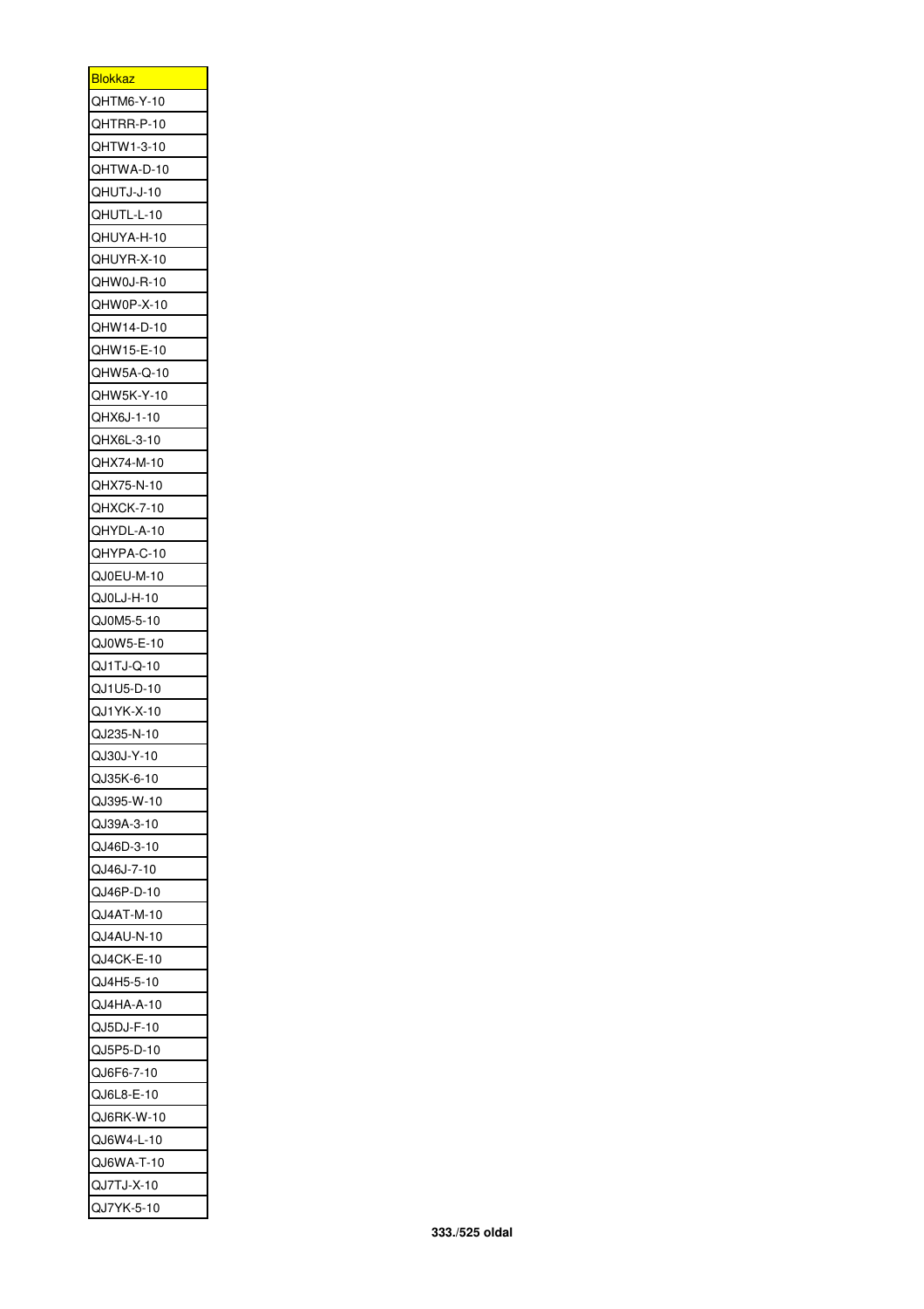| Blokkaz |
| --- |
| QHTM6-Y-10 |
| QHTRR-P-10 |
| QHTW1-3-10 |
| QHTWA-D-10 |
| QHUTJ-J-10 |
| QHUTL-L-10 |
| QHUYA-H-10 |
| QHUYR-X-10 |
| QHW0J-R-10 |
| QHW0P-X-10 |
| QHW14-D-10 |
| QHW15-E-10 |
| QHW5A-Q-10 |
| QHW5K-Y-10 |
| QHX6J-1-10 |
| QHX6L-3-10 |
| QHX74-M-10 |
| QHX75-N-10 |
| QHXCK-7-10 |
| QHYDL-A-10 |
| QHYPA-C-10 |
| QJ0EU-M-10 |
| QJ0LJ-H-10 |
| QJ0M5-5-10 |
| QJ0W5-E-10 |
| QJ1TJ-Q-10 |
| QJ1U5-D-10 |
| QJ1YK-X-10 |
| QJ235-N-10 |
| QJ30J-Y-10 |
| QJ35K-6-10 |
| QJ395-W-10 |
| QJ39A-3-10 |
| QJ46D-3-10 |
| QJ46J-7-10 |
| QJ46P-D-10 |
| QJ4AT-M-10 |
| QJ4AU-N-10 |
| QJ4CK-E-10 |
| QJ4H5-5-10 |
| QJ4HA-A-10 |
| QJ5DJ-F-10 |
| QJ5P5-D-10 |
| QJ6F6-7-10 |
| QJ6L8-E-10 |
| QJ6RK-W-10 |
| QJ6W4-L-10 |
| QJ6WA-T-10 |
| QJ7TJ-X-10 |
| QJ7YK-5-10 |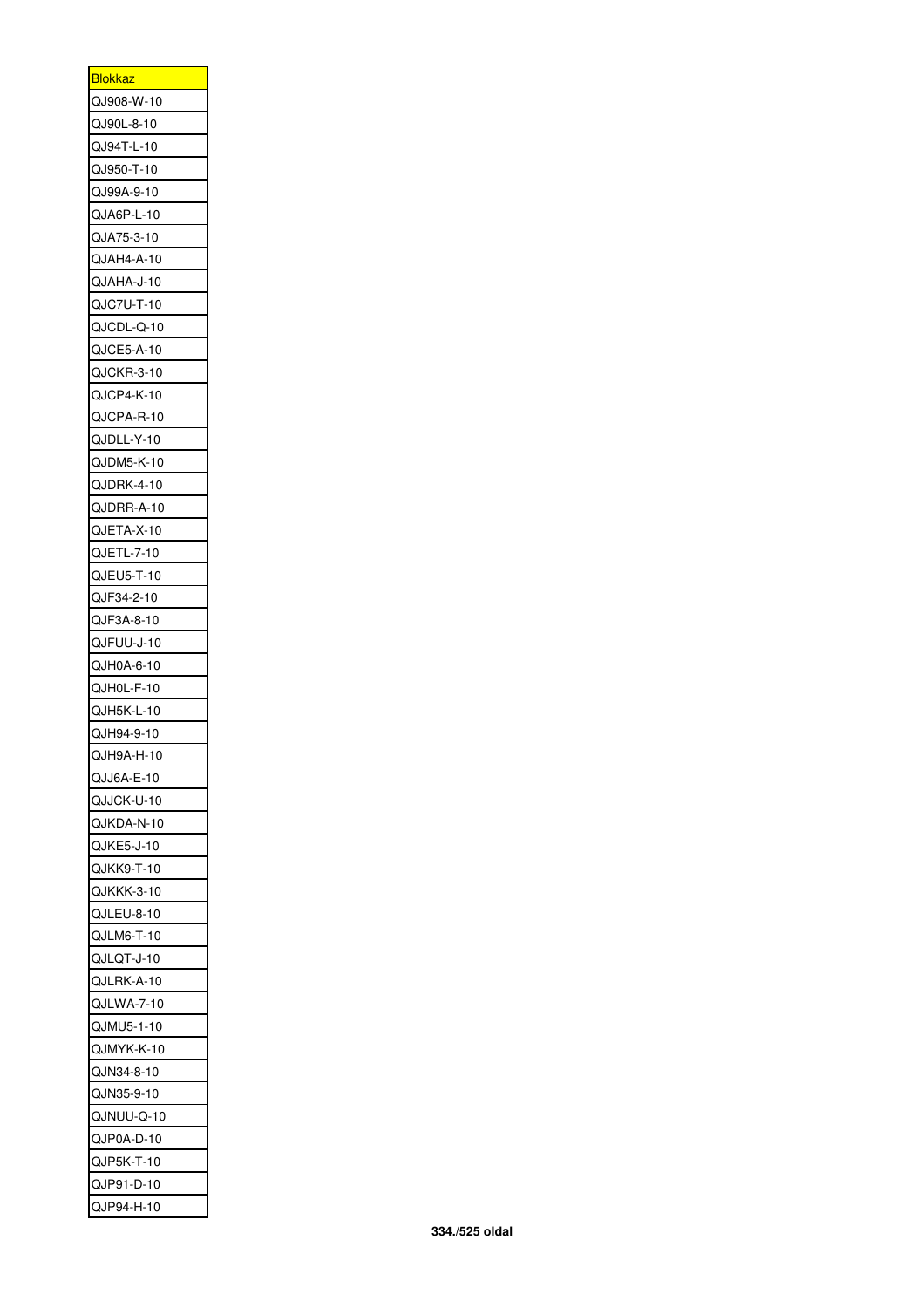| Blokkaz |
| --- |
| QJ908-W-10 |
| QJ90L-8-10 |
| QJ94T-L-10 |
| QJ950-T-10 |
| QJ99A-9-10 |
| QJA6P-L-10 |
| QJA75-3-10 |
| QJAH4-A-10 |
| QJAHA-J-10 |
| QJC7U-T-10 |
| QJCDL-Q-10 |
| QJCE5-A-10 |
| QJCKR-3-10 |
| QJCP4-K-10 |
| QJCPA-R-10 |
| QJDLL-Y-10 |
| QJDM5-K-10 |
| QJDRK-4-10 |
| QJDRR-A-10 |
| QJETA-X-10 |
| QJETL-7-10 |
| QJEU5-T-10 |
| QJF34-2-10 |
| QJF3A-8-10 |
| QJFUU-J-10 |
| QJH0A-6-10 |
| QJH0L-F-10 |
| QJH5K-L-10 |
| QJH94-9-10 |
| QJH9A-H-10 |
| QJJ6A-E-10 |
| QJJCK-U-10 |
| QJKDA-N-10 |
| QJKE5-J-10 |
| QJKK9-T-10 |
| QJKKK-3-10 |
| QJLEU-8-10 |
| QJLM6-T-10 |
| QJLQT-J-10 |
| QJLRK-A-10 |
| QJLWA-7-10 |
| QJMU5-1-10 |
| QJMYK-K-10 |
| QJN34-8-10 |
| QJN35-9-10 |
| QJNUU-Q-10 |
| QJP0A-D-10 |
| QJP5K-T-10 |
| QJP91-D-10 |
| QJP94-H-10 |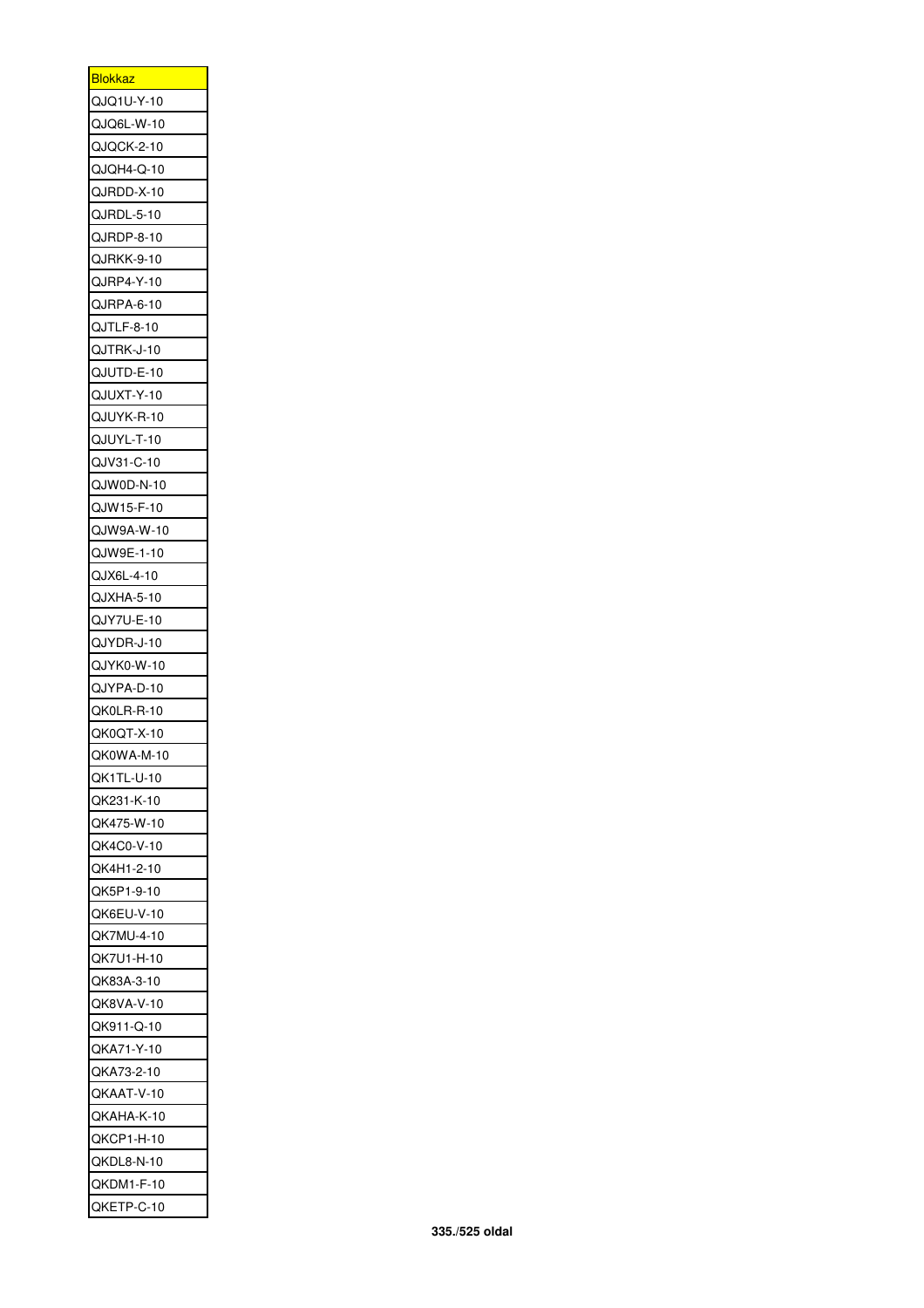| Blokkaz |
| --- |
| QJQ1U-Y-10 |
| QJQ6L-W-10 |
| QJQCK-2-10 |
| QJQH4-Q-10 |
| QJRDD-X-10 |
| QJRDL-5-10 |
| QJRDP-8-10 |
| QJRKK-9-10 |
| QJRP4-Y-10 |
| QJRPA-6-10 |
| QJTLF-8-10 |
| QJTRK-J-10 |
| QJUTD-E-10 |
| QJUXT-Y-10 |
| QJUYK-R-10 |
| QJUYL-T-10 |
| QJV31-C-10 |
| QJW0D-N-10 |
| QJW15-F-10 |
| QJW9A-W-10 |
| QJW9E-1-10 |
| QJX6L-4-10 |
| QJXHA-5-10 |
| QJY7U-E-10 |
| QJYDR-J-10 |
| QJYK0-W-10 |
| QJYPA-D-10 |
| QK0LR-R-10 |
| QK0QT-X-10 |
| QK0WA-M-10 |
| QK1TL-U-10 |
| QK231-K-10 |
| QK475-W-10 |
| QK4C0-V-10 |
| QK4H1-2-10 |
| QK5P1-9-10 |
| QK6EU-V-10 |
| QK7MU-4-10 |
| QK7U1-H-10 |
| QK83A-3-10 |
| QK8VA-V-10 |
| QK911-Q-10 |
| QKA71-Y-10 |
| QKA73-2-10 |
| QKAAT-V-10 |
| QKAHA-K-10 |
| QKCP1-H-10 |
| QKDL8-N-10 |
| QKDM1-F-10 |
| QKETP-C-10 |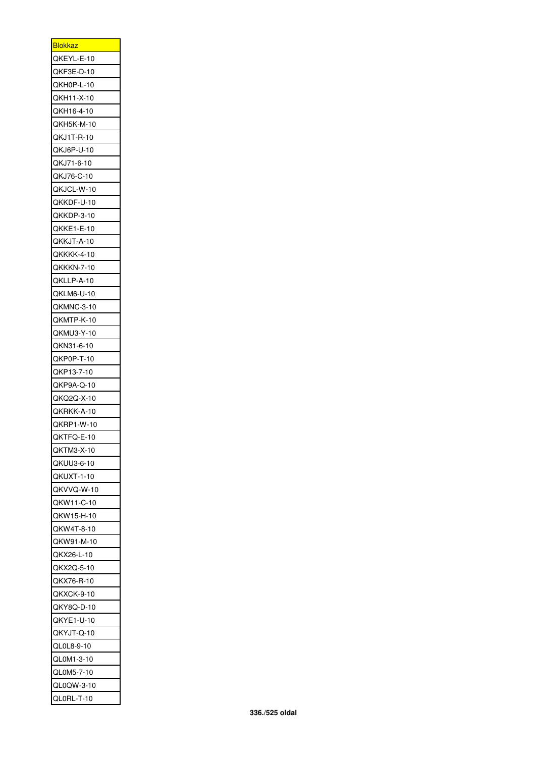| Blokkaz |
| --- |
| QKEYL-E-10 |
| QKF3E-D-10 |
| QKH0P-L-10 |
| QKH11-X-10 |
| QKH16-4-10 |
| QKH5K-M-10 |
| QKJ1T-R-10 |
| QKJ6P-U-10 |
| QKJ71-6-10 |
| QKJ76-C-10 |
| QKJCL-W-10 |
| QKKDF-U-10 |
| QKKDP-3-10 |
| QKKE1-E-10 |
| QKKJT-A-10 |
| QKKKK-4-10 |
| QKKKN-7-10 |
| QKLLP-A-10 |
| QKLM6-U-10 |
| QKMNC-3-10 |
| QKMTP-K-10 |
| QKMU3-Y-10 |
| QKN31-6-10 |
| QKP0P-T-10 |
| QKP13-7-10 |
| QKP9A-Q-10 |
| QKQ2Q-X-10 |
| QKRKK-A-10 |
| QKRP1-W-10 |
| QKTFQ-E-10 |
| QKTM3-X-10 |
| QKUU3-6-10 |
| QKUXT-1-10 |
| QKVVQ-W-10 |
| QKW11-C-10 |
| QKW15-H-10 |
| QKW4T-8-10 |
| QKW91-M-10 |
| QKX26-L-10 |
| QKX2Q-5-10 |
| QKX76-R-10 |
| QKXCK-9-10 |
| QKY8Q-D-10 |
| QKYE1-U-10 |
| QKYJT-Q-10 |
| QL0L8-9-10 |
| QL0M1-3-10 |
| QL0M5-7-10 |
| QL0QW-3-10 |
| QL0RL-T-10 |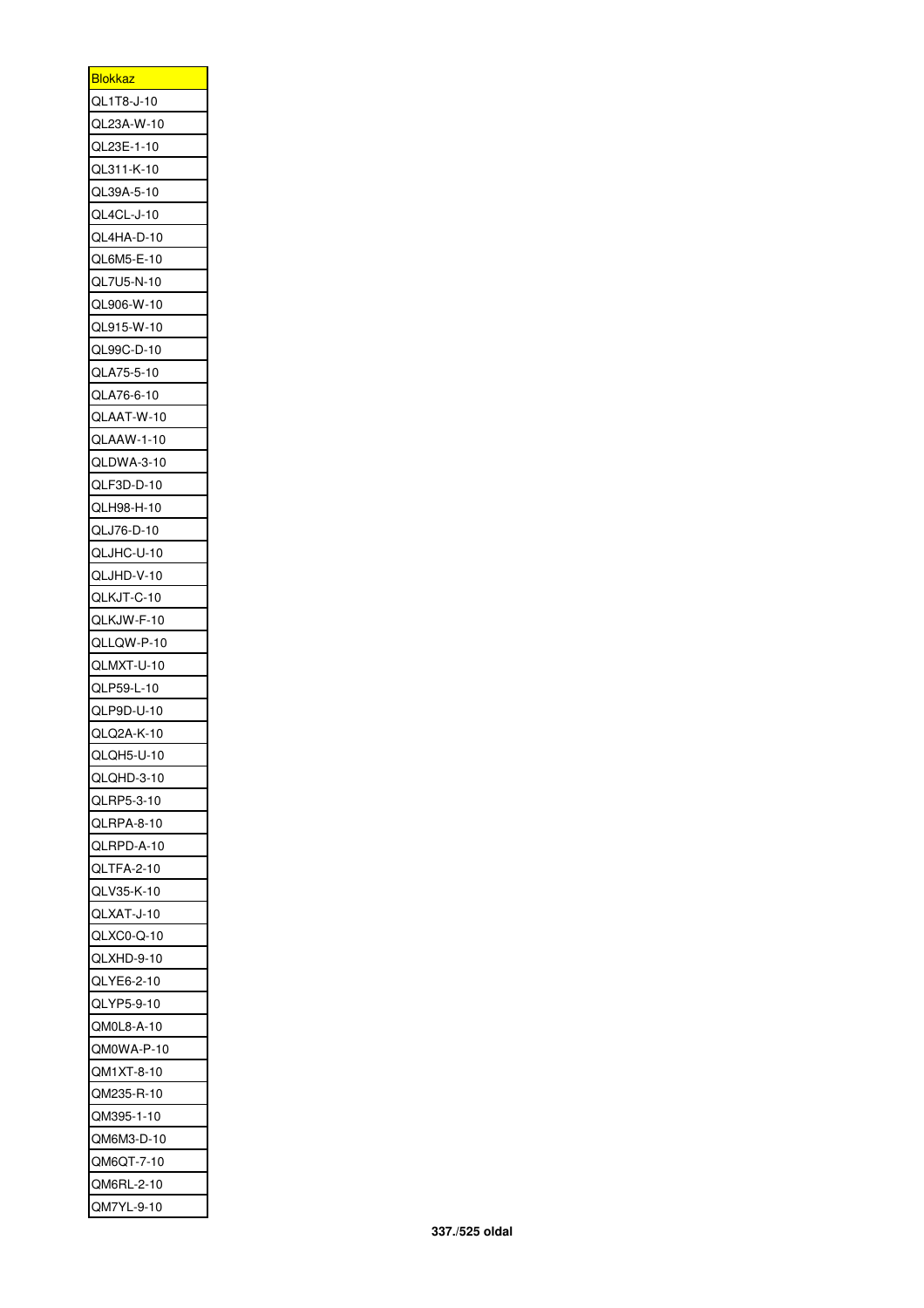| Blokkaz |
| --- |
| QL1T8-J-10 |
| QL23A-W-10 |
| QL23E-1-10 |
| QL311-K-10 |
| QL39A-5-10 |
| QL4CL-J-10 |
| QL4HA-D-10 |
| QL6M5-E-10 |
| QL7U5-N-10 |
| QL906-W-10 |
| QL915-W-10 |
| QL99C-D-10 |
| QLA75-5-10 |
| QLA76-6-10 |
| QLAAT-W-10 |
| QLAAW-1-10 |
| QLDWA-3-10 |
| QLF3D-D-10 |
| QLH98-H-10 |
| QLJ76-D-10 |
| QLJHC-U-10 |
| QLJHD-V-10 |
| QLKJT-C-10 |
| QLKJW-F-10 |
| QLLQW-P-10 |
| QLMXT-U-10 |
| QLP59-L-10 |
| QLP9D-U-10 |
| QLQ2A-K-10 |
| QLQH5-U-10 |
| QLQHD-3-10 |
| QLRP5-3-10 |
| QLRPA-8-10 |
| QLRPD-A-10 |
| QLTFA-2-10 |
| QLV35-K-10 |
| QLXAT-J-10 |
| QLXC0-Q-10 |
| QLXHD-9-10 |
| QLYE6-2-10 |
| QLYP5-9-10 |
| QM0L8-A-10 |
| QM0WA-P-10 |
| QM1XT-8-10 |
| QM235-R-10 |
| QM395-1-10 |
| QM6M3-D-10 |
| QM6QT-7-10 |
| QM6RL-2-10 |
| QM7YL-9-10 |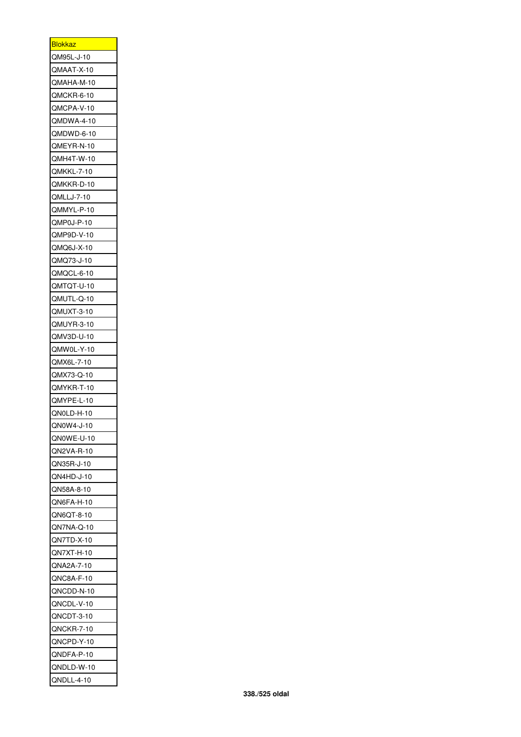| Blokkaz |
| --- |
| QM95L-J-10 |
| QMAAT-X-10 |
| QMAHA-M-10 |
| QMCKR-6-10 |
| QMCPA-V-10 |
| QMDWA-4-10 |
| QMDWD-6-10 |
| QMEYR-N-10 |
| QMH4T-W-10 |
| QMKKL-7-10 |
| QMKKR-D-10 |
| QMLLJ-7-10 |
| QMMYL-P-10 |
| QMP0J-P-10 |
| QMP9D-V-10 |
| QMQ6J-X-10 |
| QMQ73-J-10 |
| QMQCL-6-10 |
| QMTQT-U-10 |
| QMUTL-Q-10 |
| QMUXT-3-10 |
| QMUYR-3-10 |
| QMV3D-U-10 |
| QMW0L-Y-10 |
| QMX6L-7-10 |
| QMX73-Q-10 |
| QMYKR-T-10 |
| QMYPE-L-10 |
| QN0LD-H-10 |
| QN0W4-J-10 |
| QN0WE-U-10 |
| QN2VA-R-10 |
| QN35R-J-10 |
| QN4HD-J-10 |
| QN58A-8-10 |
| QN6FA-H-10 |
| QN6QT-8-10 |
| QN7NA-Q-10 |
| QN7TD-X-10 |
| QN7XT-H-10 |
| QNA2A-7-10 |
| QNC8A-F-10 |
| QNCDD-N-10 |
| QNCDL-V-10 |
| QNCDT-3-10 |
| QNCKR-7-10 |
| QNCPD-Y-10 |
| QNDFA-P-10 |
| QNDLD-W-10 |
| QNDLL-4-10 |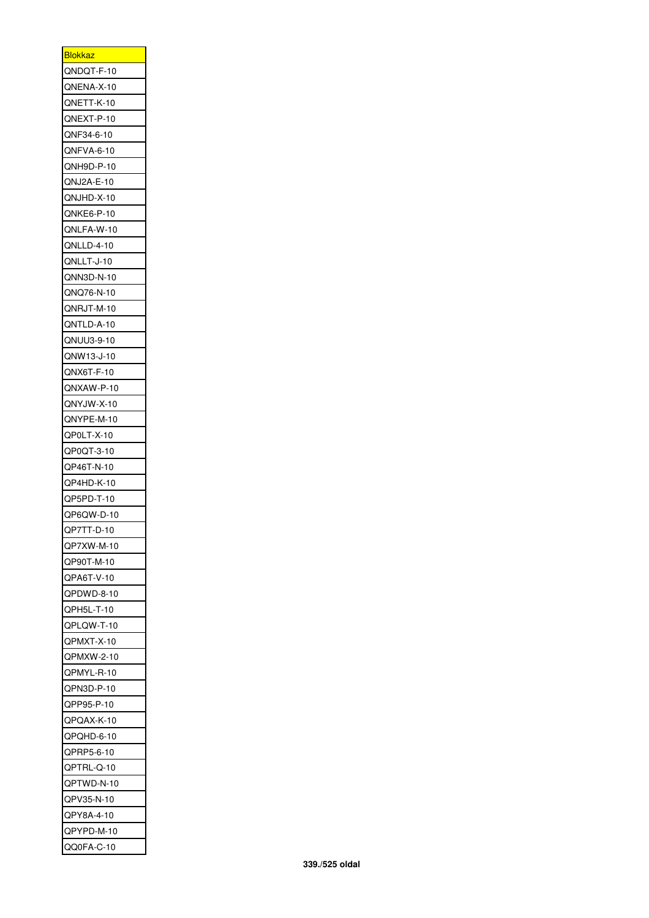| Blokkaz |
|---|
| QNDQT-F-10 |
| QNENA-X-10 |
| QNETT-K-10 |
| QNEXT-P-10 |
| QNF34-6-10 |
| QNFVA-6-10 |
| QNH9D-P-10 |
| QNJ2A-E-10 |
| QNJHD-X-10 |
| QNKE6-P-10 |
| QNLFA-W-10 |
| QNLLD-4-10 |
| QNLLT-J-10 |
| QNN3D-N-10 |
| QNQ76-N-10 |
| QNRJT-M-10 |
| QNTLD-A-10 |
| QNUU3-9-10 |
| QNW13-J-10 |
| QNX6T-F-10 |
| QNXAW-P-10 |
| QNYJW-X-10 |
| QNYPE-M-10 |
| QP0LT-X-10 |
| QP0QT-3-10 |
| QP46T-N-10 |
| QP4HD-K-10 |
| QP5PD-T-10 |
| QP6QW-D-10 |
| QP7TT-D-10 |
| QP7XW-M-10 |
| QP90T-M-10 |
| QPA6T-V-10 |
| QPDWD-8-10 |
| QPH5L-T-10 |
| QPLQW-T-10 |
| QPMXT-X-10 |
| QPMXW-2-10 |
| QPMYL-R-10 |
| QPN3D-P-10 |
| QPP95-P-10 |
| QPQAX-K-10 |
| QPQHD-6-10 |
| QPRP5-6-10 |
| QPTRL-Q-10 |
| QPTWD-N-10 |
| QPV35-N-10 |
| QPY8A-4-10 |
| QPYPD-M-10 |
| QQ0FA-C-10 |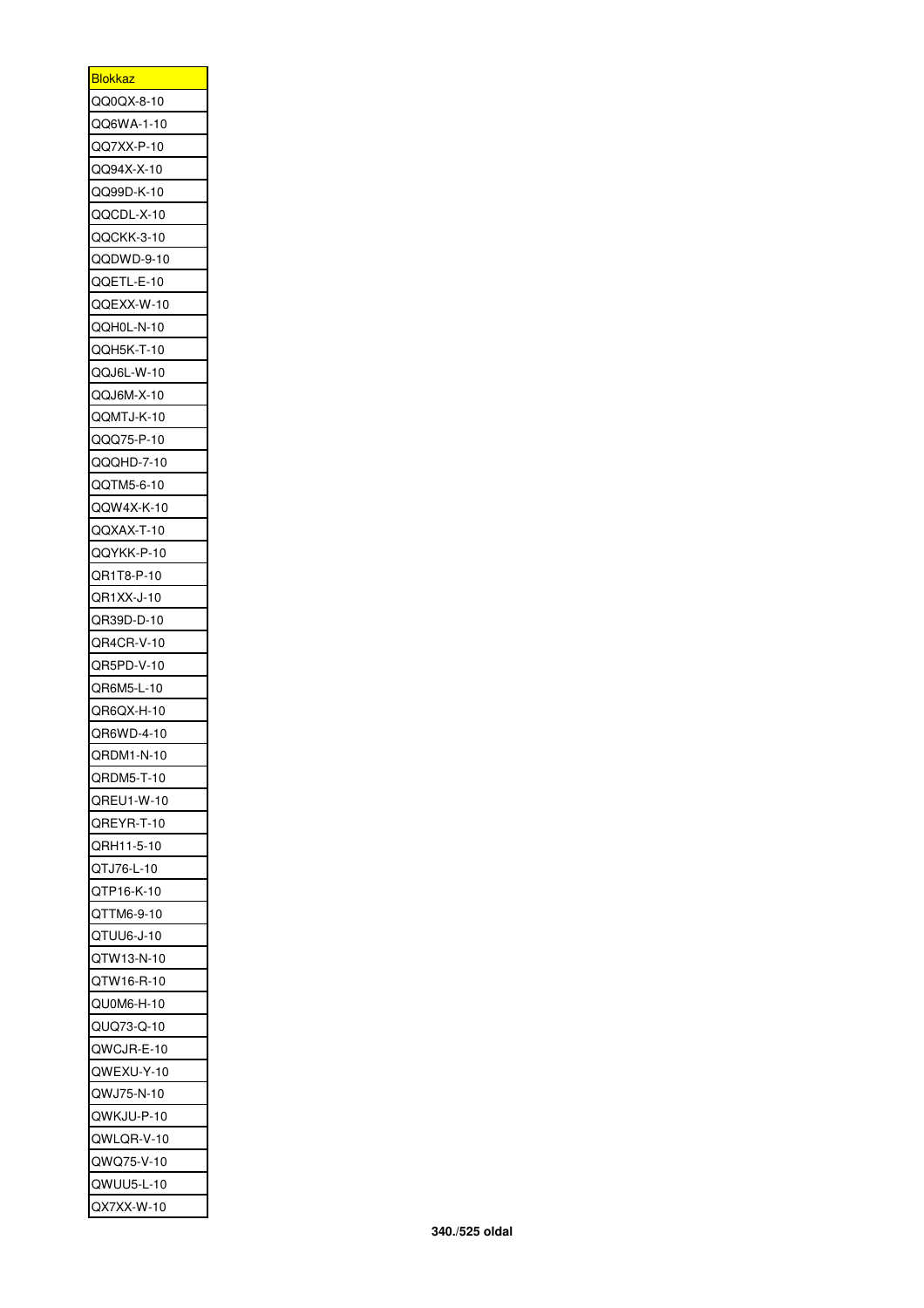| Blokkaz |
| --- |
| QQ0QX-8-10 |
| QQ6WA-1-10 |
| QQ7XX-P-10 |
| QQ94X-X-10 |
| QQ99D-K-10 |
| QQCDL-X-10 |
| QQCKK-3-10 |
| QQDWD-9-10 |
| QQETL-E-10 |
| QQEXX-W-10 |
| QQH0L-N-10 |
| QQH5K-T-10 |
| QQJ6L-W-10 |
| QQJ6M-X-10 |
| QQMTJ-K-10 |
| QQQ75-P-10 |
| QQQHD-7-10 |
| QQTM5-6-10 |
| QQW4X-K-10 |
| QQXAX-T-10 |
| QQYKK-P-10 |
| QR1T8-P-10 |
| QR1XX-J-10 |
| QR39D-D-10 |
| QR4CR-V-10 |
| QR5PD-V-10 |
| QR6M5-L-10 |
| QR6QX-H-10 |
| QR6WD-4-10 |
| QRDM1-N-10 |
| QRDM5-T-10 |
| QREU1-W-10 |
| QREYR-T-10 |
| QRH11-5-10 |
| QTJ76-L-10 |
| QTP16-K-10 |
| QTTM6-9-10 |
| QTUU6-J-10 |
| QTW13-N-10 |
| QTW16-R-10 |
| QU0M6-H-10 |
| QUQ73-Q-10 |
| QWCJR-E-10 |
| QWEXU-Y-10 |
| QWJ75-N-10 |
| QWKJU-P-10 |
| QWLQR-V-10 |
| QWQ75-V-10 |
| QWUU5-L-10 |
| QX7XX-W-10 |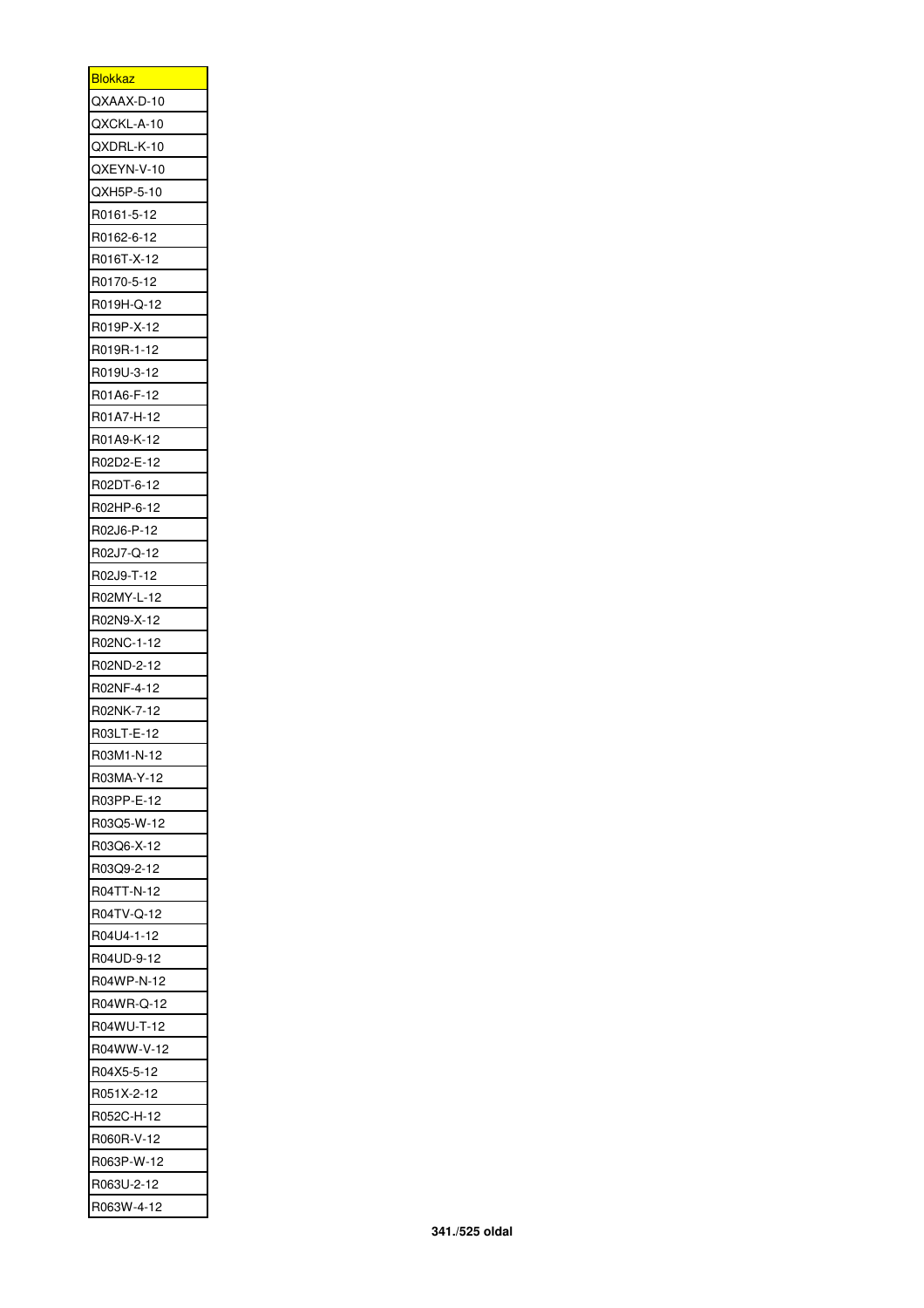| Blokkaz |
| --- |
| QXAAX-D-10 |
| QXCKL-A-10 |
| QXDRL-K-10 |
| QXEYN-V-10 |
| QXH5P-5-10 |
| R0161-5-12 |
| R0162-6-12 |
| R016T-X-12 |
| R0170-5-12 |
| R019H-Q-12 |
| R019P-X-12 |
| R019R-1-12 |
| R019U-3-12 |
| R01A6-F-12 |
| R01A7-H-12 |
| R01A9-K-12 |
| R02D2-E-12 |
| R02DT-6-12 |
| R02HP-6-12 |
| R02J6-P-12 |
| R02J7-Q-12 |
| R02J9-T-12 |
| R02MY-L-12 |
| R02N9-X-12 |
| R02NC-1-12 |
| R02ND-2-12 |
| R02NF-4-12 |
| R02NK-7-12 |
| R03LT-E-12 |
| R03M1-N-12 |
| R03MA-Y-12 |
| R03PP-E-12 |
| R03Q5-W-12 |
| R03Q6-X-12 |
| R03Q9-2-12 |
| R04TT-N-12 |
| R04TV-Q-12 |
| R04U4-1-12 |
| R04UD-9-12 |
| R04WP-N-12 |
| R04WR-Q-12 |
| R04WU-T-12 |
| R04WW-V-12 |
| R04X5-5-12 |
| R051X-2-12 |
| R052C-H-12 |
| R060R-V-12 |
| R063P-W-12 |
| R063U-2-12 |
| R063W-4-12 |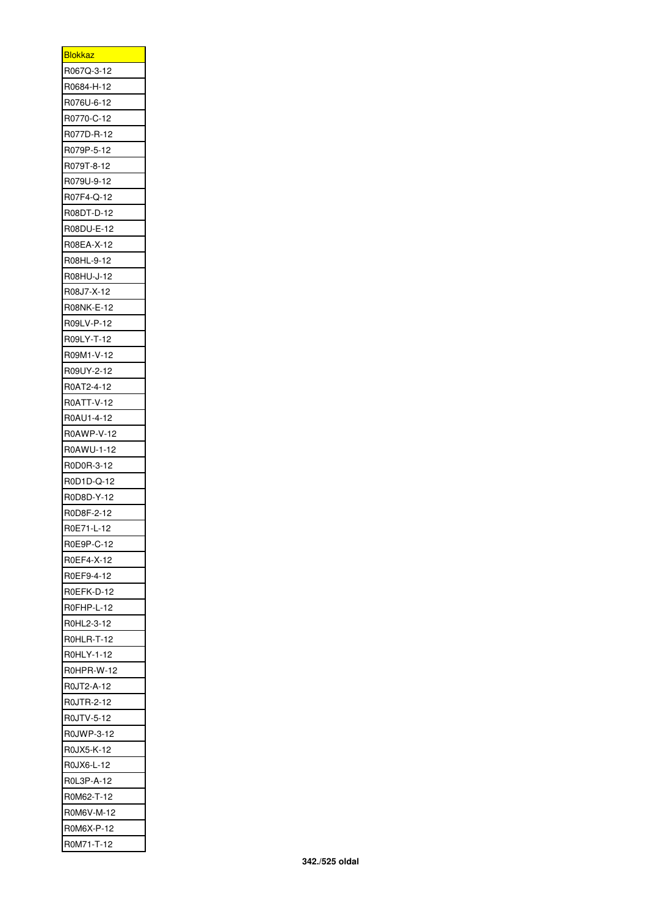| Blokkaz |
|---|
| R067Q-3-12 |
| R0684-H-12 |
| R076U-6-12 |
| R0770-C-12 |
| R077D-R-12 |
| R079P-5-12 |
| R079T-8-12 |
| R079U-9-12 |
| R07F4-Q-12 |
| R08DT-D-12 |
| R08DU-E-12 |
| R08EA-X-12 |
| R08HL-9-12 |
| R08HU-J-12 |
| R08J7-X-12 |
| R08NK-E-12 |
| R09LV-P-12 |
| R09LY-T-12 |
| R09M1-V-12 |
| R09UY-2-12 |
| R0AT2-4-12 |
| R0ATT-V-12 |
| R0AU1-4-12 |
| R0AWP-V-12 |
| R0AWU-1-12 |
| R0D0R-3-12 |
| R0D1D-Q-12 |
| R0D8D-Y-12 |
| R0D8F-2-12 |
| R0E71-L-12 |
| R0E9P-C-12 |
| R0EF4-X-12 |
| R0EF9-4-12 |
| R0EFK-D-12 |
| R0FHP-L-12 |
| R0HL2-3-12 |
| R0HLR-T-12 |
| R0HLY-1-12 |
| R0HPR-W-12 |
| R0JT2-A-12 |
| R0JTR-2-12 |
| R0JTV-5-12 |
| R0JWP-3-12 |
| R0JX5-K-12 |
| R0JX6-L-12 |
| R0L3P-A-12 |
| R0M62-T-12 |
| R0M6V-M-12 |
| R0M6X-P-12 |
| R0M71-T-12 |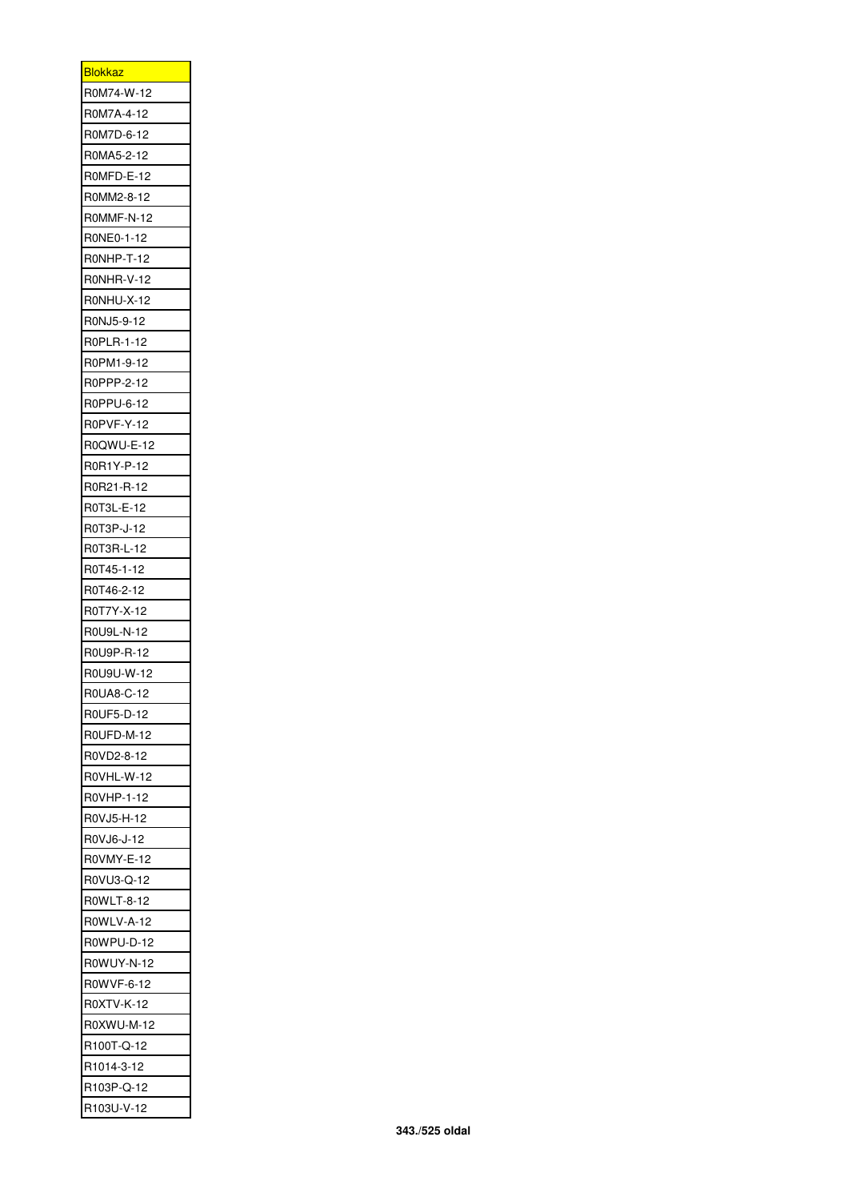| Blokkaz |
| --- |
| R0M74-W-12 |
| R0M7A-4-12 |
| R0M7D-6-12 |
| R0MA5-2-12 |
| R0MFD-E-12 |
| R0MM2-8-12 |
| R0MMF-N-12 |
| R0NE0-1-12 |
| R0NHP-T-12 |
| R0NHR-V-12 |
| R0NHU-X-12 |
| R0NJ5-9-12 |
| R0PLR-1-12 |
| R0PM1-9-12 |
| R0PPP-2-12 |
| R0PPU-6-12 |
| R0PVF-Y-12 |
| R0QWU-E-12 |
| R0R1Y-P-12 |
| R0R21-R-12 |
| R0T3L-E-12 |
| R0T3P-J-12 |
| R0T3R-L-12 |
| R0T45-1-12 |
| R0T46-2-12 |
| R0T7Y-X-12 |
| R0U9L-N-12 |
| R0U9P-R-12 |
| R0U9U-W-12 |
| R0UA8-C-12 |
| R0UF5-D-12 |
| R0UFD-M-12 |
| R0VD2-8-12 |
| R0VHL-W-12 |
| R0VHP-1-12 |
| R0VJ5-H-12 |
| R0VJ6-J-12 |
| R0VMY-E-12 |
| R0VU3-Q-12 |
| R0WLT-8-12 |
| R0WLV-A-12 |
| R0WPU-D-12 |
| R0WUY-N-12 |
| R0WVF-6-12 |
| R0XTV-K-12 |
| R0XWU-M-12 |
| R100T-Q-12 |
| R1014-3-12 |
| R103P-Q-12 |
| R103U-V-12 |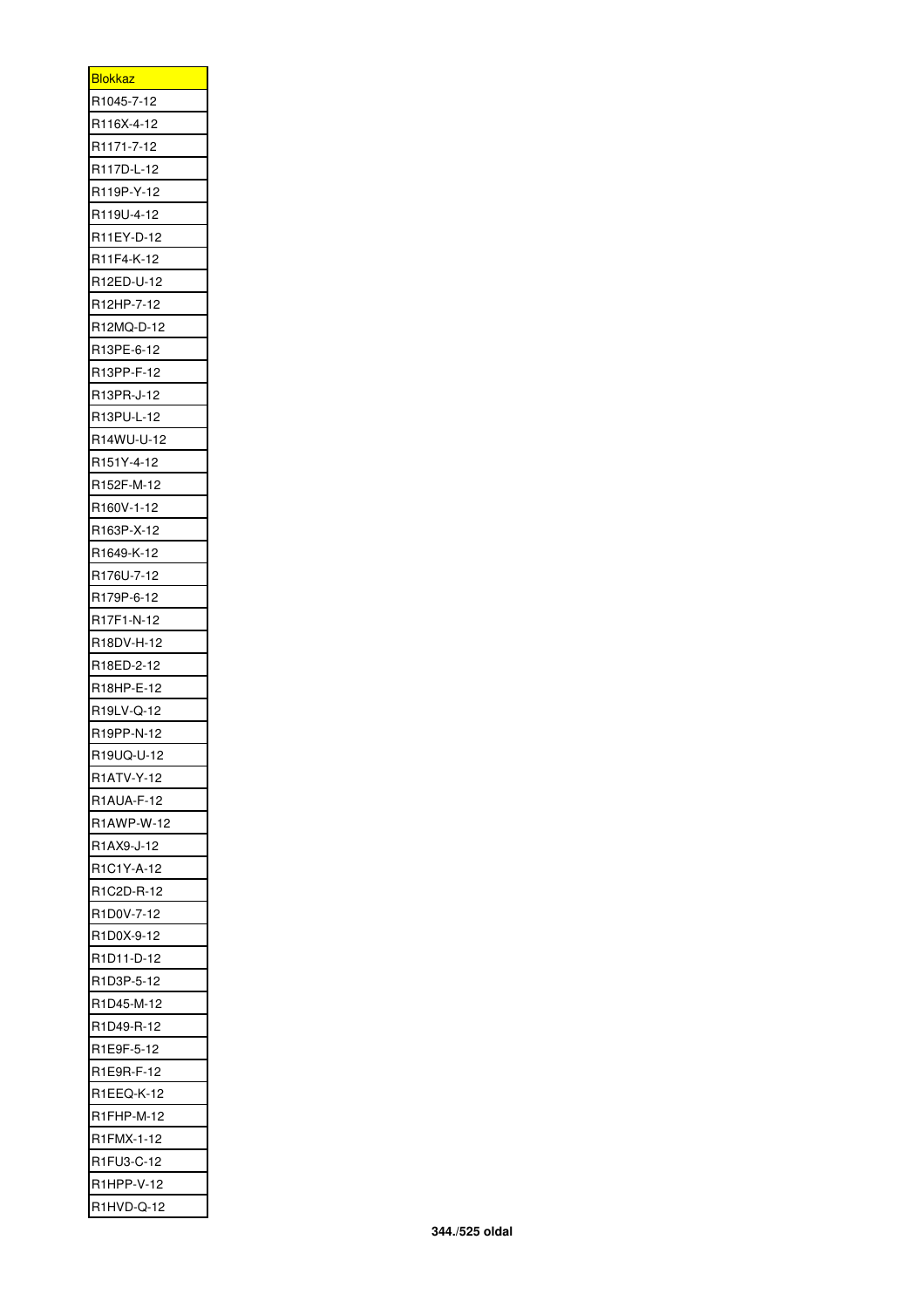| Blokkaz |
|---|
| R1045-7-12 |
| R116X-4-12 |
| R1171-7-12 |
| R117D-L-12 |
| R119P-Y-12 |
| R119U-4-12 |
| R11EY-D-12 |
| R11F4-K-12 |
| R12ED-U-12 |
| R12HP-7-12 |
| R12MQ-D-12 |
| R13PE-6-12 |
| R13PP-F-12 |
| R13PR-J-12 |
| R13PU-L-12 |
| R14WU-U-12 |
| R151Y-4-12 |
| R152F-M-12 |
| R160V-1-12 |
| R163P-X-12 |
| R1649-K-12 |
| R176U-7-12 |
| R179P-6-12 |
| R17F1-N-12 |
| R18DV-H-12 |
| R18ED-2-12 |
| R18HP-E-12 |
| R19LV-Q-12 |
| R19PP-N-12 |
| R19UQ-U-12 |
| R1ATV-Y-12 |
| R1AUA-F-12 |
| R1AWP-W-12 |
| R1AX9-J-12 |
| R1C1Y-A-12 |
| R1C2D-R-12 |
| R1D0V-7-12 |
| R1D0X-9-12 |
| R1D11-D-12 |
| R1D3P-5-12 |
| R1D45-M-12 |
| R1D49-R-12 |
| R1E9F-5-12 |
| R1E9R-F-12 |
| R1EEQ-K-12 |
| R1FHP-M-12 |
| R1FMX-1-12 |
| R1FU3-C-12 |
| R1HPP-V-12 |
| R1HVD-Q-12 |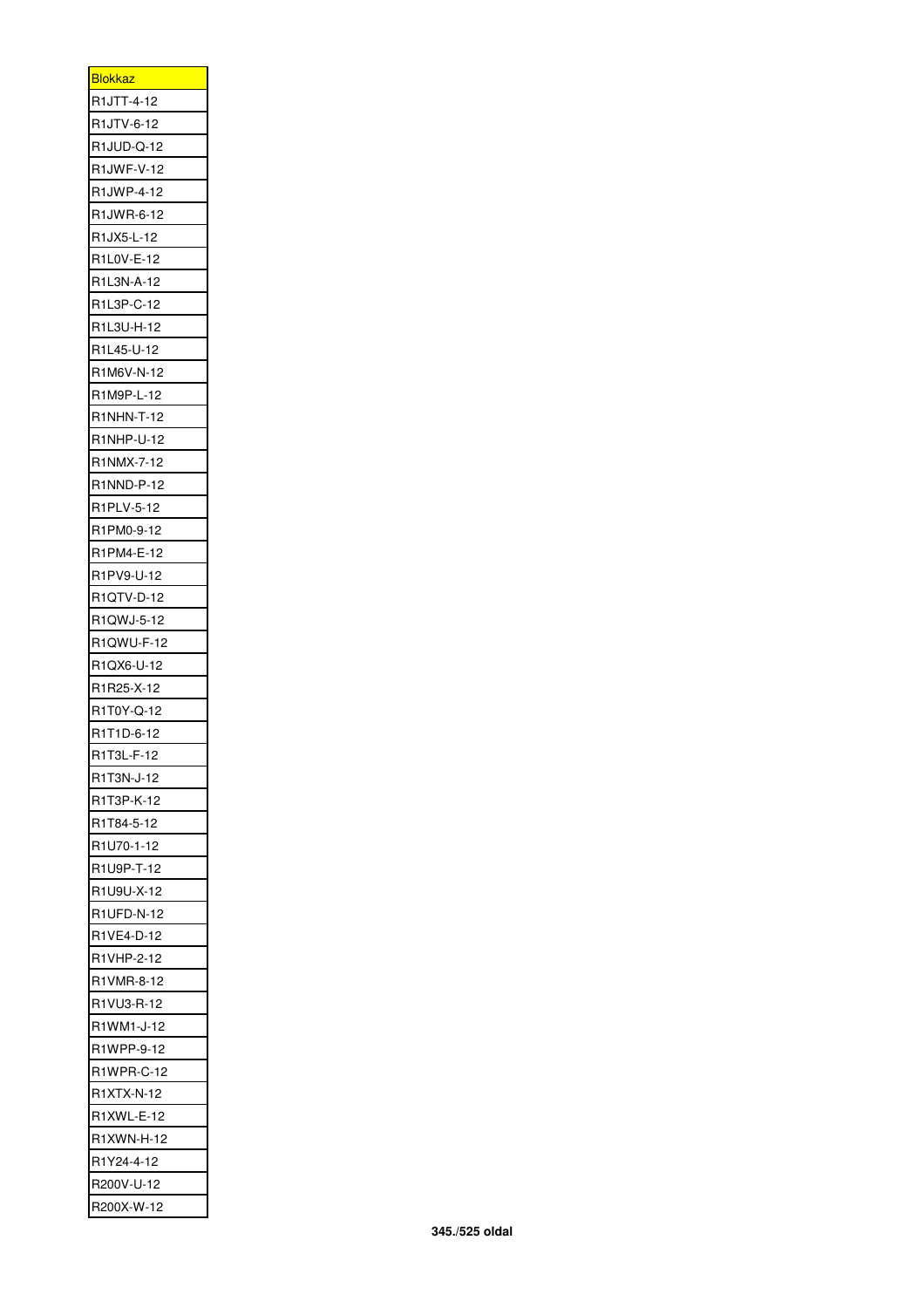| Blokkaz |
| --- |
| R1JTT-4-12 |
| R1JTV-6-12 |
| R1JUD-Q-12 |
| R1JWF-V-12 |
| R1JWP-4-12 |
| R1JWR-6-12 |
| R1JX5-L-12 |
| R1L0V-E-12 |
| R1L3N-A-12 |
| R1L3P-C-12 |
| R1L3U-H-12 |
| R1L45-U-12 |
| R1M6V-N-12 |
| R1M9P-L-12 |
| R1NHN-T-12 |
| R1NHP-U-12 |
| R1NMX-7-12 |
| R1NND-P-12 |
| R1PLV-5-12 |
| R1PM0-9-12 |
| R1PM4-E-12 |
| R1PV9-U-12 |
| R1QTV-D-12 |
| R1QWJ-5-12 |
| R1QWU-F-12 |
| R1QX6-U-12 |
| R1R25-X-12 |
| R1T0Y-Q-12 |
| R1T1D-6-12 |
| R1T3L-F-12 |
| R1T3N-J-12 |
| R1T3P-K-12 |
| R1T84-5-12 |
| R1U70-1-12 |
| R1U9P-T-12 |
| R1U9U-X-12 |
| R1UFD-N-12 |
| R1VE4-D-12 |
| R1VHP-2-12 |
| R1VMR-8-12 |
| R1VU3-R-12 |
| R1WM1-J-12 |
| R1WPP-9-12 |
| R1WPR-C-12 |
| R1XTX-N-12 |
| R1XWL-E-12 |
| R1XWN-H-12 |
| R1Y24-4-12 |
| R200V-U-12 |
| R200X-W-12 |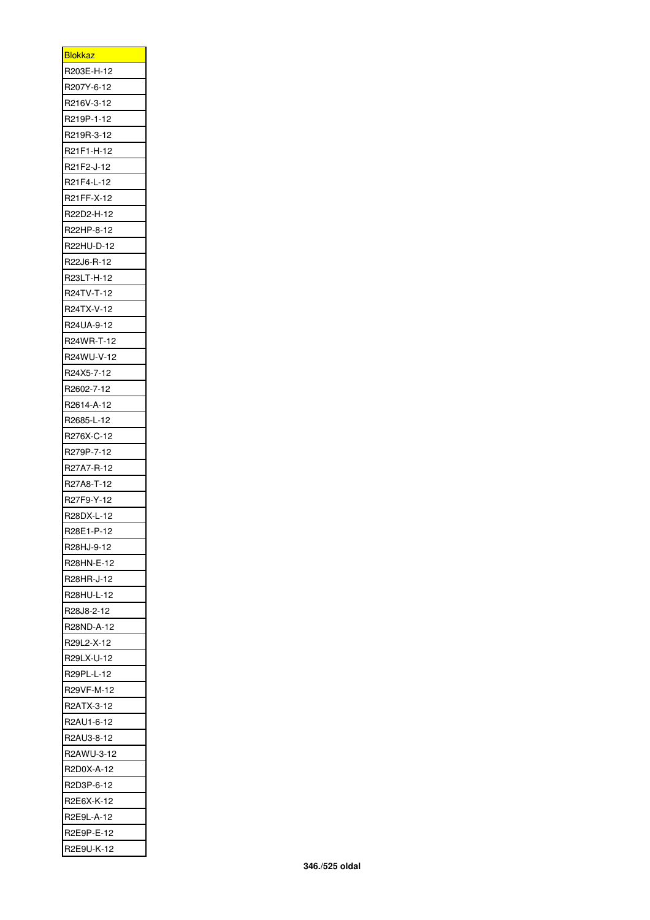| Blokkaz |
|---|
| R203E-H-12 |
| R207Y-6-12 |
| R216V-3-12 |
| R219P-1-12 |
| R219R-3-12 |
| R21F1-H-12 |
| R21F2-J-12 |
| R21F4-L-12 |
| R21FF-X-12 |
| R22D2-H-12 |
| R22HP-8-12 |
| R22HU-D-12 |
| R22J6-R-12 |
| R23LT-H-12 |
| R24TV-T-12 |
| R24TX-V-12 |
| R24UA-9-12 |
| R24WR-T-12 |
| R24WU-V-12 |
| R24X5-7-12 |
| R2602-7-12 |
| R2614-A-12 |
| R2685-L-12 |
| R276X-C-12 |
| R279P-7-12 |
| R27A7-R-12 |
| R27A8-T-12 |
| R27F9-Y-12 |
| R28DX-L-12 |
| R28E1-P-12 |
| R28HJ-9-12 |
| R28HN-E-12 |
| R28HR-J-12 |
| R28HU-L-12 |
| R28J8-2-12 |
| R28ND-A-12 |
| R29L2-X-12 |
| R29LX-U-12 |
| R29PL-L-12 |
| R29VF-M-12 |
| R2ATX-3-12 |
| R2AU1-6-12 |
| R2AU3-8-12 |
| R2AWU-3-12 |
| R2D0X-A-12 |
| R2D3P-6-12 |
| R2E6X-K-12 |
| R2E9L-A-12 |
| R2E9P-E-12 |
| R2E9U-K-12 |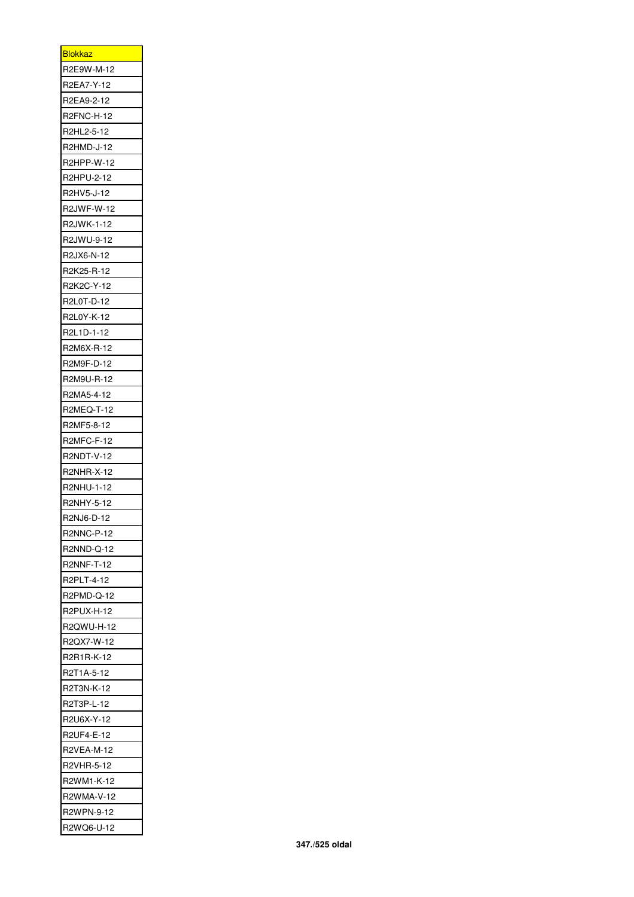| Blokkaz |
|---|
| R2E9W-M-12 |
| R2EA7-Y-12 |
| R2EA9-2-12 |
| R2FNC-H-12 |
| R2HL2-5-12 |
| R2HMD-J-12 |
| R2HPP-W-12 |
| R2HPU-2-12 |
| R2HV5-J-12 |
| R2JWF-W-12 |
| R2JWK-1-12 |
| R2JWU-9-12 |
| R2JX6-N-12 |
| R2K25-R-12 |
| R2K2C-Y-12 |
| R2L0T-D-12 |
| R2L0Y-K-12 |
| R2L1D-1-12 |
| R2M6X-R-12 |
| R2M9F-D-12 |
| R2M9U-R-12 |
| R2MA5-4-12 |
| R2MEQ-T-12 |
| R2MF5-8-12 |
| R2MFC-F-12 |
| R2NDT-V-12 |
| R2NHR-X-12 |
| R2NHU-1-12 |
| R2NHY-5-12 |
| R2NJ6-D-12 |
| R2NNC-P-12 |
| R2NND-Q-12 |
| R2NNF-T-12 |
| R2PLT-4-12 |
| R2PMD-Q-12 |
| R2PUX-H-12 |
| R2QWU-H-12 |
| R2QX7-W-12 |
| R2R1R-K-12 |
| R2T1A-5-12 |
| R2T3N-K-12 |
| R2T3P-L-12 |
| R2U6X-Y-12 |
| R2UF4-E-12 |
| R2VEA-M-12 |
| R2VHR-5-12 |
| R2WM1-K-12 |
| R2WMA-V-12 |
| R2WPN-9-12 |
| R2WQ6-U-12 |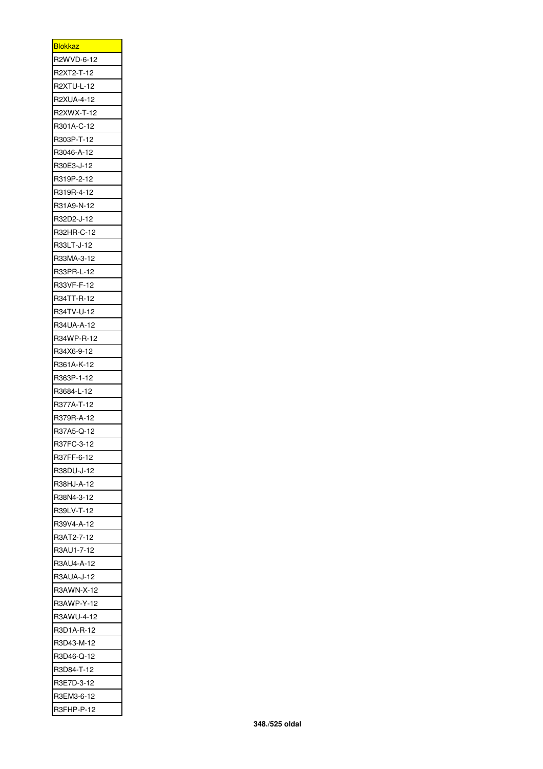| Blokkaz |
|---|
| R2WVD-6-12 |
| R2XT2-T-12 |
| R2XTU-L-12 |
| R2XUA-4-12 |
| R2XWX-T-12 |
| R301A-C-12 |
| R303P-T-12 |
| R3046-A-12 |
| R30E3-J-12 |
| R319P-2-12 |
| R319R-4-12 |
| R31A9-N-12 |
| R32D2-J-12 |
| R32HR-C-12 |
| R33LT-J-12 |
| R33MA-3-12 |
| R33PR-L-12 |
| R33VF-F-12 |
| R34TT-R-12 |
| R34TV-U-12 |
| R34UA-A-12 |
| R34WP-R-12 |
| R34X6-9-12 |
| R361A-K-12 |
| R363P-1-12 |
| R3684-L-12 |
| R377A-T-12 |
| R379R-A-12 |
| R37A5-Q-12 |
| R37FC-3-12 |
| R37FF-6-12 |
| R38DU-J-12 |
| R38HJ-A-12 |
| R38N4-3-12 |
| R39LV-T-12 |
| R39V4-A-12 |
| R3AT2-7-12 |
| R3AU1-7-12 |
| R3AU4-A-12 |
| R3AUA-J-12 |
| R3AWN-X-12 |
| R3AWP-Y-12 |
| R3AWU-4-12 |
| R3D1A-R-12 |
| R3D43-M-12 |
| R3D46-Q-12 |
| R3D84-T-12 |
| R3E7D-3-12 |
| R3EM3-6-12 |
| R3FHP-P-12 |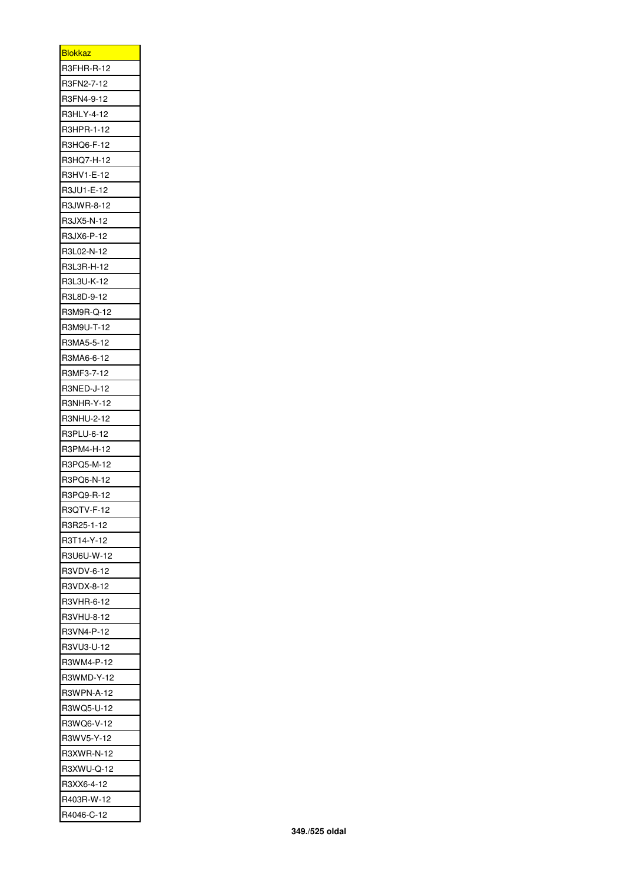| Blokkaz |
| --- |
| R3FHR-R-12 |
| R3FN2-7-12 |
| R3FN4-9-12 |
| R3HLY-4-12 |
| R3HPR-1-12 |
| R3HQ6-F-12 |
| R3HQ7-H-12 |
| R3HV1-E-12 |
| R3JU1-E-12 |
| R3JWR-8-12 |
| R3JX5-N-12 |
| R3JX6-P-12 |
| R3L02-N-12 |
| R3L3R-H-12 |
| R3L3U-K-12 |
| R3L8D-9-12 |
| R3M9R-Q-12 |
| R3M9U-T-12 |
| R3MA5-5-12 |
| R3MA6-6-12 |
| R3MF3-7-12 |
| R3NED-J-12 |
| R3NHR-Y-12 |
| R3NHU-2-12 |
| R3PLU-6-12 |
| R3PM4-H-12 |
| R3PQ5-M-12 |
| R3PQ6-N-12 |
| R3PQ9-R-12 |
| R3QTV-F-12 |
| R3R25-1-12 |
| R3T14-Y-12 |
| R3U6U-W-12 |
| R3VDV-6-12 |
| R3VDX-8-12 |
| R3VHR-6-12 |
| R3VHU-8-12 |
| R3VN4-P-12 |
| R3VU3-U-12 |
| R3WM4-P-12 |
| R3WMD-Y-12 |
| R3WPN-A-12 |
| R3WQ5-U-12 |
| R3WQ6-V-12 |
| R3WV5-Y-12 |
| R3XWR-N-12 |
| R3XWU-Q-12 |
| R3XX6-4-12 |
| R403R-W-12 |
| R4046-C-12 |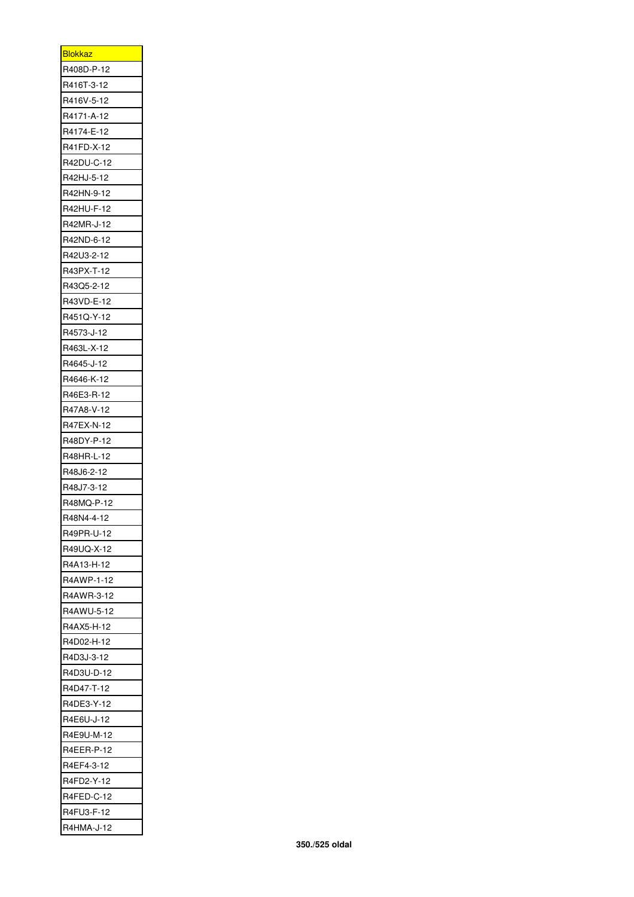| Blokkaz |
|---|
| R408D-P-12 |
| R416T-3-12 |
| R416V-5-12 |
| R4171-A-12 |
| R4174-E-12 |
| R41FD-X-12 |
| R42DU-C-12 |
| R42HJ-5-12 |
| R42HN-9-12 |
| R42HU-F-12 |
| R42MR-J-12 |
| R42ND-6-12 |
| R42U3-2-12 |
| R43PX-T-12 |
| R43Q5-2-12 |
| R43VD-E-12 |
| R451Q-Y-12 |
| R4573-J-12 |
| R463L-X-12 |
| R4645-J-12 |
| R4646-K-12 |
| R46E3-R-12 |
| R47A8-V-12 |
| R47EX-N-12 |
| R48DY-P-12 |
| R48HR-L-12 |
| R48J6-2-12 |
| R48J7-3-12 |
| R48MQ-P-12 |
| R48N4-4-12 |
| R49PR-U-12 |
| R49UQ-X-12 |
| R4A13-H-12 |
| R4AWP-1-12 |
| R4AWR-3-12 |
| R4AWU-5-12 |
| R4AX5-H-12 |
| R4D02-H-12 |
| R4D3J-3-12 |
| R4D3U-D-12 |
| R4D47-T-12 |
| R4DE3-Y-12 |
| R4E6U-J-12 |
| R4E9U-M-12 |
| R4EER-P-12 |
| R4EF4-3-12 |
| R4FD2-Y-12 |
| R4FED-C-12 |
| R4FU3-F-12 |
| R4HMA-J-12 |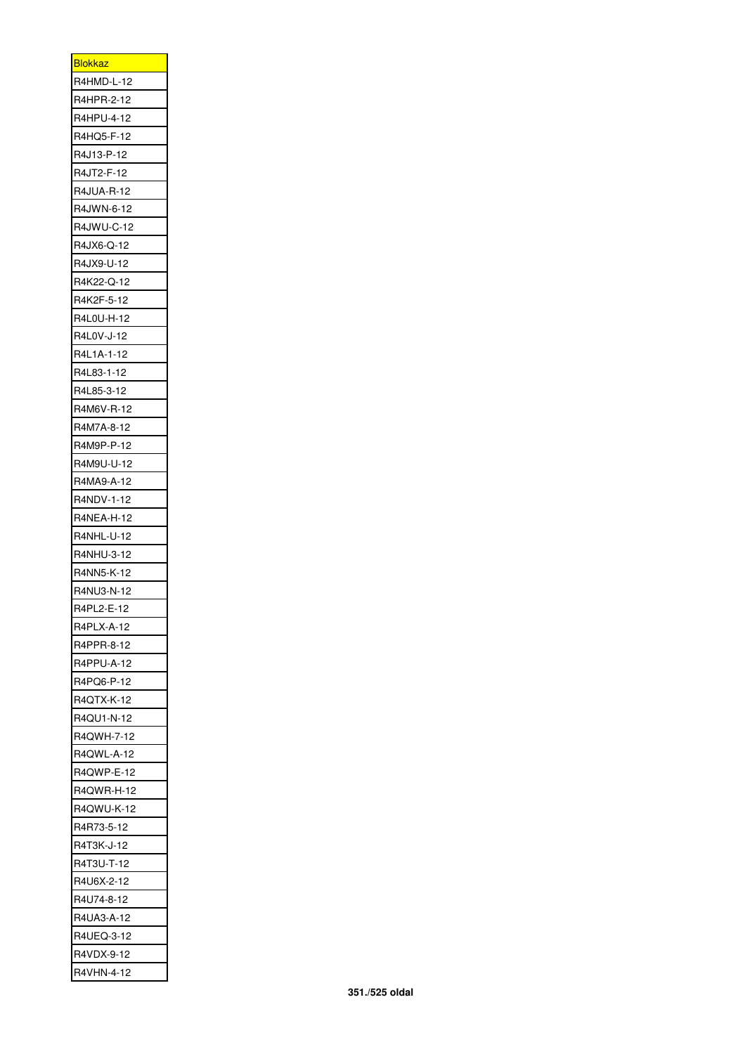| Blokkaz |
| --- |
| R4HMD-L-12 |
| R4HPR-2-12 |
| R4HPU-4-12 |
| R4HQ5-F-12 |
| R4J13-P-12 |
| R4JT2-F-12 |
| R4JUA-R-12 |
| R4JWN-6-12 |
| R4JWU-C-12 |
| R4JX6-Q-12 |
| R4JX9-U-12 |
| R4K22-Q-12 |
| R4K2F-5-12 |
| R4L0U-H-12 |
| R4L0V-J-12 |
| R4L1A-1-12 |
| R4L83-1-12 |
| R4L85-3-12 |
| R4M6V-R-12 |
| R4M7A-8-12 |
| R4M9P-P-12 |
| R4M9U-U-12 |
| R4MA9-A-12 |
| R4NDV-1-12 |
| R4NEA-H-12 |
| R4NHL-U-12 |
| R4NHU-3-12 |
| R4NN5-K-12 |
| R4NU3-N-12 |
| R4PL2-E-12 |
| R4PLX-A-12 |
| R4PPR-8-12 |
| R4PPU-A-12 |
| R4PQ6-P-12 |
| R4QTX-K-12 |
| R4QU1-N-12 |
| R4QWH-7-12 |
| R4QWL-A-12 |
| R4QWP-E-12 |
| R4QWR-H-12 |
| R4QWU-K-12 |
| R4R73-5-12 |
| R4T3K-J-12 |
| R4T3U-T-12 |
| R4U6X-2-12 |
| R4U74-8-12 |
| R4UA3-A-12 |
| R4UEQ-3-12 |
| R4VDX-9-12 |
| R4VHN-4-12 |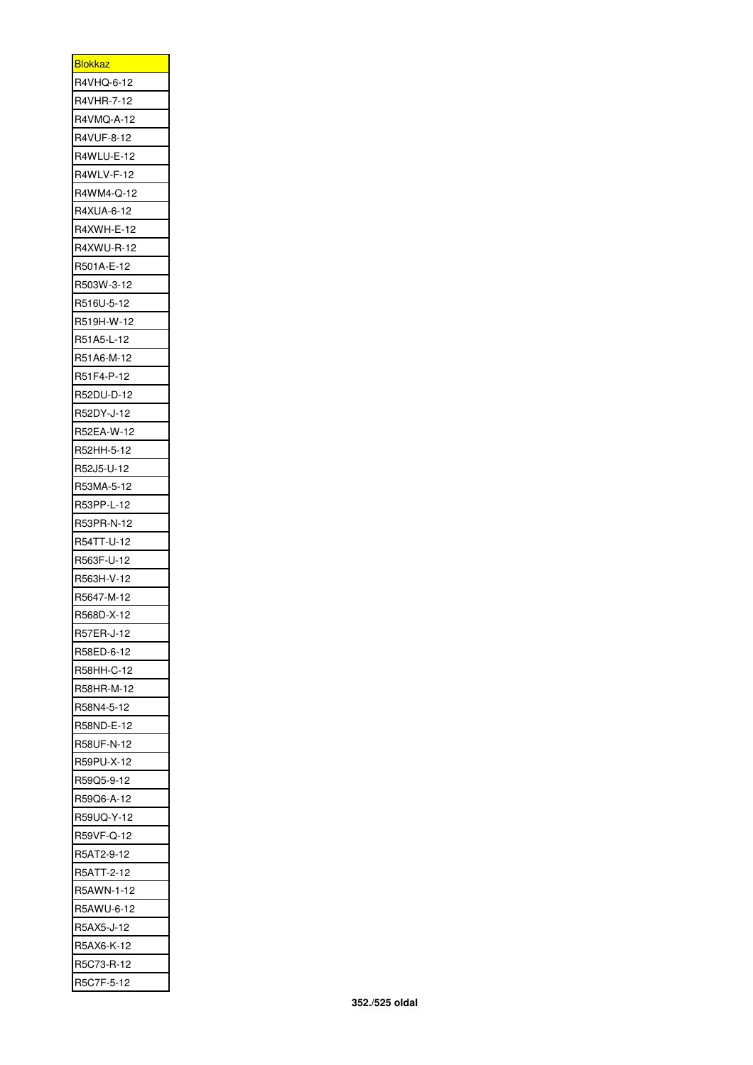| Blokkaz |
|---|
| R4VHQ-6-12 |
| R4VHR-7-12 |
| R4VMQ-A-12 |
| R4VUF-8-12 |
| R4WLU-E-12 |
| R4WLV-F-12 |
| R4WM4-Q-12 |
| R4XUA-6-12 |
| R4XWH-E-12 |
| R4XWU-R-12 |
| R501A-E-12 |
| R503W-3-12 |
| R516U-5-12 |
| R519H-W-12 |
| R51A5-L-12 |
| R51A6-M-12 |
| R51F4-P-12 |
| R52DU-D-12 |
| R52DY-J-12 |
| R52EA-W-12 |
| R52HH-5-12 |
| R52J5-U-12 |
| R53MA-5-12 |
| R53PP-L-12 |
| R53PR-N-12 |
| R54TT-U-12 |
| R563F-U-12 |
| R563H-V-12 |
| R5647-M-12 |
| R568D-X-12 |
| R57ER-J-12 |
| R58ED-6-12 |
| R58HH-C-12 |
| R58HR-M-12 |
| R58N4-5-12 |
| R58ND-E-12 |
| R58UF-N-12 |
| R59PU-X-12 |
| R59Q5-9-12 |
| R59Q6-A-12 |
| R59UQ-Y-12 |
| R59VF-Q-12 |
| R5AT2-9-12 |
| R5ATT-2-12 |
| R5AWN-1-12 |
| R5AWU-6-12 |
| R5AX5-J-12 |
| R5AX6-K-12 |
| R5C73-R-12 |
| R5C7F-5-12 |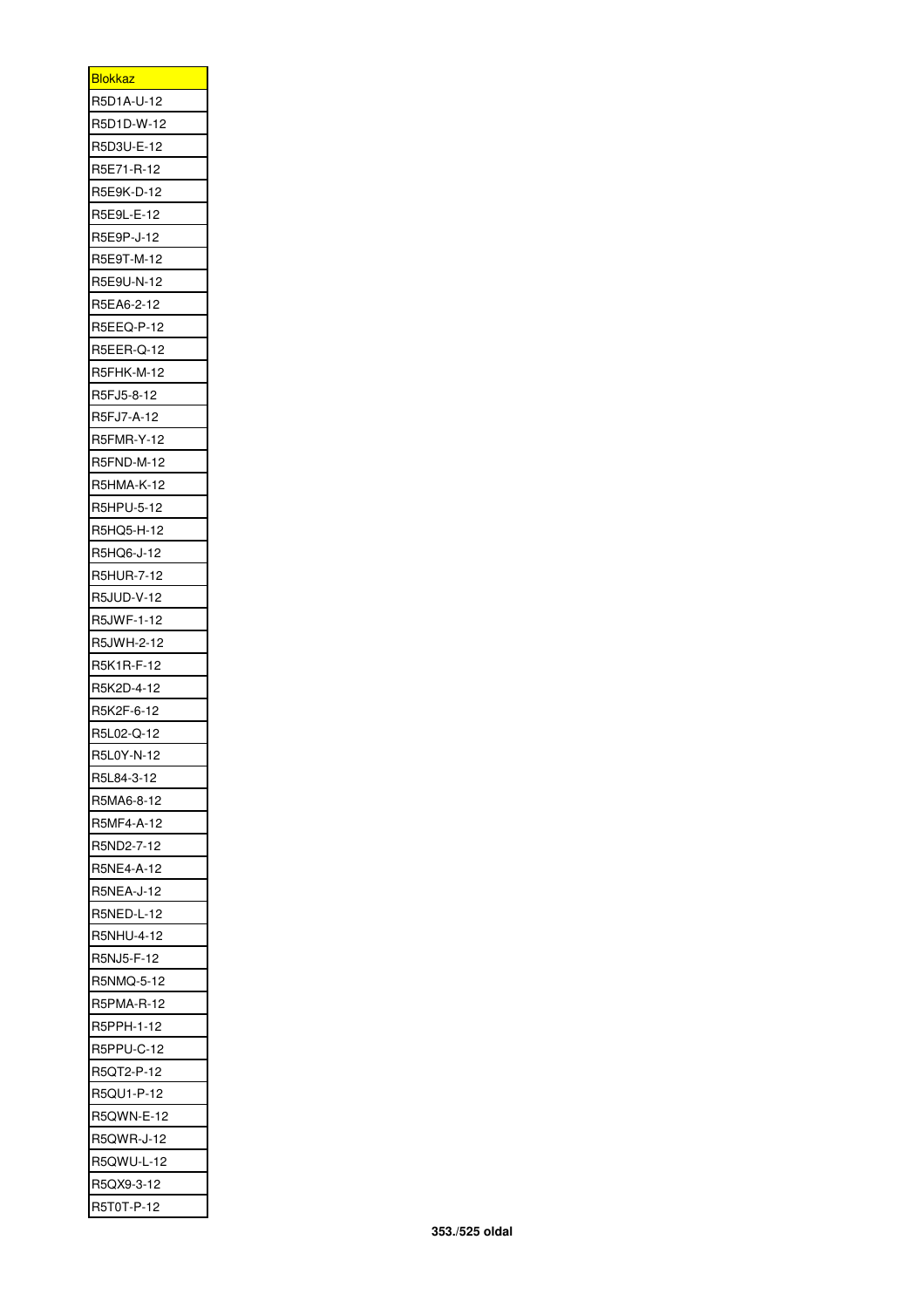| Blokkaz |
|---|
| R5D1A-U-12 |
| R5D1D-W-12 |
| R5D3U-E-12 |
| R5E71-R-12 |
| R5E9K-D-12 |
| R5E9L-E-12 |
| R5E9P-J-12 |
| R5E9T-M-12 |
| R5E9U-N-12 |
| R5EA6-2-12 |
| R5EEQ-P-12 |
| R5EER-Q-12 |
| R5FHK-M-12 |
| R5FJ5-8-12 |
| R5FJ7-A-12 |
| R5FMR-Y-12 |
| R5FND-M-12 |
| R5HMA-K-12 |
| R5HPU-5-12 |
| R5HQ5-H-12 |
| R5HQ6-J-12 |
| R5HUR-7-12 |
| R5JUD-V-12 |
| R5JWF-1-12 |
| R5JWH-2-12 |
| R5K1R-F-12 |
| R5K2D-4-12 |
| R5K2F-6-12 |
| R5L02-Q-12 |
| R5L0Y-N-12 |
| R5L84-3-12 |
| R5MA6-8-12 |
| R5MF4-A-12 |
| R5ND2-7-12 |
| R5NE4-A-12 |
| R5NEA-J-12 |
| R5NED-L-12 |
| R5NHU-4-12 |
| R5NJ5-F-12 |
| R5NMQ-5-12 |
| R5PMA-R-12 |
| R5PPH-1-12 |
| R5PPU-C-12 |
| R5QT2-P-12 |
| R5QU1-P-12 |
| R5QWN-E-12 |
| R5QWR-J-12 |
| R5QWU-L-12 |
| R5QX9-3-12 |
| R5T0T-P-12 |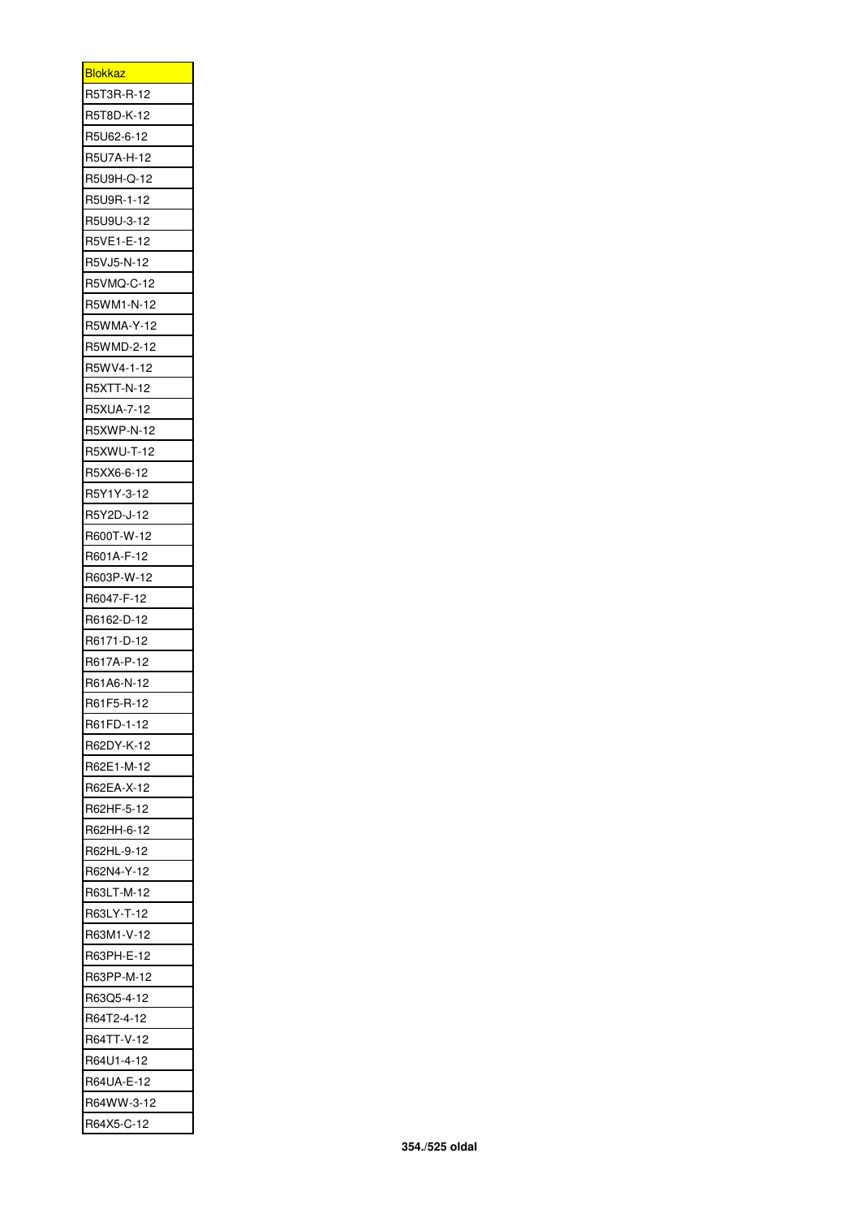| Blokkaz |
|---|
| R5T3R-R-12 |
| R5T8D-K-12 |
| R5U62-6-12 |
| R5U7A-H-12 |
| R5U9H-Q-12 |
| R5U9R-1-12 |
| R5U9U-3-12 |
| R5VE1-E-12 |
| R5VJ5-N-12 |
| R5VMQ-C-12 |
| R5WM1-N-12 |
| R5WMA-Y-12 |
| R5WMD-2-12 |
| R5WV4-1-12 |
| R5XTT-N-12 |
| R5XUA-7-12 |
| R5XWP-N-12 |
| R5XWU-T-12 |
| R5XX6-6-12 |
| R5Y1Y-3-12 |
| R5Y2D-J-12 |
| R600T-W-12 |
| R601A-F-12 |
| R603P-W-12 |
| R6047-F-12 |
| R6162-D-12 |
| R6171-D-12 |
| R617A-P-12 |
| R61A6-N-12 |
| R61F5-R-12 |
| R61FD-1-12 |
| R62DY-K-12 |
| R62E1-M-12 |
| R62EA-X-12 |
| R62HF-5-12 |
| R62HH-6-12 |
| R62HL-9-12 |
| R62N4-Y-12 |
| R63LT-M-12 |
| R63LY-T-12 |
| R63M1-V-12 |
| R63PH-E-12 |
| R63PP-M-12 |
| R63Q5-4-12 |
| R64T2-4-12 |
| R64TT-V-12 |
| R64U1-4-12 |
| R64UA-E-12 |
| R64WW-3-12 |
| R64X5-C-12 |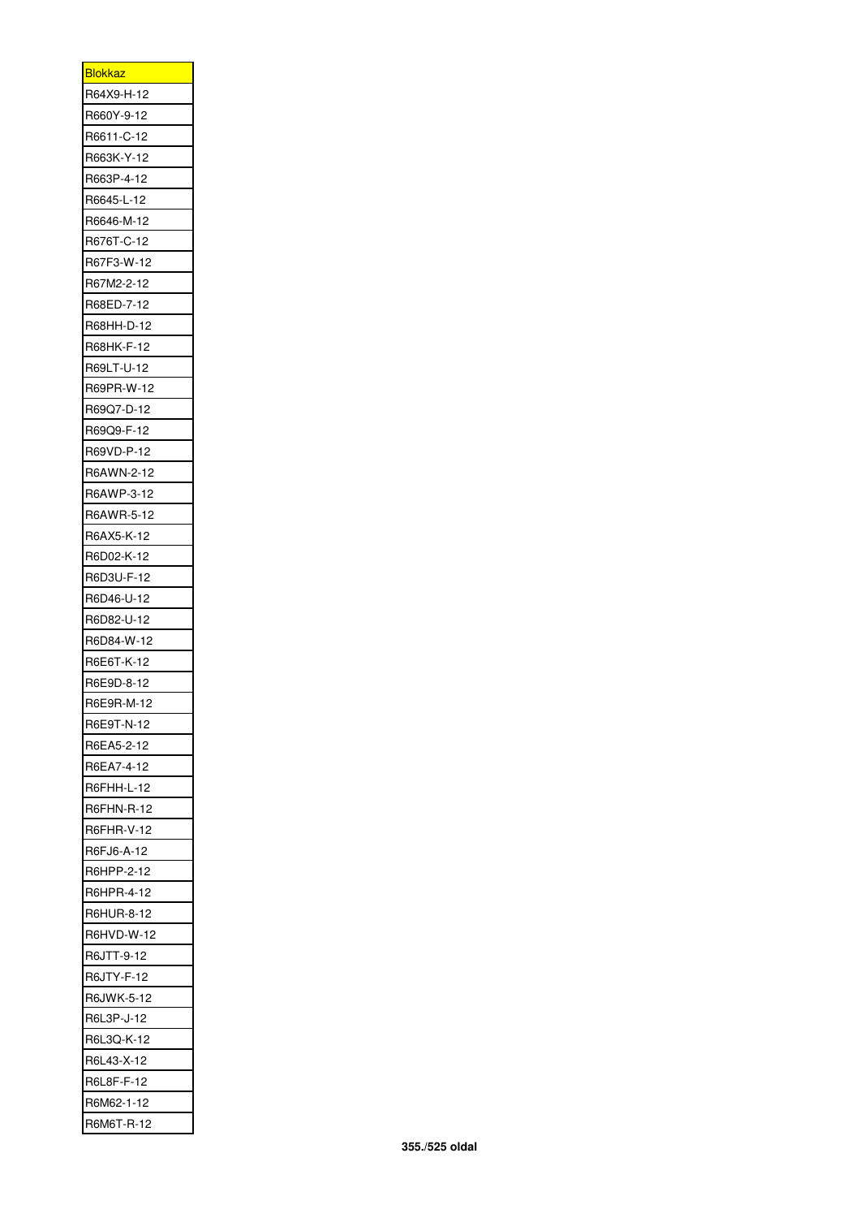| Blokkaz |
| --- |
| R64X9-H-12 |
| R660Y-9-12 |
| R6611-C-12 |
| R663K-Y-12 |
| R663P-4-12 |
| R6645-L-12 |
| R6646-M-12 |
| R676T-C-12 |
| R67F3-W-12 |
| R67M2-2-12 |
| R68ED-7-12 |
| R68HH-D-12 |
| R68HK-F-12 |
| R69LT-U-12 |
| R69PR-W-12 |
| R69Q7-D-12 |
| R69Q9-F-12 |
| R69VD-P-12 |
| R6AWN-2-12 |
| R6AWP-3-12 |
| R6AWR-5-12 |
| R6AX5-K-12 |
| R6D02-K-12 |
| R6D3U-F-12 |
| R6D46-U-12 |
| R6D82-U-12 |
| R6D84-W-12 |
| R6E6T-K-12 |
| R6E9D-8-12 |
| R6E9R-M-12 |
| R6E9T-N-12 |
| R6EA5-2-12 |
| R6EA7-4-12 |
| R6FHH-L-12 |
| R6FHN-R-12 |
| R6FHR-V-12 |
| R6FJ6-A-12 |
| R6HPP-2-12 |
| R6HPR-4-12 |
| R6HUR-8-12 |
| R6HVD-W-12 |
| R6JTT-9-12 |
| R6JTY-F-12 |
| R6JWK-5-12 |
| R6L3P-J-12 |
| R6L3Q-K-12 |
| R6L43-X-12 |
| R6L8F-F-12 |
| R6M62-1-12 |
| R6M6T-R-12 |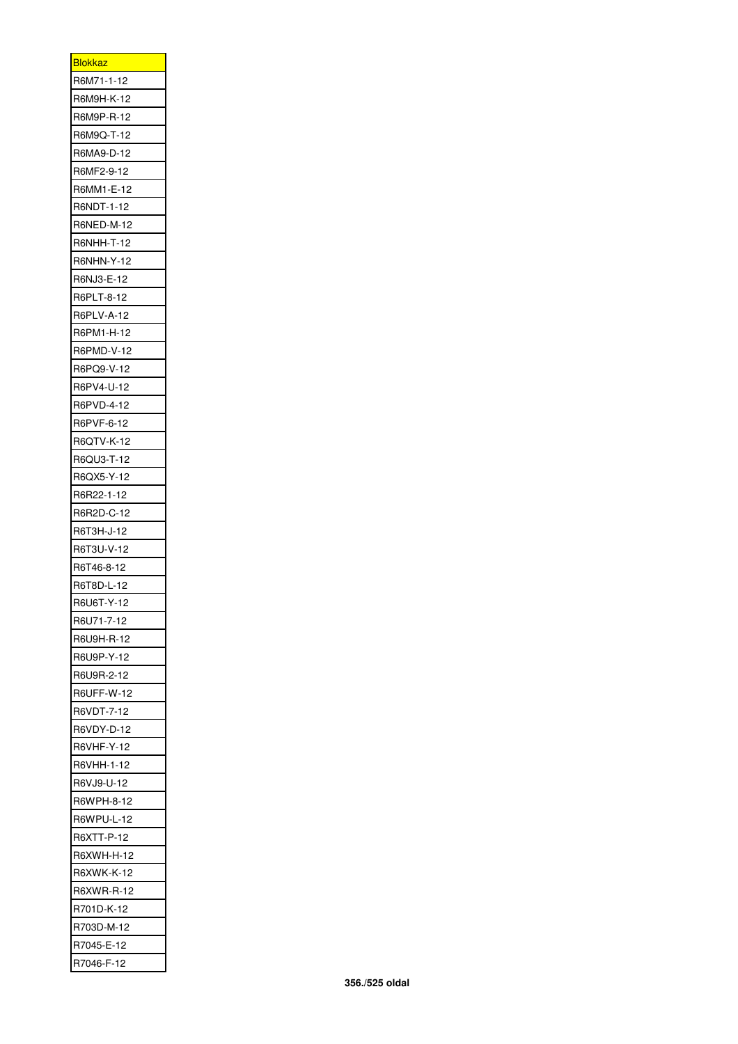| Blokkaz |
|---|
| R6M71-1-12 |
| R6M9H-K-12 |
| R6M9P-R-12 |
| R6M9Q-T-12 |
| R6MA9-D-12 |
| R6MF2-9-12 |
| R6MM1-E-12 |
| R6NDT-1-12 |
| R6NED-M-12 |
| R6NHH-T-12 |
| R6NHN-Y-12 |
| R6NJ3-E-12 |
| R6PLT-8-12 |
| R6PLV-A-12 |
| R6PM1-H-12 |
| R6PMD-V-12 |
| R6PQ9-V-12 |
| R6PV4-U-12 |
| R6PVD-4-12 |
| R6PVF-6-12 |
| R6QTV-K-12 |
| R6QU3-T-12 |
| R6QX5-Y-12 |
| R6R22-1-12 |
| R6R2D-C-12 |
| R6T3H-J-12 |
| R6T3U-V-12 |
| R6T46-8-12 |
| R6T8D-L-12 |
| R6U6T-Y-12 |
| R6U71-7-12 |
| R6U9H-R-12 |
| R6U9P-Y-12 |
| R6U9R-2-12 |
| R6UFF-W-12 |
| R6VDT-7-12 |
| R6VDY-D-12 |
| R6VHF-Y-12 |
| R6VHH-1-12 |
| R6VJ9-U-12 |
| R6WPH-8-12 |
| R6WPU-L-12 |
| R6XTT-P-12 |
| R6XWH-H-12 |
| R6XWK-K-12 |
| R6XWR-R-12 |
| R701D-K-12 |
| R703D-M-12 |
| R7045-E-12 |
| R7046-F-12 |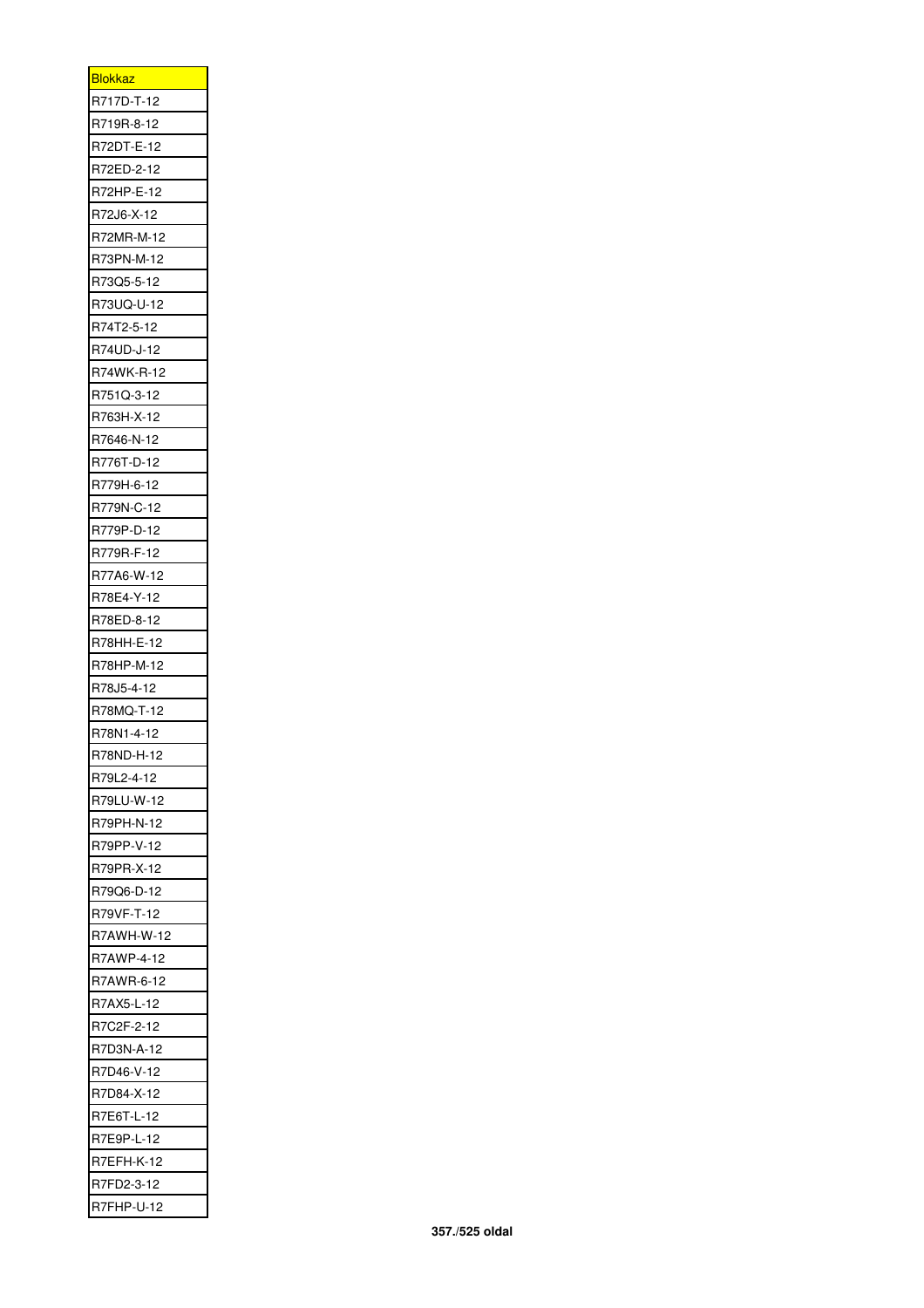| Blokkaz |
| --- |
| R717D-T-12 |
| R719R-8-12 |
| R72DT-E-12 |
| R72ED-2-12 |
| R72HP-E-12 |
| R72J6-X-12 |
| R72MR-M-12 |
| R73PN-M-12 |
| R73Q5-5-12 |
| R73UQ-U-12 |
| R74T2-5-12 |
| R74UD-J-12 |
| R74WK-R-12 |
| R751Q-3-12 |
| R763H-X-12 |
| R7646-N-12 |
| R776T-D-12 |
| R779H-6-12 |
| R779N-C-12 |
| R779P-D-12 |
| R779R-F-12 |
| R77A6-W-12 |
| R78E4-Y-12 |
| R78ED-8-12 |
| R78HH-E-12 |
| R78HP-M-12 |
| R78J5-4-12 |
| R78MQ-T-12 |
| R78N1-4-12 |
| R78ND-H-12 |
| R79L2-4-12 |
| R79LU-W-12 |
| R79PH-N-12 |
| R79PP-V-12 |
| R79PR-X-12 |
| R79Q6-D-12 |
| R79VF-T-12 |
| R7AWH-W-12 |
| R7AWP-4-12 |
| R7AWR-6-12 |
| R7AX5-L-12 |
| R7C2F-2-12 |
| R7D3N-A-12 |
| R7D46-V-12 |
| R7D84-X-12 |
| R7E6T-L-12 |
| R7E9P-L-12 |
| R7EFH-K-12 |
| R7FD2-3-12 |
| R7FHP-U-12 |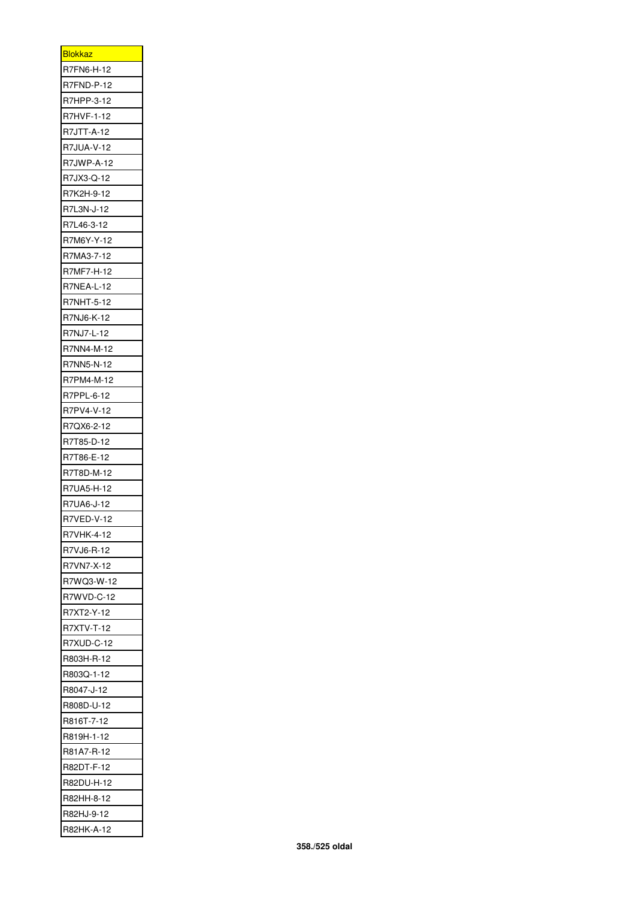| Blokkaz |
|---|
| R7FN6-H-12 |
| R7FND-P-12 |
| R7HPP-3-12 |
| R7HVF-1-12 |
| R7JTT-A-12 |
| R7JUA-V-12 |
| R7JWP-A-12 |
| R7JX3-Q-12 |
| R7K2H-9-12 |
| R7L3N-J-12 |
| R7L46-3-12 |
| R7M6Y-Y-12 |
| R7MA3-7-12 |
| R7MF7-H-12 |
| R7NEA-L-12 |
| R7NHT-5-12 |
| R7NJ6-K-12 |
| R7NJ7-L-12 |
| R7NN4-M-12 |
| R7NN5-N-12 |
| R7PM4-M-12 |
| R7PPL-6-12 |
| R7PV4-V-12 |
| R7QX6-2-12 |
| R7T85-D-12 |
| R7T86-E-12 |
| R7T8D-M-12 |
| R7UA5-H-12 |
| R7UA6-J-12 |
| R7VED-V-12 |
| R7VHK-4-12 |
| R7VJ6-R-12 |
| R7VN7-X-12 |
| R7WQ3-W-12 |
| R7WVD-C-12 |
| R7XT2-Y-12 |
| R7XTV-T-12 |
| R7XUD-C-12 |
| R803H-R-12 |
| R803Q-1-12 |
| R8047-J-12 |
| R808D-U-12 |
| R816T-7-12 |
| R819H-1-12 |
| R81A7-R-12 |
| R82DT-F-12 |
| R82DU-H-12 |
| R82HH-8-12 |
| R82HJ-9-12 |
| R82HK-A-12 |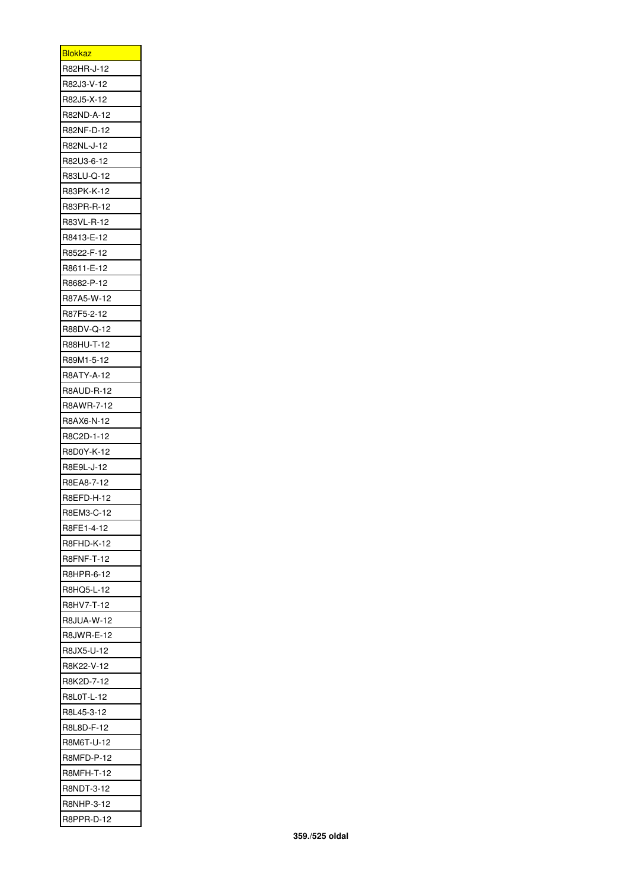| Blokkaz |
| --- |
| R82HR-J-12 |
| R82J3-V-12 |
| R82J5-X-12 |
| R82ND-A-12 |
| R82NF-D-12 |
| R82NL-J-12 |
| R82U3-6-12 |
| R83LU-Q-12 |
| R83PK-K-12 |
| R83PR-R-12 |
| R83VL-R-12 |
| R8413-E-12 |
| R8522-F-12 |
| R8611-E-12 |
| R8682-P-12 |
| R87A5-W-12 |
| R87F5-2-12 |
| R88DV-Q-12 |
| R88HU-T-12 |
| R89M1-5-12 |
| R8ATY-A-12 |
| R8AUD-R-12 |
| R8AWR-7-12 |
| R8AX6-N-12 |
| R8C2D-1-12 |
| R8D0Y-K-12 |
| R8E9L-J-12 |
| R8EA8-7-12 |
| R8EFD-H-12 |
| R8EM3-C-12 |
| R8FE1-4-12 |
| R8FHD-K-12 |
| R8FNF-T-12 |
| R8HPR-6-12 |
| R8HQ5-L-12 |
| R8HV7-T-12 |
| R8JUA-W-12 |
| R8JWR-E-12 |
| R8JX5-U-12 |
| R8K22-V-12 |
| R8K2D-7-12 |
| R8L0T-L-12 |
| R8L45-3-12 |
| R8L8D-F-12 |
| R8M6T-U-12 |
| R8MFD-P-12 |
| R8MFH-T-12 |
| R8NDT-3-12 |
| R8NHP-3-12 |
| R8PPR-D-12 |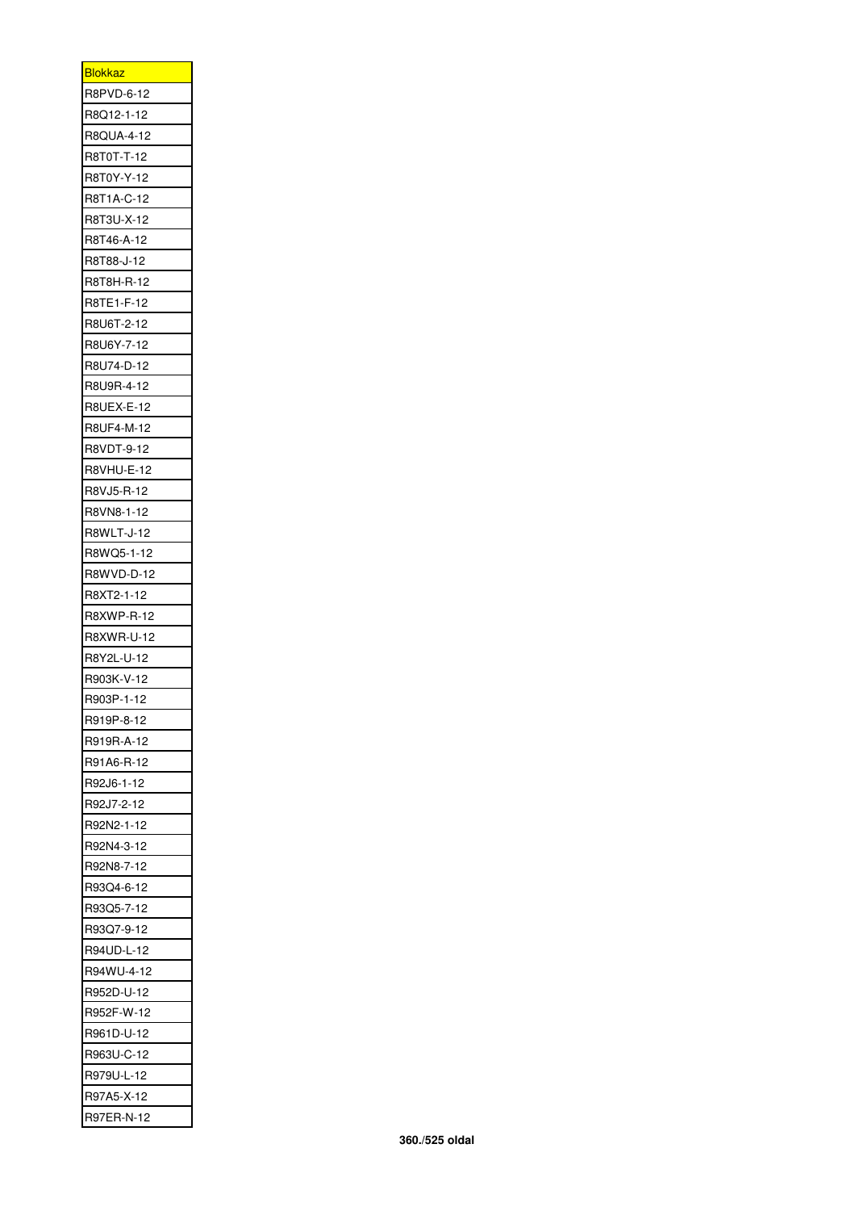| Blokkaz |
|---|
| R8PVD-6-12 |
| R8Q12-1-12 |
| R8QUA-4-12 |
| R8T0T-T-12 |
| R8T0Y-Y-12 |
| R8T1A-C-12 |
| R8T3U-X-12 |
| R8T46-A-12 |
| R8T88-J-12 |
| R8T8H-R-12 |
| R8TE1-F-12 |
| R8U6T-2-12 |
| R8U6Y-7-12 |
| R8U74-D-12 |
| R8U9R-4-12 |
| R8UEX-E-12 |
| R8UF4-M-12 |
| R8VDT-9-12 |
| R8VHU-E-12 |
| R8VJ5-R-12 |
| R8VN8-1-12 |
| R8WLT-J-12 |
| R8WQ5-1-12 |
| R8WVD-D-12 |
| R8XT2-1-12 |
| R8XWP-R-12 |
| R8XWR-U-12 |
| R8Y2L-U-12 |
| R903K-V-12 |
| R903P-1-12 |
| R919P-8-12 |
| R919R-A-12 |
| R91A6-R-12 |
| R92J6-1-12 |
| R92J7-2-12 |
| R92N2-1-12 |
| R92N4-3-12 |
| R92N8-7-12 |
| R93Q4-6-12 |
| R93Q5-7-12 |
| R93Q7-9-12 |
| R94UD-L-12 |
| R94WU-4-12 |
| R952D-U-12 |
| R952F-W-12 |
| R961D-U-12 |
| R963U-C-12 |
| R979U-L-12 |
| R97A5-X-12 |
| R97ER-N-12 |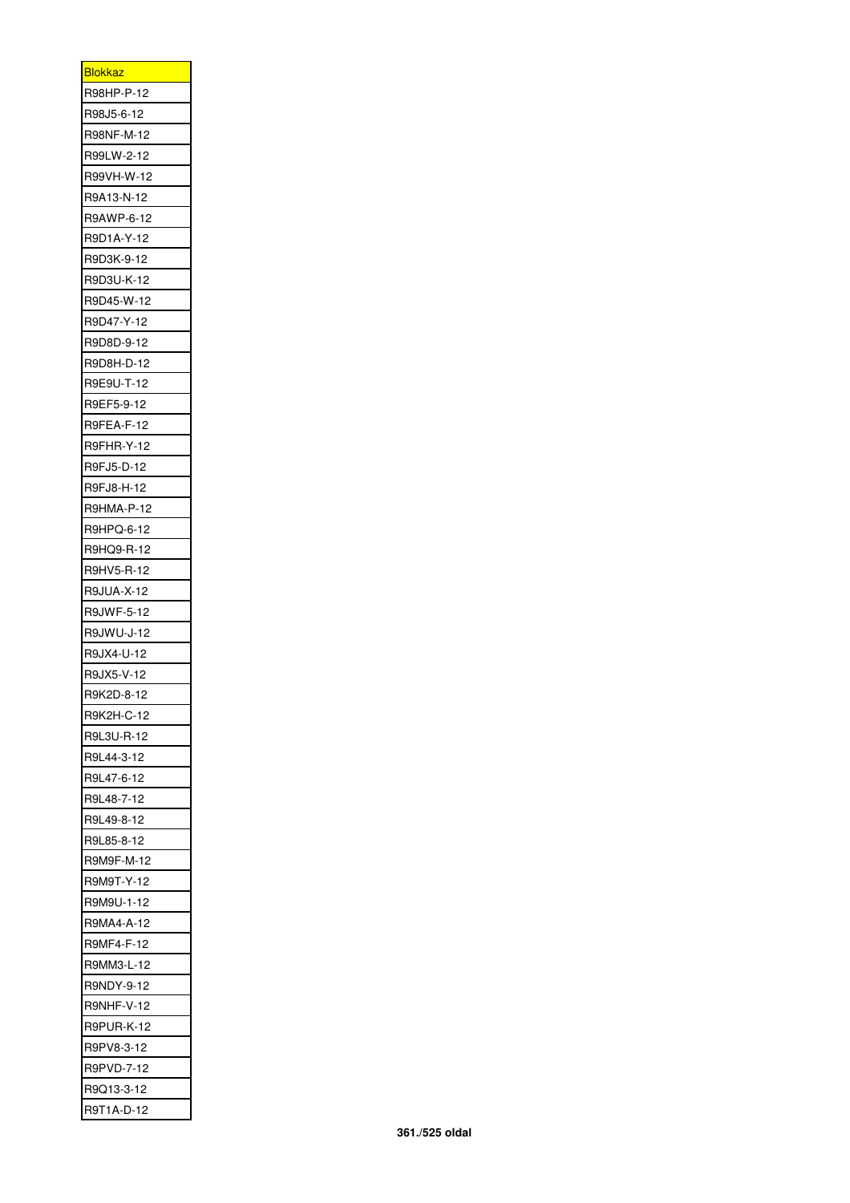| Blokkaz |
| --- |
| R98HP-P-12 |
| R98J5-6-12 |
| R98NF-M-12 |
| R99LW-2-12 |
| R99VH-W-12 |
| R9A13-N-12 |
| R9AWP-6-12 |
| R9D1A-Y-12 |
| R9D3K-9-12 |
| R9D3U-K-12 |
| R9D45-W-12 |
| R9D47-Y-12 |
| R9D8D-9-12 |
| R9D8H-D-12 |
| R9E9U-T-12 |
| R9EF5-9-12 |
| R9FEA-F-12 |
| R9FHR-Y-12 |
| R9FJ5-D-12 |
| R9FJ8-H-12 |
| R9HMA-P-12 |
| R9HPQ-6-12 |
| R9HQ9-R-12 |
| R9HV5-R-12 |
| R9JUA-X-12 |
| R9JWF-5-12 |
| R9JWU-J-12 |
| R9JX4-U-12 |
| R9JX5-V-12 |
| R9K2D-8-12 |
| R9K2H-C-12 |
| R9L3U-R-12 |
| R9L44-3-12 |
| R9L47-6-12 |
| R9L48-7-12 |
| R9L49-8-12 |
| R9L85-8-12 |
| R9M9F-M-12 |
| R9M9T-Y-12 |
| R9M9U-1-12 |
| R9MA4-A-12 |
| R9MF4-F-12 |
| R9MM3-L-12 |
| R9NDY-9-12 |
| R9NHF-V-12 |
| R9PUR-K-12 |
| R9PV8-3-12 |
| R9PVD-7-12 |
| R9Q13-3-12 |
| R9T1A-D-12 |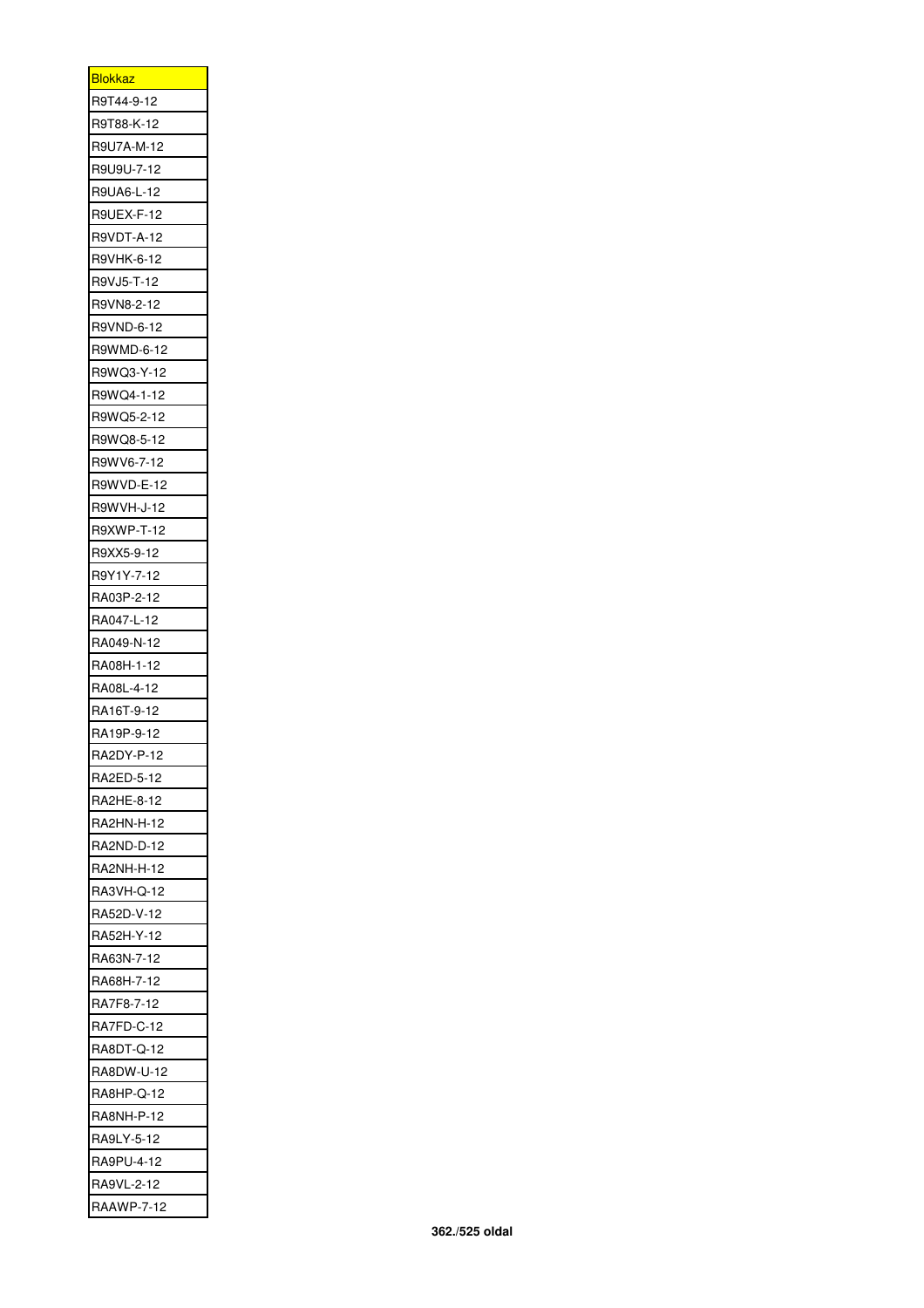| Blokkaz |
| --- |
| R9T44-9-12 |
| R9T88-K-12 |
| R9U7A-M-12 |
| R9U9U-7-12 |
| R9UA6-L-12 |
| R9UEX-F-12 |
| R9VDT-A-12 |
| R9VHK-6-12 |
| R9VJ5-T-12 |
| R9VN8-2-12 |
| R9VND-6-12 |
| R9WMD-6-12 |
| R9WQ3-Y-12 |
| R9WQ4-1-12 |
| R9WQ5-2-12 |
| R9WQ8-5-12 |
| R9WV6-7-12 |
| R9WVD-E-12 |
| R9WVH-J-12 |
| R9XWP-T-12 |
| R9XX5-9-12 |
| R9Y1Y-7-12 |
| RA03P-2-12 |
| RA047-L-12 |
| RA049-N-12 |
| RA08H-1-12 |
| RA08L-4-12 |
| RA16T-9-12 |
| RA19P-9-12 |
| RA2DY-P-12 |
| RA2ED-5-12 |
| RA2HE-8-12 |
| RA2HN-H-12 |
| RA2ND-D-12 |
| RA2NH-H-12 |
| RA3VH-Q-12 |
| RA52D-V-12 |
| RA52H-Y-12 |
| RA63N-7-12 |
| RA68H-7-12 |
| RA7F8-7-12 |
| RA7FD-C-12 |
| RA8DT-Q-12 |
| RA8DW-U-12 |
| RA8HP-Q-12 |
| RA8NH-P-12 |
| RA9LY-5-12 |
| RA9PU-4-12 |
| RA9VL-2-12 |
| RAAWP-7-12 |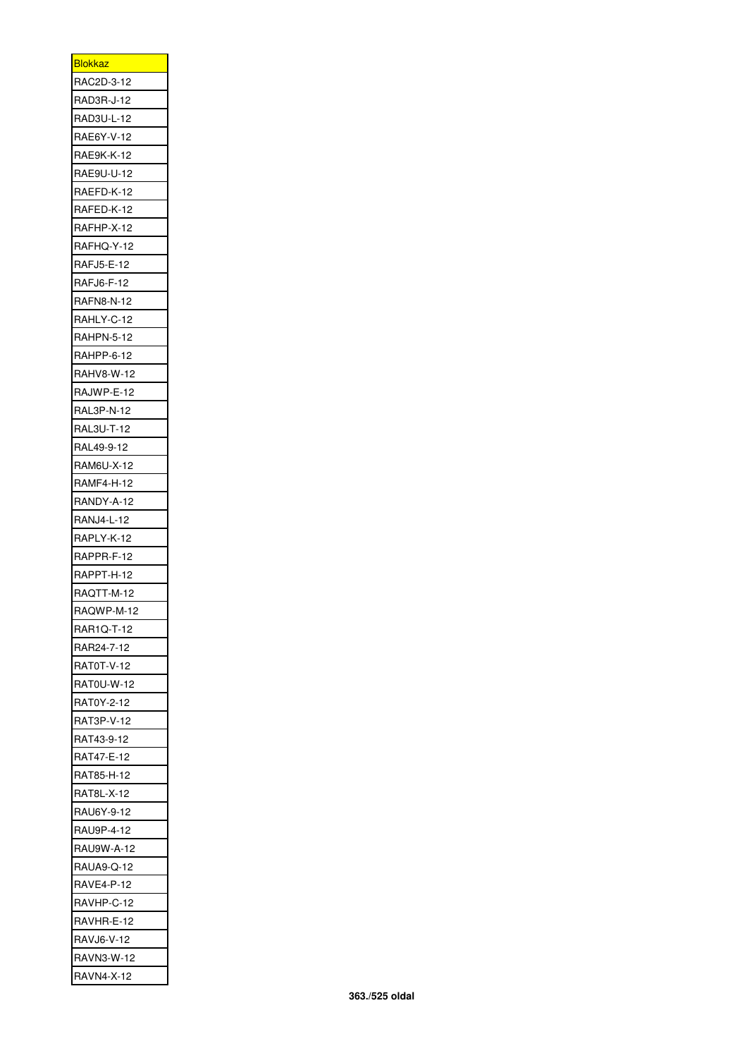| Blokkaz |
|---|
| RAC2D-3-12 |
| RAD3R-J-12 |
| RAD3U-L-12 |
| RAE6Y-V-12 |
| RAE9K-K-12 |
| RAE9U-U-12 |
| RAEFD-K-12 |
| RAFED-K-12 |
| RAFHP-X-12 |
| RAFHQ-Y-12 |
| RAFJ5-E-12 |
| RAFJ6-F-12 |
| RAFN8-N-12 |
| RAHLY-C-12 |
| RAHPN-5-12 |
| RAHPP-6-12 |
| RAHV8-W-12 |
| RAJWP-E-12 |
| RAL3P-N-12 |
| RAL3U-T-12 |
| RAL49-9-12 |
| RAM6U-X-12 |
| RAMF4-H-12 |
| RANDY-A-12 |
| RANJ4-L-12 |
| RAPLY-K-12 |
| RAPPR-F-12 |
| RAPPT-H-12 |
| RAQTT-M-12 |
| RAQWP-M-12 |
| RAR1Q-T-12 |
| RAR24-7-12 |
| RAT0T-V-12 |
| RAT0U-W-12 |
| RAT0Y-2-12 |
| RAT3P-V-12 |
| RAT43-9-12 |
| RAT47-E-12 |
| RAT85-H-12 |
| RAT8L-X-12 |
| RAU6Y-9-12 |
| RAU9P-4-12 |
| RAU9W-A-12 |
| RAUA9-Q-12 |
| RAVE4-P-12 |
| RAVHP-C-12 |
| RAVHR-E-12 |
| RAVJ6-V-12 |
| RAVN3-W-12 |
| RAVN4-X-12 |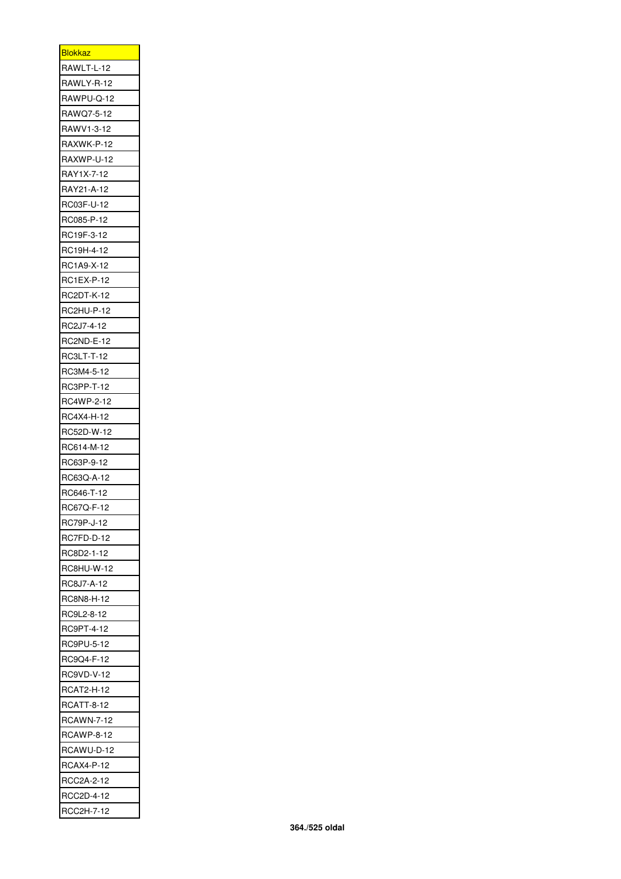| Blokkaz |
| --- |
| RAWLT-L-12 |
| RAWLY-R-12 |
| RAWPU-Q-12 |
| RAWQ7-5-12 |
| RAWV1-3-12 |
| RAXWK-P-12 |
| RAXWP-U-12 |
| RAY1X-7-12 |
| RAY21-A-12 |
| RC03F-U-12 |
| RC085-P-12 |
| RC19F-3-12 |
| RC19H-4-12 |
| RC1A9-X-12 |
| RC1EX-P-12 |
| RC2DT-K-12 |
| RC2HU-P-12 |
| RC2J7-4-12 |
| RC2ND-E-12 |
| RC3LT-T-12 |
| RC3M4-5-12 |
| RC3PP-T-12 |
| RC4WP-2-12 |
| RC4X4-H-12 |
| RC52D-W-12 |
| RC614-M-12 |
| RC63P-9-12 |
| RC63Q-A-12 |
| RC646-T-12 |
| RC67Q-F-12 |
| RC79P-J-12 |
| RC7FD-D-12 |
| RC8D2-1-12 |
| RC8HU-W-12 |
| RC8J7-A-12 |
| RC8N8-H-12 |
| RC9L2-8-12 |
| RC9PT-4-12 |
| RC9PU-5-12 |
| RC9Q4-F-12 |
| RC9VD-V-12 |
| RCAT2-H-12 |
| RCATT-8-12 |
| RCAWN-7-12 |
| RCAWP-8-12 |
| RCAWU-D-12 |
| RCAX4-P-12 |
| RCC2A-2-12 |
| RCC2D-4-12 |
| RCC2H-7-12 |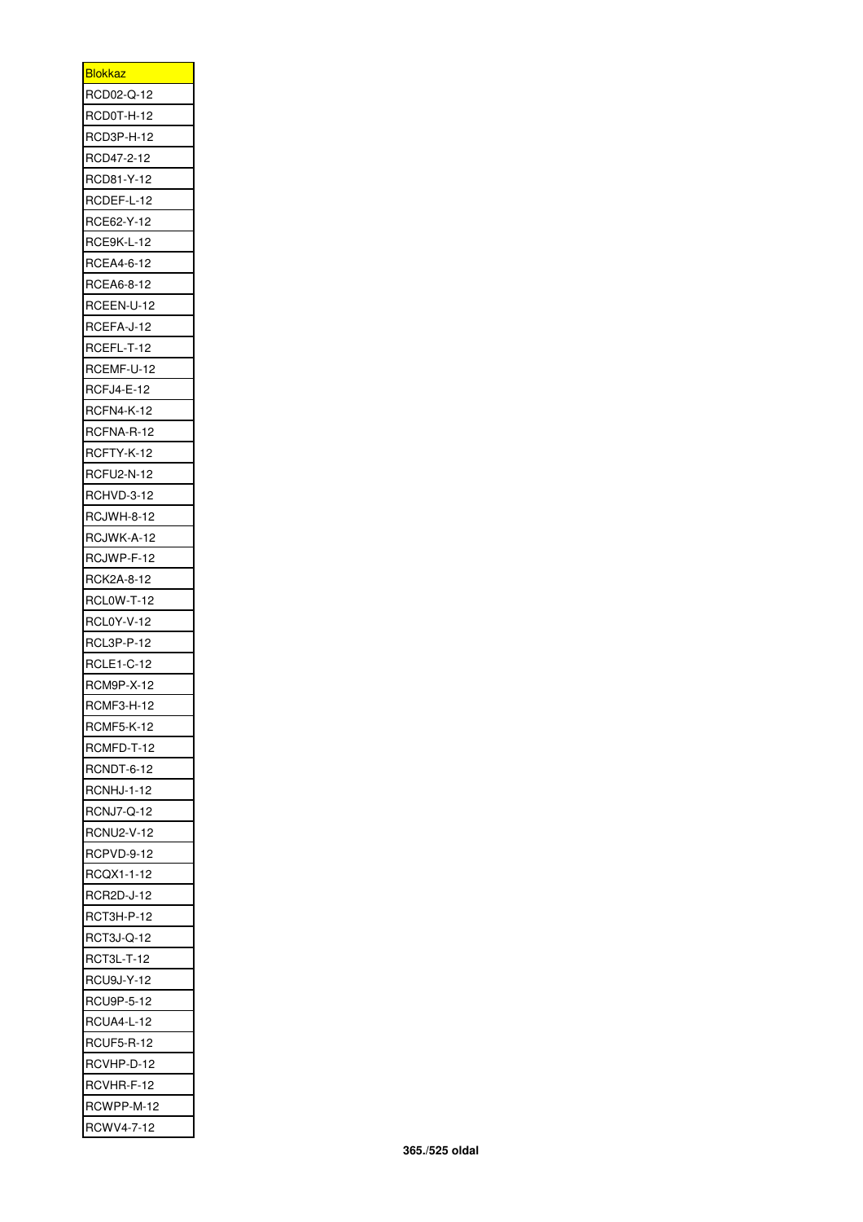| Blokkaz |
|---|
| RCD02-Q-12 |
| RCD0T-H-12 |
| RCD3P-H-12 |
| RCD47-2-12 |
| RCD81-Y-12 |
| RCDEF-L-12 |
| RCE62-Y-12 |
| RCE9K-L-12 |
| RCEA4-6-12 |
| RCEA6-8-12 |
| RCEEN-U-12 |
| RCEFA-J-12 |
| RCEFL-T-12 |
| RCEMF-U-12 |
| RCFJ4-E-12 |
| RCFN4-K-12 |
| RCFNA-R-12 |
| RCFTY-K-12 |
| RCFU2-N-12 |
| RCHVD-3-12 |
| RCJWH-8-12 |
| RCJWK-A-12 |
| RCJWP-F-12 |
| RCK2A-8-12 |
| RCL0W-T-12 |
| RCL0Y-V-12 |
| RCL3P-P-12 |
| RCLE1-C-12 |
| RCM9P-X-12 |
| RCMF3-H-12 |
| RCMF5-K-12 |
| RCMFD-T-12 |
| RCNDT-6-12 |
| RCNHJ-1-12 |
| RCNJ7-Q-12 |
| RCNU2-V-12 |
| RCPVD-9-12 |
| RCQX1-1-12 |
| RCR2D-J-12 |
| RCT3H-P-12 |
| RCT3J-Q-12 |
| RCT3L-T-12 |
| RCU9J-Y-12 |
| RCU9P-5-12 |
| RCUA4-L-12 |
| RCUF5-R-12 |
| RCVHP-D-12 |
| RCVHR-F-12 |
| RCWPP-M-12 |
| RCWV4-7-12 |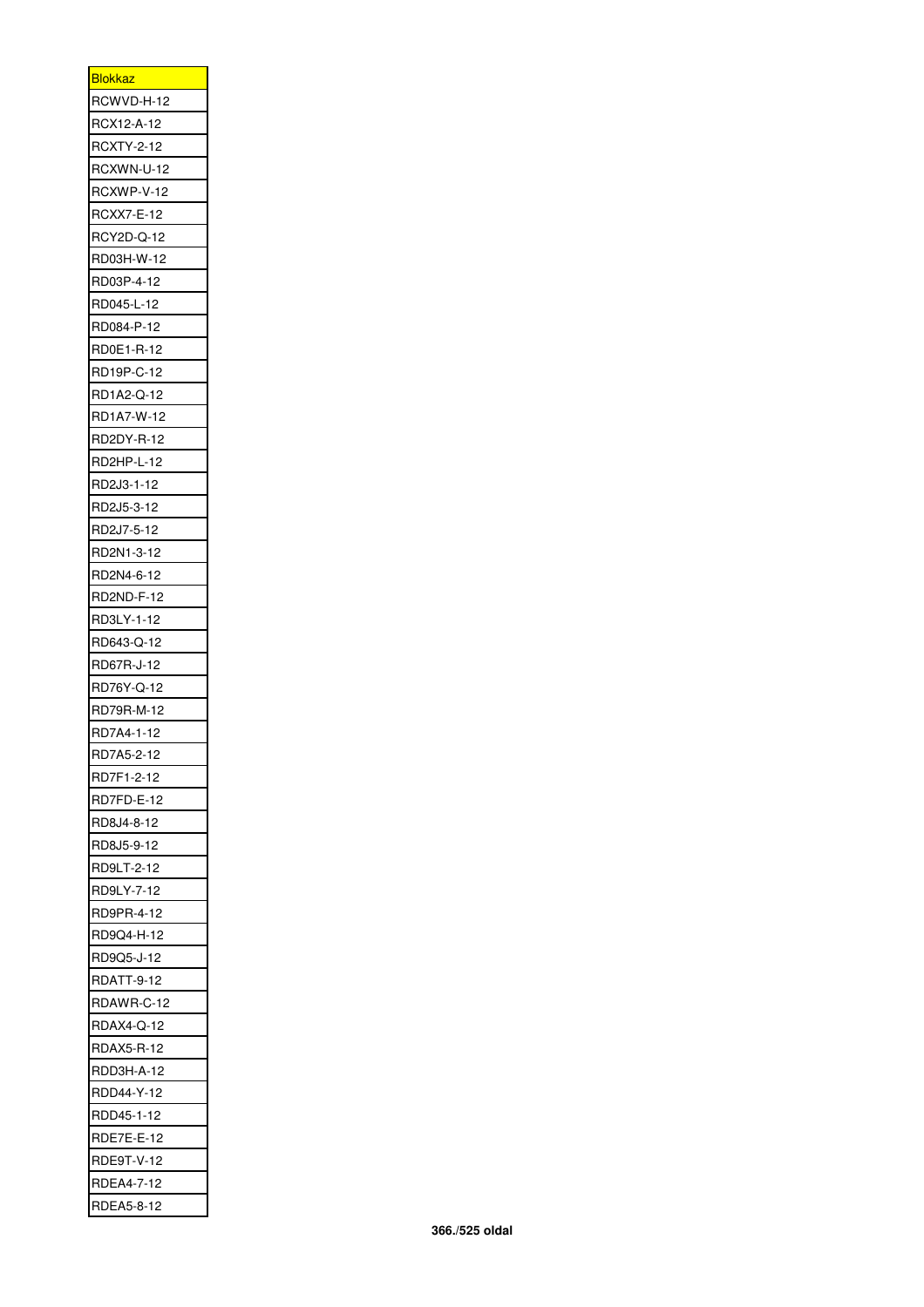| Blokkaz |
| --- |
| RCWVD-H-12 |
| RCX12-A-12 |
| RCXTY-2-12 |
| RCXWN-U-12 |
| RCXWP-V-12 |
| RCXX7-E-12 |
| RCY2D-Q-12 |
| RD03H-W-12 |
| RD03P-4-12 |
| RD045-L-12 |
| RD084-P-12 |
| RD0E1-R-12 |
| RD19P-C-12 |
| RD1A2-Q-12 |
| RD1A7-W-12 |
| RD2DY-R-12 |
| RD2HP-L-12 |
| RD2J3-1-12 |
| RD2J5-3-12 |
| RD2J7-5-12 |
| RD2N1-3-12 |
| RD2N4-6-12 |
| RD2ND-F-12 |
| RD3LY-1-12 |
| RD643-Q-12 |
| RD67R-J-12 |
| RD76Y-Q-12 |
| RD79R-M-12 |
| RD7A4-1-12 |
| RD7A5-2-12 |
| RD7F1-2-12 |
| RD7FD-E-12 |
| RD8J4-8-12 |
| RD8J5-9-12 |
| RD9LT-2-12 |
| RD9LY-7-12 |
| RD9PR-4-12 |
| RD9Q4-H-12 |
| RD9Q5-J-12 |
| RDATT-9-12 |
| RDAWR-C-12 |
| RDAX4-Q-12 |
| RDAX5-R-12 |
| RDD3H-A-12 |
| RDD44-Y-12 |
| RDD45-1-12 |
| RDE7E-E-12 |
| RDE9T-V-12 |
| RDEA4-7-12 |
| RDEA5-8-12 |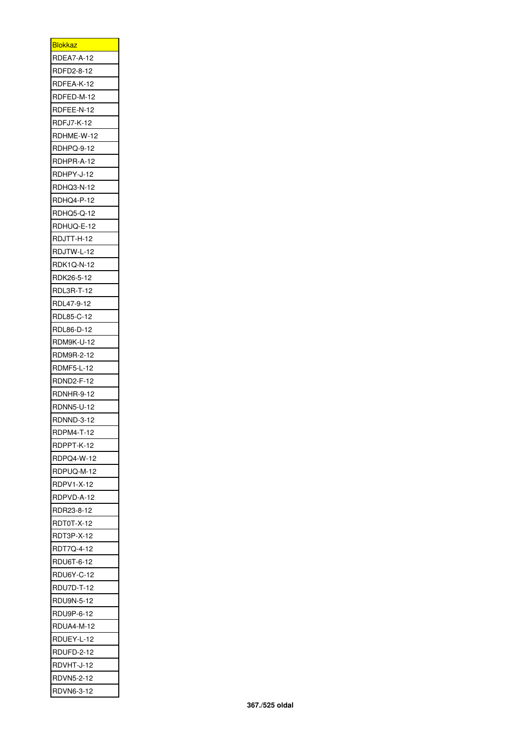| Blokkaz |
|---|
| RDEA7-A-12 |
| RDFD2-8-12 |
| RDFEA-K-12 |
| RDFED-M-12 |
| RDFEE-N-12 |
| RDFJ7-K-12 |
| RDHME-W-12 |
| RDHPQ-9-12 |
| RDHPR-A-12 |
| RDHPY-J-12 |
| RDHQ3-N-12 |
| RDHQ4-P-12 |
| RDHQ5-Q-12 |
| RDHUQ-E-12 |
| RDJTT-H-12 |
| RDJTW-L-12 |
| RDK1Q-N-12 |
| RDK26-5-12 |
| RDL3R-T-12 |
| RDL47-9-12 |
| RDL85-C-12 |
| RDL86-D-12 |
| RDM9K-U-12 |
| RDM9R-2-12 |
| RDMF5-L-12 |
| RDND2-F-12 |
| RDNHR-9-12 |
| RDNN5-U-12 |
| RDNND-3-12 |
| RDPM4-T-12 |
| RDPPT-K-12 |
| RDPQ4-W-12 |
| RDPUQ-M-12 |
| RDPV1-X-12 |
| RDPVD-A-12 |
| RDR23-8-12 |
| RDT0T-X-12 |
| RDT3P-X-12 |
| RDT7Q-4-12 |
| RDU6T-6-12 |
| RDU6Y-C-12 |
| RDU7D-T-12 |
| RDU9N-5-12 |
| RDU9P-6-12 |
| RDUA4-M-12 |
| RDUEY-L-12 |
| RDUFD-2-12 |
| RDVHT-J-12 |
| RDVN5-2-12 |
| RDVN6-3-12 |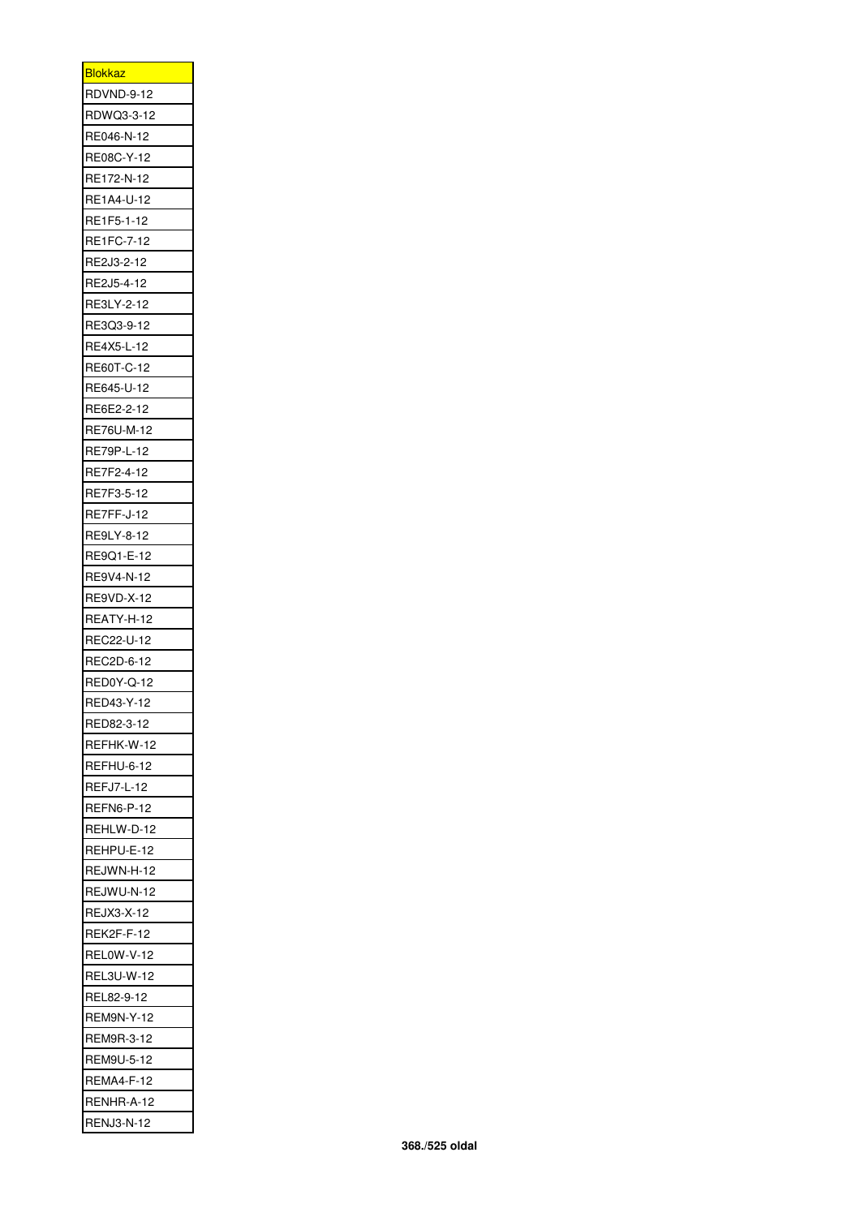| Blokkaz |
| --- |
| RDVND-9-12 |
| RDWQ3-3-12 |
| RE046-N-12 |
| RE08C-Y-12 |
| RE172-N-12 |
| RE1A4-U-12 |
| RE1F5-1-12 |
| RE1FC-7-12 |
| RE2J3-2-12 |
| RE2J5-4-12 |
| RE3LY-2-12 |
| RE3Q3-9-12 |
| RE4X5-L-12 |
| RE60T-C-12 |
| RE645-U-12 |
| RE6E2-2-12 |
| RE76U-M-12 |
| RE79P-L-12 |
| RE7F2-4-12 |
| RE7F3-5-12 |
| RE7FF-J-12 |
| RE9LY-8-12 |
| RE9Q1-E-12 |
| RE9V4-N-12 |
| RE9VD-X-12 |
| REATY-H-12 |
| REC22-U-12 |
| REC2D-6-12 |
| RED0Y-Q-12 |
| RED43-Y-12 |
| RED82-3-12 |
| REFHK-W-12 |
| REFHU-6-12 |
| REFJ7-L-12 |
| REFN6-P-12 |
| REHLW-D-12 |
| REHPU-E-12 |
| REJWN-H-12 |
| REJWU-N-12 |
| REJX3-X-12 |
| REK2F-F-12 |
| REL0W-V-12 |
| REL3U-W-12 |
| REL82-9-12 |
| REM9N-Y-12 |
| REM9R-3-12 |
| REM9U-5-12 |
| REMA4-F-12 |
| RENHR-A-12 |
| RENJ3-N-12 |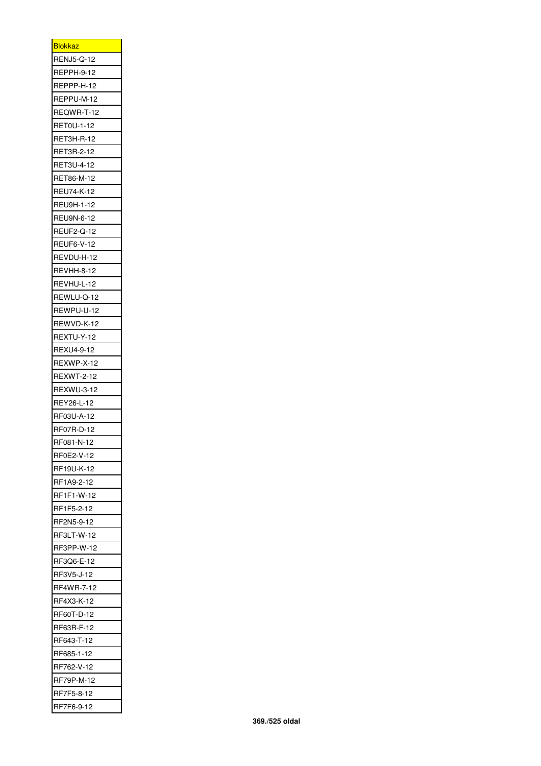| Blokkaz |
| --- |
| RENJ5-Q-12 |
| REPPH-9-12 |
| REPPP-H-12 |
| REPPU-M-12 |
| REQWR-T-12 |
| RET0U-1-12 |
| RET3H-R-12 |
| RET3R-2-12 |
| RET3U-4-12 |
| RET86-M-12 |
| REU74-K-12 |
| REU9H-1-12 |
| REU9N-6-12 |
| REUF2-Q-12 |
| REUF6-V-12 |
| REVDU-H-12 |
| REVHH-8-12 |
| REVHU-L-12 |
| REWLU-Q-12 |
| REWPU-U-12 |
| REWVD-K-12 |
| REXTU-Y-12 |
| REXU4-9-12 |
| REXWP-X-12 |
| REXWT-2-12 |
| REXWU-3-12 |
| REY26-L-12 |
| RF03U-A-12 |
| RF07R-D-12 |
| RF081-N-12 |
| RF0E2-V-12 |
| RF19U-K-12 |
| RF1A9-2-12 |
| RF1F1-W-12 |
| RF1F5-2-12 |
| RF2N5-9-12 |
| RF3LT-W-12 |
| RF3PP-W-12 |
| RF3Q6-E-12 |
| RF3V5-J-12 |
| RF4WR-7-12 |
| RF4X3-K-12 |
| RF60T-D-12 |
| RF63R-F-12 |
| RF643-T-12 |
| RF685-1-12 |
| RF762-V-12 |
| RF79P-M-12 |
| RF7F5-8-12 |
| RF7F6-9-12 |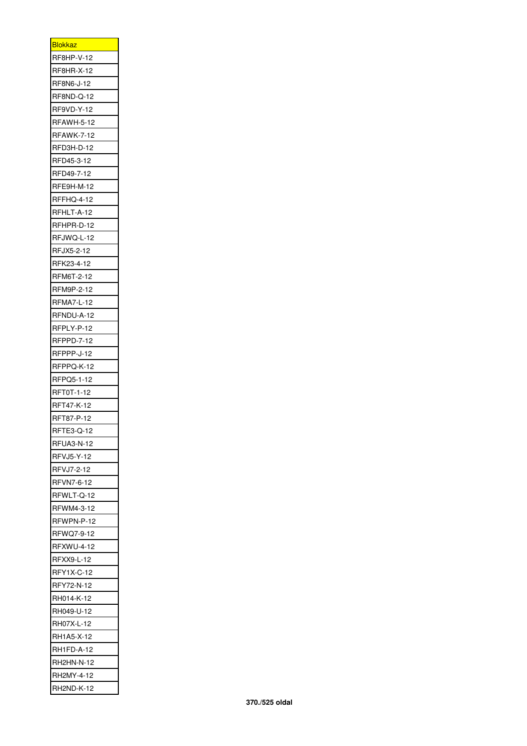| Blokkaz |
| --- |
| RF8HP-V-12 |
| RF8HR-X-12 |
| RF8N6-J-12 |
| RF8ND-Q-12 |
| RF9VD-Y-12 |
| RFAWH-5-12 |
| RFAWK-7-12 |
| RFD3H-D-12 |
| RFD45-3-12 |
| RFD49-7-12 |
| RFE9H-M-12 |
| RFFHQ-4-12 |
| RFHLT-A-12 |
| RFHPR-D-12 |
| RFJWQ-L-12 |
| RFJX5-2-12 |
| RFK23-4-12 |
| RFM6T-2-12 |
| RFM9P-2-12 |
| RFMA7-L-12 |
| RFNDU-A-12 |
| RFPLY-P-12 |
| RFPPD-7-12 |
| RFPPP-J-12 |
| RFPPQ-K-12 |
| RFPQ5-1-12 |
| RFT0T-1-12 |
| RFT47-K-12 |
| RFT87-P-12 |
| RFTE3-Q-12 |
| RFUA3-N-12 |
| RFVJ5-Y-12 |
| RFVJ7-2-12 |
| RFVN7-6-12 |
| RFWLT-Q-12 |
| RFWM4-3-12 |
| RFWPN-P-12 |
| RFWQ7-9-12 |
| RFXWU-4-12 |
| RFXX9-L-12 |
| RFY1X-C-12 |
| RFY72-N-12 |
| RH014-K-12 |
| RH049-U-12 |
| RH07X-L-12 |
| RH1A5-X-12 |
| RH1FD-A-12 |
| RH2HN-N-12 |
| RH2MY-4-12 |
| RH2ND-K-12 |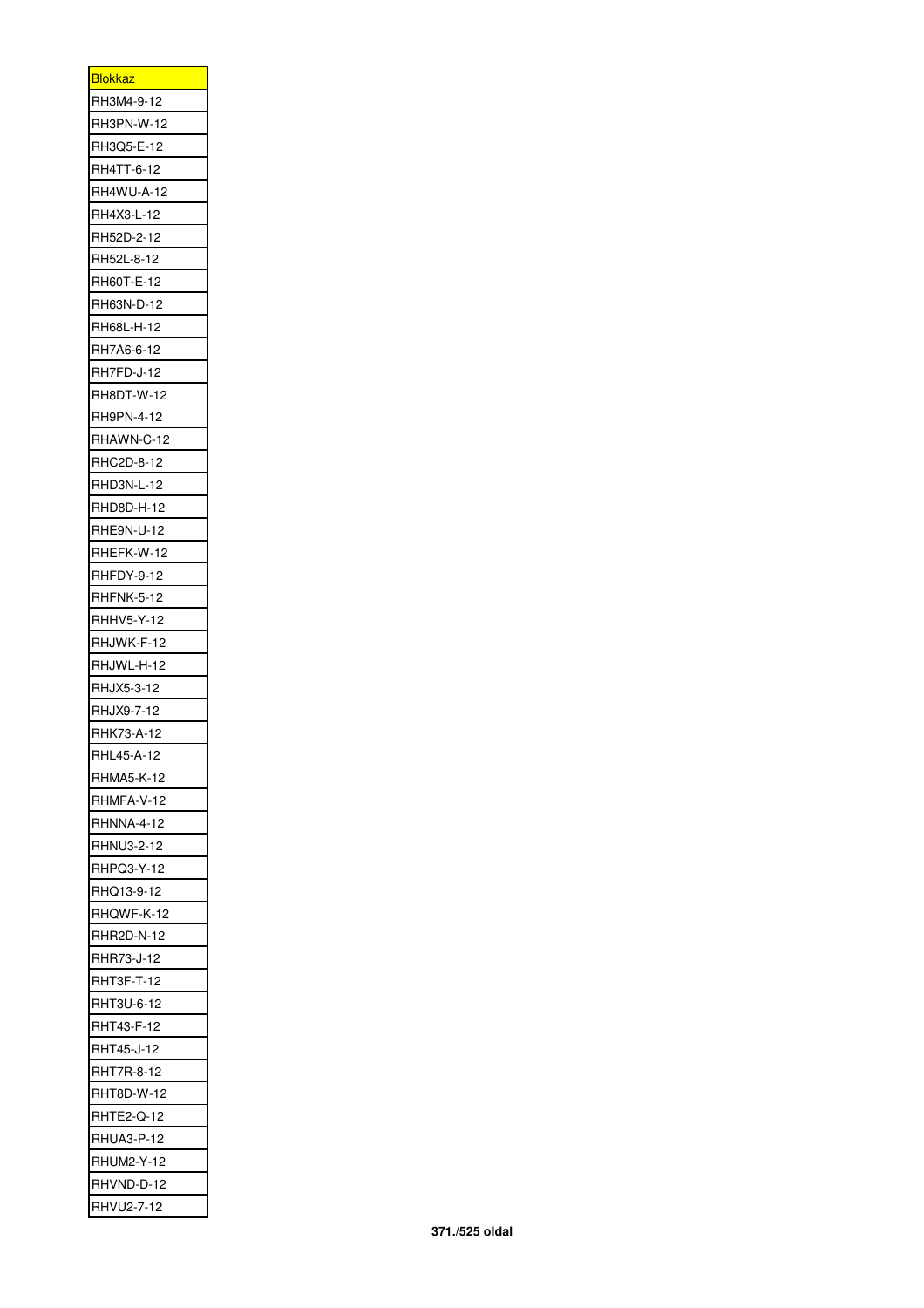| Blokkaz |
|---|
| RH3M4-9-12 |
| RH3PN-W-12 |
| RH3Q5-E-12 |
| RH4TT-6-12 |
| RH4WU-A-12 |
| RH4X3-L-12 |
| RH52D-2-12 |
| RH52L-8-12 |
| RH60T-E-12 |
| RH63N-D-12 |
| RH68L-H-12 |
| RH7A6-6-12 |
| RH7FD-J-12 |
| RH8DT-W-12 |
| RH9PN-4-12 |
| RHAWN-C-12 |
| RHC2D-8-12 |
| RHD3N-L-12 |
| RHD8D-H-12 |
| RHE9N-U-12 |
| RHEFK-W-12 |
| RHFDY-9-12 |
| RHFNK-5-12 |
| RHHV5-Y-12 |
| RHJWK-F-12 |
| RHJWL-H-12 |
| RHJX5-3-12 |
| RHJX9-7-12 |
| RHK73-A-12 |
| RHL45-A-12 |
| RHMA5-K-12 |
| RHMFA-V-12 |
| RHNNA-4-12 |
| RHNU3-2-12 |
| RHPQ3-Y-12 |
| RHQ13-9-12 |
| RHQWF-K-12 |
| RHR2D-N-12 |
| RHR73-J-12 |
| RHT3F-T-12 |
| RHT3U-6-12 |
| RHT43-F-12 |
| RHT45-J-12 |
| RHT7R-8-12 |
| RHT8D-W-12 |
| RHTE2-Q-12 |
| RHUA3-P-12 |
| RHUM2-Y-12 |
| RHVND-D-12 |
| RHVU2-7-12 |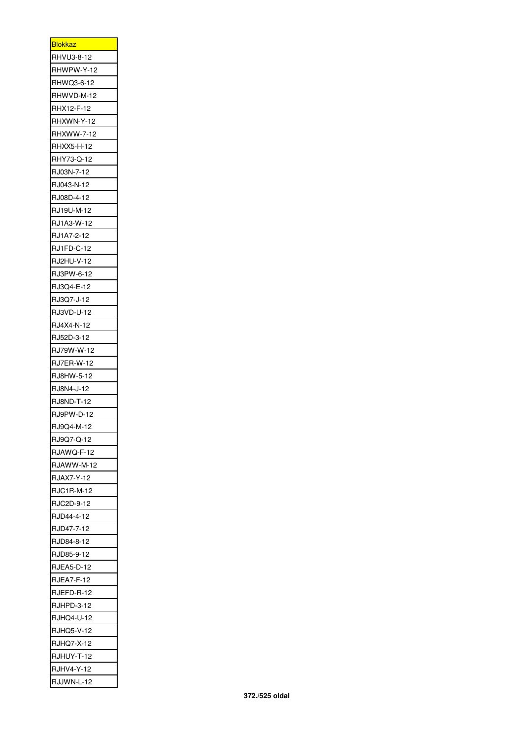| Blokkaz |
| --- |
| RHVU3-8-12 |
| RHWPW-Y-12 |
| RHWQ3-6-12 |
| RHWVD-M-12 |
| RHX12-F-12 |
| RHXWN-Y-12 |
| RHXWW-7-12 |
| RHXX5-H-12 |
| RHY73-Q-12 |
| RJ03N-7-12 |
| RJ043-N-12 |
| RJ08D-4-12 |
| RJ19U-M-12 |
| RJ1A3-W-12 |
| RJ1A7-2-12 |
| RJ1FD-C-12 |
| RJ2HU-V-12 |
| RJ3PW-6-12 |
| RJ3Q4-E-12 |
| RJ3Q7-J-12 |
| RJ3VD-U-12 |
| RJ4X4-N-12 |
| RJ52D-3-12 |
| RJ79W-W-12 |
| RJ7ER-W-12 |
| RJ8HW-5-12 |
| RJ8N4-J-12 |
| RJ8ND-T-12 |
| RJ9PW-D-12 |
| RJ9Q4-M-12 |
| RJ9Q7-Q-12 |
| RJAWQ-F-12 |
| RJAWW-M-12 |
| RJAX7-Y-12 |
| RJC1R-M-12 |
| RJC2D-9-12 |
| RJD44-4-12 |
| RJD47-7-12 |
| RJD84-8-12 |
| RJD85-9-12 |
| RJEA5-D-12 |
| RJEA7-F-12 |
| RJEFD-R-12 |
| RJHPD-3-12 |
| RJHQ4-U-12 |
| RJHQ5-V-12 |
| RJHQ7-X-12 |
| RJHUY-T-12 |
| RJHV4-Y-12 |
| RJJWN-L-12 |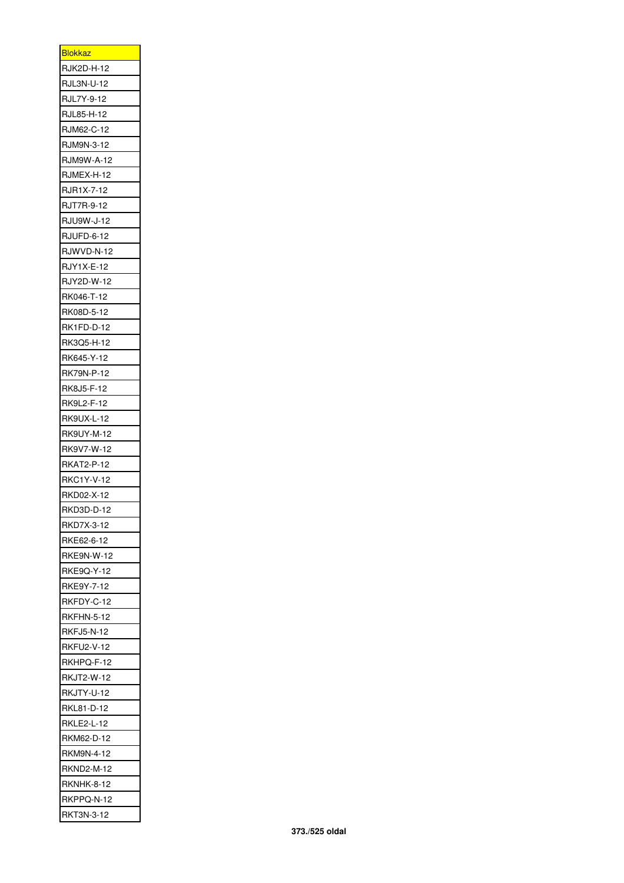| Blokkaz |
|---|
| RJK2D-H-12 |
| RJL3N-U-12 |
| RJL7Y-9-12 |
| RJL85-H-12 |
| RJM62-C-12 |
| RJM9N-3-12 |
| RJM9W-A-12 |
| RJMEX-H-12 |
| RJR1X-7-12 |
| RJT7R-9-12 |
| RJU9W-J-12 |
| RJUFD-6-12 |
| RJWVD-N-12 |
| RJY1X-E-12 |
| RJY2D-W-12 |
| RK046-T-12 |
| RK08D-5-12 |
| RK1FD-D-12 |
| RK3Q5-H-12 |
| RK645-Y-12 |
| RK79N-P-12 |
| RK8J5-F-12 |
| RK9L2-F-12 |
| RK9UX-L-12 |
| RK9UY-M-12 |
| RK9V7-W-12 |
| RKAT2-P-12 |
| RKC1Y-V-12 |
| RKD02-X-12 |
| RKD3D-D-12 |
| RKD7X-3-12 |
| RKE62-6-12 |
| RKE9N-W-12 |
| RKE9Q-Y-12 |
| RKE9Y-7-12 |
| RKFDY-C-12 |
| RKFHN-5-12 |
| RKFJ5-N-12 |
| RKFU2-V-12 |
| RKHPQ-F-12 |
| RKJT2-W-12 |
| RKJTY-U-12 |
| RKL81-D-12 |
| RKLE2-L-12 |
| RKM62-D-12 |
| RKM9N-4-12 |
| RKND2-M-12 |
| RKNHK-8-12 |
| RKPPQ-N-12 |
| RKT3N-3-12 |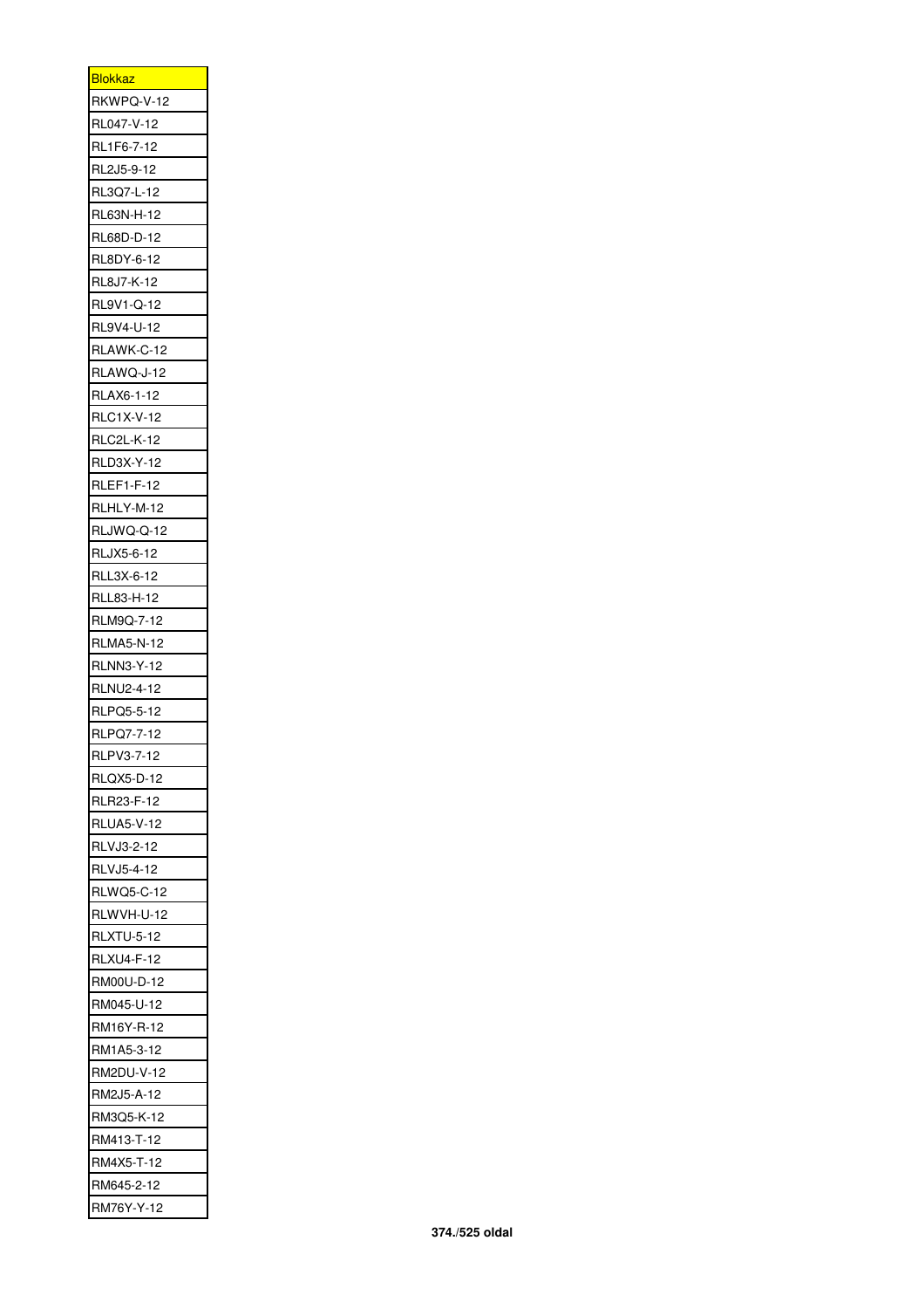| Blokkaz |
|---|
| RKWPQ-V-12 |
| RL047-V-12 |
| RL1F6-7-12 |
| RL2J5-9-12 |
| RL3Q7-L-12 |
| RL63N-H-12 |
| RL68D-D-12 |
| RL8DY-6-12 |
| RL8J7-K-12 |
| RL9V1-Q-12 |
| RL9V4-U-12 |
| RLAWK-C-12 |
| RLAWQ-J-12 |
| RLAX6-1-12 |
| RLC1X-V-12 |
| RLC2L-K-12 |
| RLD3X-Y-12 |
| RLEF1-F-12 |
| RLHLY-M-12 |
| RLJWQ-Q-12 |
| RLJX5-6-12 |
| RLL3X-6-12 |
| RLL83-H-12 |
| RLM9Q-7-12 |
| RLMA5-N-12 |
| RLNN3-Y-12 |
| RLNU2-4-12 |
| RLPQ5-5-12 |
| RLPQ7-7-12 |
| RLPV3-7-12 |
| RLQX5-D-12 |
| RLR23-F-12 |
| RLUA5-V-12 |
| RLVJ3-2-12 |
| RLVJ5-4-12 |
| RLWQ5-C-12 |
| RLWVH-U-12 |
| RLXTU-5-12 |
| RLXU4-F-12 |
| RM00U-D-12 |
| RM045-U-12 |
| RM16Y-R-12 |
| RM1A5-3-12 |
| RM2DU-V-12 |
| RM2J5-A-12 |
| RM3Q5-K-12 |
| RM413-T-12 |
| RM4X5-T-12 |
| RM645-2-12 |
| RM76Y-Y-12 |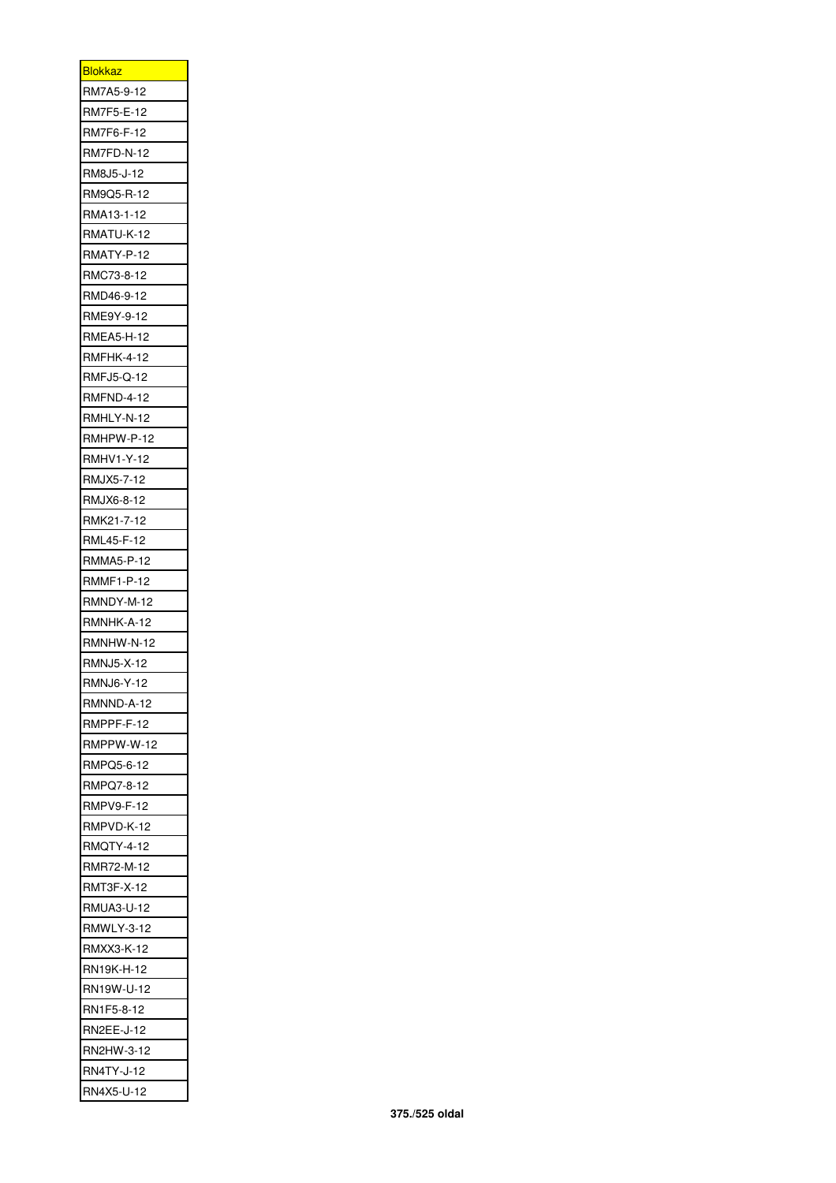| Blokkaz |
| --- |
| RM7A5-9-12 |
| RM7F5-E-12 |
| RM7F6-F-12 |
| RM7FD-N-12 |
| RM8J5-J-12 |
| RM9Q5-R-12 |
| RMA13-1-12 |
| RMATU-K-12 |
| RMATY-P-12 |
| RMC73-8-12 |
| RMD46-9-12 |
| RME9Y-9-12 |
| RMEA5-H-12 |
| RMFHK-4-12 |
| RMFJ5-Q-12 |
| RMFND-4-12 |
| RMHLY-N-12 |
| RMHPW-P-12 |
| RMHV1-Y-12 |
| RMJX5-7-12 |
| RMJX6-8-12 |
| RMK21-7-12 |
| RML45-F-12 |
| RMMA5-P-12 |
| RMMF1-P-12 |
| RMNDY-M-12 |
| RMNHK-A-12 |
| RMNHW-N-12 |
| RMNJ5-X-12 |
| RMNJ6-Y-12 |
| RMNND-A-12 |
| RMPPF-F-12 |
| RMPPW-W-12 |
| RMPQ5-6-12 |
| RMPQ7-8-12 |
| RMPV9-F-12 |
| RMPVD-K-12 |
| RMQTY-4-12 |
| RMR72-M-12 |
| RMT3F-X-12 |
| RMUA3-U-12 |
| RMWLY-3-12 |
| RMXX3-K-12 |
| RN19K-H-12 |
| RN19W-U-12 |
| RN1F5-8-12 |
| RN2EE-J-12 |
| RN2HW-3-12 |
| RN4TY-J-12 |
| RN4X5-U-12 |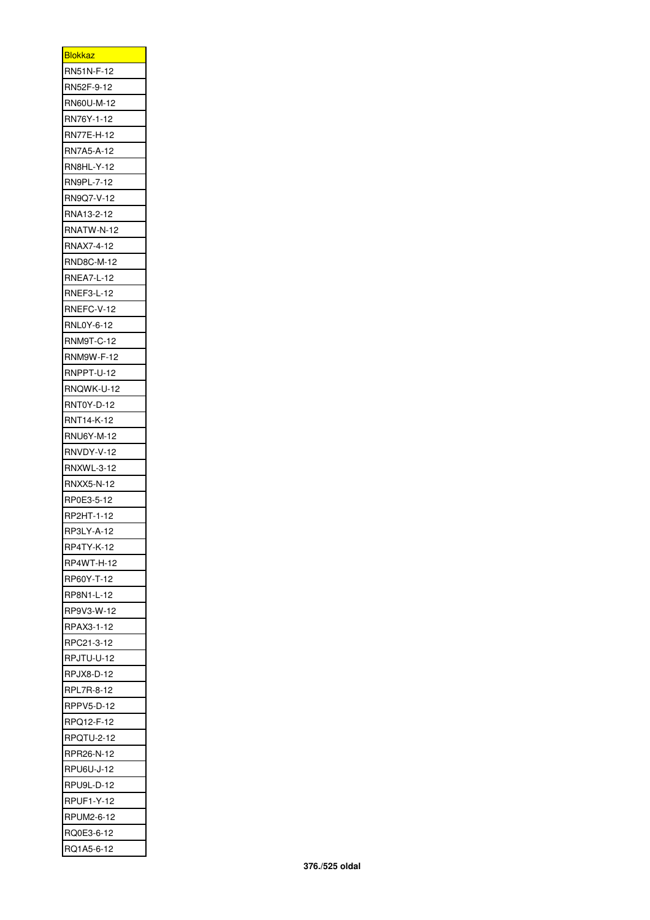| Blokkaz |
| --- |
| RN51N-F-12 |
| RN52F-9-12 |
| RN60U-M-12 |
| RN76Y-1-12 |
| RN77E-H-12 |
| RN7A5-A-12 |
| RN8HL-Y-12 |
| RN9PL-7-12 |
| RN9Q7-V-12 |
| RNA13-2-12 |
| RNATW-N-12 |
| RNAX7-4-12 |
| RND8C-M-12 |
| RNEA7-L-12 |
| RNEF3-L-12 |
| RNEFC-V-12 |
| RNL0Y-6-12 |
| RNM9T-C-12 |
| RNM9W-F-12 |
| RNPPT-U-12 |
| RNQWK-U-12 |
| RNT0Y-D-12 |
| RNT14-K-12 |
| RNU6Y-M-12 |
| RNVDY-V-12 |
| RNXWL-3-12 |
| RNXX5-N-12 |
| RP0E3-5-12 |
| RP2HT-1-12 |
| RP3LY-A-12 |
| RP4TY-K-12 |
| RP4WT-H-12 |
| RP60Y-T-12 |
| RP8N1-L-12 |
| RP9V3-W-12 |
| RPAX3-1-12 |
| RPC21-3-12 |
| RPJTU-U-12 |
| RPJX8-D-12 |
| RPL7R-8-12 |
| RPPV5-D-12 |
| RPQ12-F-12 |
| RPQTU-2-12 |
| RPR26-N-12 |
| RPU6U-J-12 |
| RPU9L-D-12 |
| RPUF1-Y-12 |
| RPUM2-6-12 |
| RQ0E3-6-12 |
| RQ1A5-6-12 |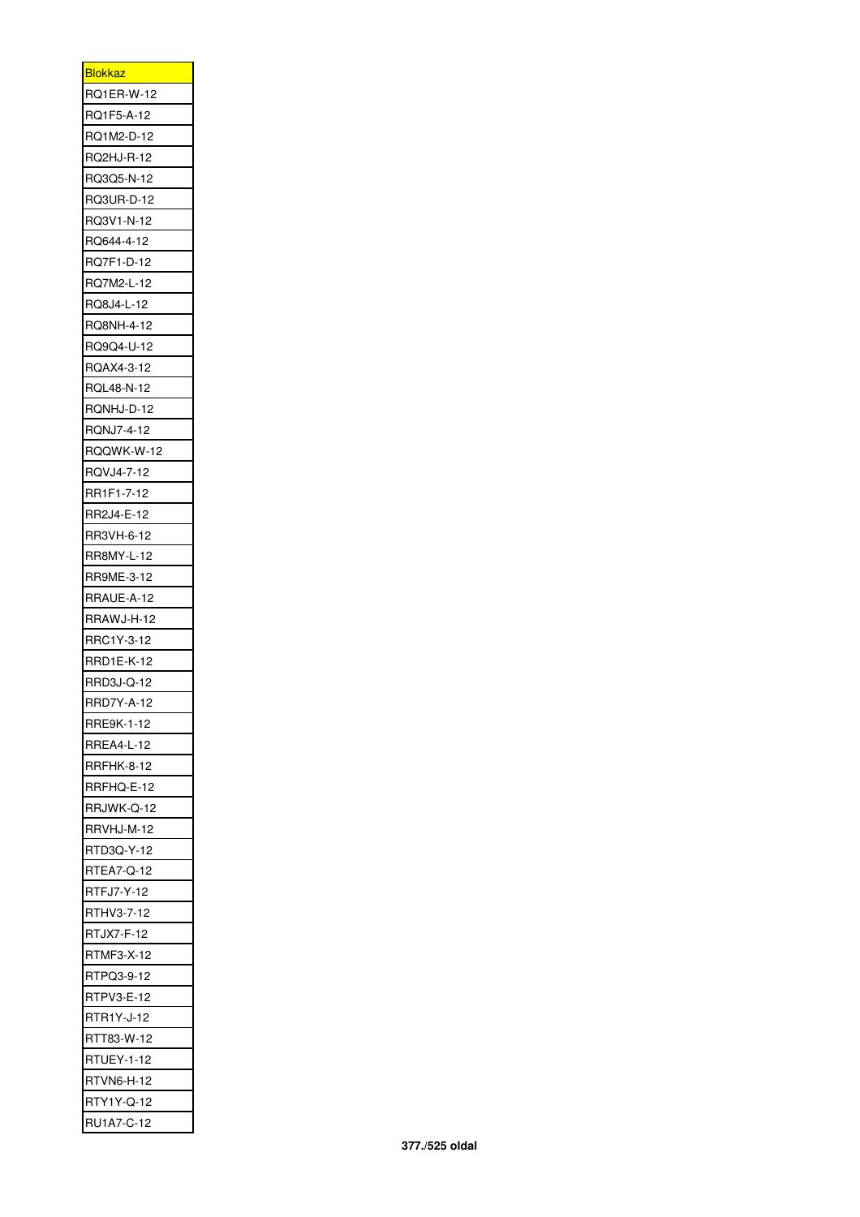| Blokkaz |
| --- |
| RQ1ER-W-12 |
| RQ1F5-A-12 |
| RQ1M2-D-12 |
| RQ2HJ-R-12 |
| RQ3Q5-N-12 |
| RQ3UR-D-12 |
| RQ3V1-N-12 |
| RQ644-4-12 |
| RQ7F1-D-12 |
| RQ7M2-L-12 |
| RQ8J4-L-12 |
| RQ8NH-4-12 |
| RQ9Q4-U-12 |
| RQAX4-3-12 |
| RQL48-N-12 |
| RQNHJ-D-12 |
| RQNJ7-4-12 |
| RQQWK-W-12 |
| RQVJ4-7-12 |
| RR1F1-7-12 |
| RR2J4-E-12 |
| RR3VH-6-12 |
| RR8MY-L-12 |
| RR9ME-3-12 |
| RRAUE-A-12 |
| RRAWJ-H-12 |
| RRC1Y-3-12 |
| RRD1E-K-12 |
| RRD3J-Q-12 |
| RRD7Y-A-12 |
| RRE9K-1-12 |
| RREA4-L-12 |
| RRFHK-8-12 |
| RRFHQ-E-12 |
| RRJWK-Q-12 |
| RRVHJ-M-12 |
| RTD3Q-Y-12 |
| RTEA7-Q-12 |
| RTFJ7-Y-12 |
| RTHV3-7-12 |
| RTJX7-F-12 |
| RTMF3-X-12 |
| RTPQ3-9-12 |
| RTPV3-E-12 |
| RTR1Y-J-12 |
| RTT83-W-12 |
| RTUEY-1-12 |
| RTVN6-H-12 |
| RTY1Y-Q-12 |
| RU1A7-C-12 |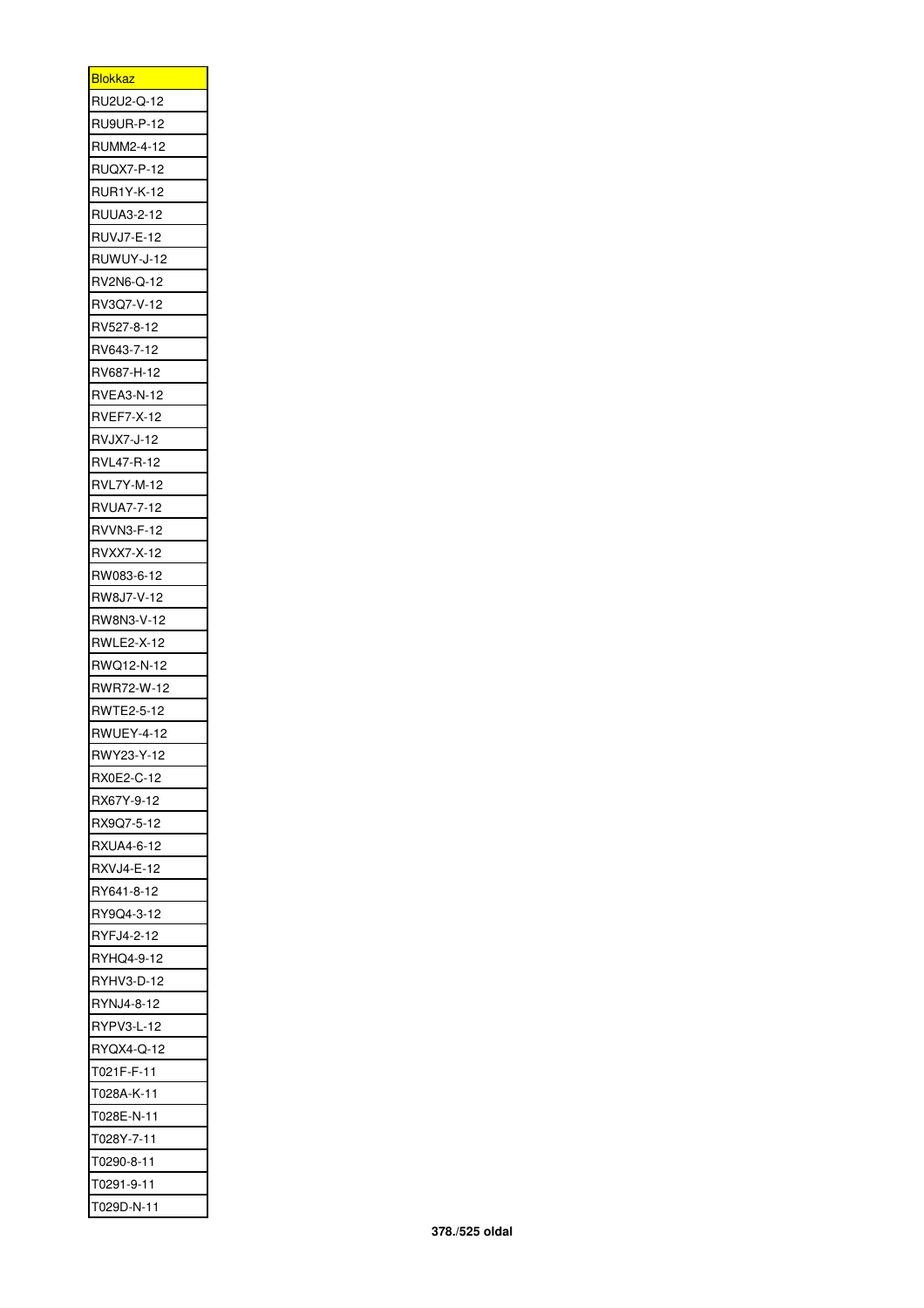| Blokkaz |
| --- |
| RU2U2-Q-12 |
| RU9UR-P-12 |
| RUMM2-4-12 |
| RUQX7-P-12 |
| RUR1Y-K-12 |
| RUUA3-2-12 |
| RUVJ7-E-12 |
| RUWUY-J-12 |
| RV2N6-Q-12 |
| RV3Q7-V-12 |
| RV527-8-12 |
| RV643-7-12 |
| RV687-H-12 |
| RVEA3-N-12 |
| RVEF7-X-12 |
| RVJX7-J-12 |
| RVL47-R-12 |
| RVL7Y-M-12 |
| RVUA7-7-12 |
| RVVN3-F-12 |
| RVXX7-X-12 |
| RW083-6-12 |
| RW8J7-V-12 |
| RW8N3-V-12 |
| RWLE2-X-12 |
| RWQ12-N-12 |
| RWR72-W-12 |
| RWTE2-5-12 |
| RWUEY-4-12 |
| RWY23-Y-12 |
| RX0E2-C-12 |
| RX67Y-9-12 |
| RX9Q7-5-12 |
| RXUA4-6-12 |
| RXVJ4-E-12 |
| RY641-8-12 |
| RY9Q4-3-12 |
| RYFJ4-2-12 |
| RYHQ4-9-12 |
| RYHV3-D-12 |
| RYNJ4-8-12 |
| RYPV3-L-12 |
| RYQX4-Q-12 |
| T021F-F-11 |
| T028A-K-11 |
| T028E-N-11 |
| T028Y-7-11 |
| T0290-8-11 |
| T0291-9-11 |
| T029D-N-11 |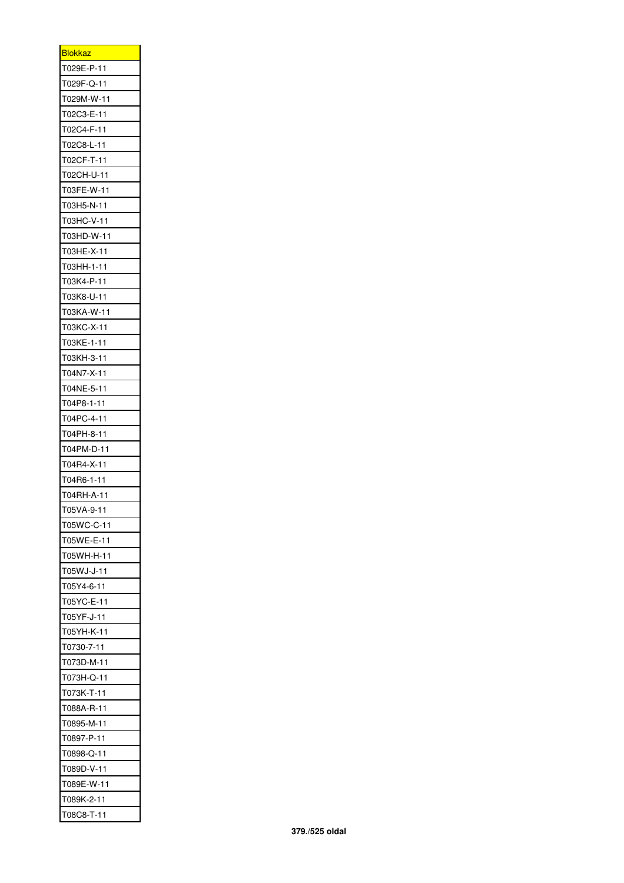| Blokkaz |
| --- |
| T029E-P-11 |
| T029F-Q-11 |
| T029M-W-11 |
| T02C3-E-11 |
| T02C4-F-11 |
| T02C8-L-11 |
| T02CF-T-11 |
| T02CH-U-11 |
| T03FE-W-11 |
| T03H5-N-11 |
| T03HC-V-11 |
| T03HD-W-11 |
| T03HE-X-11 |
| T03HH-1-11 |
| T03K4-P-11 |
| T03K8-U-11 |
| T03KA-W-11 |
| T03KC-X-11 |
| T03KE-1-11 |
| T03KH-3-11 |
| T04N7-X-11 |
| T04NE-5-11 |
| T04P8-1-11 |
| T04PC-4-11 |
| T04PH-8-11 |
| T04PM-D-11 |
| T04R4-X-11 |
| T04R6-1-11 |
| T04RH-A-11 |
| T05VA-9-11 |
| T05WC-C-11 |
| T05WE-E-11 |
| T05WH-H-11 |
| T05WJ-J-11 |
| T05Y4-6-11 |
| T05YC-E-11 |
| T05YF-J-11 |
| T05YH-K-11 |
| T0730-7-11 |
| T073D-M-11 |
| T073H-Q-11 |
| T073K-T-11 |
| T088A-R-11 |
| T0895-M-11 |
| T0897-P-11 |
| T0898-Q-11 |
| T089D-V-11 |
| T089E-W-11 |
| T089K-2-11 |
| T08C8-T-11 |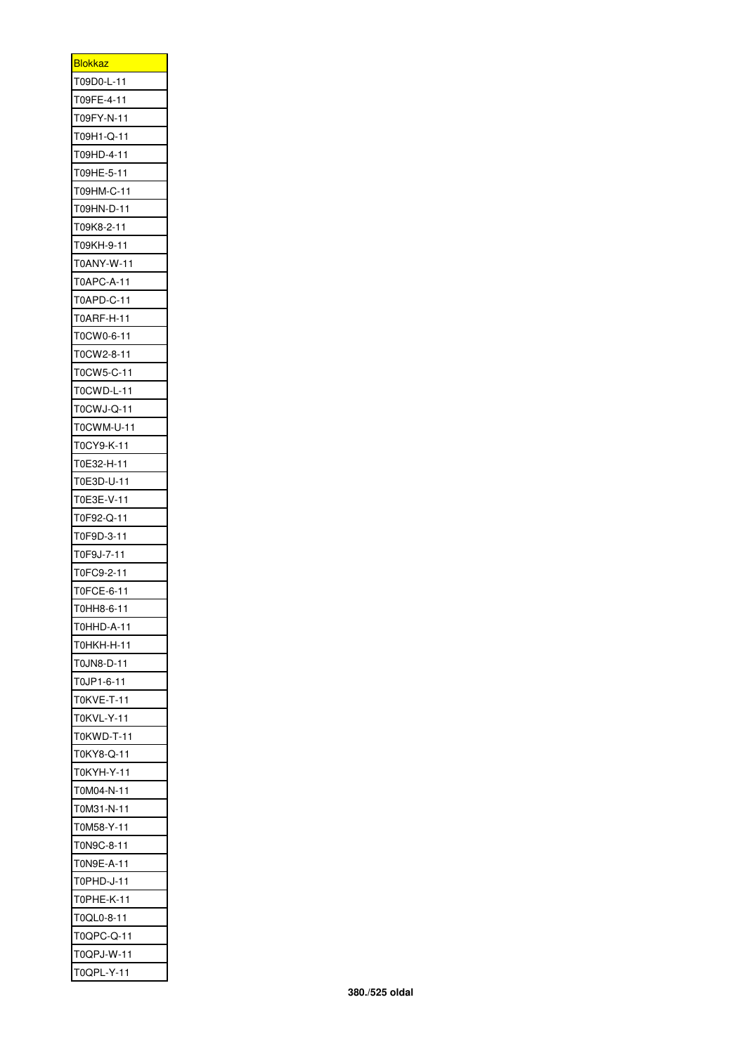| Blokkaz |
| --- |
| T09D0-L-11 |
| T09FE-4-11 |
| T09FY-N-11 |
| T09H1-Q-11 |
| T09HD-4-11 |
| T09HE-5-11 |
| T09HM-C-11 |
| T09HN-D-11 |
| T09K8-2-11 |
| T09KH-9-11 |
| T0ANY-W-11 |
| T0APC-A-11 |
| T0APD-C-11 |
| T0ARF-H-11 |
| T0CW0-6-11 |
| T0CW2-8-11 |
| T0CW5-C-11 |
| T0CWD-L-11 |
| T0CWJ-Q-11 |
| T0CWM-U-11 |
| T0CY9-K-11 |
| T0E32-H-11 |
| T0E3D-U-11 |
| T0E3E-V-11 |
| T0F92-Q-11 |
| T0F9D-3-11 |
| T0F9J-7-11 |
| T0FC9-2-11 |
| T0FCE-6-11 |
| T0HH8-6-11 |
| T0HHD-A-11 |
| T0HKH-H-11 |
| T0JN8-D-11 |
| T0JP1-6-11 |
| T0KVE-T-11 |
| T0KVL-Y-11 |
| T0KWD-T-11 |
| T0KY8-Q-11 |
| T0KYH-Y-11 |
| T0M04-N-11 |
| T0M31-N-11 |
| T0M58-Y-11 |
| T0N9C-8-11 |
| T0N9E-A-11 |
| T0PHD-J-11 |
| T0PHE-K-11 |
| T0QL0-8-11 |
| T0QPC-Q-11 |
| T0QPJ-W-11 |
| T0QPL-Y-11 |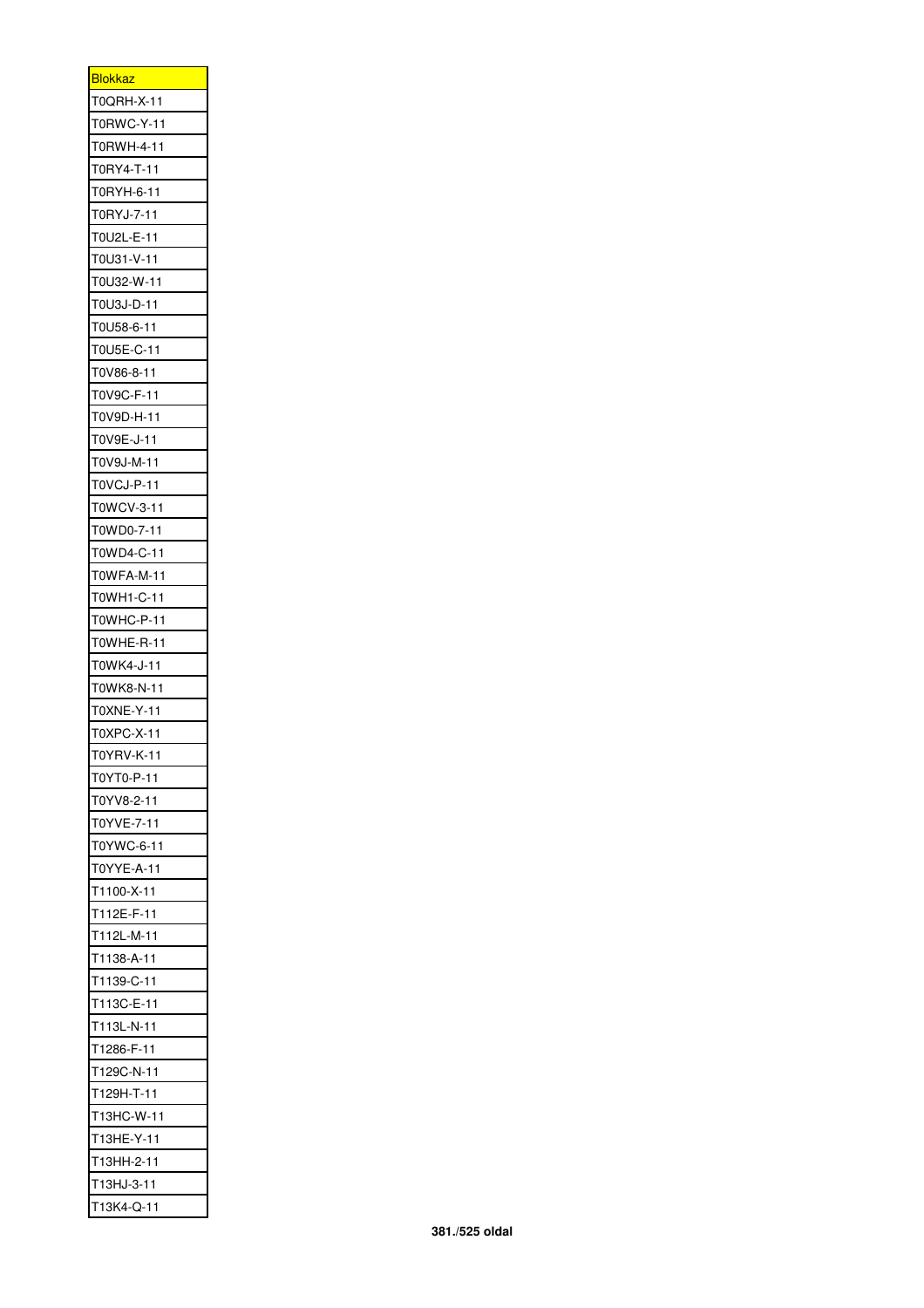| Blokkaz |
|---|
| T0QRH-X-11 |
| T0RWC-Y-11 |
| T0RWH-4-11 |
| T0RY4-T-11 |
| T0RYH-6-11 |
| T0RYJ-7-11 |
| T0U2L-E-11 |
| T0U31-V-11 |
| T0U32-W-11 |
| T0U3J-D-11 |
| T0U58-6-11 |
| T0U5E-C-11 |
| T0V86-8-11 |
| T0V9C-F-11 |
| T0V9D-H-11 |
| T0V9E-J-11 |
| T0V9J-M-11 |
| T0VCJ-P-11 |
| T0WCV-3-11 |
| T0WD0-7-11 |
| T0WD4-C-11 |
| T0WFA-M-11 |
| T0WH1-C-11 |
| T0WHC-P-11 |
| T0WHE-R-11 |
| T0WK4-J-11 |
| T0WK8-N-11 |
| T0XNE-Y-11 |
| T0XPC-X-11 |
| T0YRV-K-11 |
| T0YT0-P-11 |
| T0YV8-2-11 |
| T0YVE-7-11 |
| T0YWC-6-11 |
| T0YYE-A-11 |
| T1100-X-11 |
| T112E-F-11 |
| T112L-M-11 |
| T1138-A-11 |
| T1139-C-11 |
| T113C-E-11 |
| T113L-N-11 |
| T1286-F-11 |
| T129C-N-11 |
| T129H-T-11 |
| T13HC-W-11 |
| T13HE-Y-11 |
| T13HH-2-11 |
| T13HJ-3-11 |
| T13K4-Q-11 |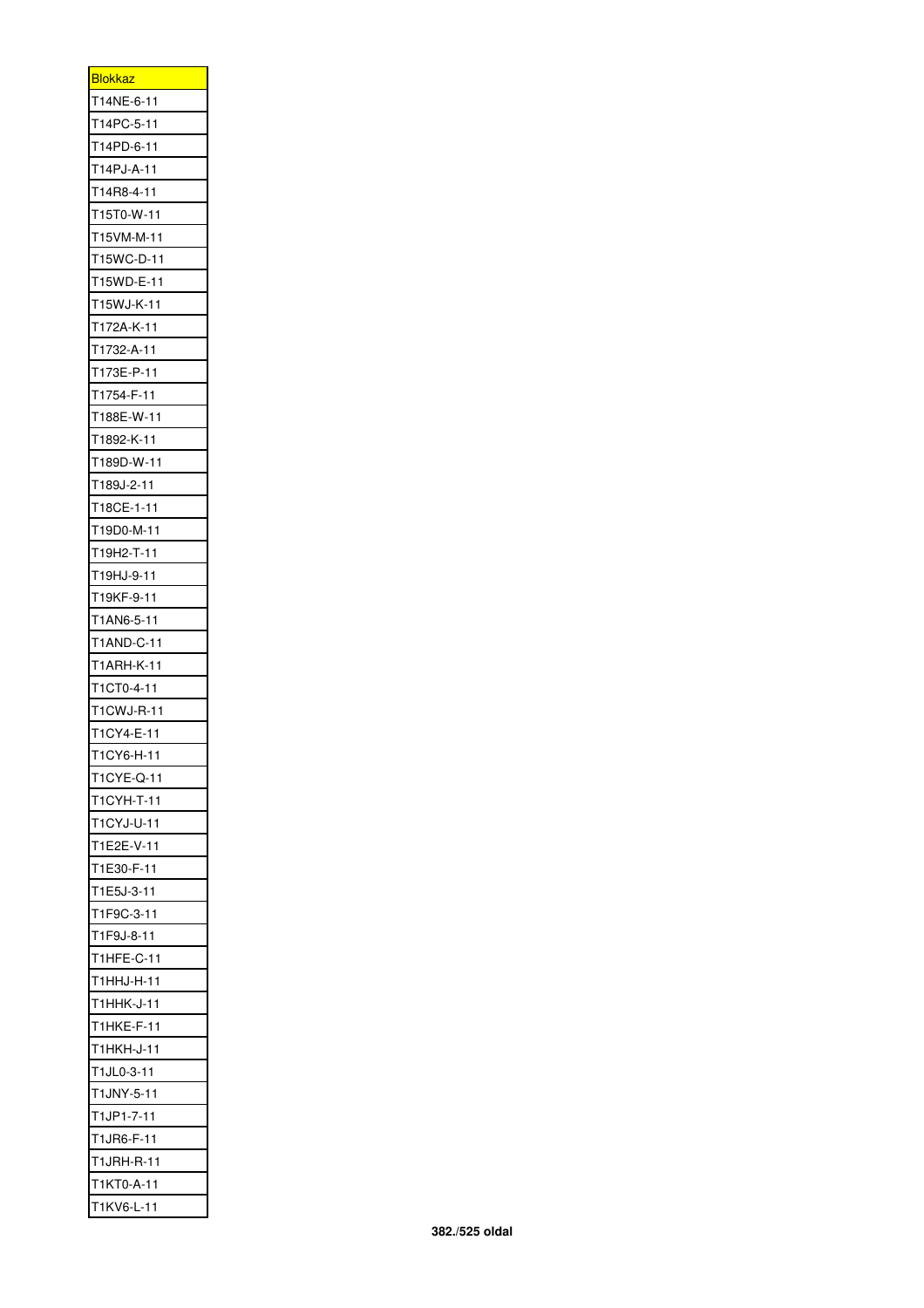| Blokkaz |
|---|
| T14NE-6-11 |
| T14PC-5-11 |
| T14PD-6-11 |
| T14PJ-A-11 |
| T14R8-4-11 |
| T15T0-W-11 |
| T15VM-M-11 |
| T15WC-D-11 |
| T15WD-E-11 |
| T15WJ-K-11 |
| T172A-K-11 |
| T1732-A-11 |
| T173E-P-11 |
| T1754-F-11 |
| T188E-W-11 |
| T1892-K-11 |
| T189D-W-11 |
| T189J-2-11 |
| T18CE-1-11 |
| T19D0-M-11 |
| T19H2-T-11 |
| T19HJ-9-11 |
| T19KF-9-11 |
| T1AN6-5-11 |
| T1AND-C-11 |
| T1ARH-K-11 |
| T1CT0-4-11 |
| T1CWJ-R-11 |
| T1CY4-E-11 |
| T1CY6-H-11 |
| T1CYE-Q-11 |
| T1CYH-T-11 |
| T1CYJ-U-11 |
| T1E2E-V-11 |
| T1E30-F-11 |
| T1E5J-3-11 |
| T1F9C-3-11 |
| T1F9J-8-11 |
| T1HFE-C-11 |
| T1HHJ-H-11 |
| T1HHK-J-11 |
| T1HKE-F-11 |
| T1HKH-J-11 |
| T1JL0-3-11 |
| T1JNY-5-11 |
| T1JP1-7-11 |
| T1JR6-F-11 |
| T1JRH-R-11 |
| T1KT0-A-11 |
| T1KV6-L-11 |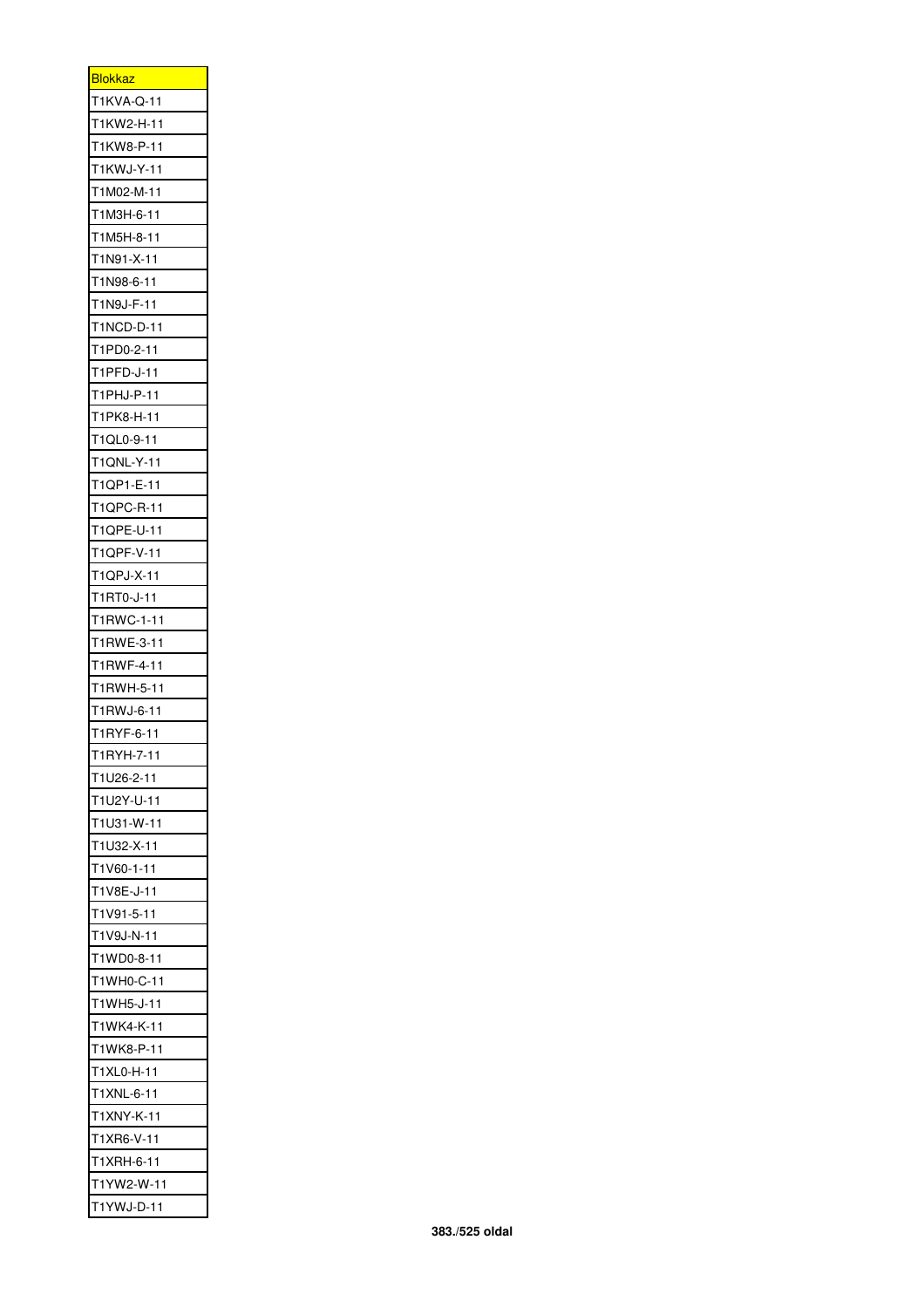| Blokkaz |
|---|
| T1KVA-Q-11 |
| T1KW2-H-11 |
| T1KW8-P-11 |
| T1KWJ-Y-11 |
| T1M02-M-11 |
| T1M3H-6-11 |
| T1M5H-8-11 |
| T1N91-X-11 |
| T1N98-6-11 |
| T1N9J-F-11 |
| T1NCD-D-11 |
| T1PD0-2-11 |
| T1PFD-J-11 |
| T1PHJ-P-11 |
| T1PK8-H-11 |
| T1QL0-9-11 |
| T1QNL-Y-11 |
| T1QP1-E-11 |
| T1QPC-R-11 |
| T1QPE-U-11 |
| T1QPF-V-11 |
| T1QPJ-X-11 |
| T1RT0-J-11 |
| T1RWC-1-11 |
| T1RWE-3-11 |
| T1RWF-4-11 |
| T1RWH-5-11 |
| T1RWJ-6-11 |
| T1RYF-6-11 |
| T1RYH-7-11 |
| T1U26-2-11 |
| T1U2Y-U-11 |
| T1U31-W-11 |
| T1U32-X-11 |
| T1V60-1-11 |
| T1V8E-J-11 |
| T1V91-5-11 |
| T1V9J-N-11 |
| T1WD0-8-11 |
| T1WH0-C-11 |
| T1WH5-J-11 |
| T1WK4-K-11 |
| T1WK8-P-11 |
| T1XL0-H-11 |
| T1XNL-6-11 |
| T1XNY-K-11 |
| T1XR6-V-11 |
| T1XRH-6-11 |
| T1YW2-W-11 |
| T1YWJ-D-11 |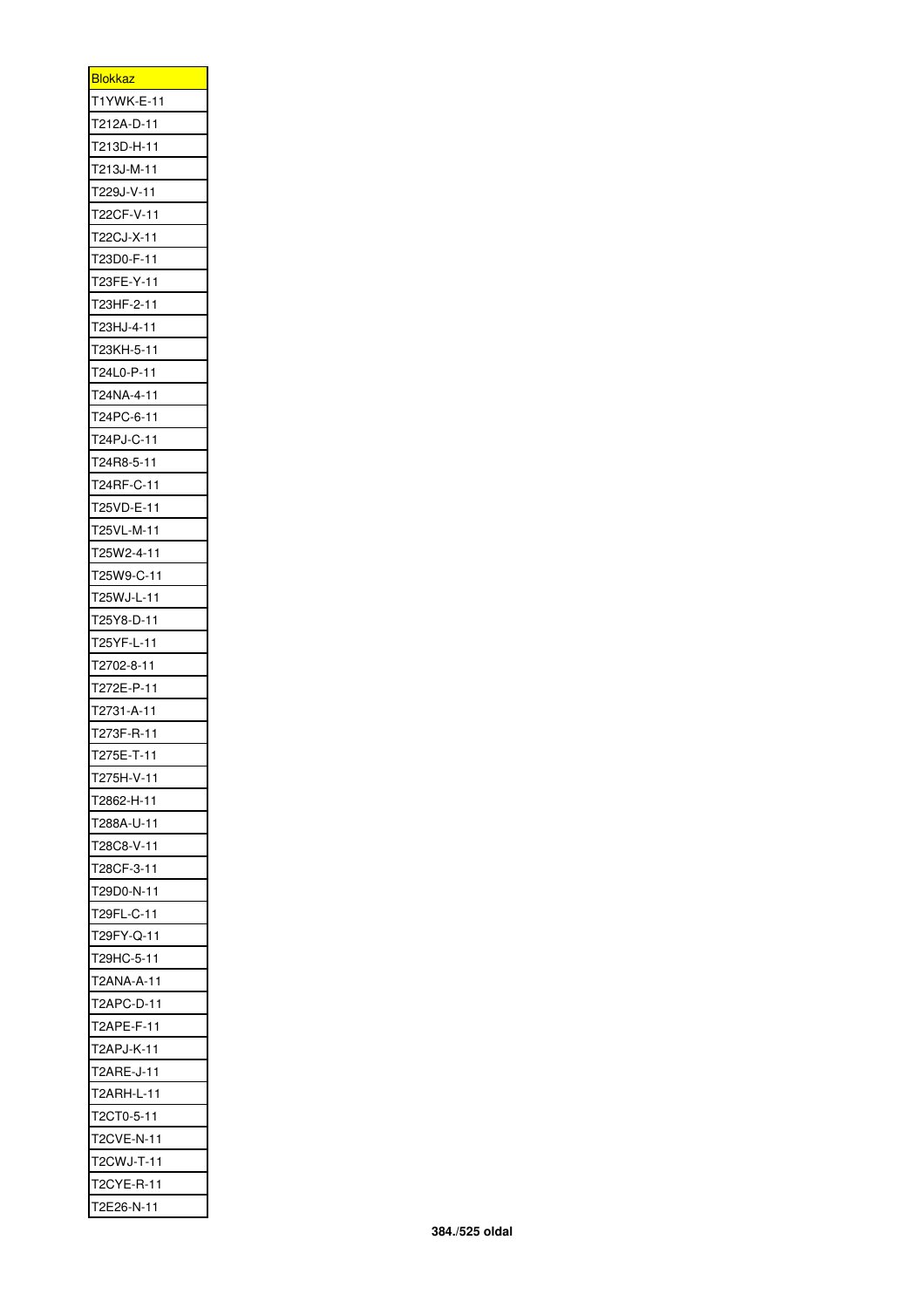| Blokkaz |
|---|
| T1YWK-E-11 |
| T212A-D-11 |
| T213D-H-11 |
| T213J-M-11 |
| T229J-V-11 |
| T22CF-V-11 |
| T22CJ-X-11 |
| T23D0-F-11 |
| T23FE-Y-11 |
| T23HF-2-11 |
| T23HJ-4-11 |
| T23KH-5-11 |
| T24L0-P-11 |
| T24NA-4-11 |
| T24PC-6-11 |
| T24PJ-C-11 |
| T24R8-5-11 |
| T24RF-C-11 |
| T25VD-E-11 |
| T25VL-M-11 |
| T25W2-4-11 |
| T25W9-C-11 |
| T25WJ-L-11 |
| T25Y8-D-11 |
| T25YF-L-11 |
| T2702-8-11 |
| T272E-P-11 |
| T2731-A-11 |
| T273F-R-11 |
| T275E-T-11 |
| T275H-V-11 |
| T2862-H-11 |
| T288A-U-11 |
| T28C8-V-11 |
| T28CF-3-11 |
| T29D0-N-11 |
| T29FL-C-11 |
| T29FY-Q-11 |
| T29HC-5-11 |
| T2ANA-A-11 |
| T2APC-D-11 |
| T2APE-F-11 |
| T2APJ-K-11 |
| T2ARE-J-11 |
| T2ARH-L-11 |
| T2CT0-5-11 |
| T2CVE-N-11 |
| T2CWJ-T-11 |
| T2CYE-R-11 |
| T2E26-N-11 |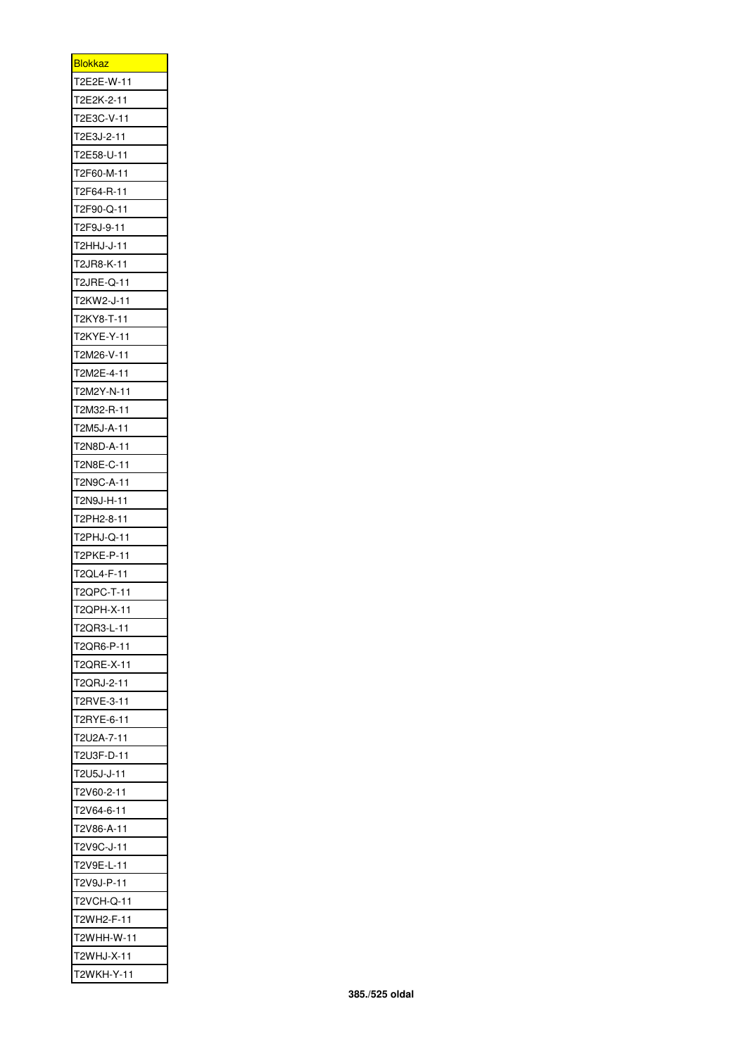| Blokkaz |
|---|
| T2E2E-W-11 |
| T2E2K-2-11 |
| T2E3C-V-11 |
| T2E3J-2-11 |
| T2E58-U-11 |
| T2F60-M-11 |
| T2F64-R-11 |
| T2F90-Q-11 |
| T2F9J-9-11 |
| T2HHJ-J-11 |
| T2JR8-K-11 |
| T2JRE-Q-11 |
| T2KW2-J-11 |
| T2KY8-T-11 |
| T2KYE-Y-11 |
| T2M26-V-11 |
| T2M2E-4-11 |
| T2M2Y-N-11 |
| T2M32-R-11 |
| T2M5J-A-11 |
| T2N8D-A-11 |
| T2N8E-C-11 |
| T2N9C-A-11 |
| T2N9J-H-11 |
| T2PH2-8-11 |
| T2PHJ-Q-11 |
| T2PKE-P-11 |
| T2QL4-F-11 |
| T2QPC-T-11 |
| T2QPH-X-11 |
| T2QR3-L-11 |
| T2QR6-P-11 |
| T2QRE-X-11 |
| T2QRJ-2-11 |
| T2RVE-3-11 |
| T2RYE-6-11 |
| T2U2A-7-11 |
| T2U3F-D-11 |
| T2U5J-J-11 |
| T2V60-2-11 |
| T2V64-6-11 |
| T2V86-A-11 |
| T2V9C-J-11 |
| T2V9E-L-11 |
| T2V9J-P-11 |
| T2VCH-Q-11 |
| T2WH2-F-11 |
| T2WHH-W-11 |
| T2WHJ-X-11 |
| T2WKH-Y-11 |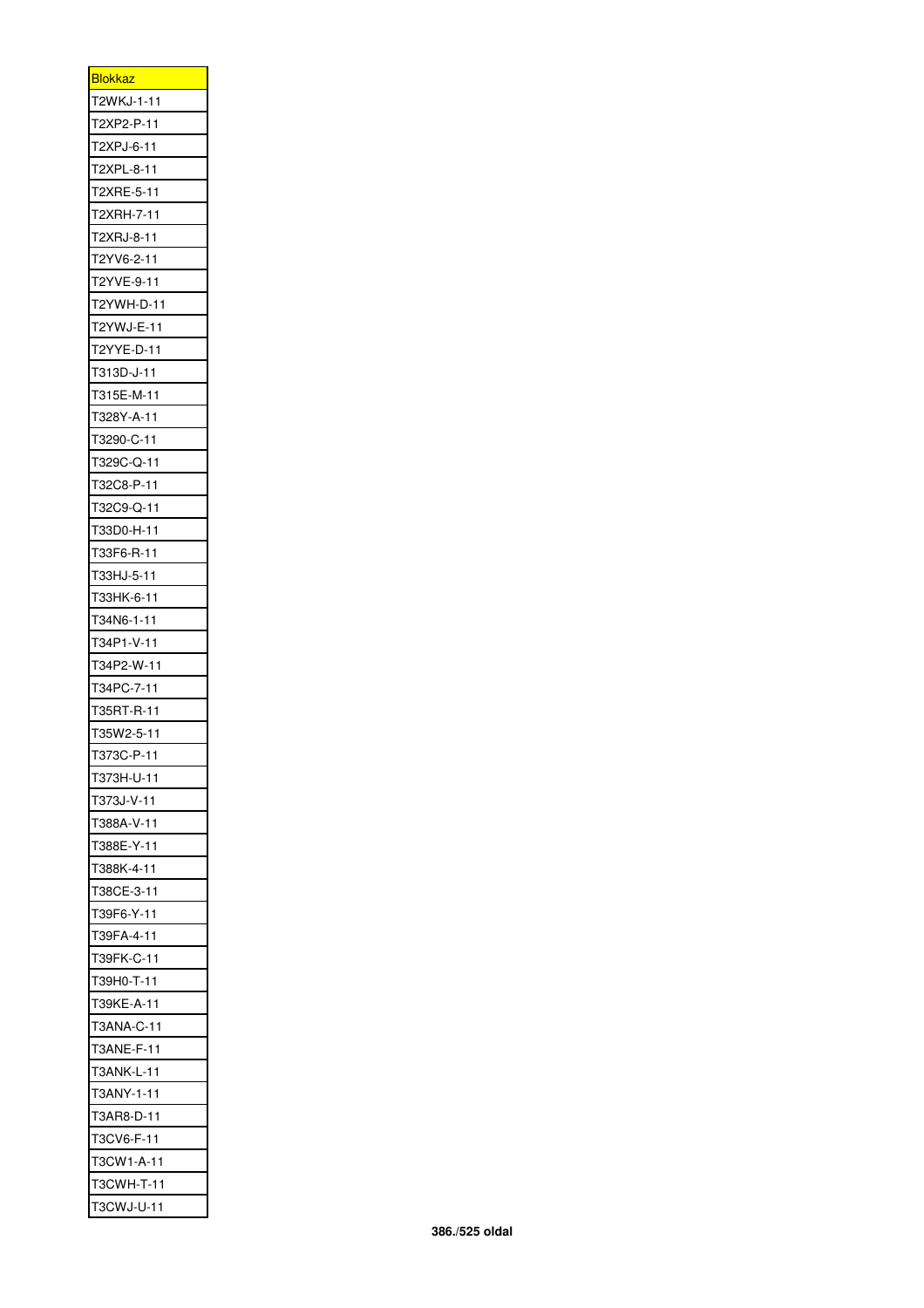| Blokkaz |
| --- |
| T2WKJ-1-11 |
| T2XP2-P-11 |
| T2XPJ-6-11 |
| T2XPL-8-11 |
| T2XRE-5-11 |
| T2XRH-7-11 |
| T2XRJ-8-11 |
| T2YV6-2-11 |
| T2YVE-9-11 |
| T2YWH-D-11 |
| T2YWJ-E-11 |
| T2YYE-D-11 |
| T313D-J-11 |
| T315E-M-11 |
| T328Y-A-11 |
| T3290-C-11 |
| T329C-Q-11 |
| T32C8-P-11 |
| T32C9-Q-11 |
| T33D0-H-11 |
| T33F6-R-11 |
| T33HJ-5-11 |
| T33HK-6-11 |
| T34N6-1-11 |
| T34P1-V-11 |
| T34P2-W-11 |
| T34PC-7-11 |
| T35RT-R-11 |
| T35W2-5-11 |
| T373C-P-11 |
| T373H-U-11 |
| T373J-V-11 |
| T388A-V-11 |
| T388E-Y-11 |
| T388K-4-11 |
| T38CE-3-11 |
| T39F6-Y-11 |
| T39FA-4-11 |
| T39FK-C-11 |
| T39H0-T-11 |
| T39KE-A-11 |
| T3ANA-C-11 |
| T3ANE-F-11 |
| T3ANK-L-11 |
| T3ANY-1-11 |
| T3AR8-D-11 |
| T3CV6-F-11 |
| T3CW1-A-11 |
| T3CWH-T-11 |
| T3CWJ-U-11 |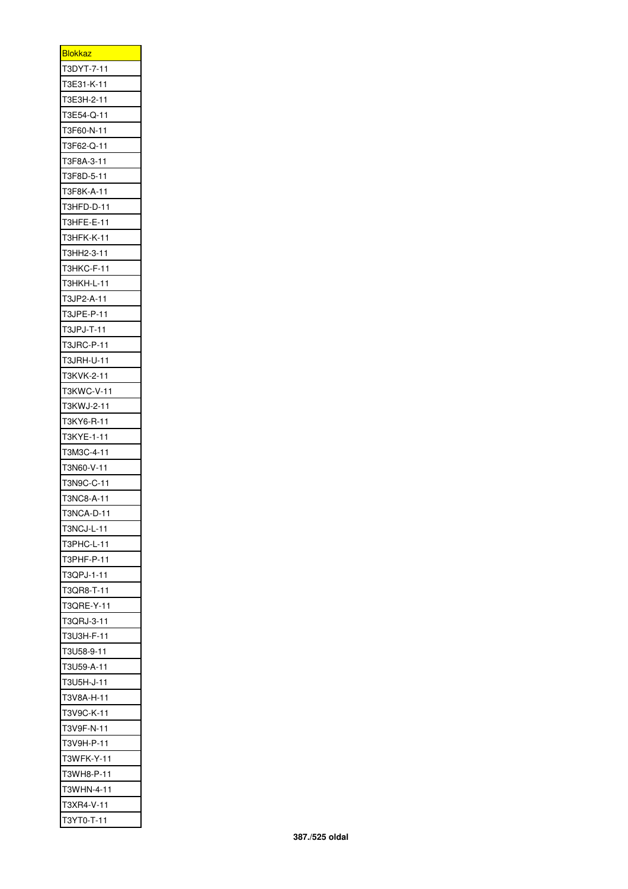| Blokkaz |
| --- |
| T3DYT-7-11 |
| T3E31-K-11 |
| T3E3H-2-11 |
| T3E54-Q-11 |
| T3F60-N-11 |
| T3F62-Q-11 |
| T3F8A-3-11 |
| T3F8D-5-11 |
| T3F8K-A-11 |
| T3HFD-D-11 |
| T3HFE-E-11 |
| T3HFK-K-11 |
| T3HH2-3-11 |
| T3HKC-F-11 |
| T3HKH-L-11 |
| T3JP2-A-11 |
| T3JPE-P-11 |
| T3JPJ-T-11 |
| T3JRC-P-11 |
| T3JRH-U-11 |
| T3KVK-2-11 |
| T3KWC-V-11 |
| T3KWJ-2-11 |
| T3KY6-R-11 |
| T3KYE-1-11 |
| T3M3C-4-11 |
| T3N60-V-11 |
| T3N9C-C-11 |
| T3NC8-A-11 |
| T3NCA-D-11 |
| T3NCJ-L-11 |
| T3PHC-L-11 |
| T3PHF-P-11 |
| T3QPJ-1-11 |
| T3QR8-T-11 |
| T3QRE-Y-11 |
| T3QRJ-3-11 |
| T3U3H-F-11 |
| T3U58-9-11 |
| T3U59-A-11 |
| T3U5H-J-11 |
| T3V8A-H-11 |
| T3V9C-K-11 |
| T3V9F-N-11 |
| T3V9H-P-11 |
| T3WFK-Y-11 |
| T3WH8-P-11 |
| T3WHN-4-11 |
| T3XR4-V-11 |
| T3YT0-T-11 |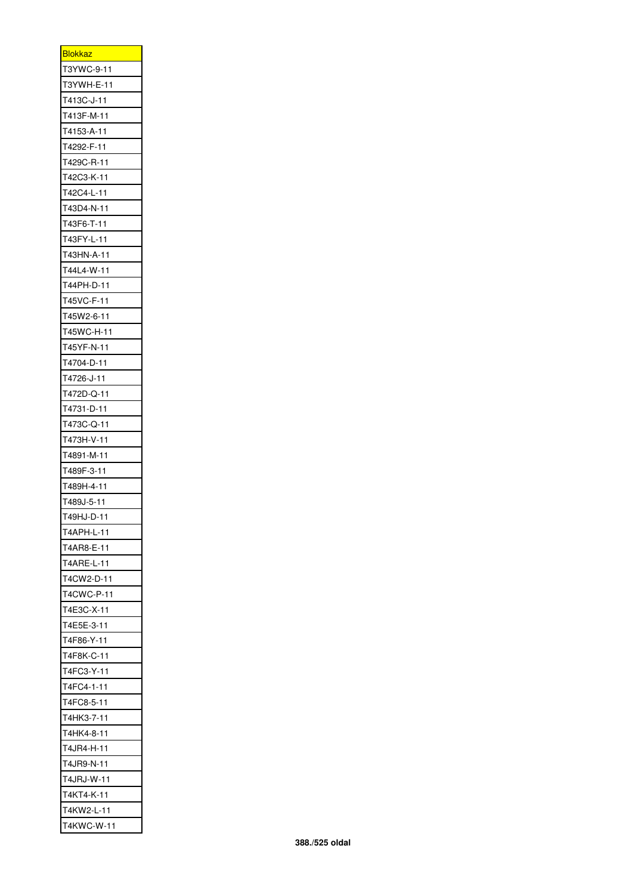| Blokkaz |
| --- |
| T3YWC-9-11 |
| T3YWH-E-11 |
| T413C-J-11 |
| T413F-M-11 |
| T4153-A-11 |
| T4292-F-11 |
| T429C-R-11 |
| T42C3-K-11 |
| T42C4-L-11 |
| T43D4-N-11 |
| T43F6-T-11 |
| T43FY-L-11 |
| T43HN-A-11 |
| T44L4-W-11 |
| T44PH-D-11 |
| T45VC-F-11 |
| T45W2-6-11 |
| T45WC-H-11 |
| T45YF-N-11 |
| T4704-D-11 |
| T4726-J-11 |
| T472D-Q-11 |
| T4731-D-11 |
| T473C-Q-11 |
| T473H-V-11 |
| T4891-M-11 |
| T489F-3-11 |
| T489H-4-11 |
| T489J-5-11 |
| T49HJ-D-11 |
| T4APH-L-11 |
| T4AR8-E-11 |
| T4ARE-L-11 |
| T4CW2-D-11 |
| T4CWC-P-11 |
| T4E3C-X-11 |
| T4E5E-3-11 |
| T4F86-Y-11 |
| T4F8K-C-11 |
| T4FC3-Y-11 |
| T4FC4-1-11 |
| T4FC8-5-11 |
| T4HK3-7-11 |
| T4HK4-8-11 |
| T4JR4-H-11 |
| T4JR9-N-11 |
| T4JRJ-W-11 |
| T4KT4-K-11 |
| T4KW2-L-11 |
| T4KWC-W-11 |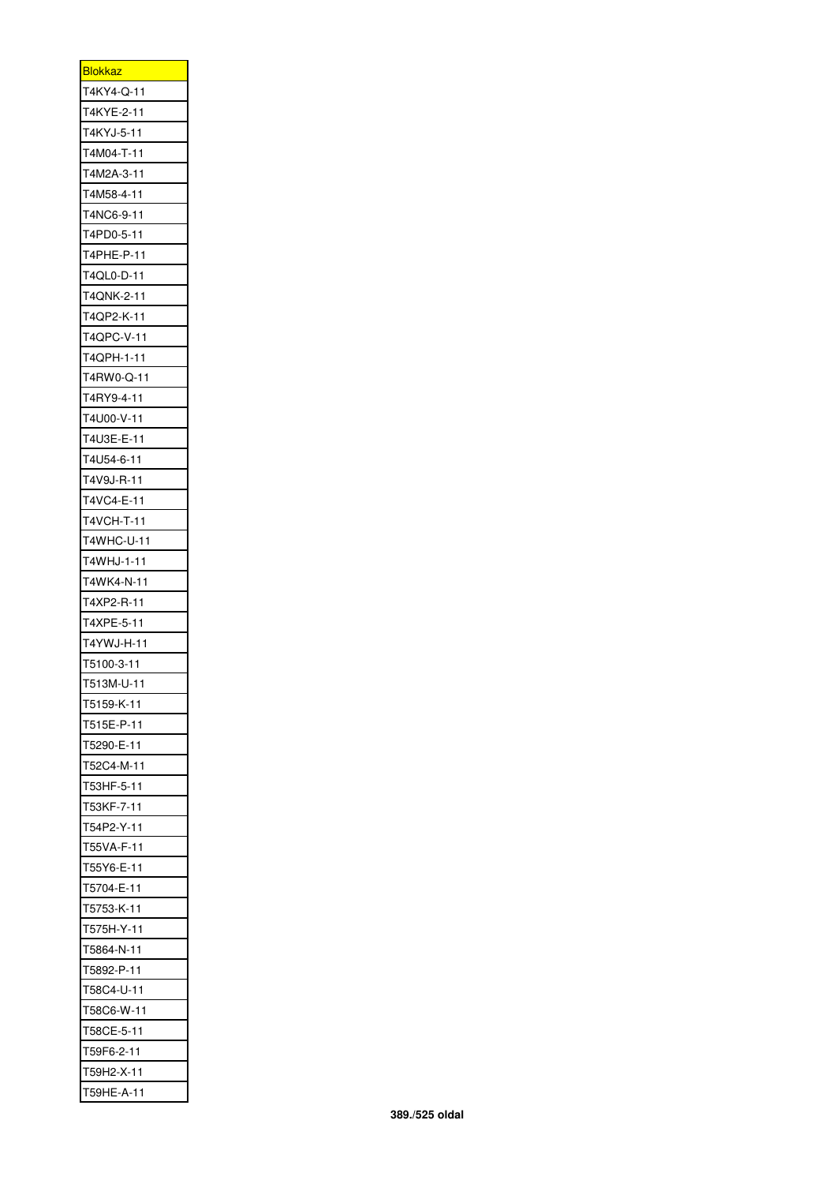| Blokkaz |
|---|
| T4KY4-Q-11 |
| T4KYE-2-11 |
| T4KYJ-5-11 |
| T4M04-T-11 |
| T4M2A-3-11 |
| T4M58-4-11 |
| T4NC6-9-11 |
| T4PD0-5-11 |
| T4PHE-P-11 |
| T4QL0-D-11 |
| T4QNK-2-11 |
| T4QP2-K-11 |
| T4QPC-V-11 |
| T4QPH-1-11 |
| T4RW0-Q-11 |
| T4RY9-4-11 |
| T4U00-V-11 |
| T4U3E-E-11 |
| T4U54-6-11 |
| T4V9J-R-11 |
| T4VC4-E-11 |
| T4VCH-T-11 |
| T4WHC-U-11 |
| T4WHJ-1-11 |
| T4WK4-N-11 |
| T4XP2-R-11 |
| T4XPE-5-11 |
| T4YWJ-H-11 |
| T5100-3-11 |
| T513M-U-11 |
| T5159-K-11 |
| T515E-P-11 |
| T5290-E-11 |
| T52C4-M-11 |
| T53HF-5-11 |
| T53KF-7-11 |
| T54P2-Y-11 |
| T55VA-F-11 |
| T55Y6-E-11 |
| T5704-E-11 |
| T5753-K-11 |
| T575H-Y-11 |
| T5864-N-11 |
| T5892-P-11 |
| T58C4-U-11 |
| T58C6-W-11 |
| T58CE-5-11 |
| T59F6-2-11 |
| T59H2-X-11 |
| T59HE-A-11 |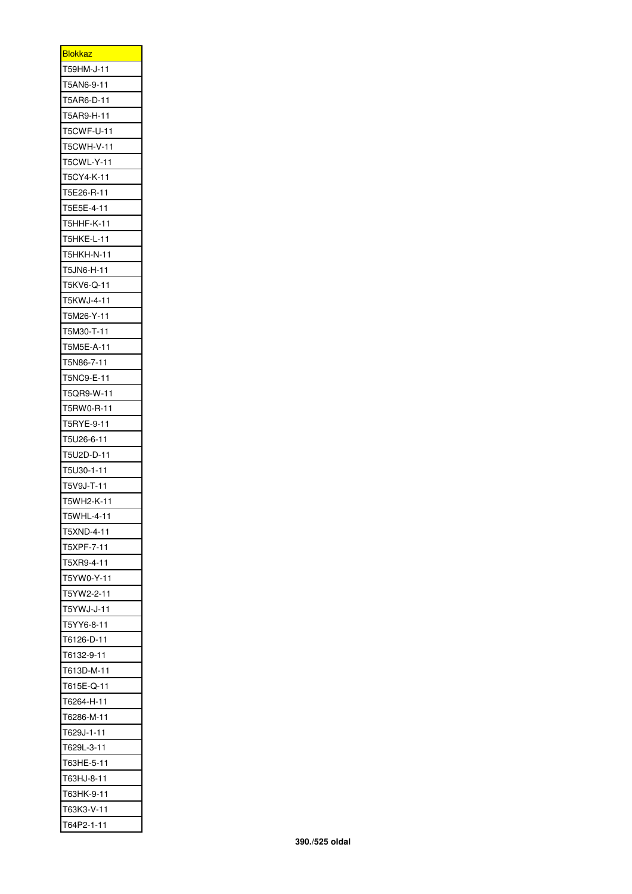| Blokkaz |
| --- |
| T59HM-J-11 |
| T5AN6-9-11 |
| T5AR6-D-11 |
| T5AR9-H-11 |
| T5CWF-U-11 |
| T5CWH-V-11 |
| T5CWL-Y-11 |
| T5CY4-K-11 |
| T5E26-R-11 |
| T5E5E-4-11 |
| T5HHF-K-11 |
| T5HKE-L-11 |
| T5HKH-N-11 |
| T5JN6-H-11 |
| T5KV6-Q-11 |
| T5KWJ-4-11 |
| T5M26-Y-11 |
| T5M30-T-11 |
| T5M5E-A-11 |
| T5N86-7-11 |
| T5NC9-E-11 |
| T5QR9-W-11 |
| T5RW0-R-11 |
| T5RYE-9-11 |
| T5U26-6-11 |
| T5U2D-D-11 |
| T5U30-1-11 |
| T5V9J-T-11 |
| T5WH2-K-11 |
| T5WHL-4-11 |
| T5XND-4-11 |
| T5XPF-7-11 |
| T5XR9-4-11 |
| T5YW0-Y-11 |
| T5YW2-2-11 |
| T5YWJ-J-11 |
| T5YY6-8-11 |
| T6126-D-11 |
| T6132-9-11 |
| T613D-M-11 |
| T615E-Q-11 |
| T6264-H-11 |
| T6286-M-11 |
| T629J-1-11 |
| T629L-3-11 |
| T63HE-5-11 |
| T63HJ-8-11 |
| T63HK-9-11 |
| T63K3-V-11 |
| T64P2-1-11 |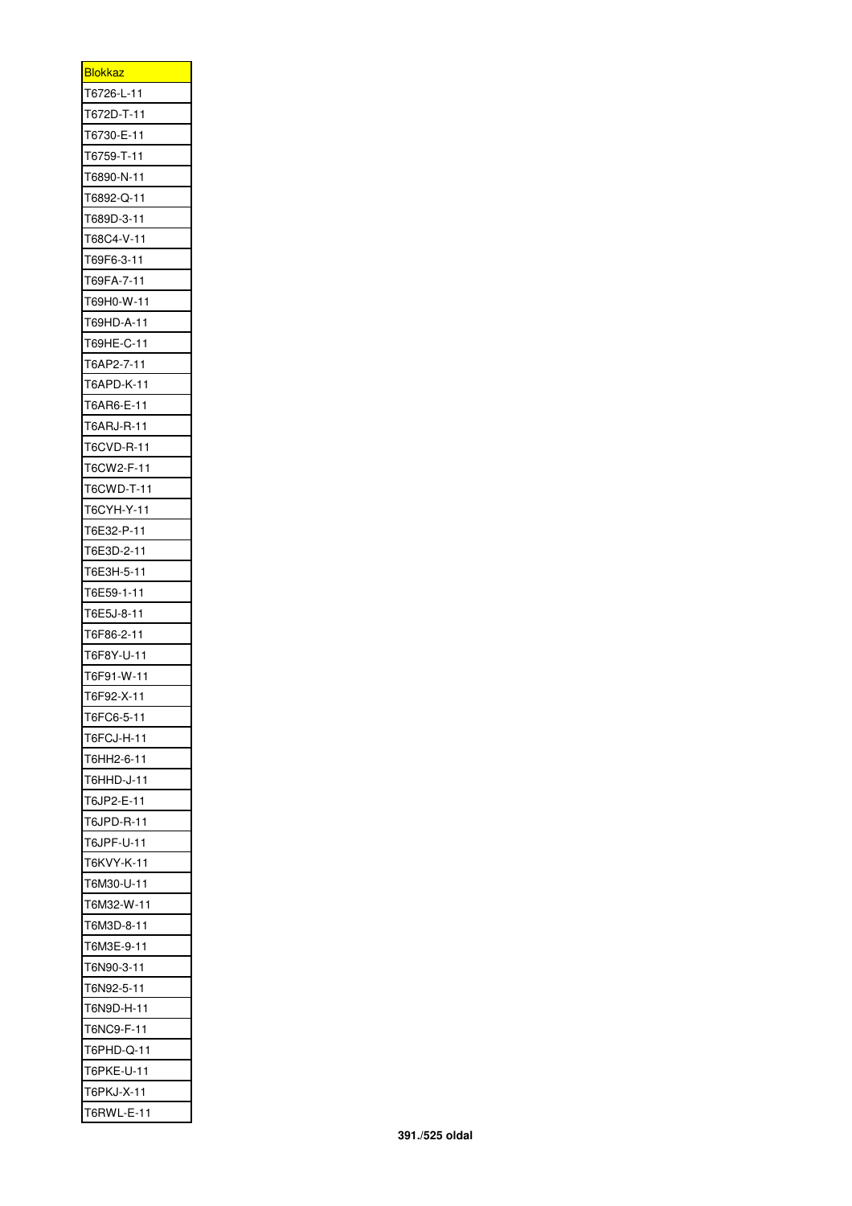| Blokkaz |
| --- |
| T6726-L-11 |
| T672D-T-11 |
| T6730-E-11 |
| T6759-T-11 |
| T6890-N-11 |
| T6892-Q-11 |
| T689D-3-11 |
| T68C4-V-11 |
| T69F6-3-11 |
| T69FA-7-11 |
| T69H0-W-11 |
| T69HD-A-11 |
| T69HE-C-11 |
| T6AP2-7-11 |
| T6APD-K-11 |
| T6AR6-E-11 |
| T6ARJ-R-11 |
| T6CVD-R-11 |
| T6CW2-F-11 |
| T6CWD-T-11 |
| T6CYH-Y-11 |
| T6E32-P-11 |
| T6E3D-2-11 |
| T6E3H-5-11 |
| T6E59-1-11 |
| T6E5J-8-11 |
| T6F86-2-11 |
| T6F8Y-U-11 |
| T6F91-W-11 |
| T6F92-X-11 |
| T6FC6-5-11 |
| T6FCJ-H-11 |
| T6HH2-6-11 |
| T6HHD-J-11 |
| T6JP2-E-11 |
| T6JPD-R-11 |
| T6JPF-U-11 |
| T6KVY-K-11 |
| T6M30-U-11 |
| T6M32-W-11 |
| T6M3D-8-11 |
| T6M3E-9-11 |
| T6N90-3-11 |
| T6N92-5-11 |
| T6N9D-H-11 |
| T6NC9-F-11 |
| T6PHD-Q-11 |
| T6PKE-U-11 |
| T6PKJ-X-11 |
| T6RWL-E-11 |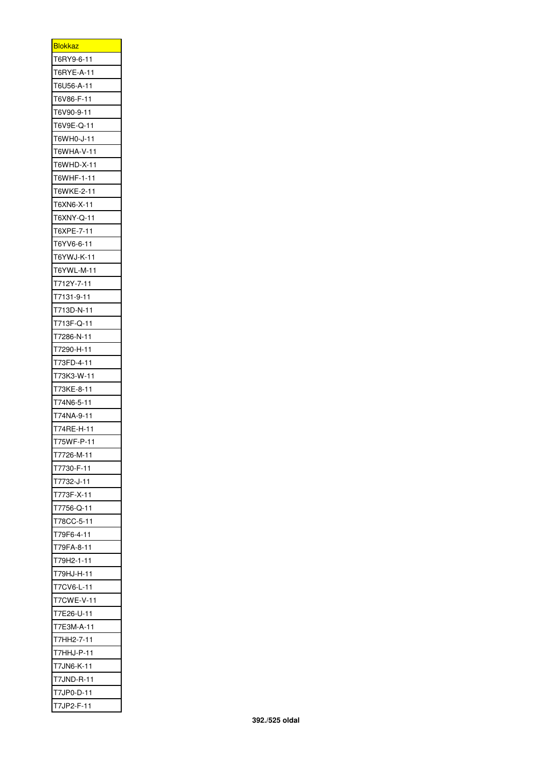| Blokkaz |
| --- |
| T6RY9-6-11 |
| T6RYE-A-11 |
| T6U56-A-11 |
| T6V86-F-11 |
| T6V90-9-11 |
| T6V9E-Q-11 |
| T6WH0-J-11 |
| T6WHA-V-11 |
| T6WHD-X-11 |
| T6WHF-1-11 |
| T6WKE-2-11 |
| T6XN6-X-11 |
| T6XNY-Q-11 |
| T6XPE-7-11 |
| T6YV6-6-11 |
| T6YWJ-K-11 |
| T6YWL-M-11 |
| T712Y-7-11 |
| T7131-9-11 |
| T713D-N-11 |
| T713F-Q-11 |
| T7286-N-11 |
| T7290-H-11 |
| T73FD-4-11 |
| T73K3-W-11 |
| T73KE-8-11 |
| T74N6-5-11 |
| T74NA-9-11 |
| T74RE-H-11 |
| T75WF-P-11 |
| T7726-M-11 |
| T7730-F-11 |
| T7732-J-11 |
| T773F-X-11 |
| T7756-Q-11 |
| T78CC-5-11 |
| T79F6-4-11 |
| T79FA-8-11 |
| T79H2-1-11 |
| T79HJ-H-11 |
| T7CV6-L-11 |
| T7CWE-V-11 |
| T7E26-U-11 |
| T7E3M-A-11 |
| T7HH2-7-11 |
| T7HHJ-P-11 |
| T7JN6-K-11 |
| T7JND-R-11 |
| T7JP0-D-11 |
| T7JP2-F-11 |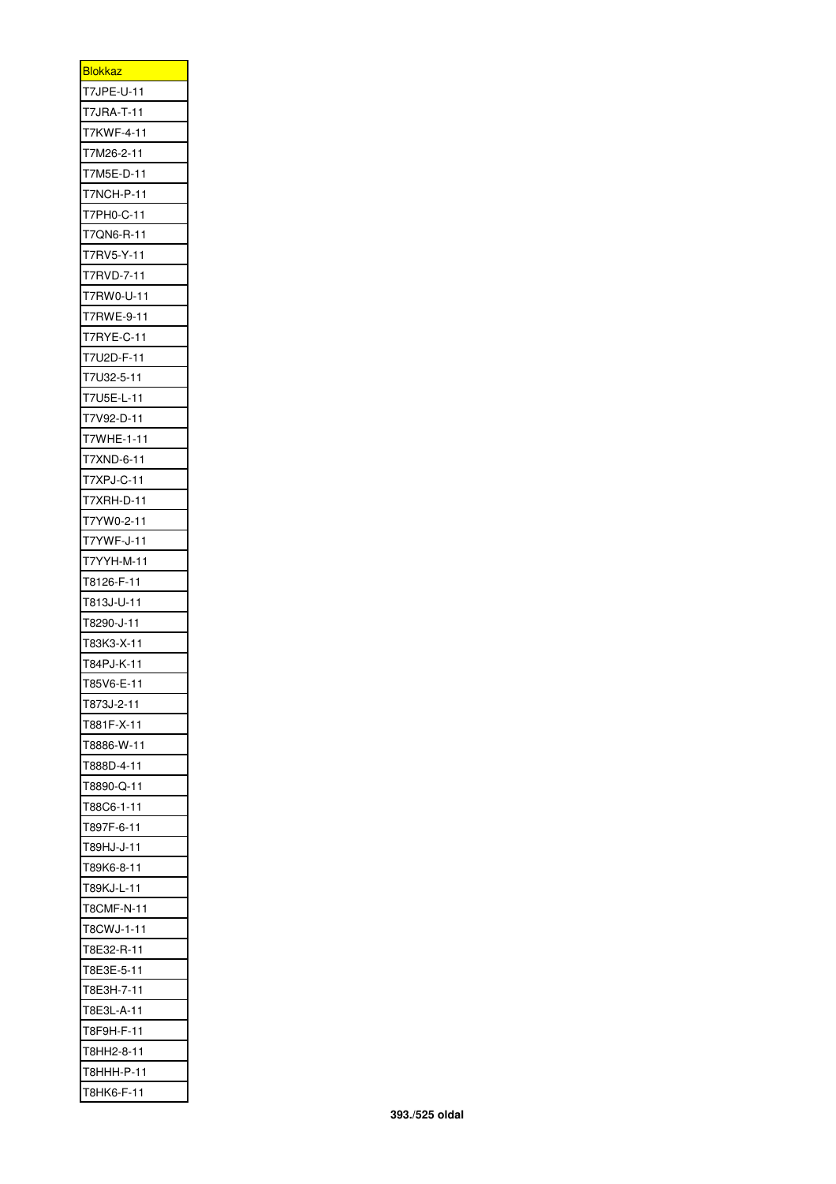| Blokkaz |
| --- |
| T7JPE-U-11 |
| T7JRA-T-11 |
| T7KWF-4-11 |
| T7M26-2-11 |
| T7M5E-D-11 |
| T7NCH-P-11 |
| T7PH0-C-11 |
| T7QN6-R-11 |
| T7RV5-Y-11 |
| T7RVD-7-11 |
| T7RW0-U-11 |
| T7RWE-9-11 |
| T7RYE-C-11 |
| T7U2D-F-11 |
| T7U32-5-11 |
| T7U5E-L-11 |
| T7V92-D-11 |
| T7WHE-1-11 |
| T7XND-6-11 |
| T7XPJ-C-11 |
| T7XRH-D-11 |
| T7YW0-2-11 |
| T7YWF-J-11 |
| T7YYH-M-11 |
| T8126-F-11 |
| T813J-U-11 |
| T8290-J-11 |
| T83K3-X-11 |
| T84PJ-K-11 |
| T85V6-E-11 |
| T873J-2-11 |
| T881F-X-11 |
| T8886-W-11 |
| T888D-4-11 |
| T8890-Q-11 |
| T88C6-1-11 |
| T897F-6-11 |
| T89HJ-J-11 |
| T89K6-8-11 |
| T89KJ-L-11 |
| T8CMF-N-11 |
| T8CWJ-1-11 |
| T8E32-R-11 |
| T8E3E-5-11 |
| T8E3H-7-11 |
| T8E3L-A-11 |
| T8F9H-F-11 |
| T8HH2-8-11 |
| T8HHH-P-11 |
| T8HK6-F-11 |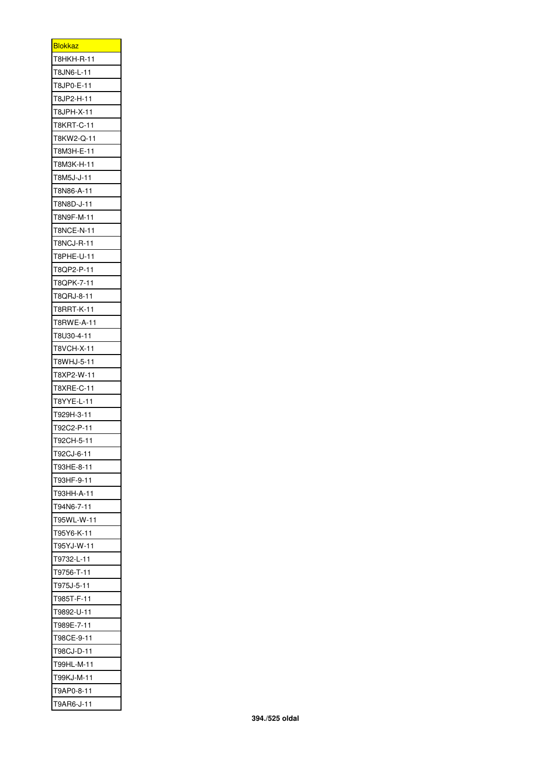| Blokkaz |
| --- |
| T8HKH-R-11 |
| T8JN6-L-11 |
| T8JP0-E-11 |
| T8JP2-H-11 |
| T8JPH-X-11 |
| T8KRT-C-11 |
| T8KW2-Q-11 |
| T8M3H-E-11 |
| T8M3K-H-11 |
| T8M5J-J-11 |
| T8N86-A-11 |
| T8N8D-J-11 |
| T8N9F-M-11 |
| T8NCE-N-11 |
| T8NCJ-R-11 |
| T8PHE-U-11 |
| T8QP2-P-11 |
| T8QPK-7-11 |
| T8QRJ-8-11 |
| T8RRT-K-11 |
| T8RWE-A-11 |
| T8U30-4-11 |
| T8VCH-X-11 |
| T8WHJ-5-11 |
| T8XP2-W-11 |
| T8XRE-C-11 |
| T8YYE-L-11 |
| T929H-3-11 |
| T92C2-P-11 |
| T92CH-5-11 |
| T92CJ-6-11 |
| T93HE-8-11 |
| T93HF-9-11 |
| T93HH-A-11 |
| T94N6-7-11 |
| T95WL-W-11 |
| T95Y6-K-11 |
| T95YJ-W-11 |
| T9732-L-11 |
| T9756-T-11 |
| T975J-5-11 |
| T985T-F-11 |
| T9892-U-11 |
| T989E-7-11 |
| T98CE-9-11 |
| T98CJ-D-11 |
| T99HL-M-11 |
| T99KJ-M-11 |
| T9AP0-8-11 |
| T9AR6-J-11 |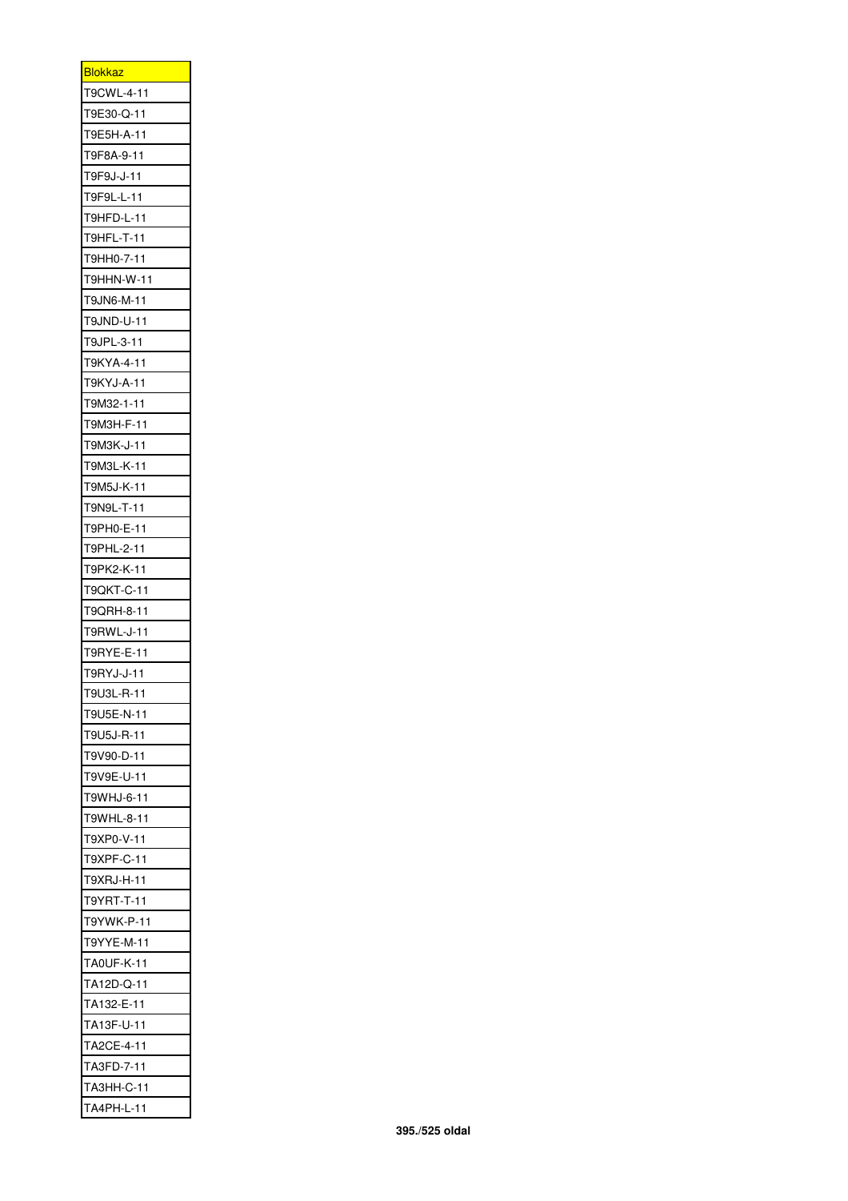| Blokkaz |
| --- |
| T9CWL-4-11 |
| T9E30-Q-11 |
| T9E5H-A-11 |
| T9F8A-9-11 |
| T9F9J-J-11 |
| T9F9L-L-11 |
| T9HFD-L-11 |
| T9HFL-T-11 |
| T9HH0-7-11 |
| T9HHN-W-11 |
| T9JN6-M-11 |
| T9JND-U-11 |
| T9JPL-3-11 |
| T9KYA-4-11 |
| T9KYJ-A-11 |
| T9M32-1-11 |
| T9M3H-F-11 |
| T9M3K-J-11 |
| T9M3L-K-11 |
| T9M5J-K-11 |
| T9N9L-T-11 |
| T9PH0-E-11 |
| T9PHL-2-11 |
| T9PK2-K-11 |
| T9QKT-C-11 |
| T9QRH-8-11 |
| T9RWL-J-11 |
| T9RYE-E-11 |
| T9RYJ-J-11 |
| T9U3L-R-11 |
| T9U5E-N-11 |
| T9U5J-R-11 |
| T9V90-D-11 |
| T9V9E-U-11 |
| T9WHJ-6-11 |
| T9WHL-8-11 |
| T9XP0-V-11 |
| T9XPF-C-11 |
| T9XRJ-H-11 |
| T9YRT-T-11 |
| T9YWK-P-11 |
| T9YYE-M-11 |
| TA0UF-K-11 |
| TA12D-Q-11 |
| TA132-E-11 |
| TA13F-U-11 |
| TA2CE-4-11 |
| TA3FD-7-11 |
| TA3HH-C-11 |
| TA4PH-L-11 |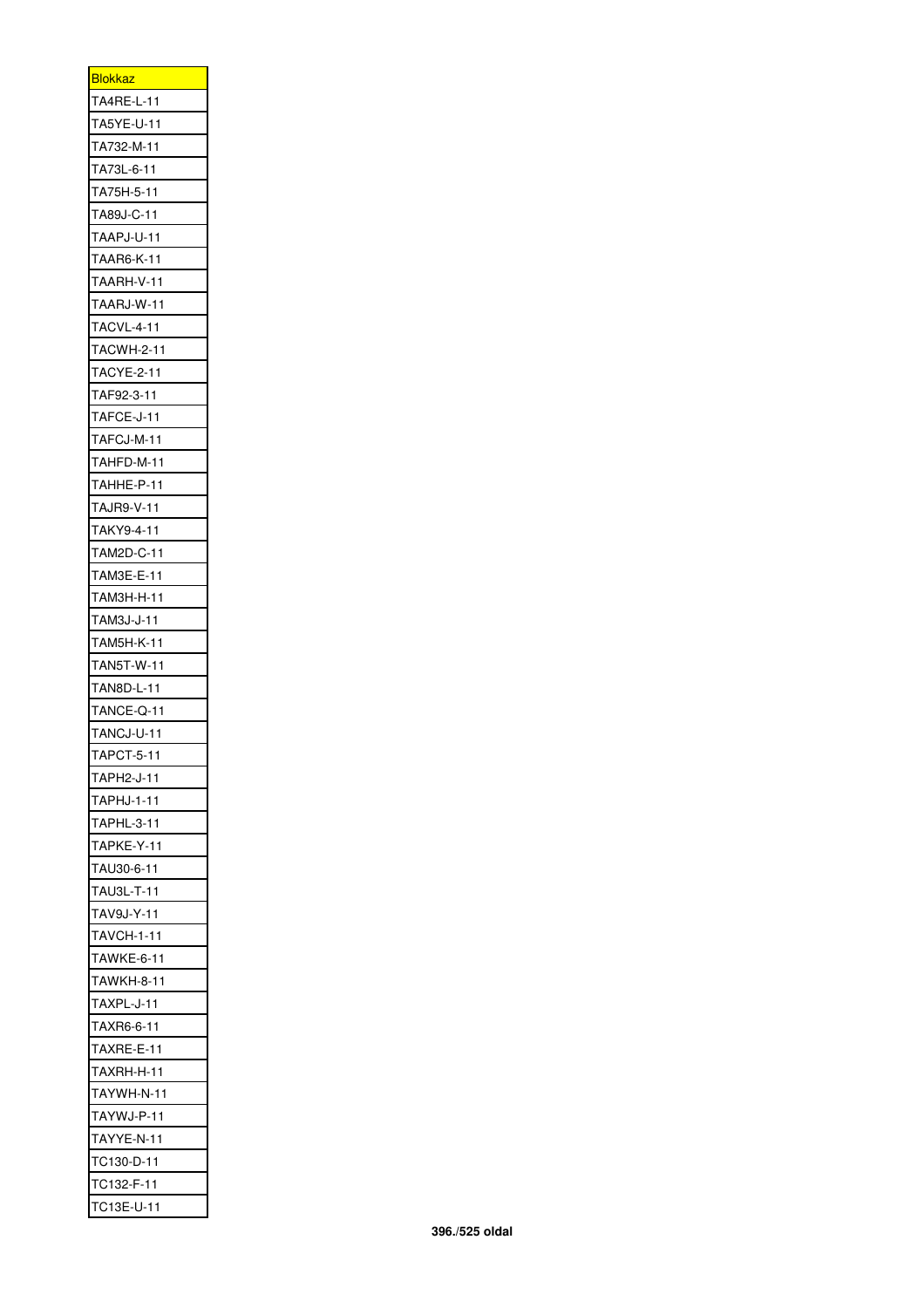| Blokkaz |
| --- |
| TA4RE-L-11 |
| TA5YE-U-11 |
| TA732-M-11 |
| TA73L-6-11 |
| TA75H-5-11 |
| TA89J-C-11 |
| TAAPJ-U-11 |
| TAAR6-K-11 |
| TAARH-V-11 |
| TAARJ-W-11 |
| TACVL-4-11 |
| TACWH-2-11 |
| TACYE-2-11 |
| TAF92-3-11 |
| TAFCE-J-11 |
| TAFCJ-M-11 |
| TAHFD-M-11 |
| TAHHE-P-11 |
| TAJR9-V-11 |
| TAKY9-4-11 |
| TAM2D-C-11 |
| TAM3E-E-11 |
| TAM3H-H-11 |
| TAM3J-J-11 |
| TAM5H-K-11 |
| TAN5T-W-11 |
| TAN8D-L-11 |
| TANCE-Q-11 |
| TANCJ-U-11 |
| TAPCT-5-11 |
| TAPH2-J-11 |
| TAPHJ-1-11 |
| TAPHL-3-11 |
| TAPKE-Y-11 |
| TAU30-6-11 |
| TAU3L-T-11 |
| TAV9J-Y-11 |
| TAVCH-1-11 |
| TAWKE-6-11 |
| TAWKH-8-11 |
| TAXPL-J-11 |
| TAXR6-6-11 |
| TAXRE-E-11 |
| TAXRH-H-11 |
| TAYWH-N-11 |
| TAYWJ-P-11 |
| TAYYE-N-11 |
| TC130-D-11 |
| TC132-F-11 |
| TC13E-U-11 |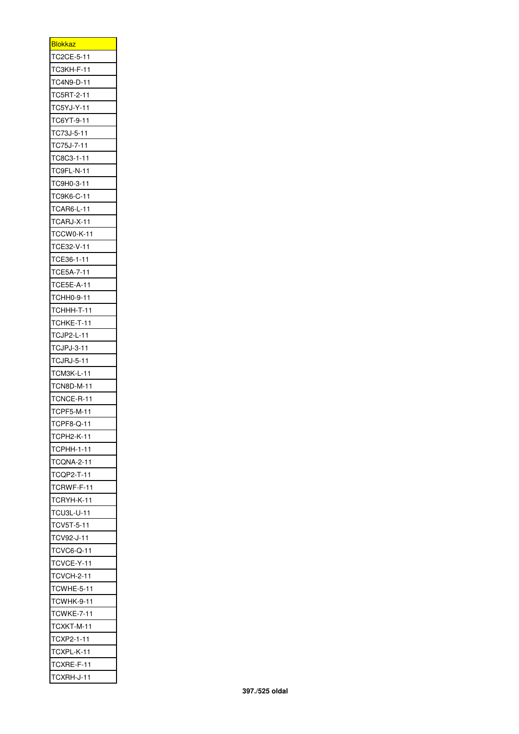| Blokkaz |
|---|
| TC2CE-5-11 |
| TC3KH-F-11 |
| TC4N9-D-11 |
| TC5RT-2-11 |
| TC5YJ-Y-11 |
| TC6YT-9-11 |
| TC73J-5-11 |
| TC75J-7-11 |
| TC8C3-1-11 |
| TC9FL-N-11 |
| TC9H0-3-11 |
| TC9K6-C-11 |
| TCAR6-L-11 |
| TCARJ-X-11 |
| TCCW0-K-11 |
| TCE32-V-11 |
| TCE36-1-11 |
| TCE5A-7-11 |
| TCE5E-A-11 |
| TCHH0-9-11 |
| TCHHH-T-11 |
| TCHKE-T-11 |
| TCJP2-L-11 |
| TCJPJ-3-11 |
| TCJRJ-5-11 |
| TCM3K-L-11 |
| TCN8D-M-11 |
| TCNCE-R-11 |
| TCPF5-M-11 |
| TCPF8-Q-11 |
| TCPH2-K-11 |
| TCPHH-1-11 |
| TCQNA-2-11 |
| TCQP2-T-11 |
| TCRWF-F-11 |
| TCRYH-K-11 |
| TCU3L-U-11 |
| TCV5T-5-11 |
| TCV92-J-11 |
| TCVC6-Q-11 |
| TCVCE-Y-11 |
| TCVCH-2-11 |
| TCWHE-5-11 |
| TCWHK-9-11 |
| TCWKE-7-11 |
| TCXKT-M-11 |
| TCXP2-1-11 |
| TCXPL-K-11 |
| TCXRE-F-11 |
| TCXRH-J-11 |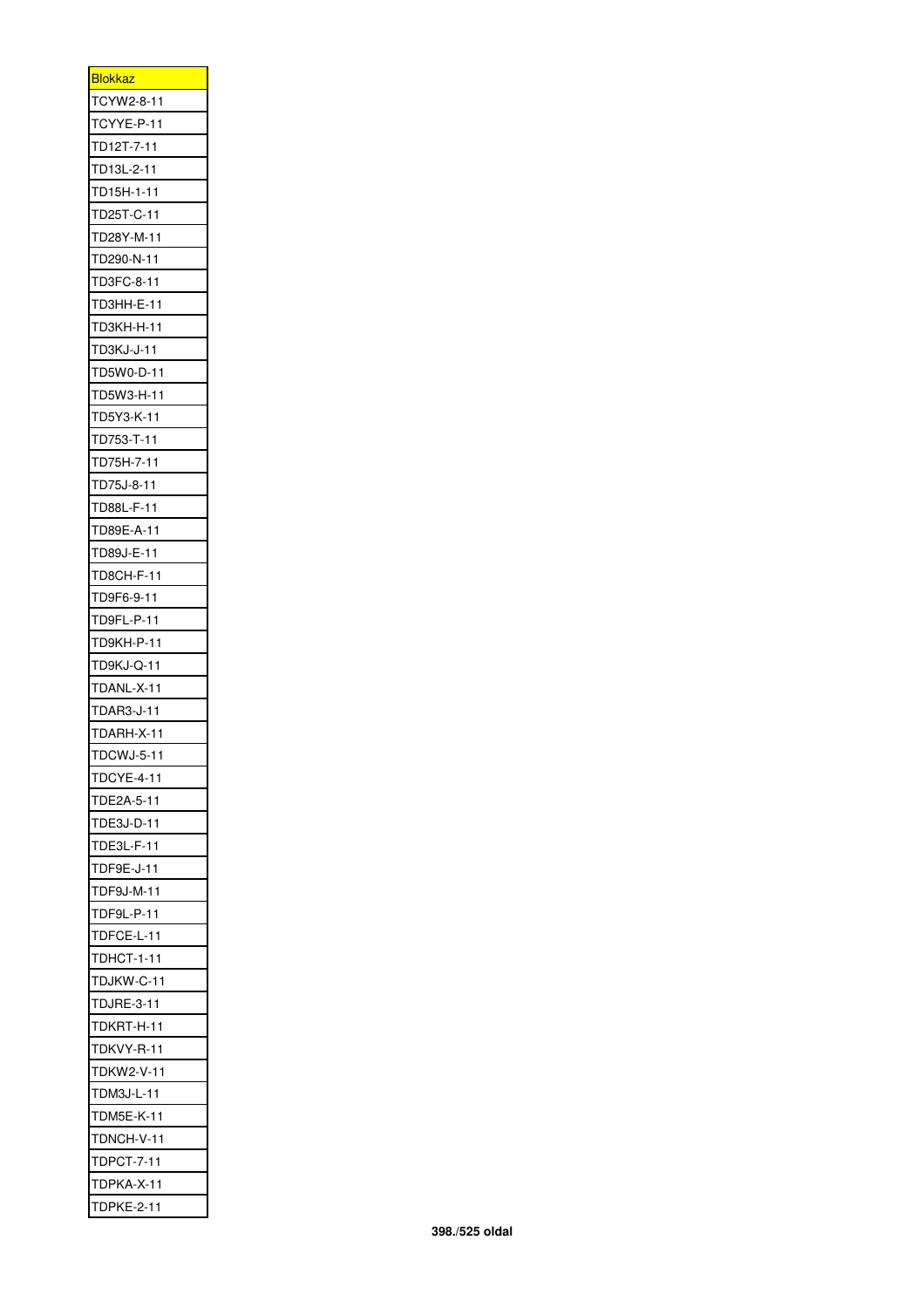| Blokkaz |
|---|
| TCYW2-8-11 |
| TCYYE-P-11 |
| TD12T-7-11 |
| TD13L-2-11 |
| TD15H-1-11 |
| TD25T-C-11 |
| TD28Y-M-11 |
| TD290-N-11 |
| TD3FC-8-11 |
| TD3HH-E-11 |
| TD3KH-H-11 |
| TD3KJ-J-11 |
| TD5W0-D-11 |
| TD5W3-H-11 |
| TD5Y3-K-11 |
| TD753-T-11 |
| TD75H-7-11 |
| TD75J-8-11 |
| TD88L-F-11 |
| TD89E-A-11 |
| TD89J-E-11 |
| TD8CH-F-11 |
| TD9F6-9-11 |
| TD9FL-P-11 |
| TD9KH-P-11 |
| TD9KJ-Q-11 |
| TDANL-X-11 |
| TDAR3-J-11 |
| TDARH-X-11 |
| TDCWJ-5-11 |
| TDCYE-4-11 |
| TDE2A-5-11 |
| TDE3J-D-11 |
| TDE3L-F-11 |
| TDF9E-J-11 |
| TDF9J-M-11 |
| TDF9L-P-11 |
| TDFCE-L-11 |
| TDHCT-1-11 |
| TDJKW-C-11 |
| TDJRE-3-11 |
| TDKRT-H-11 |
| TDKVY-R-11 |
| TDKW2-V-11 |
| TDM3J-L-11 |
| TDM5E-K-11 |
| TDNCH-V-11 |
| TDPCT-7-11 |
| TDPKA-X-11 |
| TDPKE-2-11 |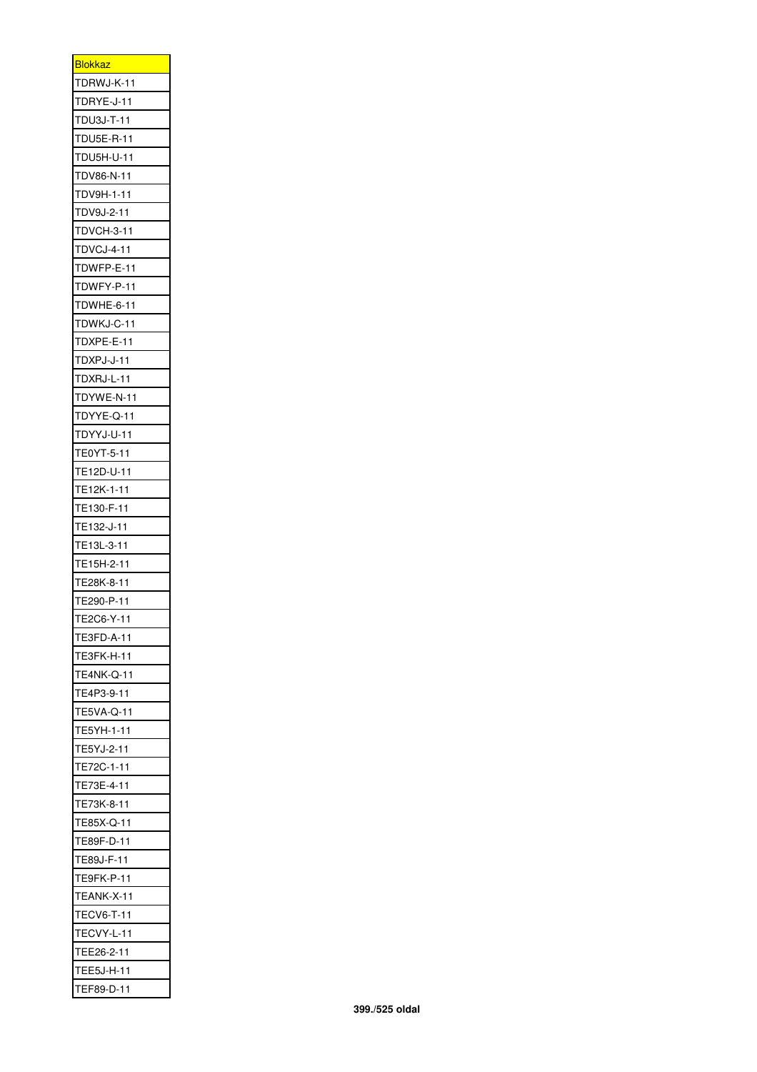| Blokkaz |
|---|
| TDRWJ-K-11 |
| TDRYE-J-11 |
| TDU3J-T-11 |
| TDU5E-R-11 |
| TDU5H-U-11 |
| TDV86-N-11 |
| TDV9H-1-11 |
| TDV9J-2-11 |
| TDVCH-3-11 |
| TDVCJ-4-11 |
| TDWFP-E-11 |
| TDWFY-P-11 |
| TDWHE-6-11 |
| TDWKJ-C-11 |
| TDXPE-E-11 |
| TDXPJ-J-11 |
| TDXRJ-L-11 |
| TDYWE-N-11 |
| TDYYE-Q-11 |
| TDYYJ-U-11 |
| TE0YT-5-11 |
| TE12D-U-11 |
| TE12K-1-11 |
| TE130-F-11 |
| TE132-J-11 |
| TE13L-3-11 |
| TE15H-2-11 |
| TE28K-8-11 |
| TE290-P-11 |
| TE2C6-Y-11 |
| TE3FD-A-11 |
| TE3FK-H-11 |
| TE4NK-Q-11 |
| TE4P3-9-11 |
| TE5VA-Q-11 |
| TE5YH-1-11 |
| TE5YJ-2-11 |
| TE72C-1-11 |
| TE73E-4-11 |
| TE73K-8-11 |
| TE85X-Q-11 |
| TE89F-D-11 |
| TE89J-F-11 |
| TE9FK-P-11 |
| TEANK-X-11 |
| TECV6-T-11 |
| TECVY-L-11 |
| TEE26-2-11 |
| TEE5J-H-11 |
| TEF89-D-11 |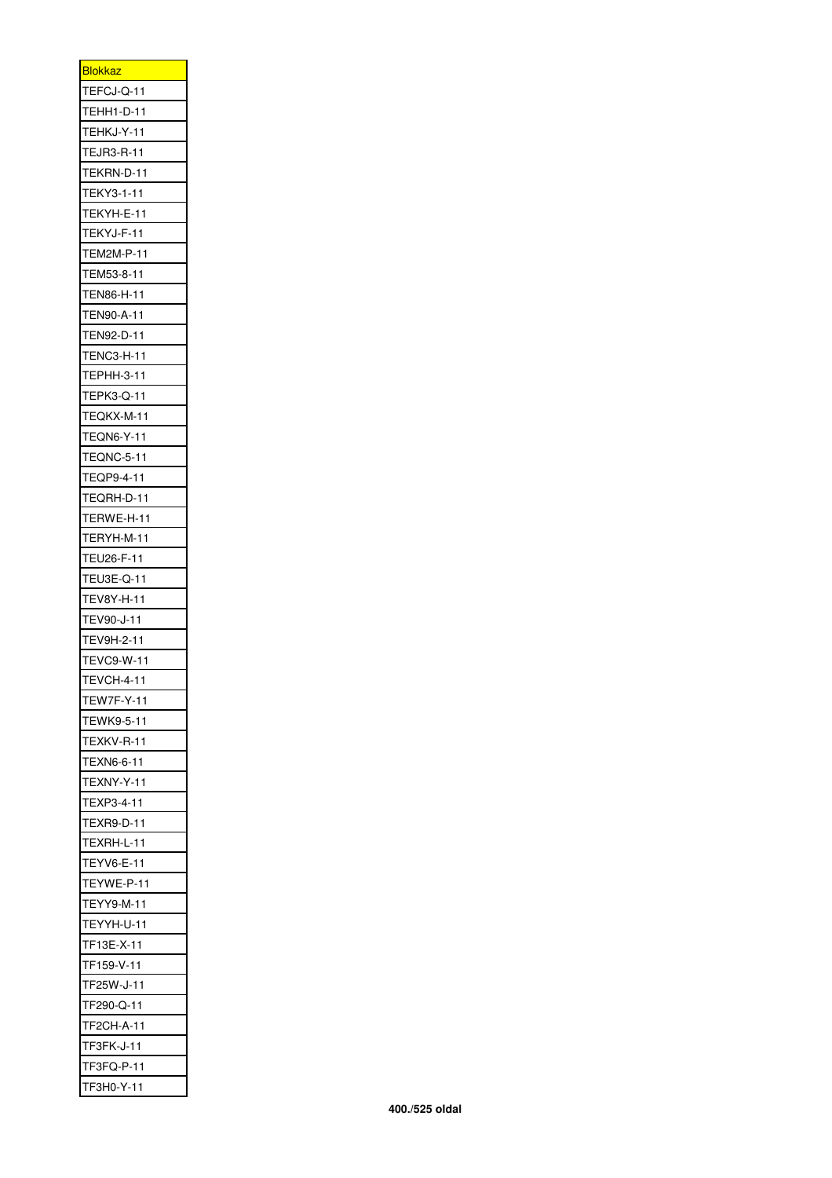| Blokkaz |
| --- |
| TEFCJ-Q-11 |
| TEHH1-D-11 |
| TEHKJ-Y-11 |
| TEJR3-R-11 |
| TEKRN-D-11 |
| TEKY3-1-11 |
| TEKYH-E-11 |
| TEKYJ-F-11 |
| TEM2M-P-11 |
| TEM53-8-11 |
| TEN86-H-11 |
| TEN90-A-11 |
| TEN92-D-11 |
| TENC3-H-11 |
| TEPHH-3-11 |
| TEPK3-Q-11 |
| TEQKX-M-11 |
| TEQN6-Y-11 |
| TEQNC-5-11 |
| TEQP9-4-11 |
| TEQRH-D-11 |
| TERWE-H-11 |
| TERYH-M-11 |
| TEU26-F-11 |
| TEU3E-Q-11 |
| TEV8Y-H-11 |
| TEV90-J-11 |
| TEV9H-2-11 |
| TEVC9-W-11 |
| TEVCH-4-11 |
| TEW7F-Y-11 |
| TEWK9-5-11 |
| TEXKV-R-11 |
| TEXN6-6-11 |
| TEXNY-Y-11 |
| TEXP3-4-11 |
| TEXR9-D-11 |
| TEXRH-L-11 |
| TEYV6-E-11 |
| TEYWE-P-11 |
| TEYY9-M-11 |
| TEYYH-U-11 |
| TF13E-X-11 |
| TF159-V-11 |
| TF25W-J-11 |
| TF290-Q-11 |
| TF2CH-A-11 |
| TF3FK-J-11 |
| TF3FQ-P-11 |
| TF3H0-Y-11 |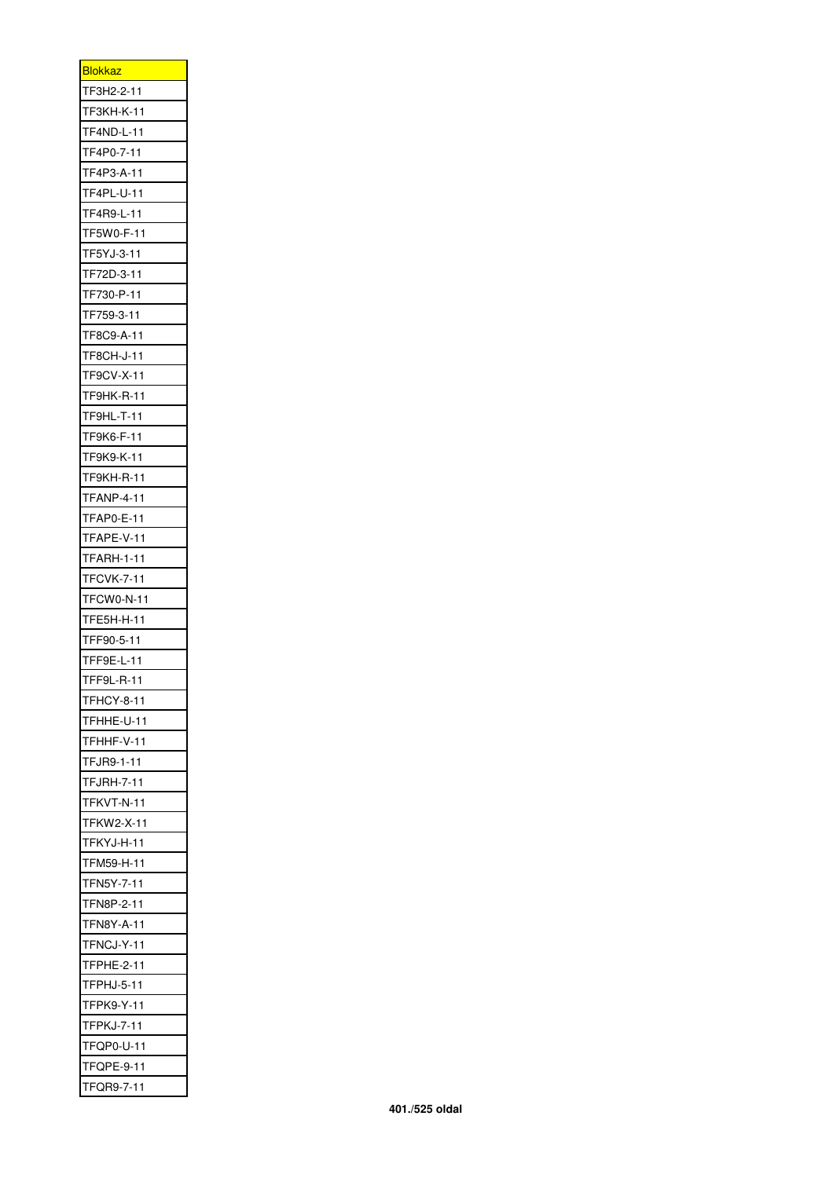| Blokkaz |
|---|
| TF3H2-2-11 |
| TF3KH-K-11 |
| TF4ND-L-11 |
| TF4P0-7-11 |
| TF4P3-A-11 |
| TF4PL-U-11 |
| TF4R9-L-11 |
| TF5W0-F-11 |
| TF5YJ-3-11 |
| TF72D-3-11 |
| TF730-P-11 |
| TF759-3-11 |
| TF8C9-A-11 |
| TF8CH-J-11 |
| TF9CV-X-11 |
| TF9HK-R-11 |
| TF9HL-T-11 |
| TF9K6-F-11 |
| TF9K9-K-11 |
| TF9KH-R-11 |
| TFANP-4-11 |
| TFAP0-E-11 |
| TFAPE-V-11 |
| TFARH-1-11 |
| TFCVK-7-11 |
| TFCW0-N-11 |
| TFE5H-H-11 |
| TFF90-5-11 |
| TFF9E-L-11 |
| TFF9L-R-11 |
| TFHCY-8-11 |
| TFHHE-U-11 |
| TFHHF-V-11 |
| TFJR9-1-11 |
| TFJRH-7-11 |
| TFKVT-N-11 |
| TFKW2-X-11 |
| TFKYJ-H-11 |
| TFM59-H-11 |
| TFN5Y-7-11 |
| TFN8P-2-11 |
| TFN8Y-A-11 |
| TFNCJ-Y-11 |
| TFPHE-2-11 |
| TFPHJ-5-11 |
| TFPK9-Y-11 |
| TFPKJ-7-11 |
| TFQP0-U-11 |
| TFQPE-9-11 |
| TFQR9-7-11 |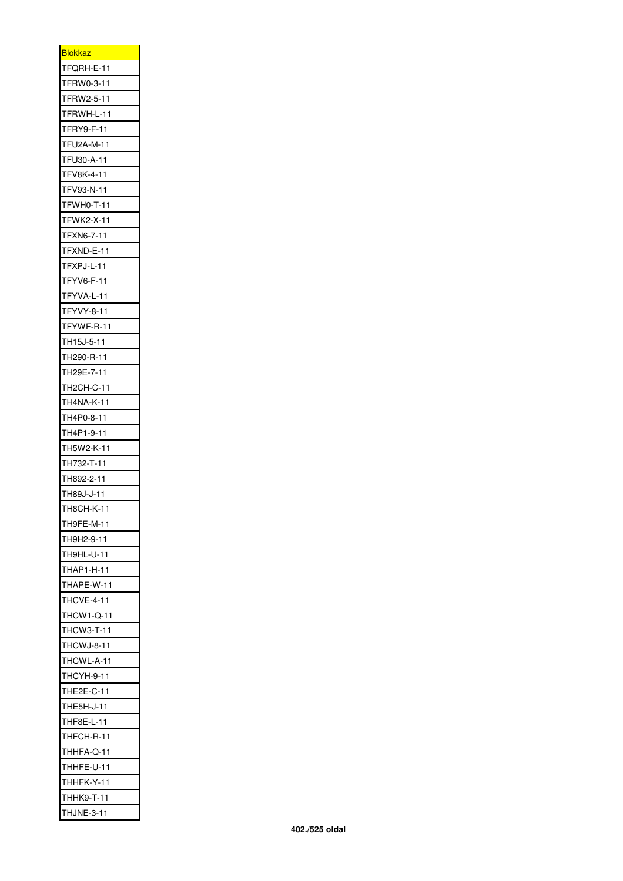| Blokkaz |
|---|
| TFQRH-E-11 |
| TFRW0-3-11 |
| TFRW2-5-11 |
| TFRWH-L-11 |
| TFRY9-F-11 |
| TFU2A-M-11 |
| TFU30-A-11 |
| TFV8K-4-11 |
| TFV93-N-11 |
| TFWH0-T-11 |
| TFWK2-X-11 |
| TFXN6-7-11 |
| TFXND-E-11 |
| TFXPJ-L-11 |
| TFYV6-F-11 |
| TFYVA-L-11 |
| TFYVY-8-11 |
| TFYWF-R-11 |
| TH15J-5-11 |
| TH290-R-11 |
| TH29E-7-11 |
| TH2CH-C-11 |
| TH4NA-K-11 |
| TH4P0-8-11 |
| TH4P1-9-11 |
| TH5W2-K-11 |
| TH732-T-11 |
| TH892-2-11 |
| TH89J-J-11 |
| TH8CH-K-11 |
| TH9FE-M-11 |
| TH9H2-9-11 |
| TH9HL-U-11 |
| THAP1-H-11 |
| THAPE-W-11 |
| THCVE-4-11 |
| THCW1-Q-11 |
| THCW3-T-11 |
| THCWJ-8-11 |
| THCWL-A-11 |
| THCYH-9-11 |
| THE2E-C-11 |
| THE5H-J-11 |
| THF8E-L-11 |
| THFCH-R-11 |
| THHFA-Q-11 |
| THHFE-U-11 |
| THHFK-Y-11 |
| THHK9-T-11 |
| THJNE-3-11 |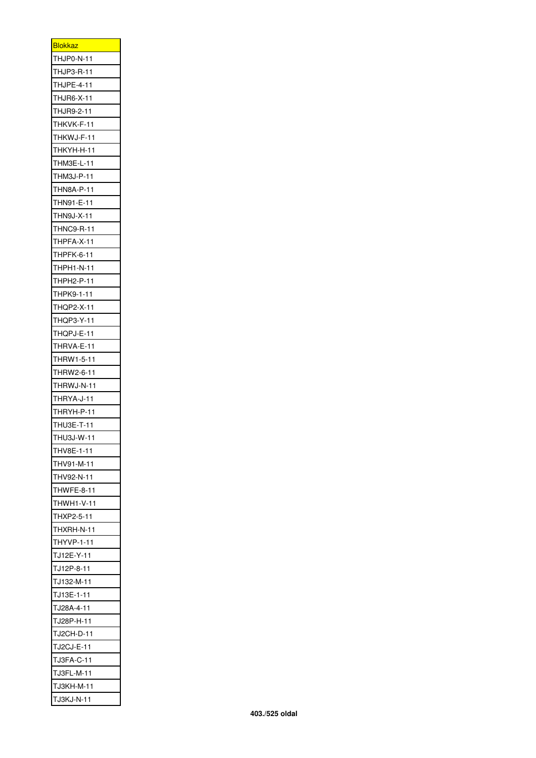| Blokkaz |
|---|
| THJP0-N-11 |
| THJP3-R-11 |
| THJPE-4-11 |
| THJR6-X-11 |
| THJR9-2-11 |
| THKVK-F-11 |
| THKWJ-F-11 |
| THKYH-H-11 |
| THM3E-L-11 |
| THM3J-P-11 |
| THN8A-P-11 |
| THN91-E-11 |
| THN9J-X-11 |
| THNC9-R-11 |
| THPFA-X-11 |
| THPFK-6-11 |
| THPH1-N-11 |
| THPH2-P-11 |
| THPK9-1-11 |
| THQP2-X-11 |
| THQP3-Y-11 |
| THQPJ-E-11 |
| THRVA-E-11 |
| THRW1-5-11 |
| THRW2-6-11 |
| THRWJ-N-11 |
| THRYA-J-11 |
| THRYH-P-11 |
| THU3E-T-11 |
| THU3J-W-11 |
| THV8E-1-11 |
| THV91-M-11 |
| THV92-N-11 |
| THWFE-8-11 |
| THWH1-V-11 |
| THXP2-5-11 |
| THXRH-N-11 |
| THYVP-1-11 |
| TJ12E-Y-11 |
| TJ12P-8-11 |
| TJ132-M-11 |
| TJ13E-1-11 |
| TJ28A-4-11 |
| TJ28P-H-11 |
| TJ2CH-D-11 |
| TJ2CJ-E-11 |
| TJ3FA-C-11 |
| TJ3FL-M-11 |
| TJ3KH-M-11 |
| TJ3KJ-N-11 |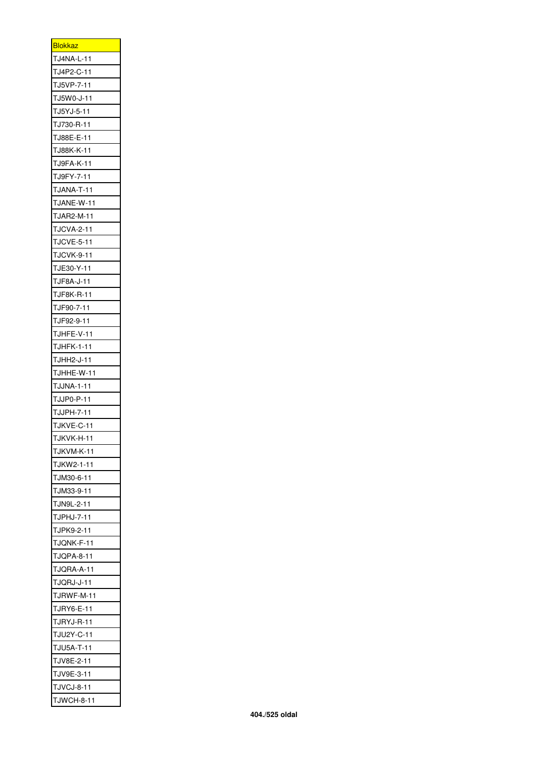| Blokkaz |
|---|
| TJ4NA-L-11 |
| TJ4P2-C-11 |
| TJ5VP-7-11 |
| TJ5W0-J-11 |
| TJ5YJ-5-11 |
| TJ730-R-11 |
| TJ88E-E-11 |
| TJ88K-K-11 |
| TJ9FA-K-11 |
| TJ9FY-7-11 |
| TJANA-T-11 |
| TJANE-W-11 |
| TJAR2-M-11 |
| TJCVA-2-11 |
| TJCVE-5-11 |
| TJCVK-9-11 |
| TJE30-Y-11 |
| TJF8A-J-11 |
| TJF8K-R-11 |
| TJF90-7-11 |
| TJF92-9-11 |
| TJHFE-V-11 |
| TJHFK-1-11 |
| TJHH2-J-11 |
| TJHHE-W-11 |
| TJJNA-1-11 |
| TJJP0-P-11 |
| TJJPH-7-11 |
| TJKVE-C-11 |
| TJKVK-H-11 |
| TJKVM-K-11 |
| TJKW2-1-11 |
| TJM30-6-11 |
| TJM33-9-11 |
| TJN9L-2-11 |
| TJPHJ-7-11 |
| TJPK9-2-11 |
| TJQNK-F-11 |
| TJQPA-8-11 |
| TJQRA-A-11 |
| TJQRJ-J-11 |
| TJRWF-M-11 |
| TJRY6-E-11 |
| TJRYJ-R-11 |
| TJU2Y-C-11 |
| TJU5A-T-11 |
| TJV8E-2-11 |
| TJV9E-3-11 |
| TJVCJ-8-11 |
| TJWCH-8-11 |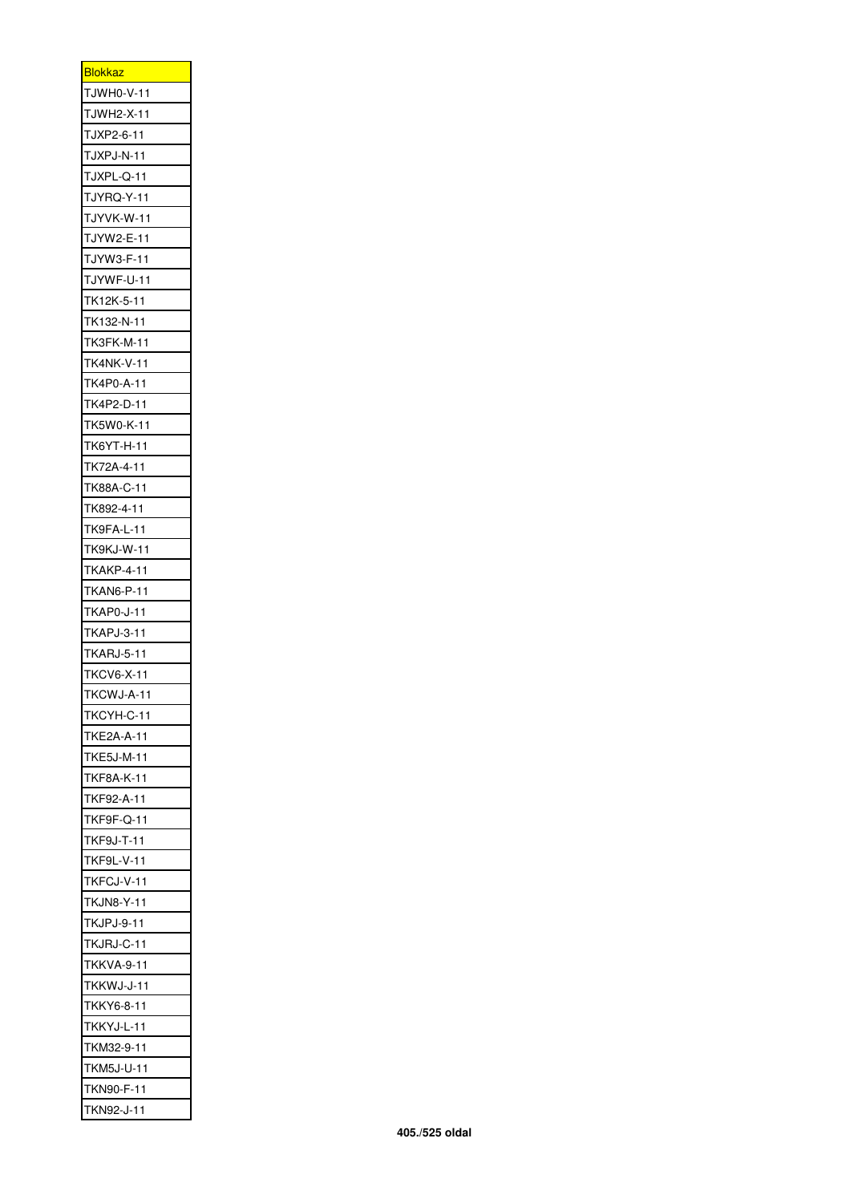| Blokkaz |
| --- |
| TJWH0-V-11 |
| TJWH2-X-11 |
| TJXP2-6-11 |
| TJXPJ-N-11 |
| TJXPL-Q-11 |
| TJYRQ-Y-11 |
| TJYVK-W-11 |
| TJYW2-E-11 |
| TJYW3-F-11 |
| TJYWF-U-11 |
| TK12K-5-11 |
| TK132-N-11 |
| TK3FK-M-11 |
| TK4NK-V-11 |
| TK4P0-A-11 |
| TK4P2-D-11 |
| TK5W0-K-11 |
| TK6YT-H-11 |
| TK72A-4-11 |
| TK88A-C-11 |
| TK892-4-11 |
| TK9FA-L-11 |
| TK9KJ-W-11 |
| TKAKP-4-11 |
| TKAN6-P-11 |
| TKAP0-J-11 |
| TKAPJ-3-11 |
| TKARJ-5-11 |
| TKCV6-X-11 |
| TKCWJ-A-11 |
| TKCYH-C-11 |
| TKE2A-A-11 |
| TKE5J-M-11 |
| TKF8A-K-11 |
| TKF92-A-11 |
| TKF9F-Q-11 |
| TKF9J-T-11 |
| TKF9L-V-11 |
| TKFCJ-V-11 |
| TKJN8-Y-11 |
| TKJPJ-9-11 |
| TKJRJ-C-11 |
| TKKVA-9-11 |
| TKKWJ-J-11 |
| TKKY6-8-11 |
| TKKYJ-L-11 |
| TKM32-9-11 |
| TKM5J-U-11 |
| TKN90-F-11 |
| TKN92-J-11 |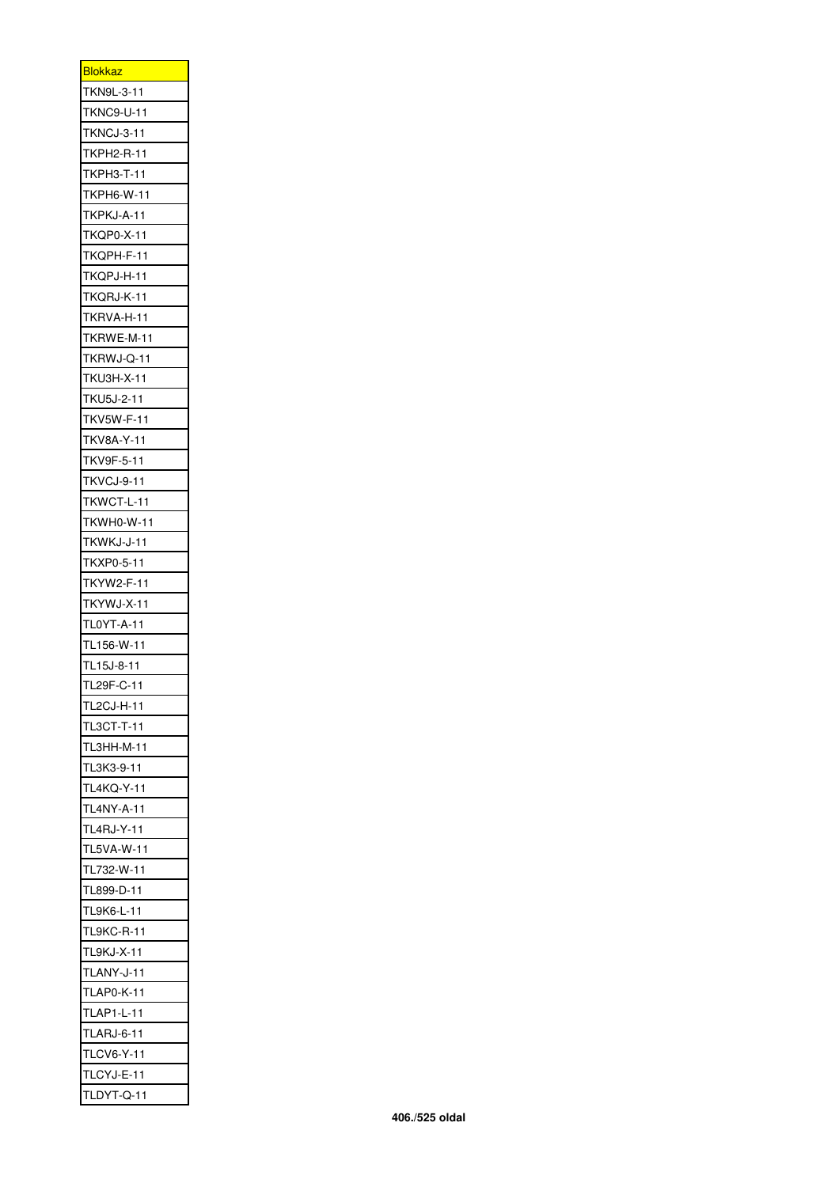| Blokkaz |
| --- |
| TKN9L-3-11 |
| TKNC9-U-11 |
| TKNCJ-3-11 |
| TKPH2-R-11 |
| TKPH3-T-11 |
| TKPH6-W-11 |
| TKPKJ-A-11 |
| TKQP0-X-11 |
| TKQPH-F-11 |
| TKQPJ-H-11 |
| TKQRJ-K-11 |
| TKRVA-H-11 |
| TKRWE-M-11 |
| TKRWJ-Q-11 |
| TKU3H-X-11 |
| TKU5J-2-11 |
| TKV5W-F-11 |
| TKV8A-Y-11 |
| TKV9F-5-11 |
| TKVCJ-9-11 |
| TKWCT-L-11 |
| TKWH0-W-11 |
| TKWKJ-J-11 |
| TKXP0-5-11 |
| TKYW2-F-11 |
| TKYWJ-X-11 |
| TL0YT-A-11 |
| TL156-W-11 |
| TL15J-8-11 |
| TL29F-C-11 |
| TL2CJ-H-11 |
| TL3CT-T-11 |
| TL3HH-M-11 |
| TL3K3-9-11 |
| TL4KQ-Y-11 |
| TL4NY-A-11 |
| TL4RJ-Y-11 |
| TL5VA-W-11 |
| TL732-W-11 |
| TL899-D-11 |
| TL9K6-L-11 |
| TL9KC-R-11 |
| TL9KJ-X-11 |
| TLANY-J-11 |
| TLAP0-K-11 |
| TLAP1-L-11 |
| TLARJ-6-11 |
| TLCV6-Y-11 |
| TLCYJ-E-11 |
| TLDYT-Q-11 |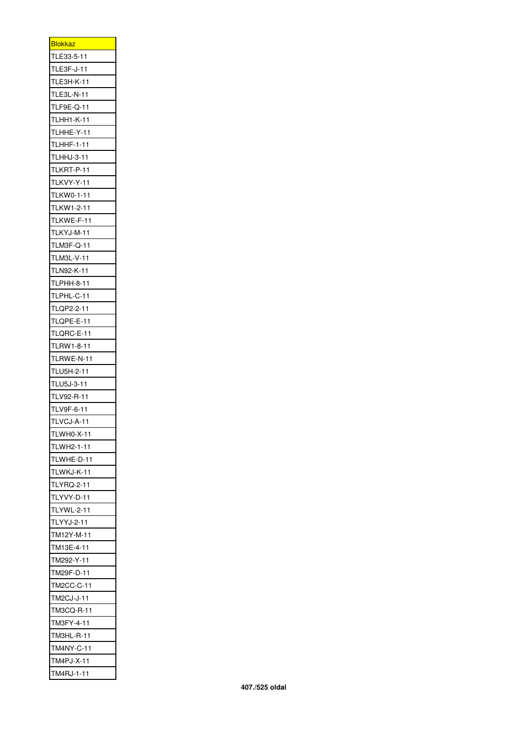| Blokkaz |
|---|
| TLE33-5-11 |
| TLE3F-J-11 |
| TLE3H-K-11 |
| TLE3L-N-11 |
| TLF9E-Q-11 |
| TLHH1-K-11 |
| TLHHE-Y-11 |
| TLHHF-1-11 |
| TLHHJ-3-11 |
| TLKRT-P-11 |
| TLKVY-Y-11 |
| TLKW0-1-11 |
| TLKW1-2-11 |
| TLKWE-F-11 |
| TLKYJ-M-11 |
| TLM3F-Q-11 |
| TLM3L-V-11 |
| TLN92-K-11 |
| TLPHH-8-11 |
| TLPHL-C-11 |
| TLQP2-2-11 |
| TLQPE-E-11 |
| TLQRC-E-11 |
| TLRW1-8-11 |
| TLRWE-N-11 |
| TLU5H-2-11 |
| TLU5J-3-11 |
| TLV92-R-11 |
| TLV9F-6-11 |
| TLVCJ-A-11 |
| TLWH0-X-11 |
| TLWH2-1-11 |
| TLWHE-D-11 |
| TLWKJ-K-11 |
| TLYRQ-2-11 |
| TLYVY-D-11 |
| TLYWL-2-11 |
| TLYYJ-2-11 |
| TM12Y-M-11 |
| TM13E-4-11 |
| TM292-Y-11 |
| TM29F-D-11 |
| TM2CC-C-11 |
| TM2CJ-J-11 |
| TM3CQ-R-11 |
| TM3FY-4-11 |
| TM3HL-R-11 |
| TM4NY-C-11 |
| TM4PJ-X-11 |
| TM4RJ-1-11 |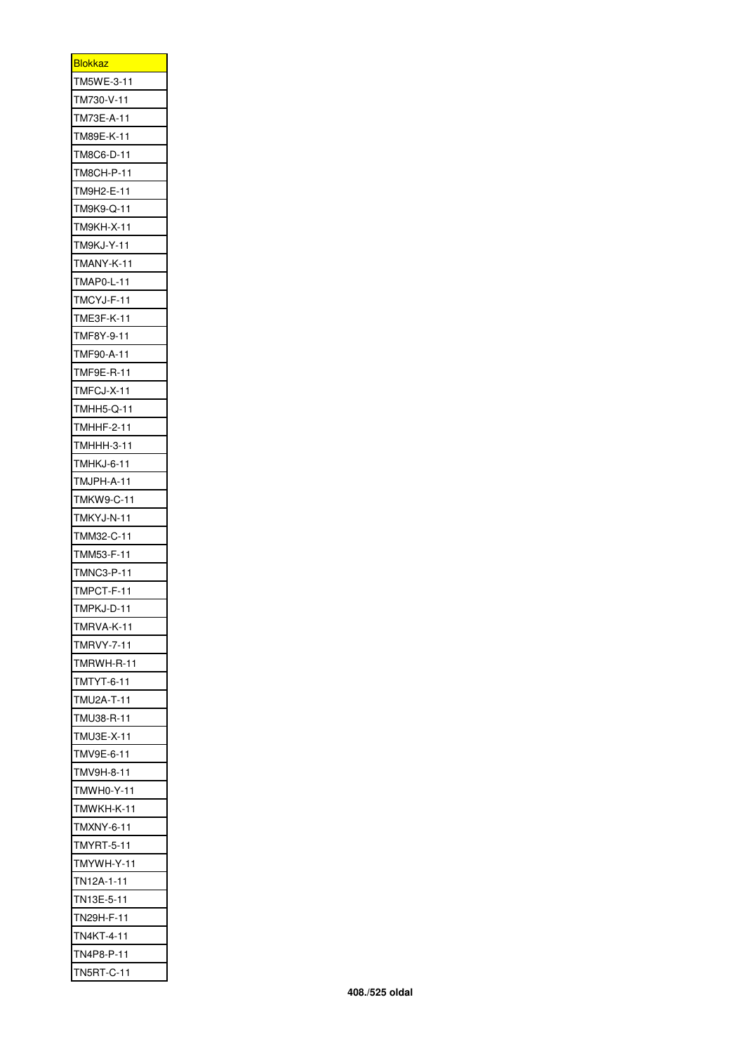| Blokkaz |
|---|
| TM5WE-3-11 |
| TM730-V-11 |
| TM73E-A-11 |
| TM89E-K-11 |
| TM8C6-D-11 |
| TM8CH-P-11 |
| TM9H2-E-11 |
| TM9K9-Q-11 |
| TM9KH-X-11 |
| TM9KJ-Y-11 |
| TMANY-K-11 |
| TMAP0-L-11 |
| TMCYJ-F-11 |
| TME3F-K-11 |
| TMF8Y-9-11 |
| TMF90-A-11 |
| TMF9E-R-11 |
| TMFCJ-X-11 |
| TMHH5-Q-11 |
| TMHHF-2-11 |
| TMHHH-3-11 |
| TMHKJ-6-11 |
| TMJPH-A-11 |
| TMKW9-C-11 |
| TMKYJ-N-11 |
| TMM32-C-11 |
| TMM53-F-11 |
| TMNC3-P-11 |
| TMPCT-F-11 |
| TMPKJ-D-11 |
| TMRVA-K-11 |
| TMRVY-7-11 |
| TMRWH-R-11 |
| TMTYT-6-11 |
| TMU2A-T-11 |
| TMU38-R-11 |
| TMU3E-X-11 |
| TMV9E-6-11 |
| TMV9H-8-11 |
| TMWH0-Y-11 |
| TMWKH-K-11 |
| TMXNY-6-11 |
| TMYRT-5-11 |
| TMYWH-Y-11 |
| TN12A-1-11 |
| TN13E-5-11 |
| TN29H-F-11 |
| TN4KT-4-11 |
| TN4P8-P-11 |
| TN5RT-C-11 |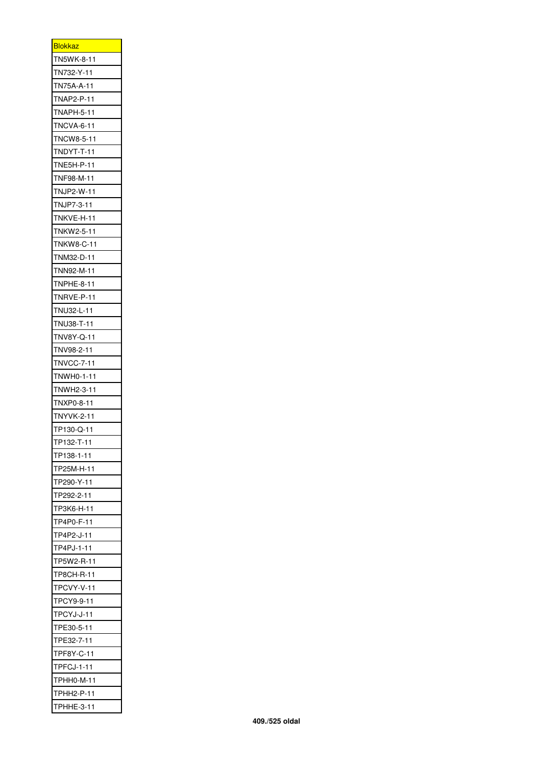| Blokkaz |
|---|
| TN5WK-8-11 |
| TN732-Y-11 |
| TN75A-A-11 |
| TNAP2-P-11 |
| TNAPH-5-11 |
| TNCVA-6-11 |
| TNCW8-5-11 |
| TNDYT-T-11 |
| TNE5H-P-11 |
| TNF98-M-11 |
| TNJP2-W-11 |
| TNJP7-3-11 |
| TNKVE-H-11 |
| TNKW2-5-11 |
| TNKW8-C-11 |
| TNM32-D-11 |
| TNN92-M-11 |
| TNPHE-8-11 |
| TNRVE-P-11 |
| TNU32-L-11 |
| TNU38-T-11 |
| TNV8Y-Q-11 |
| TNV98-2-11 |
| TNVCC-7-11 |
| TNWH0-1-11 |
| TNWH2-3-11 |
| TNXP0-8-11 |
| TNYVK-2-11 |
| TP130-Q-11 |
| TP132-T-11 |
| TP138-1-11 |
| TP25M-H-11 |
| TP290-Y-11 |
| TP292-2-11 |
| TP3K6-H-11 |
| TP4P0-F-11 |
| TP4P2-J-11 |
| TP4PJ-1-11 |
| TP5W2-R-11 |
| TP8CH-R-11 |
| TPCVY-V-11 |
| TPCY9-9-11 |
| TPCYJ-J-11 |
| TPE30-5-11 |
| TPE32-7-11 |
| TPF8Y-C-11 |
| TPFCJ-1-11 |
| TPHH0-M-11 |
| TPHH2-P-11 |
| TPHHE-3-11 |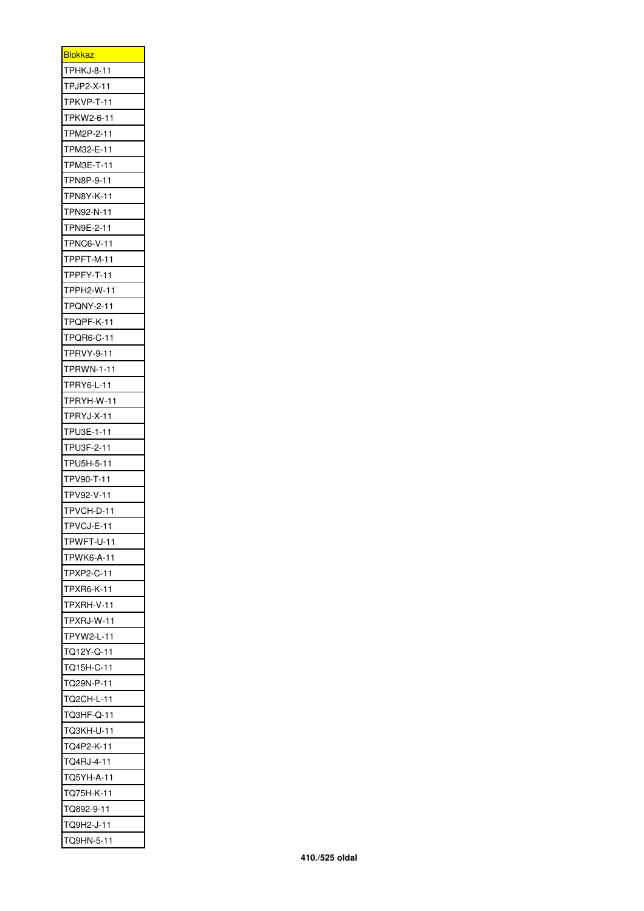| Blokkaz |
|---|
| TPHKJ-8-11 |
| TPJP2-X-11 |
| TPKVP-T-11 |
| TPKW2-6-11 |
| TPM2P-2-11 |
| TPM32-E-11 |
| TPM3E-T-11 |
| TPN8P-9-11 |
| TPN8Y-K-11 |
| TPN92-N-11 |
| TPN9E-2-11 |
| TPNC6-V-11 |
| TPPFT-M-11 |
| TPPFY-T-11 |
| TPPH2-W-11 |
| TPQNY-2-11 |
| TPQPF-K-11 |
| TPQR6-C-11 |
| TPRVY-9-11 |
| TPRWN-1-11 |
| TPRY6-L-11 |
| TPRYH-W-11 |
| TPRYJ-X-11 |
| TPU3E-1-11 |
| TPU3F-2-11 |
| TPU5H-5-11 |
| TPV90-T-11 |
| TPV92-V-11 |
| TPVCH-D-11 |
| TPVCJ-E-11 |
| TPWFT-U-11 |
| TPWK6-A-11 |
| TPXP2-C-11 |
| TPXR6-K-11 |
| TPXRH-V-11 |
| TPXRJ-W-11 |
| TPYW2-L-11 |
| TQ12Y-Q-11 |
| TQ15H-C-11 |
| TQ29N-P-11 |
| TQ2CH-L-11 |
| TQ3HF-Q-11 |
| TQ3KH-U-11 |
| TQ4P2-K-11 |
| TQ4RJ-4-11 |
| TQ5YH-A-11 |
| TQ75H-K-11 |
| TQ892-9-11 |
| TQ9H2-J-11 |
| TQ9HN-5-11 |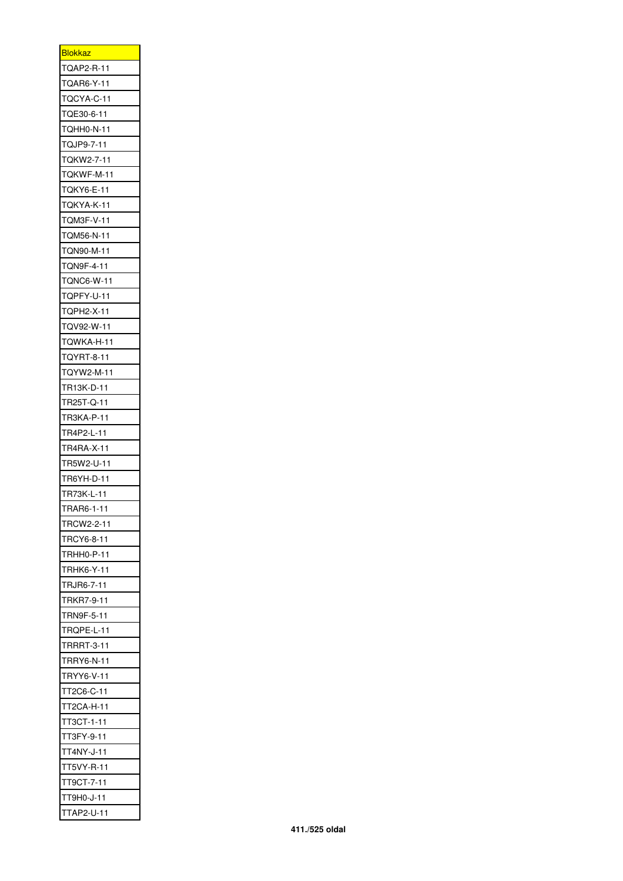| Blokkaz |
| --- |
| TQAP2-R-11 |
| TQAR6-Y-11 |
| TQCYA-C-11 |
| TQE30-6-11 |
| TQHH0-N-11 |
| TQJP9-7-11 |
| TQKW2-7-11 |
| TQKWF-M-11 |
| TQKY6-E-11 |
| TQKYA-K-11 |
| TQM3F-V-11 |
| TQM56-N-11 |
| TQN90-M-11 |
| TQN9F-4-11 |
| TQNC6-W-11 |
| TQPFY-U-11 |
| TQPH2-X-11 |
| TQV92-W-11 |
| TQWKA-H-11 |
| TQYRT-8-11 |
| TQYW2-M-11 |
| TR13K-D-11 |
| TR25T-Q-11 |
| TR3KA-P-11 |
| TR4P2-L-11 |
| TR4RA-X-11 |
| TR5W2-U-11 |
| TR6YH-D-11 |
| TR73K-L-11 |
| TRAR6-1-11 |
| TRCW2-2-11 |
| TRCY6-8-11 |
| TRHH0-P-11 |
| TRHK6-Y-11 |
| TRJR6-7-11 |
| TRKR7-9-11 |
| TRN9F-5-11 |
| TRQPE-L-11 |
| TRRRT-3-11 |
| TRRY6-N-11 |
| TRYY6-V-11 |
| TT2C6-C-11 |
| TT2CA-H-11 |
| TT3CT-1-11 |
| TT3FY-9-11 |
| TT4NY-J-11 |
| TT5VY-R-11 |
| TT9CT-7-11 |
| TT9H0-J-11 |
| TTAP2-U-11 |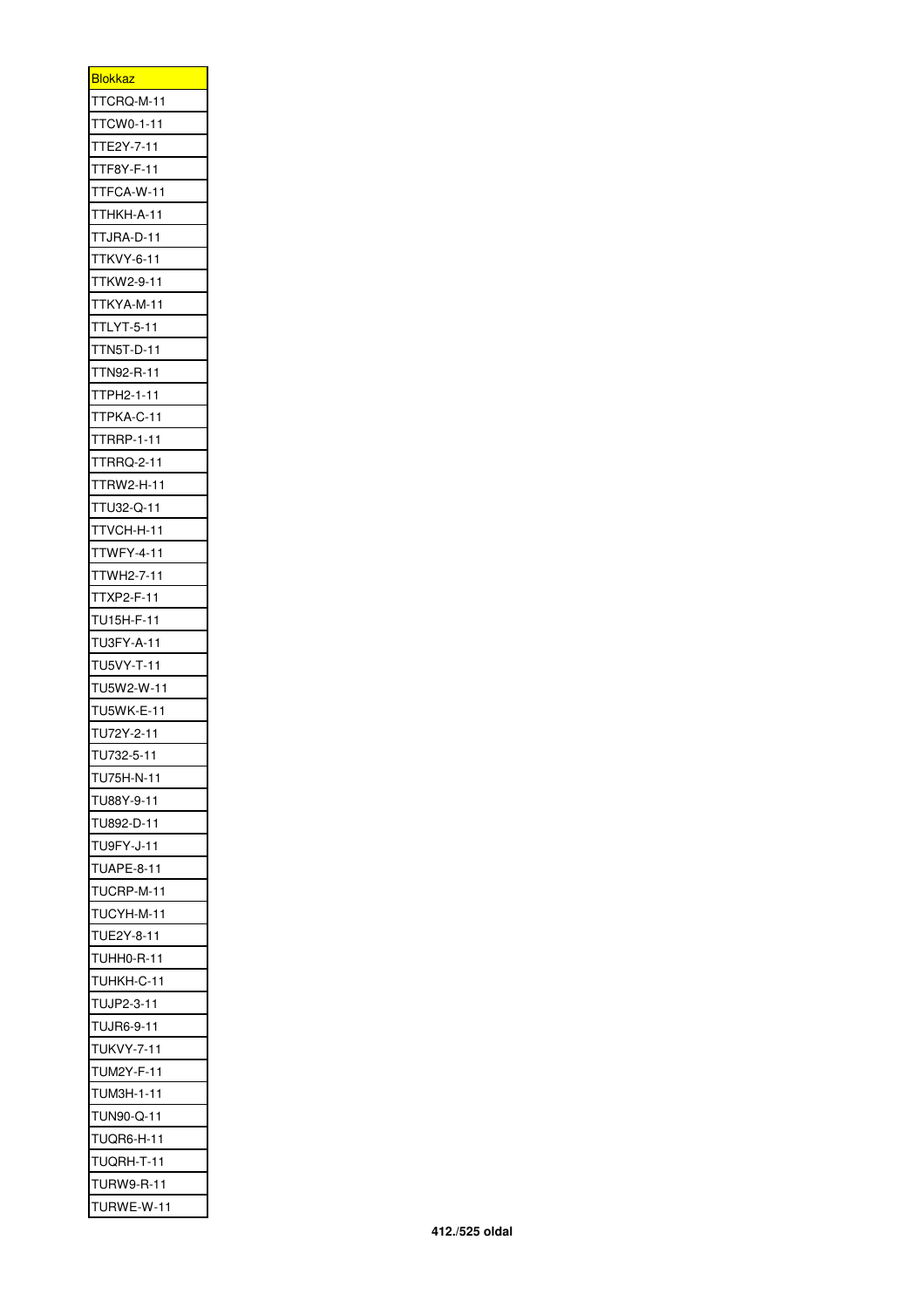| Blokkaz |
| --- |
| TTCRQ-M-11 |
| TTCW0-1-11 |
| TTE2Y-7-11 |
| TTF8Y-F-11 |
| TTFCA-W-11 |
| TTHKH-A-11 |
| TTJRA-D-11 |
| TTKVY-6-11 |
| TTKW2-9-11 |
| TTKYA-M-11 |
| TTLYT-5-11 |
| TTN5T-D-11 |
| TTN92-R-11 |
| TTPH2-1-11 |
| TTPKA-C-11 |
| TTRRP-1-11 |
| TTRRQ-2-11 |
| TTRW2-H-11 |
| TTU32-Q-11 |
| TTVCH-H-11 |
| TTWFY-4-11 |
| TTWH2-7-11 |
| TTXP2-F-11 |
| TU15H-F-11 |
| TU3FY-A-11 |
| TU5VY-T-11 |
| TU5W2-W-11 |
| TU5WK-E-11 |
| TU72Y-2-11 |
| TU732-5-11 |
| TU75H-N-11 |
| TU88Y-9-11 |
| TU892-D-11 |
| TU9FY-J-11 |
| TUAPE-8-11 |
| TUCRP-M-11 |
| TUCYH-M-11 |
| TUE2Y-8-11 |
| TUHH0-R-11 |
| TUHKH-C-11 |
| TUJP2-3-11 |
| TUJR6-9-11 |
| TUKVY-7-11 |
| TUM2Y-F-11 |
| TUM3H-1-11 |
| TUN90-Q-11 |
| TUQR6-H-11 |
| TUQRH-T-11 |
| TURW9-R-11 |
| TURWE-W-11 |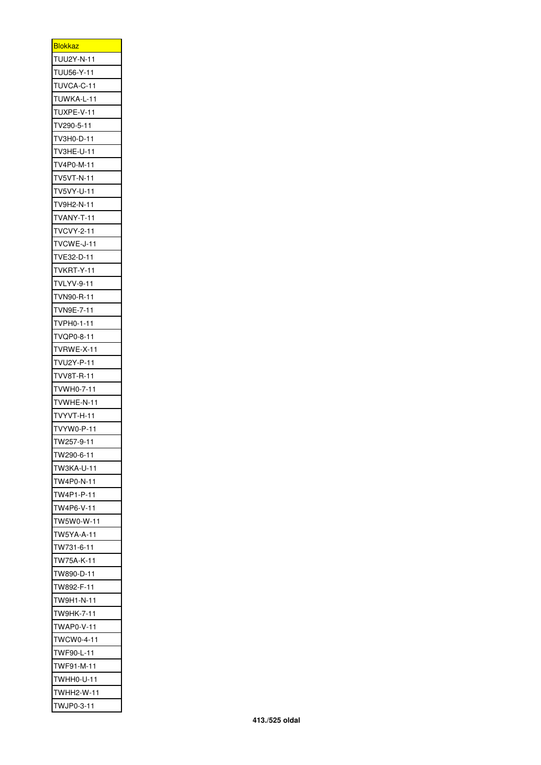| Blokkaz |
|---|
| TUU2Y-N-11 |
| TUU56-Y-11 |
| TUVCA-C-11 |
| TUWKA-L-11 |
| TUXPE-V-11 |
| TV290-5-11 |
| TV3H0-D-11 |
| TV3HE-U-11 |
| TV4P0-M-11 |
| TV5VT-N-11 |
| TV5VY-U-11 |
| TV9H2-N-11 |
| TVANY-T-11 |
| TVCVY-2-11 |
| TVCWE-J-11 |
| TVE32-D-11 |
| TVKRT-Y-11 |
| TVLYV-9-11 |
| TVN90-R-11 |
| TVN9E-7-11 |
| TVPH0-1-11 |
| TVQP0-8-11 |
| TVRWE-X-11 |
| TVU2Y-P-11 |
| TVV8T-R-11 |
| TVWH0-7-11 |
| TVWHE-N-11 |
| TVYVT-H-11 |
| TVYW0-P-11 |
| TW257-9-11 |
| TW290-6-11 |
| TW3KA-U-11 |
| TW4P0-N-11 |
| TW4P1-P-11 |
| TW4P6-V-11 |
| TW5W0-W-11 |
| TW5YA-A-11 |
| TW731-6-11 |
| TW75A-K-11 |
| TW890-D-11 |
| TW892-F-11 |
| TW9H1-N-11 |
| TW9HK-7-11 |
| TWAP0-V-11 |
| TWCW0-4-11 |
| TWF90-L-11 |
| TWF91-M-11 |
| TWHH0-U-11 |
| TWHH2-W-11 |
| TWJP0-3-11 |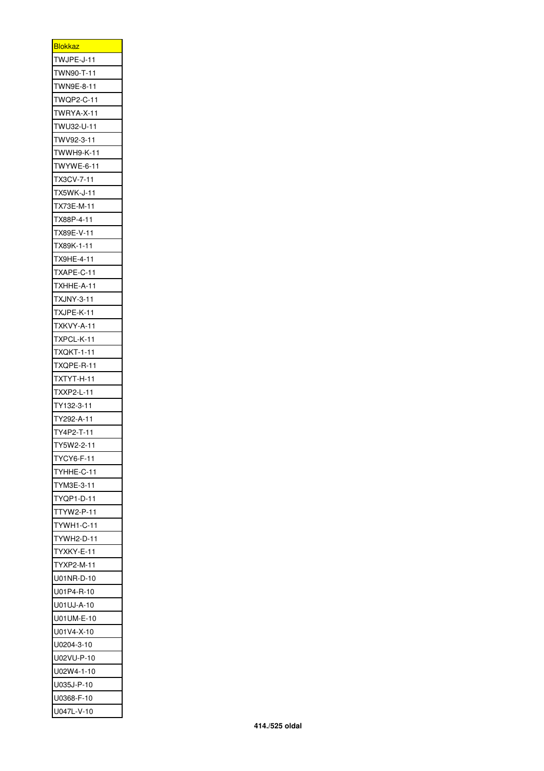| Blokkaz |
| --- |
| TWJPE-J-11 |
| TWN90-T-11 |
| TWN9E-8-11 |
| TWQP2-C-11 |
| TWRYA-X-11 |
| TWU32-U-11 |
| TWV92-3-11 |
| TWWH9-K-11 |
| TWYWE-6-11 |
| TX3CV-7-11 |
| TX5WK-J-11 |
| TX73E-M-11 |
| TX88P-4-11 |
| TX89E-V-11 |
| TX89K-1-11 |
| TX9HE-4-11 |
| TXAPE-C-11 |
| TXHHE-A-11 |
| TXJNY-3-11 |
| TXJPE-K-11 |
| TXKVY-A-11 |
| TXPCL-K-11 |
| TXQKT-1-11 |
| TXQPE-R-11 |
| TXTYT-H-11 |
| TXXP2-L-11 |
| TY132-3-11 |
| TY292-A-11 |
| TY4P2-T-11 |
| TY5W2-2-11 |
| TYCY6-F-11 |
| TYHHE-C-11 |
| TYM3E-3-11 |
| TYQP1-D-11 |
| TTYW2-P-11 |
| TYWH1-C-11 |
| TYWH2-D-11 |
| TYXKY-E-11 |
| TYXP2-M-11 |
| U01NR-D-10 |
| U01P4-R-10 |
| U01UJ-A-10 |
| U01UM-E-10 |
| U01V4-X-10 |
| U0204-3-10 |
| U02VU-P-10 |
| U02W4-1-10 |
| U035J-P-10 |
| U0368-F-10 |
| U047L-V-10 |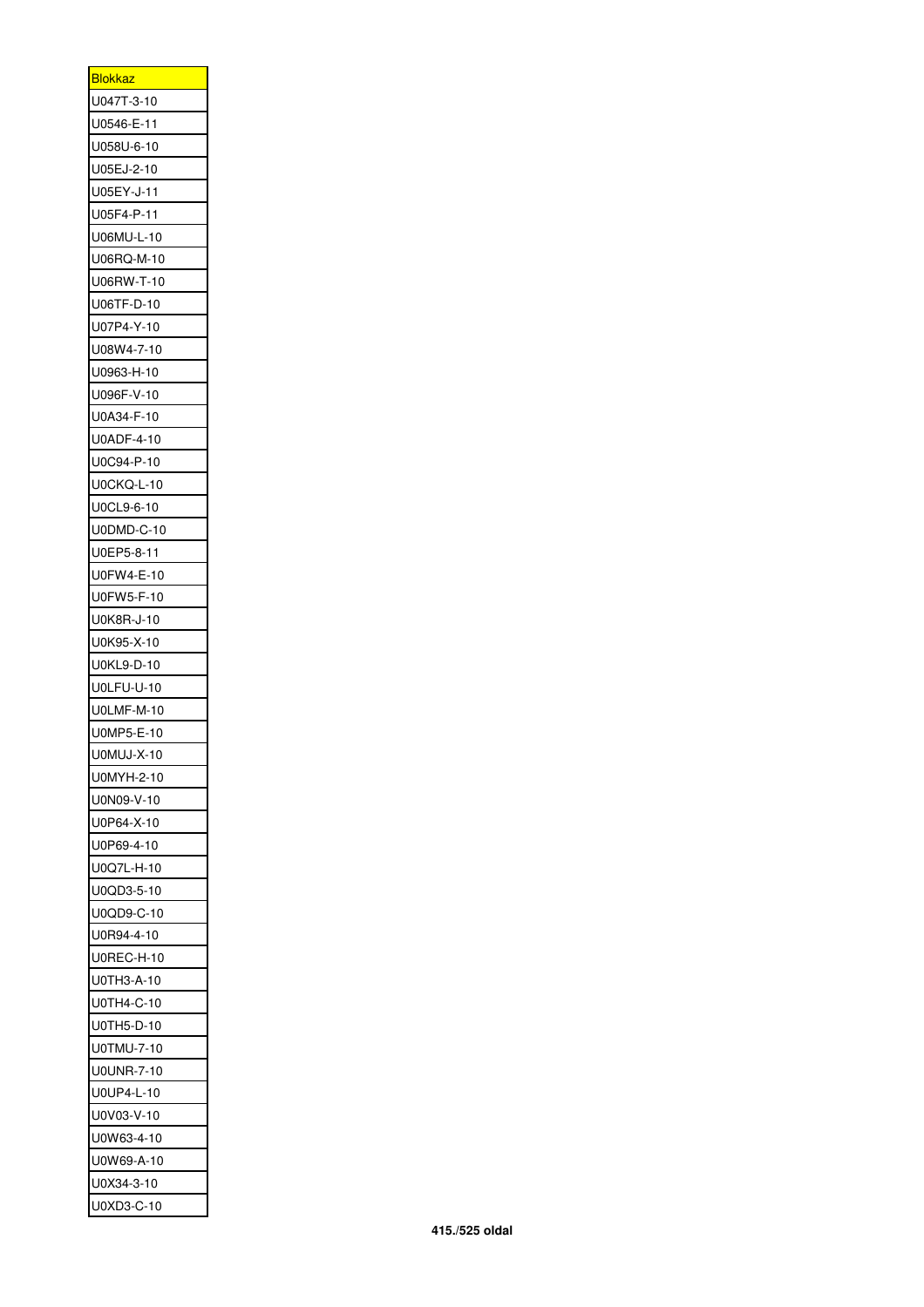| Blokkaz |
|---|
| U047T-3-10 |
| U0546-E-11 |
| U058U-6-10 |
| U05EJ-2-10 |
| U05EY-J-11 |
| U05F4-P-11 |
| U06MU-L-10 |
| U06RQ-M-10 |
| U06RW-T-10 |
| U06TF-D-10 |
| U07P4-Y-10 |
| U08W4-7-10 |
| U0963-H-10 |
| U096F-V-10 |
| U0A34-F-10 |
| U0ADF-4-10 |
| U0C94-P-10 |
| U0CKQ-L-10 |
| U0CL9-6-10 |
| U0DMD-C-10 |
| U0EP5-8-11 |
| U0FW4-E-10 |
| U0FW5-F-10 |
| U0K8R-J-10 |
| U0K95-X-10 |
| U0KL9-D-10 |
| U0LFU-U-10 |
| U0LMF-M-10 |
| U0MP5-E-10 |
| U0MUJ-X-10 |
| U0MYH-2-10 |
| U0N09-V-10 |
| U0P64-X-10 |
| U0P69-4-10 |
| U0Q7L-H-10 |
| U0QD3-5-10 |
| U0QD9-C-10 |
| U0R94-4-10 |
| U0REC-H-10 |
| U0TH3-A-10 |
| U0TH4-C-10 |
| U0TH5-D-10 |
| U0TMU-7-10 |
| U0UNR-7-10 |
| U0UP4-L-10 |
| U0V03-V-10 |
| U0W63-4-10 |
| U0W69-A-10 |
| U0X34-3-10 |
| U0XD3-C-10 |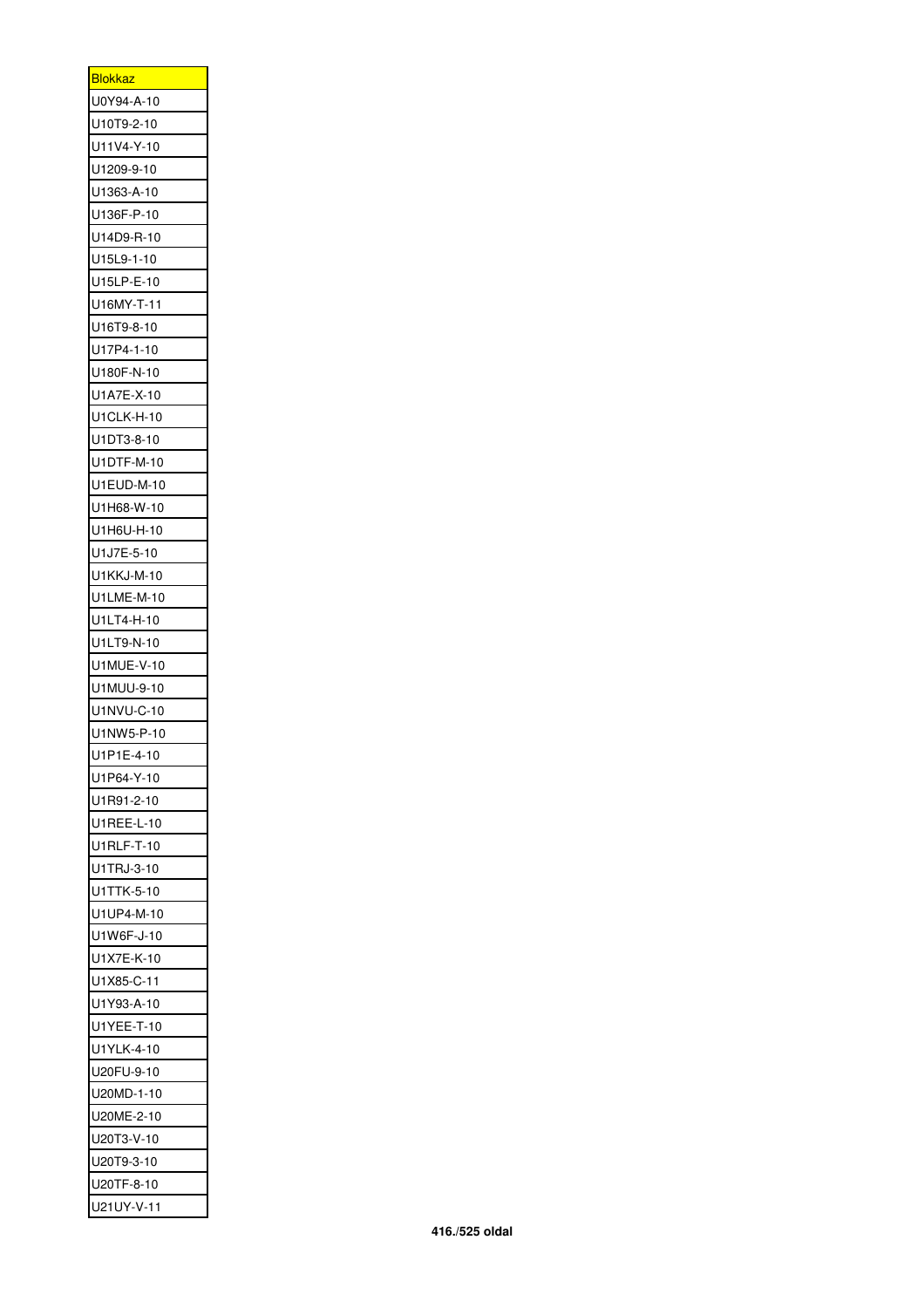| Blokkaz |
|---|
| U0Y94-A-10 |
| U10T9-2-10 |
| U11V4-Y-10 |
| U1209-9-10 |
| U1363-A-10 |
| U136F-P-10 |
| U14D9-R-10 |
| U15L9-1-10 |
| U15LP-E-10 |
| U16MY-T-11 |
| U16T9-8-10 |
| U17P4-1-10 |
| U180F-N-10 |
| U1A7E-X-10 |
| U1CLK-H-10 |
| U1DT3-8-10 |
| U1DTF-M-10 |
| U1EUD-M-10 |
| U1H68-W-10 |
| U1H6U-H-10 |
| U1J7E-5-10 |
| U1KKJ-M-10 |
| U1LME-M-10 |
| U1LT4-H-10 |
| U1LT9-N-10 |
| U1MUE-V-10 |
| U1MUU-9-10 |
| U1NVU-C-10 |
| U1NW5-P-10 |
| U1P1E-4-10 |
| U1P64-Y-10 |
| U1R91-2-10 |
| U1REE-L-10 |
| U1RLF-T-10 |
| U1TRJ-3-10 |
| U1TTK-5-10 |
| U1UP4-M-10 |
| U1W6F-J-10 |
| U1X7E-K-10 |
| U1X85-C-11 |
| U1Y93-A-10 |
| U1YEE-T-10 |
| U1YLK-4-10 |
| U20FU-9-10 |
| U20MD-1-10 |
| U20ME-2-10 |
| U20T3-V-10 |
| U20T9-3-10 |
| U20TF-8-10 |
| U21UY-V-11 |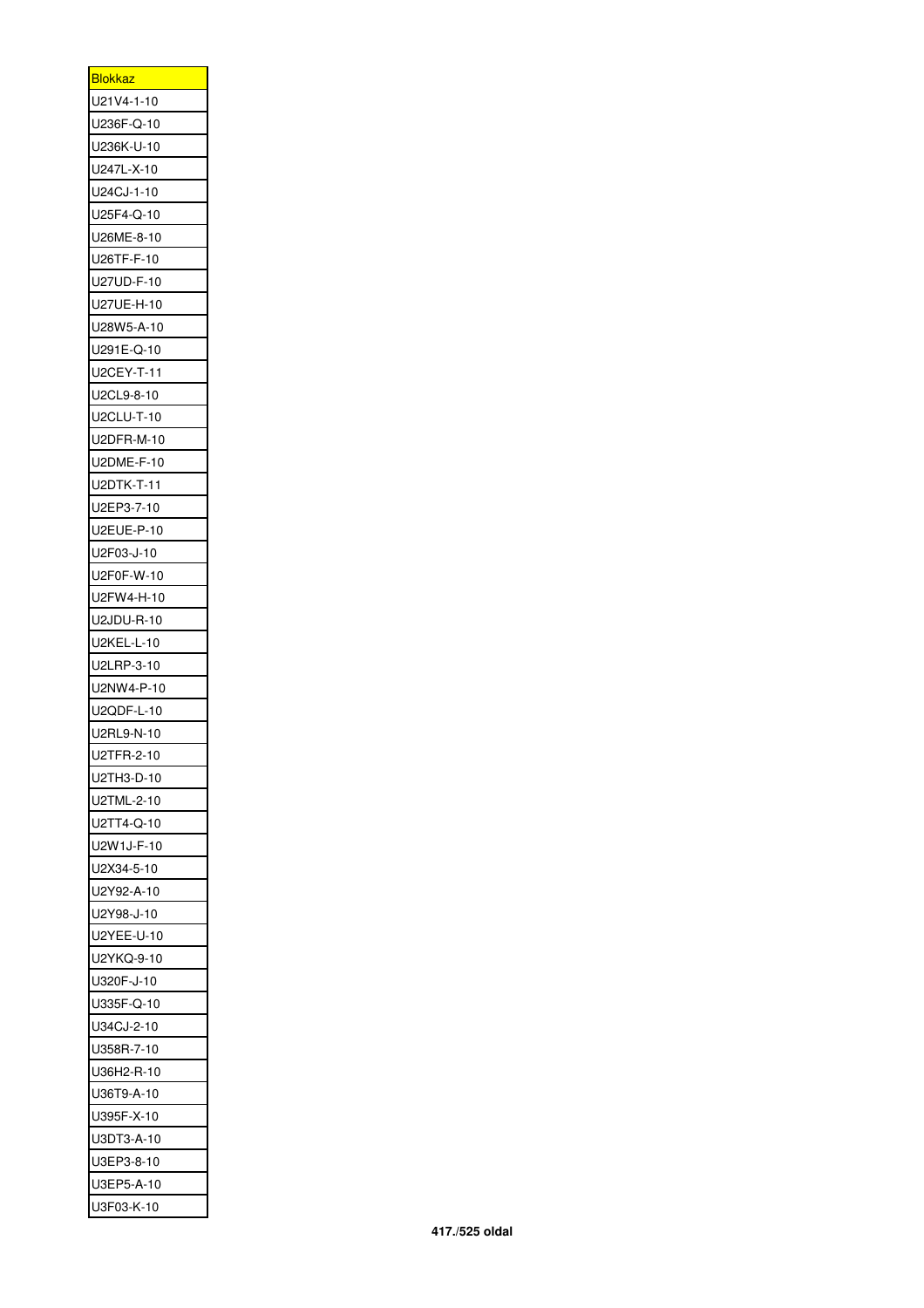| Blokkaz |
| --- |
| U21V4-1-10 |
| U236F-Q-10 |
| U236K-U-10 |
| U247L-X-10 |
| U24CJ-1-10 |
| U25F4-Q-10 |
| U26ME-8-10 |
| U26TF-F-10 |
| U27UD-F-10 |
| U27UE-H-10 |
| U28W5-A-10 |
| U291E-Q-10 |
| U2CEY-T-11 |
| U2CL9-8-10 |
| U2CLU-T-10 |
| U2DFR-M-10 |
| U2DME-F-10 |
| U2DTK-T-11 |
| U2EP3-7-10 |
| U2EUE-P-10 |
| U2F03-J-10 |
| U2F0F-W-10 |
| U2FW4-H-10 |
| U2JDU-R-10 |
| U2KEL-L-10 |
| U2LRP-3-10 |
| U2NW4-P-10 |
| U2QDF-L-10 |
| U2RL9-N-10 |
| U2TFR-2-10 |
| U2TH3-D-10 |
| U2TML-2-10 |
| U2TT4-Q-10 |
| U2W1J-F-10 |
| U2X34-5-10 |
| U2Y92-A-10 |
| U2Y98-J-10 |
| U2YEE-U-10 |
| U2YKQ-9-10 |
| U320F-J-10 |
| U335F-Q-10 |
| U34CJ-2-10 |
| U358R-7-10 |
| U36H2-R-10 |
| U36T9-A-10 |
| U395F-X-10 |
| U3DT3-A-10 |
| U3EP3-8-10 |
| U3EP5-A-10 |
| U3F03-K-10 |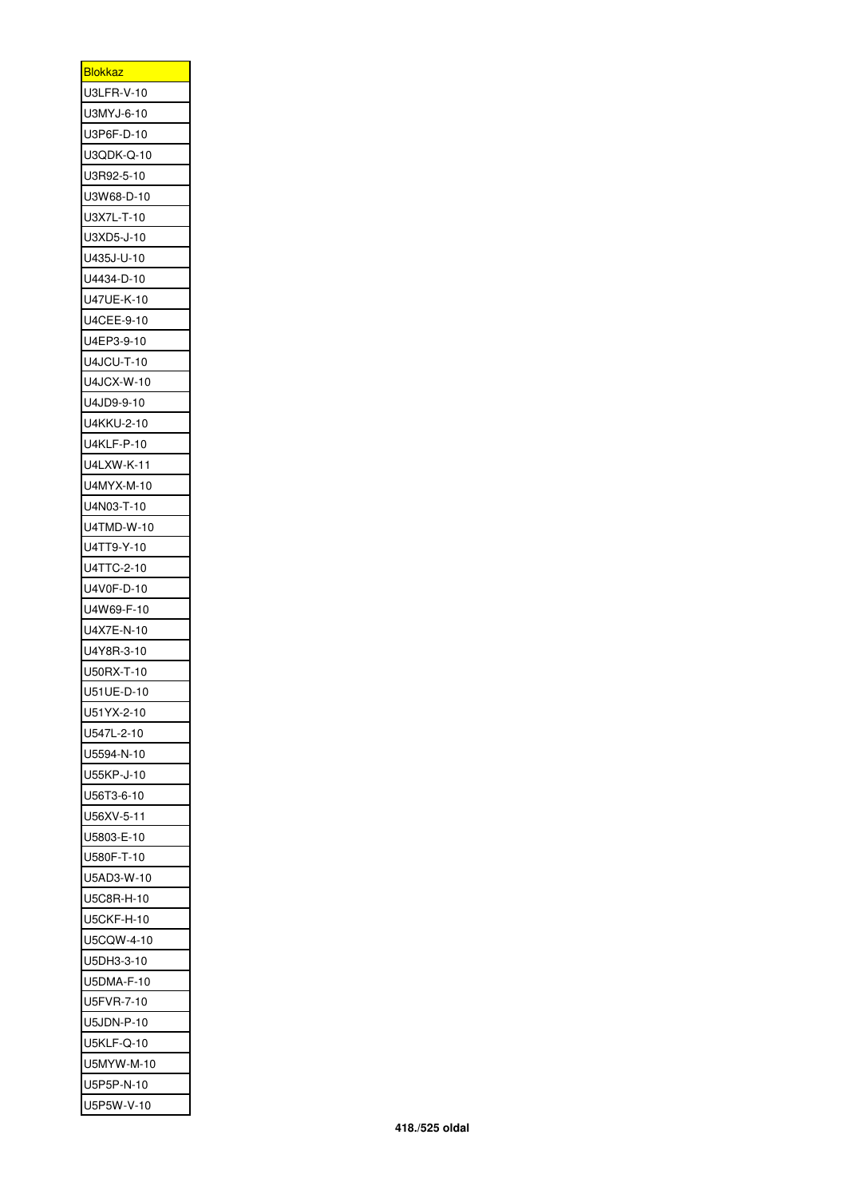| Blokkaz |
| --- |
| U3LFR-V-10 |
| U3MYJ-6-10 |
| U3P6F-D-10 |
| U3QDK-Q-10 |
| U3R92-5-10 |
| U3W68-D-10 |
| U3X7L-T-10 |
| U3XD5-J-10 |
| U435J-U-10 |
| U4434-D-10 |
| U47UE-K-10 |
| U4CEE-9-10 |
| U4EP3-9-10 |
| U4JCU-T-10 |
| U4JCX-W-10 |
| U4JD9-9-10 |
| U4KKU-2-10 |
| U4KLF-P-10 |
| U4LXW-K-11 |
| U4MYX-M-10 |
| U4N03-T-10 |
| U4TMD-W-10 |
| U4TT9-Y-10 |
| U4TTC-2-10 |
| U4V0F-D-10 |
| U4W69-F-10 |
| U4X7E-N-10 |
| U4Y8R-3-10 |
| U50RX-T-10 |
| U51UE-D-10 |
| U51YX-2-10 |
| U547L-2-10 |
| U5594-N-10 |
| U55KP-J-10 |
| U56T3-6-10 |
| U56XV-5-11 |
| U5803-E-10 |
| U580F-T-10 |
| U5AD3-W-10 |
| U5C8R-H-10 |
| U5CKF-H-10 |
| U5CQW-4-10 |
| U5DH3-3-10 |
| U5DMA-F-10 |
| U5FVR-7-10 |
| U5JDN-P-10 |
| U5KLF-Q-10 |
| U5MYW-M-10 |
| U5P5P-N-10 |
| U5P5W-V-10 |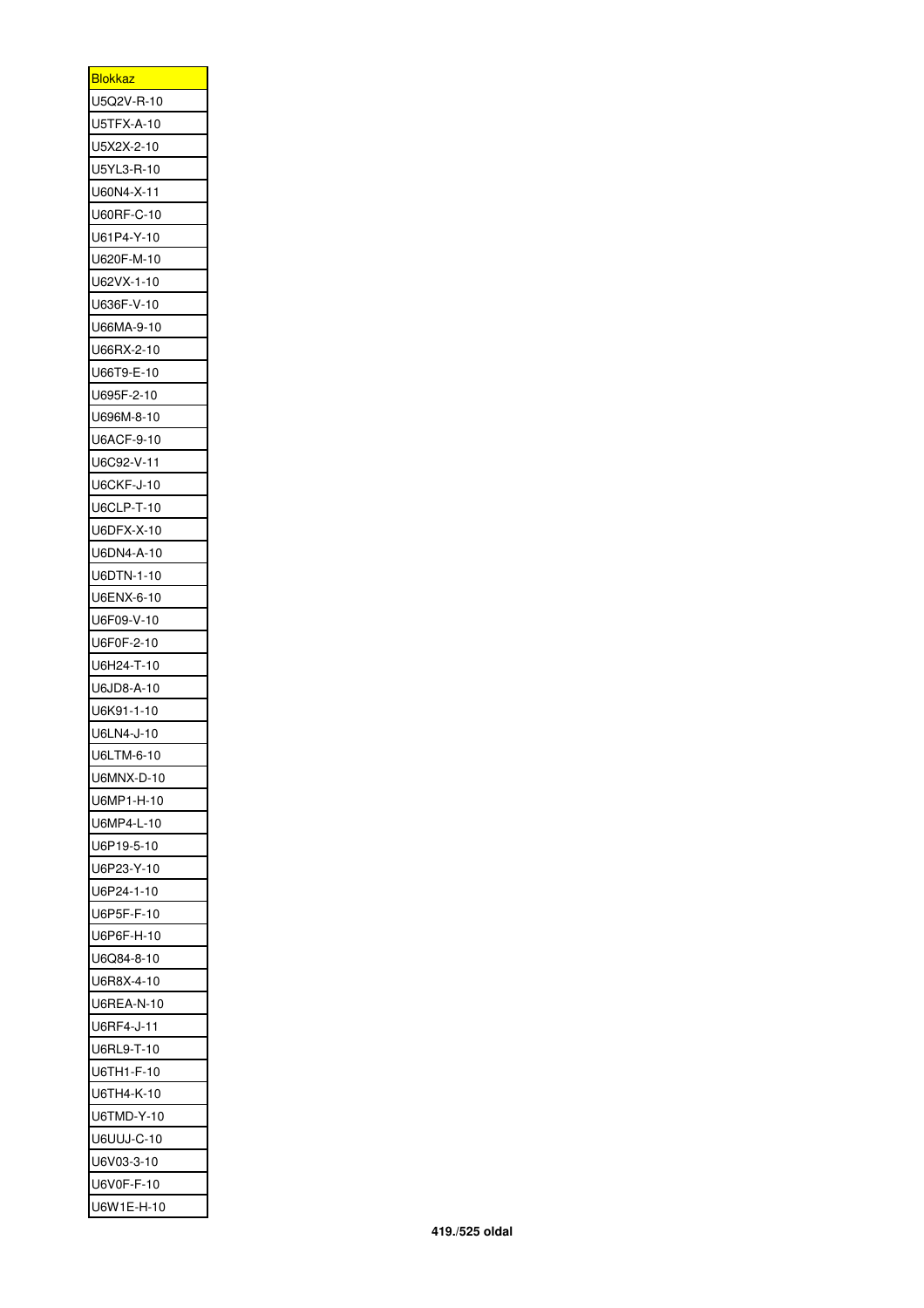| Blokkaz |
|---|
| U5Q2V-R-10 |
| U5TFX-A-10 |
| U5X2X-2-10 |
| U5YL3-R-10 |
| U60N4-X-11 |
| U60RF-C-10 |
| U61P4-Y-10 |
| U620F-M-10 |
| U62VX-1-10 |
| U636F-V-10 |
| U66MA-9-10 |
| U66RX-2-10 |
| U66T9-E-10 |
| U695F-2-10 |
| U696M-8-10 |
| U6ACF-9-10 |
| U6C92-V-11 |
| U6CKF-J-10 |
| U6CLP-T-10 |
| U6DFX-X-10 |
| U6DN4-A-10 |
| U6DTN-1-10 |
| U6ENX-6-10 |
| U6F09-V-10 |
| U6F0F-2-10 |
| U6H24-T-10 |
| U6JD8-A-10 |
| U6K91-1-10 |
| U6LN4-J-10 |
| U6LTM-6-10 |
| U6MNX-D-10 |
| U6MP1-H-10 |
| U6MP4-L-10 |
| U6P19-5-10 |
| U6P23-Y-10 |
| U6P24-1-10 |
| U6P5F-F-10 |
| U6P6F-H-10 |
| U6Q84-8-10 |
| U6R8X-4-10 |
| U6REA-N-10 |
| U6RF4-J-11 |
| U6RL9-T-10 |
| U6TH1-F-10 |
| U6TH4-K-10 |
| U6TMD-Y-10 |
| U6UUJ-C-10 |
| U6V03-3-10 |
| U6V0F-F-10 |
| U6W1E-H-10 |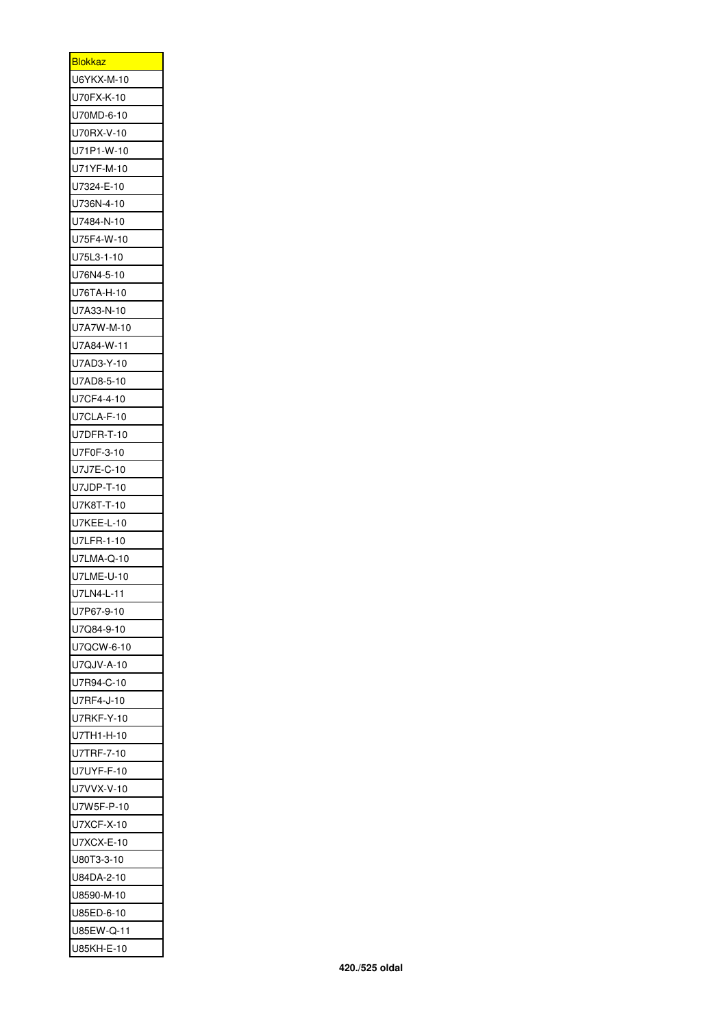| Blokkaz |
|---|
| U6YKX-M-10 |
| U70FX-K-10 |
| U70MD-6-10 |
| U70RX-V-10 |
| U71P1-W-10 |
| U71YF-M-10 |
| U7324-E-10 |
| U736N-4-10 |
| U7484-N-10 |
| U75F4-W-10 |
| U75L3-1-10 |
| U76N4-5-10 |
| U76TA-H-10 |
| U7A33-N-10 |
| U7A7W-M-10 |
| U7A84-W-11 |
| U7AD3-Y-10 |
| U7AD8-5-10 |
| U7CF4-4-10 |
| U7CLA-F-10 |
| U7DFR-T-10 |
| U7F0F-3-10 |
| U7J7E-C-10 |
| U7JDP-T-10 |
| U7K8T-T-10 |
| U7KEE-L-10 |
| U7LFR-1-10 |
| U7LMA-Q-10 |
| U7LME-U-10 |
| U7LN4-L-11 |
| U7P67-9-10 |
| U7Q84-9-10 |
| U7QCW-6-10 |
| U7QJV-A-10 |
| U7R94-C-10 |
| U7RF4-J-10 |
| U7RKF-Y-10 |
| U7TH1-H-10 |
| U7TRF-7-10 |
| U7UYF-F-10 |
| U7VVX-V-10 |
| U7W5F-P-10 |
| U7XCF-X-10 |
| U7XCX-E-10 |
| U80T3-3-10 |
| U84DA-2-10 |
| U8590-M-10 |
| U85ED-6-10 |
| U85EW-Q-11 |
| U85KH-E-10 |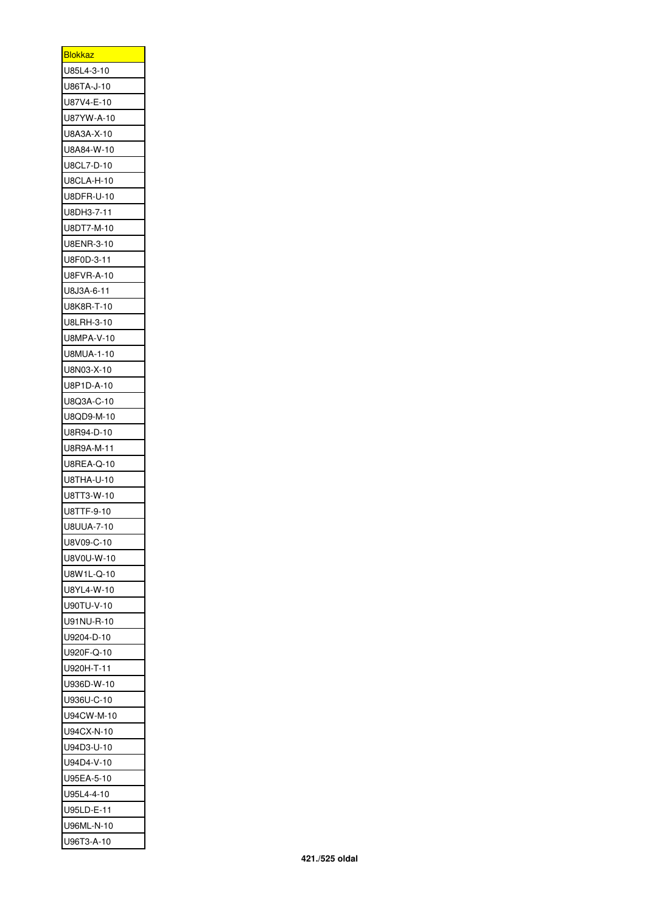| Blokkaz |
|---|
| U85L4-3-10 |
| U86TA-J-10 |
| U87V4-E-10 |
| U87YW-A-10 |
| U8A3A-X-10 |
| U8A84-W-10 |
| U8CL7-D-10 |
| U8CLA-H-10 |
| U8DFR-U-10 |
| U8DH3-7-11 |
| U8DT7-M-10 |
| U8ENR-3-10 |
| U8F0D-3-11 |
| U8FVR-A-10 |
| U8J3A-6-11 |
| U8K8R-T-10 |
| U8LRH-3-10 |
| U8MPA-V-10 |
| U8MUA-1-10 |
| U8N03-X-10 |
| U8P1D-A-10 |
| U8Q3A-C-10 |
| U8QD9-M-10 |
| U8R94-D-10 |
| U8R9A-M-11 |
| U8REA-Q-10 |
| U8THA-U-10 |
| U8TT3-W-10 |
| U8TTF-9-10 |
| U8UUA-7-10 |
| U8V09-C-10 |
| U8V0U-W-10 |
| U8W1L-Q-10 |
| U8YL4-W-10 |
| U90TU-V-10 |
| U91NU-R-10 |
| U9204-D-10 |
| U920F-Q-10 |
| U920H-T-11 |
| U936D-W-10 |
| U936U-C-10 |
| U94CW-M-10 |
| U94CX-N-10 |
| U94D3-U-10 |
| U94D4-V-10 |
| U95EA-5-10 |
| U95L4-4-10 |
| U95LD-E-11 |
| U96ML-N-10 |
| U96T3-A-10 |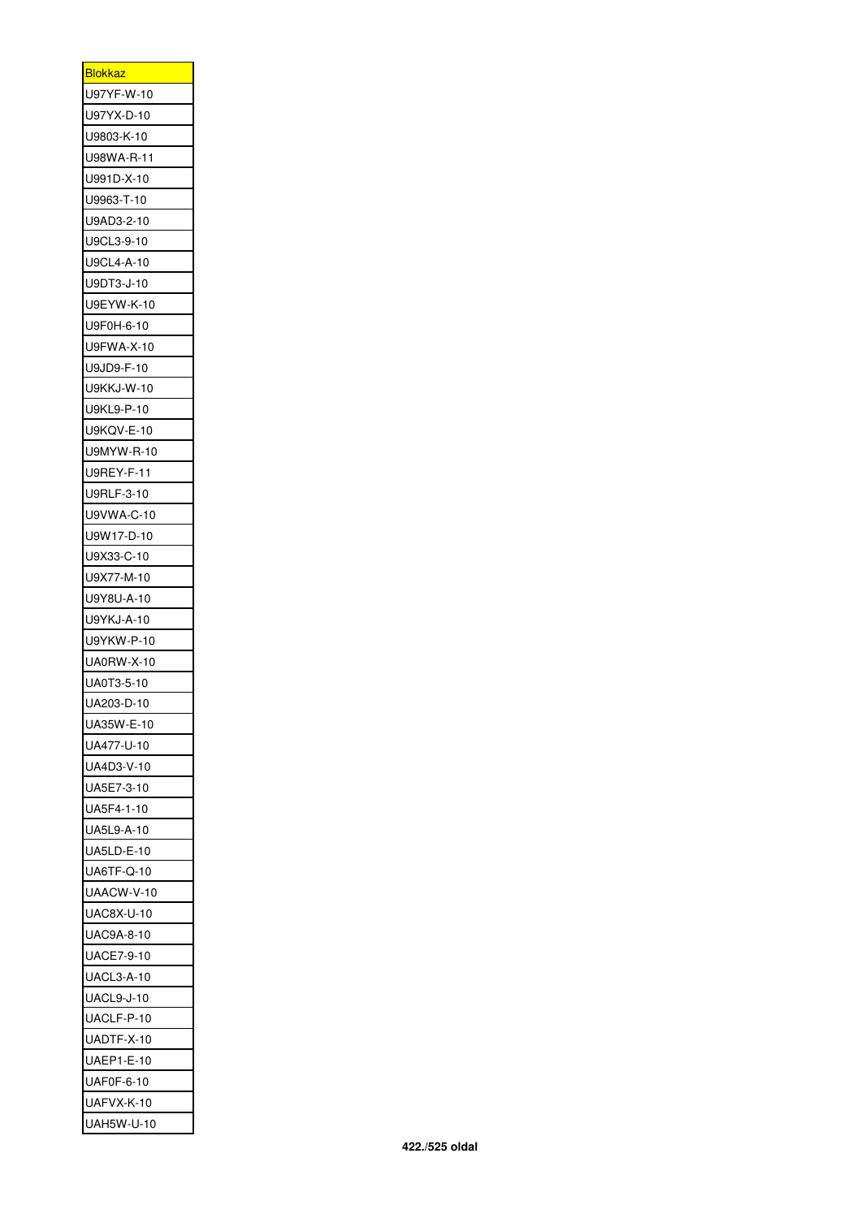| Blokkaz |
|---|
| U97YF-W-10 |
| U97YX-D-10 |
| U9803-K-10 |
| U98WA-R-11 |
| U991D-X-10 |
| U9963-T-10 |
| U9AD3-2-10 |
| U9CL3-9-10 |
| U9CL4-A-10 |
| U9DT3-J-10 |
| U9EYW-K-10 |
| U9F0H-6-10 |
| U9FWA-X-10 |
| U9JD9-F-10 |
| U9KKJ-W-10 |
| U9KL9-P-10 |
| U9KQV-E-10 |
| U9MYW-R-10 |
| U9REY-F-11 |
| U9RLF-3-10 |
| U9VWA-C-10 |
| U9W17-D-10 |
| U9X33-C-10 |
| U9X77-M-10 |
| U9Y8U-A-10 |
| U9YKJ-A-10 |
| U9YKW-P-10 |
| UA0RW-X-10 |
| UA0T3-5-10 |
| UA203-D-10 |
| UA35W-E-10 |
| UA477-U-10 |
| UA4D3-V-10 |
| UA5E7-3-10 |
| UA5F4-1-10 |
| UA5L9-A-10 |
| UA5LD-E-10 |
| UA6TF-Q-10 |
| UAACW-V-10 |
| UAC8X-U-10 |
| UAC9A-8-10 |
| UACE7-9-10 |
| UACL3-A-10 |
| UACL9-J-10 |
| UACLF-P-10 |
| UADTF-X-10 |
| UAEP1-E-10 |
| UAF0F-6-10 |
| UAFVX-K-10 |
| UAH5W-U-10 |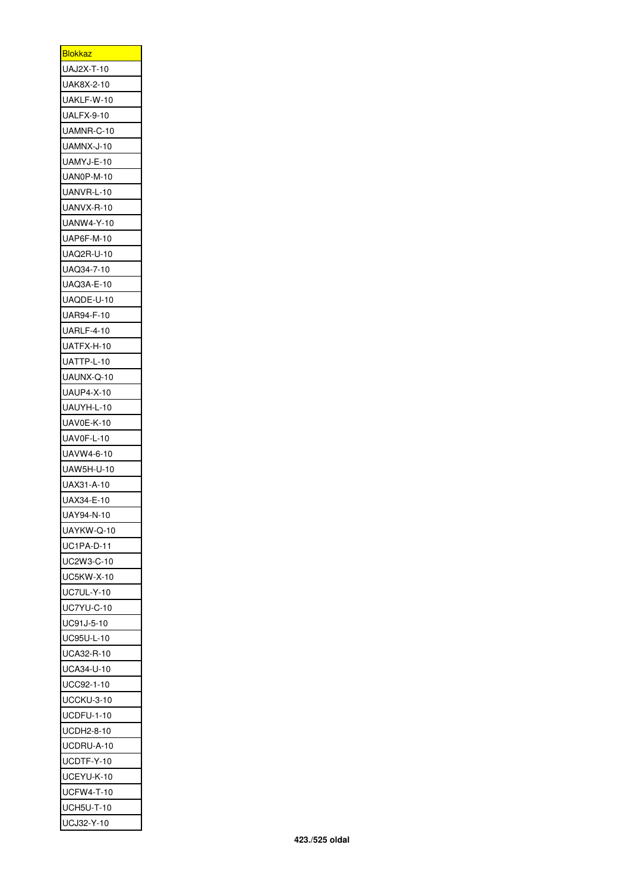| Blokkaz |
|---|
| UAJ2X-T-10 |
| UAK8X-2-10 |
| UAKLF-W-10 |
| UALFX-9-10 |
| UAMNR-C-10 |
| UAMNX-J-10 |
| UAMYJ-E-10 |
| UAN0P-M-10 |
| UANVR-L-10 |
| UANVX-R-10 |
| UANW4-Y-10 |
| UAP6F-M-10 |
| UAQ2R-U-10 |
| UAQ34-7-10 |
| UAQ3A-E-10 |
| UAQDE-U-10 |
| UAR94-F-10 |
| UARLF-4-10 |
| UATFX-H-10 |
| UATTP-L-10 |
| UAUNX-Q-10 |
| UAUP4-X-10 |
| UAUYH-L-10 |
| UAV0E-K-10 |
| UAV0F-L-10 |
| UAVW4-6-10 |
| UAW5H-U-10 |
| UAX31-A-10 |
| UAX34-E-10 |
| UAY94-N-10 |
| UAYKW-Q-10 |
| UC1PA-D-11 |
| UC2W3-C-10 |
| UC5KW-X-10 |
| UC7UL-Y-10 |
| UC7YU-C-10 |
| UC91J-5-10 |
| UC95U-L-10 |
| UCA32-R-10 |
| UCA34-U-10 |
| UCC92-1-10 |
| UCCKU-3-10 |
| UCDFU-1-10 |
| UCDH2-8-10 |
| UCDRU-A-10 |
| UCDTF-Y-10 |
| UCEYU-K-10 |
| UCFW4-T-10 |
| UCH5U-T-10 |
| UCJ32-Y-10 |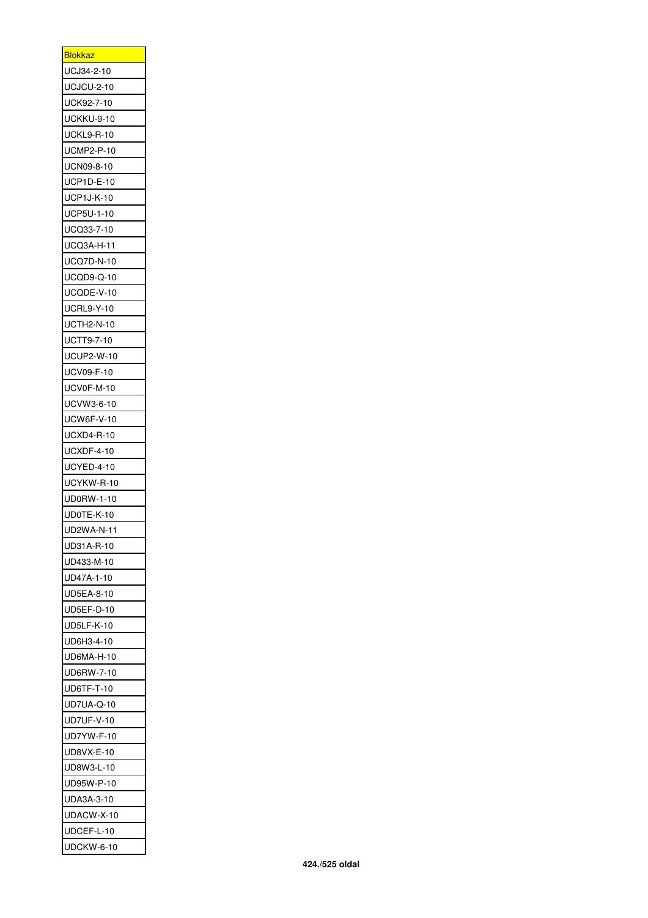| Blokkaz |
| --- |
| UCJ34-2-10 |
| UCJCU-2-10 |
| UCK92-7-10 |
| UCKKU-9-10 |
| UCKL9-R-10 |
| UCMP2-P-10 |
| UCN09-8-10 |
| UCP1D-E-10 |
| UCP1J-K-10 |
| UCP5U-1-10 |
| UCQ33-7-10 |
| UCQ3A-H-11 |
| UCQ7D-N-10 |
| UCQD9-Q-10 |
| UCQDE-V-10 |
| UCRL9-Y-10 |
| UCTH2-N-10 |
| UCTT9-7-10 |
| UCUP2-W-10 |
| UCV09-F-10 |
| UCV0F-M-10 |
| UCVW3-6-10 |
| UCW6F-V-10 |
| UCXD4-R-10 |
| UCXDF-4-10 |
| UCYED-4-10 |
| UCYKW-R-10 |
| UD0RW-1-10 |
| UD0TE-K-10 |
| UD2WA-N-11 |
| UD31A-R-10 |
| UD433-M-10 |
| UD47A-1-10 |
| UD5EA-8-10 |
| UD5EF-D-10 |
| UD5LF-K-10 |
| UD6H3-4-10 |
| UD6MA-H-10 |
| UD6RW-7-10 |
| UD6TF-T-10 |
| UD7UA-Q-10 |
| UD7UF-V-10 |
| UD7YW-F-10 |
| UD8VX-E-10 |
| UD8W3-L-10 |
| UD95W-P-10 |
| UDA3A-3-10 |
| UDACW-X-10 |
| UDCEF-L-10 |
| UDCKW-6-10 |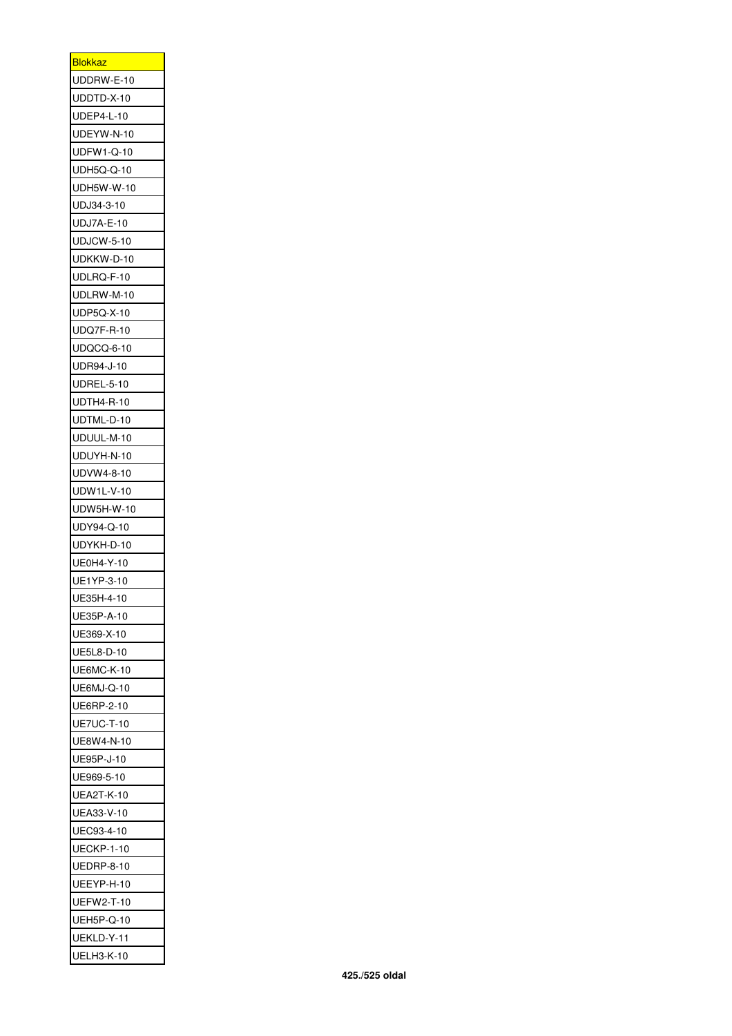| Blokkaz |
| --- |
| UDDRW-E-10 |
| UDDTD-X-10 |
| UDEP4-L-10 |
| UDEYW-N-10 |
| UDFW1-Q-10 |
| UDH5Q-Q-10 |
| UDH5W-W-10 |
| UDJ34-3-10 |
| UDJ7A-E-10 |
| UDJCW-5-10 |
| UDKKW-D-10 |
| UDLRQ-F-10 |
| UDLRW-M-10 |
| UDP5Q-X-10 |
| UDQ7F-R-10 |
| UDQCQ-6-10 |
| UDR94-J-10 |
| UDREL-5-10 |
| UDTH4-R-10 |
| UDTML-D-10 |
| UDUUL-M-10 |
| UDUYH-N-10 |
| UDVW4-8-10 |
| UDW1L-V-10 |
| UDW5H-W-10 |
| UDY94-Q-10 |
| UDYKH-D-10 |
| UE0H4-Y-10 |
| UE1YP-3-10 |
| UE35H-4-10 |
| UE35P-A-10 |
| UE369-X-10 |
| UE5L8-D-10 |
| UE6MC-K-10 |
| UE6MJ-Q-10 |
| UE6RP-2-10 |
| UE7UC-T-10 |
| UE8W4-N-10 |
| UE95P-J-10 |
| UE969-5-10 |
| UEA2T-K-10 |
| UEA33-V-10 |
| UEC93-4-10 |
| UECKP-1-10 |
| UEDRP-8-10 |
| UEEYP-H-10 |
| UEFW2-T-10 |
| UEH5P-Q-10 |
| UEKLD-Y-11 |
| UELH3-K-10 |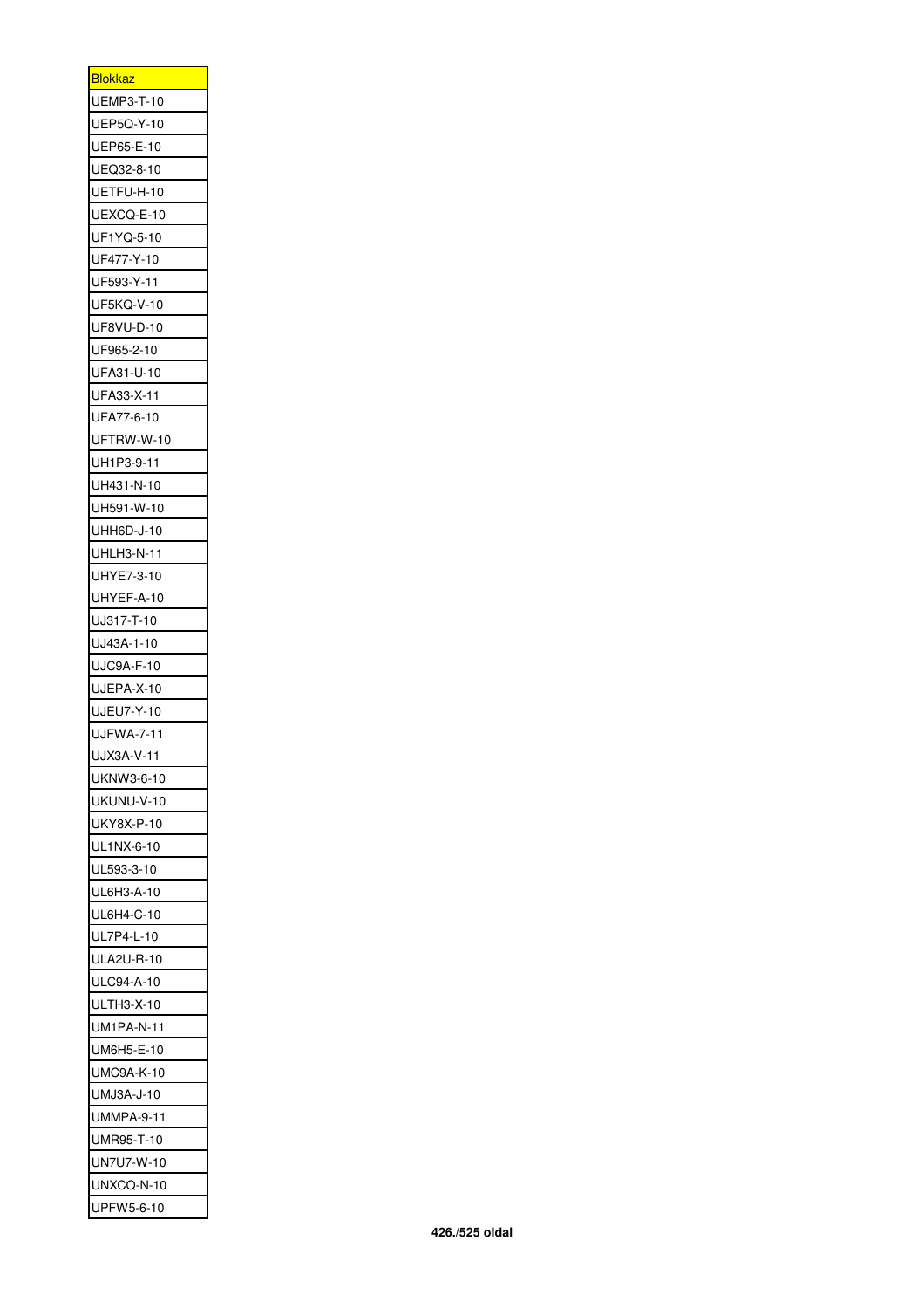| Blokkaz |
|---|
| UEMP3-T-10 |
| UEP5Q-Y-10 |
| UEP65-E-10 |
| UEQ32-8-10 |
| UETFU-H-10 |
| UEXCQ-E-10 |
| UF1YQ-5-10 |
| UF477-Y-10 |
| UF593-Y-11 |
| UF5KQ-V-10 |
| UF8VU-D-10 |
| UF965-2-10 |
| UFA31-U-10 |
| UFA33-X-11 |
| UFA77-6-10 |
| UFTRW-W-10 |
| UH1P3-9-11 |
| UH431-N-10 |
| UH591-W-10 |
| UHH6D-J-10 |
| UHLH3-N-11 |
| UHYE7-3-10 |
| UHYEF-A-10 |
| UJ317-T-10 |
| UJ43A-1-10 |
| UJC9A-F-10 |
| UJEPA-X-10 |
| UJEU7-Y-10 |
| UJFWA-7-11 |
| UJX3A-V-11 |
| UKNW3-6-10 |
| UKUNU-V-10 |
| UKY8X-P-10 |
| UL1NX-6-10 |
| UL593-3-10 |
| UL6H3-A-10 |
| UL6H4-C-10 |
| UL7P4-L-10 |
| ULA2U-R-10 |
| ULC94-A-10 |
| ULTH3-X-10 |
| UM1PA-N-11 |
| UM6H5-E-10 |
| UMC9A-K-10 |
| UMJ3A-J-10 |
| UMMPA-9-11 |
| UMR95-T-10 |
| UN7U7-W-10 |
| UNXCQ-N-10 |
| UPFW5-6-10 |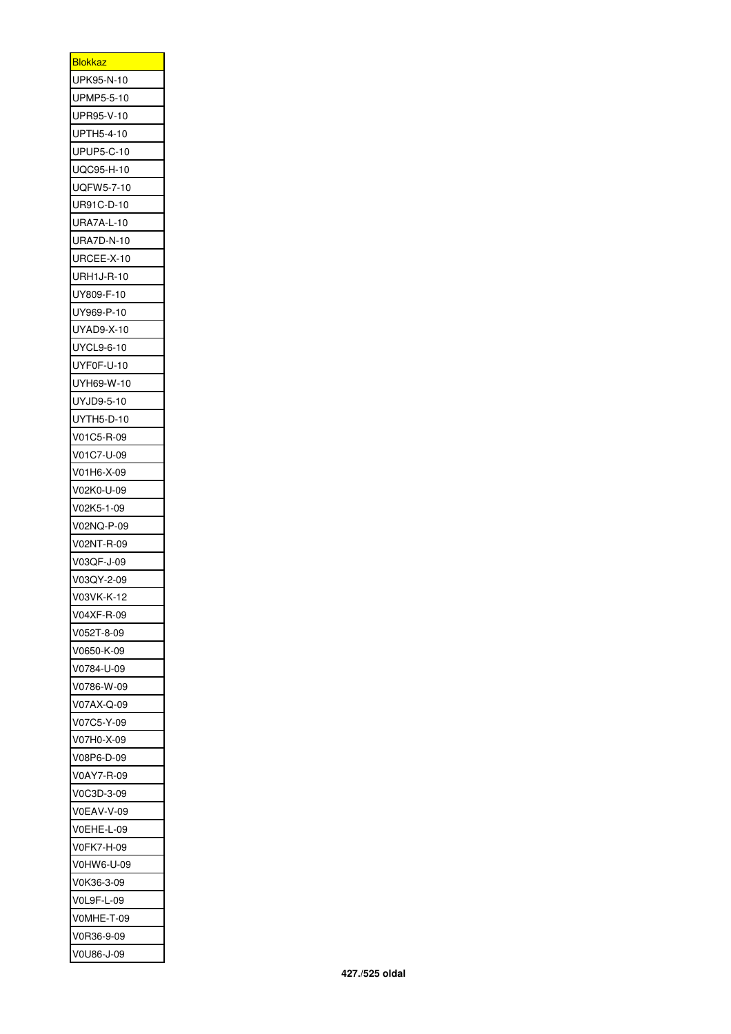| Blokkaz |
| --- |
| UPK95-N-10 |
| UPMP5-5-10 |
| UPR95-V-10 |
| UPTH5-4-10 |
| UPUP5-C-10 |
| UQC95-H-10 |
| UQFW5-7-10 |
| UR91C-D-10 |
| URA7A-L-10 |
| URA7D-N-10 |
| URCEE-X-10 |
| URH1J-R-10 |
| UY809-F-10 |
| UY969-P-10 |
| UYAD9-X-10 |
| UYCL9-6-10 |
| UYF0F-U-10 |
| UYH69-W-10 |
| UYJD9-5-10 |
| UYTH5-D-10 |
| V01C5-R-09 |
| V01C7-U-09 |
| V01H6-X-09 |
| V02K0-U-09 |
| V02K5-1-09 |
| V02NQ-P-09 |
| V02NT-R-09 |
| V03QF-J-09 |
| V03QY-2-09 |
| V03VK-K-12 |
| V04XF-R-09 |
| V052T-8-09 |
| V0650-K-09 |
| V0784-U-09 |
| V0786-W-09 |
| V07AX-Q-09 |
| V07C5-Y-09 |
| V07H0-X-09 |
| V08P6-D-09 |
| V0AY7-R-09 |
| V0C3D-3-09 |
| V0EAV-V-09 |
| V0EHE-L-09 |
| V0FK7-H-09 |
| V0HW6-U-09 |
| V0K36-3-09 |
| V0L9F-L-09 |
| V0MHE-T-09 |
| V0R36-9-09 |
| V0U86-J-09 |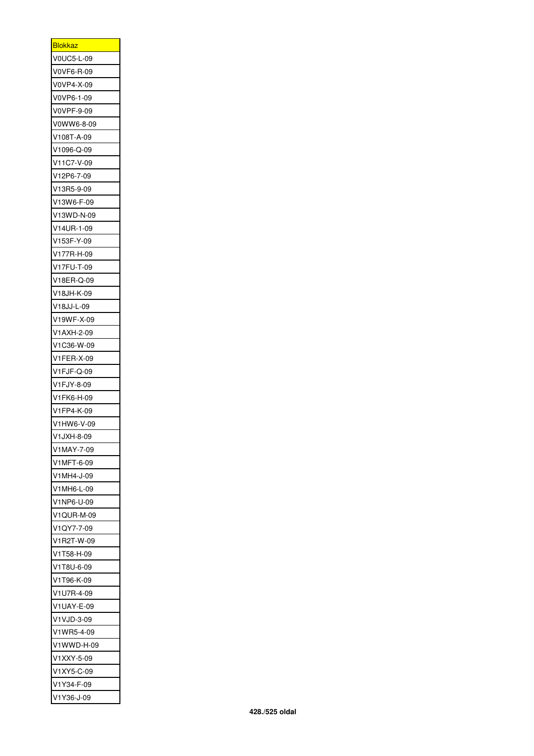| Blokkaz |
| --- |
| V0UC5-L-09 |
| V0VF6-R-09 |
| V0VP4-X-09 |
| V0VP6-1-09 |
| V0VPF-9-09 |
| V0WW6-8-09 |
| V108T-A-09 |
| V1096-Q-09 |
| V11C7-V-09 |
| V12P6-7-09 |
| V13R5-9-09 |
| V13W6-F-09 |
| V13WD-N-09 |
| V14UR-1-09 |
| V153F-Y-09 |
| V177R-H-09 |
| V17FU-T-09 |
| V18ER-Q-09 |
| V18JH-K-09 |
| V18JJ-L-09 |
| V19WF-X-09 |
| V1AXH-2-09 |
| V1C36-W-09 |
| V1FER-X-09 |
| V1FJF-Q-09 |
| V1FJY-8-09 |
| V1FK6-H-09 |
| V1FP4-K-09 |
| V1HW6-V-09 |
| V1JXH-8-09 |
| V1MAY-7-09 |
| V1MFT-6-09 |
| V1MH4-J-09 |
| V1MH6-L-09 |
| V1NP6-U-09 |
| V1QUR-M-09 |
| V1QY7-7-09 |
| V1R2T-W-09 |
| V1T58-H-09 |
| V1T8U-6-09 |
| V1T96-K-09 |
| V1U7R-4-09 |
| V1UAY-E-09 |
| V1VJD-3-09 |
| V1WR5-4-09 |
| V1WWD-H-09 |
| V1XXY-5-09 |
| V1XY5-C-09 |
| V1Y34-F-09 |
| V1Y36-J-09 |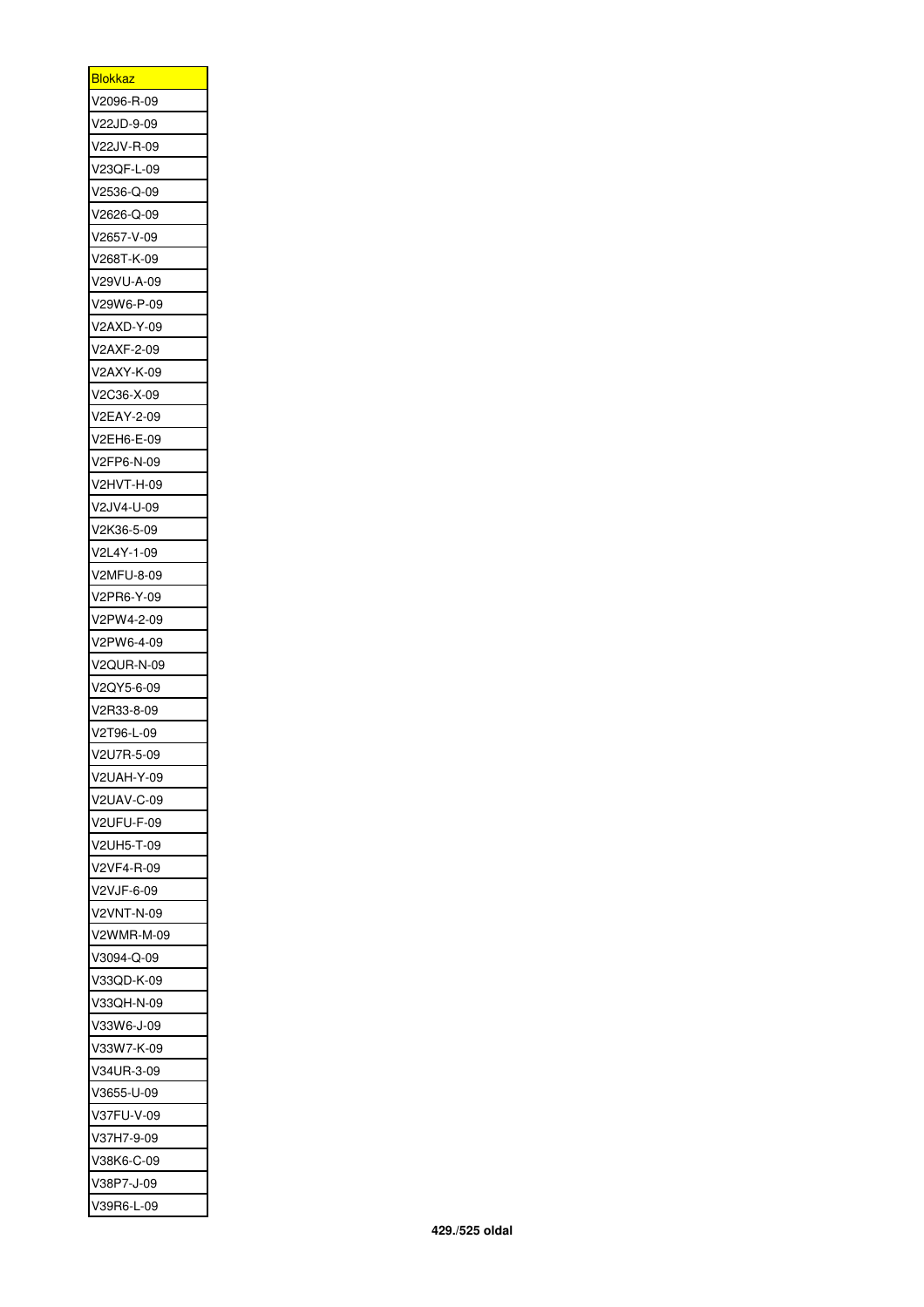| Blokkaz |
| --- |
| V2096-R-09 |
| V22JD-9-09 |
| V22JV-R-09 |
| V23QF-L-09 |
| V2536-Q-09 |
| V2626-Q-09 |
| V2657-V-09 |
| V268T-K-09 |
| V29VU-A-09 |
| V29W6-P-09 |
| V2AXD-Y-09 |
| V2AXF-2-09 |
| V2AXY-K-09 |
| V2C36-X-09 |
| V2EAY-2-09 |
| V2EH6-E-09 |
| V2FP6-N-09 |
| V2HVT-H-09 |
| V2JV4-U-09 |
| V2K36-5-09 |
| V2L4Y-1-09 |
| V2MFU-8-09 |
| V2PR6-Y-09 |
| V2PW4-2-09 |
| V2PW6-4-09 |
| V2QUR-N-09 |
| V2QY5-6-09 |
| V2R33-8-09 |
| V2T96-L-09 |
| V2U7R-5-09 |
| V2UAH-Y-09 |
| V2UAV-C-09 |
| V2UFU-F-09 |
| V2UH5-T-09 |
| V2VF4-R-09 |
| V2VJF-6-09 |
| V2VNT-N-09 |
| V2WMR-M-09 |
| V3094-Q-09 |
| V33QD-K-09 |
| V33QH-N-09 |
| V33W6-J-09 |
| V33W7-K-09 |
| V34UR-3-09 |
| V3655-U-09 |
| V37FU-V-09 |
| V37H7-9-09 |
| V38K6-C-09 |
| V38P7-J-09 |
| V39R6-L-09 |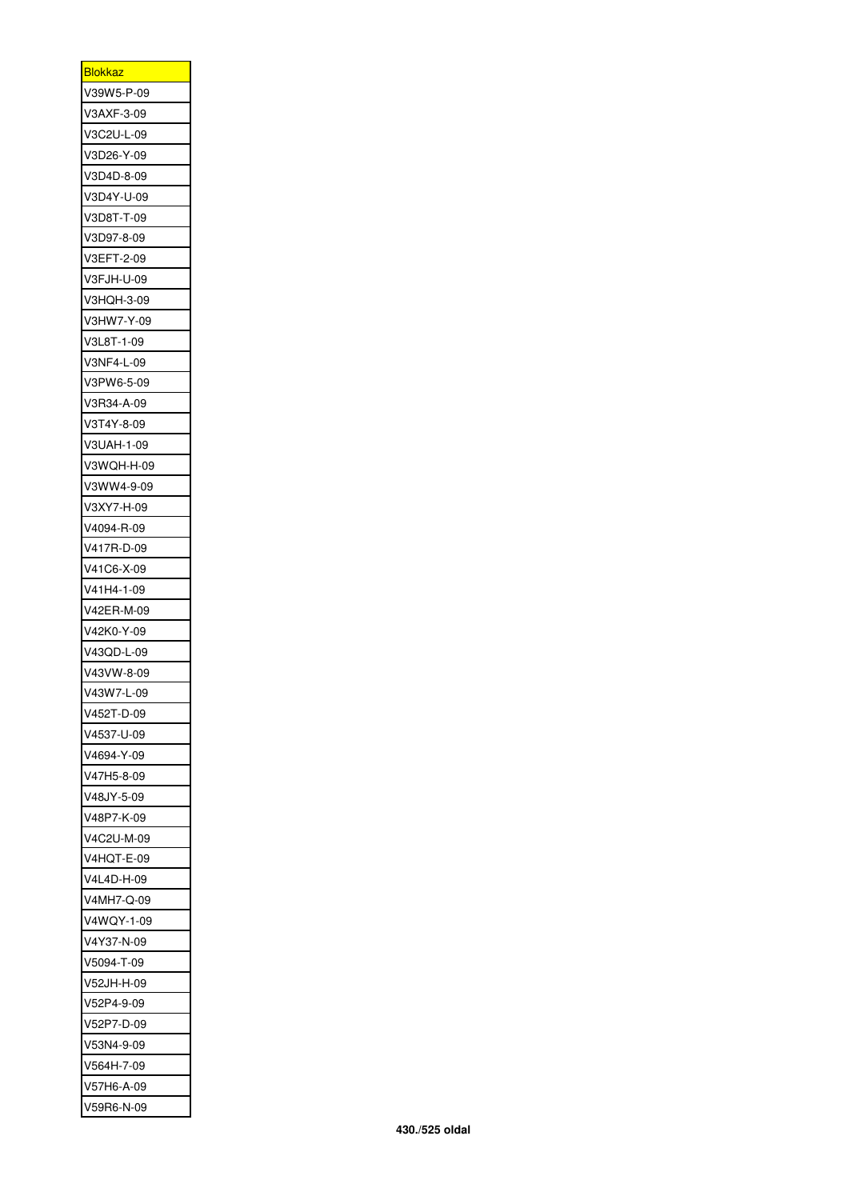| Blokkaz |
|---|
| V39W5-P-09 |
| V3AXF-3-09 |
| V3C2U-L-09 |
| V3D26-Y-09 |
| V3D4D-8-09 |
| V3D4Y-U-09 |
| V3D8T-T-09 |
| V3D97-8-09 |
| V3EFT-2-09 |
| V3FJH-U-09 |
| V3HQH-3-09 |
| V3HW7-Y-09 |
| V3L8T-1-09 |
| V3NF4-L-09 |
| V3PW6-5-09 |
| V3R34-A-09 |
| V3T4Y-8-09 |
| V3UAH-1-09 |
| V3WQH-H-09 |
| V3WW4-9-09 |
| V3XY7-H-09 |
| V4094-R-09 |
| V417R-D-09 |
| V41C6-X-09 |
| V41H4-1-09 |
| V42ER-M-09 |
| V42K0-Y-09 |
| V43QD-L-09 |
| V43VW-8-09 |
| V43W7-L-09 |
| V452T-D-09 |
| V4537-U-09 |
| V4694-Y-09 |
| V47H5-8-09 |
| V48JY-5-09 |
| V48P7-K-09 |
| V4C2U-M-09 |
| V4HQT-E-09 |
| V4L4D-H-09 |
| V4MH7-Q-09 |
| V4WQY-1-09 |
| V4Y37-N-09 |
| V5094-T-09 |
| V52JH-H-09 |
| V52P4-9-09 |
| V52P7-D-09 |
| V53N4-9-09 |
| V564H-7-09 |
| V57H6-A-09 |
| V59R6-N-09 |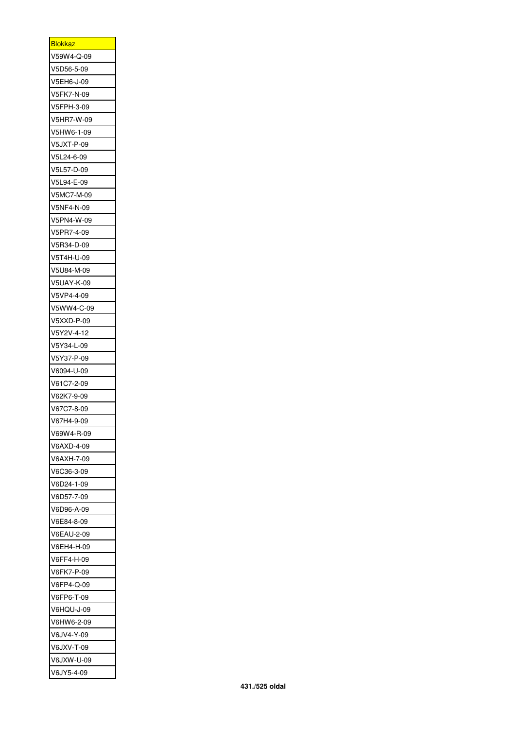| Blokkaz |
|---|
| V59W4-Q-09 |
| V5D56-5-09 |
| V5EH6-J-09 |
| V5FK7-N-09 |
| V5FPH-3-09 |
| V5HR7-W-09 |
| V5HW6-1-09 |
| V5JXT-P-09 |
| V5L24-6-09 |
| V5L57-D-09 |
| V5L94-E-09 |
| V5MC7-M-09 |
| V5NF4-N-09 |
| V5PN4-W-09 |
| V5PR7-4-09 |
| V5R34-D-09 |
| V5T4H-U-09 |
| V5U84-M-09 |
| V5UAY-K-09 |
| V5VP4-4-09 |
| V5WW4-C-09 |
| V5XXD-P-09 |
| V5Y2V-4-12 |
| V5Y34-L-09 |
| V5Y37-P-09 |
| V6094-U-09 |
| V61C7-2-09 |
| V62K7-9-09 |
| V67C7-8-09 |
| V67H4-9-09 |
| V69W4-R-09 |
| V6AXD-4-09 |
| V6AXH-7-09 |
| V6C36-3-09 |
| V6D24-1-09 |
| V6D57-7-09 |
| V6D96-A-09 |
| V6E84-8-09 |
| V6EAU-2-09 |
| V6EH4-H-09 |
| V6FF4-H-09 |
| V6FK7-P-09 |
| V6FP4-Q-09 |
| V6FP6-T-09 |
| V6HQU-J-09 |
| V6HW6-2-09 |
| V6JV4-Y-09 |
| V6JXV-T-09 |
| V6JXW-U-09 |
| V6JY5-4-09 |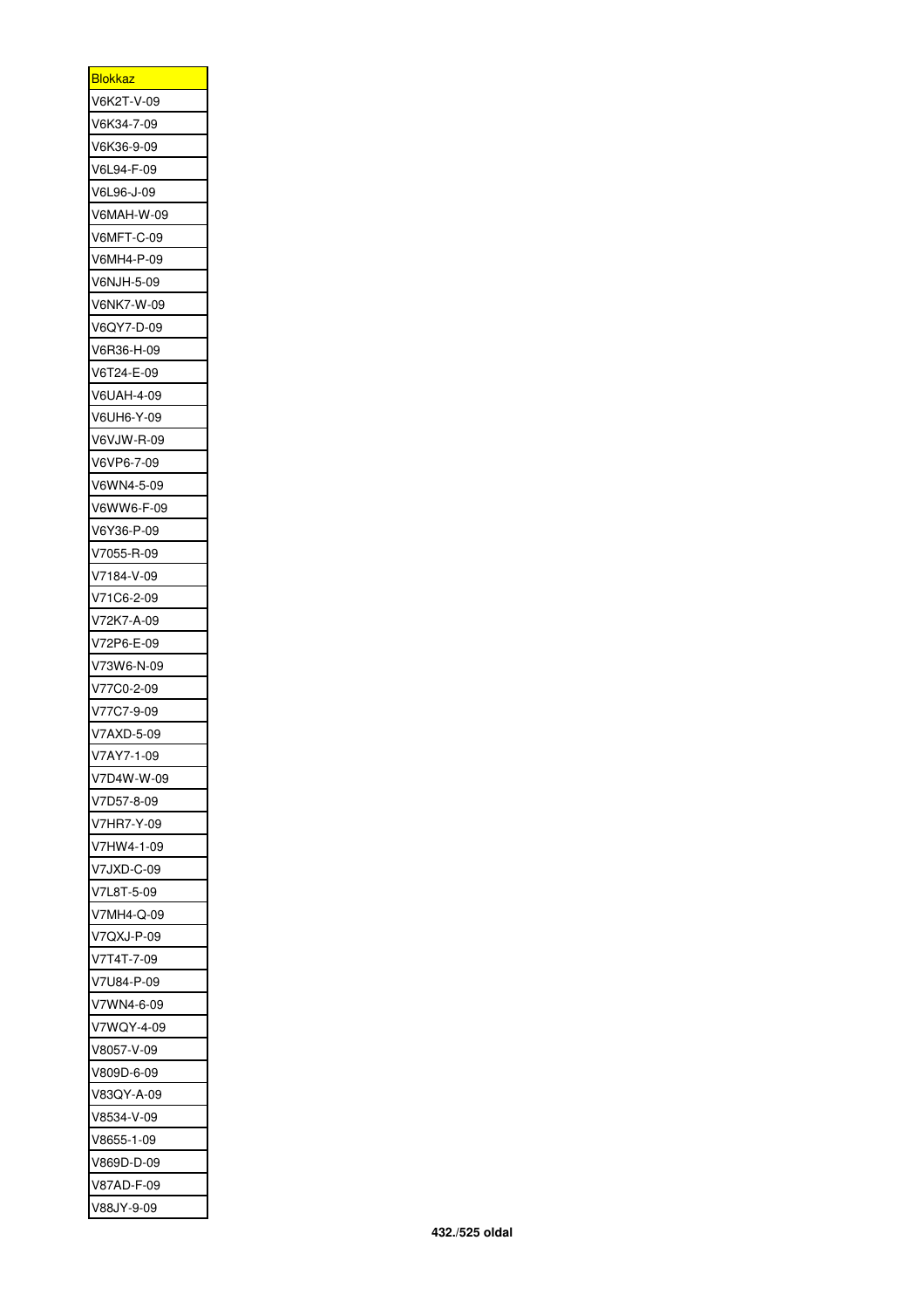| Blokkaz |
| --- |
| V6K2T-V-09 |
| V6K34-7-09 |
| V6K36-9-09 |
| V6L94-F-09 |
| V6L96-J-09 |
| V6MAH-W-09 |
| V6MFT-C-09 |
| V6MH4-P-09 |
| V6NJH-5-09 |
| V6NK7-W-09 |
| V6QY7-D-09 |
| V6R36-H-09 |
| V6T24-E-09 |
| V6UAH-4-09 |
| V6UH6-Y-09 |
| V6VJW-R-09 |
| V6VP6-7-09 |
| V6WN4-5-09 |
| V6WW6-F-09 |
| V6Y36-P-09 |
| V7055-R-09 |
| V7184-V-09 |
| V71C6-2-09 |
| V72K7-A-09 |
| V72P6-E-09 |
| V73W6-N-09 |
| V77C0-2-09 |
| V77C7-9-09 |
| V7AXD-5-09 |
| V7AY7-1-09 |
| V7D4W-W-09 |
| V7D57-8-09 |
| V7HR7-Y-09 |
| V7HW4-1-09 |
| V7JXD-C-09 |
| V7L8T-5-09 |
| V7MH4-Q-09 |
| V7QXJ-P-09 |
| V7T4T-7-09 |
| V7U84-P-09 |
| V7WN4-6-09 |
| V7WQY-4-09 |
| V8057-V-09 |
| V809D-6-09 |
| V83QY-A-09 |
| V8534-V-09 |
| V8655-1-09 |
| V869D-D-09 |
| V87AD-F-09 |
| V88JY-9-09 |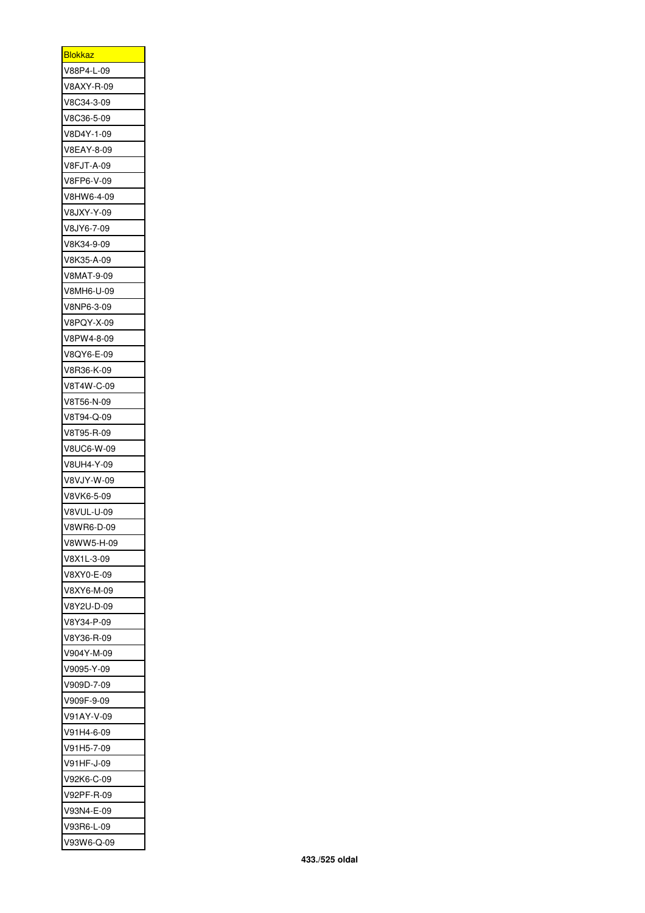| Blokkaz |
| --- |
| V88P4-L-09 |
| V8AXY-R-09 |
| V8C34-3-09 |
| V8C36-5-09 |
| V8D4Y-1-09 |
| V8EAY-8-09 |
| V8FJT-A-09 |
| V8FP6-V-09 |
| V8HW6-4-09 |
| V8JXY-Y-09 |
| V8JY6-7-09 |
| V8K34-9-09 |
| V8K35-A-09 |
| V8MAT-9-09 |
| V8MH6-U-09 |
| V8NP6-3-09 |
| V8PQY-X-09 |
| V8PW4-8-09 |
| V8QY6-E-09 |
| V8R36-K-09 |
| V8T4W-C-09 |
| V8T56-N-09 |
| V8T94-Q-09 |
| V8T95-R-09 |
| V8UC6-W-09 |
| V8UH4-Y-09 |
| V8VJY-W-09 |
| V8VK6-5-09 |
| V8VUL-U-09 |
| V8WR6-D-09 |
| V8WW5-H-09 |
| V8X1L-3-09 |
| V8XY0-E-09 |
| V8XY6-M-09 |
| V8Y2U-D-09 |
| V8Y34-P-09 |
| V8Y36-R-09 |
| V904Y-M-09 |
| V9095-Y-09 |
| V909D-7-09 |
| V909F-9-09 |
| V91AY-V-09 |
| V91H4-6-09 |
| V91H5-7-09 |
| V91HF-J-09 |
| V92K6-C-09 |
| V92PF-R-09 |
| V93N4-E-09 |
| V93R6-L-09 |
| V93W6-Q-09 |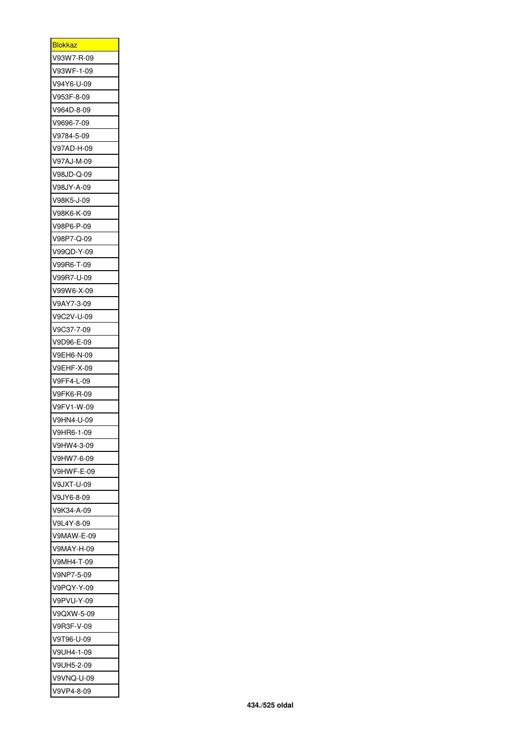| Blokkaz |
|---|
| V93W7-R-09 |
| V93WF-1-09 |
| V94Y6-U-09 |
| V953F-8-09 |
| V964D-8-09 |
| V9696-7-09 |
| V9784-5-09 |
| V97AD-H-09 |
| V97AJ-M-09 |
| V98JD-Q-09 |
| V98JY-A-09 |
| V98K5-J-09 |
| V98K6-K-09 |
| V98P6-P-09 |
| V98P7-Q-09 |
| V99QD-Y-09 |
| V99R6-T-09 |
| V99R7-U-09 |
| V99W6-X-09 |
| V9AY7-3-09 |
| V9C2V-U-09 |
| V9C37-7-09 |
| V9D96-E-09 |
| V9EH6-N-09 |
| V9EHF-X-09 |
| V9FF4-L-09 |
| V9FK6-R-09 |
| V9FV1-W-09 |
| V9HN4-U-09 |
| V9HR6-1-09 |
| V9HW4-3-09 |
| V9HW7-6-09 |
| V9HWF-E-09 |
| V9JXT-U-09 |
| V9JY6-8-09 |
| V9K34-A-09 |
| V9L4Y-8-09 |
| V9MAW-E-09 |
| V9MAY-H-09 |
| V9MH4-T-09 |
| V9NP7-5-09 |
| V9PQY-Y-09 |
| V9PVU-Y-09 |
| V9QXW-5-09 |
| V9R3F-V-09 |
| V9T96-U-09 |
| V9UH4-1-09 |
| V9UH5-2-09 |
| V9VNQ-U-09 |
| V9VP4-8-09 |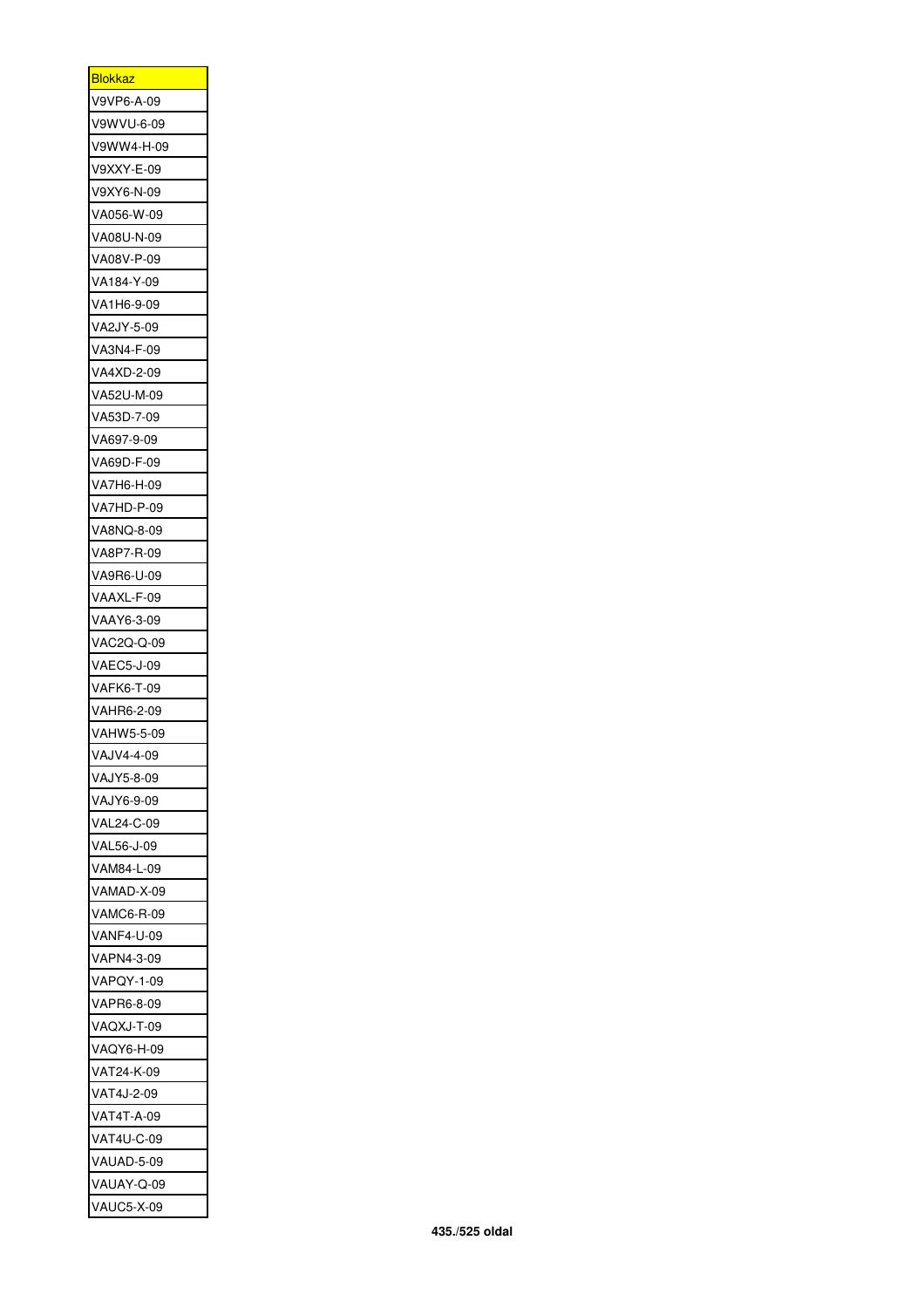| Blokkaz |
| --- |
| V9VP6-A-09 |
| V9WVU-6-09 |
| V9WW4-H-09 |
| V9XXY-E-09 |
| V9XY6-N-09 |
| VA056-W-09 |
| VA08U-N-09 |
| VA08V-P-09 |
| VA184-Y-09 |
| VA1H6-9-09 |
| VA2JY-5-09 |
| VA3N4-F-09 |
| VA4XD-2-09 |
| VA52U-M-09 |
| VA53D-7-09 |
| VA697-9-09 |
| VA69D-F-09 |
| VA7H6-H-09 |
| VA7HD-P-09 |
| VA8NQ-8-09 |
| VA8P7-R-09 |
| VA9R6-U-09 |
| VAAXL-F-09 |
| VAAY6-3-09 |
| VAC2Q-Q-09 |
| VAEC5-J-09 |
| VAFK6-T-09 |
| VAHR6-2-09 |
| VAHW5-5-09 |
| VAJV4-4-09 |
| VAJY5-8-09 |
| VAJY6-9-09 |
| VAL24-C-09 |
| VAL56-J-09 |
| VAM84-L-09 |
| VAMAD-X-09 |
| VAMC6-R-09 |
| VANF4-U-09 |
| VAPN4-3-09 |
| VAPQY-1-09 |
| VAPR6-8-09 |
| VAQXJ-T-09 |
| VAQY6-H-09 |
| VAT24-K-09 |
| VAT4J-2-09 |
| VAT4T-A-09 |
| VAT4U-C-09 |
| VAUAD-5-09 |
| VAUAY-Q-09 |
| VAUC5-X-09 |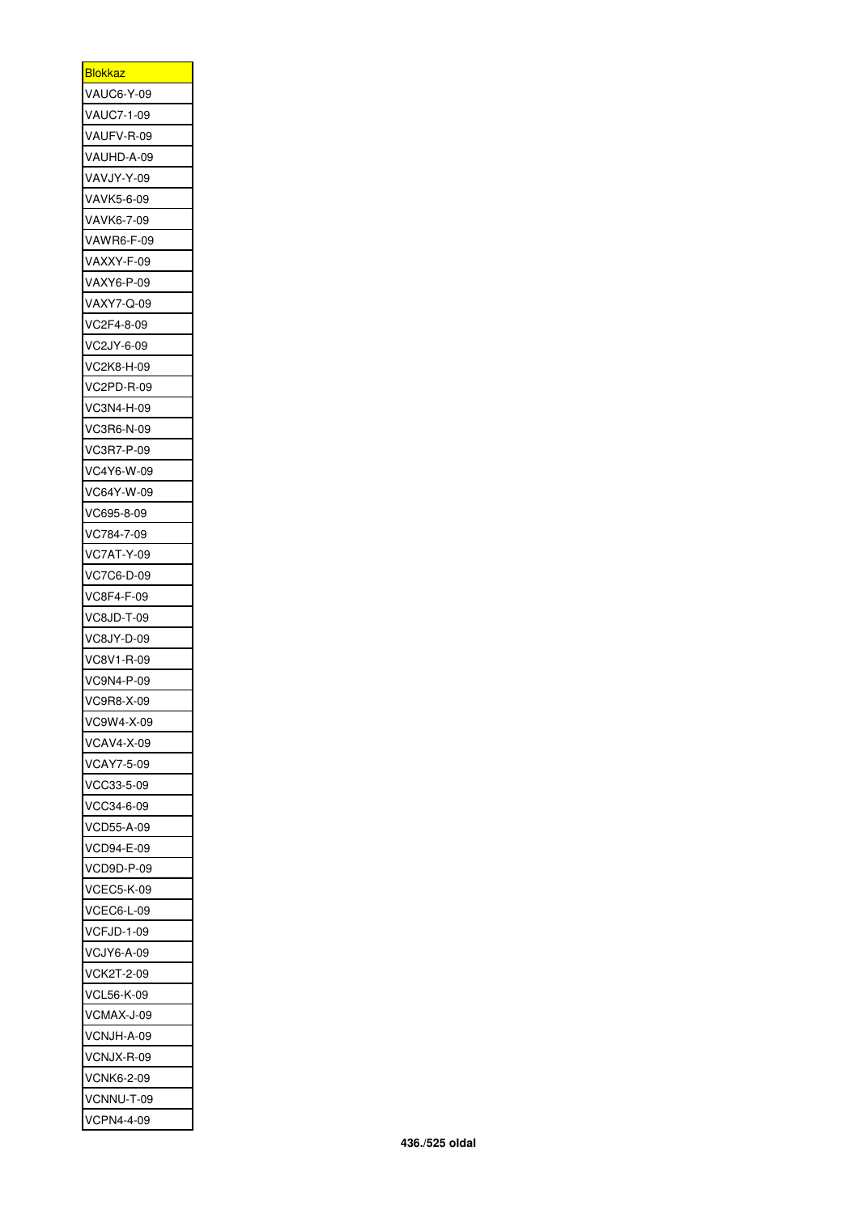| Blokkaz |
| --- |
| VAUC6-Y-09 |
| VAUC7-1-09 |
| VAUFV-R-09 |
| VAUHD-A-09 |
| VAVJY-Y-09 |
| VAVK5-6-09 |
| VAVK6-7-09 |
| VAWR6-F-09 |
| VAXXY-F-09 |
| VAXY6-P-09 |
| VAXY7-Q-09 |
| VC2F4-8-09 |
| VC2JY-6-09 |
| VC2K8-H-09 |
| VC2PD-R-09 |
| VC3N4-H-09 |
| VC3R6-N-09 |
| VC3R7-P-09 |
| VC4Y6-W-09 |
| VC64Y-W-09 |
| VC695-8-09 |
| VC784-7-09 |
| VC7AT-Y-09 |
| VC7C6-D-09 |
| VC8F4-F-09 |
| VC8JD-T-09 |
| VC8JY-D-09 |
| VC8V1-R-09 |
| VC9N4-P-09 |
| VC9R8-X-09 |
| VC9W4-X-09 |
| VCAV4-X-09 |
| VCAY7-5-09 |
| VCC33-5-09 |
| VCC34-6-09 |
| VCD55-A-09 |
| VCD94-E-09 |
| VCD9D-P-09 |
| VCEC5-K-09 |
| VCEC6-L-09 |
| VCFJD-1-09 |
| VCJY6-A-09 |
| VCK2T-2-09 |
| VCL56-K-09 |
| VCMAX-J-09 |
| VCNJH-A-09 |
| VCNJX-R-09 |
| VCNK6-2-09 |
| VCNNU-T-09 |
| VCPN4-4-09 |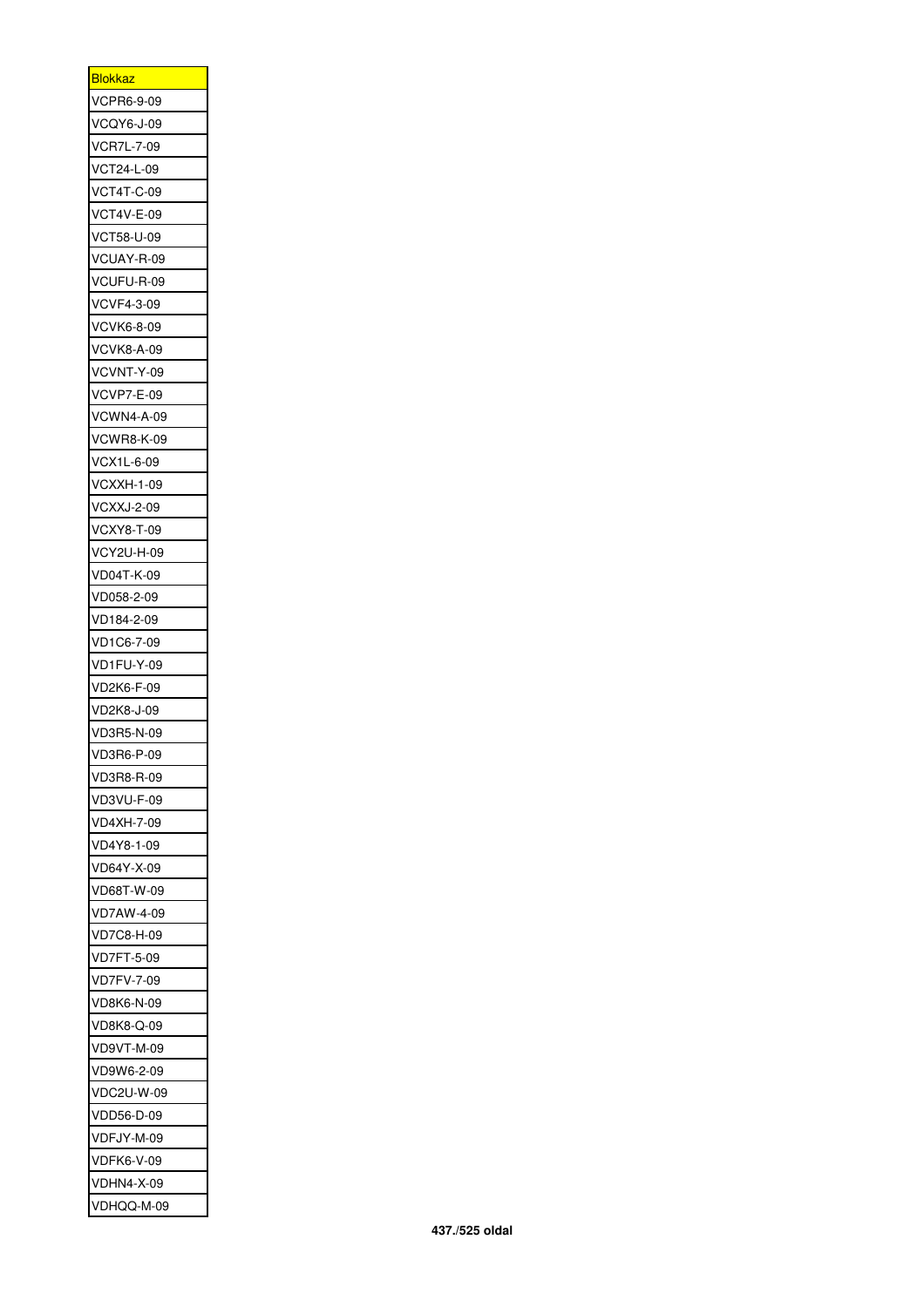| Blokkaz |
|---|
| VCPR6-9-09 |
| VCQY6-J-09 |
| VCR7L-7-09 |
| VCT24-L-09 |
| VCT4T-C-09 |
| VCT4V-E-09 |
| VCT58-U-09 |
| VCUAY-R-09 |
| VCUFU-R-09 |
| VCVF4-3-09 |
| VCVK6-8-09 |
| VCVK8-A-09 |
| VCVNT-Y-09 |
| VCVP7-E-09 |
| VCWN4-A-09 |
| VCWR8-K-09 |
| VCX1L-6-09 |
| VCXXH-1-09 |
| VCXXJ-2-09 |
| VCXY8-T-09 |
| VCY2U-H-09 |
| VD04T-K-09 |
| VD058-2-09 |
| VD184-2-09 |
| VD1C6-7-09 |
| VD1FU-Y-09 |
| VD2K6-F-09 |
| VD2K8-J-09 |
| VD3R5-N-09 |
| VD3R6-P-09 |
| VD3R8-R-09 |
| VD3VU-F-09 |
| VD4XH-7-09 |
| VD4Y8-1-09 |
| VD64Y-X-09 |
| VD68T-W-09 |
| VD7AW-4-09 |
| VD7C8-H-09 |
| VD7FT-5-09 |
| VD7FV-7-09 |
| VD8K6-N-09 |
| VD8K8-Q-09 |
| VD9VT-M-09 |
| VD9W6-2-09 |
| VDC2U-W-09 |
| VDD56-D-09 |
| VDFJY-M-09 |
| VDFK6-V-09 |
| VDHN4-X-09 |
| VDHQQ-M-09 |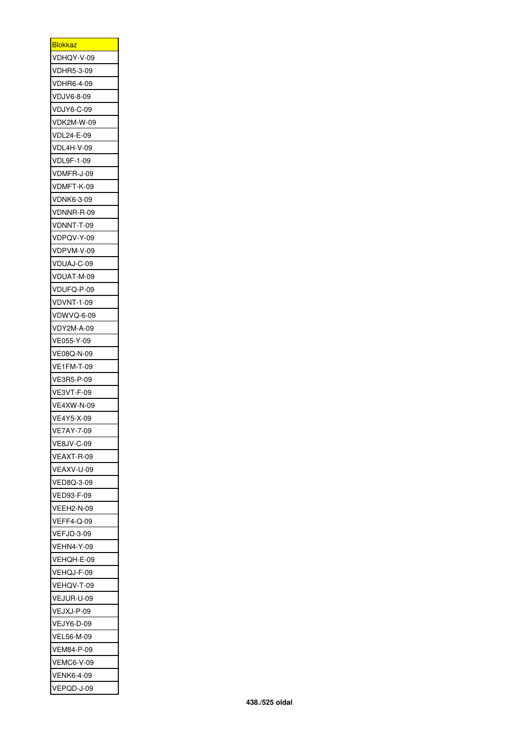| Blokkaz |
|---|
| VDHQY-V-09 |
| VDHR5-3-09 |
| VDHR6-4-09 |
| VDJV6-8-09 |
| VDJY6-C-09 |
| VDK2M-W-09 |
| VDL24-E-09 |
| VDL4H-V-09 |
| VDL9F-1-09 |
| VDMFR-J-09 |
| VDMFT-K-09 |
| VDNK6-3-09 |
| VDNNR-R-09 |
| VDNNT-T-09 |
| VDPQV-Y-09 |
| VDPVM-V-09 |
| VDUAJ-C-09 |
| VDUAT-M-09 |
| VDUFQ-P-09 |
| VDVNT-1-09 |
| VDWVQ-6-09 |
| VDY2M-A-09 |
| VE055-Y-09 |
| VE08Q-N-09 |
| VE1FM-T-09 |
| VE3R5-P-09 |
| VE3VT-F-09 |
| VE4XW-N-09 |
| VE4Y5-X-09 |
| VE7AY-7-09 |
| VE8JV-C-09 |
| VEAXT-R-09 |
| VEAXV-U-09 |
| VED8Q-3-09 |
| VED93-F-09 |
| VEEH2-N-09 |
| VEFF4-Q-09 |
| VEFJD-3-09 |
| VEHN4-Y-09 |
| VEHQH-E-09 |
| VEHQJ-F-09 |
| VEHQV-T-09 |
| VEJUR-U-09 |
| VEJXJ-P-09 |
| VEJY6-D-09 |
| VEL56-M-09 |
| VEM84-P-09 |
| VEMC6-V-09 |
| VENK6-4-09 |
| VEPQD-J-09 |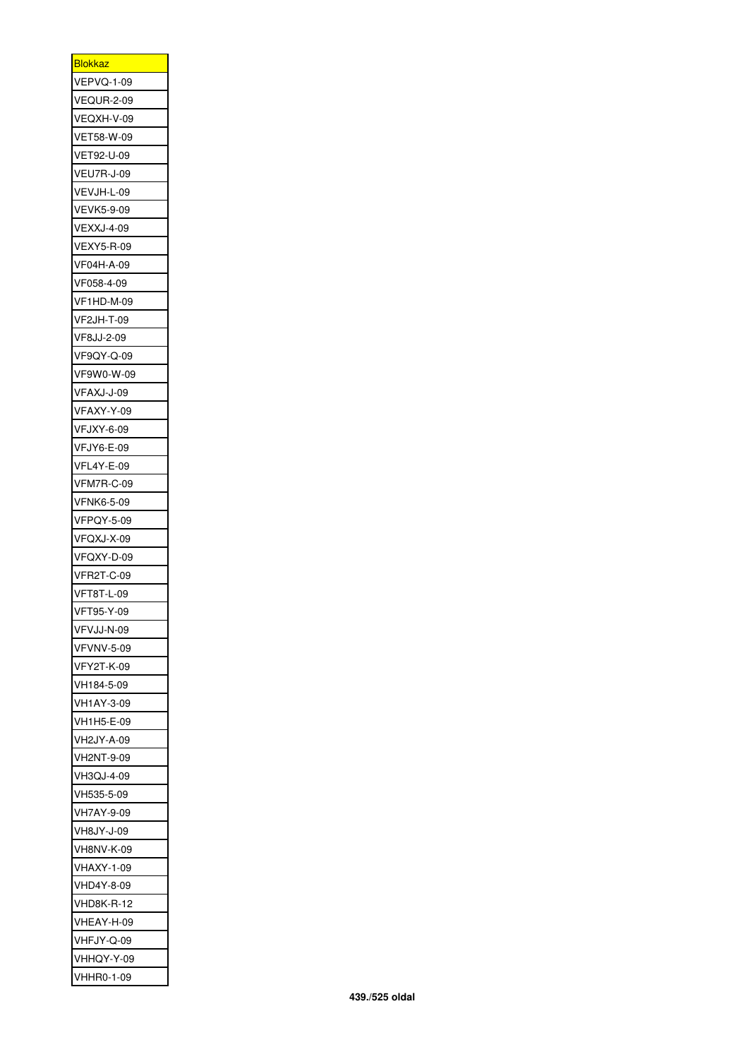| Blokkaz |
| --- |
| VEPVQ-1-09 |
| VEQUR-2-09 |
| VEQXH-V-09 |
| VET58-W-09 |
| VET92-U-09 |
| VEU7R-J-09 |
| VEVJH-L-09 |
| VEVK5-9-09 |
| VEXXJ-4-09 |
| VEXY5-R-09 |
| VF04H-A-09 |
| VF058-4-09 |
| VF1HD-M-09 |
| VF2JH-T-09 |
| VF8JJ-2-09 |
| VF9QY-Q-09 |
| VF9W0-W-09 |
| VFAXJ-J-09 |
| VFAXY-Y-09 |
| VFJXY-6-09 |
| VFJY6-E-09 |
| VFL4Y-E-09 |
| VFM7R-C-09 |
| VFNK6-5-09 |
| VFPQY-5-09 |
| VFQXJ-X-09 |
| VFQXY-D-09 |
| VFR2T-C-09 |
| VFT8T-L-09 |
| VFT95-Y-09 |
| VFVJJ-N-09 |
| VFVNV-5-09 |
| VFY2T-K-09 |
| VH184-5-09 |
| VH1AY-3-09 |
| VH1H5-E-09 |
| VH2JY-A-09 |
| VH2NT-9-09 |
| VH3QJ-4-09 |
| VH535-5-09 |
| VH7AY-9-09 |
| VH8JY-J-09 |
| VH8NV-K-09 |
| VHAXY-1-09 |
| VHD4Y-8-09 |
| VHD8K-R-12 |
| VHEAY-H-09 |
| VHFJY-Q-09 |
| VHHQY-Y-09 |
| VHHR0-1-09 |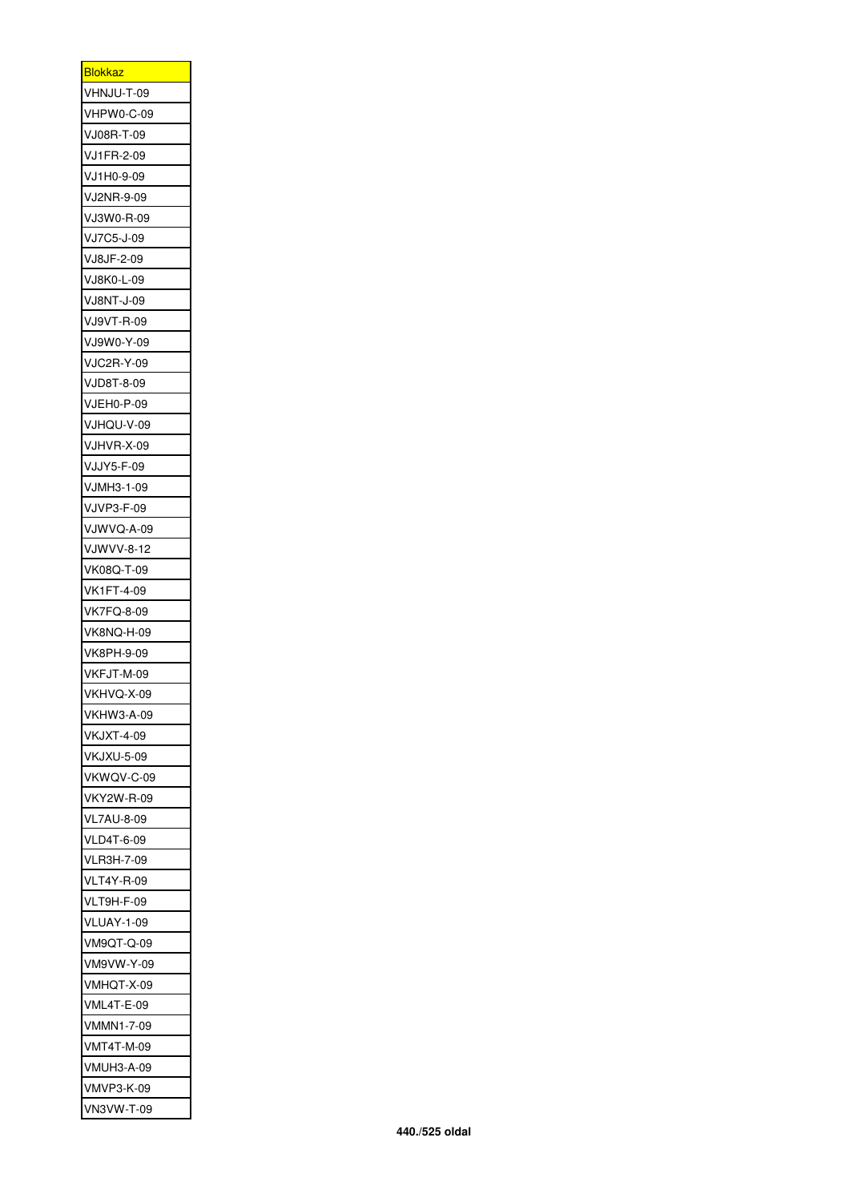| Blokkaz |
| --- |
| VHNJU-T-09 |
| VHPW0-C-09 |
| VJ08R-T-09 |
| VJ1FR-2-09 |
| VJ1H0-9-09 |
| VJ2NR-9-09 |
| VJ3W0-R-09 |
| VJ7C5-J-09 |
| VJ8JF-2-09 |
| VJ8K0-L-09 |
| VJ8NT-J-09 |
| VJ9VT-R-09 |
| VJ9W0-Y-09 |
| VJC2R-Y-09 |
| VJD8T-8-09 |
| VJEH0-P-09 |
| VJHQU-V-09 |
| VJHVR-X-09 |
| VJJY5-F-09 |
| VJMH3-1-09 |
| VJVP3-F-09 |
| VJWVQ-A-09 |
| VJWVV-8-12 |
| VK08Q-T-09 |
| VK1FT-4-09 |
| VK7FQ-8-09 |
| VK8NQ-H-09 |
| VK8PH-9-09 |
| VKFJT-M-09 |
| VKHVQ-X-09 |
| VKHW3-A-09 |
| VKJXT-4-09 |
| VKJXU-5-09 |
| VKWQV-C-09 |
| VKY2W-R-09 |
| VL7AU-8-09 |
| VLD4T-6-09 |
| VLR3H-7-09 |
| VLT4Y-R-09 |
| VLT9H-F-09 |
| VLUAY-1-09 |
| VM9QT-Q-09 |
| VM9VW-Y-09 |
| VMHQT-X-09 |
| VML4T-E-09 |
| VMMN1-7-09 |
| VMT4T-M-09 |
| VMUH3-A-09 |
| VMVP3-K-09 |
| VN3VW-T-09 |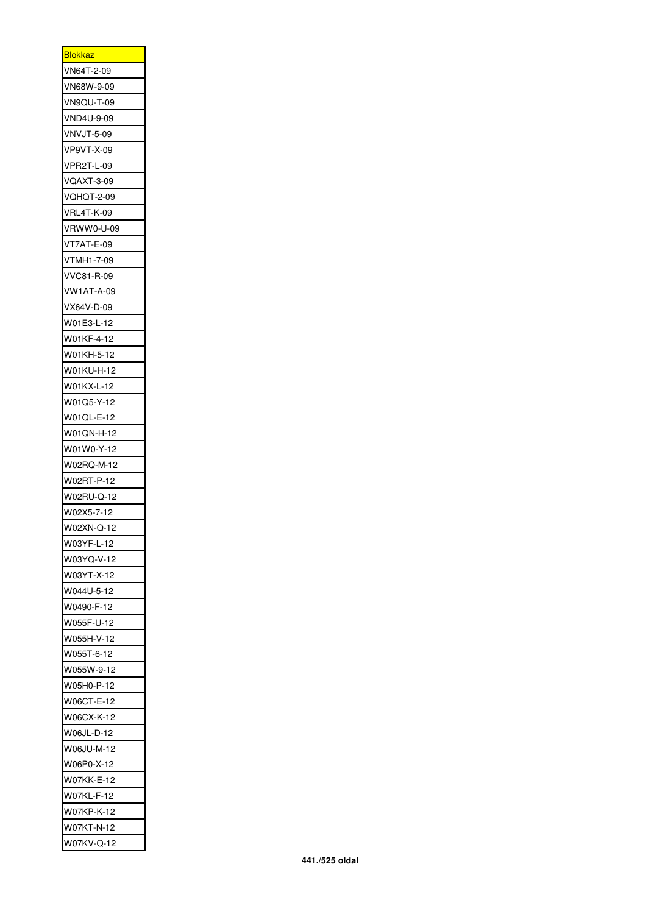| Blokkaz |
| --- |
| VN64T-2-09 |
| VN68W-9-09 |
| VN9QU-T-09 |
| VND4U-9-09 |
| VNVJT-5-09 |
| VP9VT-X-09 |
| VPR2T-L-09 |
| VQAXT-3-09 |
| VQHQT-2-09 |
| VRL4T-K-09 |
| VRWW0-U-09 |
| VT7AT-E-09 |
| VTMH1-7-09 |
| VVC81-R-09 |
| VW1AT-A-09 |
| VX64V-D-09 |
| W01E3-L-12 |
| W01KF-4-12 |
| W01KH-5-12 |
| W01KU-H-12 |
| W01KX-L-12 |
| W01Q5-Y-12 |
| W01QL-E-12 |
| W01QN-H-12 |
| W01W0-Y-12 |
| W02RQ-M-12 |
| W02RT-P-12 |
| W02RU-Q-12 |
| W02X5-7-12 |
| W02XN-Q-12 |
| W03YF-L-12 |
| W03YQ-V-12 |
| W03YT-X-12 |
| W044U-5-12 |
| W0490-F-12 |
| W055F-U-12 |
| W055H-V-12 |
| W055T-6-12 |
| W055W-9-12 |
| W05H0-P-12 |
| W06CT-E-12 |
| W06CX-K-12 |
| W06JL-D-12 |
| W06JU-M-12 |
| W06P0-X-12 |
| W07KK-E-12 |
| W07KL-F-12 |
| W07KP-K-12 |
| W07KT-N-12 |
| W07KV-Q-12 |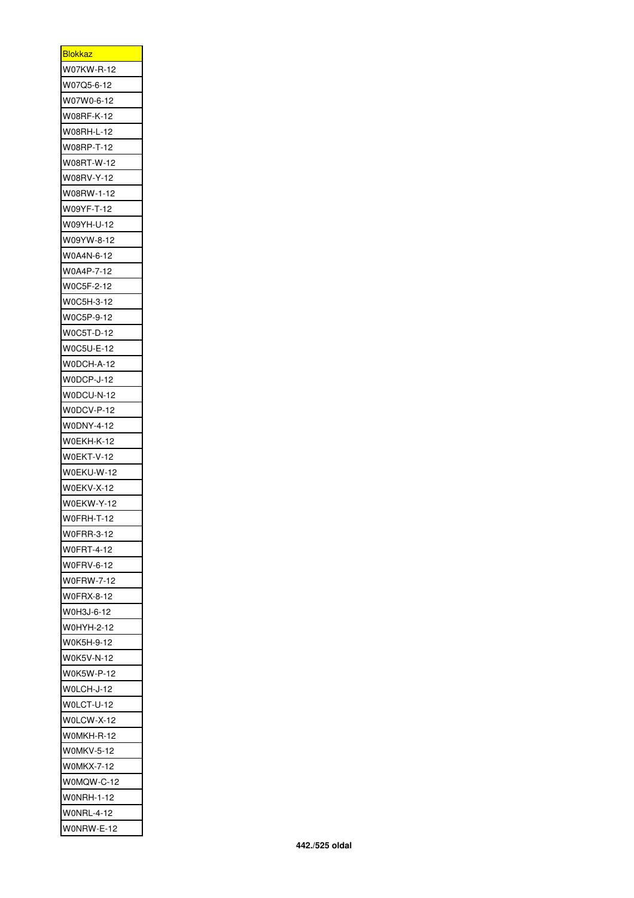| Blokkaz |
| --- |
| W07KW-R-12 |
| W07Q5-6-12 |
| W07W0-6-12 |
| W08RF-K-12 |
| W08RH-L-12 |
| W08RP-T-12 |
| W08RT-W-12 |
| W08RV-Y-12 |
| W08RW-1-12 |
| W09YF-T-12 |
| W09YH-U-12 |
| W09YW-8-12 |
| W0A4N-6-12 |
| W0A4P-7-12 |
| W0C5F-2-12 |
| W0C5H-3-12 |
| W0C5P-9-12 |
| W0C5T-D-12 |
| W0C5U-E-12 |
| W0DCH-A-12 |
| W0DCP-J-12 |
| W0DCU-N-12 |
| W0DCV-P-12 |
| W0DNY-4-12 |
| W0EKH-K-12 |
| W0EKT-V-12 |
| W0EKU-W-12 |
| W0EKV-X-12 |
| W0EKW-Y-12 |
| W0FRH-T-12 |
| W0FRR-3-12 |
| W0FRT-4-12 |
| W0FRV-6-12 |
| W0FRW-7-12 |
| W0FRX-8-12 |
| W0H3J-6-12 |
| W0HYH-2-12 |
| W0K5H-9-12 |
| W0K5V-N-12 |
| W0K5W-P-12 |
| W0LCH-J-12 |
| W0LCT-U-12 |
| W0LCW-X-12 |
| W0MKH-R-12 |
| W0MKV-5-12 |
| W0MKX-7-12 |
| W0MQW-C-12 |
| W0NRH-1-12 |
| W0NRL-4-12 |
| W0NRW-E-12 |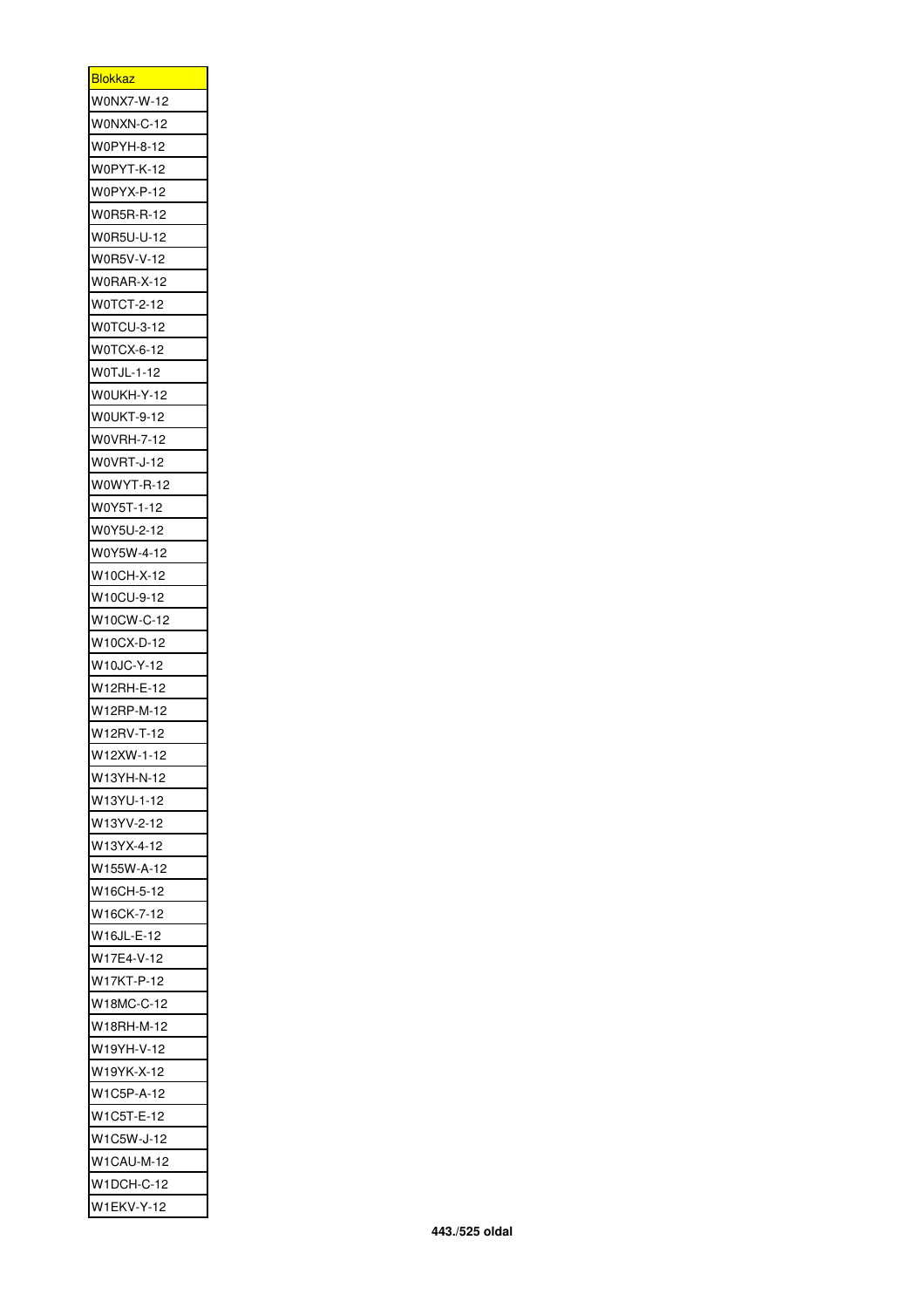| Blokkaz |
|---|
| W0NX7-W-12 |
| W0NXN-C-12 |
| W0PYH-8-12 |
| W0PYT-K-12 |
| W0PYX-P-12 |
| W0R5R-R-12 |
| W0R5U-U-12 |
| W0R5V-V-12 |
| W0RAR-X-12 |
| W0TCT-2-12 |
| W0TCU-3-12 |
| W0TCX-6-12 |
| W0TJL-1-12 |
| W0UKH-Y-12 |
| W0UKT-9-12 |
| W0VRH-7-12 |
| W0VRT-J-12 |
| W0WYT-R-12 |
| W0Y5T-1-12 |
| W0Y5U-2-12 |
| W0Y5W-4-12 |
| W10CH-X-12 |
| W10CU-9-12 |
| W10CW-C-12 |
| W10CX-D-12 |
| W10JC-Y-12 |
| W12RH-E-12 |
| W12RP-M-12 |
| W12RV-T-12 |
| W12XW-1-12 |
| W13YH-N-12 |
| W13YU-1-12 |
| W13YV-2-12 |
| W13YX-4-12 |
| W155W-A-12 |
| W16CH-5-12 |
| W16CK-7-12 |
| W16JL-E-12 |
| W17E4-V-12 |
| W17KT-P-12 |
| W18MC-C-12 |
| W18RH-M-12 |
| W19YH-V-12 |
| W19YK-X-12 |
| W1C5P-A-12 |
| W1C5T-E-12 |
| W1C5W-J-12 |
| W1CAU-M-12 |
| W1DCH-C-12 |
| W1EKV-Y-12 |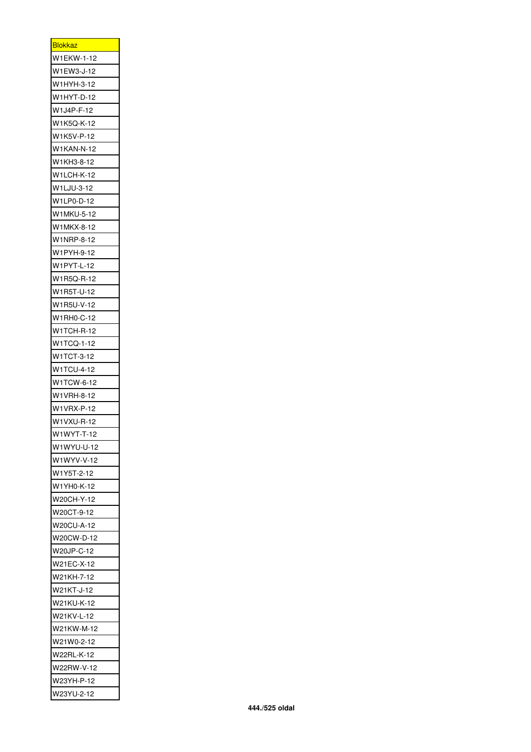| Blokkaz |
| --- |
| W1EKW-1-12 |
| W1EW3-J-12 |
| W1HYH-3-12 |
| W1HYT-D-12 |
| W1J4P-F-12 |
| W1K5Q-K-12 |
| W1K5V-P-12 |
| W1KAN-N-12 |
| W1KH3-8-12 |
| W1LCH-K-12 |
| W1LJU-3-12 |
| W1LP0-D-12 |
| W1MKU-5-12 |
| W1MKX-8-12 |
| W1NRP-8-12 |
| W1PYH-9-12 |
| W1PYT-L-12 |
| W1R5Q-R-12 |
| W1R5T-U-12 |
| W1R5U-V-12 |
| W1RH0-C-12 |
| W1TCH-R-12 |
| W1TCQ-1-12 |
| W1TCT-3-12 |
| W1TCU-4-12 |
| W1TCW-6-12 |
| W1VRH-8-12 |
| W1VRX-P-12 |
| W1VXU-R-12 |
| W1WYT-T-12 |
| W1WYU-U-12 |
| W1WYV-V-12 |
| W1Y5T-2-12 |
| W1YH0-K-12 |
| W20CH-Y-12 |
| W20CT-9-12 |
| W20CU-A-12 |
| W20CW-D-12 |
| W20JP-C-12 |
| W21EC-X-12 |
| W21KH-7-12 |
| W21KT-J-12 |
| W21KU-K-12 |
| W21KV-L-12 |
| W21KW-M-12 |
| W21W0-2-12 |
| W22RL-K-12 |
| W22RW-V-12 |
| W23YH-P-12 |
| W23YU-2-12 |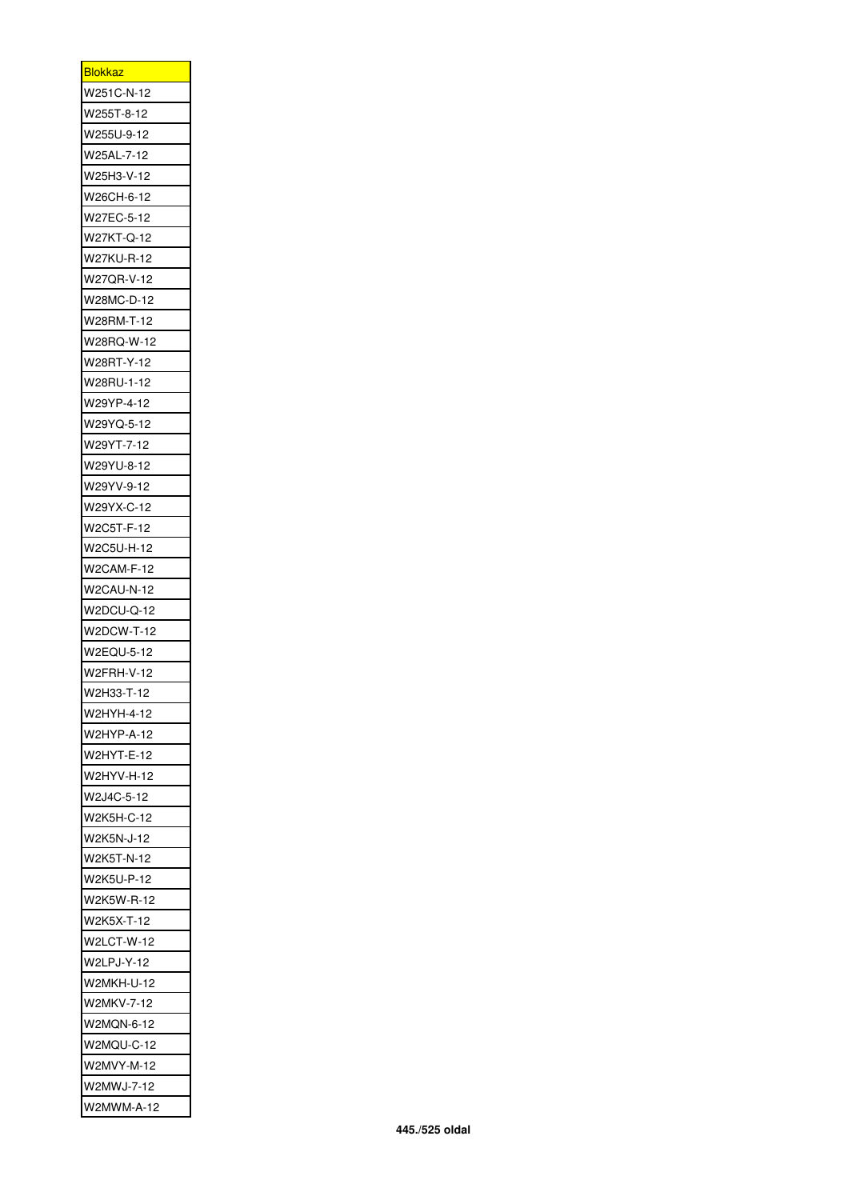| Blokkaz |
|---|
| W251C-N-12 |
| W255T-8-12 |
| W255U-9-12 |
| W25AL-7-12 |
| W25H3-V-12 |
| W26CH-6-12 |
| W27EC-5-12 |
| W27KT-Q-12 |
| W27KU-R-12 |
| W27QR-V-12 |
| W28MC-D-12 |
| W28RM-T-12 |
| W28RQ-W-12 |
| W28RT-Y-12 |
| W28RU-1-12 |
| W29YP-4-12 |
| W29YQ-5-12 |
| W29YT-7-12 |
| W29YU-8-12 |
| W29YV-9-12 |
| W29YX-C-12 |
| W2C5T-F-12 |
| W2C5U-H-12 |
| W2CAM-F-12 |
| W2CAU-N-12 |
| W2DCU-Q-12 |
| W2DCW-T-12 |
| W2EQU-5-12 |
| W2FRH-V-12 |
| W2H33-T-12 |
| W2HYH-4-12 |
| W2HYP-A-12 |
| W2HYT-E-12 |
| W2HYV-H-12 |
| W2J4C-5-12 |
| W2K5H-C-12 |
| W2K5N-J-12 |
| W2K5T-N-12 |
| W2K5U-P-12 |
| W2K5W-R-12 |
| W2K5X-T-12 |
| W2LCT-W-12 |
| W2LPJ-Y-12 |
| W2MKH-U-12 |
| W2MKV-7-12 |
| W2MQN-6-12 |
| W2MQU-C-12 |
| W2MVY-M-12 |
| W2MWJ-7-12 |
| W2MWM-A-12 |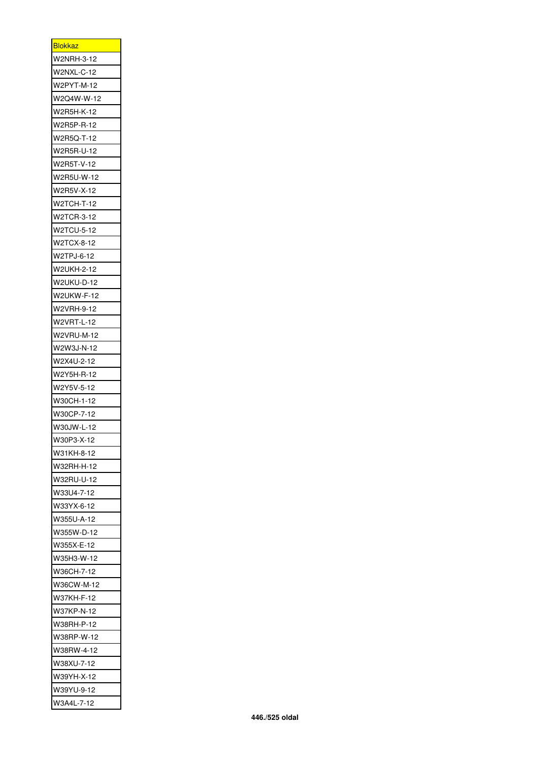| Blokkaz |
| --- |
| W2NRH-3-12 |
| W2NXL-C-12 |
| W2PYT-M-12 |
| W2Q4W-W-12 |
| W2R5H-K-12 |
| W2R5P-R-12 |
| W2R5Q-T-12 |
| W2R5R-U-12 |
| W2R5T-V-12 |
| W2R5U-W-12 |
| W2R5V-X-12 |
| W2TCH-T-12 |
| W2TCR-3-12 |
| W2TCU-5-12 |
| W2TCX-8-12 |
| W2TPJ-6-12 |
| W2UKH-2-12 |
| W2UKU-D-12 |
| W2UKW-F-12 |
| W2VRH-9-12 |
| W2VRT-L-12 |
| W2VRU-M-12 |
| W2W3J-N-12 |
| W2X4U-2-12 |
| W2Y5H-R-12 |
| W2Y5V-5-12 |
| W30CH-1-12 |
| W30CP-7-12 |
| W30JW-L-12 |
| W30P3-X-12 |
| W31KH-8-12 |
| W32RH-H-12 |
| W32RU-U-12 |
| W33U4-7-12 |
| W33YX-6-12 |
| W355U-A-12 |
| W355W-D-12 |
| W355X-E-12 |
| W35H3-W-12 |
| W36CH-7-12 |
| W36CW-M-12 |
| W37KH-F-12 |
| W37KP-N-12 |
| W38RH-P-12 |
| W38RP-W-12 |
| W38RW-4-12 |
| W38XU-7-12 |
| W39YH-X-12 |
| W39YU-9-12 |
| W3A4L-7-12 |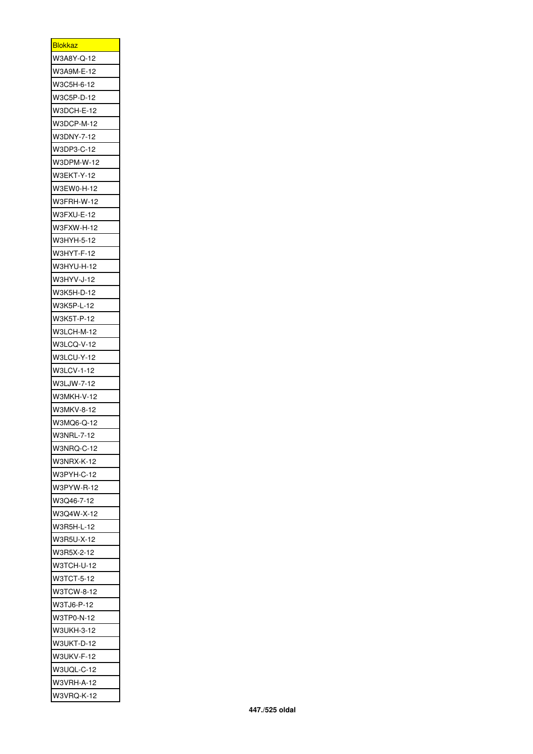| Blokkaz |
| --- |
| W3A8Y-Q-12 |
| W3A9M-E-12 |
| W3C5H-6-12 |
| W3C5P-D-12 |
| W3DCH-E-12 |
| W3DCP-M-12 |
| W3DNY-7-12 |
| W3DP3-C-12 |
| W3DPM-W-12 |
| W3EKT-Y-12 |
| W3EW0-H-12 |
| W3FRH-W-12 |
| W3FXU-E-12 |
| W3FXW-H-12 |
| W3HYH-5-12 |
| W3HYT-F-12 |
| W3HYU-H-12 |
| W3HYV-J-12 |
| W3K5H-D-12 |
| W3K5P-L-12 |
| W3K5T-P-12 |
| W3LCH-M-12 |
| W3LCQ-V-12 |
| W3LCU-Y-12 |
| W3LCV-1-12 |
| W3LJW-7-12 |
| W3MKH-V-12 |
| W3MKV-8-12 |
| W3MQ6-Q-12 |
| W3NRL-7-12 |
| W3NRQ-C-12 |
| W3NRX-K-12 |
| W3PYH-C-12 |
| W3PYW-R-12 |
| W3Q46-7-12 |
| W3Q4W-X-12 |
| W3R5H-L-12 |
| W3R5U-X-12 |
| W3R5X-2-12 |
| W3TCH-U-12 |
| W3TCT-5-12 |
| W3TCW-8-12 |
| W3TJ6-P-12 |
| W3TP0-N-12 |
| W3UKH-3-12 |
| W3UKT-D-12 |
| W3UKV-F-12 |
| W3UQL-C-12 |
| W3VRH-A-12 |
| W3VRQ-K-12 |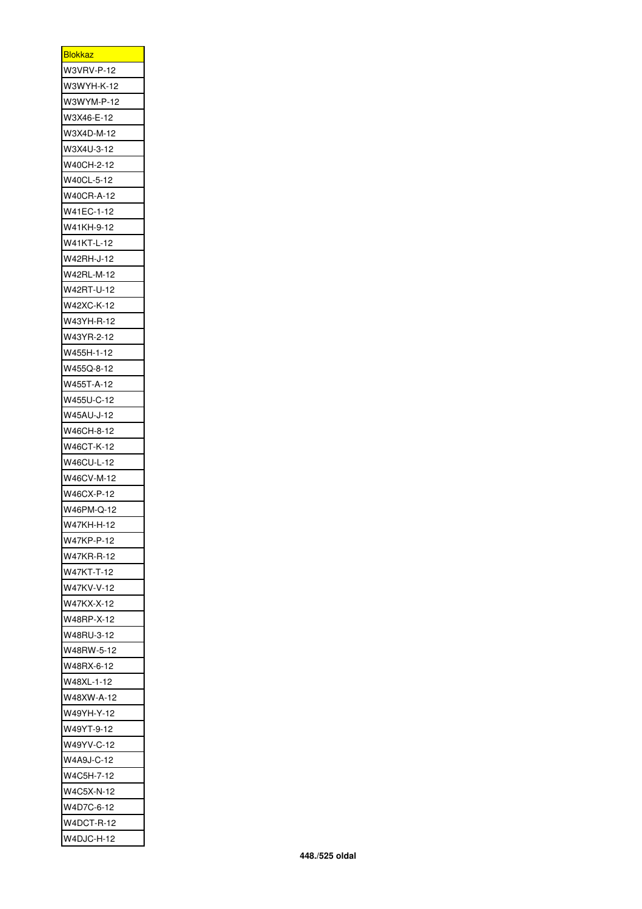| Blokkaz |
| --- |
| W3VRV-P-12 |
| W3WYH-K-12 |
| W3WYM-P-12 |
| W3X46-E-12 |
| W3X4D-M-12 |
| W3X4U-3-12 |
| W40CH-2-12 |
| W40CL-5-12 |
| W40CR-A-12 |
| W41EC-1-12 |
| W41KH-9-12 |
| W41KT-L-12 |
| W42RH-J-12 |
| W42RL-M-12 |
| W42RT-U-12 |
| W42XC-K-12 |
| W43YH-R-12 |
| W43YR-2-12 |
| W455H-1-12 |
| W455Q-8-12 |
| W455T-A-12 |
| W455U-C-12 |
| W45AU-J-12 |
| W46CH-8-12 |
| W46CT-K-12 |
| W46CU-L-12 |
| W46CV-M-12 |
| W46CX-P-12 |
| W46PM-Q-12 |
| W47KH-H-12 |
| W47KP-P-12 |
| W47KR-R-12 |
| W47KT-T-12 |
| W47KV-V-12 |
| W47KX-X-12 |
| W48RP-X-12 |
| W48RU-3-12 |
| W48RW-5-12 |
| W48RX-6-12 |
| W48XL-1-12 |
| W48XW-A-12 |
| W49YH-Y-12 |
| W49YT-9-12 |
| W49YV-C-12 |
| W4A9J-C-12 |
| W4C5H-7-12 |
| W4C5X-N-12 |
| W4D7C-6-12 |
| W4DCT-R-12 |
| W4DJC-H-12 |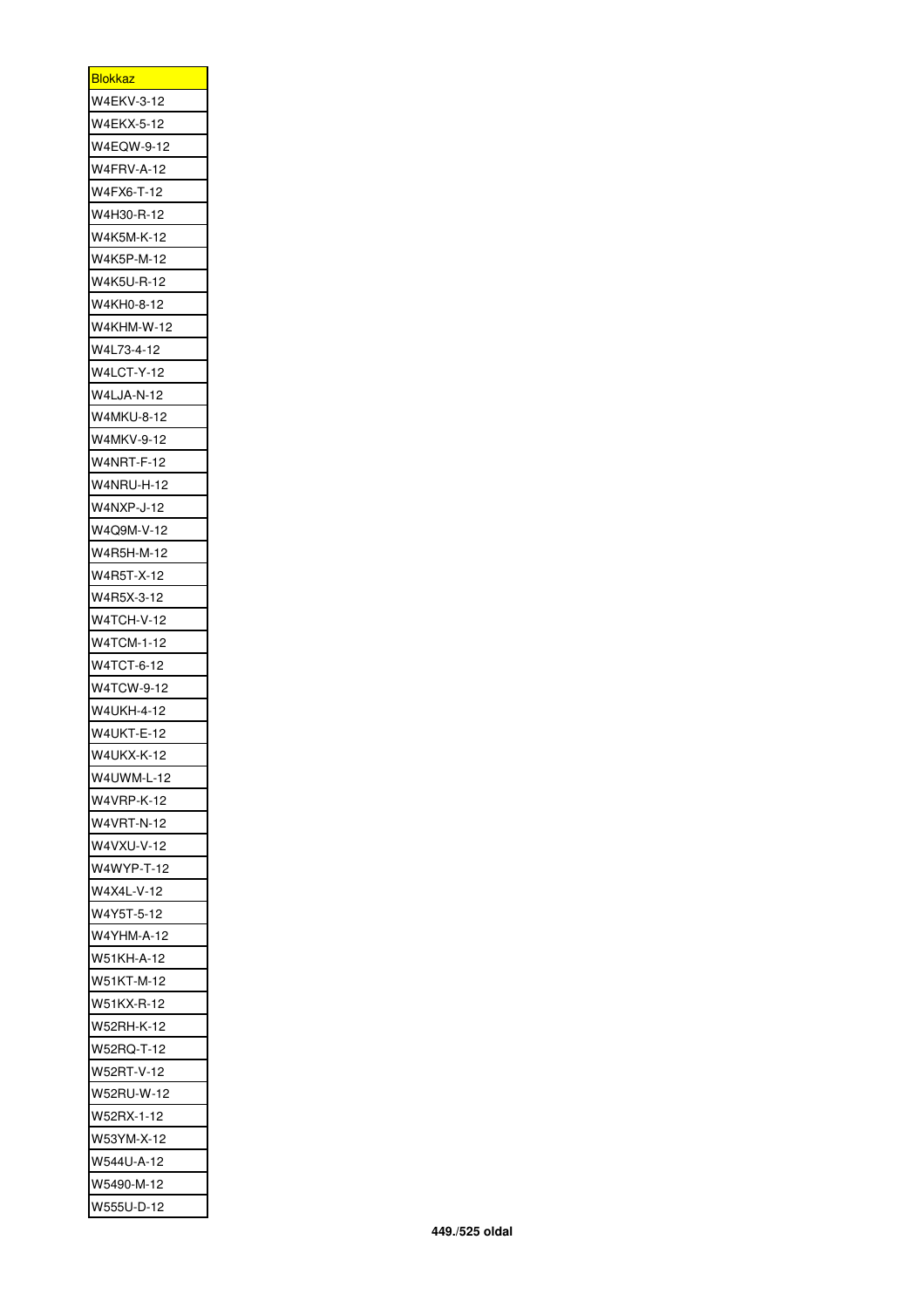| Blokkaz |
| --- |
| W4EKV-3-12 |
| W4EKX-5-12 |
| W4EQW-9-12 |
| W4FRV-A-12 |
| W4FX6-T-12 |
| W4H30-R-12 |
| W4K5M-K-12 |
| W4K5P-M-12 |
| W4K5U-R-12 |
| W4KH0-8-12 |
| W4KHM-W-12 |
| W4L73-4-12 |
| W4LCT-Y-12 |
| W4LJA-N-12 |
| W4MKU-8-12 |
| W4MKV-9-12 |
| W4NRT-F-12 |
| W4NRU-H-12 |
| W4NXP-J-12 |
| W4Q9M-V-12 |
| W4R5H-M-12 |
| W4R5T-X-12 |
| W4R5X-3-12 |
| W4TCH-V-12 |
| W4TCM-1-12 |
| W4TCT-6-12 |
| W4TCW-9-12 |
| W4UKH-4-12 |
| W4UKT-E-12 |
| W4UKX-K-12 |
| W4UWM-L-12 |
| W4VRP-K-12 |
| W4VRT-N-12 |
| W4VXU-V-12 |
| W4WYP-T-12 |
| W4X4L-V-12 |
| W4Y5T-5-12 |
| W4YHM-A-12 |
| W51KH-A-12 |
| W51KT-M-12 |
| W51KX-R-12 |
| W52RH-K-12 |
| W52RQ-T-12 |
| W52RT-V-12 |
| W52RU-W-12 |
| W52RX-1-12 |
| W53YM-X-12 |
| W544U-A-12 |
| W5490-M-12 |
| W555U-D-12 |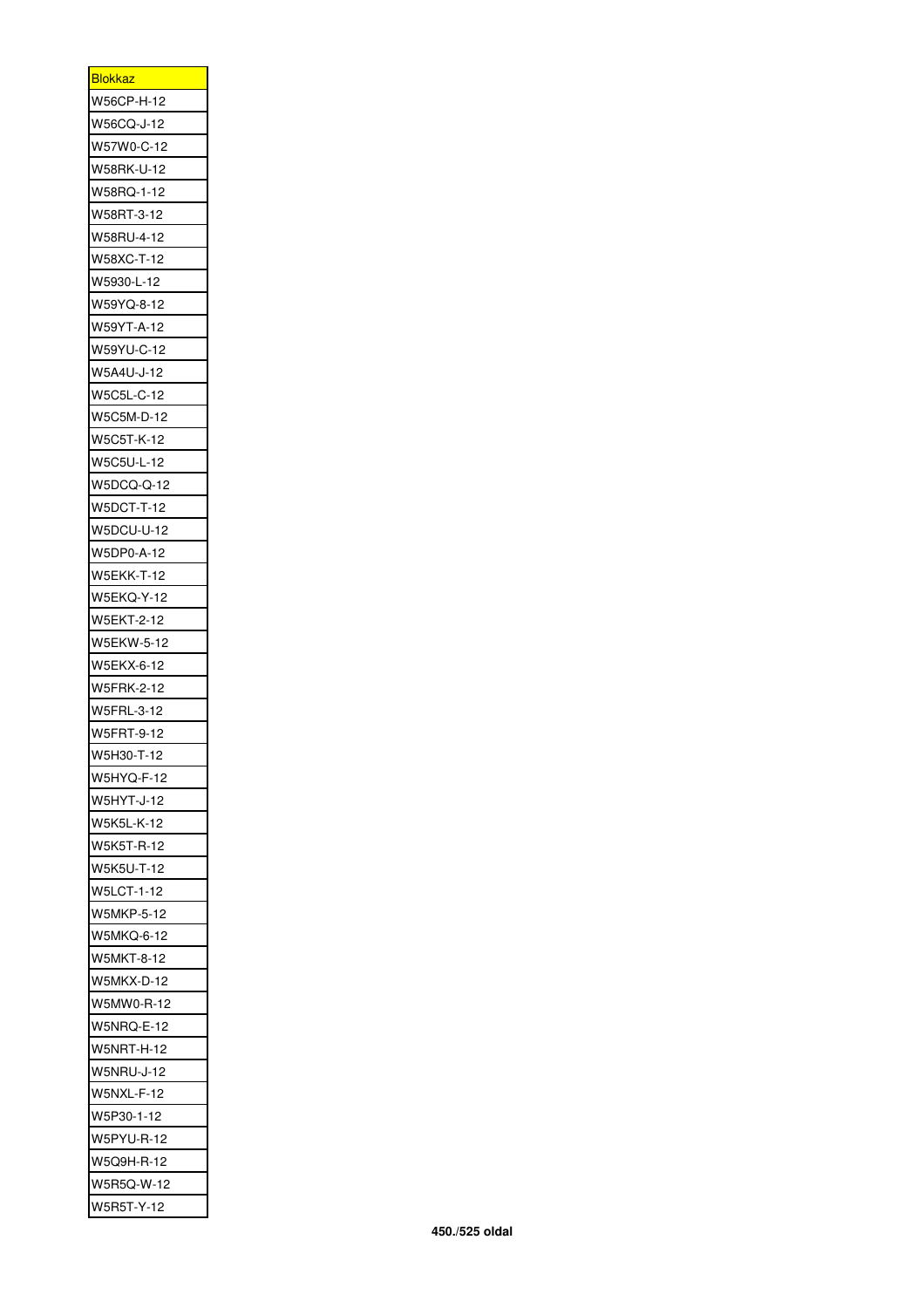| Blokkaz |
|---|
| W56CP-H-12 |
| W56CQ-J-12 |
| W57W0-C-12 |
| W58RK-U-12 |
| W58RQ-1-12 |
| W58RT-3-12 |
| W58RU-4-12 |
| W58XC-T-12 |
| W5930-L-12 |
| W59YQ-8-12 |
| W59YT-A-12 |
| W59YU-C-12 |
| W5A4U-J-12 |
| W5C5L-C-12 |
| W5C5M-D-12 |
| W5C5T-K-12 |
| W5C5U-L-12 |
| W5DCQ-Q-12 |
| W5DCT-T-12 |
| W5DCU-U-12 |
| W5DP0-A-12 |
| W5EKK-T-12 |
| W5EKQ-Y-12 |
| W5EKT-2-12 |
| W5EKW-5-12 |
| W5EKX-6-12 |
| W5FRK-2-12 |
| W5FRL-3-12 |
| W5FRT-9-12 |
| W5H30-T-12 |
| W5HYQ-F-12 |
| W5HYT-J-12 |
| W5K5L-K-12 |
| W5K5T-R-12 |
| W5K5U-T-12 |
| W5LCT-1-12 |
| W5MKP-5-12 |
| W5MKQ-6-12 |
| W5MKT-8-12 |
| W5MKX-D-12 |
| W5MW0-R-12 |
| W5NRQ-E-12 |
| W5NRT-H-12 |
| W5NRU-J-12 |
| W5NXL-F-12 |
| W5P30-1-12 |
| W5PYU-R-12 |
| W5Q9H-R-12 |
| W5R5Q-W-12 |
| W5R5T-Y-12 |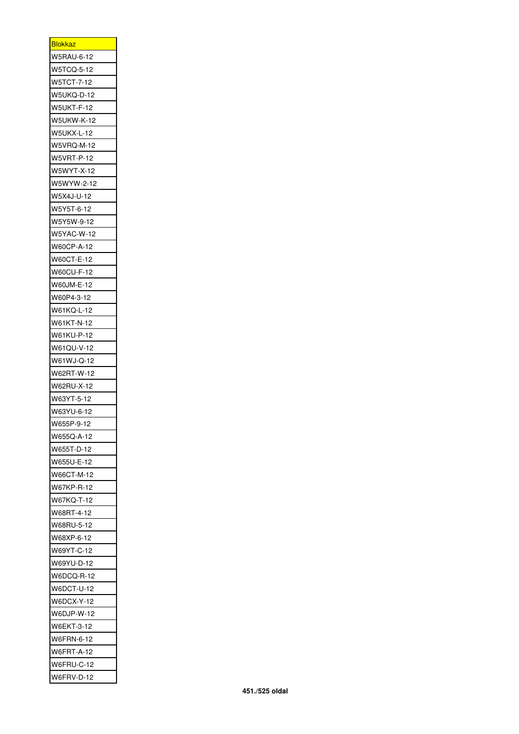| Blokkaz |
| --- |
| W5RAU-6-12 |
| W5TCQ-5-12 |
| W5TCT-7-12 |
| W5UKQ-D-12 |
| W5UKT-F-12 |
| W5UKW-K-12 |
| W5UKX-L-12 |
| W5VRQ-M-12 |
| W5VRT-P-12 |
| W5WYT-X-12 |
| W5WYW-2-12 |
| W5X4J-U-12 |
| W5Y5T-6-12 |
| W5Y5W-9-12 |
| W5YAC-W-12 |
| W60CP-A-12 |
| W60CT-E-12 |
| W60CU-F-12 |
| W60JM-E-12 |
| W60P4-3-12 |
| W61KQ-L-12 |
| W61KT-N-12 |
| W61KU-P-12 |
| W61QU-V-12 |
| W61WJ-Q-12 |
| W62RT-W-12 |
| W62RU-X-12 |
| W63YT-5-12 |
| W63YU-6-12 |
| W655P-9-12 |
| W655Q-A-12 |
| W655T-D-12 |
| W655U-E-12 |
| W66CT-M-12 |
| W67KP-R-12 |
| W67KQ-T-12 |
| W68RT-4-12 |
| W68RU-5-12 |
| W68XP-6-12 |
| W69YT-C-12 |
| W69YU-D-12 |
| W6DCQ-R-12 |
| W6DCT-U-12 |
| W6DCX-Y-12 |
| W6DJP-W-12 |
| W6EKT-3-12 |
| W6FRN-6-12 |
| W6FRT-A-12 |
| W6FRU-C-12 |
| W6FRV-D-12 |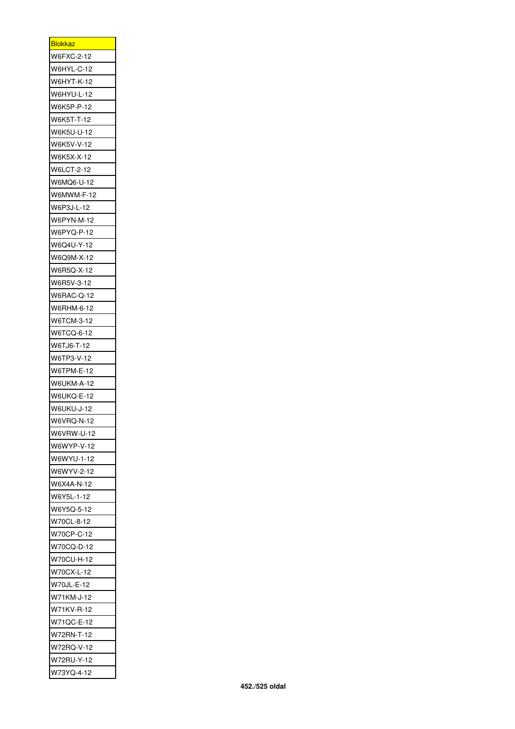| Blokkaz |
| --- |
| W6FXC-2-12 |
| W6HYL-C-12 |
| W6HYT-K-12 |
| W6HYU-L-12 |
| W6K5P-P-12 |
| W6K5T-T-12 |
| W6K5U-U-12 |
| W6K5V-V-12 |
| W6K5X-X-12 |
| W6LCT-2-12 |
| W6MQ6-U-12 |
| W6MWM-F-12 |
| W6P3J-L-12 |
| W6PYN-M-12 |
| W6PYQ-P-12 |
| W6Q4U-Y-12 |
| W6Q9M-X-12 |
| W6R5Q-X-12 |
| W6R5V-3-12 |
| W6RAC-Q-12 |
| W6RHM-6-12 |
| W6TCM-3-12 |
| W6TCQ-6-12 |
| W6TJ6-T-12 |
| W6TP3-V-12 |
| W6TPM-E-12 |
| W6UKM-A-12 |
| W6UKQ-E-12 |
| W6UKU-J-12 |
| W6VRQ-N-12 |
| W6VRW-U-12 |
| W6WYP-V-12 |
| W6WYU-1-12 |
| W6WYV-2-12 |
| W6X4A-N-12 |
| W6Y5L-1-12 |
| W6Y5Q-5-12 |
| W70CL-8-12 |
| W70CP-C-12 |
| W70CQ-D-12 |
| W70CU-H-12 |
| W70CX-L-12 |
| W70JL-E-12 |
| W71KM-J-12 |
| W71KV-R-12 |
| W71QC-E-12 |
| W72RN-T-12 |
| W72RQ-V-12 |
| W72RU-Y-12 |
| W73YQ-4-12 |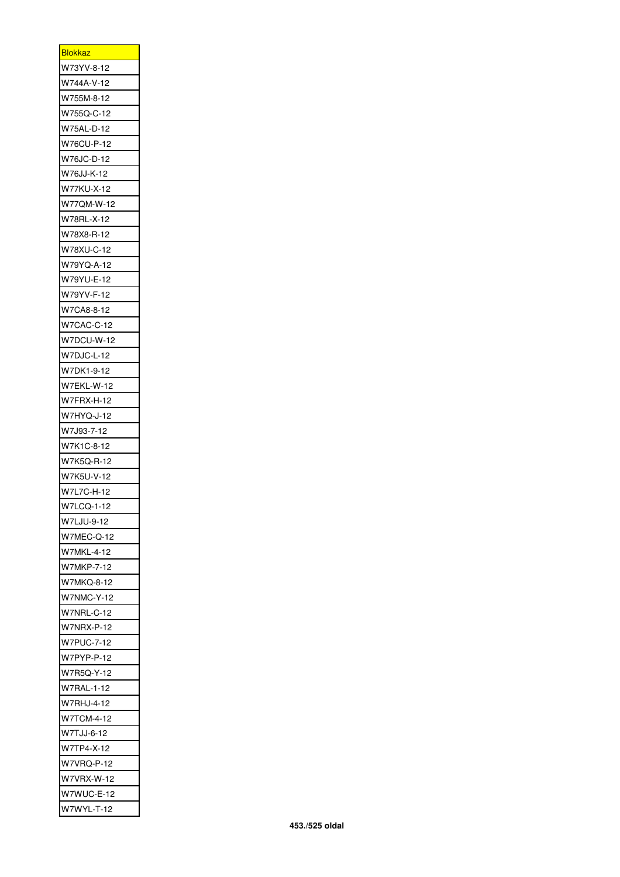| Blokkaz |
|---|
| W73YV-8-12 |
| W744A-V-12 |
| W755M-8-12 |
| W755Q-C-12 |
| W75AL-D-12 |
| W76CU-P-12 |
| W76JC-D-12 |
| W76JJ-K-12 |
| W77KU-X-12 |
| W77QM-W-12 |
| W78RL-X-12 |
| W78X8-R-12 |
| W78XU-C-12 |
| W79YQ-A-12 |
| W79YU-E-12 |
| W79YV-F-12 |
| W7CA8-8-12 |
| W7CAC-C-12 |
| W7DCU-W-12 |
| W7DJC-L-12 |
| W7DK1-9-12 |
| W7EKL-W-12 |
| W7FRX-H-12 |
| W7HYQ-J-12 |
| W7J93-7-12 |
| W7K1C-8-12 |
| W7K5Q-R-12 |
| W7K5U-V-12 |
| W7L7C-H-12 |
| W7LCQ-1-12 |
| W7LJU-9-12 |
| W7MEC-Q-12 |
| W7MKL-4-12 |
| W7MKP-7-12 |
| W7MKQ-8-12 |
| W7NMC-Y-12 |
| W7NRL-C-12 |
| W7NRX-P-12 |
| W7PUC-7-12 |
| W7PYP-P-12 |
| W7R5Q-Y-12 |
| W7RAL-1-12 |
| W7RHJ-4-12 |
| W7TCM-4-12 |
| W7TJJ-6-12 |
| W7TP4-X-12 |
| W7VRQ-P-12 |
| W7VRX-W-12 |
| W7WUC-E-12 |
| W7WYL-T-12 |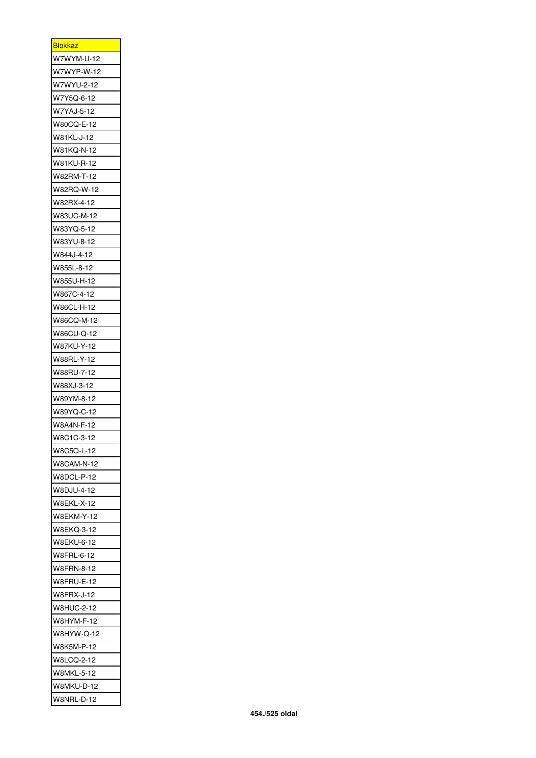| Blokkaz |
|---|
| W7WYM-U-12 |
| W7WYP-W-12 |
| W7WYU-2-12 |
| W7Y5Q-6-12 |
| W7YAJ-5-12 |
| W80CQ-E-12 |
| W81KL-J-12 |
| W81KQ-N-12 |
| W81KU-R-12 |
| W82RM-T-12 |
| W82RQ-W-12 |
| W82RX-4-12 |
| W83UC-M-12 |
| W83YQ-5-12 |
| W83YU-8-12 |
| W844J-4-12 |
| W855L-8-12 |
| W855U-H-12 |
| W867C-4-12 |
| W86CL-H-12 |
| W86CQ-M-12 |
| W86CU-Q-12 |
| W87KU-Y-12 |
| W88RL-Y-12 |
| W88RU-7-12 |
| W88XJ-3-12 |
| W89YM-8-12 |
| W89YQ-C-12 |
| W8A4N-F-12 |
| W8C1C-3-12 |
| W8C5Q-L-12 |
| W8CAM-N-12 |
| W8DCL-P-12 |
| W8DJU-4-12 |
| W8EKL-X-12 |
| W8EKM-Y-12 |
| W8EKQ-3-12 |
| W8EKU-6-12 |
| W8FRL-6-12 |
| W8FRN-8-12 |
| W8FRU-E-12 |
| W8FRX-J-12 |
| W8HUC-2-12 |
| W8HYM-F-12 |
| W8HYW-Q-12 |
| W8K5M-P-12 |
| W8LCQ-2-12 |
| W8MKL-5-12 |
| W8MKU-D-12 |
| W8NRL-D-12 |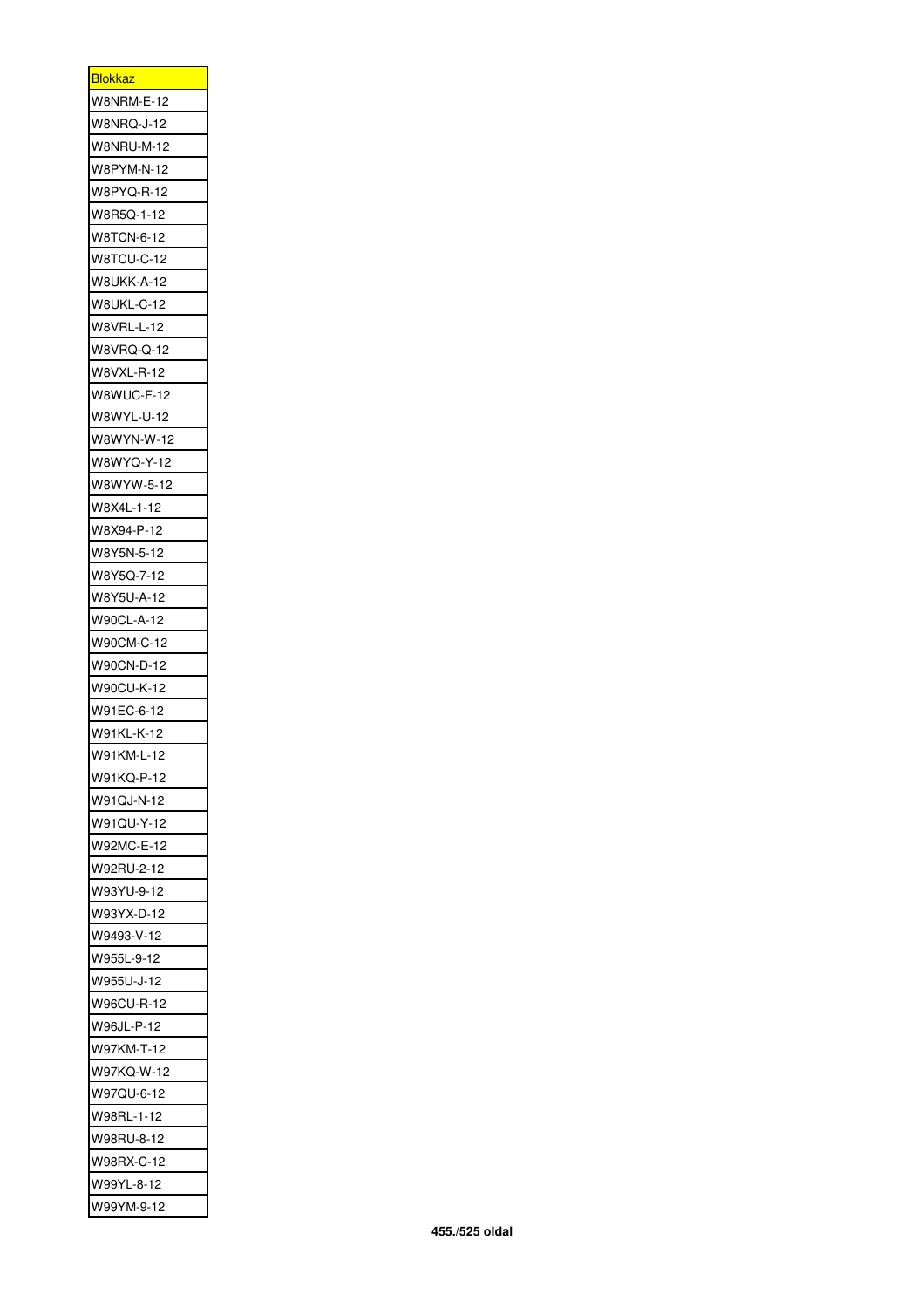| Blokkaz |
| --- |
| W8NRM-E-12 |
| W8NRQ-J-12 |
| W8NRU-M-12 |
| W8PYM-N-12 |
| W8PYQ-R-12 |
| W8R5Q-1-12 |
| W8TCN-6-12 |
| W8TCU-C-12 |
| W8UKK-A-12 |
| W8UKL-C-12 |
| W8VRL-L-12 |
| W8VRQ-Q-12 |
| W8VXL-R-12 |
| W8WUC-F-12 |
| W8WYL-U-12 |
| W8WYN-W-12 |
| W8WYQ-Y-12 |
| W8WYW-5-12 |
| W8X4L-1-12 |
| W8X94-P-12 |
| W8Y5N-5-12 |
| W8Y5Q-7-12 |
| W8Y5U-A-12 |
| W90CL-A-12 |
| W90CM-C-12 |
| W90CN-D-12 |
| W90CU-K-12 |
| W91EC-6-12 |
| W91KL-K-12 |
| W91KM-L-12 |
| W91KQ-P-12 |
| W91QJ-N-12 |
| W91QU-Y-12 |
| W92MC-E-12 |
| W92RU-2-12 |
| W93YU-9-12 |
| W93YX-D-12 |
| W9493-V-12 |
| W955L-9-12 |
| W955U-J-12 |
| W96CU-R-12 |
| W96JL-P-12 |
| W97KM-T-12 |
| W97KQ-W-12 |
| W97QU-6-12 |
| W98RL-1-12 |
| W98RU-8-12 |
| W98RX-C-12 |
| W99YL-8-12 |
| W99YM-9-12 |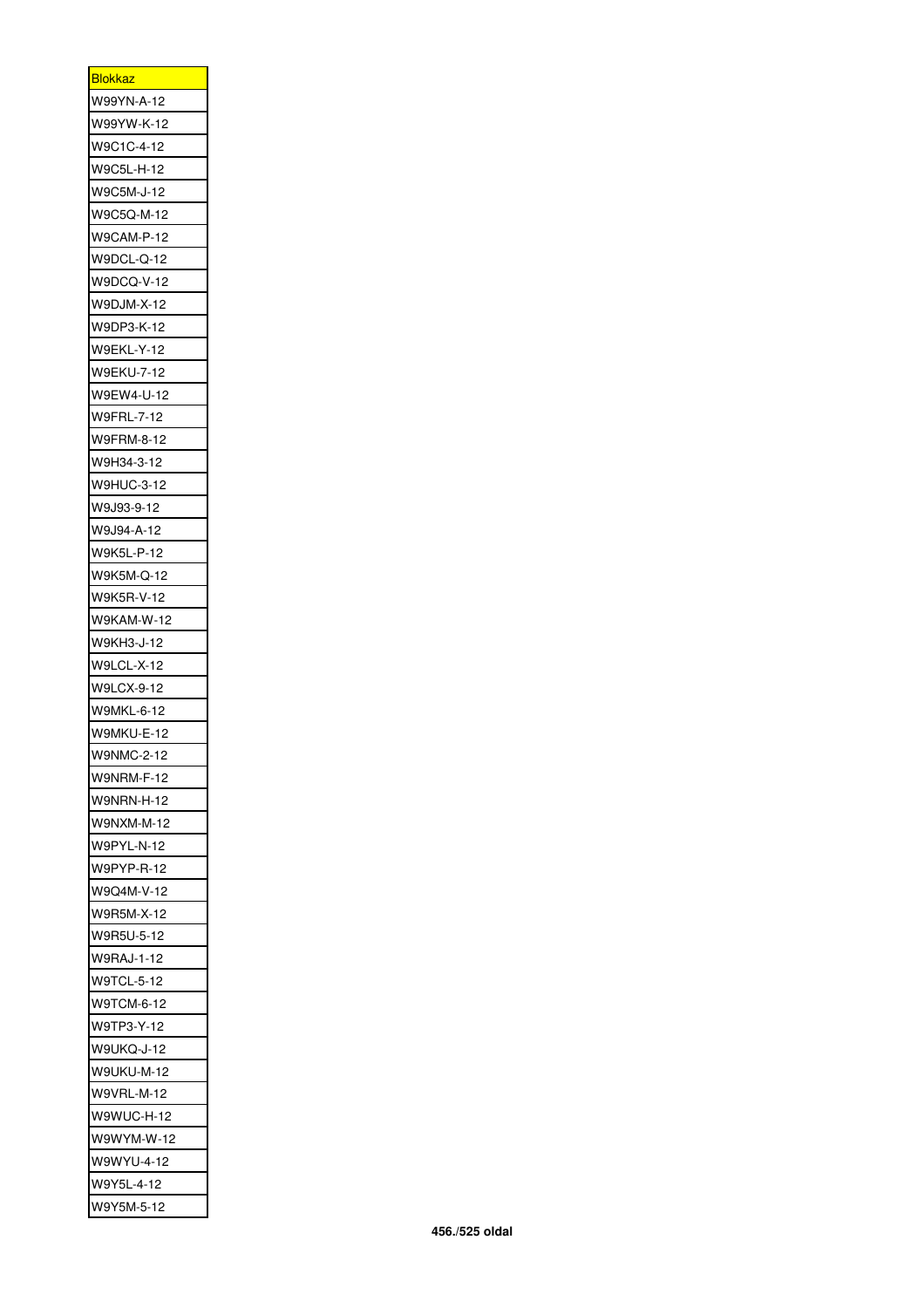| Blokkaz |
| --- |
| W99YN-A-12 |
| W99YW-K-12 |
| W9C1C-4-12 |
| W9C5L-H-12 |
| W9C5M-J-12 |
| W9C5Q-M-12 |
| W9CAM-P-12 |
| W9DCL-Q-12 |
| W9DCQ-V-12 |
| W9DJM-X-12 |
| W9DP3-K-12 |
| W9EKL-Y-12 |
| W9EKU-7-12 |
| W9EW4-U-12 |
| W9FRL-7-12 |
| W9FRM-8-12 |
| W9H34-3-12 |
| W9HUC-3-12 |
| W9J93-9-12 |
| W9J94-A-12 |
| W9K5L-P-12 |
| W9K5M-Q-12 |
| W9K5R-V-12 |
| W9KAM-W-12 |
| W9KH3-J-12 |
| W9LCL-X-12 |
| W9LCX-9-12 |
| W9MKL-6-12 |
| W9MKU-E-12 |
| W9NMC-2-12 |
| W9NRM-F-12 |
| W9NRN-H-12 |
| W9NXM-M-12 |
| W9PYL-N-12 |
| W9PYP-R-12 |
| W9Q4M-V-12 |
| W9R5M-X-12 |
| W9R5U-5-12 |
| W9RAJ-1-12 |
| W9TCL-5-12 |
| W9TCM-6-12 |
| W9TP3-Y-12 |
| W9UKQ-J-12 |
| W9UKU-M-12 |
| W9VRL-M-12 |
| W9WUC-H-12 |
| W9WYM-W-12 |
| W9WYU-4-12 |
| W9Y5L-4-12 |
| W9Y5M-5-12 |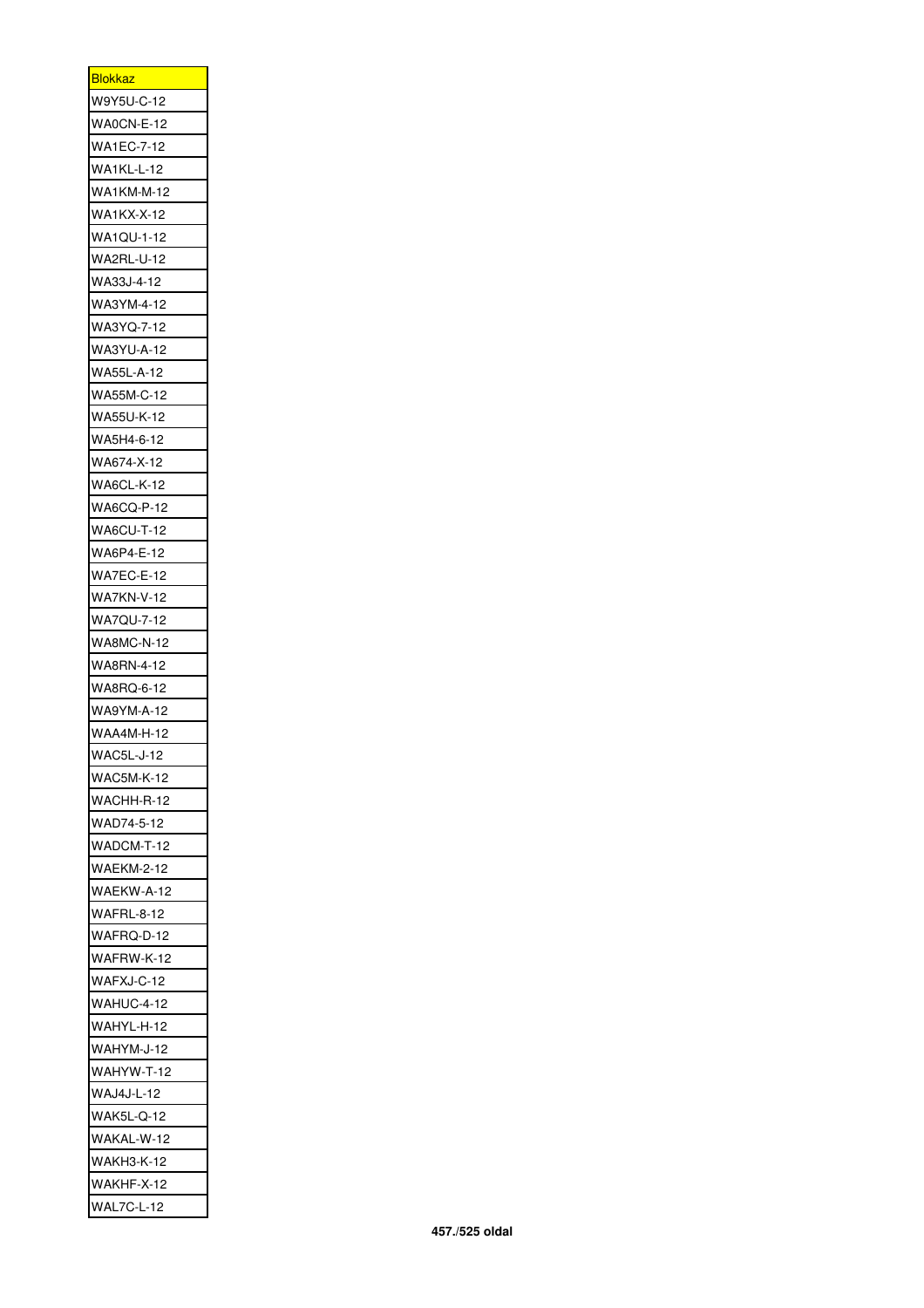| Blokkaz |
|---|
| W9Y5U-C-12 |
| WA0CN-E-12 |
| WA1EC-7-12 |
| WA1KL-L-12 |
| WA1KM-M-12 |
| WA1KX-X-12 |
| WA1QU-1-12 |
| WA2RL-U-12 |
| WA33J-4-12 |
| WA3YM-4-12 |
| WA3YQ-7-12 |
| WA3YU-A-12 |
| WA55L-A-12 |
| WA55M-C-12 |
| WA55U-K-12 |
| WA5H4-6-12 |
| WA674-X-12 |
| WA6CL-K-12 |
| WA6CQ-P-12 |
| WA6CU-T-12 |
| WA6P4-E-12 |
| WA7EC-E-12 |
| WA7KN-V-12 |
| WA7QU-7-12 |
| WA8MC-N-12 |
| WA8RN-4-12 |
| WA8RQ-6-12 |
| WA9YM-A-12 |
| WAA4M-H-12 |
| WAC5L-J-12 |
| WAC5M-K-12 |
| WACHH-R-12 |
| WAD74-5-12 |
| WADCM-T-12 |
| WAEKM-2-12 |
| WAEKW-A-12 |
| WAFRL-8-12 |
| WAFRQ-D-12 |
| WAFRW-K-12 |
| WAFXJ-C-12 |
| WAHUC-4-12 |
| WAHYL-H-12 |
| WAHYM-J-12 |
| WAHYW-T-12 |
| WAJ4J-L-12 |
| WAK5L-Q-12 |
| WAKAL-W-12 |
| WAKH3-K-12 |
| WAKHF-X-12 |
| WAL7C-L-12 |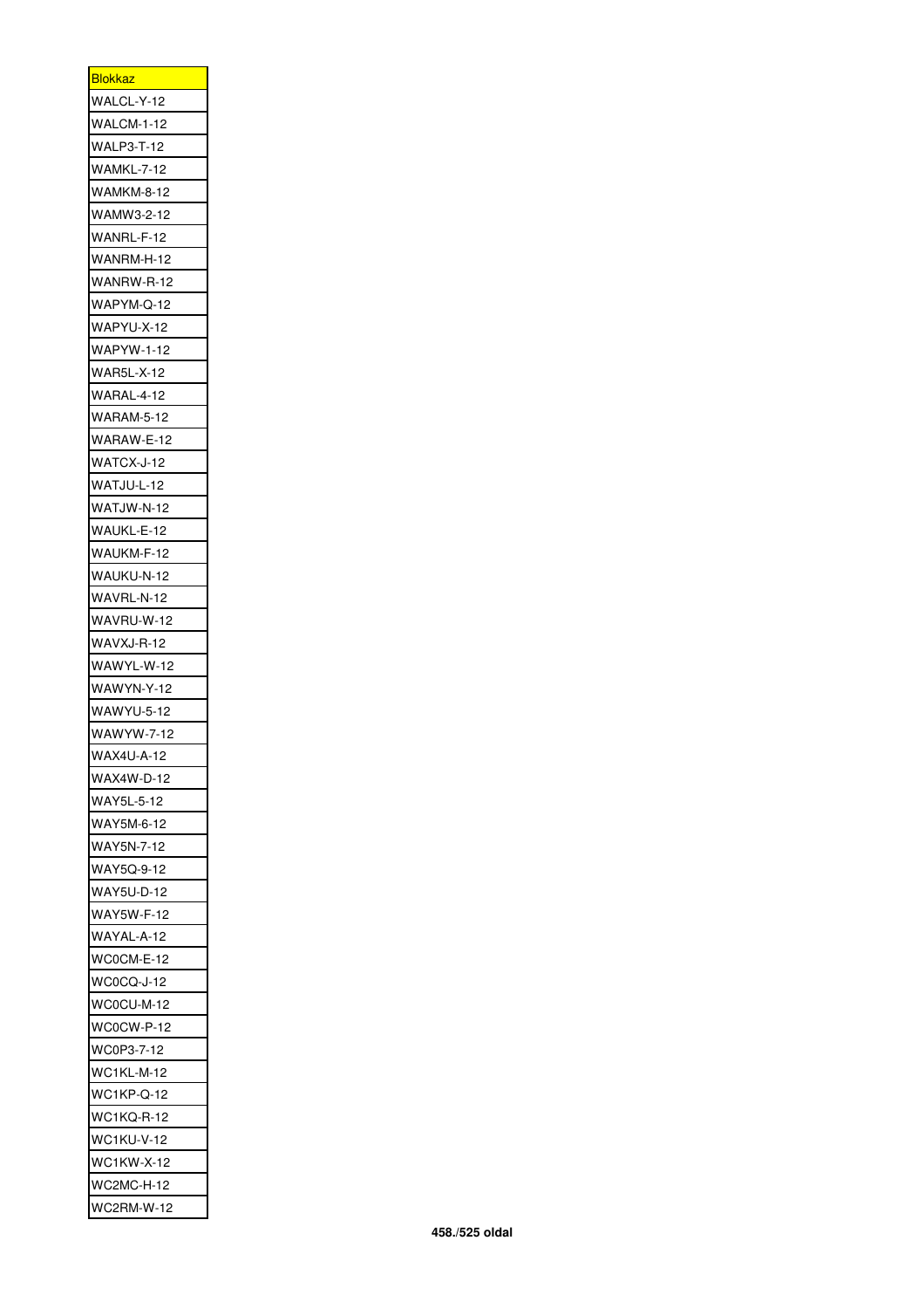| Blokkaz |
| --- |
| WALCL-Y-12 |
| WALCM-1-12 |
| WALP3-T-12 |
| WAMKL-7-12 |
| WAMKM-8-12 |
| WAMW3-2-12 |
| WANRL-F-12 |
| WANRM-H-12 |
| WANRW-R-12 |
| WAPYM-Q-12 |
| WAPYU-X-12 |
| WAPYW-1-12 |
| WAR5L-X-12 |
| WARAL-4-12 |
| WARAM-5-12 |
| WARAW-E-12 |
| WATCX-J-12 |
| WATJU-L-12 |
| WATJW-N-12 |
| WAUKL-E-12 |
| WAUKM-F-12 |
| WAUKU-N-12 |
| WAVRL-N-12 |
| WAVRU-W-12 |
| WAVXJ-R-12 |
| WAWYL-W-12 |
| WAWYN-Y-12 |
| WAWYU-5-12 |
| WAWYW-7-12 |
| WAX4U-A-12 |
| WAX4W-D-12 |
| WAY5L-5-12 |
| WAY5M-6-12 |
| WAY5N-7-12 |
| WAY5Q-9-12 |
| WAY5U-D-12 |
| WAY5W-F-12 |
| WAYAL-A-12 |
| WC0CM-E-12 |
| WC0CQ-J-12 |
| WC0CU-M-12 |
| WC0CW-P-12 |
| WC0P3-7-12 |
| WC1KL-M-12 |
| WC1KP-Q-12 |
| WC1KQ-R-12 |
| WC1KU-V-12 |
| WC1KW-X-12 |
| WC2MC-H-12 |
| WC2RM-W-12 |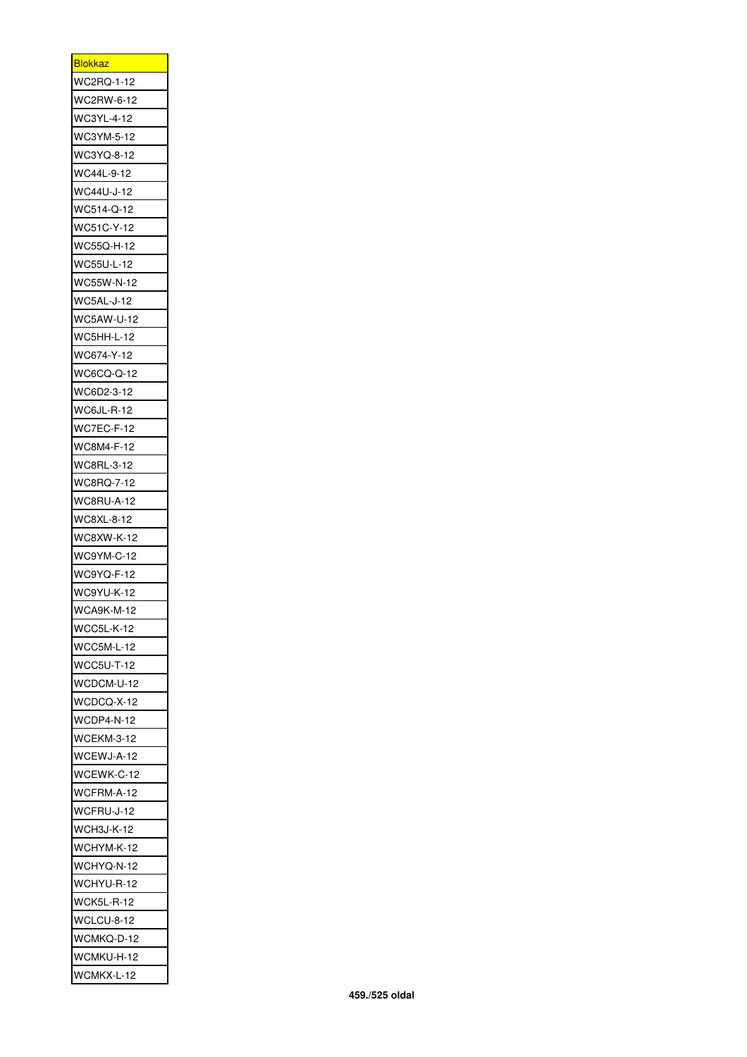| Blokkaz |
| --- |
| WC2RQ-1-12 |
| WC2RW-6-12 |
| WC3YL-4-12 |
| WC3YM-5-12 |
| WC3YQ-8-12 |
| WC44L-9-12 |
| WC44U-J-12 |
| WC514-Q-12 |
| WC51C-Y-12 |
| WC55Q-H-12 |
| WC55U-L-12 |
| WC55W-N-12 |
| WC5AL-J-12 |
| WC5AW-U-12 |
| WC5HH-L-12 |
| WC674-Y-12 |
| WC6CQ-Q-12 |
| WC6D2-3-12 |
| WC6JL-R-12 |
| WC7EC-F-12 |
| WC8M4-F-12 |
| WC8RL-3-12 |
| WC8RQ-7-12 |
| WC8RU-A-12 |
| WC8XL-8-12 |
| WC8XW-K-12 |
| WC9YM-C-12 |
| WC9YQ-F-12 |
| WC9YU-K-12 |
| WCA9K-M-12 |
| WCC5L-K-12 |
| WCC5M-L-12 |
| WCC5U-T-12 |
| WCDCM-U-12 |
| WCDCQ-X-12 |
| WCDP4-N-12 |
| WCEKM-3-12 |
| WCEWJ-A-12 |
| WCEWK-C-12 |
| WCFRM-A-12 |
| WCFRU-J-12 |
| WCH3J-K-12 |
| WCHYM-K-12 |
| WCHYQ-N-12 |
| WCHYU-R-12 |
| WCK5L-R-12 |
| WCLCU-8-12 |
| WCMKQ-D-12 |
| WCMKU-H-12 |
| WCMKX-L-12 |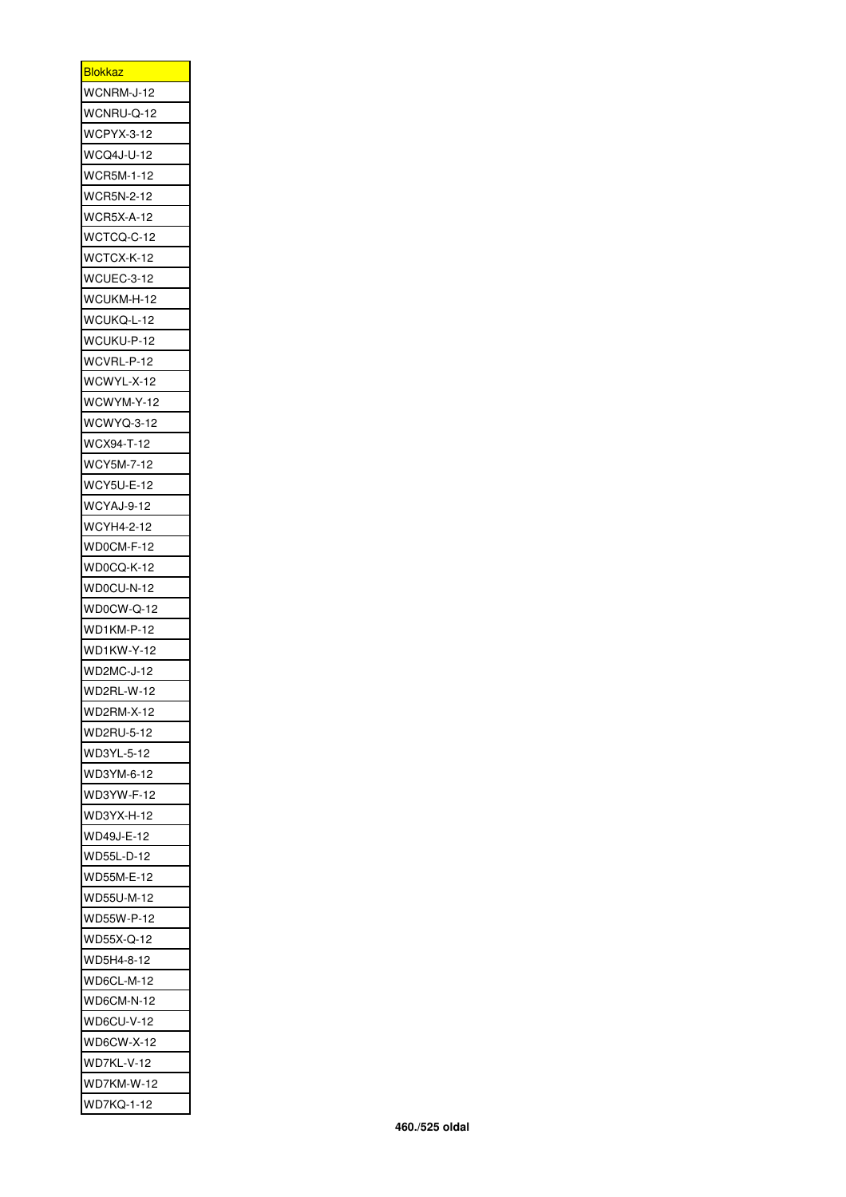| Blokkaz |
| --- |
| WCNRM-J-12 |
| WCNRU-Q-12 |
| WCPYX-3-12 |
| WCQ4J-U-12 |
| WCR5M-1-12 |
| WCR5N-2-12 |
| WCR5X-A-12 |
| WCTCQ-C-12 |
| WCTCX-K-12 |
| WCUEC-3-12 |
| WCUKM-H-12 |
| WCUKQ-L-12 |
| WCUKU-P-12 |
| WCVRL-P-12 |
| WCWYL-X-12 |
| WCWYM-Y-12 |
| WCWYQ-3-12 |
| WCX94-T-12 |
| WCY5M-7-12 |
| WCY5U-E-12 |
| WCYAJ-9-12 |
| WCYH4-2-12 |
| WD0CM-F-12 |
| WD0CQ-K-12 |
| WD0CU-N-12 |
| WD0CW-Q-12 |
| WD1KM-P-12 |
| WD1KW-Y-12 |
| WD2MC-J-12 |
| WD2RL-W-12 |
| WD2RM-X-12 |
| WD2RU-5-12 |
| WD3YL-5-12 |
| WD3YM-6-12 |
| WD3YW-F-12 |
| WD3YX-H-12 |
| WD49J-E-12 |
| WD55L-D-12 |
| WD55M-E-12 |
| WD55U-M-12 |
| WD55W-P-12 |
| WD55X-Q-12 |
| WD5H4-8-12 |
| WD6CL-M-12 |
| WD6CM-N-12 |
| WD6CU-V-12 |
| WD6CW-X-12 |
| WD7KL-V-12 |
| WD7KM-W-12 |
| WD7KQ-1-12 |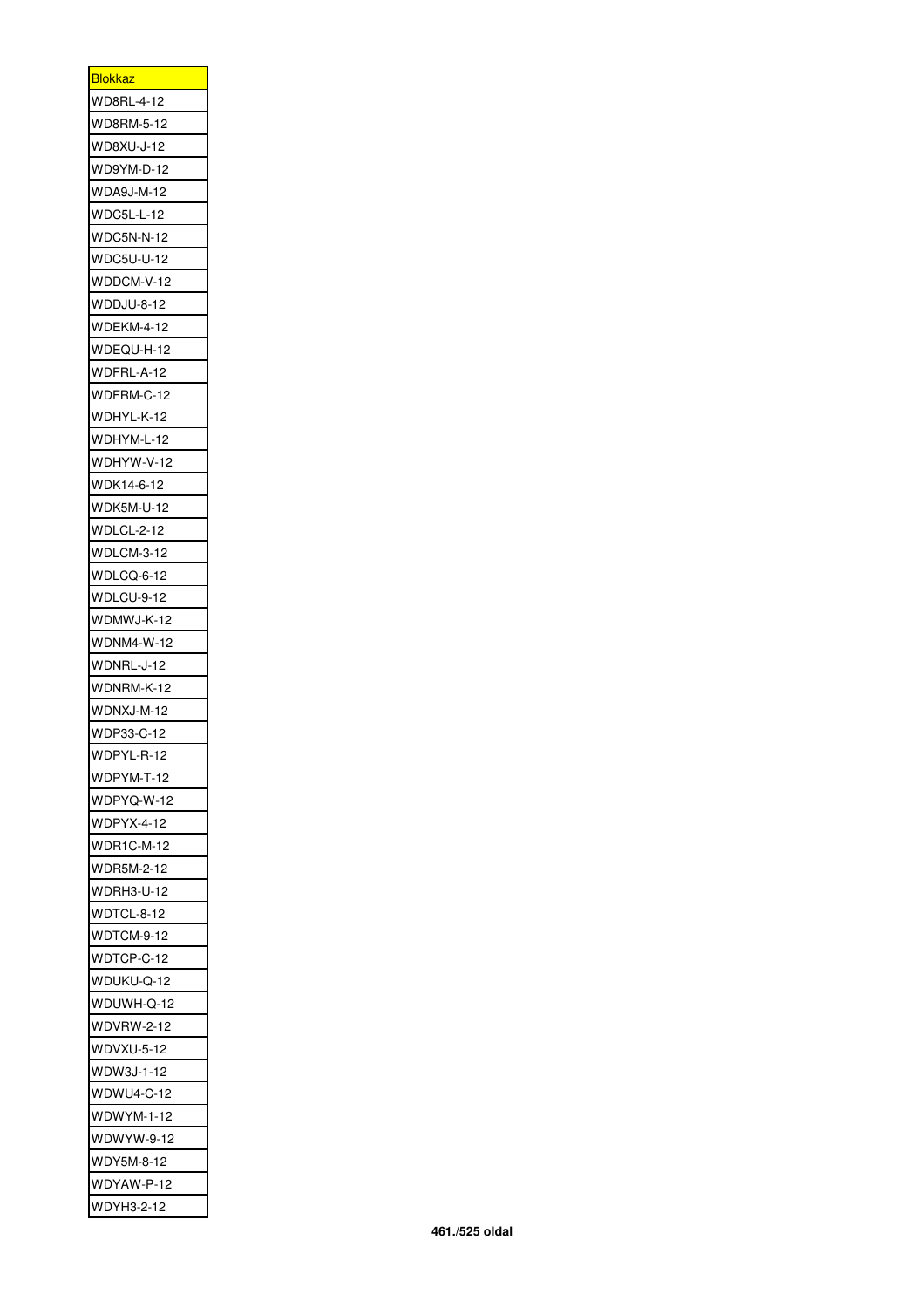| Blokkaz |
|---|
| WD8RL-4-12 |
| WD8RM-5-12 |
| WD8XU-J-12 |
| WD9YM-D-12 |
| WDA9J-M-12 |
| WDC5L-L-12 |
| WDC5N-N-12 |
| WDC5U-U-12 |
| WDDCM-V-12 |
| WDDJU-8-12 |
| WDEKM-4-12 |
| WDEQU-H-12 |
| WDFRL-A-12 |
| WDFRM-C-12 |
| WDHYL-K-12 |
| WDHYM-L-12 |
| WDHYW-V-12 |
| WDK14-6-12 |
| WDK5M-U-12 |
| WDLCL-2-12 |
| WDLCM-3-12 |
| WDLCQ-6-12 |
| WDLCU-9-12 |
| WDMWJ-K-12 |
| WDNM4-W-12 |
| WDNRL-J-12 |
| WDNRM-K-12 |
| WDNXJ-M-12 |
| WDP33-C-12 |
| WDPYL-R-12 |
| WDPYM-T-12 |
| WDPYQ-W-12 |
| WDPYX-4-12 |
| WDR1C-M-12 |
| WDR5M-2-12 |
| WDRH3-U-12 |
| WDTCL-8-12 |
| WDTCM-9-12 |
| WDTCP-C-12 |
| WDUKU-Q-12 |
| WDUWH-Q-12 |
| WDVRW-2-12 |
| WDVXU-5-12 |
| WDW3J-1-12 |
| WDWU4-C-12 |
| WDWYM-1-12 |
| WDWYW-9-12 |
| WDY5M-8-12 |
| WDYAW-P-12 |
| WDYH3-2-12 |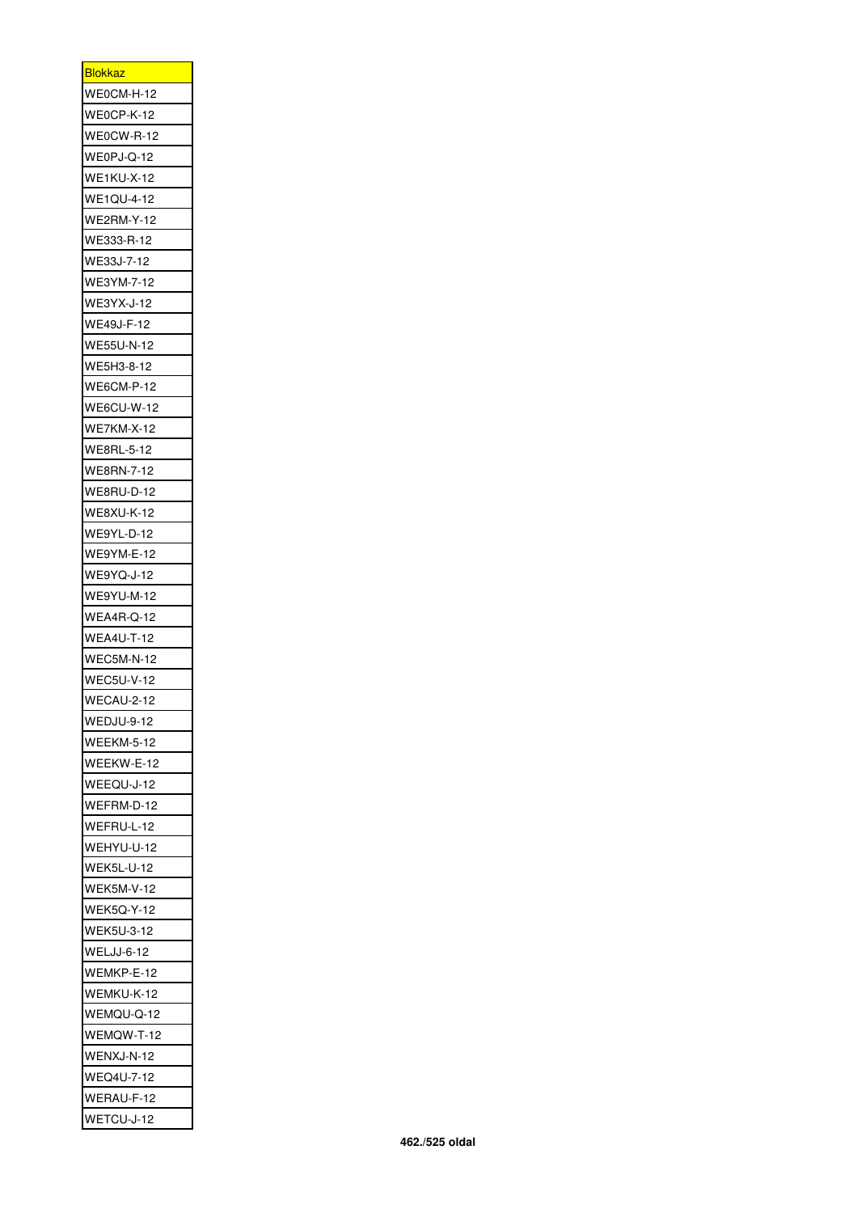| Blokkaz |
| --- |
| WE0CM-H-12 |
| WE0CP-K-12 |
| WE0CW-R-12 |
| WE0PJ-Q-12 |
| WE1KU-X-12 |
| WE1QU-4-12 |
| WE2RM-Y-12 |
| WE333-R-12 |
| WE33J-7-12 |
| WE3YM-7-12 |
| WE3YX-J-12 |
| WE49J-F-12 |
| WE55U-N-12 |
| WE5H3-8-12 |
| WE6CM-P-12 |
| WE6CU-W-12 |
| WE7KM-X-12 |
| WE8RL-5-12 |
| WE8RN-7-12 |
| WE8RU-D-12 |
| WE8XU-K-12 |
| WE9YL-D-12 |
| WE9YM-E-12 |
| WE9YQ-J-12 |
| WE9YU-M-12 |
| WEA4R-Q-12 |
| WEA4U-T-12 |
| WEC5M-N-12 |
| WEC5U-V-12 |
| WECAU-2-12 |
| WEDJU-9-12 |
| WEEKM-5-12 |
| WEEKW-E-12 |
| WEEQU-J-12 |
| WEFRM-D-12 |
| WEFRU-L-12 |
| WEHYU-U-12 |
| WEK5L-U-12 |
| WEK5M-V-12 |
| WEK5Q-Y-12 |
| WEK5U-3-12 |
| WELJJ-6-12 |
| WEMKP-E-12 |
| WEMKU-K-12 |
| WEMQU-Q-12 |
| WEMQW-T-12 |
| WENXJ-N-12 |
| WEQ4U-7-12 |
| WERAU-F-12 |
| WETCU-J-12 |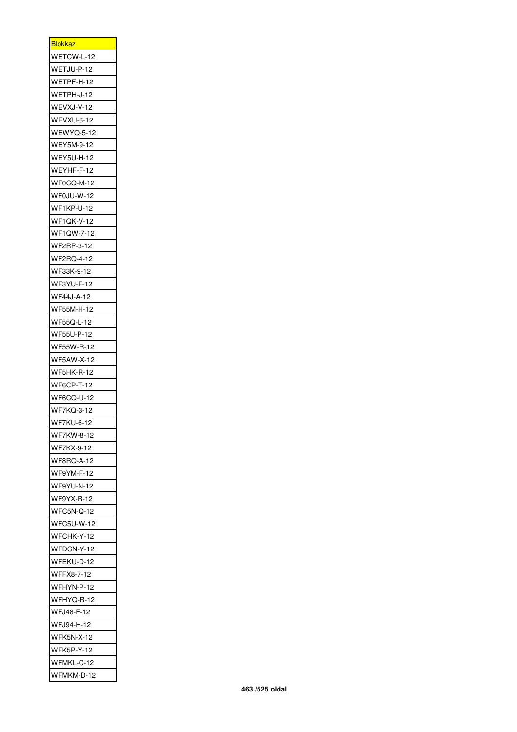| Blokkaz |
| --- |
| WETCW-L-12 |
| WETJU-P-12 |
| WETPF-H-12 |
| WETPH-J-12 |
| WEVXJ-V-12 |
| WEVXU-6-12 |
| WEWYQ-5-12 |
| WEY5M-9-12 |
| WEY5U-H-12 |
| WEYHF-F-12 |
| WF0CQ-M-12 |
| WF0JU-W-12 |
| WF1KP-U-12 |
| WF1QK-V-12 |
| WF1QW-7-12 |
| WF2RP-3-12 |
| WF2RQ-4-12 |
| WF33K-9-12 |
| WF3YU-F-12 |
| WF44J-A-12 |
| WF55M-H-12 |
| WF55Q-L-12 |
| WF55U-P-12 |
| WF55W-R-12 |
| WF5AW-X-12 |
| WF5HK-R-12 |
| WF6CP-T-12 |
| WF6CQ-U-12 |
| WF7KQ-3-12 |
| WF7KU-6-12 |
| WF7KW-8-12 |
| WF7KX-9-12 |
| WF8RQ-A-12 |
| WF9YM-F-12 |
| WF9YU-N-12 |
| WF9YX-R-12 |
| WFC5N-Q-12 |
| WFC5U-W-12 |
| WFCHK-Y-12 |
| WFDCN-Y-12 |
| WFEKU-D-12 |
| WFFX8-7-12 |
| WFHYN-P-12 |
| WFHYQ-R-12 |
| WFJ48-F-12 |
| WFJ94-H-12 |
| WFK5N-X-12 |
| WFK5P-Y-12 |
| WFMKL-C-12 |
| WFMKM-D-12 |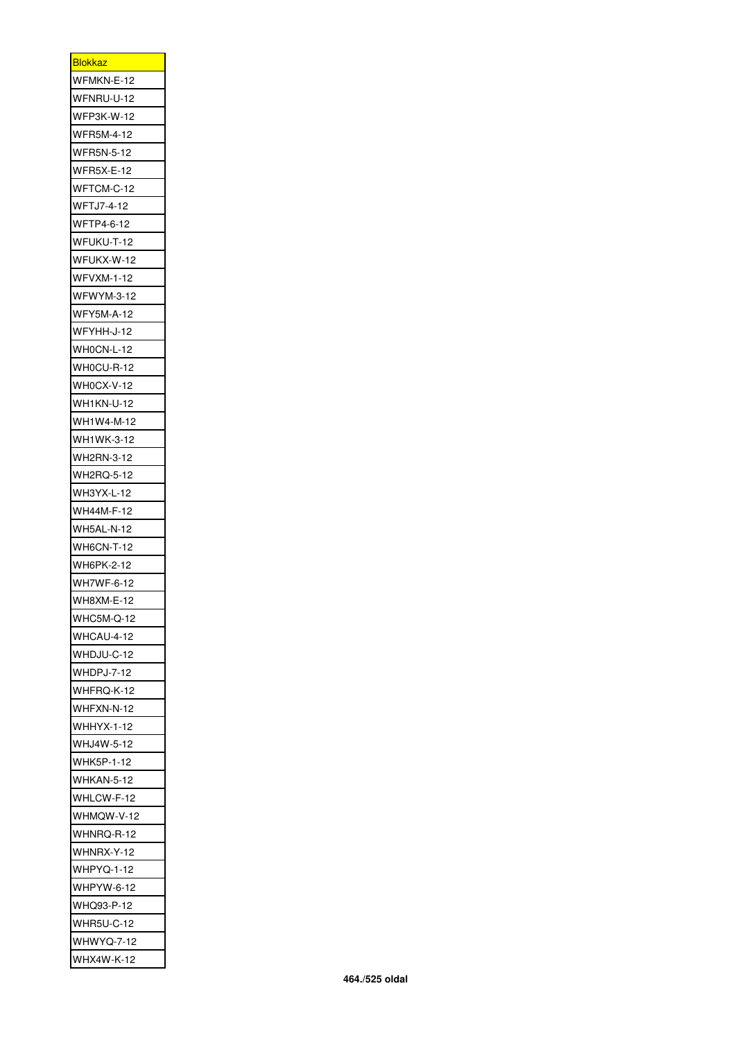| Blokkaz |
| --- |
| WFMKN-E-12 |
| WFNRU-U-12 |
| WFP3K-W-12 |
| WFR5M-4-12 |
| WFR5N-5-12 |
| WFR5X-E-12 |
| WFTCM-C-12 |
| WFTJ7-4-12 |
| WFTP4-6-12 |
| WFUKU-T-12 |
| WFUKX-W-12 |
| WFVXM-1-12 |
| WFWYM-3-12 |
| WFY5M-A-12 |
| WFYHH-J-12 |
| WH0CN-L-12 |
| WH0CU-R-12 |
| WH0CX-V-12 |
| WH1KN-U-12 |
| WH1W4-M-12 |
| WH1WK-3-12 |
| WH2RN-3-12 |
| WH2RQ-5-12 |
| WH3YX-L-12 |
| WH44M-F-12 |
| WH5AL-N-12 |
| WH6CN-T-12 |
| WH6PK-2-12 |
| WH7WF-6-12 |
| WH8XM-E-12 |
| WHC5M-Q-12 |
| WHCAU-4-12 |
| WHDJU-C-12 |
| WHDPJ-7-12 |
| WHFRQ-K-12 |
| WHFXN-N-12 |
| WHHYX-1-12 |
| WHJ4W-5-12 |
| WHK5P-1-12 |
| WHKAN-5-12 |
| WHLCW-F-12 |
| WHMQW-V-12 |
| WHNRQ-R-12 |
| WHNRX-Y-12 |
| WHPYQ-1-12 |
| WHPYW-6-12 |
| WHQ93-P-12 |
| WHR5U-C-12 |
| WHWYQ-7-12 |
| WHX4W-K-12 |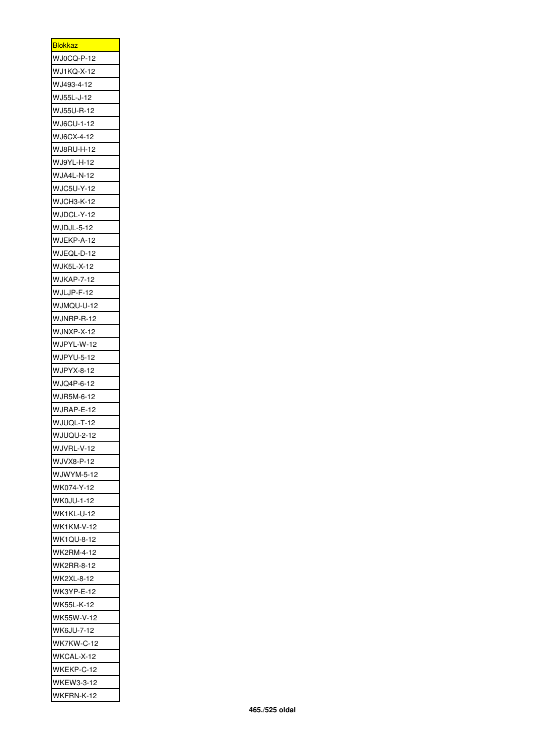| Blokkaz |
| --- |
| WJ0CQ-P-12 |
| WJ1KQ-X-12 |
| WJ493-4-12 |
| WJ55L-J-12 |
| WJ55U-R-12 |
| WJ6CU-1-12 |
| WJ6CX-4-12 |
| WJ8RU-H-12 |
| WJ9YL-H-12 |
| WJA4L-N-12 |
| WJC5U-Y-12 |
| WJCH3-K-12 |
| WJDCL-Y-12 |
| WJDJL-5-12 |
| WJEKP-A-12 |
| WJEQL-D-12 |
| WJK5L-X-12 |
| WJKAP-7-12 |
| WJLJP-F-12 |
| WJMQU-U-12 |
| WJNRP-R-12 |
| WJNXP-X-12 |
| WJPYL-W-12 |
| WJPYU-5-12 |
| WJPYX-8-12 |
| WJQ4P-6-12 |
| WJR5M-6-12 |
| WJRAP-E-12 |
| WJUQL-T-12 |
| WJUQU-2-12 |
| WJVRL-V-12 |
| WJVX8-P-12 |
| WJWYM-5-12 |
| WK074-Y-12 |
| WK0JU-1-12 |
| WK1KL-U-12 |
| WK1KM-V-12 |
| WK1QU-8-12 |
| WK2RM-4-12 |
| WK2RR-8-12 |
| WK2XL-8-12 |
| WK3YP-E-12 |
| WK55L-K-12 |
| WK55W-V-12 |
| WK6JU-7-12 |
| WK7KW-C-12 |
| WKCAL-X-12 |
| WKEKP-C-12 |
| WKEW3-3-12 |
| WKFRN-K-12 |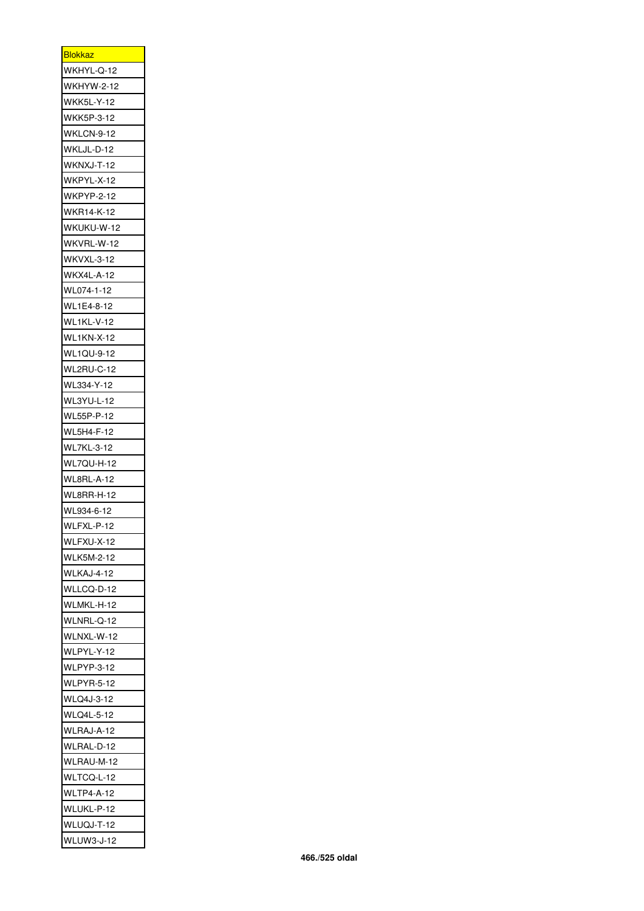| Blokkaz |
| --- |
| WKHYL-Q-12 |
| WKHYW-2-12 |
| WKK5L-Y-12 |
| WKK5P-3-12 |
| WKLCN-9-12 |
| WKLJL-D-12 |
| WKNXJ-T-12 |
| WKPYL-X-12 |
| WKPYP-2-12 |
| WKR14-K-12 |
| WKUKU-W-12 |
| WKVRL-W-12 |
| WKVXL-3-12 |
| WKX4L-A-12 |
| WL074-1-12 |
| WL1E4-8-12 |
| WL1KL-V-12 |
| WL1KN-X-12 |
| WL1QU-9-12 |
| WL2RU-C-12 |
| WL334-Y-12 |
| WL3YU-L-12 |
| WL55P-P-12 |
| WL5H4-F-12 |
| WL7KL-3-12 |
| WL7QU-H-12 |
| WL8RL-A-12 |
| WL8RR-H-12 |
| WL934-6-12 |
| WLFXL-P-12 |
| WLFXU-X-12 |
| WLK5M-2-12 |
| WLKAJ-4-12 |
| WLLCQ-D-12 |
| WLMKL-H-12 |
| WLNRL-Q-12 |
| WLNXL-W-12 |
| WLPYL-Y-12 |
| WLPYP-3-12 |
| WLPYR-5-12 |
| WLQ4J-3-12 |
| WLQ4L-5-12 |
| WLRAJ-A-12 |
| WLRAL-D-12 |
| WLRAU-M-12 |
| WLTCQ-L-12 |
| WLTP4-A-12 |
| WLUKL-P-12 |
| WLUQJ-T-12 |
| WLUW3-J-12 |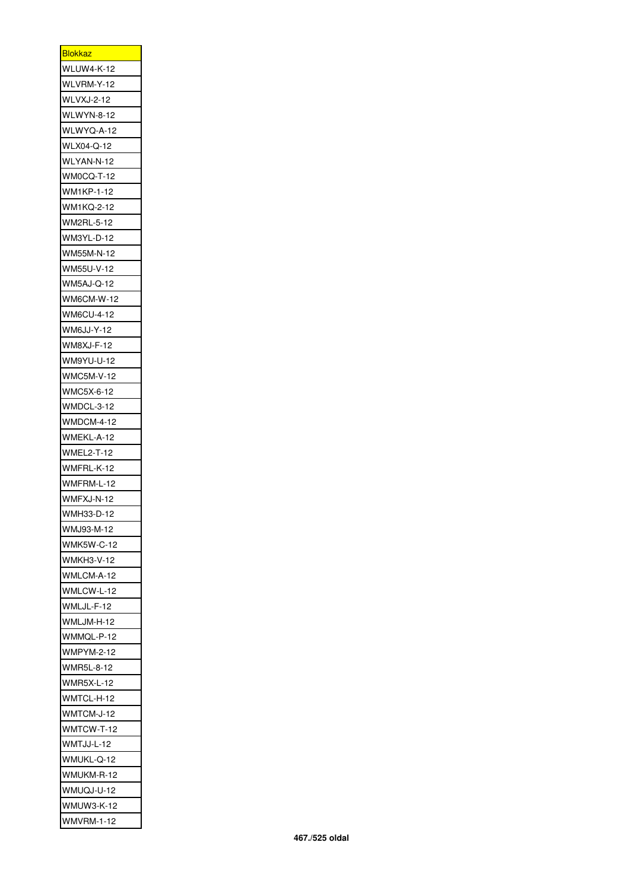| Blokkaz |
|---|
| WLUW4-K-12 |
| WLVRM-Y-12 |
| WLVXJ-2-12 |
| WLWYN-8-12 |
| WLWYQ-A-12 |
| WLX04-Q-12 |
| WLYAN-N-12 |
| WM0CQ-T-12 |
| WM1KP-1-12 |
| WM1KQ-2-12 |
| WM2RL-5-12 |
| WM3YL-D-12 |
| WM55M-N-12 |
| WM55U-V-12 |
| WM5AJ-Q-12 |
| WM6CM-W-12 |
| WM6CU-4-12 |
| WM6JJ-Y-12 |
| WM8XJ-F-12 |
| WM9YU-U-12 |
| WMC5M-V-12 |
| WMC5X-6-12 |
| WMDCL-3-12 |
| WMDCM-4-12 |
| WMEKL-A-12 |
| WMEL2-T-12 |
| WMFRL-K-12 |
| WMFRM-L-12 |
| WMFXJ-N-12 |
| WMH33-D-12 |
| WMJ93-M-12 |
| WMK5W-C-12 |
| WMKH3-V-12 |
| WMLCM-A-12 |
| WMLCW-L-12 |
| WMLJL-F-12 |
| WMLJM-H-12 |
| WMMQL-P-12 |
| WMPYM-2-12 |
| WMR5L-8-12 |
| WMR5X-L-12 |
| WMTCL-H-12 |
| WMTCM-J-12 |
| WMTCW-T-12 |
| WMTJJ-L-12 |
| WMUKL-Q-12 |
| WMUKM-R-12 |
| WMUQJ-U-12 |
| WMUW3-K-12 |
| WMVRM-1-12 |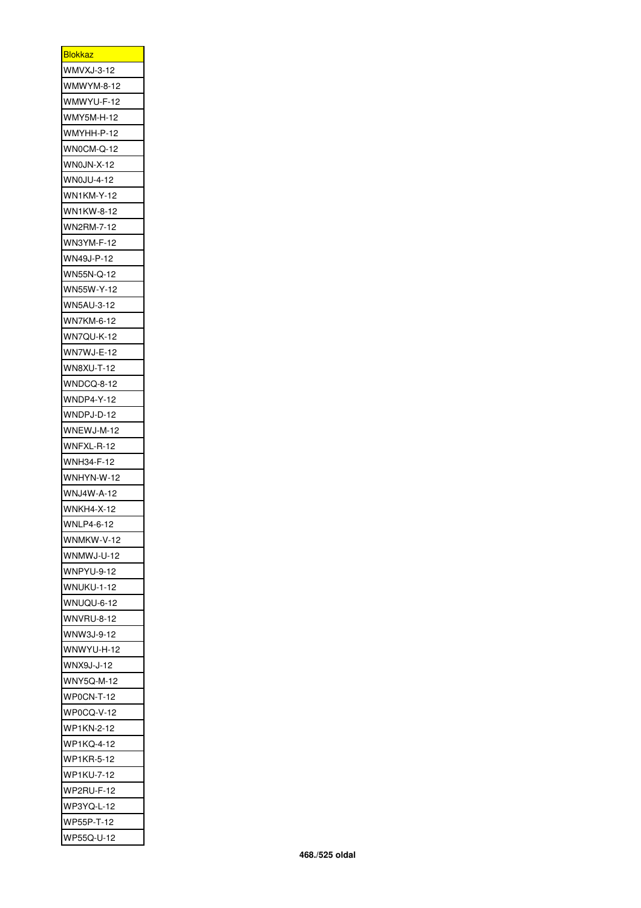| Blokkaz |
|---|
| WMVXJ-3-12 |
| WMWYM-8-12 |
| WMWYU-F-12 |
| WMY5M-H-12 |
| WMYHH-P-12 |
| WN0CM-Q-12 |
| WN0JN-X-12 |
| WN0JU-4-12 |
| WN1KM-Y-12 |
| WN1KW-8-12 |
| WN2RM-7-12 |
| WN3YM-F-12 |
| WN49J-P-12 |
| WN55N-Q-12 |
| WN55W-Y-12 |
| WN5AU-3-12 |
| WN7KM-6-12 |
| WN7QU-K-12 |
| WN7WJ-E-12 |
| WN8XU-T-12 |
| WNDCQ-8-12 |
| WNDP4-Y-12 |
| WNDPJ-D-12 |
| WNEWJ-M-12 |
| WNFXL-R-12 |
| WNH34-F-12 |
| WNHYN-W-12 |
| WNJ4W-A-12 |
| WNKH4-X-12 |
| WNLP4-6-12 |
| WNMKW-V-12 |
| WNMWJ-U-12 |
| WNPYU-9-12 |
| WNUKU-1-12 |
| WNUQU-6-12 |
| WNVRU-8-12 |
| WNW3J-9-12 |
| WNWYU-H-12 |
| WNX9J-J-12 |
| WNY5Q-M-12 |
| WP0CN-T-12 |
| WP0CQ-V-12 |
| WP1KN-2-12 |
| WP1KQ-4-12 |
| WP1KR-5-12 |
| WP1KU-7-12 |
| WP2RU-F-12 |
| WP3YQ-L-12 |
| WP55P-T-12 |
| WP55Q-U-12 |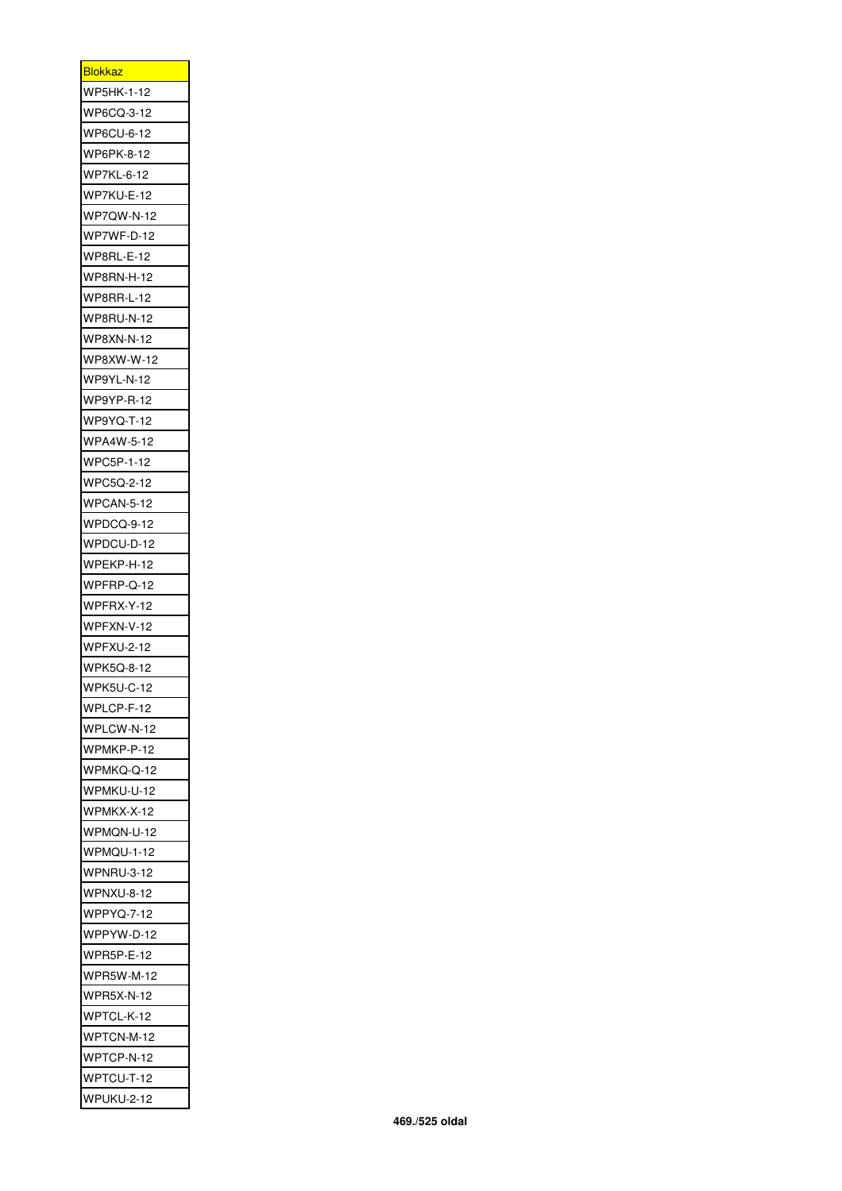| Blokkaz |
|---|
| WP5HK-1-12 |
| WP6CQ-3-12 |
| WP6CU-6-12 |
| WP6PK-8-12 |
| WP7KL-6-12 |
| WP7KU-E-12 |
| WP7QW-N-12 |
| WP7WF-D-12 |
| WP8RL-E-12 |
| WP8RN-H-12 |
| WP8RR-L-12 |
| WP8RU-N-12 |
| WP8XN-N-12 |
| WP8XW-W-12 |
| WP9YL-N-12 |
| WP9YP-R-12 |
| WP9YQ-T-12 |
| WPA4W-5-12 |
| WPC5P-1-12 |
| WPC5Q-2-12 |
| WPCAN-5-12 |
| WPDCQ-9-12 |
| WPDCU-D-12 |
| WPEKP-H-12 |
| WPFRP-Q-12 |
| WPFRX-Y-12 |
| WPFXN-V-12 |
| WPFXU-2-12 |
| WPK5Q-8-12 |
| WPK5U-C-12 |
| WPLCP-F-12 |
| WPLCW-N-12 |
| WPMKP-P-12 |
| WPMKQ-Q-12 |
| WPMKU-U-12 |
| WPMKX-X-12 |
| WPMQN-U-12 |
| WPMQU-1-12 |
| WPNRU-3-12 |
| WPNXU-8-12 |
| WPPYQ-7-12 |
| WPPYW-D-12 |
| WPR5P-E-12 |
| WPR5W-M-12 |
| WPR5X-N-12 |
| WPTCL-K-12 |
| WPTCN-M-12 |
| WPTCP-N-12 |
| WPTCU-T-12 |
| WPUKU-2-12 |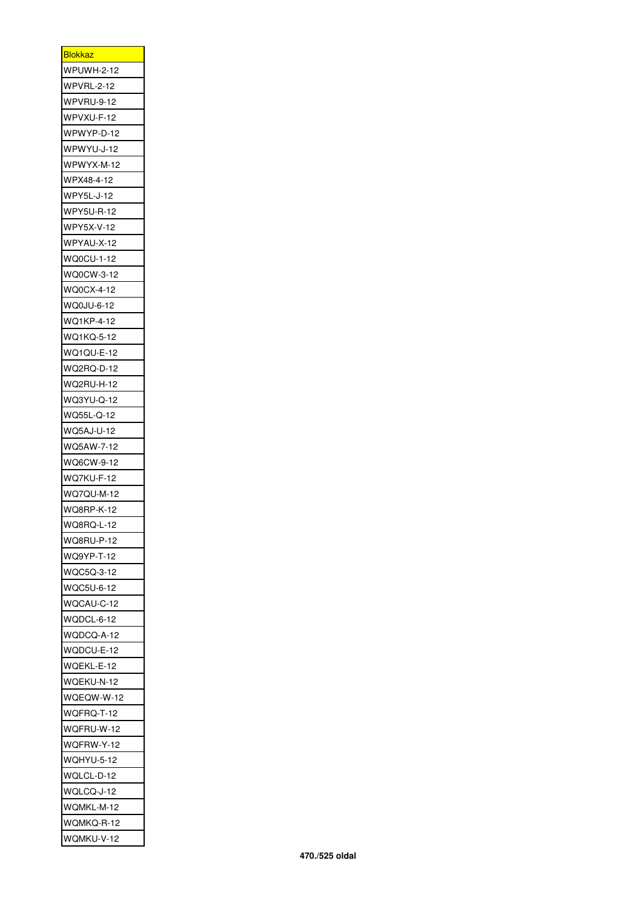| Blokkaz |
|---|
| WPUWH-2-12 |
| WPVRL-2-12 |
| WPVRU-9-12 |
| WPVXU-F-12 |
| WPWYP-D-12 |
| WPWYU-J-12 |
| WPWYX-M-12 |
| WPX48-4-12 |
| WPY5L-J-12 |
| WPY5U-R-12 |
| WPY5X-V-12 |
| WPYAU-X-12 |
| WQ0CU-1-12 |
| WQ0CW-3-12 |
| WQ0CX-4-12 |
| WQ0JU-6-12 |
| WQ1KP-4-12 |
| WQ1KQ-5-12 |
| WQ1QU-E-12 |
| WQ2RQ-D-12 |
| WQ2RU-H-12 |
| WQ3YU-Q-12 |
| WQ55L-Q-12 |
| WQ5AJ-U-12 |
| WQ5AW-7-12 |
| WQ6CW-9-12 |
| WQ7KU-F-12 |
| WQ7QU-M-12 |
| WQ8RP-K-12 |
| WQ8RQ-L-12 |
| WQ8RU-P-12 |
| WQ9YP-T-12 |
| WQC5Q-3-12 |
| WQC5U-6-12 |
| WQCAU-C-12 |
| WQDCL-6-12 |
| WQDCQ-A-12 |
| WQDCU-E-12 |
| WQEKL-E-12 |
| WQEKU-N-12 |
| WQEQW-W-12 |
| WQFRQ-T-12 |
| WQFRU-W-12 |
| WQFRW-Y-12 |
| WQHYU-5-12 |
| WQLCL-D-12 |
| WQLCQ-J-12 |
| WQMKL-M-12 |
| WQMKQ-R-12 |
| WQMKU-V-12 |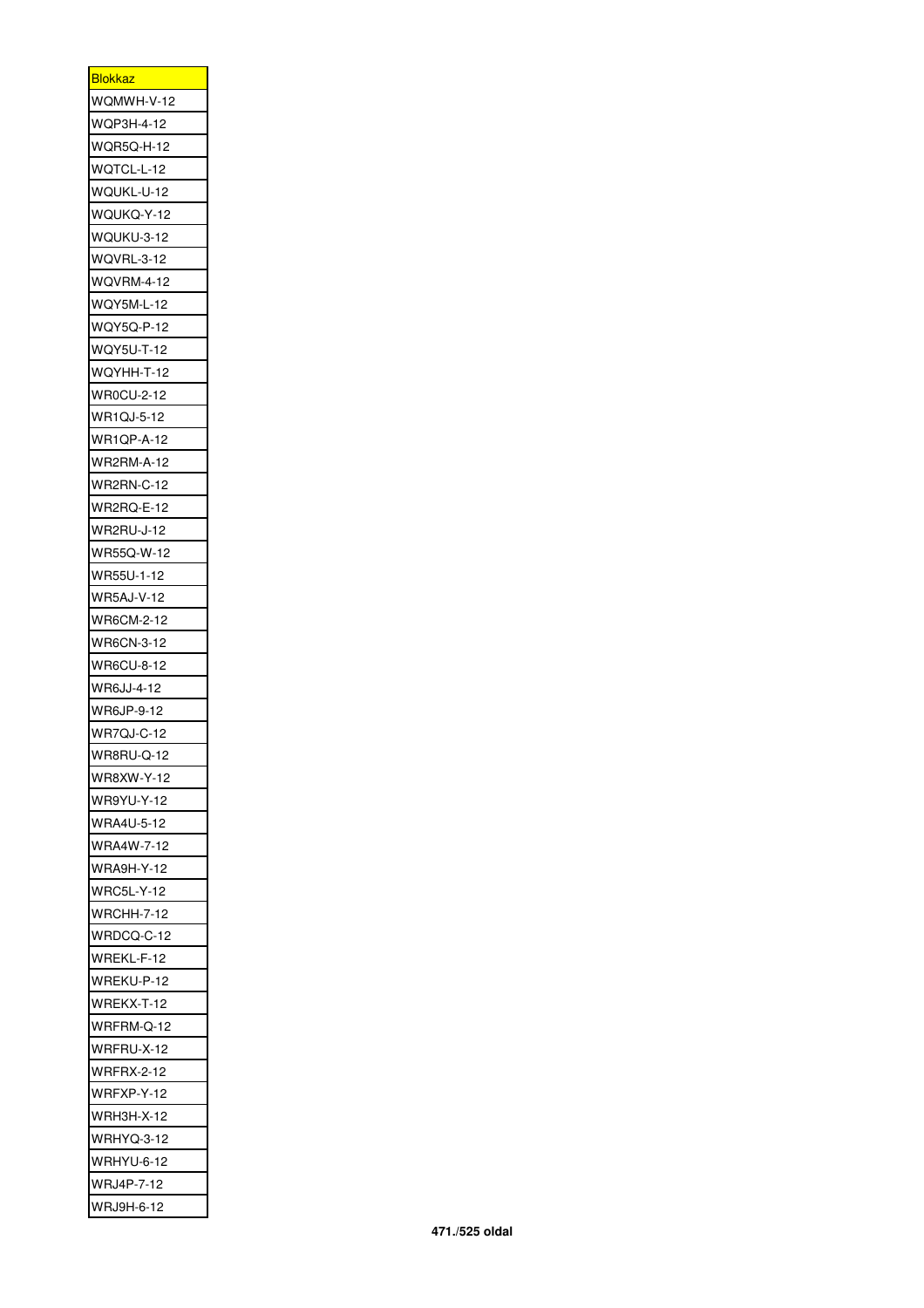| Blokkaz |
| --- |
| WQMWH-V-12 |
| WQP3H-4-12 |
| WQR5Q-H-12 |
| WQTCL-L-12 |
| WQUKL-U-12 |
| WQUKQ-Y-12 |
| WQUKU-3-12 |
| WQVRL-3-12 |
| WQVRM-4-12 |
| WQY5M-L-12 |
| WQY5Q-P-12 |
| WQY5U-T-12 |
| WQYHH-T-12 |
| WR0CU-2-12 |
| WR1QJ-5-12 |
| WR1QP-A-12 |
| WR2RM-A-12 |
| WR2RN-C-12 |
| WR2RQ-E-12 |
| WR2RU-J-12 |
| WR55Q-W-12 |
| WR55U-1-12 |
| WR5AJ-V-12 |
| WR6CM-2-12 |
| WR6CN-3-12 |
| WR6CU-8-12 |
| WR6JJ-4-12 |
| WR6JP-9-12 |
| WR7QJ-C-12 |
| WR8RU-Q-12 |
| WR8XW-Y-12 |
| WR9YU-Y-12 |
| WRA4U-5-12 |
| WRA4W-7-12 |
| WRA9H-Y-12 |
| WRC5L-Y-12 |
| WRCHH-7-12 |
| WRDCQ-C-12 |
| WREKL-F-12 |
| WREKU-P-12 |
| WREKX-T-12 |
| WRFRM-Q-12 |
| WRFRU-X-12 |
| WRFRX-2-12 |
| WRFXP-Y-12 |
| WRH3H-X-12 |
| WRHYQ-3-12 |
| WRHYU-6-12 |
| WRJ4P-7-12 |
| WRJ9H-6-12 |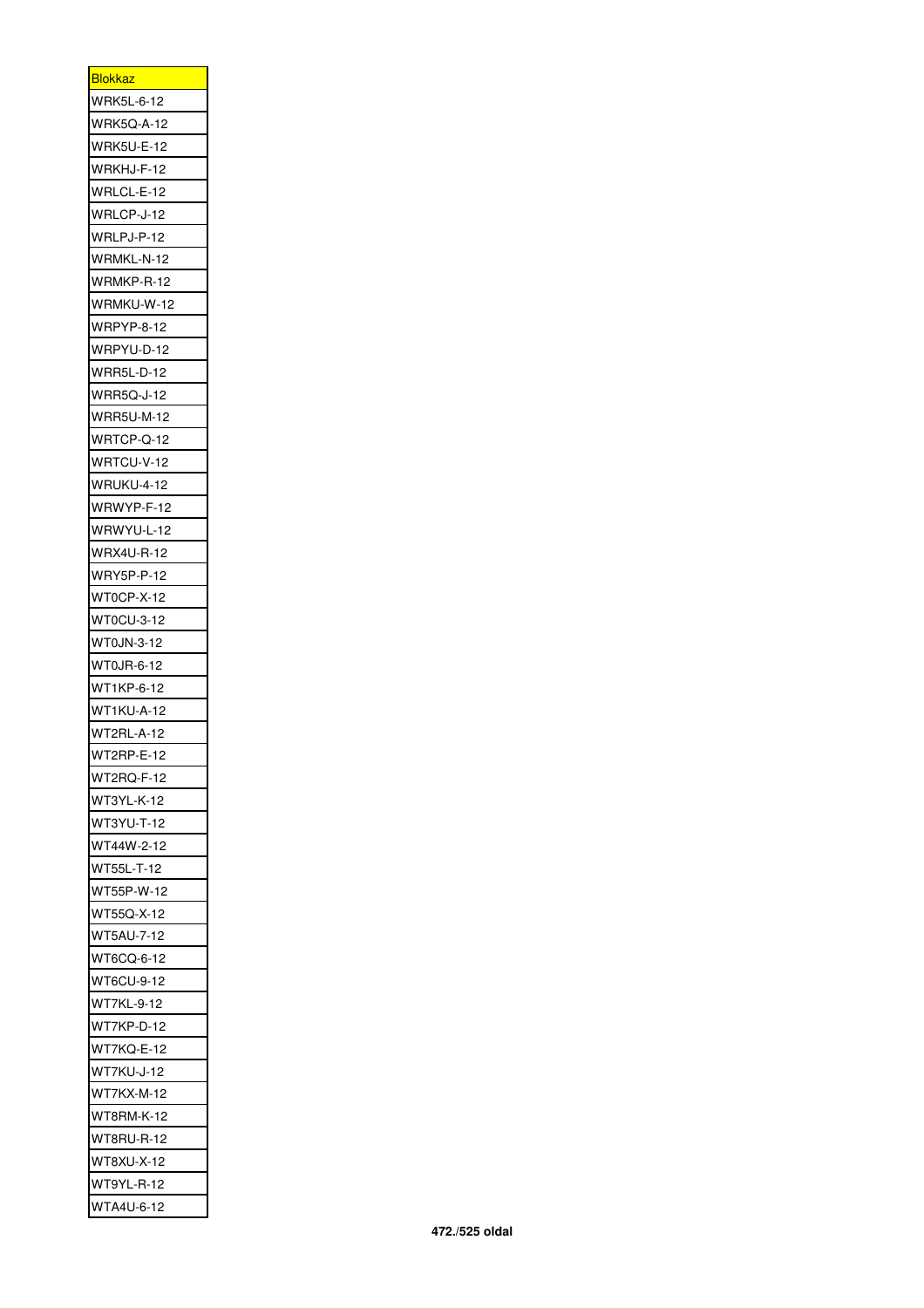| Blokkaz |
| --- |
| WRK5L-6-12 |
| WRK5Q-A-12 |
| WRK5U-E-12 |
| WRKHJ-F-12 |
| WRLCL-E-12 |
| WRLCP-J-12 |
| WRLPJ-P-12 |
| WRMKL-N-12 |
| WRMKP-R-12 |
| WRMKU-W-12 |
| WRPYP-8-12 |
| WRPYU-D-12 |
| WRR5L-D-12 |
| WRR5Q-J-12 |
| WRR5U-M-12 |
| WRTCP-Q-12 |
| WRTCU-V-12 |
| WRUKU-4-12 |
| WRWYP-F-12 |
| WRWYU-L-12 |
| WRX4U-R-12 |
| WRY5P-P-12 |
| WT0CP-X-12 |
| WT0CU-3-12 |
| WT0JN-3-12 |
| WT0JR-6-12 |
| WT1KP-6-12 |
| WT1KU-A-12 |
| WT2RL-A-12 |
| WT2RP-E-12 |
| WT2RQ-F-12 |
| WT3YL-K-12 |
| WT3YU-T-12 |
| WT44W-2-12 |
| WT55L-T-12 |
| WT55P-W-12 |
| WT55Q-X-12 |
| WT5AU-7-12 |
| WT6CQ-6-12 |
| WT6CU-9-12 |
| WT7KL-9-12 |
| WT7KP-D-12 |
| WT7KQ-E-12 |
| WT7KU-J-12 |
| WT7KX-M-12 |
| WT8RM-K-12 |
| WT8RU-R-12 |
| WT8XU-X-12 |
| WT9YL-R-12 |
| WTA4U-6-12 |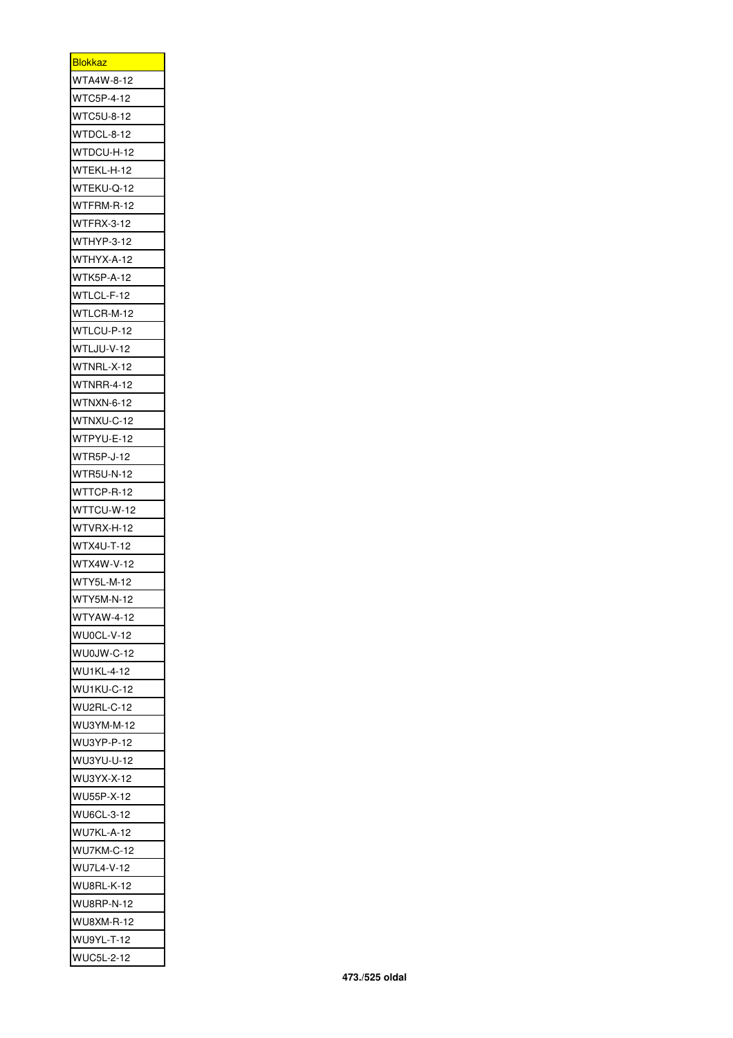| Blokkaz |
|---|
| WTA4W-8-12 |
| WTC5P-4-12 |
| WTC5U-8-12 |
| WTDCL-8-12 |
| WTDCU-H-12 |
| WTEKL-H-12 |
| WTEKU-Q-12 |
| WTFRM-R-12 |
| WTFRX-3-12 |
| WTHYP-3-12 |
| WTHYX-A-12 |
| WTK5P-A-12 |
| WTLCL-F-12 |
| WTLCR-M-12 |
| WTLCU-P-12 |
| WTLJU-V-12 |
| WTNRL-X-12 |
| WTNRR-4-12 |
| WTNXN-6-12 |
| WTNXU-C-12 |
| WTPYU-E-12 |
| WTR5P-J-12 |
| WTR5U-N-12 |
| WTTCP-R-12 |
| WTTCU-W-12 |
| WTVRX-H-12 |
| WTX4U-T-12 |
| WTX4W-V-12 |
| WTY5L-M-12 |
| WTY5M-N-12 |
| WTYAW-4-12 |
| WU0CL-V-12 |
| WU0JW-C-12 |
| WU1KL-4-12 |
| WU1KU-C-12 |
| WU2RL-C-12 |
| WU3YM-M-12 |
| WU3YP-P-12 |
| WU3YU-U-12 |
| WU3YX-X-12 |
| WU55P-X-12 |
| WU6CL-3-12 |
| WU7KL-A-12 |
| WU7KM-C-12 |
| WU7L4-V-12 |
| WU8RL-K-12 |
| WU8RP-N-12 |
| WU8XM-R-12 |
| WU9YL-T-12 |
| WUC5L-2-12 |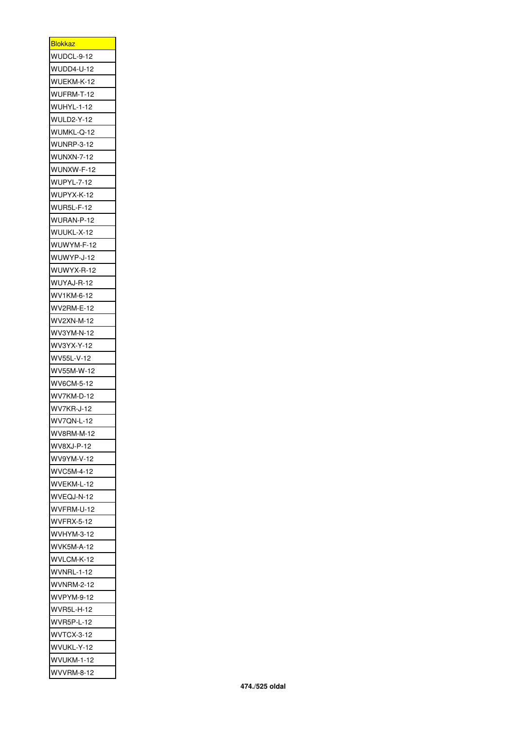| Blokkaz |
| --- |
| WUDCL-9-12 |
| WUDD4-U-12 |
| WUEKM-K-12 |
| WUFRM-T-12 |
| WUHYL-1-12 |
| WULD2-Y-12 |
| WUMKL-Q-12 |
| WUNRP-3-12 |
| WUNXN-7-12 |
| WUNXW-F-12 |
| WUPYL-7-12 |
| WUPYX-K-12 |
| WUR5L-F-12 |
| WURAN-P-12 |
| WUUKL-X-12 |
| WUWYM-F-12 |
| WUWYP-J-12 |
| WUWYX-R-12 |
| WUYAJ-R-12 |
| WV1KM-6-12 |
| WV2RM-E-12 |
| WV2XN-M-12 |
| WV3YM-N-12 |
| WV3YX-Y-12 |
| WV55L-V-12 |
| WV55M-W-12 |
| WV6CM-5-12 |
| WV7KM-D-12 |
| WV7KR-J-12 |
| WV7QN-L-12 |
| WV8RM-M-12 |
| WV8XJ-P-12 |
| WV9YM-V-12 |
| WVC5M-4-12 |
| WVEKM-L-12 |
| WVEQJ-N-12 |
| WVFRM-U-12 |
| WVFRX-5-12 |
| WVHYM-3-12 |
| WVK5M-A-12 |
| WVLCM-K-12 |
| WVNRL-1-12 |
| WVNRM-2-12 |
| WVPYM-9-12 |
| WVR5L-H-12 |
| WVR5P-L-12 |
| WVTCX-3-12 |
| WVUKL-Y-12 |
| WVUKM-1-12 |
| WVVRM-8-12 |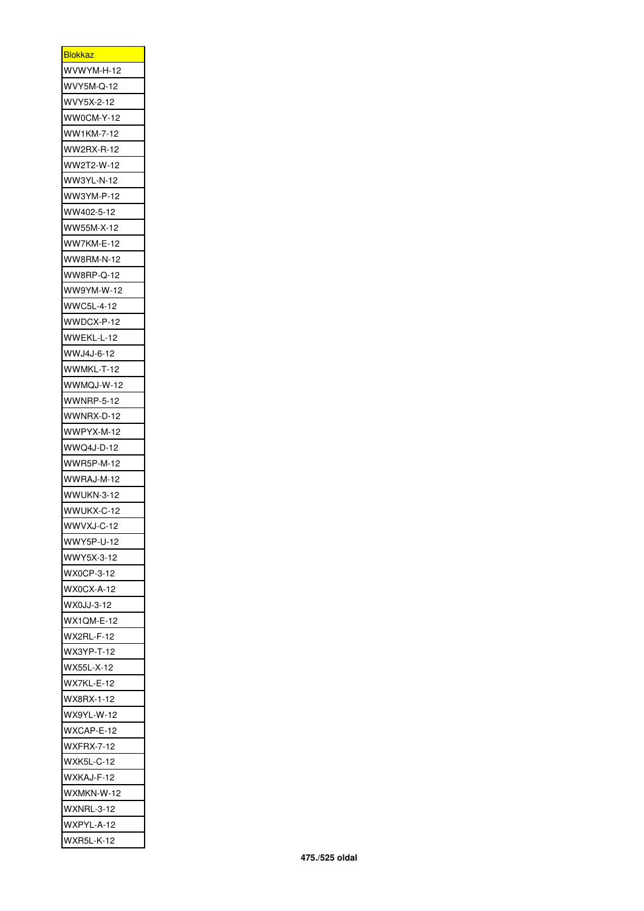| Blokkaz |
| --- |
| WVWYM-H-12 |
| WVY5M-Q-12 |
| WVY5X-2-12 |
| WW0CM-Y-12 |
| WW1KM-7-12 |
| WW2RX-R-12 |
| WW2T2-W-12 |
| WW3YL-N-12 |
| WW3YM-P-12 |
| WW402-5-12 |
| WW55M-X-12 |
| WW7KM-E-12 |
| WW8RM-N-12 |
| WW8RP-Q-12 |
| WW9YM-W-12 |
| WWC5L-4-12 |
| WWDCX-P-12 |
| WWEKL-L-12 |
| WWJ4J-6-12 |
| WWMKL-T-12 |
| WWMQJ-W-12 |
| WWNRP-5-12 |
| WWNRX-D-12 |
| WWPYX-M-12 |
| WWQ4J-D-12 |
| WWR5P-M-12 |
| WWRAJ-M-12 |
| WWUKN-3-12 |
| WWUKX-C-12 |
| WWVXJ-C-12 |
| WWY5P-U-12 |
| WWY5X-3-12 |
| WX0CP-3-12 |
| WX0CX-A-12 |
| WX0JJ-3-12 |
| WX1QM-E-12 |
| WX2RL-F-12 |
| WX3YP-T-12 |
| WX55L-X-12 |
| WX7KL-E-12 |
| WX8RX-1-12 |
| WX9YL-W-12 |
| WXCAP-E-12 |
| WXFRX-7-12 |
| WXK5L-C-12 |
| WXKAJ-F-12 |
| WXMKN-W-12 |
| WXNRL-3-12 |
| WXPYL-A-12 |
| WXR5L-K-12 |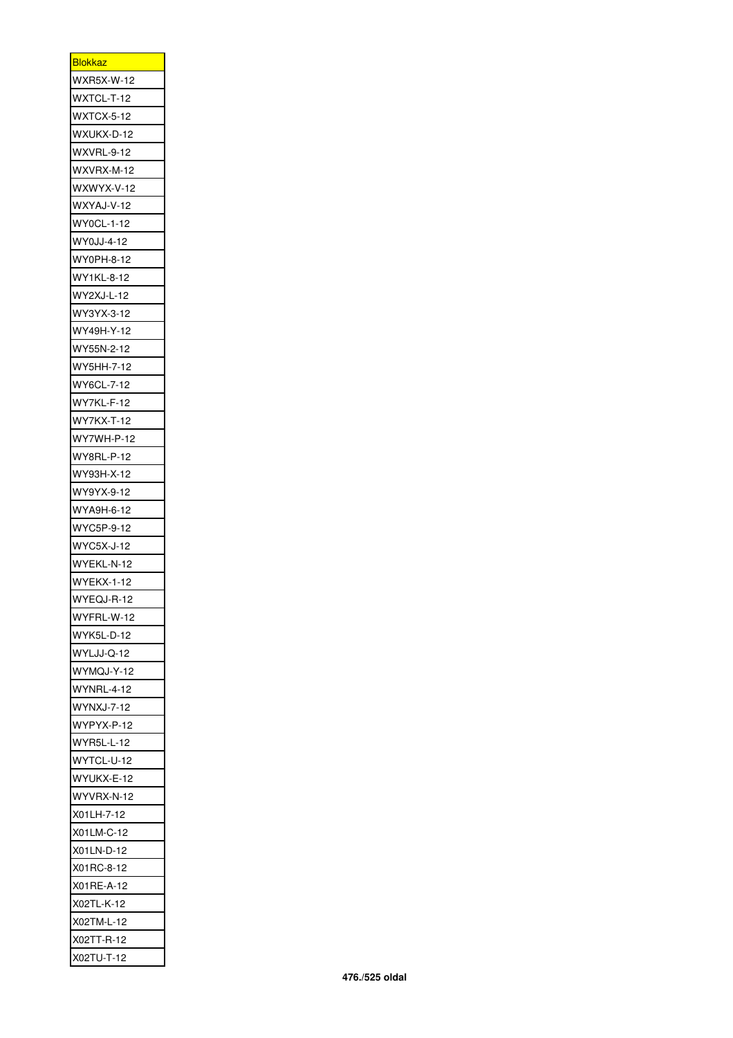| Blokkaz |
|---|
| WXR5X-W-12 |
| WXTCL-T-12 |
| WXTCX-5-12 |
| WXUKX-D-12 |
| WXVRL-9-12 |
| WXVRX-M-12 |
| WXWYX-V-12 |
| WXYAJ-V-12 |
| WY0CL-1-12 |
| WY0JJ-4-12 |
| WY0PH-8-12 |
| WY1KL-8-12 |
| WY2XJ-L-12 |
| WY3YX-3-12 |
| WY49H-Y-12 |
| WY55N-2-12 |
| WY5HH-7-12 |
| WY6CL-7-12 |
| WY7KL-F-12 |
| WY7KX-T-12 |
| WY7WH-P-12 |
| WY8RL-P-12 |
| WY93H-X-12 |
| WY9YX-9-12 |
| WYA9H-6-12 |
| WYC5P-9-12 |
| WYC5X-J-12 |
| WYEKL-N-12 |
| WYEKX-1-12 |
| WYEQJ-R-12 |
| WYFRL-W-12 |
| WYK5L-D-12 |
| WYLJJ-Q-12 |
| WYMQJ-Y-12 |
| WYNRL-4-12 |
| WYNXJ-7-12 |
| WYPYX-P-12 |
| WYR5L-L-12 |
| WYTCL-U-12 |
| WYUKX-E-12 |
| WYVRX-N-12 |
| X01LH-7-12 |
| X01LM-C-12 |
| X01LN-D-12 |
| X01RC-8-12 |
| X01RE-A-12 |
| X02TL-K-12 |
| X02TM-L-12 |
| X02TT-R-12 |
| X02TU-T-12 |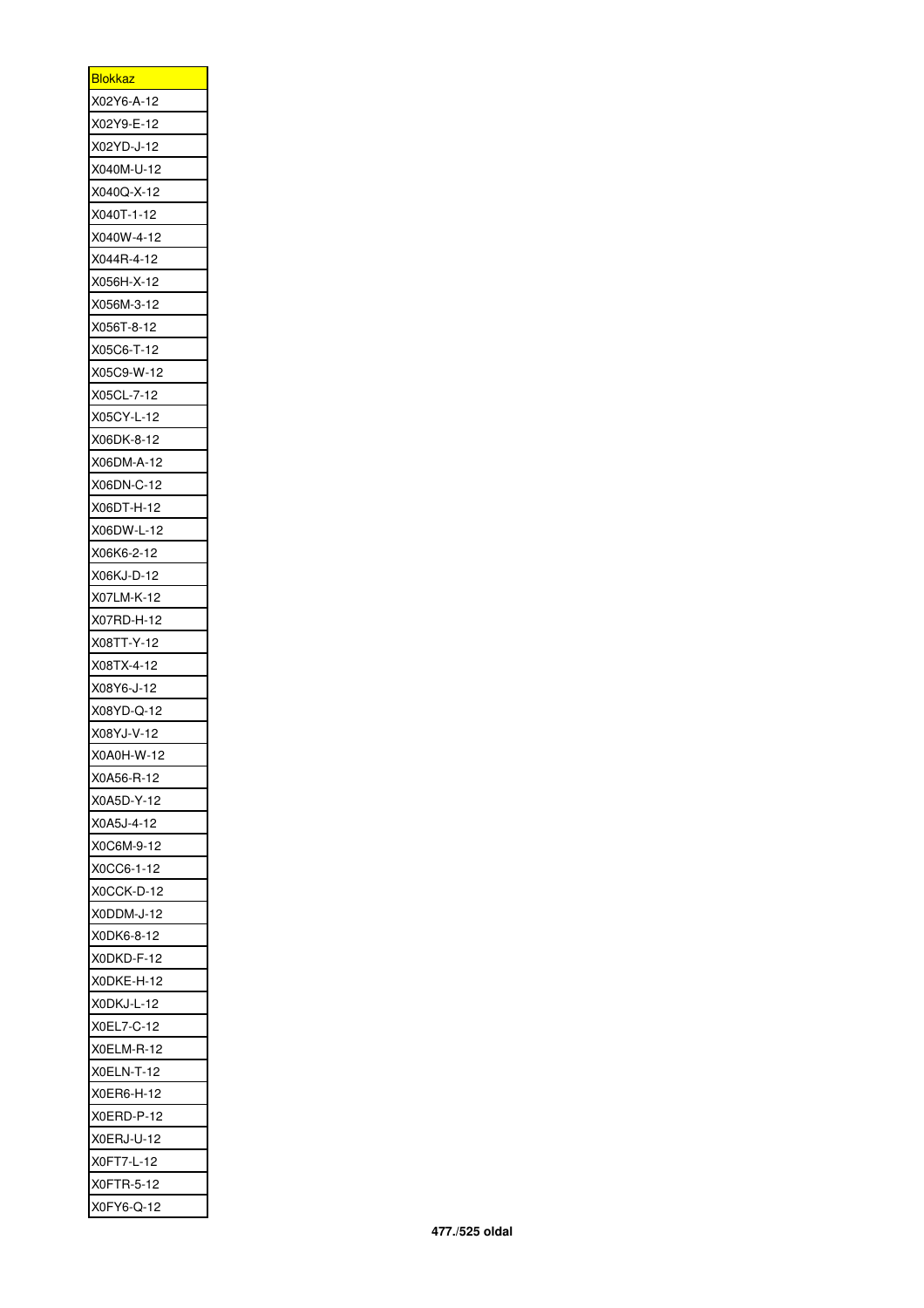| Blokkaz |
| --- |
| X02Y6-A-12 |
| X02Y9-E-12 |
| X02YD-J-12 |
| X040M-U-12 |
| X040Q-X-12 |
| X040T-1-12 |
| X040W-4-12 |
| X044R-4-12 |
| X056H-X-12 |
| X056M-3-12 |
| X056T-8-12 |
| X05C6-T-12 |
| X05C9-W-12 |
| X05CL-7-12 |
| X05CY-L-12 |
| X06DK-8-12 |
| X06DM-A-12 |
| X06DN-C-12 |
| X06DT-H-12 |
| X06DW-L-12 |
| X06K6-2-12 |
| X06KJ-D-12 |
| X07LM-K-12 |
| X07RD-H-12 |
| X08TT-Y-12 |
| X08TX-4-12 |
| X08Y6-J-12 |
| X08YD-Q-12 |
| X08YJ-V-12 |
| X0A0H-W-12 |
| X0A56-R-12 |
| X0A5D-Y-12 |
| X0A5J-4-12 |
| X0C6M-9-12 |
| X0CC6-1-12 |
| X0CCK-D-12 |
| X0DDM-J-12 |
| X0DK6-8-12 |
| X0DKD-F-12 |
| X0DKE-H-12 |
| X0DKJ-L-12 |
| X0EL7-C-12 |
| X0ELM-R-12 |
| X0ELN-T-12 |
| X0ER6-H-12 |
| X0ERD-P-12 |
| X0ERJ-U-12 |
| X0FT7-L-12 |
| X0FTR-5-12 |
| X0FY6-Q-12 |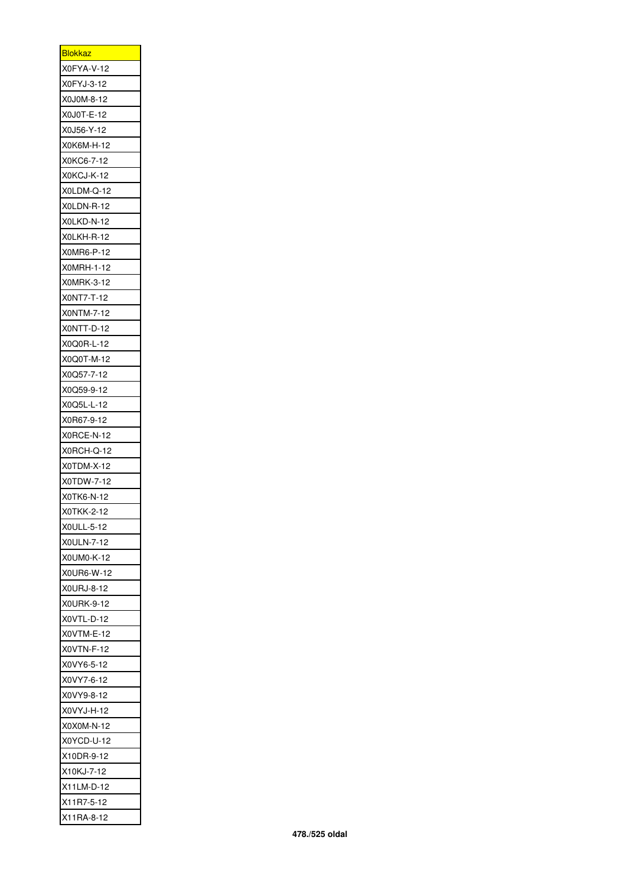| Blokkaz |
|---|
| X0FYA-V-12 |
| X0FYJ-3-12 |
| X0J0M-8-12 |
| X0J0T-E-12 |
| X0J56-Y-12 |
| X0K6M-H-12 |
| X0KC6-7-12 |
| X0KCJ-K-12 |
| X0LDM-Q-12 |
| X0LDN-R-12 |
| X0LKD-N-12 |
| X0LKH-R-12 |
| X0MR6-P-12 |
| X0MRH-1-12 |
| X0MRK-3-12 |
| X0NT7-T-12 |
| X0NTM-7-12 |
| X0NTT-D-12 |
| X0Q0R-L-12 |
| X0Q0T-M-12 |
| X0Q57-7-12 |
| X0Q59-9-12 |
| X0Q5L-L-12 |
| X0R67-9-12 |
| X0RCE-N-12 |
| X0RCH-Q-12 |
| X0TDM-X-12 |
| X0TDW-7-12 |
| X0TK6-N-12 |
| X0TKK-2-12 |
| X0ULL-5-12 |
| X0ULN-7-12 |
| X0UM0-K-12 |
| X0UR6-W-12 |
| X0URJ-8-12 |
| X0URK-9-12 |
| X0VTL-D-12 |
| X0VTM-E-12 |
| X0VTN-F-12 |
| X0VY6-5-12 |
| X0VY7-6-12 |
| X0VY9-8-12 |
| X0VYJ-H-12 |
| X0X0M-N-12 |
| X0YCD-U-12 |
| X10DR-9-12 |
| X10KJ-7-12 |
| X11LM-D-12 |
| X11R7-5-12 |
| X11RA-8-12 |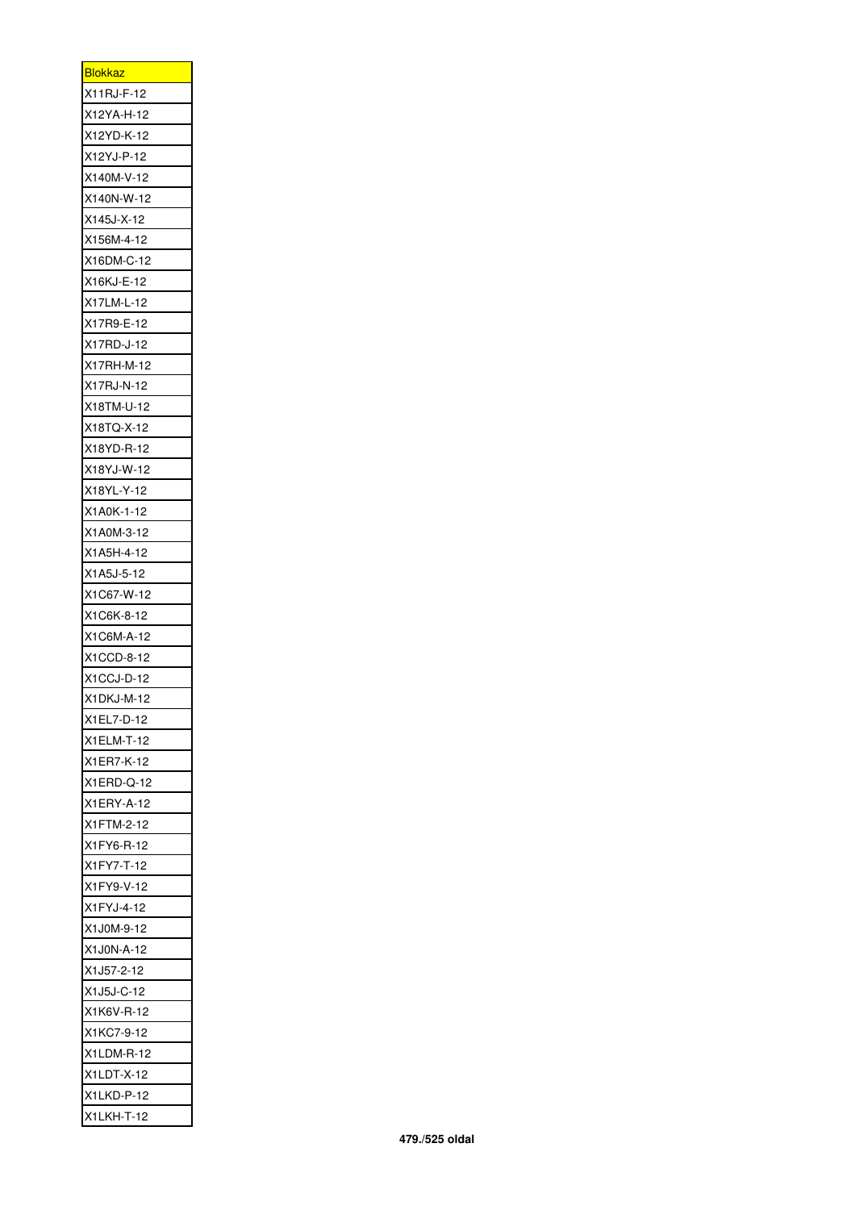| Blokkaz |
|---|
| X11RJ-F-12 |
| X12YA-H-12 |
| X12YD-K-12 |
| X12YJ-P-12 |
| X140M-V-12 |
| X140N-W-12 |
| X145J-X-12 |
| X156M-4-12 |
| X16DM-C-12 |
| X16KJ-E-12 |
| X17LM-L-12 |
| X17R9-E-12 |
| X17RD-J-12 |
| X17RH-M-12 |
| X17RJ-N-12 |
| X18TM-U-12 |
| X18TQ-X-12 |
| X18YD-R-12 |
| X18YJ-W-12 |
| X18YL-Y-12 |
| X1A0K-1-12 |
| X1A0M-3-12 |
| X1A5H-4-12 |
| X1A5J-5-12 |
| X1C67-W-12 |
| X1C6K-8-12 |
| X1C6M-A-12 |
| X1CCD-8-12 |
| X1CCJ-D-12 |
| X1DKJ-M-12 |
| X1EL7-D-12 |
| X1ELM-T-12 |
| X1ER7-K-12 |
| X1ERD-Q-12 |
| X1ERY-A-12 |
| X1FTM-2-12 |
| X1FY6-R-12 |
| X1FY7-T-12 |
| X1FY9-V-12 |
| X1FYJ-4-12 |
| X1J0M-9-12 |
| X1J0N-A-12 |
| X1J57-2-12 |
| X1J5J-C-12 |
| X1K6V-R-12 |
| X1KC7-9-12 |
| X1LDM-R-12 |
| X1LDT-X-12 |
| X1LKD-P-12 |
| X1LKH-T-12 |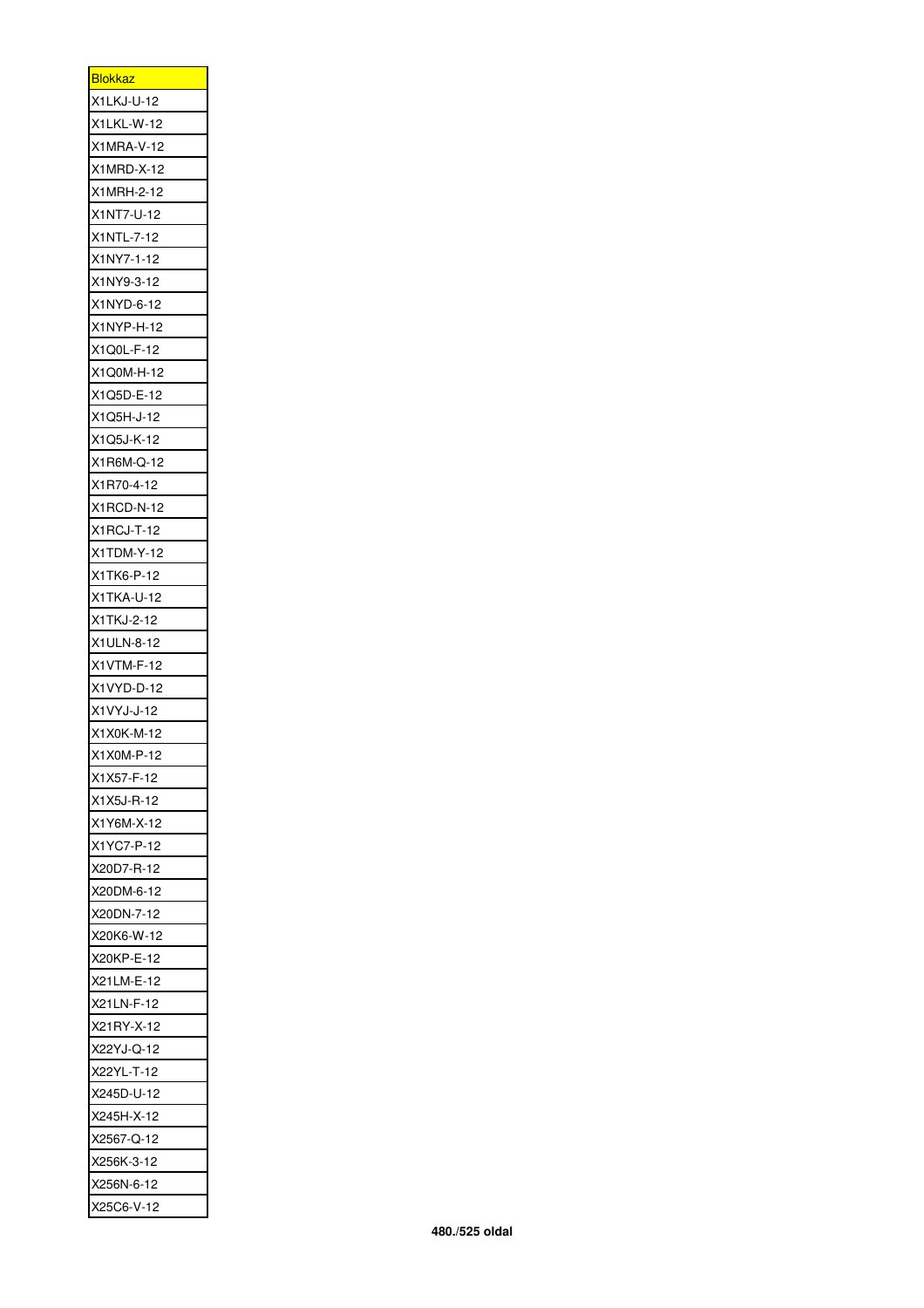| Blokkaz |
| --- |
| X1LKJ-U-12 |
| X1LKL-W-12 |
| X1MRA-V-12 |
| X1MRD-X-12 |
| X1MRH-2-12 |
| X1NT7-U-12 |
| X1NTL-7-12 |
| X1NY7-1-12 |
| X1NY9-3-12 |
| X1NYD-6-12 |
| X1NYP-H-12 |
| X1Q0L-F-12 |
| X1Q0M-H-12 |
| X1Q5D-E-12 |
| X1Q5H-J-12 |
| X1Q5J-K-12 |
| X1R6M-Q-12 |
| X1R70-4-12 |
| X1RCD-N-12 |
| X1RCJ-T-12 |
| X1TDM-Y-12 |
| X1TK6-P-12 |
| X1TKA-U-12 |
| X1TKJ-2-12 |
| X1ULN-8-12 |
| X1VTM-F-12 |
| X1VYD-D-12 |
| X1VYJ-J-12 |
| X1X0K-M-12 |
| X1X0M-P-12 |
| X1X57-F-12 |
| X1X5J-R-12 |
| X1Y6M-X-12 |
| X1YC7-P-12 |
| X20D7-R-12 |
| X20DM-6-12 |
| X20DN-7-12 |
| X20K6-W-12 |
| X20KP-E-12 |
| X21LM-E-12 |
| X21LN-F-12 |
| X21RY-X-12 |
| X22YJ-Q-12 |
| X22YL-T-12 |
| X245D-U-12 |
| X245H-X-12 |
| X2567-Q-12 |
| X256K-3-12 |
| X256N-6-12 |
| X25C6-V-12 |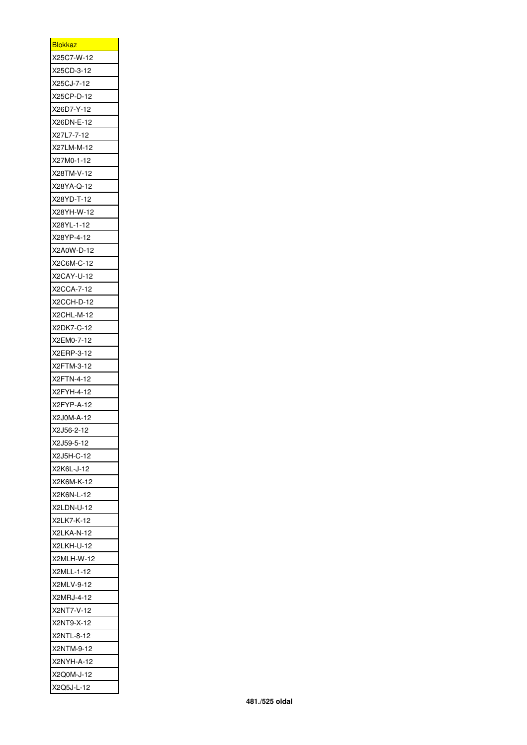| Blokkaz |
| --- |
| X25C7-W-12 |
| X25CD-3-12 |
| X25CJ-7-12 |
| X25CP-D-12 |
| X26D7-Y-12 |
| X26DN-E-12 |
| X27L7-7-12 |
| X27LM-M-12 |
| X27M0-1-12 |
| X28TM-V-12 |
| X28YA-Q-12 |
| X28YD-T-12 |
| X28YH-W-12 |
| X28YL-1-12 |
| X28YP-4-12 |
| X2A0W-D-12 |
| X2C6M-C-12 |
| X2CAY-U-12 |
| X2CCA-7-12 |
| X2CCH-D-12 |
| X2CHL-M-12 |
| X2DK7-C-12 |
| X2EM0-7-12 |
| X2ERP-3-12 |
| X2FTM-3-12 |
| X2FTN-4-12 |
| X2FYH-4-12 |
| X2FYP-A-12 |
| X2J0M-A-12 |
| X2J56-2-12 |
| X2J59-5-12 |
| X2J5H-C-12 |
| X2K6L-J-12 |
| X2K6M-K-12 |
| X2K6N-L-12 |
| X2LDN-U-12 |
| X2LK7-K-12 |
| X2LKA-N-12 |
| X2LKH-U-12 |
| X2MLH-W-12 |
| X2MLL-1-12 |
| X2MLV-9-12 |
| X2MRJ-4-12 |
| X2NT7-V-12 |
| X2NT9-X-12 |
| X2NTL-8-12 |
| X2NTM-9-12 |
| X2NYH-A-12 |
| X2Q0M-J-12 |
| X2Q5J-L-12 |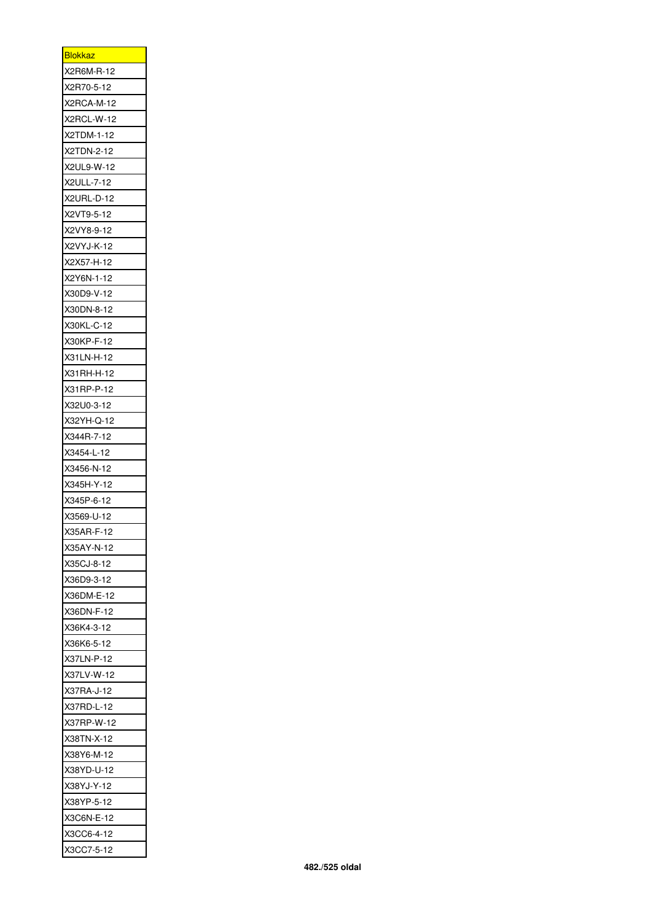| Blokkaz |
|---|
| X2R6M-R-12 |
| X2R70-5-12 |
| X2RCA-M-12 |
| X2RCL-W-12 |
| X2TDM-1-12 |
| X2TDN-2-12 |
| X2UL9-W-12 |
| X2ULL-7-12 |
| X2URL-D-12 |
| X2VT9-5-12 |
| X2VY8-9-12 |
| X2VYJ-K-12 |
| X2X57-H-12 |
| X2Y6N-1-12 |
| X30D9-V-12 |
| X30DN-8-12 |
| X30KL-C-12 |
| X30KP-F-12 |
| X31LN-H-12 |
| X31RH-H-12 |
| X31RP-P-12 |
| X32U0-3-12 |
| X32YH-Q-12 |
| X344R-7-12 |
| X3454-L-12 |
| X3456-N-12 |
| X345H-Y-12 |
| X345P-6-12 |
| X3569-U-12 |
| X35AR-F-12 |
| X35AY-N-12 |
| X35CJ-8-12 |
| X36D9-3-12 |
| X36DM-E-12 |
| X36DN-F-12 |
| X36K4-3-12 |
| X36K6-5-12 |
| X37LN-P-12 |
| X37LV-W-12 |
| X37RA-J-12 |
| X37RD-L-12 |
| X37RP-W-12 |
| X38TN-X-12 |
| X38Y6-M-12 |
| X38YD-U-12 |
| X38YJ-Y-12 |
| X38YP-5-12 |
| X3C6N-E-12 |
| X3CC6-4-12 |
| X3CC7-5-12 |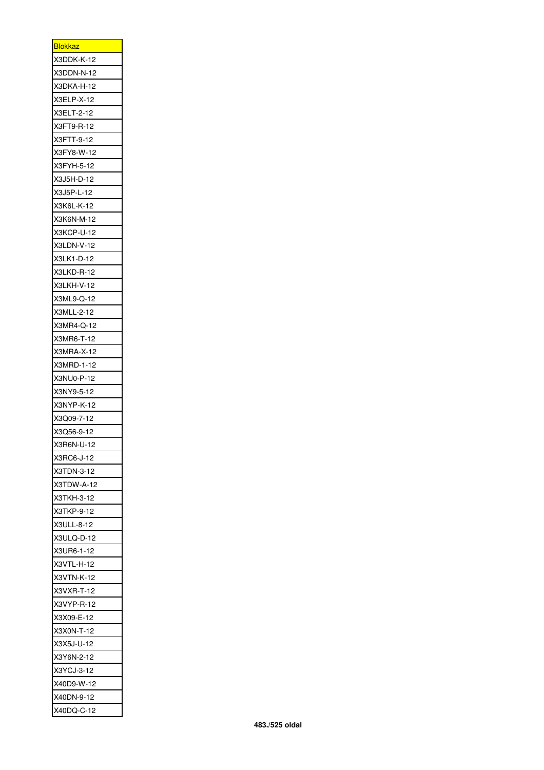| Blokkaz |
| --- |
| X3DDK-K-12 |
| X3DDN-N-12 |
| X3DKA-H-12 |
| X3ELP-X-12 |
| X3ELT-2-12 |
| X3FT9-R-12 |
| X3FTT-9-12 |
| X3FY8-W-12 |
| X3FYH-5-12 |
| X3J5H-D-12 |
| X3J5P-L-12 |
| X3K6L-K-12 |
| X3K6N-M-12 |
| X3KCP-U-12 |
| X3LDN-V-12 |
| X3LK1-D-12 |
| X3LKD-R-12 |
| X3LKH-V-12 |
| X3ML9-Q-12 |
| X3MLL-2-12 |
| X3MR4-Q-12 |
| X3MR6-T-12 |
| X3MRA-X-12 |
| X3MRD-1-12 |
| X3NU0-P-12 |
| X3NY9-5-12 |
| X3NYP-K-12 |
| X3Q09-7-12 |
| X3Q56-9-12 |
| X3R6N-U-12 |
| X3RC6-J-12 |
| X3TDN-3-12 |
| X3TDW-A-12 |
| X3TKH-3-12 |
| X3TKP-9-12 |
| X3ULL-8-12 |
| X3ULQ-D-12 |
| X3UR6-1-12 |
| X3VTL-H-12 |
| X3VTN-K-12 |
| X3VXR-T-12 |
| X3VYP-R-12 |
| X3X09-E-12 |
| X3X0N-T-12 |
| X3X5J-U-12 |
| X3Y6N-2-12 |
| X3YCJ-3-12 |
| X40D9-W-12 |
| X40DN-9-12 |
| X40DQ-C-12 |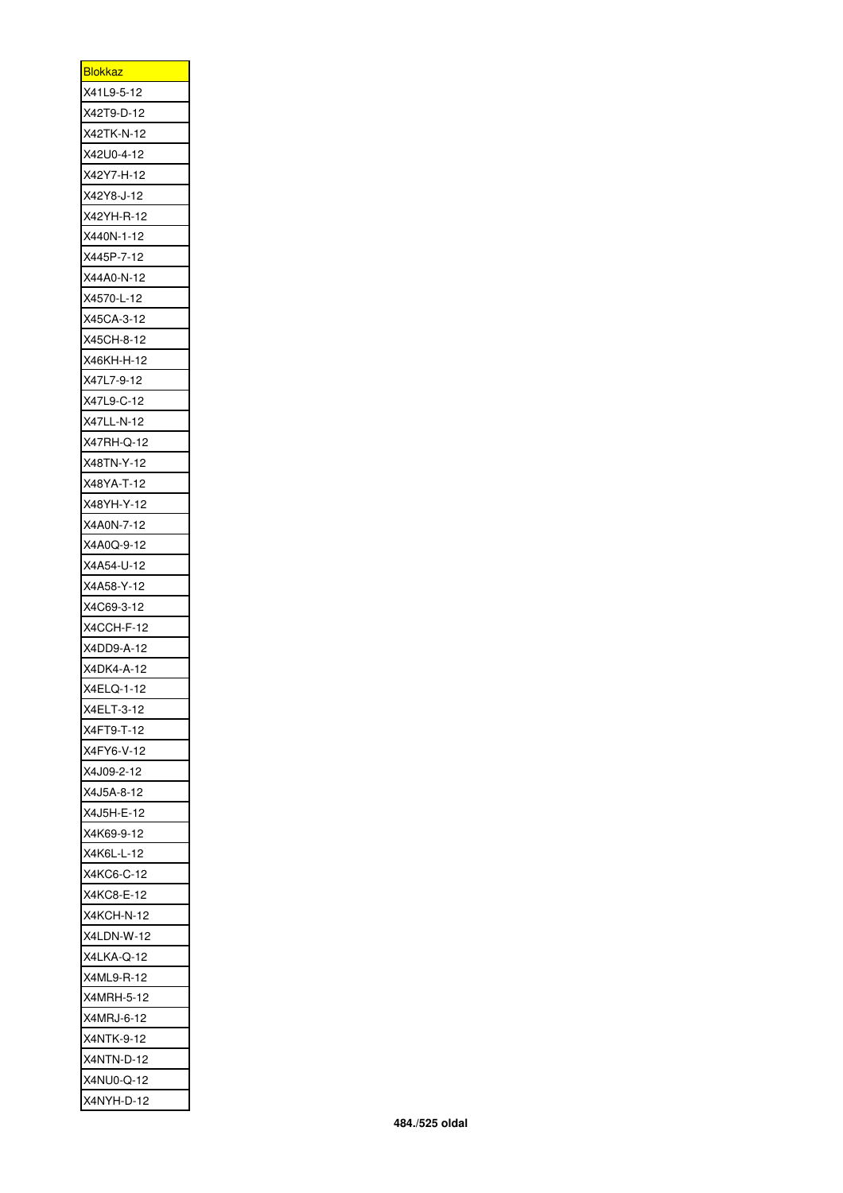| Blokkaz |
| --- |
| X41L9-5-12 |
| X42T9-D-12 |
| X42TK-N-12 |
| X42U0-4-12 |
| X42Y7-H-12 |
| X42Y8-J-12 |
| X42YH-R-12 |
| X440N-1-12 |
| X445P-7-12 |
| X44A0-N-12 |
| X4570-L-12 |
| X45CA-3-12 |
| X45CH-8-12 |
| X46KH-H-12 |
| X47L7-9-12 |
| X47L9-C-12 |
| X47LL-N-12 |
| X47RH-Q-12 |
| X48TN-Y-12 |
| X48YA-T-12 |
| X48YH-Y-12 |
| X4A0N-7-12 |
| X4A0Q-9-12 |
| X4A54-U-12 |
| X4A58-Y-12 |
| X4C69-3-12 |
| X4CCH-F-12 |
| X4DD9-A-12 |
| X4DK4-A-12 |
| X4ELQ-1-12 |
| X4ELT-3-12 |
| X4FT9-T-12 |
| X4FY6-V-12 |
| X4J09-2-12 |
| X4J5A-8-12 |
| X4J5H-E-12 |
| X4K69-9-12 |
| X4K6L-L-12 |
| X4KC6-C-12 |
| X4KC8-E-12 |
| X4KCH-N-12 |
| X4LDN-W-12 |
| X4LKA-Q-12 |
| X4ML9-R-12 |
| X4MRH-5-12 |
| X4MRJ-6-12 |
| X4NTK-9-12 |
| X4NTN-D-12 |
| X4NU0-Q-12 |
| X4NYH-D-12 |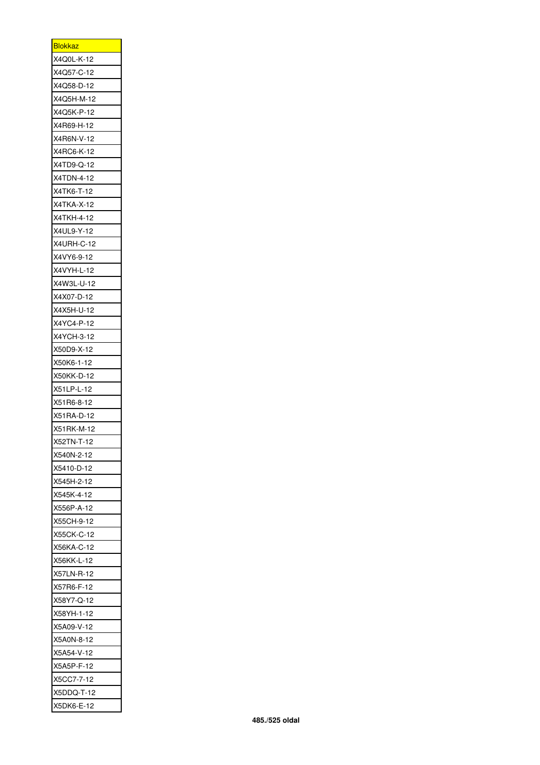| Blokkaz |
|---|
| X4Q0L-K-12 |
| X4Q57-C-12 |
| X4Q58-D-12 |
| X4Q5H-M-12 |
| X4Q5K-P-12 |
| X4R69-H-12 |
| X4R6N-V-12 |
| X4RC6-K-12 |
| X4TD9-Q-12 |
| X4TDN-4-12 |
| X4TK6-T-12 |
| X4TKA-X-12 |
| X4TKH-4-12 |
| X4UL9-Y-12 |
| X4URH-C-12 |
| X4VY6-9-12 |
| X4VYH-L-12 |
| X4W3L-U-12 |
| X4X07-D-12 |
| X4X5H-U-12 |
| X4YC4-P-12 |
| X4YCH-3-12 |
| X50D9-X-12 |
| X50K6-1-12 |
| X50KK-D-12 |
| X51LP-L-12 |
| X51R6-8-12 |
| X51RA-D-12 |
| X51RK-M-12 |
| X52TN-T-12 |
| X540N-2-12 |
| X5410-D-12 |
| X545H-2-12 |
| X545K-4-12 |
| X556P-A-12 |
| X55CH-9-12 |
| X55CK-C-12 |
| X56KA-C-12 |
| X56KK-L-12 |
| X57LN-R-12 |
| X57R6-F-12 |
| X58Y7-Q-12 |
| X58YH-1-12 |
| X5A09-V-12 |
| X5A0N-8-12 |
| X5A54-V-12 |
| X5A5P-F-12 |
| X5CC7-7-12 |
| X5DDQ-T-12 |
| X5DK6-E-12 |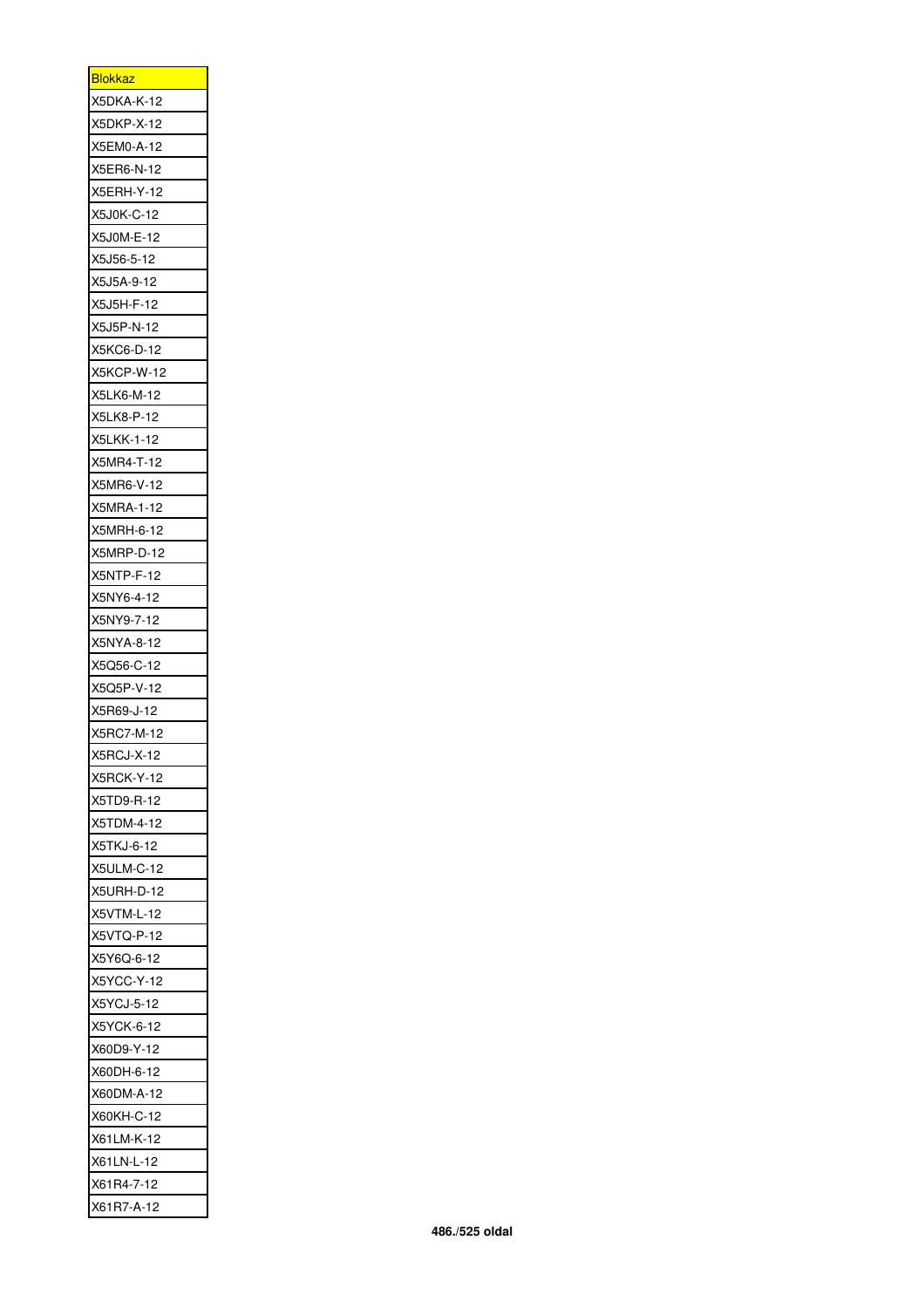| Blokkaz |
| --- |
| X5DKA-K-12 |
| X5DKP-X-12 |
| X5EM0-A-12 |
| X5ER6-N-12 |
| X5ERH-Y-12 |
| X5J0K-C-12 |
| X5J0M-E-12 |
| X5J56-5-12 |
| X5J5A-9-12 |
| X5J5H-F-12 |
| X5J5P-N-12 |
| X5KC6-D-12 |
| X5KCP-W-12 |
| X5LK6-M-12 |
| X5LK8-P-12 |
| X5LKK-1-12 |
| X5MR4-T-12 |
| X5MR6-V-12 |
| X5MRA-1-12 |
| X5MRH-6-12 |
| X5MRP-D-12 |
| X5NTP-F-12 |
| X5NY6-4-12 |
| X5NY9-7-12 |
| X5NYA-8-12 |
| X5Q56-C-12 |
| X5Q5P-V-12 |
| X5R69-J-12 |
| X5RC7-M-12 |
| X5RCJ-X-12 |
| X5RCK-Y-12 |
| X5TD9-R-12 |
| X5TDM-4-12 |
| X5TKJ-6-12 |
| X5ULM-C-12 |
| X5URH-D-12 |
| X5VTM-L-12 |
| X5VTQ-P-12 |
| X5Y6Q-6-12 |
| X5YCC-Y-12 |
| X5YCJ-5-12 |
| X5YCK-6-12 |
| X60D9-Y-12 |
| X60DH-6-12 |
| X60DM-A-12 |
| X60KH-C-12 |
| X61LM-K-12 |
| X61LN-L-12 |
| X61R4-7-12 |
| X61R7-A-12 |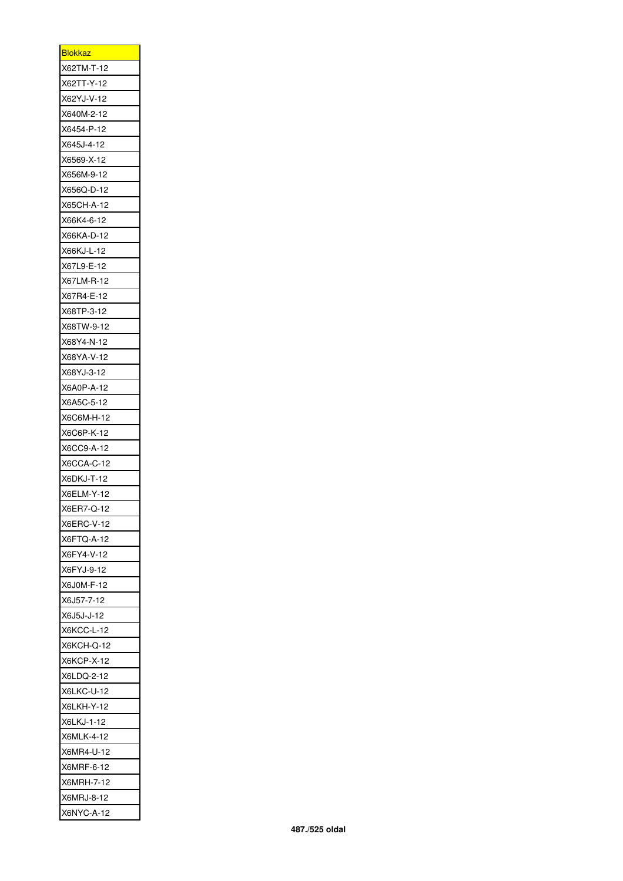| Blokkaz |
| --- |
| X62TM-T-12 |
| X62TT-Y-12 |
| X62YJ-V-12 |
| X640M-2-12 |
| X6454-P-12 |
| X645J-4-12 |
| X6569-X-12 |
| X656M-9-12 |
| X656Q-D-12 |
| X65CH-A-12 |
| X66K4-6-12 |
| X66KA-D-12 |
| X66KJ-L-12 |
| X67L9-E-12 |
| X67LM-R-12 |
| X67R4-E-12 |
| X68TP-3-12 |
| X68TW-9-12 |
| X68Y4-N-12 |
| X68YA-V-12 |
| X68YJ-3-12 |
| X6A0P-A-12 |
| X6A5C-5-12 |
| X6C6M-H-12 |
| X6C6P-K-12 |
| X6CC9-A-12 |
| X6CCA-C-12 |
| X6DKJ-T-12 |
| X6ELM-Y-12 |
| X6ER7-Q-12 |
| X6ERC-V-12 |
| X6FTQ-A-12 |
| X6FY4-V-12 |
| X6FYJ-9-12 |
| X6J0M-F-12 |
| X6J57-7-12 |
| X6J5J-J-12 |
| X6KCC-L-12 |
| X6KCH-Q-12 |
| X6KCP-X-12 |
| X6LDQ-2-12 |
| X6LKC-U-12 |
| X6LKH-Y-12 |
| X6LKJ-1-12 |
| X6MLK-4-12 |
| X6MR4-U-12 |
| X6MRF-6-12 |
| X6MRH-7-12 |
| X6MRJ-8-12 |
| X6NYC-A-12 |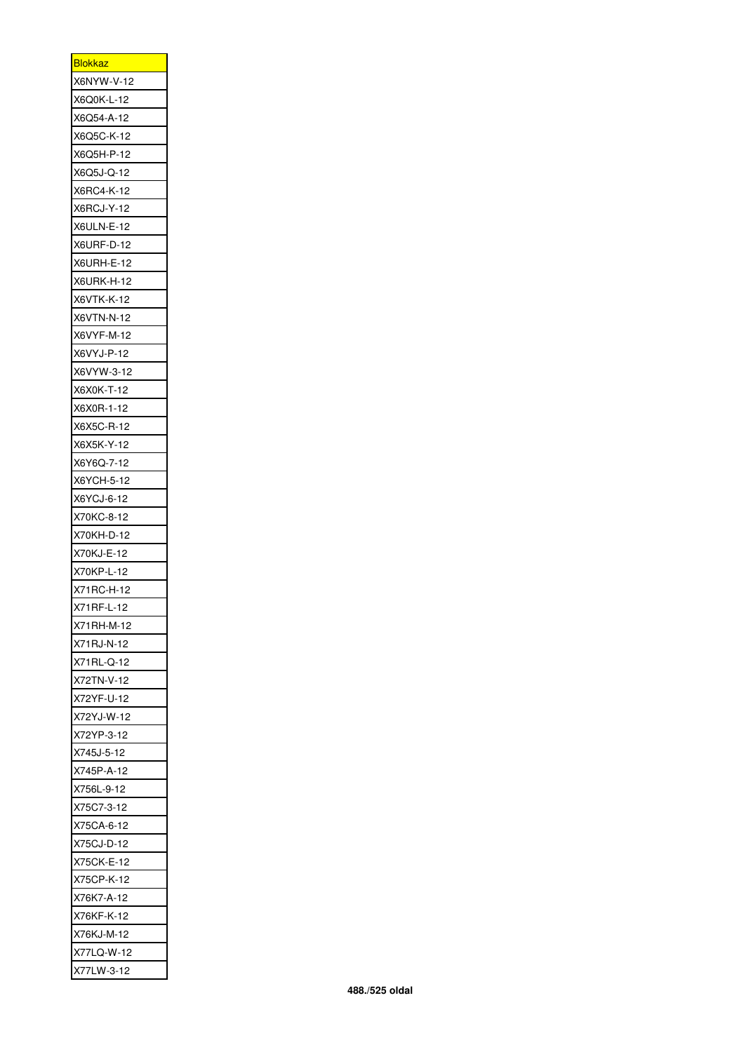| Blokkaz |
| --- |
| X6NYW-V-12 |
| X6Q0K-L-12 |
| X6Q54-A-12 |
| X6Q5C-K-12 |
| X6Q5H-P-12 |
| X6Q5J-Q-12 |
| X6RC4-K-12 |
| X6RCJ-Y-12 |
| X6ULN-E-12 |
| X6URF-D-12 |
| X6URH-E-12 |
| X6URK-H-12 |
| X6VTK-K-12 |
| X6VTN-N-12 |
| X6VYF-M-12 |
| X6VYJ-P-12 |
| X6VYW-3-12 |
| X6X0K-T-12 |
| X6X0R-1-12 |
| X6X5C-R-12 |
| X6X5K-Y-12 |
| X6Y6Q-7-12 |
| X6YCH-5-12 |
| X6YCJ-6-12 |
| X70KC-8-12 |
| X70KH-D-12 |
| X70KJ-E-12 |
| X70KP-L-12 |
| X71RC-H-12 |
| X71RF-L-12 |
| X71RH-M-12 |
| X71RJ-N-12 |
| X71RL-Q-12 |
| X72TN-V-12 |
| X72YF-U-12 |
| X72YJ-W-12 |
| X72YP-3-12 |
| X745J-5-12 |
| X745P-A-12 |
| X756L-9-12 |
| X75C7-3-12 |
| X75CA-6-12 |
| X75CJ-D-12 |
| X75CK-E-12 |
| X75CP-K-12 |
| X76K7-A-12 |
| X76KF-K-12 |
| X76KJ-M-12 |
| X77LQ-W-12 |
| X77LW-3-12 |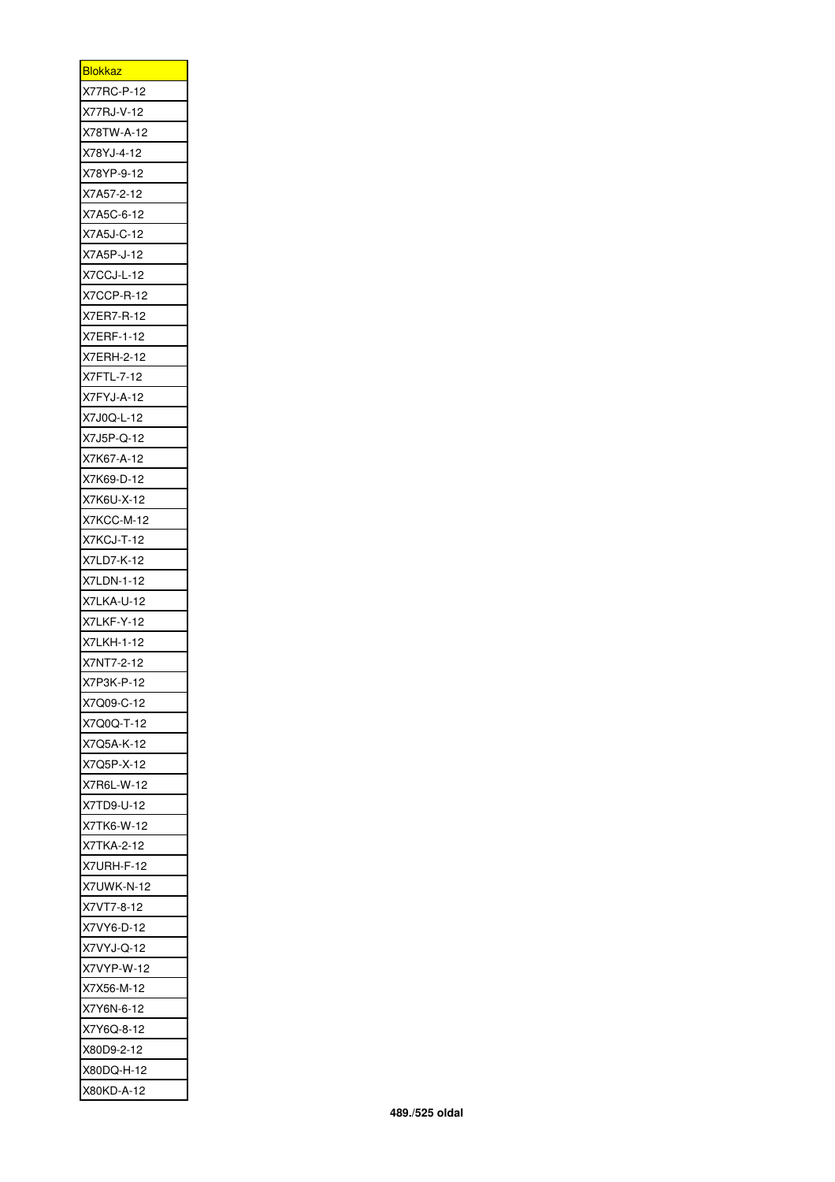| Blokkaz |
| --- |
| X77RC-P-12 |
| X77RJ-V-12 |
| X78TW-A-12 |
| X78YJ-4-12 |
| X78YP-9-12 |
| X7A57-2-12 |
| X7A5C-6-12 |
| X7A5J-C-12 |
| X7A5P-J-12 |
| X7CCJ-L-12 |
| X7CCP-R-12 |
| X7ER7-R-12 |
| X7ERF-1-12 |
| X7ERH-2-12 |
| X7FTL-7-12 |
| X7FYJ-A-12 |
| X7J0Q-L-12 |
| X7J5P-Q-12 |
| X7K67-A-12 |
| X7K69-D-12 |
| X7K6U-X-12 |
| X7KCC-M-12 |
| X7KCJ-T-12 |
| X7LD7-K-12 |
| X7LDN-1-12 |
| X7LKA-U-12 |
| X7LKF-Y-12 |
| X7LKH-1-12 |
| X7NT7-2-12 |
| X7P3K-P-12 |
| X7Q09-C-12 |
| X7Q0Q-T-12 |
| X7Q5A-K-12 |
| X7Q5P-X-12 |
| X7R6L-W-12 |
| X7TD9-U-12 |
| X7TK6-W-12 |
| X7TKA-2-12 |
| X7URH-F-12 |
| X7UWK-N-12 |
| X7VT7-8-12 |
| X7VY6-D-12 |
| X7VYJ-Q-12 |
| X7VYP-W-12 |
| X7X56-M-12 |
| X7Y6N-6-12 |
| X7Y6Q-8-12 |
| X80D9-2-12 |
| X80DQ-H-12 |
| X80KD-A-12 |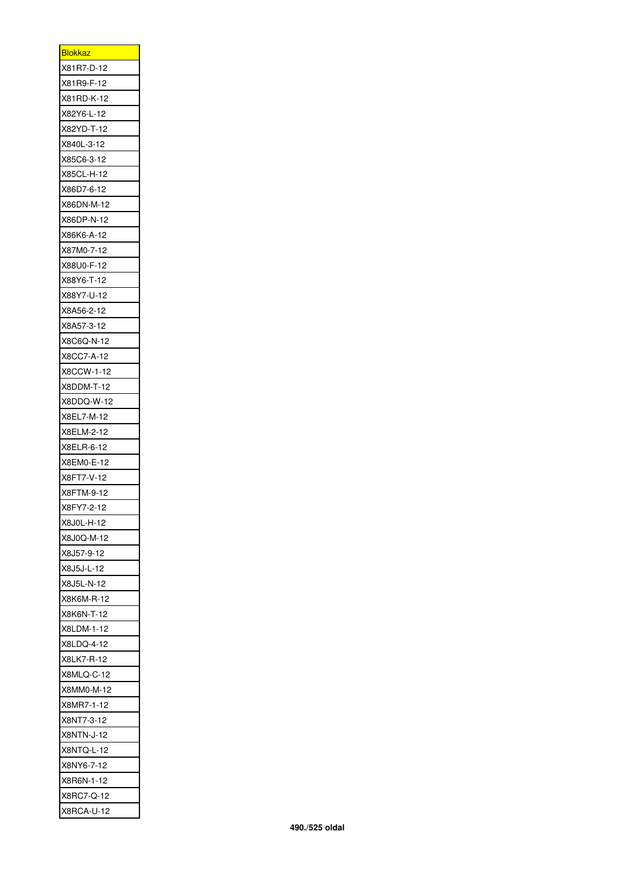| Blokkaz |
|---|
| X81R7-D-12 |
| X81R9-F-12 |
| X81RD-K-12 |
| X82Y6-L-12 |
| X82YD-T-12 |
| X840L-3-12 |
| X85C6-3-12 |
| X85CL-H-12 |
| X86D7-6-12 |
| X86DN-M-12 |
| X86DP-N-12 |
| X86K6-A-12 |
| X87M0-7-12 |
| X88U0-F-12 |
| X88Y6-T-12 |
| X88Y7-U-12 |
| X8A56-2-12 |
| X8A57-3-12 |
| X8C6Q-N-12 |
| X8CC7-A-12 |
| X8CCW-1-12 |
| X8DDM-T-12 |
| X8DDQ-W-12 |
| X8EL7-M-12 |
| X8ELM-2-12 |
| X8ELR-6-12 |
| X8EM0-E-12 |
| X8FT7-V-12 |
| X8FTM-9-12 |
| X8FY7-2-12 |
| X8J0L-H-12 |
| X8J0Q-M-12 |
| X8J57-9-12 |
| X8J5J-L-12 |
| X8J5L-N-12 |
| X8K6M-R-12 |
| X8K6N-T-12 |
| X8LDM-1-12 |
| X8LDQ-4-12 |
| X8LK7-R-12 |
| X8MLQ-C-12 |
| X8MM0-M-12 |
| X8MR7-1-12 |
| X8NT7-3-12 |
| X8NTN-J-12 |
| X8NTQ-L-12 |
| X8NY6-7-12 |
| X8R6N-1-12 |
| X8RC7-Q-12 |
| X8RCA-U-12 |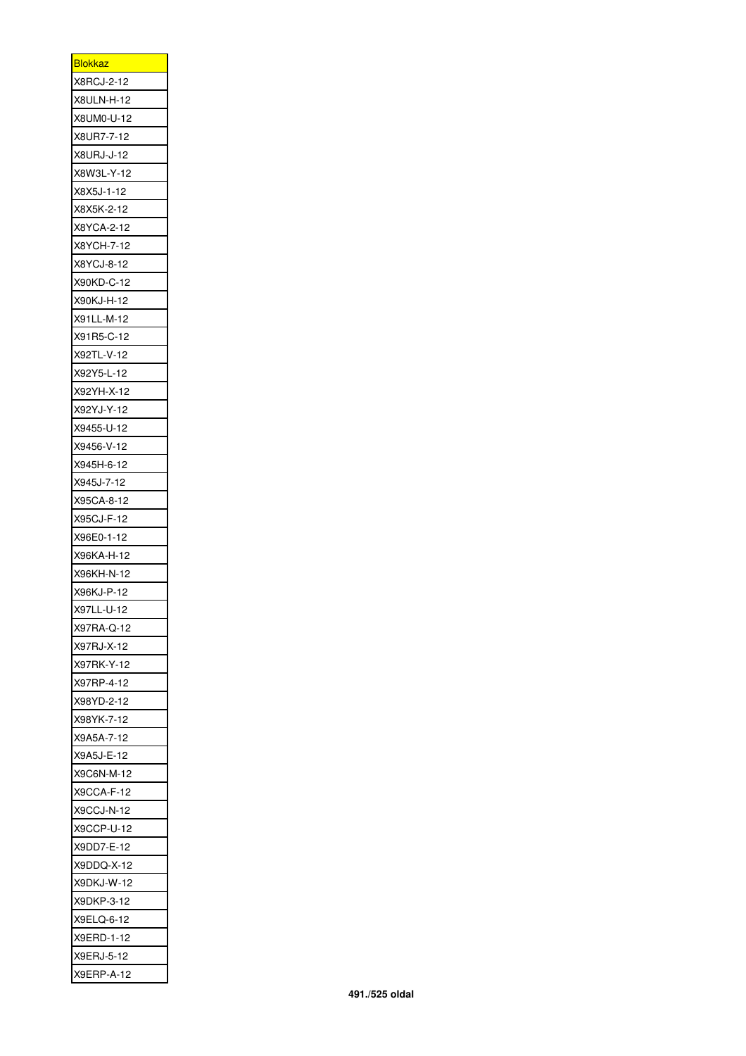| Blokkaz |
|---|
| X8RCJ-2-12 |
| X8ULN-H-12 |
| X8UM0-U-12 |
| X8UR7-7-12 |
| X8URJ-J-12 |
| X8W3L-Y-12 |
| X8X5J-1-12 |
| X8X5K-2-12 |
| X8YCA-2-12 |
| X8YCH-7-12 |
| X8YCJ-8-12 |
| X90KD-C-12 |
| X90KJ-H-12 |
| X91LL-M-12 |
| X91R5-C-12 |
| X92TL-V-12 |
| X92Y5-L-12 |
| X92YH-X-12 |
| X92YJ-Y-12 |
| X9455-U-12 |
| X9456-V-12 |
| X945H-6-12 |
| X945J-7-12 |
| X95CA-8-12 |
| X95CJ-F-12 |
| X96E0-1-12 |
| X96KA-H-12 |
| X96KH-N-12 |
| X96KJ-P-12 |
| X97LL-U-12 |
| X97RA-Q-12 |
| X97RJ-X-12 |
| X97RK-Y-12 |
| X97RP-4-12 |
| X98YD-2-12 |
| X98YK-7-12 |
| X9A5A-7-12 |
| X9A5J-E-12 |
| X9C6N-M-12 |
| X9CCA-F-12 |
| X9CCJ-N-12 |
| X9CCP-U-12 |
| X9DD7-E-12 |
| X9DDQ-X-12 |
| X9DKJ-W-12 |
| X9DKP-3-12 |
| X9ELQ-6-12 |
| X9ERD-1-12 |
| X9ERJ-5-12 |
| X9ERP-A-12 |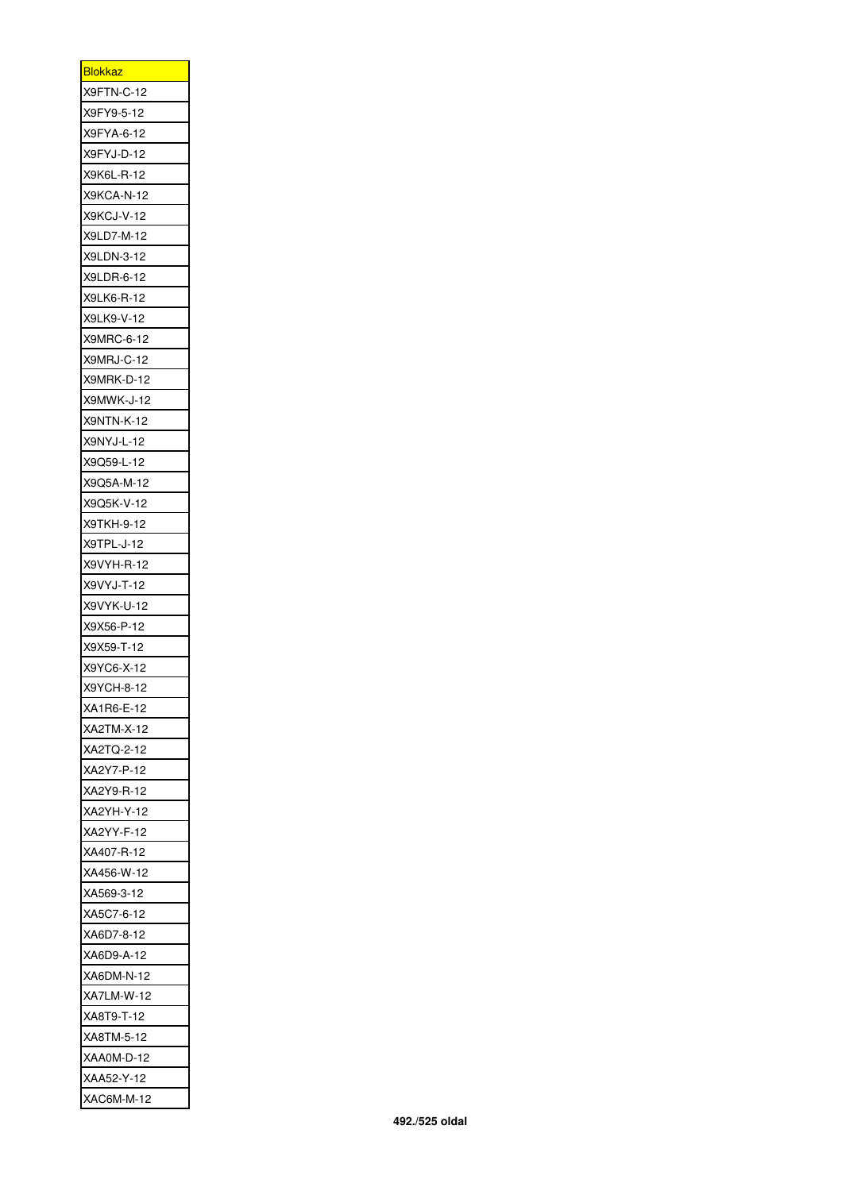| Blokkaz |
| --- |
| X9FTN-C-12 |
| X9FY9-5-12 |
| X9FYA-6-12 |
| X9FYJ-D-12 |
| X9K6L-R-12 |
| X9KCA-N-12 |
| X9KCJ-V-12 |
| X9LD7-M-12 |
| X9LDN-3-12 |
| X9LDR-6-12 |
| X9LK6-R-12 |
| X9LK9-V-12 |
| X9MRC-6-12 |
| X9MRJ-C-12 |
| X9MRK-D-12 |
| X9MWK-J-12 |
| X9NTN-K-12 |
| X9NYJ-L-12 |
| X9Q59-L-12 |
| X9Q5A-M-12 |
| X9Q5K-V-12 |
| X9TKH-9-12 |
| X9TPL-J-12 |
| X9VYH-R-12 |
| X9VYJ-T-12 |
| X9VYK-U-12 |
| X9X56-P-12 |
| X9X59-T-12 |
| X9YC6-X-12 |
| X9YCH-8-12 |
| XA1R6-E-12 |
| XA2TM-X-12 |
| XA2TQ-2-12 |
| XA2Y7-P-12 |
| XA2Y9-R-12 |
| XA2YH-Y-12 |
| XA2YY-F-12 |
| XA407-R-12 |
| XA456-W-12 |
| XA569-3-12 |
| XA5C7-6-12 |
| XA6D7-8-12 |
| XA6D9-A-12 |
| XA6DM-N-12 |
| XA7LM-W-12 |
| XA8T9-T-12 |
| XA8TM-5-12 |
| XAA0M-D-12 |
| XAA52-Y-12 |
| XAC6M-M-12 |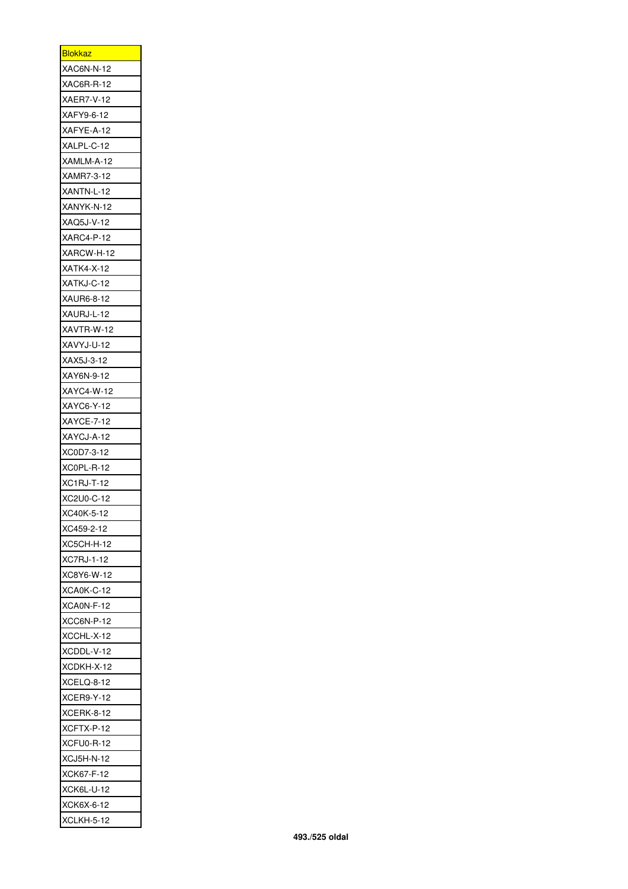| Blokkaz |
| --- |
| XAC6N-N-12 |
| XAC6R-R-12 |
| XAER7-V-12 |
| XAFY9-6-12 |
| XAFYE-A-12 |
| XALPL-C-12 |
| XAMLM-A-12 |
| XAMR7-3-12 |
| XANTN-L-12 |
| XANYK-N-12 |
| XAQ5J-V-12 |
| XARC4-P-12 |
| XARCW-H-12 |
| XATK4-X-12 |
| XATKJ-C-12 |
| XAUR6-8-12 |
| XAURJ-L-12 |
| XAVTR-W-12 |
| XAVYJ-U-12 |
| XAX5J-3-12 |
| XAY6N-9-12 |
| XAYC4-W-12 |
| XAYC6-Y-12 |
| XAYCE-7-12 |
| XAYCJ-A-12 |
| XC0D7-3-12 |
| XC0PL-R-12 |
| XC1RJ-T-12 |
| XC2U0-C-12 |
| XC40K-5-12 |
| XC459-2-12 |
| XC5CH-H-12 |
| XC7RJ-1-12 |
| XC8Y6-W-12 |
| XCA0K-C-12 |
| XCA0N-F-12 |
| XCC6N-P-12 |
| XCCHL-X-12 |
| XCDDL-V-12 |
| XCDKH-X-12 |
| XCELQ-8-12 |
| XCER9-Y-12 |
| XCERK-8-12 |
| XCFTX-P-12 |
| XCFU0-R-12 |
| XCJ5H-N-12 |
| XCK67-F-12 |
| XCK6L-U-12 |
| XCK6X-6-12 |
| XCLKH-5-12 |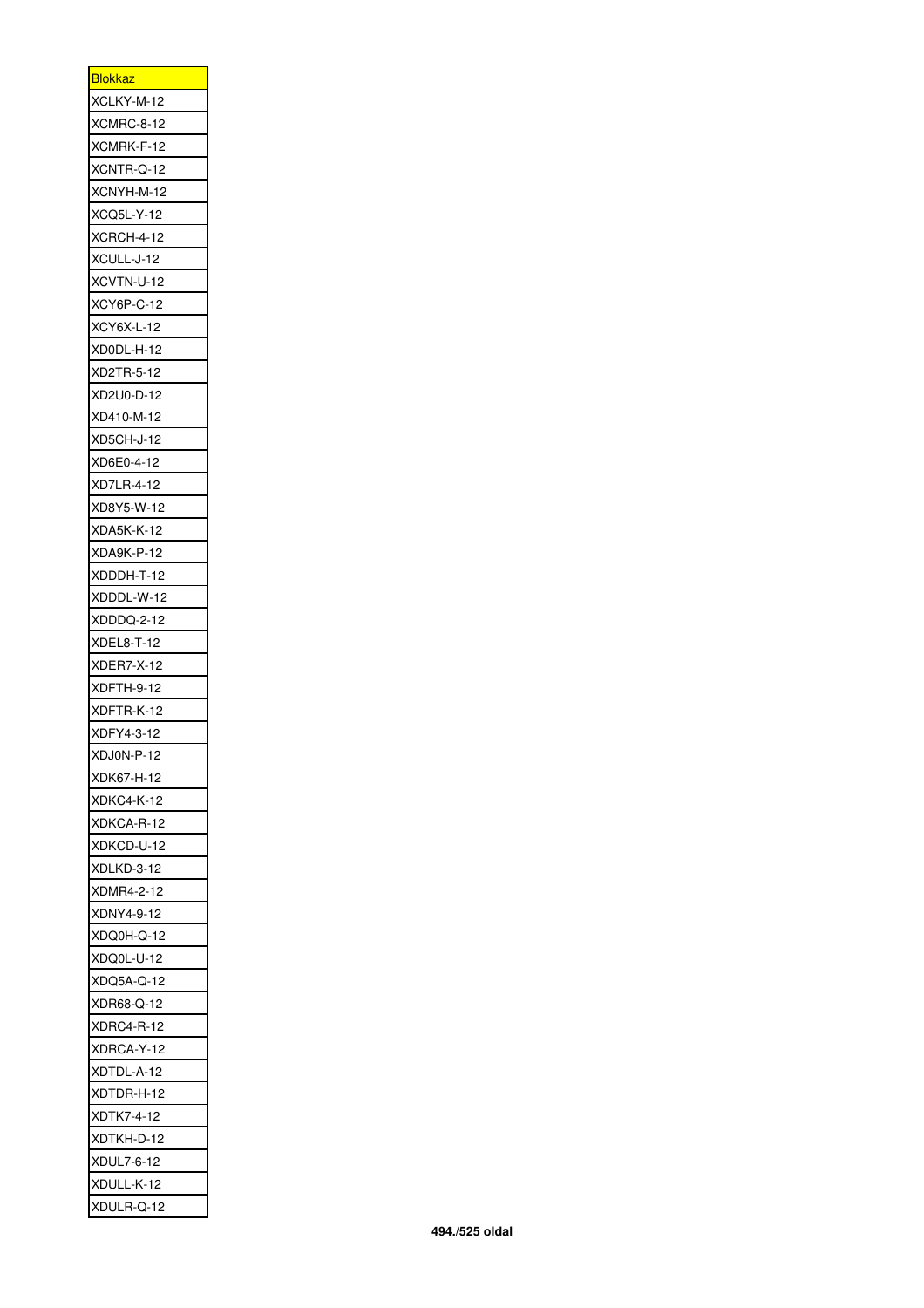| Blokkaz |
| --- |
| XCLKY-M-12 |
| XCMRC-8-12 |
| XCMRK-F-12 |
| XCNTR-Q-12 |
| XCNYH-M-12 |
| XCQ5L-Y-12 |
| XCRCH-4-12 |
| XCULL-J-12 |
| XCVTN-U-12 |
| XCY6P-C-12 |
| XCY6X-L-12 |
| XD0DL-H-12 |
| XD2TR-5-12 |
| XD2U0-D-12 |
| XD410-M-12 |
| XD5CH-J-12 |
| XD6E0-4-12 |
| XD7LR-4-12 |
| XD8Y5-W-12 |
| XDA5K-K-12 |
| XDA9K-P-12 |
| XDDDH-T-12 |
| XDDDL-W-12 |
| XDDDQ-2-12 |
| XDEL8-T-12 |
| XDER7-X-12 |
| XDFTH-9-12 |
| XDFTR-K-12 |
| XDFY4-3-12 |
| XDJ0N-P-12 |
| XDK67-H-12 |
| XDKC4-K-12 |
| XDKCA-R-12 |
| XDKCD-U-12 |
| XDLKD-3-12 |
| XDMR4-2-12 |
| XDNY4-9-12 |
| XDQ0H-Q-12 |
| XDQ0L-U-12 |
| XDQ5A-Q-12 |
| XDR68-Q-12 |
| XDRC4-R-12 |
| XDRCA-Y-12 |
| XDTDL-A-12 |
| XDTDR-H-12 |
| XDTK7-4-12 |
| XDTKH-D-12 |
| XDUL7-6-12 |
| XDULL-K-12 |
| XDULR-Q-12 |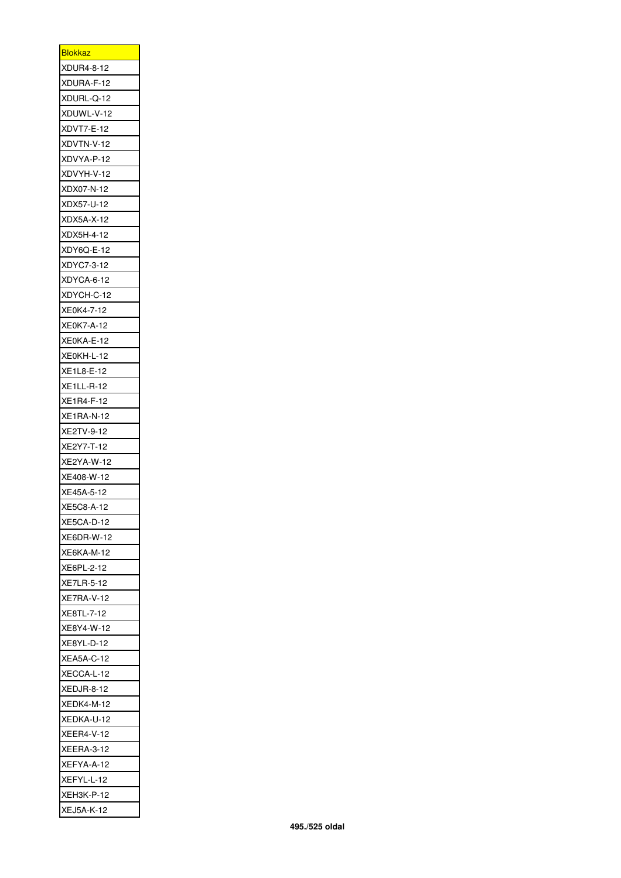| Blokkaz |
|---|
| XDUR4-8-12 |
| XDURA-F-12 |
| XDURL-Q-12 |
| XDUWL-V-12 |
| XDVT7-E-12 |
| XDVTN-V-12 |
| XDVYA-P-12 |
| XDVYH-V-12 |
| XDX07-N-12 |
| XDX57-U-12 |
| XDX5A-X-12 |
| XDX5H-4-12 |
| XDY6Q-E-12 |
| XDYC7-3-12 |
| XDYCA-6-12 |
| XDYCH-C-12 |
| XE0K4-7-12 |
| XE0K7-A-12 |
| XE0KA-E-12 |
| XE0KH-L-12 |
| XE1L8-E-12 |
| XE1LL-R-12 |
| XE1R4-F-12 |
| XE1RA-N-12 |
| XE2TV-9-12 |
| XE2Y7-T-12 |
| XE2YA-W-12 |
| XE408-W-12 |
| XE45A-5-12 |
| XE5C8-A-12 |
| XE5CA-D-12 |
| XE6DR-W-12 |
| XE6KA-M-12 |
| XE6PL-2-12 |
| XE7LR-5-12 |
| XE7RA-V-12 |
| XE8TL-7-12 |
| XE8Y4-W-12 |
| XE8YL-D-12 |
| XEA5A-C-12 |
| XECCA-L-12 |
| XEDJR-8-12 |
| XEDK4-M-12 |
| XEDKA-U-12 |
| XEER4-V-12 |
| XEERA-3-12 |
| XEFYA-A-12 |
| XEFYL-L-12 |
| XEH3K-P-12 |
| XEJ5A-K-12 |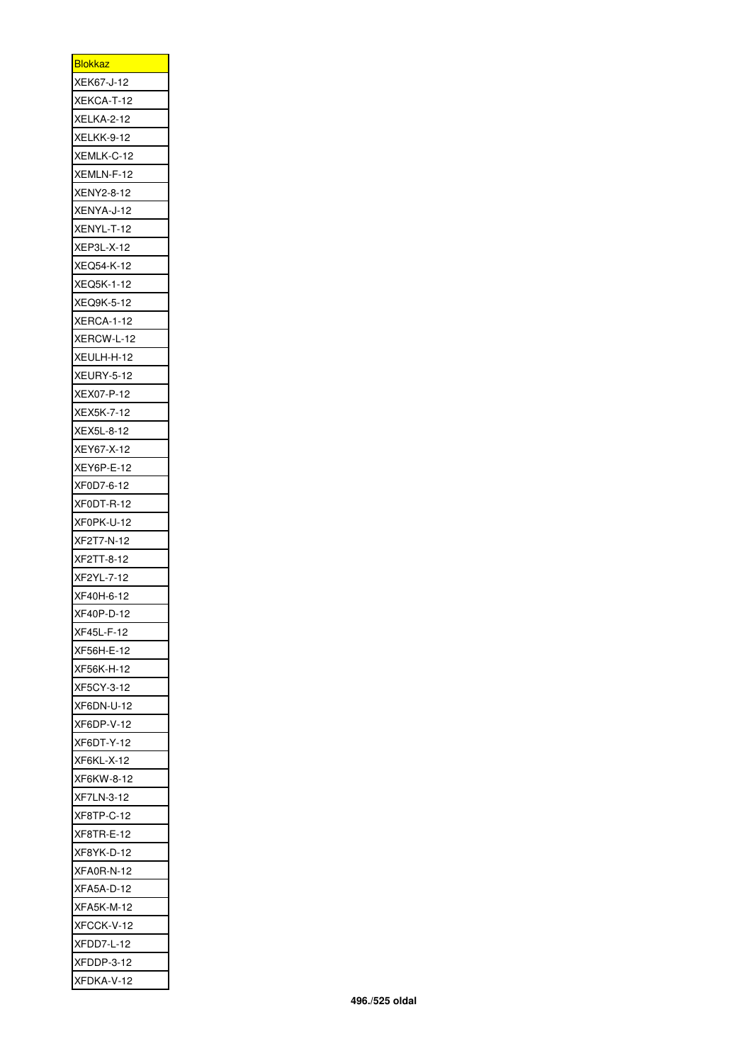| Blokkaz |
| --- |
| XEK67-J-12 |
| XEKCA-T-12 |
| XELKA-2-12 |
| XELKK-9-12 |
| XEMLK-C-12 |
| XEMLN-F-12 |
| XENY2-8-12 |
| XENYA-J-12 |
| XENYL-T-12 |
| XEP3L-X-12 |
| XEQ54-K-12 |
| XEQ5K-1-12 |
| XEQ9K-5-12 |
| XERCA-1-12 |
| XERCW-L-12 |
| XEULH-H-12 |
| XEURY-5-12 |
| XEX07-P-12 |
| XEX5K-7-12 |
| XEX5L-8-12 |
| XEY67-X-12 |
| XEY6P-E-12 |
| XF0D7-6-12 |
| XF0DT-R-12 |
| XF0PK-U-12 |
| XF2T7-N-12 |
| XF2TT-8-12 |
| XF2YL-7-12 |
| XF40H-6-12 |
| XF40P-D-12 |
| XF45L-F-12 |
| XF56H-E-12 |
| XF56K-H-12 |
| XF5CY-3-12 |
| XF6DN-U-12 |
| XF6DP-V-12 |
| XF6DT-Y-12 |
| XF6KL-X-12 |
| XF6KW-8-12 |
| XF7LN-3-12 |
| XF8TP-C-12 |
| XF8TR-E-12 |
| XF8YK-D-12 |
| XFA0R-N-12 |
| XFA5A-D-12 |
| XFA5K-M-12 |
| XFCCK-V-12 |
| XFDD7-L-12 |
| XFDDP-3-12 |
| XFDKA-V-12 |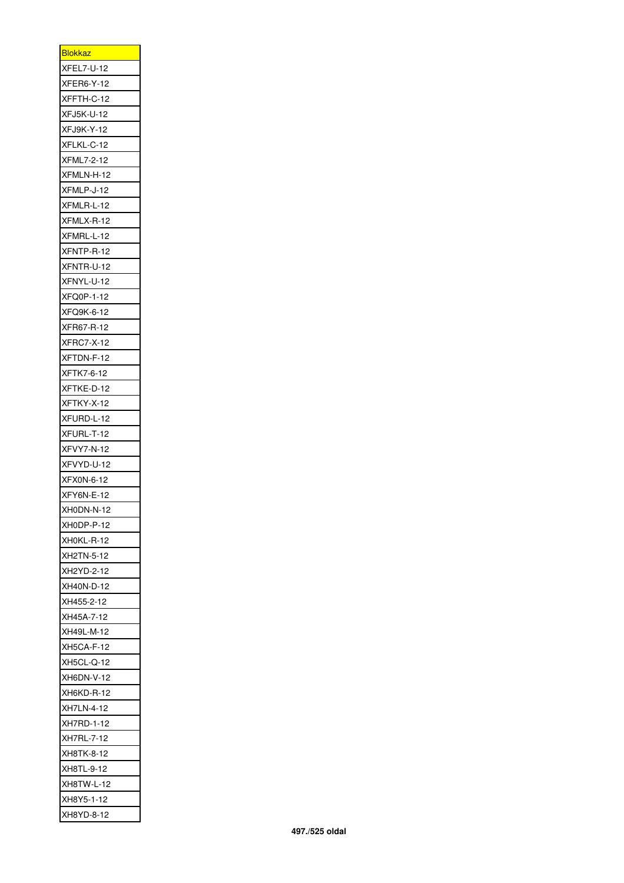| Blokkaz |
| --- |
| XFEL7-U-12 |
| XFER6-Y-12 |
| XFFTH-C-12 |
| XFJ5K-U-12 |
| XFJ9K-Y-12 |
| XFLKL-C-12 |
| XFML7-2-12 |
| XFMLN-H-12 |
| XFMLP-J-12 |
| XFMLR-L-12 |
| XFMLX-R-12 |
| XFMRL-L-12 |
| XFNTP-R-12 |
| XFNTR-U-12 |
| XFNYL-U-12 |
| XFQ0P-1-12 |
| XFQ9K-6-12 |
| XFR67-R-12 |
| XFRC7-X-12 |
| XFTDN-F-12 |
| XFTK7-6-12 |
| XFTKE-D-12 |
| XFTKY-X-12 |
| XFURD-L-12 |
| XFURL-T-12 |
| XFVY7-N-12 |
| XFVYD-U-12 |
| XFX0N-6-12 |
| XFY6N-E-12 |
| XH0DN-N-12 |
| XH0DP-P-12 |
| XH0KL-R-12 |
| XH2TN-5-12 |
| XH2YD-2-12 |
| XH40N-D-12 |
| XH455-2-12 |
| XH45A-7-12 |
| XH49L-M-12 |
| XH5CA-F-12 |
| XH5CL-Q-12 |
| XH6DN-V-12 |
| XH6KD-R-12 |
| XH7LN-4-12 |
| XH7RD-1-12 |
| XH7RL-7-12 |
| XH8TK-8-12 |
| XH8TL-9-12 |
| XH8TW-L-12 |
| XH8Y5-1-12 |
| XH8YD-8-12 |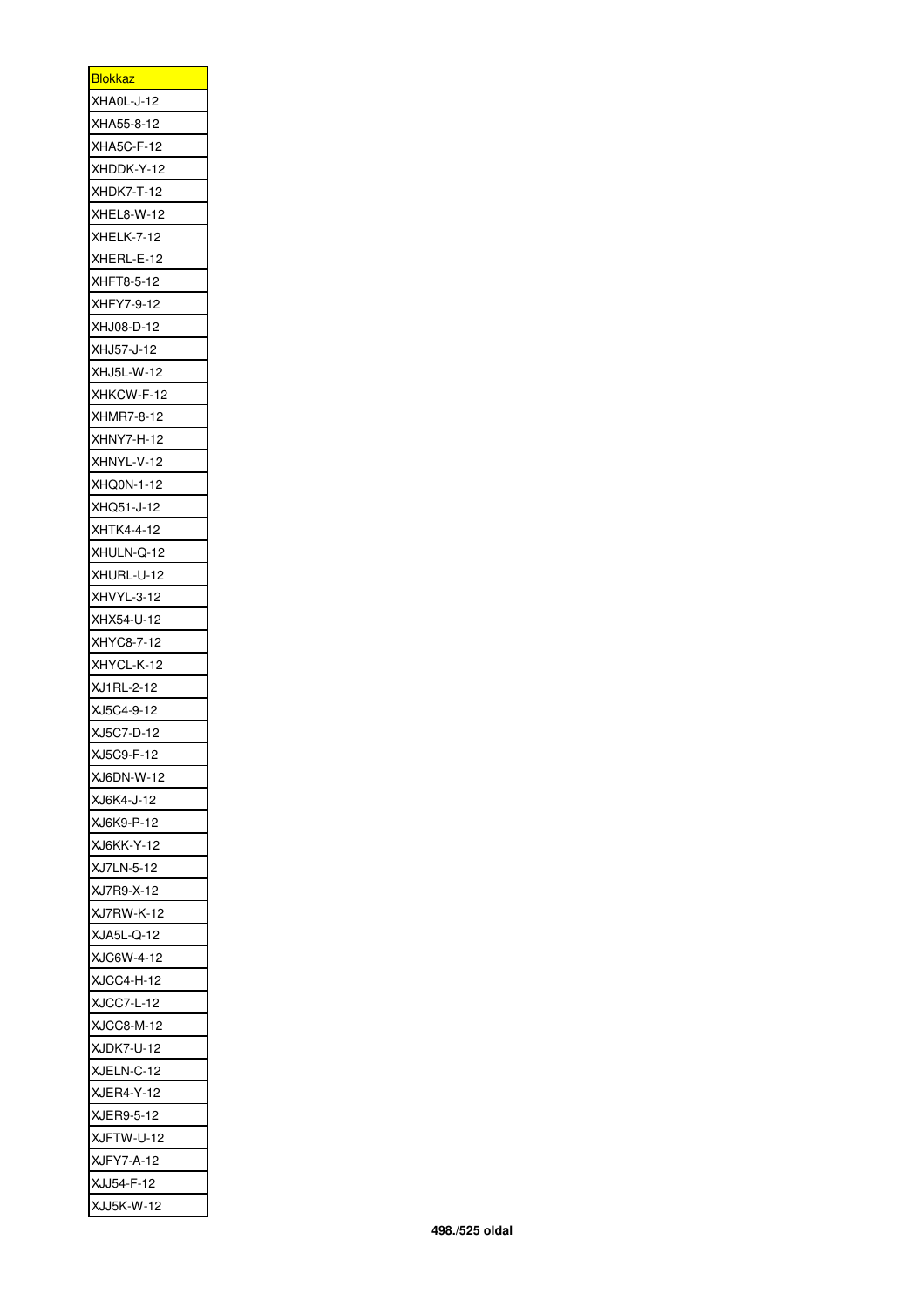| Blokkaz |
| --- |
| XHA0L-J-12 |
| XHA55-8-12 |
| XHA5C-F-12 |
| XHDDK-Y-12 |
| XHDK7-T-12 |
| XHEL8-W-12 |
| XHELK-7-12 |
| XHERL-E-12 |
| XHFT8-5-12 |
| XHFY7-9-12 |
| XHJ08-D-12 |
| XHJ57-J-12 |
| XHJ5L-W-12 |
| XHKCW-F-12 |
| XHMR7-8-12 |
| XHNY7-H-12 |
| XHNYL-V-12 |
| XHQ0N-1-12 |
| XHQ51-J-12 |
| XHTK4-4-12 |
| XHULN-Q-12 |
| XHURL-U-12 |
| XHVYL-3-12 |
| XHX54-U-12 |
| XHYC8-7-12 |
| XHYCL-K-12 |
| XJ1RL-2-12 |
| XJ5C4-9-12 |
| XJ5C7-D-12 |
| XJ5C9-F-12 |
| XJ6DN-W-12 |
| XJ6K4-J-12 |
| XJ6K9-P-12 |
| XJ6KK-Y-12 |
| XJ7LN-5-12 |
| XJ7R9-X-12 |
| XJ7RW-K-12 |
| XJA5L-Q-12 |
| XJC6W-4-12 |
| XJCC4-H-12 |
| XJCC7-L-12 |
| XJCC8-M-12 |
| XJDK7-U-12 |
| XJELN-C-12 |
| XJER4-Y-12 |
| XJER9-5-12 |
| XJFTW-U-12 |
| XJFY7-A-12 |
| XJJ54-F-12 |
| XJJ5K-W-12 |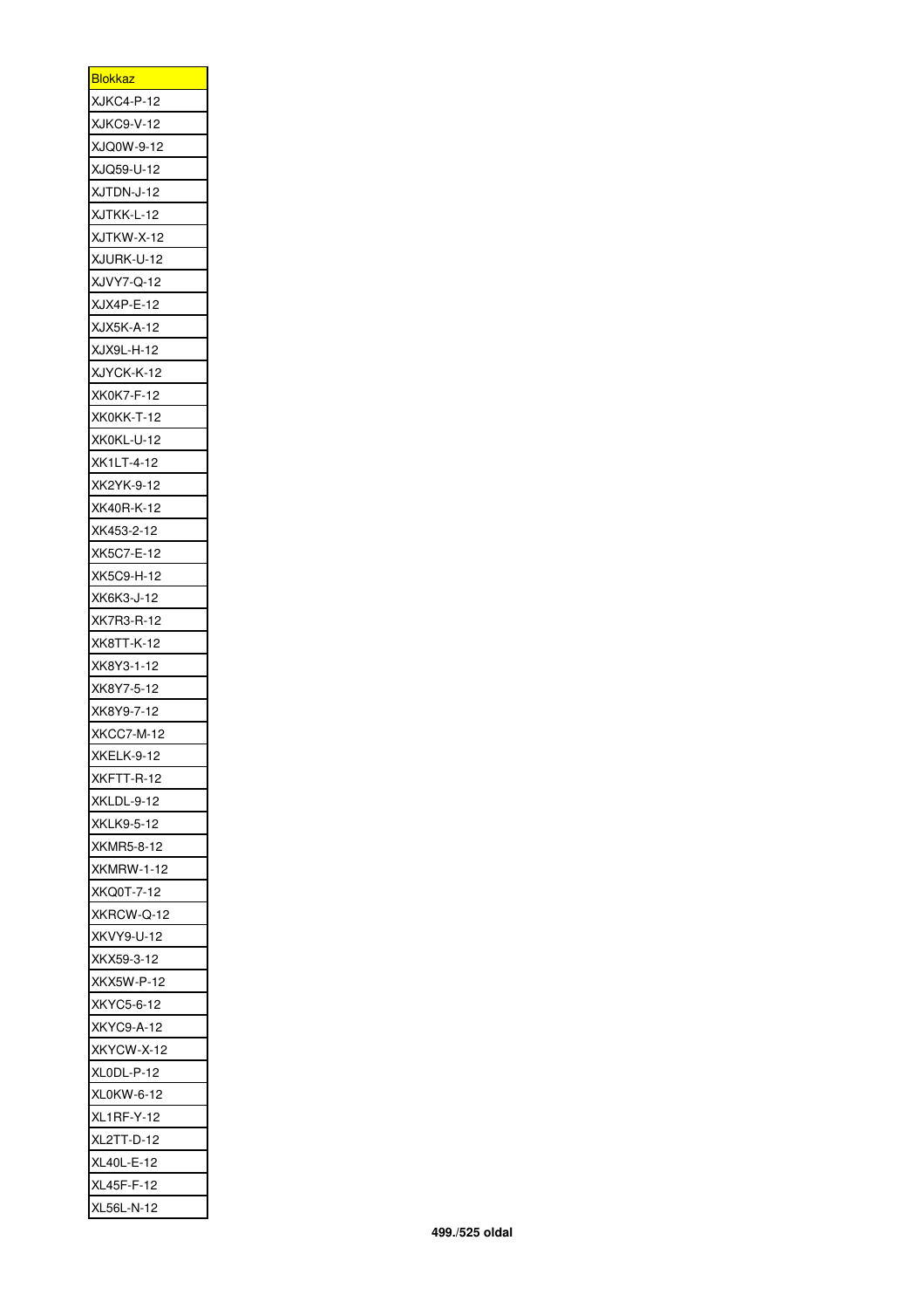| Blokkaz |
| --- |
| XJKC4-P-12 |
| XJKC9-V-12 |
| XJQ0W-9-12 |
| XJQ59-U-12 |
| XJTDN-J-12 |
| XJTKK-L-12 |
| XJTKW-X-12 |
| XJURK-U-12 |
| XJVY7-Q-12 |
| XJX4P-E-12 |
| XJX5K-A-12 |
| XJX9L-H-12 |
| XJYCK-K-12 |
| XK0K7-F-12 |
| XK0KK-T-12 |
| XK0KL-U-12 |
| XK1LT-4-12 |
| XK2YK-9-12 |
| XK40R-K-12 |
| XK453-2-12 |
| XK5C7-E-12 |
| XK5C9-H-12 |
| XK6K3-J-12 |
| XK7R3-R-12 |
| XK8TT-K-12 |
| XK8Y3-1-12 |
| XK8Y7-5-12 |
| XK8Y9-7-12 |
| XKCC7-M-12 |
| XKELK-9-12 |
| XKFTT-R-12 |
| XKLDL-9-12 |
| XKLK9-5-12 |
| XKMR5-8-12 |
| XKMRW-1-12 |
| XKQ0T-7-12 |
| XKRCW-Q-12 |
| XKVY9-U-12 |
| XKX59-3-12 |
| XKX5W-P-12 |
| XKYC5-6-12 |
| XKYC9-A-12 |
| XKYCW-X-12 |
| XL0DL-P-12 |
| XL0KW-6-12 |
| XL1RF-Y-12 |
| XL2TT-D-12 |
| XL40L-E-12 |
| XL45F-F-12 |
| XL56L-N-12 |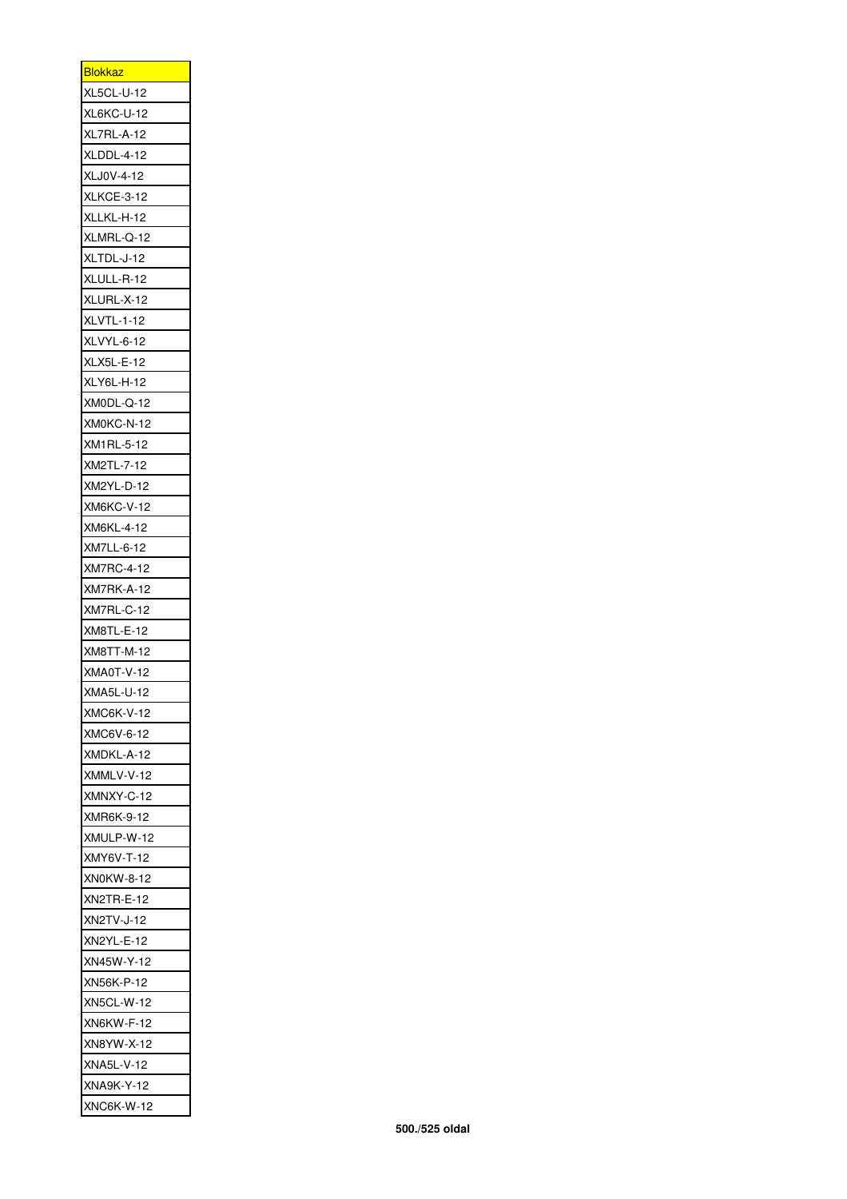| Blokkaz |
| --- |
| XL5CL-U-12 |
| XL6KC-U-12 |
| XL7RL-A-12 |
| XLDDL-4-12 |
| XLJ0V-4-12 |
| XLKCE-3-12 |
| XLLKL-H-12 |
| XLMRL-Q-12 |
| XLTDL-J-12 |
| XLULL-R-12 |
| XLURL-X-12 |
| XLVTL-1-12 |
| XLVYL-6-12 |
| XLX5L-E-12 |
| XLY6L-H-12 |
| XM0DL-Q-12 |
| XM0KC-N-12 |
| XM1RL-5-12 |
| XM2TL-7-12 |
| XM2YL-D-12 |
| XM6KC-V-12 |
| XM6KL-4-12 |
| XM7LL-6-12 |
| XM7RC-4-12 |
| XM7RK-A-12 |
| XM7RL-C-12 |
| XM8TL-E-12 |
| XM8TT-M-12 |
| XMA0T-V-12 |
| XMA5L-U-12 |
| XMC6K-V-12 |
| XMC6V-6-12 |
| XMDKL-A-12 |
| XMMLV-V-12 |
| XMNXY-C-12 |
| XMR6K-9-12 |
| XMULP-W-12 |
| XMY6V-T-12 |
| XN0KW-8-12 |
| XN2TR-E-12 |
| XN2TV-J-12 |
| XN2YL-E-12 |
| XN45W-Y-12 |
| XN56K-P-12 |
| XN5CL-W-12 |
| XN6KW-F-12 |
| XN8YW-X-12 |
| XNA5L-V-12 |
| XNA9K-Y-12 |
| XNC6K-W-12 |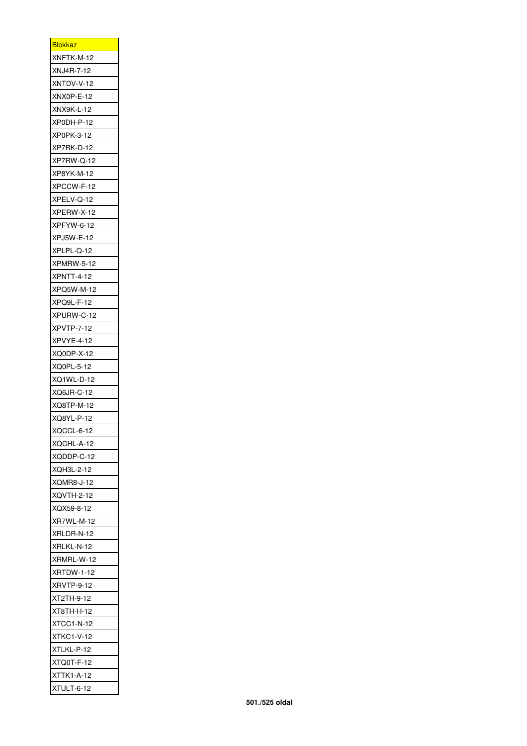| Blokkaz |
| --- |
| XNFTK-M-12 |
| XNJ4R-7-12 |
| XNTDV-V-12 |
| XNX0P-E-12 |
| XNX9K-L-12 |
| XP0DH-P-12 |
| XP0PK-3-12 |
| XP7RK-D-12 |
| XP7RW-Q-12 |
| XP8YK-M-12 |
| XPCCW-F-12 |
| XPELV-Q-12 |
| XPERW-X-12 |
| XPFYW-6-12 |
| XPJ5W-E-12 |
| XPLPL-Q-12 |
| XPMRW-5-12 |
| XPNTT-4-12 |
| XPQ5W-M-12 |
| XPQ9L-F-12 |
| XPURW-C-12 |
| XPVTP-7-12 |
| XPVYE-4-12 |
| XQ0DP-X-12 |
| XQ0PL-5-12 |
| XQ1WL-D-12 |
| XQ6JR-C-12 |
| XQ8TP-M-12 |
| XQ8YL-P-12 |
| XQCCL-6-12 |
| XQCHL-A-12 |
| XQDDP-C-12 |
| XQH3L-2-12 |
| XQMR8-J-12 |
| XQVTH-2-12 |
| XQX59-8-12 |
| XR7WL-M-12 |
| XRLDR-N-12 |
| XRLKL-N-12 |
| XRMRL-W-12 |
| XRTDW-1-12 |
| XRVTP-9-12 |
| XT2TH-9-12 |
| XT8TH-H-12 |
| XTCC1-N-12 |
| XTKC1-V-12 |
| XTLKL-P-12 |
| XTQ0T-F-12 |
| XTTK1-A-12 |
| XTULT-6-12 |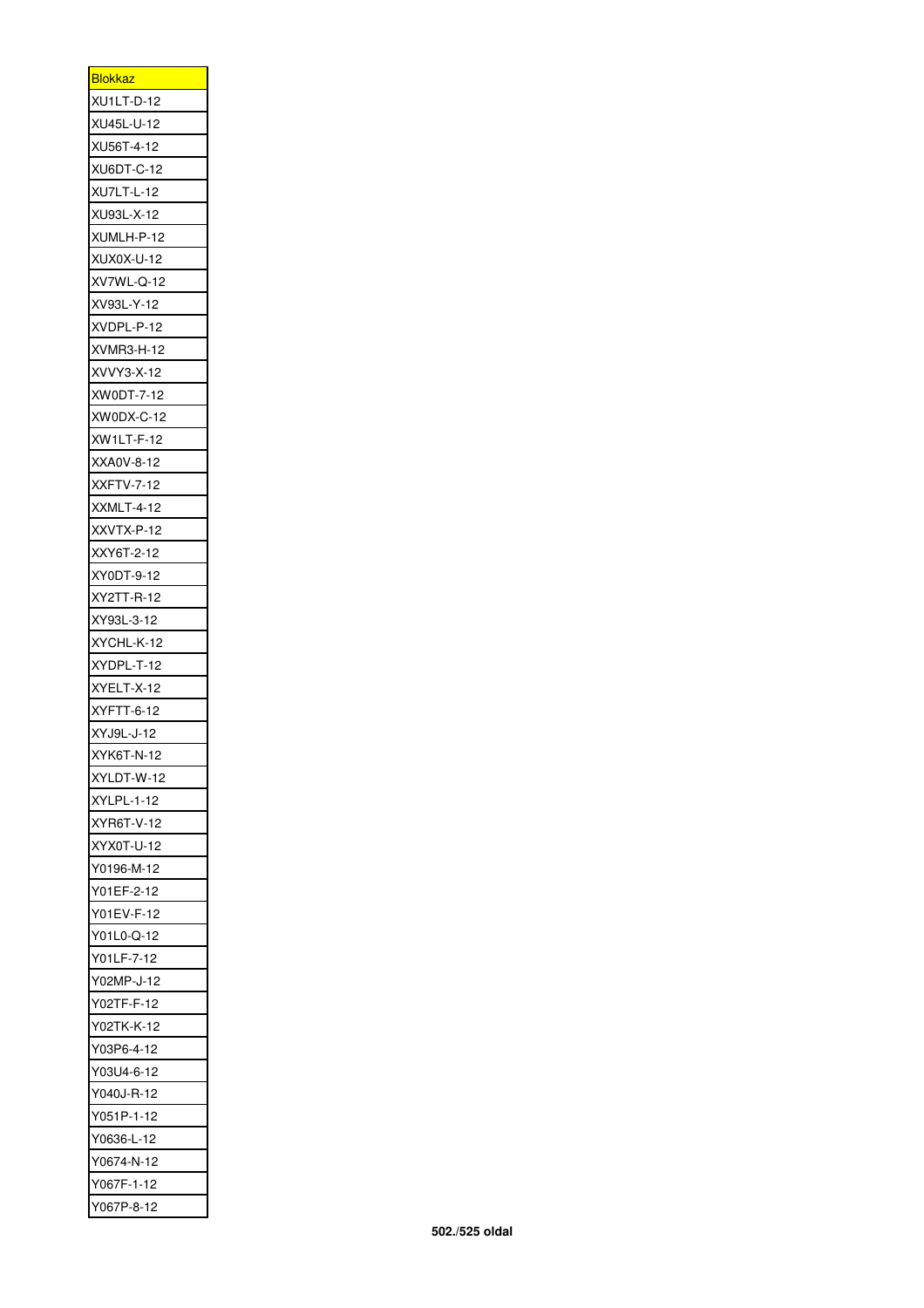| Blokkaz |
| --- |
| XU1LT-D-12 |
| XU45L-U-12 |
| XU56T-4-12 |
| XU6DT-C-12 |
| XU7LT-L-12 |
| XU93L-X-12 |
| XUMLH-P-12 |
| XUX0X-U-12 |
| XV7WL-Q-12 |
| XV93L-Y-12 |
| XVDPL-P-12 |
| XVMR3-H-12 |
| XVVY3-X-12 |
| XW0DT-7-12 |
| XW0DX-C-12 |
| XW1LT-F-12 |
| XXA0V-8-12 |
| XXFTV-7-12 |
| XXMLT-4-12 |
| XXVTX-P-12 |
| XXY6T-2-12 |
| XY0DT-9-12 |
| XY2TT-R-12 |
| XY93L-3-12 |
| XYCHL-K-12 |
| XYDPL-T-12 |
| XYELT-X-12 |
| XYFTT-6-12 |
| XYJ9L-J-12 |
| XYK6T-N-12 |
| XYLDT-W-12 |
| XYLPL-1-12 |
| XYR6T-V-12 |
| XYX0T-U-12 |
| Y0196-M-12 |
| Y01EF-2-12 |
| Y01EV-F-12 |
| Y01L0-Q-12 |
| Y01LF-7-12 |
| Y02MP-J-12 |
| Y02TF-F-12 |
| Y02TK-K-12 |
| Y03P6-4-12 |
| Y03U4-6-12 |
| Y040J-R-12 |
| Y051P-1-12 |
| Y0636-L-12 |
| Y0674-N-12 |
| Y067F-1-12 |
| Y067P-8-12 |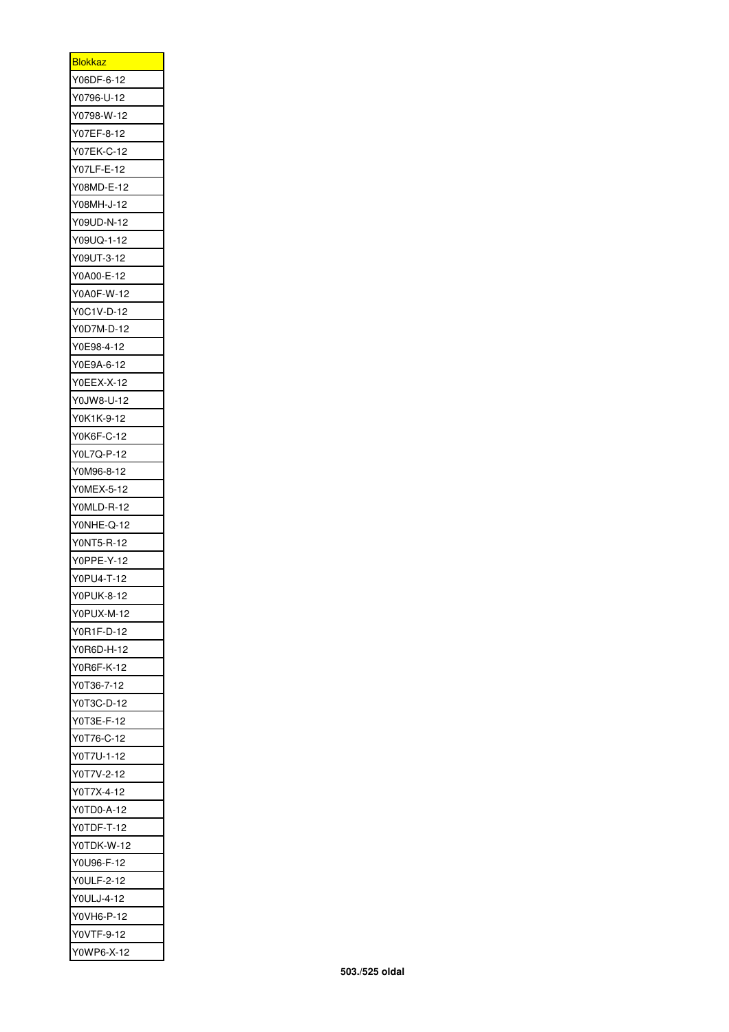| Blokkaz |
| --- |
| Y06DF-6-12 |
| Y0796-U-12 |
| Y0798-W-12 |
| Y07EF-8-12 |
| Y07EK-C-12 |
| Y07LF-E-12 |
| Y08MD-E-12 |
| Y08MH-J-12 |
| Y09UD-N-12 |
| Y09UQ-1-12 |
| Y09UT-3-12 |
| Y0A00-E-12 |
| Y0A0F-W-12 |
| Y0C1V-D-12 |
| Y0D7M-D-12 |
| Y0E98-4-12 |
| Y0E9A-6-12 |
| Y0EEX-X-12 |
| Y0JW8-U-12 |
| Y0K1K-9-12 |
| Y0K6F-C-12 |
| Y0L7Q-P-12 |
| Y0M96-8-12 |
| Y0MEX-5-12 |
| Y0MLD-R-12 |
| Y0NHE-Q-12 |
| Y0NT5-R-12 |
| Y0PPE-Y-12 |
| Y0PU4-T-12 |
| Y0PUK-8-12 |
| Y0PUX-M-12 |
| Y0R1F-D-12 |
| Y0R6D-H-12 |
| Y0R6F-K-12 |
| Y0T36-7-12 |
| Y0T3C-D-12 |
| Y0T3E-F-12 |
| Y0T76-C-12 |
| Y0T7U-1-12 |
| Y0T7V-2-12 |
| Y0T7X-4-12 |
| Y0TD0-A-12 |
| Y0TDF-T-12 |
| Y0TDK-W-12 |
| Y0U96-F-12 |
| Y0ULF-2-12 |
| Y0ULJ-4-12 |
| Y0VH6-P-12 |
| Y0VTF-9-12 |
| Y0WP6-X-12 |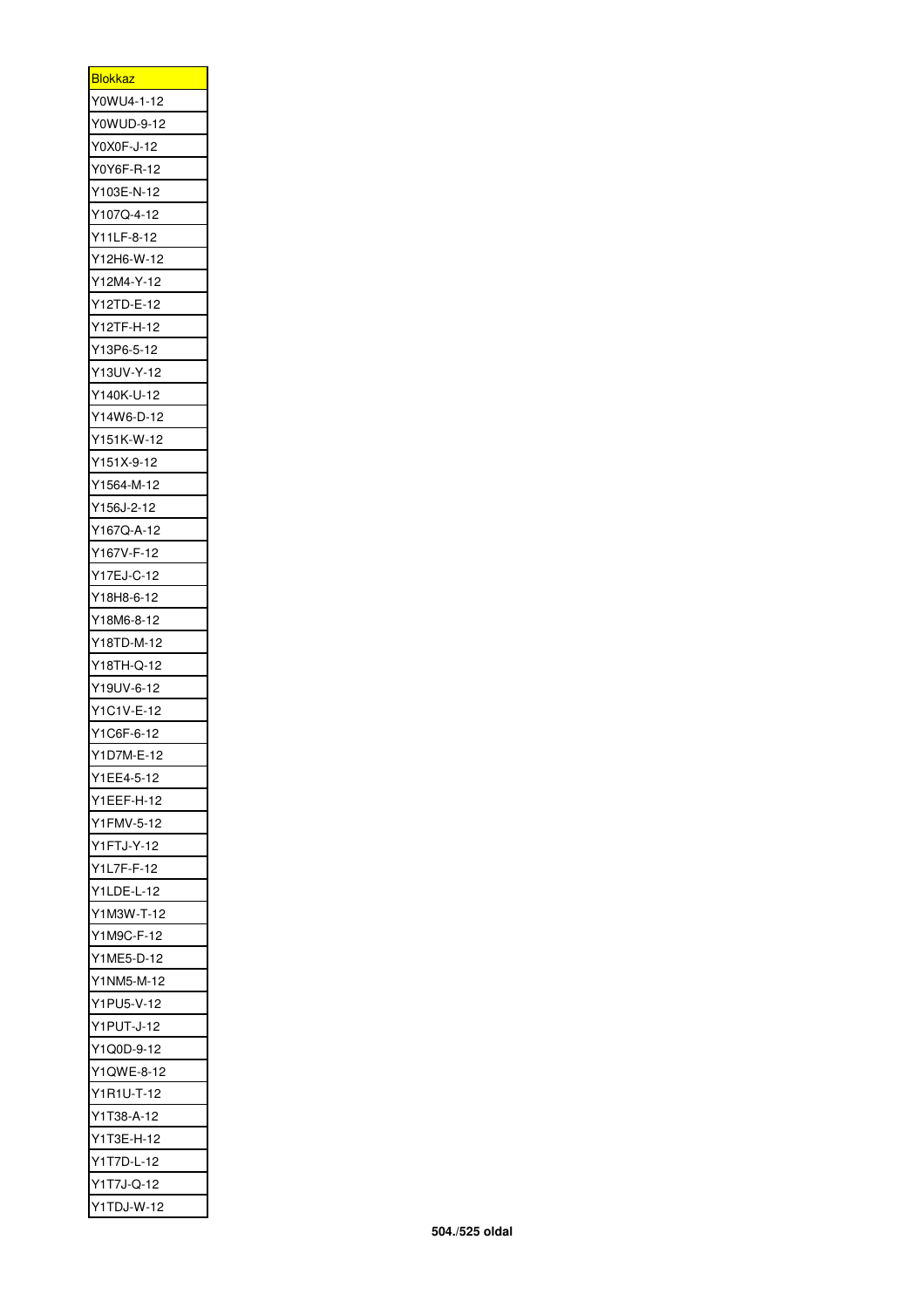| Blokkaz |
|---|
| Y0WU4-1-12 |
| Y0WUD-9-12 |
| Y0X0F-J-12 |
| Y0Y6F-R-12 |
| Y103E-N-12 |
| Y107Q-4-12 |
| Y11LF-8-12 |
| Y12H6-W-12 |
| Y12M4-Y-12 |
| Y12TD-E-12 |
| Y12TF-H-12 |
| Y13P6-5-12 |
| Y13UV-Y-12 |
| Y140K-U-12 |
| Y14W6-D-12 |
| Y151K-W-12 |
| Y151X-9-12 |
| Y1564-M-12 |
| Y156J-2-12 |
| Y167Q-A-12 |
| Y167V-F-12 |
| Y17EJ-C-12 |
| Y18H8-6-12 |
| Y18M6-8-12 |
| Y18TD-M-12 |
| Y18TH-Q-12 |
| Y19UV-6-12 |
| Y1C1V-E-12 |
| Y1C6F-6-12 |
| Y1D7M-E-12 |
| Y1EE4-5-12 |
| Y1EEF-H-12 |
| Y1FMV-5-12 |
| Y1FTJ-Y-12 |
| Y1L7F-F-12 |
| Y1LDE-L-12 |
| Y1M3W-T-12 |
| Y1M9C-F-12 |
| Y1ME5-D-12 |
| Y1NM5-M-12 |
| Y1PU5-V-12 |
| Y1PUT-J-12 |
| Y1Q0D-9-12 |
| Y1QWE-8-12 |
| Y1R1U-T-12 |
| Y1T38-A-12 |
| Y1T3E-H-12 |
| Y1T7D-L-12 |
| Y1T7J-Q-12 |
| Y1TDJ-W-12 |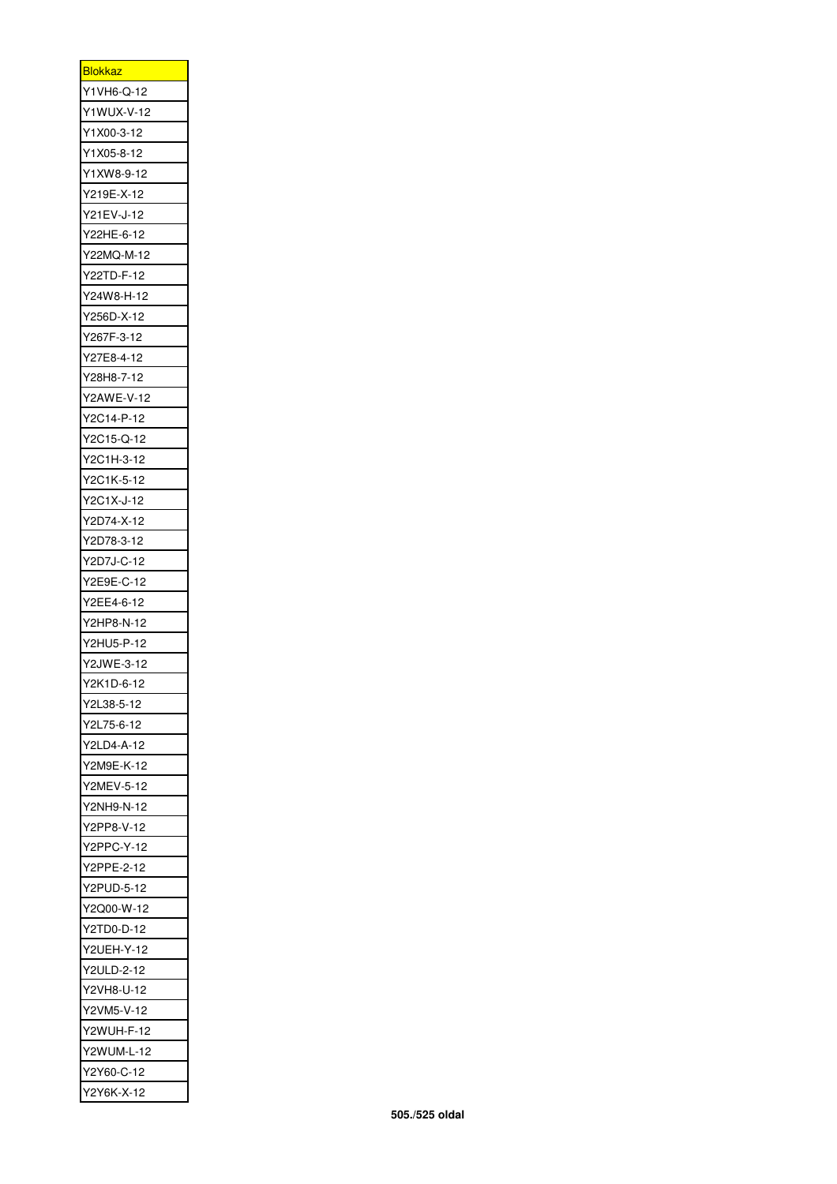| Blokkaz |
|---|
| Y1VH6-Q-12 |
| Y1WUX-V-12 |
| Y1X00-3-12 |
| Y1X05-8-12 |
| Y1XW8-9-12 |
| Y219E-X-12 |
| Y21EV-J-12 |
| Y22HE-6-12 |
| Y22MQ-M-12 |
| Y22TD-F-12 |
| Y24W8-H-12 |
| Y256D-X-12 |
| Y267F-3-12 |
| Y27E8-4-12 |
| Y28H8-7-12 |
| Y2AWE-V-12 |
| Y2C14-P-12 |
| Y2C15-Q-12 |
| Y2C1H-3-12 |
| Y2C1K-5-12 |
| Y2C1X-J-12 |
| Y2D74-X-12 |
| Y2D78-3-12 |
| Y2D7J-C-12 |
| Y2E9E-C-12 |
| Y2EE4-6-12 |
| Y2HP8-N-12 |
| Y2HU5-P-12 |
| Y2JWE-3-12 |
| Y2K1D-6-12 |
| Y2L38-5-12 |
| Y2L75-6-12 |
| Y2LD4-A-12 |
| Y2M9E-K-12 |
| Y2MEV-5-12 |
| Y2NH9-N-12 |
| Y2PP8-V-12 |
| Y2PPC-Y-12 |
| Y2PPE-2-12 |
| Y2PUD-5-12 |
| Y2Q00-W-12 |
| Y2TD0-D-12 |
| Y2UEH-Y-12 |
| Y2ULD-2-12 |
| Y2VH8-U-12 |
| Y2VM5-V-12 |
| Y2WUH-F-12 |
| Y2WUM-L-12 |
| Y2Y60-C-12 |
| Y2Y6K-X-12 |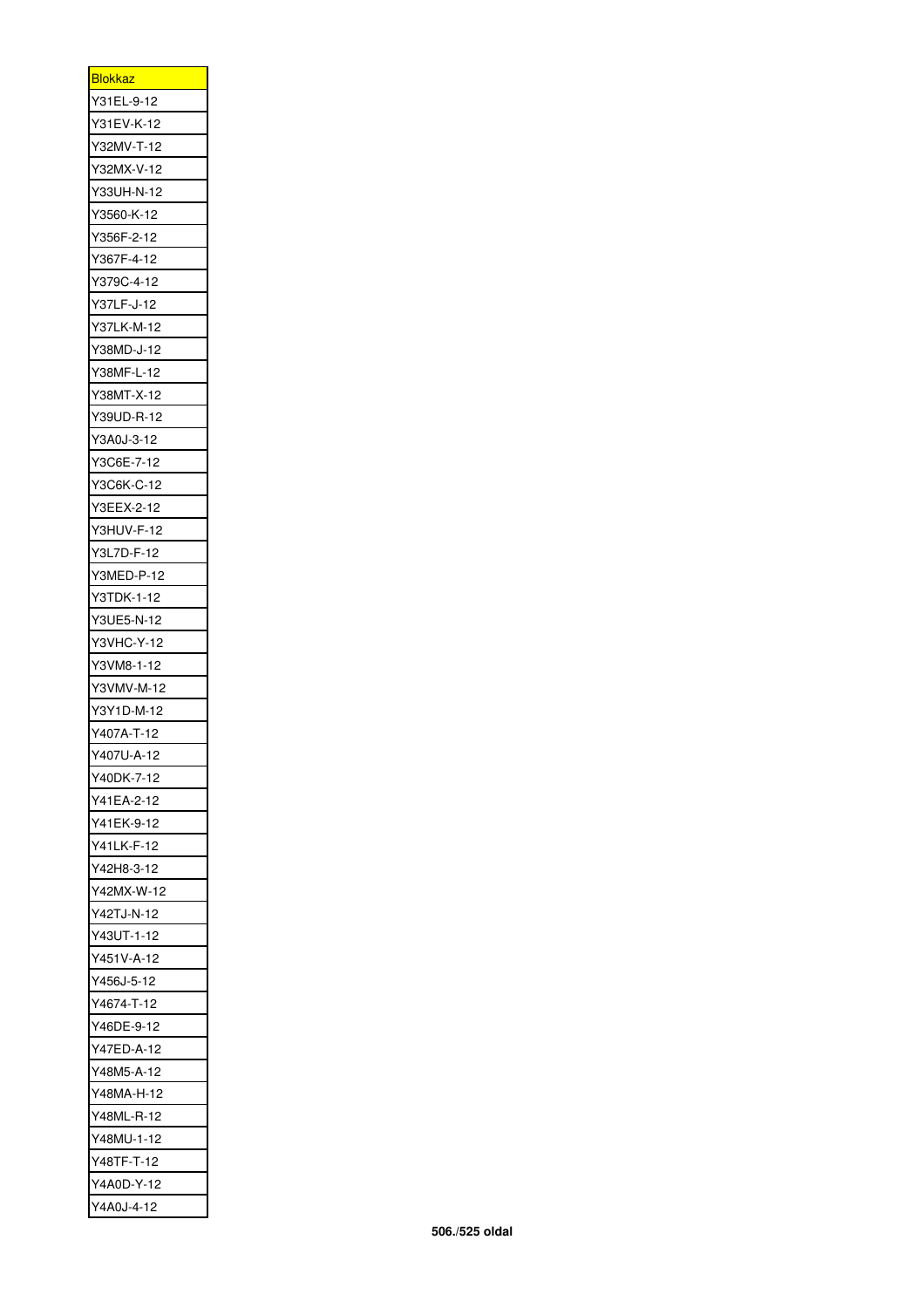| Blokkaz |
|---|
| Y31EL-9-12 |
| Y31EV-K-12 |
| Y32MV-T-12 |
| Y32MX-V-12 |
| Y33UH-N-12 |
| Y3560-K-12 |
| Y356F-2-12 |
| Y367F-4-12 |
| Y379C-4-12 |
| Y37LF-J-12 |
| Y37LK-M-12 |
| Y38MD-J-12 |
| Y38MF-L-12 |
| Y38MT-X-12 |
| Y39UD-R-12 |
| Y3A0J-3-12 |
| Y3C6E-7-12 |
| Y3C6K-C-12 |
| Y3EEX-2-12 |
| Y3HUV-F-12 |
| Y3L7D-F-12 |
| Y3MED-P-12 |
| Y3TDK-1-12 |
| Y3UE5-N-12 |
| Y3VHC-Y-12 |
| Y3VM8-1-12 |
| Y3VMV-M-12 |
| Y3Y1D-M-12 |
| Y407A-T-12 |
| Y407U-A-12 |
| Y40DK-7-12 |
| Y41EA-2-12 |
| Y41EK-9-12 |
| Y41LK-F-12 |
| Y42H8-3-12 |
| Y42MX-W-12 |
| Y42TJ-N-12 |
| Y43UT-1-12 |
| Y451V-A-12 |
| Y456J-5-12 |
| Y4674-T-12 |
| Y46DE-9-12 |
| Y47ED-A-12 |
| Y48M5-A-12 |
| Y48MA-H-12 |
| Y48ML-R-12 |
| Y48MU-1-12 |
| Y48TF-T-12 |
| Y4A0D-Y-12 |
| Y4A0J-4-12 |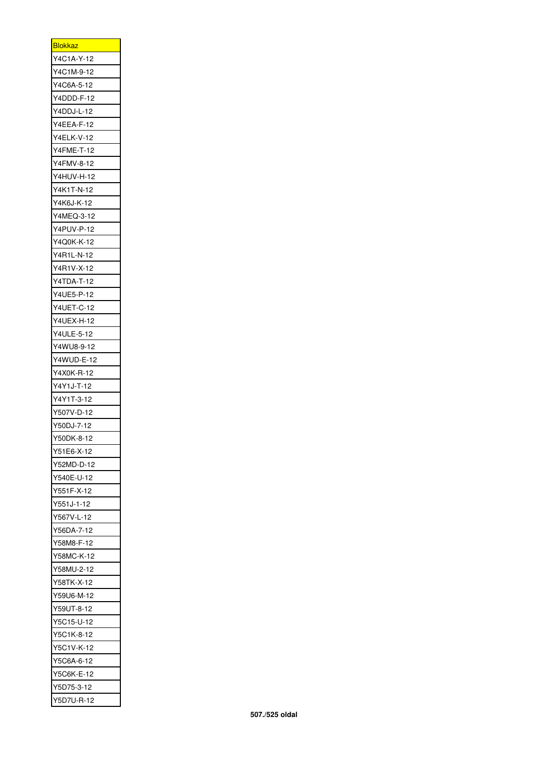| Blokkaz |
| --- |
| Y4C1A-Y-12 |
| Y4C1M-9-12 |
| Y4C6A-5-12 |
| Y4DDD-F-12 |
| Y4DDJ-L-12 |
| Y4EEA-F-12 |
| Y4ELK-V-12 |
| Y4FME-T-12 |
| Y4FMV-8-12 |
| Y4HUV-H-12 |
| Y4K1T-N-12 |
| Y4K6J-K-12 |
| Y4MEQ-3-12 |
| Y4PUV-P-12 |
| Y4Q0K-K-12 |
| Y4R1L-N-12 |
| Y4R1V-X-12 |
| Y4TDA-T-12 |
| Y4UE5-P-12 |
| Y4UET-C-12 |
| Y4UEX-H-12 |
| Y4ULE-5-12 |
| Y4WU8-9-12 |
| Y4WUD-E-12 |
| Y4X0K-R-12 |
| Y4Y1J-T-12 |
| Y4Y1T-3-12 |
| Y507V-D-12 |
| Y50DJ-7-12 |
| Y50DK-8-12 |
| Y51E6-X-12 |
| Y52MD-D-12 |
| Y540E-U-12 |
| Y551F-X-12 |
| Y551J-1-12 |
| Y567V-L-12 |
| Y56DA-7-12 |
| Y58M8-F-12 |
| Y58MC-K-12 |
| Y58MU-2-12 |
| Y58TK-X-12 |
| Y59U6-M-12 |
| Y59UT-8-12 |
| Y5C15-U-12 |
| Y5C1K-8-12 |
| Y5C1V-K-12 |
| Y5C6A-6-12 |
| Y5C6K-E-12 |
| Y5D75-3-12 |
| Y5D7U-R-12 |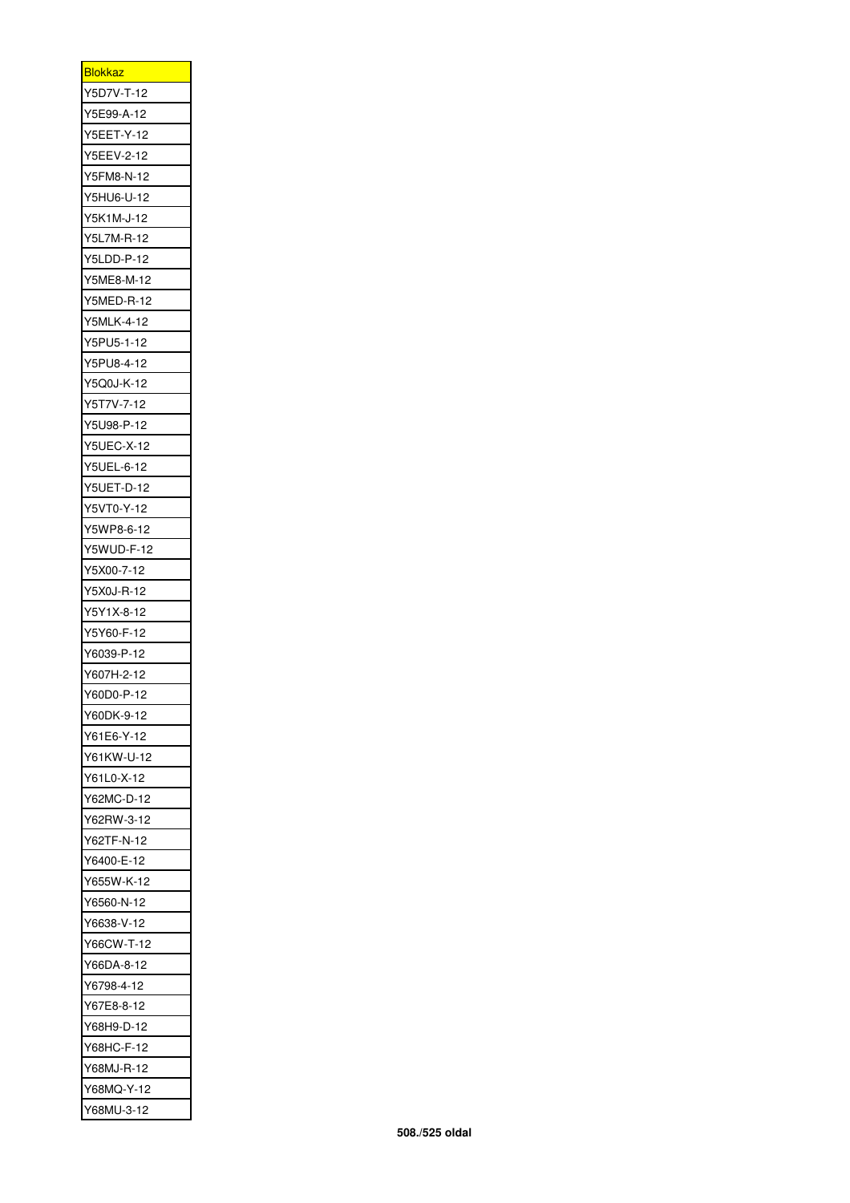| Blokkaz |
| --- |
| Y5D7V-T-12 |
| Y5E99-A-12 |
| Y5EET-Y-12 |
| Y5EEV-2-12 |
| Y5FM8-N-12 |
| Y5HU6-U-12 |
| Y5K1M-J-12 |
| Y5L7M-R-12 |
| Y5LDD-P-12 |
| Y5ME8-M-12 |
| Y5MED-R-12 |
| Y5MLK-4-12 |
| Y5PU5-1-12 |
| Y5PU8-4-12 |
| Y5Q0J-K-12 |
| Y5T7V-7-12 |
| Y5U98-P-12 |
| Y5UEC-X-12 |
| Y5UEL-6-12 |
| Y5UET-D-12 |
| Y5VT0-Y-12 |
| Y5WP8-6-12 |
| Y5WUD-F-12 |
| Y5X00-7-12 |
| Y5X0J-R-12 |
| Y5Y1X-8-12 |
| Y5Y60-F-12 |
| Y6039-P-12 |
| Y607H-2-12 |
| Y60D0-P-12 |
| Y60DK-9-12 |
| Y61E6-Y-12 |
| Y61KW-U-12 |
| Y61L0-X-12 |
| Y62MC-D-12 |
| Y62RW-3-12 |
| Y62TF-N-12 |
| Y6400-E-12 |
| Y655W-K-12 |
| Y6560-N-12 |
| Y6638-V-12 |
| Y66CW-T-12 |
| Y66DA-8-12 |
| Y6798-4-12 |
| Y67E8-8-12 |
| Y68H9-D-12 |
| Y68HC-F-12 |
| Y68MJ-R-12 |
| Y68MQ-Y-12 |
| Y68MU-3-12 |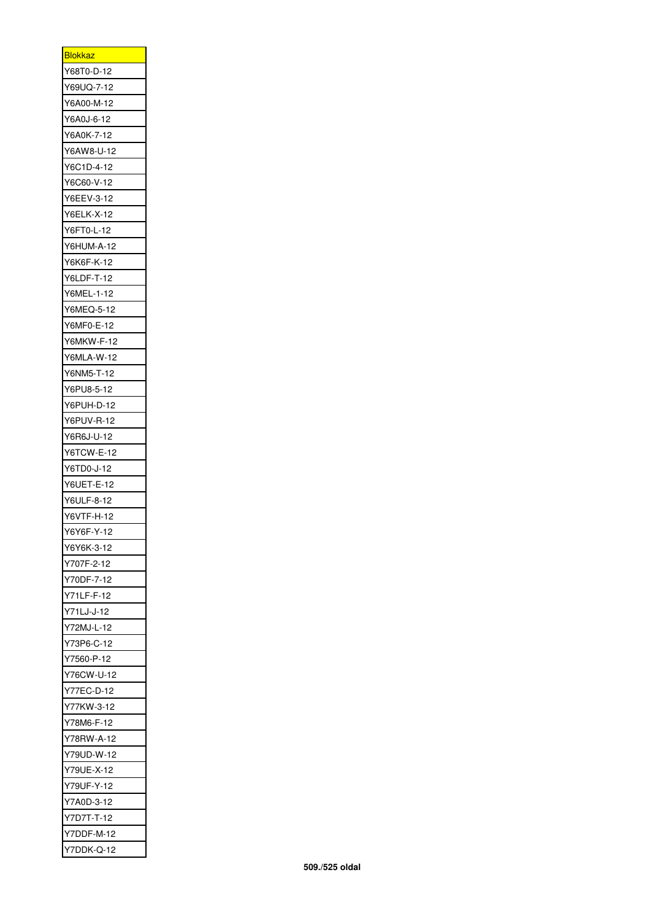| Blokkaz |
|---|
| Y68T0-D-12 |
| Y69UQ-7-12 |
| Y6A00-M-12 |
| Y6A0J-6-12 |
| Y6A0K-7-12 |
| Y6AW8-U-12 |
| Y6C1D-4-12 |
| Y6C60-V-12 |
| Y6EEV-3-12 |
| Y6ELK-X-12 |
| Y6FT0-L-12 |
| Y6HUM-A-12 |
| Y6K6F-K-12 |
| Y6LDF-T-12 |
| Y6MEL-1-12 |
| Y6MEQ-5-12 |
| Y6MF0-E-12 |
| Y6MKW-F-12 |
| Y6MLA-W-12 |
| Y6NM5-T-12 |
| Y6PU8-5-12 |
| Y6PUH-D-12 |
| Y6PUV-R-12 |
| Y6R6J-U-12 |
| Y6TCW-E-12 |
| Y6TD0-J-12 |
| Y6UET-E-12 |
| Y6ULF-8-12 |
| Y6VTF-H-12 |
| Y6Y6F-Y-12 |
| Y6Y6K-3-12 |
| Y707F-2-12 |
| Y70DF-7-12 |
| Y71LF-F-12 |
| Y71LJ-J-12 |
| Y72MJ-L-12 |
| Y73P6-C-12 |
| Y7560-P-12 |
| Y76CW-U-12 |
| Y77EC-D-12 |
| Y77KW-3-12 |
| Y78M6-F-12 |
| Y78RW-A-12 |
| Y79UD-W-12 |
| Y79UE-X-12 |
| Y79UF-Y-12 |
| Y7A0D-3-12 |
| Y7D7T-T-12 |
| Y7DDF-M-12 |
| Y7DDK-Q-12 |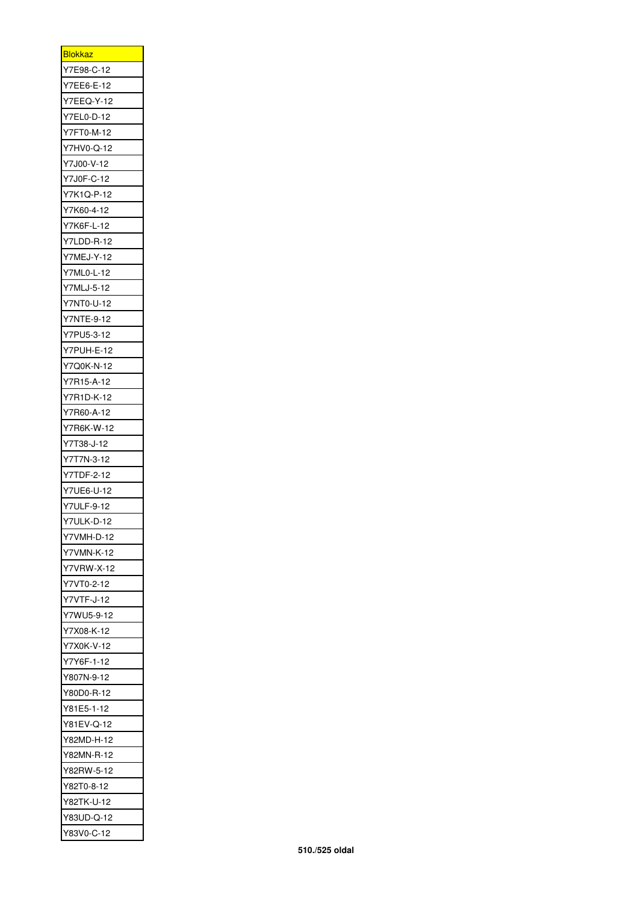| Blokkaz |
|---|
| Y7E98-C-12 |
| Y7EE6-E-12 |
| Y7EEQ-Y-12 |
| Y7EL0-D-12 |
| Y7FT0-M-12 |
| Y7HV0-Q-12 |
| Y7J00-V-12 |
| Y7J0F-C-12 |
| Y7K1Q-P-12 |
| Y7K60-4-12 |
| Y7K6F-L-12 |
| Y7LDD-R-12 |
| Y7MEJ-Y-12 |
| Y7ML0-L-12 |
| Y7MLJ-5-12 |
| Y7NT0-U-12 |
| Y7NTE-9-12 |
| Y7PU5-3-12 |
| Y7PUH-E-12 |
| Y7Q0K-N-12 |
| Y7R15-A-12 |
| Y7R1D-K-12 |
| Y7R60-A-12 |
| Y7R6K-W-12 |
| Y7T38-J-12 |
| Y7T7N-3-12 |
| Y7TDF-2-12 |
| Y7UE6-U-12 |
| Y7ULF-9-12 |
| Y7ULK-D-12 |
| Y7VMH-D-12 |
| Y7VMN-K-12 |
| Y7VRW-X-12 |
| Y7VT0-2-12 |
| Y7VTF-J-12 |
| Y7WU5-9-12 |
| Y7X08-K-12 |
| Y7X0K-V-12 |
| Y7Y6F-1-12 |
| Y807N-9-12 |
| Y80D0-R-12 |
| Y81E5-1-12 |
| Y81EV-Q-12 |
| Y82MD-H-12 |
| Y82MN-R-12 |
| Y82RW-5-12 |
| Y82T0-8-12 |
| Y82TK-U-12 |
| Y83UD-Q-12 |
| Y83V0-C-12 |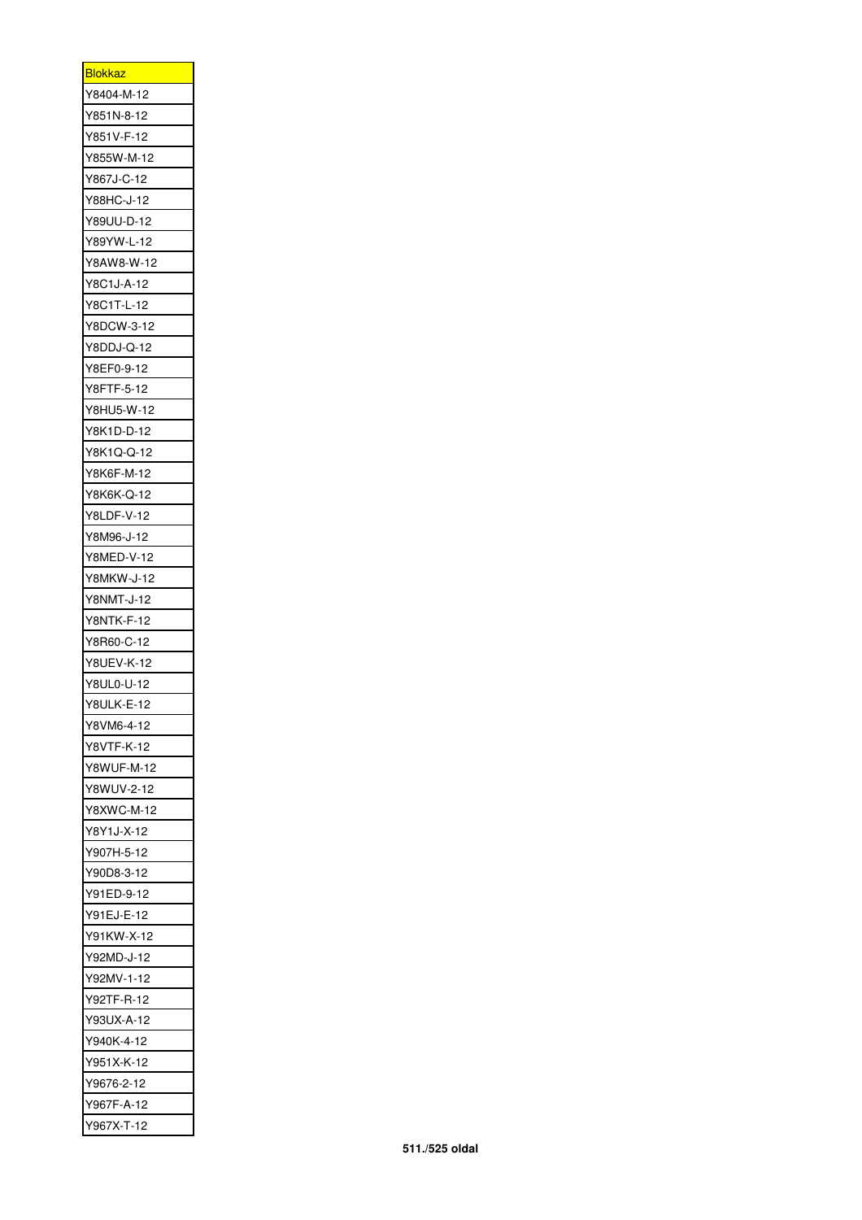| Blokkaz |
|---|
| Y8404-M-12 |
| Y851N-8-12 |
| Y851V-F-12 |
| Y855W-M-12 |
| Y867J-C-12 |
| Y88HC-J-12 |
| Y89UU-D-12 |
| Y89YW-L-12 |
| Y8AW8-W-12 |
| Y8C1J-A-12 |
| Y8C1T-L-12 |
| Y8DCW-3-12 |
| Y8DDJ-Q-12 |
| Y8EF0-9-12 |
| Y8FTF-5-12 |
| Y8HU5-W-12 |
| Y8K1D-D-12 |
| Y8K1Q-Q-12 |
| Y8K6F-M-12 |
| Y8K6K-Q-12 |
| Y8LDF-V-12 |
| Y8M96-J-12 |
| Y8MED-V-12 |
| Y8MKW-J-12 |
| Y8NMT-J-12 |
| Y8NTK-F-12 |
| Y8R60-C-12 |
| Y8UEV-K-12 |
| Y8UL0-U-12 |
| Y8ULK-E-12 |
| Y8VM6-4-12 |
| Y8VTF-K-12 |
| Y8WUF-M-12 |
| Y8WUV-2-12 |
| Y8XWC-M-12 |
| Y8Y1J-X-12 |
| Y907H-5-12 |
| Y90D8-3-12 |
| Y91ED-9-12 |
| Y91EJ-E-12 |
| Y91KW-X-12 |
| Y92MD-J-12 |
| Y92MV-1-12 |
| Y92TF-R-12 |
| Y93UX-A-12 |
| Y940K-4-12 |
| Y951X-K-12 |
| Y9676-2-12 |
| Y967F-A-12 |
| Y967X-T-12 |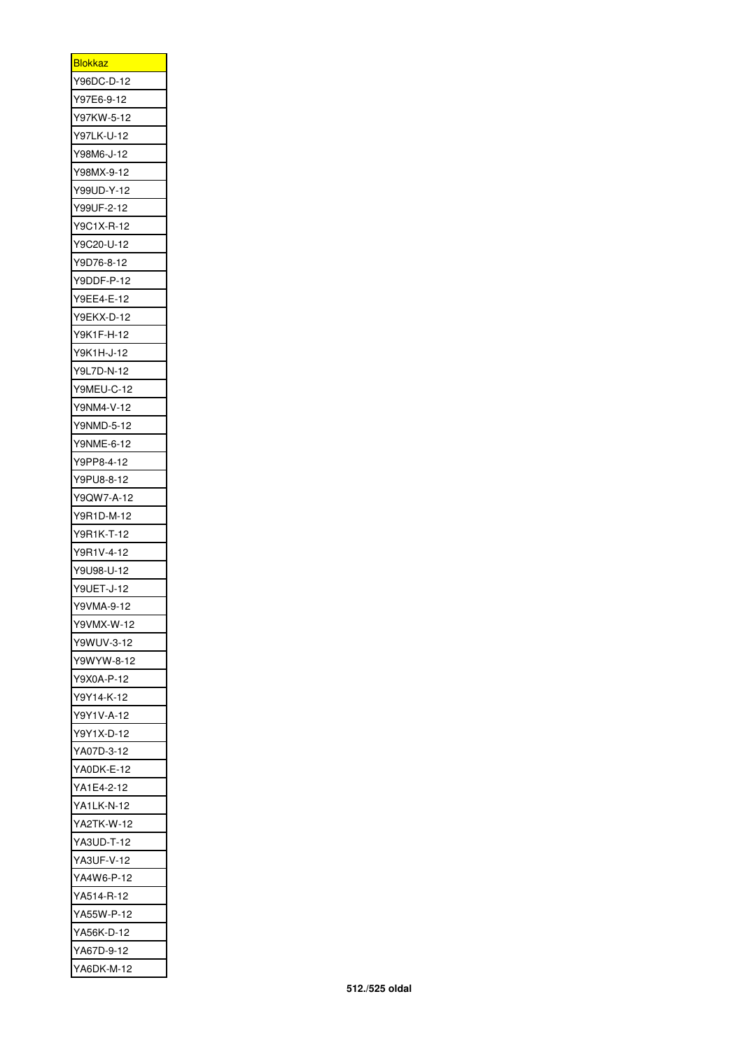| Blokkaz |
|---|
| Y96DC-D-12 |
| Y97E6-9-12 |
| Y97KW-5-12 |
| Y97LK-U-12 |
| Y98M6-J-12 |
| Y98MX-9-12 |
| Y99UD-Y-12 |
| Y99UF-2-12 |
| Y9C1X-R-12 |
| Y9C20-U-12 |
| Y9D76-8-12 |
| Y9DDF-P-12 |
| Y9EE4-E-12 |
| Y9EKX-D-12 |
| Y9K1F-H-12 |
| Y9K1H-J-12 |
| Y9L7D-N-12 |
| Y9MEU-C-12 |
| Y9NM4-V-12 |
| Y9NMD-5-12 |
| Y9NME-6-12 |
| Y9PP8-4-12 |
| Y9PU8-8-12 |
| Y9QW7-A-12 |
| Y9R1D-M-12 |
| Y9R1K-T-12 |
| Y9R1V-4-12 |
| Y9U98-U-12 |
| Y9UET-J-12 |
| Y9VMA-9-12 |
| Y9VMX-W-12 |
| Y9WUV-3-12 |
| Y9WYW-8-12 |
| Y9X0A-P-12 |
| Y9Y14-K-12 |
| Y9Y1V-A-12 |
| Y9Y1X-D-12 |
| YA07D-3-12 |
| YA0DK-E-12 |
| YA1E4-2-12 |
| YA1LK-N-12 |
| YA2TK-W-12 |
| YA3UD-T-12 |
| YA3UF-V-12 |
| YA4W6-P-12 |
| YA514-R-12 |
| YA55W-P-12 |
| YA56K-D-12 |
| YA67D-9-12 |
| YA6DK-M-12 |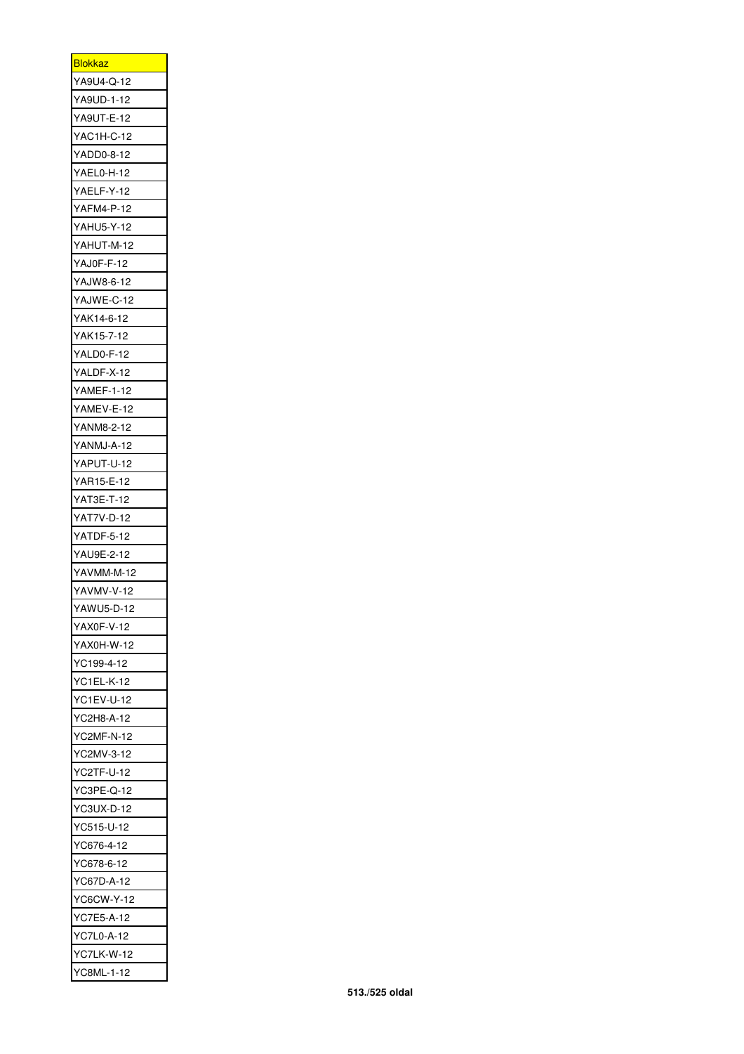| Blokkaz |
| --- |
| YA9U4-Q-12 |
| YA9UD-1-12 |
| YA9UT-E-12 |
| YAC1H-C-12 |
| YADD0-8-12 |
| YAEL0-H-12 |
| YAELF-Y-12 |
| YAFM4-P-12 |
| YAHU5-Y-12 |
| YAHUT-M-12 |
| YAJ0F-F-12 |
| YAJW8-6-12 |
| YAJWE-C-12 |
| YAK14-6-12 |
| YAK15-7-12 |
| YALD0-F-12 |
| YALDF-X-12 |
| YAMEF-1-12 |
| YAMEV-E-12 |
| YANM8-2-12 |
| YANMJ-A-12 |
| YAPUT-U-12 |
| YAR15-E-12 |
| YAT3E-T-12 |
| YAT7V-D-12 |
| YATDF-5-12 |
| YAU9E-2-12 |
| YAVMM-M-12 |
| YAVMV-V-12 |
| YAWU5-D-12 |
| YAX0F-V-12 |
| YAX0H-W-12 |
| YC199-4-12 |
| YC1EL-K-12 |
| YC1EV-U-12 |
| YC2H8-A-12 |
| YC2MF-N-12 |
| YC2MV-3-12 |
| YC2TF-U-12 |
| YC3PE-Q-12 |
| YC3UX-D-12 |
| YC515-U-12 |
| YC676-4-12 |
| YC678-6-12 |
| YC67D-A-12 |
| YC6CW-Y-12 |
| YC7E5-A-12 |
| YC7L0-A-12 |
| YC7LK-W-12 |
| YC8ML-1-12 |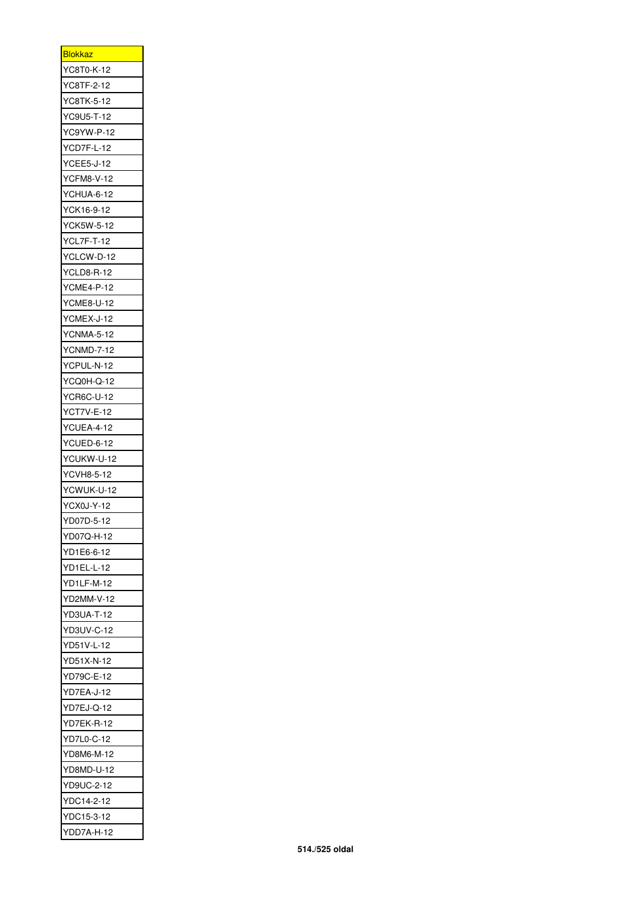| Blokkaz |
|---|
| YC8T0-K-12 |
| YC8TF-2-12 |
| YC8TK-5-12 |
| YC9U5-T-12 |
| YC9YW-P-12 |
| YCD7F-L-12 |
| YCEE5-J-12 |
| YCFM8-V-12 |
| YCHUA-6-12 |
| YCK16-9-12 |
| YCK5W-5-12 |
| YCL7F-T-12 |
| YCLCW-D-12 |
| YCLD8-R-12 |
| YCME4-P-12 |
| YCME8-U-12 |
| YCMEX-J-12 |
| YCNMA-5-12 |
| YCNMD-7-12 |
| YCPUL-N-12 |
| YCQ0H-Q-12 |
| YCR6C-U-12 |
| YCT7V-E-12 |
| YCUEA-4-12 |
| YCUED-6-12 |
| YCUKW-U-12 |
| YCVH8-5-12 |
| YCWUK-U-12 |
| YCX0J-Y-12 |
| YD07D-5-12 |
| YD07Q-H-12 |
| YD1E6-6-12 |
| YD1EL-L-12 |
| YD1LF-M-12 |
| YD2MM-V-12 |
| YD3UA-T-12 |
| YD3UV-C-12 |
| YD51V-L-12 |
| YD51X-N-12 |
| YD79C-E-12 |
| YD7EA-J-12 |
| YD7EJ-Q-12 |
| YD7EK-R-12 |
| YD7L0-C-12 |
| YD8M6-M-12 |
| YD8MD-U-12 |
| YD9UC-2-12 |
| YDC14-2-12 |
| YDC15-3-12 |
| YDD7A-H-12 |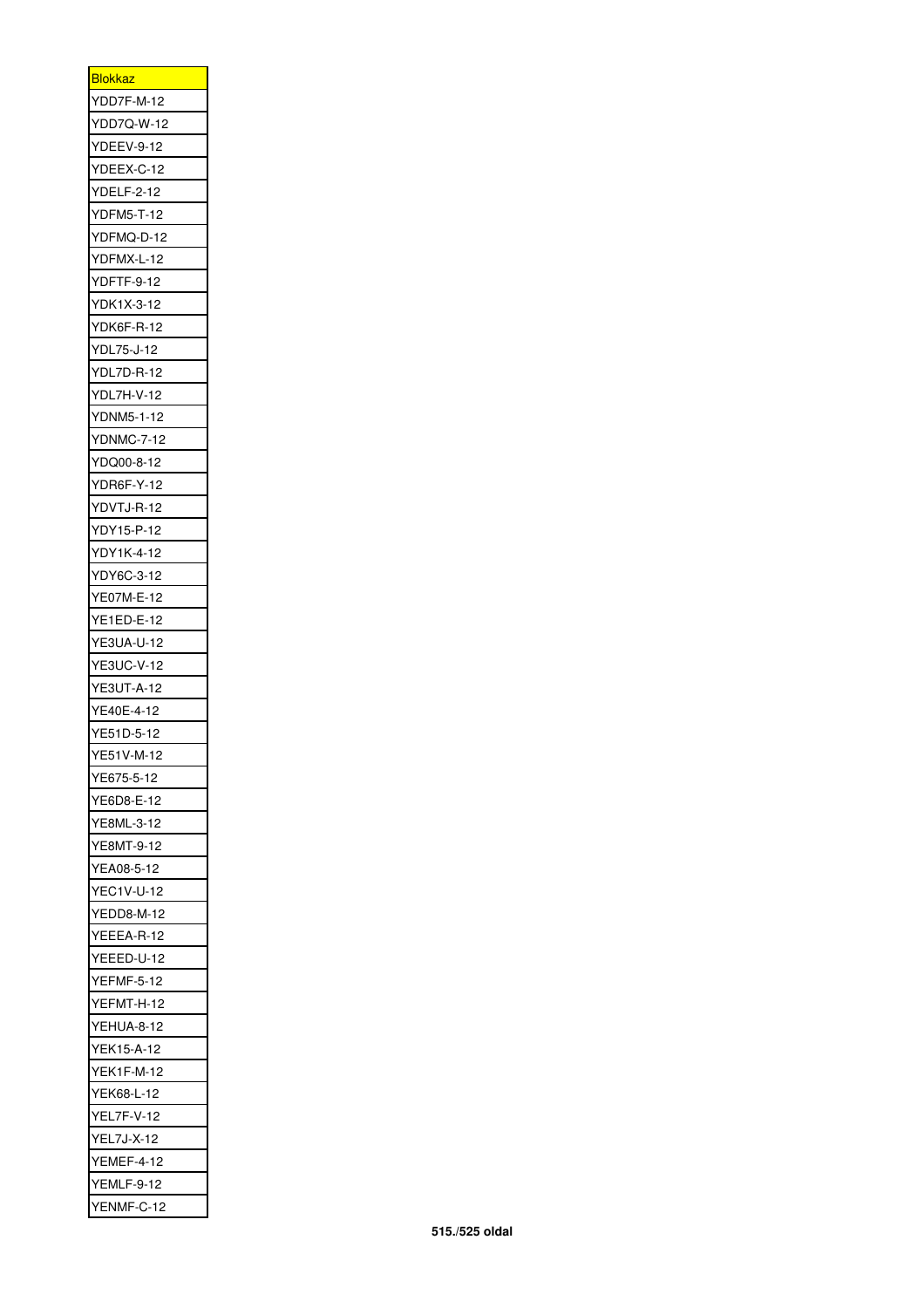| Blokkaz |
| --- |
| YDD7F-M-12 |
| YDD7Q-W-12 |
| YDEEV-9-12 |
| YDEEX-C-12 |
| YDELF-2-12 |
| YDFM5-T-12 |
| YDFMQ-D-12 |
| YDFMX-L-12 |
| YDFTF-9-12 |
| YDK1X-3-12 |
| YDK6F-R-12 |
| YDL75-J-12 |
| YDL7D-R-12 |
| YDL7H-V-12 |
| YDNM5-1-12 |
| YDNMC-7-12 |
| YDQ00-8-12 |
| YDR6F-Y-12 |
| YDVTJ-R-12 |
| YDY15-P-12 |
| YDY1K-4-12 |
| YDY6C-3-12 |
| YE07M-E-12 |
| YE1ED-E-12 |
| YE3UA-U-12 |
| YE3UC-V-12 |
| YE3UT-A-12 |
| YE40E-4-12 |
| YE51D-5-12 |
| YE51V-M-12 |
| YE675-5-12 |
| YE6D8-E-12 |
| YE8ML-3-12 |
| YE8MT-9-12 |
| YEA08-5-12 |
| YEC1V-U-12 |
| YEDD8-M-12 |
| YEEEA-R-12 |
| YEEED-U-12 |
| YEFMF-5-12 |
| YEFMT-H-12 |
| YEHUA-8-12 |
| YEK15-A-12 |
| YEK1F-M-12 |
| YEK68-L-12 |
| YEL7F-V-12 |
| YEL7J-X-12 |
| YEMEF-4-12 |
| YEMLF-9-12 |
| YENMF-C-12 |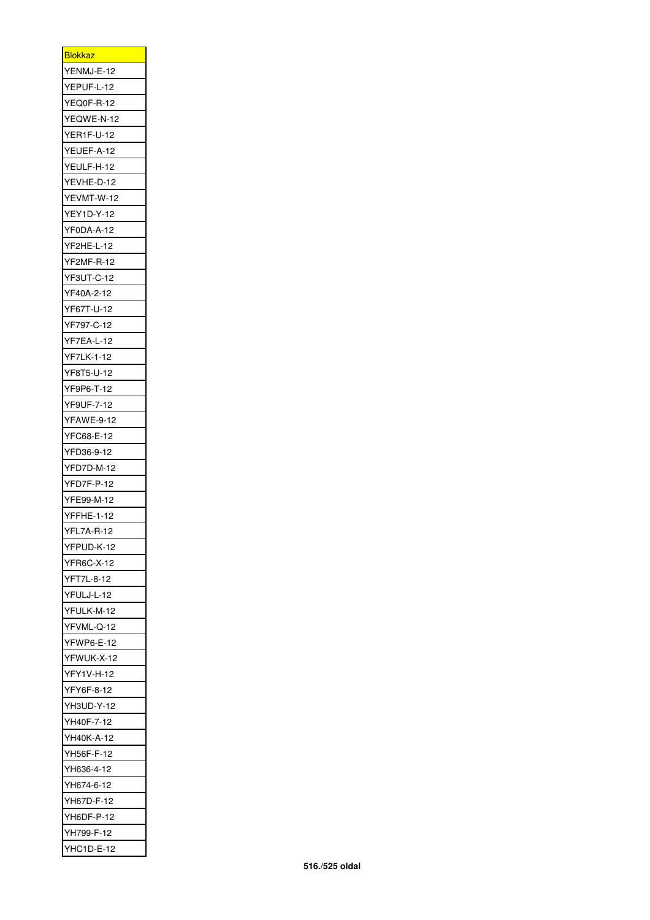| Blokkaz |
| --- |
| YENMJ-E-12 |
| YEPUF-L-12 |
| YEQ0F-R-12 |
| YEQWE-N-12 |
| YER1F-U-12 |
| YEUEF-A-12 |
| YEULF-H-12 |
| YEVHE-D-12 |
| YEVMT-W-12 |
| YEY1D-Y-12 |
| YF0DA-A-12 |
| YF2HE-L-12 |
| YF2MF-R-12 |
| YF3UT-C-12 |
| YF40A-2-12 |
| YF67T-U-12 |
| YF797-C-12 |
| YF7EA-L-12 |
| YF7LK-1-12 |
| YF8T5-U-12 |
| YF9P6-T-12 |
| YF9UF-7-12 |
| YFAWE-9-12 |
| YFC68-E-12 |
| YFD36-9-12 |
| YFD7D-M-12 |
| YFD7F-P-12 |
| YFE99-M-12 |
| YFFHE-1-12 |
| YFL7A-R-12 |
| YFPUD-K-12 |
| YFR6C-X-12 |
| YFT7L-8-12 |
| YFULJ-L-12 |
| YFULK-M-12 |
| YFVML-Q-12 |
| YFWP6-E-12 |
| YFWUK-X-12 |
| YFY1V-H-12 |
| YFY6F-8-12 |
| YH3UD-Y-12 |
| YH40F-7-12 |
| YH40K-A-12 |
| YH56F-F-12 |
| YH636-4-12 |
| YH674-6-12 |
| YH67D-F-12 |
| YH6DF-P-12 |
| YH799-F-12 |
| YHC1D-E-12 |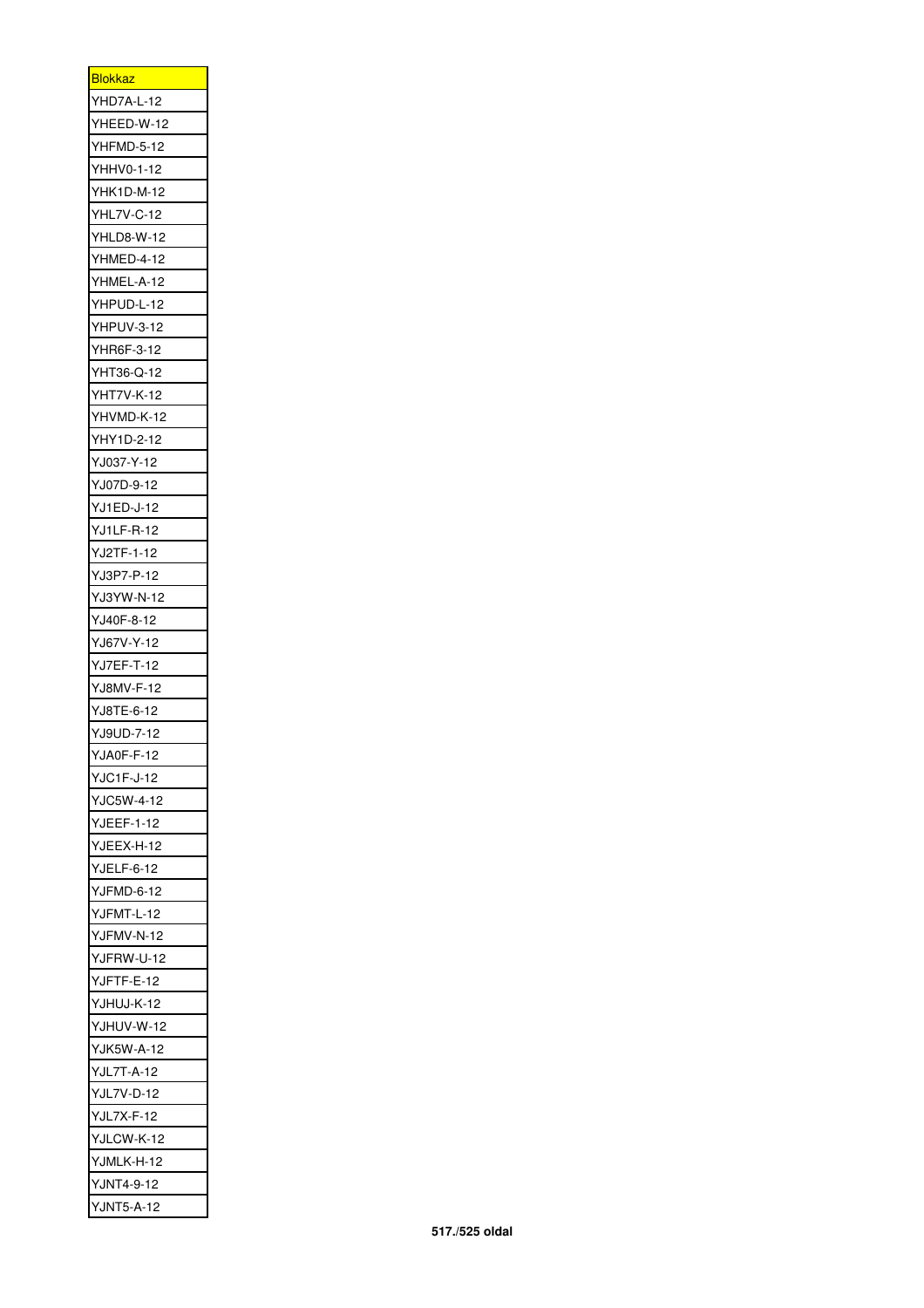| Blokkaz |
|---|
| YHD7A-L-12 |
| YHEED-W-12 |
| YHFMD-5-12 |
| YHHV0-1-12 |
| YHK1D-M-12 |
| YHL7V-C-12 |
| YHLD8-W-12 |
| YHMED-4-12 |
| YHMEL-A-12 |
| YHPUD-L-12 |
| YHPUV-3-12 |
| YHR6F-3-12 |
| YHT36-Q-12 |
| YHT7V-K-12 |
| YHVMD-K-12 |
| YHY1D-2-12 |
| YJ037-Y-12 |
| YJ07D-9-12 |
| YJ1ED-J-12 |
| YJ1LF-R-12 |
| YJ2TF-1-12 |
| YJ3P7-P-12 |
| YJ3YW-N-12 |
| YJ40F-8-12 |
| YJ67V-Y-12 |
| YJ7EF-T-12 |
| YJ8MV-F-12 |
| YJ8TE-6-12 |
| YJ9UD-7-12 |
| YJA0F-F-12 |
| YJC1F-J-12 |
| YJC5W-4-12 |
| YJEEF-1-12 |
| YJEEX-H-12 |
| YJELF-6-12 |
| YJFMD-6-12 |
| YJFMT-L-12 |
| YJFMV-N-12 |
| YJFRW-U-12 |
| YJFTF-E-12 |
| YJHUJ-K-12 |
| YJHUV-W-12 |
| YJK5W-A-12 |
| YJL7T-A-12 |
| YJL7V-D-12 |
| YJL7X-F-12 |
| YJLCW-K-12 |
| YJMLK-H-12 |
| YJNT4-9-12 |
| YJNT5-A-12 |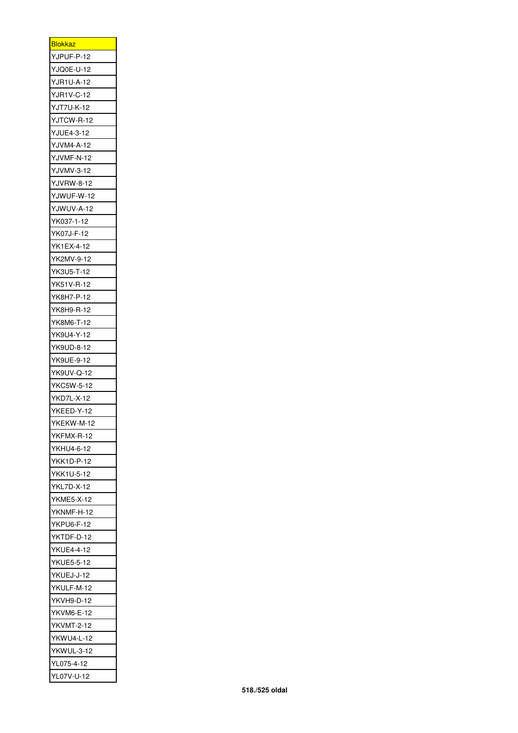| Blokkaz |
| --- |
| YJPUF-P-12 |
| YJQ0E-U-12 |
| YJR1U-A-12 |
| YJR1V-C-12 |
| YJT7U-K-12 |
| YJTCW-R-12 |
| YJUE4-3-12 |
| YJVM4-A-12 |
| YJVMF-N-12 |
| YJVMV-3-12 |
| YJVRW-8-12 |
| YJWUF-W-12 |
| YJWUV-A-12 |
| YK037-1-12 |
| YK07J-F-12 |
| YK1EX-4-12 |
| YK2MV-9-12 |
| YK3U5-T-12 |
| YK51V-R-12 |
| YK8H7-P-12 |
| YK8H9-R-12 |
| YK8M6-T-12 |
| YK9U4-Y-12 |
| YK9UD-8-12 |
| YK9UE-9-12 |
| YK9UV-Q-12 |
| YKC5W-5-12 |
| YKD7L-X-12 |
| YKEED-Y-12 |
| YKEKW-M-12 |
| YKFMX-R-12 |
| YKHU4-6-12 |
| YKK1D-P-12 |
| YKK1U-5-12 |
| YKL7D-X-12 |
| YKME5-X-12 |
| YKNMF-H-12 |
| YKPU6-F-12 |
| YKTDF-D-12 |
| YKUE4-4-12 |
| YKUE5-5-12 |
| YKUEJ-J-12 |
| YKULF-M-12 |
| YKVH9-D-12 |
| YKVM6-E-12 |
| YKVMT-2-12 |
| YKWU4-L-12 |
| YKWUL-3-12 |
| YL075-4-12 |
| YL07V-U-12 |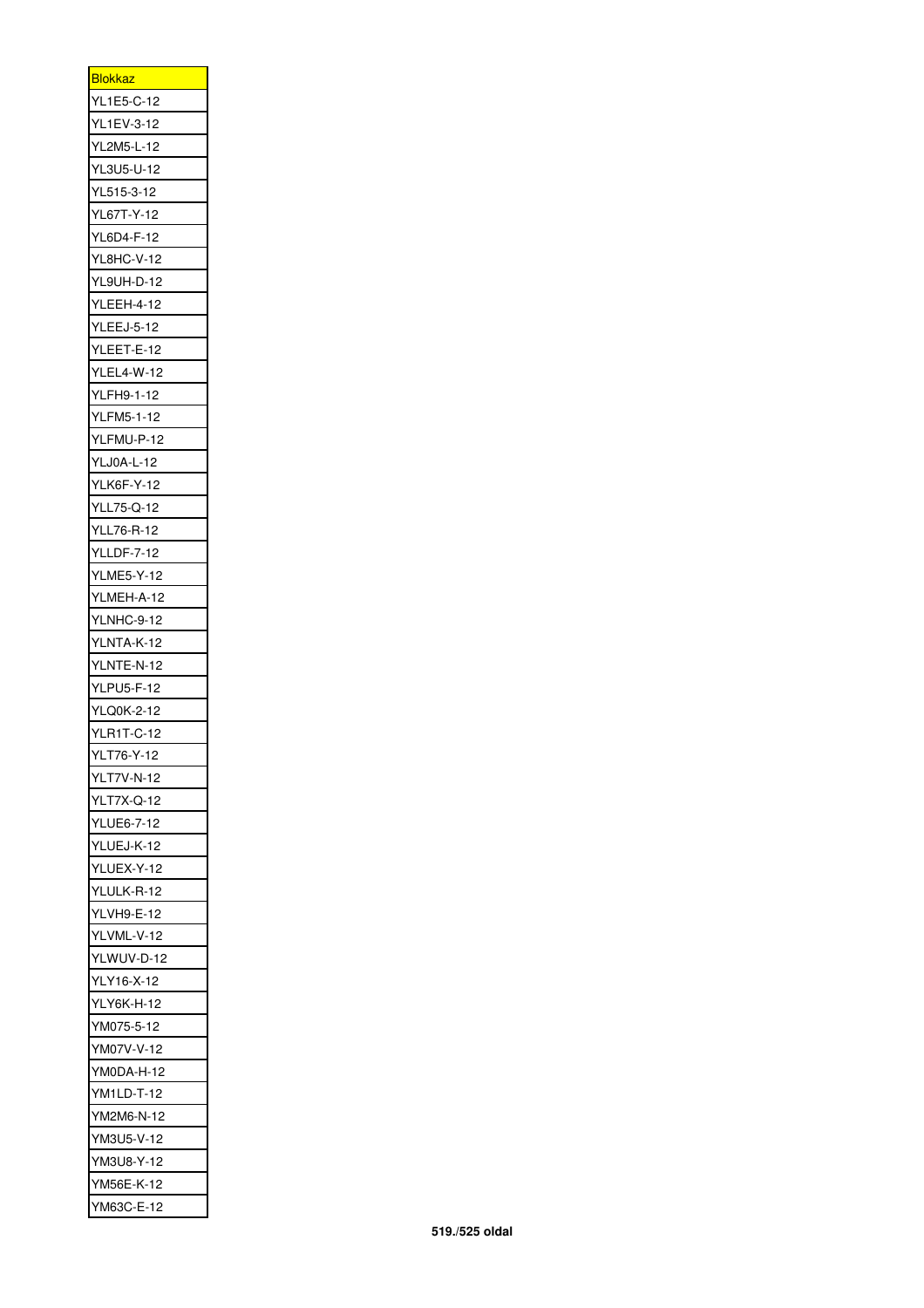| Blokkaz |
|---|
| YL1E5-C-12 |
| YL1EV-3-12 |
| YL2M5-L-12 |
| YL3U5-U-12 |
| YL515-3-12 |
| YL67T-Y-12 |
| YL6D4-F-12 |
| YL8HC-V-12 |
| YL9UH-D-12 |
| YLEEH-4-12 |
| YLEEJ-5-12 |
| YLEET-E-12 |
| YLEL4-W-12 |
| YLFH9-1-12 |
| YLFM5-1-12 |
| YLFMU-P-12 |
| YLJ0A-L-12 |
| YLK6F-Y-12 |
| YLL75-Q-12 |
| YLL76-R-12 |
| YLLDF-7-12 |
| YLME5-Y-12 |
| YLMEH-A-12 |
| YLNHC-9-12 |
| YLNTA-K-12 |
| YLNTE-N-12 |
| YLPU5-F-12 |
| YLQ0K-2-12 |
| YLR1T-C-12 |
| YLT76-Y-12 |
| YLT7V-N-12 |
| YLT7X-Q-12 |
| YLUE6-7-12 |
| YLUEJ-K-12 |
| YLUEX-Y-12 |
| YLULK-R-12 |
| YLVH9-E-12 |
| YLVML-V-12 |
| YLWUV-D-12 |
| YLY16-X-12 |
| YLY6K-H-12 |
| YM075-5-12 |
| YM07V-V-12 |
| YM0DA-H-12 |
| YM1LD-T-12 |
| YM2M6-N-12 |
| YM3U5-V-12 |
| YM3U8-Y-12 |
| YM56E-K-12 |
| YM63C-E-12 |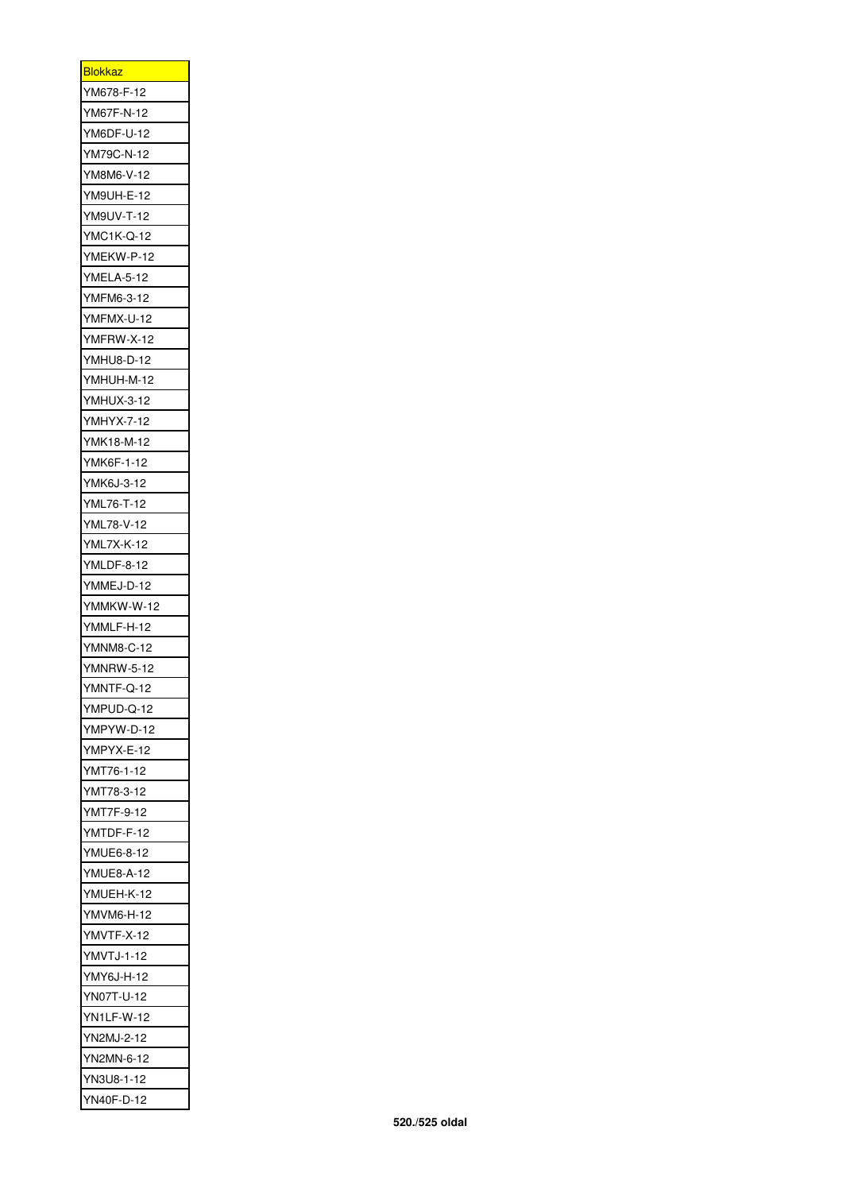| Blokkaz |
| --- |
| YM678-F-12 |
| YM67F-N-12 |
| YM6DF-U-12 |
| YM79C-N-12 |
| YM8M6-V-12 |
| YM9UH-E-12 |
| YM9UV-T-12 |
| YMC1K-Q-12 |
| YMEKW-P-12 |
| YMELA-5-12 |
| YMFM6-3-12 |
| YMFMX-U-12 |
| YMFRW-X-12 |
| YMHU8-D-12 |
| YMHUH-M-12 |
| YMHUX-3-12 |
| YMHYX-7-12 |
| YMK18-M-12 |
| YMK6F-1-12 |
| YMK6J-3-12 |
| YML76-T-12 |
| YML78-V-12 |
| YML7X-K-12 |
| YMLDF-8-12 |
| YMMEJ-D-12 |
| YMMKW-W-12 |
| YMMLF-H-12 |
| YMNM8-C-12 |
| YMNRW-5-12 |
| YMNTF-Q-12 |
| YMPUD-Q-12 |
| YMPYW-D-12 |
| YMPYX-E-12 |
| YMT76-1-12 |
| YMT78-3-12 |
| YMT7F-9-12 |
| YMTDF-F-12 |
| YMUE6-8-12 |
| YMUE8-A-12 |
| YMUEH-K-12 |
| YMVM6-H-12 |
| YMVTF-X-12 |
| YMVTJ-1-12 |
| YMY6J-H-12 |
| YN07T-U-12 |
| YN1LF-W-12 |
| YN2MJ-2-12 |
| YN2MN-6-12 |
| YN3U8-1-12 |
| YN40F-D-12 |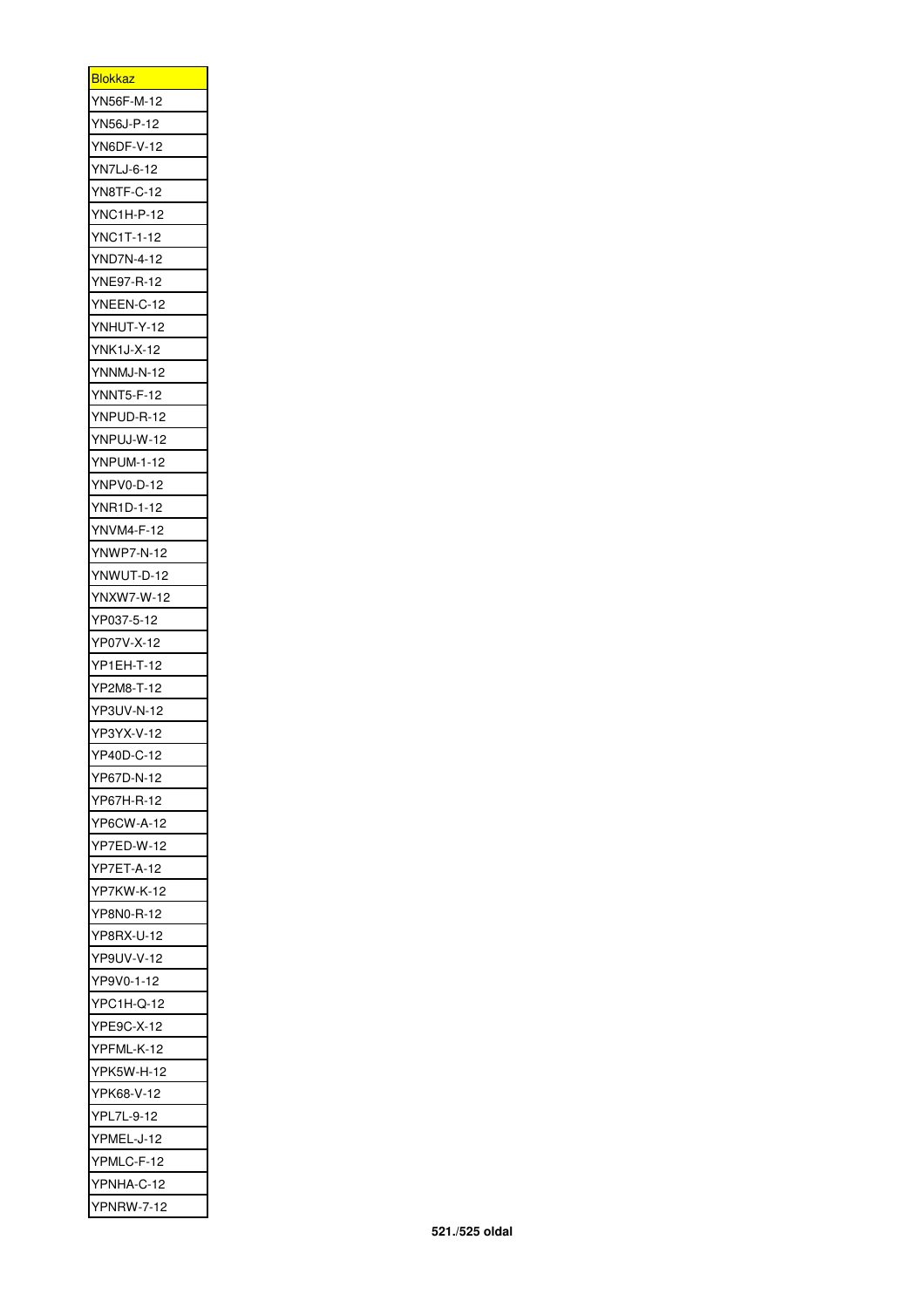| Blokkaz |
|---|
| YN56F-M-12 |
| YN56J-P-12 |
| YN6DF-V-12 |
| YN7LJ-6-12 |
| YN8TF-C-12 |
| YNC1H-P-12 |
| YNC1T-1-12 |
| YND7N-4-12 |
| YNE97-R-12 |
| YNEEN-C-12 |
| YNHUT-Y-12 |
| YNK1J-X-12 |
| YNNMJ-N-12 |
| YNNT5-F-12 |
| YNPUD-R-12 |
| YNPUJ-W-12 |
| YNPUM-1-12 |
| YNPV0-D-12 |
| YNR1D-1-12 |
| YNVM4-F-12 |
| YNWP7-N-12 |
| YNWUT-D-12 |
| YNXW7-W-12 |
| YP037-5-12 |
| YP07V-X-12 |
| YP1EH-T-12 |
| YP2M8-T-12 |
| YP3UV-N-12 |
| YP3YX-V-12 |
| YP40D-C-12 |
| YP67D-N-12 |
| YP67H-R-12 |
| YP6CW-A-12 |
| YP7ED-W-12 |
| YP7ET-A-12 |
| YP7KW-K-12 |
| YP8N0-R-12 |
| YP8RX-U-12 |
| YP9UV-V-12 |
| YP9V0-1-12 |
| YPC1H-Q-12 |
| YPE9C-X-12 |
| YPFML-K-12 |
| YPK5W-H-12 |
| YPK68-V-12 |
| YPL7L-9-12 |
| YPMEL-J-12 |
| YPMLC-F-12 |
| YPNHA-C-12 |
| YPNRW-7-12 |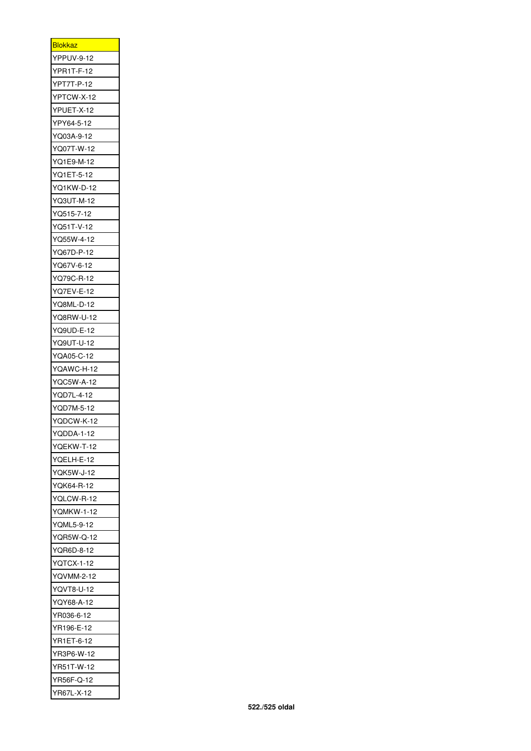| Blokkaz |
|---|
| YPPUV-9-12 |
| YPR1T-F-12 |
| YPT7T-P-12 |
| YPTCW-X-12 |
| YPUET-X-12 |
| YPY64-5-12 |
| YQ03A-9-12 |
| YQ07T-W-12 |
| YQ1E9-M-12 |
| YQ1ET-5-12 |
| YQ1KW-D-12 |
| YQ3UT-M-12 |
| YQ515-7-12 |
| YQ51T-V-12 |
| YQ55W-4-12 |
| YQ67D-P-12 |
| YQ67V-6-12 |
| YQ79C-R-12 |
| YQ7EV-E-12 |
| YQ8ML-D-12 |
| YQ8RW-U-12 |
| YQ9UD-E-12 |
| YQ9UT-U-12 |
| YQA05-C-12 |
| YQAWC-H-12 |
| YQC5W-A-12 |
| YQD7L-4-12 |
| YQD7M-5-12 |
| YQDCW-K-12 |
| YQDDA-1-12 |
| YQEKW-T-12 |
| YQELH-E-12 |
| YQK5W-J-12 |
| YQK64-R-12 |
| YQLCW-R-12 |
| YQMKW-1-12 |
| YQML5-9-12 |
| YQR5W-Q-12 |
| YQR6D-8-12 |
| YQTCX-1-12 |
| YQVMM-2-12 |
| YQVT8-U-12 |
| YQY68-A-12 |
| YR036-6-12 |
| YR196-E-12 |
| YR1ET-6-12 |
| YR3P6-W-12 |
| YR51T-W-12 |
| YR56F-Q-12 |
| YR67L-X-12 |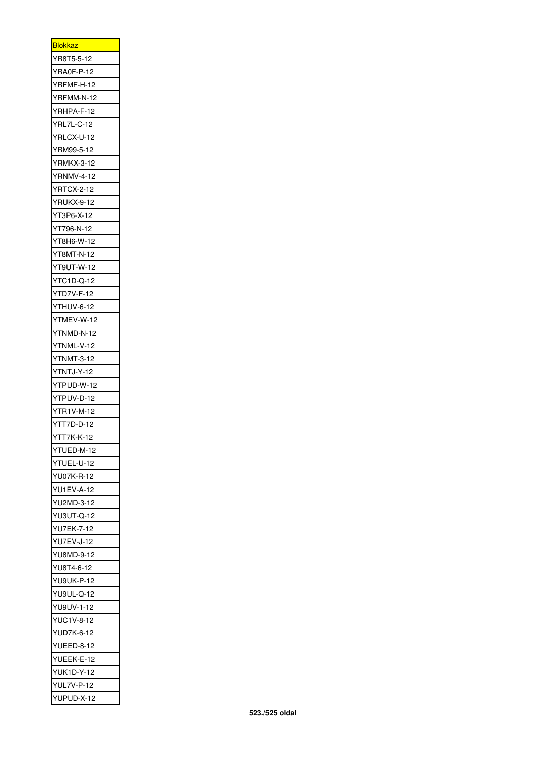| Blokkaz |
|---|
| YR8T5-5-12 |
| YRA0F-P-12 |
| YRFMF-H-12 |
| YRFMM-N-12 |
| YRHPA-F-12 |
| YRL7L-C-12 |
| YRLCX-U-12 |
| YRM99-5-12 |
| YRMKX-3-12 |
| YRNMV-4-12 |
| YRTCX-2-12 |
| YRUKX-9-12 |
| YT3P6-X-12 |
| YT796-N-12 |
| YT8H6-W-12 |
| YT8MT-N-12 |
| YT9UT-W-12 |
| YTC1D-Q-12 |
| YTD7V-F-12 |
| YTHUV-6-12 |
| YTMEV-W-12 |
| YTNMD-N-12 |
| YTNML-V-12 |
| YTNMT-3-12 |
| YTNTJ-Y-12 |
| YTPUD-W-12 |
| YTPUV-D-12 |
| YTR1V-M-12 |
| YTT7D-D-12 |
| YTT7K-K-12 |
| YTUED-M-12 |
| YTUEL-U-12 |
| YU07K-R-12 |
| YU1EV-A-12 |
| YU2MD-3-12 |
| YU3UT-Q-12 |
| YU7EK-7-12 |
| YU7EV-J-12 |
| YU8MD-9-12 |
| YU8T4-6-12 |
| YU9UK-P-12 |
| YU9UL-Q-12 |
| YU9UV-1-12 |
| YUC1V-8-12 |
| YUD7K-6-12 |
| YUEED-8-12 |
| YUEEK-E-12 |
| YUK1D-Y-12 |
| YUL7V-P-12 |
| YUPUD-X-12 |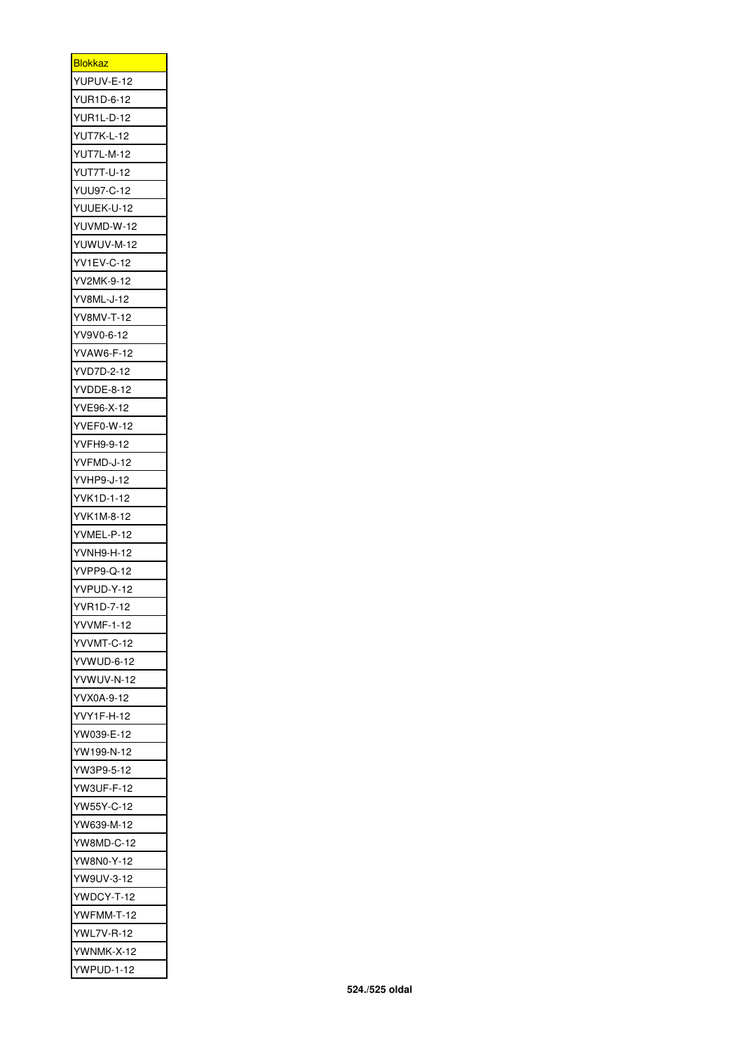| Blokkaz |
| --- |
| YUPUV-E-12 |
| YUR1D-6-12 |
| YUR1L-D-12 |
| YUT7K-L-12 |
| YUT7L-M-12 |
| YUT7T-U-12 |
| YUU97-C-12 |
| YUUEK-U-12 |
| YUVMD-W-12 |
| YUWUV-M-12 |
| YV1EV-C-12 |
| YV2MK-9-12 |
| YV8ML-J-12 |
| YV8MV-T-12 |
| YV9V0-6-12 |
| YVAW6-F-12 |
| YVD7D-2-12 |
| YVDDE-8-12 |
| YVE96-X-12 |
| YVEF0-W-12 |
| YVFH9-9-12 |
| YVFMD-J-12 |
| YVHP9-J-12 |
| YVK1D-1-12 |
| YVK1M-8-12 |
| YVMEL-P-12 |
| YVNH9-H-12 |
| YVPP9-Q-12 |
| YVPUD-Y-12 |
| YVR1D-7-12 |
| YVVMF-1-12 |
| YVVMT-C-12 |
| YVWUD-6-12 |
| YVWUV-N-12 |
| YVX0A-9-12 |
| YVY1F-H-12 |
| YW039-E-12 |
| YW199-N-12 |
| YW3P9-5-12 |
| YW3UF-F-12 |
| YW55Y-C-12 |
| YW639-M-12 |
| YW8MD-C-12 |
| YW8N0-Y-12 |
| YW9UV-3-12 |
| YWDCY-T-12 |
| YWFMM-T-12 |
| YWL7V-R-12 |
| YWNMK-X-12 |
| YWPUD-1-12 |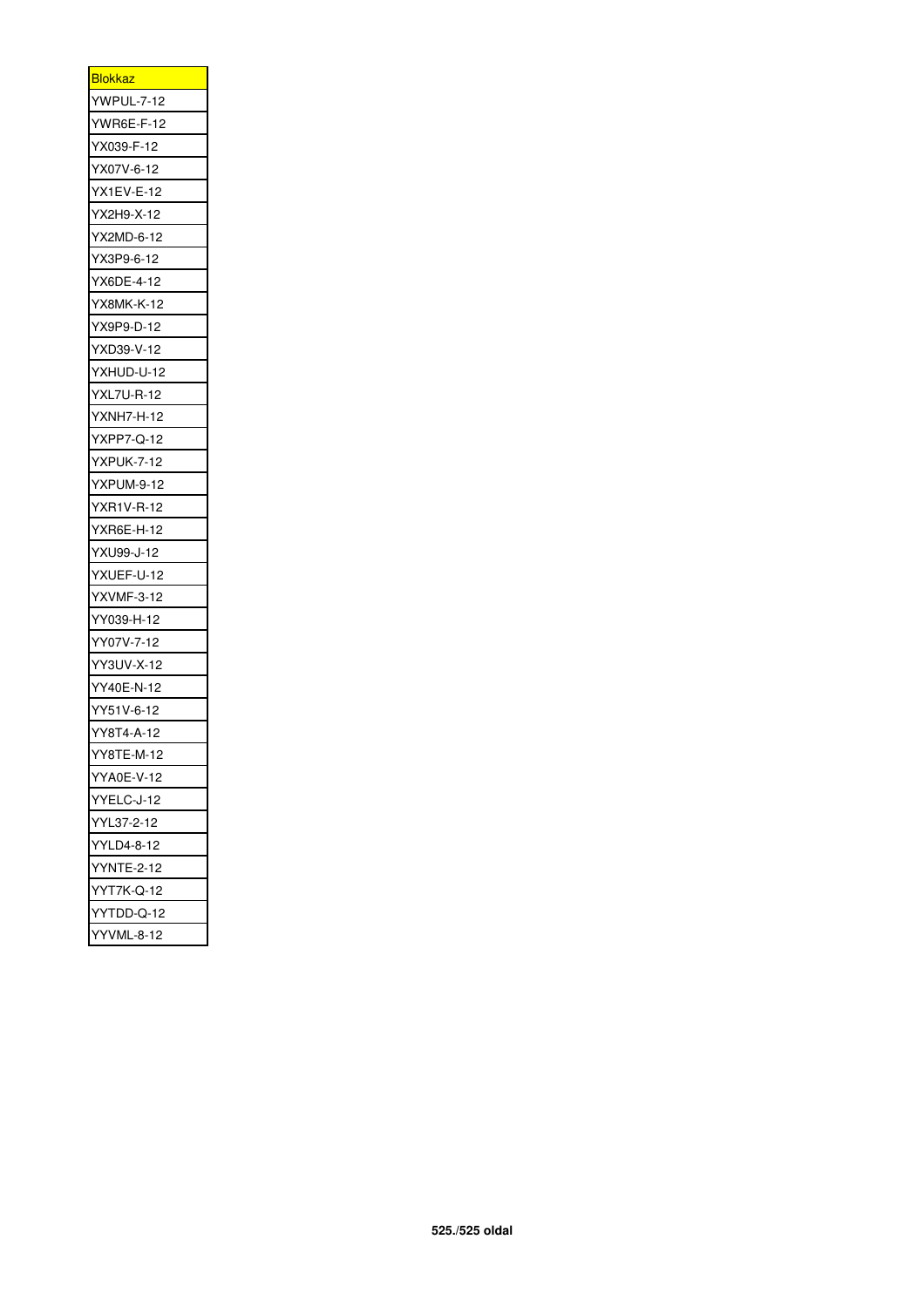| Blokkaz |
| --- |
| YWPUL-7-12 |
| YWR6E-F-12 |
| YX039-F-12 |
| YX07V-6-12 |
| YX1EV-E-12 |
| YX2H9-X-12 |
| YX2MD-6-12 |
| YX3P9-6-12 |
| YX6DE-4-12 |
| YX8MK-K-12 |
| YX9P9-D-12 |
| YXD39-V-12 |
| YXHUD-U-12 |
| YXL7U-R-12 |
| YXNH7-H-12 |
| YXPP7-Q-12 |
| YXPUK-7-12 |
| YXPUM-9-12 |
| YXR1V-R-12 |
| YXR6E-H-12 |
| YXU99-J-12 |
| YXUEF-U-12 |
| YXVMF-3-12 |
| YY039-H-12 |
| YY07V-7-12 |
| YY3UV-X-12 |
| YY40E-N-12 |
| YY51V-6-12 |
| YY8T4-A-12 |
| YY8TE-M-12 |
| YYA0E-V-12 |
| YYELC-J-12 |
| YYL37-2-12 |
| YYLD4-8-12 |
| YYNTE-2-12 |
| YYT7K-Q-12 |
| YYTDD-Q-12 |
| YYVML-8-12 |